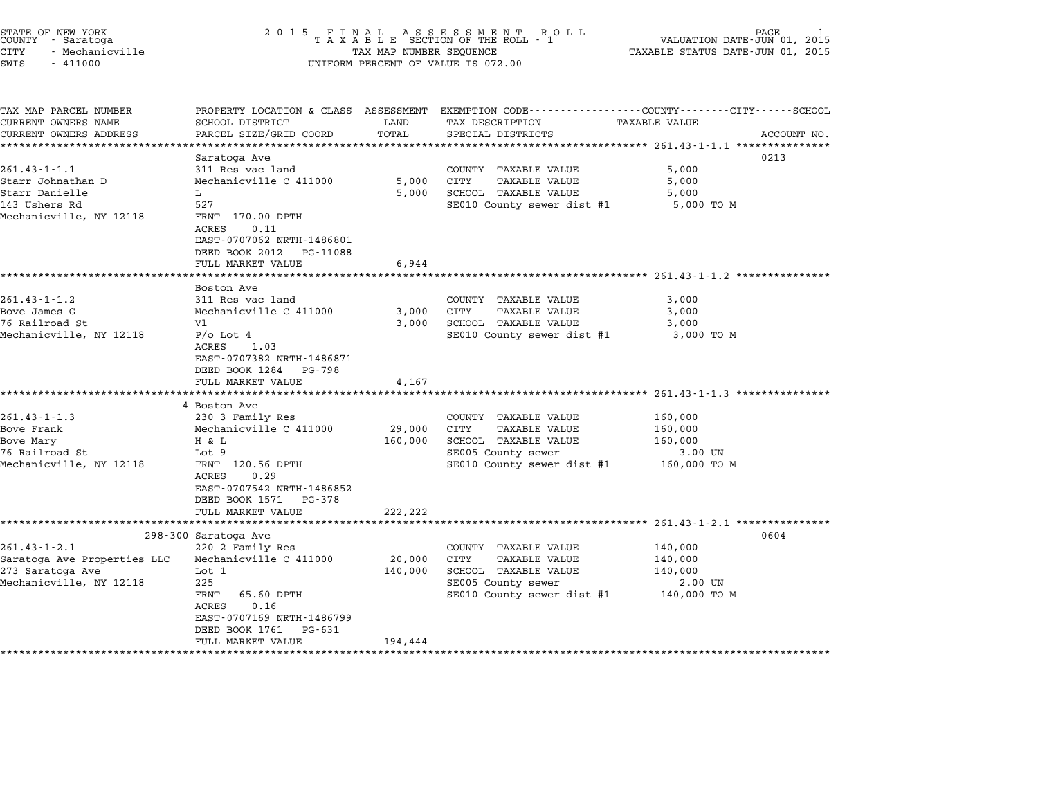STATE OF NEW YORK
COUNTY - Saratoga
CITY - Mechanicville
SWIS - 411000

**2015 FINAL ASSESSMENT ROLL**
**TAXABLE SECTION OF THE ROLL - 1**
TAX MAP NUMBER SEQUENCE
UNIFORM PERCENT OF VALUE IS 072.00

VALUATION DATE-JUN 01, 2015
TAXABLE STATUS DATE-JUN 01, 2015

| TAX MAP PARCEL NUMBER / CURRENT OWNERS NAME / CURRENT OWNERS ADDRESS | PROPERTY LOCATION & CLASS / SCHOOL DISTRICT / PARCEL SIZE/GRID COORD | ASSESSMENT LAND / TOTAL | EXEMPTION CODE / TAX DESCRIPTION / SPECIAL DISTRICTS | TAXABLE VALUE (COUNTY / CITY / SCHOOL) | ACCOUNT NO. |
|---|---|---|---|---|---|
| **261.43-1-1.1** | Saratoga Ave | | | | 0213 |
| 261.43-1-1.1 | 311 Res vac land | | COUNTY TAXABLE VALUE | 5,000 | |
| Starr Johnathan D | Mechanicville C 411000 | 5,000 | CITY TAXABLE VALUE | 5,000 | |
| Starr Danielle | L | 5,000 | SCHOOL TAXABLE VALUE | 5,000 | |
| 143 Ushers Rd | 527 | | SE010 County sewer dist #1 | 5,000 TO M | |
| Mechanicville, NY 12118 | FRNT 170.00 DPTH | | | | |
| | ACRES 0.11 | | | | |
| | EAST-0707062 NRTH-1486801 | | | | |
| | DEED BOOK 2012 PG-11088 | | | | |
| | FULL MARKET VALUE | 6,944 | | | |
| **261.43-1-1.2** | Boston Ave | | | | |
| 261.43-1-1.2 | 311 Res vac land | | COUNTY TAXABLE VALUE | 3,000 | |
| Bove James G | Mechanicville C 411000 | 3,000 | CITY TAXABLE VALUE | 3,000 | |
| 76 Railroad St | Vl | 3,000 | SCHOOL TAXABLE VALUE | 3,000 | |
| Mechanicville, NY 12118 | P/o Lot 4 | | SE010 County sewer dist #1 | 3,000 TO M | |
| | ACRES 1.03 | | | | |
| | EAST-0707382 NRTH-1486871 | | | | |
| | DEED BOOK 1284 PG-798 | | | | |
| | FULL MARKET VALUE | 4,167 | | | |
| **261.43-1-1.3** | 4 Boston Ave | | | | |
| 261.43-1-1.3 | 230 3 Family Res | | COUNTY TAXABLE VALUE | 160,000 | |
| Bove Frank | Mechanicville C 411000 | 29,000 | CITY TAXABLE VALUE | 160,000 | |
| Bove Mary | H & L | 160,000 | SCHOOL TAXABLE VALUE | 160,000 | |
| 76 Railroad St | Lot 9 | | SE005 County sewer | 3.00 UN | |
| Mechanicville, NY 12118 | FRNT 120.56 DPTH | | SE010 County sewer dist #1 | 160,000 TO M | |
| | ACRES 0.29 | | | | |
| | EAST-0707542 NRTH-1486852 | | | | |
| | DEED BOOK 1571 PG-378 | | | | |
| | FULL MARKET VALUE | 222,222 | | | |
| **261.43-1-2.1** | 298-300 Saratoga Ave | | | | 0604 |
| 261.43-1-2.1 | 220 2 Family Res | | COUNTY TAXABLE VALUE | 140,000 | |
| Saratoga Ave Properties LLC | Mechanicville C 411000 | 20,000 | CITY TAXABLE VALUE | 140,000 | |
| 273 Saratoga Ave | Lot 1 | 140,000 | SCHOOL TAXABLE VALUE | 140,000 | |
| Mechanicville, NY 12118 | 225 | | SE005 County sewer | 2.00 UN | |
| | FRNT 65.60 DPTH | | SE010 County sewer dist #1 | 140,000 TO M | |
| | ACRES 0.16 | | | | |
| | EAST-0707169 NRTH-1486799 | | | | |
| | DEED BOOK 1761 PG-631 | | | | |
| | FULL MARKET VALUE | 194,444 | | | |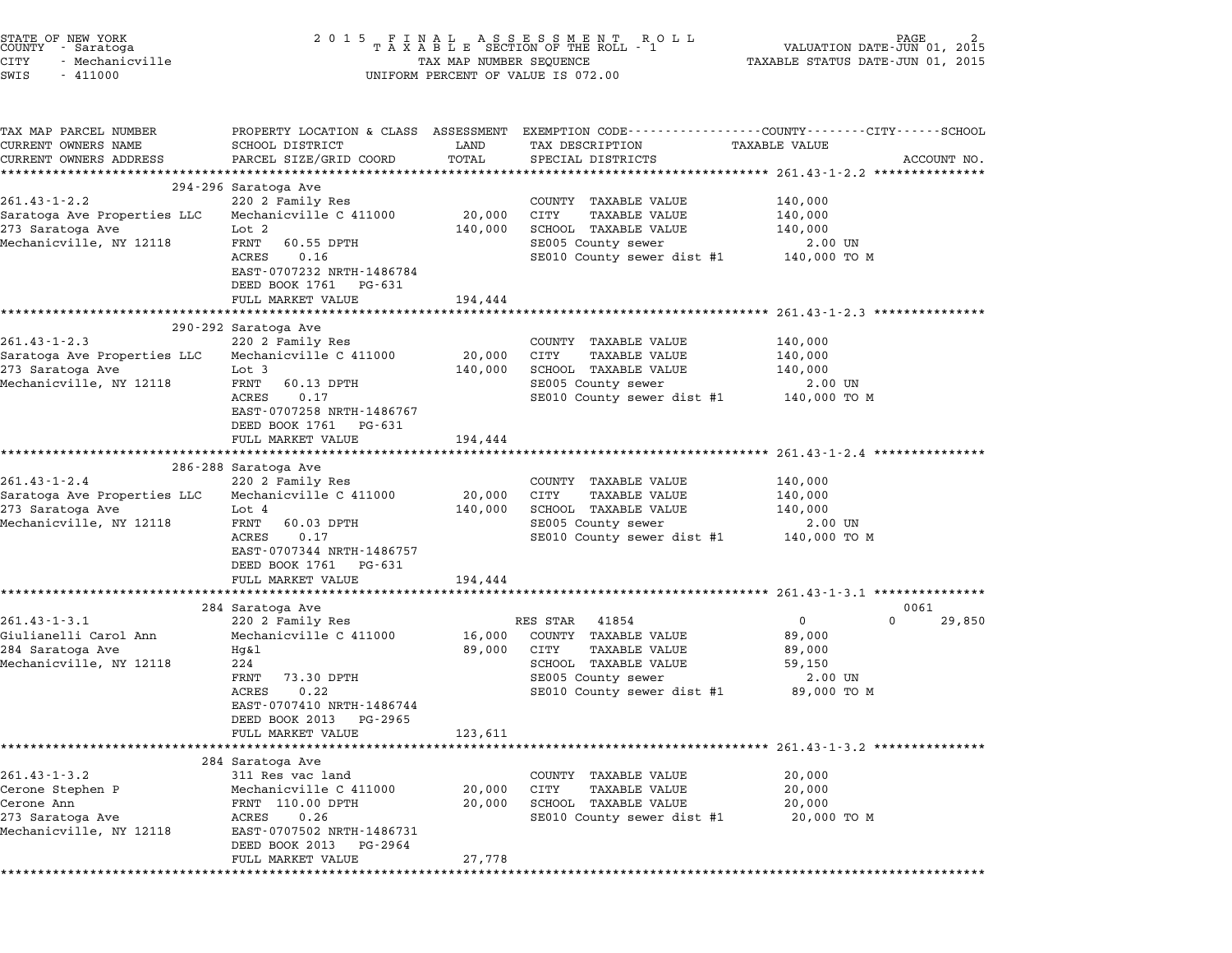STATE OF NEW YORK
COUNTY - Saratoga
CITY - Mechanicville
SWIS - 411000

2015 FINAL ASSESSMENT ROLL
TAXABLE SECTION OF THE ROLL - 1
TAX MAP NUMBER SEQUENCE
UNIFORM PERCENT OF VALUE IS 072.00

VALUATION DATE-JUN 01, 2015
TAXABLE STATUS DATE-JUN 01, 2015

```
TAX MAP PARCEL NUMBER          PROPERTY LOCATION & CLASS  ASSESSMENT  EXEMPTION CODE-----------------COUNTY--------CITY------SCHOOL
CURRENT OWNERS NAME            SCHOOL DISTRICT               LAND      TAX DESCRIPTION              TAXABLE VALUE
CURRENT OWNERS ADDRESS         PARCEL SIZE/GRID COORD        TOTAL     SPECIAL DISTRICTS                                       ACCOUNT NO.
******************************************************************************************************* 261.43-1-2.2 ***************
                               294-296 Saratoga Ave
261.43-1-2.2                   220 2 Family Res                        COUNTY  TAXABLE VALUE          140,000
Saratoga Ave Properties LLC    Mechanicville C 411000        20,000    CITY    TAXABLE VALUE          140,000
273 Saratoga Ave               Lot 2                        140,000    SCHOOL  TAXABLE VALUE          140,000
Mechanicville, NY 12118        FRNT   60.55 DPTH                       SE005 County sewer                2.00 UN
                               ACRES    0.16                           SE010 County sewer dist #1      140,000 TO M
                               EAST-0707232 NRTH-1486784
                               DEED BOOK 1761    PG-631
                               FULL MARKET VALUE            194,444
******************************************************************************************************* 261.43-1-2.3 ***************
                               290-292 Saratoga Ave
261.43-1-2.3                   220 2 Family Res                        COUNTY  TAXABLE VALUE          140,000
Saratoga Ave Properties LLC    Mechanicville C 411000        20,000    CITY    TAXABLE VALUE          140,000
273 Saratoga Ave               Lot 3                        140,000    SCHOOL  TAXABLE VALUE          140,000
Mechanicville, NY 12118        FRNT   60.13 DPTH                       SE005 County sewer                2.00 UN
                               ACRES    0.17                           SE010 County sewer dist #1      140,000 TO M
                               EAST-0707258 NRTH-1486767
                               DEED BOOK 1761    PG-631
                               FULL MARKET VALUE            194,444
******************************************************************************************************* 261.43-1-2.4 ***************
                               286-288 Saratoga Ave
261.43-1-2.4                   220 2 Family Res                        COUNTY  TAXABLE VALUE          140,000
Saratoga Ave Properties LLC    Mechanicville C 411000        20,000    CITY    TAXABLE VALUE          140,000
273 Saratoga Ave               Lot 4                        140,000    SCHOOL  TAXABLE VALUE          140,000
Mechanicville, NY 12118        FRNT   60.03 DPTH                       SE005 County sewer                2.00 UN
                               ACRES    0.17                           SE010 County sewer dist #1      140,000 TO M
                               EAST-0707344 NRTH-1486757
                               DEED BOOK 1761    PG-631
                               FULL MARKET VALUE            194,444
******************************************************************************************************* 261.43-1-3.1 ***************
                               284 Saratoga Ave                                                                            0061
261.43-1-3.1                   220 2 Family Res                        RES STAR   41854                     0             0      29,850
Giulianelli Carol Ann          Mechanicville C 411000        16,000    COUNTY  TAXABLE VALUE           89,000
284 Saratoga Ave               Hg&l                          89,000    CITY    TAXABLE VALUE           89,000
Mechanicville, NY 12118        224                                     SCHOOL  TAXABLE VALUE           59,150
                               FRNT   73.30 DPTH                       SE005 County sewer                2.00 UN
                               ACRES    0.22                           SE010 County sewer dist #1       89,000 TO M
                               EAST-0707410 NRTH-1486744
                               DEED BOOK 2013    PG-2965
                               FULL MARKET VALUE            123,611
******************************************************************************************************* 261.43-1-3.2 ***************
                               284 Saratoga Ave
261.43-1-3.2                   311 Res vac land                        COUNTY  TAXABLE VALUE           20,000
Cerone Stephen P               Mechanicville C 411000        20,000    CITY    TAXABLE VALUE           20,000
Cerone Ann                     FRNT  110.00 DPTH             20,000    SCHOOL  TAXABLE VALUE           20,000
273 Saratoga Ave               ACRES    0.26                           SE010 County sewer dist #1       20,000 TO M
Mechanicville, NY 12118        EAST-0707502 NRTH-1486731
                               DEED BOOK 2013    PG-2964
                               FULL MARKET VALUE             27,778
************************************************************************************************************************************
```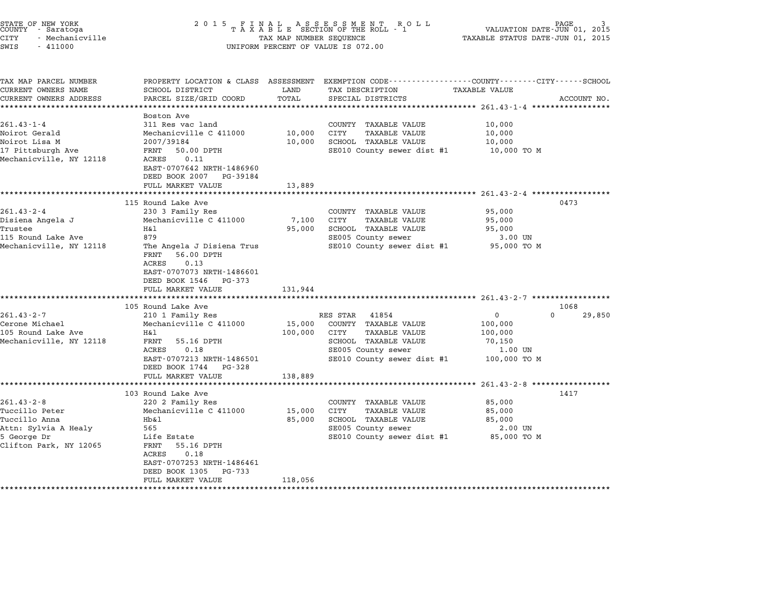STATE OF NEW YORK — COUNTY - Saratoga — CITY - Mechanicville — SWIS - 411000

2015 FINAL ASSESSMENT ROLL — TAXABLE SECTION OF THE ROLL - 1 — TAX MAP NUMBER SEQUENCE — UNIFORM PERCENT OF VALUE IS 072.00

VALUATION DATE-JUN 01, 2015 — TAXABLE STATUS DATE-JUN 01, 2015

| TAX MAP PARCEL NUMBER / CURRENT OWNERS NAME / CURRENT OWNERS ADDRESS | PROPERTY LOCATION & CLASS / SCHOOL DISTRICT / PARCEL SIZE/GRID COORD | ASSESSMENT LAND / TOTAL | EXEMPTION CODE / TAX DESCRIPTION / SPECIAL DISTRICTS | TAXABLE VALUE (COUNTY / CITY / SCHOOL) | ACCOUNT NO. |
|---|---|---|---|---|---|
| **261.43-1-4** | Boston Ave | | | | |
| 261.43-1-4 | 311 Res vac land | | COUNTY TAXABLE VALUE | 10,000 | |
| Noirot Gerald | Mechanicville C 411000 | 10,000 | CITY TAXABLE VALUE | 10,000 | |
| Noirot Lisa M | 2007/39184 | 10,000 | SCHOOL TAXABLE VALUE | 10,000 | |
| 17 Pittsburgh Ave | FRNT 50.00 DPTH | | SE010 County sewer dist #1 | 10,000 TO M | |
| Mechanicville, NY 12118 | ACRES 0.11 | | | | |
| | EAST-0707642 NRTH-1486960 | | | | |
| | DEED BOOK 2007 PG-39184 | | | | |
| | FULL MARKET VALUE | 13,889 | | | |
| **261.43-2-4** | 115 Round Lake Ave | | | | 0473 |
| 261.43-2-4 | 230 3 Family Res | | COUNTY TAXABLE VALUE | 95,000 | |
| Disiena Angela J | Mechanicville C 411000 | 7,100 | CITY TAXABLE VALUE | 95,000 | |
| Trustee | H&l | 95,000 | SCHOOL TAXABLE VALUE | 95,000 | |
| 115 Round Lake Ave | 879 | | SE005 County sewer | 3.00 UN | |
| Mechanicville, NY 12118 | The Angela J Disiena Trus | | SE010 County sewer dist #1 | 95,000 TO M | |
| | FRNT 56.00 DPTH | | | | |
| | ACRES 0.13 | | | | |
| | EAST-0707073 NRTH-1486601 | | | | |
| | DEED BOOK 1546 PG-373 | | | | |
| | FULL MARKET VALUE | 131,944 | | | |
| **261.43-2-7** | 105 Round Lake Ave | | | | 1068 |
| 261.43-2-7 | 210 1 Family Res | | RES STAR 41854 | 0 / 0 / 29,850 | |
| Cerone Michael | Mechanicville C 411000 | 15,000 | COUNTY TAXABLE VALUE | 100,000 | |
| 105 Round Lake Ave | H&l | 100,000 | CITY TAXABLE VALUE | 100,000 | |
| Mechanicville, NY 12118 | FRNT 55.16 DPTH | | SCHOOL TAXABLE VALUE | 70,150 | |
| | ACRES 0.18 | | SE005 County sewer | 1.00 UN | |
| | EAST-0707213 NRTH-1486501 | | SE010 County sewer dist #1 | 100,000 TO M | |
| | DEED BOOK 1744 PG-328 | | | | |
| | FULL MARKET VALUE | 138,889 | | | |
| **261.43-2-8** | 103 Round Lake Ave | | | | 1417 |
| 261.43-2-8 | 220 2 Family Res | | COUNTY TAXABLE VALUE | 85,000 | |
| Tuccillo Peter | Mechanicville C 411000 | 15,000 | CITY TAXABLE VALUE | 85,000 | |
| Tuccillo Anna | Hb&l | 85,000 | SCHOOL TAXABLE VALUE | 85,000 | |
| Attn: Sylvia A Healy | 565 | | SE005 County sewer | 2.00 UN | |
| 5 George Dr | Life Estate | | SE010 County sewer dist #1 | 85,000 TO M | |
| Clifton Park, NY 12065 | FRNT 55.16 DPTH | | | | |
| | ACRES 0.18 | | | | |
| | EAST-0707253 NRTH-1486461 | | | | |
| | DEED BOOK 1305 PG-733 | | | | |
| | FULL MARKET VALUE | 118,056 | | | |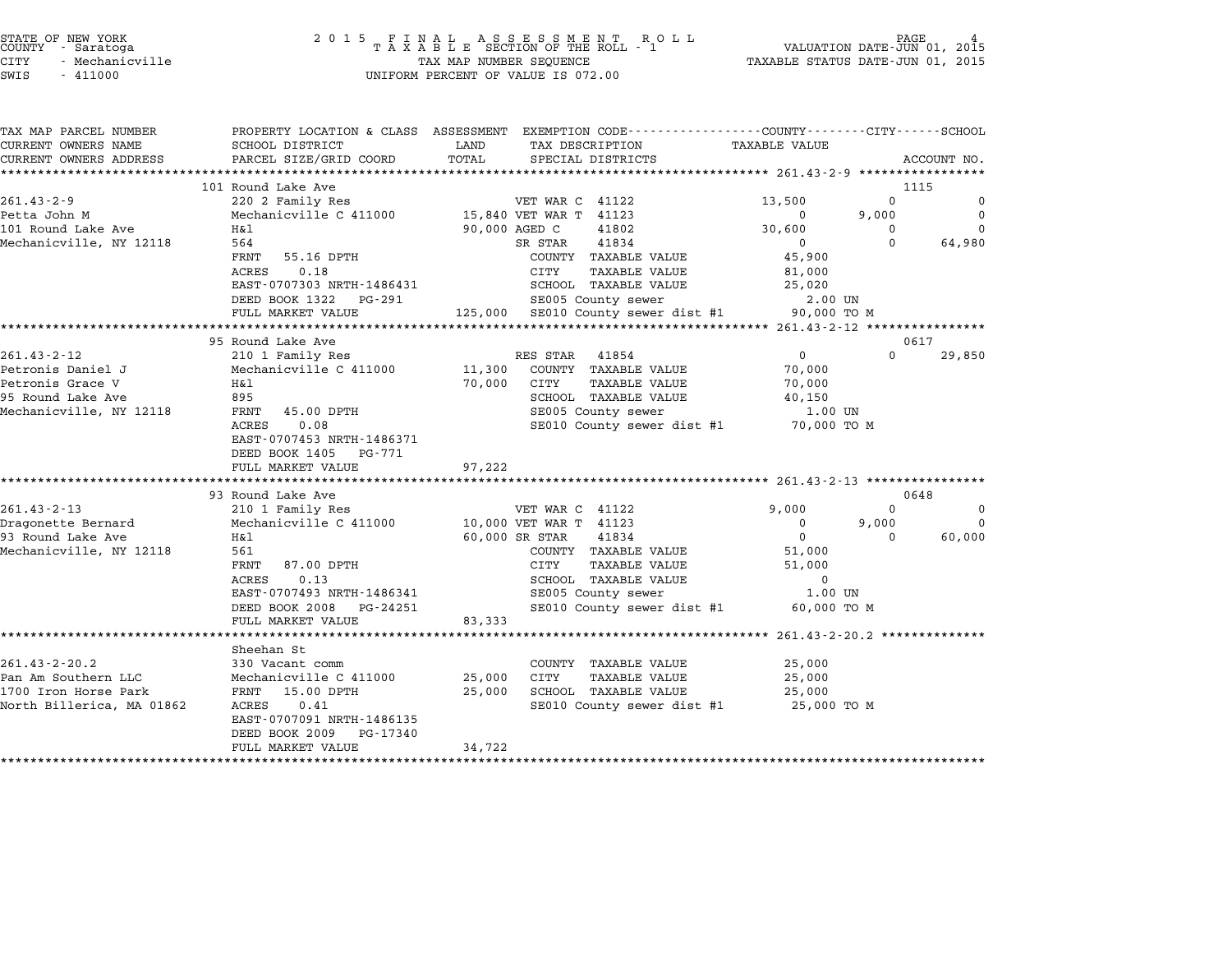STATE OF NEW YORK
COUNTY - Saratoga
CITY - Mechanicville
SWIS - 411000

**2015 FINAL ASSESSMENT ROLL**
TAXABLE SECTION OF THE ROLL - 1
TAX MAP NUMBER SEQUENCE
UNIFORM PERCENT OF VALUE IS 072.00

VALUATION DATE-JUN 01, 2015
TAXABLE STATUS DATE-JUN 01, 2015

```
TAX MAP PARCEL NUMBER          PROPERTY LOCATION & CLASS  ASSESSMENT  EXEMPTION CODE-----------------COUNTY--------CITY------SCHOOL
CURRENT OWNERS NAME            SCHOOL DISTRICT               LAND      TAX DESCRIPTION            TAXABLE VALUE
CURRENT OWNERS ADDRESS         PARCEL SIZE/GRID COORD        TOTAL     SPECIAL DISTRICTS                                   ACCOUNT NO.
******************************************************************************************************* 261.43-2-9 *****************
                               101 Round Lake Ave                                                                          1115
261.43-2-9                     220 2 Family Res                        VET WAR C  41122          13,500          0              0
Petta John M                   Mechanicville C 411000       15,840 VET WAR T  41123                   0      9,000              0
101 Round Lake Ave             H&l                          90,000 AGED C     41802              30,600          0              0
Mechanicville, NY 12118        564                                 SR STAR    41834                   0          0         64,980
                               FRNT    55.16 DPTH                  COUNTY  TAXABLE VALUE         45,900
                               ACRES     0.18                      CITY    TAXABLE VALUE         81,000
                               EAST-0707303 NRTH-1486431           SCHOOL  TAXABLE VALUE         25,020
                               DEED BOOK 1322   PG-291             SE005 County sewer               2.00 UN
                               FULL MARKET VALUE            125,000  SE010 County sewer dist #1    90,000 TO M
******************************************************************************************************* 261.43-2-12 ****************
                               95 Round Lake Ave                                                                           0617
261.43-2-12                    210 1 Family Res                    RES STAR   41854                   0          0         29,850
Petronis Daniel J              Mechanicville C 411000       11,300   COUNTY  TAXABLE VALUE         70,000
Petronis Grace V               H&l                          70,000   CITY    TAXABLE VALUE         70,000
95 Round Lake Ave              895                                 SCHOOL  TAXABLE VALUE         40,150
Mechanicville, NY 12118        FRNT    45.00 DPTH                  SE005 County sewer               1.00 UN
                               ACRES     0.08                      SE010 County sewer dist #1    70,000 TO M
                               EAST-0707453 NRTH-1486371
                               DEED BOOK 1405   PG-771
                               FULL MARKET VALUE             97,222
******************************************************************************************************* 261.43-2-13 ****************
                               93 Round Lake Ave                                                                           0648
261.43-2-13                    210 1 Family Res                    VET WAR C  41122           9,000          0              0
Dragonette Bernard             Mechanicville C 411000       10,000 VET WAR T  41123                   0      9,000              0
93 Round Lake Ave              H&l                          60,000 SR STAR    41834                   0          0         60,000
Mechanicville, NY 12118        561                                 COUNTY  TAXABLE VALUE         51,000
                               FRNT    87.00 DPTH                  CITY    TAXABLE VALUE         51,000
                               ACRES     0.13                      SCHOOL  TAXABLE VALUE              0
                               EAST-0707493 NRTH-1486341           SE005 County sewer               1.00 UN
                               DEED BOOK 2008   PG-24251           SE010 County sewer dist #1    60,000 TO M
                               FULL MARKET VALUE             83,333
******************************************************************************************************* 261.43-2-20.2 **************
                               Sheehan St
261.43-2-20.2                  330 Vacant comm                     COUNTY  TAXABLE VALUE         25,000
Pan Am Southern LLC            Mechanicville C 411000       25,000   CITY    TAXABLE VALUE         25,000
1700 Iron Horse Park           FRNT    15.00 DPTH           25,000   SCHOOL  TAXABLE VALUE         25,000
North Billerica, MA 01862      ACRES     0.41                      SE010 County sewer dist #1    25,000 TO M
                               EAST-0707091 NRTH-1486135
                               DEED BOOK 2009   PG-17340
                               FULL MARKET VALUE             34,722
************************************************************************************************************************************
```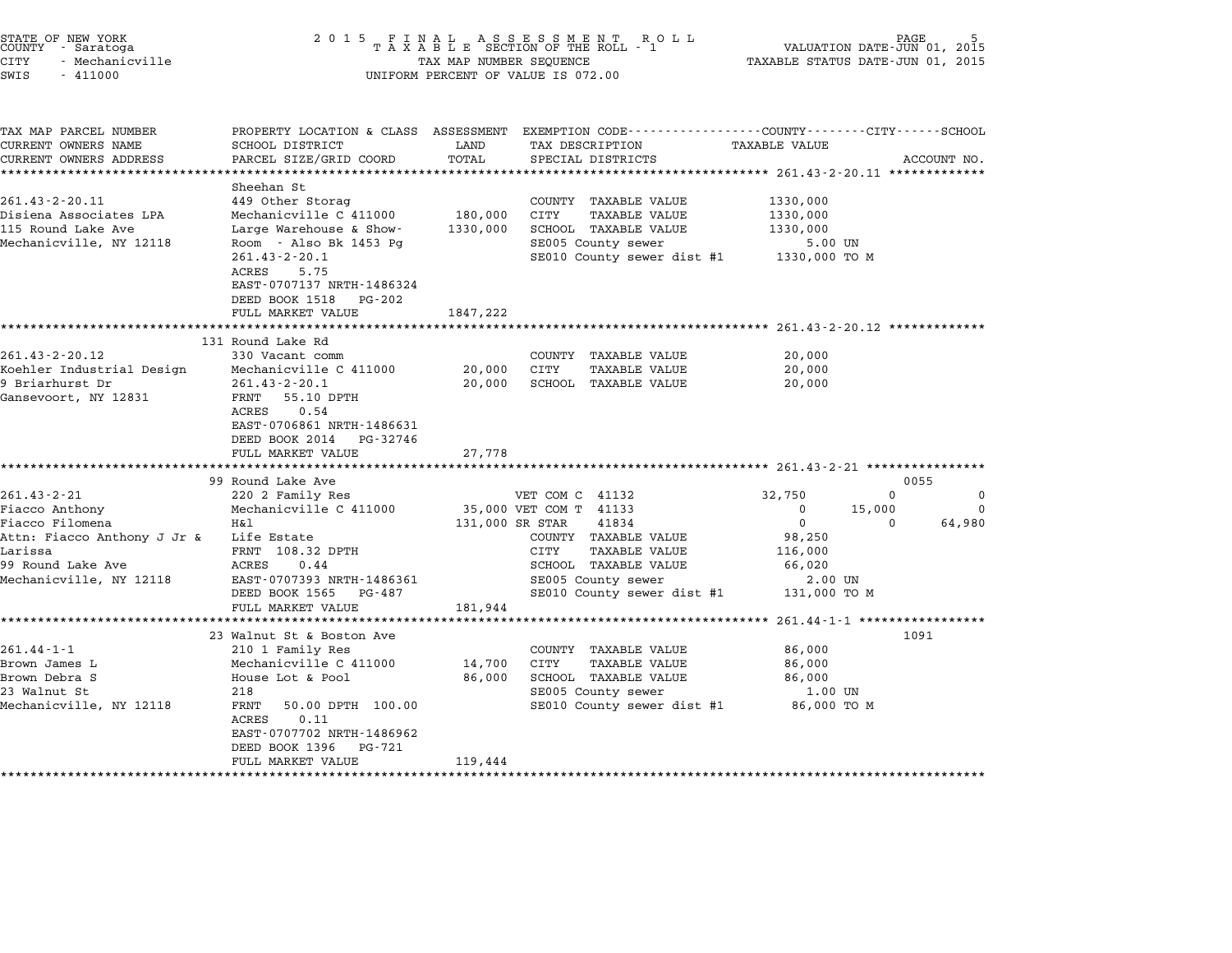STATE OF NEW YORK — COUNTY - Saratoga — CITY - Mechanicville — SWIS - 411000

2015 FINAL ASSESSMENT ROLL — TAXABLE SECTION OF THE ROLL - 1 — TAX MAP NUMBER SEQUENCE — UNIFORM PERCENT OF VALUE IS 072.00

VALUATION DATE-JUN 01, 2015 — TAXABLE STATUS DATE-JUN 01, 2015

| TAX MAP PARCEL NUMBER / CURRENT OWNERS NAME / CURRENT OWNERS ADDRESS | PROPERTY LOCATION & CLASS / SCHOOL DISTRICT / PARCEL SIZE/GRID COORD | ASSESSMENT LAND / TOTAL | EXEMPTION CODE / TAX DESCRIPTION / SPECIAL DISTRICTS | COUNTY TAXABLE VALUE | CITY | SCHOOL | ACCOUNT NO. |
|---|---|---|---|---|---|---|---|
| **261.43-2-20.11** | Sheehan St | | | | | | |
| | 449 Other Storag | | COUNTY TAXABLE VALUE | 1330,000 | | | |
| Disiena Associates LPA | Mechanicville C 411000 | 180,000 | CITY TAXABLE VALUE | 1330,000 | | | |
| 115 Round Lake Ave | Large Warehouse & Show- | 1330,000 | SCHOOL TAXABLE VALUE | 1330,000 | | | |
| Mechanicville, NY 12118 | Room - Also Bk 1453 Pg | | SE005 County sewer | 5.00 UN | | | |
| | 261.43-2-20.1 | | SE010 County sewer dist #1 | 1330,000 TO M | | | |
| | ACRES 5.75 | | | | | | |
| | EAST-0707137 NRTH-1486324 | | | | | | |
| | DEED BOOK 1518 PG-202 | | | | | | |
| | FULL MARKET VALUE | 1847,222 | | | | | |
| **261.43-2-20.12** | 131 Round Lake Rd | | | | | | |
| | 330 Vacant comm | | COUNTY TAXABLE VALUE | 20,000 | | | |
| Koehler Industrial Design | Mechanicville C 411000 | 20,000 | CITY TAXABLE VALUE | 20,000 | | | |
| 9 Briarhurst Dr | 261.43-2-20.1 | 20,000 | SCHOOL TAXABLE VALUE | 20,000 | | | |
| Gansevoort, NY 12831 | FRNT 55.10 DPTH | | | | | | |
| | ACRES 0.54 | | | | | | |
| | EAST-0706861 NRTH-1486631 | | | | | | |
| | DEED BOOK 2014 PG-32746 | | | | | | |
| | FULL MARKET VALUE | 27,778 | | | | | |
| **261.43-2-21** | 99 Round Lake Ave | | | | | | 0055 |
| | 220 2 Family Res | | VET COM C 41132 | 32,750 | 0 | 0 | |
| Fiacco Anthony | Mechanicville C 411000 | 35,000 | VET COM T 41133 | 0 | 15,000 | 0 | |
| Fiacco Filomena | H&l | 131,000 | SR STAR 41834 | 0 | 0 | 64,980 | |
| Attn: Fiacco Anthony J Jr & | Life Estate | | COUNTY TAXABLE VALUE | 98,250 | | | |
| Larissa | FRNT 108.32 DPTH | | CITY TAXABLE VALUE | 116,000 | | | |
| 99 Round Lake Ave | ACRES 0.44 | | SCHOOL TAXABLE VALUE | 66,020 | | | |
| Mechanicville, NY 12118 | EAST-0707393 NRTH-1486361 | | SE005 County sewer | 2.00 UN | | | |
| | DEED BOOK 1565 PG-487 | | SE010 County sewer dist #1 | 131,000 TO M | | | |
| | FULL MARKET VALUE | 181,944 | | | | | |
| **261.44-1-1** | 23 Walnut St & Boston Ave | | | | | | 1091 |
| | 210 1 Family Res | | COUNTY TAXABLE VALUE | 86,000 | | | |
| Brown James L | Mechanicville C 411000 | 14,700 | CITY TAXABLE VALUE | 86,000 | | | |
| Brown Debra S | House Lot & Pool | 86,000 | SCHOOL TAXABLE VALUE | 86,000 | | | |
| 23 Walnut St | 218 | | SE005 County sewer | 1.00 UN | | | |
| Mechanicville, NY 12118 | FRNT 50.00 DPTH 100.00 | | SE010 County sewer dist #1 | 86,000 TO M | | | |
| | ACRES 0.11 | | | | | | |
| | EAST-0707702 NRTH-1486962 | | | | | | |
| | DEED BOOK 1396 PG-721 | | | | | | |
| | FULL MARKET VALUE | 119,444 | | | | | |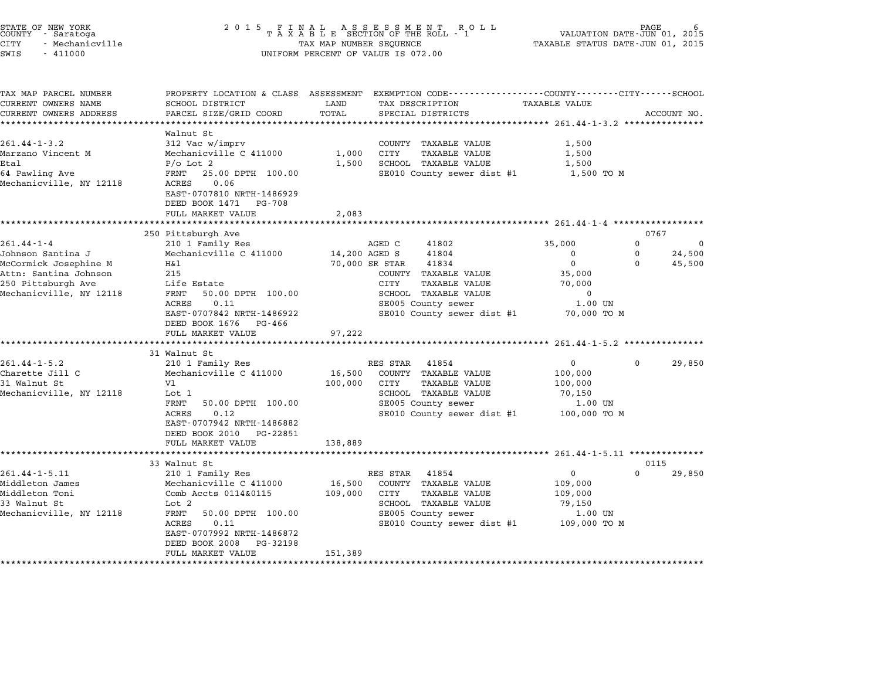STATE OF NEW YORK
COUNTY - Saratoga
CITY - Mechanicville
SWIS - 411000

2015 FINAL ASSESSMENT ROLL
TAXABLE SECTION OF THE ROLL - 1
TAX MAP NUMBER SEQUENCE
UNIFORM PERCENT OF VALUE IS 072.00

VALUATION DATE-JUN 01, 2015
TAXABLE STATUS DATE-JUN 01, 2015

| TAX MAP PARCEL NUMBER / CURRENT OWNERS NAME / CURRENT OWNERS ADDRESS | PROPERTY LOCATION & CLASS / SCHOOL DISTRICT / PARCEL SIZE/GRID COORD | ASSESSMENT LAND / TOTAL | EXEMPTION CODE / TAX DESCRIPTION / SPECIAL DISTRICTS | COUNTY TAXABLE VALUE | CITY | SCHOOL | ACCOUNT NO. |
|---|---|---|---|---|---|---|---|
| **261.44-1-3.2** | Walnut St | | | | | | |
| 261.44-1-3.2 | 312 Vac w/imprv | | COUNTY TAXABLE VALUE | 1,500 | | | |
| Marzano Vincent M | Mechanicville C 411000 | 1,000 | CITY TAXABLE VALUE | 1,500 | | | |
| Etal | P/o Lot 2 | 1,500 | SCHOOL TAXABLE VALUE | 1,500 | | | |
| 64 Pawling Ave | FRNT 25.00 DPTH 100.00 | | SE010 County sewer dist #1 | 1,500 TO M | | | |
| Mechanicville, NY 12118 | ACRES 0.06 | | | | | | |
| | EAST-0707810 NRTH-1486929 | | | | | | |
| | DEED BOOK 1471 PG-708 | | | | | | |
| | FULL MARKET VALUE | 2,083 | | | | | |
| **261.44-1-4** | 250 Pittsburgh Ave | | | | | | 0767 |
| 261.44-1-4 | 210 1 Family Res | | AGED C 41802 | 35,000 | 0 | 0 | |
| Johnson Santina J | Mechanicville C 411000 | 14,200 | AGED S 41804 | 0 | 0 | 24,500 | |
| McCormick Josephine M | H&l | 70,000 | SR STAR 41834 | 0 | 0 | 45,500 | |
| Attn: Santina Johnson | 215 | | COUNTY TAXABLE VALUE | 35,000 | | | |
| 250 Pittsburgh Ave | Life Estate | | CITY TAXABLE VALUE | 70,000 | | | |
| Mechanicville, NY 12118 | FRNT 50.00 DPTH 100.00 | | SCHOOL TAXABLE VALUE | 0 | | | |
| | ACRES 0.11 | | SE005 County sewer | 1.00 UN | | | |
| | EAST-0707842 NRTH-1486922 | | SE010 County sewer dist #1 | 70,000 TO M | | | |
| | DEED BOOK 1676 PG-466 | | | | | | |
| | FULL MARKET VALUE | 97,222 | | | | | |
| **261.44-1-5.2** | 31 Walnut St | | | | | | |
| 261.44-1-5.2 | 210 1 Family Res | | RES STAR 41854 | 0 | 0 | 29,850 | |
| Charette Jill C | Mechanicville C 411000 | 16,500 | COUNTY TAXABLE VALUE | 100,000 | | | |
| 31 Walnut St | Vl | 100,000 | CITY TAXABLE VALUE | 100,000 | | | |
| Mechanicville, NY 12118 | Lot 1 | | SCHOOL TAXABLE VALUE | 70,150 | | | |
| | FRNT 50.00 DPTH 100.00 | | SE005 County sewer | 1.00 UN | | | |
| | ACRES 0.12 | | SE010 County sewer dist #1 | 100,000 TO M | | | |
| | EAST-0707942 NRTH-1486882 | | | | | | |
| | DEED BOOK 2010 PG-22851 | | | | | | |
| | FULL MARKET VALUE | 138,889 | | | | | |
| **261.44-1-5.11** | 33 Walnut St | | | | | | 0115 |
| 261.44-1-5.11 | 210 1 Family Res | | RES STAR 41854 | 0 | 0 | 29,850 | |
| Middleton James | Mechanicville C 411000 | 16,500 | COUNTY TAXABLE VALUE | 109,000 | | | |
| Middleton Toni | Comb Accts 0114&0115 | 109,000 | CITY TAXABLE VALUE | 109,000 | | | |
| 33 Walnut St | Lot 2 | | SCHOOL TAXABLE VALUE | 79,150 | | | |
| Mechanicville, NY 12118 | FRNT 50.00 DPTH 100.00 | | SE005 County sewer | 1.00 UN | | | |
| | ACRES 0.11 | | SE010 County sewer dist #1 | 109,000 TO M | | | |
| | EAST-0707992 NRTH-1486872 | | | | | | |
| | DEED BOOK 2008 PG-32198 | | | | | | |
| | FULL MARKET VALUE | 151,389 | | | | | |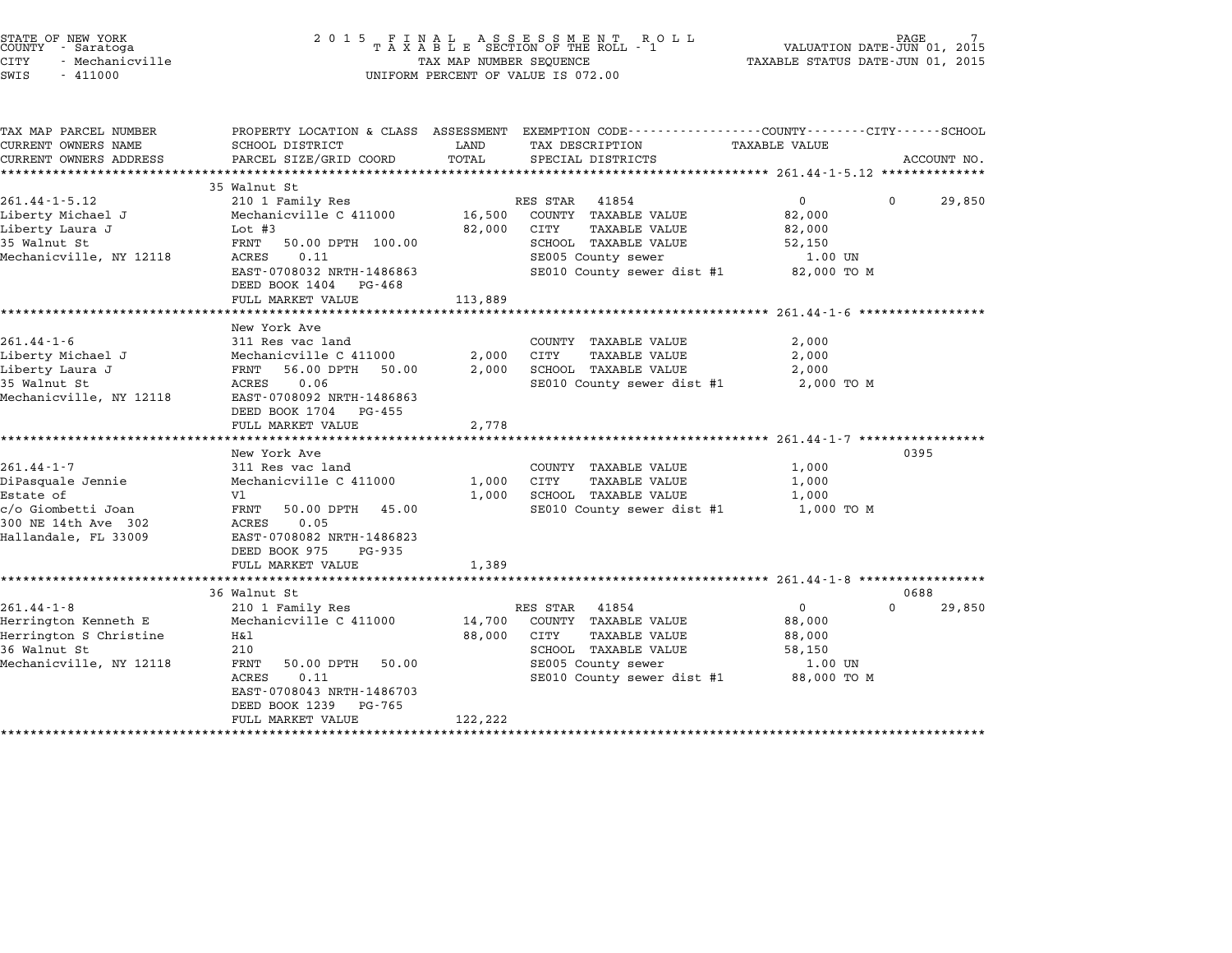STATE OF NEW YORK
COUNTY - Saratoga
CITY - Mechanicville
SWIS - 411000

2015 FINAL ASSESSMENT ROLL
TAXABLE SECTION OF THE ROLL - 1
TAX MAP NUMBER SEQUENCE
UNIFORM PERCENT OF VALUE IS 072.00

VALUATION DATE-JUN 01, 2015
TAXABLE STATUS DATE-JUN 01, 2015

| TAX MAP PARCEL NUMBER / CURRENT OWNERS NAME / CURRENT OWNERS ADDRESS | PROPERTY LOCATION & CLASS / SCHOOL DISTRICT / PARCEL SIZE/GRID COORD | ASSESSMENT LAND / TOTAL | EXEMPTION CODE / TAX DESCRIPTION / SPECIAL DISTRICTS | COUNTY TAXABLE VALUE | CITY | SCHOOL | ACCOUNT NO. |
|---|---|---|---|---|---|---|---|
| **261.44-1-5.12** | 35 Walnut St | | | | | | |
| 261.44-1-5.12 | 210 1 Family Res | | RES STAR 41854 | 0 | 0 | 29,850 | |
| Liberty Michael J | Mechanicville C 411000 | 16,500 | COUNTY TAXABLE VALUE | 82,000 | | | |
| Liberty Laura J | Lot #3 | 82,000 | CITY TAXABLE VALUE | 82,000 | | | |
| 35 Walnut St | FRNT 50.00 DPTH 100.00 | | SCHOOL TAXABLE VALUE | 52,150 | | | |
| Mechanicville, NY 12118 | ACRES 0.11 | | SE005 County sewer | 1.00 UN | | | |
| | EAST-0708032 NRTH-1486863 | | SE010 County sewer dist #1 | 82,000 TO M | | | |
| | DEED BOOK 1404 PG-468 | | | | | | |
| | FULL MARKET VALUE | 113,889 | | | | | |
| **261.44-1-6** | New York Ave | | | | | | |
| 261.44-1-6 | 311 Res vac land | | COUNTY TAXABLE VALUE | 2,000 | | | |
| Liberty Michael J | Mechanicville C 411000 | 2,000 | CITY TAXABLE VALUE | 2,000 | | | |
| Liberty Laura J | FRNT 56.00 DPTH 50.00 | 2,000 | SCHOOL TAXABLE VALUE | 2,000 | | | |
| 35 Walnut St | ACRES 0.06 | | SE010 County sewer dist #1 | 2,000 TO M | | | |
| Mechanicville, NY 12118 | EAST-0708092 NRTH-1486863 | | | | | | |
| | DEED BOOK 1704 PG-455 | | | | | | |
| | FULL MARKET VALUE | 2,778 | | | | | |
| **261.44-1-7** | New York Ave | | | | | | 0395 |
| 261.44-1-7 | 311 Res vac land | | COUNTY TAXABLE VALUE | 1,000 | | | |
| DiPasquale Jennie | Mechanicville C 411000 | 1,000 | CITY TAXABLE VALUE | 1,000 | | | |
| Estate of | Vl | 1,000 | SCHOOL TAXABLE VALUE | 1,000 | | | |
| c/o Giombetti Joan | FRNT 50.00 DPTH 45.00 | | SE010 County sewer dist #1 | 1,000 TO M | | | |
| 300 NE 14th Ave 302 | ACRES 0.05 | | | | | | |
| Hallandale, FL 33009 | EAST-0708082 NRTH-1486823 | | | | | | |
| | DEED BOOK 975 PG-935 | | | | | | |
| | FULL MARKET VALUE | 1,389 | | | | | |
| **261.44-1-8** | 36 Walnut St | | | | | | 0688 |
| 261.44-1-8 | 210 1 Family Res | | RES STAR 41854 | 0 | 0 | 29,850 | |
| Herrington Kenneth E | Mechanicville C 411000 | 14,700 | COUNTY TAXABLE VALUE | 88,000 | | | |
| Herrington S Christine | H&l | 88,000 | CITY TAXABLE VALUE | 88,000 | | | |
| 36 Walnut St | 210 | | SCHOOL TAXABLE VALUE | 58,150 | | | |
| Mechanicville, NY 12118 | FRNT 50.00 DPTH 50.00 | | SE005 County sewer | 1.00 UN | | | |
| | ACRES 0.11 | | SE010 County sewer dist #1 | 88,000 TO M | | | |
| | EAST-0708043 NRTH-1486703 | | | | | | |
| | DEED BOOK 1239 PG-765 | | | | | | |
| | FULL MARKET VALUE | 122,222 | | | | | |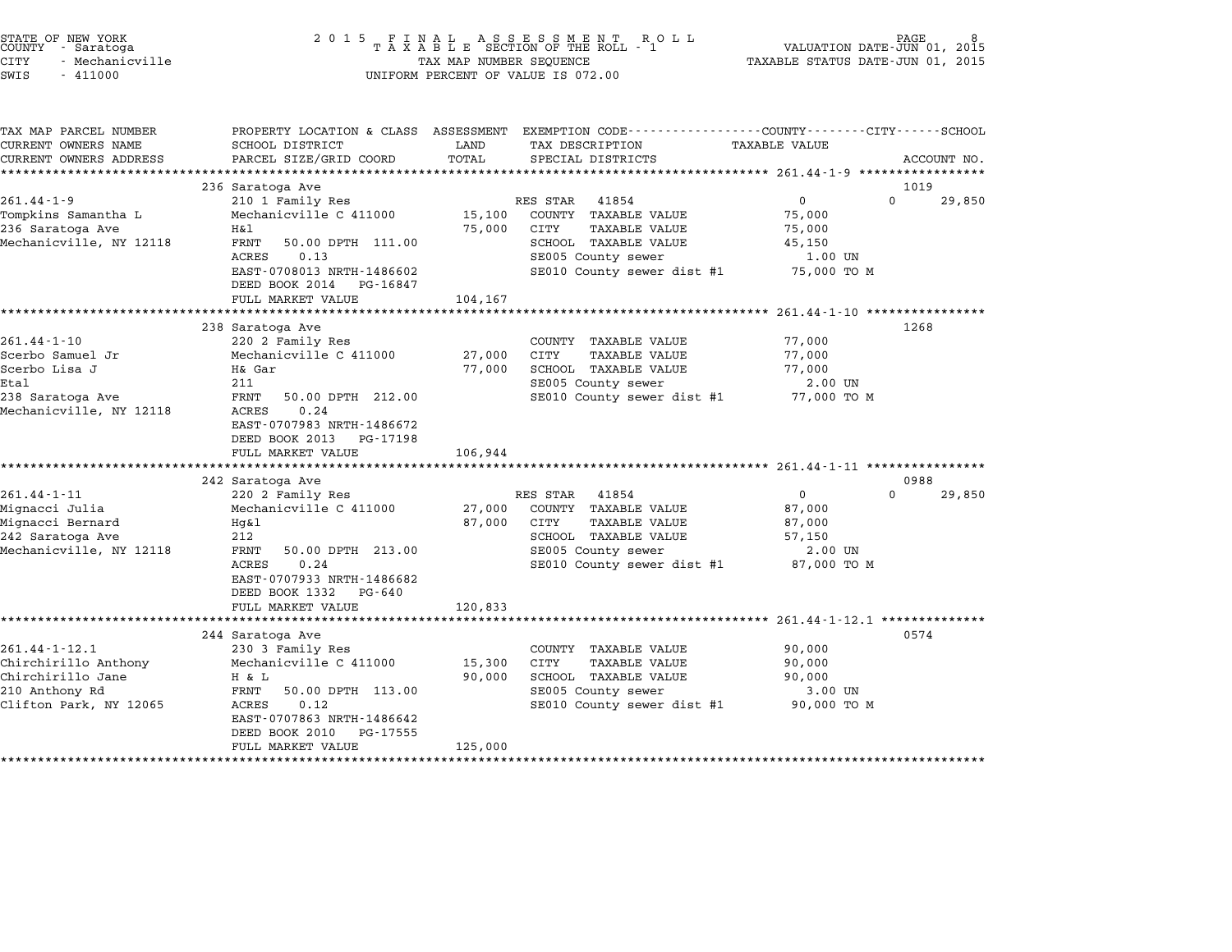STATE OF NEW YORK
COUNTY - Saratoga
CITY - Mechanicville
SWIS - 411000

# 2015 FINAL ASSESSMENT ROLL
TAXABLE SECTION OF THE ROLL - 1
TAX MAP NUMBER SEQUENCE
UNIFORM PERCENT OF VALUE IS 072.00

VALUATION DATE-JUN 01, 2015
TAXABLE STATUS DATE-JUN 01, 2015

| TAX MAP PARCEL NUMBER / CURRENT OWNERS NAME / CURRENT OWNERS ADDRESS | PROPERTY LOCATION & CLASS / SCHOOL DISTRICT / PARCEL SIZE/GRID COORD | ASSESSMENT LAND / TOTAL | EXEMPTION CODE / TAX DESCRIPTION / SPECIAL DISTRICTS | COUNTY TAXABLE VALUE | CITY | SCHOOL / ACCOUNT NO. |
|---|---|---|---|---|---|---|
| **261.44-1-9** | 236 Saratoga Ave | | | | | 1019 |
| 261.44-1-9 | 210 1 Family Res | | RES STAR 41854 | 0 | 0 | 29,850 |
| Tompkins Samantha L | Mechanicville C 411000 | 15,100 | COUNTY TAXABLE VALUE | 75,000 | | |
| 236 Saratoga Ave | H&l | 75,000 | CITY TAXABLE VALUE | 75,000 | | |
| Mechanicville, NY 12118 | FRNT 50.00 DPTH 111.00 | | SCHOOL TAXABLE VALUE | 45,150 | | |
| | ACRES 0.13 | | SE005 County sewer | 1.00 UN | | |
| | EAST-0708013 NRTH-1486602 | | SE010 County sewer dist #1 | 75,000 TO M | | |
| | DEED BOOK 2014 PG-16847 | | | | | |
| | FULL MARKET VALUE | 104,167 | | | | |
| **261.44-1-10** | 238 Saratoga Ave | | | | | 1268 |
| 261.44-1-10 | 220 2 Family Res | | COUNTY TAXABLE VALUE | 77,000 | | |
| Scerbo Samuel Jr | Mechanicville C 411000 | 27,000 | CITY TAXABLE VALUE | 77,000 | | |
| Scerbo Lisa J | H& Gar | 77,000 | SCHOOL TAXABLE VALUE | 77,000 | | |
| Etal | 211 | | SE005 County sewer | 2.00 UN | | |
| 238 Saratoga Ave | FRNT 50.00 DPTH 212.00 | | SE010 County sewer dist #1 | 77,000 TO M | | |
| Mechanicville, NY 12118 | ACRES 0.24 | | | | | |
| | EAST-0707983 NRTH-1486672 | | | | | |
| | DEED BOOK 2013 PG-17198 | | | | | |
| | FULL MARKET VALUE | 106,944 | | | | |
| **261.44-1-11** | 242 Saratoga Ave | | | | | 0988 |
| 261.44-1-11 | 220 2 Family Res | | RES STAR 41854 | 0 | 0 | 29,850 |
| Mignacci Julia | Mechanicville C 411000 | 27,000 | COUNTY TAXABLE VALUE | 87,000 | | |
| Mignacci Bernard | Hg&l | 87,000 | CITY TAXABLE VALUE | 87,000 | | |
| 242 Saratoga Ave | 212 | | SCHOOL TAXABLE VALUE | 57,150 | | |
| Mechanicville, NY 12118 | FRNT 50.00 DPTH 213.00 | | SE005 County sewer | 2.00 UN | | |
| | ACRES 0.24 | | SE010 County sewer dist #1 | 87,000 TO M | | |
| | EAST-0707933 NRTH-1486682 | | | | | |
| | DEED BOOK 1332 PG-640 | | | | | |
| | FULL MARKET VALUE | 120,833 | | | | |
| **261.44-1-12.1** | 244 Saratoga Ave | | | | | 0574 |
| 261.44-1-12.1 | 230 3 Family Res | | COUNTY TAXABLE VALUE | 90,000 | | |
| Chirchirillo Anthony | Mechanicville C 411000 | 15,300 | CITY TAXABLE VALUE | 90,000 | | |
| Chirchirillo Jane | H & L | 90,000 | SCHOOL TAXABLE VALUE | 90,000 | | |
| 210 Anthony Rd | FRNT 50.00 DPTH 113.00 | | SE005 County sewer | 3.00 UN | | |
| Clifton Park, NY 12065 | ACRES 0.12 | | SE010 County sewer dist #1 | 90,000 TO M | | |
| | EAST-0707863 NRTH-1486642 | | | | | |
| | DEED BOOK 2010 PG-17555 | | | | | |
| | FULL MARKET VALUE | 125,000 | | | | |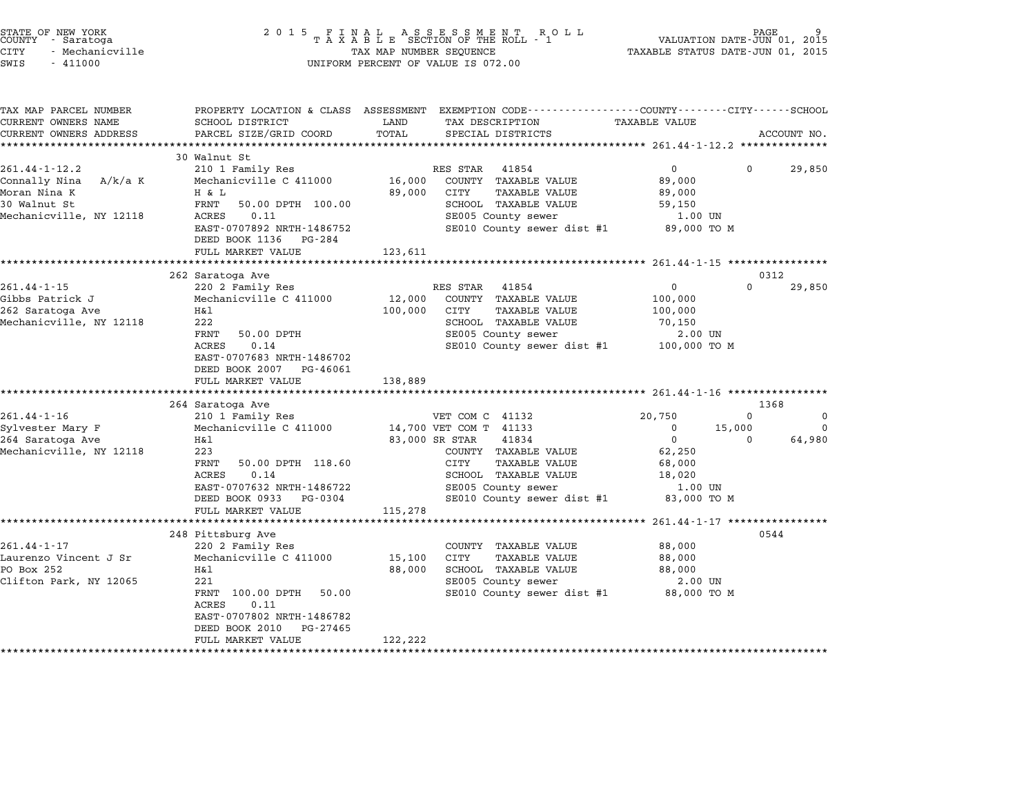STATE OF NEW YORK
COUNTY - Saratoga
CITY - Mechanicville
SWIS - 411000

2 0 1 5 F I N A L A S S E S S M E N T R O L L
T A X A B L E SECTION OF THE ROLL - 1
TAX MAP NUMBER SEQUENCE
UNIFORM PERCENT OF VALUE IS 072.00

VALUATION DATE-JUN 01, 2015
TAXABLE STATUS DATE-JUN 01, 2015

| TAX MAP PARCEL NUMBER / CURRENT OWNERS NAME / CURRENT OWNERS ADDRESS | PROPERTY LOCATION & CLASS / SCHOOL DISTRICT / PARCEL SIZE/GRID COORD | ASSESSMENT LAND / TOTAL | EXEMPTION CODE / TAX DESCRIPTION / SPECIAL DISTRICTS | COUNTY | CITY | SCHOOL | ACCOUNT NO. |
|---|---|---|---|---|---|---|---|
| **261.44-1-12.2** | 30 Walnut St | | | | | | |
| 261.44-1-12.2 | 210 1 Family Res | | RES STAR 41854 | 0 | 0 | 29,850 | |
| Connally Nina A/k/a K | Mechanicville C 411000 | 16,000 | COUNTY TAXABLE VALUE | 89,000 | | | |
| Moran Nina K | H & L | 89,000 | CITY TAXABLE VALUE | | 89,000 | | |
| 30 Walnut St | FRNT 50.00 DPTH 100.00 | | SCHOOL TAXABLE VALUE | | | 59,150 | |
| Mechanicville, NY 12118 | ACRES 0.11 | | SE005 County sewer | 1.00 UN | | | |
| | EAST-0707892 NRTH-1486752 | | SE010 County sewer dist #1 | 89,000 TO M | | | |
| | DEED BOOK 1136 PG-284 | | | | | | |
| | FULL MARKET VALUE | 123,611 | | | | | |
| **261.44-1-15** | 262 Saratoga Ave | | | | | | 0312 |
| 261.44-1-15 | 220 2 Family Res | | RES STAR 41854 | 0 | 0 | 29,850 | |
| Gibbs Patrick J | Mechanicville C 411000 | 12,000 | COUNTY TAXABLE VALUE | 100,000 | | | |
| 262 Saratoga Ave | H&l | 100,000 | CITY TAXABLE VALUE | | 100,000 | | |
| Mechanicville, NY 12118 | 222 | | SCHOOL TAXABLE VALUE | | | 70,150 | |
| | FRNT 50.00 DPTH | | SE005 County sewer | 2.00 UN | | | |
| | ACRES 0.14 | | SE010 County sewer dist #1 | 100,000 TO M | | | |
| | EAST-0707683 NRTH-1486702 | | | | | | |
| | DEED BOOK 2007 PG-46061 | | | | | | |
| | FULL MARKET VALUE | 138,889 | | | | | |
| **261.44-1-16** | 264 Saratoga Ave | | | | | | 1368 |
| 261.44-1-16 | 210 1 Family Res | | VET COM C 41132 | 20,750 | 0 | 0 | |
| Sylvester Mary F | Mechanicville C 411000 | 14,700 | VET COM T 41133 | 0 | 15,000 | 0 | |
| 264 Saratoga Ave | H&l | 83,000 | SR STAR 41834 | 0 | 0 | 64,980 | |
| Mechanicville, NY 12118 | 223 | | COUNTY TAXABLE VALUE | 62,250 | | | |
| | FRNT 50.00 DPTH 118.60 | | CITY TAXABLE VALUE | | 68,000 | | |
| | ACRES 0.14 | | SCHOOL TAXABLE VALUE | | | 18,020 | |
| | EAST-0707632 NRTH-1486722 | | SE005 County sewer | 1.00 UN | | | |
| | DEED BOOK 0933 PG-0304 | | SE010 County sewer dist #1 | 83,000 TO M | | | |
| | FULL MARKET VALUE | 115,278 | | | | | |
| **261.44-1-17** | 248 Pittsburg Ave | | | | | | 0544 |
| 261.44-1-17 | 220 2 Family Res | | COUNTY TAXABLE VALUE | 88,000 | | | |
| Laurenzo Vincent J Sr | Mechanicville C 411000 | 15,100 | CITY TAXABLE VALUE | | 88,000 | | |
| PO Box 252 | H&l | 88,000 | SCHOOL TAXABLE VALUE | | | 88,000 | |
| Clifton Park, NY 12065 | 221 | | SE005 County sewer | 2.00 UN | | | |
| | FRNT 100.00 DPTH 50.00 | | SE010 County sewer dist #1 | 88,000 TO M | | | |
| | ACRES 0.11 | | | | | | |
| | EAST-0707802 NRTH-1486782 | | | | | | |
| | DEED BOOK 2010 PG-27465 | | | | | | |
| | FULL MARKET VALUE | 122,222 | | | | | |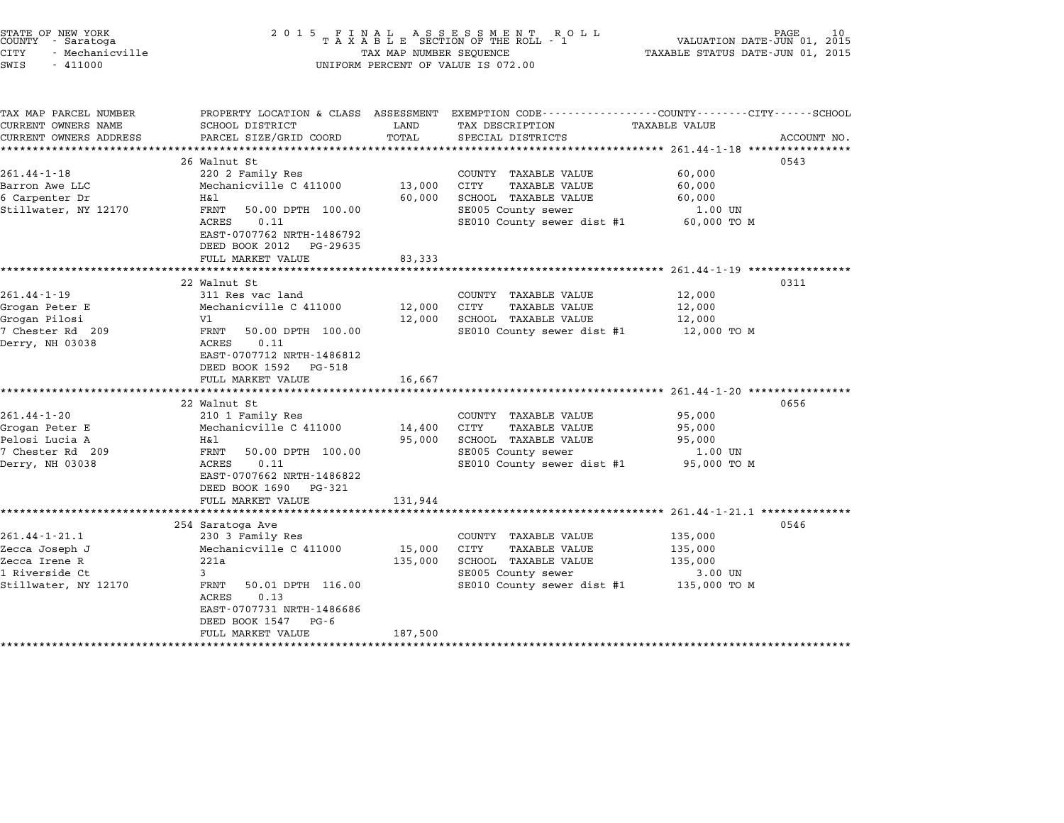STATE OF NEW YORK
COUNTY - Saratoga
CITY - Mechanicville
SWIS - 411000

2015 FINAL ASSESSMENT ROLL
TAXABLE SECTION OF THE ROLL - 1
TAX MAP NUMBER SEQUENCE
UNIFORM PERCENT OF VALUE IS 072.00

VALUATION DATE-JUN 01, 2015
TAXABLE STATUS DATE-JUN 01, 2015

| TAX MAP PARCEL NUMBER / CURRENT OWNERS NAME / CURRENT OWNERS ADDRESS | PROPERTY LOCATION & CLASS / SCHOOL DISTRICT / PARCEL SIZE/GRID COORD | ASSESSMENT LAND / TOTAL | EXEMPTION CODE / TAX DESCRIPTION / SPECIAL DISTRICTS | TAXABLE VALUE (COUNTY / CITY / SCHOOL) | ACCOUNT NO. |
|---|---|---|---|---|---|
| 261.44-1-18 | 26 Walnut St | | | | 0543 |
| Barron Awe LLC | 220 2 Family Res | | COUNTY TAXABLE VALUE | 60,000 | |
| 6 Carpenter Dr | Mechanicville C 411000 | 13,000 | CITY TAXABLE VALUE | 60,000 | |
| Stillwater, NY 12170 | H&l | 60,000 | SCHOOL TAXABLE VALUE | 60,000 | |
| | FRNT 50.00 DPTH 100.00 | | SE005 County sewer | 1.00 UN | |
| | ACRES 0.11 | | SE010 County sewer dist #1 | 60,000 TO M | |
| | EAST-0707762 NRTH-1486792 | | | | |
| | DEED BOOK 2012 PG-29635 | | | | |
| | FULL MARKET VALUE | 83,333 | | | |
| 261.44-1-19 | 22 Walnut St | | | | 0311 |
| Grogan Peter E | 311 Res vac land | | COUNTY TAXABLE VALUE | 12,000 | |
| Grogan Pilosi | Mechanicville C 411000 | 12,000 | CITY TAXABLE VALUE | 12,000 | |
| 7 Chester Rd 209 | Vl | 12,000 | SCHOOL TAXABLE VALUE | 12,000 | |
| Derry, NH 03038 | FRNT 50.00 DPTH 100.00 | | SE010 County sewer dist #1 | 12,000 TO M | |
| | ACRES 0.11 | | | | |
| | EAST-0707712 NRTH-1486812 | | | | |
| | DEED BOOK 1592 PG-518 | | | | |
| | FULL MARKET VALUE | 16,667 | | | |
| 261.44-1-20 | 22 Walnut St | | | | 0656 |
| Grogan Peter E | 210 1 Family Res | | COUNTY TAXABLE VALUE | 95,000 | |
| Pelosi Lucia A | Mechanicville C 411000 | 14,400 | CITY TAXABLE VALUE | 95,000 | |
| 7 Chester Rd 209 | H&l | 95,000 | SCHOOL TAXABLE VALUE | 95,000 | |
| Derry, NH 03038 | FRNT 50.00 DPTH 100.00 | | SE005 County sewer | 1.00 UN | |
| | ACRES 0.11 | | SE010 County sewer dist #1 | 95,000 TO M | |
| | EAST-0707662 NRTH-1486822 | | | | |
| | DEED BOOK 1690 PG-321 | | | | |
| | FULL MARKET VALUE | 131,944 | | | |
| 261.44-1-21.1 | 254 Saratoga Ave | | | | 0546 |
| Zecca Joseph J | 230 3 Family Res | | COUNTY TAXABLE VALUE | 135,000 | |
| Zecca Irene R | Mechanicville C 411000 | 15,000 | CITY TAXABLE VALUE | 135,000 | |
| 1 Riverside Ct | 221a | 135,000 | SCHOOL TAXABLE VALUE | 135,000 | |
| Stillwater, NY 12170 | 3 | | SE005 County sewer | 3.00 UN | |
| | FRNT 50.01 DPTH 116.00 | | SE010 County sewer dist #1 | 135,000 TO M | |
| | ACRES 0.13 | | | | |
| | EAST-0707731 NRTH-1486686 | | | | |
| | DEED BOOK 1547 PG-6 | | | | |
| | FULL MARKET VALUE | 187,500 | | | |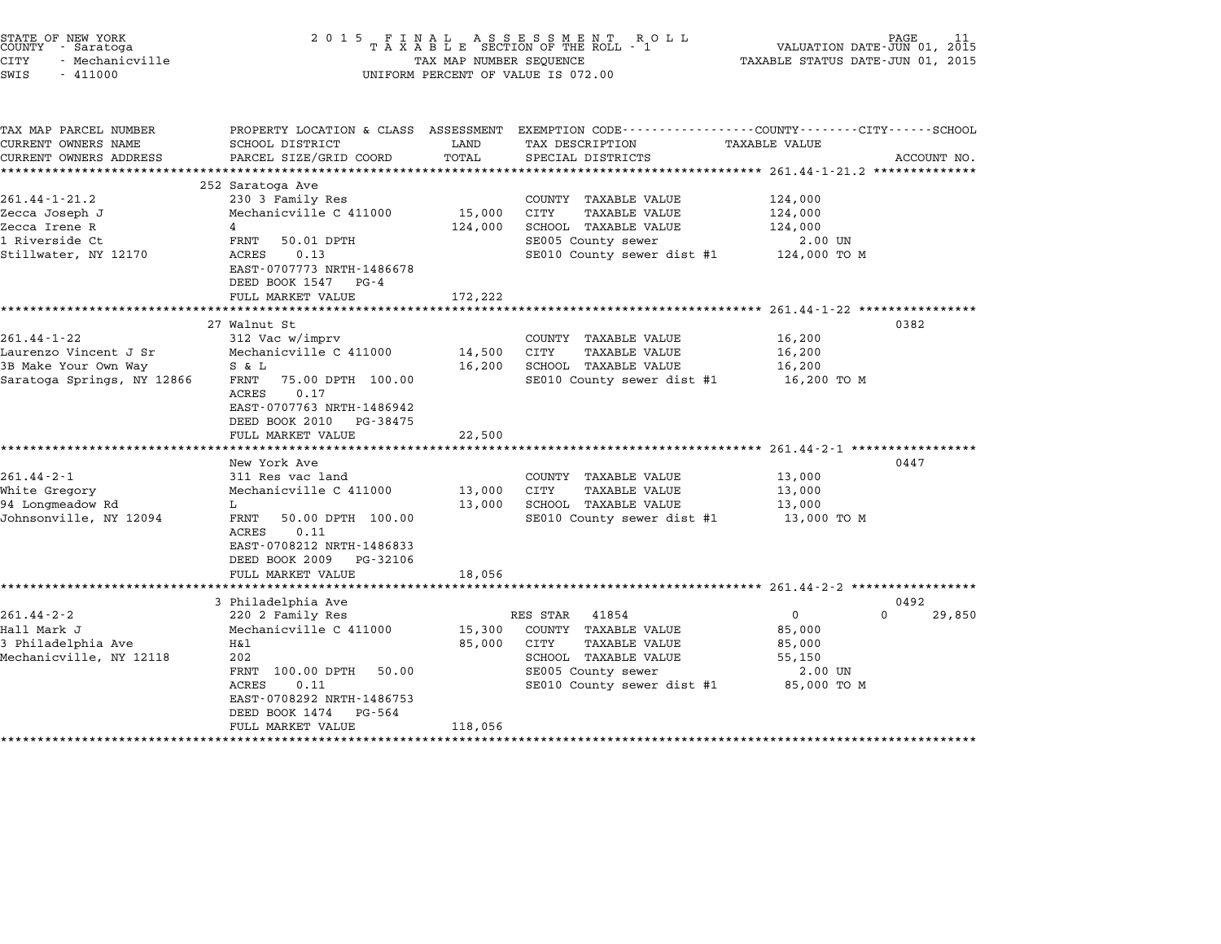STATE OF NEW YORK
COUNTY - Saratoga
CITY - Mechanicville
SWIS - 411000

2 0 1 5 F I N A L A S S E S S M E N T R O L L
T A X A B L E SECTION OF THE ROLL - 1
TAX MAP NUMBER SEQUENCE
UNIFORM PERCENT OF VALUE IS 072.00

VALUATION DATE-JUN 01, 2015
TAXABLE STATUS DATE-JUN 01, 2015

| TAX MAP PARCEL NUMBER / CURRENT OWNERS NAME / CURRENT OWNERS ADDRESS | PROPERTY LOCATION & CLASS / SCHOOL DISTRICT / PARCEL SIZE/GRID COORD | ASSESSMENT LAND / TOTAL | EXEMPTION CODE / TAX DESCRIPTION / SPECIAL DISTRICTS | COUNTY / CITY TAXABLE VALUE | SCHOOL / ACCOUNT NO. |
|---|---|---|---|---|---|
| **261.44-1-21.2** | 252 Saratoga Ave | | | | |
| 261.44-1-21.2 | 230 3 Family Res | | COUNTY TAXABLE VALUE | 124,000 | |
| Zecca Joseph J | Mechanicville C 411000 | 15,000 | CITY TAXABLE VALUE | 124,000 | |
| Zecca Irene R | 4 | 124,000 | SCHOOL TAXABLE VALUE | 124,000 | |
| 1 Riverside Ct | FRNT 50.01 DPTH | | SE005 County sewer | 2.00 UN | |
| Stillwater, NY 12170 | ACRES 0.13 | | SE010 County sewer dist #1 | 124,000 TO M | |
| | EAST-0707773 NRTH-1486678 | | | | |
| | DEED BOOK 1547 PG-4 | | | | |
| | FULL MARKET VALUE | 172,222 | | | |
| **261.44-1-22** | 27 Walnut St | | | | 0382 |
| 261.44-1-22 | 312 Vac w/imprv | | COUNTY TAXABLE VALUE | 16,200 | |
| Laurenzo Vincent J Sr | Mechanicville C 411000 | 14,500 | CITY TAXABLE VALUE | 16,200 | |
| 3B Make Your Own Way | S & L | 16,200 | SCHOOL TAXABLE VALUE | 16,200 | |
| Saratoga Springs, NY 12866 | FRNT 75.00 DPTH 100.00 | | SE010 County sewer dist #1 | 16,200 TO M | |
| | ACRES 0.17 | | | | |
| | EAST-0707763 NRTH-1486942 | | | | |
| | DEED BOOK 2010 PG-38475 | | | | |
| | FULL MARKET VALUE | 22,500 | | | |
| **261.44-2-1** | New York Ave | | | | 0447 |
| 261.44-2-1 | 311 Res vac land | | COUNTY TAXABLE VALUE | 13,000 | |
| White Gregory | Mechanicville C 411000 | 13,000 | CITY TAXABLE VALUE | 13,000 | |
| 94 Longmeadow Rd | L | 13,000 | SCHOOL TAXABLE VALUE | 13,000 | |
| Johnsonville, NY 12094 | FRNT 50.00 DPTH 100.00 | | SE010 County sewer dist #1 | 13,000 TO M | |
| | ACRES 0.11 | | | | |
| | EAST-0708212 NRTH-1486833 | | | | |
| | DEED BOOK 2009 PG-32106 | | | | |
| | FULL MARKET VALUE | 18,056 | | | |
| **261.44-2-2** | 3 Philadelphia Ave | | | | 0492 |
| 261.44-2-2 | 220 2 Family Res | | RES STAR 41854 | 0 0 | 29,850 |
| Hall Mark J | Mechanicville C 411000 | 15,300 | COUNTY TAXABLE VALUE | 85,000 | |
| 3 Philadelphia Ave | H&l | 85,000 | CITY TAXABLE VALUE | 85,000 | |
| Mechanicville, NY 12118 | 202 | | SCHOOL TAXABLE VALUE | 55,150 | |
| | FRNT 100.00 DPTH 50.00 | | SE005 County sewer | 2.00 UN | |
| | ACRES 0.11 | | SE010 County sewer dist #1 | 85,000 TO M | |
| | EAST-0708292 NRTH-1486753 | | | | |
| | DEED BOOK 1474 PG-564 | | | | |
| | FULL MARKET VALUE | 118,056 | | | |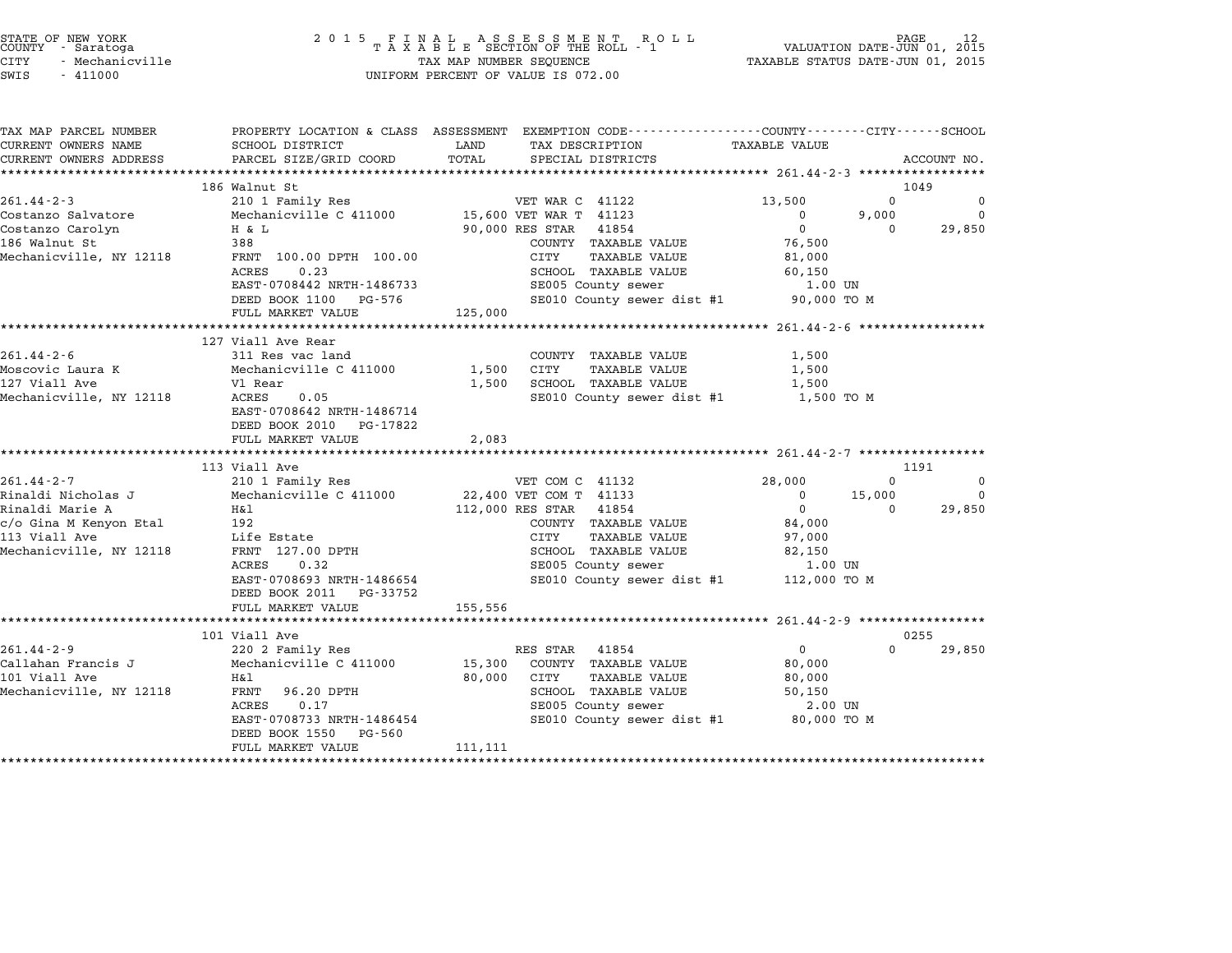STATE OF NEW YORK
COUNTY - Saratoga
CITY - Mechanicville
SWIS - 411000

2015 FINAL ASSESSMENT ROLL
TAXABLE SECTION OF THE ROLL - 1
TAX MAP NUMBER SEQUENCE
UNIFORM PERCENT OF VALUE IS 072.00

VALUATION DATE-JUN 01, 2015
TAXABLE STATUS DATE-JUN 01, 2015

| TAX MAP PARCEL NUMBER / CURRENT OWNERS NAME / CURRENT OWNERS ADDRESS | PROPERTY LOCATION & CLASS / SCHOOL DISTRICT / PARCEL SIZE/GRID COORD | ASSESSMENT LAND / TOTAL | EXEMPTION CODE / TAX DESCRIPTION / SPECIAL DISTRICTS | COUNTY TAXABLE VALUE | CITY | SCHOOL | ACCOUNT NO. |
|---|---|---|---|---|---|---|---|
| | 186 Walnut St | | | | | | 1049 |
| 261.44-2-3 | 210 1 Family Res | | VET WAR C 41122 | 13,500 | 0 | 0 | |
| Costanzo Salvatore | Mechanicville C 411000 | 15,600 | VET WAR T 41123 | 0 | 9,000 | 0 | |
| Costanzo Carolyn | H & L | 90,000 | RES STAR 41854 | 0 | 0 | 29,850 | |
| 186 Walnut St | 388 | | COUNTY TAXABLE VALUE | 76,500 | | | |
| Mechanicville, NY 12118 | FRNT 100.00 DPTH 100.00 | | CITY TAXABLE VALUE | 81,000 | | | |
| | ACRES 0.23 | | SCHOOL TAXABLE VALUE | 60,150 | | | |
| | EAST-0708442 NRTH-1486733 | | SE005 County sewer | 1.00 UN | | | |
| | DEED BOOK 1100 PG-576 | | SE010 County sewer dist #1 | 90,000 TO M | | | |
| | FULL MARKET VALUE | 125,000 | | | | | |
| | 127 Viall Ave Rear | | | | | | |
| 261.44-2-6 | 311 Res vac land | | COUNTY TAXABLE VALUE | 1,500 | | | |
| Moscovic Laura K | Mechanicville C 411000 | 1,500 | CITY TAXABLE VALUE | 1,500 | | | |
| 127 Viall Ave | Vl Rear | 1,500 | SCHOOL TAXABLE VALUE | 1,500 | | | |
| Mechanicville, NY 12118 | ACRES 0.05 | | SE010 County sewer dist #1 | 1,500 TO M | | | |
| | EAST-0708642 NRTH-1486714 | | | | | | |
| | DEED BOOK 2010 PG-17822 | | | | | | |
| | FULL MARKET VALUE | 2,083 | | | | | |
| | 113 Viall Ave | | | | | | 1191 |
| 261.44-2-7 | 210 1 Family Res | | VET COM C 41132 | 28,000 | 0 | 0 | |
| Rinaldi Nicholas J | Mechanicville C 411000 | 22,400 | VET COM T 41133 | 0 | 15,000 | 0 | |
| Rinaldi Marie A | H&l | 112,000 | RES STAR 41854 | 0 | 0 | 29,850 | |
| c/o Gina M Kenyon Etal | 192 | | COUNTY TAXABLE VALUE | 84,000 | | | |
| 113 Viall Ave | Life Estate | | CITY TAXABLE VALUE | 97,000 | | | |
| Mechanicville, NY 12118 | FRNT 127.00 DPTH | | SCHOOL TAXABLE VALUE | 82,150 | | | |
| | ACRES 0.32 | | SE005 County sewer | 1.00 UN | | | |
| | EAST-0708693 NRTH-1486654 | | SE010 County sewer dist #1 | 112,000 TO M | | | |
| | DEED BOOK 2011 PG-33752 | | | | | | |
| | FULL MARKET VALUE | 155,556 | | | | | |
| | 101 Viall Ave | | | | | | 0255 |
| 261.44-2-9 | 220 2 Family Res | | RES STAR 41854 | 0 | 0 | 29,850 | |
| Callahan Francis J | Mechanicville C 411000 | 15,300 | COUNTY TAXABLE VALUE | 80,000 | | | |
| 101 Viall Ave | H&l | 80,000 | CITY TAXABLE VALUE | 80,000 | | | |
| Mechanicville, NY 12118 | FRNT 96.20 DPTH | | SCHOOL TAXABLE VALUE | 50,150 | | | |
| | ACRES 0.17 | | SE005 County sewer | 2.00 UN | | | |
| | EAST-0708733 NRTH-1486454 | | SE010 County sewer dist #1 | 80,000 TO M | | | |
| | DEED BOOK 1550 PG-560 | | | | | | |
| | FULL MARKET VALUE | 111,111 | | | | | |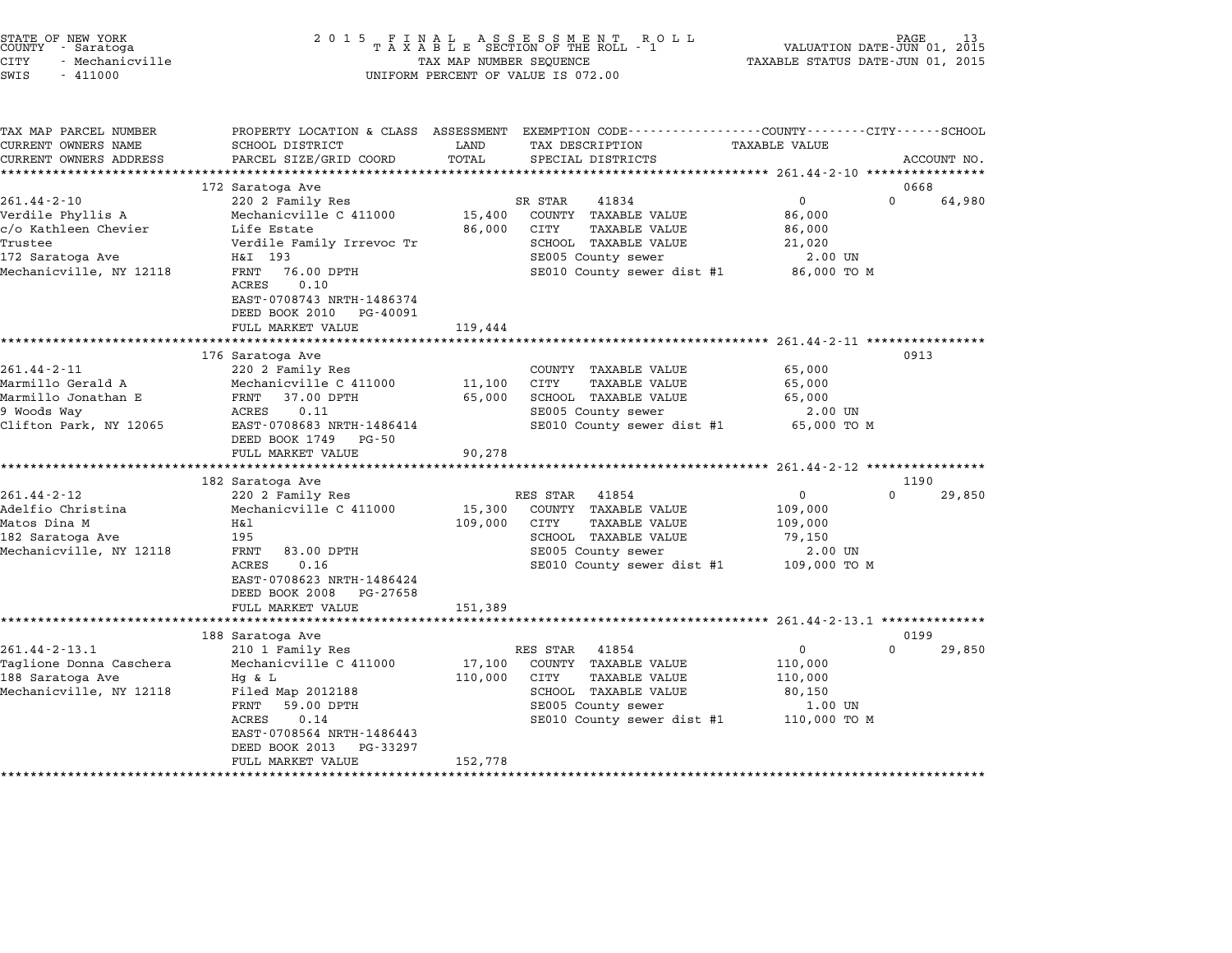STATE OF NEW YORK
COUNTY - Saratoga
CITY - Mechanicville
SWIS - 411000

2 0 1 5 F I N A L A S S E S S M E N T R O L L
T A X A B L E SECTION OF THE ROLL - 1
TAX MAP NUMBER SEQUENCE
UNIFORM PERCENT OF VALUE IS 072.00

VALUATION DATE-JUN 01, 2015
TAXABLE STATUS DATE-JUN 01, 2015

| TAX MAP PARCEL NUMBER / CURRENT OWNERS NAME / CURRENT OWNERS ADDRESS | PROPERTY LOCATION & CLASS / SCHOOL DISTRICT / PARCEL SIZE/GRID COORD | ASSESSMENT LAND / TOTAL | EXEMPTION CODE / TAX DESCRIPTION / SPECIAL DISTRICTS | COUNTY / CITY / SCHOOL TAXABLE VALUE | ACCOUNT NO. |
|---|---|---|---|---|---|
| **261.44-2-10** | 172 Saratoga Ave | | | | 0668 |
| 261.44-2-10 | 220 2 Family Res | | SR STAR 41834 | 0 / 0 / 64,980 | |
| Verdile Phyllis A | Mechanicville C 411000 | 15,400 | COUNTY TAXABLE VALUE | 86,000 | |
| c/o Kathleen Chevier | Life Estate | 86,000 | CITY TAXABLE VALUE | 86,000 | |
| Trustee | Verdile Family Irrevoc Tr | | SCHOOL TAXABLE VALUE | 21,020 | |
| 172 Saratoga Ave | H&I 193 | | SE005 County sewer | 2.00 UN | |
| Mechanicville, NY 12118 | FRNT 76.00 DPTH | | SE010 County sewer dist #1 | 86,000 TO M | |
| | ACRES 0.10 | | | | |
| | EAST-0708743 NRTH-1486374 | | | | |
| | DEED BOOK 2010 PG-40091 | | | | |
| | FULL MARKET VALUE | 119,444 | | | |
| **261.44-2-11** | 176 Saratoga Ave | | | | 0913 |
| 261.44-2-11 | 220 2 Family Res | | COUNTY TAXABLE VALUE | 65,000 | |
| Marmillo Gerald A | Mechanicville C 411000 | 11,100 | CITY TAXABLE VALUE | 65,000 | |
| Marmillo Jonathan E | FRNT 37.00 DPTH | 65,000 | SCHOOL TAXABLE VALUE | 65,000 | |
| 9 Woods Way | ACRES 0.11 | | SE005 County sewer | 2.00 UN | |
| Clifton Park, NY 12065 | EAST-0708683 NRTH-1486414 | | SE010 County sewer dist #1 | 65,000 TO M | |
| | DEED BOOK 1749 PG-50 | | | | |
| | FULL MARKET VALUE | 90,278 | | | |
| **261.44-2-12** | 182 Saratoga Ave | | | | 1190 |
| 261.44-2-12 | 220 2 Family Res | | RES STAR 41854 | 0 / 0 / 29,850 | |
| Adelfio Christina | Mechanicville C 411000 | 15,300 | COUNTY TAXABLE VALUE | 109,000 | |
| Matos Dina M | H&l | 109,000 | CITY TAXABLE VALUE | 109,000 | |
| 182 Saratoga Ave | 195 | | SCHOOL TAXABLE VALUE | 79,150 | |
| Mechanicville, NY 12118 | FRNT 83.00 DPTH | | SE005 County sewer | 2.00 UN | |
| | ACRES 0.16 | | SE010 County sewer dist #1 | 109,000 TO M | |
| | EAST-0708623 NRTH-1486424 | | | | |
| | DEED BOOK 2008 PG-27658 | | | | |
| | FULL MARKET VALUE | 151,389 | | | |
| **261.44-2-13.1** | 188 Saratoga Ave | | | | 0199 |
| 261.44-2-13.1 | 210 1 Family Res | | RES STAR 41854 | 0 / 0 / 29,850 | |
| Taglione Donna Caschera | Mechanicville C 411000 | 17,100 | COUNTY TAXABLE VALUE | 110,000 | |
| 188 Saratoga Ave | Hg & L | 110,000 | CITY TAXABLE VALUE | 110,000 | |
| Mechanicville, NY 12118 | Filed Map 2012188 | | SCHOOL TAXABLE VALUE | 80,150 | |
| | FRNT 59.00 DPTH | | SE005 County sewer | 1.00 UN | |
| | ACRES 0.14 | | SE010 County sewer dist #1 | 110,000 TO M | |
| | EAST-0708564 NRTH-1486443 | | | | |
| | DEED BOOK 2013 PG-33297 | | | | |
| | FULL MARKET VALUE | 152,778 | | | |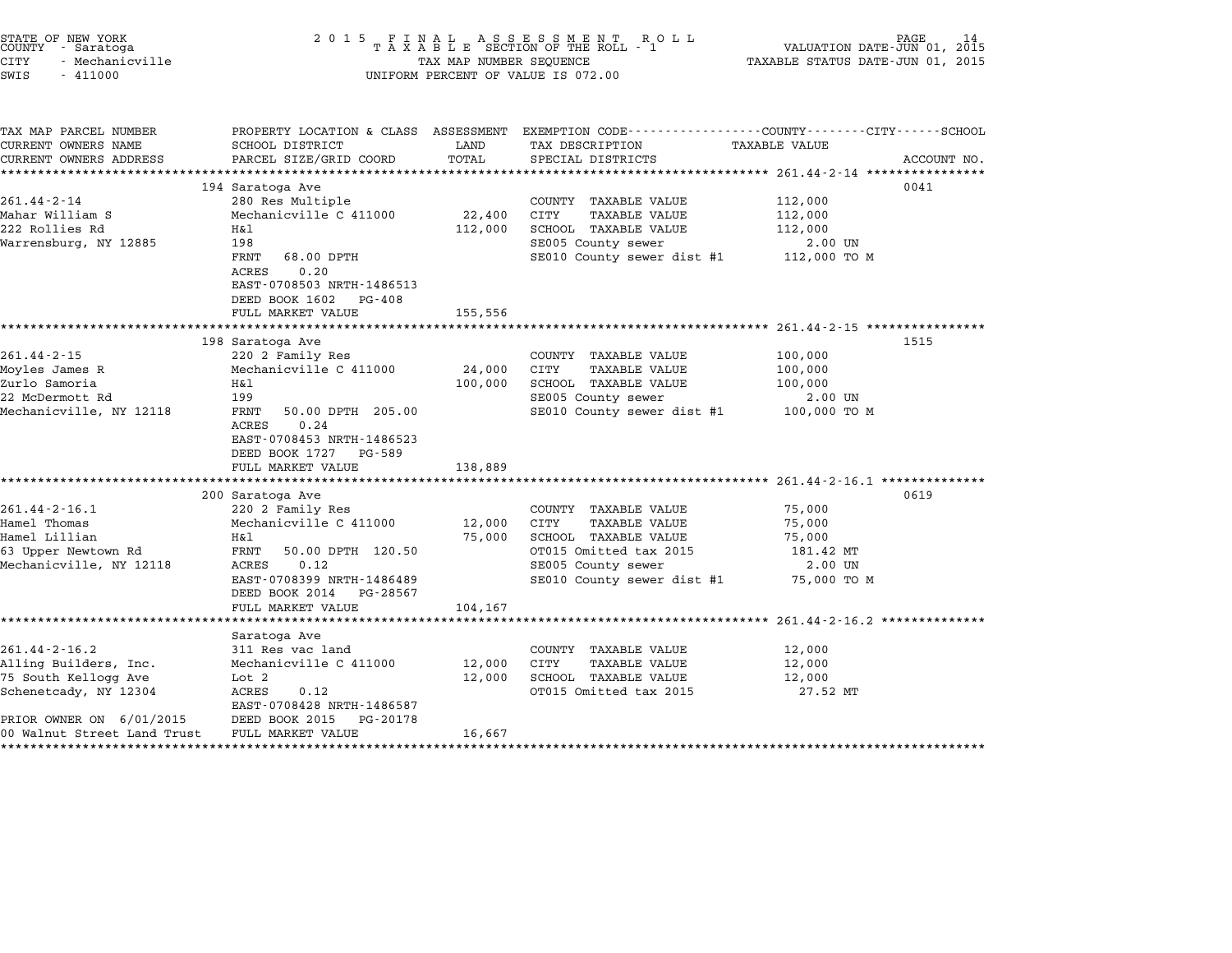STATE OF NEW YORK
COUNTY - Saratoga
CITY - Mechanicville
SWIS - 411000

2 0 1 5 F I N A L A S S E S S M E N T R O L L
T A X A B L E SECTION OF THE ROLL - 1
TAX MAP NUMBER SEQUENCE
UNIFORM PERCENT OF VALUE IS 072.00

VALUATION DATE-JUN 01, 2015
TAXABLE STATUS DATE-JUN 01, 2015

| TAX MAP PARCEL NUMBER / CURRENT OWNERS NAME / CURRENT OWNERS ADDRESS | PROPERTY LOCATION & CLASS / SCHOOL DISTRICT / PARCEL SIZE/GRID COORD | ASSESSMENT LAND / TOTAL | EXEMPTION CODE / TAX DESCRIPTION / SPECIAL DISTRICTS | TAXABLE VALUE (COUNTY / CITY / SCHOOL) | ACCOUNT NO. |
|---|---|---|---|---|---|
| **261.44-2-14** | 194 Saratoga Ave | | | | 0041 |
| 261.44-2-14 | 280 Res Multiple | | COUNTY TAXABLE VALUE | 112,000 | |
| Mahar William S | Mechanicville C 411000 | 22,400 | CITY TAXABLE VALUE | 112,000 | |
| 222 Rollies Rd | H&l | 112,000 | SCHOOL TAXABLE VALUE | 112,000 | |
| Warrensburg, NY 12885 | 198 | | SE005 County sewer | 2.00 UN | |
| | FRNT 68.00 DPTH | | SE010 County sewer dist #1 | 112,000 TO M | |
| | ACRES 0.20 | | | | |
| | EAST-0708503 NRTH-1486513 | | | | |
| | DEED BOOK 1602 PG-408 | | | | |
| | FULL MARKET VALUE | 155,556 | | | |
| **261.44-2-15** | 198 Saratoga Ave | | | | 1515 |
| 261.44-2-15 | 220 2 Family Res | | COUNTY TAXABLE VALUE | 100,000 | |
| Moyles James R | Mechanicville C 411000 | 24,000 | CITY TAXABLE VALUE | 100,000 | |
| Zurlo Samoria | H&l | 100,000 | SCHOOL TAXABLE VALUE | 100,000 | |
| 22 McDermott Rd | 199 | | SE005 County sewer | 2.00 UN | |
| Mechanicville, NY 12118 | FRNT 50.00 DPTH 205.00 | | SE010 County sewer dist #1 | 100,000 TO M | |
| | ACRES 0.24 | | | | |
| | EAST-0708453 NRTH-1486523 | | | | |
| | DEED BOOK 1727 PG-589 | | | | |
| | FULL MARKET VALUE | 138,889 | | | |
| **261.44-2-16.1** | 200 Saratoga Ave | | | | 0619 |
| 261.44-2-16.1 | 220 2 Family Res | | COUNTY TAXABLE VALUE | 75,000 | |
| Hamel Thomas | Mechanicville C 411000 | 12,000 | CITY TAXABLE VALUE | 75,000 | |
| Hamel Lillian | H&l | 75,000 | SCHOOL TAXABLE VALUE | 75,000 | |
| 63 Upper Newtown Rd | FRNT 50.00 DPTH 120.50 | | OT015 Omitted tax 2015 | 181.42 MT | |
| Mechanicville, NY 12118 | ACRES 0.12 | | SE005 County sewer | 2.00 UN | |
| | EAST-0708399 NRTH-1486489 | | SE010 County sewer dist #1 | 75,000 TO M | |
| | DEED BOOK 2014 PG-28567 | | | | |
| | FULL MARKET VALUE | 104,167 | | | |
| **261.44-2-16.2** | Saratoga Ave | | | | |
| 261.44-2-16.2 | 311 Res vac land | | COUNTY TAXABLE VALUE | 12,000 | |
| Alling Builders, Inc. | Mechanicville C 411000 | 12,000 | CITY TAXABLE VALUE | 12,000 | |
| 75 South Kellogg Ave | Lot 2 | 12,000 | SCHOOL TAXABLE VALUE | 12,000 | |
| Schenetcady, NY 12304 | ACRES 0.12 | | OT015 Omitted tax 2015 | 27.52 MT | |
| | EAST-0708428 NRTH-1486587 | | | | |
| PRIOR OWNER ON 6/01/2015 | DEED BOOK 2015 PG-20178 | | | | |
| 00 Walnut Street Land Trust | FULL MARKET VALUE | 16,667 | | | |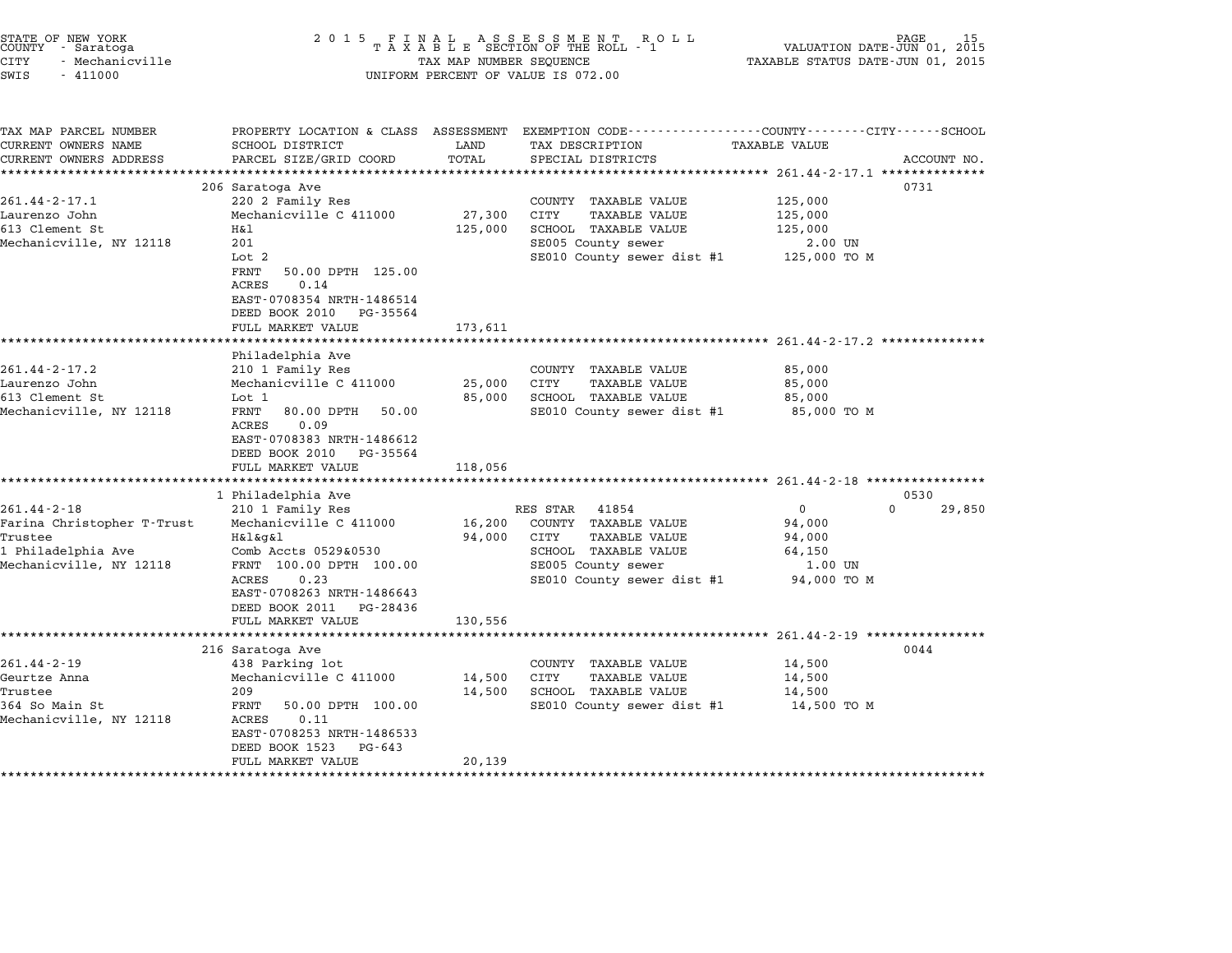STATE OF NEW YORK
COUNTY - Saratoga
CITY - Mechanicville
SWIS - 411000

2 0 1 5 F I N A L A S S E S S M E N T R O L L
T A X A B L E SECTION OF THE ROLL - 1
TAX MAP NUMBER SEQUENCE
UNIFORM PERCENT OF VALUE IS 072.00

VALUATION DATE-JUN 01, 2015
TAXABLE STATUS DATE-JUN 01, 2015

| TAX MAP PARCEL NUMBER<br>CURRENT OWNERS NAME<br>CURRENT OWNERS ADDRESS | PROPERTY LOCATION & CLASS<br>SCHOOL DISTRICT<br>PARCEL SIZE/GRID COORD | ASSESSMENT<br>LAND<br>TOTAL | EXEMPTION CODE-----COUNTY-----CITY-----SCHOOL<br>TAX DESCRIPTION<br>SPECIAL DISTRICTS | TAXABLE VALUE | ACCOUNT NO. |
|---|---|---|---|---|---|
| **261.44-2-17.1** | 206 Saratoga Ave | | | | 0731 |
| 261.44-2-17.1 | 220 2 Family Res | | COUNTY TAXABLE VALUE | 125,000 | |
| Laurenzo John | Mechanicville C 411000 | 27,300 | CITY TAXABLE VALUE | 125,000 | |
| 613 Clement St | H&l | 125,000 | SCHOOL TAXABLE VALUE | 125,000 | |
| Mechanicville, NY 12118 | 201 | | SE005 County sewer | 2.00 UN | |
| | Lot 2 | | SE010 County sewer dist #1 | 125,000 TO M | |
| | FRNT 50.00 DPTH 125.00 | | | | |
| | ACRES 0.14 | | | | |
| | EAST-0708354 NRTH-1486514 | | | | |
| | DEED BOOK 2010 PG-35564 | | | | |
| | FULL MARKET VALUE | 173,611 | | | |
| **261.44-2-17.2** | Philadelphia Ave | | | | |
| 261.44-2-17.2 | 210 1 Family Res | | COUNTY TAXABLE VALUE | 85,000 | |
| Laurenzo John | Mechanicville C 411000 | 25,000 | CITY TAXABLE VALUE | 85,000 | |
| 613 Clement St | Lot 1 | 85,000 | SCHOOL TAXABLE VALUE | 85,000 | |
| Mechanicville, NY 12118 | FRNT 80.00 DPTH 50.00 | | SE010 County sewer dist #1 | 85,000 TO M | |
| | ACRES 0.09 | | | | |
| | EAST-0708383 NRTH-1486612 | | | | |
| | DEED BOOK 2010 PG-35564 | | | | |
| | FULL MARKET VALUE | 118,056 | | | |
| **261.44-2-18** | 1 Philadelphia Ave | | | | 0530 |
| 261.44-2-18 | 210 1 Family Res | | RES STAR 41854 | 0 0 | 29,850 |
| Farina Christopher T-Trust | Mechanicville C 411000 | 16,200 | COUNTY TAXABLE VALUE | 94,000 | |
| Trustee | H&l&g&l | 94,000 | CITY TAXABLE VALUE | 94,000 | |
| 1 Philadelphia Ave | Comb Accts 0529&0530 | | SCHOOL TAXABLE VALUE | 64,150 | |
| Mechanicville, NY 12118 | FRNT 100.00 DPTH 100.00 | | SE005 County sewer | 1.00 UN | |
| | ACRES 0.23 | | SE010 County sewer dist #1 | 94,000 TO M | |
| | EAST-0708263 NRTH-1486643 | | | | |
| | DEED BOOK 2011 PG-28436 | | | | |
| | FULL MARKET VALUE | 130,556 | | | |
| **261.44-2-19** | 216 Saratoga Ave | | | | 0044 |
| 261.44-2-19 | 438 Parking lot | | COUNTY TAXABLE VALUE | 14,500 | |
| Geurtze Anna | Mechanicville C 411000 | 14,500 | CITY TAXABLE VALUE | 14,500 | |
| Trustee | 209 | 14,500 | SCHOOL TAXABLE VALUE | 14,500 | |
| 364 So Main St | FRNT 50.00 DPTH 100.00 | | SE010 County sewer dist #1 | 14,500 TO M | |
| Mechanicville, NY 12118 | ACRES 0.11 | | | | |
| | EAST-0708253 NRTH-1486533 | | | | |
| | DEED BOOK 1523 PG-643 | | | | |
| | FULL MARKET VALUE | 20,139 | | | |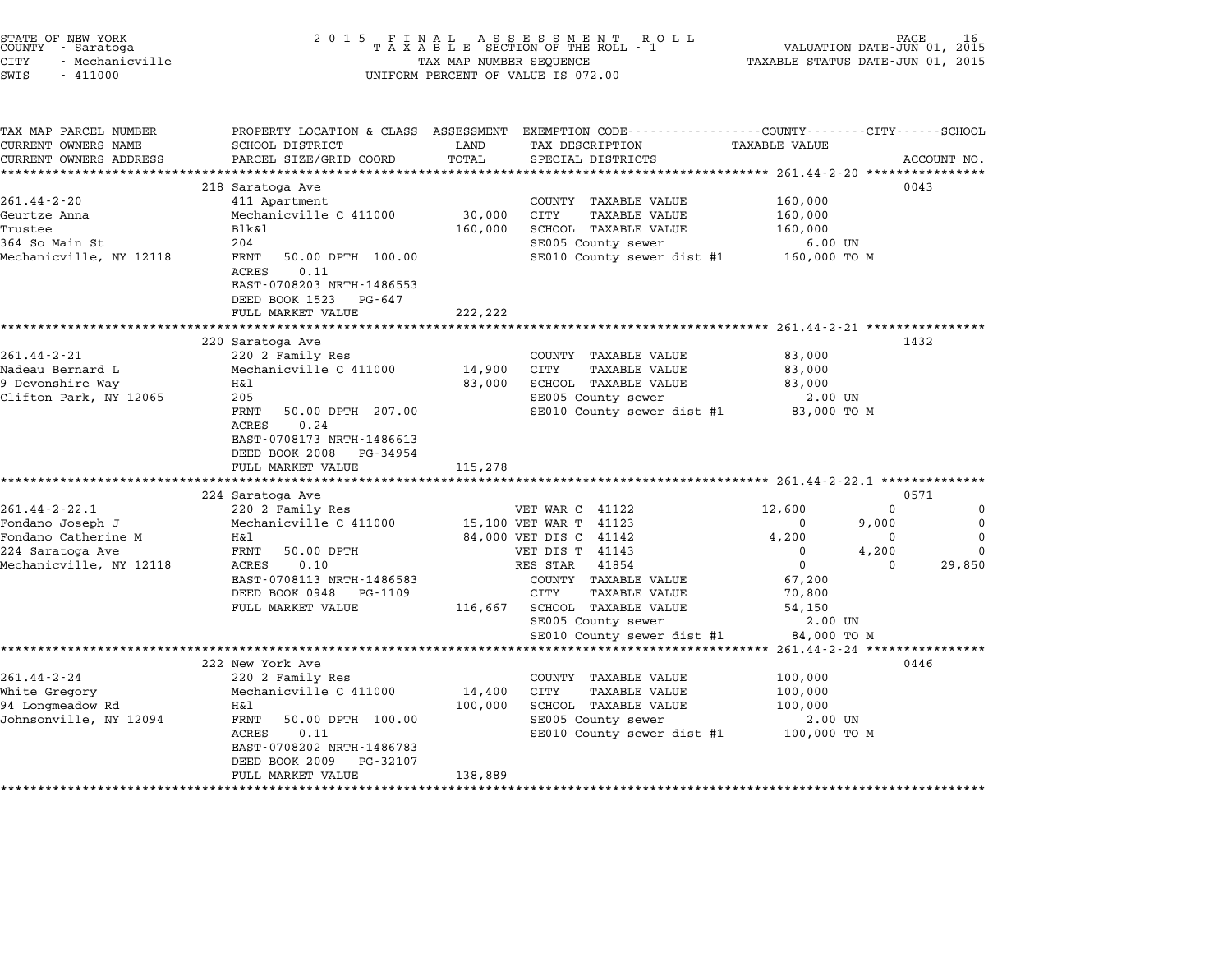STATE OF NEW YORK
COUNTY - Saratoga
CITY - Mechanicville
SWIS - 411000

2015 FINAL ASSESSMENT ROLL
TAXABLE SECTION OF THE ROLL - 1
TAX MAP NUMBER SEQUENCE
UNIFORM PERCENT OF VALUE IS 072.00

VALUATION DATE-JUN 01, 2015
TAXABLE STATUS DATE-JUN 01, 2015

| TAX MAP PARCEL NUMBER / CURRENT OWNERS NAME / CURRENT OWNERS ADDRESS | PROPERTY LOCATION & CLASS / SCHOOL DISTRICT / PARCEL SIZE/GRID COORD | ASSESSMENT LAND / TOTAL | EXEMPTION CODE / TAX DESCRIPTION / SPECIAL DISTRICTS | COUNTY TAXABLE VALUE | CITY | SCHOOL | ACCOUNT NO. |
|---|---|---|---|---|---|---|---|
| **261.44-2-20** | 218 Saratoga Ave | | | | | | 0043 |
| 261.44-2-20 | 411 Apartment | | COUNTY TAXABLE VALUE | 160,000 | | | |
| Geurtze Anna | Mechanicville C 411000 | 30,000 | CITY TAXABLE VALUE | 160,000 | | | |
| Trustee | Blk&l | 160,000 | SCHOOL TAXABLE VALUE | 160,000 | | | |
| 364 So Main St | 204 | | SE005 County sewer | 6.00 UN | | | |
| Mechanicville, NY 12118 | FRNT 50.00 DPTH 100.00 | | SE010 County sewer dist #1 | 160,000 TO M | | | |
| | ACRES 0.11 | | | | | | |
| | EAST-0708203 NRTH-1486553 | | | | | | |
| | DEED BOOK 1523 PG-647 | | | | | | |
| | FULL MARKET VALUE | 222,222 | | | | | |
| **261.44-2-21** | 220 Saratoga Ave | | | | | | 1432 |
| 261.44-2-21 | 220 2 Family Res | | COUNTY TAXABLE VALUE | 83,000 | | | |
| Nadeau Bernard L | Mechanicville C 411000 | 14,900 | CITY TAXABLE VALUE | 83,000 | | | |
| 9 Devonshire Way | H&l | 83,000 | SCHOOL TAXABLE VALUE | 83,000 | | | |
| Clifton Park, NY 12065 | 205 | | SE005 County sewer | 2.00 UN | | | |
| | FRNT 50.00 DPTH 207.00 | | SE010 County sewer dist #1 | 83,000 TO M | | | |
| | ACRES 0.24 | | | | | | |
| | EAST-0708173 NRTH-1486613 | | | | | | |
| | DEED BOOK 2008 PG-34954 | | | | | | |
| | FULL MARKET VALUE | 115,278 | | | | | |
| **261.44-2-22.1** | 224 Saratoga Ave | | | | | | 0571 |
| 261.44-2-22.1 | 220 2 Family Res | | VET WAR C 41122 | 12,600 | 0 | 0 | |
| Fondano Joseph J | Mechanicville C 411000 | 15,100 | VET WAR T 41123 | 0 | 9,000 | 0 | |
| Fondano Catherine M | H&l | 84,000 | VET DIS C 41142 | 4,200 | 0 | 0 | |
| 224 Saratoga Ave | FRNT 50.00 DPTH | | VET DIS T 41143 | 0 | 4,200 | 0 | |
| Mechanicville, NY 12118 | ACRES 0.10 | | RES STAR 41854 | 0 | 0 | 29,850 | |
| | EAST-0708113 NRTH-1486583 | | COUNTY TAXABLE VALUE | 67,200 | | | |
| | DEED BOOK 0948 PG-1109 | | CITY TAXABLE VALUE | 70,800 | | | |
| | FULL MARKET VALUE | 116,667 | SCHOOL TAXABLE VALUE | 54,150 | | | |
| | | | SE005 County sewer | 2.00 UN | | | |
| | | | SE010 County sewer dist #1 | 84,000 TO M | | | |
| **261.44-2-24** | 222 New York Ave | | | | | | 0446 |
| 261.44-2-24 | 220 2 Family Res | | COUNTY TAXABLE VALUE | 100,000 | | | |
| White Gregory | Mechanicville C 411000 | 14,400 | CITY TAXABLE VALUE | 100,000 | | | |
| 94 Longmeadow Rd | H&l | 100,000 | SCHOOL TAXABLE VALUE | 100,000 | | | |
| Johnsonville, NY 12094 | FRNT 50.00 DPTH 100.00 | | SE005 County sewer | 2.00 UN | | | |
| | ACRES 0.11 | | SE010 County sewer dist #1 | 100,000 TO M | | | |
| | EAST-0708202 NRTH-1486783 | | | | | | |
| | DEED BOOK 2009 PG-32107 | | | | | | |
| | FULL MARKET VALUE | 138,889 | | | | | |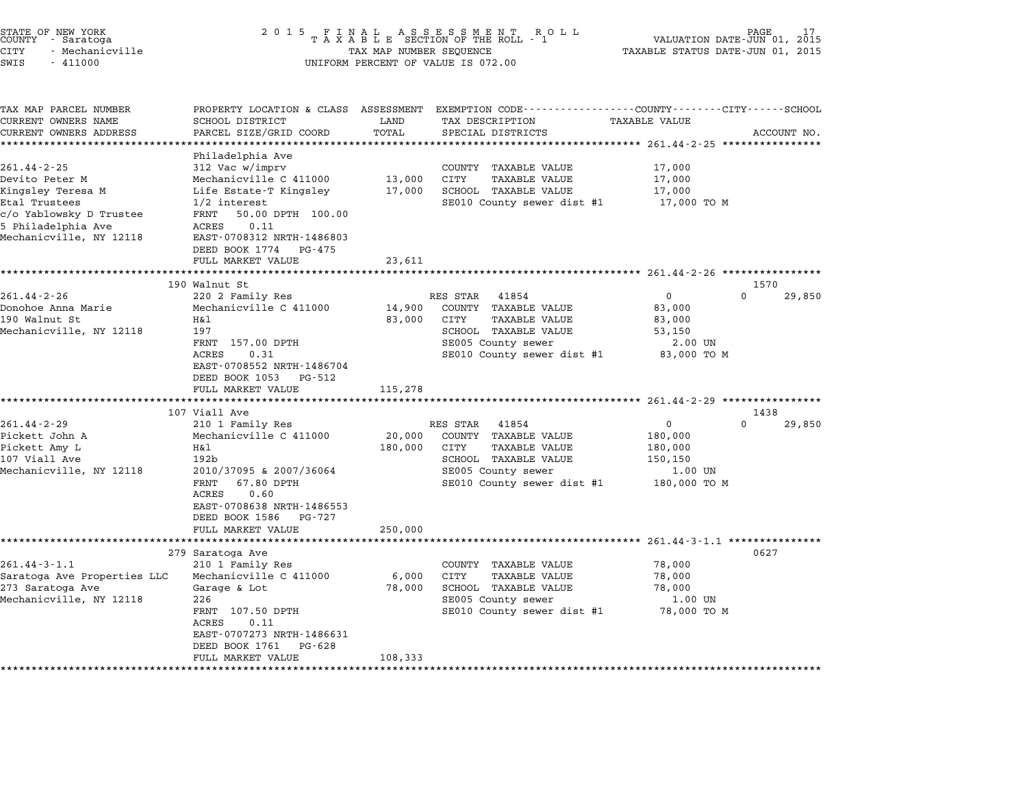STATE OF NEW YORK
COUNTY - Saratoga
CITY - Mechanicville
SWIS - 411000

2 0 1 5 F I N A L A S S E S S M E N T R O L L
T A X A B L E SECTION OF THE ROLL - 1
TAX MAP NUMBER SEQUENCE
UNIFORM PERCENT OF VALUE IS 072.00

VALUATION DATE-JUN 01, 2015
TAXABLE STATUS DATE-JUN 01, 2015

| TAX MAP PARCEL NUMBER / CURRENT OWNERS NAME / CURRENT OWNERS ADDRESS | PROPERTY LOCATION & CLASS / SCHOOL DISTRICT / PARCEL SIZE/GRID COORD | ASSESSMENT LAND / TOTAL | EXEMPTION CODE / TAX DESCRIPTION / SPECIAL DISTRICTS | COUNTY / CITY / SCHOOL TAXABLE VALUE | ACCOUNT NO. |
|---|---|---|---|---|---|
| **261.44-2-25** | Philadelphia Ave | | | | |
| 261.44-2-25 | 312 Vac w/imprv | | COUNTY TAXABLE VALUE | 17,000 | |
| Devito Peter M | Mechanicville C 411000 | 13,000 | CITY TAXABLE VALUE | 17,000 | |
| Kingsley Teresa M | Life Estate-T Kingsley | 17,000 | SCHOOL TAXABLE VALUE | 17,000 | |
| Etal Trustees | 1/2 interest | | SE010 County sewer dist #1 | 17,000 TO M | |
| c/o Yablowsky D Trustee | FRNT 50.00 DPTH 100.00 | | | | |
| 5 Philadelphia Ave | ACRES 0.11 | | | | |
| Mechanicville, NY 12118 | EAST-0708312 NRTH-1486803 | | | | |
| | DEED BOOK 1774 PG-475 | | | | |
| | FULL MARKET VALUE | 23,611 | | | |
| **261.44-2-26** | 190 Walnut St | | | | 1570 |
| 261.44-2-26 | 220 2 Family Res | | RES STAR 41854 | 0 / 0 / 29,850 | |
| Donohoe Anna Marie | Mechanicville C 411000 | 14,900 | COUNTY TAXABLE VALUE | 83,000 | |
| 190 Walnut St | H&l | 83,000 | CITY TAXABLE VALUE | 83,000 | |
| Mechanicville, NY 12118 | 197 | | SCHOOL TAXABLE VALUE | 53,150 | |
| | FRNT 157.00 DPTH | | SE005 County sewer | 2.00 UN | |
| | ACRES 0.31 | | SE010 County sewer dist #1 | 83,000 TO M | |
| | EAST-0708552 NRTH-1486704 | | | | |
| | DEED BOOK 1053 PG-512 | | | | |
| | FULL MARKET VALUE | 115,278 | | | |
| **261.44-2-29** | 107 Viall Ave | | | | 1438 |
| 261.44-2-29 | 210 1 Family Res | | RES STAR 41854 | 0 / 0 / 29,850 | |
| Pickett John A | Mechanicville C 411000 | 20,000 | COUNTY TAXABLE VALUE | 180,000 | |
| Pickett Amy L | H&l | 180,000 | CITY TAXABLE VALUE | 180,000 | |
| 107 Viall Ave | 192b | | SCHOOL TAXABLE VALUE | 150,150 | |
| Mechanicville, NY 12118 | 2010/37095 & 2007/36064 | | SE005 County sewer | 1.00 UN | |
| | FRNT 67.80 DPTH | | SE010 County sewer dist #1 | 180,000 TO M | |
| | ACRES 0.60 | | | | |
| | EAST-0708638 NRTH-1486553 | | | | |
| | DEED BOOK 1586 PG-727 | | | | |
| | FULL MARKET VALUE | 250,000 | | | |
| **261.44-3-1.1** | 279 Saratoga Ave | | | | 0627 |
| 261.44-3-1.1 | 210 1 Family Res | | COUNTY TAXABLE VALUE | 78,000 | |
| Saratoga Ave Properties LLC | Mechanicville C 411000 | 6,000 | CITY TAXABLE VALUE | 78,000 | |
| 273 Saratoga Ave | Garage & Lot | 78,000 | SCHOOL TAXABLE VALUE | 78,000 | |
| Mechanicville, NY 12118 | 226 | | SE005 County sewer | 1.00 UN | |
| | FRNT 107.50 DPTH | | SE010 County sewer dist #1 | 78,000 TO M | |
| | ACRES 0.11 | | | | |
| | EAST-0707273 NRTH-1486631 | | | | |
| | DEED BOOK 1761 PG-628 | | | | |
| | FULL MARKET VALUE | 108,333 | | | |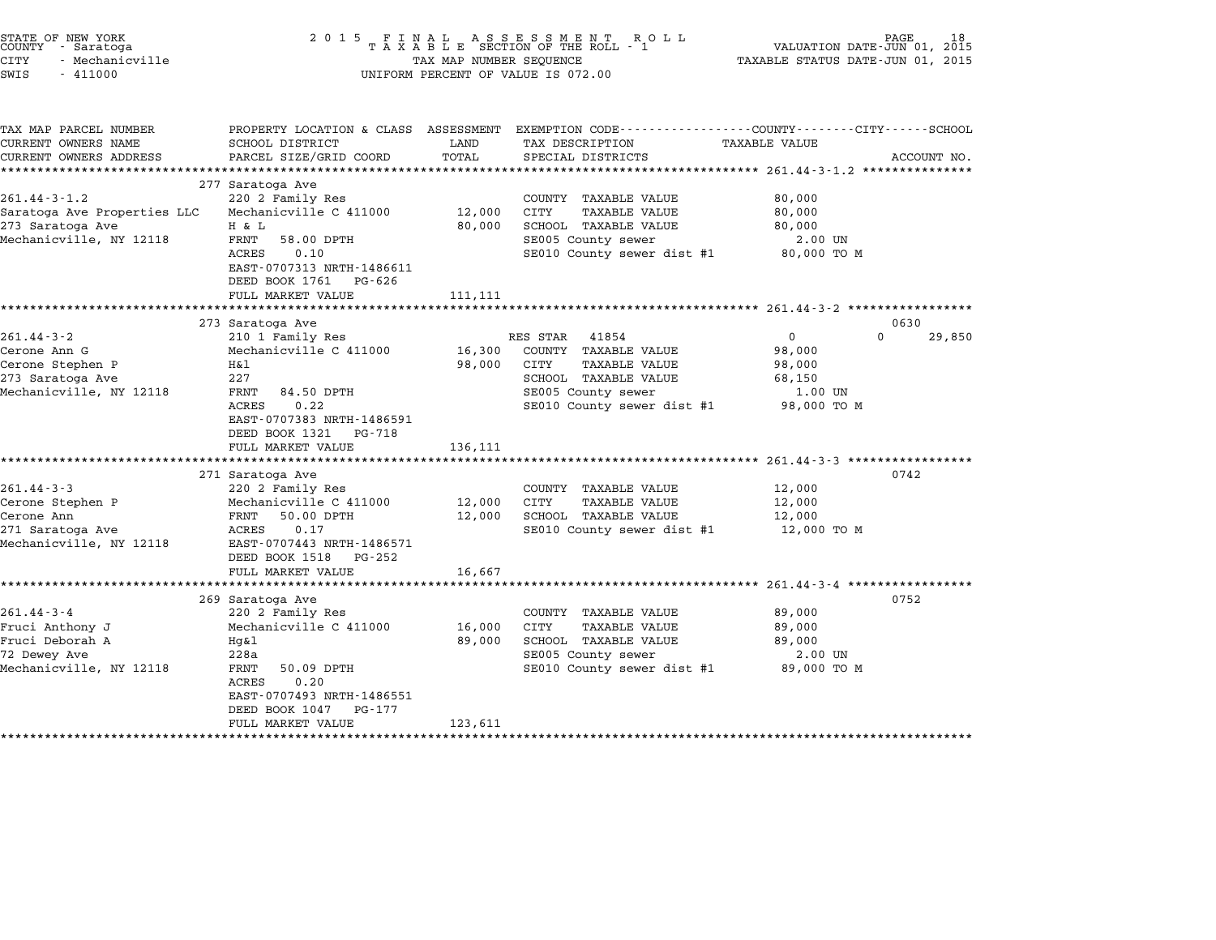STATE OF NEW YORK
COUNTY - Saratoga
CITY - Mechanicville
SWIS - 411000

2 0 1 5 F I N A L A S S E S S M E N T R O L L
T A X A B L E SECTION OF THE ROLL - 1
TAX MAP NUMBER SEQUENCE
UNIFORM PERCENT OF VALUE IS 072.00

VALUATION DATE-JUN 01, 2015
TAXABLE STATUS DATE-JUN 01, 2015

| TAX MAP PARCEL NUMBER / CURRENT OWNERS NAME / CURRENT OWNERS ADDRESS | PROPERTY LOCATION & CLASS / SCHOOL DISTRICT / PARCEL SIZE/GRID COORD | LAND / ASSESSMENT TOTAL | EXEMPTION CODE / TAX DESCRIPTION / SPECIAL DISTRICTS | COUNTY TAXABLE VALUE | CITY | SCHOOL | ACCOUNT NO. |
|---|---|---|---|---|---|---|---|
| | 277 Saratoga Ave | | | | | | |
| 261.44-3-1.2 | 220 2 Family Res | | COUNTY TAXABLE VALUE | 80,000 | | | |
| Saratoga Ave Properties LLC | Mechanicville C 411000 | 12,000 | CITY TAXABLE VALUE | 80,000 | | | |
| 273 Saratoga Ave | H & L | 80,000 | SCHOOL TAXABLE VALUE | 80,000 | | | |
| Mechanicville, NY 12118 | FRNT 58.00 DPTH | | SE005 County sewer | 2.00 UN | | | |
| | ACRES 0.10 | | SE010 County sewer dist #1 | 80,000 TO M | | | |
| | EAST-0707313 NRTH-1486611 | | | | | | |
| | DEED BOOK 1761 PG-626 | | | | | | |
| | FULL MARKET VALUE | 111,111 | | | | | |
| | 273 Saratoga Ave | | | | | | 0630 |
| 261.44-3-2 | 210 1 Family Res | | RES STAR 41854 | 0 | 0 | 29,850 | |
| Cerone Ann G | Mechanicville C 411000 | 16,300 | COUNTY TAXABLE VALUE | 98,000 | | | |
| Cerone Stephen P | H&l | 98,000 | CITY TAXABLE VALUE | 98,000 | | | |
| 273 Saratoga Ave | 227 | | SCHOOL TAXABLE VALUE | 68,150 | | | |
| Mechanicville, NY 12118 | FRNT 84.50 DPTH | | SE005 County sewer | 1.00 UN | | | |
| | ACRES 0.22 | | SE010 County sewer dist #1 | 98,000 TO M | | | |
| | EAST-0707383 NRTH-1486591 | | | | | | |
| | DEED BOOK 1321 PG-718 | | | | | | |
| | FULL MARKET VALUE | 136,111 | | | | | |
| | 271 Saratoga Ave | | | | | | 0742 |
| 261.44-3-3 | 220 2 Family Res | | COUNTY TAXABLE VALUE | 12,000 | | | |
| Cerone Stephen P | Mechanicville C 411000 | 12,000 | CITY TAXABLE VALUE | 12,000 | | | |
| Cerone Ann | FRNT 50.00 DPTH | 12,000 | SCHOOL TAXABLE VALUE | 12,000 | | | |
| 271 Saratoga Ave | ACRES 0.17 | | SE010 County sewer dist #1 | 12,000 TO M | | | |
| Mechanicville, NY 12118 | EAST-0707443 NRTH-1486571 | | | | | | |
| | DEED BOOK 1518 PG-252 | | | | | | |
| | FULL MARKET VALUE | 16,667 | | | | | |
| | 269 Saratoga Ave | | | | | | 0752 |
| 261.44-3-4 | 220 2 Family Res | | COUNTY TAXABLE VALUE | 89,000 | | | |
| Fruci Anthony J | Mechanicville C 411000 | 16,000 | CITY TAXABLE VALUE | 89,000 | | | |
| Fruci Deborah A | Hg&l | 89,000 | SCHOOL TAXABLE VALUE | 89,000 | | | |
| 72 Dewey Ave | 228a | | SE005 County sewer | 2.00 UN | | | |
| Mechanicville, NY 12118 | FRNT 50.09 DPTH | | SE010 County sewer dist #1 | 89,000 TO M | | | |
| | ACRES 0.20 | | | | | | |
| | EAST-0707493 NRTH-1486551 | | | | | | |
| | DEED BOOK 1047 PG-177 | | | | | | |
| | FULL MARKET VALUE | 123,611 | | | | | |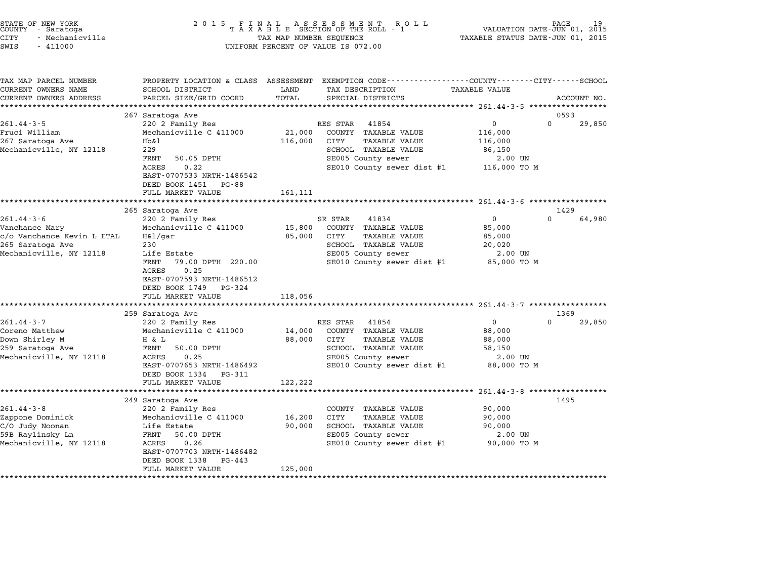STATE OF NEW YORK
COUNTY - Saratoga
CITY - Mechanicville
SWIS - 411000

2015 FINAL ASSESSMENT ROLL
TAXABLE SECTION OF THE ROLL - 1
TAX MAP NUMBER SEQUENCE
UNIFORM PERCENT OF VALUE IS 072.00

VALUATION DATE-JUN 01, 2015
TAXABLE STATUS DATE-JUN 01, 2015

| TAX MAP PARCEL NUMBER / CURRENT OWNERS NAME / CURRENT OWNERS ADDRESS | PROPERTY LOCATION & CLASS / SCHOOL DISTRICT / PARCEL SIZE/GRID COORD | ASSESSMENT LAND / TOTAL | EXEMPTION CODE / TAX DESCRIPTION / SPECIAL DISTRICTS | COUNTY / TAXABLE VALUE | CITY | SCHOOL / ACCOUNT NO. |
|---|---|---|---|---|---|---|
| 261.44-3-5 | 267 Saratoga Ave | | | | | 0593 |
| 261.44-3-5 | 220 2 Family Res | | RES STAR 41854 | 0 | 0 | 29,850 |
| Fruci William | Mechanicville C 411000 | 21,000 | COUNTY TAXABLE VALUE | 116,000 | | |
| 267 Saratoga Ave | Hb&l | 116,000 | CITY TAXABLE VALUE | 116,000 | | |
| Mechanicville, NY 12118 | 229 | | SCHOOL TAXABLE VALUE | 86,150 | | |
| | FRNT 50.05 DPTH | | SE005 County sewer | 2.00 UN | | |
| | ACRES 0.22 | | SE010 County sewer dist #1 | 116,000 TO M | | |
| | EAST-0707533 NRTH-1486542 | | | | | |
| | DEED BOOK 1451 PG-88 | | | | | |
| | FULL MARKET VALUE | 161,111 | | | | |
| 261.44-3-6 | 265 Saratoga Ave | | | | | 1429 |
| 261.44-3-6 | 220 2 Family Res | | SR STAR 41834 | 0 | 0 | 64,980 |
| Vanchance Mary | Mechanicville C 411000 | 15,800 | COUNTY TAXABLE VALUE | 85,000 | | |
| c/o Vanchance Kevin L ETAL | H&l/gar | 85,000 | CITY TAXABLE VALUE | 85,000 | | |
| 265 Saratoga Ave | 230 | | SCHOOL TAXABLE VALUE | 20,020 | | |
| Mechanicville, NY 12118 | Life Estate | | SE005 County sewer | 2.00 UN | | |
| | FRNT 79.00 DPTH 220.00 | | SE010 County sewer dist #1 | 85,000 TO M | | |
| | ACRES 0.25 | | | | | |
| | EAST-0707593 NRTH-1486512 | | | | | |
| | DEED BOOK 1749 PG-324 | | | | | |
| | FULL MARKET VALUE | 118,056 | | | | |
| 261.44-3-7 | 259 Saratoga Ave | | | | | 1369 |
| 261.44-3-7 | 220 2 Family Res | | RES STAR 41854 | 0 | 0 | 29,850 |
| Coreno Matthew | Mechanicville C 411000 | 14,000 | COUNTY TAXABLE VALUE | 88,000 | | |
| Down Shirley M | H & L | 88,000 | CITY TAXABLE VALUE | 88,000 | | |
| 259 Saratoga Ave | FRNT 50.00 DPTH | | SCHOOL TAXABLE VALUE | 58,150 | | |
| Mechanicville, NY 12118 | ACRES 0.25 | | SE005 County sewer | 2.00 UN | | |
| | EAST-0707653 NRTH-1486492 | | SE010 County sewer dist #1 | 88,000 TO M | | |
| | DEED BOOK 1334 PG-311 | | | | | |
| | FULL MARKET VALUE | 122,222 | | | | |
| 261.44-3-8 | 249 Saratoga Ave | | | | | 1495 |
| 261.44-3-8 | 220 2 Family Res | | COUNTY TAXABLE VALUE | 90,000 | | |
| Zappone Dominick | Mechanicville C 411000 | 16,200 | CITY TAXABLE VALUE | 90,000 | | |
| C/O Judy Noonan | Life Estate | 90,000 | SCHOOL TAXABLE VALUE | 90,000 | | |
| 59B Raylinsky Ln | FRNT 50.00 DPTH | | SE005 County sewer | 2.00 UN | | |
| Mechanicville, NY 12118 | ACRES 0.26 | | SE010 County sewer dist #1 | 90,000 TO M | | |
| | EAST-0707703 NRTH-1486482 | | | | | |
| | DEED BOOK 1338 PG-443 | | | | | |
| | FULL MARKET VALUE | 125,000 | | | | |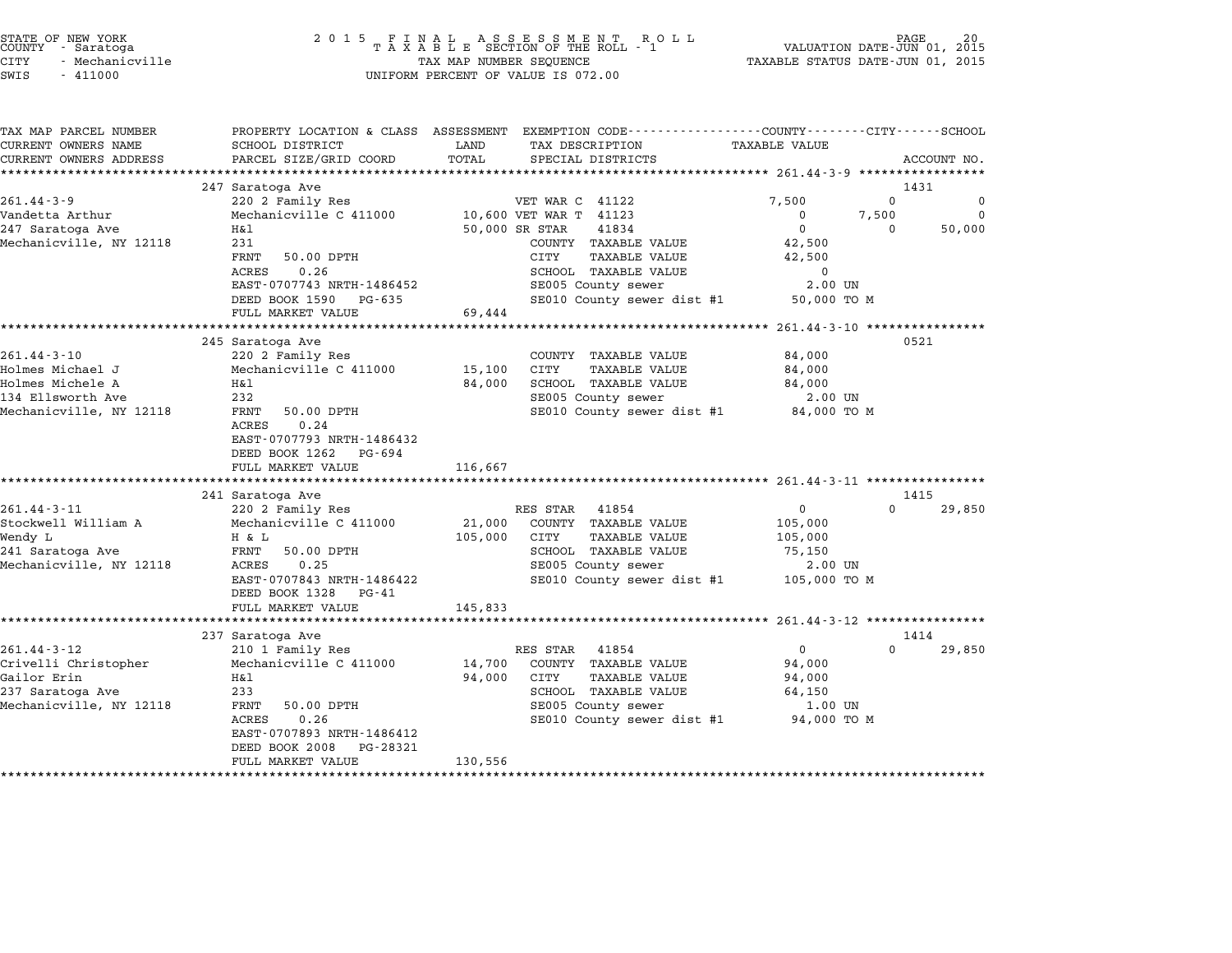STATE OF NEW YORK
COUNTY - Saratoga
CITY - Mechanicville
SWIS - 411000

2015 FINAL ASSESSMENT ROLL
TAXABLE SECTION OF THE ROLL - 1
TAX MAP NUMBER SEQUENCE
UNIFORM PERCENT OF VALUE IS 072.00

VALUATION DATE-JUN 01, 2015
TAXABLE STATUS DATE-JUN 01, 2015

| TAX MAP PARCEL NUMBER / CURRENT OWNERS NAME / CURRENT OWNERS ADDRESS | PROPERTY LOCATION & CLASS / SCHOOL DISTRICT / PARCEL SIZE/GRID COORD | ASSESSMENT LAND / TOTAL | EXEMPTION CODE / TAX DESCRIPTION / SPECIAL DISTRICTS | COUNTY TAXABLE VALUE | CITY | SCHOOL | ACCOUNT NO. |
|---|---|---|---|---|---|---|---|
| **261.44-3-9** | 247 Saratoga Ave | | | | | | 1431 |
| 261.44-3-9 | 220 2 Family Res | | VET WAR C 41122 | 7,500 | 0 | 0 | |
| Vandetta Arthur | Mechanicville C 411000 | 10,600 | VET WAR T 41123 | 0 | 7,500 | 0 | |
| 247 Saratoga Ave | H&l | 50,000 | SR STAR 41834 | 0 | 0 | 50,000 | |
| Mechanicville, NY 12118 | 231 | | COUNTY TAXABLE VALUE | 42,500 | | | |
| | FRNT 50.00 DPTH | | CITY TAXABLE VALUE | 42,500 | | | |
| | ACRES 0.26 | | SCHOOL TAXABLE VALUE | 0 | | | |
| | EAST-0707743 NRTH-1486452 | | SE005 County sewer | 2.00 UN | | | |
| | DEED BOOK 1590 PG-635 | | SE010 County sewer dist #1 | 50,000 TO M | | | |
| | FULL MARKET VALUE | 69,444 | | | | | |
| **261.44-3-10** | 245 Saratoga Ave | | | | | | 0521 |
| 261.44-3-10 | 220 2 Family Res | | COUNTY TAXABLE VALUE | 84,000 | | | |
| Holmes Michael J | Mechanicville C 411000 | 15,100 | CITY TAXABLE VALUE | 84,000 | | | |
| Holmes Michele A | H&l | 84,000 | SCHOOL TAXABLE VALUE | 84,000 | | | |
| 134 Ellsworth Ave | 232 | | SE005 County sewer | 2.00 UN | | | |
| Mechanicville, NY 12118 | FRNT 50.00 DPTH | | SE010 County sewer dist #1 | 84,000 TO M | | | |
| | ACRES 0.24 | | | | | | |
| | EAST-0707793 NRTH-1486432 | | | | | | |
| | DEED BOOK 1262 PG-694 | | | | | | |
| | FULL MARKET VALUE | 116,667 | | | | | |
| **261.44-3-11** | 241 Saratoga Ave | | | | | | 1415 |
| 261.44-3-11 | 220 2 Family Res | | RES STAR 41854 | 0 | 0 | 29,850 | |
| Stockwell William A | Mechanicville C 411000 | 21,000 | COUNTY TAXABLE VALUE | 105,000 | | | |
| Wendy L | H & L | 105,000 | CITY TAXABLE VALUE | 105,000 | | | |
| 241 Saratoga Ave | FRNT 50.00 DPTH | | SCHOOL TAXABLE VALUE | 75,150 | | | |
| Mechanicville, NY 12118 | ACRES 0.25 | | SE005 County sewer | 2.00 UN | | | |
| | EAST-0707843 NRTH-1486422 | | SE010 County sewer dist #1 | 105,000 TO M | | | |
| | DEED BOOK 1328 PG-41 | | | | | | |
| | FULL MARKET VALUE | 145,833 | | | | | |
| **261.44-3-12** | 237 Saratoga Ave | | | | | | 1414 |
| 261.44-3-12 | 210 1 Family Res | | RES STAR 41854 | 0 | 0 | 29,850 | |
| Crivelli Christopher | Mechanicville C 411000 | 14,700 | COUNTY TAXABLE VALUE | 94,000 | | | |
| Gailor Erin | H&l | 94,000 | CITY TAXABLE VALUE | 94,000 | | | |
| 237 Saratoga Ave | 233 | | SCHOOL TAXABLE VALUE | 64,150 | | | |
| Mechanicville, NY 12118 | FRNT 50.00 DPTH | | SE005 County sewer | 1.00 UN | | | |
| | ACRES 0.26 | | SE010 County sewer dist #1 | 94,000 TO M | | | |
| | EAST-0707893 NRTH-1486412 | | | | | | |
| | DEED BOOK 2008 PG-28321 | | | | | | |
| | FULL MARKET VALUE | 130,556 | | | | | |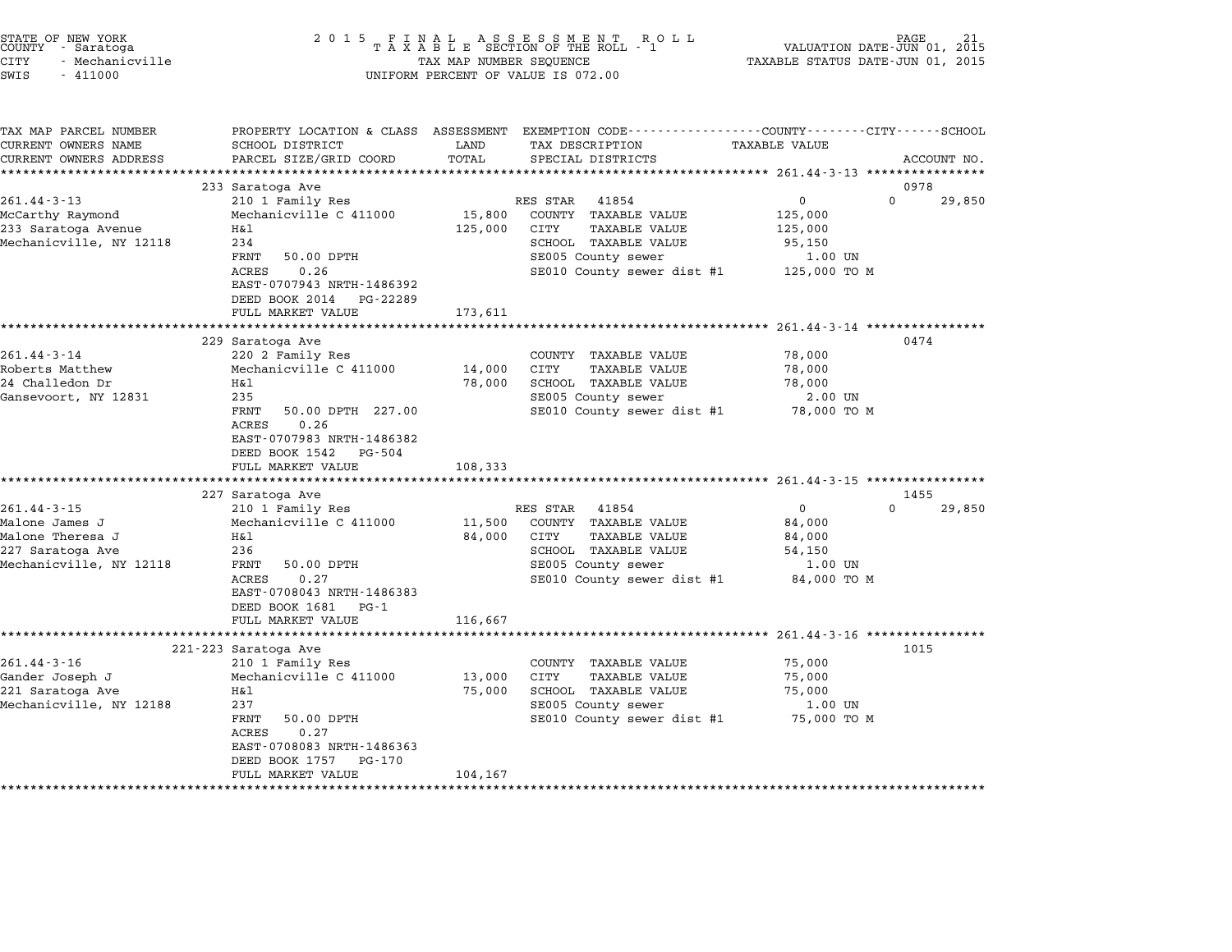STATE OF NEW YORK
COUNTY - Saratoga
CITY - Mechanicville
SWIS - 411000

2 0 1 5 F I N A L A S S E S S M E N T R O L L
T A X A B L E SECTION OF THE ROLL - 1
TAX MAP NUMBER SEQUENCE
UNIFORM PERCENT OF VALUE IS 072.00

VALUATION DATE-JUN 01, 2015
TAXABLE STATUS DATE-JUN 01, 2015

| TAX MAP PARCEL NUMBER / CURRENT OWNERS NAME / CURRENT OWNERS ADDRESS | PROPERTY LOCATION & CLASS / SCHOOL DISTRICT / PARCEL SIZE/GRID COORD | ASSESSMENT LAND / TOTAL | EXEMPTION CODE / TAX DESCRIPTION / SPECIAL DISTRICTS | COUNTY / CITY / SCHOOL TAXABLE VALUE | ACCOUNT NO. |
|---|---|---|---|---|---|
| **261.44-3-13** | 233 Saratoga Ave | | | | 0978 |
| | 210 1 Family Res | | RES STAR 41854 | 0 / 0 / 29,850 | |
| McCarthy Raymond | Mechanicville C 411000 | 15,800 | COUNTY TAXABLE VALUE | 125,000 | |
| 233 Saratoga Avenue | H&l | 125,000 | CITY TAXABLE VALUE | 125,000 | |
| Mechanicville, NY 12118 | 234 | | SCHOOL TAXABLE VALUE | 95,150 | |
| | FRNT 50.00 DPTH | | SE005 County sewer | 1.00 UN | |
| | ACRES 0.26 | | SE010 County sewer dist #1 | 125,000 TO M | |
| | EAST-0707943 NRTH-1486392 | | | | |
| | DEED BOOK 2014 PG-22289 | | | | |
| | FULL MARKET VALUE | 173,611 | | | |
| **261.44-3-14** | 229 Saratoga Ave | | | | 0474 |
| | 220 2 Family Res | | COUNTY TAXABLE VALUE | 78,000 | |
| Roberts Matthew | Mechanicville C 411000 | 14,000 | CITY TAXABLE VALUE | 78,000 | |
| 24 Challedon Dr | H&l | 78,000 | SCHOOL TAXABLE VALUE | 78,000 | |
| Gansevoort, NY 12831 | 235 | | SE005 County sewer | 2.00 UN | |
| | FRNT 50.00 DPTH 227.00 | | SE010 County sewer dist #1 | 78,000 TO M | |
| | ACRES 0.26 | | | | |
| | EAST-0707983 NRTH-1486382 | | | | |
| | DEED BOOK 1542 PG-504 | | | | |
| | FULL MARKET VALUE | 108,333 | | | |
| **261.44-3-15** | 227 Saratoga Ave | | | | 1455 |
| | 210 1 Family Res | | RES STAR 41854 | 0 / 0 / 29,850 | |
| Malone James J | Mechanicville C 411000 | 11,500 | COUNTY TAXABLE VALUE | 84,000 | |
| Malone Theresa J | H&l | 84,000 | CITY TAXABLE VALUE | 84,000 | |
| 227 Saratoga Ave | 236 | | SCHOOL TAXABLE VALUE | 54,150 | |
| Mechanicville, NY 12118 | FRNT 50.00 DPTH | | SE005 County sewer | 1.00 UN | |
| | ACRES 0.27 | | SE010 County sewer dist #1 | 84,000 TO M | |
| | EAST-0708043 NRTH-1486383 | | | | |
| | DEED BOOK 1681 PG-1 | | | | |
| | FULL MARKET VALUE | 116,667 | | | |
| **261.44-3-16** | 221-223 Saratoga Ave | | | | 1015 |
| | 210 1 Family Res | | COUNTY TAXABLE VALUE | 75,000 | |
| Gander Joseph J | Mechanicville C 411000 | 13,000 | CITY TAXABLE VALUE | 75,000 | |
| 221 Saratoga Ave | H&l | 75,000 | SCHOOL TAXABLE VALUE | 75,000 | |
| Mechanicville, NY 12188 | 237 | | SE005 County sewer | 1.00 UN | |
| | FRNT 50.00 DPTH | | SE010 County sewer dist #1 | 75,000 TO M | |
| | ACRES 0.27 | | | | |
| | EAST-0708083 NRTH-1486363 | | | | |
| | DEED BOOK 1757 PG-170 | | | | |
| | FULL MARKET VALUE | 104,167 | | | |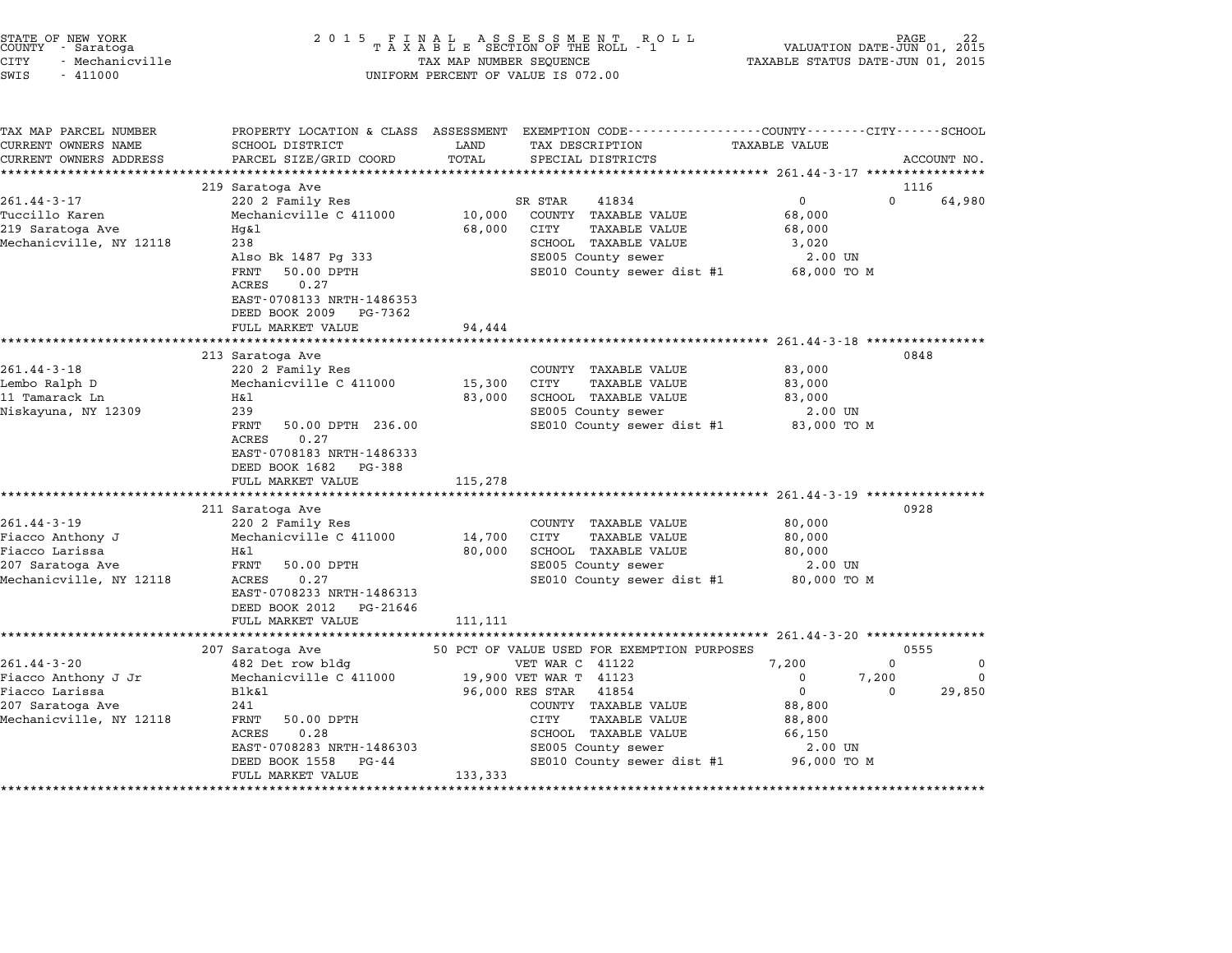STATE OF NEW YORK
COUNTY - Saratoga
CITY - Mechanicville
SWIS - 411000

2 0 1 5 F I N A L A S S E S S M E N T R O L L
T A X A B L E SECTION OF THE ROLL - 1
TAX MAP NUMBER SEQUENCE
UNIFORM PERCENT OF VALUE IS 072.00

VALUATION DATE-JUN 01, 2015
TAXABLE STATUS DATE-JUN 01, 2015

| TAX MAP PARCEL NUMBER / CURRENT OWNERS NAME / CURRENT OWNERS ADDRESS | PROPERTY LOCATION & CLASS / SCHOOL DISTRICT / PARCEL SIZE/GRID COORD | ASSESSMENT LAND / TOTAL | EXEMPTION CODE / TAX DESCRIPTION / SPECIAL DISTRICTS | COUNTY TAXABLE VALUE | CITY | SCHOOL | ACCOUNT NO. |
|---|---|---|---|---|---|---|---|
| 261.44-3-17 | 219 Saratoga Ave | | | | | | 1116 |
| Tuccillo Karen | 220 2 Family Res | | SR STAR 41834 | 0 | 0 | 64,980 | |
| 219 Saratoga Ave | Mechanicville C 411000 | 10,000 | COUNTY TAXABLE VALUE | 68,000 | | | |
| Mechanicville, NY 12118 | Hg&l | 68,000 | CITY TAXABLE VALUE | 68,000 | | | |
| | 238 | | SCHOOL TAXABLE VALUE | 3,020 | | | |
| | Also Bk 1487 Pg 333 | | SE005 County sewer | 2.00 UN | | | |
| | FRNT 50.00 DPTH | | SE010 County sewer dist #1 | 68,000 TO M | | | |
| | ACRES 0.27 | | | | | | |
| | EAST-0708133 NRTH-1486353 | | | | | | |
| | DEED BOOK 2009 PG-7362 | | | | | | |
| | FULL MARKET VALUE | 94,444 | | | | | |
| 261.44-3-18 | 213 Saratoga Ave | | | | | | 0848 |
| Lembo Ralph D | 220 2 Family Res | | COUNTY TAXABLE VALUE | 83,000 | | | |
| 11 Tamarack Ln | Mechanicville C 411000 | 15,300 | CITY TAXABLE VALUE | 83,000 | | | |
| Niskayuna, NY 12309 | H&l | 83,000 | SCHOOL TAXABLE VALUE | 83,000 | | | |
| | 239 | | SE005 County sewer | 2.00 UN | | | |
| | FRNT 50.00 DPTH 236.00 | | SE010 County sewer dist #1 | 83,000 TO M | | | |
| | ACRES 0.27 | | | | | | |
| | EAST-0708183 NRTH-1486333 | | | | | | |
| | DEED BOOK 1682 PG-388 | | | | | | |
| | FULL MARKET VALUE | 115,278 | | | | | |
| 261.44-3-19 | 211 Saratoga Ave | | | | | | 0928 |
| Fiacco Anthony J | 220 2 Family Res | | COUNTY TAXABLE VALUE | 80,000 | | | |
| Fiacco Larissa | Mechanicville C 411000 | 14,700 | CITY TAXABLE VALUE | 80,000 | | | |
| 207 Saratoga Ave | H&l | 80,000 | SCHOOL TAXABLE VALUE | 80,000 | | | |
| Mechanicville, NY 12118 | FRNT 50.00 DPTH | | SE005 County sewer | 2.00 UN | | | |
| | ACRES 0.27 | | SE010 County sewer dist #1 | 80,000 TO M | | | |
| | EAST-0708233 NRTH-1486313 | | | | | | |
| | DEED BOOK 2012 PG-21646 | | | | | | |
| | FULL MARKET VALUE | 111,111 | | | | | |
| 261.44-3-20 | 207 Saratoga Ave | | 50 PCT OF VALUE USED FOR EXEMPTION PURPOSES | | | | 0555 |
| Fiacco Anthony J Jr | 482 Det row bldg | | VET WAR C 41122 | 7,200 | 0 | 0 | |
| Fiacco Larissa | Mechanicville C 411000 | 19,900 | VET WAR T 41123 | 0 | 7,200 | 0 | |
| 207 Saratoga Ave | Blk&l | 96,000 | RES STAR 41854 | 0 | 0 | 29,850 | |
| Mechanicville, NY 12118 | 241 | | COUNTY TAXABLE VALUE | 88,800 | | | |
| | FRNT 50.00 DPTH | | CITY TAXABLE VALUE | 88,800 | | | |
| | ACRES 0.28 | | SCHOOL TAXABLE VALUE | 66,150 | | | |
| | EAST-0708283 NRTH-1486303 | | SE005 County sewer | 2.00 UN | | | |
| | DEED BOOK 1558 PG-44 | | SE010 County sewer dist #1 | 96,000 TO M | | | |
| | FULL MARKET VALUE | 133,333 | | | | | |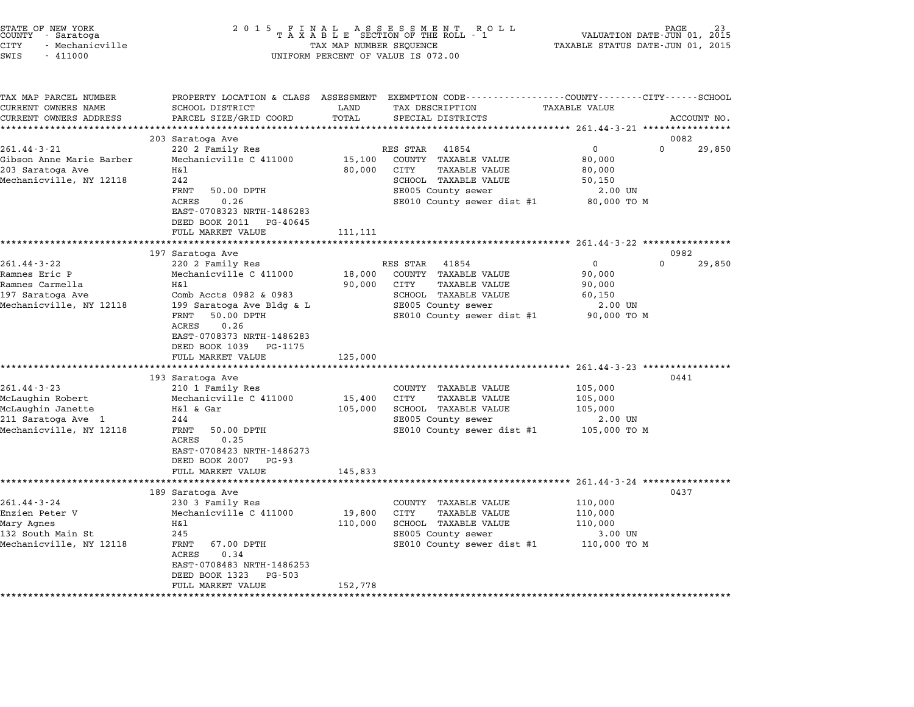STATE OF NEW YORK
COUNTY - Saratoga
CITY - Mechanicville
SWIS - 411000

2 0 1 5 F I N A L A S S E S S M E N T R O L L
T A X A B L E SECTION OF THE ROLL - 1
TAX MAP NUMBER SEQUENCE
UNIFORM PERCENT OF VALUE IS 072.00

VALUATION DATE-JUN 01, 2015
TAXABLE STATUS DATE-JUN 01, 2015

| TAX MAP PARCEL NUMBER / CURRENT OWNERS NAME / CURRENT OWNERS ADDRESS | PROPERTY LOCATION & CLASS / SCHOOL DISTRICT / PARCEL SIZE/GRID COORD | ASSESSMENT LAND / TOTAL | EXEMPTION CODE / TAX DESCRIPTION / SPECIAL DISTRICTS | COUNTY | CITY | SCHOOL / ACCOUNT NO. |
|---|---|---|---|---|---|---|
| **261.44-3-21** | 203 Saratoga Ave | | | | | 0082 |
| 261.44-3-21 | 220 2 Family Res | | RES STAR 41854 | 0 | 0 | 29,850 |
| Gibson Anne Marie Barber | Mechanicville C 411000 | 15,100 | COUNTY TAXABLE VALUE | 80,000 | | |
| 203 Saratoga Ave | H&l | 80,000 | CITY TAXABLE VALUE | 80,000 | | |
| Mechanicville, NY 12118 | 242 | | SCHOOL TAXABLE VALUE | 50,150 | | |
| | FRNT 50.00 DPTH | | SE005 County sewer | 2.00 UN | | |
| | ACRES 0.26 | | SE010 County sewer dist #1 | 80,000 TO M | | |
| | EAST-0708323 NRTH-1486283 | | | | | |
| | DEED BOOK 2011 PG-40645 | | | | | |
| | FULL MARKET VALUE | 111,111 | | | | |
| **261.44-3-22** | 197 Saratoga Ave | | | | | 0982 |
| 261.44-3-22 | 220 2 Family Res | | RES STAR 41854 | 0 | 0 | 29,850 |
| Ramnes Eric P | Mechanicville C 411000 | 18,000 | COUNTY TAXABLE VALUE | 90,000 | | |
| Ramnes Carmella | H&l | 90,000 | CITY TAXABLE VALUE | 90,000 | | |
| 197 Saratoga Ave | Comb Accts 0982 & 0983 | | SCHOOL TAXABLE VALUE | 60,150 | | |
| Mechanicville, NY 12118 | 199 Saratoga Ave Bldg & L | | SE005 County sewer | 2.00 UN | | |
| | FRNT 50.00 DPTH | | SE010 County sewer dist #1 | 90,000 TO M | | |
| | ACRES 0.26 | | | | | |
| | EAST-0708373 NRTH-1486283 | | | | | |
| | DEED BOOK 1039 PG-1175 | | | | | |
| | FULL MARKET VALUE | 125,000 | | | | |
| **261.44-3-23** | 193 Saratoga Ave | | | | | 0441 |
| 261.44-3-23 | 210 1 Family Res | | COUNTY TAXABLE VALUE | 105,000 | | |
| McLaughin Robert | Mechanicville C 411000 | 15,400 | CITY TAXABLE VALUE | 105,000 | | |
| McLaughin Janette | H&l & Gar | 105,000 | SCHOOL TAXABLE VALUE | 105,000 | | |
| 211 Saratoga Ave 1 | 244 | | SE005 County sewer | 2.00 UN | | |
| Mechanicville, NY 12118 | FRNT 50.00 DPTH | | SE010 County sewer dist #1 | 105,000 TO M | | |
| | ACRES 0.25 | | | | | |
| | EAST-0708423 NRTH-1486273 | | | | | |
| | DEED BOOK 2007 PG-93 | | | | | |
| | FULL MARKET VALUE | 145,833 | | | | |
| **261.44-3-24** | 189 Saratoga Ave | | | | | 0437 |
| 261.44-3-24 | 230 3 Family Res | | COUNTY TAXABLE VALUE | 110,000 | | |
| Enzien Peter V | Mechanicville C 411000 | 19,800 | CITY TAXABLE VALUE | 110,000 | | |
| Mary Agnes | H&l | 110,000 | SCHOOL TAXABLE VALUE | 110,000 | | |
| 132 South Main St | 245 | | SE005 County sewer | 3.00 UN | | |
| Mechanicville, NY 12118 | FRNT 67.00 DPTH | | SE010 County sewer dist #1 | 110,000 TO M | | |
| | ACRES 0.34 | | | | | |
| | EAST-0708483 NRTH-1486253 | | | | | |
| | DEED BOOK 1323 PG-503 | | | | | |
| | FULL MARKET VALUE | 152,778 | | | | |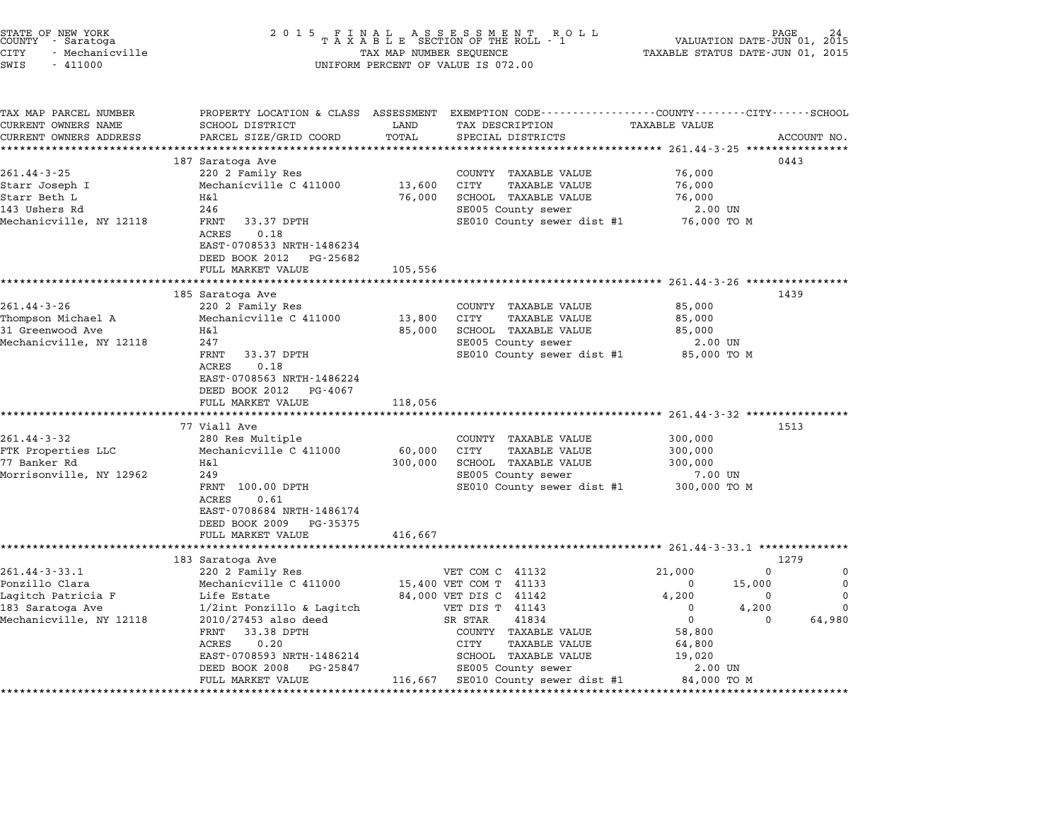STATE OF NEW YORK
COUNTY - Saratoga
CITY - Mechanicville
SWIS - 411000

2015 FINAL ASSESSMENT ROLL
TAXABLE SECTION OF THE ROLL - 1
TAX MAP NUMBER SEQUENCE
UNIFORM PERCENT OF VALUE IS 072.00

VALUATION DATE-JUN 01, 2015
TAXABLE STATUS DATE-JUN 01, 2015

| TAX MAP PARCEL NUMBER / CURRENT OWNERS NAME / CURRENT OWNERS ADDRESS | PROPERTY LOCATION & CLASS / SCHOOL DISTRICT / PARCEL SIZE/GRID COORD | ASSESSMENT LAND / TOTAL | EXEMPTION CODE / TAX DESCRIPTION / SPECIAL DISTRICTS | COUNTY TAXABLE VALUE | CITY | SCHOOL | ACCOUNT NO. |
|---|---|---|---|---|---|---|---|
| **261.44-3-25** | 187 Saratoga Ave | | | | | | 0443 |
| 261.44-3-25 | 220 2 Family Res | | COUNTY TAXABLE VALUE | 76,000 | | | |
| Starr Joseph I | Mechanicville C 411000 | 13,600 | CITY TAXABLE VALUE | 76,000 | | | |
| Starr Beth L | H&l | 76,000 | SCHOOL TAXABLE VALUE | 76,000 | | | |
| 143 Ushers Rd | 246 | | SE005 County sewer | 2.00 UN | | | |
| Mechanicville, NY 12118 | FRNT 33.37 DPTH | | SE010 County sewer dist #1 | 76,000 TO M | | | |
| | ACRES 0.18 | | | | | | |
| | EAST-0708533 NRTH-1486234 | | | | | | |
| | DEED BOOK 2012 PG-25682 | | | | | | |
| | FULL MARKET VALUE | 105,556 | | | | | |
| **261.44-3-26** | 185 Saratoga Ave | | | | | | 1439 |
| 261.44-3-26 | 220 2 Family Res | | COUNTY TAXABLE VALUE | 85,000 | | | |
| Thompson Michael A | Mechanicville C 411000 | 13,800 | CITY TAXABLE VALUE | 85,000 | | | |
| 31 Greenwood Ave | H&l | 85,000 | SCHOOL TAXABLE VALUE | 85,000 | | | |
| Mechanicville, NY 12118 | 247 | | SE005 County sewer | 2.00 UN | | | |
| | FRNT 33.37 DPTH | | SE010 County sewer dist #1 | 85,000 TO M | | | |
| | ACRES 0.18 | | | | | | |
| | EAST-0708563 NRTH-1486224 | | | | | | |
| | DEED BOOK 2012 PG-4067 | | | | | | |
| | FULL MARKET VALUE | 118,056 | | | | | |
| **261.44-3-32** | 77 Viall Ave | | | | | | 1513 |
| 261.44-3-32 | 280 Res Multiple | | COUNTY TAXABLE VALUE | 300,000 | | | |
| FTK Properties LLC | Mechanicville C 411000 | 60,000 | CITY TAXABLE VALUE | 300,000 | | | |
| 77 Banker Rd | H&l | 300,000 | SCHOOL TAXABLE VALUE | 300,000 | | | |
| Morrisonville, NY 12962 | 249 | | SE005 County sewer | 7.00 UN | | | |
| | FRNT 100.00 DPTH | | SE010 County sewer dist #1 | 300,000 TO M | | | |
| | ACRES 0.61 | | | | | | |
| | EAST-0708684 NRTH-1486174 | | | | | | |
| | DEED BOOK 2009 PG-35375 | | | | | | |
| | FULL MARKET VALUE | 416,667 | | | | | |
| **261.44-3-33.1** | 183 Saratoga Ave | | | | | | 1279 |
| 261.44-3-33.1 | 220 2 Family Res | | VET COM C 41132 | 21,000 | 0 | 0 | |
| Ponzillo Clara | Mechanicville C 411000 | 15,400 | VET COM T 41133 | 0 | 15,000 | 0 | |
| Lagitch Patricia F | Life Estate | 84,000 | VET DIS C 41142 | 4,200 | 0 | 0 | |
| 183 Saratoga Ave | 1/2int Ponzillo & Lagitch | | VET DIS T 41143 | 0 | 4,200 | 0 | |
| Mechanicville, NY 12118 | 2010/27453 also deed | | SR STAR 41834 | 0 | 0 | 64,980 | |
| | FRNT 33.38 DPTH | | COUNTY TAXABLE VALUE | 58,800 | | | |
| | ACRES 0.20 | | CITY TAXABLE VALUE | 64,800 | | | |
| | EAST-0708593 NRTH-1486214 | | SCHOOL TAXABLE VALUE | 19,020 | | | |
| | DEED BOOK 2008 PG-25847 | | SE005 County sewer | 2.00 UN | | | |
| | FULL MARKET VALUE | 116,667 | SE010 County sewer dist #1 | 84,000 TO M | | | |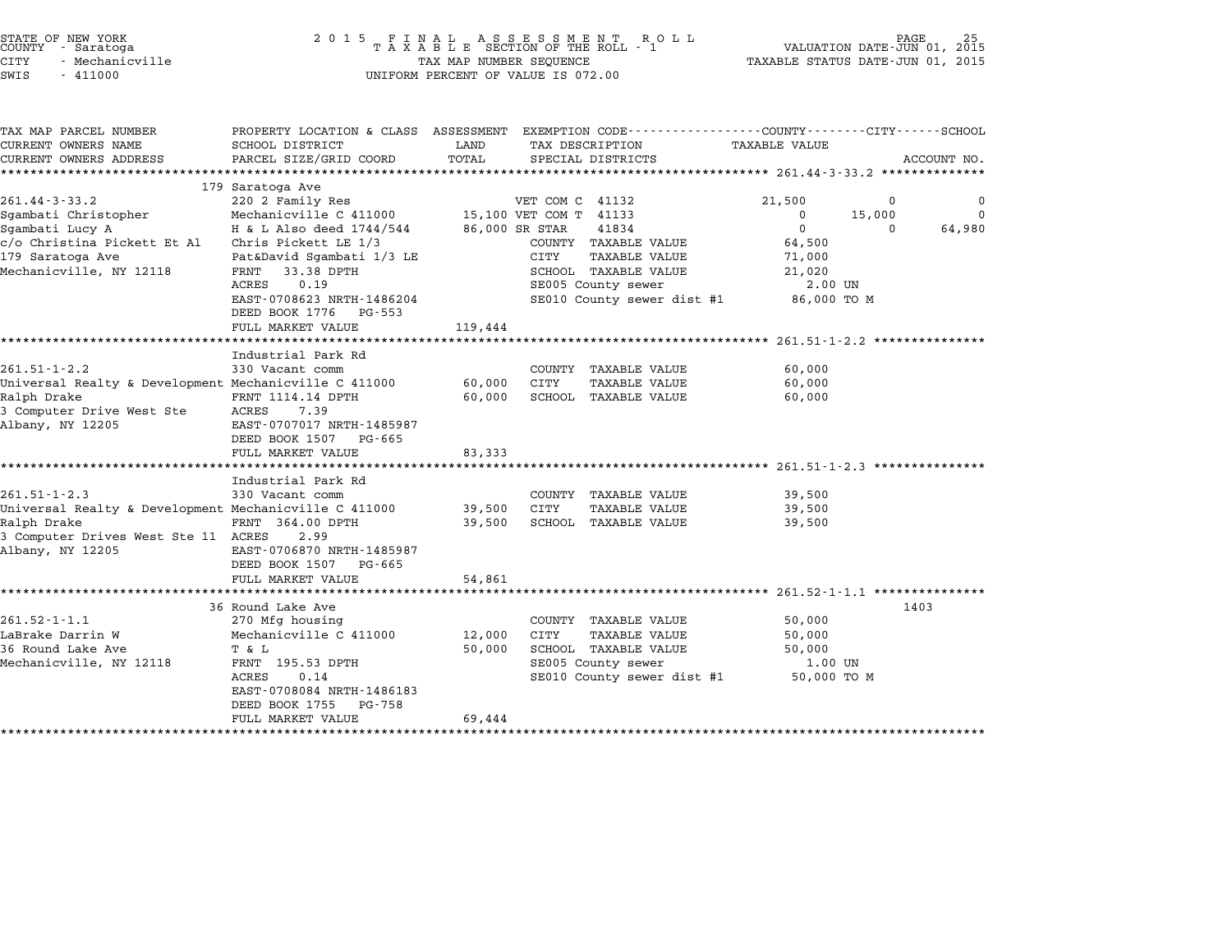STATE OF NEW YORK
COUNTY - Saratoga
CITY - Mechanicville
SWIS - 411000

2 0 1 5 F I N A L A S S E S S M E N T R O L L
T A X A B L E SECTION OF THE ROLL - 1
TAX MAP NUMBER SEQUENCE
UNIFORM PERCENT OF VALUE IS 072.00

VALUATION DATE-JUN 01, 2015
TAXABLE STATUS DATE-JUN 01, 2015

```
TAX MAP PARCEL NUMBER          PROPERTY LOCATION & CLASS  ASSESSMENT  EXEMPTION CODE-----------------COUNTY--------CITY------SCHOOL
CURRENT OWNERS NAME            SCHOOL DISTRICT            LAND        TAX DESCRIPTION              TAXABLE VALUE
CURRENT OWNERS ADDRESS         PARCEL SIZE/GRID COORD     TOTAL       SPECIAL DISTRICTS                                   ACCOUNT NO.
******************************************************************************************************* 261.44-3-33.2 **************
                               179 Saratoga Ave
261.44-3-33.2                  220 2 Family Res                   VET COM C  41132          21,500          0             0
Sgambati Christopher           Mechanicville C 411000     15,100 VET COM T  41133               0      15,000             0
Sgambati Lucy A                H & L Also deed 1744/544   86,000 SR STAR    41834               0           0        64,980
c/o Christina Pickett Et Al    Chris Pickett LE 1/3              COUNTY  TAXABLE VALUE        64,500
179 Saratoga Ave               Pat&David Sgambati 1/3 LE         CITY    TAXABLE VALUE        71,000
Mechanicville, NY 12118        FRNT   33.38 DPTH                 SCHOOL  TAXABLE VALUE        21,020
                               ACRES    0.19                     SE005 County sewer              2.00 UN
                               EAST-0708623 NRTH-1486204         SE010 County sewer dist #1    86,000 TO M
                               DEED BOOK 1776   PG-553
                               FULL MARKET VALUE          119,444
******************************************************************************************************* 261.51-1-2.2 ***************
                               Industrial Park Rd
261.51-1-2.2                   330 Vacant comm                   COUNTY  TAXABLE VALUE        60,000
Universal Realty & Development Mechanicville C 411000     60,000 CITY    TAXABLE VALUE        60,000
Ralph Drake                    FRNT 1114.14 DPTH          60,000 SCHOOL  TAXABLE VALUE        60,000
3 Computer Drive West Ste      ACRES    7.39
Albany, NY 12205               EAST-0707017 NRTH-1485987
                               DEED BOOK 1507   PG-665
                               FULL MARKET VALUE           83,333
******************************************************************************************************* 261.51-1-2.3 ***************
                               Industrial Park Rd
261.51-1-2.3                   330 Vacant comm                   COUNTY  TAXABLE VALUE        39,500
Universal Realty & Development Mechanicville C 411000     39,500 CITY    TAXABLE VALUE        39,500
Ralph Drake                    FRNT  364.00 DPTH          39,500 SCHOOL  TAXABLE VALUE        39,500
3 Computer Drives West Ste 11  ACRES    2.99
Albany, NY 12205               EAST-0706870 NRTH-1485987
                               DEED BOOK 1507   PG-665
                               FULL MARKET VALUE           54,861
******************************************************************************************************* 261.52-1-1.1 ***************
                               36 Round Lake Ave                                                                   1403
261.52-1-1.1                   270 Mfg housing                   COUNTY  TAXABLE VALUE        50,000
LaBrake Darrin W               Mechanicville C 411000     12,000 CITY    TAXABLE VALUE        50,000
36 Round Lake Ave              T & L                      50,000 SCHOOL  TAXABLE VALUE        50,000
Mechanicville, NY 12118        FRNT  195.53 DPTH                 SE005 County sewer              1.00 UN
                               ACRES    0.14                     SE010 County sewer dist #1    50,000 TO M
                               EAST-0708084 NRTH-1486183
                               DEED BOOK 1755   PG-758
                               FULL MARKET VALUE           69,444
************************************************************************************************************************************
```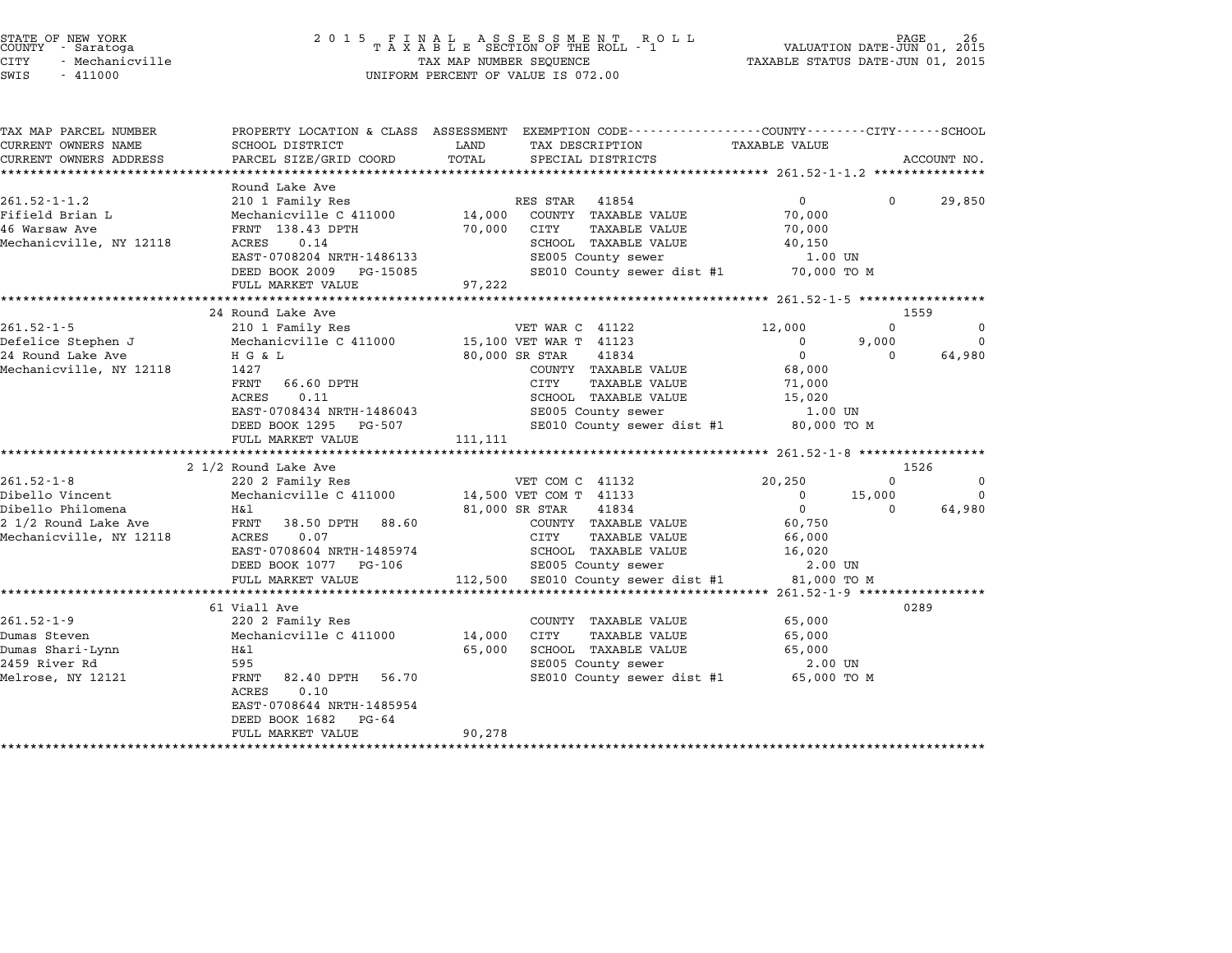STATE OF NEW YORK
COUNTY - Saratoga
CITY - Mechanicville
SWIS - 411000

2015 FINAL ASSESSMENT ROLL
TAXABLE SECTION OF THE ROLL - 1
TAX MAP NUMBER SEQUENCE
UNIFORM PERCENT OF VALUE IS 072.00

VALUATION DATE-JUN 01, 2015
TAXABLE STATUS DATE-JUN 01, 2015

| TAX MAP PARCEL NUMBER / CURRENT OWNERS NAME / CURRENT OWNERS ADDRESS | PROPERTY LOCATION & CLASS / SCHOOL DISTRICT / PARCEL SIZE/GRID COORD | ASSESSMENT LAND / TOTAL | EXEMPTION CODE / TAX DESCRIPTION / SPECIAL DISTRICTS | COUNTY TAXABLE VALUE | CITY | SCHOOL | ACCOUNT NO. |
|---|---|---|---|---|---|---|---|
| **261.52-1-1.2** | Round Lake Ave | | | | | | |
| 261.52-1-1.2 | 210 1 Family Res | | RES STAR 41854 | 0 | 0 | 29,850 | |
| Fifield Brian L | Mechanicville C 411000 | 14,000 | COUNTY TAXABLE VALUE | 70,000 | | | |
| 46 Warsaw Ave | FRNT 138.43 DPTH | 70,000 | CITY TAXABLE VALUE | 70,000 | | | |
| Mechanicville, NY 12118 | ACRES 0.14 | | SCHOOL TAXABLE VALUE | 40,150 | | | |
| | EAST-0708204 NRTH-1486133 | | SE005 County sewer | 1.00 UN | | | |
| | DEED BOOK 2009 PG-15085 | | SE010 County sewer dist #1 | 70,000 TO M | | | |
| | FULL MARKET VALUE | 97,222 | | | | | |
| **261.52-1-5** | 24 Round Lake Ave | | | | | | 1559 |
| 261.52-1-5 | 210 1 Family Res | | VET WAR C 41122 | 12,000 | 0 | 0 | |
| Defelice Stephen J | Mechanicville C 411000 | 15,100 | VET WAR T 41123 | 0 | 9,000 | 0 | |
| 24 Round Lake Ave | H G & L | 80,000 | SR STAR 41834 | 0 | 0 | 64,980 | |
| Mechanicville, NY 12118 | 1427 | | COUNTY TAXABLE VALUE | 68,000 | | | |
| | FRNT 66.60 DPTH | | CITY TAXABLE VALUE | 71,000 | | | |
| | ACRES 0.11 | | SCHOOL TAXABLE VALUE | 15,020 | | | |
| | EAST-0708434 NRTH-1486043 | | SE005 County sewer | 1.00 UN | | | |
| | DEED BOOK 1295 PG-507 | | SE010 County sewer dist #1 | 80,000 TO M | | | |
| | FULL MARKET VALUE | 111,111 | | | | | |
| **261.52-1-8** | 2 1/2 Round Lake Ave | | | | | | 1526 |
| 261.52-1-8 | 220 2 Family Res | | VET COM C 41132 | 20,250 | 0 | 0 | |
| Dibello Vincent | Mechanicville C 411000 | 14,500 | VET COM T 41133 | 0 | 15,000 | 0 | |
| Dibello Philomena | H&l | 81,000 | SR STAR 41834 | 0 | 0 | 64,980 | |
| 2 1/2 Round Lake Ave | FRNT 38.50 DPTH 88.60 | | COUNTY TAXABLE VALUE | 60,750 | | | |
| Mechanicville, NY 12118 | ACRES 0.07 | | CITY TAXABLE VALUE | 66,000 | | | |
| | EAST-0708604 NRTH-1485974 | | SCHOOL TAXABLE VALUE | 16,020 | | | |
| | DEED BOOK 1077 PG-106 | | SE005 County sewer | 2.00 UN | | | |
| | FULL MARKET VALUE | 112,500 | SE010 County sewer dist #1 | 81,000 TO M | | | |
| **261.52-1-9** | 61 Viall Ave | | | | | | 0289 |
| 261.52-1-9 | 220 2 Family Res | | COUNTY TAXABLE VALUE | 65,000 | | | |
| Dumas Steven | Mechanicville C 411000 | 14,000 | CITY TAXABLE VALUE | 65,000 | | | |
| Dumas Shari-Lynn | H&l | 65,000 | SCHOOL TAXABLE VALUE | 65,000 | | | |
| 2459 River Rd | 595 | | SE005 County sewer | 2.00 UN | | | |
| Melrose, NY 12121 | FRNT 82.40 DPTH 56.70 | | SE010 County sewer dist #1 | 65,000 TO M | | | |
| | ACRES 0.10 | | | | | | |
| | EAST-0708644 NRTH-1485954 | | | | | | |
| | DEED BOOK 1682 PG-64 | | | | | | |
| | FULL MARKET VALUE | 90,278 | | | | | |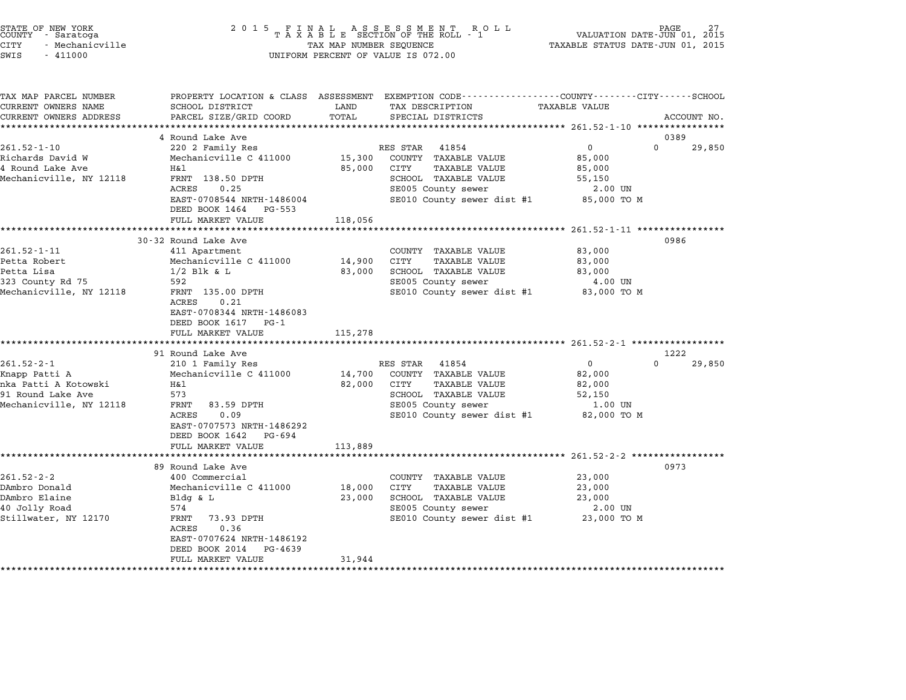STATE OF NEW YORK
COUNTY - Saratoga
CITY - Mechanicville
SWIS - 411000

2 0 1 5 F I N A L A S S E S S M E N T R O L L
T A X A B L E SECTION OF THE ROLL - 1
TAX MAP NUMBER SEQUENCE
UNIFORM PERCENT OF VALUE IS 072.00

VALUATION DATE-JUN 01, 2015
TAXABLE STATUS DATE-JUN 01, 2015

| TAX MAP PARCEL NUMBER / CURRENT OWNERS NAME / CURRENT OWNERS ADDRESS | PROPERTY LOCATION & CLASS / SCHOOL DISTRICT / PARCEL SIZE/GRID COORD | ASSESSMENT LAND / TOTAL | EXEMPTION CODE / TAX DESCRIPTION / SPECIAL DISTRICTS | COUNTY / CITY / SCHOOL TAXABLE VALUE | ACCOUNT NO. |
|---|---|---|---|---|---|
| **261.52-1-10** | 4 Round Lake Ave | | | | 0389 |
| 261.52-1-10 | 220 2 Family Res | | RES STAR 41854 | 0 0 29,850 | |
| Richards David W | Mechanicville C 411000 | 15,300 | COUNTY TAXABLE VALUE | 85,000 | |
| 4 Round Lake Ave | H&l | 85,000 | CITY TAXABLE VALUE | 85,000 | |
| Mechanicville, NY 12118 | FRNT 138.50 DPTH | | SCHOOL TAXABLE VALUE | 55,150 | |
| | ACRES 0.25 | | SE005 County sewer | 2.00 UN | |
| | EAST-0708544 NRTH-1486004 | | SE010 County sewer dist #1 | 85,000 TO M | |
| | DEED BOOK 1464 PG-553 | | | | |
| | FULL MARKET VALUE | 118,056 | | | |
| **261.52-1-11** | 30-32 Round Lake Ave | | | | 0986 |
| 261.52-1-11 | 411 Apartment | | COUNTY TAXABLE VALUE | 83,000 | |
| Petta Robert | Mechanicville C 411000 | 14,900 | CITY TAXABLE VALUE | 83,000 | |
| Petta Lisa | 1/2 Blk & L | 83,000 | SCHOOL TAXABLE VALUE | 83,000 | |
| 323 County Rd 75 | 592 | | SE005 County sewer | 4.00 UN | |
| Mechanicville, NY 12118 | FRNT 135.00 DPTH | | SE010 County sewer dist #1 | 83,000 TO M | |
| | ACRES 0.21 | | | | |
| | EAST-0708344 NRTH-1486083 | | | | |
| | DEED BOOK 1617 PG-1 | | | | |
| | FULL MARKET VALUE | 115,278 | | | |
| **261.52-2-1** | 91 Round Lake Ave | | | | 1222 |
| 261.52-2-1 | 210 1 Family Res | | RES STAR 41854 | 0 0 29,850 | |
| Knapp Patti A | Mechanicville C 411000 | 14,700 | COUNTY TAXABLE VALUE | 82,000 | |
| nka Patti A Kotowski | H&l | 82,000 | CITY TAXABLE VALUE | 82,000 | |
| 91 Round Lake Ave | 573 | | SCHOOL TAXABLE VALUE | 52,150 | |
| Mechanicville, NY 12118 | FRNT 83.59 DPTH | | SE005 County sewer | 1.00 UN | |
| | ACRES 0.09 | | SE010 County sewer dist #1 | 82,000 TO M | |
| | EAST-0707573 NRTH-1486292 | | | | |
| | DEED BOOK 1642 PG-694 | | | | |
| | FULL MARKET VALUE | 113,889 | | | |
| **261.52-2-2** | 89 Round Lake Ave | | | | 0973 |
| 261.52-2-2 | 400 Commercial | | COUNTY TAXABLE VALUE | 23,000 | |
| DAmbro Donald | Mechanicville C 411000 | 18,000 | CITY TAXABLE VALUE | 23,000 | |
| DAmbro Elaine | Bldg & L | 23,000 | SCHOOL TAXABLE VALUE | 23,000 | |
| 40 Jolly Road | 574 | | SE005 County sewer | 2.00 UN | |
| Stillwater, NY 12170 | FRNT 73.93 DPTH | | SE010 County sewer dist #1 | 23,000 TO M | |
| | ACRES 0.36 | | | | |
| | EAST-0707624 NRTH-1486192 | | | | |
| | DEED BOOK 2014 PG-4639 | | | | |
| | FULL MARKET VALUE | 31,944 | | | |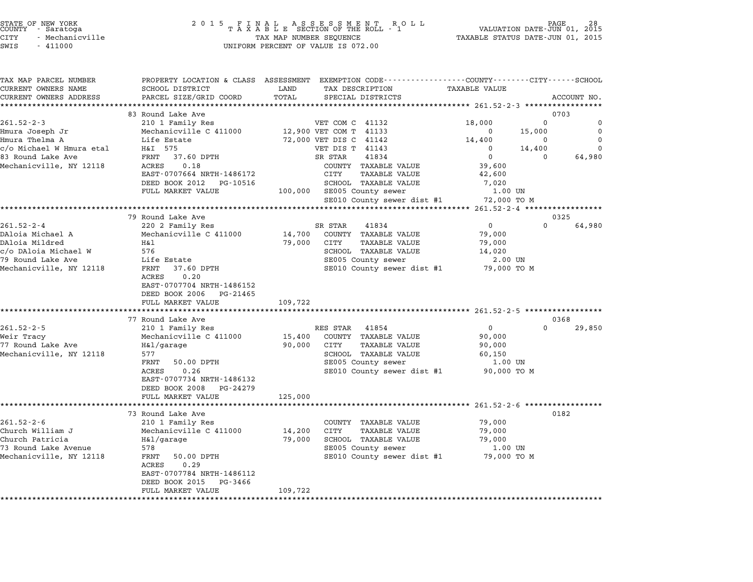STATE OF NEW YORK
COUNTY - Saratoga
CITY - Mechanicville
SWIS - 411000

2015 FINAL ASSESSMENT ROLL
TAXABLE SECTION OF THE ROLL - 1
TAX MAP NUMBER SEQUENCE
UNIFORM PERCENT OF VALUE IS 072.00

VALUATION DATE-JUN 01, 2015
TAXABLE STATUS DATE-JUN 01, 2015

| TAX MAP PARCEL NUMBER / CURRENT OWNERS NAME / CURRENT OWNERS ADDRESS | PROPERTY LOCATION & CLASS / SCHOOL DISTRICT / PARCEL SIZE/GRID COORD | ASSESSMENT LAND | TOTAL | EXEMPTION CODE / TAX DESCRIPTION / SPECIAL DISTRICTS | COUNTY TAXABLE VALUE | CITY | SCHOOL | ACCOUNT NO. |
|---|---|---|---|---|---|---|---|---|
| **261.52-2-3** | 83 Round Lake Ave | | | | | | | 0703 |
| 261.52-2-3 | 210 1 Family Res | | | VET COM C 41132 | 18,000 | 0 | 0 | |
| Hmura Joseph Jr | Mechanicville C 411000 | 12,900 | | VET COM T 41133 | 0 | 15,000 | 0 | |
| Hmura Thelma A | Life Estate | | 72,000 | VET DIS C 41142 | 14,400 | 0 | 0 | |
| c/o Michael W Hmura etal | H&I 575 | | | VET DIS T 41143 | 0 | 14,400 | 0 | |
| 83 Round Lake Ave | FRNT 37.60 DPTH | | | SR STAR 41834 | 0 | 0 | 64,980 | |
| Mechanicville, NY 12118 | ACRES 0.18 | | | COUNTY TAXABLE VALUE | 39,600 | | | |
| | EAST-0707664 NRTH-1486172 | | | CITY TAXABLE VALUE | 42,600 | | | |
| | DEED BOOK 2012 PG-10516 | | | SCHOOL TAXABLE VALUE | 7,020 | | | |
| | FULL MARKET VALUE | | 100,000 | SE005 County sewer | 1.00 UN | | | |
| | | | | SE010 County sewer dist #1 | 72,000 TO M | | | |
| **261.52-2-4** | 79 Round Lake Ave | | | | | | | 0325 |
| 261.52-2-4 | 220 2 Family Res | | | SR STAR 41834 | 0 | 0 | 64,980 | |
| DAloia Michael A | Mechanicville C 411000 | 14,700 | | COUNTY TAXABLE VALUE | 79,000 | | | |
| DAloia Mildred | H&l | | 79,000 | CITY TAXABLE VALUE | 79,000 | | | |
| c/o DAloia Michael W | 576 | | | SCHOOL TAXABLE VALUE | 14,020 | | | |
| 79 Round Lake Ave | Life Estate | | | SE005 County sewer | 2.00 UN | | | |
| Mechanicville, NY 12118 | FRNT 37.60 DPTH | | | SE010 County sewer dist #1 | 79,000 TO M | | | |
| | ACRES 0.20 | | | | | | | |
| | EAST-0707704 NRTH-1486152 | | | | | | | |
| | DEED BOOK 2006 PG-21465 | | | | | | | |
| | FULL MARKET VALUE | | 109,722 | | | | | |
| **261.52-2-5** | 77 Round Lake Ave | | | | | | | 0368 |
| 261.52-2-5 | 210 1 Family Res | | | RES STAR 41854 | 0 | 0 | 29,850 | |
| Weir Tracy | Mechanicville C 411000 | 15,400 | | COUNTY TAXABLE VALUE | 90,000 | | | |
| 77 Round Lake Ave | H&l/garage | | 90,000 | CITY TAXABLE VALUE | 90,000 | | | |
| Mechanicville, NY 12118 | 577 | | | SCHOOL TAXABLE VALUE | 60,150 | | | |
| | FRNT 50.00 DPTH | | | SE005 County sewer | 1.00 UN | | | |
| | ACRES 0.26 | | | SE010 County sewer dist #1 | 90,000 TO M | | | |
| | EAST-0707734 NRTH-1486132 | | | | | | | |
| | DEED BOOK 2008 PG-24279 | | | | | | | |
| | FULL MARKET VALUE | | 125,000 | | | | | |
| **261.52-2-6** | 73 Round Lake Ave | | | | | | | 0182 |
| 261.52-2-6 | 210 1 Family Res | | | COUNTY TAXABLE VALUE | 79,000 | | | |
| Church William J | Mechanicville C 411000 | 14,200 | | CITY TAXABLE VALUE | 79,000 | | | |
| Church Patricia | H&l/garage | | 79,000 | SCHOOL TAXABLE VALUE | 79,000 | | | |
| 73 Round Lake Avenue | 578 | | | SE005 County sewer | 1.00 UN | | | |
| Mechanicville, NY 12118 | FRNT 50.00 DPTH | | | SE010 County sewer dist #1 | 79,000 TO M | | | |
| | ACRES 0.29 | | | | | | | |
| | EAST-0707784 NRTH-1486112 | | | | | | | |
| | DEED BOOK 2015 PG-3466 | | | | | | | |
| | FULL MARKET VALUE | | 109,722 | | | | | |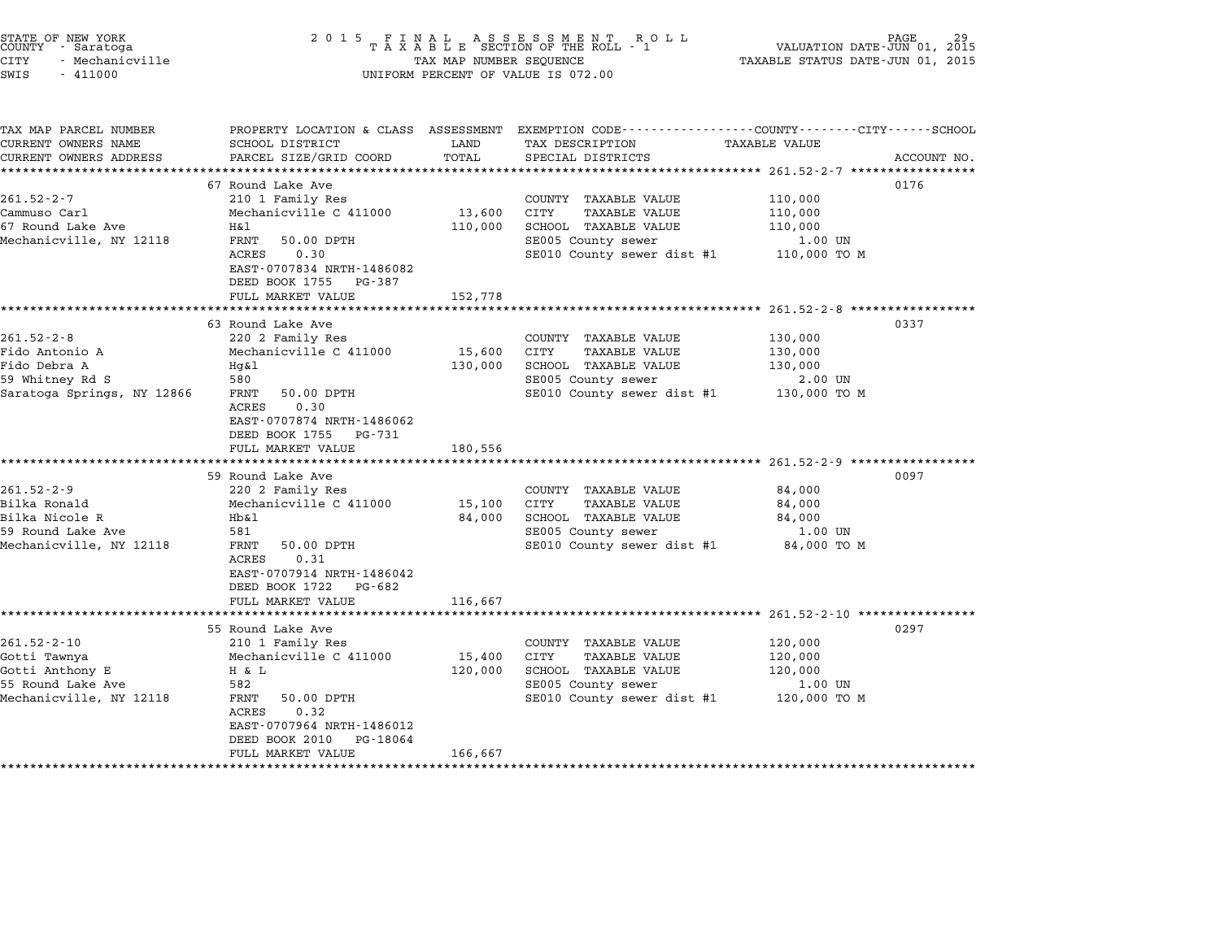STATE OF NEW YORK
COUNTY - Saratoga
CITY - Mechanicville
SWIS - 411000

2 0 1 5 F I N A L A S S E S S M E N T R O L L
T A X A B L E SECTION OF THE ROLL - 1
TAX MAP NUMBER SEQUENCE
UNIFORM PERCENT OF VALUE IS 072.00

VALUATION DATE-JUN 01, 2015
TAXABLE STATUS DATE-JUN 01, 2015

| TAX MAP PARCEL NUMBER / CURRENT OWNERS NAME / CURRENT OWNERS ADDRESS | PROPERTY LOCATION & CLASS / SCHOOL DISTRICT / PARCEL SIZE/GRID COORD | ASSESSMENT LAND / TOTAL | EXEMPTION CODE / TAX DESCRIPTION / SPECIAL DISTRICTS | TAXABLE VALUE (COUNTY / CITY / SCHOOL) | ACCOUNT NO. |
|---|---|---|---|---|---|
| **261.52-2-7** | 67 Round Lake Ave | | | | 0176 |
| 261.52-2-7 | 210 1 Family Res | | COUNTY TAXABLE VALUE | 110,000 | |
| Cammuso Carl | Mechanicville C 411000 | 13,600 | CITY TAXABLE VALUE | 110,000 | |
| 67 Round Lake Ave | H&l | 110,000 | SCHOOL TAXABLE VALUE | 110,000 | |
| Mechanicville, NY 12118 | FRNT 50.00 DPTH | | SE005 County sewer | 1.00 UN | |
| | ACRES 0.30 | | SE010 County sewer dist #1 | 110,000 TO M | |
| | EAST-0707834 NRTH-1486082 | | | | |
| | DEED BOOK 1755 PG-387 | | | | |
| | FULL MARKET VALUE | 152,778 | | | |
| **261.52-2-8** | 63 Round Lake Ave | | | | 0337 |
| 261.52-2-8 | 220 2 Family Res | | COUNTY TAXABLE VALUE | 130,000 | |
| Fido Antonio A | Mechanicville C 411000 | 15,600 | CITY TAXABLE VALUE | 130,000 | |
| Fido Debra A | Hg&l | 130,000 | SCHOOL TAXABLE VALUE | 130,000 | |
| 59 Whitney Rd S | 580 | | SE005 County sewer | 2.00 UN | |
| Saratoga Springs, NY 12866 | FRNT 50.00 DPTH | | SE010 County sewer dist #1 | 130,000 TO M | |
| | ACRES 0.30 | | | | |
| | EAST-0707874 NRTH-1486062 | | | | |
| | DEED BOOK 1755 PG-731 | | | | |
| | FULL MARKET VALUE | 180,556 | | | |
| **261.52-2-9** | 59 Round Lake Ave | | | | 0097 |
| 261.52-2-9 | 220 2 Family Res | | COUNTY TAXABLE VALUE | 84,000 | |
| Bilka Ronald | Mechanicville C 411000 | 15,100 | CITY TAXABLE VALUE | 84,000 | |
| Bilka Nicole R | Hb&l | 84,000 | SCHOOL TAXABLE VALUE | 84,000 | |
| 59 Round Lake Ave | 581 | | SE005 County sewer | 1.00 UN | |
| Mechanicville, NY 12118 | FRNT 50.00 DPTH | | SE010 County sewer dist #1 | 84,000 TO M | |
| | ACRES 0.31 | | | | |
| | EAST-0707914 NRTH-1486042 | | | | |
| | DEED BOOK 1722 PG-682 | | | | |
| | FULL MARKET VALUE | 116,667 | | | |
| **261.52-2-10** | 55 Round Lake Ave | | | | 0297 |
| 261.52-2-10 | 210 1 Family Res | | COUNTY TAXABLE VALUE | 120,000 | |
| Gotti Tawnya | Mechanicville C 411000 | 15,400 | CITY TAXABLE VALUE | 120,000 | |
| Gotti Anthony E | H & L | 120,000 | SCHOOL TAXABLE VALUE | 120,000 | |
| 55 Round Lake Ave | 582 | | SE005 County sewer | 1.00 UN | |
| Mechanicville, NY 12118 | FRNT 50.00 DPTH | | SE010 County sewer dist #1 | 120,000 TO M | |
| | ACRES 0.32 | | | | |
| | EAST-0707964 NRTH-1486012 | | | | |
| | DEED BOOK 2010 PG-18064 | | | | |
| | FULL MARKET VALUE | 166,667 | | | |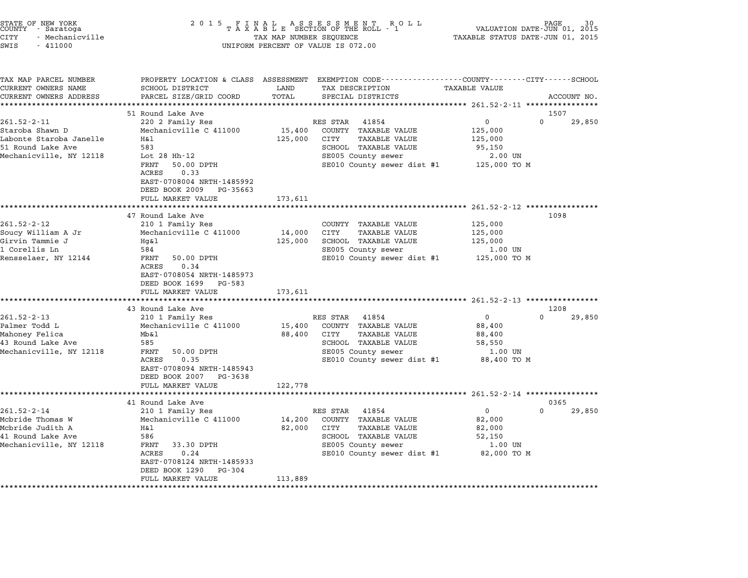STATE OF NEW YORK
COUNTY - Saratoga
CITY - Mechanicville
SWIS - 411000

# 2015 FINAL ASSESSMENT ROLL
TAXABLE SECTION OF THE ROLL - 1
TAX MAP NUMBER SEQUENCE
UNIFORM PERCENT OF VALUE IS 072.00

VALUATION DATE-JUN 01, 2015
TAXABLE STATUS DATE-JUN 01, 2015

| TAX MAP PARCEL NUMBER / CURRENT OWNERS NAME / CURRENT OWNERS ADDRESS | PROPERTY LOCATION & CLASS / SCHOOL DISTRICT / PARCEL SIZE/GRID COORD | ASSESSMENT LAND / TOTAL | EXEMPTION CODE / TAX DESCRIPTION / SPECIAL DISTRICTS | COUNTY / CITY / SCHOOL TAXABLE VALUE | ACCOUNT NO. |
|---|---|---|---|---|---|
| **261.52-2-11** | 51 Round Lake Ave | | | | 1507 |
| 261.52-2-11 | 220 2 Family Res | | RES STAR 41854 | 0 / 0 / 29,850 | |
| Staroba Shawn D | Mechanicville C 411000 | 15,400 | COUNTY TAXABLE VALUE | 125,000 | |
| Labonte Staroba Janelle | H&l | 125,000 | CITY TAXABLE VALUE | 125,000 | |
| 51 Round Lake Ave | 583 | | SCHOOL TAXABLE VALUE | 95,150 | |
| Mechanicville, NY 12118 | Lot 28 Hh-12 | | SE005 County sewer | 2.00 UN | |
| | FRNT 50.00 DPTH | | SE010 County sewer dist #1 | 125,000 TO M | |
| | ACRES 0.33 | | | | |
| | EAST-0708004 NRTH-1485992 | | | | |
| | DEED BOOK 2009 PG-35663 | | | | |
| | FULL MARKET VALUE | 173,611 | | | |
| **261.52-2-12** | 47 Round Lake Ave | | | | 1098 |
| 261.52-2-12 | 210 1 Family Res | | COUNTY TAXABLE VALUE | 125,000 | |
| Soucy William A Jr | Mechanicville C 411000 | 14,000 | CITY TAXABLE VALUE | 125,000 | |
| Girvin Tammie J | Hg&l | 125,000 | SCHOOL TAXABLE VALUE | 125,000 | |
| 1 Corellis Ln | 584 | | SE005 County sewer | 1.00 UN | |
| Rensselaer, NY 12144 | FRNT 50.00 DPTH | | SE010 County sewer dist #1 | 125,000 TO M | |
| | ACRES 0.34 | | | | |
| | EAST-0708054 NRTH-1485973 | | | | |
| | DEED BOOK 1699 PG-583 | | | | |
| | FULL MARKET VALUE | 173,611 | | | |
| **261.52-2-13** | 43 Round Lake Ave | | | | 1208 |
| 261.52-2-13 | 210 1 Family Res | | RES STAR 41854 | 0 / 0 / 29,850 | |
| Palmer Todd L | Mechanicville C 411000 | 15,400 | COUNTY TAXABLE VALUE | 88,400 | |
| Mahoney Felica | Mb&l | 88,400 | CITY TAXABLE VALUE | 88,400 | |
| 43 Round Lake Ave | 585 | | SCHOOL TAXABLE VALUE | 58,550 | |
| Mechanicville, NY 12118 | FRNT 50.00 DPTH | | SE005 County sewer | 1.00 UN | |
| | ACRES 0.35 | | SE010 County sewer dist #1 | 88,400 TO M | |
| | EAST-0708094 NRTH-1485943 | | | | |
| | DEED BOOK 2007 PG-3638 | | | | |
| | FULL MARKET VALUE | 122,778 | | | |
| **261.52-2-14** | 41 Round Lake Ave | | | | 0365 |
| 261.52-2-14 | 210 1 Family Res | | RES STAR 41854 | 0 / 0 / 29,850 | |
| Mcbride Thomas W | Mechanicville C 411000 | 14,200 | COUNTY TAXABLE VALUE | 82,000 | |
| Mcbride Judith A | H&l | 82,000 | CITY TAXABLE VALUE | 82,000 | |
| 41 Round Lake Ave | 586 | | SCHOOL TAXABLE VALUE | 52,150 | |
| Mechanicville, NY 12118 | FRNT 33.30 DPTH | | SE005 County sewer | 1.00 UN | |
| | ACRES 0.24 | | SE010 County sewer dist #1 | 82,000 TO M | |
| | EAST-0708124 NRTH-1485933 | | | | |
| | DEED BOOK 1290 PG-304 | | | | |
| | FULL MARKET VALUE | 113,889 | | | |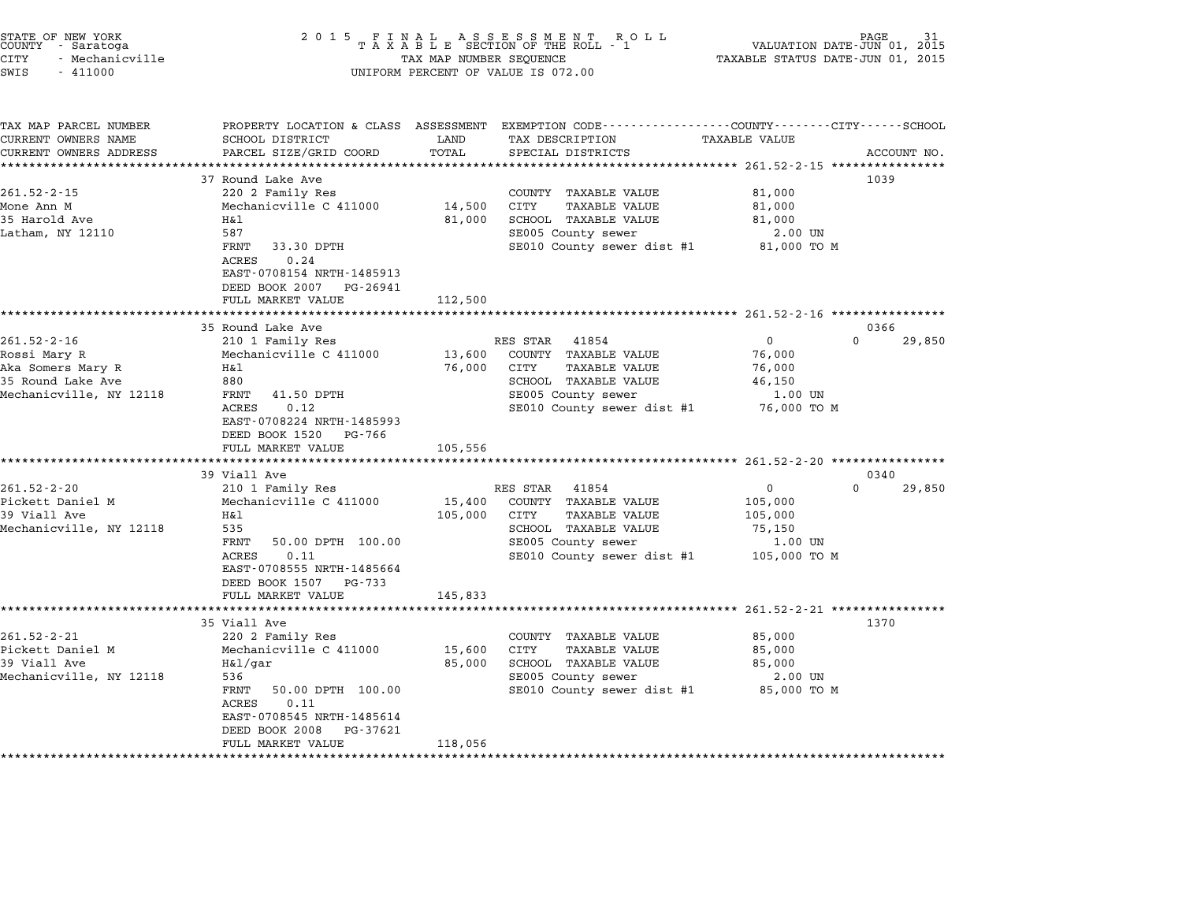STATE OF NEW YORK
COUNTY - Saratoga
CITY - Mechanicville
SWIS - 411000

2 0 1 5 F I N A L A S S E S S M E N T R O L L
T A X A B L E SECTION OF THE ROLL - 1
TAX MAP NUMBER SEQUENCE
UNIFORM PERCENT OF VALUE IS 072.00

VALUATION DATE-JUN 01, 2015
TAXABLE STATUS DATE-JUN 01, 2015

| TAX MAP PARCEL NUMBER / CURRENT OWNERS NAME / CURRENT OWNERS ADDRESS | PROPERTY LOCATION & CLASS / SCHOOL DISTRICT / PARCEL SIZE/GRID COORD | ASSESSMENT LAND / TOTAL | EXEMPTION CODE / TAX DESCRIPTION / SPECIAL DISTRICTS | COUNTY / CITY TAXABLE VALUE | SCHOOL | ACCOUNT NO. |
|---|---|---|---|---|---|---|
| **261.52-2-15** | 37 Round Lake Ave | | | | | 1039 |
| 261.52-2-15 | 220 2 Family Res | | COUNTY TAXABLE VALUE | 81,000 | | |
| Mone Ann M | Mechanicville C 411000 | 14,500 | CITY TAXABLE VALUE | 81,000 | | |
| 35 Harold Ave | H&l | 81,000 | SCHOOL TAXABLE VALUE | 81,000 | | |
| Latham, NY 12110 | 587 | | SE005 County sewer | 2.00 UN | | |
| | FRNT 33.30 DPTH | | SE010 County sewer dist #1 | 81,000 TO M | | |
| | ACRES 0.24 | | | | | |
| | EAST-0708154 NRTH-1485913 | | | | | |
| | DEED BOOK 2007 PG-26941 | | | | | |
| | FULL MARKET VALUE | 112,500 | | | | |
| **261.52-2-16** | 35 Round Lake Ave | | | | | 0366 |
| 261.52-2-16 | 210 1 Family Res | | RES STAR 41854 | 0 | 0 | 29,850 |
| Rossi Mary R | Mechanicville C 411000 | 13,600 | COUNTY TAXABLE VALUE | 76,000 | | |
| Aka Somers Mary R | H&l | 76,000 | CITY TAXABLE VALUE | 76,000 | | |
| 35 Round Lake Ave | 880 | | SCHOOL TAXABLE VALUE | 46,150 | | |
| Mechanicville, NY 12118 | FRNT 41.50 DPTH | | SE005 County sewer | 1.00 UN | | |
| | ACRES 0.12 | | SE010 County sewer dist #1 | 76,000 TO M | | |
| | EAST-0708224 NRTH-1485993 | | | | | |
| | DEED BOOK 1520 PG-766 | | | | | |
| | FULL MARKET VALUE | 105,556 | | | | |
| **261.52-2-20** | 39 Viall Ave | | | | | 0340 |
| 261.52-2-20 | 210 1 Family Res | | RES STAR 41854 | 0 | 0 | 29,850 |
| Pickett Daniel M | Mechanicville C 411000 | 15,400 | COUNTY TAXABLE VALUE | 105,000 | | |
| 39 Viall Ave | H&l | 105,000 | CITY TAXABLE VALUE | 105,000 | | |
| Mechanicville, NY 12118 | 535 | | SCHOOL TAXABLE VALUE | 75,150 | | |
| | FRNT 50.00 DPTH 100.00 | | SE005 County sewer | 1.00 UN | | |
| | ACRES 0.11 | | SE010 County sewer dist #1 | 105,000 TO M | | |
| | EAST-0708555 NRTH-1485664 | | | | | |
| | DEED BOOK 1507 PG-733 | | | | | |
| | FULL MARKET VALUE | 145,833 | | | | |
| **261.52-2-21** | 35 Viall Ave | | | | | 1370 |
| 261.52-2-21 | 220 2 Family Res | | COUNTY TAXABLE VALUE | 85,000 | | |
| Pickett Daniel M | Mechanicville C 411000 | 15,600 | CITY TAXABLE VALUE | 85,000 | | |
| 39 Viall Ave | H&l/gar | 85,000 | SCHOOL TAXABLE VALUE | 85,000 | | |
| Mechanicville, NY 12118 | 536 | | SE005 County sewer | 2.00 UN | | |
| | FRNT 50.00 DPTH 100.00 | | SE010 County sewer dist #1 | 85,000 TO M | | |
| | ACRES 0.11 | | | | | |
| | EAST-0708545 NRTH-1485614 | | | | | |
| | DEED BOOK 2008 PG-37621 | | | | | |
| | FULL MARKET VALUE | 118,056 | | | | |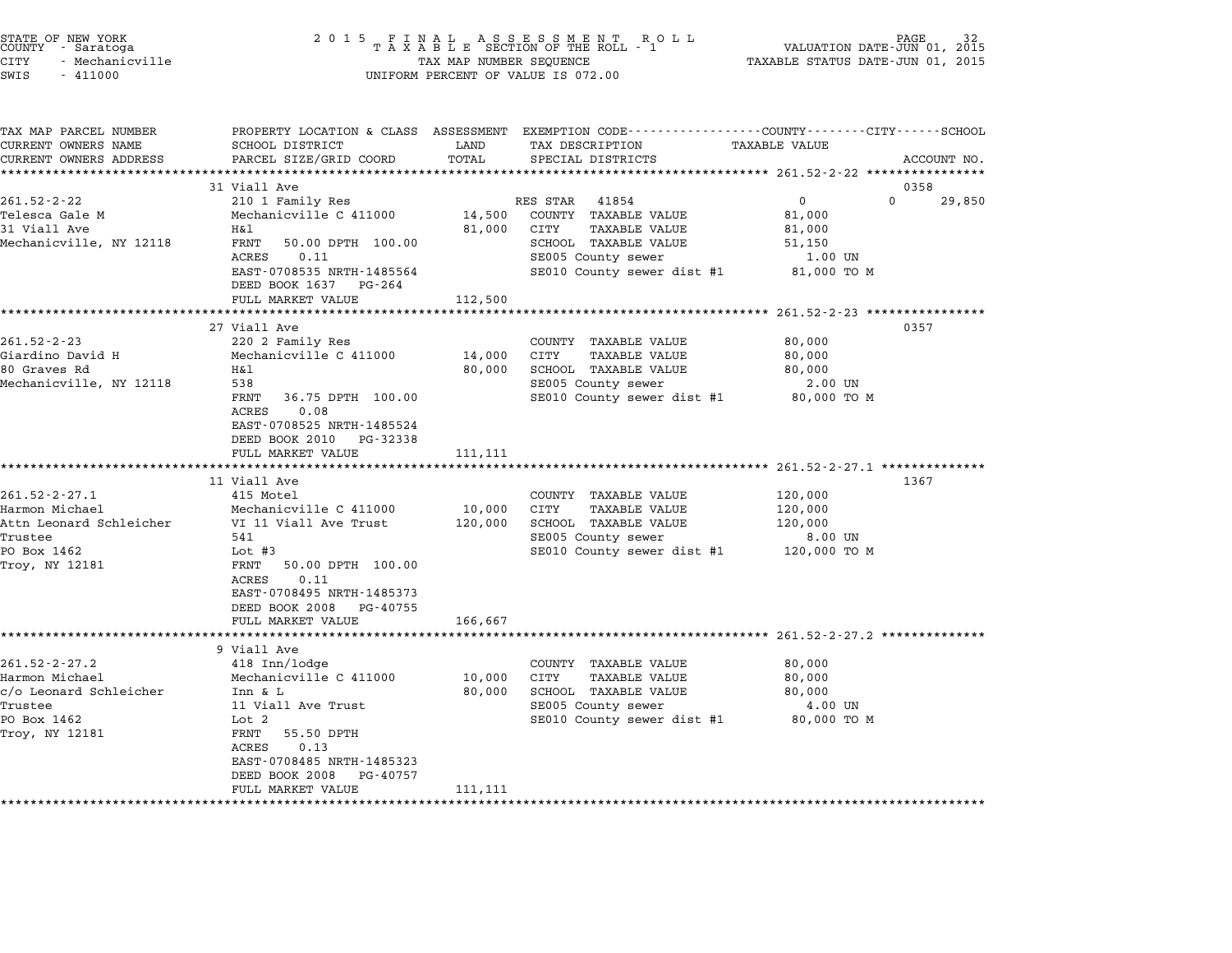STATE OF NEW YORK
COUNTY - Saratoga
CITY - Mechanicville
SWIS - 411000

2 0 1 5 F I N A L A S S E S S M E N T R O L L
T A X A B L E SECTION OF THE ROLL - 1
TAX MAP NUMBER SEQUENCE
UNIFORM PERCENT OF VALUE IS 072.00

VALUATION DATE-JUN 01, 2015
TAXABLE STATUS DATE-JUN 01, 2015

| TAX MAP PARCEL NUMBER / CURRENT OWNERS NAME / CURRENT OWNERS ADDRESS | PROPERTY LOCATION & CLASS / SCHOOL DISTRICT / PARCEL SIZE/GRID COORD | ASSESSMENT LAND | TOTAL | EXEMPTION CODE / TAX DESCRIPTION / SPECIAL DISTRICTS | COUNTY / CITY / SCHOOL TAXABLE VALUE | ACCOUNT NO. |
|---|---|---|---|---|---|---|
| **261.52-2-22** | 31 Viall Ave | | | | | 0358 |
| 261.52-2-22 | 210 1 Family Res | | | RES STAR 41854 | 0 &nbsp; 0 &nbsp; 29,850 | |
| Telesca Gale M | Mechanicville C 411000 | 14,500 | | COUNTY TAXABLE VALUE | 81,000 | |
| 31 Viall Ave | H&l | | 81,000 | CITY TAXABLE VALUE | 81,000 | |
| Mechanicville, NY 12118 | FRNT 50.00 DPTH 100.00 | | | SCHOOL TAXABLE VALUE | 51,150 | |
| | ACRES 0.11 | | | SE005 County sewer | 1.00 UN | |
| | EAST-0708535 NRTH-1485564 | | | SE010 County sewer dist #1 | 81,000 TO M | |
| | DEED BOOK 1637 PG-264 | | | | | |
| | FULL MARKET VALUE | | 112,500 | | | |
| **261.52-2-23** | 27 Viall Ave | | | | | 0357 |
| 261.52-2-23 | 220 2 Family Res | | | COUNTY TAXABLE VALUE | 80,000 | |
| Giardino David H | Mechanicville C 411000 | 14,000 | | CITY TAXABLE VALUE | 80,000 | |
| 80 Graves Rd | H&l | | 80,000 | SCHOOL TAXABLE VALUE | 80,000 | |
| Mechanicville, NY 12118 | 538 | | | SE005 County sewer | 2.00 UN | |
| | FRNT 36.75 DPTH 100.00 | | | SE010 County sewer dist #1 | 80,000 TO M | |
| | ACRES 0.08 | | | | | |
| | EAST-0708525 NRTH-1485524 | | | | | |
| | DEED BOOK 2010 PG-32338 | | | | | |
| | FULL MARKET VALUE | | 111,111 | | | |
| **261.52-2-27.1** | 11 Viall Ave | | | | | 1367 |
| 261.52-2-27.1 | 415 Motel | | | COUNTY TAXABLE VALUE | 120,000 | |
| Harmon Michael | Mechanicville C 411000 | 10,000 | | CITY TAXABLE VALUE | 120,000 | |
| Attn Leonard Schleicher | VI 11 Viall Ave Trust | | 120,000 | SCHOOL TAXABLE VALUE | 120,000 | |
| Trustee | 541 | | | SE005 County sewer | 8.00 UN | |
| PO Box 1462 | Lot #3 | | | SE010 County sewer dist #1 | 120,000 TO M | |
| Troy, NY 12181 | FRNT 50.00 DPTH 100.00 | | | | | |
| | ACRES 0.11 | | | | | |
| | EAST-0708495 NRTH-1485373 | | | | | |
| | DEED BOOK 2008 PG-40755 | | | | | |
| | FULL MARKET VALUE | | 166,667 | | | |
| **261.52-2-27.2** | 9 Viall Ave | | | | | |
| 261.52-2-27.2 | 418 Inn/lodge | | | COUNTY TAXABLE VALUE | 80,000 | |
| Harmon Michael | Mechanicville C 411000 | 10,000 | | CITY TAXABLE VALUE | 80,000 | |
| c/o Leonard Schleicher | Inn & L | | 80,000 | SCHOOL TAXABLE VALUE | 80,000 | |
| Trustee | 11 Viall Ave Trust | | | SE005 County sewer | 4.00 UN | |
| PO Box 1462 | Lot 2 | | | SE010 County sewer dist #1 | 80,000 TO M | |
| Troy, NY 12181 | FRNT 55.50 DPTH | | | | | |
| | ACRES 0.13 | | | | | |
| | EAST-0708485 NRTH-1485323 | | | | | |
| | DEED BOOK 2008 PG-40757 | | | | | |
| | FULL MARKET VALUE | | 111,111 | | | |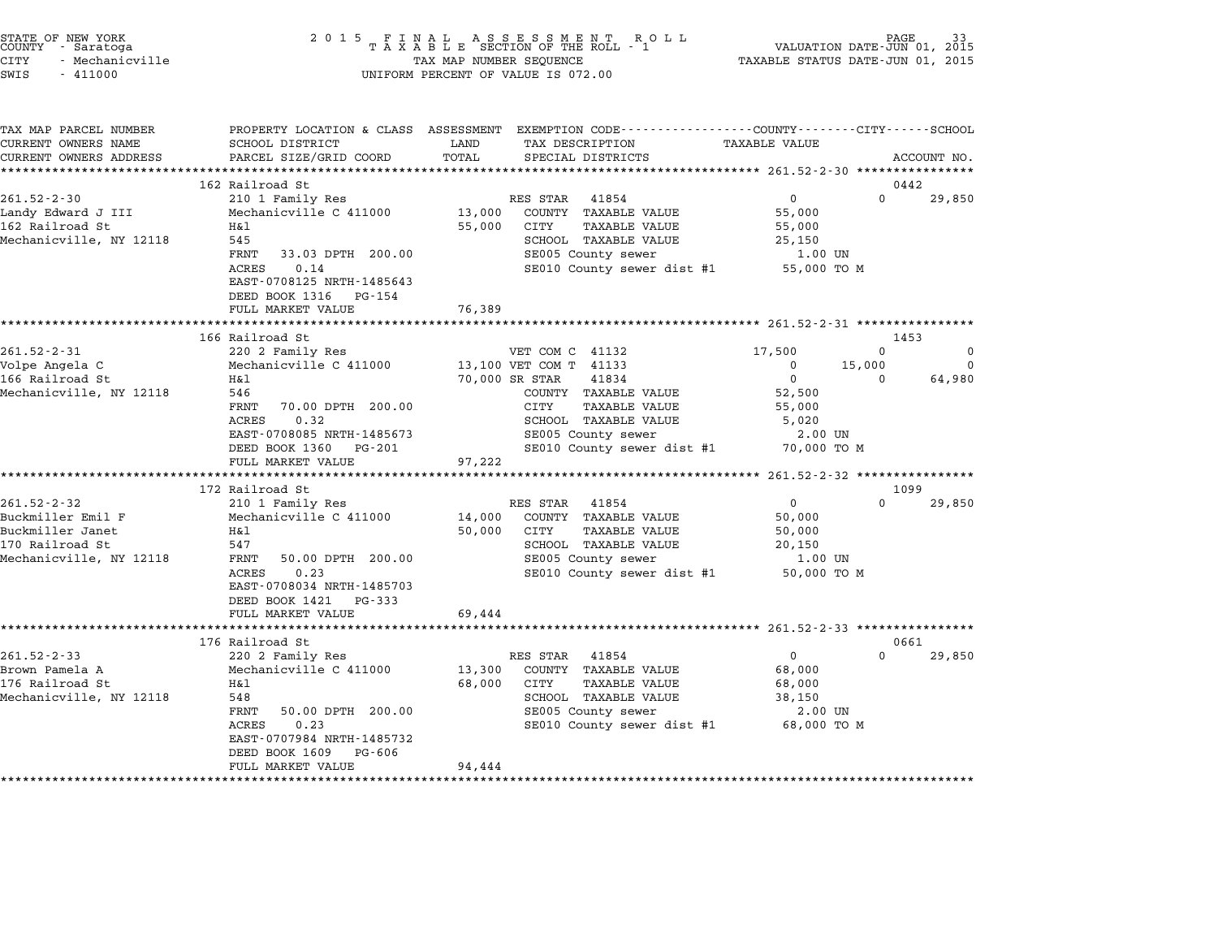STATE OF NEW YORK
COUNTY - Saratoga
CITY - Mechanicville
SWIS - 411000

2015 FINAL ASSESSMENT ROLL
TAXABLE SECTION OF THE ROLL - 1
TAX MAP NUMBER SEQUENCE
UNIFORM PERCENT OF VALUE IS 072.00

VALUATION DATE-JUN 01, 2015
TAXABLE STATUS DATE-JUN 01, 2015

| TAX MAP PARCEL NUMBER / CURRENT OWNERS NAME / CURRENT OWNERS ADDRESS | PROPERTY LOCATION & CLASS / SCHOOL DISTRICT / PARCEL SIZE/GRID COORD | ASSESSMENT LAND / TOTAL | EXEMPTION CODE / TAX DESCRIPTION / SPECIAL DISTRICTS | COUNTY TAXABLE VALUE | CITY | SCHOOL | ACCOUNT NO. |
|---|---|---|---|---|---|---|---|
| **261.52-2-30** | 162 Railroad St | | | | | | 0442 |
| Landy Edward J III | 210 1 Family Res | | RES STAR 41854 | 0 | 0 | 29,850 | |
| 162 Railroad St | Mechanicville C 411000 | 13,000 | COUNTY TAXABLE VALUE | 55,000 | | | |
| Mechanicville, NY 12118 | H&l | 55,000 | CITY TAXABLE VALUE | 55,000 | | | |
| | 545 | | SCHOOL TAXABLE VALUE | 25,150 | | | |
| | FRNT 33.03 DPTH 200.00 | | SE005 County sewer | 1.00 UN | | | |
| | ACRES 0.14 | | SE010 County sewer dist #1 | 55,000 TO M | | | |
| | EAST-0708125 NRTH-1485643 | | | | | | |
| | DEED BOOK 1316 PG-154 | | | | | | |
| | FULL MARKET VALUE | 76,389 | | | | | |
| **261.52-2-31** | 166 Railroad St | | | | | | 1453 |
| Volpe Angela C | 220 2 Family Res | | VET COM C 41132 | 17,500 | 0 | 0 | |
| 166 Railroad St | Mechanicville C 411000 | 13,100 | VET COM T 41133 | 0 | 15,000 | 0 | |
| Mechanicville, NY 12118 | H&l | 70,000 | SR STAR 41834 | 0 | 0 | 64,980 | |
| | 546 | | COUNTY TAXABLE VALUE | 52,500 | | | |
| | FRNT 70.00 DPTH 200.00 | | CITY TAXABLE VALUE | 55,000 | | | |
| | ACRES 0.32 | | SCHOOL TAXABLE VALUE | 5,020 | | | |
| | EAST-0708085 NRTH-1485673 | | SE005 County sewer | 2.00 UN | | | |
| | DEED BOOK 1360 PG-201 | | SE010 County sewer dist #1 | 70,000 TO M | | | |
| | FULL MARKET VALUE | 97,222 | | | | | |
| **261.52-2-32** | 172 Railroad St | | | | | | 1099 |
| Buckmiller Emil F | 210 1 Family Res | | RES STAR 41854 | 0 | 0 | 29,850 | |
| Buckmiller Janet | Mechanicville C 411000 | 14,000 | COUNTY TAXABLE VALUE | 50,000 | | | |
| 170 Railroad St | H&l | 50,000 | CITY TAXABLE VALUE | 50,000 | | | |
| Mechanicville, NY 12118 | 547 | | SCHOOL TAXABLE VALUE | 20,150 | | | |
| | FRNT 50.00 DPTH 200.00 | | SE005 County sewer | 1.00 UN | | | |
| | ACRES 0.23 | | SE010 County sewer dist #1 | 50,000 TO M | | | |
| | EAST-0708034 NRTH-1485703 | | | | | | |
| | DEED BOOK 1421 PG-333 | | | | | | |
| | FULL MARKET VALUE | 69,444 | | | | | |
| **261.52-2-33** | 176 Railroad St | | | | | | 0661 |
| Brown Pamela A | 220 2 Family Res | | RES STAR 41854 | 0 | 0 | 29,850 | |
| 176 Railroad St | Mechanicville C 411000 | 13,300 | COUNTY TAXABLE VALUE | 68,000 | | | |
| Mechanicville, NY 12118 | H&l | 68,000 | CITY TAXABLE VALUE | 68,000 | | | |
| | 548 | | SCHOOL TAXABLE VALUE | 38,150 | | | |
| | FRNT 50.00 DPTH 200.00 | | SE005 County sewer | 2.00 UN | | | |
| | ACRES 0.23 | | SE010 County sewer dist #1 | 68,000 TO M | | | |
| | EAST-0707984 NRTH-1485732 | | | | | | |
| | DEED BOOK 1609 PG-606 | | | | | | |
| | FULL MARKET VALUE | 94,444 | | | | | |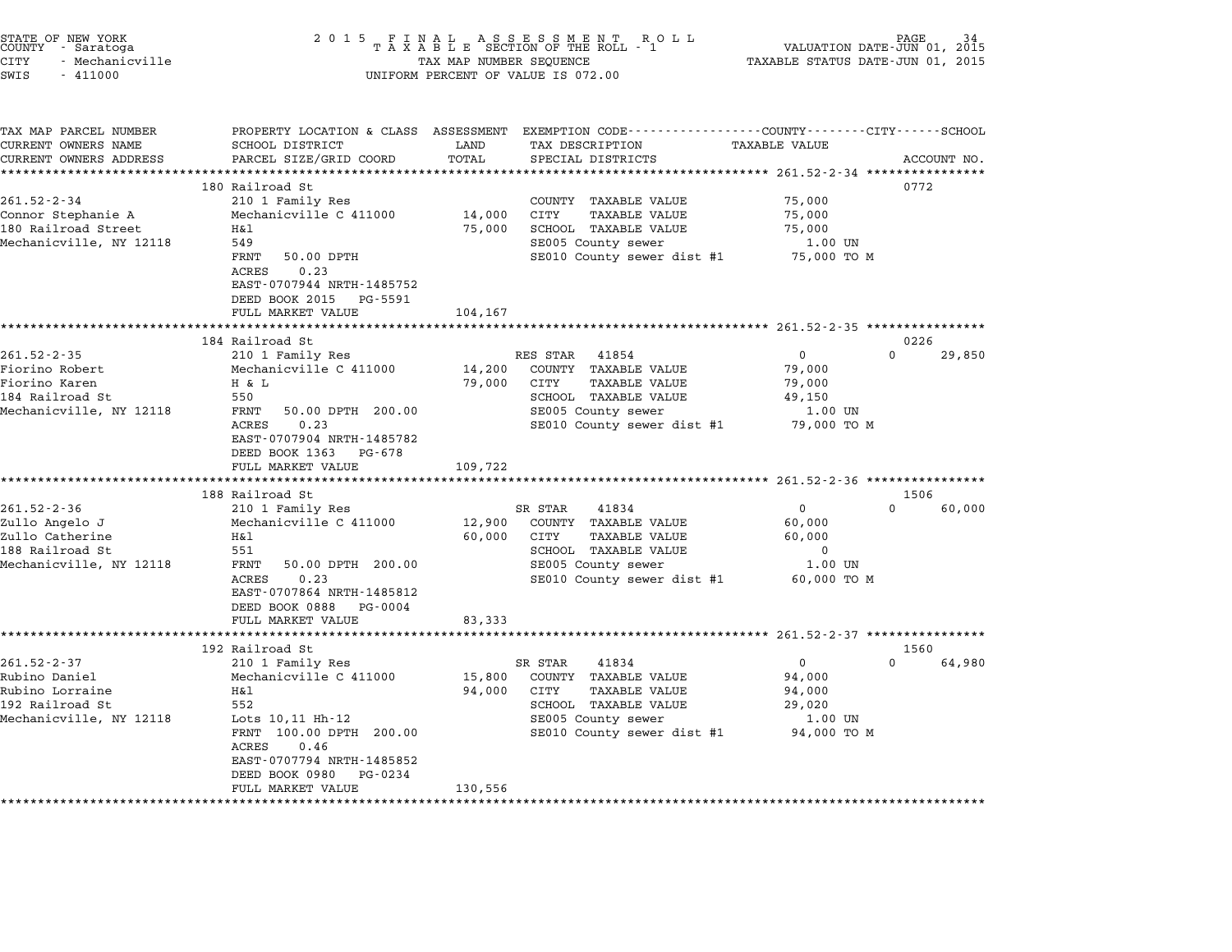STATE OF NEW YORK
COUNTY - Saratoga
CITY - Mechanicville
SWIS - 411000

# 2015 FINAL ASSESSMENT ROLL
TAXABLE SECTION OF THE ROLL - 1
TAX MAP NUMBER SEQUENCE
UNIFORM PERCENT OF VALUE IS 072.00

VALUATION DATE-JUN 01, 2015
TAXABLE STATUS DATE-JUN 01, 2015

| TAX MAP PARCEL NUMBER<br>CURRENT OWNERS NAME<br>CURRENT OWNERS ADDRESS | PROPERTY LOCATION & CLASS<br>SCHOOL DISTRICT<br>PARCEL SIZE/GRID COORD | ASSESSMENT<br>LAND<br>TOTAL | EXEMPTION CODE-----COUNTY-----CITY-----SCHOOL<br>TAX DESCRIPTION<br>SPECIAL DISTRICTS | TAXABLE VALUE | ACCOUNT NO. |
|---|---|---|---|---|---|
| **261.52-2-34** | 180 Railroad St | | | | 0772 |
| 261.52-2-34 | 210 1 Family Res | | COUNTY TAXABLE VALUE | 75,000 | |
| Connor Stephanie A | Mechanicville C 411000 | 14,000 | CITY TAXABLE VALUE | 75,000 | |
| 180 Railroad Street | H&l | 75,000 | SCHOOL TAXABLE VALUE | 75,000 | |
| Mechanicville, NY 12118 | 549 | | SE005 County sewer | 1.00 UN | |
| | FRNT 50.00 DPTH | | SE010 County sewer dist #1 | 75,000 TO M | |
| | ACRES 0.23 | | | | |
| | EAST-0707944 NRTH-1485752 | | | | |
| | DEED BOOK 2015 PG-5591 | | | | |
| | FULL MARKET VALUE | 104,167 | | | |
| **261.52-2-35** | 184 Railroad St | | | | 0226 |
| 261.52-2-35 | 210 1 Family Res | | RES STAR 41854 | 0 &nbsp;&nbsp; 0 | 29,850 |
| Fiorino Robert | Mechanicville C 411000 | 14,200 | COUNTY TAXABLE VALUE | 79,000 | |
| Fiorino Karen | H & L | 79,000 | CITY TAXABLE VALUE | 79,000 | |
| 184 Railroad St | 550 | | SCHOOL TAXABLE VALUE | 49,150 | |
| Mechanicville, NY 12118 | FRNT 50.00 DPTH 200.00 | | SE005 County sewer | 1.00 UN | |
| | ACRES 0.23 | | SE010 County sewer dist #1 | 79,000 TO M | |
| | EAST-0707904 NRTH-1485782 | | | | |
| | DEED BOOK 1363 PG-678 | | | | |
| | FULL MARKET VALUE | 109,722 | | | |
| **261.52-2-36** | 188 Railroad St | | | | 1506 |
| 261.52-2-36 | 210 1 Family Res | | SR STAR 41834 | 0 &nbsp;&nbsp; 0 | 60,000 |
| Zullo Angelo J | Mechanicville C 411000 | 12,900 | COUNTY TAXABLE VALUE | 60,000 | |
| Zullo Catherine | H&l | 60,000 | CITY TAXABLE VALUE | 60,000 | |
| 188 Railroad St | 551 | | SCHOOL TAXABLE VALUE | 0 | |
| Mechanicville, NY 12118 | FRNT 50.00 DPTH 200.00 | | SE005 County sewer | 1.00 UN | |
| | ACRES 0.23 | | SE010 County sewer dist #1 | 60,000 TO M | |
| | EAST-0707864 NRTH-1485812 | | | | |
| | DEED BOOK 0888 PG-0004 | | | | |
| | FULL MARKET VALUE | 83,333 | | | |
| **261.52-2-37** | 192 Railroad St | | | | 1560 |
| 261.52-2-37 | 210 1 Family Res | | SR STAR 41834 | 0 &nbsp;&nbsp; 0 | 64,980 |
| Rubino Daniel | Mechanicville C 411000 | 15,800 | COUNTY TAXABLE VALUE | 94,000 | |
| Rubino Lorraine | H&l | 94,000 | CITY TAXABLE VALUE | 94,000 | |
| 192 Railroad St | 552 | | SCHOOL TAXABLE VALUE | 29,020 | |
| Mechanicville, NY 12118 | Lots 10,11 Hh-12 | | SE005 County sewer | 1.00 UN | |
| | FRNT 100.00 DPTH 200.00 | | SE010 County sewer dist #1 | 94,000 TO M | |
| | ACRES 0.46 | | | | |
| | EAST-0707794 NRTH-1485852 | | | | |
| | DEED BOOK 0980 PG-0234 | | | | |
| | FULL MARKET VALUE | 130,556 | | | |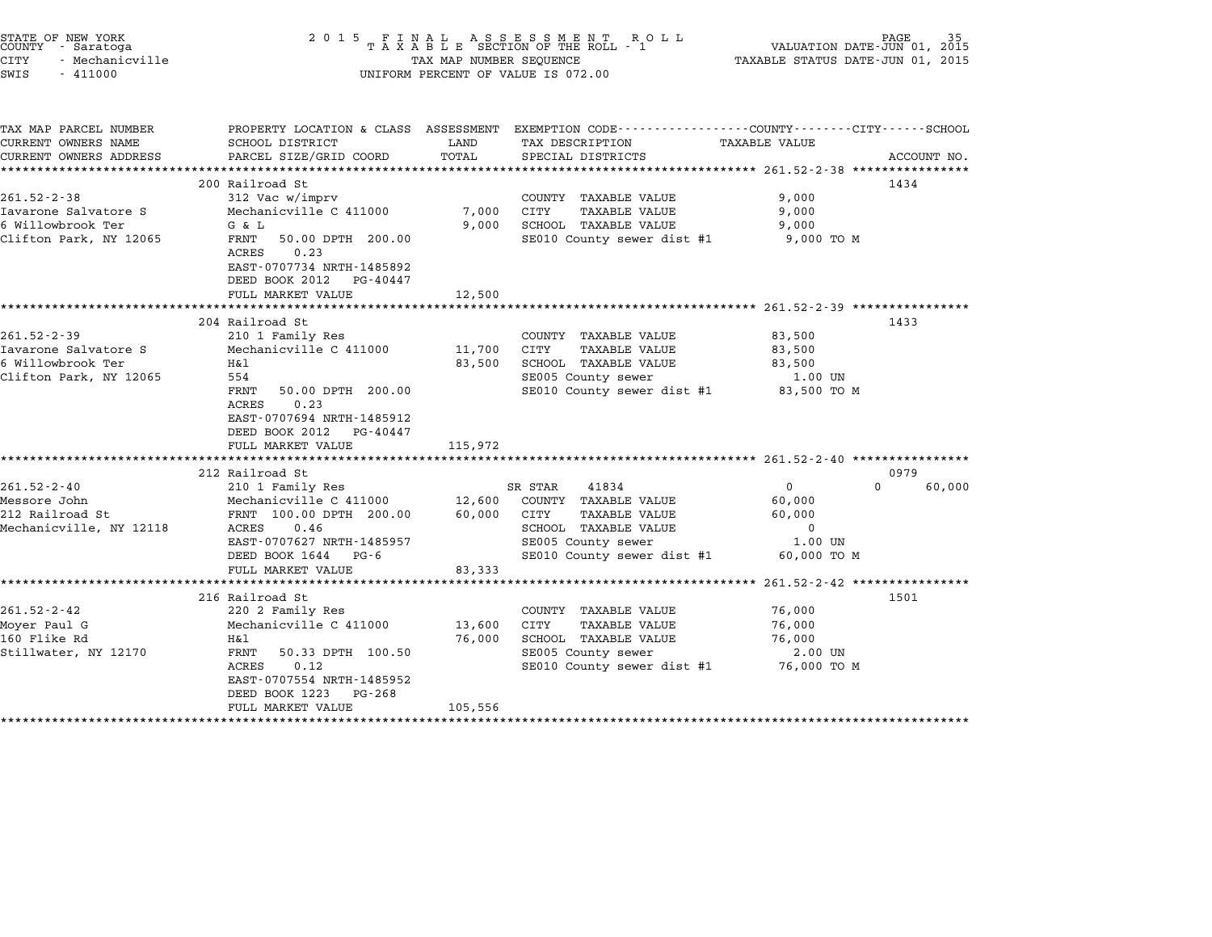STATE OF NEW YORK
COUNTY - Saratoga
CITY - Mechanicville
SWIS - 411000

2 0 1 5 F I N A L A S S E S S M E N T R O L L
T A X A B L E SECTION OF THE ROLL - 1
TAX MAP NUMBER SEQUENCE
UNIFORM PERCENT OF VALUE IS 072.00

VALUATION DATE-JUN 01, 2015
TAXABLE STATUS DATE-JUN 01, 2015

| TAX MAP PARCEL NUMBER / CURRENT OWNERS NAME / CURRENT OWNERS ADDRESS | PROPERTY LOCATION & CLASS / SCHOOL DISTRICT / PARCEL SIZE/GRID COORD | ASSESSMENT LAND / TOTAL | EXEMPTION CODE / TAX DESCRIPTION / SPECIAL DISTRICTS | COUNTY / CITY / SCHOOL TAXABLE VALUE | ACCOUNT NO. |
|---|---|---|---|---|---|
| **261.52-2-38** | 200 Railroad St | | | | 1434 |
| 261.52-2-38 | 312 Vac w/imprv | | COUNTY TAXABLE VALUE | 9,000 | |
| Iavarone Salvatore S | Mechanicville C 411000 | 7,000 | CITY TAXABLE VALUE | 9,000 | |
| 6 Willowbrook Ter | G & L | 9,000 | SCHOOL TAXABLE VALUE | 9,000 | |
| Clifton Park, NY 12065 | FRNT 50.00 DPTH 200.00 | | SE010 County sewer dist #1 | 9,000 TO M | |
| | ACRES 0.23 | | | | |
| | EAST-0707734 NRTH-1485892 | | | | |
| | DEED BOOK 2012 PG-40447 | | | | |
| | FULL MARKET VALUE | 12,500 | | | |
| **261.52-2-39** | 204 Railroad St | | | | 1433 |
| 261.52-2-39 | 210 1 Family Res | | COUNTY TAXABLE VALUE | 83,500 | |
| Iavarone Salvatore S | Mechanicville C 411000 | 11,700 | CITY TAXABLE VALUE | 83,500 | |
| 6 Willowbrook Ter | H&l | 83,500 | SCHOOL TAXABLE VALUE | 83,500 | |
| Clifton Park, NY 12065 | 554 | | SE005 County sewer | 1.00 UN | |
| | FRNT 50.00 DPTH 200.00 | | SE010 County sewer dist #1 | 83,500 TO M | |
| | ACRES 0.23 | | | | |
| | EAST-0707694 NRTH-1485912 | | | | |
| | DEED BOOK 2012 PG-40447 | | | | |
| | FULL MARKET VALUE | 115,972 | | | |
| **261.52-2-40** | 212 Railroad St | | | | 0979 |
| 261.52-2-40 | 210 1 Family Res | | SR STAR 41834 | 0 0 60,000 | |
| Messore John | Mechanicville C 411000 | 12,600 | COUNTY TAXABLE VALUE | 60,000 | |
| 212 Railroad St | FRNT 100.00 DPTH 200.00 | 60,000 | CITY TAXABLE VALUE | 60,000 | |
| Mechanicville, NY 12118 | ACRES 0.46 | | SCHOOL TAXABLE VALUE | 0 | |
| | EAST-0707627 NRTH-1485957 | | SE005 County sewer | 1.00 UN | |
| | DEED BOOK 1644 PG-6 | | SE010 County sewer dist #1 | 60,000 TO M | |
| | FULL MARKET VALUE | 83,333 | | | |
| **261.52-2-42** | 216 Railroad St | | | | 1501 |
| 261.52-2-42 | 220 2 Family Res | | COUNTY TAXABLE VALUE | 76,000 | |
| Moyer Paul G | Mechanicville C 411000 | 13,600 | CITY TAXABLE VALUE | 76,000 | |
| 160 Flike Rd | H&l | 76,000 | SCHOOL TAXABLE VALUE | 76,000 | |
| Stillwater, NY 12170 | FRNT 50.33 DPTH 100.50 | | SE005 County sewer | 2.00 UN | |
| | ACRES 0.12 | | SE010 County sewer dist #1 | 76,000 TO M | |
| | EAST-0707554 NRTH-1485952 | | | | |
| | DEED BOOK 1223 PG-268 | | | | |
| | FULL MARKET VALUE | 105,556 | | | |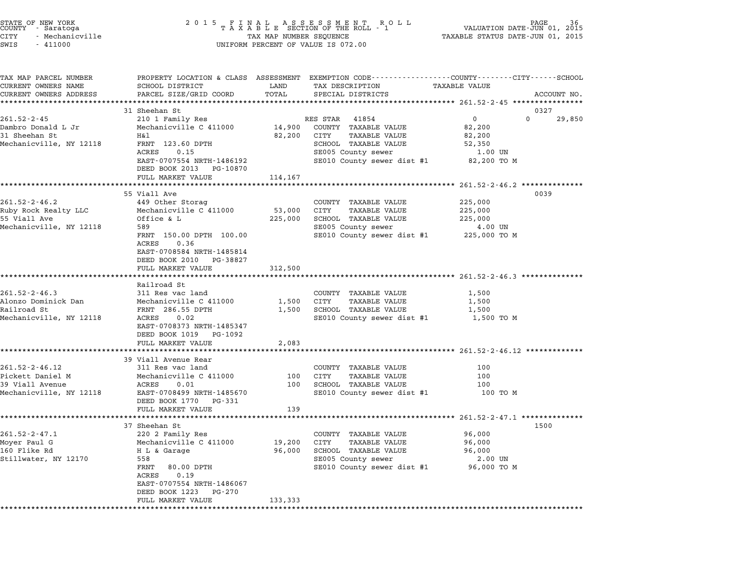STATE OF NEW YORK
COUNTY - Saratoga
CITY - Mechanicville
SWIS - 411000

2 0 1 5 F I N A L A S S E S S M E N T R O L L
T A X A B L E SECTION OF THE ROLL - 1
TAX MAP NUMBER SEQUENCE
UNIFORM PERCENT OF VALUE IS 072.00

VALUATION DATE-JUN 01, 2015
TAXABLE STATUS DATE-JUN 01, 2015

| TAX MAP PARCEL NUMBER / CURRENT OWNERS NAME / CURRENT OWNERS ADDRESS | PROPERTY LOCATION & CLASS / SCHOOL DISTRICT / PARCEL SIZE/GRID COORD | ASSESSMENT LAND / TOTAL | EXEMPTION CODE / TAX DESCRIPTION / SPECIAL DISTRICTS | COUNTY / CITY / SCHOOL TAXABLE VALUE | ACCOUNT NO. |
|---|---|---|---|---|---|
| **261.52-2-45** | 31 Sheehan St | | | | 0327 |
| 261.52-2-45 | 210 1 Family Res | | RES STAR 41854 | 0 / 0 / 29,850 | |
| Dambro Donald L Jr | Mechanicville C 411000 | 14,900 | COUNTY TAXABLE VALUE | 82,200 | |
| 31 Sheehan St | H&l | 82,200 | CITY TAXABLE VALUE | 82,200 | |
| Mechanicville, NY 12118 | FRNT 123.60 DPTH | | SCHOOL TAXABLE VALUE | 52,350 | |
| | ACRES 0.15 | | SE005 County sewer | 1.00 UN | |
| | EAST-0707554 NRTH-1486192 | | SE010 County sewer dist #1 | 82,200 TO M | |
| | DEED BOOK 2013 PG-10870 | | | | |
| | FULL MARKET VALUE | 114,167 | | | |
| **261.52-2-46.2** | 55 Viall Ave | | | | 0039 |
| 261.52-2-46.2 | 449 Other Storag | | COUNTY TAXABLE VALUE | 225,000 | |
| Ruby Rock Realty LLC | Mechanicville C 411000 | 53,000 | CITY TAXABLE VALUE | 225,000 | |
| 55 Viall Ave | Office & L | 225,000 | SCHOOL TAXABLE VALUE | 225,000 | |
| Mechanicville, NY 12118 | 589 | | SE005 County sewer | 4.00 UN | |
| | FRNT 150.00 DPTH 100.00 | | SE010 County sewer dist #1 | 225,000 TO M | |
| | ACRES 0.36 | | | | |
| | EAST-0708584 NRTH-1485814 | | | | |
| | DEED BOOK 2010 PG-38827 | | | | |
| | FULL MARKET VALUE | 312,500 | | | |
| **261.52-2-46.3** | Railroad St | | | | |
| 261.52-2-46.3 | 311 Res vac land | | COUNTY TAXABLE VALUE | 1,500 | |
| Alonzo Dominick Dan | Mechanicville C 411000 | 1,500 | CITY TAXABLE VALUE | 1,500 | |
| Railroad St | FRNT 286.55 DPTH | 1,500 | SCHOOL TAXABLE VALUE | 1,500 | |
| Mechanicville, NY 12118 | ACRES 0.02 | | SE010 County sewer dist #1 | 1,500 TO M | |
| | EAST-0708373 NRTH-1485347 | | | | |
| | DEED BOOK 1019 PG-1092 | | | | |
| | FULL MARKET VALUE | 2,083 | | | |
| **261.52-2-46.12** | 39 Viall Avenue Rear | | | | |
| 261.52-2-46.12 | 311 Res vac land | | COUNTY TAXABLE VALUE | 100 | |
| Pickett Daniel M | Mechanicville C 411000 | 100 | CITY TAXABLE VALUE | 100 | |
| 39 Viall Avenue | ACRES 0.01 | 100 | SCHOOL TAXABLE VALUE | 100 | |
| Mechanicville, NY 12118 | EAST-0708499 NRTH-1485670 | | SE010 County sewer dist #1 | 100 TO M | |
| | DEED BOOK 1770 PG-331 | | | | |
| | FULL MARKET VALUE | 139 | | | |
| **261.52-2-47.1** | 37 Sheehan St | | | | 1500 |
| 261.52-2-47.1 | 220 2 Family Res | | COUNTY TAXABLE VALUE | 96,000 | |
| Moyer Paul G | Mechanicville C 411000 | 19,200 | CITY TAXABLE VALUE | 96,000 | |
| 160 Flike Rd | H L & Garage | 96,000 | SCHOOL TAXABLE VALUE | 96,000 | |
| Stillwater, NY 12170 | 558 | | SE005 County sewer | 2.00 UN | |
| | FRNT 80.00 DPTH | | SE010 County sewer dist #1 | 96,000 TO M | |
| | ACRES 0.19 | | | | |
| | EAST-0707554 NRTH-1486067 | | | | |
| | DEED BOOK 1223 PG-270 | | | | |
| | FULL MARKET VALUE | 133,333 | | | |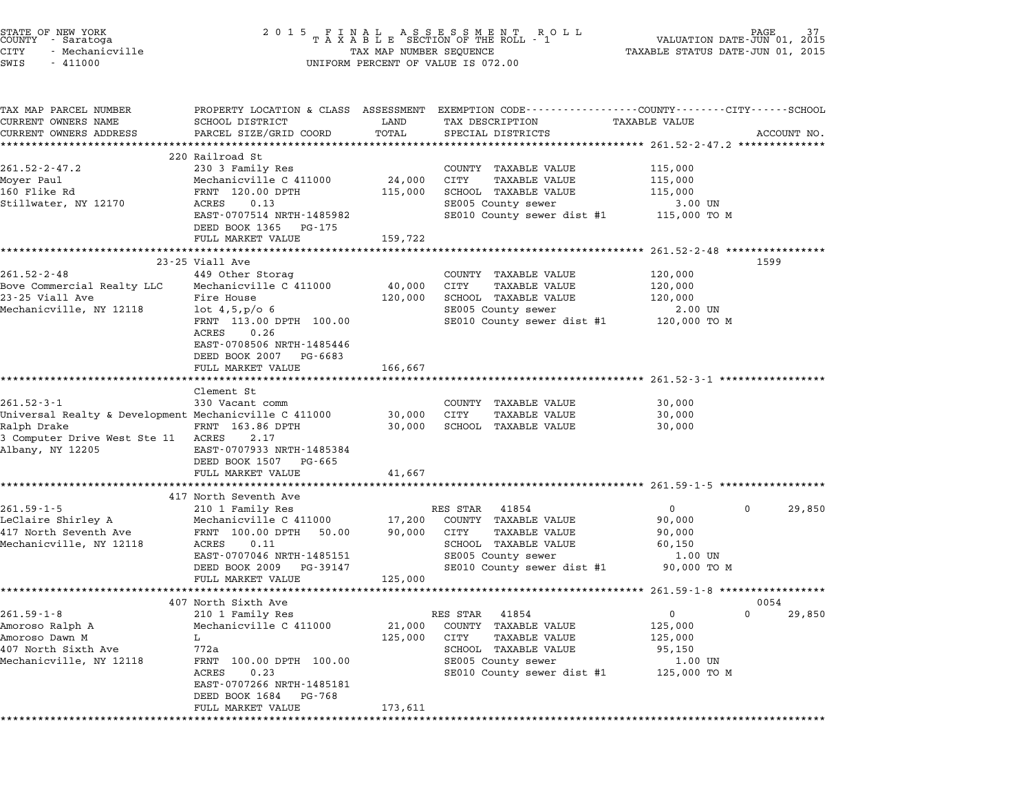STATE OF NEW YORK
COUNTY - Saratoga
CITY - Mechanicville
SWIS - 411000

2 0 1 5 F I N A L A S S E S S M E N T R O L L
T A X A B L E SECTION OF THE ROLL - 1
TAX MAP NUMBER SEQUENCE
UNIFORM PERCENT OF VALUE IS 072.00

VALUATION DATE-JUN 01, 2015
TAXABLE STATUS DATE-JUN 01, 2015

```
TAX MAP PARCEL NUMBER          PROPERTY LOCATION & CLASS  ASSESSMENT  EXEMPTION CODE-----------------COUNTY--------CITY------SCHOOL
CURRENT OWNERS NAME            SCHOOL DISTRICT             LAND       TAX DESCRIPTION              TAXABLE VALUE
CURRENT OWNERS ADDRESS         PARCEL SIZE/GRID COORD      TOTAL      SPECIAL DISTRICTS                                    ACCOUNT NO.
****************************************************************************************************** 261.52-2-47.2 **************
                               220 Railroad St
261.52-2-47.2                  230 3 Family Res                       COUNTY  TAXABLE VALUE          115,000
Moyer Paul                     Mechanicville C 411000      24,000     CITY    TAXABLE VALUE          115,000
160 Flike Rd                   FRNT 120.00 DPTH           115,000     SCHOOL  TAXABLE VALUE          115,000
Stillwater, NY 12170           ACRES    0.13                          SE005 County sewer                3.00 UN
                               EAST-0707514 NRTH-1485982              SE010 County sewer dist #1      115,000 TO M
                               DEED BOOK 1365   PG-175
                               FULL MARKET VALUE          159,722
****************************************************************************************************** 261.52-2-48 ****************
                               23-25 Viall Ave                                                                        1599
261.52-2-48                    449 Other Storag                       COUNTY  TAXABLE VALUE          120,000
Bove Commercial Realty LLC     Mechanicville C 411000      40,000     CITY    TAXABLE VALUE          120,000
23-25 Viall Ave                Fire House                 120,000     SCHOOL  TAXABLE VALUE          120,000
Mechanicville, NY 12118        lot 4,5,p/o 6                          SE005 County sewer                2.00 UN
                               FRNT 113.00 DPTH 100.00                SE010 County sewer dist #1      120,000 TO M
                               ACRES    0.26
                               EAST-0708506 NRTH-1485446
                               DEED BOOK 2007   PG-6683
                               FULL MARKET VALUE          166,667
****************************************************************************************************** 261.52-3-1 *****************
                               Clement St
261.52-3-1                     330 Vacant comm                        COUNTY  TAXABLE VALUE           30,000
Universal Realty & Development Mechanicville C 411000      30,000     CITY    TAXABLE VALUE           30,000
Ralph Drake                    FRNT 163.86 DPTH            30,000     SCHOOL  TAXABLE VALUE           30,000
3 Computer Drive West Ste 11   ACRES    2.17
Albany, NY 12205               EAST-0707933 NRTH-1485384
                               DEED BOOK 1507   PG-665
                               FULL MARKET VALUE           41,667
****************************************************************************************************** 261.59-1-5 *****************
                               417 North Seventh Ave
261.59-1-5                     210 1 Family Res                       RES STAR   41854                     0              0      29,850
LeClaire Shirley A             Mechanicville C 411000      17,200     COUNTY  TAXABLE VALUE           90,000
417 North Seventh Ave          FRNT 100.00 DPTH  50.00     90,000     CITY    TAXABLE VALUE           90,000
Mechanicville, NY 12118        ACRES    0.11                          SCHOOL  TAXABLE VALUE           60,150
                               EAST-0707046 NRTH-1485151              SE005 County sewer                1.00 UN
                               DEED BOOK 2009   PG-39147              SE010 County sewer dist #1       90,000 TO M
                               FULL MARKET VALUE          125,000
****************************************************************************************************** 261.59-1-8 *****************
                               407 North Sixth Ave                                                                    0054
261.59-1-8                     210 1 Family Res                       RES STAR   41854                     0              0      29,850
Amoroso Ralph A                Mechanicville C 411000      21,000     COUNTY  TAXABLE VALUE          125,000
Amoroso Dawn M                 L                          125,000     CITY    TAXABLE VALUE          125,000
407 North Sixth Ave            772a                                   SCHOOL  TAXABLE VALUE           95,150
Mechanicville, NY 12118        FRNT 100.00 DPTH 100.00                SE005 County sewer                1.00 UN
                               ACRES    0.23                          SE010 County sewer dist #1      125,000 TO M
                               EAST-0707266 NRTH-1485181
                               DEED BOOK 1684   PG-768
                               FULL MARKET VALUE          173,611
************************************************************************************************************************************
```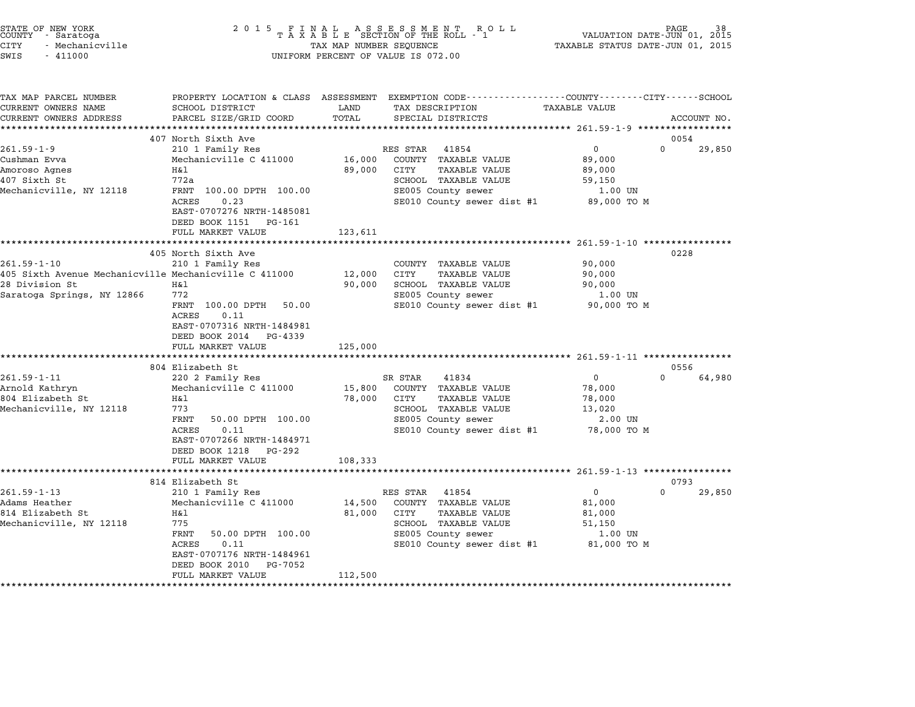STATE OF NEW YORK
COUNTY - Saratoga
CITY - Mechanicville
SWIS - 411000

2015 FINAL ASSESSMENT ROLL
TAXABLE SECTION OF THE ROLL - 1
TAX MAP NUMBER SEQUENCE
UNIFORM PERCENT OF VALUE IS 072.00

VALUATION DATE-JUN 01, 2015
TAXABLE STATUS DATE-JUN 01, 2015

| TAX MAP PARCEL NUMBER / CURRENT OWNERS NAME / CURRENT OWNERS ADDRESS | PROPERTY LOCATION & CLASS / SCHOOL DISTRICT / PARCEL SIZE/GRID COORD | ASSESSMENT LAND | TOTAL | EXEMPTION CODE / TAX DESCRIPTION / SPECIAL DISTRICTS | COUNTY TAXABLE VALUE | CITY | SCHOOL / ACCOUNT NO. |
|---|---|---|---|---|---|---|---|
| 261.59-1-9 | 407 North Sixth Ave | | | | | | 0054 |
| 261.59-1-9 | 210 1 Family Res | | | RES STAR 41854 | 0 | 0 | 29,850 |
| Cushman Evva | Mechanicville C 411000 | 16,000 | | COUNTY TAXABLE VALUE | 89,000 | | |
| Amoroso Agnes | H&l | | 89,000 | CITY TAXABLE VALUE | 89,000 | | |
| 407 Sixth St | 772a | | | SCHOOL TAXABLE VALUE | 59,150 | | |
| Mechanicville, NY 12118 | FRNT 100.00 DPTH 100.00 | | | SE005 County sewer | 1.00 UN | | |
| | ACRES 0.23 | | | SE010 County sewer dist #1 | 89,000 TO M | | |
| | EAST-0707276 NRTH-1485081 | | | | | | |
| | DEED BOOK 1151 PG-161 | | | | | | |
| | FULL MARKET VALUE | | 123,611 | | | | |
| 261.59-1-10 | 405 North Sixth Ave | | | | | | 0228 |
| 261.59-1-10 | 210 1 Family Res | | | COUNTY TAXABLE VALUE | 90,000 | | |
| 405 Sixth Avenue Mechanicville | Mechanicville C 411000 | 12,000 | | CITY TAXABLE VALUE | 90,000 | | |
| 28 Division St | H&l | | 90,000 | SCHOOL TAXABLE VALUE | 90,000 | | |
| Saratoga Springs, NY 12866 | 772 | | | SE005 County sewer | 1.00 UN | | |
| | FRNT 100.00 DPTH 50.00 | | | SE010 County sewer dist #1 | 90,000 TO M | | |
| | ACRES 0.11 | | | | | | |
| | EAST-0707316 NRTH-1484981 | | | | | | |
| | DEED BOOK 2014 PG-4339 | | | | | | |
| | FULL MARKET VALUE | | 125,000 | | | | |
| 261.59-1-11 | 804 Elizabeth St | | | | | | 0556 |
| 261.59-1-11 | 220 2 Family Res | | | SR STAR 41834 | 0 | 0 | 64,980 |
| Arnold Kathryn | Mechanicville C 411000 | 15,800 | | COUNTY TAXABLE VALUE | 78,000 | | |
| 804 Elizabeth St | H&l | | 78,000 | CITY TAXABLE VALUE | 78,000 | | |
| Mechanicville, NY 12118 | 773 | | | SCHOOL TAXABLE VALUE | 13,020 | | |
| | FRNT 50.00 DPTH 100.00 | | | SE005 County sewer | 2.00 UN | | |
| | ACRES 0.11 | | | SE010 County sewer dist #1 | 78,000 TO M | | |
| | EAST-0707266 NRTH-1484971 | | | | | | |
| | DEED BOOK 1218 PG-292 | | | | | | |
| | FULL MARKET VALUE | | 108,333 | | | | |
| 261.59-1-13 | 814 Elizabeth St | | | | | | 0793 |
| 261.59-1-13 | 210 1 Family Res | | | RES STAR 41854 | 0 | 0 | 29,850 |
| Adams Heather | Mechanicville C 411000 | 14,500 | | COUNTY TAXABLE VALUE | 81,000 | | |
| 814 Elizabeth St | H&l | | 81,000 | CITY TAXABLE VALUE | 81,000 | | |
| Mechanicville, NY 12118 | 775 | | | SCHOOL TAXABLE VALUE | 51,150 | | |
| | FRNT 50.00 DPTH 100.00 | | | SE005 County sewer | 1.00 UN | | |
| | ACRES 0.11 | | | SE010 County sewer dist #1 | 81,000 TO M | | |
| | EAST-0707176 NRTH-1484961 | | | | | | |
| | DEED BOOK 2010 PG-7052 | | | | | | |
| | FULL MARKET VALUE | | 112,500 | | | | |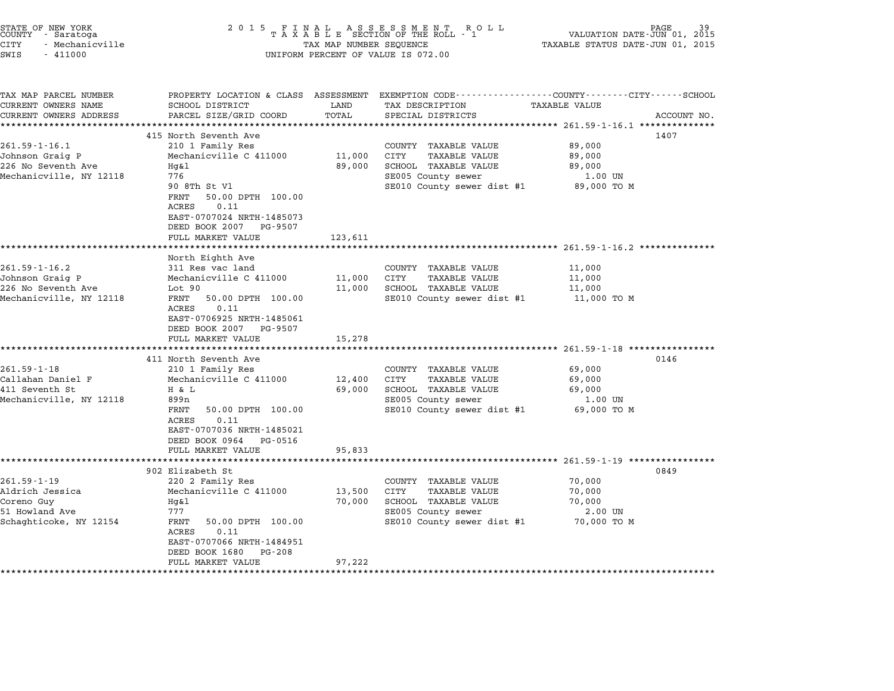STATE OF NEW YORK
COUNTY - Saratoga
CITY - Mechanicville
SWIS - 411000

2 0 1 5 F I N A L A S S E S S M E N T R O L L
T A X A B L E SECTION OF THE ROLL - 1
TAX MAP NUMBER SEQUENCE
UNIFORM PERCENT OF VALUE IS 072.00

VALUATION DATE-JUN 01, 2015
TAXABLE STATUS DATE-JUN 01, 2015

| TAX MAP PARCEL NUMBER / CURRENT OWNERS NAME / CURRENT OWNERS ADDRESS | PROPERTY LOCATION & CLASS / SCHOOL DISTRICT / PARCEL SIZE/GRID COORD | ASSESSMENT LAND / TOTAL | EXEMPTION CODE / TAX DESCRIPTION / SPECIAL DISTRICTS | TAXABLE VALUE | ACCOUNT NO. |
|---|---|---|---|---|---|
| | 415 North Seventh Ave | | | | 1407 |
| 261.59-1-16.1 | 210 1 Family Res | | COUNTY TAXABLE VALUE | 89,000 | |
| Johnson Graig P | Mechanicville C 411000 | 11,000 | CITY TAXABLE VALUE | 89,000 | |
| 226 No Seventh Ave | Hg&l | 89,000 | SCHOOL TAXABLE VALUE | 89,000 | |
| Mechanicville, NY 12118 | 776 | | SE005 County sewer | 1.00 UN | |
| | 90 8Th St Vl | | SE010 County sewer dist #1 | 89,000 TO M | |
| | FRNT 50.00 DPTH 100.00 | | | | |
| | ACRES 0.11 | | | | |
| | EAST-0707024 NRTH-1485073 | | | | |
| | DEED BOOK 2007 PG-9507 | | | | |
| | FULL MARKET VALUE | 123,611 | | | |
| | North Eighth Ave | | | | |
| 261.59-1-16.2 | 311 Res vac land | | COUNTY TAXABLE VALUE | 11,000 | |
| Johnson Graig P | Mechanicville C 411000 | 11,000 | CITY TAXABLE VALUE | 11,000 | |
| 226 No Seventh Ave | Lot 90 | 11,000 | SCHOOL TAXABLE VALUE | 11,000 | |
| Mechanicville, NY 12118 | FRNT 50.00 DPTH 100.00 | | SE010 County sewer dist #1 | 11,000 TO M | |
| | ACRES 0.11 | | | | |
| | EAST-0706925 NRTH-1485061 | | | | |
| | DEED BOOK 2007 PG-9507 | | | | |
| | FULL MARKET VALUE | 15,278 | | | |
| | 411 North Seventh Ave | | | | 0146 |
| 261.59-1-18 | 210 1 Family Res | | COUNTY TAXABLE VALUE | 69,000 | |
| Callahan Daniel F | Mechanicville C 411000 | 12,400 | CITY TAXABLE VALUE | 69,000 | |
| 411 Seventh St | H & L | 69,000 | SCHOOL TAXABLE VALUE | 69,000 | |
| Mechanicville, NY 12118 | 899n | | SE005 County sewer | 1.00 UN | |
| | FRNT 50.00 DPTH 100.00 | | SE010 County sewer dist #1 | 69,000 TO M | |
| | ACRES 0.11 | | | | |
| | EAST-0707036 NRTH-1485021 | | | | |
| | DEED BOOK 0964 PG-0516 | | | | |
| | FULL MARKET VALUE | 95,833 | | | |
| | 902 Elizabeth St | | | | 0849 |
| 261.59-1-19 | 220 2 Family Res | | COUNTY TAXABLE VALUE | 70,000 | |
| Aldrich Jessica | Mechanicville C 411000 | 13,500 | CITY TAXABLE VALUE | 70,000 | |
| Coreno Guy | Hg&l | 70,000 | SCHOOL TAXABLE VALUE | 70,000 | |
| 51 Howland Ave | 777 | | SE005 County sewer | 2.00 UN | |
| Schaghticoke, NY 12154 | FRNT 50.00 DPTH 100.00 | | SE010 County sewer dist #1 | 70,000 TO M | |
| | ACRES 0.11 | | | | |
| | EAST-0707066 NRTH-1484951 | | | | |
| | DEED BOOK 1680 PG-208 | | | | |
| | FULL MARKET VALUE | 97,222 | | | |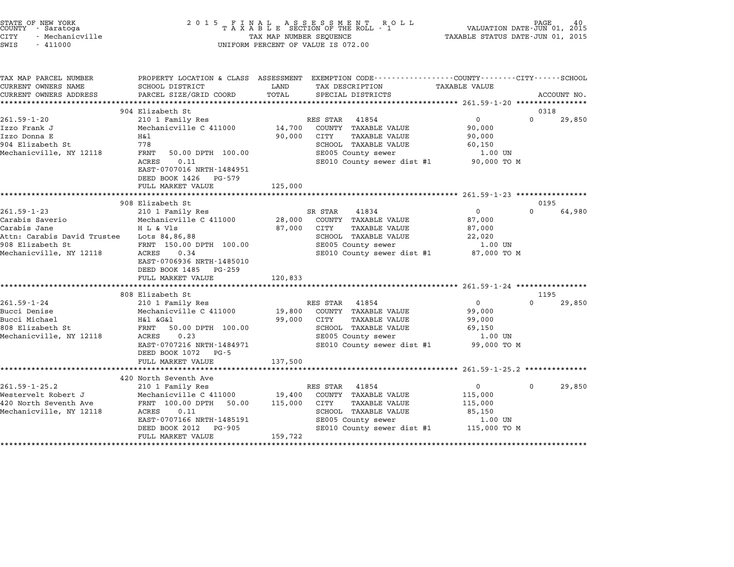STATE OF NEW YORK
COUNTY - Saratoga
CITY - Mechanicville
SWIS - 411000

2015 FINAL ASSESSMENT ROLL
TAXABLE SECTION OF THE ROLL - 1
TAX MAP NUMBER SEQUENCE
UNIFORM PERCENT OF VALUE IS 072.00

VALUATION DATE-JUN 01, 2015
TAXABLE STATUS DATE-JUN 01, 2015

| TAX MAP PARCEL NUMBER / CURRENT OWNERS NAME / CURRENT OWNERS ADDRESS | PROPERTY LOCATION & CLASS / SCHOOL DISTRICT / PARCEL SIZE/GRID COORD | ASSESSMENT LAND / TOTAL | EXEMPTION CODE / TAX DESCRIPTION / SPECIAL DISTRICTS | COUNTY / CITY TAXABLE VALUE | SCHOOL / ACCOUNT NO. |
|---|---|---|---|---|---|
| **261.59-1-20** | 904 Elizabeth St | | | | 0318 |
| 261.59-1-20 | 210 1 Family Res | | RES STAR 41854 | 0 | 0 29,850 |
| Izzo Frank J | Mechanicville C 411000 | 14,700 | COUNTY TAXABLE VALUE | 90,000 | |
| Izzo Donna E | H&l | 90,000 | CITY TAXABLE VALUE | 90,000 | |
| 904 Elizabeth St | 778 | | SCHOOL TAXABLE VALUE | 60,150 | |
| Mechanicville, NY 12118 | FRNT 50.00 DPTH 100.00 | | SE005 County sewer | 1.00 UN | |
| | ACRES 0.11 | | SE010 County sewer dist #1 | 90,000 TO M | |
| | EAST-0707016 NRTH-1484951 | | | | |
| | DEED BOOK 1426 PG-579 | | | | |
| | FULL MARKET VALUE | 125,000 | | | |
| **261.59-1-23** | 908 Elizabeth St | | | | 0195 |
| 261.59-1-23 | 210 1 Family Res | | SR STAR 41834 | 0 | 0 64,980 |
| Carabis Saverio | Mechanicville C 411000 | 28,000 | COUNTY TAXABLE VALUE | 87,000 | |
| Carabis Jane | H L & Vls | 87,000 | CITY TAXABLE VALUE | 87,000 | |
| Attn: Carabis David Trustee | Lots 84,86,88 | | SCHOOL TAXABLE VALUE | 22,020 | |
| 908 Elizabeth St | FRNT 150.00 DPTH 100.00 | | SE005 County sewer | 1.00 UN | |
| Mechanicville, NY 12118 | ACRES 0.34 | | SE010 County sewer dist #1 | 87,000 TO M | |
| | EAST-0706936 NRTH-1485010 | | | | |
| | DEED BOOK 1485 PG-259 | | | | |
| | FULL MARKET VALUE | 120,833 | | | |
| **261.59-1-24** | 808 Elizabeth St | | | | 1195 |
| 261.59-1-24 | 210 1 Family Res | | RES STAR 41854 | 0 | 0 29,850 |
| Bucci Denise | Mechanicville C 411000 | 19,800 | COUNTY TAXABLE VALUE | 99,000 | |
| Bucci Michael | H&l &G&l | 99,000 | CITY TAXABLE VALUE | 99,000 | |
| 808 Elizabeth St | FRNT 50.00 DPTH 100.00 | | SCHOOL TAXABLE VALUE | 69,150 | |
| Mechanicville, NY 12118 | ACRES 0.23 | | SE005 County sewer | 1.00 UN | |
| | EAST-0707216 NRTH-1484971 | | SE010 County sewer dist #1 | 99,000 TO M | |
| | DEED BOOK 1072 PG-5 | | | | |
| | FULL MARKET VALUE | 137,500 | | | |
| **261.59-1-25.2** | 420 North Seventh Ave | | | | |
| 261.59-1-25.2 | 210 1 Family Res | | RES STAR 41854 | 0 | 0 29,850 |
| Westervelt Robert J | Mechanicville C 411000 | 19,400 | COUNTY TAXABLE VALUE | 115,000 | |
| 420 North Seventh Ave | FRNT 100.00 DPTH 50.00 | 115,000 | CITY TAXABLE VALUE | 115,000 | |
| Mechanicville, NY 12118 | ACRES 0.11 | | SCHOOL TAXABLE VALUE | 85,150 | |
| | EAST-0707166 NRTH-1485191 | | SE005 County sewer | 1.00 UN | |
| | DEED BOOK 2012 PG-905 | | SE010 County sewer dist #1 | 115,000 TO M | |
| | FULL MARKET VALUE | 159,722 | | | |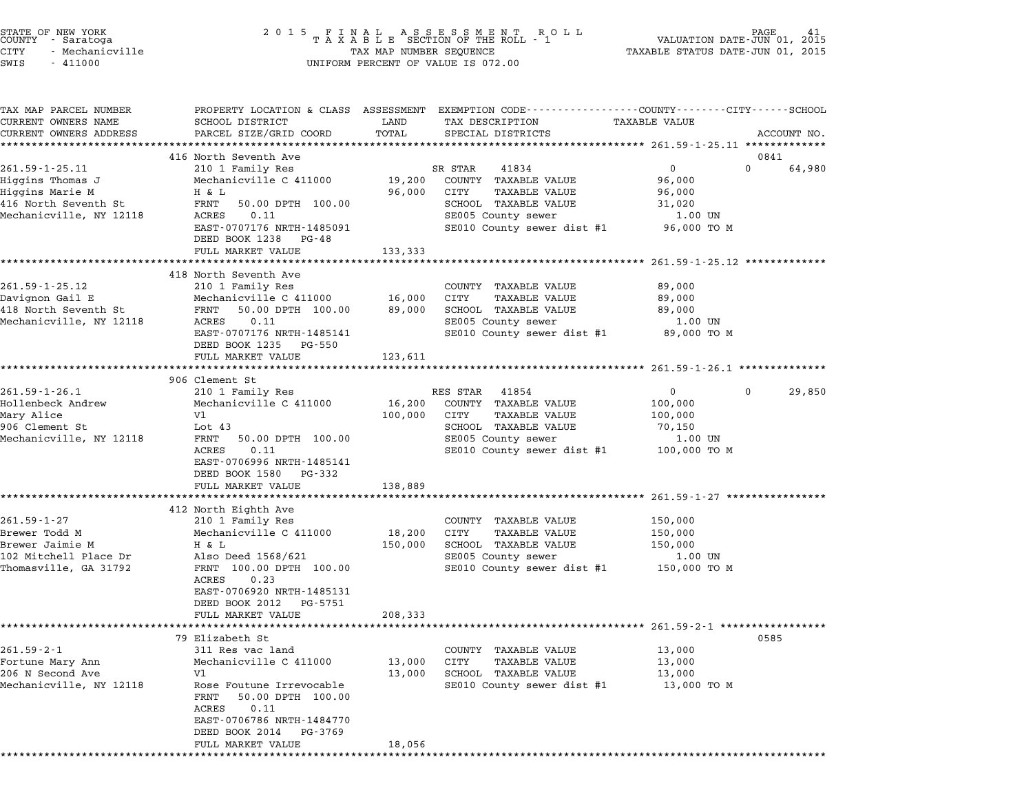STATE OF NEW YORK
COUNTY - Saratoga
CITY - Mechanicville
SWIS - 411000

2 0 1 5 F I N A L A S S E S S M E N T R O L L
T A X A B L E SECTION OF THE ROLL - 1
TAX MAP NUMBER SEQUENCE
UNIFORM PERCENT OF VALUE IS 072.00

VALUATION DATE-JUN 01, 2015
TAXABLE STATUS DATE-JUN 01, 2015

| TAX MAP PARCEL NUMBER<br>CURRENT OWNERS NAME<br>CURRENT OWNERS ADDRESS | PROPERTY LOCATION & CLASS<br>SCHOOL DISTRICT<br>PARCEL SIZE/GRID COORD | ASSESSMENT<br>LAND<br>TOTAL | EXEMPTION CODE<br>TAX DESCRIPTION<br>SPECIAL DISTRICTS | COUNTY / CITY / SCHOOL<br>TAXABLE VALUE | ACCOUNT NO. |
|---|---|---|---|---|---|
| **261.59-1-25.11** | 416 North Seventh Ave | | | | 0841 |
| 261.59-1-25.11 | 210 1 Family Res | | SR STAR 41834 | 0 0 | 64,980 |
| Higgins Thomas J | Mechanicville C 411000 | 19,200 | COUNTY TAXABLE VALUE | 96,000 | |
| Higgins Marie M | H & L | 96,000 | CITY TAXABLE VALUE | 96,000 | |
| 416 North Seventh St | FRNT 50.00 DPTH 100.00 | | SCHOOL TAXABLE VALUE | 31,020 | |
| Mechanicville, NY 12118 | ACRES 0.11 | | SE005 County sewer | 1.00 UN | |
| | EAST-0707176 NRTH-1485091 | | SE010 County sewer dist #1 | 96,000 TO M | |
| | DEED BOOK 1238 PG-48 | | | | |
| | FULL MARKET VALUE | 133,333 | | | |
| **261.59-1-25.12** | 418 North Seventh Ave | | | | |
| 261.59-1-25.12 | 210 1 Family Res | | COUNTY TAXABLE VALUE | 89,000 | |
| Davignon Gail E | Mechanicville C 411000 | 16,000 | CITY TAXABLE VALUE | 89,000 | |
| 418 North Seventh St | FRNT 50.00 DPTH 100.00 | 89,000 | SCHOOL TAXABLE VALUE | 89,000 | |
| Mechanicville, NY 12118 | ACRES 0.11 | | SE005 County sewer | 1.00 UN | |
| | EAST-0707176 NRTH-1485141 | | SE010 County sewer dist #1 | 89,000 TO M | |
| | DEED BOOK 1235 PG-550 | | | | |
| | FULL MARKET VALUE | 123,611 | | | |
| **261.59-1-26.1** | 906 Clement St | | | | |
| 261.59-1-26.1 | 210 1 Family Res | | RES STAR 41854 | 0 0 | 29,850 |
| Hollenbeck Andrew | Mechanicville C 411000 | 16,200 | COUNTY TAXABLE VALUE | 100,000 | |
| Mary Alice | Vl | 100,000 | CITY TAXABLE VALUE | 100,000 | |
| 906 Clement St | Lot 43 | | SCHOOL TAXABLE VALUE | 70,150 | |
| Mechanicville, NY 12118 | FRNT 50.00 DPTH 100.00 | | SE005 County sewer | 1.00 UN | |
| | ACRES 0.11 | | SE010 County sewer dist #1 | 100,000 TO M | |
| | EAST-0706996 NRTH-1485141 | | | | |
| | DEED BOOK 1580 PG-332 | | | | |
| | FULL MARKET VALUE | 138,889 | | | |
| **261.59-1-27** | 412 North Eighth Ave | | | | |
| 261.59-1-27 | 210 1 Family Res | | COUNTY TAXABLE VALUE | 150,000 | |
| Brewer Todd M | Mechanicville C 411000 | 18,200 | CITY TAXABLE VALUE | 150,000 | |
| Brewer Jaimie M | H & L | 150,000 | SCHOOL TAXABLE VALUE | 150,000 | |
| 102 Mitchell Place Dr | Also Deed 1568/621 | | SE005 County sewer | 1.00 UN | |
| Thomasville, GA 31792 | FRNT 100.00 DPTH 100.00 | | SE010 County sewer dist #1 | 150,000 TO M | |
| | ACRES 0.23 | | | | |
| | EAST-0706920 NRTH-1485131 | | | | |
| | DEED BOOK 2012 PG-5751 | | | | |
| | FULL MARKET VALUE | 208,333 | | | |
| **261.59-2-1** | 79 Elizabeth St | | | | 0585 |
| 261.59-2-1 | 311 Res vac land | | COUNTY TAXABLE VALUE | 13,000 | |
| Fortune Mary Ann | Mechanicville C 411000 | 13,000 | CITY TAXABLE VALUE | 13,000 | |
| 206 N Second Ave | Vl | 13,000 | SCHOOL TAXABLE VALUE | 13,000 | |
| Mechanicville, NY 12118 | Rose Foutune Irrevocable | | SE010 County sewer dist #1 | 13,000 TO M | |
| | FRNT 50.00 DPTH 100.00 | | | | |
| | ACRES 0.11 | | | | |
| | EAST-0706786 NRTH-1484770 | | | | |
| | DEED BOOK 2014 PG-3769 | | | | |
| | FULL MARKET VALUE | 18,056 | | | |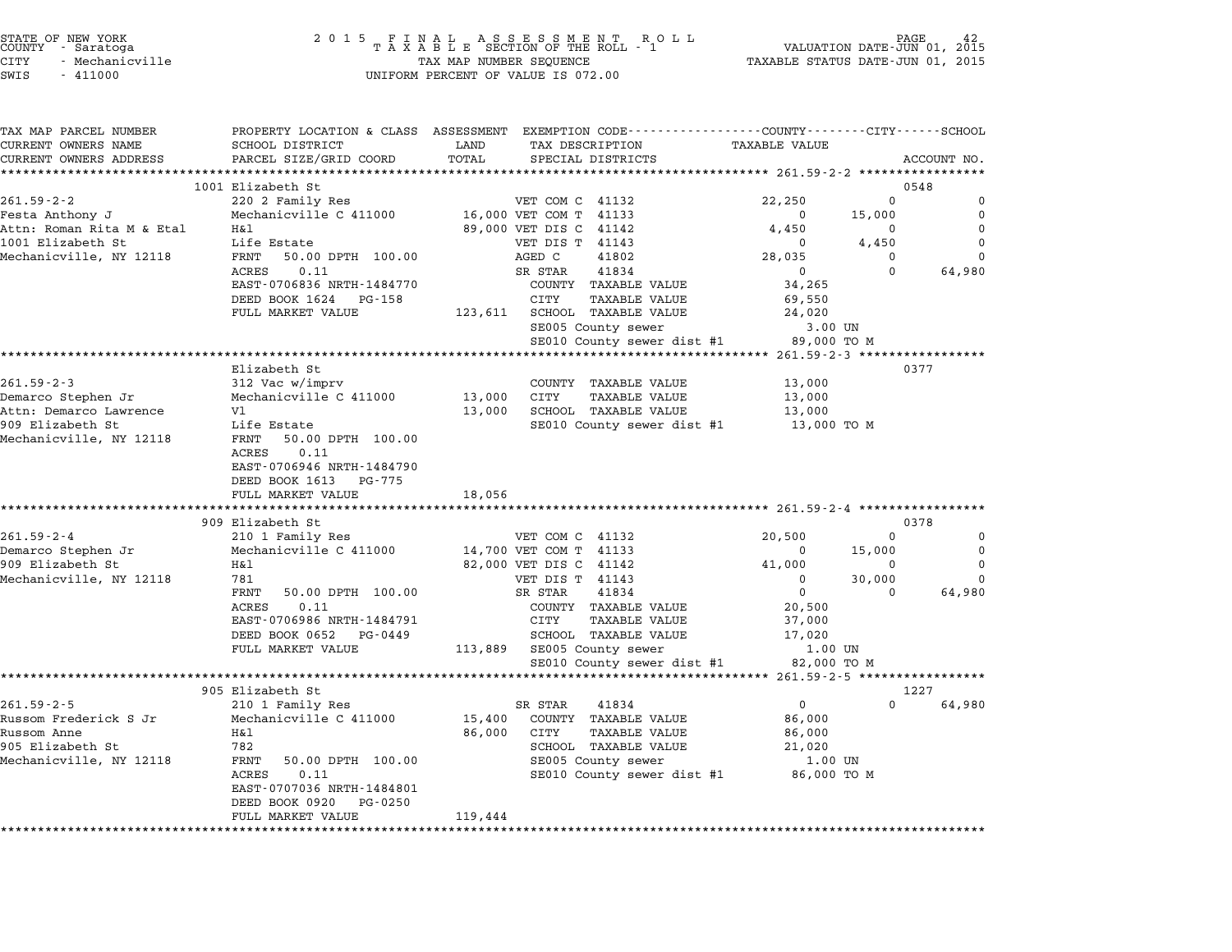STATE OF NEW YORK
COUNTY - Saratoga
CITY - Mechanicville
SWIS - 411000

2 0 1 5 F I N A L A S S E S S M E N T R O L L
T A X A B L E SECTION OF THE ROLL - 1
TAX MAP NUMBER SEQUENCE
UNIFORM PERCENT OF VALUE IS 072.00

VALUATION DATE-JUN 01, 2015
TAXABLE STATUS DATE-JUN 01, 2015

| TAX MAP PARCEL NUMBER / CURRENT OWNERS NAME / CURRENT OWNERS ADDRESS | PROPERTY LOCATION & CLASS / SCHOOL DISTRICT / PARCEL SIZE/GRID COORD | ASSESSMENT LAND / TOTAL | EXEMPTION CODE / TAX DESCRIPTION / SPECIAL DISTRICTS | COUNTY TAXABLE VALUE | CITY | SCHOOL | ACCOUNT NO. |
|---|---|---|---|---|---|---|---|
| **261.59-2-2** | 1001 Elizabeth St | | | | | | 0548 |
| 261.59-2-2 | 220 2 Family Res | | VET COM C 41132 | 22,250 | 0 | 0 | |
| Festa Anthony J | Mechanicville C 411000 | 16,000 | VET COM T 41133 | 0 | 15,000 | 0 | |
| Attn: Roman Rita M & Etal | H&l | 89,000 | VET DIS C 41142 | 4,450 | 0 | 0 | |
| 1001 Elizabeth St | Life Estate | | VET DIS T 41143 | 0 | 4,450 | 0 | |
| Mechanicville, NY 12118 | FRNT 50.00 DPTH 100.00 | | AGED C 41802 | 28,035 | 0 | 0 | |
| | ACRES 0.11 | | SR STAR 41834 | 0 | 0 | 64,980 | |
| | EAST-0706836 NRTH-1484770 | | COUNTY TAXABLE VALUE | 34,265 | | | |
| | DEED BOOK 1624 PG-158 | | CITY TAXABLE VALUE | 69,550 | | | |
| | FULL MARKET VALUE | 123,611 | SCHOOL TAXABLE VALUE | 24,020 | | | |
| | | | SE005 County sewer | 3.00 UN | | | |
| | | | SE010 County sewer dist #1 | 89,000 TO M | | | |
| **261.59-2-3** | Elizabeth St | | | | | | 0377 |
| 261.59-2-3 | 312 Vac w/imprv | | COUNTY TAXABLE VALUE | 13,000 | | | |
| Demarco Stephen Jr | Mechanicville C 411000 | 13,000 | CITY TAXABLE VALUE | 13,000 | | | |
| Attn: Demarco Lawrence | Vl | 13,000 | SCHOOL TAXABLE VALUE | 13,000 | | | |
| 909 Elizabeth St | Life Estate | | SE010 County sewer dist #1 | 13,000 TO M | | | |
| Mechanicville, NY 12118 | FRNT 50.00 DPTH 100.00 | | | | | | |
| | ACRES 0.11 | | | | | | |
| | EAST-0706946 NRTH-1484790 | | | | | | |
| | DEED BOOK 1613 PG-775 | | | | | | |
| | FULL MARKET VALUE | 18,056 | | | | | |
| **261.59-2-4** | 909 Elizabeth St | | | | | | 0378 |
| 261.59-2-4 | 210 1 Family Res | | VET COM C 41132 | 20,500 | 0 | 0 | |
| Demarco Stephen Jr | Mechanicville C 411000 | 14,700 | VET COM T 41133 | 0 | 15,000 | 0 | |
| 909 Elizabeth St | H&l | 82,000 | VET DIS C 41142 | 41,000 | 0 | 0 | |
| Mechanicville, NY 12118 | 781 | | VET DIS T 41143 | 0 | 30,000 | 0 | |
| | FRNT 50.00 DPTH 100.00 | | SR STAR 41834 | 0 | 0 | 64,980 | |
| | ACRES 0.11 | | COUNTY TAXABLE VALUE | 20,500 | | | |
| | EAST-0706986 NRTH-1484791 | | CITY TAXABLE VALUE | 37,000 | | | |
| | DEED BOOK 0652 PG-0449 | | SCHOOL TAXABLE VALUE | 17,020 | | | |
| | FULL MARKET VALUE | 113,889 | SE005 County sewer | 1.00 UN | | | |
| | | | SE010 County sewer dist #1 | 82,000 TO M | | | |
| **261.59-2-5** | 905 Elizabeth St | | | | | | 1227 |
| 261.59-2-5 | 210 1 Family Res | | SR STAR 41834 | 0 | 0 | 64,980 | |
| Russom Frederick S Jr | Mechanicville C 411000 | 15,400 | COUNTY TAXABLE VALUE | 86,000 | | | |
| Russom Anne | H&l | 86,000 | CITY TAXABLE VALUE | 86,000 | | | |
| 905 Elizabeth St | 782 | | SCHOOL TAXABLE VALUE | 21,020 | | | |
| Mechanicville, NY 12118 | FRNT 50.00 DPTH 100.00 | | SE005 County sewer | 1.00 UN | | | |
| | ACRES 0.11 | | SE010 County sewer dist #1 | 86,000 TO M | | | |
| | EAST-0707036 NRTH-1484801 | | | | | | |
| | DEED BOOK 0920 PG-0250 | | | | | | |
| | FULL MARKET VALUE | 119,444 | | | | | |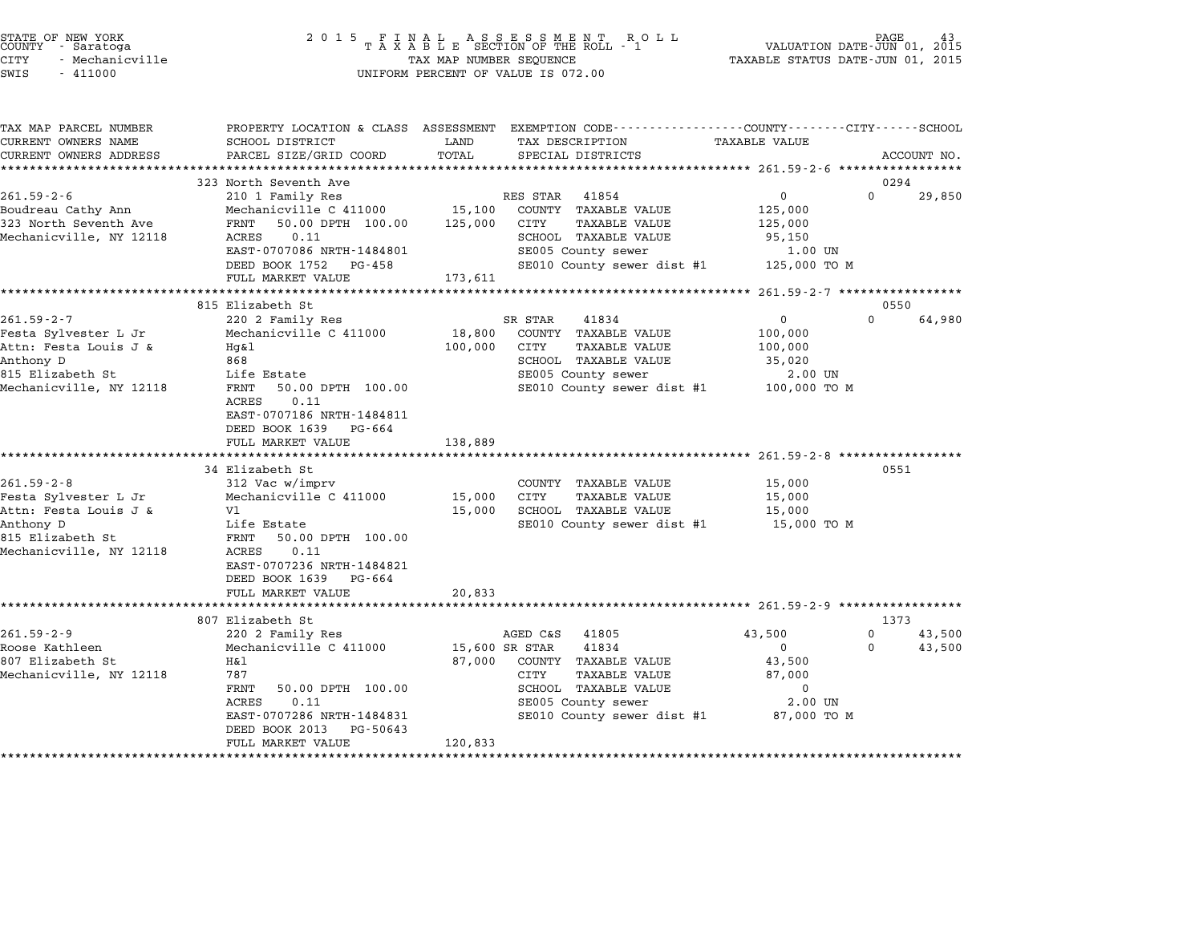STATE OF NEW YORK
COUNTY - Saratoga
CITY - Mechanicville
SWIS - 411000

# 2015 FINAL ASSESSMENT ROLL
TAXABLE SECTION OF THE ROLL - 1
TAX MAP NUMBER SEQUENCE
UNIFORM PERCENT OF VALUE IS 072.00

VALUATION DATE-JUN 01, 2015
TAXABLE STATUS DATE-JUN 01, 2015

| TAX MAP PARCEL NUMBER / CURRENT OWNERS NAME / CURRENT OWNERS ADDRESS | PROPERTY LOCATION & CLASS / SCHOOL DISTRICT / PARCEL SIZE/GRID COORD | ASSESSMENT LAND / TOTAL | EXEMPTION CODE / TAX DESCRIPTION / SPECIAL DISTRICTS | COUNTY TAXABLE VALUE | CITY | SCHOOL / ACCOUNT NO. |
|---|---|---|---|---|---|---|
| **261.59-2-6** | 323 North Seventh Ave | | | | | 0294 |
| Boudreau Cathy Ann | 210 1 Family Res | | RES STAR 41854 | 0 | 0 | 29,850 |
| 323 North Seventh Ave | Mechanicville C 411000 | 15,100 | COUNTY TAXABLE VALUE | 125,000 | | |
| Mechanicville, NY 12118 | FRNT 50.00 DPTH 100.00 | 125,000 | CITY TAXABLE VALUE | 125,000 | | |
| | ACRES 0.11 | | SCHOOL TAXABLE VALUE | 95,150 | | |
| | EAST-0707086 NRTH-1484801 | | SE005 County sewer | 1.00 UN | | |
| | DEED BOOK 1752 PG-458 | | SE010 County sewer dist #1 | 125,000 TO M | | |
| | FULL MARKET VALUE | 173,611 | | | | |
| **261.59-2-7** | 815 Elizabeth St | | | | | 0550 |
| Festa Sylvester L Jr | 220 2 Family Res | | SR STAR 41834 | 0 | 0 | 64,980 |
| Attn: Festa Louis J & | Mechanicville C 411000 | 18,800 | COUNTY TAXABLE VALUE | 100,000 | | |
| Anthony D | Hg&l | 100,000 | CITY TAXABLE VALUE | 100,000 | | |
| 815 Elizabeth St | 868 | | SCHOOL TAXABLE VALUE | 35,020 | | |
| Mechanicville, NY 12118 | Life Estate | | SE005 County sewer | 2.00 UN | | |
| | FRNT 50.00 DPTH 100.00 | | SE010 County sewer dist #1 | 100,000 TO M | | |
| | ACRES 0.11 | | | | | |
| | EAST-0707186 NRTH-1484811 | | | | | |
| | DEED BOOK 1639 PG-664 | | | | | |
| | FULL MARKET VALUE | 138,889 | | | | |
| **261.59-2-8** | 34 Elizabeth St | | | | | 0551 |
| Festa Sylvester L Jr | 312 Vac w/imprv | | COUNTY TAXABLE VALUE | 15,000 | | |
| Attn: Festa Louis J & | Mechanicville C 411000 | 15,000 | CITY TAXABLE VALUE | 15,000 | | |
| Anthony D | Vl | 15,000 | SCHOOL TAXABLE VALUE | 15,000 | | |
| 815 Elizabeth St | Life Estate | | SE010 County sewer dist #1 | 15,000 TO M | | |
| Mechanicville, NY 12118 | FRNT 50.00 DPTH 100.00 | | | | | |
| | ACRES 0.11 | | | | | |
| | EAST-0707236 NRTH-1484821 | | | | | |
| | DEED BOOK 1639 PG-664 | | | | | |
| | FULL MARKET VALUE | 20,833 | | | | |
| **261.59-2-9** | 807 Elizabeth St | | | | | 1373 |
| Roose Kathleen | 220 2 Family Res | | AGED C&S 41805 | 43,500 | 0 | 43,500 |
| 807 Elizabeth St | Mechanicville C 411000 | 15,600 | SR STAR 41834 | 0 | 0 | 43,500 |
| Mechanicville, NY 12118 | H&l | 87,000 | COUNTY TAXABLE VALUE | 43,500 | | |
| | 787 | | CITY TAXABLE VALUE | 87,000 | | |
| | FRNT 50.00 DPTH 100.00 | | SCHOOL TAXABLE VALUE | 0 | | |
| | ACRES 0.11 | | SE005 County sewer | 2.00 UN | | |
| | EAST-0707286 NRTH-1484831 | | SE010 County sewer dist #1 | 87,000 TO M | | |
| | DEED BOOK 2013 PG-50643 | | | | | |
| | FULL MARKET VALUE | 120,833 | | | | |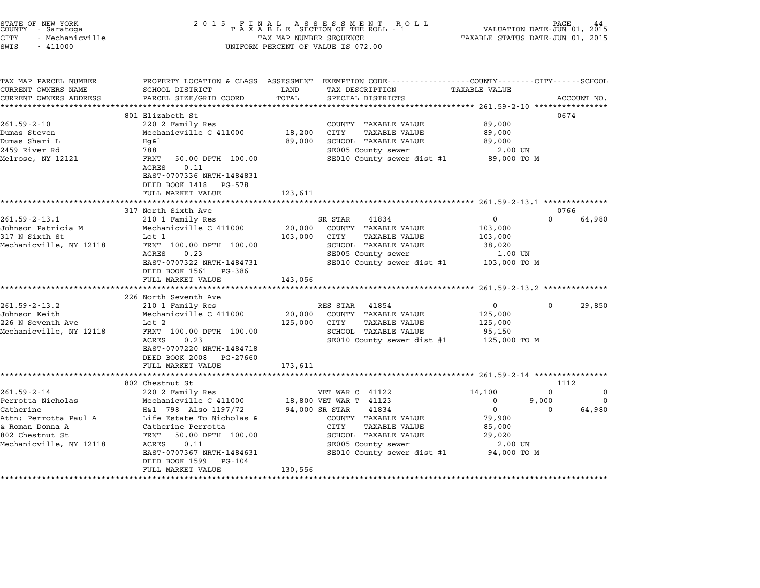STATE OF NEW YORK
COUNTY - Saratoga
CITY - Mechanicville
SWIS - 411000

2015 FINAL ASSESSMENT ROLL
TAXABLE SECTION OF THE ROLL - 1
TAX MAP NUMBER SEQUENCE
UNIFORM PERCENT OF VALUE IS 072.00

VALUATION DATE-JUN 01, 2015
TAXABLE STATUS DATE-JUN 01, 2015

| TAX MAP PARCEL NUMBER / CURRENT OWNERS NAME / CURRENT OWNERS ADDRESS | PROPERTY LOCATION & CLASS / SCHOOL DISTRICT / PARCEL SIZE/GRID COORD | ASSESSMENT LAND / TOTAL | EXEMPTION CODE / TAX DESCRIPTION / SPECIAL DISTRICTS | COUNTY TAXABLE VALUE | CITY | SCHOOL | ACCOUNT NO. |
|---|---|---|---|---|---|---|---|
| **261.59-2-10** | 801 Elizabeth St | | | | | | 0674 |
| 261.59-2-10 | 220 2 Family Res | | COUNTY TAXABLE VALUE | 89,000 | | | |
| Dumas Steven | Mechanicville C 411000 | 18,200 | CITY TAXABLE VALUE | 89,000 | | | |
| Dumas Shari L | Hg&l | 89,000 | SCHOOL TAXABLE VALUE | 89,000 | | | |
| 2459 River Rd | 788 | | SE005 County sewer | 2.00 UN | | | |
| Melrose, NY 12121 | FRNT 50.00 DPTH 100.00 | | SE010 County sewer dist #1 | 89,000 TO M | | | |
| | ACRES 0.11 | | | | | | |
| | EAST-0707336 NRTH-1484831 | | | | | | |
| | DEED BOOK 1418 PG-578 | | | | | | |
| | FULL MARKET VALUE | 123,611 | | | | | |
| **261.59-2-13.1** | 317 North Sixth Ave | | | | | | 0766 |
| 261.59-2-13.1 | 210 1 Family Res | | SR STAR 41834 | 0 | 0 | 64,980 | |
| Johnson Patricia M | Mechanicville C 411000 | 20,000 | COUNTY TAXABLE VALUE | 103,000 | | | |
| 317 N Sixth St | Lot 1 | 103,000 | CITY TAXABLE VALUE | 103,000 | | | |
| Mechanicville, NY 12118 | FRNT 100.00 DPTH 100.00 | | SCHOOL TAXABLE VALUE | 38,020 | | | |
| | ACRES 0.23 | | SE005 County sewer | 1.00 UN | | | |
| | EAST-0707322 NRTH-1484731 | | SE010 County sewer dist #1 | 103,000 TO M | | | |
| | DEED BOOK 1561 PG-386 | | | | | | |
| | FULL MARKET VALUE | 143,056 | | | | | |
| **261.59-2-13.2** | 226 North Seventh Ave | | | | | | |
| 261.59-2-13.2 | 210 1 Family Res | | RES STAR 41854 | 0 | 0 | 29,850 | |
| Johnson Keith | Mechanicville C 411000 | 20,000 | COUNTY TAXABLE VALUE | 125,000 | | | |
| 226 N Seventh Ave | Lot 2 | 125,000 | CITY TAXABLE VALUE | 125,000 | | | |
| Mechanicville, NY 12118 | FRNT 100.00 DPTH 100.00 | | SCHOOL TAXABLE VALUE | 95,150 | | | |
| | ACRES 0.23 | | SE010 County sewer dist #1 | 125,000 TO M | | | |
| | EAST-0707220 NRTH-1484718 | | | | | | |
| | DEED BOOK 2008 PG-27660 | | | | | | |
| | FULL MARKET VALUE | 173,611 | | | | | |
| **261.59-2-14** | 802 Chestnut St | | | | | | 1112 |
| 261.59-2-14 | 220 2 Family Res | | VET WAR C 41122 | 14,100 | 0 | 0 | |
| Perrotta Nicholas | Mechanicville C 411000 | 18,800 | VET WAR T 41123 | 0 | 9,000 | 0 | |
| Catherine | H&l 798 Also 1197/72 | 94,000 | SR STAR 41834 | 0 | 0 | 64,980 | |
| Attn: Perrotta Paul A | Life Estate To Nicholas & | | COUNTY TAXABLE VALUE | 79,900 | | | |
| & Roman Donna A | Catherine Perrotta | | CITY TAXABLE VALUE | 85,000 | | | |
| 802 Chestnut St | FRNT 50.00 DPTH 100.00 | | SCHOOL TAXABLE VALUE | 29,020 | | | |
| Mechanicville, NY 12118 | ACRES 0.11 | | SE005 County sewer | 2.00 UN | | | |
| | EAST-0707367 NRTH-1484631 | | SE010 County sewer dist #1 | 94,000 TO M | | | |
| | DEED BOOK 1599 PG-104 | | | | | | |
| | FULL MARKET VALUE | 130,556 | | | | | |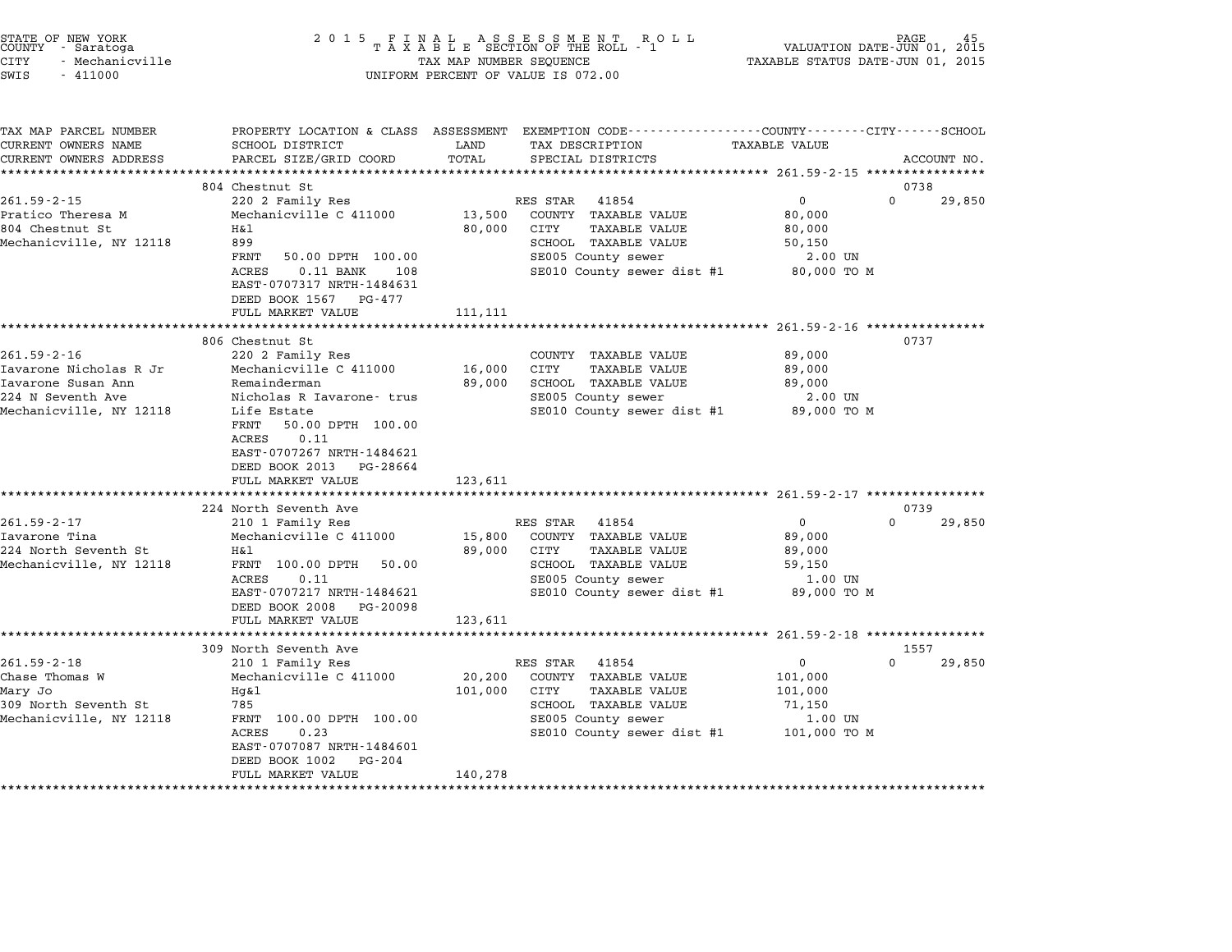STATE OF NEW YORK
COUNTY - Saratoga
CITY - Mechanicville
SWIS - 411000

2015 FINAL ASSESSMENT ROLL
TAXABLE SECTION OF THE ROLL - 1
TAX MAP NUMBER SEQUENCE
UNIFORM PERCENT OF VALUE IS 072.00

VALUATION DATE-JUN 01, 2015
TAXABLE STATUS DATE-JUN 01, 2015

| TAX MAP PARCEL NUMBER / CURRENT OWNERS NAME / CURRENT OWNERS ADDRESS | PROPERTY LOCATION & CLASS / SCHOOL DISTRICT / PARCEL SIZE/GRID COORD | ASSESSMENT LAND / TOTAL | EXEMPTION CODE / TAX DESCRIPTION / SPECIAL DISTRICTS | COUNTY / CITY / SCHOOL TAXABLE VALUE | ACCOUNT NO. |
|---|---|---|---|---|---|
| **261.59-2-15** | 804 Chestnut St | | | | 0738 |
| Pratico Theresa M | 220 2 Family Res | | RES STAR 41854 | 0 | 0 29,850 |
| 804 Chestnut St | Mechanicville C 411000 | 13,500 | COUNTY TAXABLE VALUE | 80,000 | |
| Mechanicville, NY 12118 | H&l | 80,000 | CITY TAXABLE VALUE | 80,000 | |
| | 899 | | SCHOOL TAXABLE VALUE | 50,150 | |
| | FRNT 50.00 DPTH 100.00 | | SE005 County sewer | 2.00 UN | |
| | ACRES 0.11 BANK 108 | | SE010 County sewer dist #1 | 80,000 TO M | |
| | EAST-0707317 NRTH-1484631 | | | | |
| | DEED BOOK 1567 PG-477 | | | | |
| | FULL MARKET VALUE | 111,111 | | | |
| **261.59-2-16** | 806 Chestnut St | | | | 0737 |
| Iavarone Nicholas R Jr | 220 2 Family Res | | COUNTY TAXABLE VALUE | 89,000 | |
| Iavarone Susan Ann | Mechanicville C 411000 | 16,000 | CITY TAXABLE VALUE | 89,000 | |
| 224 N Seventh Ave | Remainderman | 89,000 | SCHOOL TAXABLE VALUE | 89,000 | |
| Mechanicville, NY 12118 | Nicholas R Iavarone- trus | | SE005 County sewer | 2.00 UN | |
| | Life Estate | | SE010 County sewer dist #1 | 89,000 TO M | |
| | FRNT 50.00 DPTH 100.00 | | | | |
| | ACRES 0.11 | | | | |
| | EAST-0707267 NRTH-1484621 | | | | |
| | DEED BOOK 2013 PG-28664 | | | | |
| | FULL MARKET VALUE | 123,611 | | | |
| **261.59-2-17** | 224 North Seventh Ave | | | | 0739 |
| Iavarone Tina | 210 1 Family Res | | RES STAR 41854 | 0 | 0 29,850 |
| 224 North Seventh St | Mechanicville C 411000 | 15,800 | COUNTY TAXABLE VALUE | 89,000 | |
| Mechanicville, NY 12118 | H&l | 89,000 | CITY TAXABLE VALUE | 89,000 | |
| | FRNT 100.00 DPTH 50.00 | | SCHOOL TAXABLE VALUE | 59,150 | |
| | ACRES 0.11 | | SE005 County sewer | 1.00 UN | |
| | EAST-0707217 NRTH-1484621 | | SE010 County sewer dist #1 | 89,000 TO M | |
| | DEED BOOK 2008 PG-20098 | | | | |
| | FULL MARKET VALUE | 123,611 | | | |
| **261.59-2-18** | 309 North Seventh Ave | | | | 1557 |
| Chase Thomas W | 210 1 Family Res | | RES STAR 41854 | 0 | 0 29,850 |
| Mary Jo | Mechanicville C 411000 | 20,200 | COUNTY TAXABLE VALUE | 101,000 | |
| 309 North Seventh St | Hg&l | 101,000 | CITY TAXABLE VALUE | 101,000 | |
| Mechanicville, NY 12118 | 785 | | SCHOOL TAXABLE VALUE | 71,150 | |
| | FRNT 100.00 DPTH 100.00 | | SE005 County sewer | 1.00 UN | |
| | ACRES 0.23 | | SE010 County sewer dist #1 | 101,000 TO M | |
| | EAST-0707087 NRTH-1484601 | | | | |
| | DEED BOOK 1002 PG-204 | | | | |
| | FULL MARKET VALUE | 140,278 | | | |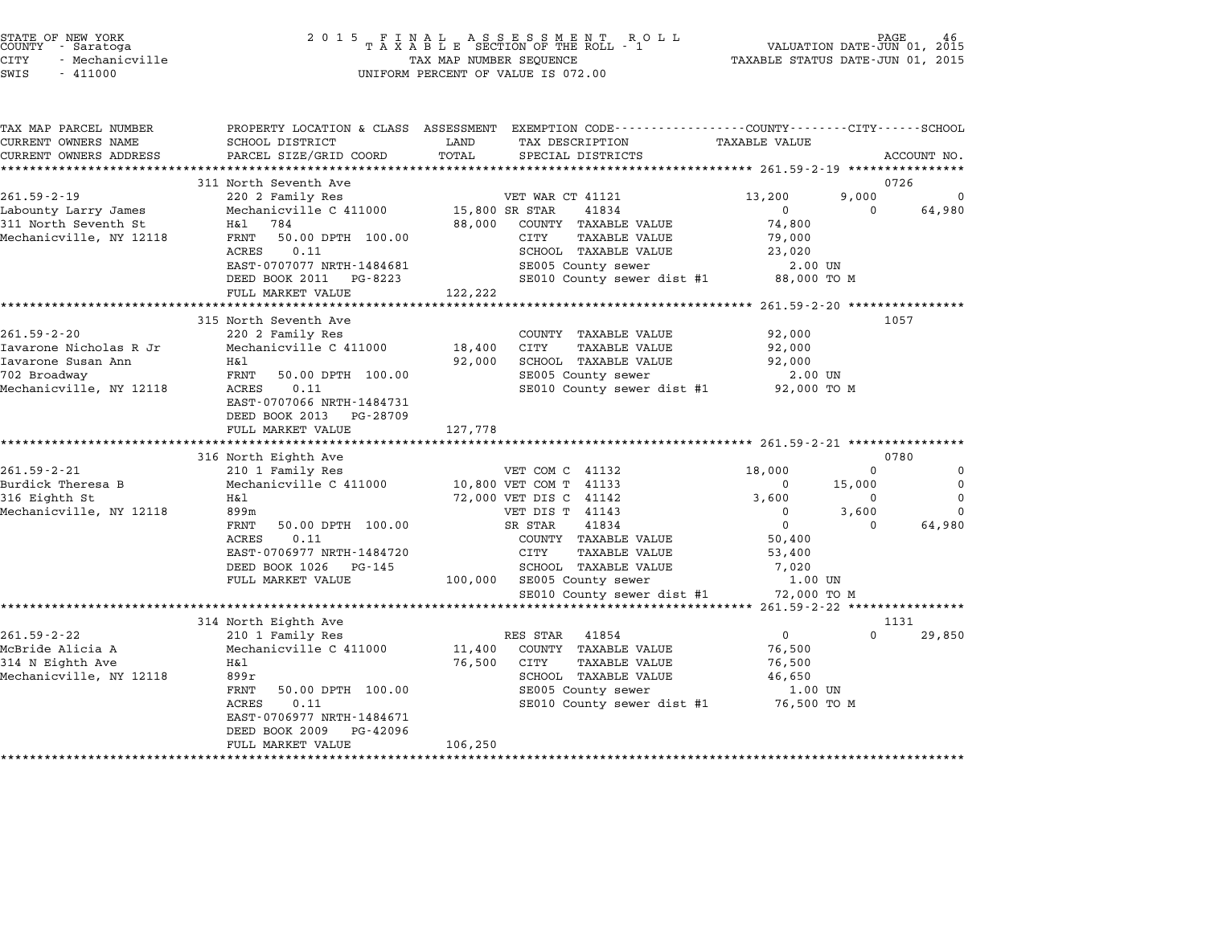STATE OF NEW YORK
COUNTY - Saratoga
CITY - Mechanicville
SWIS - 411000

2 0 1 5 F I N A L A S S E S S M E N T R O L L
T A X A B L E SECTION OF THE ROLL - 1
TAX MAP NUMBER SEQUENCE
UNIFORM PERCENT OF VALUE IS 072.00

VALUATION DATE-JUN 01, 2015
TAXABLE STATUS DATE-JUN 01, 2015

```
TAX MAP PARCEL NUMBER          PROPERTY LOCATION & CLASS  ASSESSMENT  EXEMPTION CODE-----------------COUNTY--------CITY------SCHOOL
CURRENT OWNERS NAME            SCHOOL DISTRICT             LAND       TAX DESCRIPTION               TAXABLE VALUE
CURRENT OWNERS ADDRESS         PARCEL SIZE/GRID COORD      TOTAL      SPECIAL DISTRICTS                                    ACCOUNT NO.
******************************************************************************************************* 261.59-2-19 ****************
                               311 North Seventh Ave                                                                    0726
261.59-2-19                    220 2 Family Res                    VET WAR CT 41121          13,200        9,000             0
Labounty Larry James           Mechanicville C 411000    15,800 SR STAR     41834                 0            0        64,980
311 North Seventh St           H&l    784                88,000   COUNTY  TAXABLE VALUE       74,800
Mechanicville, NY 12118        FRNT    50.00 DPTH 100.00          CITY     TAXABLE VALUE      79,000
                               ACRES    0.11                      SCHOOL  TAXABLE VALUE       23,020
                               EAST-0707077 NRTH-1484681          SE005 County sewer            2.00 UN
                               DEED BOOK 2011    PG-8223          SE010 County sewer dist #1   88,000 TO M
                               FULL MARKET VALUE         122,222
******************************************************************************************************* 261.59-2-20 ****************
                               315 North Seventh Ave                                                                    1057
261.59-2-20                    220 2 Family Res                   COUNTY  TAXABLE VALUE       92,000
Iavarone Nicholas R Jr         Mechanicville C 411000    18,400   CITY     TAXABLE VALUE      92,000
Iavarone Susan Ann             H&l                       92,000   SCHOOL  TAXABLE VALUE       92,000
702 Broadway                   FRNT    50.00 DPTH 100.00          SE005 County sewer            2.00 UN
Mechanicville, NY 12118        ACRES    0.11                      SE010 County sewer dist #1   92,000 TO M
                               EAST-0707066 NRTH-1484731
                               DEED BOOK 2013    PG-28709
                               FULL MARKET VALUE         127,778
******************************************************************************************************* 261.59-2-21 ****************
                               316 North Eighth Ave                                                                     0780
261.59-2-21                    210 1 Family Res                    VET COM C  41132          18,000            0             0
Burdick Theresa B              Mechanicville C 411000    10,800 VET COM T  41133                 0       15,000             0
316 Eighth St                  H&l                       72,000 VET DIS C  41142             3,600            0             0
Mechanicville, NY 12118        899m                               VET DIS T  41143                 0        3,600             0
                               FRNT    50.00 DPTH 100.00          SR STAR     41834                 0            0        64,980
                               ACRES    0.11                      COUNTY  TAXABLE VALUE       50,400
                               EAST-0706977 NRTH-1484720          CITY     TAXABLE VALUE      53,400
                               DEED BOOK 1026    PG-145           SCHOOL  TAXABLE VALUE        7,020
                               FULL MARKET VALUE         100,000  SE005 County sewer            1.00 UN
                                                                  SE010 County sewer dist #1   72,000 TO M
******************************************************************************************************* 261.59-2-22 ****************
                               314 North Eighth Ave                                                                     1131
261.59-2-22                    210 1 Family Res                    RES STAR   41854                  0            0        29,850
McBride Alicia A               Mechanicville C 411000    11,400   COUNTY  TAXABLE VALUE       76,500
314 N Eighth Ave               H&l                       76,500   CITY     TAXABLE VALUE      76,500
Mechanicville, NY 12118        899r                               SCHOOL  TAXABLE VALUE       46,650
                               FRNT    50.00 DPTH 100.00          SE005 County sewer            1.00 UN
                               ACRES    0.11                      SE010 County sewer dist #1   76,500 TO M
                               EAST-0706977 NRTH-1484671
                               DEED BOOK 2009    PG-42096
                               FULL MARKET VALUE         106,250
************************************************************************************************************************************
```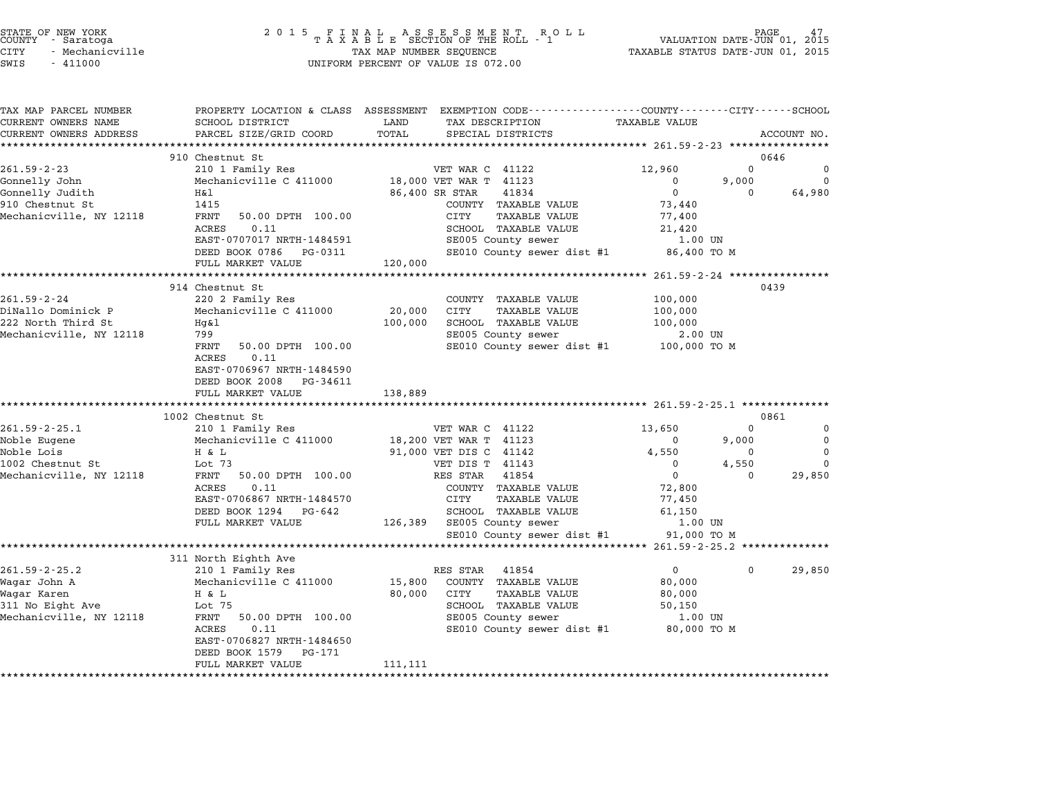STATE OF NEW YORK
COUNTY - Saratoga
CITY - Mechanicville
SWIS - 411000

2015 FINAL ASSESSMENT ROLL
TAXABLE SECTION OF THE ROLL - 1
TAX MAP NUMBER SEQUENCE
UNIFORM PERCENT OF VALUE IS 072.00

VALUATION DATE-JUN 01, 2015
TAXABLE STATUS DATE-JUN 01, 2015

| TAX MAP PARCEL NUMBER / CURRENT OWNERS NAME / CURRENT OWNERS ADDRESS | PROPERTY LOCATION & CLASS / SCHOOL DISTRICT / PARCEL SIZE/GRID COORD | ASSESSMENT LAND / TOTAL | EXEMPTION CODE / TAX DESCRIPTION / SPECIAL DISTRICTS | COUNTY TAXABLE VALUE | CITY | SCHOOL | ACCOUNT NO. |
|---|---|---|---|---|---|---|---|
| **261.59-2-23** | 910 Chestnut St | | | | | | 0646 |
| 261.59-2-23 | 210 1 Family Res | | VET WAR C 41122 | 12,960 | 0 | 0 | |
| Gonnelly John | Mechanicville C 411000 | 18,000 | VET WAR T 41123 | 0 | 9,000 | 0 | |
| Gonnelly Judith | H&l | 86,400 | SR STAR 41834 | 0 | 0 | 64,980 | |
| 910 Chestnut St | 1415 | | COUNTY TAXABLE VALUE | 73,440 | | | |
| Mechanicville, NY 12118 | FRNT 50.00 DPTH 100.00 | | CITY TAXABLE VALUE | 77,400 | | | |
| | ACRES 0.11 | | SCHOOL TAXABLE VALUE | 21,420 | | | |
| | EAST-0707017 NRTH-1484591 | | SE005 County sewer | 1.00 UN | | | |
| | DEED BOOK 0786 PG-0311 | | SE010 County sewer dist #1 | 86,400 TO M | | | |
| | FULL MARKET VALUE | 120,000 | | | | | |
| **261.59-2-24** | 914 Chestnut St | | | | | | 0439 |
| 261.59-2-24 | 220 2 Family Res | | COUNTY TAXABLE VALUE | 100,000 | | | |
| DiNallo Dominick P | Mechanicville C 411000 | 20,000 | CITY TAXABLE VALUE | 100,000 | | | |
| 222 North Third St | Hg&l | 100,000 | SCHOOL TAXABLE VALUE | 100,000 | | | |
| Mechanicville, NY 12118 | 799 | | SE005 County sewer | 2.00 UN | | | |
| | FRNT 50.00 DPTH 100.00 | | SE010 County sewer dist #1 | 100,000 TO M | | | |
| | ACRES 0.11 | | | | | | |
| | EAST-0706967 NRTH-1484590 | | | | | | |
| | DEED BOOK 2008 PG-34611 | | | | | | |
| | FULL MARKET VALUE | 138,889 | | | | | |
| **261.59-2-25.1** | 1002 Chestnut St | | | | | | 0861 |
| 261.59-2-25.1 | 210 1 Family Res | | VET WAR C 41122 | 13,650 | 0 | 0 | |
| Noble Eugene | Mechanicville C 411000 | 18,200 | VET WAR T 41123 | 0 | 9,000 | 0 | |
| Noble Lois | H & L | 91,000 | VET DIS C 41142 | 4,550 | 0 | 0 | |
| 1002 Chestnut St | Lot 73 | | VET DIS T 41143 | 0 | 4,550 | 0 | |
| Mechanicville, NY 12118 | FRNT 50.00 DPTH 100.00 | | RES STAR 41854 | 0 | 0 | 29,850 | |
| | ACRES 0.11 | | COUNTY TAXABLE VALUE | 72,800 | | | |
| | EAST-0706867 NRTH-1484570 | | CITY TAXABLE VALUE | 77,450 | | | |
| | DEED BOOK 1294 PG-642 | | SCHOOL TAXABLE VALUE | 61,150 | | | |
| | FULL MARKET VALUE | 126,389 | SE005 County sewer | 1.00 UN | | | |
| | | | SE010 County sewer dist #1 | 91,000 TO M | | | |
| **261.59-2-25.2** | 311 North Eighth Ave | | | | | | |
| 261.59-2-25.2 | 210 1 Family Res | | RES STAR 41854 | 0 | 0 | 29,850 | |
| Wagar John A | Mechanicville C 411000 | 15,800 | COUNTY TAXABLE VALUE | 80,000 | | | |
| Wagar Karen | H & L | 80,000 | CITY TAXABLE VALUE | 80,000 | | | |
| 311 No Eight Ave | Lot 75 | | SCHOOL TAXABLE VALUE | 50,150 | | | |
| Mechanicville, NY 12118 | FRNT 50.00 DPTH 100.00 | | SE005 County sewer | 1.00 UN | | | |
| | ACRES 0.11 | | SE010 County sewer dist #1 | 80,000 TO M | | | |
| | EAST-0706827 NRTH-1484650 | | | | | | |
| | DEED BOOK 1579 PG-171 | | | | | | |
| | FULL MARKET VALUE | 111,111 | | | | | |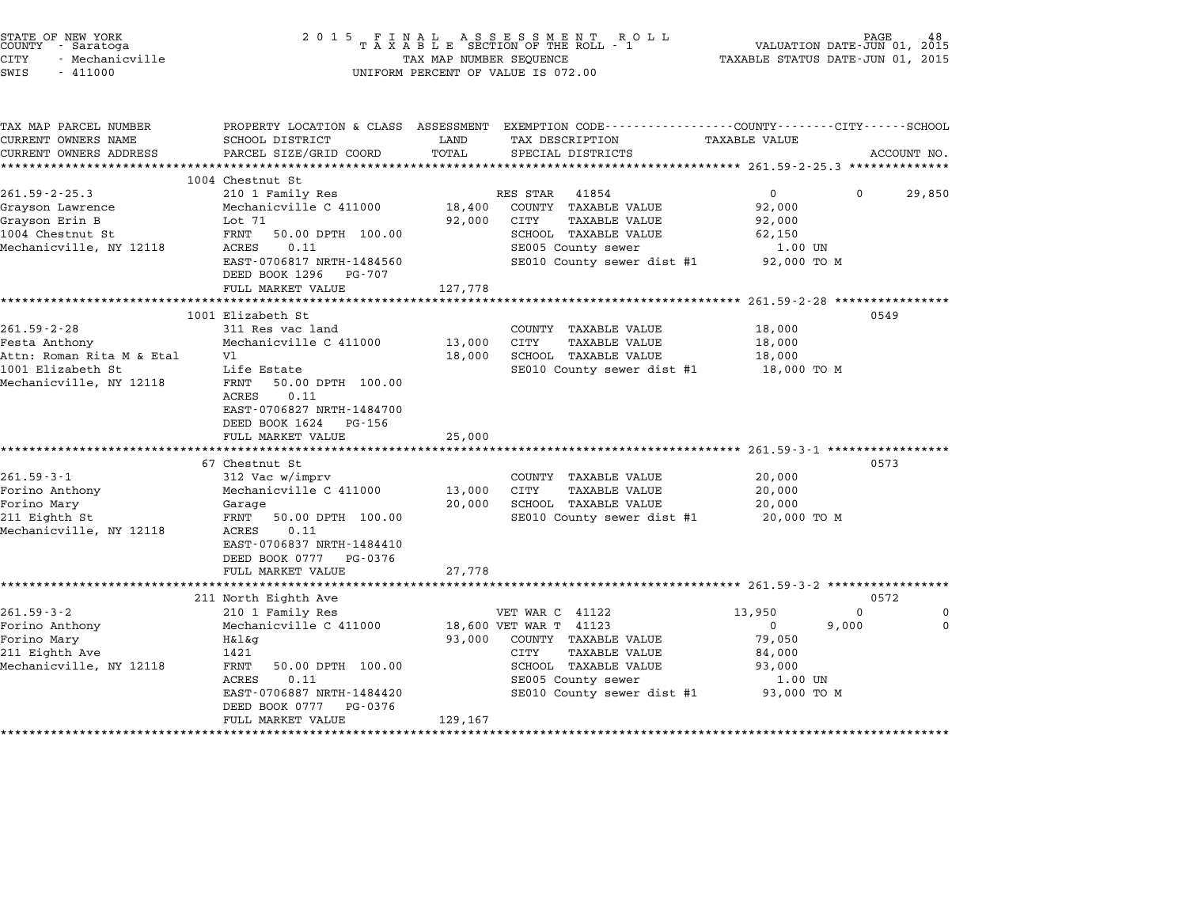STATE OF NEW YORK
COUNTY - Saratoga
CITY - Mechanicville
SWIS - 411000

2 0 1 5 F I N A L A S S E S S M E N T R O L L
T A X A B L E SECTION OF THE ROLL - 1
TAX MAP NUMBER SEQUENCE
UNIFORM PERCENT OF VALUE IS 072.00

VALUATION DATE-JUN 01, 2015
TAXABLE STATUS DATE-JUN 01, 2015

| TAX MAP PARCEL NUMBER<br>CURRENT OWNERS NAME<br>CURRENT OWNERS ADDRESS | PROPERTY LOCATION & CLASS<br>SCHOOL DISTRICT<br>PARCEL SIZE/GRID COORD | ASSESSMENT<br>LAND<br>TOTAL | EXEMPTION CODE<br>TAX DESCRIPTION<br>SPECIAL DISTRICTS | COUNTY<br>TAXABLE VALUE | CITY | SCHOOL<br>ACCOUNT NO. |
|---|---|---|---|---|---|---|
| | 1004 Chestnut St | | | | | |
| 261.59-2-25.3 | 210 1 Family Res | | RES STAR 41854 | 0 | 0 | 29,850 |
| Grayson Lawrence | Mechanicville C 411000 | 18,400 | COUNTY TAXABLE VALUE | 92,000 | | |
| Grayson Erin B | Lot 71 | 92,000 | CITY TAXABLE VALUE | 92,000 | | |
| 1004 Chestnut St | FRNT 50.00 DPTH 100.00 | | SCHOOL TAXABLE VALUE | 62,150 | | |
| Mechanicville, NY 12118 | ACRES 0.11 | | SE005 County sewer | 1.00 UN | | |
| | EAST-0706817 NRTH-1484560 | | SE010 County sewer dist #1 | 92,000 TO M | | |
| | DEED BOOK 1296 PG-707 | | | | | |
| | FULL MARKET VALUE | 127,778 | | | | |
| | 1001 Elizabeth St | | | | | 0549 |
| 261.59-2-28 | 311 Res vac land | | COUNTY TAXABLE VALUE | 18,000 | | |
| Festa Anthony | Mechanicville C 411000 | 13,000 | CITY TAXABLE VALUE | 18,000 | | |
| Attn: Roman Rita M & Etal | Vl | 18,000 | SCHOOL TAXABLE VALUE | 18,000 | | |
| 1001 Elizabeth St | Life Estate | | SE010 County sewer dist #1 | 18,000 TO M | | |
| Mechanicville, NY 12118 | FRNT 50.00 DPTH 100.00 | | | | | |
| | ACRES 0.11 | | | | | |
| | EAST-0706827 NRTH-1484700 | | | | | |
| | DEED BOOK 1624 PG-156 | | | | | |
| | FULL MARKET VALUE | 25,000 | | | | |
| | 67 Chestnut St | | | | | 0573 |
| 261.59-3-1 | 312 Vac w/imprv | | COUNTY TAXABLE VALUE | 20,000 | | |
| Forino Anthony | Mechanicville C 411000 | 13,000 | CITY TAXABLE VALUE | 20,000 | | |
| Forino Mary | Garage | 20,000 | SCHOOL TAXABLE VALUE | 20,000 | | |
| 211 Eighth St | FRNT 50.00 DPTH 100.00 | | SE010 County sewer dist #1 | 20,000 TO M | | |
| Mechanicville, NY 12118 | ACRES 0.11 | | | | | |
| | EAST-0706837 NRTH-1484410 | | | | | |
| | DEED BOOK 0777 PG-0376 | | | | | |
| | FULL MARKET VALUE | 27,778 | | | | |
| | 211 North Eighth Ave | | | | | 0572 |
| 261.59-3-2 | 210 1 Family Res | | VET WAR C 41122 | 13,950 | 0 | 0 |
| Forino Anthony | Mechanicville C 411000 | 18,600 | VET WAR T 41123 | 0 | 9,000 | 0 |
| Forino Mary | H&l&g | 93,000 | COUNTY TAXABLE VALUE | 79,050 | | |
| 211 Eighth Ave | 1421 | | CITY TAXABLE VALUE | 84,000 | | |
| Mechanicville, NY 12118 | FRNT 50.00 DPTH 100.00 | | SCHOOL TAXABLE VALUE | 93,000 | | |
| | ACRES 0.11 | | SE005 County sewer | 1.00 UN | | |
| | EAST-0706887 NRTH-1484420 | | SE010 County sewer dist #1 | 93,000 TO M | | |
| | DEED BOOK 0777 PG-0376 | | | | | |
| | FULL MARKET VALUE | 129,167 | | | | |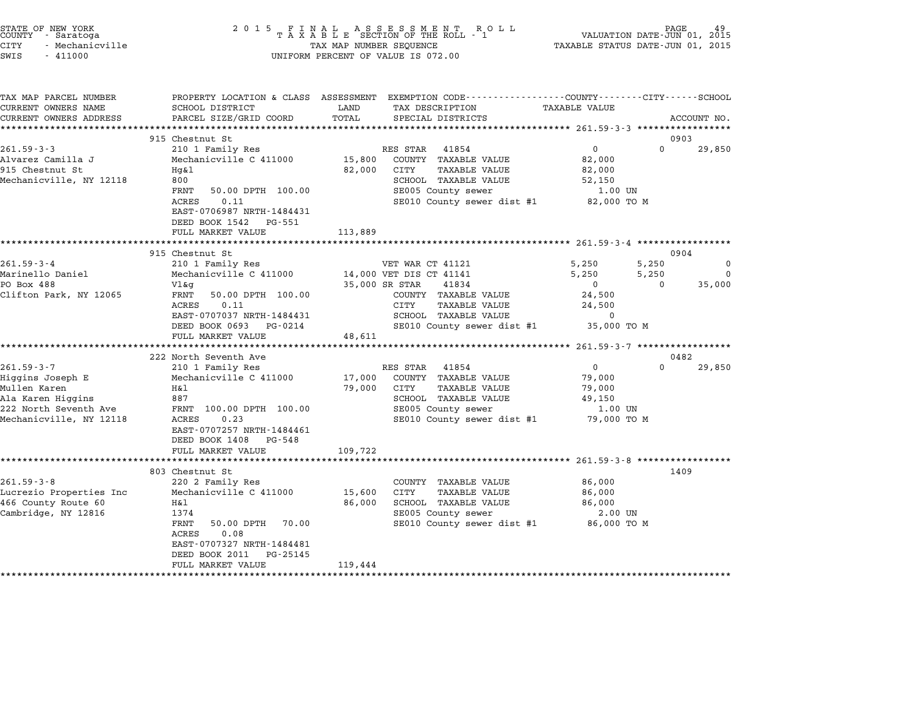STATE OF NEW YORK
COUNTY - Saratoga
CITY - Mechanicville
SWIS - 411000

2 0 1 5 F I N A L A S S E S S M E N T R O L L
T A X A B L E SECTION OF THE ROLL - 1
TAX MAP NUMBER SEQUENCE
UNIFORM PERCENT OF VALUE IS 072.00

VALUATION DATE-JUN 01, 2015
TAXABLE STATUS DATE-JUN 01, 2015

| TAX MAP PARCEL NUMBER / CURRENT OWNERS NAME / CURRENT OWNERS ADDRESS | PROPERTY LOCATION & CLASS / SCHOOL DISTRICT / PARCEL SIZE/GRID COORD | ASSESSMENT LAND / TOTAL | EXEMPTION CODE / TAX DESCRIPTION / SPECIAL DISTRICTS | COUNTY TAXABLE VALUE | CITY | SCHOOL / ACCOUNT NO. |
|---|---|---|---|---|---|---|
| **261.59-3-3** | 915 Chestnut St | | | | | 0903 |
| 261.59-3-3 | 210 1 Family Res | | RES STAR 41854 | 0 | 0 | 29,850 |
| Alvarez Camilla J | Mechanicville C 411000 | 15,800 | COUNTY TAXABLE VALUE | 82,000 | | |
| 915 Chestnut St | Hg&l | 82,000 | CITY TAXABLE VALUE | 82,000 | | |
| Mechanicville, NY 12118 | 800 | | SCHOOL TAXABLE VALUE | 52,150 | | |
| | FRNT 50.00 DPTH 100.00 | | SE005 County sewer | 1.00 UN | | |
| | ACRES 0.11 | | SE010 County sewer dist #1 | 82,000 TO M | | |
| | EAST-0706987 NRTH-1484431 | | | | | |
| | DEED BOOK 1542 PG-551 | | | | | |
| | FULL MARKET VALUE | 113,889 | | | | |
| **261.59-3-4** | 915 Chestnut St | | | | | 0904 |
| 261.59-3-4 | 210 1 Family Res | | VET WAR CT 41121 | 5,250 | 5,250 | 0 |
| Marinello Daniel | Mechanicville C 411000 | 14,000 | VET DIS CT 41141 | 5,250 | 5,250 | 0 |
| PO Box 488 | Vl&g | 35,000 | SR STAR 41834 | 0 | 0 | 35,000 |
| Clifton Park, NY 12065 | FRNT 50.00 DPTH 100.00 | | COUNTY TAXABLE VALUE | 24,500 | | |
| | ACRES 0.11 | | CITY TAXABLE VALUE | 24,500 | | |
| | EAST-0707037 NRTH-1484431 | | SCHOOL TAXABLE VALUE | 0 | | |
| | DEED BOOK 0693 PG-0214 | | SE010 County sewer dist #1 | 35,000 TO M | | |
| | FULL MARKET VALUE | 48,611 | | | | |
| **261.59-3-7** | 222 North Seventh Ave | | | | | 0482 |
| 261.59-3-7 | 210 1 Family Res | | RES STAR 41854 | 0 | 0 | 29,850 |
| Higgins Joseph E | Mechanicville C 411000 | 17,000 | COUNTY TAXABLE VALUE | 79,000 | | |
| Mullen Karen | H&l | 79,000 | CITY TAXABLE VALUE | 79,000 | | |
| Ala Karen Higgins | 887 | | SCHOOL TAXABLE VALUE | 49,150 | | |
| 222 North Seventh Ave | FRNT 100.00 DPTH 100.00 | | SE005 County sewer | 1.00 UN | | |
| Mechanicville, NY 12118 | ACRES 0.23 | | SE010 County sewer dist #1 | 79,000 TO M | | |
| | EAST-0707257 NRTH-1484461 | | | | | |
| | DEED BOOK 1408 PG-548 | | | | | |
| | FULL MARKET VALUE | 109,722 | | | | |
| **261.59-3-8** | 803 Chestnut St | | | | | 1409 |
| 261.59-3-8 | 220 2 Family Res | | COUNTY TAXABLE VALUE | 86,000 | | |
| Lucrezio Properties Inc | Mechanicville C 411000 | 15,600 | CITY TAXABLE VALUE | 86,000 | | |
| 466 County Route 60 | H&l | 86,000 | SCHOOL TAXABLE VALUE | 86,000 | | |
| Cambridge, NY 12816 | 1374 | | SE005 County sewer | 2.00 UN | | |
| | FRNT 50.00 DPTH 70.00 | | SE010 County sewer dist #1 | 86,000 TO M | | |
| | ACRES 0.08 | | | | | |
| | EAST-0707327 NRTH-1484481 | | | | | |
| | DEED BOOK 2011 PG-25145 | | | | | |
| | FULL MARKET VALUE | 119,444 | | | | |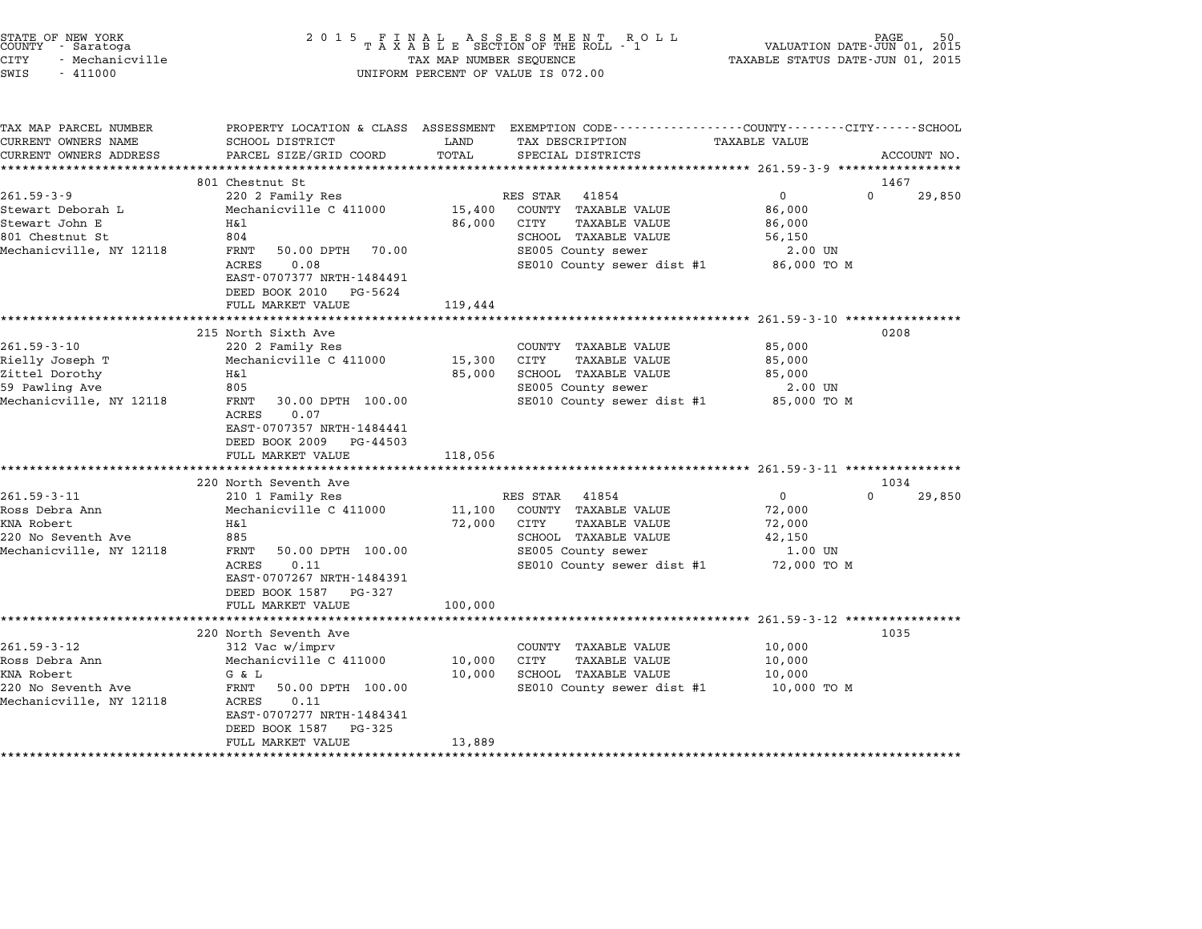STATE OF NEW YORK
COUNTY - Saratoga
CITY - Mechanicville
SWIS - 411000

2015 FINAL ASSESSMENT ROLL
TAXABLE SECTION OF THE ROLL - 1
TAX MAP NUMBER SEQUENCE
UNIFORM PERCENT OF VALUE IS 072.00

VALUATION DATE-JUN 01, 2015
TAXABLE STATUS DATE-JUN 01, 2015

| TAX MAP PARCEL NUMBER / CURRENT OWNERS NAME / CURRENT OWNERS ADDRESS | PROPERTY LOCATION & CLASS / SCHOOL DISTRICT / PARCEL SIZE/GRID COORD | ASSESSMENT LAND / TOTAL | EXEMPTION CODE / TAX DESCRIPTION / SPECIAL DISTRICTS | COUNTY TAXABLE VALUE | CITY | SCHOOL / ACCOUNT NO. |
|---|---|---|---|---|---|---|
| **261.59-3-9** | 801 Chestnut St | | | | | 1467 |
| 261.59-3-9 | 220 2 Family Res | | RES STAR 41854 | 0 | 0 | 29,850 |
| Stewart Deborah L | Mechanicville C 411000 | 15,400 | COUNTY TAXABLE VALUE | 86,000 | | |
| Stewart John E | H&l | 86,000 | CITY TAXABLE VALUE | 86,000 | | |
| 801 Chestnut St | 804 | | SCHOOL TAXABLE VALUE | 56,150 | | |
| Mechanicville, NY 12118 | FRNT 50.00 DPTH 70.00 | | SE005 County sewer | 2.00 UN | | |
| | ACRES 0.08 | | SE010 County sewer dist #1 | 86,000 TO M | | |
| | EAST-0707377 NRTH-1484491 | | | | | |
| | DEED BOOK 2010 PG-5624 | | | | | |
| | FULL MARKET VALUE | 119,444 | | | | |
| **261.59-3-10** | 215 North Sixth Ave | | | | | 0208 |
| 261.59-3-10 | 220 2 Family Res | | COUNTY TAXABLE VALUE | 85,000 | | |
| Rielly Joseph T | Mechanicville C 411000 | 15,300 | CITY TAXABLE VALUE | 85,000 | | |
| Zittel Dorothy | H&l | 85,000 | SCHOOL TAXABLE VALUE | 85,000 | | |
| 59 Pawling Ave | 805 | | SE005 County sewer | 2.00 UN | | |
| Mechanicville, NY 12118 | FRNT 30.00 DPTH 100.00 | | SE010 County sewer dist #1 | 85,000 TO M | | |
| | ACRES 0.07 | | | | | |
| | EAST-0707357 NRTH-1484441 | | | | | |
| | DEED BOOK 2009 PG-44503 | | | | | |
| | FULL MARKET VALUE | 118,056 | | | | |
| **261.59-3-11** | 220 North Seventh Ave | | | | | 1034 |
| 261.59-3-11 | 210 1 Family Res | | RES STAR 41854 | 0 | 0 | 29,850 |
| Ross Debra Ann | Mechanicville C 411000 | 11,100 | COUNTY TAXABLE VALUE | 72,000 | | |
| KNA Robert | H&l | 72,000 | CITY TAXABLE VALUE | 72,000 | | |
| 220 No Seventh Ave | 885 | | SCHOOL TAXABLE VALUE | 42,150 | | |
| Mechanicville, NY 12118 | FRNT 50.00 DPTH 100.00 | | SE005 County sewer | 1.00 UN | | |
| | ACRES 0.11 | | SE010 County sewer dist #1 | 72,000 TO M | | |
| | EAST-0707267 NRTH-1484391 | | | | | |
| | DEED BOOK 1587 PG-327 | | | | | |
| | FULL MARKET VALUE | 100,000 | | | | |
| **261.59-3-12** | 220 North Seventh Ave | | | | | 1035 |
| 261.59-3-12 | 312 Vac w/imprv | | COUNTY TAXABLE VALUE | 10,000 | | |
| Ross Debra Ann | Mechanicville C 411000 | 10,000 | CITY TAXABLE VALUE | 10,000 | | |
| KNA Robert | G & L | 10,000 | SCHOOL TAXABLE VALUE | 10,000 | | |
| 220 No Seventh Ave | FRNT 50.00 DPTH 100.00 | | SE010 County sewer dist #1 | 10,000 TO M | | |
| Mechanicville, NY 12118 | ACRES 0.11 | | | | | |
| | EAST-0707277 NRTH-1484341 | | | | | |
| | DEED BOOK 1587 PG-325 | | | | | |
| | FULL MARKET VALUE | 13,889 | | | | |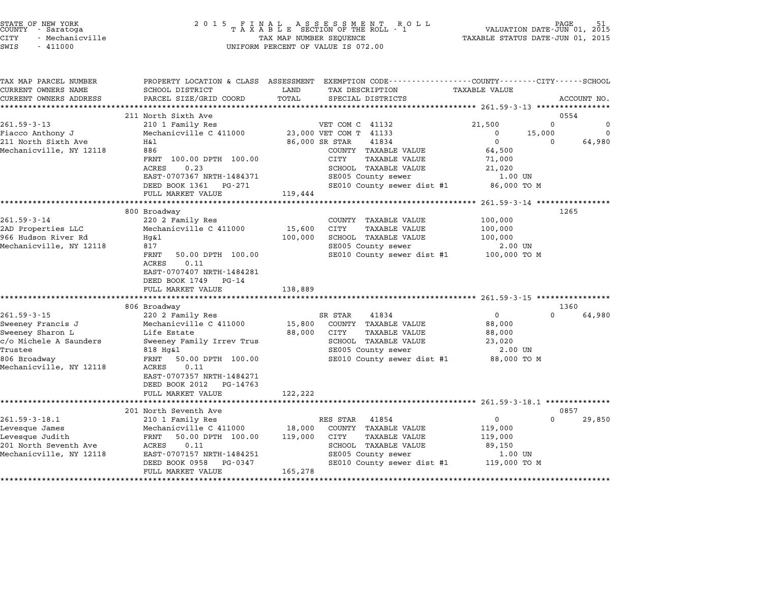STATE OF NEW YORK
COUNTY - Saratoga
CITY - Mechanicville
SWIS - 411000

2 0 1 5 F I N A L A S S E S S M E N T R O L L
T A X A B L E SECTION OF THE ROLL - 1
TAX MAP NUMBER SEQUENCE
UNIFORM PERCENT OF VALUE IS 072.00

VALUATION DATE-JUN 01, 2015
TAXABLE STATUS DATE-JUN 01, 2015

| TAX MAP PARCEL NUMBER / CURRENT OWNERS NAME / CURRENT OWNERS ADDRESS | PROPERTY LOCATION & CLASS / SCHOOL DISTRICT / PARCEL SIZE/GRID COORD | ASSESSMENT LAND / TOTAL | EXEMPTION CODE / TAX DESCRIPTION / SPECIAL DISTRICTS | COUNTY TAXABLE VALUE | CITY | SCHOOL | ACCOUNT NO. |
|---|---|---|---|---|---|---|---|
| **261.59-3-13** | 211 North Sixth Ave | | | | | | 0554 |
| 261.59-3-13 | 210 1 Family Res | | VET COM C 41132 | 21,500 | 0 | 0 | |
| Fiacco Anthony J | Mechanicville C 411000 | 23,000 | VET COM T 41133 | 0 | 15,000 | 0 | |
| 211 North Sixth Ave | H&l | 86,000 | SR STAR 41834 | 0 | 0 | 64,980 | |
| Mechanicville, NY 12118 | 886 | | COUNTY TAXABLE VALUE | 64,500 | | | |
| | FRNT 100.00 DPTH 100.00 | | CITY TAXABLE VALUE | 71,000 | | | |
| | ACRES 0.23 | | SCHOOL TAXABLE VALUE | 21,020 | | | |
| | EAST-0707367 NRTH-1484371 | | SE005 County sewer | 1.00 UN | | | |
| | DEED BOOK 1361 PG-271 | | SE010 County sewer dist #1 | 86,000 TO M | | | |
| | FULL MARKET VALUE | 119,444 | | | | | |
| **261.59-3-14** | 800 Broadway | | | | | | 1265 |
| 261.59-3-14 | 220 2 Family Res | | COUNTY TAXABLE VALUE | 100,000 | | | |
| 2AD Properties LLC | Mechanicville C 411000 | 15,600 | CITY TAXABLE VALUE | 100,000 | | | |
| 966 Hudson River Rd | Hg&l | 100,000 | SCHOOL TAXABLE VALUE | 100,000 | | | |
| Mechanicville, NY 12118 | 817 | | SE005 County sewer | 2.00 UN | | | |
| | FRNT 50.00 DPTH 100.00 | | SE010 County sewer dist #1 | 100,000 TO M | | | |
| | ACRES 0.11 | | | | | | |
| | EAST-0707407 NRTH-1484281 | | | | | | |
| | DEED BOOK 1749 PG-14 | | | | | | |
| | FULL MARKET VALUE | 138,889 | | | | | |
| **261.59-3-15** | 806 Broadway | | | | | | 1360 |
| 261.59-3-15 | 220 2 Family Res | | SR STAR 41834 | 0 | 0 | 64,980 | |
| Sweeney Francis J | Mechanicville C 411000 | 15,800 | COUNTY TAXABLE VALUE | 88,000 | | | |
| Sweeney Sharon L | Life Estate | 88,000 | CITY TAXABLE VALUE | 88,000 | | | |
| c/o Michele A Saunders | Sweeney Family Irrev Trus | | SCHOOL TAXABLE VALUE | 23,020 | | | |
| Trustee | 818 Hg&l | | SE005 County sewer | 2.00 UN | | | |
| 806 Broadway | FRNT 50.00 DPTH 100.00 | | SE010 County sewer dist #1 | 88,000 TO M | | | |
| Mechanicville, NY 12118 | ACRES 0.11 | | | | | | |
| | EAST-0707357 NRTH-1484271 | | | | | | |
| | DEED BOOK 2012 PG-14763 | | | | | | |
| | FULL MARKET VALUE | 122,222 | | | | | |
| **261.59-3-18.1** | 201 North Seventh Ave | | | | | | 0857 |
| 261.59-3-18.1 | 210 1 Family Res | | RES STAR 41854 | 0 | 0 | 29,850 | |
| Levesque James | Mechanicville C 411000 | 18,000 | COUNTY TAXABLE VALUE | 119,000 | | | |
| Levesque Judith | FRNT 50.00 DPTH 100.00 | 119,000 | CITY TAXABLE VALUE | 119,000 | | | |
| 201 North Seventh Ave | ACRES 0.11 | | SCHOOL TAXABLE VALUE | 89,150 | | | |
| Mechanicville, NY 12118 | EAST-0707157 NRTH-1484251 | | SE005 County sewer | 1.00 UN | | | |
| | DEED BOOK 0958 PG-0347 | | SE010 County sewer dist #1 | 119,000 TO M | | | |
| | FULL MARKET VALUE | 165,278 | | | | | |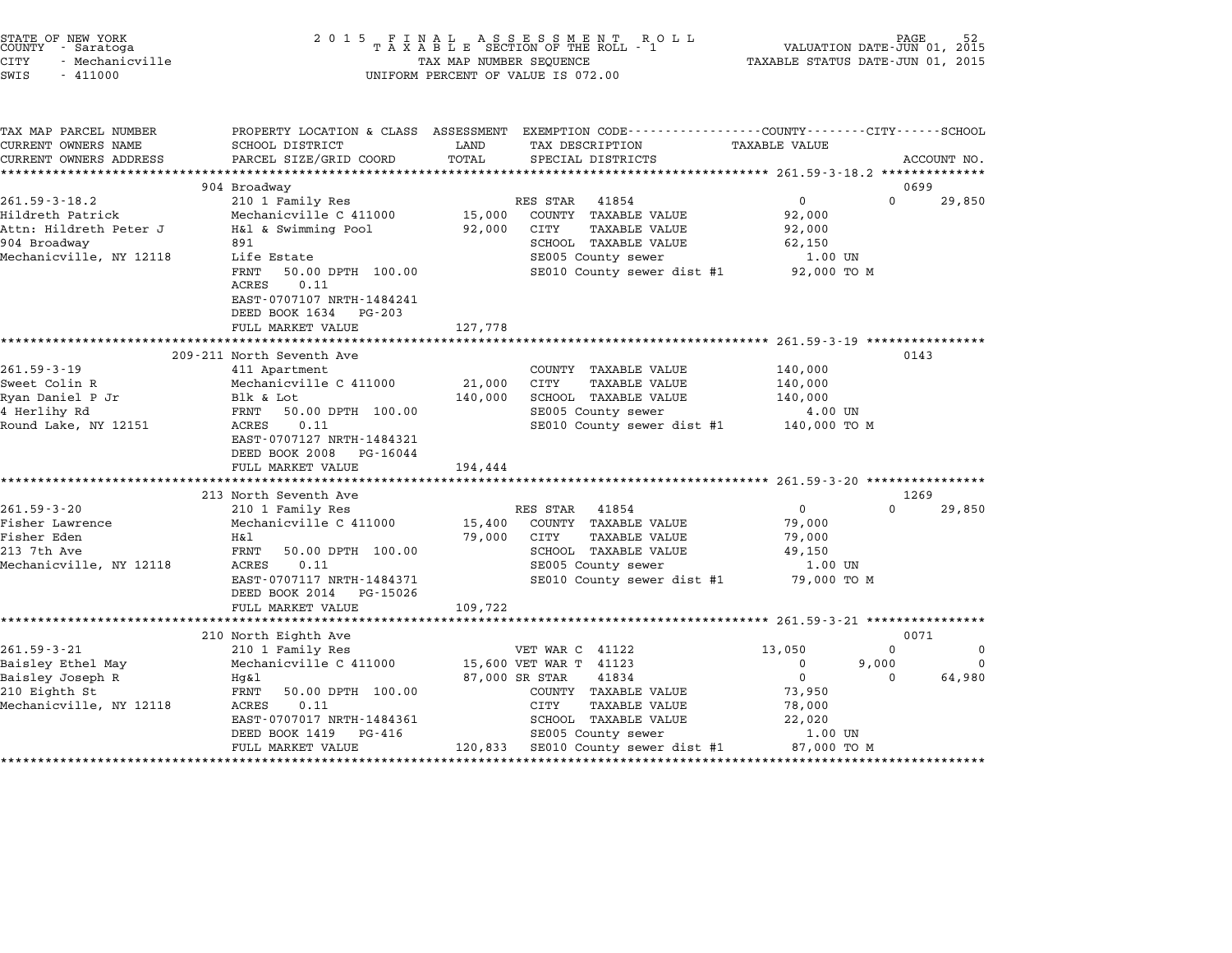STATE OF NEW YORK
COUNTY - Saratoga
CITY - Mechanicville
SWIS - 411000

2 0 1 5 F I N A L A S S E S S M E N T R O L L
T A X A B L E SECTION OF THE ROLL - 1
TAX MAP NUMBER SEQUENCE
UNIFORM PERCENT OF VALUE IS 072.00

VALUATION DATE-JUN 01, 2015
TAXABLE STATUS DATE-JUN 01, 2015

| TAX MAP PARCEL NUMBER / CURRENT OWNERS NAME / CURRENT OWNERS ADDRESS | PROPERTY LOCATION & CLASS / SCHOOL DISTRICT / PARCEL SIZE/GRID COORD | ASSESSMENT LAND / TOTAL | EXEMPTION CODE / TAX DESCRIPTION / SPECIAL DISTRICTS | COUNTY TAXABLE VALUE | CITY | SCHOOL / ACCOUNT NO. |
|---|---|---|---|---|---|---|
| | 904 Broadway | | | | | 0699 |
| 261.59-3-18.2 | 210 1 Family Res | | RES STAR 41854 | 0 | 0 | 29,850 |
| Hildreth Patrick | Mechanicville C 411000 | 15,000 | COUNTY TAXABLE VALUE | 92,000 | | |
| Attn: Hildreth Peter J | H&l & Swimming Pool | 92,000 | CITY TAXABLE VALUE | 92,000 | | |
| 904 Broadway | 891 | | SCHOOL TAXABLE VALUE | 62,150 | | |
| Mechanicville, NY 12118 | Life Estate | | SE005 County sewer | 1.00 UN | | |
| | FRNT 50.00 DPTH 100.00 | | SE010 County sewer dist #1 | 92,000 TO M | | |
| | ACRES 0.11 | | | | | |
| | EAST-0707107 NRTH-1484241 | | | | | |
| | DEED BOOK 1634 PG-203 | | | | | |
| | FULL MARKET VALUE | 127,778 | | | | |
| | 209-211 North Seventh Ave | | | | | 0143 |
| 261.59-3-19 | 411 Apartment | | COUNTY TAXABLE VALUE | 140,000 | | |
| Sweet Colin R | Mechanicville C 411000 | 21,000 | CITY TAXABLE VALUE | 140,000 | | |
| Ryan Daniel P Jr | Blk & Lot | 140,000 | SCHOOL TAXABLE VALUE | 140,000 | | |
| 4 Herlihy Rd | FRNT 50.00 DPTH 100.00 | | SE005 County sewer | 4.00 UN | | |
| Round Lake, NY 12151 | ACRES 0.11 | | SE010 County sewer dist #1 | 140,000 TO M | | |
| | EAST-0707127 NRTH-1484321 | | | | | |
| | DEED BOOK 2008 PG-16044 | | | | | |
| | FULL MARKET VALUE | 194,444 | | | | |
| | 213 North Seventh Ave | | | | | 1269 |
| 261.59-3-20 | 210 1 Family Res | | RES STAR 41854 | 0 | 0 | 29,850 |
| Fisher Lawrence | Mechanicville C 411000 | 15,400 | COUNTY TAXABLE VALUE | 79,000 | | |
| Fisher Eden | H&l | 79,000 | CITY TAXABLE VALUE | 79,000 | | |
| 213 7th Ave | FRNT 50.00 DPTH 100.00 | | SCHOOL TAXABLE VALUE | 49,150 | | |
| Mechanicville, NY 12118 | ACRES 0.11 | | SE005 County sewer | 1.00 UN | | |
| | EAST-0707117 NRTH-1484371 | | SE010 County sewer dist #1 | 79,000 TO M | | |
| | DEED BOOK 2014 PG-15026 | | | | | |
| | FULL MARKET VALUE | 109,722 | | | | |
| | 210 North Eighth Ave | | | | | 0071 |
| 261.59-3-21 | 210 1 Family Res | | VET WAR C 41122 | 13,050 | 0 | 0 |
| Baisley Ethel May | Mechanicville C 411000 | 15,600 | VET WAR T 41123 | 0 | 9,000 | 0 |
| Baisley Joseph R | Hg&l | 87,000 | SR STAR 41834 | 0 | 0 | 64,980 |
| 210 Eighth St | FRNT 50.00 DPTH 100.00 | | COUNTY TAXABLE VALUE | 73,950 | | |
| Mechanicville, NY 12118 | ACRES 0.11 | | CITY TAXABLE VALUE | 78,000 | | |
| | EAST-0707017 NRTH-1484361 | | SCHOOL TAXABLE VALUE | 22,020 | | |
| | DEED BOOK 1419 PG-416 | | SE005 County sewer | 1.00 UN | | |
| | FULL MARKET VALUE | 120,833 | SE010 County sewer dist #1 | 87,000 TO M | | |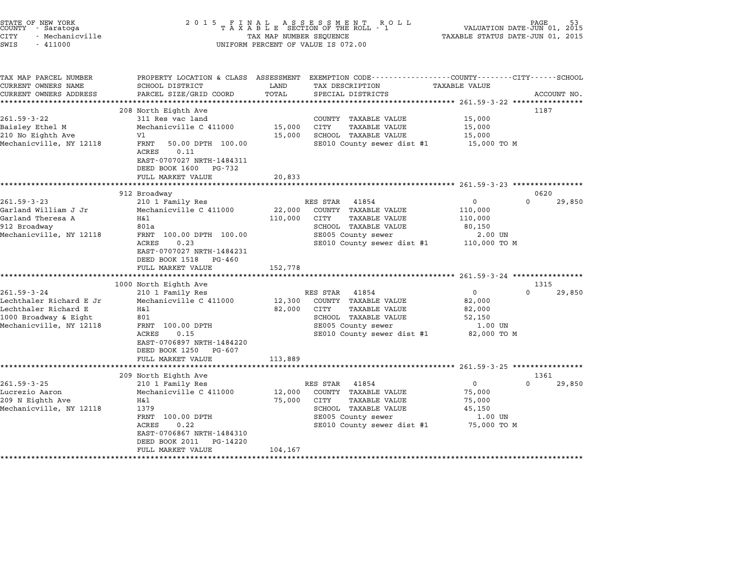STATE OF NEW YORK
COUNTY - Saratoga
CITY - Mechanicville
SWIS - 411000

2 0 1 5 F I N A L A S S E S S M E N T R O L L
T A X A B L E SECTION OF THE ROLL - 1
TAX MAP NUMBER SEQUENCE
UNIFORM PERCENT OF VALUE IS 072.00

VALUATION DATE-JUN 01, 2015
TAXABLE STATUS DATE-JUN 01, 2015

| TAX MAP PARCEL NUMBER / CURRENT OWNERS NAME / CURRENT OWNERS ADDRESS | PROPERTY LOCATION & CLASS / SCHOOL DISTRICT / PARCEL SIZE/GRID COORD | ASSESSMENT LAND / TOTAL | EXEMPTION CODE / TAX DESCRIPTION / SPECIAL DISTRICTS | COUNTY / CITY / SCHOOL TAXABLE VALUE | ACCOUNT NO. |
|---|---|---|---|---|---|
| **261.59-3-22** | 208 North Eighth Ave | | | | 1187 |
| 261.59-3-22 | 311 Res vac land | | COUNTY TAXABLE VALUE | 15,000 | |
| Baisley Ethel M | Mechanicville C 411000 | 15,000 | CITY TAXABLE VALUE | 15,000 | |
| 210 No Eighth Ave | Vl | 15,000 | SCHOOL TAXABLE VALUE | 15,000 | |
| Mechanicville, NY 12118 | FRNT 50.00 DPTH 100.00 | | SE010 County sewer dist #1 | 15,000 TO M | |
| | ACRES 0.11 | | | | |
| | EAST-0707027 NRTH-1484311 | | | | |
| | DEED BOOK 1600 PG-732 | | | | |
| | FULL MARKET VALUE | 20,833 | | | |
| **261.59-3-23** | 912 Broadway | | | | 0620 |
| 261.59-3-23 | 210 1 Family Res | | RES STAR 41854 | 0 0 29,850 | |
| Garland William J Jr | Mechanicville C 411000 | 22,000 | COUNTY TAXABLE VALUE | 110,000 | |
| Garland Theresa A | H&l | 110,000 | CITY TAXABLE VALUE | 110,000 | |
| 912 Broadway | 801a | | SCHOOL TAXABLE VALUE | 80,150 | |
| Mechanicville, NY 12118 | FRNT 100.00 DPTH 100.00 | | SE005 County sewer | 2.00 UN | |
| | ACRES 0.23 | | SE010 County sewer dist #1 | 110,000 TO M | |
| | EAST-0707027 NRTH-1484231 | | | | |
| | DEED BOOK 1518 PG-460 | | | | |
| | FULL MARKET VALUE | 152,778 | | | |
| **261.59-3-24** | 1000 North Eighth Ave | | | | 1315 |
| 261.59-3-24 | 210 1 Family Res | | RES STAR 41854 | 0 0 29,850 | |
| Lechthaler Richard E Jr | Mechanicville C 411000 | 12,300 | COUNTY TAXABLE VALUE | 82,000 | |
| Lechthaler Richard E | H&l | 82,000 | CITY TAXABLE VALUE | 82,000 | |
| 1000 Broadway & Eight | 801 | | SCHOOL TAXABLE VALUE | 52,150 | |
| Mechanicville, NY 12118 | FRNT 100.00 DPTH | | SE005 County sewer | 1.00 UN | |
| | ACRES 0.15 | | SE010 County sewer dist #1 | 82,000 TO M | |
| | EAST-0706897 NRTH-1484220 | | | | |
| | DEED BOOK 1250 PG-607 | | | | |
| | FULL MARKET VALUE | 113,889 | | | |
| **261.59-3-25** | 209 North Eighth Ave | | | | 1361 |
| 261.59-3-25 | 210 1 Family Res | | RES STAR 41854 | 0 0 29,850 | |
| Lucrezio Aaron | Mechanicville C 411000 | 12,000 | COUNTY TAXABLE VALUE | 75,000 | |
| 209 N Eighth Ave | H&l | 75,000 | CITY TAXABLE VALUE | 75,000 | |
| Mechanicville, NY 12118 | 1379 | | SCHOOL TAXABLE VALUE | 45,150 | |
| | FRNT 100.00 DPTH | | SE005 County sewer | 1.00 UN | |
| | ACRES 0.22 | | SE010 County sewer dist #1 | 75,000 TO M | |
| | EAST-0706867 NRTH-1484310 | | | | |
| | DEED BOOK 2011 PG-14220 | | | | |
| | FULL MARKET VALUE | 104,167 | | | |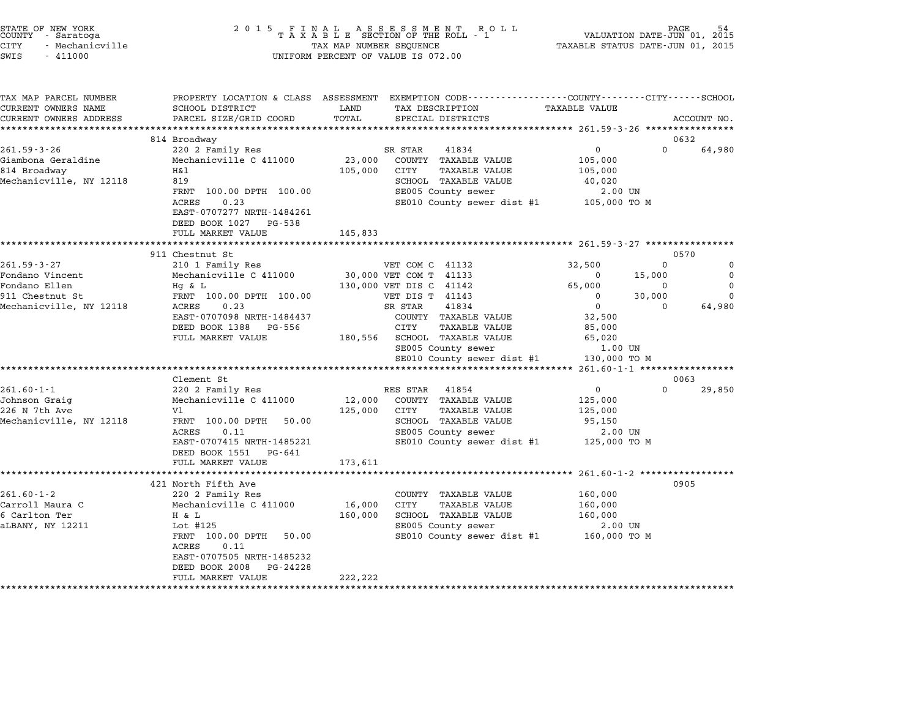STATE OF NEW YORK
COUNTY - Saratoga
CITY - Mechanicville
SWIS - 411000

2 0 1 5 F I N A L A S S E S S M E N T R O L L
T A X A B L E SECTION OF THE ROLL - 1
TAX MAP NUMBER SEQUENCE
UNIFORM PERCENT OF VALUE IS 072.00

VALUATION DATE-JUN 01, 2015
TAXABLE STATUS DATE-JUN 01, 2015

| TAX MAP PARCEL NUMBER / CURRENT OWNERS NAME / CURRENT OWNERS ADDRESS | PROPERTY LOCATION & CLASS / SCHOOL DISTRICT / PARCEL SIZE/GRID COORD | ASSESSMENT LAND / TOTAL | EXEMPTION CODE / TAX DESCRIPTION / SPECIAL DISTRICTS | COUNTY TAXABLE VALUE | CITY | SCHOOL / ACCOUNT NO. |
|---|---|---|---|---|---|---|
| **261.59-3-26** | 814 Broadway | | | | | 0632 |
| 261.59-3-26 | 220 2 Family Res | | SR STAR 41834 | 0 | 0 | 64,980 |
| Giambona Geraldine | Mechanicville C 411000 | 23,000 | COUNTY TAXABLE VALUE | 105,000 | | |
| 814 Broadway | H&l | 105,000 | CITY TAXABLE VALUE | 105,000 | | |
| Mechanicville, NY 12118 | 819 | | SCHOOL TAXABLE VALUE | 40,020 | | |
| | FRNT 100.00 DPTH 100.00 | | SE005 County sewer | 2.00 UN | | |
| | ACRES 0.23 | | SE010 County sewer dist #1 | 105,000 TO M | | |
| | EAST-0707277 NRTH-1484261 | | | | | |
| | DEED BOOK 1027 PG-538 | | | | | |
| | FULL MARKET VALUE | 145,833 | | | | |
| **261.59-3-27** | 911 Chestnut St | | | | | 0570 |
| 261.59-3-27 | 210 1 Family Res | | VET COM C 41132 | 32,500 | 0 | 0 |
| Fondano Vincent | Mechanicville C 411000 | 30,000 | VET COM T 41133 | 0 | 15,000 | 0 |
| Fondano Ellen | Hg & L | 130,000 | VET DIS C 41142 | 65,000 | 0 | 0 |
| 911 Chestnut St | FRNT 100.00 DPTH 100.00 | | VET DIS T 41143 | 0 | 30,000 | 0 |
| Mechanicville, NY 12118 | ACRES 0.23 | | SR STAR 41834 | 0 | 0 | 64,980 |
| | EAST-0707098 NRTH-1484437 | | COUNTY TAXABLE VALUE | 32,500 | | |
| | DEED BOOK 1388 PG-556 | | CITY TAXABLE VALUE | 85,000 | | |
| | FULL MARKET VALUE | 180,556 | SCHOOL TAXABLE VALUE | 65,020 | | |
| | | | SE005 County sewer | 1.00 UN | | |
| | | | SE010 County sewer dist #1 | 130,000 TO M | | |
| **261.60-1-1** | Clement St | | | | | 0063 |
| 261.60-1-1 | 220 2 Family Res | | RES STAR 41854 | 0 | 0 | 29,850 |
| Johnson Graig | Mechanicville C 411000 | 12,000 | COUNTY TAXABLE VALUE | 125,000 | | |
| 226 N 7th Ave | Vl | 125,000 | CITY TAXABLE VALUE | 125,000 | | |
| Mechanicville, NY 12118 | FRNT 100.00 DPTH 50.00 | | SCHOOL TAXABLE VALUE | 95,150 | | |
| | ACRES 0.11 | | SE005 County sewer | 2.00 UN | | |
| | EAST-0707415 NRTH-1485221 | | SE010 County sewer dist #1 | 125,000 TO M | | |
| | DEED BOOK 1551 PG-641 | | | | | |
| | FULL MARKET VALUE | 173,611 | | | | |
| **261.60-1-2** | 421 North Fifth Ave | | | | | 0905 |
| 261.60-1-2 | 220 2 Family Res | | COUNTY TAXABLE VALUE | 160,000 | | |
| Carroll Maura C | Mechanicville C 411000 | 16,000 | CITY TAXABLE VALUE | 160,000 | | |
| 6 Carlton Ter | H & L | 160,000 | SCHOOL TAXABLE VALUE | 160,000 | | |
| aLBANY, NY 12211 | Lot #125 | | SE005 County sewer | 2.00 UN | | |
| | FRNT 100.00 DPTH 50.00 | | SE010 County sewer dist #1 | 160,000 TO M | | |
| | ACRES 0.11 | | | | | |
| | EAST-0707505 NRTH-1485232 | | | | | |
| | DEED BOOK 2008 PG-24228 | | | | | |
| | FULL MARKET VALUE | 222,222 | | | | |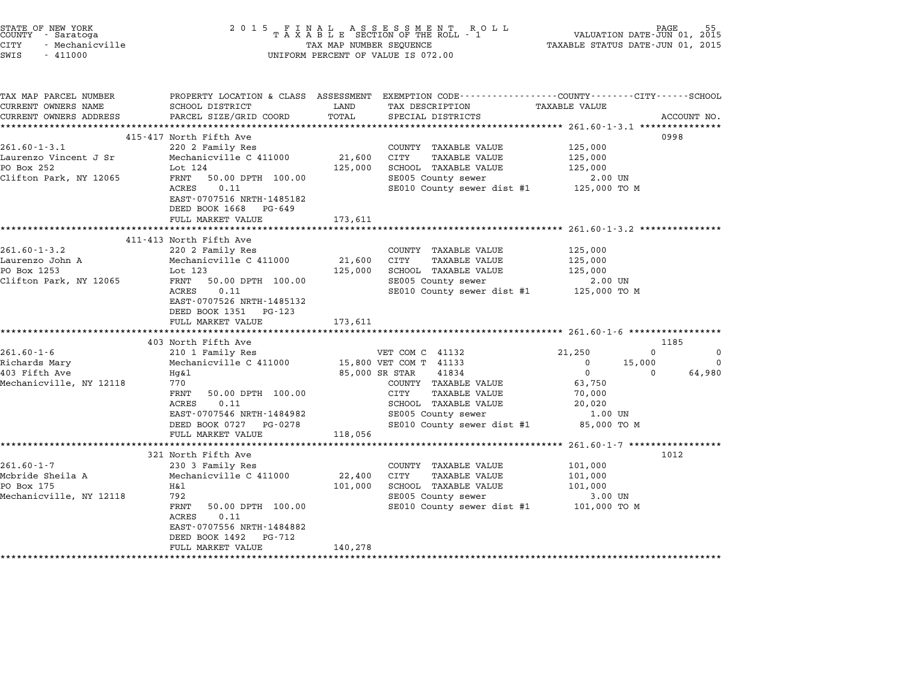STATE OF NEW YORK
COUNTY - Saratoga
CITY - Mechanicville
SWIS - 411000

2015 FINAL ASSESSMENT ROLL
TAXABLE SECTION OF THE ROLL - 1
TAX MAP NUMBER SEQUENCE
UNIFORM PERCENT OF VALUE IS 072.00

VALUATION DATE-JUN 01, 2015
TAXABLE STATUS DATE-JUN 01, 2015

| TAX MAP PARCEL NUMBER / CURRENT OWNERS NAME / CURRENT OWNERS ADDRESS | PROPERTY LOCATION & CLASS / SCHOOL DISTRICT / PARCEL SIZE/GRID COORD | ASSESSMENT LAND | TOTAL | EXEMPTION CODE / TAX DESCRIPTION / SPECIAL DISTRICTS | COUNTY TAXABLE VALUE | CITY | SCHOOL | ACCOUNT NO. |
|---|---|---|---|---|---|---|---|---|
| | 415-417 North Fifth Ave | | | | | | | 0998 |
| 261.60-1-3.1 | 220 2 Family Res | | | COUNTY TAXABLE VALUE | 125,000 | | | |
| Laurenzo Vincent J Sr | Mechanicville C 411000 | 21,600 | | CITY TAXABLE VALUE | 125,000 | | | |
| PO Box 252 | Lot 124 | | 125,000 | SCHOOL TAXABLE VALUE | 125,000 | | | |
| Clifton Park, NY 12065 | FRNT 50.00 DPTH 100.00 | | | SE005 County sewer | 2.00 UN | | | |
| | ACRES 0.11 | | | SE010 County sewer dist #1 | 125,000 TO M | | | |
| | EAST-0707516 NRTH-1485182 | | | | | | | |
| | DEED BOOK 1668 PG-649 | | | | | | | |
| | FULL MARKET VALUE | | 173,611 | | | | | |
| | 411-413 North Fifth Ave | | | | | | | |
| 261.60-1-3.2 | 220 2 Family Res | | | COUNTY TAXABLE VALUE | 125,000 | | | |
| Laurenzo John A | Mechanicville C 411000 | 21,600 | | CITY TAXABLE VALUE | 125,000 | | | |
| PO Box 1253 | Lot 123 | | 125,000 | SCHOOL TAXABLE VALUE | 125,000 | | | |
| Clifton Park, NY 12065 | FRNT 50.00 DPTH 100.00 | | | SE005 County sewer | 2.00 UN | | | |
| | ACRES 0.11 | | | SE010 County sewer dist #1 | 125,000 TO M | | | |
| | EAST-0707526 NRTH-1485132 | | | | | | | |
| | DEED BOOK 1351 PG-123 | | | | | | | |
| | FULL MARKET VALUE | | 173,611 | | | | | |
| | 403 North Fifth Ave | | | | | | | 1185 |
| 261.60-1-6 | 210 1 Family Res | | | VET COM C 41132 | 21,250 | 0 | 0 | |
| Richards Mary | Mechanicville C 411000 | 15,800 | | VET COM T 41133 | 0 | 15,000 | 0 | |
| 403 Fifth Ave | Hg&l | | 85,000 | SR STAR 41834 | 0 | 0 | 64,980 | |
| Mechanicville, NY 12118 | 770 | | | COUNTY TAXABLE VALUE | 63,750 | | | |
| | FRNT 50.00 DPTH 100.00 | | | CITY TAXABLE VALUE | 70,000 | | | |
| | ACRES 0.11 | | | SCHOOL TAXABLE VALUE | 20,020 | | | |
| | EAST-0707546 NRTH-1484982 | | | SE005 County sewer | 1.00 UN | | | |
| | DEED BOOK 0727 PG-0278 | | | SE010 County sewer dist #1 | 85,000 TO M | | | |
| | FULL MARKET VALUE | | 118,056 | | | | | |
| | 321 North Fifth Ave | | | | | | | 1012 |
| 261.60-1-7 | 230 3 Family Res | | | COUNTY TAXABLE VALUE | 101,000 | | | |
| Mcbride Sheila A | Mechanicville C 411000 | 22,400 | | CITY TAXABLE VALUE | 101,000 | | | |
| PO Box 175 | H&l | | 101,000 | SCHOOL TAXABLE VALUE | 101,000 | | | |
| Mechanicville, NY 12118 | 792 | | | SE005 County sewer | 3.00 UN | | | |
| | FRNT 50.00 DPTH 100.00 | | | SE010 County sewer dist #1 | 101,000 TO M | | | |
| | ACRES 0.11 | | | | | | | |
| | EAST-0707556 NRTH-1484882 | | | | | | | |
| | DEED BOOK 1492 PG-712 | | | | | | | |
| | FULL MARKET VALUE | | 140,278 | | | | | |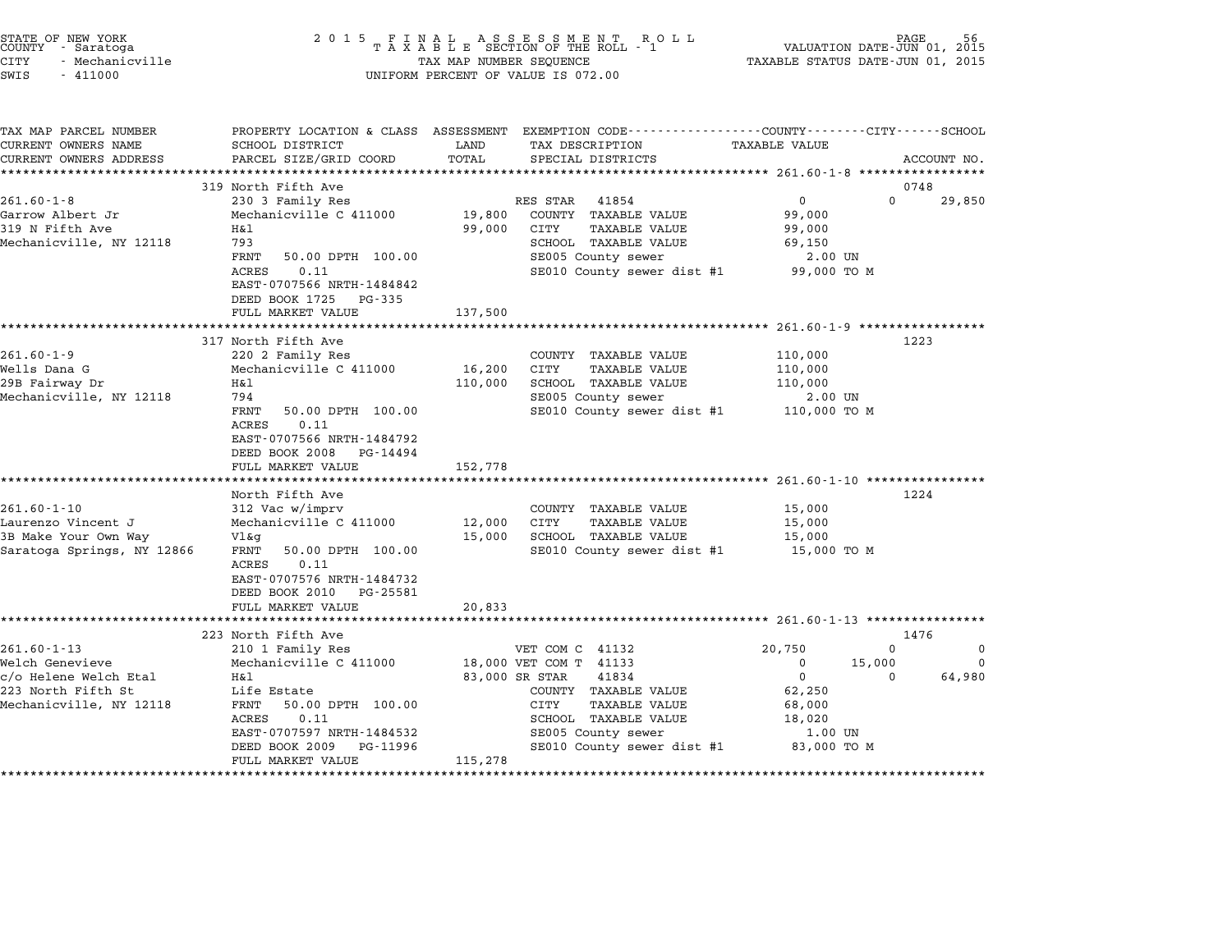STATE OF NEW YORK
COUNTY - Saratoga
CITY - Mechanicville
SWIS - 411000

2 0 1 5 F I N A L A S S E S S M E N T R O L L
T A X A B L E SECTION OF THE ROLL - 1
TAX MAP NUMBER SEQUENCE
UNIFORM PERCENT OF VALUE IS 072.00

VALUATION DATE-JUN 01, 2015
TAXABLE STATUS DATE-JUN 01, 2015

| TAX MAP PARCEL NUMBER / CURRENT OWNERS NAME / CURRENT OWNERS ADDRESS | PROPERTY LOCATION & CLASS / SCHOOL DISTRICT / PARCEL SIZE/GRID COORD | ASSESSMENT LAND / TOTAL | EXEMPTION CODE / TAX DESCRIPTION / SPECIAL DISTRICTS | COUNTY TAXABLE VALUE | CITY | SCHOOL / ACCOUNT NO. |
|---|---|---|---|---|---|---|
| | 319 North Fifth Ave | | | | | 0748 |
| 261.60-1-8 | 230 3 Family Res | | RES STAR 41854 | 0 | 0 | 29,850 |
| Garrow Albert Jr | Mechanicville C 411000 | 19,800 | COUNTY TAXABLE VALUE | 99,000 | | |
| 319 N Fifth Ave | H&l | 99,000 | CITY TAXABLE VALUE | 99,000 | | |
| Mechanicville, NY 12118 | 793 | | SCHOOL TAXABLE VALUE | 69,150 | | |
| | FRNT 50.00 DPTH 100.00 | | SE005 County sewer | 2.00 UN | | |
| | ACRES 0.11 | | SE010 County sewer dist #1 | 99,000 TO M | | |
| | EAST-0707566 NRTH-1484842 | | | | | |
| | DEED BOOK 1725 PG-335 | | | | | |
| | FULL MARKET VALUE | 137,500 | | | | |
| | 317 North Fifth Ave | | | | | 1223 |
| 261.60-1-9 | 220 2 Family Res | | COUNTY TAXABLE VALUE | 110,000 | | |
| Wells Dana G | Mechanicville C 411000 | 16,200 | CITY TAXABLE VALUE | 110,000 | | |
| 29B Fairway Dr | H&l | 110,000 | SCHOOL TAXABLE VALUE | 110,000 | | |
| Mechanicville, NY 12118 | 794 | | SE005 County sewer | 2.00 UN | | |
| | FRNT 50.00 DPTH 100.00 | | SE010 County sewer dist #1 | 110,000 TO M | | |
| | ACRES 0.11 | | | | | |
| | EAST-0707566 NRTH-1484792 | | | | | |
| | DEED BOOK 2008 PG-14494 | | | | | |
| | FULL MARKET VALUE | 152,778 | | | | |
| | North Fifth Ave | | | | | 1224 |
| 261.60-1-10 | 312 Vac w/imprv | | COUNTY TAXABLE VALUE | 15,000 | | |
| Laurenzo Vincent J | Mechanicville C 411000 | 12,000 | CITY TAXABLE VALUE | 15,000 | | |
| 3B Make Your Own Way | Vl&g | 15,000 | SCHOOL TAXABLE VALUE | 15,000 | | |
| Saratoga Springs, NY 12866 | FRNT 50.00 DPTH 100.00 | | SE010 County sewer dist #1 | 15,000 TO M | | |
| | ACRES 0.11 | | | | | |
| | EAST-0707576 NRTH-1484732 | | | | | |
| | DEED BOOK 2010 PG-25581 | | | | | |
| | FULL MARKET VALUE | 20,833 | | | | |
| | 223 North Fifth Ave | | | | | 1476 |
| 261.60-1-13 | 210 1 Family Res | | VET COM C 41132 | 20,750 | 0 | 0 |
| Welch Genevieve | Mechanicville C 411000 | 18,000 | VET COM T 41133 | 0 | 15,000 | 0 |
| c/o Helene Welch Etal | H&l | 83,000 | SR STAR 41834 | 0 | 0 | 64,980 |
| 223 North Fifth St | Life Estate | | COUNTY TAXABLE VALUE | 62,250 | | |
| Mechanicville, NY 12118 | FRNT 50.00 DPTH 100.00 | | CITY TAXABLE VALUE | 68,000 | | |
| | ACRES 0.11 | | SCHOOL TAXABLE VALUE | 18,020 | | |
| | EAST-0707597 NRTH-1484532 | | SE005 County sewer | 1.00 UN | | |
| | DEED BOOK 2009 PG-11996 | | SE010 County sewer dist #1 | 83,000 TO M | | |
| | FULL MARKET VALUE | 115,278 | | | | |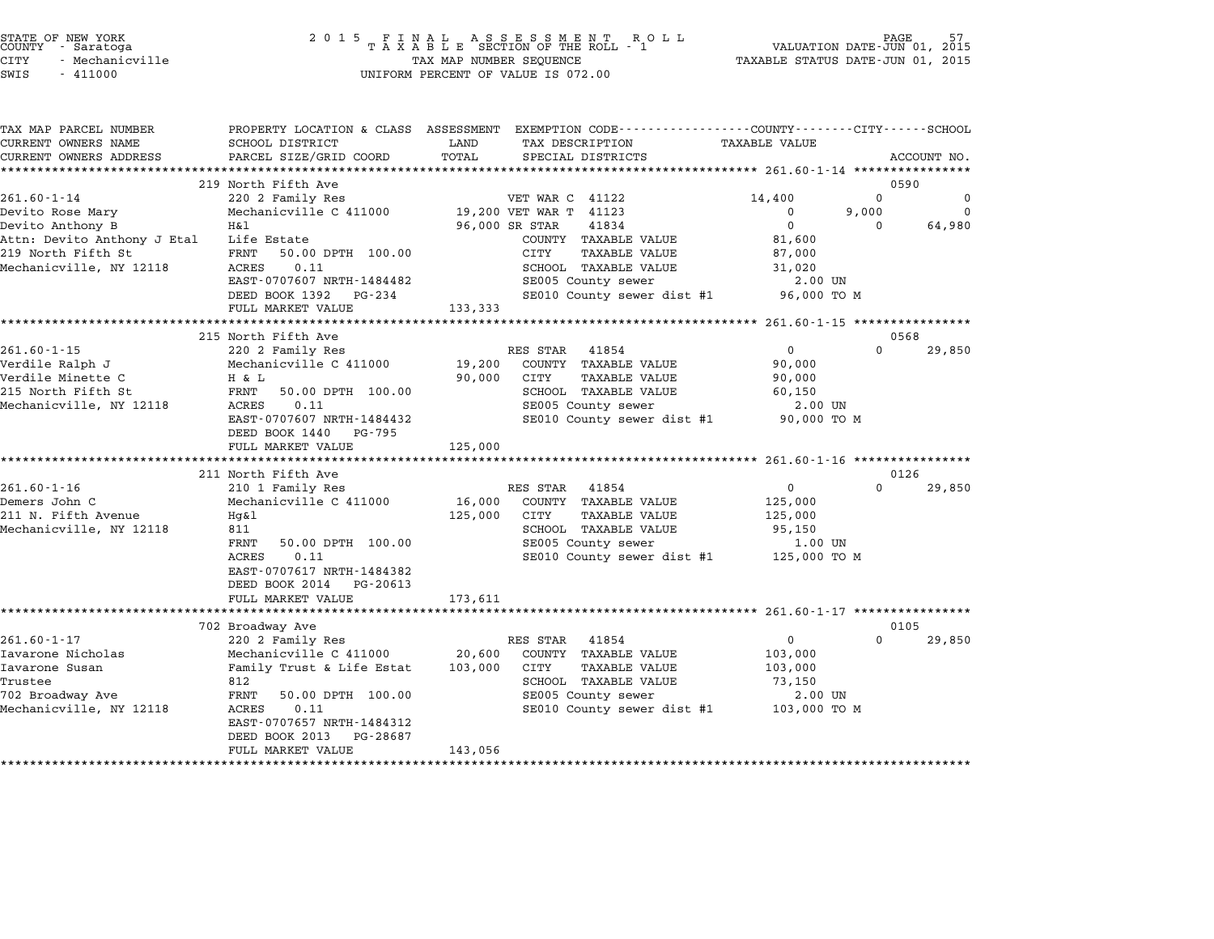STATE OF NEW YORK
COUNTY - Saratoga
CITY - Mechanicville
SWIS - 411000

2 0 1 5 F I N A L A S S E S S M E N T R O L L
T A X A B L E SECTION OF THE ROLL - 1
TAX MAP NUMBER SEQUENCE
UNIFORM PERCENT OF VALUE IS 072.00

VALUATION DATE-JUN 01, 2015
TAXABLE STATUS DATE-JUN 01, 2015

| TAX MAP PARCEL NUMBER / CURRENT OWNERS NAME / CURRENT OWNERS ADDRESS | PROPERTY LOCATION & CLASS / SCHOOL DISTRICT / PARCEL SIZE/GRID COORD | ASSESSMENT LAND / TOTAL | EXEMPTION CODE / TAX DESCRIPTION / SPECIAL DISTRICTS | COUNTY | CITY | SCHOOL / ACCOUNT NO. |
|---|---|---|---|---|---|---|
| 261.60-1-14 | 219 North Fifth Ave | | | | | 0590 |
| | 220 2 Family Res | | VET WAR C 41122 | 14,400 | 0 | 0 |
| Devito Rose Mary | Mechanicville C 411000 | 19,200 | VET WAR T 41123 | 0 | 9,000 | 0 |
| Devito Anthony B | H&l | 96,000 | SR STAR 41834 | 0 | 0 | 64,980 |
| Attn: Devito Anthony J Etal | Life Estate | | COUNTY TAXABLE VALUE | 81,600 | | |
| 219 North Fifth St | FRNT 50.00 DPTH 100.00 | | CITY TAXABLE VALUE | | 87,000 | |
| Mechanicville, NY 12118 | ACRES 0.11 | | SCHOOL TAXABLE VALUE | | | 31,020 |
| | EAST-0707607 NRTH-1484482 | | SE005 County sewer | 2.00 UN | | |
| | DEED BOOK 1392 PG-234 | | SE010 County sewer dist #1 | 96,000 TO M | | |
| | FULL MARKET VALUE | 133,333 | | | | |
| 261.60-1-15 | 215 North Fifth Ave | | | | | 0568 |
| | 220 2 Family Res | | RES STAR 41854 | 0 | 0 | 29,850 |
| Verdile Ralph J | Mechanicville C 411000 | 19,200 | COUNTY TAXABLE VALUE | 90,000 | | |
| Verdile Minette C | H & L | 90,000 | CITY TAXABLE VALUE | | 90,000 | |
| 215 North Fifth St | FRNT 50.00 DPTH 100.00 | | SCHOOL TAXABLE VALUE | | | 60,150 |
| Mechanicville, NY 12118 | ACRES 0.11 | | SE005 County sewer | 2.00 UN | | |
| | EAST-0707607 NRTH-1484432 | | SE010 County sewer dist #1 | 90,000 TO M | | |
| | DEED BOOK 1440 PG-795 | | | | | |
| | FULL MARKET VALUE | 125,000 | | | | |
| 261.60-1-16 | 211 North Fifth Ave | | | | | 0126 |
| | 210 1 Family Res | | RES STAR 41854 | 0 | 0 | 29,850 |
| Demers John C | Mechanicville C 411000 | 16,000 | COUNTY TAXABLE VALUE | 125,000 | | |
| 211 N. Fifth Avenue | Hg&l | 125,000 | CITY TAXABLE VALUE | | 125,000 | |
| Mechanicville, NY 12118 | 811 | | SCHOOL TAXABLE VALUE | | | 95,150 |
| | FRNT 50.00 DPTH 100.00 | | SE005 County sewer | 1.00 UN | | |
| | ACRES 0.11 | | SE010 County sewer dist #1 | 125,000 TO M | | |
| | EAST-0707617 NRTH-1484382 | | | | | |
| | DEED BOOK 2014 PG-20613 | | | | | |
| | FULL MARKET VALUE | 173,611 | | | | |
| 261.60-1-17 | 702 Broadway Ave | | | | | 0105 |
| | 220 2 Family Res | | RES STAR 41854 | 0 | 0 | 29,850 |
| Iavarone Nicholas | Mechanicville C 411000 | 20,600 | COUNTY TAXABLE VALUE | 103,000 | | |
| Iavarone Susan | Family Trust & Life Estat | 103,000 | CITY TAXABLE VALUE | | 103,000 | |
| Trustee | 812 | | SCHOOL TAXABLE VALUE | | | 73,150 |
| 702 Broadway Ave | FRNT 50.00 DPTH 100.00 | | SE005 County sewer | 2.00 UN | | |
| Mechanicville, NY 12118 | ACRES 0.11 | | SE010 County sewer dist #1 | 103,000 TO M | | |
| | EAST-0707657 NRTH-1484312 | | | | | |
| | DEED BOOK 2013 PG-28687 | | | | | |
| | FULL MARKET VALUE | 143,056 | | | | |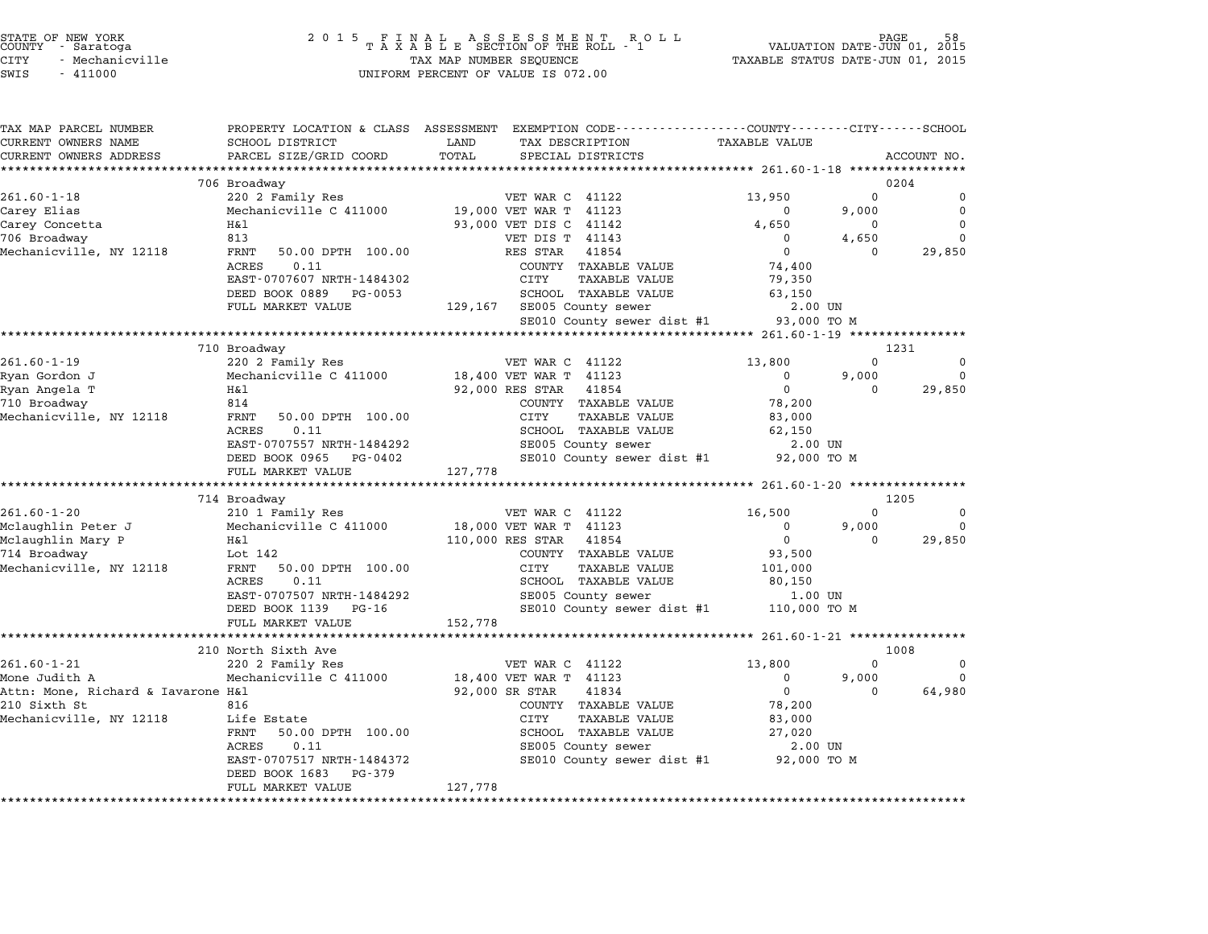STATE OF NEW YORK
COUNTY - Saratoga
CITY - Mechanicville
SWIS - 411000

2 0 1 5 F I N A L A S S E S S M E N T R O L L
T A X A B L E SECTION OF THE ROLL - 1
TAX MAP NUMBER SEQUENCE
UNIFORM PERCENT OF VALUE IS 072.00

VALUATION DATE-JUN 01, 2015
TAXABLE STATUS DATE-JUN 01, 2015

| TAX MAP PARCEL NUMBER / CURRENT OWNERS NAME / CURRENT OWNERS ADDRESS | PROPERTY LOCATION & CLASS / SCHOOL DISTRICT / PARCEL SIZE/GRID COORD | ASSESSMENT LAND / TOTAL | EXEMPTION CODE / TAX DESCRIPTION / SPECIAL DISTRICTS | COUNTY TAXABLE VALUE | CITY | SCHOOL | ACCOUNT NO. |
|---|---|---|---|---|---|---|---|
| **261.60-1-18** | 706 Broadway | | | | | | 0204 |
| 261.60-1-18 | 220 2 Family Res | | VET WAR C 41122 | 13,950 | 0 | 0 | |
| Carey Elias | Mechanicville C 411000 | 19,000 | VET WAR T 41123 | 0 | 9,000 | 0 | |
| Carey Concetta | H&l | 93,000 | VET DIS C 41142 | 4,650 | 0 | 0 | |
| 706 Broadway | 813 | | VET DIS T 41143 | 0 | 4,650 | 0 | |
| Mechanicville, NY 12118 | FRNT 50.00 DPTH 100.00 | | RES STAR 41854 | 0 | 0 | 29,850 | |
| | ACRES 0.11 | | COUNTY TAXABLE VALUE | 74,400 | | | |
| | EAST-0707607 NRTH-1484302 | | CITY TAXABLE VALUE | 79,350 | | | |
| | DEED BOOK 0889 PG-0053 | | SCHOOL TAXABLE VALUE | 63,150 | | | |
| | FULL MARKET VALUE | 129,167 | SE005 County sewer | 2.00 UN | | | |
| | | | SE010 County sewer dist #1 | 93,000 TO M | | | |
| **261.60-1-19** | 710 Broadway | | | | | | 1231 |
| 261.60-1-19 | 220 2 Family Res | | VET WAR C 41122 | 13,800 | 0 | 0 | |
| Ryan Gordon J | Mechanicville C 411000 | 18,400 | VET WAR T 41123 | 0 | 9,000 | 0 | |
| Ryan Angela T | H&l | 92,000 | RES STAR 41854 | 0 | 0 | 29,850 | |
| 710 Broadway | 814 | | COUNTY TAXABLE VALUE | 78,200 | | | |
| Mechanicville, NY 12118 | FRNT 50.00 DPTH 100.00 | | CITY TAXABLE VALUE | 83,000 | | | |
| | ACRES 0.11 | | SCHOOL TAXABLE VALUE | 62,150 | | | |
| | EAST-0707557 NRTH-1484292 | | SE005 County sewer | 2.00 UN | | | |
| | DEED BOOK 0965 PG-0402 | | SE010 County sewer dist #1 | 92,000 TO M | | | |
| | FULL MARKET VALUE | 127,778 | | | | | |
| **261.60-1-20** | 714 Broadway | | | | | | 1205 |
| 261.60-1-20 | 210 1 Family Res | | VET WAR C 41122 | 16,500 | 0 | 0 | |
| Mclaughlin Peter J | Mechanicville C 411000 | 18,000 | VET WAR T 41123 | 0 | 9,000 | 0 | |
| Mclaughlin Mary P | H&l | 110,000 | RES STAR 41854 | 0 | 0 | 29,850 | |
| 714 Broadway | Lot 142 | | COUNTY TAXABLE VALUE | 93,500 | | | |
| Mechanicville, NY 12118 | FRNT 50.00 DPTH 100.00 | | CITY TAXABLE VALUE | 101,000 | | | |
| | ACRES 0.11 | | SCHOOL TAXABLE VALUE | 80,150 | | | |
| | EAST-0707507 NRTH-1484292 | | SE005 County sewer | 1.00 UN | | | |
| | DEED BOOK 1139 PG-16 | | SE010 County sewer dist #1 | 110,000 TO M | | | |
| | FULL MARKET VALUE | 152,778 | | | | | |
| **261.60-1-21** | 210 North Sixth Ave | | | | | | 1008 |
| 261.60-1-21 | 220 2 Family Res | | VET WAR C 41122 | 13,800 | 0 | 0 | |
| Mone Judith A | Mechanicville C 411000 | 18,400 | VET WAR T 41123 | 0 | 9,000 | 0 | |
| Attn: Mone, Richard & Iavarone | H&l | 92,000 | SR STAR 41834 | 0 | 0 | 64,980 | |
| 210 Sixth St | 816 | | COUNTY TAXABLE VALUE | 78,200 | | | |
| Mechanicville, NY 12118 | Life Estate | | CITY TAXABLE VALUE | 83,000 | | | |
| | FRNT 50.00 DPTH 100.00 | | SCHOOL TAXABLE VALUE | 27,020 | | | |
| | ACRES 0.11 | | SE005 County sewer | 2.00 UN | | | |
| | EAST-0707517 NRTH-1484372 | | SE010 County sewer dist #1 | 92,000 TO M | | | |
| | DEED BOOK 1683 PG-379 | | | | | | |
| | FULL MARKET VALUE | 127,778 | | | | | |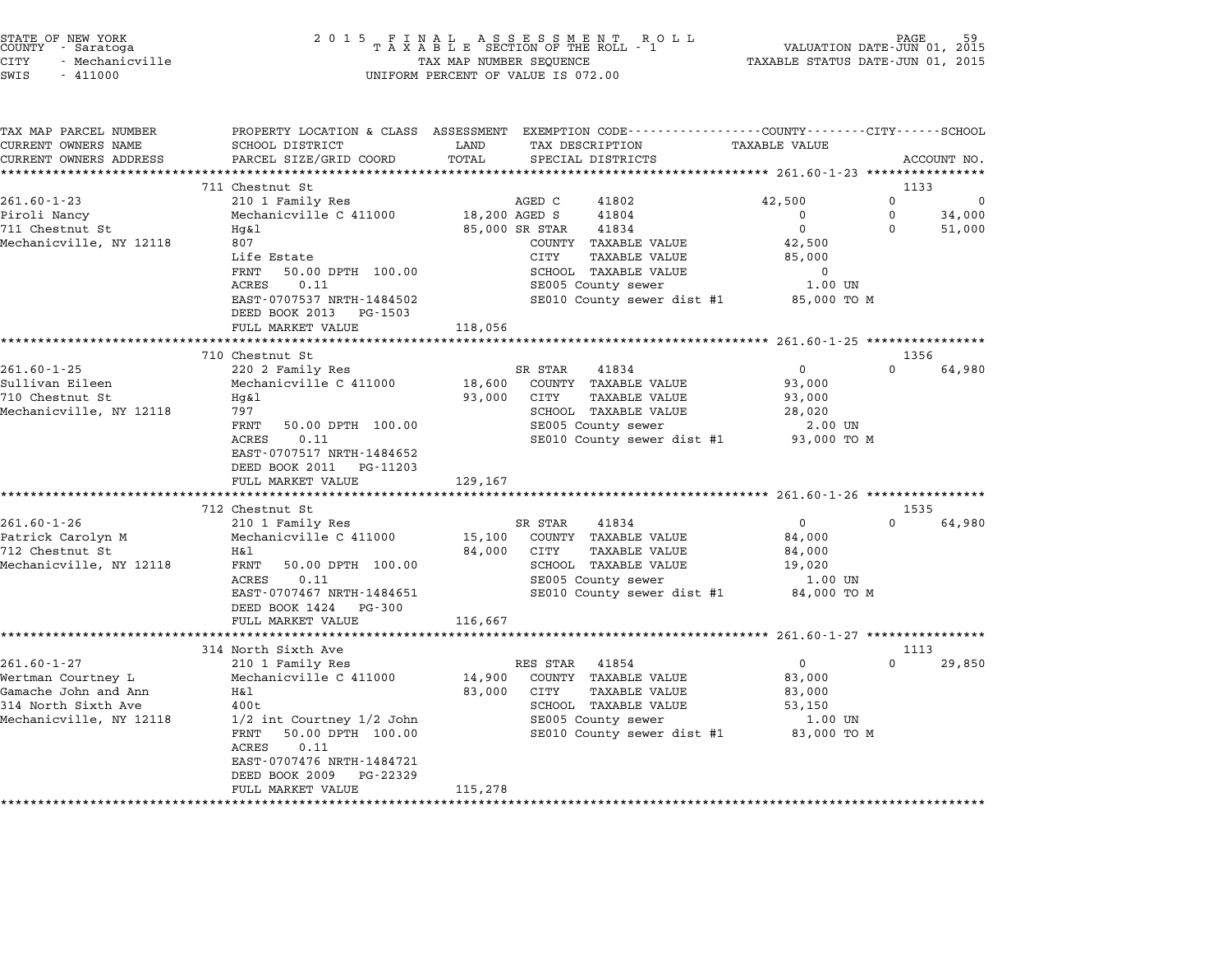STATE OF NEW YORK
COUNTY - Saratoga
CITY - Mechanicville
SWIS - 411000

2015 FINAL ASSESSMENT ROLL
TAXABLE SECTION OF THE ROLL - 1
TAX MAP NUMBER SEQUENCE
UNIFORM PERCENT OF VALUE IS 072.00

VALUATION DATE-JUN 01, 2015
TAXABLE STATUS DATE-JUN 01, 2015

| TAX MAP PARCEL NUMBER / CURRENT OWNERS NAME / CURRENT OWNERS ADDRESS | PROPERTY LOCATION & CLASS / SCHOOL DISTRICT / PARCEL SIZE/GRID COORD | ASSESSMENT LAND / TOTAL | EXEMPTION CODE / TAX DESCRIPTION / SPECIAL DISTRICTS | COUNTY TAXABLE VALUE | CITY | SCHOOL / ACCOUNT NO. |
|---|---|---|---|---|---|---|
| **261.60-1-23** | 711 Chestnut St | | | | | 1133 |
| 261.60-1-23 | 210 1 Family Res | | AGED C 41802 | 42,500 | 0 | 0 |
| Piroli Nancy | Mechanicville C 411000 | 18,200 | AGED S 41804 | 0 | 0 | 34,000 |
| 711 Chestnut St | Hg&l | 85,000 | SR STAR 41834 | 0 | 0 | 51,000 |
| Mechanicville, NY 12118 | 807 | | COUNTY TAXABLE VALUE | 42,500 | | |
| | Life Estate | | CITY TAXABLE VALUE | 85,000 | | |
| | FRNT 50.00 DPTH 100.00 | | SCHOOL TAXABLE VALUE | 0 | | |
| | ACRES 0.11 | | SE005 County sewer | 1.00 UN | | |
| | EAST-0707537 NRTH-1484502 | | SE010 County sewer dist #1 | 85,000 TO M | | |
| | DEED BOOK 2013 PG-1503 | | | | | |
| | FULL MARKET VALUE | 118,056 | | | | |
| **261.60-1-25** | 710 Chestnut St | | | | | 1356 |
| 261.60-1-25 | 220 2 Family Res | | SR STAR 41834 | 0 | 0 | 64,980 |
| Sullivan Eileen | Mechanicville C 411000 | 18,600 | COUNTY TAXABLE VALUE | 93,000 | | |
| 710 Chestnut St | Hg&l | 93,000 | CITY TAXABLE VALUE | 93,000 | | |
| Mechanicville, NY 12118 | 797 | | SCHOOL TAXABLE VALUE | 28,020 | | |
| | FRNT 50.00 DPTH 100.00 | | SE005 County sewer | 2.00 UN | | |
| | ACRES 0.11 | | SE010 County sewer dist #1 | 93,000 TO M | | |
| | EAST-0707517 NRTH-1484652 | | | | | |
| | DEED BOOK 2011 PG-11203 | | | | | |
| | FULL MARKET VALUE | 129,167 | | | | |
| **261.60-1-26** | 712 Chestnut St | | | | | 1535 |
| 261.60-1-26 | 210 1 Family Res | | SR STAR 41834 | 0 | 0 | 64,980 |
| Patrick Carolyn M | Mechanicville C 411000 | 15,100 | COUNTY TAXABLE VALUE | 84,000 | | |
| 712 Chestnut St | H&l | 84,000 | CITY TAXABLE VALUE | 84,000 | | |
| Mechanicville, NY 12118 | FRNT 50.00 DPTH 100.00 | | SCHOOL TAXABLE VALUE | 19,020 | | |
| | ACRES 0.11 | | SE005 County sewer | 1.00 UN | | |
| | EAST-0707467 NRTH-1484651 | | SE010 County sewer dist #1 | 84,000 TO M | | |
| | DEED BOOK 1424 PG-300 | | | | | |
| | FULL MARKET VALUE | 116,667 | | | | |
| **261.60-1-27** | 314 North Sixth Ave | | | | | 1113 |
| 261.60-1-27 | 210 1 Family Res | | RES STAR 41854 | 0 | 0 | 29,850 |
| Wertman Courtney L | Mechanicville C 411000 | 14,900 | COUNTY TAXABLE VALUE | 83,000 | | |
| Gamache John and Ann | H&l | 83,000 | CITY TAXABLE VALUE | 83,000 | | |
| 314 North Sixth Ave | 400t | | SCHOOL TAXABLE VALUE | 53,150 | | |
| Mechanicville, NY 12118 | 1/2 int Courtney 1/2 John | | SE005 County sewer | 1.00 UN | | |
| | FRNT 50.00 DPTH 100.00 | | SE010 County sewer dist #1 | 83,000 TO M | | |
| | ACRES 0.11 | | | | | |
| | EAST-0707476 NRTH-1484721 | | | | | |
| | DEED BOOK 2009 PG-22329 | | | | | |
| | FULL MARKET VALUE | 115,278 | | | | |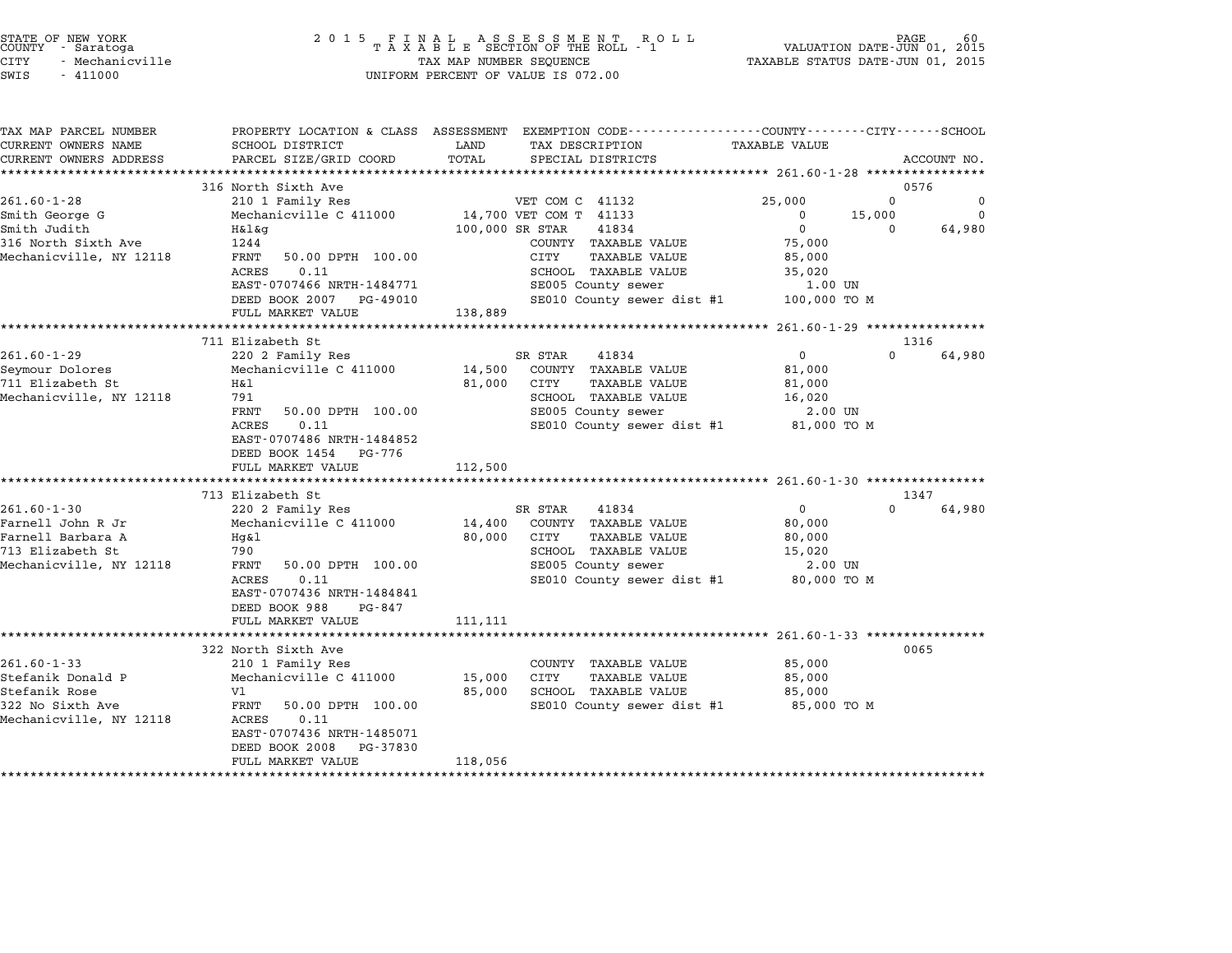STATE OF NEW YORK
COUNTY - Saratoga
CITY - Mechanicville
SWIS - 411000

2015 FINAL ASSESSMENT ROLL
TAXABLE SECTION OF THE ROLL - 1
TAX MAP NUMBER SEQUENCE
UNIFORM PERCENT OF VALUE IS 072.00

VALUATION DATE-JUN 01, 2015
TAXABLE STATUS DATE-JUN 01, 2015

| TAX MAP PARCEL NUMBER / CURRENT OWNERS NAME / CURRENT OWNERS ADDRESS | PROPERTY LOCATION & CLASS / SCHOOL DISTRICT / PARCEL SIZE/GRID COORD | ASSESSMENT LAND / TOTAL | EXEMPTION CODE / TAX DESCRIPTION / SPECIAL DISTRICTS | COUNTY TAXABLE VALUE | CITY | SCHOOL | ACCOUNT NO. |
|---|---|---|---|---|---|---|---|
| **261.60-1-28** | 316 North Sixth Ave | | | | | | 0576 |
| 261.60-1-28 | 210 1 Family Res | | VET COM C 41132 | 25,000 | 0 | 0 | |
| Smith George G | Mechanicville C 411000 | 14,700 | VET COM T 41133 | 0 | 15,000 | 0 | |
| Smith Judith | H&l&g | 100,000 | SR STAR 41834 | 0 | 0 | 64,980 | |
| 316 North Sixth Ave | 1244 | | COUNTY TAXABLE VALUE | 75,000 | | | |
| Mechanicville, NY 12118 | FRNT 50.00 DPTH 100.00 | | CITY TAXABLE VALUE | 85,000 | | | |
| | ACRES 0.11 | | SCHOOL TAXABLE VALUE | 35,020 | | | |
| | EAST-0707466 NRTH-1484771 | | SE005 County sewer | 1.00 UN | | | |
| | DEED BOOK 2007 PG-49010 | | SE010 County sewer dist #1 | 100,000 TO M | | | |
| | FULL MARKET VALUE | 138,889 | | | | | |
| **261.60-1-29** | 711 Elizabeth St | | | | | | 1316 |
| 261.60-1-29 | 220 2 Family Res | | SR STAR 41834 | 0 | 0 | 64,980 | |
| Seymour Dolores | Mechanicville C 411000 | 14,500 | COUNTY TAXABLE VALUE | 81,000 | | | |
| 711 Elizabeth St | H&l | 81,000 | CITY TAXABLE VALUE | 81,000 | | | |
| Mechanicville, NY 12118 | 791 | | SCHOOL TAXABLE VALUE | 16,020 | | | |
| | FRNT 50.00 DPTH 100.00 | | SE005 County sewer | 2.00 UN | | | |
| | ACRES 0.11 | | SE010 County sewer dist #1 | 81,000 TO M | | | |
| | EAST-0707486 NRTH-1484852 | | | | | | |
| | DEED BOOK 1454 PG-776 | | | | | | |
| | FULL MARKET VALUE | 112,500 | | | | | |
| **261.60-1-30** | 713 Elizabeth St | | | | | | 1347 |
| 261.60-1-30 | 220 2 Family Res | | SR STAR 41834 | 0 | 0 | 64,980 | |
| Farnell John R Jr | Mechanicville C 411000 | 14,400 | COUNTY TAXABLE VALUE | 80,000 | | | |
| Farnell Barbara A | Hg&l | 80,000 | CITY TAXABLE VALUE | 80,000 | | | |
| 713 Elizabeth St | 790 | | SCHOOL TAXABLE VALUE | 15,020 | | | |
| Mechanicville, NY 12118 | FRNT 50.00 DPTH 100.00 | | SE005 County sewer | 2.00 UN | | | |
| | ACRES 0.11 | | SE010 County sewer dist #1 | 80,000 TO M | | | |
| | EAST-0707436 NRTH-1484841 | | | | | | |
| | DEED BOOK 988 PG-847 | | | | | | |
| | FULL MARKET VALUE | 111,111 | | | | | |
| **261.60-1-33** | 322 North Sixth Ave | | | | | | 0065 |
| 261.60-1-33 | 210 1 Family Res | | COUNTY TAXABLE VALUE | 85,000 | | | |
| Stefanik Donald P | Mechanicville C 411000 | 15,000 | CITY TAXABLE VALUE | 85,000 | | | |
| Stefanik Rose | Vl | 85,000 | SCHOOL TAXABLE VALUE | 85,000 | | | |
| 322 No Sixth Ave | FRNT 50.00 DPTH 100.00 | | SE010 County sewer dist #1 | 85,000 TO M | | | |
| Mechanicville, NY 12118 | ACRES 0.11 | | | | | | |
| | EAST-0707436 NRTH-1485071 | | | | | | |
| | DEED BOOK 2008 PG-37830 | | | | | | |
| | FULL MARKET VALUE | 118,056 | | | | | |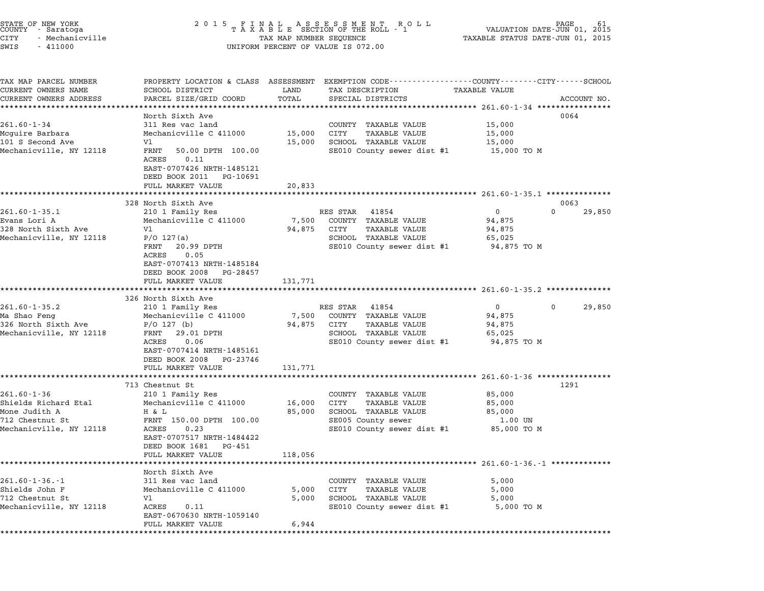STATE OF NEW YORK
COUNTY - Saratoga
CITY - Mechanicville
SWIS - 411000

2015 FINAL ASSESSMENT ROLL
TAXABLE SECTION OF THE ROLL - 1
TAX MAP NUMBER SEQUENCE
UNIFORM PERCENT OF VALUE IS 072.00

VALUATION DATE-JUN 01, 2015
TAXABLE STATUS DATE-JUN 01, 2015

```
TAX MAP PARCEL NUMBER        PROPERTY LOCATION & CLASS  ASSESSMENT  EXEMPTION CODE-----------------COUNTY--------CITY------SCHOOL
CURRENT OWNERS NAME          SCHOOL DISTRICT               LAND      TAX DESCRIPTION              TAXABLE VALUE
CURRENT OWNERS ADDRESS       PARCEL SIZE/GRID COORD        TOTAL     SPECIAL DISTRICTS                                    ACCOUNT NO.
******************************************************************************************** 261.60-1-34 ****************
                             North Sixth Ave                                                                              0064
261.60-1-34                  311 Res vac land                        COUNTY  TAXABLE VALUE              15,000
Mcguire Barbara              Mechanicville C 411000      15,000      CITY     TAXABLE VALUE              15,000
101 S Second Ave             Vl                          15,000      SCHOOL  TAXABLE VALUE              15,000
Mechanicville, NY 12118      FRNT    50.00 DPTH  100.00              SE010 County sewer dist #1          15,000 TO M
                             ACRES     0.11
                             EAST-0707426 NRTH-1485121
                             DEED BOOK 2011    PG-10691
                             FULL MARKET VALUE           20,833
******************************************************************************************** 261.60-1-35.1 **************
                             328 North Sixth Ave                                                                          0063
261.60-1-35.1                210 1 Family Res                       RES STAR   41854                    0            0      29,850
Evans Lori A                 Mechanicville C 411000       7,500      COUNTY  TAXABLE VALUE              94,875
328 North Sixth Ave          Vl                          94,875      CITY     TAXABLE VALUE              94,875
Mechanicville, NY 12118      P/O 127(a)                              SCHOOL  TAXABLE VALUE              65,025
                             FRNT    20.99 DPTH                      SE010 County sewer dist #1          94,875 TO M
                             ACRES     0.05
                             EAST-0707413 NRTH-1485184
                             DEED BOOK 2008    PG-28457
                             FULL MARKET VALUE          131,771
******************************************************************************************** 261.60-1-35.2 **************
                             326 North Sixth Ave
261.60-1-35.2                210 1 Family Res                       RES STAR   41854                    0            0      29,850
Ma Shao Feng                 Mechanicville C 411000       7,500      COUNTY  TAXABLE VALUE              94,875
326 North Sixth Ave          P/O 127 (b)                 94,875      CITY     TAXABLE VALUE              94,875
Mechanicville, NY 12118      FRNT    29.01 DPTH                      SCHOOL  TAXABLE VALUE              65,025
                             ACRES     0.06                          SE010 County sewer dist #1          94,875 TO M
                             EAST-0707414 NRTH-1485161
                             DEED BOOK 2008    PG-23746
                             FULL MARKET VALUE          131,771
******************************************************************************************** 261.60-1-36 ****************
                             713 Chestnut St                                                                              1291
261.60-1-36                  210 1 Family Res                        COUNTY  TAXABLE VALUE              85,000
Shields Richard Etal         Mechanicville C 411000      16,000      CITY     TAXABLE VALUE              85,000
Mone Judith A                H & L                       85,000      SCHOOL  TAXABLE VALUE              85,000
712 Chestnut St              FRNT   150.00 DPTH  100.00              SE005 County sewer                   1.00 UN
Mechanicville, NY 12118      ACRES     0.23                          SE010 County sewer dist #1          85,000 TO M
                             EAST-0707517 NRTH-1484422
                             DEED BOOK 1681    PG-451
                             FULL MARKET VALUE          118,056
******************************************************************************************** 261.60-1-36.-1 *************
                             North Sixth Ave
261.60-1-36.-1               311 Res vac land                        COUNTY  TAXABLE VALUE               5,000
Shields John F               Mechanicville C 411000       5,000      CITY     TAXABLE VALUE               5,000
712 Chestnut St              Vl                           5,000      SCHOOL  TAXABLE VALUE               5,000
Mechanicville, NY 12118      ACRES     0.11                          SE010 County sewer dist #1           5,000 TO M
                             EAST-0670630 NRTH-1059140
                             FULL MARKET VALUE            6,944
****************************************************************************************************************************
```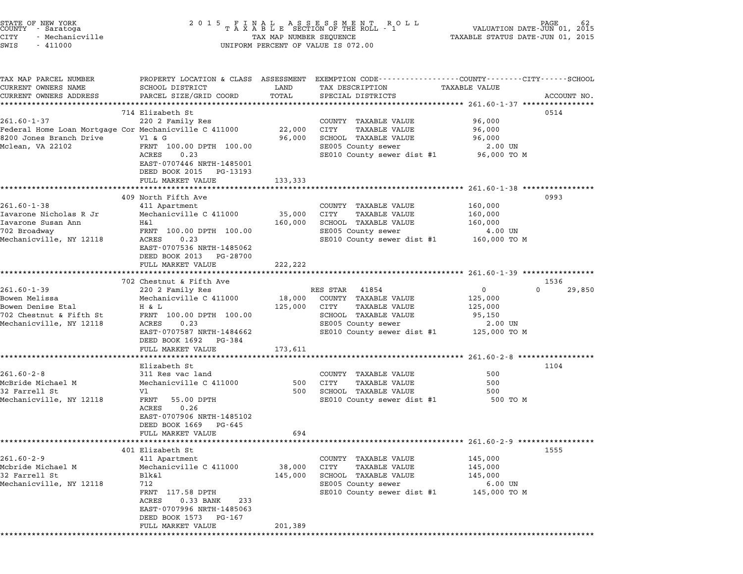STATE OF NEW YORK
COUNTY - Saratoga
CITY - Mechanicville
SWIS - 411000

2015 FINAL ASSESSMENT ROLL
TAXABLE SECTION OF THE ROLL - 1
TAX MAP NUMBER SEQUENCE
UNIFORM PERCENT OF VALUE IS 072.00

VALUATION DATE-JUN 01, 2015
TAXABLE STATUS DATE-JUN 01, 2015

| TAX MAP PARCEL NUMBER / CURRENT OWNERS NAME / CURRENT OWNERS ADDRESS | PROPERTY LOCATION & CLASS / SCHOOL DISTRICT / PARCEL SIZE/GRID COORD | ASSESSMENT LAND / TOTAL | EXEMPTION CODE / TAX DESCRIPTION / SPECIAL DISTRICTS | COUNTY / CITY / SCHOOL TAXABLE VALUE | ACCOUNT NO. |
|---|---|---|---|---|---|
| **261.60-1-37** | 714 Elizabeth St | | | | 0514 |
| | 220 2 Family Res | | COUNTY TAXABLE VALUE | 96,000 | |
| Federal Home Loan Mortgage Cor | Mechanicville C 411000 | 22,000 | CITY TAXABLE VALUE | 96,000 | |
| 8200 Jones Branch Drive | Vl & G | 96,000 | SCHOOL TAXABLE VALUE | 96,000 | |
| Mclean, VA 22102 | FRNT 100.00 DPTH 100.00 | | SE005 County sewer | 2.00 UN | |
| | ACRES 0.23 | | SE010 County sewer dist #1 | 96,000 TO M | |
| | EAST-0707446 NRTH-1485001 | | | | |
| | DEED BOOK 2015 PG-13193 | | | | |
| | FULL MARKET VALUE | 133,333 | | | |
| **261.60-1-38** | 409 North Fifth Ave | | | | 0993 |
| | 411 Apartment | | COUNTY TAXABLE VALUE | 160,000 | |
| Iavarone Nicholas R Jr | Mechanicville C 411000 | 35,000 | CITY TAXABLE VALUE | 160,000 | |
| Iavarone Susan Ann | H&l | 160,000 | SCHOOL TAXABLE VALUE | 160,000 | |
| 702 Broadway | FRNT 100.00 DPTH 100.00 | | SE005 County sewer | 4.00 UN | |
| Mechanicville, NY 12118 | ACRES 0.23 | | SE010 County sewer dist #1 | 160,000 TO M | |
| | EAST-0707536 NRTH-1485062 | | | | |
| | DEED BOOK 2013 PG-28700 | | | | |
| | FULL MARKET VALUE | 222,222 | | | |
| **261.60-1-39** | 702 Chestnut & Fifth Ave | | | | 1536 |
| | 220 2 Family Res | | RES STAR 41854 | 0 / 0 / 29,850 | |
| Bowen Melissa | Mechanicville C 411000 | 18,000 | COUNTY TAXABLE VALUE | 125,000 | |
| Bowen Denise Etal | H & L | 125,000 | CITY TAXABLE VALUE | 125,000 | |
| 702 Chestnut & Fifth St | FRNT 100.00 DPTH 100.00 | | SCHOOL TAXABLE VALUE | 95,150 | |
| Mechanicville, NY 12118 | ACRES 0.23 | | SE005 County sewer | 2.00 UN | |
| | EAST-0707587 NRTH-1484662 | | SE010 County sewer dist #1 | 125,000 TO M | |
| | DEED BOOK 1692 PG-384 | | | | |
| | FULL MARKET VALUE | 173,611 | | | |
| **261.60-2-8** | Elizabeth St | | | | 1104 |
| | 311 Res vac land | | COUNTY TAXABLE VALUE | 500 | |
| McBride Michael M | Mechanicville C 411000 | 500 | CITY TAXABLE VALUE | 500 | |
| 32 Farrell St | Vl | 500 | SCHOOL TAXABLE VALUE | 500 | |
| Mechanicville, NY 12118 | FRNT 55.00 DPTH | | SE010 County sewer dist #1 | 500 TO M | |
| | ACRES 0.26 | | | | |
| | EAST-0707906 NRTH-1485102 | | | | |
| | DEED BOOK 1669 PG-645 | | | | |
| | FULL MARKET VALUE | 694 | | | |
| **261.60-2-9** | 401 Elizabeth St | | | | 1555 |
| | 411 Apartment | | COUNTY TAXABLE VALUE | 145,000 | |
| Mcbride Michael M | Mechanicville C 411000 | 38,000 | CITY TAXABLE VALUE | 145,000 | |
| 32 Farrell St | Blk&l | 145,000 | SCHOOL TAXABLE VALUE | 145,000 | |
| Mechanicville, NY 12118 | 712 | | SE005 County sewer | 6.00 UN | |
| | FRNT 117.58 DPTH | | SE010 County sewer dist #1 | 145,000 TO M | |
| | ACRES 0.33 BANK 233 | | | | |
| | EAST-0707996 NRTH-1485063 | | | | |
| | DEED BOOK 1573 PG-167 | | | | |
| | FULL MARKET VALUE | 201,389 | | | |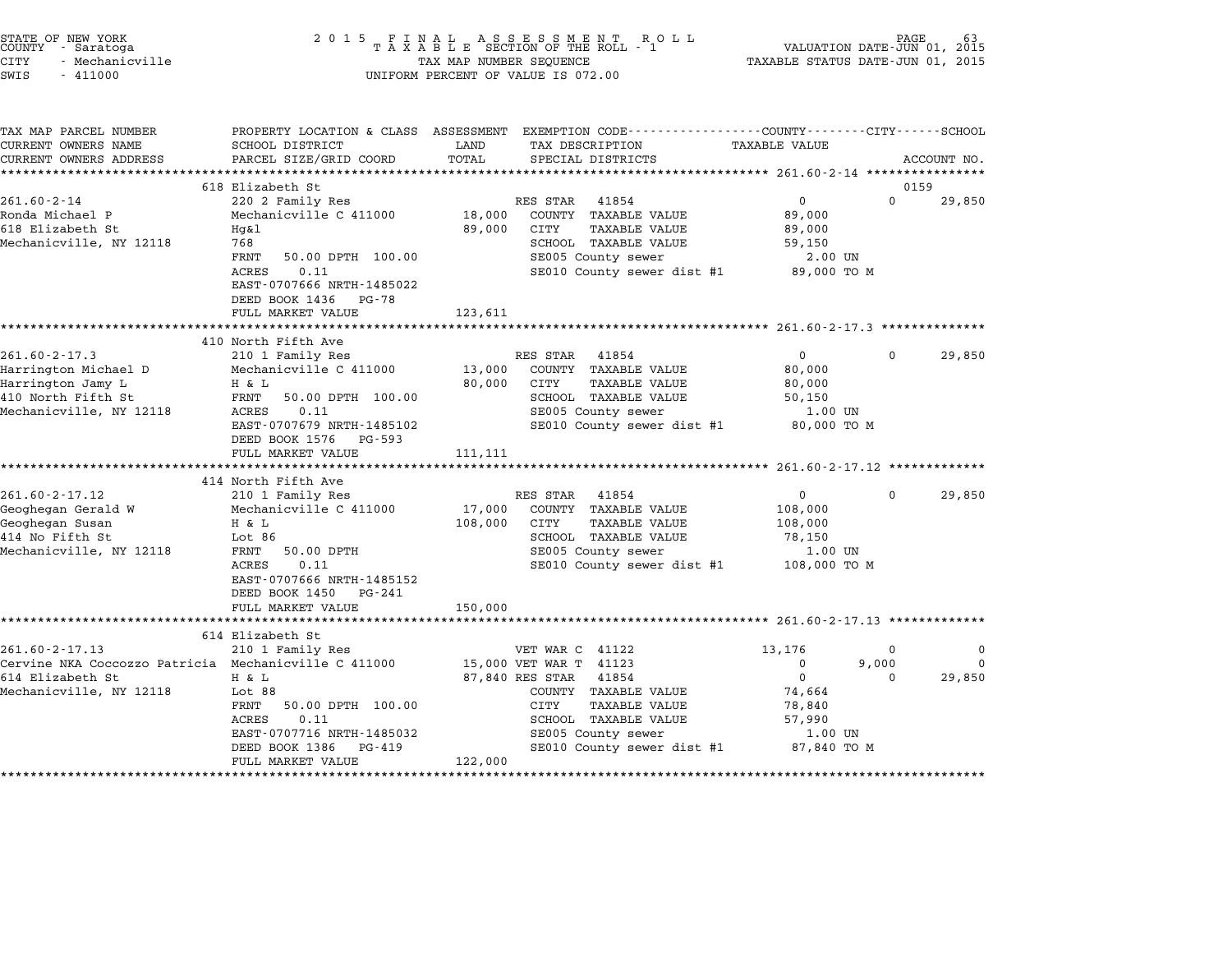STATE OF NEW YORK
COUNTY - Saratoga
CITY - Mechanicville
SWIS - 411000

2015 FINAL ASSESSMENT ROLL
TAXABLE SECTION OF THE ROLL - 1
TAX MAP NUMBER SEQUENCE
UNIFORM PERCENT OF VALUE IS 072.00

VALUATION DATE-JUN 01, 2015
TAXABLE STATUS DATE-JUN 01, 2015

```
TAX MAP PARCEL NUMBER          PROPERTY LOCATION & CLASS  ASSESSMENT  EXEMPTION CODE-----------------COUNTY--------CITY------SCHOOL
CURRENT OWNERS NAME            SCHOOL DISTRICT              LAND      TAX DESCRIPTION                  TAXABLE VALUE
CURRENT OWNERS ADDRESS         PARCEL SIZE/GRID COORD       TOTAL     SPECIAL DISTRICTS                                  ACCOUNT NO.
******************************************************************************************************* 261.60-2-14 ****************
                               618 Elizabeth St                                                                          0159
261.60-2-14                    220 2 Family Res                        RES STAR   41854                0          0       29,850
Ronda Michael P                Mechanicville C 411000       18,000     COUNTY  TAXABLE VALUE          89,000
618 Elizabeth St               Hg&l                         89,000     CITY    TAXABLE VALUE          89,000
Mechanicville, NY 12118        768                                     SCHOOL  TAXABLE VALUE          59,150
                               FRNT   50.00 DPTH 100.00                SE005 County sewer               2.00 UN
                               ACRES    0.11                           SE010 County sewer dist #1     89,000 TO M
                               EAST-0707666 NRTH-1485022
                               DEED BOOK 1436   PG-78
                               FULL MARKET VALUE           123,611
******************************************************************************************************* 261.60-2-17.3 **************
                               410 North Fifth Ave
261.60-2-17.3                  210 1 Family Res                        RES STAR   41854                0          0       29,850
Harrington Michael D           Mechanicville C 411000       13,000     COUNTY  TAXABLE VALUE          80,000
Harrington Jamy L              H & L                        80,000     CITY    TAXABLE VALUE          80,000
410 North Fifth St             FRNT   50.00 DPTH 100.00                SCHOOL  TAXABLE VALUE          50,150
Mechanicville, NY 12118        ACRES    0.11                           SE005 County sewer               1.00 UN
                               EAST-0707679 NRTH-1485102               SE010 County sewer dist #1     80,000 TO M
                               DEED BOOK 1576   PG-593
                               FULL MARKET VALUE           111,111
******************************************************************************************************* 261.60-2-17.12 *************
                               414 North Fifth Ave
261.60-2-17.12                 210 1 Family Res                        RES STAR   41854                0          0       29,850
Geoghegan Gerald W             Mechanicville C 411000       17,000     COUNTY  TAXABLE VALUE         108,000
Geoghegan Susan                H & L                       108,000     CITY    TAXABLE VALUE         108,000
414 No Fifth St                Lot 86                                  SCHOOL  TAXABLE VALUE          78,150
Mechanicville, NY 12118        FRNT   50.00 DPTH                       SE005 County sewer               1.00 UN
                               ACRES    0.11                           SE010 County sewer dist #1    108,000 TO M
                               EAST-0707666 NRTH-1485152
                               DEED BOOK 1450   PG-241
                               FULL MARKET VALUE           150,000
******************************************************************************************************* 261.60-2-17.13 *************
                               614 Elizabeth St
261.60-2-17.13                 210 1 Family Res                        VET WAR C  41122           13,176          0            0
Cervine NKA Coccozzo Patricia  Mechanicville C 411000       15,000     VET WAR T  41123                0      9,000            0
614 Elizabeth St               H & L                        87,840     RES STAR   41854                0          0       29,850
Mechanicville, NY 12118        Lot 88                                  COUNTY  TAXABLE VALUE          74,664
                               FRNT   50.00 DPTH 100.00                CITY    TAXABLE VALUE          78,840
                               ACRES    0.11                           SCHOOL  TAXABLE VALUE          57,990
                               EAST-0707716 NRTH-1485032               SE005 County sewer               1.00 UN
                               DEED BOOK 1386   PG-419                 SE010 County sewer dist #1     87,840 TO M
                               FULL MARKET VALUE           122,000
************************************************************************************************************************************
```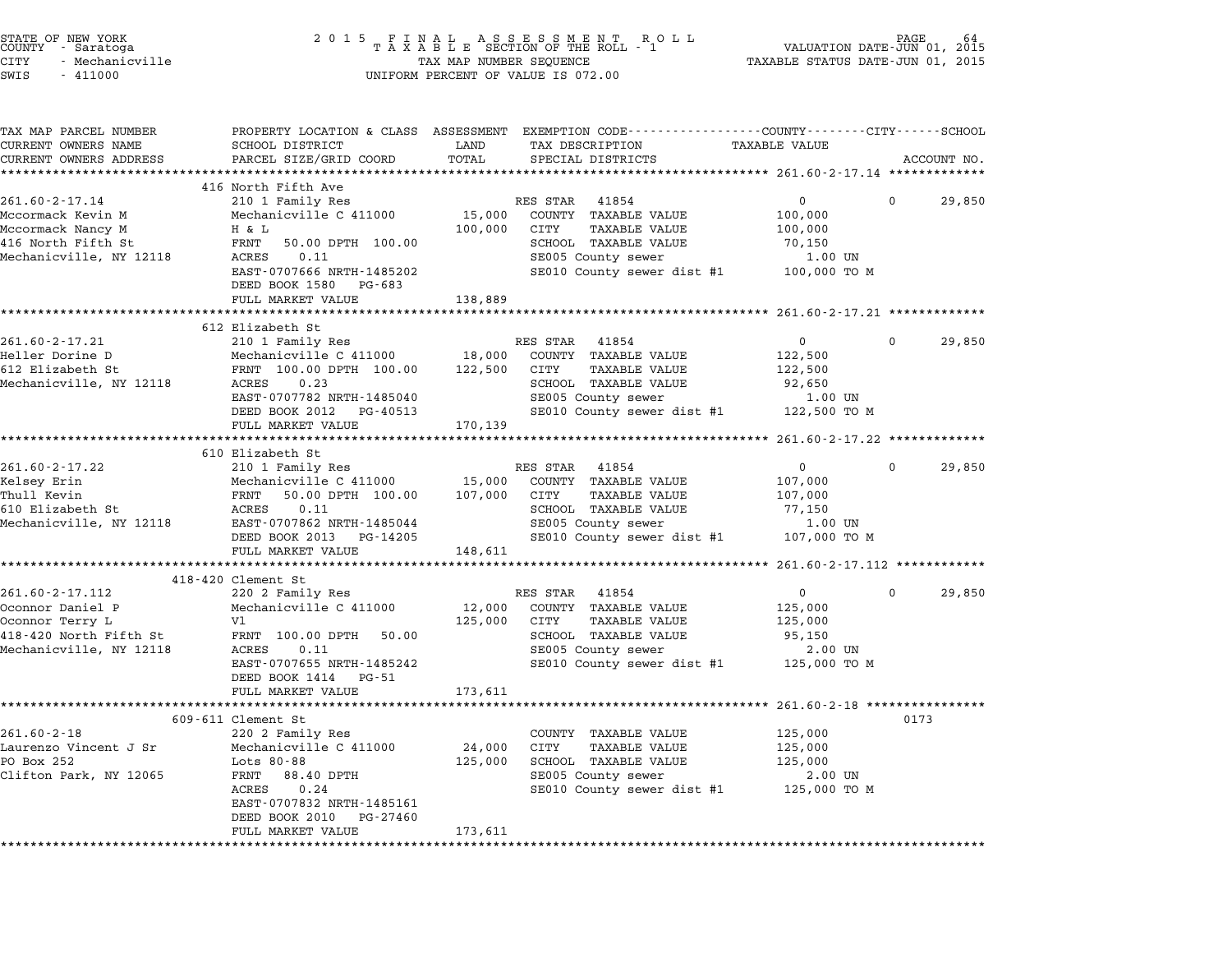STATE OF NEW YORK
COUNTY - Saratoga
CITY - Mechanicville
SWIS - 411000

2015 FINAL ASSESSMENT ROLL
TAXABLE SECTION OF THE ROLL - 1
TAX MAP NUMBER SEQUENCE
UNIFORM PERCENT OF VALUE IS 072.00

VALUATION DATE-JUN 01, 2015
TAXABLE STATUS DATE-JUN 01, 2015

| TAX MAP PARCEL NUMBER / CURRENT OWNERS NAME / CURRENT OWNERS ADDRESS | PROPERTY LOCATION & CLASS / SCHOOL DISTRICT / PARCEL SIZE/GRID COORD | ASSESSMENT LAND / TOTAL | EXEMPTION CODE / TAX DESCRIPTION / SPECIAL DISTRICTS | COUNTY / TAXABLE VALUE | CITY | SCHOOL / ACCOUNT NO. |
|---|---|---|---|---|---|---|
| **261.60-2-17.14** | 416 North Fifth Ave | | | | | |
| 261.60-2-17.14 | 210 1 Family Res | | RES STAR 41854 | 0 | 0 | 29,850 |
| Mccormack Kevin M | Mechanicville C 411000 | 15,000 | COUNTY TAXABLE VALUE | 100,000 | | |
| Mccormack Nancy M | H & L | 100,000 | CITY TAXABLE VALUE | 100,000 | | |
| 416 North Fifth St | FRNT 50.00 DPTH 100.00 | | SCHOOL TAXABLE VALUE | 70,150 | | |
| Mechanicville, NY 12118 | ACRES 0.11 | | SE005 County sewer | 1.00 UN | | |
| | EAST-0707666 NRTH-1485202 | | SE010 County sewer dist #1 | 100,000 TO M | | |
| | DEED BOOK 1580 PG-683 | | | | | |
| | FULL MARKET VALUE | 138,889 | | | | |
| **261.60-2-17.21** | 612 Elizabeth St | | | | | |
| 261.60-2-17.21 | 210 1 Family Res | | RES STAR 41854 | 0 | 0 | 29,850 |
| Heller Dorine D | Mechanicville C 411000 | 18,000 | COUNTY TAXABLE VALUE | 122,500 | | |
| 612 Elizabeth St | FRNT 100.00 DPTH 100.00 | 122,500 | CITY TAXABLE VALUE | 122,500 | | |
| Mechanicville, NY 12118 | ACRES 0.23 | | SCHOOL TAXABLE VALUE | 92,650 | | |
| | EAST-0707782 NRTH-1485040 | | SE005 County sewer | 1.00 UN | | |
| | DEED BOOK 2012 PG-40513 | | SE010 County sewer dist #1 | 122,500 TO M | | |
| | FULL MARKET VALUE | 170,139 | | | | |
| **261.60-2-17.22** | 610 Elizabeth St | | | | | |
| 261.60-2-17.22 | 210 1 Family Res | | RES STAR 41854 | 0 | 0 | 29,850 |
| Kelsey Erin | Mechanicville C 411000 | 15,000 | COUNTY TAXABLE VALUE | 107,000 | | |
| Thull Kevin | FRNT 50.00 DPTH 100.00 | 107,000 | CITY TAXABLE VALUE | 107,000 | | |
| 610 Elizabeth St | ACRES 0.11 | | SCHOOL TAXABLE VALUE | 77,150 | | |
| Mechanicville, NY 12118 | EAST-0707862 NRTH-1485044 | | SE005 County sewer | 1.00 UN | | |
| | DEED BOOK 2013 PG-14205 | | SE010 County sewer dist #1 | 107,000 TO M | | |
| | FULL MARKET VALUE | 148,611 | | | | |
| **261.60-2-17.112** | 418-420 Clement St | | | | | |
| 261.60-2-17.112 | 220 2 Family Res | | RES STAR 41854 | 0 | 0 | 29,850 |
| Oconnor Daniel P | Mechanicville C 411000 | 12,000 | COUNTY TAXABLE VALUE | 125,000 | | |
| Oconnor Terry L | Vl | 125,000 | CITY TAXABLE VALUE | 125,000 | | |
| 418-420 North Fifth St | FRNT 100.00 DPTH 50.00 | | SCHOOL TAXABLE VALUE | 95,150 | | |
| Mechanicville, NY 12118 | ACRES 0.11 | | SE005 County sewer | 2.00 UN | | |
| | EAST-0707655 NRTH-1485242 | | SE010 County sewer dist #1 | 125,000 TO M | | |
| | DEED BOOK 1414 PG-51 | | | | | |
| | FULL MARKET VALUE | 173,611 | | | | |
| **261.60-2-18** | 609-611 Clement St | | | | | 0173 |
| 261.60-2-18 | 220 2 Family Res | | COUNTY TAXABLE VALUE | 125,000 | | |
| Laurenzo Vincent J Sr | Mechanicville C 411000 | 24,000 | CITY TAXABLE VALUE | 125,000 | | |
| PO Box 252 | Lots 80-88 | 125,000 | SCHOOL TAXABLE VALUE | 125,000 | | |
| Clifton Park, NY 12065 | FRNT 88.40 DPTH | | SE005 County sewer | 2.00 UN | | |
| | ACRES 0.24 | | SE010 County sewer dist #1 | 125,000 TO M | | |
| | EAST-0707832 NRTH-1485161 | | | | | |
| | DEED BOOK 2010 PG-27460 | | | | | |
| | FULL MARKET VALUE | 173,611 | | | | |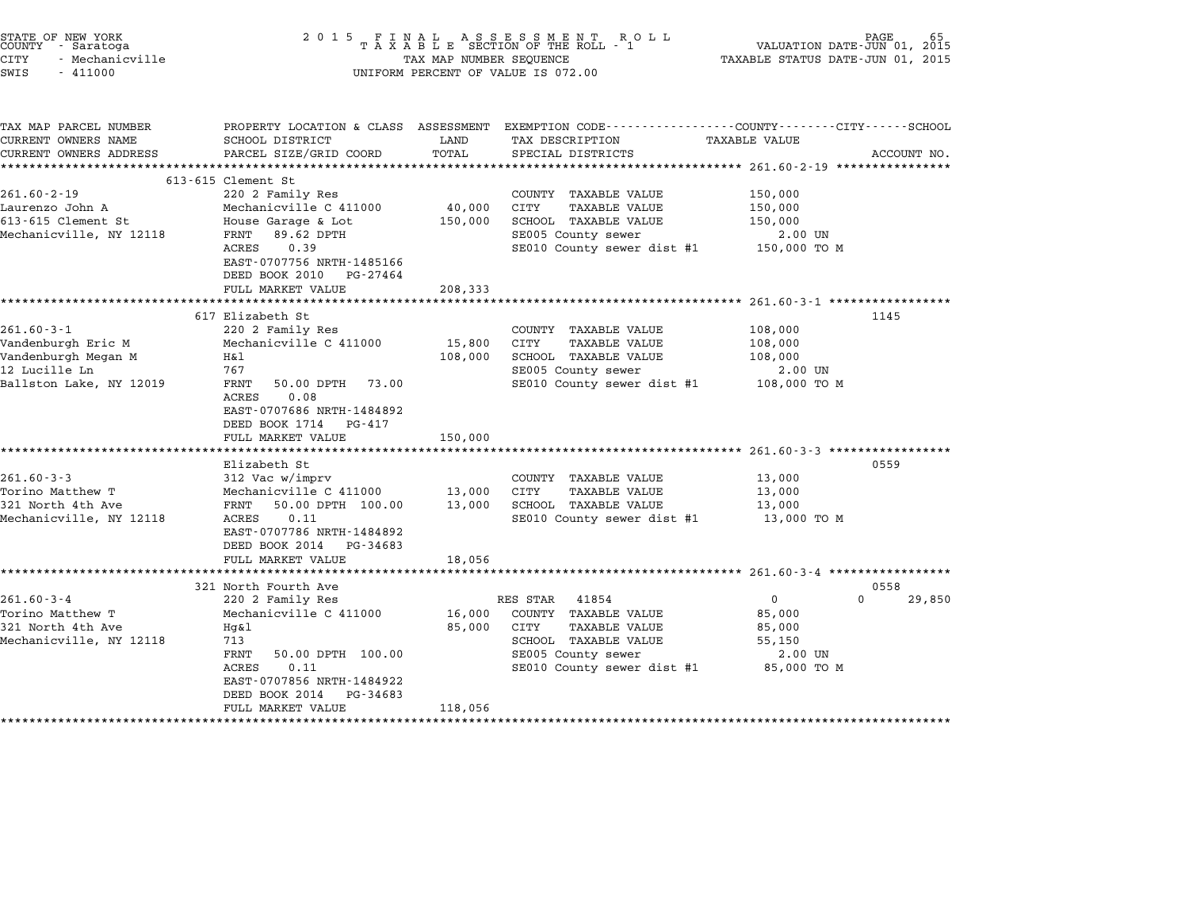STATE OF NEW YORK
COUNTY - Saratoga
CITY - Mechanicville
SWIS - 411000

2 0 1 5 F I N A L A S S E S S M E N T R O L L
T A X A B L E SECTION OF THE ROLL - 1
TAX MAP NUMBER SEQUENCE
UNIFORM PERCENT OF VALUE IS 072.00

VALUATION DATE-JUN 01, 2015
TAXABLE STATUS DATE-JUN 01, 2015

| TAX MAP PARCEL NUMBER / CURRENT OWNERS NAME / CURRENT OWNERS ADDRESS | PROPERTY LOCATION & CLASS / SCHOOL DISTRICT / PARCEL SIZE/GRID COORD | ASSESSMENT LAND | TOTAL | EXEMPTION CODE / TAX DESCRIPTION / SPECIAL DISTRICTS | COUNTY / CITY / TAXABLE VALUE | SCHOOL | ACCOUNT NO. |
|---|---|---|---|---|---|---|---|
| **261.60-2-19** | 613-615 Clement St | | | | | | |
| 261.60-2-19 | 220 2 Family Res | | | COUNTY TAXABLE VALUE | 150,000 | | |
| Laurenzo John A | Mechanicville C 411000 | 40,000 | | CITY TAXABLE VALUE | 150,000 | | |
| 613-615 Clement St | House Garage & Lot | | 150,000 | SCHOOL TAXABLE VALUE | 150,000 | | |
| Mechanicville, NY 12118 | FRNT 89.62 DPTH | | | SE005 County sewer | 2.00 UN | | |
| | ACRES 0.39 | | | SE010 County sewer dist #1 | 150,000 TO M | | |
| | EAST-0707756 NRTH-1485166 | | | | | | |
| | DEED BOOK 2010 PG-27464 | | | | | | |
| | FULL MARKET VALUE | | 208,333 | | | | |
| **261.60-3-1** | 617 Elizabeth St | | | | | | 1145 |
| 261.60-3-1 | 220 2 Family Res | | | COUNTY TAXABLE VALUE | 108,000 | | |
| Vandenburgh Eric M | Mechanicville C 411000 | 15,800 | | CITY TAXABLE VALUE | 108,000 | | |
| Vandenburgh Megan M | H&l | | 108,000 | SCHOOL TAXABLE VALUE | 108,000 | | |
| 12 Lucille Ln | 767 | | | SE005 County sewer | 2.00 UN | | |
| Ballston Lake, NY 12019 | FRNT 50.00 DPTH 73.00 | | | SE010 County sewer dist #1 | 108,000 TO M | | |
| | ACRES 0.08 | | | | | | |
| | EAST-0707686 NRTH-1484892 | | | | | | |
| | DEED BOOK 1714 PG-417 | | | | | | |
| | FULL MARKET VALUE | | 150,000 | | | | |
| **261.60-3-3** | Elizabeth St | | | | | | 0559 |
| 261.60-3-3 | 312 Vac w/imprv | | | COUNTY TAXABLE VALUE | 13,000 | | |
| Torino Matthew T | Mechanicville C 411000 | 13,000 | | CITY TAXABLE VALUE | 13,000 | | |
| 321 North 4th Ave | FRNT 50.00 DPTH 100.00 | | 13,000 | SCHOOL TAXABLE VALUE | 13,000 | | |
| Mechanicville, NY 12118 | ACRES 0.11 | | | SE010 County sewer dist #1 | 13,000 TO M | | |
| | EAST-0707786 NRTH-1484892 | | | | | | |
| | DEED BOOK 2014 PG-34683 | | | | | | |
| | FULL MARKET VALUE | | 18,056 | | | | |
| **261.60-3-4** | 321 North Fourth Ave | | | | | | 0558 |
| 261.60-3-4 | 220 2 Family Res | | | RES STAR 41854 | 0 | 0 | 29,850 |
| Torino Matthew T | Mechanicville C 411000 | 16,000 | | COUNTY TAXABLE VALUE | 85,000 | | |
| 321 North 4th Ave | Hg&l | | 85,000 | CITY TAXABLE VALUE | 85,000 | | |
| Mechanicville, NY 12118 | 713 | | | SCHOOL TAXABLE VALUE | 55,150 | | |
| | FRNT 50.00 DPTH 100.00 | | | SE005 County sewer | 2.00 UN | | |
| | ACRES 0.11 | | | SE010 County sewer dist #1 | 85,000 TO M | | |
| | EAST-0707856 NRTH-1484922 | | | | | | |
| | DEED BOOK 2014 PG-34683 | | | | | | |
| | FULL MARKET VALUE | | 118,056 | | | | |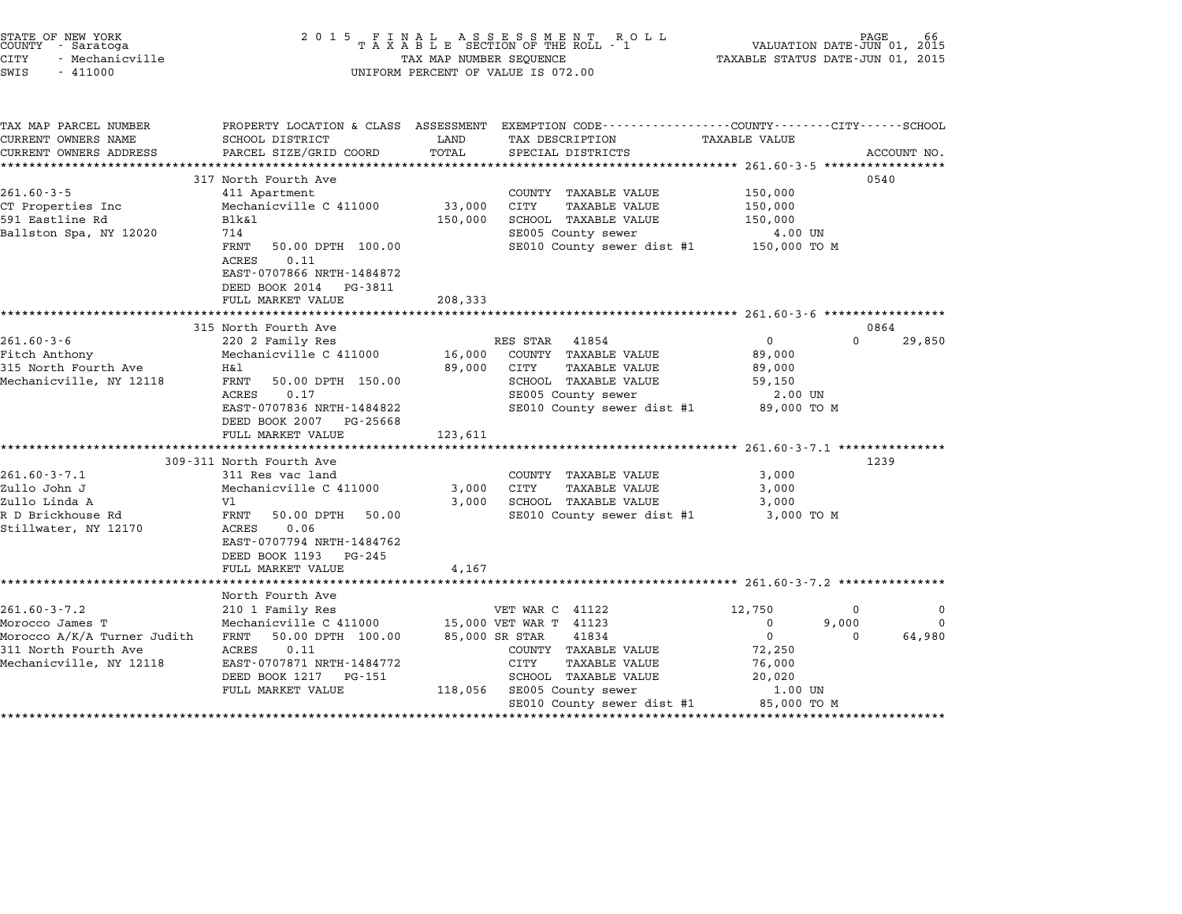STATE OF NEW YORK
COUNTY - Saratoga
CITY - Mechanicville
SWIS - 411000

2 0 1 5 F I N A L A S S E S S M E N T R O L L
T A X A B L E SECTION OF THE ROLL - 1
TAX MAP NUMBER SEQUENCE
UNIFORM PERCENT OF VALUE IS 072.00

VALUATION DATE-JUN 01, 2015
TAXABLE STATUS DATE-JUN 01, 2015

| TAX MAP PARCEL NUMBER / CURRENT OWNERS NAME / CURRENT OWNERS ADDRESS | PROPERTY LOCATION & CLASS / SCHOOL DISTRICT / PARCEL SIZE/GRID COORD | ASSESSMENT LAND / TOTAL | EXEMPTION CODE / TAX DESCRIPTION / SPECIAL DISTRICTS | COUNTY TAXABLE VALUE | CITY | SCHOOL | ACCOUNT NO. |
|---|---|---|---|---|---|---|---|
| **261.60-3-5** | 317 North Fourth Ave | | | | | | 0540 |
| 261.60-3-5 | 411 Apartment | | COUNTY TAXABLE VALUE | 150,000 | | | |
| CT Properties Inc | Mechanicville C 411000 | 33,000 | CITY TAXABLE VALUE | 150,000 | | | |
| 591 Eastline Rd | Blk&l | 150,000 | SCHOOL TAXABLE VALUE | 150,000 | | | |
| Ballston Spa, NY 12020 | 714 | | SE005 County sewer | 4.00 UN | | | |
| | FRNT 50.00 DPTH 100.00 | | SE010 County sewer dist #1 | 150,000 TO M | | | |
| | ACRES 0.11 | | | | | | |
| | EAST-0707866 NRTH-1484872 | | | | | | |
| | DEED BOOK 2014 PG-3811 | | | | | | |
| | FULL MARKET VALUE | 208,333 | | | | | |
| **261.60-3-6** | 315 North Fourth Ave | | | | | | 0864 |
| 261.60-3-6 | 220 2 Family Res | | RES STAR 41854 | 0 | 0 | 29,850 | |
| Fitch Anthony | Mechanicville C 411000 | 16,000 | COUNTY TAXABLE VALUE | 89,000 | | | |
| 315 North Fourth Ave | H&l | 89,000 | CITY TAXABLE VALUE | 89,000 | | | |
| Mechanicville, NY 12118 | FRNT 50.00 DPTH 150.00 | | SCHOOL TAXABLE VALUE | 59,150 | | | |
| | ACRES 0.17 | | SE005 County sewer | 2.00 UN | | | |
| | EAST-0707836 NRTH-1484822 | | SE010 County sewer dist #1 | 89,000 TO M | | | |
| | DEED BOOK 2007 PG-25668 | | | | | | |
| | FULL MARKET VALUE | 123,611 | | | | | |
| **261.60-3-7.1** | 309-311 North Fourth Ave | | | | | | 1239 |
| 261.60-3-7.1 | 311 Res vac land | | COUNTY TAXABLE VALUE | 3,000 | | | |
| Zullo John J | Mechanicville C 411000 | 3,000 | CITY TAXABLE VALUE | 3,000 | | | |
| Zullo Linda A | Vl | 3,000 | SCHOOL TAXABLE VALUE | 3,000 | | | |
| R D Brickhouse Rd | FRNT 50.00 DPTH 50.00 | | SE010 County sewer dist #1 | 3,000 TO M | | | |
| Stillwater, NY 12170 | ACRES 0.06 | | | | | | |
| | EAST-0707794 NRTH-1484762 | | | | | | |
| | DEED BOOK 1193 PG-245 | | | | | | |
| | FULL MARKET VALUE | 4,167 | | | | | |
| **261.60-3-7.2** | North Fourth Ave | | | | | | |
| 261.60-3-7.2 | 210 1 Family Res | | VET WAR C 41122 | 12,750 | 0 | 0 | |
| Morocco James T | Mechanicville C 411000 | 15,000 | VET WAR T 41123 | 0 | 9,000 | 0 | |
| Morocco A/K/A Turner Judith | FRNT 50.00 DPTH 100.00 | 85,000 | SR STAR 41834 | 0 | 0 | 64,980 | |
| 311 North Fourth Ave | ACRES 0.11 | | COUNTY TAXABLE VALUE | 72,250 | | | |
| Mechanicville, NY 12118 | EAST-0707871 NRTH-1484772 | | CITY TAXABLE VALUE | 76,000 | | | |
| | DEED BOOK 1217 PG-151 | | SCHOOL TAXABLE VALUE | 20,020 | | | |
| | FULL MARKET VALUE | 118,056 | SE005 County sewer | 1.00 UN | | | |
| | | | SE010 County sewer dist #1 | 85,000 TO M | | | |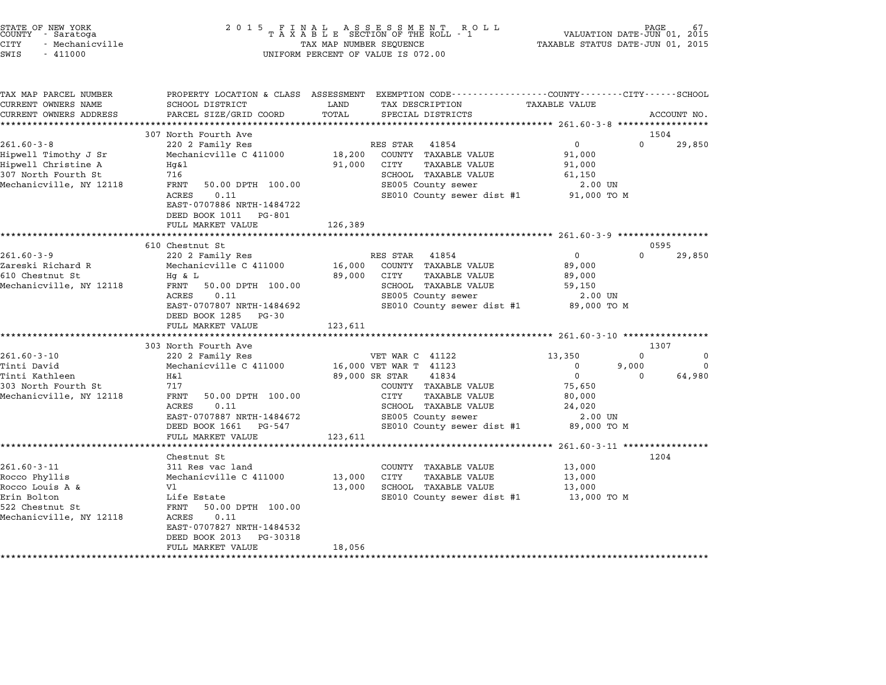STATE OF NEW YORK
COUNTY - Saratoga
CITY - Mechanicville
SWIS - 411000

2 0 1 5 F I N A L A S S E S S M E N T R O L L
T A X A B L E SECTION OF THE ROLL - 1
TAX MAP NUMBER SEQUENCE
UNIFORM PERCENT OF VALUE IS 072.00

VALUATION DATE-JUN 01, 2015
TAXABLE STATUS DATE-JUN 01, 2015

| TAX MAP PARCEL NUMBER / CURRENT OWNERS NAME / CURRENT OWNERS ADDRESS | PROPERTY LOCATION & CLASS / SCHOOL DISTRICT / PARCEL SIZE/GRID COORD | ASSESSMENT LAND / TOTAL | EXEMPTION CODE / TAX DESCRIPTION / SPECIAL DISTRICTS | COUNTY TAXABLE VALUE | CITY | SCHOOL / ACCOUNT NO. |
|---|---|---|---|---|---|---|
| **261.60-3-8** | 307 North Fourth Ave | | | | | 1504 |
| Hipwell Timothy J Sr | 220 2 Family Res | | RES STAR 41854 | 0 | 0 | 29,850 |
| Hipwell Christine A | Mechanicville C 411000 | 18,200 | COUNTY TAXABLE VALUE | 91,000 | | |
| 307 North Fourth St | Hg&l | 91,000 | CITY TAXABLE VALUE | 91,000 | | |
| Mechanicville, NY 12118 | 716 | | SCHOOL TAXABLE VALUE | 61,150 | | |
| | FRNT 50.00 DPTH 100.00 | | SE005 County sewer | 2.00 UN | | |
| | ACRES 0.11 | | SE010 County sewer dist #1 | 91,000 TO M | | |
| | EAST-0707886 NRTH-1484722 | | | | | |
| | DEED BOOK 1011 PG-801 | | | | | |
| | FULL MARKET VALUE | 126,389 | | | | |
| **261.60-3-9** | 610 Chestnut St | | | | | 0595 |
| Zareski Richard R | 220 2 Family Res | | RES STAR 41854 | 0 | 0 | 29,850 |
| 610 Chestnut St | Mechanicville C 411000 | 16,000 | COUNTY TAXABLE VALUE | 89,000 | | |
| Mechanicville, NY 12118 | Hg & L | 89,000 | CITY TAXABLE VALUE | 89,000 | | |
| | FRNT 50.00 DPTH 100.00 | | SCHOOL TAXABLE VALUE | 59,150 | | |
| | ACRES 0.11 | | SE005 County sewer | 2.00 UN | | |
| | EAST-0707807 NRTH-1484692 | | SE010 County sewer dist #1 | 89,000 TO M | | |
| | DEED BOOK 1285 PG-30 | | | | | |
| | FULL MARKET VALUE | 123,611 | | | | |
| **261.60-3-10** | 303 North Fourth Ave | | | | | 1307 |
| Tinti David | 220 2 Family Res | | VET WAR C 41122 | 13,350 | 0 | 0 |
| Tinti Kathleen | Mechanicville C 411000 | 16,000 | VET WAR T 41123 | 0 | 9,000 | 0 |
| 303 North Fourth St | H&l | 89,000 | SR STAR 41834 | 0 | 0 | 64,980 |
| Mechanicville, NY 12118 | 717 | | COUNTY TAXABLE VALUE | 75,650 | | |
| | FRNT 50.00 DPTH 100.00 | | CITY TAXABLE VALUE | 80,000 | | |
| | ACRES 0.11 | | SCHOOL TAXABLE VALUE | 24,020 | | |
| | EAST-0707887 NRTH-1484672 | | SE005 County sewer | 2.00 UN | | |
| | DEED BOOK 1661 PG-547 | | SE010 County sewer dist #1 | 89,000 TO M | | |
| | FULL MARKET VALUE | 123,611 | | | | |
| **261.60-3-11** | Chestnut St | | | | | 1204 |
| Rocco Phyllis | 311 Res vac land | | COUNTY TAXABLE VALUE | 13,000 | | |
| Rocco Louis A & | Mechanicville C 411000 | 13,000 | CITY TAXABLE VALUE | 13,000 | | |
| Erin Bolton | Vl | 13,000 | SCHOOL TAXABLE VALUE | 13,000 | | |
| 522 Chestnut St | Life Estate | | SE010 County sewer dist #1 | 13,000 TO M | | |
| Mechanicville, NY 12118 | FRNT 50.00 DPTH 100.00 | | | | | |
| | ACRES 0.11 | | | | | |
| | EAST-0707827 NRTH-1484532 | | | | | |
| | DEED BOOK 2013 PG-30318 | | | | | |
| | FULL MARKET VALUE | 18,056 | | | | |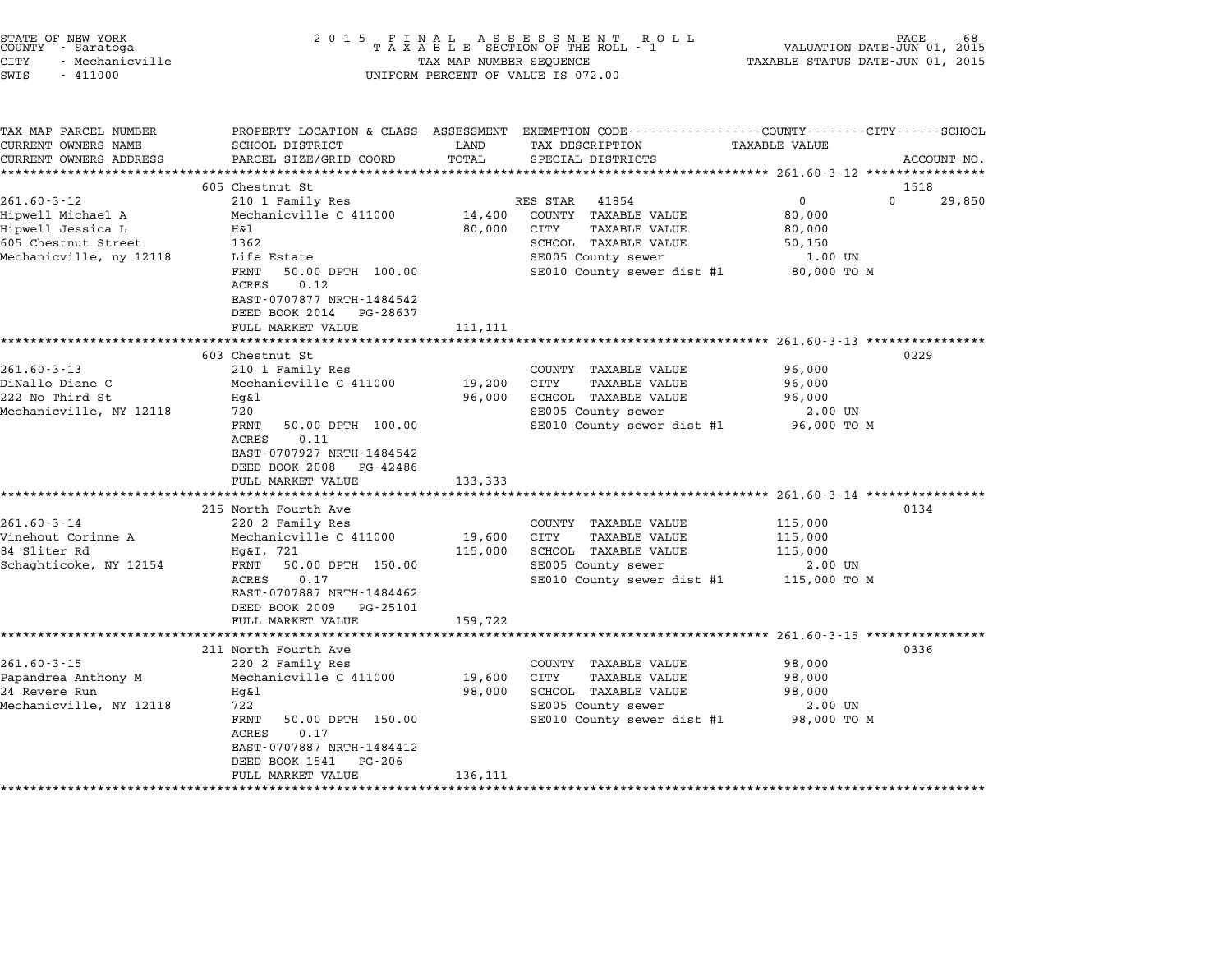STATE OF NEW YORK
COUNTY - Saratoga
CITY - Mechanicville
SWIS - 411000

2 0 1 5 F I N A L A S S E S S M E N T R O L L
T A X A B L E SECTION OF THE ROLL - 1
TAX MAP NUMBER SEQUENCE
UNIFORM PERCENT OF VALUE IS 072.00

VALUATION DATE-JUN 01, 2015
TAXABLE STATUS DATE-JUN 01, 2015

| TAX MAP PARCEL NUMBER / CURRENT OWNERS NAME / CURRENT OWNERS ADDRESS | PROPERTY LOCATION & CLASS / SCHOOL DISTRICT / PARCEL SIZE/GRID COORD | ASSESSMENT LAND / TOTAL | EXEMPTION CODE / TAX DESCRIPTION / SPECIAL DISTRICTS | COUNTY / CITY / SCHOOL TAXABLE VALUE | ACCOUNT NO. |
|---|---|---|---|---|---|
| **261.60-3-12** | 605 Chestnut St | | | | 1518 |
| 261.60-3-12 | 210 1 Family Res | | RES STAR 41854 | 0 0 29,850 | |
| Hipwell Michael A | Mechanicville C 411000 | 14,400 | COUNTY TAXABLE VALUE | 80,000 | |
| Hipwell Jessica L | H&l | 80,000 | CITY TAXABLE VALUE | 80,000 | |
| 605 Chestnut Street | 1362 | | SCHOOL TAXABLE VALUE | 50,150 | |
| Mechanicville, ny 12118 | Life Estate | | SE005 County sewer | 1.00 UN | |
| | FRNT 50.00 DPTH 100.00 | | SE010 County sewer dist #1 | 80,000 TO M | |
| | ACRES 0.12 | | | | |
| | EAST-0707877 NRTH-1484542 | | | | |
| | DEED BOOK 2014 PG-28637 | | | | |
| | FULL MARKET VALUE | 111,111 | | | |
| **261.60-3-13** | 603 Chestnut St | | | | 0229 |
| 261.60-3-13 | 210 1 Family Res | | COUNTY TAXABLE VALUE | 96,000 | |
| DiNallo Diane C | Mechanicville C 411000 | 19,200 | CITY TAXABLE VALUE | 96,000 | |
| 222 No Third St | Hg&l | 96,000 | SCHOOL TAXABLE VALUE | 96,000 | |
| Mechanicville, NY 12118 | 720 | | SE005 County sewer | 2.00 UN | |
| | FRNT 50.00 DPTH 100.00 | | SE010 County sewer dist #1 | 96,000 TO M | |
| | ACRES 0.11 | | | | |
| | EAST-0707927 NRTH-1484542 | | | | |
| | DEED BOOK 2008 PG-42486 | | | | |
| | FULL MARKET VALUE | 133,333 | | | |
| **261.60-3-14** | 215 North Fourth Ave | | | | 0134 |
| 261.60-3-14 | 220 2 Family Res | | COUNTY TAXABLE VALUE | 115,000 | |
| Vinehout Corinne A | Mechanicville C 411000 | 19,600 | CITY TAXABLE VALUE | 115,000 | |
| 84 Sliter Rd | Hg&I, 721 | 115,000 | SCHOOL TAXABLE VALUE | 115,000 | |
| Schaghticoke, NY 12154 | FRNT 50.00 DPTH 150.00 | | SE005 County sewer | 2.00 UN | |
| | ACRES 0.17 | | SE010 County sewer dist #1 | 115,000 TO M | |
| | EAST-0707887 NRTH-1484462 | | | | |
| | DEED BOOK 2009 PG-25101 | | | | |
| | FULL MARKET VALUE | 159,722 | | | |
| **261.60-3-15** | 211 North Fourth Ave | | | | 0336 |
| 261.60-3-15 | 220 2 Family Res | | COUNTY TAXABLE VALUE | 98,000 | |
| Papandrea Anthony M | Mechanicville C 411000 | 19,600 | CITY TAXABLE VALUE | 98,000 | |
| 24 Revere Run | Hg&l | 98,000 | SCHOOL TAXABLE VALUE | 98,000 | |
| Mechanicville, NY 12118 | 722 | | SE005 County sewer | 2.00 UN | |
| | FRNT 50.00 DPTH 150.00 | | SE010 County sewer dist #1 | 98,000 TO M | |
| | ACRES 0.17 | | | | |
| | EAST-0707887 NRTH-1484412 | | | | |
| | DEED BOOK 1541 PG-206 | | | | |
| | FULL MARKET VALUE | 136,111 | | | |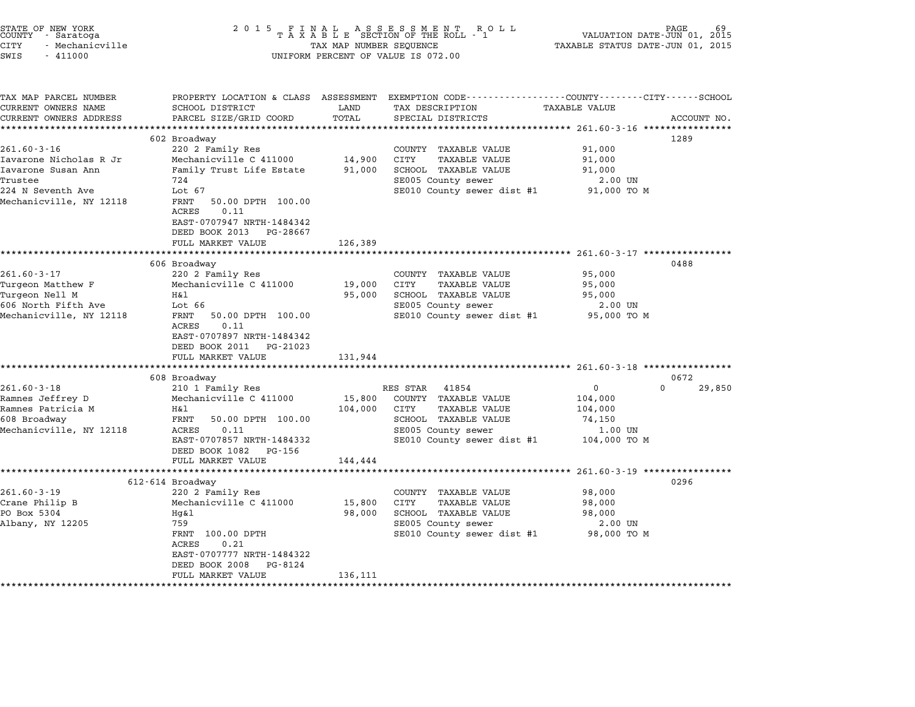STATE OF NEW YORK
COUNTY - Saratoga
CITY - Mechanicville
SWIS - 411000

# 2015 FINAL ASSESSMENT ROLL
TAXABLE SECTION OF THE ROLL - 1
TAX MAP NUMBER SEQUENCE
UNIFORM PERCENT OF VALUE IS 072.00

VALUATION DATE-JUN 01, 2015
TAXABLE STATUS DATE-JUN 01, 2015

| TAX MAP PARCEL NUMBER / CURRENT OWNERS NAME / CURRENT OWNERS ADDRESS | PROPERTY LOCATION & CLASS / SCHOOL DISTRICT / PARCEL SIZE/GRID COORD | ASSESSMENT LAND / TOTAL | EXEMPTION CODE / TAX DESCRIPTION / SPECIAL DISTRICTS | COUNTY / CITY / SCHOOL TAXABLE VALUE | ACCOUNT NO. |
|---|---|---|---|---|---|
| **261.60-3-16** | 602 Broadway | | | | 1289 |
| Iavarone Nicholas R Jr | 220 2 Family Res | | COUNTY TAXABLE VALUE | 91,000 | |
| Iavarone Susan Ann | Mechanicville C 411000 | 14,900 | CITY TAXABLE VALUE | 91,000 | |
| Trustee | Family Trust Life Estate | 91,000 | SCHOOL TAXABLE VALUE | 91,000 | |
| 224 N Seventh Ave | 724 | | SE005 County sewer | 2.00 UN | |
| Mechanicville, NY 12118 | Lot 67 | | SE010 County sewer dist #1 | 91,000 TO M | |
| | FRNT 50.00 DPTH 100.00 | | | | |
| | ACRES 0.11 | | | | |
| | EAST-0707947 NRTH-1484342 | | | | |
| | DEED BOOK 2013 PG-28667 | | | | |
| | FULL MARKET VALUE | 126,389 | | | |
| **261.60-3-17** | 606 Broadway | | | | 0488 |
| Turgeon Matthew F | 220 2 Family Res | | COUNTY TAXABLE VALUE | 95,000 | |
| Turgeon Nell M | Mechanicville C 411000 | 19,000 | CITY TAXABLE VALUE | 95,000 | |
| 606 North Fifth Ave | H&l | 95,000 | SCHOOL TAXABLE VALUE | 95,000 | |
| Mechanicville, NY 12118 | Lot 66 | | SE005 County sewer | 2.00 UN | |
| | FRNT 50.00 DPTH 100.00 | | SE010 County sewer dist #1 | 95,000 TO M | |
| | ACRES 0.11 | | | | |
| | EAST-0707897 NRTH-1484342 | | | | |
| | DEED BOOK 2011 PG-21023 | | | | |
| | FULL MARKET VALUE | 131,944 | | | |
| **261.60-3-18** | 608 Broadway | | | | 0672 |
| Ramnes Jeffrey D | 210 1 Family Res | | RES STAR 41854 | 0 / 0 / 29,850 | |
| Ramnes Patricia M | Mechanicville C 411000 | 15,800 | COUNTY TAXABLE VALUE | 104,000 | |
| 608 Broadway | H&l | 104,000 | CITY TAXABLE VALUE | 104,000 | |
| Mechanicville, NY 12118 | FRNT 50.00 DPTH 100.00 | | SCHOOL TAXABLE VALUE | 74,150 | |
| | ACRES 0.11 | | SE005 County sewer | 1.00 UN | |
| | EAST-0707857 NRTH-1484332 | | SE010 County sewer dist #1 | 104,000 TO M | |
| | DEED BOOK 1082 PG-156 | | | | |
| | FULL MARKET VALUE | 144,444 | | | |
| **261.60-3-19** | 612-614 Broadway | | | | 0296 |
| Crane Philip B | 220 2 Family Res | | COUNTY TAXABLE VALUE | 98,000 | |
| PO Box 5304 | Mechanicville C 411000 | 15,800 | CITY TAXABLE VALUE | 98,000 | |
| Albany, NY 12205 | Hg&l | 98,000 | SCHOOL TAXABLE VALUE | 98,000 | |
| | 759 | | SE005 County sewer | 2.00 UN | |
| | FRNT 100.00 DPTH | | SE010 County sewer dist #1 | 98,000 TO M | |
| | ACRES 0.21 | | | | |
| | EAST-0707777 NRTH-1484322 | | | | |
| | DEED BOOK 2008 PG-8124 | | | | |
| | FULL MARKET VALUE | 136,111 | | | |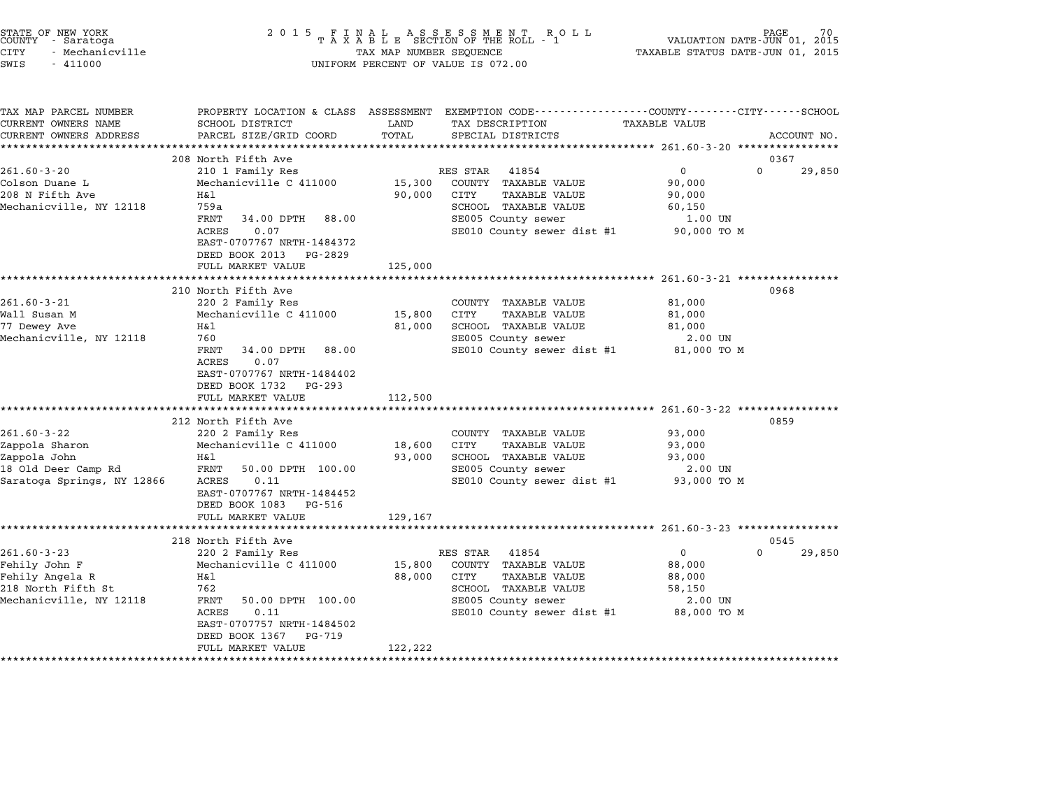STATE OF NEW YORK
COUNTY - Saratoga
CITY - Mechanicville
SWIS - 411000

2 0 1 5 F I N A L A S S E S S M E N T R O L L
T A X A B L E SECTION OF THE ROLL - 1
TAX MAP NUMBER SEQUENCE
UNIFORM PERCENT OF VALUE IS 072.00

VALUATION DATE-JUN 01, 2015
TAXABLE STATUS DATE-JUN 01, 2015

| TAX MAP PARCEL NUMBER / CURRENT OWNERS NAME / CURRENT OWNERS ADDRESS | PROPERTY LOCATION & CLASS / SCHOOL DISTRICT / PARCEL SIZE/GRID COORD | ASSESSMENT LAND / TOTAL | EXEMPTION CODE / TAX DESCRIPTION / SPECIAL DISTRICTS | COUNTY / TAXABLE VALUE | CITY | SCHOOL / ACCOUNT NO. |
|---|---|---|---|---|---|---|
| | 208 North Fifth Ave | | | | | 0367 |
| 261.60-3-20 | 210 1 Family Res | | RES STAR 41854 | 0 | 0 | 29,850 |
| Colson Duane L | Mechanicville C 411000 | 15,300 | COUNTY TAXABLE VALUE | 90,000 | | |
| 208 N Fifth Ave | H&l | 90,000 | CITY TAXABLE VALUE | 90,000 | | |
| Mechanicville, NY 12118 | 759a | | SCHOOL TAXABLE VALUE | 60,150 | | |
| | FRNT 34.00 DPTH 88.00 | | SE005 County sewer | 1.00 UN | | |
| | ACRES 0.07 | | SE010 County sewer dist #1 | 90,000 TO M | | |
| | EAST-0707767 NRTH-1484372 | | | | | |
| | DEED BOOK 2013 PG-2829 | | | | | |
| | FULL MARKET VALUE | 125,000 | | | | |
| | 210 North Fifth Ave | | | | | 0968 |
| 261.60-3-21 | 220 2 Family Res | | COUNTY TAXABLE VALUE | 81,000 | | |
| Wall Susan M | Mechanicville C 411000 | 15,800 | CITY TAXABLE VALUE | 81,000 | | |
| 77 Dewey Ave | H&l | 81,000 | SCHOOL TAXABLE VALUE | 81,000 | | |
| Mechanicville, NY 12118 | 760 | | SE005 County sewer | 2.00 UN | | |
| | FRNT 34.00 DPTH 88.00 | | SE010 County sewer dist #1 | 81,000 TO M | | |
| | ACRES 0.07 | | | | | |
| | EAST-0707767 NRTH-1484402 | | | | | |
| | DEED BOOK 1732 PG-293 | | | | | |
| | FULL MARKET VALUE | 112,500 | | | | |
| | 212 North Fifth Ave | | | | | 0859 |
| 261.60-3-22 | 220 2 Family Res | | COUNTY TAXABLE VALUE | 93,000 | | |
| Zappola Sharon | Mechanicville C 411000 | 18,600 | CITY TAXABLE VALUE | 93,000 | | |
| Zappola John | H&l | 93,000 | SCHOOL TAXABLE VALUE | 93,000 | | |
| 18 Old Deer Camp Rd | FRNT 50.00 DPTH 100.00 | | SE005 County sewer | 2.00 UN | | |
| Saratoga Springs, NY 12866 | ACRES 0.11 | | SE010 County sewer dist #1 | 93,000 TO M | | |
| | EAST-0707767 NRTH-1484452 | | | | | |
| | DEED BOOK 1083 PG-516 | | | | | |
| | FULL MARKET VALUE | 129,167 | | | | |
| | 218 North Fifth Ave | | | | | 0545 |
| 261.60-3-23 | 220 2 Family Res | | RES STAR 41854 | 0 | 0 | 29,850 |
| Fehily John F | Mechanicville C 411000 | 15,800 | COUNTY TAXABLE VALUE | 88,000 | | |
| Fehily Angela R | H&l | 88,000 | CITY TAXABLE VALUE | 88,000 | | |
| 218 North Fifth St | 762 | | SCHOOL TAXABLE VALUE | 58,150 | | |
| Mechanicville, NY 12118 | FRNT 50.00 DPTH 100.00 | | SE005 County sewer | 2.00 UN | | |
| | ACRES 0.11 | | SE010 County sewer dist #1 | 88,000 TO M | | |
| | EAST-0707757 NRTH-1484502 | | | | | |
| | DEED BOOK 1367 PG-719 | | | | | |
| | FULL MARKET VALUE | 122,222 | | | | |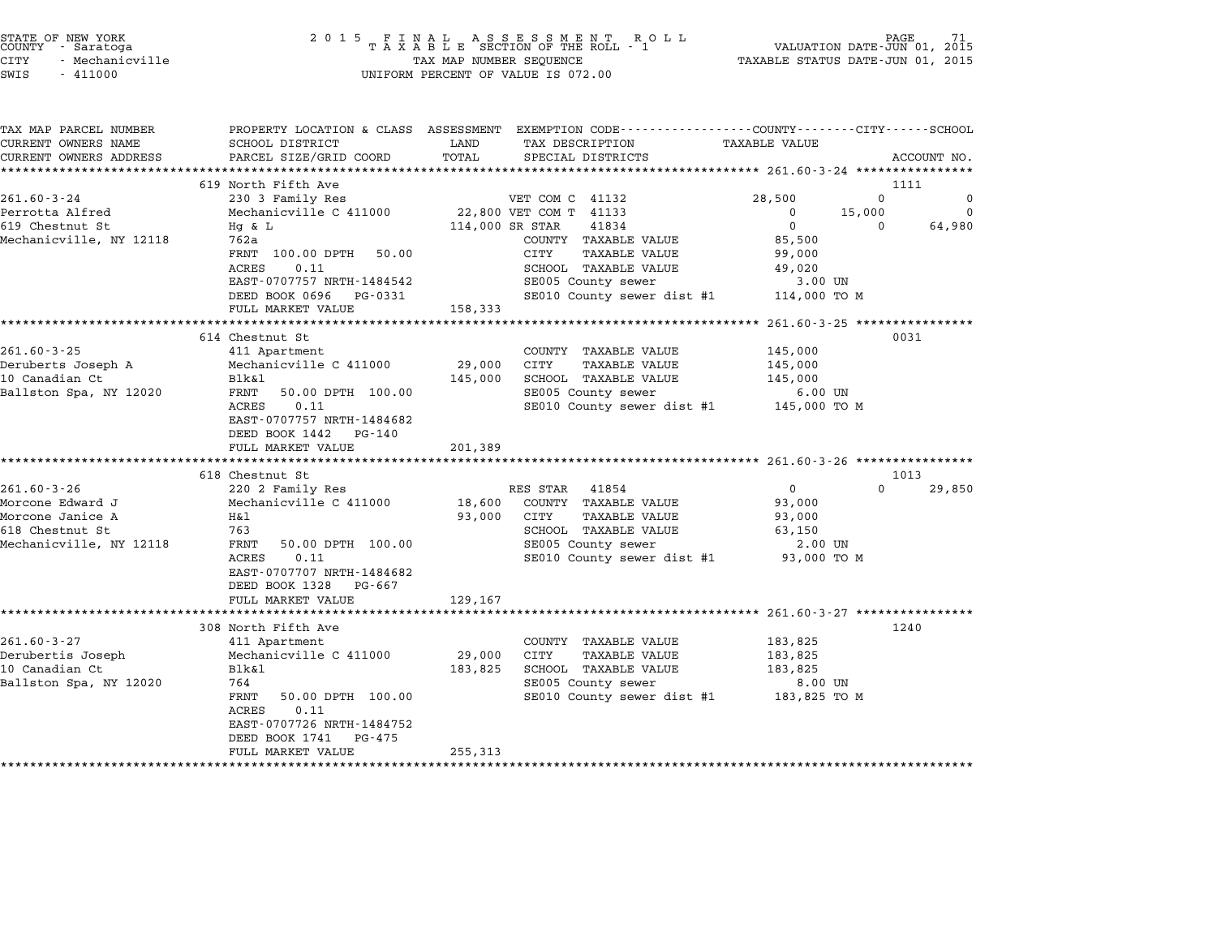STATE OF NEW YORK
COUNTY - Saratoga
CITY - Mechanicville
SWIS - 411000

2 0 1 5 F I N A L A S S E S S M E N T R O L L
T A X A B L E SECTION OF THE ROLL - 1
TAX MAP NUMBER SEQUENCE
UNIFORM PERCENT OF VALUE IS 072.00

VALUATION DATE-JUN 01, 2015
TAXABLE STATUS DATE-JUN 01, 2015

| TAX MAP PARCEL NUMBER / CURRENT OWNERS NAME / CURRENT OWNERS ADDRESS | PROPERTY LOCATION & CLASS / SCHOOL DISTRICT / PARCEL SIZE/GRID COORD | ASSESSMENT LAND / TOTAL | EXEMPTION CODE / TAX DESCRIPTION / SPECIAL DISTRICTS | COUNTY TAXABLE VALUE | CITY | SCHOOL | ACCOUNT NO. |
|---|---|---|---|---|---|---|---|
| **261.60-3-24** | 619 North Fifth Ave | | | | | | 1111 |
| 261.60-3-24 | 230 3 Family Res | | VET COM C 41132 | 28,500 | 0 | 0 | |
| Perrotta Alfred | Mechanicville C 411000 | 22,800 | VET COM T 41133 | 0 | 15,000 | 0 | |
| 619 Chestnut St | Hg & L | 114,000 | SR STAR 41834 | 0 | 0 | 64,980 | |
| Mechanicville, NY 12118 | 762a | | COUNTY TAXABLE VALUE | 85,500 | | | |
| | FRNT 100.00 DPTH 50.00 | | CITY TAXABLE VALUE | 99,000 | | | |
| | ACRES 0.11 | | SCHOOL TAXABLE VALUE | 49,020 | | | |
| | EAST-0707757 NRTH-1484542 | | SE005 County sewer | 3.00 UN | | | |
| | DEED BOOK 0696 PG-0331 | | SE010 County sewer dist #1 | 114,000 TO M | | | |
| | FULL MARKET VALUE | 158,333 | | | | | |
| **261.60-3-25** | 614 Chestnut St | | | | | | 0031 |
| 261.60-3-25 | 411 Apartment | | COUNTY TAXABLE VALUE | 145,000 | | | |
| Deruberts Joseph A | Mechanicville C 411000 | 29,000 | CITY TAXABLE VALUE | 145,000 | | | |
| 10 Canadian Ct | Blk&l | 145,000 | SCHOOL TAXABLE VALUE | 145,000 | | | |
| Ballston Spa, NY 12020 | FRNT 50.00 DPTH 100.00 | | SE005 County sewer | 6.00 UN | | | |
| | ACRES 0.11 | | SE010 County sewer dist #1 | 145,000 TO M | | | |
| | EAST-0707757 NRTH-1484682 | | | | | | |
| | DEED BOOK 1442 PG-140 | | | | | | |
| | FULL MARKET VALUE | 201,389 | | | | | |
| **261.60-3-26** | 618 Chestnut St | | | | | | 1013 |
| 261.60-3-26 | 220 2 Family Res | | RES STAR 41854 | 0 | 0 | 29,850 | |
| Morcone Edward J | Mechanicville C 411000 | 18,600 | COUNTY TAXABLE VALUE | 93,000 | | | |
| Morcone Janice A | H&l | 93,000 | CITY TAXABLE VALUE | 93,000 | | | |
| 618 Chestnut St | 763 | | SCHOOL TAXABLE VALUE | 63,150 | | | |
| Mechanicville, NY 12118 | FRNT 50.00 DPTH 100.00 | | SE005 County sewer | 2.00 UN | | | |
| | ACRES 0.11 | | SE010 County sewer dist #1 | 93,000 TO M | | | |
| | EAST-0707707 NRTH-1484682 | | | | | | |
| | DEED BOOK 1328 PG-667 | | | | | | |
| | FULL MARKET VALUE | 129,167 | | | | | |
| **261.60-3-27** | 308 North Fifth Ave | | | | | | 1240 |
| 261.60-3-27 | 411 Apartment | | COUNTY TAXABLE VALUE | 183,825 | | | |
| Derubertis Joseph | Mechanicville C 411000 | 29,000 | CITY TAXABLE VALUE | 183,825 | | | |
| 10 Canadian Ct | Blk&l | 183,825 | SCHOOL TAXABLE VALUE | 183,825 | | | |
| Ballston Spa, NY 12020 | 764 | | SE005 County sewer | 8.00 UN | | | |
| | FRNT 50.00 DPTH 100.00 | | SE010 County sewer dist #1 | 183,825 TO M | | | |
| | ACRES 0.11 | | | | | | |
| | EAST-0707726 NRTH-1484752 | | | | | | |
| | DEED BOOK 1741 PG-475 | | | | | | |
| | FULL MARKET VALUE | 255,313 | | | | | |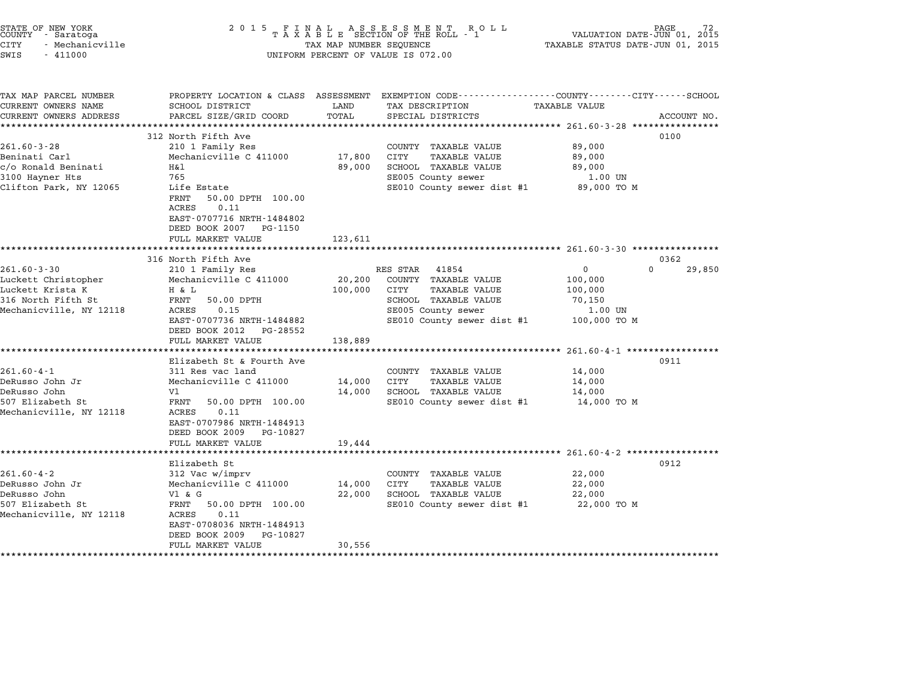STATE OF NEW YORK
COUNTY - Saratoga
CITY - Mechanicville
SWIS - 411000

2 0 1 5 F I N A L A S S E S S M E N T R O L L
T A X A B L E SECTION OF THE ROLL - 1
TAX MAP NUMBER SEQUENCE
UNIFORM PERCENT OF VALUE IS 072.00

VALUATION DATE-JUN 01, 2015
TAXABLE STATUS DATE-JUN 01, 2015

| TAX MAP PARCEL NUMBER / CURRENT OWNERS NAME / CURRENT OWNERS ADDRESS | PROPERTY LOCATION & CLASS / SCHOOL DISTRICT / PARCEL SIZE/GRID COORD | ASSESSMENT LAND / TOTAL | EXEMPTION CODE / TAX DESCRIPTION / SPECIAL DISTRICTS | TAXABLE VALUE (COUNTY / CITY / SCHOOL) | ACCOUNT NO. |
|---|---|---|---|---|---|
| **261.60-3-28** | 312 North Fifth Ave | | | | 0100 |
| | 210 1 Family Res | | COUNTY TAXABLE VALUE | 89,000 | |
| Beninati Carl | Mechanicville C 411000 | 17,800 | CITY TAXABLE VALUE | 89,000 | |
| c/o Ronald Beninati | H&l | 89,000 | SCHOOL TAXABLE VALUE | 89,000 | |
| 3100 Hayner Hts | 765 | | SE005 County sewer | 1.00 UN | |
| Clifton Park, NY 12065 | Life Estate | | SE010 County sewer dist #1 | 89,000 TO M | |
| | FRNT 50.00 DPTH 100.00 | | | | |
| | ACRES 0.11 | | | | |
| | EAST-0707716 NRTH-1484802 | | | | |
| | DEED BOOK 2007 PG-1150 | | | | |
| | FULL MARKET VALUE | 123,611 | | | |
| **261.60-3-30** | 316 North Fifth Ave | | | | 0362 |
| | 210 1 Family Res | | RES STAR 41854 | 0 0 29,850 | |
| Luckett Christopher | Mechanicville C 411000 | 20,200 | COUNTY TAXABLE VALUE | 100,000 | |
| Luckett Krista K | H & L | 100,000 | CITY TAXABLE VALUE | 100,000 | |
| 316 North Fifth St | FRNT 50.00 DPTH | | SCHOOL TAXABLE VALUE | 70,150 | |
| Mechanicville, NY 12118 | ACRES 0.15 | | SE005 County sewer | 1.00 UN | |
| | EAST-0707736 NRTH-1484882 | | SE010 County sewer dist #1 | 100,000 TO M | |
| | DEED BOOK 2012 PG-28552 | | | | |
| | FULL MARKET VALUE | 138,889 | | | |
| **261.60-4-1** | Elizabeth St & Fourth Ave | | | | 0911 |
| | 311 Res vac land | | COUNTY TAXABLE VALUE | 14,000 | |
| DeRusso John Jr | Mechanicville C 411000 | 14,000 | CITY TAXABLE VALUE | 14,000 | |
| DeRusso John | Vl | 14,000 | SCHOOL TAXABLE VALUE | 14,000 | |
| 507 Elizabeth St | FRNT 50.00 DPTH 100.00 | | SE010 County sewer dist #1 | 14,000 TO M | |
| Mechanicville, NY 12118 | ACRES 0.11 | | | | |
| | EAST-0707986 NRTH-1484913 | | | | |
| | DEED BOOK 2009 PG-10827 | | | | |
| | FULL MARKET VALUE | 19,444 | | | |
| **261.60-4-2** | Elizabeth St | | | | 0912 |
| | 312 Vac w/imprv | | COUNTY TAXABLE VALUE | 22,000 | |
| DeRusso John Jr | Mechanicville C 411000 | 14,000 | CITY TAXABLE VALUE | 22,000 | |
| DeRusso John | Vl & G | 22,000 | SCHOOL TAXABLE VALUE | 22,000 | |
| 507 Elizabeth St | FRNT 50.00 DPTH 100.00 | | SE010 County sewer dist #1 | 22,000 TO M | |
| Mechanicville, NY 12118 | ACRES 0.11 | | | | |
| | EAST-0708036 NRTH-1484913 | | | | |
| | DEED BOOK 2009 PG-10827 | | | | |
| | FULL MARKET VALUE | 30,556 | | | |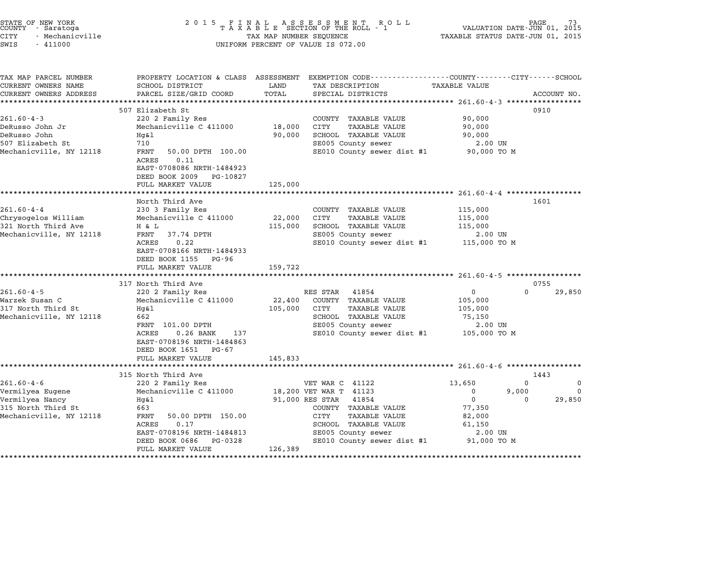STATE OF NEW YORK
COUNTY - Saratoga
CITY - Mechanicville
SWIS - 411000

2 0 1 5 F I N A L A S S E S S M E N T R O L L
T A X A B L E SECTION OF THE ROLL - 1
TAX MAP NUMBER SEQUENCE
UNIFORM PERCENT OF VALUE IS 072.00

VALUATION DATE-JUN 01, 2015
TAXABLE STATUS DATE-JUN 01, 2015

| TAX MAP PARCEL NUMBER / CURRENT OWNERS NAME / CURRENT OWNERS ADDRESS | PROPERTY LOCATION & CLASS / SCHOOL DISTRICT / PARCEL SIZE/GRID COORD | ASSESSMENT LAND / TOTAL | EXEMPTION CODE / TAX DESCRIPTION / SPECIAL DISTRICTS | COUNTY | CITY | SCHOOL | ACCOUNT NO. |
|---|---|---|---|---|---|---|---|
| 261.60-4-3 | 507 Elizabeth St | | | | | | 0910 |
| | 220 2 Family Res | | COUNTY TAXABLE VALUE | 90,000 | | | |
| DeRusso John Jr | Mechanicville C 411000 | 18,000 | CITY TAXABLE VALUE | | 90,000 | | |
| DeRusso John | Hg&l | 90,000 | SCHOOL TAXABLE VALUE | | | 90,000 | |
| 507 Elizabeth St | 710 | | SE005 County sewer | 2.00 UN | | | |
| Mechanicville, NY 12118 | FRNT 50.00 DPTH 100.00 | | SE010 County sewer dist #1 | 90,000 TO M | | | |
| | ACRES 0.11 | | | | | | |
| | EAST-0708086 NRTH-1484923 | | | | | | |
| | DEED BOOK 2009 PG-10827 | | | | | | |
| | FULL MARKET VALUE | 125,000 | | | | | |
| 261.60-4-4 | North Third Ave | | | | | | 1601 |
| | 230 3 Family Res | | COUNTY TAXABLE VALUE | 115,000 | | | |
| Chrysogelos William | Mechanicville C 411000 | 22,000 | CITY TAXABLE VALUE | | 115,000 | | |
| 321 North Third Ave | H & L | 115,000 | SCHOOL TAXABLE VALUE | | | 115,000 | |
| Mechanicville, NY 12118 | FRNT 37.74 DPTH | | SE005 County sewer | 2.00 UN | | | |
| | ACRES 0.22 | | SE010 County sewer dist #1 | 115,000 TO M | | | |
| | EAST-0708166 NRTH-1484933 | | | | | | |
| | DEED BOOK 1155 PG-96 | | | | | | |
| | FULL MARKET VALUE | 159,722 | | | | | |
| 261.60-4-5 | 317 North Third Ave | | | | | | 0755 |
| | 220 2 Family Res | | RES STAR 41854 | 0 | 0 | 29,850 | |
| Warzek Susan C | Mechanicville C 411000 | 22,400 | COUNTY TAXABLE VALUE | 105,000 | | | |
| 317 North Third St | Hg&l | 105,000 | CITY TAXABLE VALUE | | 105,000 | | |
| Mechanicville, NY 12118 | 662 | | SCHOOL TAXABLE VALUE | | | 75,150 | |
| | FRNT 101.00 DPTH | | SE005 County sewer | 2.00 UN | | | |
| | ACRES 0.26 BANK 137 | | SE010 County sewer dist #1 | 105,000 TO M | | | |
| | EAST-0708196 NRTH-1484863 | | | | | | |
| | DEED BOOK 1651 PG-67 | | | | | | |
| | FULL MARKET VALUE | 145,833 | | | | | |
| 261.60-4-6 | 315 North Third Ave | | | | | | 1443 |
| | 220 2 Family Res | | VET WAR C 41122 | 13,650 | 0 | 0 | |
| Vermilyea Eugene | Mechanicville C 411000 | 18,200 | VET WAR T 41123 | 0 | 9,000 | 0 | |
| Vermilyea Nancy | Hg&l | 91,000 | RES STAR 41854 | 0 | 0 | 29,850 | |
| 315 North Third St | 663 | | COUNTY TAXABLE VALUE | 77,350 | | | |
| Mechanicville, NY 12118 | FRNT 50.00 DPTH 150.00 | | CITY TAXABLE VALUE | | 82,000 | | |
| | ACRES 0.17 | | SCHOOL TAXABLE VALUE | | | 61,150 | |
| | EAST-0708196 NRTH-1484813 | | SE005 County sewer | 2.00 UN | | | |
| | DEED BOOK 0686 PG-0328 | | SE010 County sewer dist #1 | 91,000 TO M | | | |
| | FULL MARKET VALUE | 126,389 | | | | | |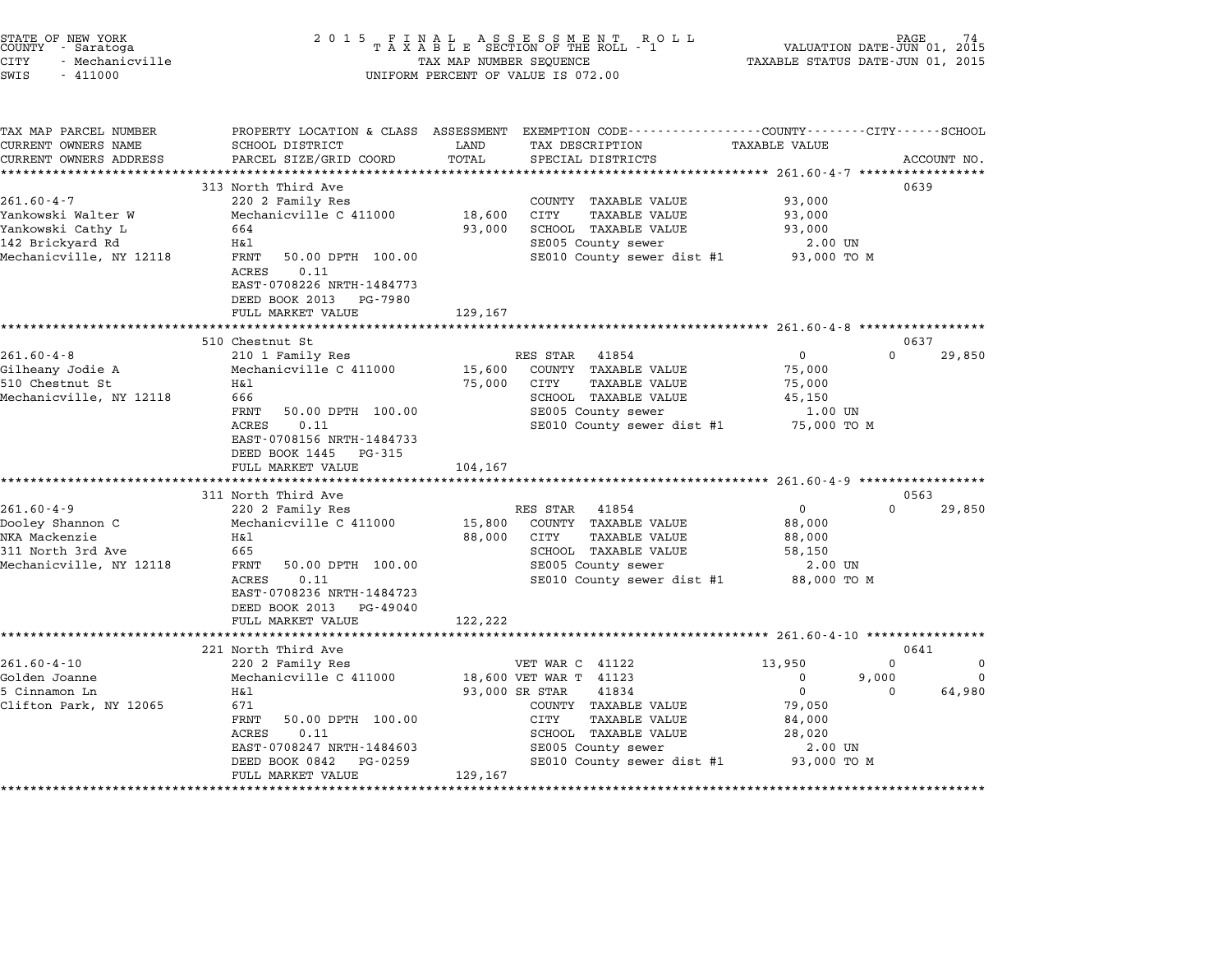STATE OF NEW YORK
COUNTY - Saratoga
CITY - Mechanicville
SWIS - 411000

2015 FINAL ASSESSMENT ROLL
TAXABLE SECTION OF THE ROLL - 1
TAX MAP NUMBER SEQUENCE
UNIFORM PERCENT OF VALUE IS 072.00

VALUATION DATE-JUN 01, 2015
TAXABLE STATUS DATE-JUN 01, 2015

| TAX MAP PARCEL NUMBER / CURRENT OWNERS NAME / CURRENT OWNERS ADDRESS | PROPERTY LOCATION & CLASS / SCHOOL DISTRICT / PARCEL SIZE/GRID COORD | ASSESSMENT LAND | TOTAL | EXEMPTION CODE / TAX DESCRIPTION / SPECIAL DISTRICTS | COUNTY TAXABLE VALUE | CITY | SCHOOL | ACCOUNT NO. |
|---|---|---|---|---|---|---|---|---|
| **261.60-4-7** | 313 North Third Ave | | | | | | | 0639 |
| Yankowski Walter W | 220 2 Family Res | | | COUNTY TAXABLE VALUE | 93,000 | | | |
| Yankowski Cathy L | Mechanicville C 411000 | 18,600 | | CITY TAXABLE VALUE | 93,000 | | | |
| 142 Brickyard Rd | 664 | | 93,000 | SCHOOL TAXABLE VALUE | 93,000 | | | |
| Mechanicville, NY 12118 | H&l | | | SE005 County sewer | 2.00 UN | | | |
| | FRNT 50.00 DPTH 100.00 | | | SE010 County sewer dist #1 | 93,000 TO M | | | |
| | ACRES 0.11 | | | | | | | |
| | EAST-0708226 NRTH-1484773 | | | | | | | |
| | DEED BOOK 2013 PG-7980 | | | | | | | |
| | FULL MARKET VALUE | | 129,167 | | | | | |
| **261.60-4-8** | 510 Chestnut St | | | | | | | 0637 |
| Gilheany Jodie A | 210 1 Family Res | | | RES STAR 41854 | 0 | 0 | 29,850 | |
| 510 Chestnut St | Mechanicville C 411000 | 15,600 | | COUNTY TAXABLE VALUE | 75,000 | | | |
| Mechanicville, NY 12118 | H&l | | 75,000 | CITY TAXABLE VALUE | 75,000 | | | |
| | 666 | | | SCHOOL TAXABLE VALUE | 45,150 | | | |
| | FRNT 50.00 DPTH 100.00 | | | SE005 County sewer | 1.00 UN | | | |
| | ACRES 0.11 | | | SE010 County sewer dist #1 | 75,000 TO M | | | |
| | EAST-0708156 NRTH-1484733 | | | | | | | |
| | DEED BOOK 1445 PG-315 | | | | | | | |
| | FULL MARKET VALUE | | 104,167 | | | | | |
| **261.60-4-9** | 311 North Third Ave | | | | | | | 0563 |
| Dooley Shannon C | 220 2 Family Res | | | RES STAR 41854 | 0 | 0 | 29,850 | |
| NKA Mackenzie | Mechanicville C 411000 | 15,800 | | COUNTY TAXABLE VALUE | 88,000 | | | |
| 311 North 3rd Ave | H&l | | 88,000 | CITY TAXABLE VALUE | 88,000 | | | |
| Mechanicville, NY 12118 | 665 | | | SCHOOL TAXABLE VALUE | 58,150 | | | |
| | FRNT 50.00 DPTH 100.00 | | | SE005 County sewer | 2.00 UN | | | |
| | ACRES 0.11 | | | SE010 County sewer dist #1 | 88,000 TO M | | | |
| | EAST-0708236 NRTH-1484723 | | | | | | | |
| | DEED BOOK 2013 PG-49040 | | | | | | | |
| | FULL MARKET VALUE | | 122,222 | | | | | |
| **261.60-4-10** | 221 North Third Ave | | | | | | | 0641 |
| Golden Joanne | 220 2 Family Res | | | VET WAR C 41122 | 13,950 | 0 | 0 | |
| 5 Cinnamon Ln | Mechanicville C 411000 | 18,600 | | VET WAR T 41123 | 0 | 9,000 | 0 | |
| Clifton Park, NY 12065 | H&l | | 93,000 | SR STAR 41834 | 0 | 0 | 64,980 | |
| | 671 | | | COUNTY TAXABLE VALUE | 79,050 | | | |
| | FRNT 50.00 DPTH 100.00 | | | CITY TAXABLE VALUE | 84,000 | | | |
| | ACRES 0.11 | | | SCHOOL TAXABLE VALUE | 28,020 | | | |
| | EAST-0708247 NRTH-1484603 | | | SE005 County sewer | 2.00 UN | | | |
| | DEED BOOK 0842 PG-0259 | | | SE010 County sewer dist #1 | 93,000 TO M | | | |
| | FULL MARKET VALUE | | 129,167 | | | | | |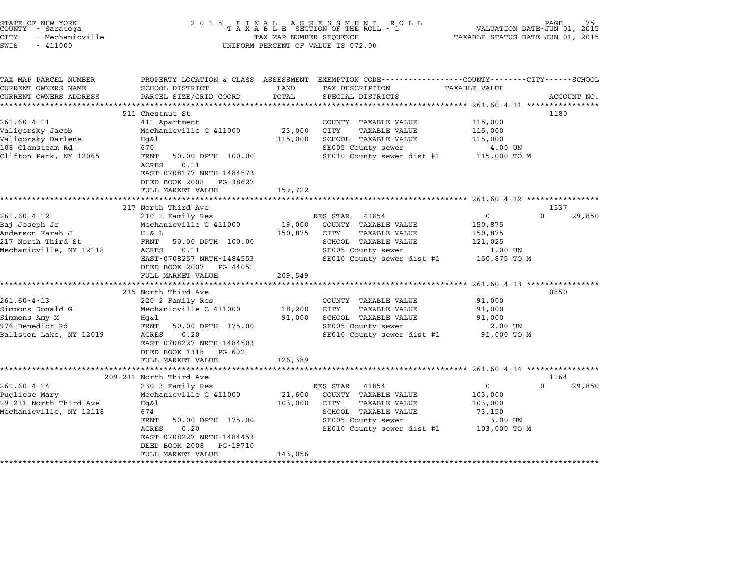STATE OF NEW YORK
COUNTY - Saratoga
CITY - Mechanicville
SWIS - 411000

2015 FINAL ASSESSMENT ROLL
TAXABLE SECTION OF THE ROLL - 1
TAX MAP NUMBER SEQUENCE
UNIFORM PERCENT OF VALUE IS 072.00

VALUATION DATE-JUN 01, 2015
TAXABLE STATUS DATE-JUN 01, 2015

| TAX MAP PARCEL NUMBER / CURRENT OWNERS NAME / CURRENT OWNERS ADDRESS | PROPERTY LOCATION & CLASS / SCHOOL DISTRICT / PARCEL SIZE/GRID COORD | ASSESSMENT LAND / TOTAL | EXEMPTION CODE / TAX DESCRIPTION / SPECIAL DISTRICTS | COUNTY / CITY TAXABLE VALUE | SCHOOL / ACCOUNT NO. |
|---|---|---|---|---|---|
| **261.60-4-11** | 511 Chestnut St | | | | 1180 |
| Valigorsky Jacob | 411 Apartment | | COUNTY TAXABLE VALUE | 115,000 | |
| Valigorsky Darlene | Mechanicville C 411000 | 23,000 | CITY TAXABLE VALUE | 115,000 | |
| 108 Clamsteam Rd | Hg&l | 115,000 | SCHOOL TAXABLE VALUE | 115,000 | |
| Clifton Park, NY 12065 | 670 | | SE005 County sewer | 4.00 UN | |
| | FRNT 50.00 DPTH 100.00 | | SE010 County sewer dist #1 | 115,000 TO M | |
| | ACRES 0.11 | | | | |
| | EAST-0708177 NRTH-1484573 | | | | |
| | DEED BOOK 2008 PG-38627 | | | | |
| | FULL MARKET VALUE | 159,722 | | | |
| **261.60-4-12** | 217 North Third Ave | | | | 1537 |
| Baj Joseph Jr | 210 1 Family Res | | RES STAR 41854 | 0 | 0 29,850 |
| Anderson Karah J | Mechanicville C 411000 | 19,000 | COUNTY TAXABLE VALUE | 150,875 | |
| 217 North Third St | H & L | 150,875 | CITY TAXABLE VALUE | 150,875 | |
| Mechanicville, NY 12118 | FRNT 50.00 DPTH 100.00 | | SCHOOL TAXABLE VALUE | 121,025 | |
| | ACRES 0.11 | | SE005 County sewer | 1.00 UN | |
| | EAST-0708257 NRTH-1484553 | | SE010 County sewer dist #1 | 150,875 TO M | |
| | DEED BOOK 2007 PG-44051 | | | | |
| | FULL MARKET VALUE | 209,549 | | | |
| **261.60-4-13** | 215 North Third Ave | | | | 0850 |
| Simmons Donald G | 220 2 Family Res | | COUNTY TAXABLE VALUE | 91,000 | |
| Simmons Amy M | Mechanicville C 411000 | 18,200 | CITY TAXABLE VALUE | 91,000 | |
| 976 Benedict Rd | Hg&l | 91,000 | SCHOOL TAXABLE VALUE | 91,000 | |
| Ballston Lake, NY 12019 | FRNT 50.00 DPTH 175.00 | | SE005 County sewer | 2.00 UN | |
| | ACRES 0.20 | | SE010 County sewer dist #1 | 91,000 TO M | |
| | EAST-0708227 NRTH-1484503 | | | | |
| | DEED BOOK 1318 PG-692 | | | | |
| | FULL MARKET VALUE | 126,389 | | | |
| **261.60-4-14** | 209-211 North Third Ave | | | | 1164 |
| Pugliese Mary | 230 3 Family Res | | RES STAR 41854 | 0 | 0 29,850 |
| 29-211 North Third Ave | Mechanicville C 411000 | 21,600 | COUNTY TAXABLE VALUE | 103,000 | |
| Mechanicville, NY 12118 | Hg&l | 103,000 | CITY TAXABLE VALUE | 103,000 | |
| | 674 | | SCHOOL TAXABLE VALUE | 73,150 | |
| | FRNT 50.00 DPTH 175.00 | | SE005 County sewer | 3.00 UN | |
| | ACRES 0.20 | | SE010 County sewer dist #1 | 103,000 TO M | |
| | EAST-0708227 NRTH-1484453 | | | | |
| | DEED BOOK 2008 PG-19710 | | | | |
| | FULL MARKET VALUE | 143,056 | | | |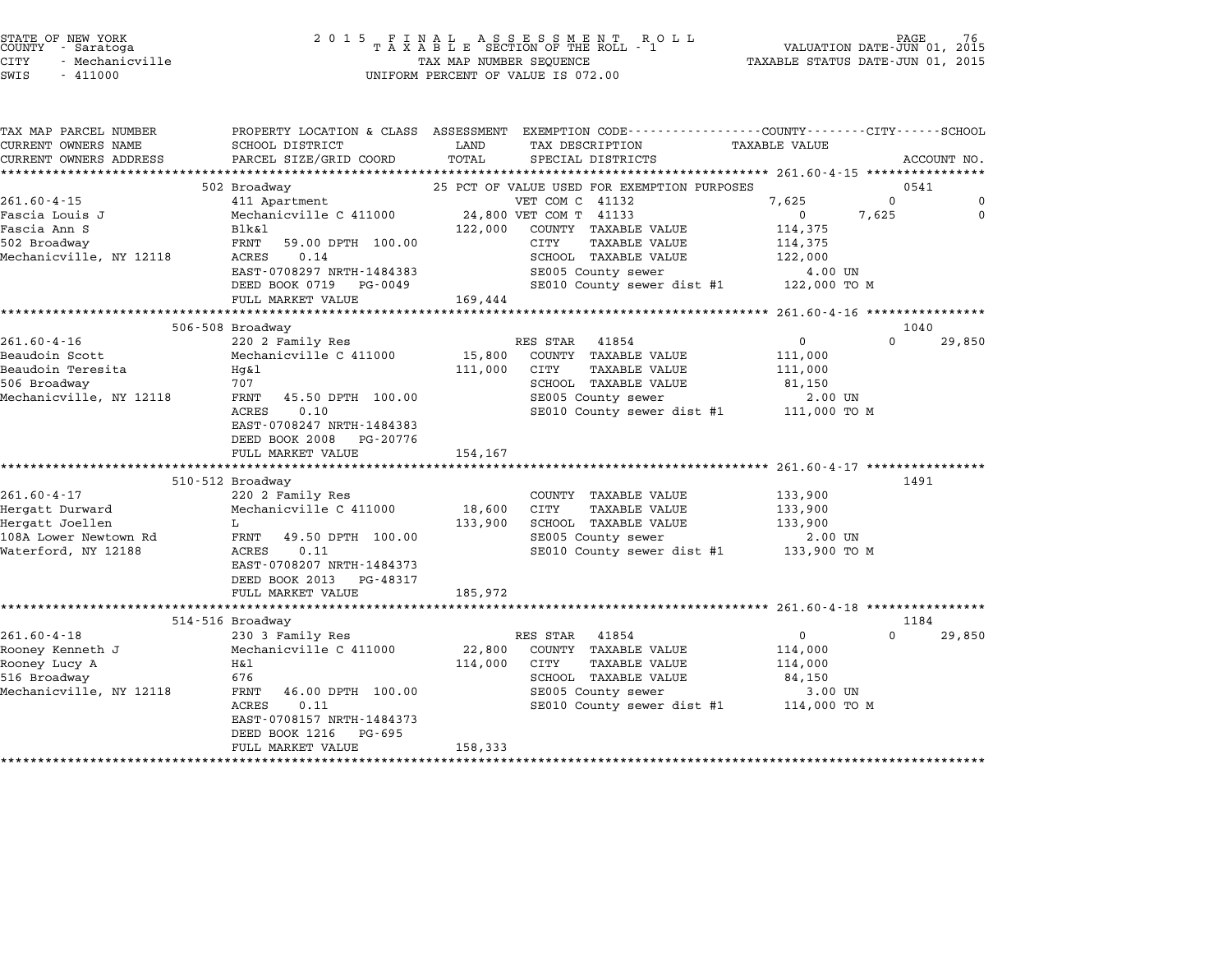STATE OF NEW YORK
COUNTY - Saratoga
CITY - Mechanicville
SWIS - 411000

2015 FINAL ASSESSMENT ROLL
TAXABLE SECTION OF THE ROLL - 1
TAX MAP NUMBER SEQUENCE
UNIFORM PERCENT OF VALUE IS 072.00

VALUATION DATE-JUN 01, 2015
TAXABLE STATUS DATE-JUN 01, 2015

| TAX MAP PARCEL NUMBER / CURRENT OWNERS NAME / CURRENT OWNERS ADDRESS | PROPERTY LOCATION & CLASS / SCHOOL DISTRICT / PARCEL SIZE/GRID COORD | ASSESSMENT LAND / TOTAL | EXEMPTION CODE / TAX DESCRIPTION / SPECIAL DISTRICTS | COUNTY TAXABLE VALUE | CITY | SCHOOL | ACCOUNT NO. |
|---|---|---|---|---|---|---|---|
| | 502 Broadway | | 25 PCT OF VALUE USED FOR EXEMPTION PURPOSES | | | | 0541 |
| 261.60-4-15 | 411 Apartment | | VET COM C 41132 | 7,625 | 0 | 0 | |
| Fascia Louis J | Mechanicville C 411000 | 24,800 | VET COM T 41133 | 0 | 7,625 | 0 | |
| Fascia Ann S | Blk&l | 122,000 | COUNTY TAXABLE VALUE | 114,375 | | | |
| 502 Broadway | FRNT 59.00 DPTH 100.00 | | CITY TAXABLE VALUE | 114,375 | | | |
| Mechanicville, NY 12118 | ACRES 0.14 | | SCHOOL TAXABLE VALUE | 122,000 | | | |
| | EAST-0708297 NRTH-1484383 | | SE005 County sewer | 4.00 UN | | | |
| | DEED BOOK 0719 PG-0049 | | SE010 County sewer dist #1 | 122,000 TO M | | | |
| | FULL MARKET VALUE | 169,444 | | | | | |
| | 506-508 Broadway | | | | | | 1040 |
| 261.60-4-16 | 220 2 Family Res | | RES STAR 41854 | 0 | 0 | 29,850 | |
| Beaudoin Scott | Mechanicville C 411000 | 15,800 | COUNTY TAXABLE VALUE | 111,000 | | | |
| Beaudoin Teresita | Hg&l | 111,000 | CITY TAXABLE VALUE | 111,000 | | | |
| 506 Broadway | 707 | | SCHOOL TAXABLE VALUE | 81,150 | | | |
| Mechanicville, NY 12118 | FRNT 45.50 DPTH 100.00 | | SE005 County sewer | 2.00 UN | | | |
| | ACRES 0.10 | | SE010 County sewer dist #1 | 111,000 TO M | | | |
| | EAST-0708247 NRTH-1484383 | | | | | | |
| | DEED BOOK 2008 PG-20776 | | | | | | |
| | FULL MARKET VALUE | 154,167 | | | | | |
| | 510-512 Broadway | | | | | | 1491 |
| 261.60-4-17 | 220 2 Family Res | | COUNTY TAXABLE VALUE | 133,900 | | | |
| Hergatt Durward | Mechanicville C 411000 | 18,600 | CITY TAXABLE VALUE | 133,900 | | | |
| Hergatt Joellen | L | 133,900 | SCHOOL TAXABLE VALUE | 133,900 | | | |
| 108A Lower Newtown Rd | FRNT 49.50 DPTH 100.00 | | SE005 County sewer | 2.00 UN | | | |
| Waterford, NY 12188 | ACRES 0.11 | | SE010 County sewer dist #1 | 133,900 TO M | | | |
| | EAST-0708207 NRTH-1484373 | | | | | | |
| | DEED BOOK 2013 PG-48317 | | | | | | |
| | FULL MARKET VALUE | 185,972 | | | | | |
| | 514-516 Broadway | | | | | | 1184 |
| 261.60-4-18 | 230 3 Family Res | | RES STAR 41854 | 0 | 0 | 29,850 | |
| Rooney Kenneth J | Mechanicville C 411000 | 22,800 | COUNTY TAXABLE VALUE | 114,000 | | | |
| Rooney Lucy A | H&l | 114,000 | CITY TAXABLE VALUE | 114,000 | | | |
| 516 Broadway | 676 | | SCHOOL TAXABLE VALUE | 84,150 | | | |
| Mechanicville, NY 12118 | FRNT 46.00 DPTH 100.00 | | SE005 County sewer | 3.00 UN | | | |
| | ACRES 0.11 | | SE010 County sewer dist #1 | 114,000 TO M | | | |
| | EAST-0708157 NRTH-1484373 | | | | | | |
| | DEED BOOK 1216 PG-695 | | | | | | |
| | FULL MARKET VALUE | 158,333 | | | | | |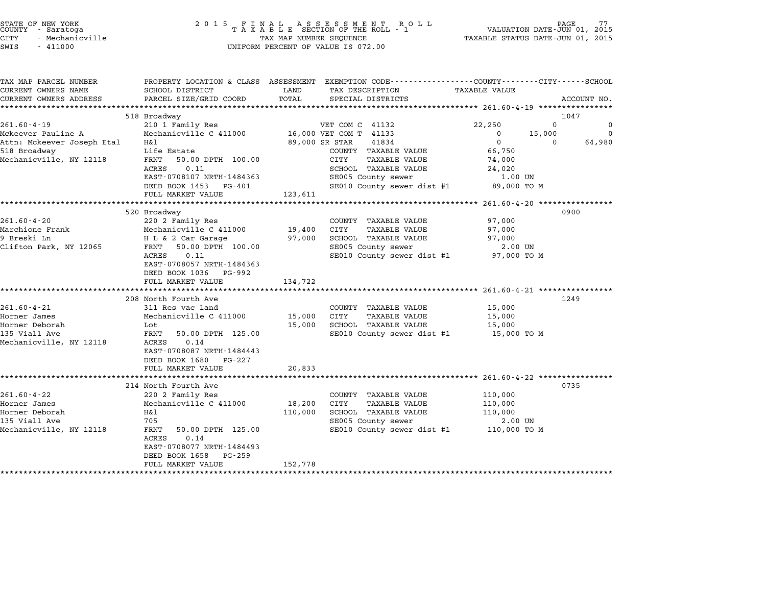STATE OF NEW YORK
COUNTY - Saratoga
CITY - Mechanicville
SWIS - 411000

2 0 1 5 F I N A L A S S E S S M E N T R O L L
T A X A B L E SECTION OF THE ROLL - 1
TAX MAP NUMBER SEQUENCE
UNIFORM PERCENT OF VALUE IS 072.00

VALUATION DATE-JUN 01, 2015
TAXABLE STATUS DATE-JUN 01, 2015

```
TAX MAP PARCEL NUMBER          PROPERTY LOCATION & CLASS  ASSESSMENT  EXEMPTION CODE-----------------COUNTY--------CITY------SCHOOL
CURRENT OWNERS NAME            SCHOOL DISTRICT               LAND      TAX DESCRIPTION             TAXABLE VALUE
CURRENT OWNERS ADDRESS         PARCEL SIZE/GRID COORD        TOTAL     SPECIAL DISTRICTS                                        ACCOUNT NO.
******************************************************************************************************* 261.60-4-19 ****************
                               518 Broadway                                                                                 1047
261.60-4-19                    210 1 Family Res                     VET COM C  41132            22,250           0             0
Mckeever Pauline A             Mechanicville C 411000        16,000 VET COM T  41133                 0      15,000             0
Attn: Mckeever Joseph Etal     H&l                           89,000 SR STAR    41834                 0           0        64,980
518 Broadway                   Life Estate                          COUNTY  TAXABLE VALUE        66,750
Mechanicville, NY 12118        FRNT   50.00 DPTH 100.00             CITY    TAXABLE VALUE        74,000
                               ACRES    0.11                        SCHOOL  TAXABLE VALUE        24,020
                               EAST-0708107 NRTH-1484363            SE005 County sewer             1.00 UN
                               DEED BOOK 1453   PG-401              SE010 County sewer dist #1   89,000 TO M
                               FULL MARKET VALUE           123,611
******************************************************************************************************* 261.60-4-20 ****************
                               520 Broadway                                                                                 0900
261.60-4-20                    220 2 Family Res                     COUNTY  TAXABLE VALUE        97,000
Marchione Frank                Mechanicville C 411000        19,400 CITY    TAXABLE VALUE        97,000
9 Breski Ln                    H L & 2 Car Garage            97,000 SCHOOL  TAXABLE VALUE        97,000
Clifton Park, NY 12065         FRNT   50.00 DPTH 100.00             SE005 County sewer             2.00 UN
                               ACRES    0.11                        SE010 County sewer dist #1   97,000 TO M
                               EAST-0708057 NRTH-1484363
                               DEED BOOK 1036   PG-992
                               FULL MARKET VALUE           134,722
******************************************************************************************************* 261.60-4-21 ****************
                               208 North Fourth Ave                                                                         1249
261.60-4-21                    311 Res vac land                     COUNTY  TAXABLE VALUE        15,000
Horner James                   Mechanicville C 411000        15,000 CITY    TAXABLE VALUE        15,000
Horner Deborah                 Lot                           15,000 SCHOOL  TAXABLE VALUE        15,000
135 Viall Ave                  FRNT   50.00 DPTH 125.00             SE010 County sewer dist #1   15,000 TO M
Mechanicville, NY 12118        ACRES    0.14
                               EAST-0708087 NRTH-1484443
                               DEED BOOK 1680   PG-227
                               FULL MARKET VALUE            20,833
******************************************************************************************************* 261.60-4-22 ****************
                               214 North Fourth Ave                                                                         0735
261.60-4-22                    220 2 Family Res                     COUNTY  TAXABLE VALUE       110,000
Horner James                   Mechanicville C 411000        18,200 CITY    TAXABLE VALUE       110,000
Horner Deborah                 H&l                          110,000 SCHOOL  TAXABLE VALUE       110,000
135 Viall Ave                  705                                  SE005 County sewer             2.00 UN
Mechanicville, NY 12118        FRNT   50.00 DPTH 125.00             SE010 County sewer dist #1  110,000 TO M
                               ACRES    0.14
                               EAST-0708077 NRTH-1484493
                               DEED BOOK 1658   PG-259
                               FULL MARKET VALUE           152,778
************************************************************************************************************************************
```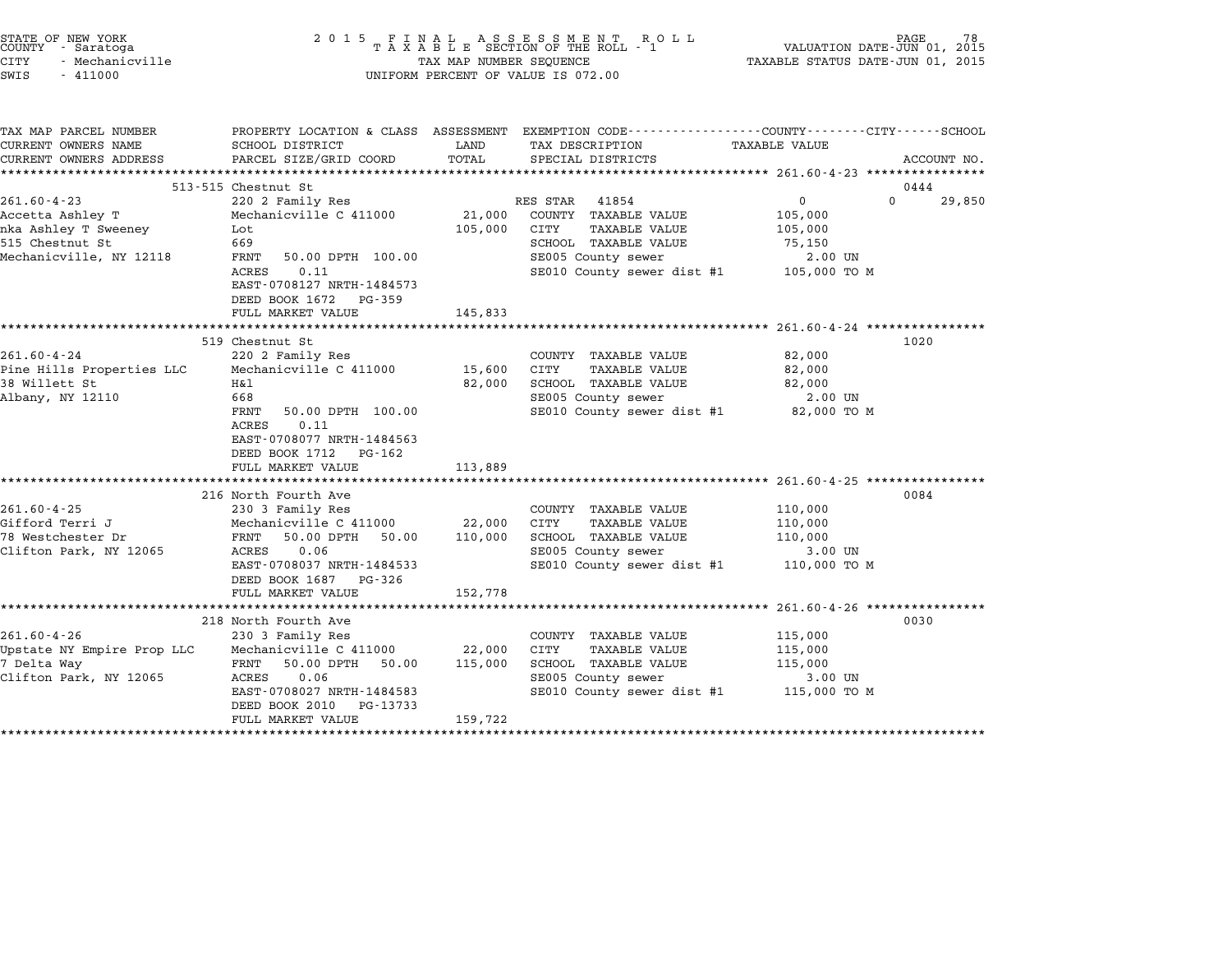STATE OF NEW YORK
COUNTY - Saratoga
CITY - Mechanicville
SWIS - 411000

2 0 1 5 F I N A L A S S E S S M E N T R O L L
T A X A B L E SECTION OF THE ROLL - 1
TAX MAP NUMBER SEQUENCE
UNIFORM PERCENT OF VALUE IS 072.00

VALUATION DATE-JUN 01, 2015
TAXABLE STATUS DATE-JUN 01, 2015

| TAX MAP PARCEL NUMBER / CURRENT OWNERS NAME / CURRENT OWNERS ADDRESS | PROPERTY LOCATION & CLASS / SCHOOL DISTRICT / PARCEL SIZE/GRID COORD | ASSESSMENT LAND / TOTAL | EXEMPTION CODE / TAX DESCRIPTION / SPECIAL DISTRICTS | COUNTY TAXABLE VALUE | CITY | SCHOOL / ACCOUNT NO. |
|---|---|---|---|---|---|---|
| **261.60-4-23** | 513-515 Chestnut St | | | | | 0444 |
| 261.60-4-23 | 220 2 Family Res | | RES STAR 41854 | 0 | 0 | 29,850 |
| Accetta Ashley T | Mechanicville C 411000 | 21,000 | COUNTY TAXABLE VALUE | 105,000 | | |
| nka Ashley T Sweeney | Lot | 105,000 | CITY TAXABLE VALUE | 105,000 | | |
| 515 Chestnut St | 669 | | SCHOOL TAXABLE VALUE | 75,150 | | |
| Mechanicville, NY 12118 | FRNT 50.00 DPTH 100.00 | | SE005 County sewer | 2.00 UN | | |
| | ACRES 0.11 | | SE010 County sewer dist #1 | 105,000 TO M | | |
| | EAST-0708127 NRTH-1484573 | | | | | |
| | DEED BOOK 1672 PG-359 | | | | | |
| | FULL MARKET VALUE | 145,833 | | | | |
| **261.60-4-24** | 519 Chestnut St | | | | | 1020 |
| 261.60-4-24 | 220 2 Family Res | | COUNTY TAXABLE VALUE | 82,000 | | |
| Pine Hills Properties LLC | Mechanicville C 411000 | 15,600 | CITY TAXABLE VALUE | 82,000 | | |
| 38 Willett St | H&l | 82,000 | SCHOOL TAXABLE VALUE | 82,000 | | |
| Albany, NY 12110 | 668 | | SE005 County sewer | 2.00 UN | | |
| | FRNT 50.00 DPTH 100.00 | | SE010 County sewer dist #1 | 82,000 TO M | | |
| | ACRES 0.11 | | | | | |
| | EAST-0708077 NRTH-1484563 | | | | | |
| | DEED BOOK 1712 PG-162 | | | | | |
| | FULL MARKET VALUE | 113,889 | | | | |
| **261.60-4-25** | 216 North Fourth Ave | | | | | 0084 |
| 261.60-4-25 | 230 3 Family Res | | COUNTY TAXABLE VALUE | 110,000 | | |
| Gifford Terri J | Mechanicville C 411000 | 22,000 | CITY TAXABLE VALUE | 110,000 | | |
| 78 Westchester Dr | FRNT 50.00 DPTH 50.00 | 110,000 | SCHOOL TAXABLE VALUE | 110,000 | | |
| Clifton Park, NY 12065 | ACRES 0.06 | | SE005 County sewer | 3.00 UN | | |
| | EAST-0708037 NRTH-1484533 | | SE010 County sewer dist #1 | 110,000 TO M | | |
| | DEED BOOK 1687 PG-326 | | | | | |
| | FULL MARKET VALUE | 152,778 | | | | |
| **261.60-4-26** | 218 North Fourth Ave | | | | | 0030 |
| 261.60-4-26 | 230 3 Family Res | | COUNTY TAXABLE VALUE | 115,000 | | |
| Upstate NY Empire Prop LLC | Mechanicville C 411000 | 22,000 | CITY TAXABLE VALUE | 115,000 | | |
| 7 Delta Way | FRNT 50.00 DPTH 50.00 | 115,000 | SCHOOL TAXABLE VALUE | 115,000 | | |
| Clifton Park, NY 12065 | ACRES 0.06 | | SE005 County sewer | 3.00 UN | | |
| | EAST-0708027 NRTH-1484583 | | SE010 County sewer dist #1 | 115,000 TO M | | |
| | DEED BOOK 2010 PG-13733 | | | | | |
| | FULL MARKET VALUE | 159,722 | | | | |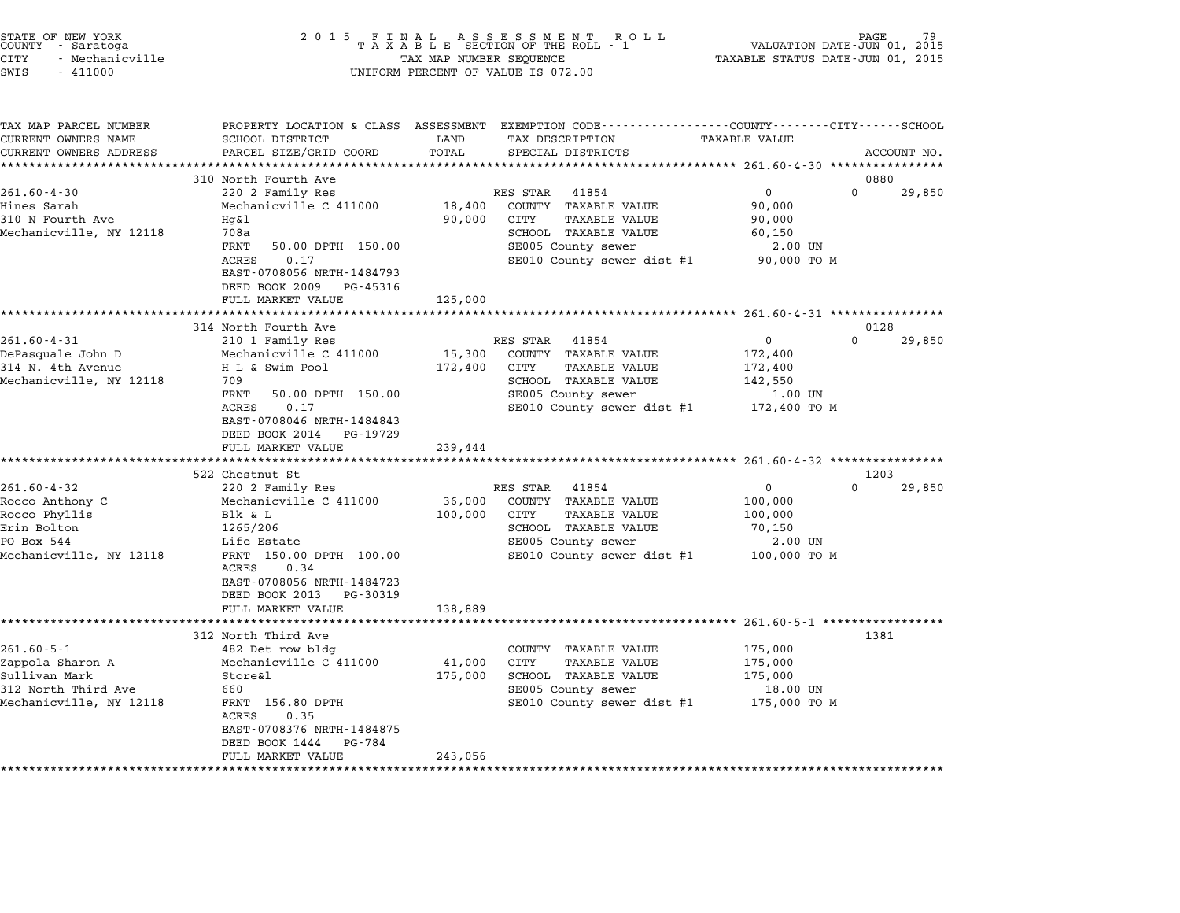STATE OF NEW YORK
COUNTY - Saratoga
CITY - Mechanicville
SWIS - 411000

2 0 1 5 F I N A L A S S E S S M E N T R O L L
T A X A B L E SECTION OF THE ROLL - 1
TAX MAP NUMBER SEQUENCE
UNIFORM PERCENT OF VALUE IS 072.00

VALUATION DATE-JUN 01, 2015
TAXABLE STATUS DATE-JUN 01, 2015

| TAX MAP PARCEL NUMBER / CURRENT OWNERS NAME / CURRENT OWNERS ADDRESS | PROPERTY LOCATION & CLASS / SCHOOL DISTRICT / PARCEL SIZE/GRID COORD | ASSESSMENT LAND / TOTAL | EXEMPTION CODE / TAX DESCRIPTION / SPECIAL DISTRICTS | COUNTY TAXABLE VALUE | CITY | SCHOOL / ACCOUNT NO. |
|---|---|---|---|---|---|---|
| | 310 North Fourth Ave | | | | | 0880 |
| 261.60-4-30 | 220 2 Family Res | | RES STAR 41854 | 0 | 0 | 29,850 |
| Hines Sarah | Mechanicville C 411000 | 18,400 | COUNTY TAXABLE VALUE | 90,000 | | |
| 310 N Fourth Ave | Hg&l | 90,000 | CITY TAXABLE VALUE | 90,000 | | |
| Mechanicville, NY 12118 | 708a | | SCHOOL TAXABLE VALUE | 60,150 | | |
| | FRNT 50.00 DPTH 150.00 | | SE005 County sewer | 2.00 UN | | |
| | ACRES 0.17 | | SE010 County sewer dist #1 | 90,000 TO M | | |
| | EAST-0708056 NRTH-1484793 | | | | | |
| | DEED BOOK 2009 PG-45316 | | | | | |
| | FULL MARKET VALUE | 125,000 | | | | |
| | 314 North Fourth Ave | | | | | 0128 |
| 261.60-4-31 | 210 1 Family Res | | RES STAR 41854 | 0 | 0 | 29,850 |
| DePasquale John D | Mechanicville C 411000 | 15,300 | COUNTY TAXABLE VALUE | 172,400 | | |
| 314 N. 4th Avenue | H L & Swim Pool | 172,400 | CITY TAXABLE VALUE | 172,400 | | |
| Mechanicville, NY 12118 | 709 | | SCHOOL TAXABLE VALUE | 142,550 | | |
| | FRNT 50.00 DPTH 150.00 | | SE005 County sewer | 1.00 UN | | |
| | ACRES 0.17 | | SE010 County sewer dist #1 | 172,400 TO M | | |
| | EAST-0708046 NRTH-1484843 | | | | | |
| | DEED BOOK 2014 PG-19729 | | | | | |
| | FULL MARKET VALUE | 239,444 | | | | |
| | 522 Chestnut St | | | | | 1203 |
| 261.60-4-32 | 220 2 Family Res | | RES STAR 41854 | 0 | 0 | 29,850 |
| Rocco Anthony C | Mechanicville C 411000 | 36,000 | COUNTY TAXABLE VALUE | 100,000 | | |
| Rocco Phyllis | Blk & L | 100,000 | CITY TAXABLE VALUE | 100,000 | | |
| Erin Bolton | 1265/206 | | SCHOOL TAXABLE VALUE | 70,150 | | |
| PO Box 544 | Life Estate | | SE005 County sewer | 2.00 UN | | |
| Mechanicville, NY 12118 | FRNT 150.00 DPTH 100.00 | | SE010 County sewer dist #1 | 100,000 TO M | | |
| | ACRES 0.34 | | | | | |
| | EAST-0708056 NRTH-1484723 | | | | | |
| | DEED BOOK 2013 PG-30319 | | | | | |
| | FULL MARKET VALUE | 138,889 | | | | |
| | 312 North Third Ave | | | | | 1381 |
| 261.60-5-1 | 482 Det row bldg | | COUNTY TAXABLE VALUE | 175,000 | | |
| Zappola Sharon A | Mechanicville C 411000 | 41,000 | CITY TAXABLE VALUE | 175,000 | | |
| Sullivan Mark | Store&l | 175,000 | SCHOOL TAXABLE VALUE | 175,000 | | |
| 312 North Third Ave | 660 | | SE005 County sewer | 18.00 UN | | |
| Mechanicville, NY 12118 | FRNT 156.80 DPTH | | SE010 County sewer dist #1 | 175,000 TO M | | |
| | ACRES 0.35 | | | | | |
| | EAST-0708376 NRTH-1484875 | | | | | |
| | DEED BOOK 1444 PG-784 | | | | | |
| | FULL MARKET VALUE | 243,056 | | | | |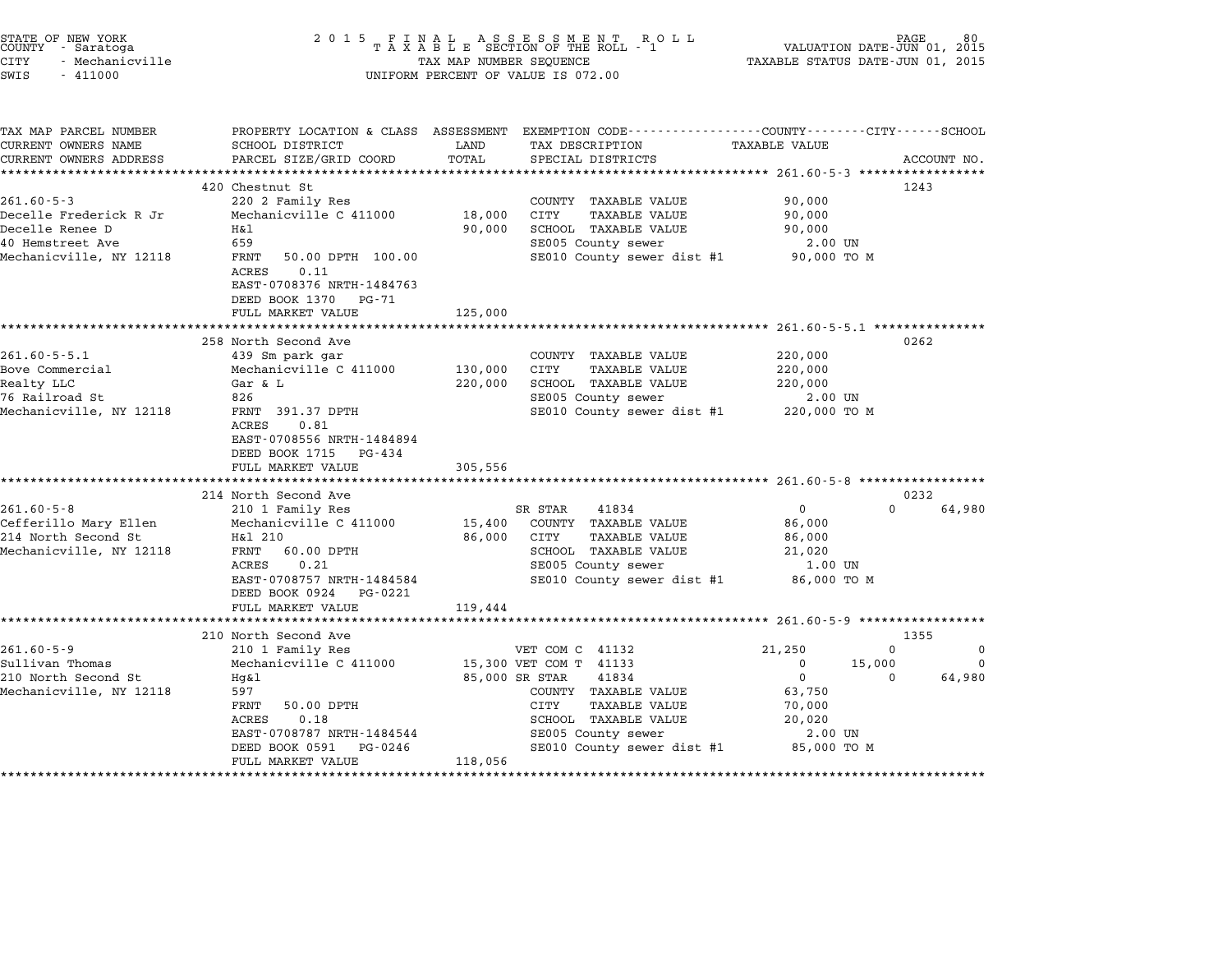STATE OF NEW YORK
COUNTY - Saratoga
CITY - Mechanicville
SWIS - 411000

2 0 1 5 F I N A L A S S E S S M E N T R O L L
T A X A B L E SECTION OF THE ROLL - 1
TAX MAP NUMBER SEQUENCE
UNIFORM PERCENT OF VALUE IS 072.00

VALUATION DATE-JUN 01, 2015
TAXABLE STATUS DATE-JUN 01, 2015

| TAX MAP PARCEL NUMBER / CURRENT OWNERS NAME / CURRENT OWNERS ADDRESS | PROPERTY LOCATION & CLASS / SCHOOL DISTRICT / PARCEL SIZE/GRID COORD | ASSESSMENT LAND / TOTAL | EXEMPTION CODE / TAX DESCRIPTION / SPECIAL DISTRICTS | COUNTY TAXABLE VALUE | CITY | SCHOOL | ACCOUNT NO. |
|---|---|---|---|---|---|---|---|
| **261.60-5-3** | 420 Chestnut St | | | | | | 1243 |
| 261.60-5-3 | 220 2 Family Res | | COUNTY TAXABLE VALUE | 90,000 | | | |
| Decelle Frederick R Jr | Mechanicville C 411000 | 18,000 | CITY TAXABLE VALUE | 90,000 | | | |
| Decelle Renee D | H&l | 90,000 | SCHOOL TAXABLE VALUE | 90,000 | | | |
| 40 Hemstreet Ave | 659 | | SE005 County sewer | 2.00 UN | | | |
| Mechanicville, NY 12118 | FRNT 50.00 DPTH 100.00 | | SE010 County sewer dist #1 | 90,000 TO M | | | |
| | ACRES 0.11 | | | | | | |
| | EAST-0708376 NRTH-1484763 | | | | | | |
| | DEED BOOK 1370 PG-71 | | | | | | |
| | FULL MARKET VALUE | 125,000 | | | | | |
| **261.60-5-5.1** | 258 North Second Ave | | | | | | 0262 |
| 261.60-5-5.1 | 439 Sm park gar | | COUNTY TAXABLE VALUE | 220,000 | | | |
| Bove Commercial | Mechanicville C 411000 | 130,000 | CITY TAXABLE VALUE | 220,000 | | | |
| Realty LLC | Gar & L | 220,000 | SCHOOL TAXABLE VALUE | 220,000 | | | |
| 76 Railroad St | 826 | | SE005 County sewer | 2.00 UN | | | |
| Mechanicville, NY 12118 | FRNT 391.37 DPTH | | SE010 County sewer dist #1 | 220,000 TO M | | | |
| | ACRES 0.81 | | | | | | |
| | EAST-0708556 NRTH-1484894 | | | | | | |
| | DEED BOOK 1715 PG-434 | | | | | | |
| | FULL MARKET VALUE | 305,556 | | | | | |
| **261.60-5-8** | 214 North Second Ave | | | | | | 0232 |
| 261.60-5-8 | 210 1 Family Res | | SR STAR 41834 | 0 | 0 | 64,980 | |
| Cefferillo Mary Ellen | Mechanicville C 411000 | 15,400 | COUNTY TAXABLE VALUE | 86,000 | | | |
| 214 North Second St | H&l 210 | 86,000 | CITY TAXABLE VALUE | 86,000 | | | |
| Mechanicville, NY 12118 | FRNT 60.00 DPTH | | SCHOOL TAXABLE VALUE | 21,020 | | | |
| | ACRES 0.21 | | SE005 County sewer | 1.00 UN | | | |
| | EAST-0708757 NRTH-1484584 | | SE010 County sewer dist #1 | 86,000 TO M | | | |
| | DEED BOOK 0924 PG-0221 | | | | | | |
| | FULL MARKET VALUE | 119,444 | | | | | |
| **261.60-5-9** | 210 North Second Ave | | | | | | 1355 |
| 261.60-5-9 | 210 1 Family Res | | VET COM C 41132 | 21,250 | 0 | 0 | |
| Sullivan Thomas | Mechanicville C 411000 | 15,300 | VET COM T 41133 | 0 | 15,000 | 0 | |
| 210 North Second St | Hg&l | 85,000 | SR STAR 41834 | 0 | 0 | 64,980 | |
| Mechanicville, NY 12118 | 597 | | COUNTY TAXABLE VALUE | 63,750 | | | |
| | FRNT 50.00 DPTH | | CITY TAXABLE VALUE | 70,000 | | | |
| | ACRES 0.18 | | SCHOOL TAXABLE VALUE | 20,020 | | | |
| | EAST-0708787 NRTH-1484544 | | SE005 County sewer | 2.00 UN | | | |
| | DEED BOOK 0591 PG-0246 | | SE010 County sewer dist #1 | 85,000 TO M | | | |
| | FULL MARKET VALUE | 118,056 | | | | | |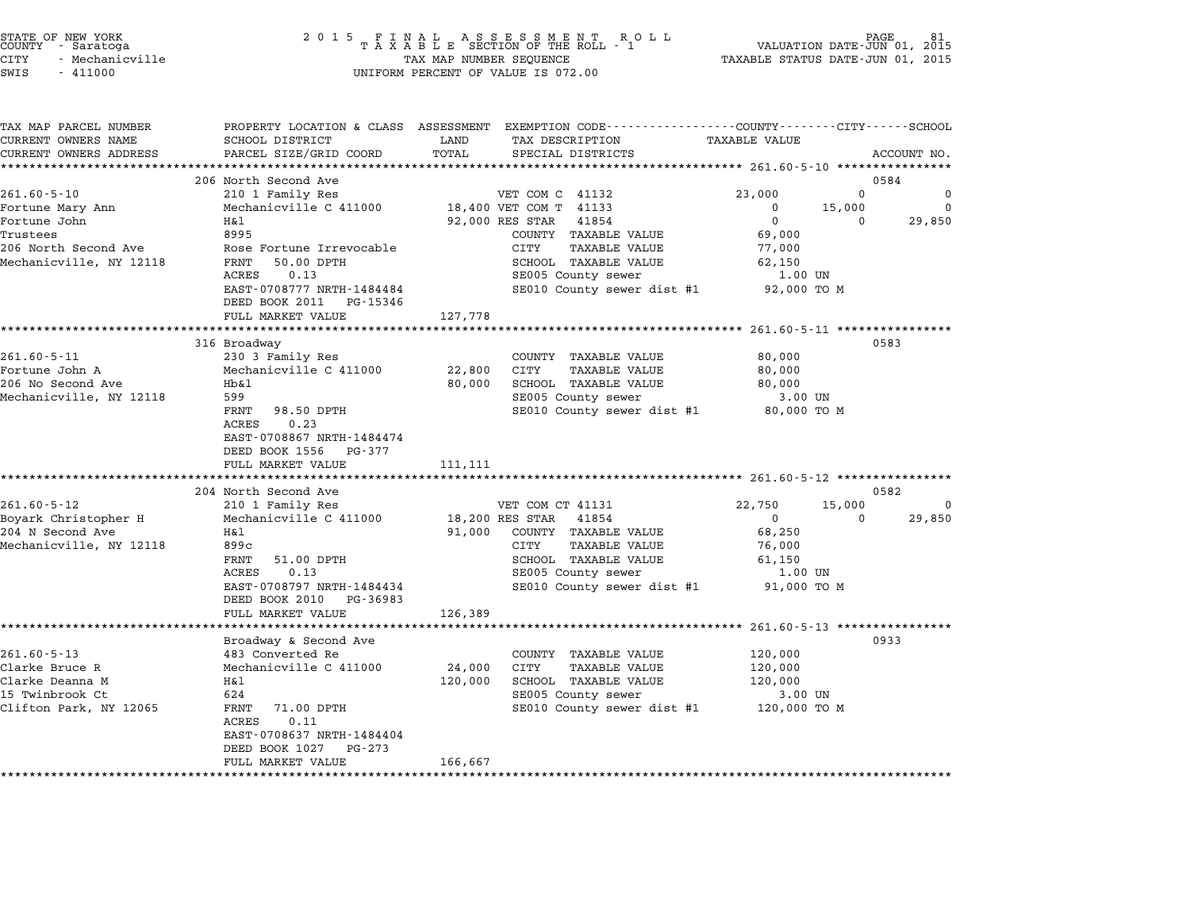STATE OF NEW YORK
COUNTY - Saratoga
CITY - Mechanicville
SWIS - 411000

2 0 1 5 F I N A L A S S E S S M E N T R O L L
T A X A B L E SECTION OF THE ROLL - 1
TAX MAP NUMBER SEQUENCE
UNIFORM PERCENT OF VALUE IS 072.00

VALUATION DATE-JUN 01, 2015
TAXABLE STATUS DATE-JUN 01, 2015

| TAX MAP PARCEL NUMBER / CURRENT OWNERS NAME / CURRENT OWNERS ADDRESS | PROPERTY LOCATION & CLASS / SCHOOL DISTRICT / PARCEL SIZE/GRID COORD | ASSESSMENT LAND / TOTAL | EXEMPTION CODE / TAX DESCRIPTION / SPECIAL DISTRICTS | COUNTY TAXABLE VALUE | CITY | SCHOOL / ACCOUNT NO. |
|---|---|---|---|---|---|---|
| **261.60-5-10** | 206 North Second Ave | | | | | 0584 |
| Fortune Mary Ann | 210 1 Family Res | | VET COM C 41132 | 23,000 | 0 | 0 |
| Fortune John | Mechanicville C 411000 | 18,400 | VET COM T 41133 | 0 | 15,000 | 0 |
| Trustees | H&l | 92,000 | RES STAR 41854 | 0 | 0 | 29,850 |
| 206 North Second Ave | 8995 | | COUNTY TAXABLE VALUE | 69,000 | | |
| Mechanicville, NY 12118 | Rose Fortune Irrevocable | | CITY TAXABLE VALUE | 77,000 | | |
| | FRNT 50.00 DPTH | | SCHOOL TAXABLE VALUE | 62,150 | | |
| | ACRES 0.13 | | SE005 County sewer | 1.00 UN | | |
| | EAST-0708777 NRTH-1484484 | | SE010 County sewer dist #1 | 92,000 TO M | | |
| | DEED BOOK 2011 PG-15346 | | | | | |
| | FULL MARKET VALUE | 127,778 | | | | |
| **261.60-5-11** | 316 Broadway | | | | | 0583 |
| Fortune John A | 230 3 Family Res | | COUNTY TAXABLE VALUE | 80,000 | | |
| 206 No Second Ave | Mechanicville C 411000 | 22,800 | CITY TAXABLE VALUE | 80,000 | | |
| Mechanicville, NY 12118 | Hb&l | 80,000 | SCHOOL TAXABLE VALUE | 80,000 | | |
| | 599 | | SE005 County sewer | 3.00 UN | | |
| | FRNT 98.50 DPTH | | SE010 County sewer dist #1 | 80,000 TO M | | |
| | ACRES 0.23 | | | | | |
| | EAST-0708867 NRTH-1484474 | | | | | |
| | DEED BOOK 1556 PG-377 | | | | | |
| | FULL MARKET VALUE | 111,111 | | | | |
| **261.60-5-12** | 204 North Second Ave | | | | | 0582 |
| Boyark Christopher H | 210 1 Family Res | | VET COM CT 41131 | 22,750 | 15,000 | 0 |
| 204 N Second Ave | Mechanicville C 411000 | 18,200 | RES STAR 41854 | 0 | 0 | 29,850 |
| Mechanicville, NY 12118 | H&l | 91,000 | COUNTY TAXABLE VALUE | 68,250 | | |
| | 899c | | CITY TAXABLE VALUE | 76,000 | | |
| | FRNT 51.00 DPTH | | SCHOOL TAXABLE VALUE | 61,150 | | |
| | ACRES 0.13 | | SE005 County sewer | 1.00 UN | | |
| | EAST-0708797 NRTH-1484434 | | SE010 County sewer dist #1 | 91,000 TO M | | |
| | DEED BOOK 2010 PG-36983 | | | | | |
| | FULL MARKET VALUE | 126,389 | | | | |
| **261.60-5-13** | Broadway & Second Ave | | | | | 0933 |
| Clarke Bruce R | 483 Converted Re | | COUNTY TAXABLE VALUE | 120,000 | | |
| Clarke Deanna M | Mechanicville C 411000 | 24,000 | CITY TAXABLE VALUE | 120,000 | | |
| 15 Twinbrook Ct | H&l | 120,000 | SCHOOL TAXABLE VALUE | 120,000 | | |
| Clifton Park, NY 12065 | 624 | | SE005 County sewer | 3.00 UN | | |
| | FRNT 71.00 DPTH | | SE010 County sewer dist #1 | 120,000 TO M | | |
| | ACRES 0.11 | | | | | |
| | EAST-0708637 NRTH-1484404 | | | | | |
| | DEED BOOK 1027 PG-273 | | | | | |
| | FULL MARKET VALUE | 166,667 | | | | |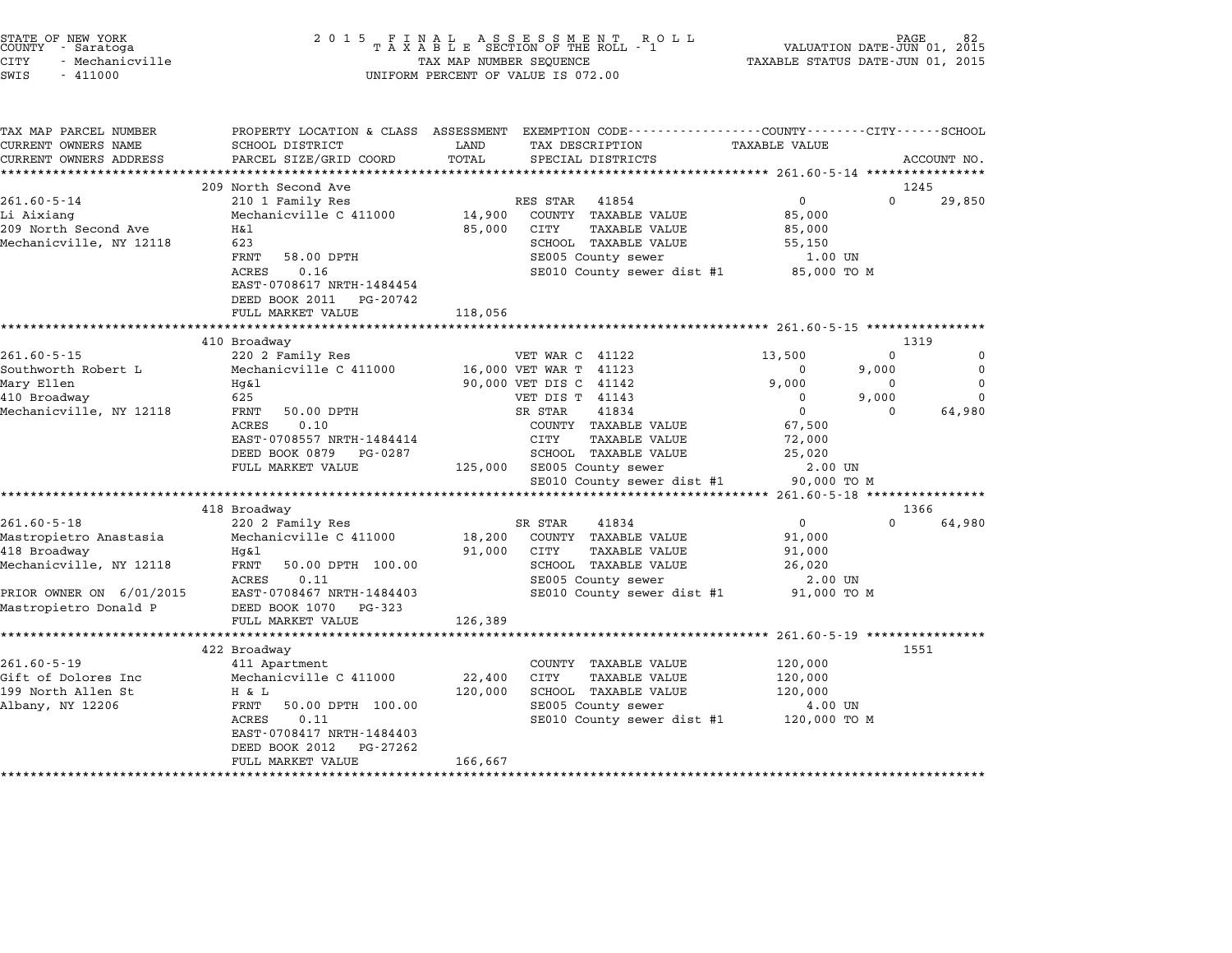STATE OF NEW YORK
COUNTY - Saratoga
CITY - Mechanicville
SWIS - 411000

2015 FINAL ASSESSMENT ROLL
TAXABLE SECTION OF THE ROLL - 1
TAX MAP NUMBER SEQUENCE
UNIFORM PERCENT OF VALUE IS 072.00

VALUATION DATE-JUN 01, 2015
TAXABLE STATUS DATE-JUN 01, 2015

| TAX MAP PARCEL NUMBER / CURRENT OWNERS NAME / CURRENT OWNERS ADDRESS | PROPERTY LOCATION & CLASS / SCHOOL DISTRICT / PARCEL SIZE/GRID COORD | ASSESSMENT LAND / TOTAL | EXEMPTION CODE / TAX DESCRIPTION / SPECIAL DISTRICTS | COUNTY TAXABLE VALUE | CITY | SCHOOL | ACCOUNT NO. |
|---|---|---|---|---|---|---|---|
| **261.60-5-14** | 209 North Second Ave | | | | | | 1245 |
| Li Aixiang | 210 1 Family Res | | RES STAR 41854 | 0 | 0 | 29,850 | |
| 209 North Second Ave | Mechanicville C 411000 | 14,900 | COUNTY TAXABLE VALUE | 85,000 | | | |
| Mechanicville, NY 12118 | H&l | 85,000 | CITY TAXABLE VALUE | 85,000 | | | |
| | 623 | | SCHOOL TAXABLE VALUE | 55,150 | | | |
| | FRNT 58.00 DPTH | | SE005 County sewer | 1.00 UN | | | |
| | ACRES 0.16 | | SE010 County sewer dist #1 | 85,000 TO M | | | |
| | EAST-0708617 NRTH-1484454 | | | | | | |
| | DEED BOOK 2011 PG-20742 | | | | | | |
| | FULL MARKET VALUE | 118,056 | | | | | |
| **261.60-5-15** | 410 Broadway | | | | | | 1319 |
| Southworth Robert L | 220 2 Family Res | | VET WAR C 41122 | 13,500 | 0 | 0 | |
| Mary Ellen | Mechanicville C 411000 | 16,000 | VET WAR T 41123 | 0 | 9,000 | 0 | |
| 410 Broadway | Hg&l | 90,000 | VET DIS C 41142 | 9,000 | 0 | 0 | |
| Mechanicville, NY 12118 | 625 | | VET DIS T 41143 | 0 | 9,000 | 0 | |
| | FRNT 50.00 DPTH | | SR STAR 41834 | 0 | 0 | 64,980 | |
| | ACRES 0.10 | | COUNTY TAXABLE VALUE | 67,500 | | | |
| | EAST-0708557 NRTH-1484414 | | CITY TAXABLE VALUE | 72,000 | | | |
| | DEED BOOK 0879 PG-0287 | | SCHOOL TAXABLE VALUE | 25,020 | | | |
| | FULL MARKET VALUE | 125,000 | SE005 County sewer | 2.00 UN | | | |
| | | | SE010 County sewer dist #1 | 90,000 TO M | | | |
| **261.60-5-18** | 418 Broadway | | | | | | 1366 |
| Mastropietro Anastasia | 220 2 Family Res | | SR STAR 41834 | 0 | 0 | 64,980 | |
| 418 Broadway | Mechanicville C 411000 | 18,200 | COUNTY TAXABLE VALUE | 91,000 | | | |
| Mechanicville, NY 12118 | Hg&l | 91,000 | CITY TAXABLE VALUE | 91,000 | | | |
| | FRNT 50.00 DPTH 100.00 | | SCHOOL TAXABLE VALUE | 26,020 | | | |
| | ACRES 0.11 | | SE005 County sewer | 2.00 UN | | | |
| PRIOR OWNER ON 6/01/2015 | EAST-0708467 NRTH-1484403 | | SE010 County sewer dist #1 | 91,000 TO M | | | |
| Mastropietro Donald P | DEED BOOK 1070 PG-323 | | | | | | |
| | FULL MARKET VALUE | 126,389 | | | | | |
| **261.60-5-19** | 422 Broadway | | | | | | 1551 |
| Gift of Dolores Inc | 411 Apartment | | COUNTY TAXABLE VALUE | 120,000 | | | |
| 199 North Allen St | Mechanicville C 411000 | 22,400 | CITY TAXABLE VALUE | 120,000 | | | |
| Albany, NY 12206 | H & L | 120,000 | SCHOOL TAXABLE VALUE | 120,000 | | | |
| | FRNT 50.00 DPTH 100.00 | | SE005 County sewer | 4.00 UN | | | |
| | ACRES 0.11 | | SE010 County sewer dist #1 | 120,000 TO M | | | |
| | EAST-0708417 NRTH-1484403 | | | | | | |
| | DEED BOOK 2012 PG-27262 | | | | | | |
| | FULL MARKET VALUE | 166,667 | | | | | |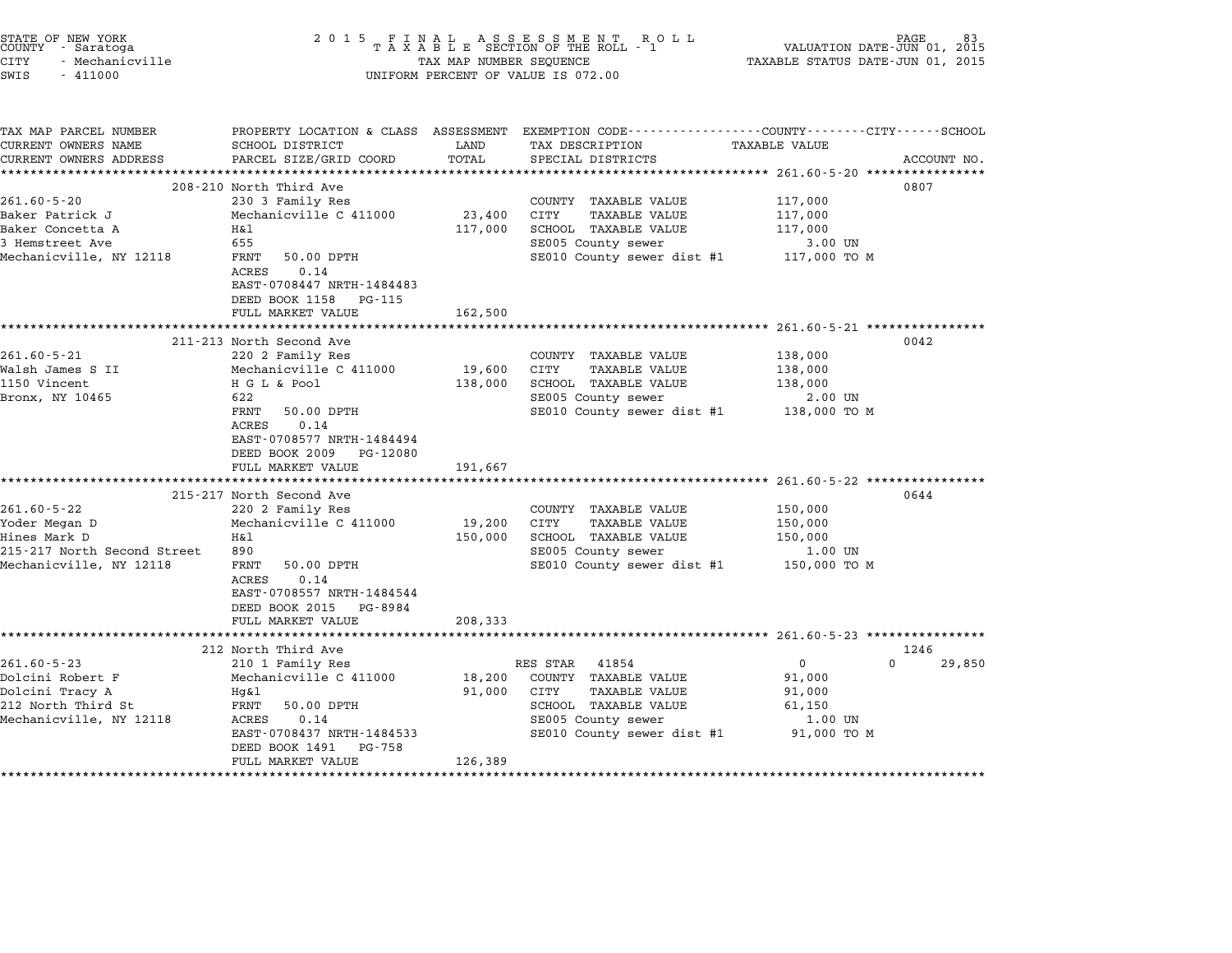STATE OF NEW YORK
COUNTY - Saratoga
CITY - Mechanicville
SWIS - 411000

2015 FINAL ASSESSMENT ROLL
TAXABLE SECTION OF THE ROLL - 1
TAX MAP NUMBER SEQUENCE
UNIFORM PERCENT OF VALUE IS 072.00

VALUATION DATE-JUN 01, 2015
TAXABLE STATUS DATE-JUN 01, 2015

| TAX MAP PARCEL NUMBER / CURRENT OWNERS NAME / CURRENT OWNERS ADDRESS | PROPERTY LOCATION & CLASS / SCHOOL DISTRICT / PARCEL SIZE/GRID COORD | ASSESSMENT LAND / TOTAL | EXEMPTION CODE / TAX DESCRIPTION / SPECIAL DISTRICTS | COUNTY / CITY / SCHOOL TAXABLE VALUE | ACCOUNT NO. |
|---|---|---|---|---|---|
| **261.60-5-20** | 208-210 North Third Ave | | | | 0807 |
| 261.60-5-20 | 230 3 Family Res | | COUNTY TAXABLE VALUE | 117,000 | |
| Baker Patrick J | Mechanicville C 411000 | 23,400 | CITY TAXABLE VALUE | 117,000 | |
| Baker Concetta A | H&l | 117,000 | SCHOOL TAXABLE VALUE | 117,000 | |
| 3 Hemstreet Ave | 655 | | SE005 County sewer | 3.00 UN | |
| Mechanicville, NY 12118 | FRNT 50.00 DPTH | | SE010 County sewer dist #1 | 117,000 TO M | |
| | ACRES 0.14 | | | | |
| | EAST-0708447 NRTH-1484483 | | | | |
| | DEED BOOK 1158 PG-115 | | | | |
| | FULL MARKET VALUE | 162,500 | | | |
| **261.60-5-21** | 211-213 North Second Ave | | | | 0042 |
| 261.60-5-21 | 220 2 Family Res | | COUNTY TAXABLE VALUE | 138,000 | |
| Walsh James S II | Mechanicville C 411000 | 19,600 | CITY TAXABLE VALUE | 138,000 | |
| 1150 Vincent | H G L & Pool | 138,000 | SCHOOL TAXABLE VALUE | 138,000 | |
| Bronx, NY 10465 | 622 | | SE005 County sewer | 2.00 UN | |
| | FRNT 50.00 DPTH | | SE010 County sewer dist #1 | 138,000 TO M | |
| | ACRES 0.14 | | | | |
| | EAST-0708577 NRTH-1484494 | | | | |
| | DEED BOOK 2009 PG-12080 | | | | |
| | FULL MARKET VALUE | 191,667 | | | |
| **261.60-5-22** | 215-217 North Second Ave | | | | 0644 |
| 261.60-5-22 | 220 2 Family Res | | COUNTY TAXABLE VALUE | 150,000 | |
| Yoder Megan D | Mechanicville C 411000 | 19,200 | CITY TAXABLE VALUE | 150,000 | |
| Hines Mark D | H&l | 150,000 | SCHOOL TAXABLE VALUE | 150,000 | |
| 215-217 North Second Street | 890 | | SE005 County sewer | 1.00 UN | |
| Mechanicville, NY 12118 | FRNT 50.00 DPTH | | SE010 County sewer dist #1 | 150,000 TO M | |
| | ACRES 0.14 | | | | |
| | EAST-0708557 NRTH-1484544 | | | | |
| | DEED BOOK 2015 PG-8984 | | | | |
| | FULL MARKET VALUE | 208,333 | | | |
| **261.60-5-23** | 212 North Third Ave | | | | 1246 |
| 261.60-5-23 | 210 1 Family Res | | RES STAR 41854 | 0 / 0 / 29,850 | |
| Dolcini Robert F | Mechanicville C 411000 | 18,200 | COUNTY TAXABLE VALUE | 91,000 | |
| Dolcini Tracy A | Hg&l | 91,000 | CITY TAXABLE VALUE | 91,000 | |
| 212 North Third St | FRNT 50.00 DPTH | | SCHOOL TAXABLE VALUE | 61,150 | |
| Mechanicville, NY 12118 | ACRES 0.14 | | SE005 County sewer | 1.00 UN | |
| | EAST-0708437 NRTH-1484533 | | SE010 County sewer dist #1 | 91,000 TO M | |
| | DEED BOOK 1491 PG-758 | | | | |
| | FULL MARKET VALUE | 126,389 | | | |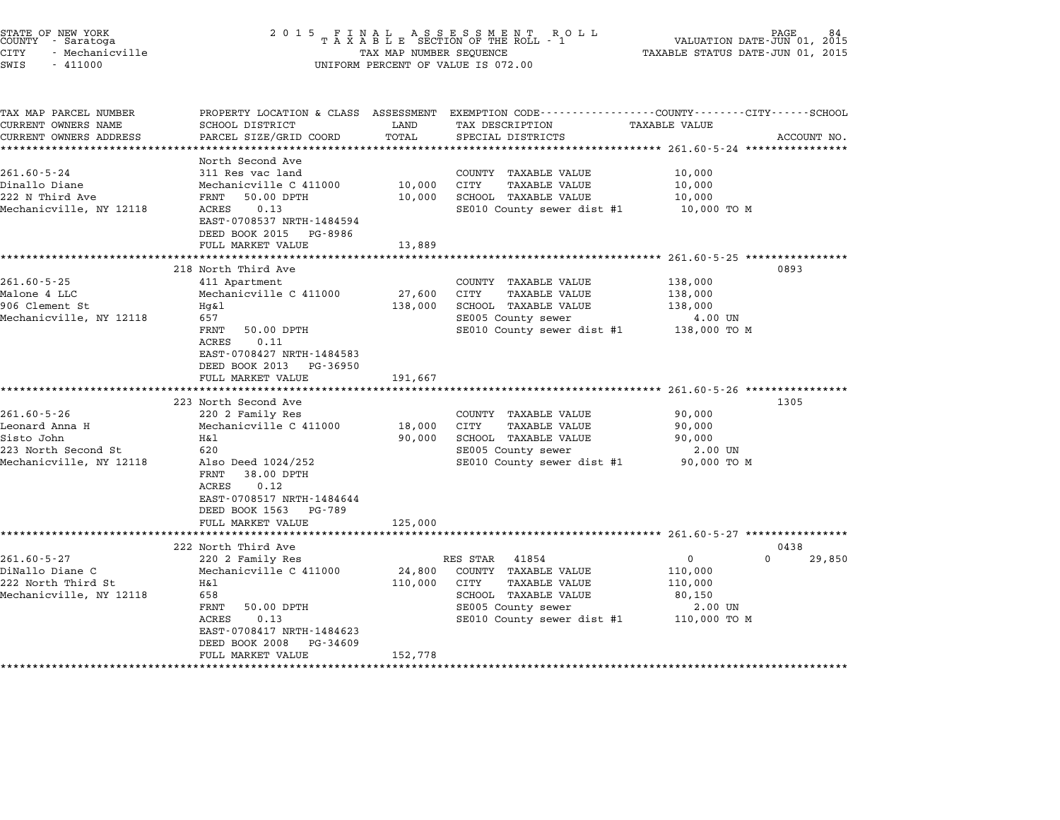STATE OF NEW YORK
COUNTY - Saratoga
CITY - Mechanicville
SWIS - 411000

2 0 1 5 F I N A L A S S E S S M E N T R O L L
T A X A B L E SECTION OF THE ROLL - 1
TAX MAP NUMBER SEQUENCE
UNIFORM PERCENT OF VALUE IS 072.00

VALUATION DATE-JUN 01, 2015
TAXABLE STATUS DATE-JUN 01, 2015

| TAX MAP PARCEL NUMBER / CURRENT OWNERS NAME / CURRENT OWNERS ADDRESS | PROPERTY LOCATION & CLASS / SCHOOL DISTRICT / PARCEL SIZE/GRID COORD | ASSESSMENT LAND | ASSESSMENT TOTAL | EXEMPTION CODE / TAX DESCRIPTION / SPECIAL DISTRICTS | COUNTY / CITY TAXABLE VALUE | SCHOOL | ACCOUNT NO. |
|---|---|---|---|---|---|---|---|
| **261.60-5-24** | North Second Ave | | | | | | |
| 261.60-5-24 | 311 Res vac land | | | COUNTY TAXABLE VALUE | 10,000 | | |
| Dinallo Diane | Mechanicville C 411000 | 10,000 | | CITY TAXABLE VALUE | 10,000 | | |
| 222 N Third Ave | FRNT 50.00 DPTH | | 10,000 | SCHOOL TAXABLE VALUE | 10,000 | | |
| Mechanicville, NY 12118 | ACRES 0.13 | | | SE010 County sewer dist #1 | 10,000 TO M | | |
| | EAST-0708537 NRTH-1484594 | | | | | | |
| | DEED BOOK 2015 PG-8986 | | | | | | |
| | FULL MARKET VALUE | | 13,889 | | | | |
| **261.60-5-25** | 218 North Third Ave | | | | | | 0893 |
| 261.60-5-25 | 411 Apartment | | | COUNTY TAXABLE VALUE | 138,000 | | |
| Malone 4 LLC | Mechanicville C 411000 | 27,600 | | CITY TAXABLE VALUE | 138,000 | | |
| 906 Clement St | Hg&l | | 138,000 | SCHOOL TAXABLE VALUE | 138,000 | | |
| Mechanicville, NY 12118 | 657 | | | SE005 County sewer | 4.00 UN | | |
| | FRNT 50.00 DPTH | | | SE010 County sewer dist #1 | 138,000 TO M | | |
| | ACRES 0.11 | | | | | | |
| | EAST-0708427 NRTH-1484583 | | | | | | |
| | DEED BOOK 2013 PG-36950 | | | | | | |
| | FULL MARKET VALUE | | 191,667 | | | | |
| **261.60-5-26** | 223 North Second Ave | | | | | | 1305 |
| 261.60-5-26 | 220 2 Family Res | | | COUNTY TAXABLE VALUE | 90,000 | | |
| Leonard Anna H | Mechanicville C 411000 | 18,000 | | CITY TAXABLE VALUE | 90,000 | | |
| Sisto John | H&l | | 90,000 | SCHOOL TAXABLE VALUE | 90,000 | | |
| 223 North Second St | 620 | | | SE005 County sewer | 2.00 UN | | |
| Mechanicville, NY 12118 | Also Deed 1024/252 | | | SE010 County sewer dist #1 | 90,000 TO M | | |
| | FRNT 38.00 DPTH | | | | | | |
| | ACRES 0.12 | | | | | | |
| | EAST-0708517 NRTH-1484644 | | | | | | |
| | DEED BOOK 1563 PG-789 | | | | | | |
| | FULL MARKET VALUE | | 125,000 | | | | |
| **261.60-5-27** | 222 North Third Ave | | | | | | 0438 |
| 261.60-5-27 | 220 2 Family Res | | | RES STAR 41854 | 0 | 0 | 29,850 |
| DiNallo Diane C | Mechanicville C 411000 | 24,800 | | COUNTY TAXABLE VALUE | 110,000 | | |
| 222 North Third St | H&l | | 110,000 | CITY TAXABLE VALUE | 110,000 | | |
| Mechanicville, NY 12118 | 658 | | | SCHOOL TAXABLE VALUE | 80,150 | | |
| | FRNT 50.00 DPTH | | | SE005 County sewer | 2.00 UN | | |
| | ACRES 0.13 | | | SE010 County sewer dist #1 | 110,000 TO M | | |
| | EAST-0708417 NRTH-1484623 | | | | | | |
| | DEED BOOK 2008 PG-34609 | | | | | | |
| | FULL MARKET VALUE | | 152,778 | | | | |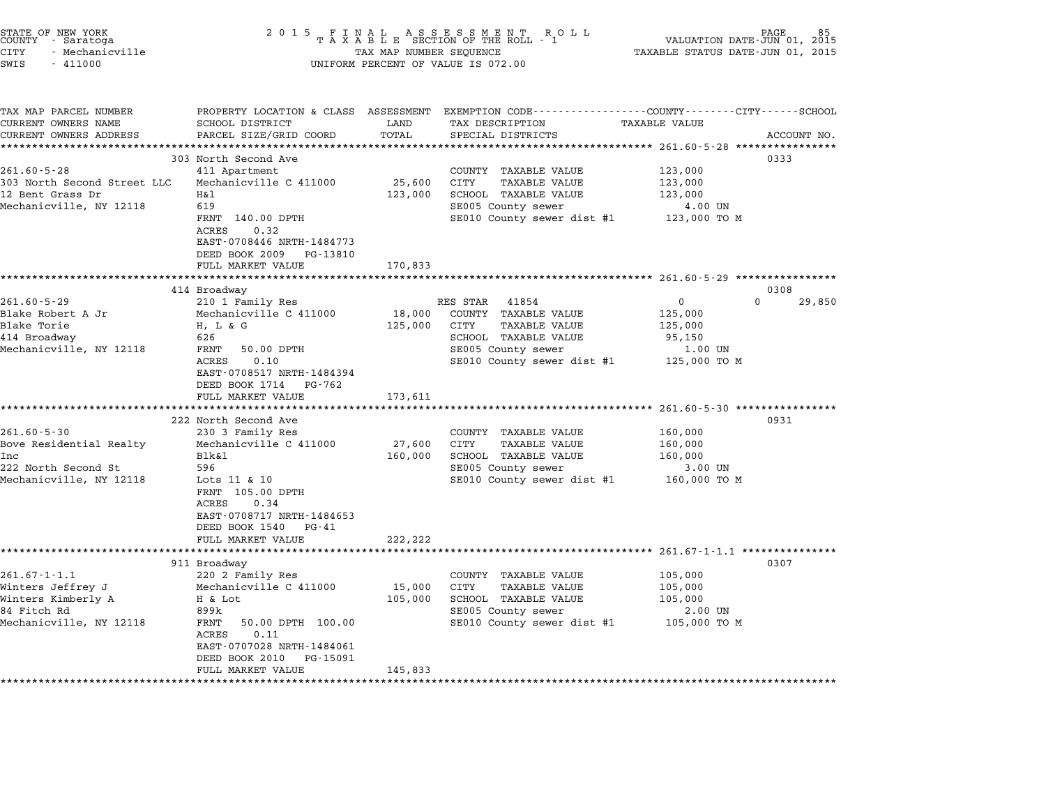STATE OF NEW YORK
COUNTY - Saratoga
CITY - Mechanicville
SWIS - 411000

2 0 1 5 F I N A L A S S E S S M E N T R O L L
T A X A B L E SECTION OF THE ROLL - 1
TAX MAP NUMBER SEQUENCE
UNIFORM PERCENT OF VALUE IS 072.00

VALUATION DATE-JUN 01, 2015
TAXABLE STATUS DATE-JUN 01, 2015

| TAX MAP PARCEL NUMBER / CURRENT OWNERS NAME / CURRENT OWNERS ADDRESS | PROPERTY LOCATION & CLASS / SCHOOL DISTRICT / PARCEL SIZE/GRID COORD | ASSESSMENT LAND / TOTAL | EXEMPTION CODE / TAX DESCRIPTION / SPECIAL DISTRICTS | COUNTY / CITY / SCHOOL TAXABLE VALUE | ACCOUNT NO. |
|---|---|---|---|---|---|
| **261.60-5-28** | 303 North Second Ave | | | | 0333 |
| 261.60-5-28 | 411 Apartment | | COUNTY TAXABLE VALUE | 123,000 | |
| 303 North Second Street LLC | Mechanicville C 411000 | 25,600 | CITY TAXABLE VALUE | 123,000 | |
| 12 Bent Grass Dr | H&l | 123,000 | SCHOOL TAXABLE VALUE | 123,000 | |
| Mechanicville, NY 12118 | 619 | | SE005 County sewer | 4.00 UN | |
| | FRNT 140.00 DPTH | | SE010 County sewer dist #1 | 123,000 TO M | |
| | ACRES 0.32 | | | | |
| | EAST-0708446 NRTH-1484773 | | | | |
| | DEED BOOK 2009 PG-13810 | | | | |
| | FULL MARKET VALUE | 170,833 | | | |
| **261.60-5-29** | 414 Broadway | | | | 0308 |
| 261.60-5-29 | 210 1 Family Res | | RES STAR 41854 | 0 / 0 / 29,850 | |
| Blake Robert A Jr | Mechanicville C 411000 | 18,000 | COUNTY TAXABLE VALUE | 125,000 | |
| Blake Torie | H, L & G | 125,000 | CITY TAXABLE VALUE | 125,000 | |
| 414 Broadway | 626 | | SCHOOL TAXABLE VALUE | 95,150 | |
| Mechanicville, NY 12118 | FRNT 50.00 DPTH | | SE005 County sewer | 1.00 UN | |
| | ACRES 0.10 | | SE010 County sewer dist #1 | 125,000 TO M | |
| | EAST-0708517 NRTH-1484394 | | | | |
| | DEED BOOK 1714 PG-762 | | | | |
| | FULL MARKET VALUE | 173,611 | | | |
| **261.60-5-30** | 222 North Second Ave | | | | 0931 |
| 261.60-5-30 | 230 3 Family Res | | COUNTY TAXABLE VALUE | 160,000 | |
| Bove Residential Realty | Mechanicville C 411000 | 27,600 | CITY TAXABLE VALUE | 160,000 | |
| Inc | Blk&l | 160,000 | SCHOOL TAXABLE VALUE | 160,000 | |
| 222 North Second St | 596 | | SE005 County sewer | 3.00 UN | |
| Mechanicville, NY 12118 | Lots 11 & 10 | | SE010 County sewer dist #1 | 160,000 TO M | |
| | FRNT 105.00 DPTH | | | | |
| | ACRES 0.34 | | | | |
| | EAST-0708717 NRTH-1484653 | | | | |
| | DEED BOOK 1540 PG-41 | | | | |
| | FULL MARKET VALUE | 222,222 | | | |
| **261.67-1-1.1** | 911 Broadway | | | | 0307 |
| 261.67-1-1.1 | 220 2 Family Res | | COUNTY TAXABLE VALUE | 105,000 | |
| Winters Jeffrey J | Mechanicville C 411000 | 15,000 | CITY TAXABLE VALUE | 105,000 | |
| Winters Kimberly A | H & Lot | 105,000 | SCHOOL TAXABLE VALUE | 105,000 | |
| 84 Fitch Rd | 899k | | SE005 County sewer | 2.00 UN | |
| Mechanicville, NY 12118 | FRNT 50.00 DPTH 100.00 | | SE010 County sewer dist #1 | 105,000 TO M | |
| | ACRES 0.11 | | | | |
| | EAST-0707028 NRTH-1484061 | | | | |
| | DEED BOOK 2010 PG-15091 | | | | |
| | FULL MARKET VALUE | 145,833 | | | |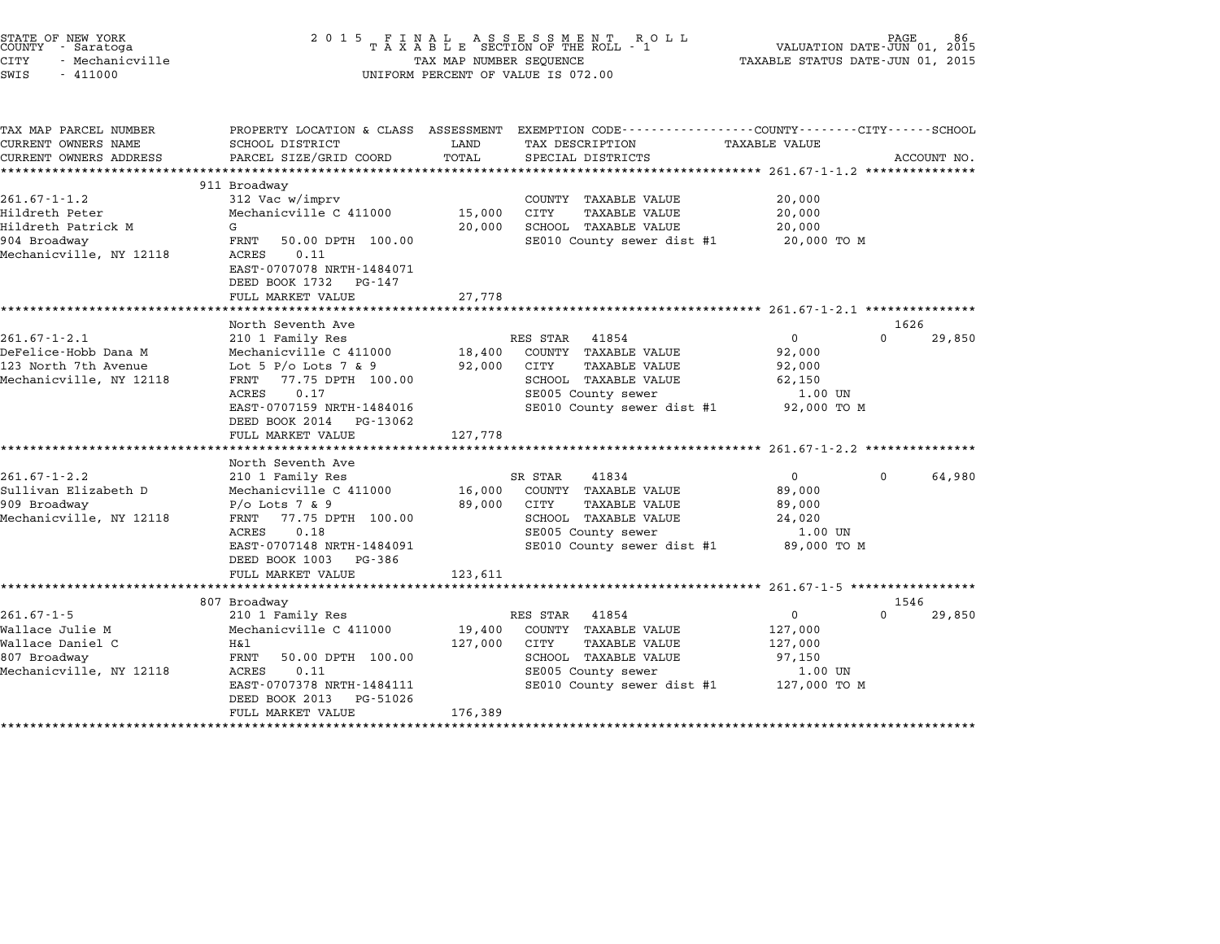STATE OF NEW YORK
COUNTY - Saratoga
CITY - Mechanicville
SWIS - 411000

2015 FINAL ASSESSMENT ROLL
TAXABLE SECTION OF THE ROLL - 1
TAX MAP NUMBER SEQUENCE
UNIFORM PERCENT OF VALUE IS 072.00

VALUATION DATE-JUN 01, 2015
TAXABLE STATUS DATE-JUN 01, 2015

| TAX MAP PARCEL NUMBER / CURRENT OWNERS NAME / CURRENT OWNERS ADDRESS | PROPERTY LOCATION & CLASS / SCHOOL DISTRICT / PARCEL SIZE/GRID COORD | ASSESSMENT LAND / TOTAL | EXEMPTION CODE / TAX DESCRIPTION / SPECIAL DISTRICTS | COUNTY / CITY TAXABLE VALUE | SCHOOL | ACCOUNT NO. |
|---|---|---|---|---|---|---|
| **261.67-1-1.2** | 911 Broadway | | | | | |
| 261.67-1-1.2 | 312 Vac w/imprv | | COUNTY TAXABLE VALUE | 20,000 | | |
| Hildreth Peter | Mechanicville C 411000 | 15,000 | CITY TAXABLE VALUE | 20,000 | | |
| Hildreth Patrick M | G | 20,000 | SCHOOL TAXABLE VALUE | 20,000 | | |
| 904 Broadway | FRNT 50.00 DPTH 100.00 | | SE010 County sewer dist #1 | 20,000 TO M | | |
| Mechanicville, NY 12118 | ACRES 0.11 | | | | | |
| | EAST-0707078 NRTH-1484071 | | | | | |
| | DEED BOOK 1732 PG-147 | | | | | |
| | FULL MARKET VALUE | 27,778 | | | | |
| **261.67-1-2.1** | North Seventh Ave | | | | | 1626 |
| 261.67-1-2.1 | 210 1 Family Res | | RES STAR 41854 | 0 | 0 | 29,850 |
| DeFelice-Hobb Dana M | Mechanicville C 411000 | 18,400 | COUNTY TAXABLE VALUE | 92,000 | | |
| 123 North 7th Avenue | Lot 5 P/o Lots 7 & 9 | 92,000 | CITY TAXABLE VALUE | 92,000 | | |
| Mechanicville, NY 12118 | FRNT 77.75 DPTH 100.00 | | SCHOOL TAXABLE VALUE | 62,150 | | |
| | ACRES 0.17 | | SE005 County sewer | 1.00 UN | | |
| | EAST-0707159 NRTH-1484016 | | SE010 County sewer dist #1 | 92,000 TO M | | |
| | DEED BOOK 2014 PG-13062 | | | | | |
| | FULL MARKET VALUE | 127,778 | | | | |
| **261.67-1-2.2** | North Seventh Ave | | | | | |
| 261.67-1-2.2 | 210 1 Family Res | | SR STAR 41834 | 0 | 0 | 64,980 |
| Sullivan Elizabeth D | Mechanicville C 411000 | 16,000 | COUNTY TAXABLE VALUE | 89,000 | | |
| 909 Broadway | P/o Lots 7 & 9 | 89,000 | CITY TAXABLE VALUE | 89,000 | | |
| Mechanicville, NY 12118 | FRNT 77.75 DPTH 100.00 | | SCHOOL TAXABLE VALUE | 24,020 | | |
| | ACRES 0.18 | | SE005 County sewer | 1.00 UN | | |
| | EAST-0707148 NRTH-1484091 | | SE010 County sewer dist #1 | 89,000 TO M | | |
| | DEED BOOK 1003 PG-386 | | | | | |
| | FULL MARKET VALUE | 123,611 | | | | |
| **261.67-1-5** | 807 Broadway | | | | | 1546 |
| 261.67-1-5 | 210 1 Family Res | | RES STAR 41854 | 0 | 0 | 29,850 |
| Wallace Julie M | Mechanicville C 411000 | 19,400 | COUNTY TAXABLE VALUE | 127,000 | | |
| Wallace Daniel C | H&l | 127,000 | CITY TAXABLE VALUE | 127,000 | | |
| 807 Broadway | FRNT 50.00 DPTH 100.00 | | SCHOOL TAXABLE VALUE | 97,150 | | |
| Mechanicville, NY 12118 | ACRES 0.11 | | SE005 County sewer | 1.00 UN | | |
| | EAST-0707378 NRTH-1484111 | | SE010 County sewer dist #1 | 127,000 TO M | | |
| | DEED BOOK 2013 PG-51026 | | | | | |
| | FULL MARKET VALUE | 176,389 | | | | |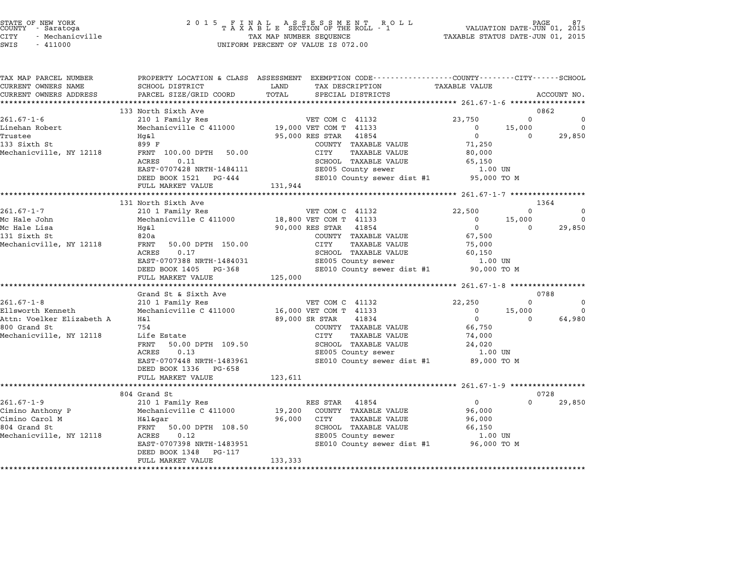STATE OF NEW YORK
COUNTY - Saratoga
CITY - Mechanicville
SWIS - 411000

2 0 1 5 F I N A L A S S E S S M E N T R O L L
T A X A B L E SECTION OF THE ROLL - 1
TAX MAP NUMBER SEQUENCE
UNIFORM PERCENT OF VALUE IS 072.00

VALUATION DATE-JUN 01, 2015
TAXABLE STATUS DATE-JUN 01, 2015

| TAX MAP PARCEL NUMBER / CURRENT OWNERS NAME / CURRENT OWNERS ADDRESS | PROPERTY LOCATION & CLASS / SCHOOL DISTRICT / PARCEL SIZE/GRID COORD | ASSESSMENT LAND / TOTAL | EXEMPTION CODE / TAX DESCRIPTION / SPECIAL DISTRICTS | COUNTY TAXABLE VALUE | CITY | SCHOOL | ACCOUNT NO. |
|---|---|---|---|---|---|---|---|
| **261.67-1-6** | 133 North Sixth Ave | | | | | | 0862 |
| Linehan Robert | 210 1 Family Res | | VET COM C 41132 | 23,750 | 0 | 0 | |
| Trustee | Mechanicville C 411000 | 19,000 | VET COM T 41133 | 0 | 15,000 | 0 | |
| 133 Sixth St | Hg&l | 95,000 | RES STAR 41854 | 0 | 0 | 29,850 | |
| Mechanicville, NY 12118 | 899 F | | COUNTY TAXABLE VALUE | 71,250 | | | |
| | FRNT 100.00 DPTH 50.00 | | CITY TAXABLE VALUE | 80,000 | | | |
| | ACRES 0.11 | | SCHOOL TAXABLE VALUE | 65,150 | | | |
| | EAST-0707428 NRTH-1484111 | | SE005 County sewer | 1.00 UN | | | |
| | DEED BOOK 1521 PG-444 | | SE010 County sewer dist #1 | 95,000 TO M | | | |
| | FULL MARKET VALUE | 131,944 | | | | | |
| **261.67-1-7** | 131 North Sixth Ave | | | | | | 1364 |
| Mc Hale John | 210 1 Family Res | | VET COM C 41132 | 22,500 | 0 | 0 | |
| Mc Hale Lisa | Mechanicville C 411000 | 18,800 | VET COM T 41133 | 0 | 15,000 | 0 | |
| 131 Sixth St | Hg&l | 90,000 | RES STAR 41854 | 0 | 0 | 29,850 | |
| Mechanicville, NY 12118 | 820a | | COUNTY TAXABLE VALUE | 67,500 | | | |
| | FRNT 50.00 DPTH 150.00 | | CITY TAXABLE VALUE | 75,000 | | | |
| | ACRES 0.17 | | SCHOOL TAXABLE VALUE | 60,150 | | | |
| | EAST-0707388 NRTH-1484031 | | SE005 County sewer | 1.00 UN | | | |
| | DEED BOOK 1405 PG-368 | | SE010 County sewer dist #1 | 90,000 TO M | | | |
| | FULL MARKET VALUE | 125,000 | | | | | |
| **261.67-1-8** | Grand St & Sixth Ave | | | | | | 0788 |
| Ellsworth Kenneth | 210 1 Family Res | | VET COM C 41132 | 22,250 | 0 | 0 | |
| Attn: Voelker Elizabeth A | Mechanicville C 411000 | 16,000 | VET COM T 41133 | 0 | 15,000 | 0 | |
| 800 Grand St | H&l | 89,000 | SR STAR 41834 | 0 | 0 | 64,980 | |
| Mechanicville, NY 12118 | 754 | | COUNTY TAXABLE VALUE | 66,750 | | | |
| | Life Estate | | CITY TAXABLE VALUE | 74,000 | | | |
| | FRNT 50.00 DPTH 109.50 | | SCHOOL TAXABLE VALUE | 24,020 | | | |
| | ACRES 0.13 | | SE005 County sewer | 1.00 UN | | | |
| | EAST-0707448 NRTH-1483961 | | SE010 County sewer dist #1 | 89,000 TO M | | | |
| | DEED BOOK 1336 PG-658 | | | | | | |
| | FULL MARKET VALUE | 123,611 | | | | | |
| **261.67-1-9** | 804 Grand St | | | | | | 0728 |
| Cimino Anthony P | 210 1 Family Res | | RES STAR 41854 | 0 | 0 | 29,850 | |
| Cimino Carol M | Mechanicville C 411000 | 19,200 | COUNTY TAXABLE VALUE | 96,000 | | | |
| 804 Grand St | H&l&gar | 96,000 | CITY TAXABLE VALUE | 96,000 | | | |
| Mechanicville, NY 12118 | FRNT 50.00 DPTH 108.50 | | SCHOOL TAXABLE VALUE | 66,150 | | | |
| | ACRES 0.12 | | SE005 County sewer | 1.00 UN | | | |
| | EAST-0707398 NRTH-1483951 | | SE010 County sewer dist #1 | 96,000 TO M | | | |
| | DEED BOOK 1348 PG-117 | | | | | | |
| | FULL MARKET VALUE | 133,333 | | | | | |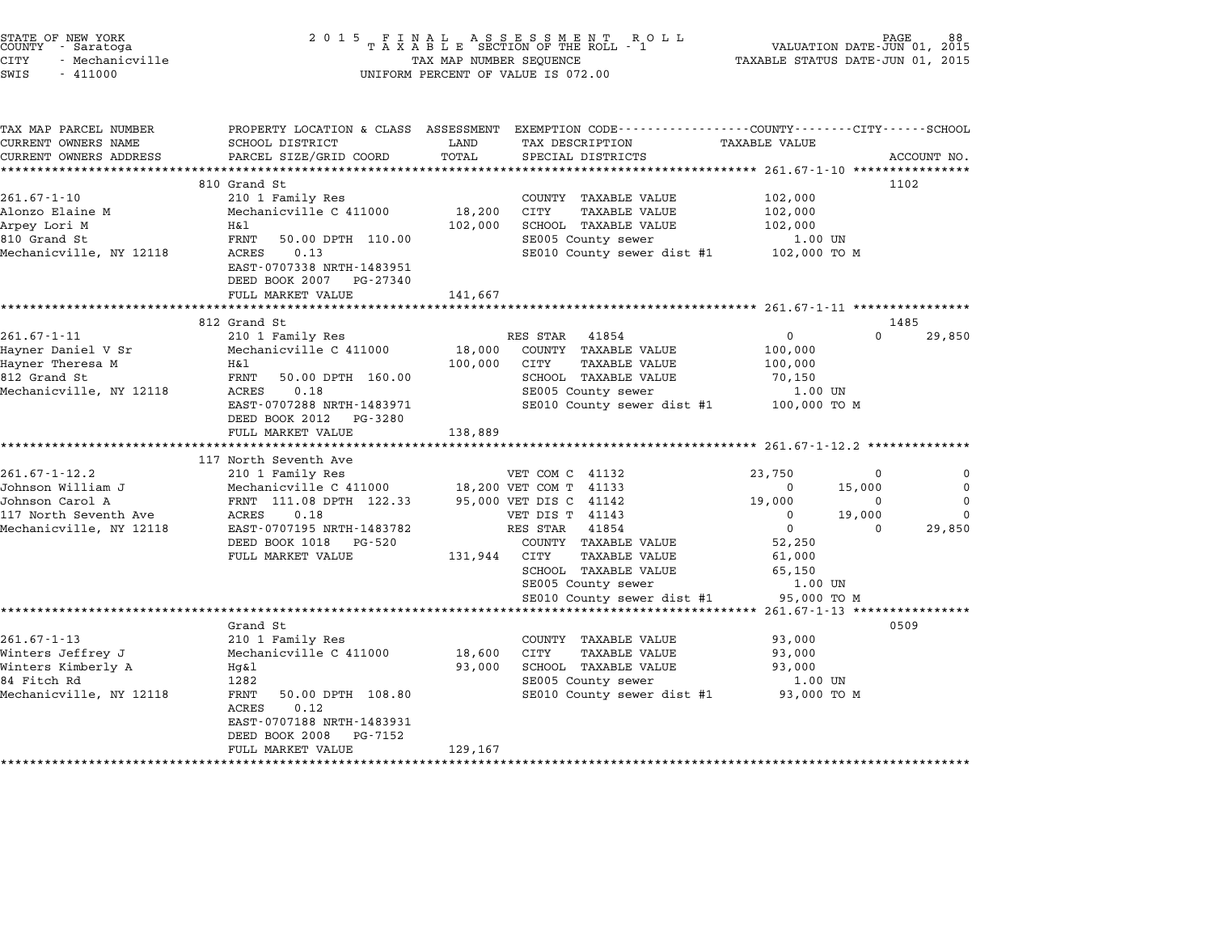STATE OF NEW YORK
COUNTY - Saratoga
CITY - Mechanicville
SWIS - 411000

2 0 1 5 F I N A L A S S E S S M E N T R O L L
T A X A B L E SECTION OF THE ROLL - 1
TAX MAP NUMBER SEQUENCE
UNIFORM PERCENT OF VALUE IS 072.00

VALUATION DATE-JUN 01, 2015
TAXABLE STATUS DATE-JUN 01, 2015

| TAX MAP PARCEL NUMBER / CURRENT OWNERS NAME / CURRENT OWNERS ADDRESS | PROPERTY LOCATION & CLASS / SCHOOL DISTRICT / PARCEL SIZE/GRID COORD | ASSESSMENT LAND / TOTAL | EXEMPTION CODE / TAX DESCRIPTION / SPECIAL DISTRICTS | COUNTY TAXABLE VALUE | CITY | SCHOOL | ACCOUNT NO. |
|---|---|---|---|---|---|---|---|
| **261.67-1-10** | 810 Grand St | | | | | | 1102 |
| 261.67-1-10 | 210 1 Family Res | | COUNTY TAXABLE VALUE | 102,000 | | | |
| Alonzo Elaine M | Mechanicville C 411000 | 18,200 | CITY TAXABLE VALUE | 102,000 | | | |
| Arpey Lori M | H&l | 102,000 | SCHOOL TAXABLE VALUE | 102,000 | | | |
| 810 Grand St | FRNT 50.00 DPTH 110.00 | | SE005 County sewer | 1.00 UN | | | |
| Mechanicville, NY 12118 | ACRES 0.13 | | SE010 County sewer dist #1 | 102,000 TO M | | | |
| | EAST-0707338 NRTH-1483951 | | | | | | |
| | DEED BOOK 2007 PG-27340 | | | | | | |
| | FULL MARKET VALUE | 141,667 | | | | | |
| **261.67-1-11** | 812 Grand St | | | | | | 1485 |
| 261.67-1-11 | 210 1 Family Res | | RES STAR 41854 | 0 | 0 | 29,850 | |
| Hayner Daniel V Sr | Mechanicville C 411000 | 18,000 | COUNTY TAXABLE VALUE | 100,000 | | | |
| Hayner Theresa M | H&l | 100,000 | CITY TAXABLE VALUE | 100,000 | | | |
| 812 Grand St | FRNT 50.00 DPTH 160.00 | | SCHOOL TAXABLE VALUE | 70,150 | | | |
| Mechanicville, NY 12118 | ACRES 0.18 | | SE005 County sewer | 1.00 UN | | | |
| | EAST-0707288 NRTH-1483971 | | SE010 County sewer dist #1 | 100,000 TO M | | | |
| | DEED BOOK 2012 PG-3280 | | | | | | |
| | FULL MARKET VALUE | 138,889 | | | | | |
| **261.67-1-12.2** | 117 North Seventh Ave | | | | | | |
| 261.67-1-12.2 | 210 1 Family Res | | VET COM C 41132 | 23,750 | 0 | 0 | |
| Johnson William J | Mechanicville C 411000 | 18,200 | VET COM T 41133 | 0 | 15,000 | 0 | |
| Johnson Carol A | FRNT 111.08 DPTH 122.33 | 95,000 | VET DIS C 41142 | 19,000 | 0 | 0 | |
| 117 North Seventh Ave | ACRES 0.18 | | VET DIS T 41143 | 0 | 19,000 | 0 | |
| Mechanicville, NY 12118 | EAST-0707195 NRTH-1483782 | | RES STAR 41854 | 0 | 0 | 29,850 | |
| | DEED BOOK 1018 PG-520 | | COUNTY TAXABLE VALUE | 52,250 | | | |
| | FULL MARKET VALUE | 131,944 | CITY TAXABLE VALUE | 61,000 | | | |
| | | | SCHOOL TAXABLE VALUE | 65,150 | | | |
| | | | SE005 County sewer | 1.00 UN | | | |
| | | | SE010 County sewer dist #1 | 95,000 TO M | | | |
| **261.67-1-13** | Grand St | | | | | | 0509 |
| 261.67-1-13 | 210 1 Family Res | | COUNTY TAXABLE VALUE | 93,000 | | | |
| Winters Jeffrey J | Mechanicville C 411000 | 18,600 | CITY TAXABLE VALUE | 93,000 | | | |
| Winters Kimberly A | Hg&l | 93,000 | SCHOOL TAXABLE VALUE | 93,000 | | | |
| 84 Fitch Rd | 1282 | | SE005 County sewer | 1.00 UN | | | |
| Mechanicville, NY 12118 | FRNT 50.00 DPTH 108.80 | | SE010 County sewer dist #1 | 93,000 TO M | | | |
| | ACRES 0.12 | | | | | | |
| | EAST-0707188 NRTH-1483931 | | | | | | |
| | DEED BOOK 2008 PG-7152 | | | | | | |
| | FULL MARKET VALUE | 129,167 | | | | | |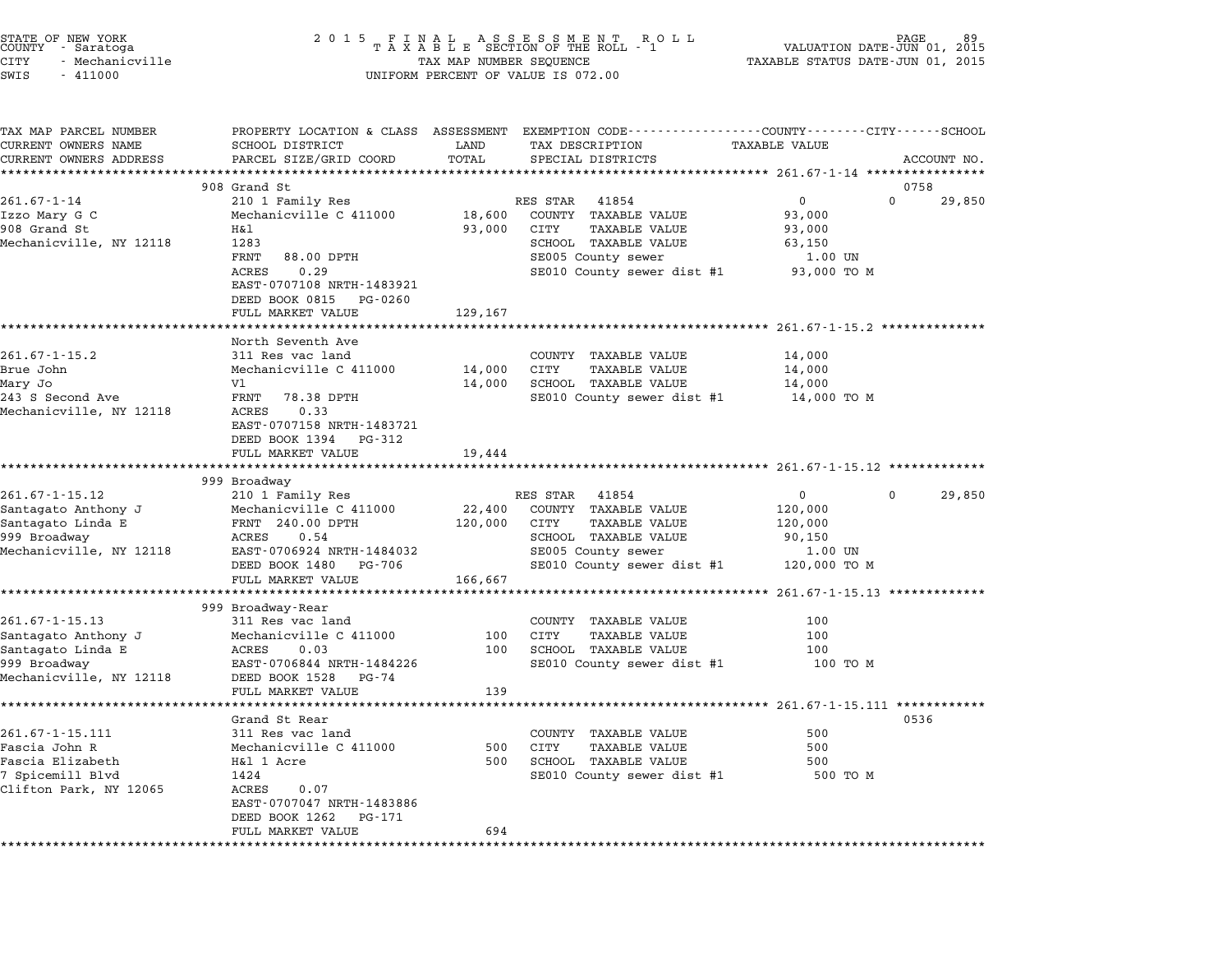STATE OF NEW YORK
COUNTY - Saratoga
CITY - Mechanicville
SWIS - 411000

2015 FINAL ASSESSMENT ROLL
TAXABLE SECTION OF THE ROLL - 1
TAX MAP NUMBER SEQUENCE
UNIFORM PERCENT OF VALUE IS 072.00

VALUATION DATE-JUN 01, 2015
TAXABLE STATUS DATE-JUN 01, 2015

| TAX MAP PARCEL NUMBER / CURRENT OWNERS NAME / CURRENT OWNERS ADDRESS | PROPERTY LOCATION & CLASS / SCHOOL DISTRICT / PARCEL SIZE/GRID COORD | ASSESSMENT LAND / TOTAL | EXEMPTION CODE / TAX DESCRIPTION / SPECIAL DISTRICTS | COUNTY / CITY / SCHOOL TAXABLE VALUE | ACCOUNT NO. |
|---|---|---|---|---|---|
| **261.67-1-14** | 908 Grand St | | | | 0758 |
| Izzo Mary G C | 210 1 Family Res | | RES STAR 41854 | 0 / 0 / 29,850 | |
| 908 Grand St | Mechanicville C 411000 | 18,600 | COUNTY TAXABLE VALUE | 93,000 | |
| Mechanicville, NY 12118 | H&l | 93,000 | CITY TAXABLE VALUE | 93,000 | |
| | 1283 | | SCHOOL TAXABLE VALUE | 63,150 | |
| | FRNT 88.00 DPTH | | SE005 County sewer | 1.00 UN | |
| | ACRES 0.29 | | SE010 County sewer dist #1 | 93,000 TO M | |
| | EAST-0707108 NRTH-1483921 | | | | |
| | DEED BOOK 0815 PG-0260 | | | | |
| | FULL MARKET VALUE | 129,167 | | | |
| **261.67-1-15.2** | North Seventh Ave | | | | |
| Brue John | 311 Res vac land | | COUNTY TAXABLE VALUE | 14,000 | |
| Mary Jo | Mechanicville C 411000 | 14,000 | CITY TAXABLE VALUE | 14,000 | |
| 243 S Second Ave | Vl | 14,000 | SCHOOL TAXABLE VALUE | 14,000 | |
| Mechanicville, NY 12118 | FRNT 78.38 DPTH | | SE010 County sewer dist #1 | 14,000 TO M | |
| | ACRES 0.33 | | | | |
| | EAST-0707158 NRTH-1483721 | | | | |
| | DEED BOOK 1394 PG-312 | | | | |
| | FULL MARKET VALUE | 19,444 | | | |
| **261.67-1-15.12** | 999 Broadway | | | | |
| Santagato Anthony J | 210 1 Family Res | | RES STAR 41854 | 0 / 0 / 29,850 | |
| Santagato Linda E | Mechanicville C 411000 | 22,400 | COUNTY TAXABLE VALUE | 120,000 | |
| 999 Broadway | FRNT 240.00 DPTH | 120,000 | CITY TAXABLE VALUE | 120,000 | |
| Mechanicville, NY 12118 | ACRES 0.54 | | SCHOOL TAXABLE VALUE | 90,150 | |
| | EAST-0706924 NRTH-1484032 | | SE005 County sewer | 1.00 UN | |
| | DEED BOOK 1480 PG-706 | | SE010 County sewer dist #1 | 120,000 TO M | |
| | FULL MARKET VALUE | 166,667 | | | |
| **261.67-1-15.13** | 999 Broadway-Rear | | | | |
| Santagato Anthony J | 311 Res vac land | | COUNTY TAXABLE VALUE | 100 | |
| Santagato Linda E | Mechanicville C 411000 | 100 | CITY TAXABLE VALUE | 100 | |
| 999 Broadway | ACRES 0.03 | 100 | SCHOOL TAXABLE VALUE | 100 | |
| Mechanicville, NY 12118 | EAST-0706844 NRTH-1484226 | | SE010 County sewer dist #1 | 100 TO M | |
| | DEED BOOK 1528 PG-74 | | | | |
| | FULL MARKET VALUE | 139 | | | |
| **261.67-1-15.111** | Grand St Rear | | | | 0536 |
| Fascia John R | 311 Res vac land | | COUNTY TAXABLE VALUE | 500 | |
| Fascia Elizabeth | Mechanicville C 411000 | 500 | CITY TAXABLE VALUE | 500 | |
| 7 Spicemill Blvd | H&l 1 Acre | 500 | SCHOOL TAXABLE VALUE | 500 | |
| Clifton Park, NY 12065 | 1424 | | SE010 County sewer dist #1 | 500 TO M | |
| | ACRES 0.07 | | | | |
| | EAST-0707047 NRTH-1483886 | | | | |
| | DEED BOOK 1262 PG-171 | | | | |
| | FULL MARKET VALUE | 694 | | | |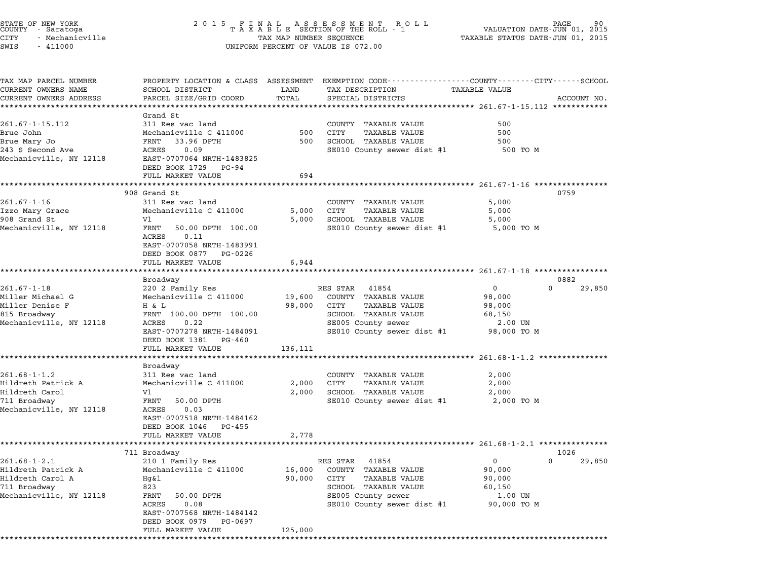STATE OF NEW YORK
COUNTY - Saratoga
CITY - Mechanicville
SWIS - 411000

2015 FINAL ASSESSMENT ROLL
TAXABLE SECTION OF THE ROLL - 1
TAX MAP NUMBER SEQUENCE
UNIFORM PERCENT OF VALUE IS 072.00

VALUATION DATE-JUN 01, 2015
TAXABLE STATUS DATE-JUN 01, 2015

| TAX MAP PARCEL NUMBER / CURRENT OWNERS NAME / CURRENT OWNERS ADDRESS | PROPERTY LOCATION & CLASS / SCHOOL DISTRICT / PARCEL SIZE/GRID COORD | ASSESSMENT LAND / TOTAL | EXEMPTION CODE / TAX DESCRIPTION / SPECIAL DISTRICTS | COUNTY / CITY TAXABLE VALUE | SCHOOL | ACCOUNT NO. |
|---|---|---|---|---|---|---|
| **261.67-1-15.112** | Grand St | | | | | |
| 261.67-1-15.112 | 311 Res vac land | | COUNTY TAXABLE VALUE | 500 | | |
| Brue John | Mechanicville C 411000 | 500 | CITY TAXABLE VALUE | 500 | | |
| Brue Mary Jo | FRNT 33.96 DPTH | 500 | SCHOOL TAXABLE VALUE | 500 | | |
| 243 S Second Ave | ACRES 0.09 | | SE010 County sewer dist #1 | 500 TO M | | |
| Mechanicville, NY 12118 | EAST-0707064 NRTH-1483825 | | | | | |
| | DEED BOOK 1729 PG-94 | | | | | |
| | FULL MARKET VALUE | 694 | | | | |
| **261.67-1-16** | 908 Grand St | | | | | 0759 |
| 261.67-1-16 | 311 Res vac land | | COUNTY TAXABLE VALUE | 5,000 | | |
| Izzo Mary Grace | Mechanicville C 411000 | 5,000 | CITY TAXABLE VALUE | 5,000 | | |
| 908 Grand St | Vl | 5,000 | SCHOOL TAXABLE VALUE | 5,000 | | |
| Mechanicville, NY 12118 | FRNT 50.00 DPTH 100.00 | | SE010 County sewer dist #1 | 5,000 TO M | | |
| | ACRES 0.11 | | | | | |
| | EAST-0707058 NRTH-1483991 | | | | | |
| | DEED BOOK 0877 PG-0226 | | | | | |
| | FULL MARKET VALUE | 6,944 | | | | |
| **261.67-1-18** | Broadway | | | | | 0882 |
| 261.67-1-18 | 220 2 Family Res | | RES STAR 41854 | 0 | 0 | 29,850 |
| Miller Michael G | Mechanicville C 411000 | 19,600 | COUNTY TAXABLE VALUE | 98,000 | | |
| Miller Denise F | H & L | 98,000 | CITY TAXABLE VALUE | 98,000 | | |
| 815 Broadway | FRNT 100.00 DPTH 100.00 | | SCHOOL TAXABLE VALUE | 68,150 | | |
| Mechanicville, NY 12118 | ACRES 0.22 | | SE005 County sewer | 2.00 UN | | |
| | EAST-0707278 NRTH-1484091 | | SE010 County sewer dist #1 | 98,000 TO M | | |
| | DEED BOOK 1381 PG-460 | | | | | |
| | FULL MARKET VALUE | 136,111 | | | | |
| **261.68-1-1.2** | Broadway | | | | | |
| 261.68-1-1.2 | 311 Res vac land | | COUNTY TAXABLE VALUE | 2,000 | | |
| Hildreth Patrick A | Mechanicville C 411000 | 2,000 | CITY TAXABLE VALUE | 2,000 | | |
| Hildreth Carol | Vl | 2,000 | SCHOOL TAXABLE VALUE | 2,000 | | |
| 711 Broadway | FRNT 50.00 DPTH | | SE010 County sewer dist #1 | 2,000 TO M | | |
| Mechanicville, NY 12118 | ACRES 0.03 | | | | | |
| | EAST-0707518 NRTH-1484162 | | | | | |
| | DEED BOOK 1046 PG-455 | | | | | |
| | FULL MARKET VALUE | 2,778 | | | | |
| **261.68-1-2.1** | 711 Broadway | | | | | 1026 |
| 261.68-1-2.1 | 210 1 Family Res | | RES STAR 41854 | 0 | 0 | 29,850 |
| Hildreth Patrick A | Mechanicville C 411000 | 16,000 | COUNTY TAXABLE VALUE | 90,000 | | |
| Hildreth Carol A | Hg&l | 90,000 | CITY TAXABLE VALUE | 90,000 | | |
| 711 Broadway | 823 | | SCHOOL TAXABLE VALUE | 60,150 | | |
| Mechanicville, NY 12118 | FRNT 50.00 DPTH | | SE005 County sewer | 1.00 UN | | |
| | ACRES 0.08 | | SE010 County sewer dist #1 | 90,000 TO M | | |
| | EAST-0707568 NRTH-1484142 | | | | | |
| | DEED BOOK 0979 PG-0697 | | | | | |
| | FULL MARKET VALUE | 125,000 | | | | |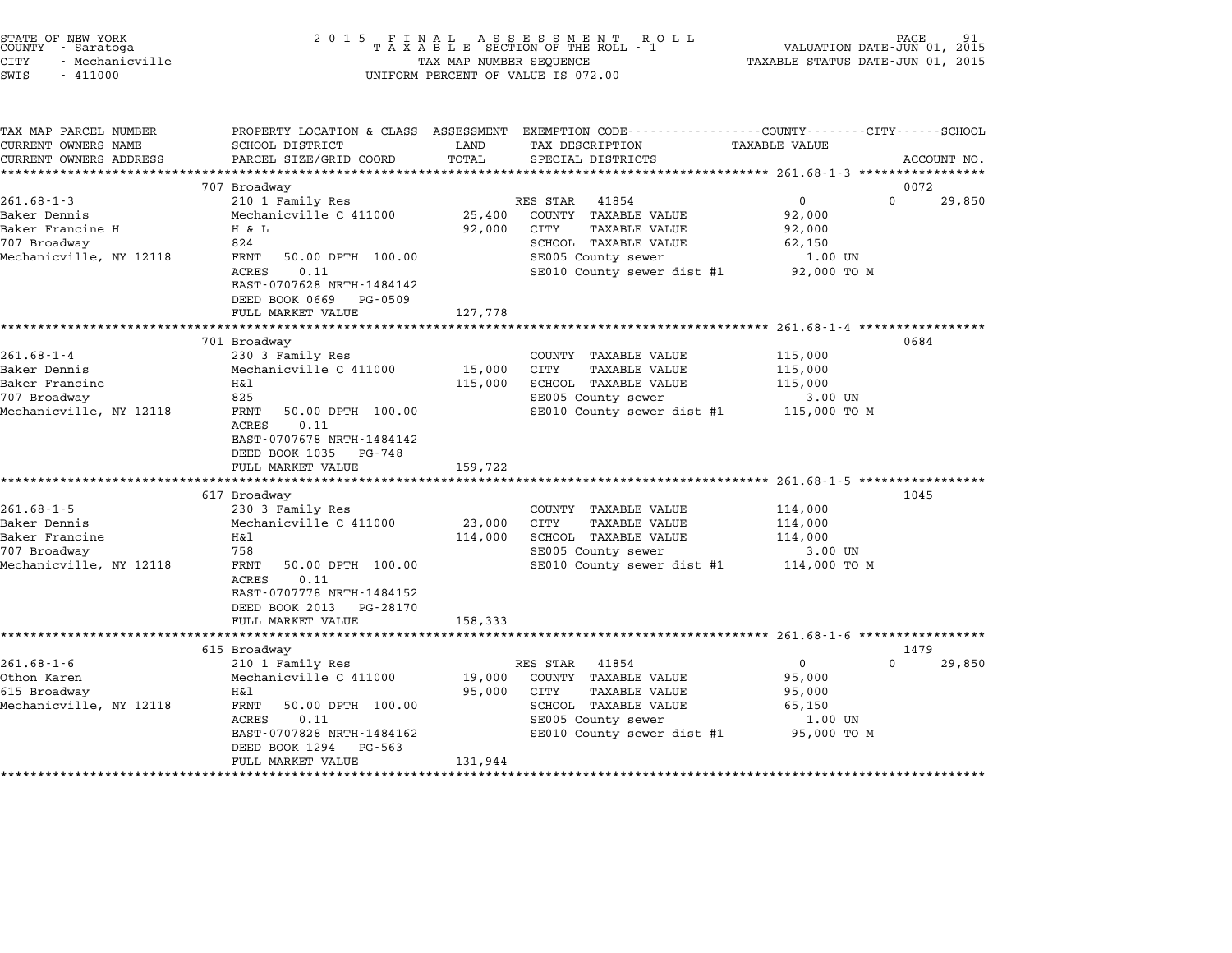STATE OF NEW YORK
COUNTY - Saratoga
CITY - Mechanicville
SWIS - 411000

# 2015 FINAL ASSESSMENT ROLL
TAXABLE SECTION OF THE ROLL - 1
TAX MAP NUMBER SEQUENCE
UNIFORM PERCENT OF VALUE IS 072.00

VALUATION DATE-JUN 01, 2015
TAXABLE STATUS DATE-JUN 01, 2015

| TAX MAP PARCEL NUMBER / CURRENT OWNERS NAME / CURRENT OWNERS ADDRESS | PROPERTY LOCATION & CLASS / SCHOOL DISTRICT / PARCEL SIZE/GRID COORD | ASSESSMENT LAND / TOTAL | EXEMPTION CODE / TAX DESCRIPTION / SPECIAL DISTRICTS | COUNTY | CITY | SCHOOL / ACCOUNT NO. |
|---|---|---|---|---|---|---|
| **261.68-1-3** | 707 Broadway | | | | | 0072 |
| Baker Dennis | 210 1 Family Res | | RES STAR 41854 | 0 | 0 | 29,850 |
| Baker Francine H | Mechanicville C 411000 | 25,400 | COUNTY TAXABLE VALUE | 92,000 | | |
| 707 Broadway | H & L | 92,000 | CITY TAXABLE VALUE | | 92,000 | |
| Mechanicville, NY 12118 | 824 | | SCHOOL TAXABLE VALUE | | | 62,150 |
| | FRNT 50.00 DPTH 100.00 | | SE005 County sewer | 1.00 UN | | |
| | ACRES 0.11 | | SE010 County sewer dist #1 | 92,000 TO M | | |
| | EAST-0707628 NRTH-1484142 | | | | | |
| | DEED BOOK 0669 PG-0509 | | | | | |
| | FULL MARKET VALUE | 127,778 | | | | |
| **261.68-1-4** | 701 Broadway | | | | | 0684 |
| Baker Dennis | 230 3 Family Res | | COUNTY TAXABLE VALUE | 115,000 | | |
| Baker Francine | Mechanicville C 411000 | 15,000 | CITY TAXABLE VALUE | | 115,000 | |
| 707 Broadway | H&l | 115,000 | SCHOOL TAXABLE VALUE | | | 115,000 |
| Mechanicville, NY 12118 | 825 | | SE005 County sewer | 3.00 UN | | |
| | FRNT 50.00 DPTH 100.00 | | SE010 County sewer dist #1 | 115,000 TO M | | |
| | ACRES 0.11 | | | | | |
| | EAST-0707678 NRTH-1484142 | | | | | |
| | DEED BOOK 1035 PG-748 | | | | | |
| | FULL MARKET VALUE | 159,722 | | | | |
| **261.68-1-5** | 617 Broadway | | | | | 1045 |
| Baker Dennis | 230 3 Family Res | | COUNTY TAXABLE VALUE | 114,000 | | |
| Baker Francine | Mechanicville C 411000 | 23,000 | CITY TAXABLE VALUE | | 114,000 | |
| 707 Broadway | H&l | 114,000 | SCHOOL TAXABLE VALUE | | | 114,000 |
| Mechanicville, NY 12118 | 758 | | SE005 County sewer | 3.00 UN | | |
| | FRNT 50.00 DPTH 100.00 | | SE010 County sewer dist #1 | 114,000 TO M | | |
| | ACRES 0.11 | | | | | |
| | EAST-0707778 NRTH-1484152 | | | | | |
| | DEED BOOK 2013 PG-28170 | | | | | |
| | FULL MARKET VALUE | 158,333 | | | | |
| **261.68-1-6** | 615 Broadway | | | | | 1479 |
| Othon Karen | 210 1 Family Res | | RES STAR 41854 | 0 | 0 | 29,850 |
| 615 Broadway | Mechanicville C 411000 | 19,000 | COUNTY TAXABLE VALUE | 95,000 | | |
| Mechanicville, NY 12118 | H&l | 95,000 | CITY TAXABLE VALUE | | 95,000 | |
| | FRNT 50.00 DPTH 100.00 | | SCHOOL TAXABLE VALUE | | | 65,150 |
| | ACRES 0.11 | | SE005 County sewer | 1.00 UN | | |
| | EAST-0707828 NRTH-1484162 | | SE010 County sewer dist #1 | 95,000 TO M | | |
| | DEED BOOK 1294 PG-563 | | | | | |
| | FULL MARKET VALUE | 131,944 | | | | |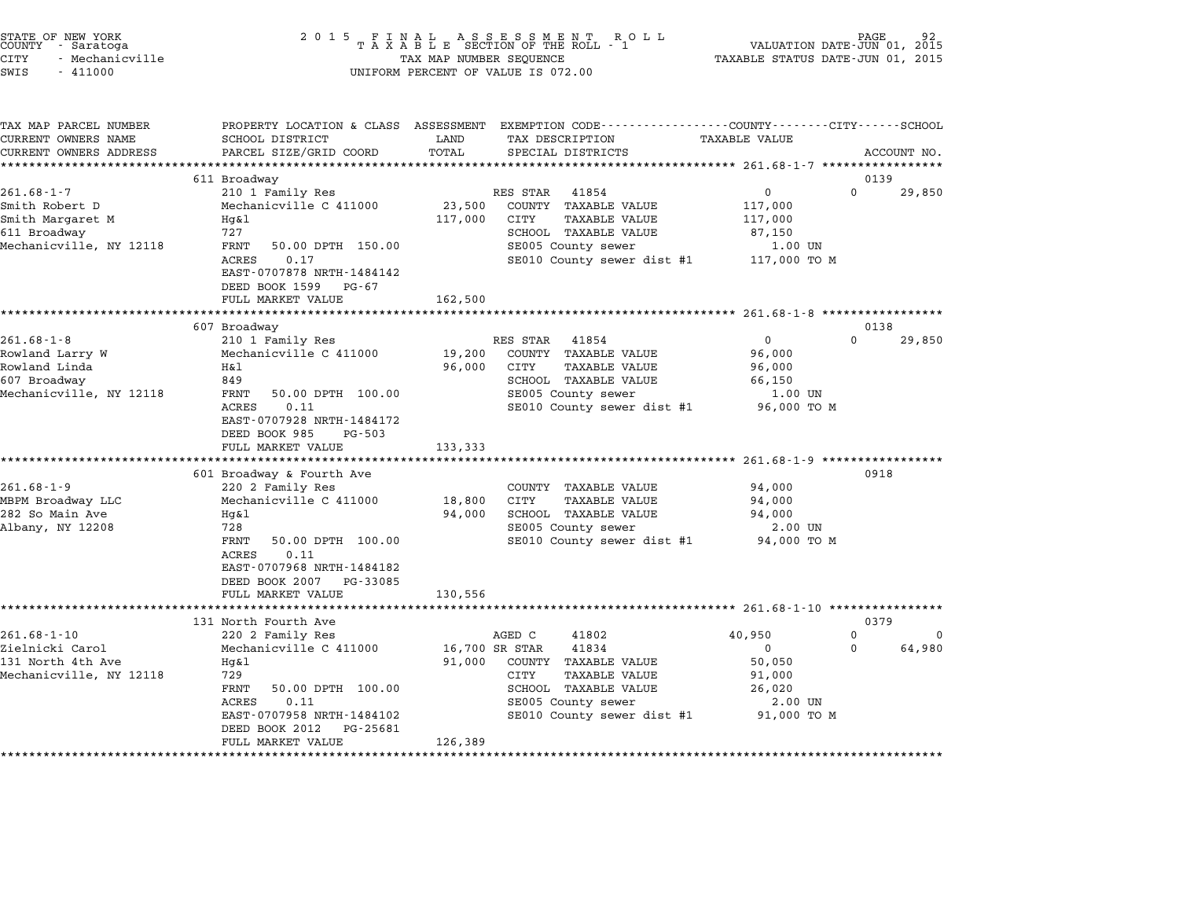STATE OF NEW YORK
COUNTY - Saratoga
CITY - Mechanicville
SWIS - 411000

2 0 1 5 F I N A L A S S E S S M E N T R O L L
T A X A B L E SECTION OF THE ROLL - 1
TAX MAP NUMBER SEQUENCE
UNIFORM PERCENT OF VALUE IS 072.00

VALUATION DATE-JUN 01, 2015
TAXABLE STATUS DATE-JUN 01, 2015

| TAX MAP PARCEL NUMBER / CURRENT OWNERS NAME / CURRENT OWNERS ADDRESS | PROPERTY LOCATION & CLASS / SCHOOL DISTRICT / PARCEL SIZE/GRID COORD | ASSESSMENT LAND / TOTAL | EXEMPTION CODE / TAX DESCRIPTION / SPECIAL DISTRICTS | COUNTY / CITY / SCHOOL TAXABLE VALUE | ACCOUNT NO. |
|---|---|---|---|---|---|
| **261.68-1-7** | 611 Broadway | | | | 0139 |
| 261.68-1-7 | 210 1 Family Res | | RES STAR 41854 | 0 &nbsp; 0 &nbsp; 29,850 | |
| Smith Robert D | Mechanicville C 411000 | 23,500 | COUNTY TAXABLE VALUE | 117,000 | |
| Smith Margaret M | Hg&l | 117,000 | CITY TAXABLE VALUE | 117,000 | |
| 611 Broadway | 727 | | SCHOOL TAXABLE VALUE | 87,150 | |
| Mechanicville, NY 12118 | FRNT 50.00 DPTH 150.00 | | SE005 County sewer | 1.00 UN | |
| | ACRES 0.17 | | SE010 County sewer dist #1 | 117,000 TO M | |
| | EAST-0707878 NRTH-1484142 | | | | |
| | DEED BOOK 1599 PG-67 | | | | |
| | FULL MARKET VALUE | 162,500 | | | |
| **261.68-1-8** | 607 Broadway | | | | 0138 |
| 261.68-1-8 | 210 1 Family Res | | RES STAR 41854 | 0 &nbsp; 0 &nbsp; 29,850 | |
| Rowland Larry W | Mechanicville C 411000 | 19,200 | COUNTY TAXABLE VALUE | 96,000 | |
| Rowland Linda | H&l | 96,000 | CITY TAXABLE VALUE | 96,000 | |
| 607 Broadway | 849 | | SCHOOL TAXABLE VALUE | 66,150 | |
| Mechanicville, NY 12118 | FRNT 50.00 DPTH 100.00 | | SE005 County sewer | 1.00 UN | |
| | ACRES 0.11 | | SE010 County sewer dist #1 | 96,000 TO M | |
| | EAST-0707928 NRTH-1484172 | | | | |
| | DEED BOOK 985 PG-503 | | | | |
| | FULL MARKET VALUE | 133,333 | | | |
| **261.68-1-9** | 601 Broadway & Fourth Ave | | | | 0918 |
| 261.68-1-9 | 220 2 Family Res | | COUNTY TAXABLE VALUE | 94,000 | |
| MBPM Broadway LLC | Mechanicville C 411000 | 18,800 | CITY TAXABLE VALUE | 94,000 | |
| 282 So Main Ave | Hg&l | 94,000 | SCHOOL TAXABLE VALUE | 94,000 | |
| Albany, NY 12208 | 728 | | SE005 County sewer | 2.00 UN | |
| | FRNT 50.00 DPTH 100.00 | | SE010 County sewer dist #1 | 94,000 TO M | |
| | ACRES 0.11 | | | | |
| | EAST-0707968 NRTH-1484182 | | | | |
| | DEED BOOK 2007 PG-33085 | | | | |
| | FULL MARKET VALUE | 130,556 | | | |
| **261.68-1-10** | 131 North Fourth Ave | | | | 0379 |
| 261.68-1-10 | 220 2 Family Res | | AGED C 41802 | 40,950 &nbsp; 0 &nbsp; 0 | |
| Zielnicki Carol | Mechanicville C 411000 | 16,700 | SR STAR 41834 | 0 &nbsp; 0 &nbsp; 64,980 | |
| 131 North 4th Ave | Hg&l | 91,000 | COUNTY TAXABLE VALUE | 50,050 | |
| Mechanicville, NY 12118 | 729 | | CITY TAXABLE VALUE | 91,000 | |
| | FRNT 50.00 DPTH 100.00 | | SCHOOL TAXABLE VALUE | 26,020 | |
| | ACRES 0.11 | | SE005 County sewer | 2.00 UN | |
| | EAST-0707958 NRTH-1484102 | | SE010 County sewer dist #1 | 91,000 TO M | |
| | DEED BOOK 2012 PG-25681 | | | | |
| | FULL MARKET VALUE | 126,389 | | | |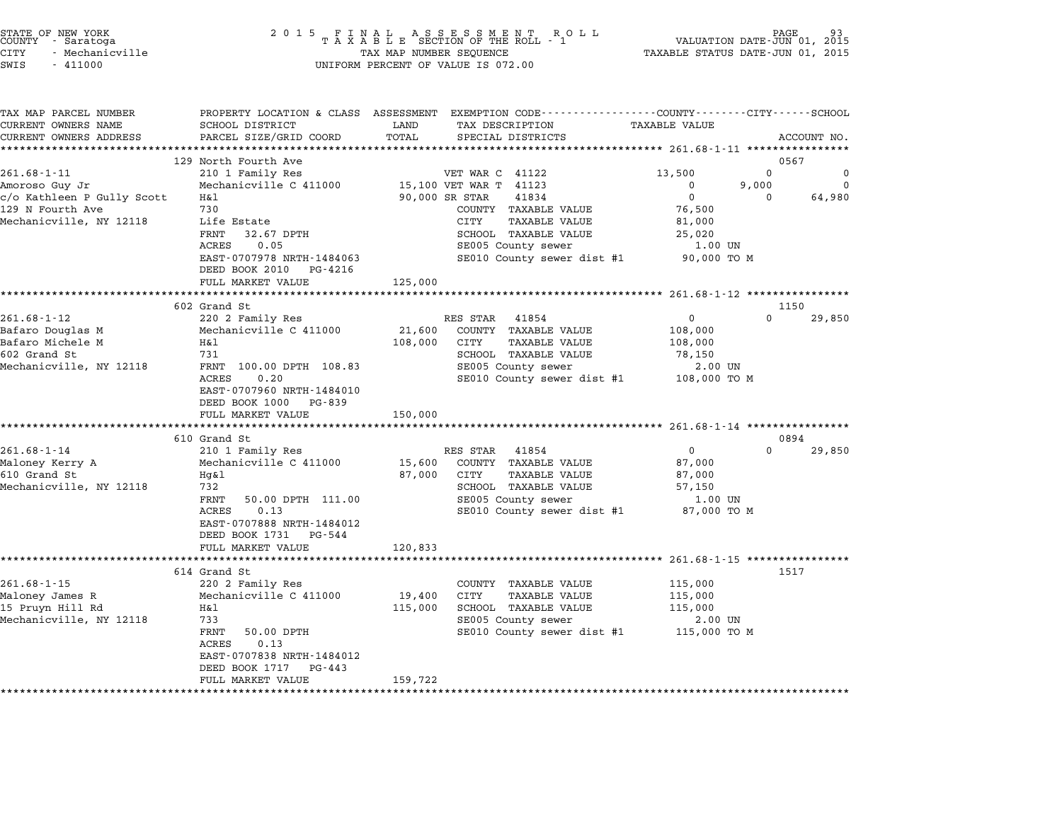STATE OF NEW YORK
COUNTY - Saratoga
CITY - Mechanicville
SWIS - 411000

2 0 1 5 F I N A L A S S E S S M E N T R O L L
T A X A B L E SECTION OF THE ROLL - 1
TAX MAP NUMBER SEQUENCE
UNIFORM PERCENT OF VALUE IS 072.00

VALUATION DATE-JUN 01, 2015
TAXABLE STATUS DATE-JUN 01, 2015

| TAX MAP PARCEL NUMBER / CURRENT OWNERS NAME / CURRENT OWNERS ADDRESS | PROPERTY LOCATION & CLASS / SCHOOL DISTRICT / PARCEL SIZE/GRID COORD | ASSESSMENT LAND / TOTAL | EXEMPTION CODE / TAX DESCRIPTION / SPECIAL DISTRICTS | COUNTY | CITY | SCHOOL | ACCOUNT NO. |
|---|---|---|---|---|---|---|---|
| **261.68-1-11** | 129 North Fourth Ave | | | | | | 0567 |
| 261.68-1-11 | 210 1 Family Res | | VET WAR C 41122 | 13,500 | 0 | 0 | |
| Amoroso Guy Jr | Mechanicville C 411000 | 15,100 | VET WAR T 41123 | 0 | 9,000 | 0 | |
| c/o Kathleen P Gully Scott | H&l | 90,000 | SR STAR 41834 | 0 | 0 | 64,980 | |
| 129 N Fourth Ave | 730 | | COUNTY TAXABLE VALUE | 76,500 | | | |
| Mechanicville, NY 12118 | Life Estate | | CITY TAXABLE VALUE | | 81,000 | | |
| | FRNT 32.67 DPTH | | SCHOOL TAXABLE VALUE | | | 25,020 | |
| | ACRES 0.05 | | SE005 County sewer | 1.00 UN | | | |
| | EAST-0707978 NRTH-1484063 | | SE010 County sewer dist #1 | 90,000 TO M | | | |
| | DEED BOOK 2010 PG-4216 | | | | | | |
| | FULL MARKET VALUE | 125,000 | | | | | |
| **261.68-1-12** | 602 Grand St | | | | | | 1150 |
| 261.68-1-12 | 220 2 Family Res | | RES STAR 41854 | 0 | 0 | 29,850 | |
| Bafaro Douglas M | Mechanicville C 411000 | 21,600 | COUNTY TAXABLE VALUE | 108,000 | | | |
| Bafaro Michele M | H&l | 108,000 | CITY TAXABLE VALUE | | 108,000 | | |
| 602 Grand St | 731 | | SCHOOL TAXABLE VALUE | | | 78,150 | |
| Mechanicville, NY 12118 | FRNT 100.00 DPTH 108.83 | | SE005 County sewer | 2.00 UN | | | |
| | ACRES 0.20 | | SE010 County sewer dist #1 | 108,000 TO M | | | |
| | EAST-0707960 NRTH-1484010 | | | | | | |
| | DEED BOOK 1000 PG-839 | | | | | | |
| | FULL MARKET VALUE | 150,000 | | | | | |
| **261.68-1-14** | 610 Grand St | | | | | | 0894 |
| 261.68-1-14 | 210 1 Family Res | | RES STAR 41854 | 0 | 0 | 29,850 | |
| Maloney Kerry A | Mechanicville C 411000 | 15,600 | COUNTY TAXABLE VALUE | 87,000 | | | |
| 610 Grand St | Hg&l | 87,000 | CITY TAXABLE VALUE | | 87,000 | | |
| Mechanicville, NY 12118 | 732 | | SCHOOL TAXABLE VALUE | | | 57,150 | |
| | FRNT 50.00 DPTH 111.00 | | SE005 County sewer | 1.00 UN | | | |
| | ACRES 0.13 | | SE010 County sewer dist #1 | 87,000 TO M | | | |
| | EAST-0707888 NRTH-1484012 | | | | | | |
| | DEED BOOK 1731 PG-544 | | | | | | |
| | FULL MARKET VALUE | 120,833 | | | | | |
| **261.68-1-15** | 614 Grand St | | | | | | 1517 |
| 261.68-1-15 | 220 2 Family Res | | COUNTY TAXABLE VALUE | 115,000 | | | |
| Maloney James R | Mechanicville C 411000 | 19,400 | CITY TAXABLE VALUE | | 115,000 | | |
| 15 Pruyn Hill Rd | H&l | 115,000 | SCHOOL TAXABLE VALUE | | | 115,000 | |
| Mechanicville, NY 12118 | 733 | | SE005 County sewer | 2.00 UN | | | |
| | FRNT 50.00 DPTH | | SE010 County sewer dist #1 | 115,000 TO M | | | |
| | ACRES 0.13 | | | | | | |
| | EAST-0707838 NRTH-1484012 | | | | | | |
| | DEED BOOK 1717 PG-443 | | | | | | |
| | FULL MARKET VALUE | 159,722 | | | | | |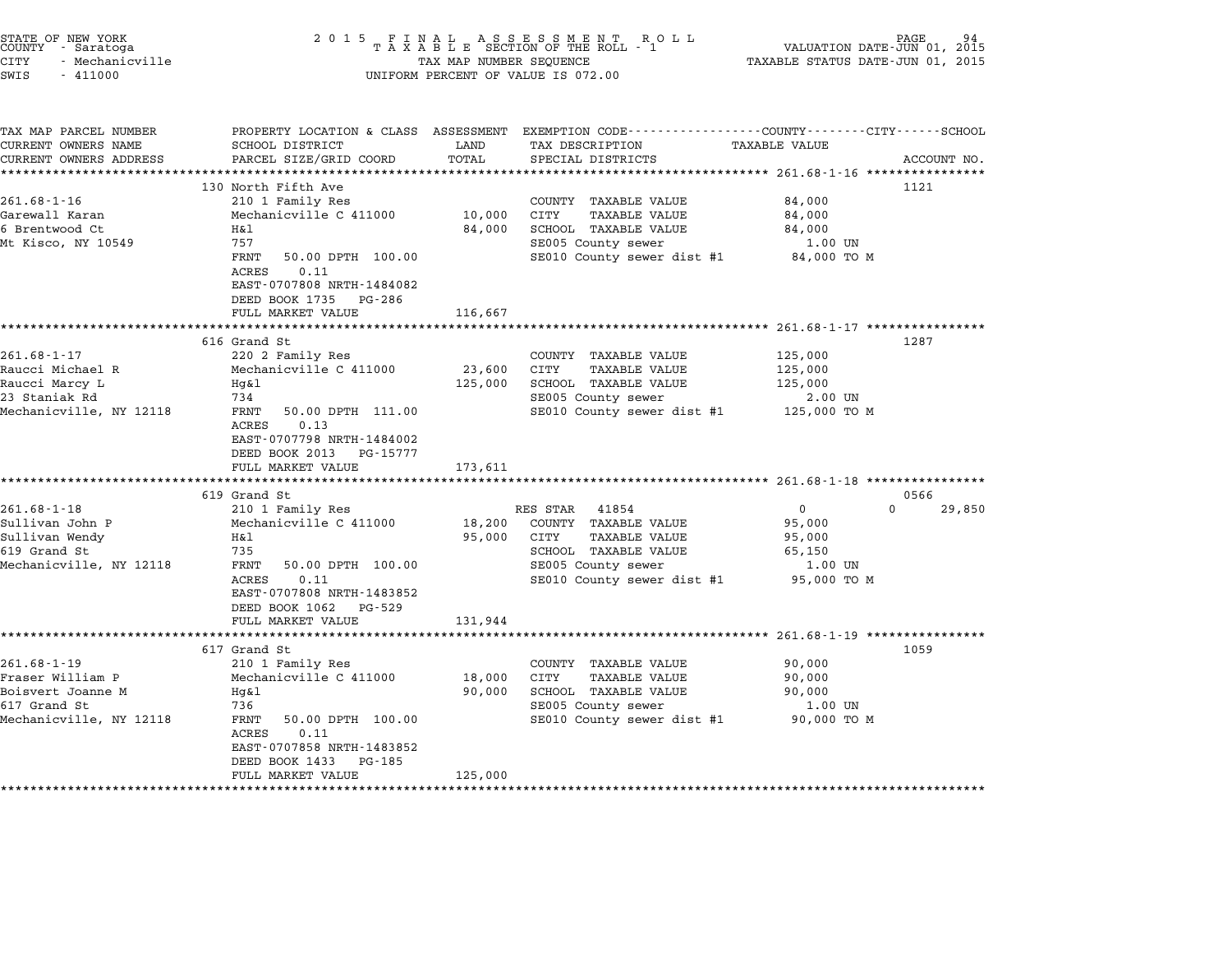STATE OF NEW YORK
COUNTY - Saratoga
CITY - Mechanicville
SWIS - 411000

2 0 1 5 F I N A L A S S E S S M E N T R O L L
T A X A B L E SECTION OF THE ROLL - 1
TAX MAP NUMBER SEQUENCE
UNIFORM PERCENT OF VALUE IS 072.00

VALUATION DATE-JUN 01, 2015
TAXABLE STATUS DATE-JUN 01, 2015

| TAX MAP PARCEL NUMBER<br>CURRENT OWNERS NAME<br>CURRENT OWNERS ADDRESS | PROPERTY LOCATION & CLASS<br>SCHOOL DISTRICT<br>PARCEL SIZE/GRID COORD | ASSESSMENT<br>LAND<br>TOTAL | EXEMPTION CODE<br>TAX DESCRIPTION<br>SPECIAL DISTRICTS | COUNTY / CITY / SCHOOL<br>TAXABLE VALUE | ACCOUNT NO. |
|---|---|---|---|---|---|
| **261.68-1-16** | 130 North Fifth Ave | | | | 1121 |
| 261.68-1-16 | 210 1 Family Res | | COUNTY TAXABLE VALUE | 84,000 | |
| Garewall Karan | Mechanicville C 411000 | 10,000 | CITY TAXABLE VALUE | 84,000 | |
| 6 Brentwood Ct | H&l | 84,000 | SCHOOL TAXABLE VALUE | 84,000 | |
| Mt Kisco, NY 10549 | 757 | | SE005 County sewer | 1.00 UN | |
| | FRNT 50.00 DPTH 100.00 | | SE010 County sewer dist #1 | 84,000 TO M | |
| | ACRES 0.11 | | | | |
| | EAST-0707808 NRTH-1484082 | | | | |
| | DEED BOOK 1735 PG-286 | | | | |
| | FULL MARKET VALUE | 116,667 | | | |
| **261.68-1-17** | 616 Grand St | | | | 1287 |
| 261.68-1-17 | 220 2 Family Res | | COUNTY TAXABLE VALUE | 125,000 | |
| Raucci Michael R | Mechanicville C 411000 | 23,600 | CITY TAXABLE VALUE | 125,000 | |
| Raucci Marcy L | Hg&l | 125,000 | SCHOOL TAXABLE VALUE | 125,000 | |
| 23 Staniak Rd | 734 | | SE005 County sewer | 2.00 UN | |
| Mechanicville, NY 12118 | FRNT 50.00 DPTH 111.00 | | SE010 County sewer dist #1 | 125,000 TO M | |
| | ACRES 0.13 | | | | |
| | EAST-0707798 NRTH-1484002 | | | | |
| | DEED BOOK 2013 PG-15777 | | | | |
| | FULL MARKET VALUE | 173,611 | | | |
| **261.68-1-18** | 619 Grand St | | | | 0566 |
| 261.68-1-18 | 210 1 Family Res | | RES STAR 41854 | 0 0 29,850 | |
| Sullivan John P | Mechanicville C 411000 | 18,200 | COUNTY TAXABLE VALUE | 95,000 | |
| Sullivan Wendy | H&l | 95,000 | CITY TAXABLE VALUE | 95,000 | |
| 619 Grand St | 735 | | SCHOOL TAXABLE VALUE | 65,150 | |
| Mechanicville, NY 12118 | FRNT 50.00 DPTH 100.00 | | SE005 County sewer | 1.00 UN | |
| | ACRES 0.11 | | SE010 County sewer dist #1 | 95,000 TO M | |
| | EAST-0707808 NRTH-1483852 | | | | |
| | DEED BOOK 1062 PG-529 | | | | |
| | FULL MARKET VALUE | 131,944 | | | |
| **261.68-1-19** | 617 Grand St | | | | 1059 |
| 261.68-1-19 | 210 1 Family Res | | COUNTY TAXABLE VALUE | 90,000 | |
| Fraser William P | Mechanicville C 411000 | 18,000 | CITY TAXABLE VALUE | 90,000 | |
| Boisvert Joanne M | Hg&l | 90,000 | SCHOOL TAXABLE VALUE | 90,000 | |
| 617 Grand St | 736 | | SE005 County sewer | 1.00 UN | |
| Mechanicville, NY 12118 | FRNT 50.00 DPTH 100.00 | | SE010 County sewer dist #1 | 90,000 TO M | |
| | ACRES 0.11 | | | | |
| | EAST-0707858 NRTH-1483852 | | | | |
| | DEED BOOK 1433 PG-185 | | | | |
| | FULL MARKET VALUE | 125,000 | | | |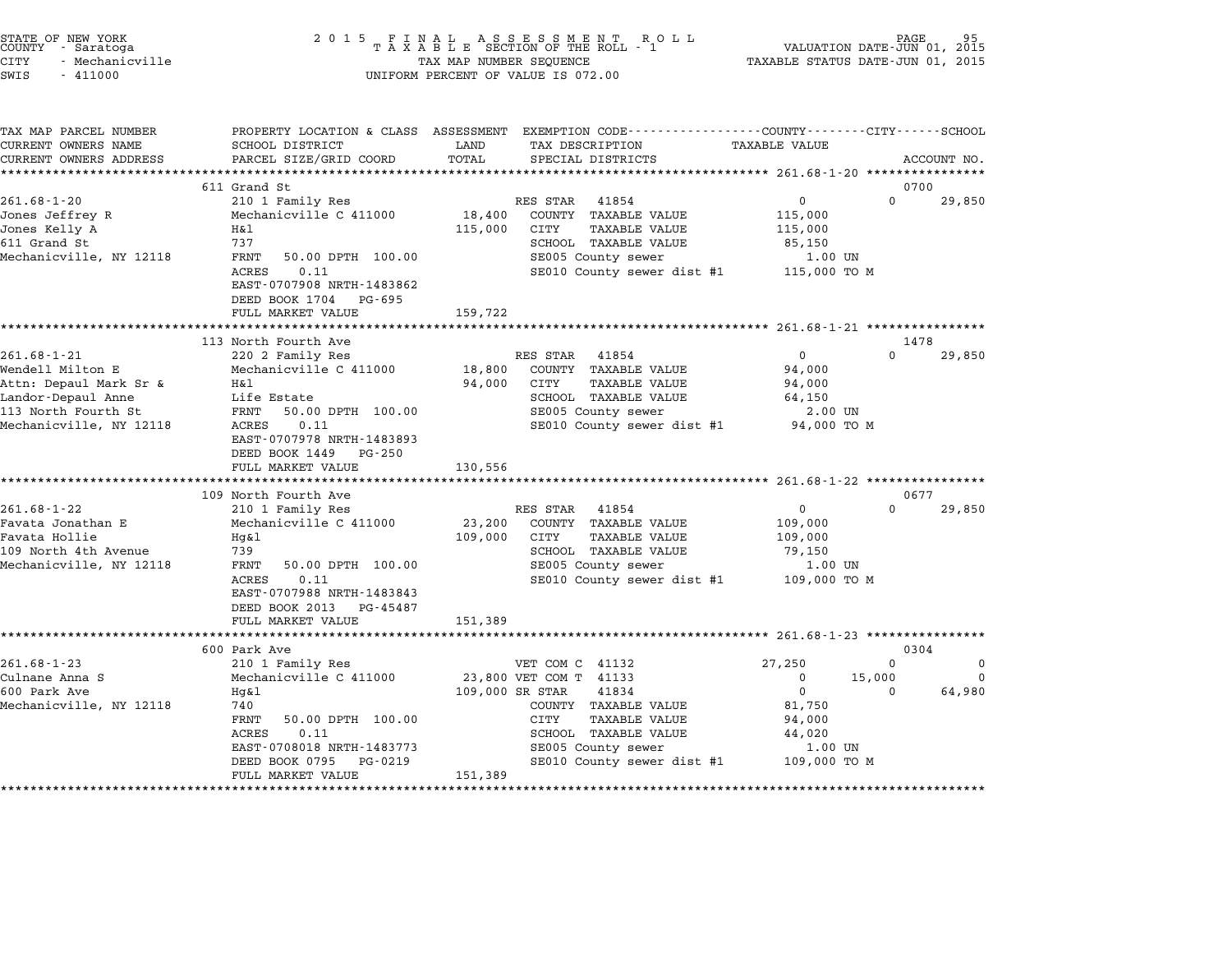STATE OF NEW YORK
COUNTY - Saratoga
CITY - Mechanicville
SWIS - 411000

# 2015 FINAL ASSESSMENT ROLL
TAXABLE SECTION OF THE ROLL - 1
TAX MAP NUMBER SEQUENCE
UNIFORM PERCENT OF VALUE IS 072.00

VALUATION DATE-JUN 01, 2015
TAXABLE STATUS DATE-JUN 01, 2015

| TAX MAP PARCEL NUMBER / CURRENT OWNERS NAME / CURRENT OWNERS ADDRESS | PROPERTY LOCATION & CLASS / SCHOOL DISTRICT / PARCEL SIZE/GRID COORD | ASSESSMENT LAND / TOTAL | EXEMPTION CODE / TAX DESCRIPTION / SPECIAL DISTRICTS | COUNTY TAXABLE VALUE | CITY | SCHOOL / ACCOUNT NO. |
|---|---|---|---|---|---|---|
| 261.68-1-20 | 611 Grand St | | | | | 0700 |
| | 210 1 Family Res | | RES STAR 41854 | 0 | 0 | 29,850 |
| Jones Jeffrey R | Mechanicville C 411000 | 18,400 | COUNTY TAXABLE VALUE | 115,000 | | |
| Jones Kelly A | H&l | 115,000 | CITY TAXABLE VALUE | 115,000 | | |
| 611 Grand St | 737 | | SCHOOL TAXABLE VALUE | 85,150 | | |
| Mechanicville, NY 12118 | FRNT 50.00 DPTH 100.00 | | SE005 County sewer | 1.00 UN | | |
| | ACRES 0.11 | | SE010 County sewer dist #1 | 115,000 TO M | | |
| | EAST-0707908 NRTH-1483862 | | | | | |
| | DEED BOOK 1704 PG-695 | | | | | |
| | FULL MARKET VALUE | 159,722 | | | | |
| 261.68-1-21 | 113 North Fourth Ave | | | | | 1478 |
| | 220 2 Family Res | | RES STAR 41854 | 0 | 0 | 29,850 |
| Wendell Milton E | Mechanicville C 411000 | 18,800 | COUNTY TAXABLE VALUE | 94,000 | | |
| Attn: Depaul Mark Sr & | H&l | 94,000 | CITY TAXABLE VALUE | 94,000 | | |
| Landor-Depaul Anne | Life Estate | | SCHOOL TAXABLE VALUE | 64,150 | | |
| 113 North Fourth St | FRNT 50.00 DPTH 100.00 | | SE005 County sewer | 2.00 UN | | |
| Mechanicville, NY 12118 | ACRES 0.11 | | SE010 County sewer dist #1 | 94,000 TO M | | |
| | EAST-0707978 NRTH-1483893 | | | | | |
| | DEED BOOK 1449 PG-250 | | | | | |
| | FULL MARKET VALUE | 130,556 | | | | |
| 261.68-1-22 | 109 North Fourth Ave | | | | | 0677 |
| | 210 1 Family Res | | RES STAR 41854 | 0 | 0 | 29,850 |
| Favata Jonathan E | Mechanicville C 411000 | 23,200 | COUNTY TAXABLE VALUE | 109,000 | | |
| Favata Hollie | Hg&l | 109,000 | CITY TAXABLE VALUE | 109,000 | | |
| 109 North 4th Avenue | 739 | | SCHOOL TAXABLE VALUE | 79,150 | | |
| Mechanicville, NY 12118 | FRNT 50.00 DPTH 100.00 | | SE005 County sewer | 1.00 UN | | |
| | ACRES 0.11 | | SE010 County sewer dist #1 | 109,000 TO M | | |
| | EAST-0707988 NRTH-1483843 | | | | | |
| | DEED BOOK 2013 PG-45487 | | | | | |
| | FULL MARKET VALUE | 151,389 | | | | |
| 261.68-1-23 | 600 Park Ave | | | | | 0304 |
| | 210 1 Family Res | | VET COM C 41132 | 27,250 | 0 | 0 |
| Culnane Anna S | Mechanicville C 411000 | 23,800 | VET COM T 41133 | 0 | 15,000 | 0 |
| 600 Park Ave | Hg&l | 109,000 | SR STAR 41834 | 0 | 0 | 64,980 |
| Mechanicville, NY 12118 | 740 | | COUNTY TAXABLE VALUE | 81,750 | | |
| | FRNT 50.00 DPTH 100.00 | | CITY TAXABLE VALUE | 94,000 | | |
| | ACRES 0.11 | | SCHOOL TAXABLE VALUE | 44,020 | | |
| | EAST-0708018 NRTH-1483773 | | SE005 County sewer | 1.00 UN | | |
| | DEED BOOK 0795 PG-0219 | | SE010 County sewer dist #1 | 109,000 TO M | | |
| | FULL MARKET VALUE | 151,389 | | | | |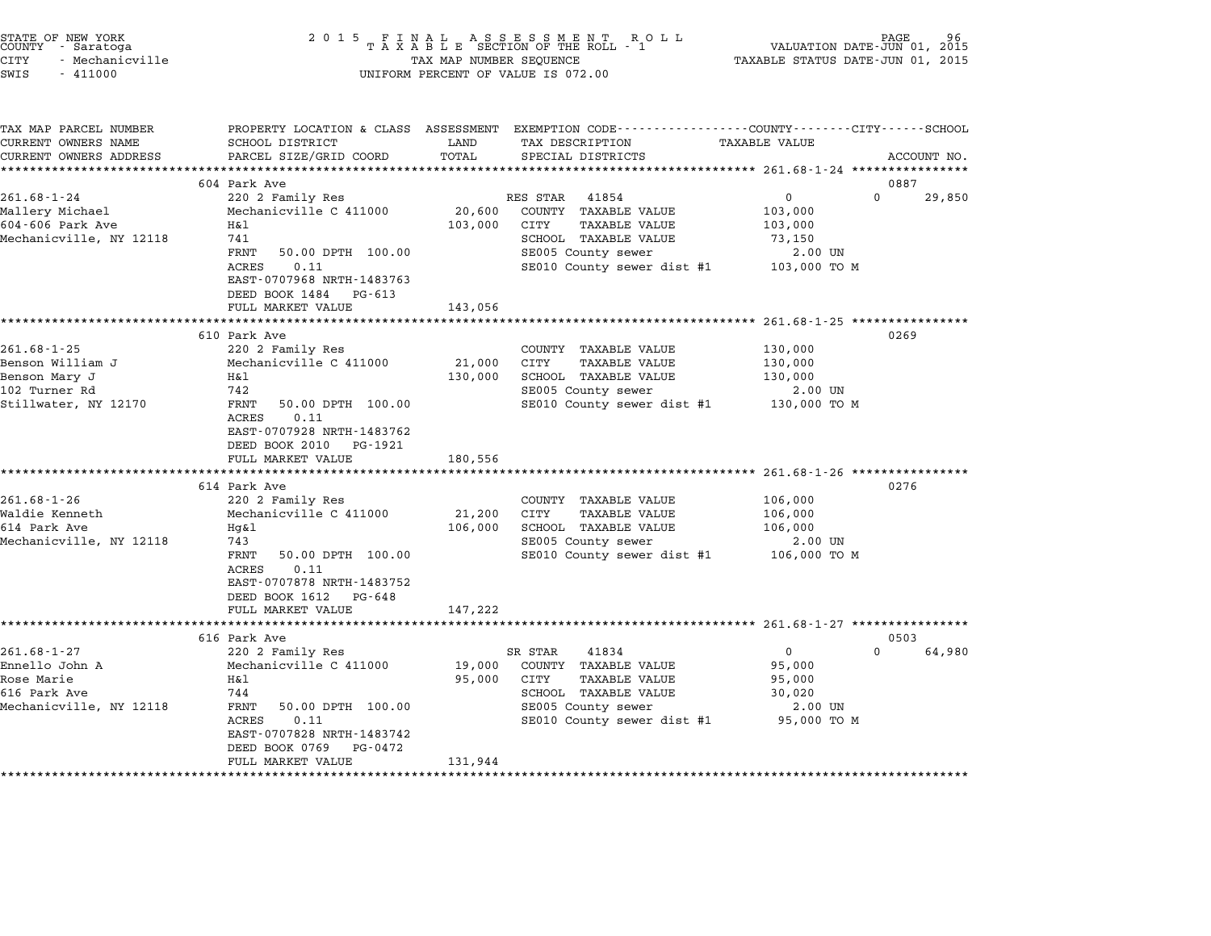STATE OF NEW YORK
COUNTY - Saratoga
CITY - Mechanicville
SWIS - 411000

2015 FINAL ASSESSMENT ROLL
TAXABLE SECTION OF THE ROLL - 1
TAX MAP NUMBER SEQUENCE
UNIFORM PERCENT OF VALUE IS 072.00

VALUATION DATE-JUN 01, 2015
TAXABLE STATUS DATE-JUN 01, 2015

| TAX MAP PARCEL NUMBER / CURRENT OWNERS NAME / CURRENT OWNERS ADDRESS | PROPERTY LOCATION & CLASS / SCHOOL DISTRICT / PARCEL SIZE/GRID COORD | ASSESSMENT LAND / TOTAL | EXEMPTION CODE / TAX DESCRIPTION / SPECIAL DISTRICTS | COUNTY / TAXABLE VALUE | CITY | SCHOOL / ACCOUNT NO. |
|---|---|---|---|---|---|---|
| **261.68-1-24** | 604 Park Ave | | | | | 0887 |
| 261.68-1-24 | 220 2 Family Res | | RES STAR 41854 | 0 | 0 | 29,850 |
| Mallery Michael | Mechanicville C 411000 | 20,600 | COUNTY TAXABLE VALUE | 103,000 | | |
| 604-606 Park Ave | H&l | 103,000 | CITY TAXABLE VALUE | 103,000 | | |
| Mechanicville, NY 12118 | 741 | | SCHOOL TAXABLE VALUE | 73,150 | | |
| | FRNT 50.00 DPTH 100.00 | | SE005 County sewer | 2.00 UN | | |
| | ACRES 0.11 | | SE010 County sewer dist #1 | 103,000 TO M | | |
| | EAST-0707968 NRTH-1483763 | | | | | |
| | DEED BOOK 1484 PG-613 | | | | | |
| | FULL MARKET VALUE | 143,056 | | | | |
| **261.68-1-25** | 610 Park Ave | | | | | 0269 |
| 261.68-1-25 | 220 2 Family Res | | COUNTY TAXABLE VALUE | 130,000 | | |
| Benson William J | Mechanicville C 411000 | 21,000 | CITY TAXABLE VALUE | 130,000 | | |
| Benson Mary J | H&l | 130,000 | SCHOOL TAXABLE VALUE | 130,000 | | |
| 102 Turner Rd | 742 | | SE005 County sewer | 2.00 UN | | |
| Stillwater, NY 12170 | FRNT 50.00 DPTH 100.00 | | SE010 County sewer dist #1 | 130,000 TO M | | |
| | ACRES 0.11 | | | | | |
| | EAST-0707928 NRTH-1483762 | | | | | |
| | DEED BOOK 2010 PG-1921 | | | | | |
| | FULL MARKET VALUE | 180,556 | | | | |
| **261.68-1-26** | 614 Park Ave | | | | | 0276 |
| 261.68-1-26 | 220 2 Family Res | | COUNTY TAXABLE VALUE | 106,000 | | |
| Waldie Kenneth | Mechanicville C 411000 | 21,200 | CITY TAXABLE VALUE | 106,000 | | |
| 614 Park Ave | Hg&l | 106,000 | SCHOOL TAXABLE VALUE | 106,000 | | |
| Mechanicville, NY 12118 | 743 | | SE005 County sewer | 2.00 UN | | |
| | FRNT 50.00 DPTH 100.00 | | SE010 County sewer dist #1 | 106,000 TO M | | |
| | ACRES 0.11 | | | | | |
| | EAST-0707878 NRTH-1483752 | | | | | |
| | DEED BOOK 1612 PG-648 | | | | | |
| | FULL MARKET VALUE | 147,222 | | | | |
| **261.68-1-27** | 616 Park Ave | | | | | 0503 |
| 261.68-1-27 | 220 2 Family Res | | SR STAR 41834 | 0 | 0 | 64,980 |
| Ennello John A | Mechanicville C 411000 | 19,000 | COUNTY TAXABLE VALUE | 95,000 | | |
| Rose Marie | H&l | 95,000 | CITY TAXABLE VALUE | 95,000 | | |
| 616 Park Ave | 744 | | SCHOOL TAXABLE VALUE | 30,020 | | |
| Mechanicville, NY 12118 | FRNT 50.00 DPTH 100.00 | | SE005 County sewer | 2.00 UN | | |
| | ACRES 0.11 | | SE010 County sewer dist #1 | 95,000 TO M | | |
| | EAST-0707828 NRTH-1483742 | | | | | |
| | DEED BOOK 0769 PG-0472 | | | | | |
| | FULL MARKET VALUE | 131,944 | | | | |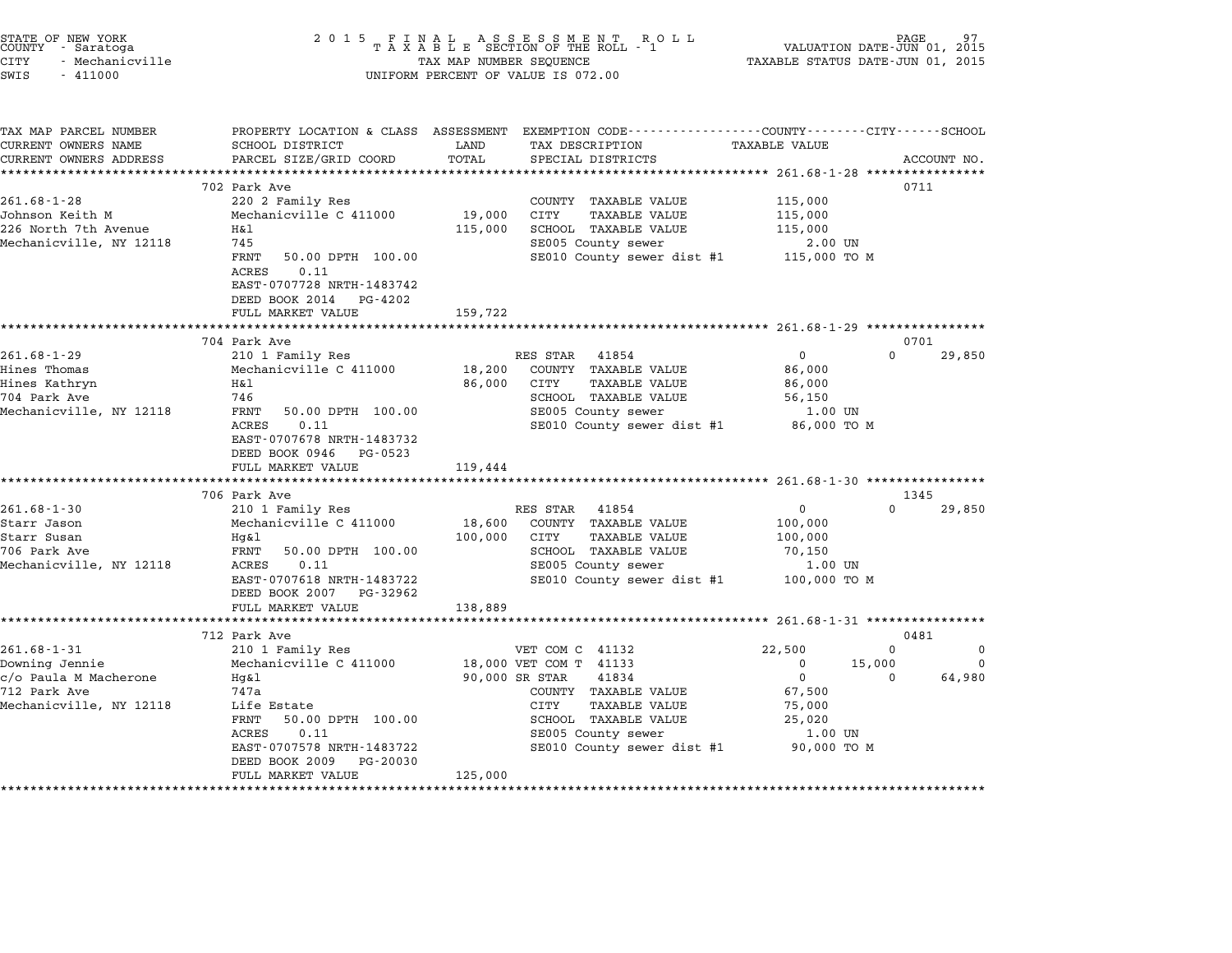STATE OF NEW YORK
COUNTY - Saratoga
CITY - Mechanicville
SWIS - 411000

2 0 1 5 F I N A L A S S E S S M E N T R O L L
T A X A B L E SECTION OF THE ROLL - 1
TAX MAP NUMBER SEQUENCE
UNIFORM PERCENT OF VALUE IS 072.00

VALUATION DATE-JUN 01, 2015
TAXABLE STATUS DATE-JUN 01, 2015

| TAX MAP PARCEL NUMBER / CURRENT OWNERS NAME / CURRENT OWNERS ADDRESS | PROPERTY LOCATION & CLASS / SCHOOL DISTRICT / PARCEL SIZE/GRID COORD | ASSESSMENT LAND / TOTAL | EXEMPTION CODE / TAX DESCRIPTION / SPECIAL DISTRICTS | COUNTY TAXABLE VALUE | CITY | SCHOOL | ACCOUNT NO. |
|---|---|---|---|---|---|---|---|
| **261.68-1-28** | 702 Park Ave | | | | | | 0711 |
| | 220 2 Family Res | | COUNTY TAXABLE VALUE | 115,000 | | | |
| Johnson Keith M | Mechanicville C 411000 | 19,000 | CITY TAXABLE VALUE | 115,000 | | | |
| 226 North 7th Avenue | H&l | 115,000 | SCHOOL TAXABLE VALUE | 115,000 | | | |
| Mechanicville, NY 12118 | 745 | | SE005 County sewer | 2.00 UN | | | |
| | FRNT 50.00 DPTH 100.00 | | SE010 County sewer dist #1 | 115,000 TO M | | | |
| | ACRES 0.11 | | | | | | |
| | EAST-0707728 NRTH-1483742 | | | | | | |
| | DEED BOOK 2014 PG-4202 | | | | | | |
| | FULL MARKET VALUE | 159,722 | | | | | |
| **261.68-1-29** | 704 Park Ave | | | | | | 0701 |
| | 210 1 Family Res | | RES STAR 41854 | 0 | 0 | 29,850 | |
| Hines Thomas | Mechanicville C 411000 | 18,200 | COUNTY TAXABLE VALUE | 86,000 | | | |
| Hines Kathryn | H&l | 86,000 | CITY TAXABLE VALUE | 86,000 | | | |
| 704 Park Ave | 746 | | SCHOOL TAXABLE VALUE | 56,150 | | | |
| Mechanicville, NY 12118 | FRNT 50.00 DPTH 100.00 | | SE005 County sewer | 1.00 UN | | | |
| | ACRES 0.11 | | SE010 County sewer dist #1 | 86,000 TO M | | | |
| | EAST-0707678 NRTH-1483732 | | | | | | |
| | DEED BOOK 0946 PG-0523 | | | | | | |
| | FULL MARKET VALUE | 119,444 | | | | | |
| **261.68-1-30** | 706 Park Ave | | | | | | 1345 |
| | 210 1 Family Res | | RES STAR 41854 | 0 | 0 | 29,850 | |
| Starr Jason | Mechanicville C 411000 | 18,600 | COUNTY TAXABLE VALUE | 100,000 | | | |
| Starr Susan | Hg&l | 100,000 | CITY TAXABLE VALUE | 100,000 | | | |
| 706 Park Ave | FRNT 50.00 DPTH 100.00 | | SCHOOL TAXABLE VALUE | 70,150 | | | |
| Mechanicville, NY 12118 | ACRES 0.11 | | SE005 County sewer | 1.00 UN | | | |
| | EAST-0707618 NRTH-1483722 | | SE010 County sewer dist #1 | 100,000 TO M | | | |
| | DEED BOOK 2007 PG-32962 | | | | | | |
| | FULL MARKET VALUE | 138,889 | | | | | |
| **261.68-1-31** | 712 Park Ave | | | | | | 0481 |
| | 210 1 Family Res | | VET COM C 41132 | 22,500 | 0 | 0 | |
| Downing Jennie | Mechanicville C 411000 | 18,000 | VET COM T 41133 | 0 | 15,000 | 0 | |
| c/o Paula M Macherone | Hg&l | 90,000 | SR STAR 41834 | 0 | 0 | 64,980 | |
| 712 Park Ave | 747a | | COUNTY TAXABLE VALUE | 67,500 | | | |
| Mechanicville, NY 12118 | Life Estate | | CITY TAXABLE VALUE | 75,000 | | | |
| | FRNT 50.00 DPTH 100.00 | | SCHOOL TAXABLE VALUE | 25,020 | | | |
| | ACRES 0.11 | | SE005 County sewer | 1.00 UN | | | |
| | EAST-0707578 NRTH-1483722 | | SE010 County sewer dist #1 | 90,000 TO M | | | |
| | DEED BOOK 2009 PG-20030 | | | | | | |
| | FULL MARKET VALUE | 125,000 | | | | | |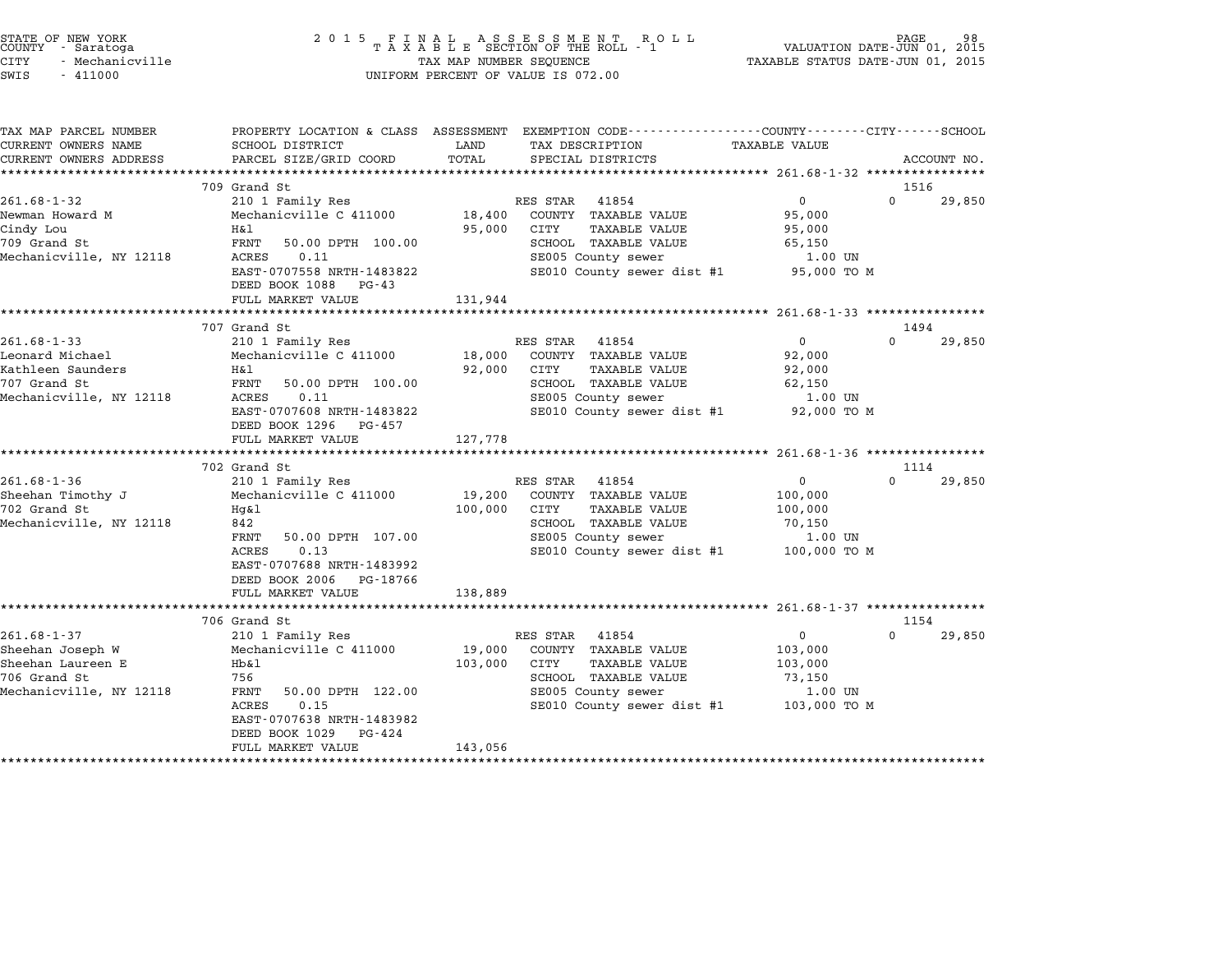STATE OF NEW YORK
COUNTY - Saratoga
CITY - Mechanicville
SWIS - 411000

2015 FINAL ASSESSMENT ROLL
TAXABLE SECTION OF THE ROLL - 1
TAX MAP NUMBER SEQUENCE
UNIFORM PERCENT OF VALUE IS 072.00

VALUATION DATE-JUN 01, 2015
TAXABLE STATUS DATE-JUN 01, 2015

```
TAX MAP PARCEL NUMBER      PROPERTY LOCATION & CLASS  ASSESSMENT  EXEMPTION CODE-----------------COUNTY--------CITY------SCHOOL
CURRENT OWNERS NAME        SCHOOL DISTRICT             LAND       TAX DESCRIPTION                TAXABLE VALUE
CURRENT OWNERS ADDRESS     PARCEL SIZE/GRID COORD      TOTAL      SPECIAL DISTRICTS                                        ACCOUNT NO.
******************************************************************************************* 261.68-1-32 ****************
                           709 Grand St                                                                              1516
261.68-1-32                210 1 Family Res                       RES STAR  41854                  0          0     29,850
Newman Howard M            Mechanicville C 411000      18,400     COUNTY  TAXABLE VALUE        95,000
Cindy Lou                  H&l                         95,000     CITY    TAXABLE VALUE        95,000
709 Grand St               FRNT   50.00 DPTH 100.00               SCHOOL  TAXABLE VALUE        65,150
Mechanicville, NY 12118    ACRES    0.11                          SE005 County sewer             1.00 UN
                           EAST-0707558 NRTH-1483822              SE010 County sewer dist #1    95,000 TO M
                           DEED BOOK 1088   PG-43
                           FULL MARKET VALUE          131,944
******************************************************************************************* 261.68-1-33 ****************
                           707 Grand St                                                                              1494
261.68-1-33                210 1 Family Res                       RES STAR  41854                  0          0     29,850
Leonard Michael            Mechanicville C 411000      18,000     COUNTY  TAXABLE VALUE        92,000
Kathleen Saunders          H&l                         92,000     CITY    TAXABLE VALUE        92,000
707 Grand St               FRNT   50.00 DPTH 100.00               SCHOOL  TAXABLE VALUE        62,150
Mechanicville, NY 12118    ACRES    0.11                          SE005 County sewer             1.00 UN
                           EAST-0707608 NRTH-1483822              SE010 County sewer dist #1    92,000 TO M
                           DEED BOOK 1296   PG-457
                           FULL MARKET VALUE          127,778
******************************************************************************************* 261.68-1-36 ****************
                           702 Grand St                                                                              1114
261.68-1-36                210 1 Family Res                       RES STAR  41854                  0          0     29,850
Sheehan Timothy J          Mechanicville C 411000      19,200     COUNTY  TAXABLE VALUE       100,000
702 Grand St               Hg&l                       100,000     CITY    TAXABLE VALUE       100,000
Mechanicville, NY 12118    842                                    SCHOOL  TAXABLE VALUE        70,150
                           FRNT   50.00 DPTH 107.00               SE005 County sewer             1.00 UN
                           ACRES    0.13                          SE010 County sewer dist #1   100,000 TO M
                           EAST-0707688 NRTH-1483992
                           DEED BOOK 2006   PG-18766
                           FULL MARKET VALUE          138,889
******************************************************************************************* 261.68-1-37 ****************
                           706 Grand St                                                                              1154
261.68-1-37                210 1 Family Res                       RES STAR  41854                  0          0     29,850
Sheehan Joseph W           Mechanicville C 411000      19,000     COUNTY  TAXABLE VALUE       103,000
Sheehan Laureen E          Hb&l                       103,000     CITY    TAXABLE VALUE       103,000
706 Grand St               756                                    SCHOOL  TAXABLE VALUE        73,150
Mechanicville, NY 12118    FRNT   50.00 DPTH 122.00               SE005 County sewer             1.00 UN
                           ACRES    0.15                          SE010 County sewer dist #1   103,000 TO M
                           EAST-0707638 NRTH-1483982
                           DEED BOOK 1029   PG-424
                           FULL MARKET VALUE          143,056
************************************************************************************************************************
```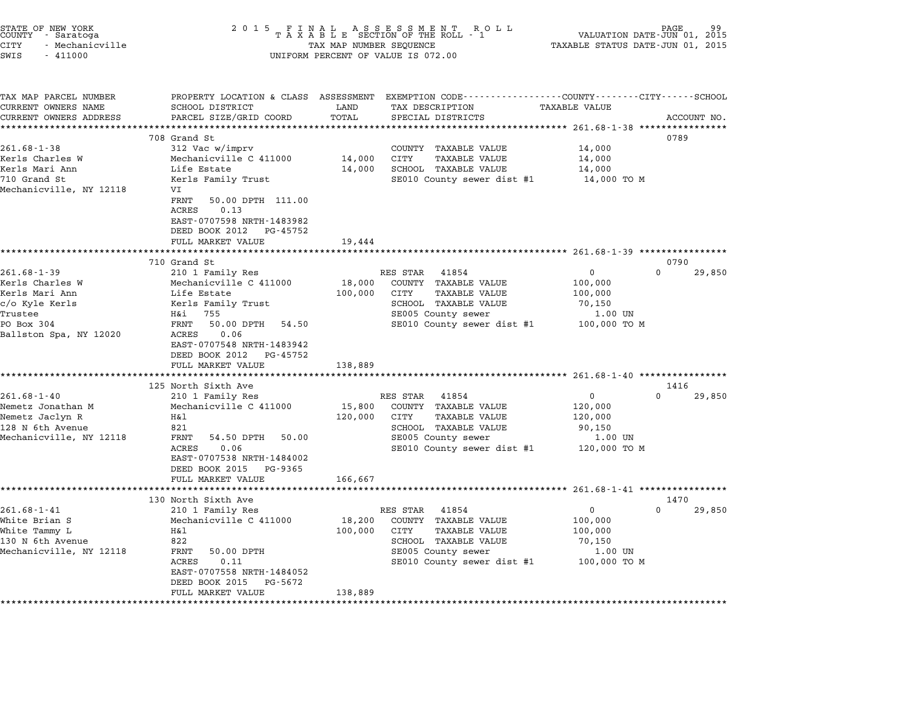STATE OF NEW YORK
COUNTY - Saratoga
CITY - Mechanicville
SWIS - 411000

2015 FINAL ASSESSMENT ROLL
TAXABLE SECTION OF THE ROLL - 1
TAX MAP NUMBER SEQUENCE
UNIFORM PERCENT OF VALUE IS 072.00

VALUATION DATE-JUN 01, 2015
TAXABLE STATUS DATE-JUN 01, 2015

| TAX MAP PARCEL NUMBER / CURRENT OWNERS NAME / CURRENT OWNERS ADDRESS | PROPERTY LOCATION & CLASS / SCHOOL DISTRICT / PARCEL SIZE/GRID COORD | ASSESSMENT LAND / TOTAL | EXEMPTION CODE / TAX DESCRIPTION / SPECIAL DISTRICTS | COUNTY / CITY / TAXABLE VALUE | SCHOOL / ACCOUNT NO. |
|---|---|---|---|---|---|
| **261.68-1-38** | 708 Grand St | | | | 0789 |
| 261.68-1-38 | 312 Vac w/imprv | | COUNTY TAXABLE VALUE | 14,000 | |
| Kerls Charles W | Mechanicville C 411000 | 14,000 | CITY TAXABLE VALUE | 14,000 | |
| Kerls Mari Ann | Life Estate | 14,000 | SCHOOL TAXABLE VALUE | 14,000 | |
| 710 Grand St | Kerls Family Trust | | SE010 County sewer dist #1 | 14,000 TO M | |
| Mechanicville, NY 12118 | VI | | | | |
| | FRNT 50.00 DPTH 111.00 | | | | |
| | ACRES 0.13 | | | | |
| | EAST-0707598 NRTH-1483982 | | | | |
| | DEED BOOK 2012 PG-45752 | | | | |
| | FULL MARKET VALUE | 19,444 | | | |
| **261.68-1-39** | 710 Grand St | | | | 0790 |
| 261.68-1-39 | 210 1 Family Res | | RES STAR 41854 | 0 | 0 29,850 |
| Kerls Charles W | Mechanicville C 411000 | 18,000 | COUNTY TAXABLE VALUE | 100,000 | |
| Kerls Mari Ann | Life Estate | 100,000 | CITY TAXABLE VALUE | 100,000 | |
| c/o Kyle Kerls | Kerls Family Trust | | SCHOOL TAXABLE VALUE | 70,150 | |
| Trustee | H&i 755 | | SE005 County sewer | 1.00 UN | |
| PO Box 304 | FRNT 50.00 DPTH 54.50 | | SE010 County sewer dist #1 | 100,000 TO M | |
| Ballston Spa, NY 12020 | ACRES 0.06 | | | | |
| | EAST-0707548 NRTH-1483942 | | | | |
| | DEED BOOK 2012 PG-45752 | | | | |
| | FULL MARKET VALUE | 138,889 | | | |
| **261.68-1-40** | 125 North Sixth Ave | | | | 1416 |
| 261.68-1-40 | 210 1 Family Res | | RES STAR 41854 | 0 | 0 29,850 |
| Nemetz Jonathan M | Mechanicville C 411000 | 15,800 | COUNTY TAXABLE VALUE | 120,000 | |
| Nemetz Jaclyn R | H&l | 120,000 | CITY TAXABLE VALUE | 120,000 | |
| 128 N 6th Avenue | 821 | | SCHOOL TAXABLE VALUE | 90,150 | |
| Mechanicville, NY 12118 | FRNT 54.50 DPTH 50.00 | | SE005 County sewer | 1.00 UN | |
| | ACRES 0.06 | | SE010 County sewer dist #1 | 120,000 TO M | |
| | EAST-0707538 NRTH-1484002 | | | | |
| | DEED BOOK 2015 PG-9365 | | | | |
| | FULL MARKET VALUE | 166,667 | | | |
| **261.68-1-41** | 130 North Sixth Ave | | | | 1470 |
| 261.68-1-41 | 210 1 Family Res | | RES STAR 41854 | 0 | 0 29,850 |
| White Brian S | Mechanicville C 411000 | 18,200 | COUNTY TAXABLE VALUE | 100,000 | |
| White Tammy L | H&l | 100,000 | CITY TAXABLE VALUE | 100,000 | |
| 130 N 6th Avenue | 822 | | SCHOOL TAXABLE VALUE | 70,150 | |
| Mechanicville, NY 12118 | FRNT 50.00 DPTH | | SE005 County sewer | 1.00 UN | |
| | ACRES 0.11 | | SE010 County sewer dist #1 | 100,000 TO M | |
| | EAST-0707558 NRTH-1484052 | | | | |
| | DEED BOOK 2015 PG-5672 | | | | |
| | FULL MARKET VALUE | 138,889 | | | |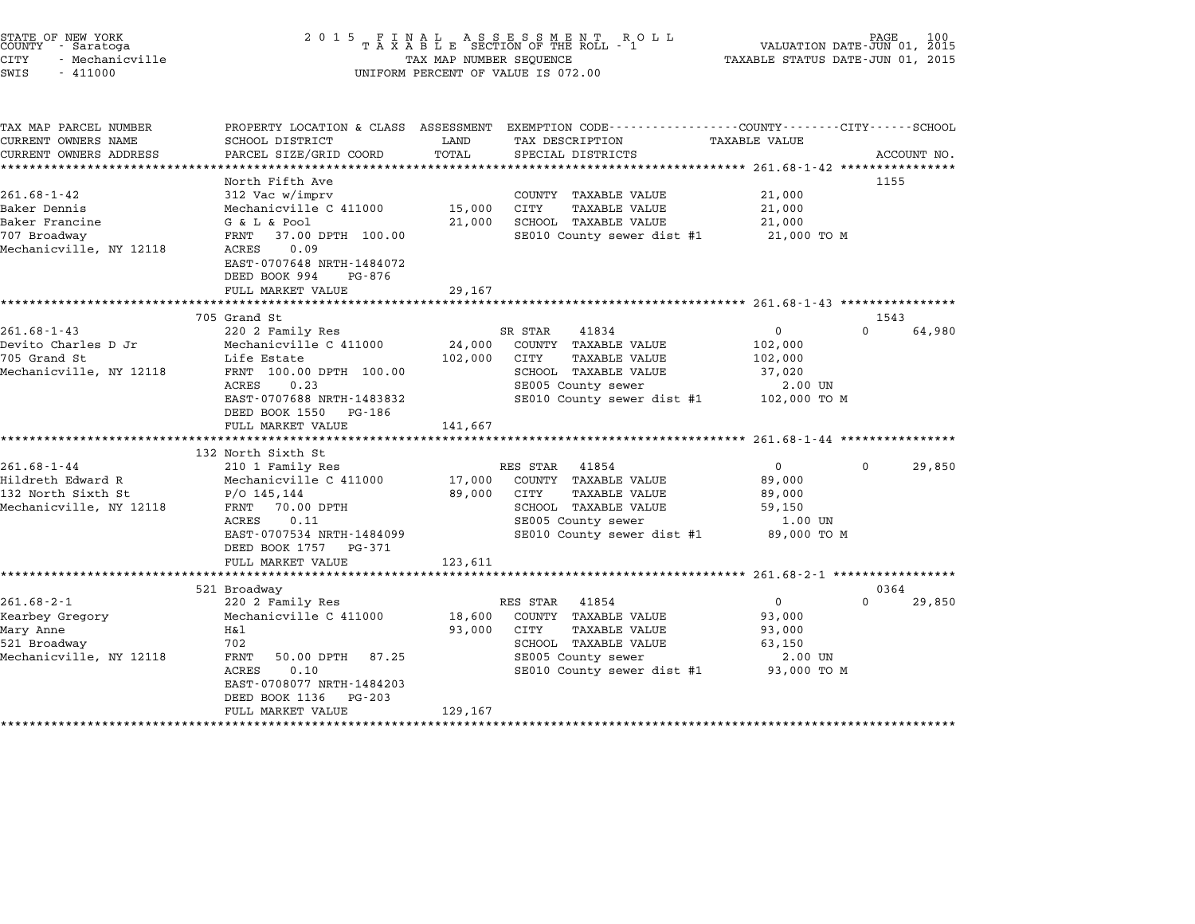STATE OF NEW YORK
COUNTY - Saratoga
CITY - Mechanicville
SWIS - 411000

2 0 1 5 F I N A L A S S E S S M E N T R O L L
T A X A B L E SECTION OF THE ROLL - 1
TAX MAP NUMBER SEQUENCE
UNIFORM PERCENT OF VALUE IS 072.00

VALUATION DATE-JUN 01, 2015
TAXABLE STATUS DATE-JUN 01, 2015

| TAX MAP PARCEL NUMBER / CURRENT OWNERS NAME / CURRENT OWNERS ADDRESS | PROPERTY LOCATION & CLASS / SCHOOL DISTRICT / PARCEL SIZE/GRID COORD | ASSESSMENT LAND / TOTAL | EXEMPTION CODE / TAX DESCRIPTION / SPECIAL DISTRICTS | COUNTY / CITY TAXABLE VALUE | SCHOOL | ACCOUNT NO. |
|---|---|---|---|---|---|---|
| 261.68-1-42 | North Fifth Ave | | | | | 1155 |
| | 312 Vac w/imprv | | COUNTY TAXABLE VALUE | 21,000 | | |
| Baker Dennis | Mechanicville C 411000 | 15,000 | CITY TAXABLE VALUE | 21,000 | | |
| Baker Francine | G & L & Pool | 21,000 | SCHOOL TAXABLE VALUE | 21,000 | | |
| 707 Broadway | FRNT 37.00 DPTH 100.00 | | SE010 County sewer dist #1 | 21,000 TO M | | |
| Mechanicville, NY 12118 | ACRES 0.09 | | | | | |
| | EAST-0707648 NRTH-1484072 | | | | | |
| | DEED BOOK 994 PG-876 | | | | | |
| | FULL MARKET VALUE | 29,167 | | | | |
| 261.68-1-43 | 705 Grand St | | | | | 1543 |
| | 220 2 Family Res | | SR STAR 41834 | 0 | 0 | 64,980 |
| Devito Charles D Jr | Mechanicville C 411000 | 24,000 | COUNTY TAXABLE VALUE | 102,000 | | |
| 705 Grand St | Life Estate | 102,000 | CITY TAXABLE VALUE | 102,000 | | |
| Mechanicville, NY 12118 | FRNT 100.00 DPTH 100.00 | | SCHOOL TAXABLE VALUE | 37,020 | | |
| | ACRES 0.23 | | SE005 County sewer | 2.00 UN | | |
| | EAST-0707688 NRTH-1483832 | | SE010 County sewer dist #1 | 102,000 TO M | | |
| | DEED BOOK 1550 PG-186 | | | | | |
| | FULL MARKET VALUE | 141,667 | | | | |
| 261.68-1-44 | 132 North Sixth St | | | | | |
| | 210 1 Family Res | | RES STAR 41854 | 0 | 0 | 29,850 |
| Hildreth Edward R | Mechanicville C 411000 | 17,000 | COUNTY TAXABLE VALUE | 89,000 | | |
| 132 North Sixth St | P/O 145,144 | 89,000 | CITY TAXABLE VALUE | 89,000 | | |
| Mechanicville, NY 12118 | FRNT 70.00 DPTH | | SCHOOL TAXABLE VALUE | 59,150 | | |
| | ACRES 0.11 | | SE005 County sewer | 1.00 UN | | |
| | EAST-0707534 NRTH-1484099 | | SE010 County sewer dist #1 | 89,000 TO M | | |
| | DEED BOOK 1757 PG-371 | | | | | |
| | FULL MARKET VALUE | 123,611 | | | | |
| 261.68-2-1 | 521 Broadway | | | | | 0364 |
| | 220 2 Family Res | | RES STAR 41854 | 0 | 0 | 29,850 |
| Kearbey Gregory | Mechanicville C 411000 | 18,600 | COUNTY TAXABLE VALUE | 93,000 | | |
| Mary Anne | H&l | 93,000 | CITY TAXABLE VALUE | 93,000 | | |
| 521 Broadway | 702 | | SCHOOL TAXABLE VALUE | 63,150 | | |
| Mechanicville, NY 12118 | FRNT 50.00 DPTH 87.25 | | SE005 County sewer | 2.00 UN | | |
| | ACRES 0.10 | | SE010 County sewer dist #1 | 93,000 TO M | | |
| | EAST-0708077 NRTH-1484203 | | | | | |
| | DEED BOOK 1136 PG-203 | | | | | |
| | FULL MARKET VALUE | 129,167 | | | | |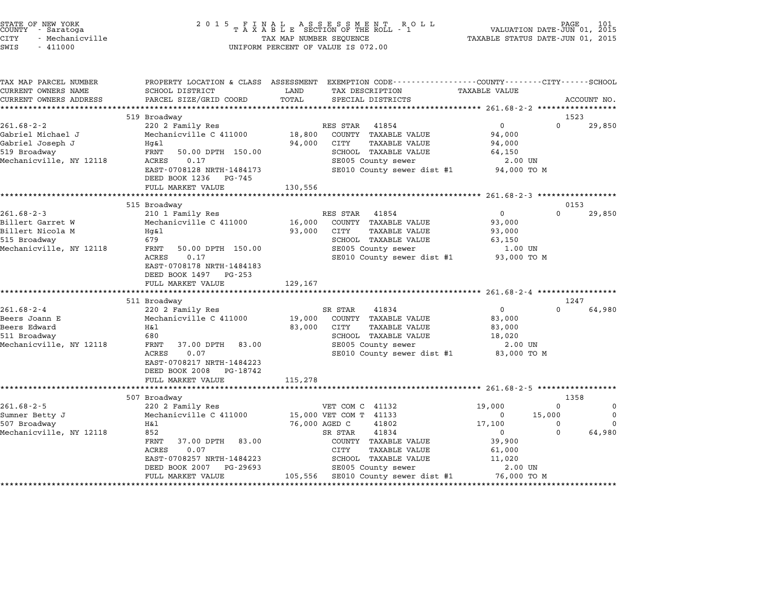STATE OF NEW YORK
COUNTY - Saratoga
CITY - Mechanicville
SWIS - 411000

# 2015 FINAL ASSESSMENT ROLL
TAXABLE SECTION OF THE ROLL - 1
TAX MAP NUMBER SEQUENCE
UNIFORM PERCENT OF VALUE IS 072.00

VALUATION DATE-JUN 01, 2015
TAXABLE STATUS DATE-JUN 01, 2015

| TAX MAP PARCEL NUMBER / CURRENT OWNERS NAME / CURRENT OWNERS ADDRESS | PROPERTY LOCATION & CLASS / SCHOOL DISTRICT / PARCEL SIZE/GRID COORD | ASSESSMENT LAND / TOTAL | EXEMPTION CODE / TAX DESCRIPTION / SPECIAL DISTRICTS | COUNTY TAXABLE VALUE | CITY | SCHOOL / ACCOUNT NO. |
|---|---|---|---|---|---|---|
| **261.68-2-2** | 519 Broadway | | | | | 1523 |
| 261.68-2-2 | 220 2 Family Res | | RES STAR 41854 | 0 | 0 | 29,850 |
| Gabriel Michael J | Mechanicville C 411000 | 18,800 | COUNTY TAXABLE VALUE | 94,000 | | |
| Gabriel Joseph J | Hg&l | 94,000 | CITY TAXABLE VALUE | 94,000 | | |
| 519 Broadway | FRNT 50.00 DPTH 150.00 | | SCHOOL TAXABLE VALUE | 64,150 | | |
| Mechanicville, NY 12118 | ACRES 0.17 | | SE005 County sewer | 2.00 UN | | |
| | EAST-0708128 NRTH-1484173 | | SE010 County sewer dist #1 | 94,000 TO M | | |
| | DEED BOOK 1236 PG-745 | | | | | |
| | FULL MARKET VALUE | 130,556 | | | | |
| **261.68-2-3** | 515 Broadway | | | | | 0153 |
| 261.68-2-3 | 210 1 Family Res | | RES STAR 41854 | 0 | 0 | 29,850 |
| Billert Garret W | Mechanicville C 411000 | 16,000 | COUNTY TAXABLE VALUE | 93,000 | | |
| Billert Nicola M | Hg&l | 93,000 | CITY TAXABLE VALUE | 93,000 | | |
| 515 Broadway | 679 | | SCHOOL TAXABLE VALUE | 63,150 | | |
| Mechanicville, NY 12118 | FRNT 50.00 DPTH 150.00 | | SE005 County sewer | 1.00 UN | | |
| | ACRES 0.17 | | SE010 County sewer dist #1 | 93,000 TO M | | |
| | EAST-0708178 NRTH-1484183 | | | | | |
| | DEED BOOK 1497 PG-253 | | | | | |
| | FULL MARKET VALUE | 129,167 | | | | |
| **261.68-2-4** | 511 Broadway | | | | | 1247 |
| 261.68-2-4 | 220 2 Family Res | | SR STAR 41834 | 0 | 0 | 64,980 |
| Beers Joann E | Mechanicville C 411000 | 19,000 | COUNTY TAXABLE VALUE | 83,000 | | |
| Beers Edward | H&l | 83,000 | CITY TAXABLE VALUE | 83,000 | | |
| 511 Broadway | 680 | | SCHOOL TAXABLE VALUE | 18,020 | | |
| Mechanicville, NY 12118 | FRNT 37.00 DPTH 83.00 | | SE005 County sewer | 2.00 UN | | |
| | ACRES 0.07 | | SE010 County sewer dist #1 | 83,000 TO M | | |
| | EAST-0708217 NRTH-1484223 | | | | | |
| | DEED BOOK 2008 PG-18742 | | | | | |
| | FULL MARKET VALUE | 115,278 | | | | |
| **261.68-2-5** | 507 Broadway | | | | | 1358 |
| 261.68-2-5 | 220 2 Family Res | | VET COM C 41132 | 19,000 | 0 | 0 |
| Sumner Betty J | Mechanicville C 411000 | 15,000 | VET COM T 41133 | 0 | 15,000 | 0 |
| 507 Broadway | H&l | 76,000 | AGED C 41802 | 17,100 | 0 | 0 |
| Mechanicville, NY 12118 | 852 | | SR STAR 41834 | 0 | 0 | 64,980 |
| | FRNT 37.00 DPTH 83.00 | | COUNTY TAXABLE VALUE | 39,900 | | |
| | ACRES 0.07 | | CITY TAXABLE VALUE | 61,000 | | |
| | EAST-0708257 NRTH-1484223 | | SCHOOL TAXABLE VALUE | 11,020 | | |
| | DEED BOOK 2007 PG-29693 | | SE005 County sewer | 2.00 UN | | |
| | FULL MARKET VALUE | 105,556 | SE010 County sewer dist #1 | 76,000 TO M | | |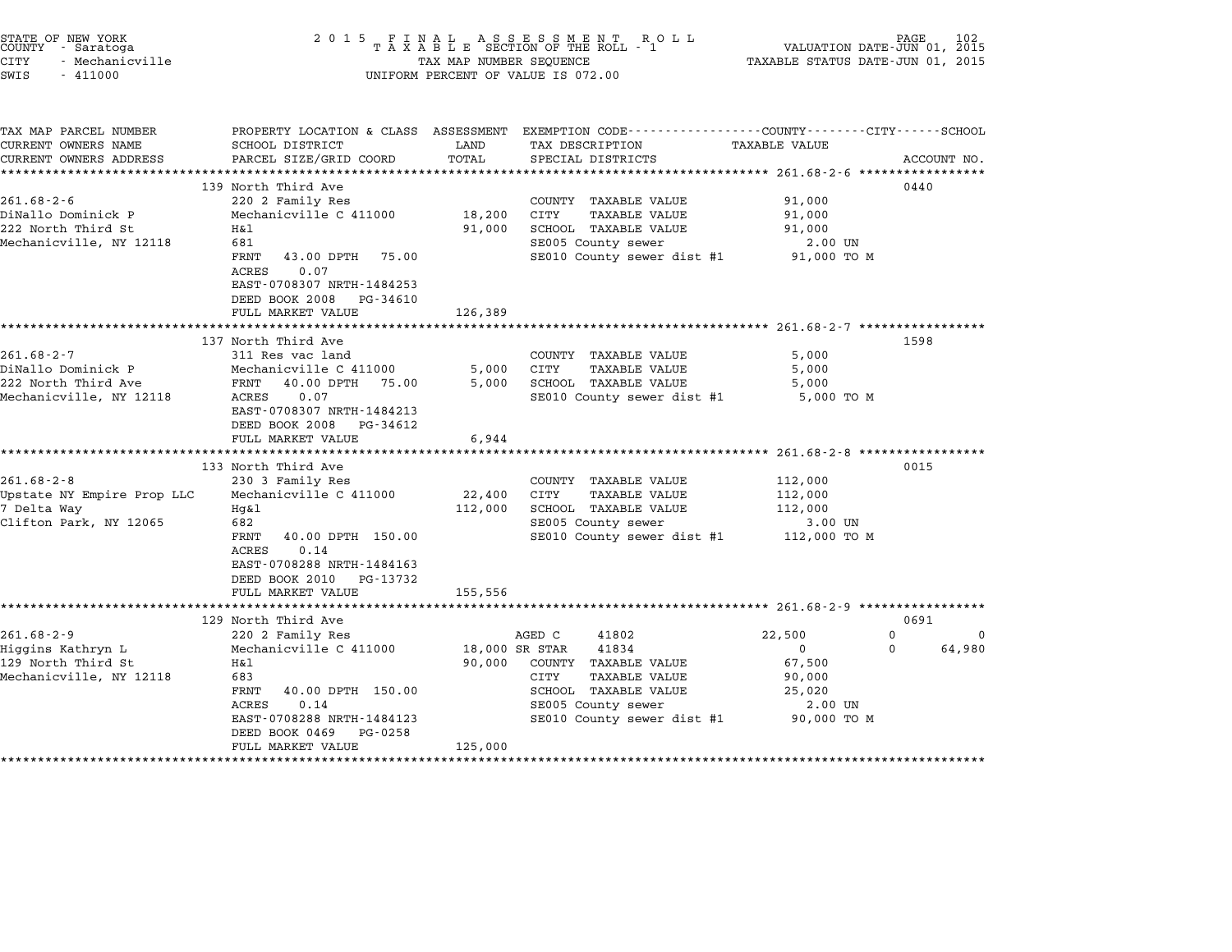STATE OF NEW YORK
COUNTY - Saratoga
CITY - Mechanicville
SWIS - 411000

2 0 1 5 F I N A L A S S E S S M E N T R O L L
T A X A B L E SECTION OF THE ROLL - 1
TAX MAP NUMBER SEQUENCE
UNIFORM PERCENT OF VALUE IS 072.00

VALUATION DATE-JUN 01, 2015
TAXABLE STATUS DATE-JUN 01, 2015

| TAX MAP PARCEL NUMBER / CURRENT OWNERS NAME / CURRENT OWNERS ADDRESS | PROPERTY LOCATION & CLASS / SCHOOL DISTRICT / PARCEL SIZE/GRID COORD | ASSESSMENT LAND | TOTAL | EXEMPTION CODE / TAX DESCRIPTION / SPECIAL DISTRICTS | COUNTY / TAXABLE VALUE | CITY | SCHOOL | ACCOUNT NO. |
|---|---|---|---|---|---|---|---|---|
| **261.68-2-6** | 139 North Third Ave | | | | | | | 0440 |
| 261.68-2-6 | 220 2 Family Res | | | COUNTY TAXABLE VALUE | 91,000 | | | |
| DiNallo Dominick P | Mechanicville C 411000 | 18,200 | | CITY TAXABLE VALUE | 91,000 | | | |
| 222 North Third St | H&l | | 91,000 | SCHOOL TAXABLE VALUE | 91,000 | | | |
| Mechanicville, NY 12118 | 681 | | | SE005 County sewer | 2.00 UN | | | |
| | FRNT 43.00 DPTH 75.00 | | | SE010 County sewer dist #1 | 91,000 TO M | | | |
| | ACRES 0.07 | | | | | | | |
| | EAST-0708307 NRTH-1484253 | | | | | | | |
| | DEED BOOK 2008 PG-34610 | | | | | | | |
| | FULL MARKET VALUE | | 126,389 | | | | | |
| **261.68-2-7** | 137 North Third Ave | | | | | | | 1598 |
| 261.68-2-7 | 311 Res vac land | | | COUNTY TAXABLE VALUE | 5,000 | | | |
| DiNallo Dominick P | Mechanicville C 411000 | 5,000 | | CITY TAXABLE VALUE | 5,000 | | | |
| 222 North Third Ave | FRNT 40.00 DPTH 75.00 | | 5,000 | SCHOOL TAXABLE VALUE | 5,000 | | | |
| Mechanicville, NY 12118 | ACRES 0.07 | | | SE010 County sewer dist #1 | 5,000 TO M | | | |
| | EAST-0708307 NRTH-1484213 | | | | | | | |
| | DEED BOOK 2008 PG-34612 | | | | | | | |
| | FULL MARKET VALUE | | 6,944 | | | | | |
| **261.68-2-8** | 133 North Third Ave | | | | | | | 0015 |
| 261.68-2-8 | 230 3 Family Res | | | COUNTY TAXABLE VALUE | 112,000 | | | |
| Upstate NY Empire Prop LLC | Mechanicville C 411000 | 22,400 | | CITY TAXABLE VALUE | 112,000 | | | |
| 7 Delta Way | Hg&l | | 112,000 | SCHOOL TAXABLE VALUE | 112,000 | | | |
| Clifton Park, NY 12065 | 682 | | | SE005 County sewer | 3.00 UN | | | |
| | FRNT 40.00 DPTH 150.00 | | | SE010 County sewer dist #1 | 112,000 TO M | | | |
| | ACRES 0.14 | | | | | | | |
| | EAST-0708288 NRTH-1484163 | | | | | | | |
| | DEED BOOK 2010 PG-13732 | | | | | | | |
| | FULL MARKET VALUE | | 155,556 | | | | | |
| **261.68-2-9** | 129 North Third Ave | | | | | | | 0691 |
| 261.68-2-9 | 220 2 Family Res | | | AGED C 41802 | 22,500 | 0 | 0 | |
| Higgins Kathryn L | Mechanicville C 411000 | 18,000 | | SR STAR 41834 | 0 | 0 | 64,980 | |
| 129 North Third St | H&l | | 90,000 | COUNTY TAXABLE VALUE | 67,500 | | | |
| Mechanicville, NY 12118 | 683 | | | CITY TAXABLE VALUE | 90,000 | | | |
| | FRNT 40.00 DPTH 150.00 | | | SCHOOL TAXABLE VALUE | 25,020 | | | |
| | ACRES 0.14 | | | SE005 County sewer | 2.00 UN | | | |
| | EAST-0708288 NRTH-1484123 | | | SE010 County sewer dist #1 | 90,000 TO M | | | |
| | DEED BOOK 0469 PG-0258 | | | | | | | |
| | FULL MARKET VALUE | | 125,000 | | | | | |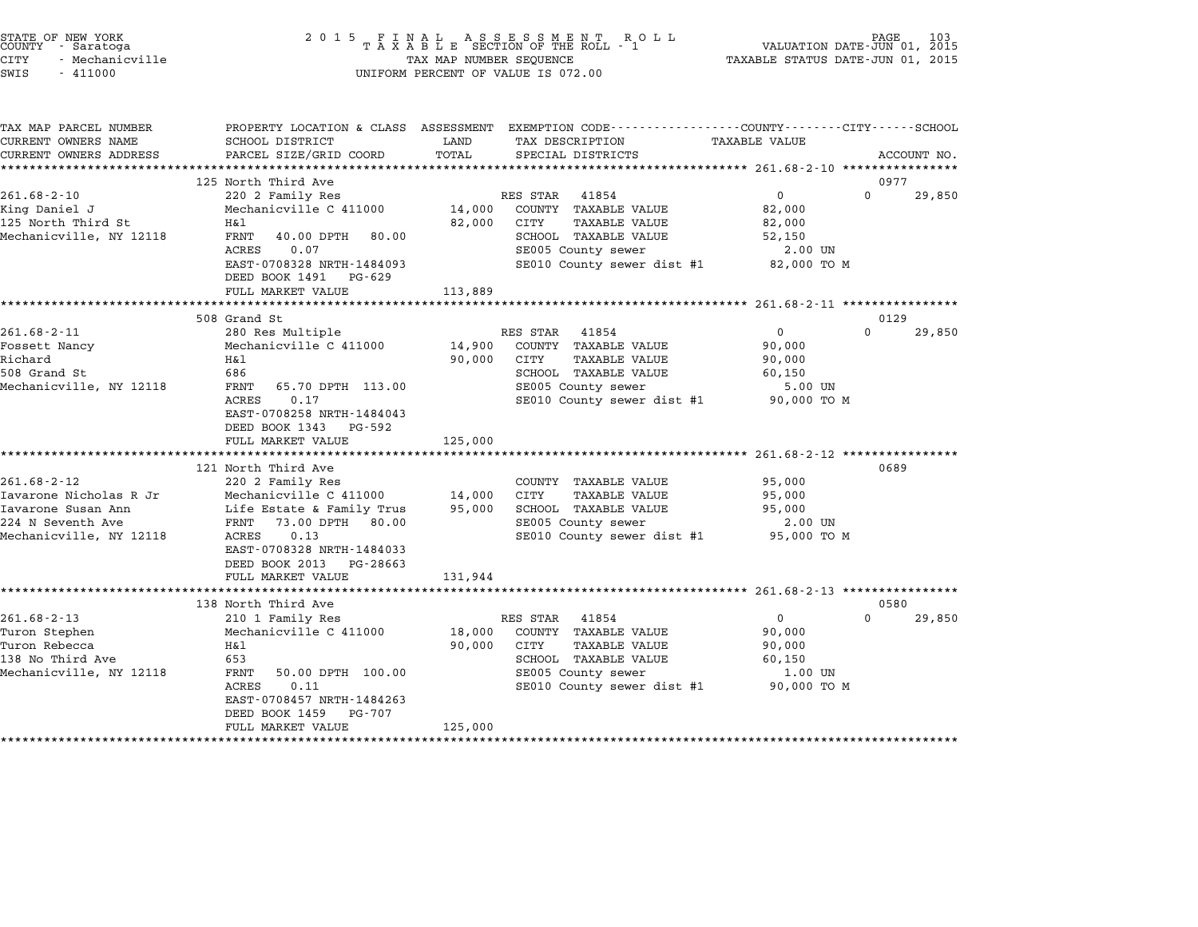STATE OF NEW YORK
COUNTY - Saratoga
CITY - Mechanicville
SWIS - 411000

2015 FINAL ASSESSMENT ROLL
TAXABLE SECTION OF THE ROLL - 1
TAX MAP NUMBER SEQUENCE
UNIFORM PERCENT OF VALUE IS 072.00

VALUATION DATE-JUN 01, 2015
TAXABLE STATUS DATE-JUN 01, 2015

| TAX MAP PARCEL NUMBER / CURRENT OWNERS NAME / CURRENT OWNERS ADDRESS | PROPERTY LOCATION & CLASS / SCHOOL DISTRICT / PARCEL SIZE/GRID COORD | ASSESSMENT LAND / TOTAL | EXEMPTION CODE / TAX DESCRIPTION / SPECIAL DISTRICTS | COUNTY / CITY / TAXABLE VALUE | SCHOOL / ACCOUNT NO. |
|---|---|---|---|---|---|
| **261.68-2-10** | 125 North Third Ave | | | | 0977 |
| 261.68-2-10 | 220 2 Family Res | | RES STAR 41854 | 0 | 0 29,850 |
| King Daniel J | Mechanicville C 411000 | 14,000 | COUNTY TAXABLE VALUE | 82,000 | |
| 125 North Third St | H&l | 82,000 | CITY TAXABLE VALUE | 82,000 | |
| Mechanicville, NY 12118 | FRNT 40.00 DPTH 80.00 | | SCHOOL TAXABLE VALUE | 52,150 | |
| | ACRES 0.07 | | SE005 County sewer | 2.00 UN | |
| | EAST-0708328 NRTH-1484093 | | SE010 County sewer dist #1 | 82,000 TO M | |
| | DEED BOOK 1491 PG-629 | | | | |
| | FULL MARKET VALUE | 113,889 | | | |
| **261.68-2-11** | 508 Grand St | | | | 0129 |
| 261.68-2-11 | 280 Res Multiple | | RES STAR 41854 | 0 | 0 29,850 |
| Fossett Nancy | Mechanicville C 411000 | 14,900 | COUNTY TAXABLE VALUE | 90,000 | |
| Richard | H&l | 90,000 | CITY TAXABLE VALUE | 90,000 | |
| 508 Grand St | 686 | | SCHOOL TAXABLE VALUE | 60,150 | |
| Mechanicville, NY 12118 | FRNT 65.70 DPTH 113.00 | | SE005 County sewer | 5.00 UN | |
| | ACRES 0.17 | | SE010 County sewer dist #1 | 90,000 TO M | |
| | EAST-0708258 NRTH-1484043 | | | | |
| | DEED BOOK 1343 PG-592 | | | | |
| | FULL MARKET VALUE | 125,000 | | | |
| **261.68-2-12** | 121 North Third Ave | | | | 0689 |
| 261.68-2-12 | 220 2 Family Res | | COUNTY TAXABLE VALUE | 95,000 | |
| Iavarone Nicholas R Jr | Mechanicville C 411000 | 14,000 | CITY TAXABLE VALUE | 95,000 | |
| Iavarone Susan Ann | Life Estate & Family Trus | 95,000 | SCHOOL TAXABLE VALUE | 95,000 | |
| 224 N Seventh Ave | FRNT 73.00 DPTH 80.00 | | SE005 County sewer | 2.00 UN | |
| Mechanicville, NY 12118 | ACRES 0.13 | | SE010 County sewer dist #1 | 95,000 TO M | |
| | EAST-0708328 NRTH-1484033 | | | | |
| | DEED BOOK 2013 PG-28663 | | | | |
| | FULL MARKET VALUE | 131,944 | | | |
| **261.68-2-13** | 138 North Third Ave | | | | 0580 |
| 261.68-2-13 | 210 1 Family Res | | RES STAR 41854 | 0 | 0 29,850 |
| Turon Stephen | Mechanicville C 411000 | 18,000 | COUNTY TAXABLE VALUE | 90,000 | |
| Turon Rebecca | H&l | 90,000 | CITY TAXABLE VALUE | 90,000 | |
| 138 No Third Ave | 653 | | SCHOOL TAXABLE VALUE | 60,150 | |
| Mechanicville, NY 12118 | FRNT 50.00 DPTH 100.00 | | SE005 County sewer | 1.00 UN | |
| | ACRES 0.11 | | SE010 County sewer dist #1 | 90,000 TO M | |
| | EAST-0708457 NRTH-1484263 | | | | |
| | DEED BOOK 1459 PG-707 | | | | |
| | FULL MARKET VALUE | 125,000 | | | |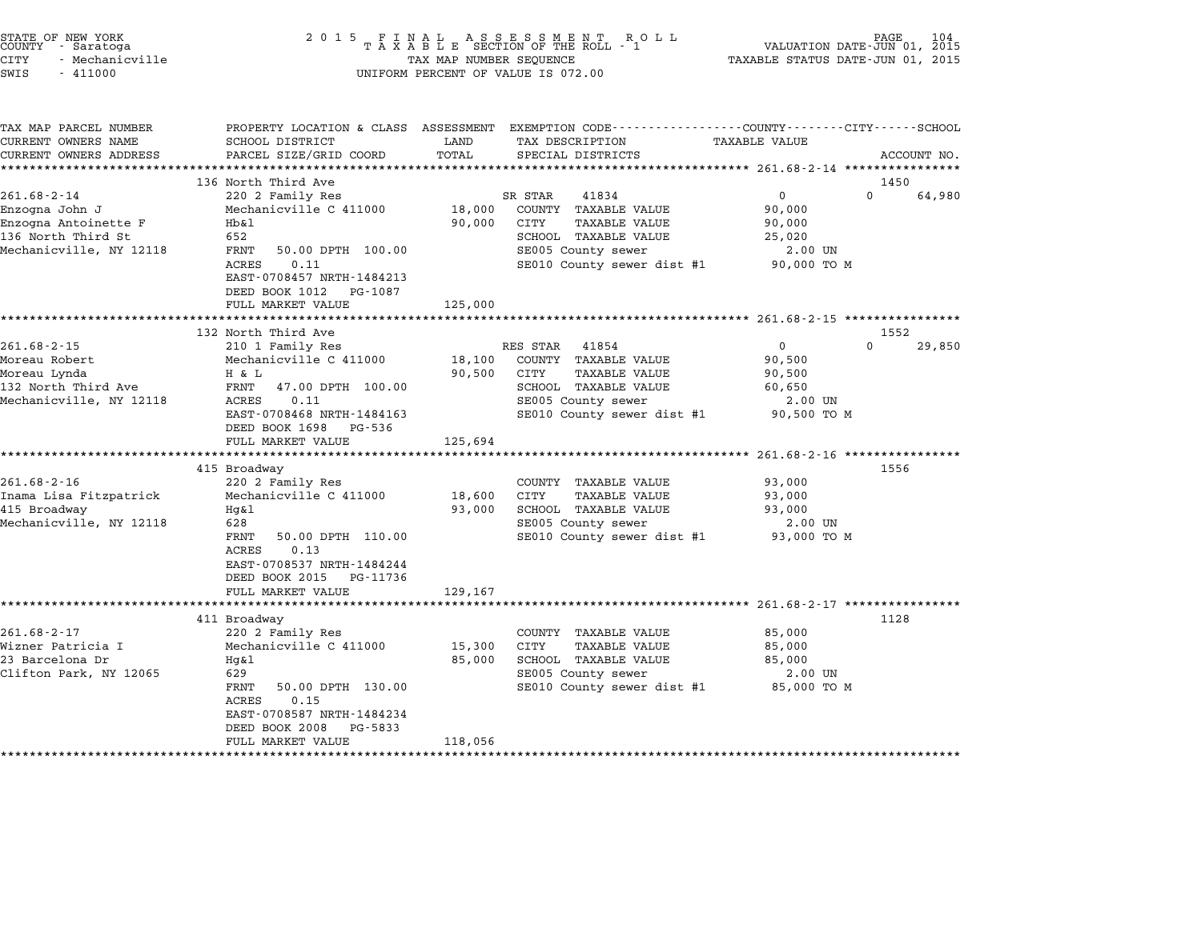STATE OF NEW YORK
COUNTY - Saratoga
CITY - Mechanicville
SWIS - 411000

2 0 1 5 F I N A L A S S E S S M E N T R O L L
T A X A B L E SECTION OF THE ROLL - 1
TAX MAP NUMBER SEQUENCE
UNIFORM PERCENT OF VALUE IS 072.00

VALUATION DATE-JUN 01, 2015
TAXABLE STATUS DATE-JUN 01, 2015

| TAX MAP PARCEL NUMBER / CURRENT OWNERS NAME / CURRENT OWNERS ADDRESS | PROPERTY LOCATION & CLASS / SCHOOL DISTRICT / PARCEL SIZE/GRID COORD | ASSESSMENT LAND / TOTAL | EXEMPTION CODE / TAX DESCRIPTION / SPECIAL DISTRICTS | TAXABLE VALUE (COUNTY / CITY / SCHOOL) | ACCOUNT NO. |
|---|---|---|---|---|---|
| 261.68-2-14 | 136 North Third Ave | | | | 1450 |
| | 220 2 Family Res | | SR STAR 41834 | 0 | 0 64,980 |
| Enzogna John J | Mechanicville C 411000 | 18,000 | COUNTY TAXABLE VALUE | 90,000 | |
| Enzogna Antoinette F | Hb&l | 90,000 | CITY TAXABLE VALUE | 90,000 | |
| 136 North Third St | 652 | | SCHOOL TAXABLE VALUE | 25,020 | |
| Mechanicville, NY 12118 | FRNT 50.00 DPTH 100.00 | | SE005 County sewer | 2.00 UN | |
| | ACRES 0.11 | | SE010 County sewer dist #1 | 90,000 TO M | |
| | EAST-0708457 NRTH-1484213 | | | | |
| | DEED BOOK 1012 PG-1087 | | | | |
| | FULL MARKET VALUE | 125,000 | | | |
| 261.68-2-15 | 132 North Third Ave | | | | 1552 |
| | 210 1 Family Res | | RES STAR 41854 | 0 | 0 29,850 |
| Moreau Robert | Mechanicville C 411000 | 18,100 | COUNTY TAXABLE VALUE | 90,500 | |
| Moreau Lynda | H & L | 90,500 | CITY TAXABLE VALUE | 90,500 | |
| 132 North Third Ave | FRNT 47.00 DPTH 100.00 | | SCHOOL TAXABLE VALUE | 60,650 | |
| Mechanicville, NY 12118 | ACRES 0.11 | | SE005 County sewer | 2.00 UN | |
| | EAST-0708468 NRTH-1484163 | | SE010 County sewer dist #1 | 90,500 TO M | |
| | DEED BOOK 1698 PG-536 | | | | |
| | FULL MARKET VALUE | 125,694 | | | |
| 261.68-2-16 | 415 Broadway | | | | 1556 |
| | 220 2 Family Res | | COUNTY TAXABLE VALUE | 93,000 | |
| Inama Lisa Fitzpatrick | Mechanicville C 411000 | 18,600 | CITY TAXABLE VALUE | 93,000 | |
| 415 Broadway | Hg&l | 93,000 | SCHOOL TAXABLE VALUE | 93,000 | |
| Mechanicville, NY 12118 | 628 | | SE005 County sewer | 2.00 UN | |
| | FRNT 50.00 DPTH 110.00 | | SE010 County sewer dist #1 | 93,000 TO M | |
| | ACRES 0.13 | | | | |
| | EAST-0708537 NRTH-1484244 | | | | |
| | DEED BOOK 2015 PG-11736 | | | | |
| | FULL MARKET VALUE | 129,167 | | | |
| 261.68-2-17 | 411 Broadway | | | | 1128 |
| | 220 2 Family Res | | COUNTY TAXABLE VALUE | 85,000 | |
| Wizner Patricia I | Mechanicville C 411000 | 15,300 | CITY TAXABLE VALUE | 85,000 | |
| 23 Barcelona Dr | Hg&l | 85,000 | SCHOOL TAXABLE VALUE | 85,000 | |
| Clifton Park, NY 12065 | 629 | | SE005 County sewer | 2.00 UN | |
| | FRNT 50.00 DPTH 130.00 | | SE010 County sewer dist #1 | 85,000 TO M | |
| | ACRES 0.15 | | | | |
| | EAST-0708587 NRTH-1484234 | | | | |
| | DEED BOOK 2008 PG-5833 | | | | |
| | FULL MARKET VALUE | 118,056 | | | |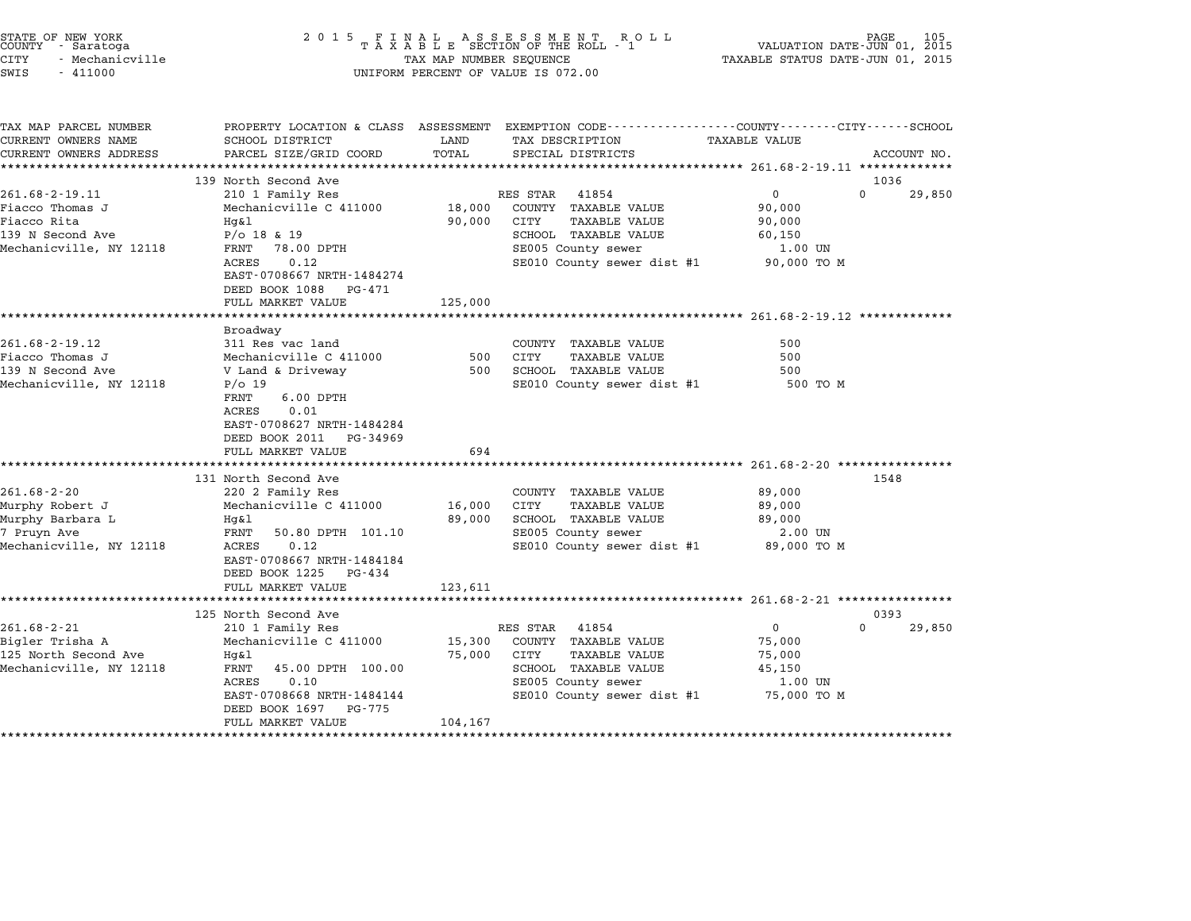STATE OF NEW YORK
COUNTY - Saratoga
CITY - Mechanicville
SWIS - 411000

2 0 1 5 F I N A L A S S E S S M E N T R O L L
T A X A B L E SECTION OF THE ROLL - 1
TAX MAP NUMBER SEQUENCE
UNIFORM PERCENT OF VALUE IS 072.00

VALUATION DATE-JUN 01, 2015
TAXABLE STATUS DATE-JUN 01, 2015

| TAX MAP PARCEL NUMBER / CURRENT OWNERS NAME / CURRENT OWNERS ADDRESS | PROPERTY LOCATION & CLASS / SCHOOL DISTRICT / PARCEL SIZE/GRID COORD | ASSESSMENT LAND / TOTAL | EXEMPTION CODE / TAX DESCRIPTION / SPECIAL DISTRICTS | COUNTY / CITY TAXABLE VALUE | SCHOOL / ACCOUNT NO. |
|---|---|---|---|---|---|
| **261.68-2-19.11** | 139 North Second Ave | | | | 1036 |
| 261.68-2-19.11 | 210 1 Family Res | | RES STAR 41854 | 0 | 0 29,850 |
| Fiacco Thomas J | Mechanicville C 411000 | 18,000 | COUNTY TAXABLE VALUE | 90,000 | |
| Fiacco Rita | Hg&l | 90,000 | CITY TAXABLE VALUE | 90,000 | |
| 139 N Second Ave | P/o 18 & 19 | | SCHOOL TAXABLE VALUE | 60,150 | |
| Mechanicville, NY 12118 | FRNT 78.00 DPTH | | SE005 County sewer | 1.00 UN | |
| | ACRES 0.12 | | SE010 County sewer dist #1 | 90,000 TO M | |
| | EAST-0708667 NRTH-1484274 | | | | |
| | DEED BOOK 1088 PG-471 | | | | |
| | FULL MARKET VALUE | 125,000 | | | |
| **261.68-2-19.12** | Broadway | | | | |
| 261.68-2-19.12 | 311 Res vac land | | COUNTY TAXABLE VALUE | 500 | |
| Fiacco Thomas J | Mechanicville C 411000 | 500 | CITY TAXABLE VALUE | 500 | |
| 139 N Second Ave | V Land & Driveway | 500 | SCHOOL TAXABLE VALUE | 500 | |
| Mechanicville, NY 12118 | P/o 19 | | SE010 County sewer dist #1 | 500 TO M | |
| | FRNT 6.00 DPTH | | | | |
| | ACRES 0.01 | | | | |
| | EAST-0708627 NRTH-1484284 | | | | |
| | DEED BOOK 2011 PG-34969 | | | | |
| | FULL MARKET VALUE | 694 | | | |
| **261.68-2-20** | 131 North Second Ave | | | | 1548 |
| 261.68-2-20 | 220 2 Family Res | | COUNTY TAXABLE VALUE | 89,000 | |
| Murphy Robert J | Mechanicville C 411000 | 16,000 | CITY TAXABLE VALUE | 89,000 | |
| Murphy Barbara L | Hg&l | 89,000 | SCHOOL TAXABLE VALUE | 89,000 | |
| 7 Pruyn Ave | FRNT 50.80 DPTH 101.10 | | SE005 County sewer | 2.00 UN | |
| Mechanicville, NY 12118 | ACRES 0.12 | | SE010 County sewer dist #1 | 89,000 TO M | |
| | EAST-0708667 NRTH-1484184 | | | | |
| | DEED BOOK 1225 PG-434 | | | | |
| | FULL MARKET VALUE | 123,611 | | | |
| **261.68-2-21** | 125 North Second Ave | | | | 0393 |
| 261.68-2-21 | 210 1 Family Res | | RES STAR 41854 | 0 | 0 29,850 |
| Bigler Trisha A | Mechanicville C 411000 | 15,300 | COUNTY TAXABLE VALUE | 75,000 | |
| 125 North Second Ave | Hg&l | 75,000 | CITY TAXABLE VALUE | 75,000 | |
| Mechanicville, NY 12118 | FRNT 45.00 DPTH 100.00 | | SCHOOL TAXABLE VALUE | 45,150 | |
| | ACRES 0.10 | | SE005 County sewer | 1.00 UN | |
| | EAST-0708668 NRTH-1484144 | | SE010 County sewer dist #1 | 75,000 TO M | |
| | DEED BOOK 1697 PG-775 | | | | |
| | FULL MARKET VALUE | 104,167 | | | |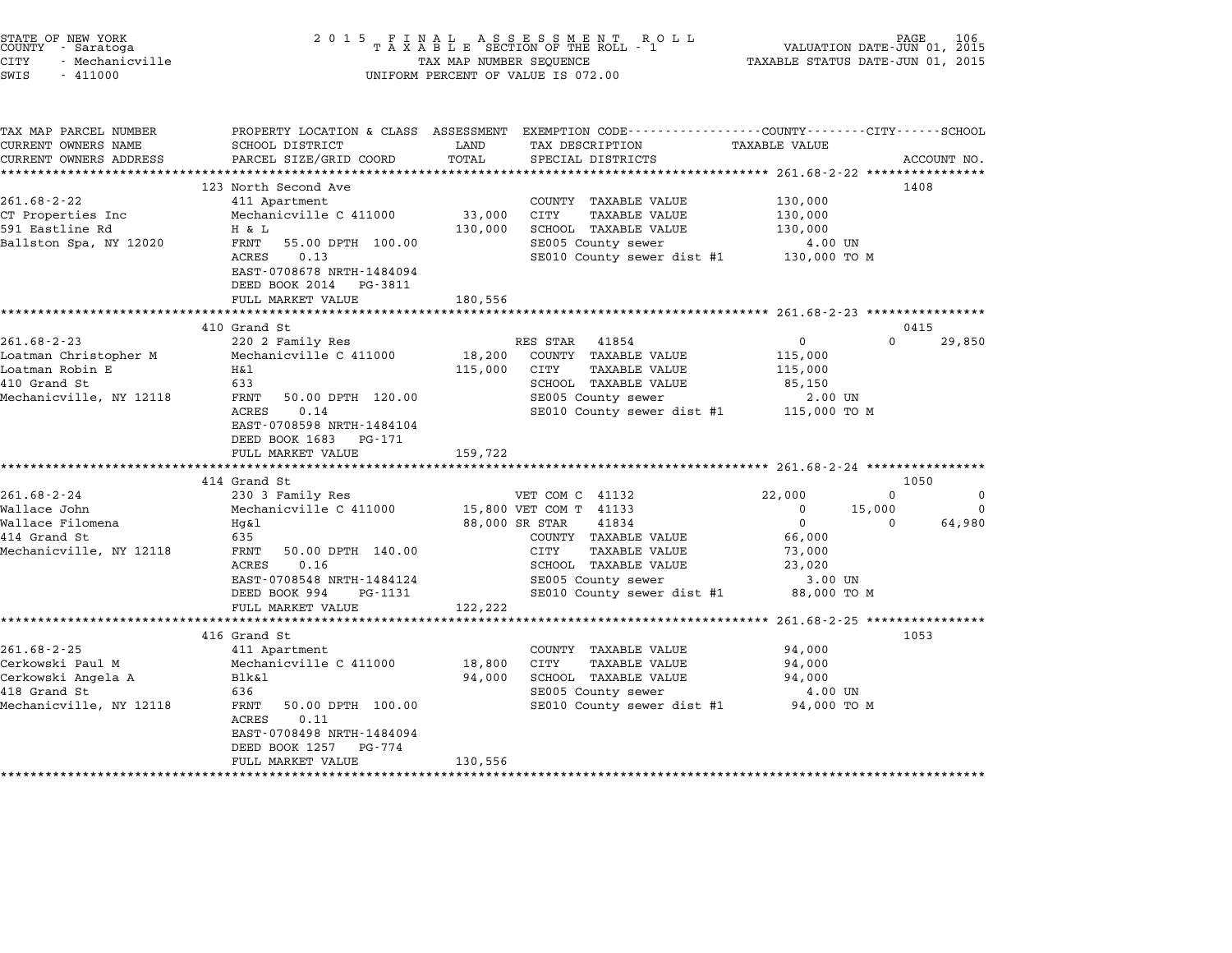STATE OF NEW YORK
COUNTY - Saratoga
CITY - Mechanicville
SWIS - 411000

2 0 1 5 F I N A L A S S E S S M E N T R O L L
T A X A B L E SECTION OF THE ROLL - 1
TAX MAP NUMBER SEQUENCE
UNIFORM PERCENT OF VALUE IS 072.00

VALUATION DATE-JUN 01, 2015
TAXABLE STATUS DATE-JUN 01, 2015

| TAX MAP PARCEL NUMBER / CURRENT OWNERS NAME / CURRENT OWNERS ADDRESS | PROPERTY LOCATION & CLASS / SCHOOL DISTRICT / PARCEL SIZE/GRID COORD | ASSESSMENT LAND / TOTAL | EXEMPTION CODE / TAX DESCRIPTION / SPECIAL DISTRICTS | COUNTY | CITY | SCHOOL | ACCOUNT NO. |
|---|---|---|---|---|---|---|---|
| **261.68-2-22** | 123 North Second Ave | | | | | | 1408 |
| 261.68-2-22 | 411 Apartment | | COUNTY TAXABLE VALUE | 130,000 | | | |
| CT Properties Inc | Mechanicville C 411000 | 33,000 | CITY TAXABLE VALUE | | 130,000 | | |
| 591 Eastline Rd | H & L | 130,000 | SCHOOL TAXABLE VALUE | | | 130,000 | |
| Ballston Spa, NY 12020 | FRNT 55.00 DPTH 100.00 | | SE005 County sewer | 4.00 UN | | | |
| | ACRES 0.13 | | SE010 County sewer dist #1 | 130,000 TO M | | | |
| | EAST-0708678 NRTH-1484094 | | | | | | |
| | DEED BOOK 2014 PG-3811 | | | | | | |
| | FULL MARKET VALUE | 180,556 | | | | | |
| **261.68-2-23** | 410 Grand St | | | | | | 0415 |
| 261.68-2-23 | 220 2 Family Res | | RES STAR 41854 | 0 | 0 | 29,850 | |
| Loatman Christopher M | Mechanicville C 411000 | 18,200 | COUNTY TAXABLE VALUE | 115,000 | | | |
| Loatman Robin E | H&l | 115,000 | CITY TAXABLE VALUE | | 115,000 | | |
| 410 Grand St | 633 | | SCHOOL TAXABLE VALUE | | | 85,150 | |
| Mechanicville, NY 12118 | FRNT 50.00 DPTH 120.00 | | SE005 County sewer | 2.00 UN | | | |
| | ACRES 0.14 | | SE010 County sewer dist #1 | 115,000 TO M | | | |
| | EAST-0708598 NRTH-1484104 | | | | | | |
| | DEED BOOK 1683 PG-171 | | | | | | |
| | FULL MARKET VALUE | 159,722 | | | | | |
| **261.68-2-24** | 414 Grand St | | | | | | 1050 |
| 261.68-2-24 | 230 3 Family Res | | VET COM C 41132 | 22,000 | 0 | 0 | |
| Wallace John | Mechanicville C 411000 | 15,800 | VET COM T 41133 | 0 | 15,000 | 0 | |
| Wallace Filomena | Hg&l | 88,000 | SR STAR 41834 | 0 | 0 | 64,980 | |
| 414 Grand St | 635 | | COUNTY TAXABLE VALUE | 66,000 | | | |
| Mechanicville, NY 12118 | FRNT 50.00 DPTH 140.00 | | CITY TAXABLE VALUE | | 73,000 | | |
| | ACRES 0.16 | | SCHOOL TAXABLE VALUE | | | 23,020 | |
| | EAST-0708548 NRTH-1484124 | | SE005 County sewer | 3.00 UN | | | |
| | DEED BOOK 994 PG-1131 | | SE010 County sewer dist #1 | 88,000 TO M | | | |
| | FULL MARKET VALUE | 122,222 | | | | | |
| **261.68-2-25** | 416 Grand St | | | | | | 1053 |
| 261.68-2-25 | 411 Apartment | | COUNTY TAXABLE VALUE | 94,000 | | | |
| Cerkowski Paul M | Mechanicville C 411000 | 18,800 | CITY TAXABLE VALUE | | 94,000 | | |
| Cerkowski Angela A | Blk&l | 94,000 | SCHOOL TAXABLE VALUE | | | 94,000 | |
| 418 Grand St | 636 | | SE005 County sewer | 4.00 UN | | | |
| Mechanicville, NY 12118 | FRNT 50.00 DPTH 100.00 | | SE010 County sewer dist #1 | 94,000 TO M | | | |
| | ACRES 0.11 | | | | | | |
| | EAST-0708498 NRTH-1484094 | | | | | | |
| | DEED BOOK 1257 PG-774 | | | | | | |
| | FULL MARKET VALUE | 130,556 | | | | | |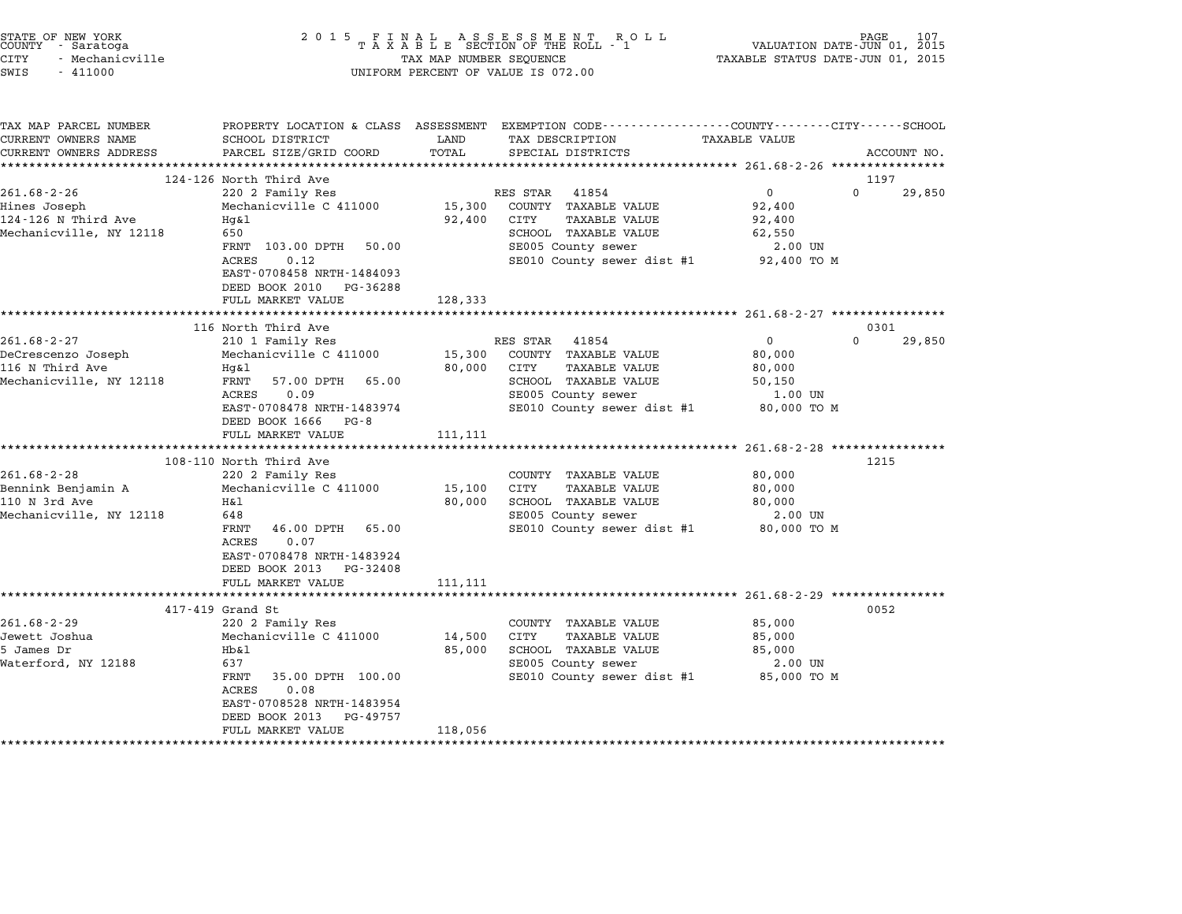STATE OF NEW YORK
COUNTY - Saratoga
CITY - Mechanicville
SWIS - 411000

2 0 1 5 F I N A L A S S E S S M E N T R O L L
T A X A B L E SECTION OF THE ROLL - 1
TAX MAP NUMBER SEQUENCE
UNIFORM PERCENT OF VALUE IS 072.00

VALUATION DATE-JUN 01, 2015
TAXABLE STATUS DATE-JUN 01, 2015

| TAX MAP PARCEL NUMBER<br>CURRENT OWNERS NAME<br>CURRENT OWNERS ADDRESS | PROPERTY LOCATION & CLASS<br>SCHOOL DISTRICT<br>PARCEL SIZE/GRID COORD | ASSESSMENT<br>LAND<br>TOTAL | EXEMPTION CODE<br>TAX DESCRIPTION<br>SPECIAL DISTRICTS | COUNTY--------CITY------SCHOOL<br>TAXABLE VALUE | ACCOUNT NO. |
|---|---|---|---|---|---|
| **261.68-2-26** | 124-126 North Third Ave | | | | 1197 |
| 261.68-2-26 | 220 2 Family Res | | RES STAR 41854 | 0 &nbsp; 0 &nbsp; 29,850 | |
| Hines Joseph | Mechanicville C 411000 | 15,300 | COUNTY TAXABLE VALUE | 92,400 | |
| 124-126 N Third Ave | Hg&l | 92,400 | CITY TAXABLE VALUE | 92,400 | |
| Mechanicville, NY 12118 | 650 | | SCHOOL TAXABLE VALUE | 62,550 | |
| | FRNT 103.00 DPTH 50.00 | | SE005 County sewer | 2.00 UN | |
| | ACRES 0.12 | | SE010 County sewer dist #1 | 92,400 TO M | |
| | EAST-0708458 NRTH-1484093 | | | | |
| | DEED BOOK 2010 PG-36288 | | | | |
| | FULL MARKET VALUE | 128,333 | | | |
| **261.68-2-27** | 116 North Third Ave | | | | 0301 |
| 261.68-2-27 | 210 1 Family Res | | RES STAR 41854 | 0 &nbsp; 0 &nbsp; 29,850 | |
| DeCrescenzo Joseph | Mechanicville C 411000 | 15,300 | COUNTY TAXABLE VALUE | 80,000 | |
| 116 N Third Ave | Hg&l | 80,000 | CITY TAXABLE VALUE | 80,000 | |
| Mechanicville, NY 12118 | FRNT 57.00 DPTH 65.00 | | SCHOOL TAXABLE VALUE | 50,150 | |
| | ACRES 0.09 | | SE005 County sewer | 1.00 UN | |
| | EAST-0708478 NRTH-1483974 | | SE010 County sewer dist #1 | 80,000 TO M | |
| | DEED BOOK 1666 PG-8 | | | | |
| | FULL MARKET VALUE | 111,111 | | | |
| **261.68-2-28** | 108-110 North Third Ave | | | | 1215 |
| 261.68-2-28 | 220 2 Family Res | | COUNTY TAXABLE VALUE | 80,000 | |
| Bennink Benjamin A | Mechanicville C 411000 | 15,100 | CITY TAXABLE VALUE | 80,000 | |
| 110 N 3rd Ave | H&l | 80,000 | SCHOOL TAXABLE VALUE | 80,000 | |
| Mechanicville, NY 12118 | 648 | | SE005 County sewer | 2.00 UN | |
| | FRNT 46.00 DPTH 65.00 | | SE010 County sewer dist #1 | 80,000 TO M | |
| | ACRES 0.07 | | | | |
| | EAST-0708478 NRTH-1483924 | | | | |
| | DEED BOOK 2013 PG-32408 | | | | |
| | FULL MARKET VALUE | 111,111 | | | |
| **261.68-2-29** | 417-419 Grand St | | | | 0052 |
| 261.68-2-29 | 220 2 Family Res | | COUNTY TAXABLE VALUE | 85,000 | |
| Jewett Joshua | Mechanicville C 411000 | 14,500 | CITY TAXABLE VALUE | 85,000 | |
| 5 James Dr | Hb&l | 85,000 | SCHOOL TAXABLE VALUE | 85,000 | |
| Waterford, NY 12188 | 637 | | SE005 County sewer | 2.00 UN | |
| | FRNT 35.00 DPTH 100.00 | | SE010 County sewer dist #1 | 85,000 TO M | |
| | ACRES 0.08 | | | | |
| | EAST-0708528 NRTH-1483954 | | | | |
| | DEED BOOK 2013 PG-49757 | | | | |
| | FULL MARKET VALUE | 118,056 | | | |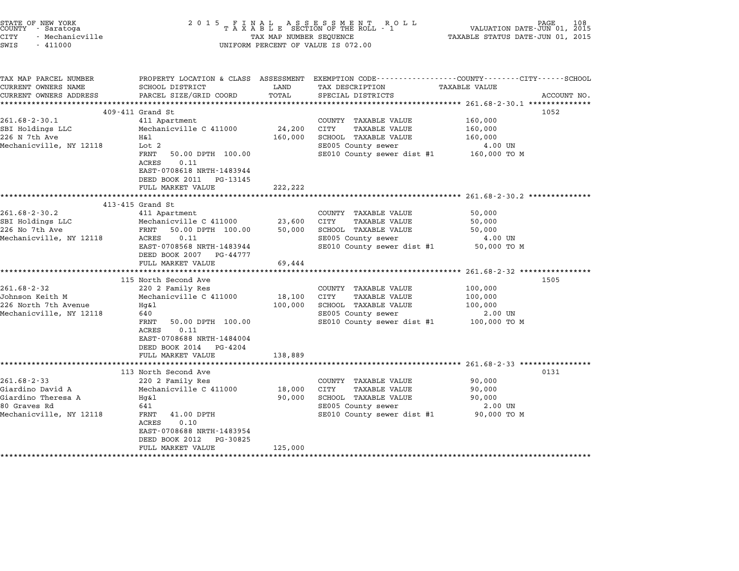STATE OF NEW YORK
COUNTY - Saratoga
CITY - Mechanicville
SWIS - 411000

2 0 1 5 F I N A L A S S E S S M E N T R O L L
T A X A B L E SECTION OF THE ROLL - 1
TAX MAP NUMBER SEQUENCE
UNIFORM PERCENT OF VALUE IS 072.00

VALUATION DATE-JUN 01, 2015
TAXABLE STATUS DATE-JUN 01, 2015

| TAX MAP PARCEL NUMBER / CURRENT OWNERS NAME / CURRENT OWNERS ADDRESS | PROPERTY LOCATION & CLASS / SCHOOL DISTRICT / PARCEL SIZE/GRID COORD | ASSESSMENT LAND / TOTAL | EXEMPTION CODE / TAX DESCRIPTION / SPECIAL DISTRICTS | TAXABLE VALUE (COUNTY / CITY / SCHOOL) | ACCOUNT NO. |
|---|---|---|---|---|---|
| **261.68-2-30.1** | 409-411 Grand St | | | | 1052 |
| 261.68-2-30.1 | 411 Apartment | | COUNTY TAXABLE VALUE | 160,000 | |
| SBI Holdings LLC | Mechanicville C 411000 | 24,200 | CITY TAXABLE VALUE | 160,000 | |
| 226 N 7th Ave | H&l | 160,000 | SCHOOL TAXABLE VALUE | 160,000 | |
| Mechanicville, NY 12118 | Lot 2 | | SE005 County sewer | 4.00 UN | |
| | FRNT 50.00 DPTH 100.00 | | SE010 County sewer dist #1 | 160,000 TO M | |
| | ACRES 0.11 | | | | |
| | EAST-0708618 NRTH-1483944 | | | | |
| | DEED BOOK 2011 PG-13145 | | | | |
| | FULL MARKET VALUE | 222,222 | | | |
| **261.68-2-30.2** | 413-415 Grand St | | | | |
| 261.68-2-30.2 | 411 Apartment | | COUNTY TAXABLE VALUE | 50,000 | |
| SBI Holdings LLC | Mechanicville C 411000 | 23,600 | CITY TAXABLE VALUE | 50,000 | |
| 226 No 7th Ave | FRNT 50.00 DPTH 100.00 | 50,000 | SCHOOL TAXABLE VALUE | 50,000 | |
| Mechanicville, NY 12118 | ACRES 0.11 | | SE005 County sewer | 4.00 UN | |
| | EAST-0708568 NRTH-1483944 | | SE010 County sewer dist #1 | 50,000 TO M | |
| | DEED BOOK 2007 PG-44777 | | | | |
| | FULL MARKET VALUE | 69,444 | | | |
| **261.68-2-32** | 115 North Second Ave | | | | 1505 |
| 261.68-2-32 | 220 2 Family Res | | COUNTY TAXABLE VALUE | 100,000 | |
| Johnson Keith M | Mechanicville C 411000 | 18,100 | CITY TAXABLE VALUE | 100,000 | |
| 226 North 7th Avenue | Hg&l | 100,000 | SCHOOL TAXABLE VALUE | 100,000 | |
| Mechanicville, NY 12118 | 640 | | SE005 County sewer | 2.00 UN | |
| | FRNT 50.00 DPTH 100.00 | | SE010 County sewer dist #1 | 100,000 TO M | |
| | ACRES 0.11 | | | | |
| | EAST-0708688 NRTH-1484004 | | | | |
| | DEED BOOK 2014 PG-4204 | | | | |
| | FULL MARKET VALUE | 138,889 | | | |
| **261.68-2-33** | 113 North Second Ave | | | | 0131 |
| 261.68-2-33 | 220 2 Family Res | | COUNTY TAXABLE VALUE | 90,000 | |
| Giardino David A | Mechanicville C 411000 | 18,000 | CITY TAXABLE VALUE | 90,000 | |
| Giardino Theresa A | Hg&l | 90,000 | SCHOOL TAXABLE VALUE | 90,000 | |
| 80 Graves Rd | 641 | | SE005 County sewer | 2.00 UN | |
| Mechanicville, NY 12118 | FRNT 41.00 DPTH | | SE010 County sewer dist #1 | 90,000 TO M | |
| | ACRES 0.10 | | | | |
| | EAST-0708688 NRTH-1483954 | | | | |
| | DEED BOOK 2012 PG-30825 | | | | |
| | FULL MARKET VALUE | 125,000 | | | |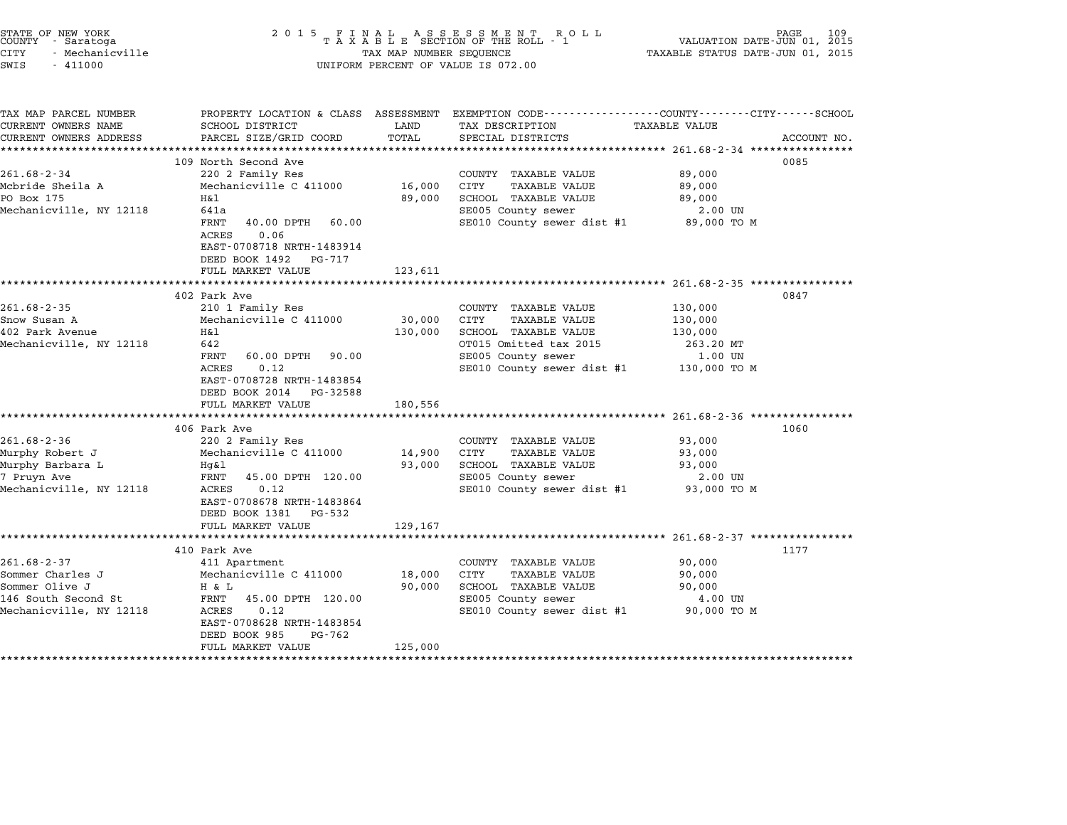STATE OF NEW YORK
COUNTY - Saratoga
CITY - Mechanicville
SWIS - 411000

# 2015 FINAL ASSESSMENT ROLL
TAXABLE SECTION OF THE ROLL - 1
TAX MAP NUMBER SEQUENCE
UNIFORM PERCENT OF VALUE IS 072.00

VALUATION DATE-JUN 01, 2015
TAXABLE STATUS DATE-JUN 01, 2015

| TAX MAP PARCEL NUMBER / CURRENT OWNERS NAME / CURRENT OWNERS ADDRESS | PROPERTY LOCATION & CLASS / SCHOOL DISTRICT / PARCEL SIZE/GRID COORD | ASSESSMENT LAND | TOTAL | EXEMPTION CODE / TAX DESCRIPTION / SPECIAL DISTRICTS | TAXABLE VALUE (COUNTY / CITY / SCHOOL) | ACCOUNT NO. |
|---|---|---|---|---|---|---|
| **261.68-2-34** | 109 North Second Ave | | | | | 0085 |
| 261.68-2-34 | 220 2 Family Res | | | COUNTY TAXABLE VALUE | 89,000 | |
| Mcbride Sheila A | Mechanicville C 411000 | 16,000 | | CITY TAXABLE VALUE | 89,000 | |
| PO Box 175 | H&l | | 89,000 | SCHOOL TAXABLE VALUE | 89,000 | |
| Mechanicville, NY 12118 | 641a | | | SE005 County sewer | 2.00 UN | |
| | FRNT 40.00 DPTH 60.00 | | | SE010 County sewer dist #1 | 89,000 TO M | |
| | ACRES 0.06 | | | | | |
| | EAST-0708718 NRTH-1483914 | | | | | |
| | DEED BOOK 1492 PG-717 | | | | | |
| | FULL MARKET VALUE | | 123,611 | | | |
| **261.68-2-35** | 402 Park Ave | | | | | 0847 |
| 261.68-2-35 | 210 1 Family Res | | | COUNTY TAXABLE VALUE | 130,000 | |
| Snow Susan A | Mechanicville C 411000 | 30,000 | | CITY TAXABLE VALUE | 130,000 | |
| 402 Park Avenue | H&l | | 130,000 | SCHOOL TAXABLE VALUE | 130,000 | |
| Mechanicville, NY 12118 | 642 | | | OT015 Omitted tax 2015 | 263.20 MT | |
| | FRNT 60.00 DPTH 90.00 | | | SE005 County sewer | 1.00 UN | |
| | ACRES 0.12 | | | SE010 County sewer dist #1 | 130,000 TO M | |
| | EAST-0708728 NRTH-1483854 | | | | | |
| | DEED BOOK 2014 PG-32588 | | | | | |
| | FULL MARKET VALUE | | 180,556 | | | |
| **261.68-2-36** | 406 Park Ave | | | | | 1060 |
| 261.68-2-36 | 220 2 Family Res | | | COUNTY TAXABLE VALUE | 93,000 | |
| Murphy Robert J | Mechanicville C 411000 | 14,900 | | CITY TAXABLE VALUE | 93,000 | |
| Murphy Barbara L | Hg&l | | 93,000 | SCHOOL TAXABLE VALUE | 93,000 | |
| 7 Pruyn Ave | FRNT 45.00 DPTH 120.00 | | | SE005 County sewer | 2.00 UN | |
| Mechanicville, NY 12118 | ACRES 0.12 | | | SE010 County sewer dist #1 | 93,000 TO M | |
| | EAST-0708678 NRTH-1483864 | | | | | |
| | DEED BOOK 1381 PG-532 | | | | | |
| | FULL MARKET VALUE | | 129,167 | | | |
| **261.68-2-37** | 410 Park Ave | | | | | 1177 |
| 261.68-2-37 | 411 Apartment | | | COUNTY TAXABLE VALUE | 90,000 | |
| Sommer Charles J | Mechanicville C 411000 | 18,000 | | CITY TAXABLE VALUE | 90,000 | |
| Sommer Olive J | H & L | | 90,000 | SCHOOL TAXABLE VALUE | 90,000 | |
| 146 South Second St | FRNT 45.00 DPTH 120.00 | | | SE005 County sewer | 4.00 UN | |
| Mechanicville, NY 12118 | ACRES 0.12 | | | SE010 County sewer dist #1 | 90,000 TO M | |
| | EAST-0708628 NRTH-1483854 | | | | | |
| | DEED BOOK 985 PG-762 | | | | | |
| | FULL MARKET VALUE | | 125,000 | | | |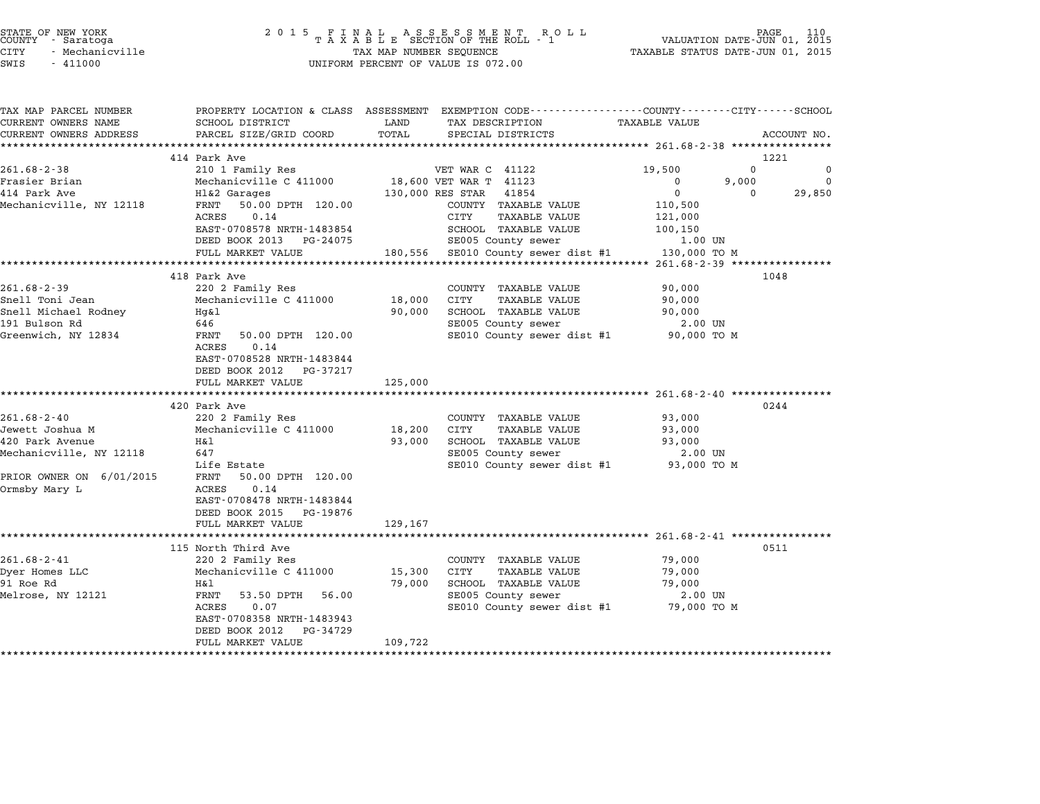STATE OF NEW YORK
COUNTY - Saratoga
CITY - Mechanicville
SWIS - 411000

2 0 1 5 F I N A L A S S E S S M E N T R O L L
T A X A B L E SECTION OF THE ROLL - 1
TAX MAP NUMBER SEQUENCE
UNIFORM PERCENT OF VALUE IS 072.00

VALUATION DATE-JUN 01, 2015
TAXABLE STATUS DATE-JUN 01, 2015

| TAX MAP PARCEL NUMBER / CURRENT OWNERS NAME / CURRENT OWNERS ADDRESS | PROPERTY LOCATION & CLASS / SCHOOL DISTRICT / PARCEL SIZE/GRID COORD | ASSESSMENT LAND / TOTAL | EXEMPTION CODE / TAX DESCRIPTION / SPECIAL DISTRICTS | COUNTY TAXABLE VALUE | CITY | SCHOOL | ACCOUNT NO. |
|---|---|---|---|---|---|---|---|
| **261.68-2-38** | 414 Park Ave | | | | | | 1221 |
| 261.68-2-38 | 210 1 Family Res | | VET WAR C 41122 | 19,500 | 0 | 0 | |
| Frasier Brian | Mechanicville C 411000 | 18,600 | VET WAR T 41123 | 0 | 9,000 | 0 | |
| 414 Park Ave | Hl&2 Garages | 130,000 | RES STAR 41854 | 0 | 0 | 29,850 | |
| Mechanicville, NY 12118 | FRNT 50.00 DPTH 120.00 | | COUNTY TAXABLE VALUE | 110,500 | | | |
| | ACRES 0.14 | | CITY TAXABLE VALUE | 121,000 | | | |
| | EAST-0708578 NRTH-1483854 | | SCHOOL TAXABLE VALUE | 100,150 | | | |
| | DEED BOOK 2013 PG-24075 | | SE005 County sewer | 1.00 UN | | | |
| | FULL MARKET VALUE | 180,556 | SE010 County sewer dist #1 | 130,000 TO M | | | |
| **261.68-2-39** | 418 Park Ave | | | | | | 1048 |
| 261.68-2-39 | 220 2 Family Res | | COUNTY TAXABLE VALUE | 90,000 | | | |
| Snell Toni Jean | Mechanicville C 411000 | 18,000 | CITY TAXABLE VALUE | 90,000 | | | |
| Snell Michael Rodney | Hg&l | 90,000 | SCHOOL TAXABLE VALUE | 90,000 | | | |
| 191 Bulson Rd | 646 | | SE005 County sewer | 2.00 UN | | | |
| Greenwich, NY 12834 | FRNT 50.00 DPTH 120.00 | | SE010 County sewer dist #1 | 90,000 TO M | | | |
| | ACRES 0.14 | | | | | | |
| | EAST-0708528 NRTH-1483844 | | | | | | |
| | DEED BOOK 2012 PG-37217 | | | | | | |
| | FULL MARKET VALUE | 125,000 | | | | | |
| **261.68-2-40** | 420 Park Ave | | | | | | 0244 |
| 261.68-2-40 | 220 2 Family Res | | COUNTY TAXABLE VALUE | 93,000 | | | |
| Jewett Joshua M | Mechanicville C 411000 | 18,200 | CITY TAXABLE VALUE | 93,000 | | | |
| 420 Park Avenue | H&l | 93,000 | SCHOOL TAXABLE VALUE | 93,000 | | | |
| Mechanicville, NY 12118 | 647 | | SE005 County sewer | 2.00 UN | | | |
| | Life Estate | | SE010 County sewer dist #1 | 93,000 TO M | | | |
| PRIOR OWNER ON 6/01/2015 | FRNT 50.00 DPTH 120.00 | | | | | | |
| Ormsby Mary L | ACRES 0.14 | | | | | | |
| | EAST-0708478 NRTH-1483844 | | | | | | |
| | DEED BOOK 2015 PG-19876 | | | | | | |
| | FULL MARKET VALUE | 129,167 | | | | | |
| **261.68-2-41** | 115 North Third Ave | | | | | | 0511 |
| 261.68-2-41 | 220 2 Family Res | | COUNTY TAXABLE VALUE | 79,000 | | | |
| Dyer Homes LLC | Mechanicville C 411000 | 15,300 | CITY TAXABLE VALUE | 79,000 | | | |
| 91 Roe Rd | H&l | 79,000 | SCHOOL TAXABLE VALUE | 79,000 | | | |
| Melrose, NY 12121 | FRNT 53.50 DPTH 56.00 | | SE005 County sewer | 2.00 UN | | | |
| | ACRES 0.07 | | SE010 County sewer dist #1 | 79,000 TO M | | | |
| | EAST-0708358 NRTH-1483943 | | | | | | |
| | DEED BOOK 2012 PG-34729 | | | | | | |
| | FULL MARKET VALUE | 109,722 | | | | | |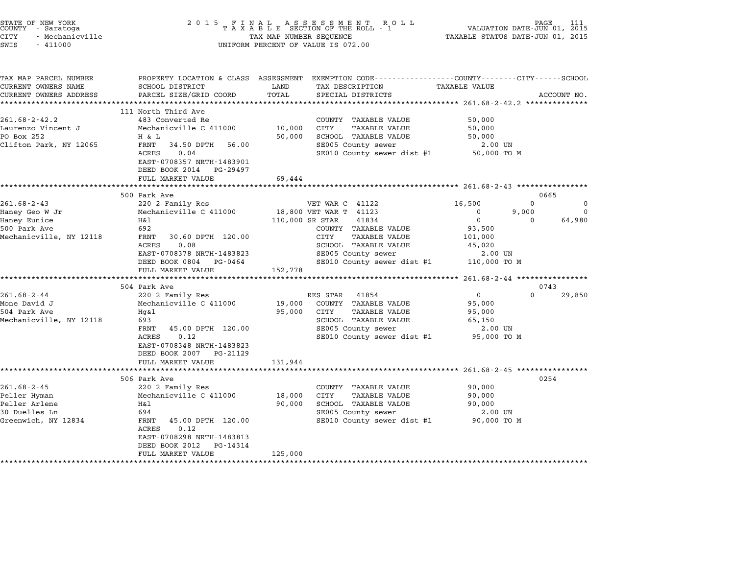STATE OF NEW YORK
COUNTY - Saratoga
CITY - Mechanicville
SWIS - 411000

2 0 1 5 F I N A L A S S E S S M E N T R O L L
T A X A B L E SECTION OF THE ROLL - 1
TAX MAP NUMBER SEQUENCE
UNIFORM PERCENT OF VALUE IS 072.00

VALUATION DATE-JUN 01, 2015
TAXABLE STATUS DATE-JUN 01, 2015

| TAX MAP PARCEL NUMBER<br>CURRENT OWNERS NAME<br>CURRENT OWNERS ADDRESS | PROPERTY LOCATION & CLASS<br>SCHOOL DISTRICT<br>PARCEL SIZE/GRID COORD | ASSESSMENT<br>LAND<br>TOTAL | EXEMPTION CODE<br>TAX DESCRIPTION<br>SPECIAL DISTRICTS | COUNTY<br>TAXABLE VALUE | CITY | SCHOOL<br>ACCOUNT NO. |
|---|---|---|---|---|---|---|
| **261.68-2-42.2** | 111 North Third Ave | | | | | |
| 261.68-2-42.2 | 483 Converted Re | | COUNTY TAXABLE VALUE | 50,000 | | |
| Laurenzo Vincent J | Mechanicville C 411000 | 10,000 | CITY TAXABLE VALUE | 50,000 | | |
| PO Box 252 | H & L | 50,000 | SCHOOL TAXABLE VALUE | 50,000 | | |
| Clifton Park, NY 12065 | FRNT 34.50 DPTH 56.00 | | SE005 County sewer | 2.00 UN | | |
| | ACRES 0.04 | | SE010 County sewer dist #1 | 50,000 TO M | | |
| | EAST-0708357 NRTH-1483901 | | | | | |
| | DEED BOOK 2014 PG-29497 | | | | | |
| | FULL MARKET VALUE | 69,444 | | | | |
| **261.68-2-43** | 500 Park Ave | | | | | 0665 |
| 261.68-2-43 | 220 2 Family Res | | VET WAR C 41122 | 16,500 | 0 | 0 |
| Haney Geo W Jr | Mechanicville C 411000 | 18,800 | VET WAR T 41123 | 0 | 9,000 | 0 |
| Haney Eunice | H&l | 110,000 | SR STAR 41834 | 0 | 0 | 64,980 |
| 500 Park Ave | 692 | | COUNTY TAXABLE VALUE | 93,500 | | |
| Mechanicville, NY 12118 | FRNT 30.60 DPTH 120.00 | | CITY TAXABLE VALUE | 101,000 | | |
| | ACRES 0.08 | | SCHOOL TAXABLE VALUE | 45,020 | | |
| | EAST-0708378 NRTH-1483823 | | SE005 County sewer | 2.00 UN | | |
| | DEED BOOK 0804 PG-0464 | | SE010 County sewer dist #1 | 110,000 TO M | | |
| | FULL MARKET VALUE | 152,778 | | | | |
| **261.68-2-44** | 504 Park Ave | | | | | 0743 |
| 261.68-2-44 | 220 2 Family Res | | RES STAR 41854 | 0 | 0 | 29,850 |
| Mone David J | Mechanicville C 411000 | 19,000 | COUNTY TAXABLE VALUE | 95,000 | | |
| 504 Park Ave | Hg&l | 95,000 | CITY TAXABLE VALUE | 95,000 | | |
| Mechanicville, NY 12118 | 693 | | SCHOOL TAXABLE VALUE | 65,150 | | |
| | FRNT 45.00 DPTH 120.00 | | SE005 County sewer | 2.00 UN | | |
| | ACRES 0.12 | | SE010 County sewer dist #1 | 95,000 TO M | | |
| | EAST-0708348 NRTH-1483823 | | | | | |
| | DEED BOOK 2007 PG-21129 | | | | | |
| | FULL MARKET VALUE | 131,944 | | | | |
| **261.68-2-45** | 506 Park Ave | | | | | 0254 |
| 261.68-2-45 | 220 2 Family Res | | COUNTY TAXABLE VALUE | 90,000 | | |
| Peller Hyman | Mechanicville C 411000 | 18,000 | CITY TAXABLE VALUE | 90,000 | | |
| Peller Arlene | H&l | 90,000 | SCHOOL TAXABLE VALUE | 90,000 | | |
| 30 Duelles Ln | 694 | | SE005 County sewer | 2.00 UN | | |
| Greenwich, NY 12834 | FRNT 45.00 DPTH 120.00 | | SE010 County sewer dist #1 | 90,000 TO M | | |
| | ACRES 0.12 | | | | | |
| | EAST-0708298 NRTH-1483813 | | | | | |
| | DEED BOOK 2012 PG-14314 | | | | | |
| | FULL MARKET VALUE | 125,000 | | | | |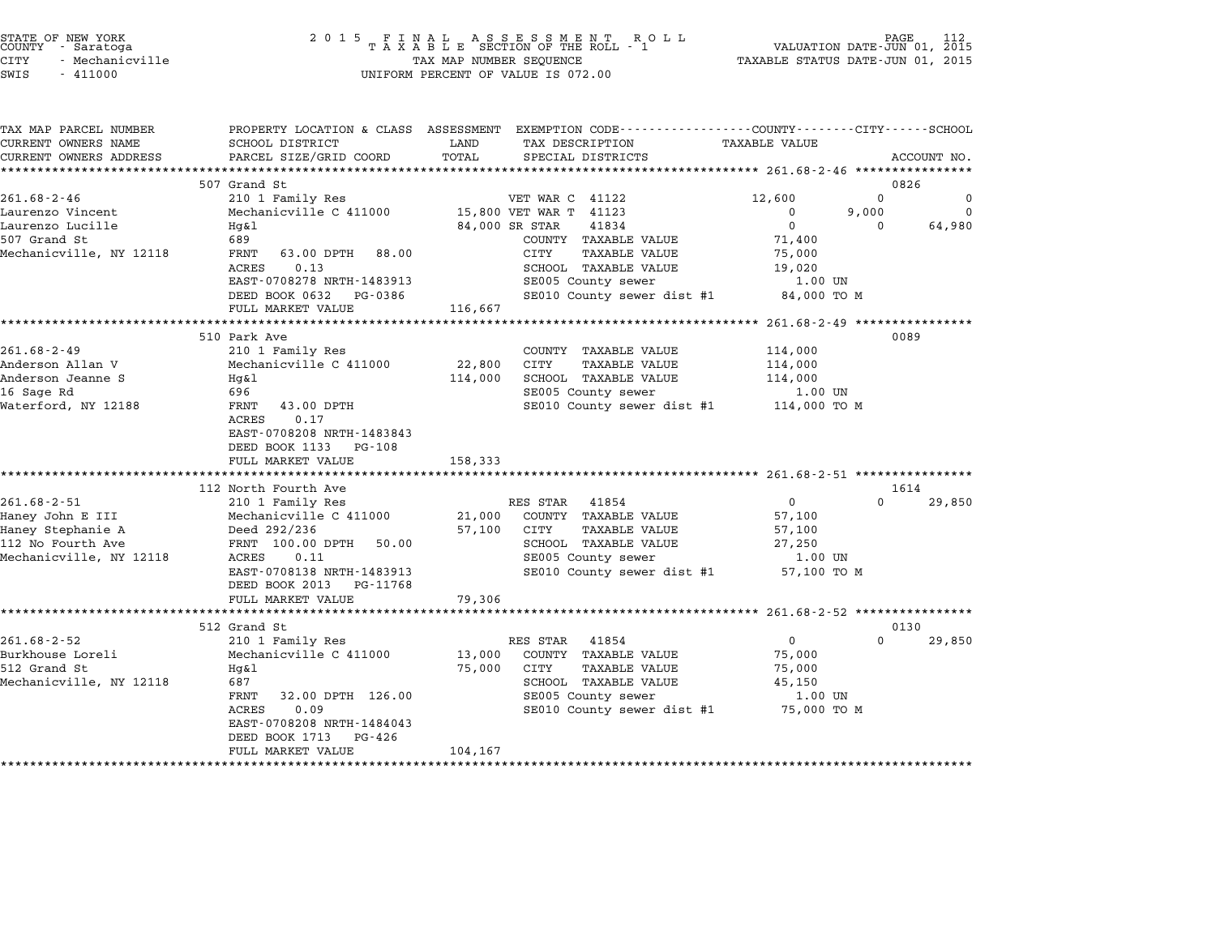STATE OF NEW YORK
COUNTY - Saratoga
CITY - Mechanicville
SWIS - 411000

2 0 1 5 F I N A L A S S E S S M E N T R O L L
T A X A B L E SECTION OF THE ROLL - 1
TAX MAP NUMBER SEQUENCE
UNIFORM PERCENT OF VALUE IS 072.00

VALUATION DATE-JUN 01, 2015
TAXABLE STATUS DATE-JUN 01, 2015

| TAX MAP PARCEL NUMBER / CURRENT OWNERS NAME / CURRENT OWNERS ADDRESS | PROPERTY LOCATION & CLASS / SCHOOL DISTRICT / PARCEL SIZE/GRID COORD | ASSESSMENT LAND / TOTAL | EXEMPTION CODE / TAX DESCRIPTION / SPECIAL DISTRICTS | COUNTY TAXABLE VALUE | CITY | SCHOOL / ACCOUNT NO. |
|---|---|---|---|---|---|---|
| | 507 Grand St | | | | | 0826 |
| 261.68-2-46 | 210 1 Family Res | | VET WAR C 41122 | 12,600 | 0 | 0 |
| Laurenzo Vincent | Mechanicville C 411000 | 15,800 | VET WAR T 41123 | 0 | 9,000 | 0 |
| Laurenzo Lucille | Hg&l | 84,000 | SR STAR 41834 | 0 | 0 | 64,980 |
| 507 Grand St | 689 | | COUNTY TAXABLE VALUE | 71,400 | | |
| Mechanicville, NY 12118 | FRNT 63.00 DPTH 88.00 | | CITY TAXABLE VALUE | 75,000 | | |
| | ACRES 0.13 | | SCHOOL TAXABLE VALUE | 19,020 | | |
| | EAST-0708278 NRTH-1483913 | | SE005 County sewer | 1.00 UN | | |
| | DEED BOOK 0632 PG-0386 | | SE010 County sewer dist #1 | 84,000 TO M | | |
| | FULL MARKET VALUE | 116,667 | | | | |
| | 510 Park Ave | | | | | 0089 |
| 261.68-2-49 | 210 1 Family Res | | COUNTY TAXABLE VALUE | 114,000 | | |
| Anderson Allan V | Mechanicville C 411000 | 22,800 | CITY TAXABLE VALUE | 114,000 | | |
| Anderson Jeanne S | Hg&l | 114,000 | SCHOOL TAXABLE VALUE | 114,000 | | |
| 16 Sage Rd | 696 | | SE005 County sewer | 1.00 UN | | |
| Waterford, NY 12188 | FRNT 43.00 DPTH | | SE010 County sewer dist #1 | 114,000 TO M | | |
| | ACRES 0.17 | | | | | |
| | EAST-0708208 NRTH-1483843 | | | | | |
| | DEED BOOK 1133 PG-108 | | | | | |
| | FULL MARKET VALUE | 158,333 | | | | |
| | 112 North Fourth Ave | | | | | 1614 |
| 261.68-2-51 | 210 1 Family Res | | RES STAR 41854 | 0 | 0 | 29,850 |
| Haney John E III | Mechanicville C 411000 | 21,000 | COUNTY TAXABLE VALUE | 57,100 | | |
| Haney Stephanie A | Deed 292/236 | 57,100 | CITY TAXABLE VALUE | 57,100 | | |
| 112 No Fourth Ave | FRNT 100.00 DPTH 50.00 | | SCHOOL TAXABLE VALUE | 27,250 | | |
| Mechanicville, NY 12118 | ACRES 0.11 | | SE005 County sewer | 1.00 UN | | |
| | EAST-0708138 NRTH-1483913 | | SE010 County sewer dist #1 | 57,100 TO M | | |
| | DEED BOOK 2013 PG-11768 | | | | | |
| | FULL MARKET VALUE | 79,306 | | | | |
| | 512 Grand St | | | | | 0130 |
| 261.68-2-52 | 210 1 Family Res | | RES STAR 41854 | 0 | 0 | 29,850 |
| Burkhouse Loreli | Mechanicville C 411000 | 13,000 | COUNTY TAXABLE VALUE | 75,000 | | |
| 512 Grand St | Hg&l | 75,000 | CITY TAXABLE VALUE | 75,000 | | |
| Mechanicville, NY 12118 | 687 | | SCHOOL TAXABLE VALUE | 45,150 | | |
| | FRNT 32.00 DPTH 126.00 | | SE005 County sewer | 1.00 UN | | |
| | ACRES 0.09 | | SE010 County sewer dist #1 | 75,000 TO M | | |
| | EAST-0708208 NRTH-1484043 | | | | | |
| | DEED BOOK 1713 PG-426 | | | | | |
| | FULL MARKET VALUE | 104,167 | | | | |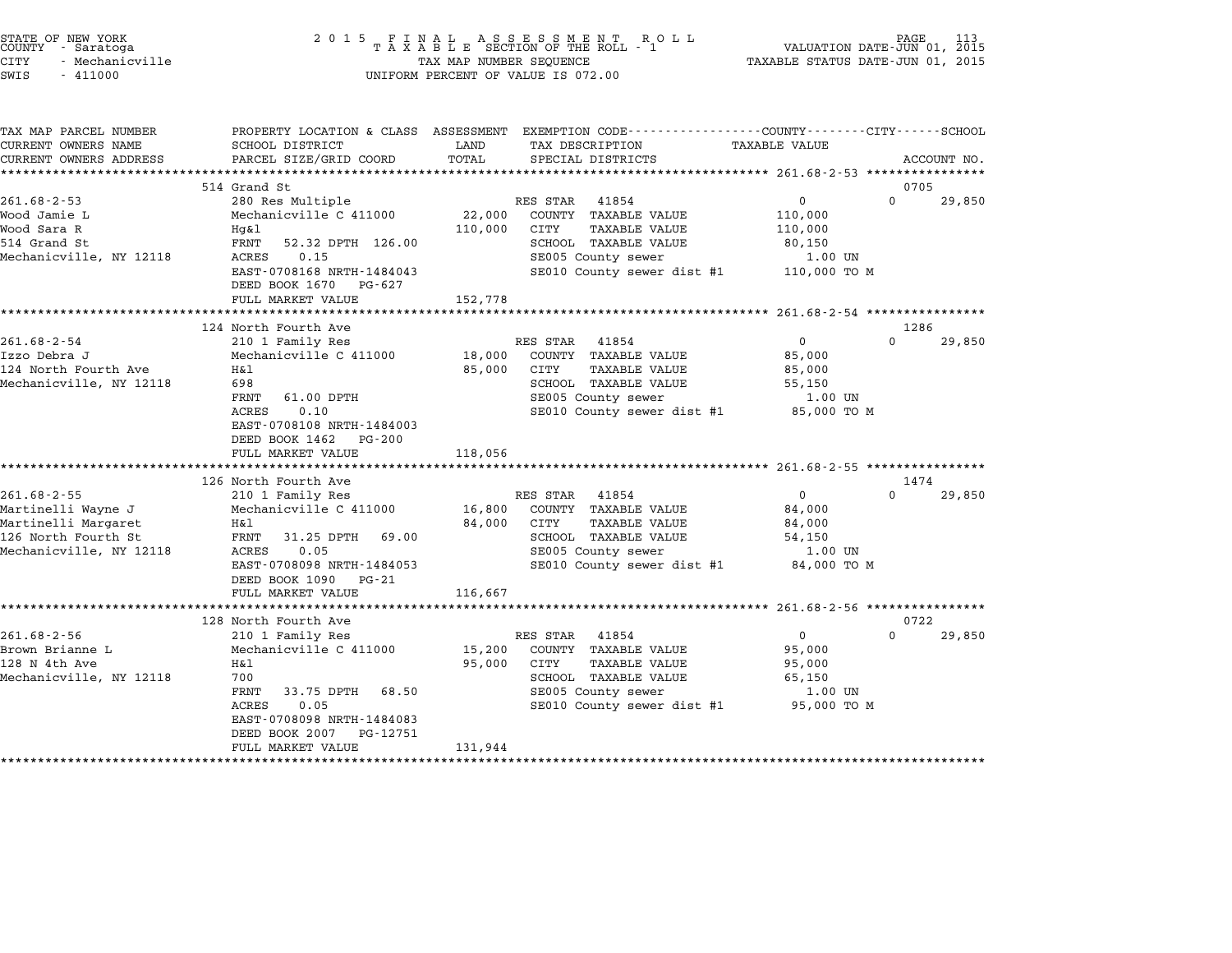STATE OF NEW YORK
COUNTY - Saratoga
CITY - Mechanicville
SWIS - 411000

2 0 1 5 F I N A L A S S E S S M E N T R O L L
T A X A B L E SECTION OF THE ROLL - 1
TAX MAP NUMBER SEQUENCE
UNIFORM PERCENT OF VALUE IS 072.00

VALUATION DATE-JUN 01, 2015
TAXABLE STATUS DATE-JUN 01, 2015

| TAX MAP PARCEL NUMBER / CURRENT OWNERS NAME / CURRENT OWNERS ADDRESS | PROPERTY LOCATION & CLASS / SCHOOL DISTRICT / PARCEL SIZE/GRID COORD | ASSESSMENT LAND / TOTAL | EXEMPTION CODE / TAX DESCRIPTION / SPECIAL DISTRICTS | COUNTY / CITY / TAXABLE VALUE | SCHOOL / ACCOUNT NO. |
|---|---|---|---|---|---|
| **261.68-2-53** | 514 Grand St | | | | 0705 |
| 261.68-2-53 | 280 Res Multiple | | RES STAR 41854 | 0 | 0 29,850 |
| Wood Jamie L | Mechanicville C 411000 | 22,000 | COUNTY TAXABLE VALUE | 110,000 | |
| Wood Sara R | Hg&l | 110,000 | CITY TAXABLE VALUE | 110,000 | |
| 514 Grand St | FRNT 52.32 DPTH 126.00 | | SCHOOL TAXABLE VALUE | 80,150 | |
| Mechanicville, NY 12118 | ACRES 0.15 | | SE005 County sewer | 1.00 UN | |
| | EAST-0708168 NRTH-1484043 | | SE010 County sewer dist #1 | 110,000 TO M | |
| | DEED BOOK 1670 PG-627 | | | | |
| | FULL MARKET VALUE | 152,778 | | | |
| **261.68-2-54** | 124 North Fourth Ave | | | | 1286 |
| 261.68-2-54 | 210 1 Family Res | | RES STAR 41854 | 0 | 0 29,850 |
| Izzo Debra J | Mechanicville C 411000 | 18,000 | COUNTY TAXABLE VALUE | 85,000 | |
| 124 North Fourth Ave | H&l | 85,000 | CITY TAXABLE VALUE | 85,000 | |
| Mechanicville, NY 12118 | 698 | | SCHOOL TAXABLE VALUE | 55,150 | |
| | FRNT 61.00 DPTH | | SE005 County sewer | 1.00 UN | |
| | ACRES 0.10 | | SE010 County sewer dist #1 | 85,000 TO M | |
| | EAST-0708108 NRTH-1484003 | | | | |
| | DEED BOOK 1462 PG-200 | | | | |
| | FULL MARKET VALUE | 118,056 | | | |
| **261.68-2-55** | 126 North Fourth Ave | | | | 1474 |
| 261.68-2-55 | 210 1 Family Res | | RES STAR 41854 | 0 | 0 29,850 |
| Martinelli Wayne J | Mechanicville C 411000 | 16,800 | COUNTY TAXABLE VALUE | 84,000 | |
| Martinelli Margaret | H&l | 84,000 | CITY TAXABLE VALUE | 84,000 | |
| 126 North Fourth St | FRNT 31.25 DPTH 69.00 | | SCHOOL TAXABLE VALUE | 54,150 | |
| Mechanicville, NY 12118 | ACRES 0.05 | | SE005 County sewer | 1.00 UN | |
| | EAST-0708098 NRTH-1484053 | | SE010 County sewer dist #1 | 84,000 TO M | |
| | DEED BOOK 1090 PG-21 | | | | |
| | FULL MARKET VALUE | 116,667 | | | |
| **261.68-2-56** | 128 North Fourth Ave | | | | 0722 |
| 261.68-2-56 | 210 1 Family Res | | RES STAR 41854 | 0 | 0 29,850 |
| Brown Brianne L | Mechanicville C 411000 | 15,200 | COUNTY TAXABLE VALUE | 95,000 | |
| 128 N 4th Ave | H&l | 95,000 | CITY TAXABLE VALUE | 95,000 | |
| Mechanicville, NY 12118 | 700 | | SCHOOL TAXABLE VALUE | 65,150 | |
| | FRNT 33.75 DPTH 68.50 | | SE005 County sewer | 1.00 UN | |
| | ACRES 0.05 | | SE010 County sewer dist #1 | 95,000 TO M | |
| | EAST-0708098 NRTH-1484083 | | | | |
| | DEED BOOK 2007 PG-12751 | | | | |
| | FULL MARKET VALUE | 131,944 | | | |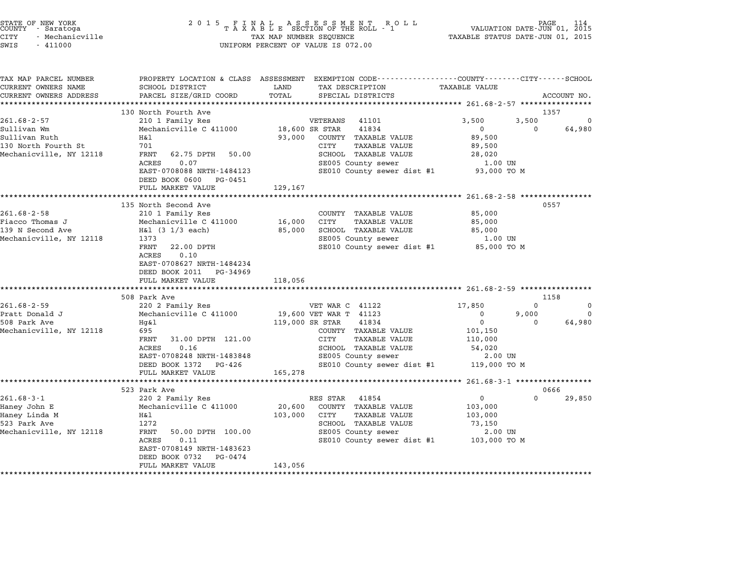STATE OF NEW YORK
COUNTY - Saratoga
CITY - Mechanicville
SWIS - 411000

2 0 1 5 F I N A L A S S E S S M E N T R O L L
T A X A B L E SECTION OF THE ROLL - 1
TAX MAP NUMBER SEQUENCE
UNIFORM PERCENT OF VALUE IS 072.00

VALUATION DATE-JUN 01, 2015
TAXABLE STATUS DATE-JUN 01, 2015

| TAX MAP PARCEL NUMBER / CURRENT OWNERS NAME / CURRENT OWNERS ADDRESS | PROPERTY LOCATION & CLASS / SCHOOL DISTRICT / PARCEL SIZE/GRID COORD | ASSESSMENT LAND / TOTAL | EXEMPTION CODE / TAX DESCRIPTION / SPECIAL DISTRICTS | COUNTY TAXABLE VALUE | CITY | SCHOOL | ACCOUNT NO. |
|---|---|---|---|---|---|---|---|
| 261.68-2-57 | 130 North Fourth Ave | | | | | | 1357 |
| 261.68-2-57 | 210 1 Family Res | | VETERANS 41101 | 3,500 | 3,500 | 0 | |
| Sullivan Wm | Mechanicville C 411000 | 18,600 | SR STAR 41834 | 0 | 0 | 64,980 | |
| Sullivan Ruth | H&l | 93,000 | COUNTY TAXABLE VALUE | 89,500 | | | |
| 130 North Fourth St | 701 | | CITY TAXABLE VALUE | 89,500 | | | |
| Mechanicville, NY 12118 | FRNT 62.75 DPTH 50.00 | | SCHOOL TAXABLE VALUE | 28,020 | | | |
| | ACRES 0.07 | | SE005 County sewer | 1.00 UN | | | |
| | EAST-0708088 NRTH-1484123 | | SE010 County sewer dist #1 | 93,000 TO M | | | |
| | DEED BOOK 0600 PG-0451 | | | | | | |
| | FULL MARKET VALUE | 129,167 | | | | | |
| 261.68-2-58 | 135 North Second Ave | | | | | | 0557 |
| 261.68-2-58 | 210 1 Family Res | | COUNTY TAXABLE VALUE | 85,000 | | | |
| Fiacco Thomas J | Mechanicville C 411000 | 16,000 | CITY TAXABLE VALUE | 85,000 | | | |
| 139 N Second Ave | H&l (3 1/3 each) | 85,000 | SCHOOL TAXABLE VALUE | 85,000 | | | |
| Mechanicville, NY 12118 | 1373 | | SE005 County sewer | 1.00 UN | | | |
| | FRNT 22.00 DPTH | | SE010 County sewer dist #1 | 85,000 TO M | | | |
| | ACRES 0.10 | | | | | | |
| | EAST-0708627 NRTH-1484234 | | | | | | |
| | DEED BOOK 2011 PG-34969 | | | | | | |
| | FULL MARKET VALUE | 118,056 | | | | | |
| 261.68-2-59 | 508 Park Ave | | | | | | 1158 |
| 261.68-2-59 | 220 2 Family Res | | VET WAR C 41122 | 17,850 | 0 | 0 | |
| Pratt Donald J | Mechanicville C 411000 | 19,600 | VET WAR T 41123 | 0 | 9,000 | 0 | |
| 508 Park Ave | Hg&l | 119,000 | SR STAR 41834 | 0 | 0 | 64,980 | |
| Mechanicville, NY 12118 | 695 | | COUNTY TAXABLE VALUE | 101,150 | | | |
| | FRNT 31.00 DPTH 121.00 | | CITY TAXABLE VALUE | 110,000 | | | |
| | ACRES 0.16 | | SCHOOL TAXABLE VALUE | 54,020 | | | |
| | EAST-0708248 NRTH-1483848 | | SE005 County sewer | 2.00 UN | | | |
| | DEED BOOK 1372 PG-426 | | SE010 County sewer dist #1 | 119,000 TO M | | | |
| | FULL MARKET VALUE | 165,278 | | | | | |
| 261.68-3-1 | 523 Park Ave | | | | | | 0666 |
| 261.68-3-1 | 220 2 Family Res | | RES STAR 41854 | 0 | 0 | 29,850 | |
| Haney John E | Mechanicville C 411000 | 20,600 | COUNTY TAXABLE VALUE | 103,000 | | | |
| Haney Linda M | H&l | 103,000 | CITY TAXABLE VALUE | 103,000 | | | |
| 523 Park Ave | 1272 | | SCHOOL TAXABLE VALUE | 73,150 | | | |
| Mechanicville, NY 12118 | FRNT 50.00 DPTH 100.00 | | SE005 County sewer | 2.00 UN | | | |
| | ACRES 0.11 | | SE010 County sewer dist #1 | 103,000 TO M | | | |
| | EAST-0708149 NRTH-1483623 | | | | | | |
| | DEED BOOK 0732 PG-0474 | | | | | | |
| | FULL MARKET VALUE | 143,056 | | | | | |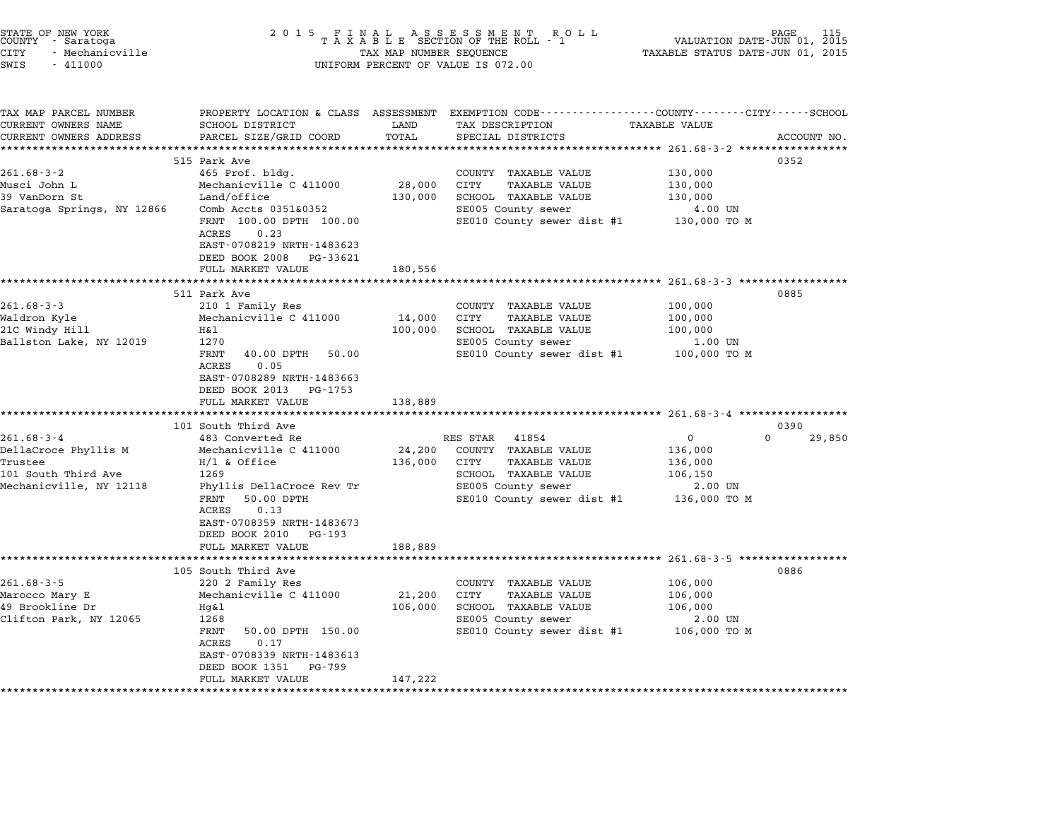STATE OF NEW YORK
COUNTY - Saratoga
CITY - Mechanicville
SWIS - 411000

2015 FINAL ASSESSMENT ROLL
TAXABLE SECTION OF THE ROLL - 1
TAX MAP NUMBER SEQUENCE
UNIFORM PERCENT OF VALUE IS 072.00

VALUATION DATE-JUN 01, 2015
TAXABLE STATUS DATE-JUN 01, 2015

| TAX MAP PARCEL NUMBER / CURRENT OWNERS NAME / CURRENT OWNERS ADDRESS | PROPERTY LOCATION & CLASS / SCHOOL DISTRICT / PARCEL SIZE/GRID COORD | ASSESSMENT LAND / TOTAL | EXEMPTION CODE / TAX DESCRIPTION / SPECIAL DISTRICTS | COUNTY / CITY / TAXABLE VALUE | SCHOOL / ACCOUNT NO. |
|---|---|---|---|---|---|
| | 515 Park Ave | | | | 0352 |
| 261.68-3-2 | 465 Prof. bldg. | | COUNTY TAXABLE VALUE | 130,000 | |
| Musci John L | Mechanicville C 411000 | 28,000 | CITY TAXABLE VALUE | 130,000 | |
| 39 VanDorn St | Land/office | 130,000 | SCHOOL TAXABLE VALUE | 130,000 | |
| Saratoga Springs, NY 12866 | Comb Accts 0351&0352 | | SE005 County sewer | 4.00 UN | |
| | FRNT 100.00 DPTH 100.00 | | SE010 County sewer dist #1 | 130,000 TO M | |
| | ACRES 0.23 | | | | |
| | EAST-0708219 NRTH-1483623 | | | | |
| | DEED BOOK 2008 PG-33621 | | | | |
| | FULL MARKET VALUE | 180,556 | | | |
| | 511 Park Ave | | | | 0885 |
| 261.68-3-3 | 210 1 Family Res | | COUNTY TAXABLE VALUE | 100,000 | |
| Waldron Kyle | Mechanicville C 411000 | 14,000 | CITY TAXABLE VALUE | 100,000 | |
| 21C Windy Hill | H&l | 100,000 | SCHOOL TAXABLE VALUE | 100,000 | |
| Ballston Lake, NY 12019 | 1270 | | SE005 County sewer | 1.00 UN | |
| | FRNT 40.00 DPTH 50.00 | | SE010 County sewer dist #1 | 100,000 TO M | |
| | ACRES 0.05 | | | | |
| | EAST-0708289 NRTH-1483663 | | | | |
| | DEED BOOK 2013 PG-1753 | | | | |
| | FULL MARKET VALUE | 138,889 | | | |
| | 101 South Third Ave | | | | 0390 |
| 261.68-3-4 | 483 Converted Re | | RES STAR 41854 | 0 | 0 29,850 |
| DellaCroce Phyllis M | Mechanicville C 411000 | 24,200 | COUNTY TAXABLE VALUE | 136,000 | |
| Trustee | H/l & Office | 136,000 | CITY TAXABLE VALUE | 136,000 | |
| 101 South Third Ave | 1269 | | SCHOOL TAXABLE VALUE | 106,150 | |
| Mechanicville, NY 12118 | Phyllis DellaCroce Rev Tr | | SE005 County sewer | 2.00 UN | |
| | FRNT 50.00 DPTH | | SE010 County sewer dist #1 | 136,000 TO M | |
| | ACRES 0.13 | | | | |
| | EAST-0708359 NRTH-1483673 | | | | |
| | DEED BOOK 2010 PG-193 | | | | |
| | FULL MARKET VALUE | 188,889 | | | |
| | 105 South Third Ave | | | | 0886 |
| 261.68-3-5 | 220 2 Family Res | | COUNTY TAXABLE VALUE | 106,000 | |
| Marocco Mary E | Mechanicville C 411000 | 21,200 | CITY TAXABLE VALUE | 106,000 | |
| 49 Brookline Dr | Hg&l | 106,000 | SCHOOL TAXABLE VALUE | 106,000 | |
| Clifton Park, NY 12065 | 1268 | | SE005 County sewer | 2.00 UN | |
| | FRNT 50.00 DPTH 150.00 | | SE010 County sewer dist #1 | 106,000 TO M | |
| | ACRES 0.17 | | | | |
| | EAST-0708339 NRTH-1483613 | | | | |
| | DEED BOOK 1351 PG-799 | | | | |
| | FULL MARKET VALUE | 147,222 | | | |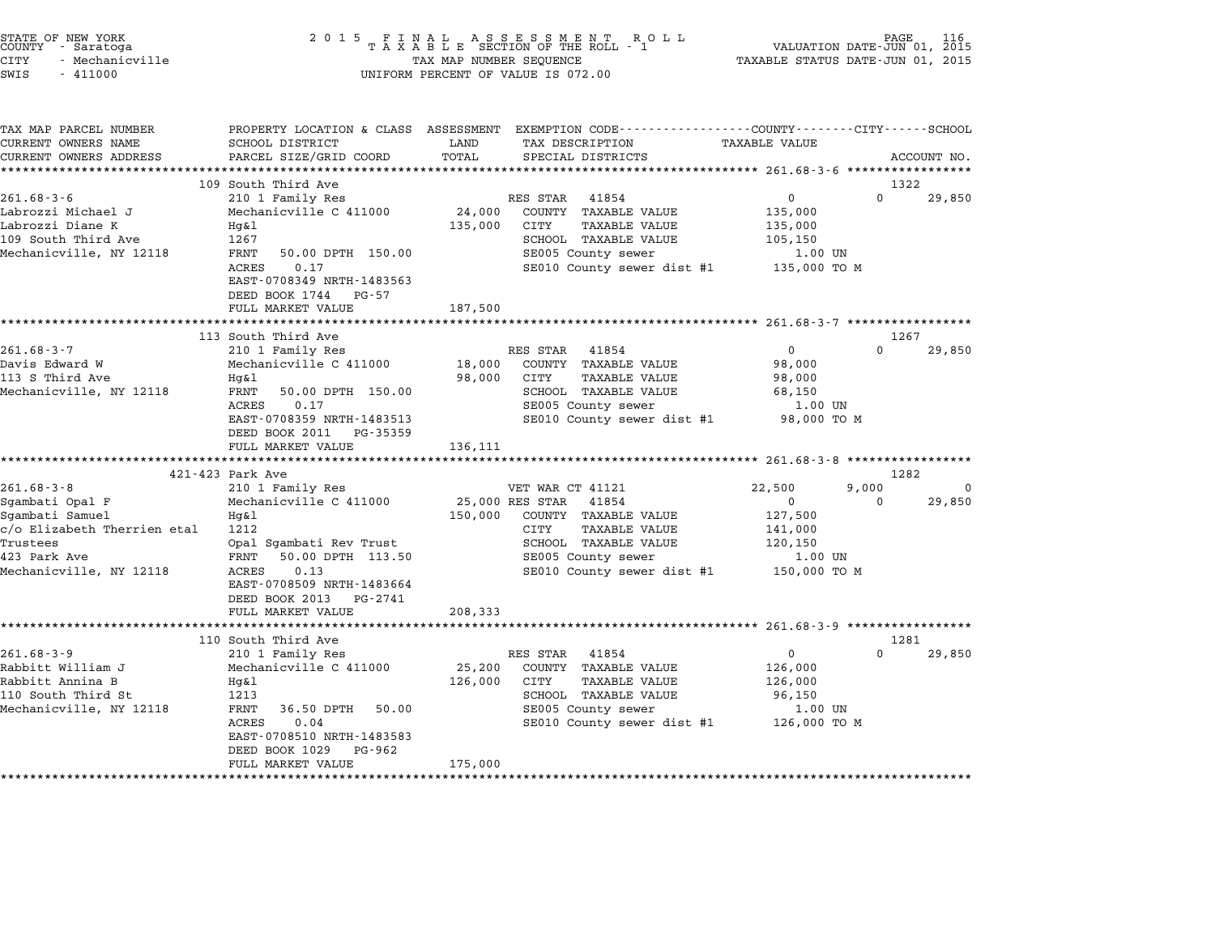STATE OF NEW YORK
COUNTY - Saratoga
CITY - Mechanicville
SWIS - 411000

2015 FINAL ASSESSMENT ROLL
TAXABLE SECTION OF THE ROLL - 1
TAX MAP NUMBER SEQUENCE
UNIFORM PERCENT OF VALUE IS 072.00

VALUATION DATE-JUN 01, 2015
TAXABLE STATUS DATE-JUN 01, 2015

| TAX MAP PARCEL NUMBER / CURRENT OWNERS NAME / CURRENT OWNERS ADDRESS | PROPERTY LOCATION & CLASS / SCHOOL DISTRICT / PARCEL SIZE/GRID COORD | ASSESSMENT LAND / TOTAL | EXEMPTION CODE / TAX DESCRIPTION / SPECIAL DISTRICTS | COUNTY TAXABLE VALUE | CITY | SCHOOL / ACCOUNT NO. |
|---|---|---|---|---|---|---|
| **261.68-3-6** | 109 South Third Ave | | | | | 1322 |
| 261.68-3-6 | 210 1 Family Res | | RES STAR 41854 | 0 | 0 | 29,850 |
| Labrozzi Michael J | Mechanicville C 411000 | 24,000 | COUNTY TAXABLE VALUE | 135,000 | | |
| Labrozzi Diane K | Hg&l | 135,000 | CITY TAXABLE VALUE | 135,000 | | |
| 109 South Third Ave | 1267 | | SCHOOL TAXABLE VALUE | 105,150 | | |
| Mechanicville, NY 12118 | FRNT 50.00 DPTH 150.00 | | SE005 County sewer | 1.00 UN | | |
| | ACRES 0.17 | | SE010 County sewer dist #1 | 135,000 TO M | | |
| | EAST-0708349 NRTH-1483563 | | | | | |
| | DEED BOOK 1744 PG-57 | | | | | |
| | FULL MARKET VALUE | 187,500 | | | | |
| **261.68-3-7** | 113 South Third Ave | | | | | 1267 |
| 261.68-3-7 | 210 1 Family Res | | RES STAR 41854 | 0 | 0 | 29,850 |
| Davis Edward W | Mechanicville C 411000 | 18,000 | COUNTY TAXABLE VALUE | 98,000 | | |
| 113 S Third Ave | Hg&l | 98,000 | CITY TAXABLE VALUE | 98,000 | | |
| Mechanicville, NY 12118 | FRNT 50.00 DPTH 150.00 | | SCHOOL TAXABLE VALUE | 68,150 | | |
| | ACRES 0.17 | | SE005 County sewer | 1.00 UN | | |
| | EAST-0708359 NRTH-1483513 | | SE010 County sewer dist #1 | 98,000 TO M | | |
| | DEED BOOK 2011 PG-35359 | | | | | |
| | FULL MARKET VALUE | 136,111 | | | | |
| **261.68-3-8** | 421-423 Park Ave | | | | | 1282 |
| 261.68-3-8 | 210 1 Family Res | | VET WAR CT 41121 | 22,500 | 9,000 | 0 |
| Sgambati Opal F | Mechanicville C 411000 | 25,000 | RES STAR 41854 | 0 | 0 | 29,850 |
| Sgambati Samuel | Hg&l | 150,000 | COUNTY TAXABLE VALUE | 127,500 | | |
| c/o Elizabeth Therrien etal | 1212 | | CITY TAXABLE VALUE | 141,000 | | |
| Trustees | Opal Sgambati Rev Trust | | SCHOOL TAXABLE VALUE | 120,150 | | |
| 423 Park Ave | FRNT 50.00 DPTH 113.50 | | SE005 County sewer | 1.00 UN | | |
| Mechanicville, NY 12118 | ACRES 0.13 | | SE010 County sewer dist #1 | 150,000 TO M | | |
| | EAST-0708509 NRTH-1483664 | | | | | |
| | DEED BOOK 2013 PG-2741 | | | | | |
| | FULL MARKET VALUE | 208,333 | | | | |
| **261.68-3-9** | 110 South Third Ave | | | | | 1281 |
| 261.68-3-9 | 210 1 Family Res | | RES STAR 41854 | 0 | 0 | 29,850 |
| Rabbitt William J | Mechanicville C 411000 | 25,200 | COUNTY TAXABLE VALUE | 126,000 | | |
| Rabbitt Annina B | Hg&l | 126,000 | CITY TAXABLE VALUE | 126,000 | | |
| 110 South Third St | 1213 | | SCHOOL TAXABLE VALUE | 96,150 | | |
| Mechanicville, NY 12118 | FRNT 36.50 DPTH 50.00 | | SE005 County sewer | 1.00 UN | | |
| | ACRES 0.04 | | SE010 County sewer dist #1 | 126,000 TO M | | |
| | EAST-0708510 NRTH-1483583 | | | | | |
| | DEED BOOK 1029 PG-962 | | | | | |
| | FULL MARKET VALUE | 175,000 | | | | |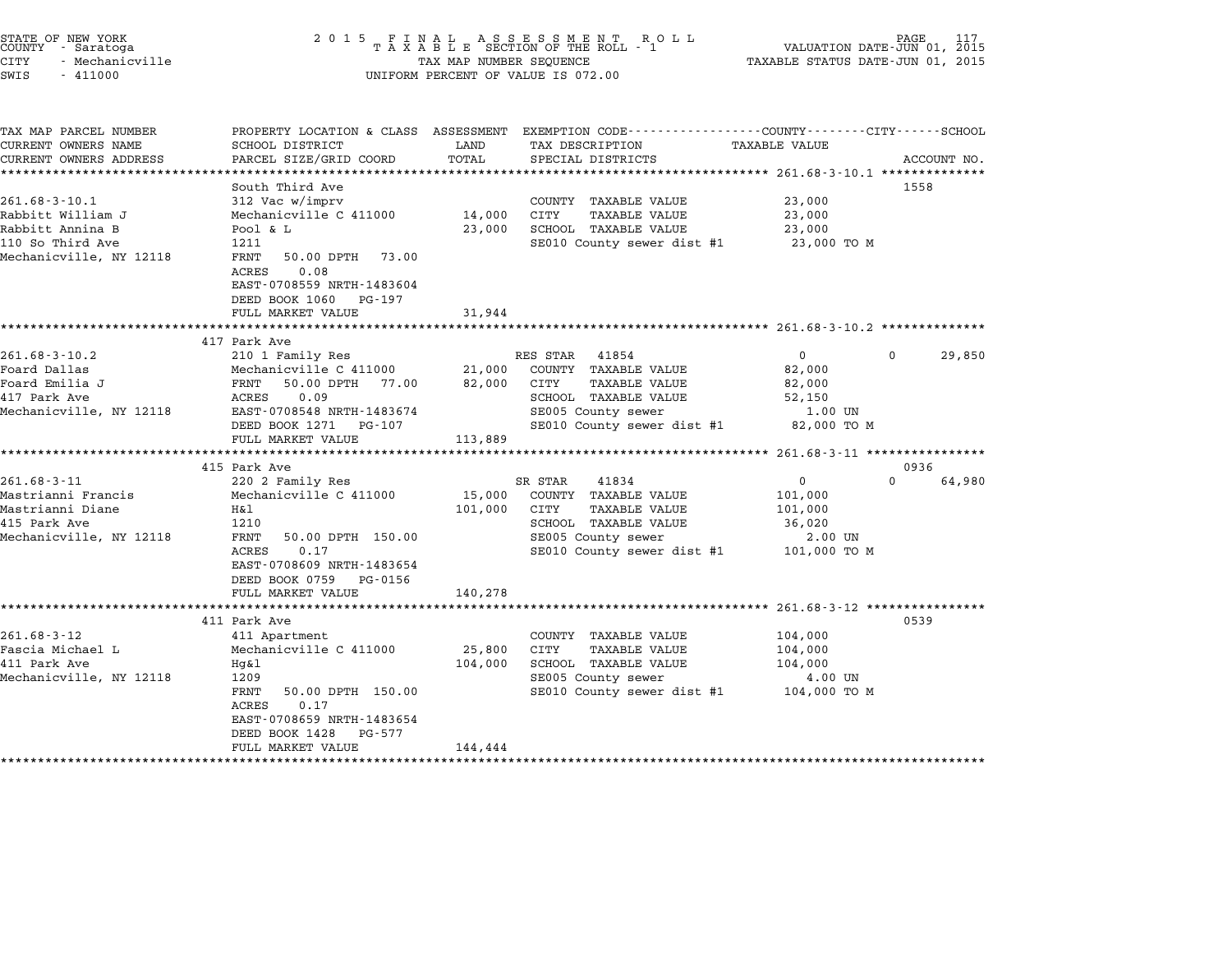STATE OF NEW YORK
COUNTY - Saratoga
CITY - Mechanicville
SWIS - 411000

2015 FINAL ASSESSMENT ROLL
TAXABLE SECTION OF THE ROLL - 1
TAX MAP NUMBER SEQUENCE
UNIFORM PERCENT OF VALUE IS 072.00

VALUATION DATE-JUN 01, 2015
TAXABLE STATUS DATE-JUN 01, 2015

| TAX MAP PARCEL NUMBER / CURRENT OWNERS NAME / CURRENT OWNERS ADDRESS | PROPERTY LOCATION & CLASS / SCHOOL DISTRICT / PARCEL SIZE/GRID COORD | ASSESSMENT LAND / TOTAL | EXEMPTION CODE / TAX DESCRIPTION / SPECIAL DISTRICTS | COUNTY / TAXABLE VALUE | CITY | SCHOOL / ACCOUNT NO. |
|---|---|---|---|---|---|---|
| **261.68-3-10.1** | South Third Ave | | | | | 1558 |
| 261.68-3-10.1 | 312 Vac w/imprv | | COUNTY TAXABLE VALUE | 23,000 | | |
| Rabbitt William J | Mechanicville C 411000 | 14,000 | CITY TAXABLE VALUE | 23,000 | | |
| Rabbitt Annina B | Pool & L | 23,000 | SCHOOL TAXABLE VALUE | 23,000 | | |
| 110 So Third Ave | 1211 | | SE010 County sewer dist #1 | 23,000 TO M | | |
| Mechanicville, NY 12118 | FRNT 50.00 DPTH 73.00 | | | | | |
| | ACRES 0.08 | | | | | |
| | EAST-0708559 NRTH-1483604 | | | | | |
| | DEED BOOK 1060 PG-197 | | | | | |
| | FULL MARKET VALUE | 31,944 | | | | |
| **261.68-3-10.2** | 417 Park Ave | | | | | |
| 261.68-3-10.2 | 210 1 Family Res | | RES STAR 41854 | 0 | 0 | 29,850 |
| Foard Dallas | Mechanicville C 411000 | 21,000 | COUNTY TAXABLE VALUE | 82,000 | | |
| Foard Emilia J | FRNT 50.00 DPTH 77.00 | 82,000 | CITY TAXABLE VALUE | 82,000 | | |
| 417 Park Ave | ACRES 0.09 | | SCHOOL TAXABLE VALUE | 52,150 | | |
| Mechanicville, NY 12118 | EAST-0708548 NRTH-1483674 | | SE005 County sewer | 1.00 UN | | |
| | DEED BOOK 1271 PG-107 | | SE010 County sewer dist #1 | 82,000 TO M | | |
| | FULL MARKET VALUE | 113,889 | | | | |
| **261.68-3-11** | 415 Park Ave | | | | | 0936 |
| 261.68-3-11 | 220 2 Family Res | | SR STAR 41834 | 0 | 0 | 64,980 |
| Mastrianni Francis | Mechanicville C 411000 | 15,000 | COUNTY TAXABLE VALUE | 101,000 | | |
| Mastrianni Diane | H&l | 101,000 | CITY TAXABLE VALUE | 101,000 | | |
| 415 Park Ave | 1210 | | SCHOOL TAXABLE VALUE | 36,020 | | |
| Mechanicville, NY 12118 | FRNT 50.00 DPTH 150.00 | | SE005 County sewer | 2.00 UN | | |
| | ACRES 0.17 | | SE010 County sewer dist #1 | 101,000 TO M | | |
| | EAST-0708609 NRTH-1483654 | | | | | |
| | DEED BOOK 0759 PG-0156 | | | | | |
| | FULL MARKET VALUE | 140,278 | | | | |
| **261.68-3-12** | 411 Park Ave | | | | | 0539 |
| 261.68-3-12 | 411 Apartment | | COUNTY TAXABLE VALUE | 104,000 | | |
| Fascia Michael L | Mechanicville C 411000 | 25,800 | CITY TAXABLE VALUE | 104,000 | | |
| 411 Park Ave | Hg&l | 104,000 | SCHOOL TAXABLE VALUE | 104,000 | | |
| Mechanicville, NY 12118 | 1209 | | SE005 County sewer | 4.00 UN | | |
| | FRNT 50.00 DPTH 150.00 | | SE010 County sewer dist #1 | 104,000 TO M | | |
| | ACRES 0.17 | | | | | |
| | EAST-0708659 NRTH-1483654 | | | | | |
| | DEED BOOK 1428 PG-577 | | | | | |
| | FULL MARKET VALUE | 144,444 | | | | |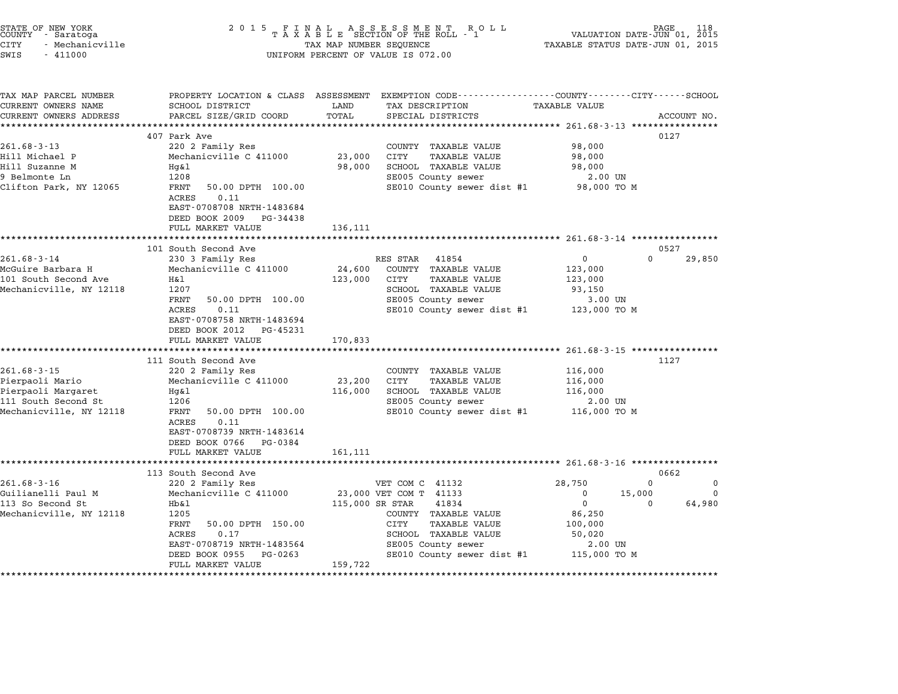STATE OF NEW YORK
COUNTY - Saratoga
CITY - Mechanicville
SWIS - 411000

2 0 1 5 F I N A L A S S E S S M E N T R O L L
T A X A B L E SECTION OF THE ROLL - 1
TAX MAP NUMBER SEQUENCE
UNIFORM PERCENT OF VALUE IS 072.00

VALUATION DATE-JUN 01, 2015
TAXABLE STATUS DATE-JUN 01, 2015

| TAX MAP PARCEL NUMBER / CURRENT OWNERS NAME / CURRENT OWNERS ADDRESS | PROPERTY LOCATION & CLASS / SCHOOL DISTRICT / PARCEL SIZE/GRID COORD | ASSESSMENT LAND | TOTAL | EXEMPTION CODE / TAX DESCRIPTION / SPECIAL DISTRICTS | COUNTY TAXABLE VALUE | CITY | SCHOOL | ACCOUNT NO. |
|---|---|---|---|---|---|---|---|---|
| **261.68-3-13** | 407 Park Ave | | | | | | | 0127 |
| 261.68-3-13 | 220 2 Family Res | | | COUNTY TAXABLE VALUE | 98,000 | | | |
| Hill Michael P | Mechanicville C 411000 | 23,000 | | CITY TAXABLE VALUE | 98,000 | | | |
| Hill Suzanne M | Hg&l | | 98,000 | SCHOOL TAXABLE VALUE | 98,000 | | | |
| 9 Belmonte Ln | 1208 | | | SE005 County sewer | 2.00 UN | | | |
| Clifton Park, NY 12065 | FRNT 50.00 DPTH 100.00 | | | SE010 County sewer dist #1 | 98,000 TO M | | | |
| | ACRES 0.11 | | | | | | | |
| | EAST-0708708 NRTH-1483684 | | | | | | | |
| | DEED BOOK 2009 PG-34438 | | | | | | | |
| | FULL MARKET VALUE | 136,111 | | | | | | |
| **261.68-3-14** | 101 South Second Ave | | | | | | | 0527 |
| 261.68-3-14 | 230 3 Family Res | | | RES STAR 41854 | 0 | 0 | 29,850 | |
| McGuire Barbara H | Mechanicville C 411000 | 24,600 | | COUNTY TAXABLE VALUE | 123,000 | | | |
| 101 South Second Ave | H&l | | 123,000 | CITY TAXABLE VALUE | 123,000 | | | |
| Mechanicville, NY 12118 | 1207 | | | SCHOOL TAXABLE VALUE | 93,150 | | | |
| | FRNT 50.00 DPTH 100.00 | | | SE005 County sewer | 3.00 UN | | | |
| | ACRES 0.11 | | | SE010 County sewer dist #1 | 123,000 TO M | | | |
| | EAST-0708758 NRTH-1483694 | | | | | | | |
| | DEED BOOK 2012 PG-45231 | | | | | | | |
| | FULL MARKET VALUE | 170,833 | | | | | | |
| **261.68-3-15** | 111 South Second Ave | | | | | | | 1127 |
| 261.68-3-15 | 220 2 Family Res | | | COUNTY TAXABLE VALUE | 116,000 | | | |
| Pierpaoli Mario | Mechanicville C 411000 | 23,200 | | CITY TAXABLE VALUE | 116,000 | | | |
| Pierpaoli Margaret | Hg&l | | 116,000 | SCHOOL TAXABLE VALUE | 116,000 | | | |
| 111 South Second St | 1206 | | | SE005 County sewer | 2.00 UN | | | |
| Mechanicville, NY 12118 | FRNT 50.00 DPTH 100.00 | | | SE010 County sewer dist #1 | 116,000 TO M | | | |
| | ACRES 0.11 | | | | | | | |
| | EAST-0708739 NRTH-1483614 | | | | | | | |
| | DEED BOOK 0766 PG-0384 | | | | | | | |
| | FULL MARKET VALUE | 161,111 | | | | | | |
| **261.68-3-16** | 113 South Second Ave | | | | | | | 0662 |
| 261.68-3-16 | 220 2 Family Res | | | VET COM C 41132 | 28,750 | 0 | 0 | |
| Guilianelli Paul M | Mechanicville C 411000 | 23,000 | | VET COM T 41133 | 0 | 15,000 | 0 | |
| 113 So Second St | Hb&l | | 115,000 | SR STAR 41834 | 0 | 0 | 64,980 | |
| Mechanicville, NY 12118 | 1205 | | | COUNTY TAXABLE VALUE | 86,250 | | | |
| | FRNT 50.00 DPTH 150.00 | | | CITY TAXABLE VALUE | 100,000 | | | |
| | ACRES 0.17 | | | SCHOOL TAXABLE VALUE | 50,020 | | | |
| | EAST-0708719 NRTH-1483564 | | | SE005 County sewer | 2.00 UN | | | |
| | DEED BOOK 0955 PG-0263 | | | SE010 County sewer dist #1 | 115,000 TO M | | | |
| | FULL MARKET VALUE | 159,722 | | | | | | |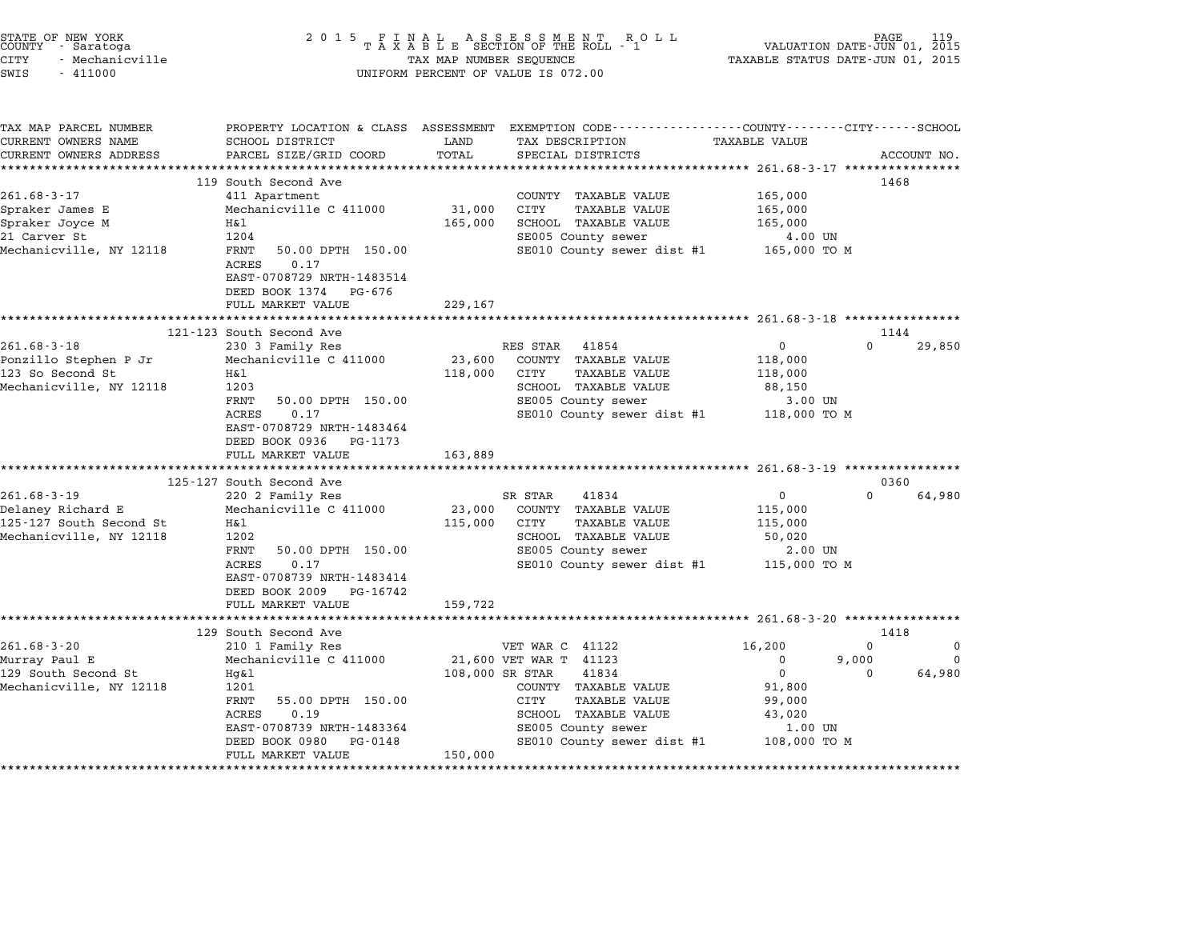STATE OF NEW YORK
COUNTY - Saratoga
CITY - Mechanicville
SWIS - 411000

2 0 1 5 F I N A L A S S E S S M E N T R O L L
T A X A B L E SECTION OF THE ROLL - 1
TAX MAP NUMBER SEQUENCE
UNIFORM PERCENT OF VALUE IS 072.00

VALUATION DATE-JUN 01, 2015
TAXABLE STATUS DATE-JUN 01, 2015

| TAX MAP PARCEL NUMBER / CURRENT OWNERS NAME / CURRENT OWNERS ADDRESS | PROPERTY LOCATION & CLASS / SCHOOL DISTRICT / PARCEL SIZE/GRID COORD | ASSESSMENT LAND / TOTAL | EXEMPTION CODE / TAX DESCRIPTION / SPECIAL DISTRICTS | COUNTY TAXABLE VALUE | CITY | SCHOOL | ACCOUNT NO. |
|---|---|---|---|---|---|---|---|
| | 119 South Second Ave | | | | | | 1468 |
| 261.68-3-17 | 411 Apartment | | COUNTY TAXABLE VALUE | 165,000 | | | |
| Spraker James E | Mechanicville C 411000 | 31,000 | CITY TAXABLE VALUE | 165,000 | | | |
| Spraker Joyce M | H&l | 165,000 | SCHOOL TAXABLE VALUE | 165,000 | | | |
| 21 Carver St | 1204 | | SE005 County sewer | 4.00 UN | | | |
| Mechanicville, NY 12118 | FRNT 50.00 DPTH 150.00 | | SE010 County sewer dist #1 | 165,000 TO M | | | |
| | ACRES 0.17 | | | | | | |
| | EAST-0708729 NRTH-1483514 | | | | | | |
| | DEED BOOK 1374 PG-676 | | | | | | |
| | FULL MARKET VALUE | 229,167 | | | | | |
| | 121-123 South Second Ave | | | | | | 1144 |
| 261.68-3-18 | 230 3 Family Res | | RES STAR 41854 | 0 | 0 | 29,850 | |
| Ponzillo Stephen P Jr | Mechanicville C 411000 | 23,600 | COUNTY TAXABLE VALUE | 118,000 | | | |
| 123 So Second St | H&l | 118,000 | CITY TAXABLE VALUE | 118,000 | | | |
| Mechanicville, NY 12118 | 1203 | | SCHOOL TAXABLE VALUE | 88,150 | | | |
| | FRNT 50.00 DPTH 150.00 | | SE005 County sewer | 3.00 UN | | | |
| | ACRES 0.17 | | SE010 County sewer dist #1 | 118,000 TO M | | | |
| | EAST-0708729 NRTH-1483464 | | | | | | |
| | DEED BOOK 0936 PG-1173 | | | | | | |
| | FULL MARKET VALUE | 163,889 | | | | | |
| | 125-127 South Second Ave | | | | | | 0360 |
| 261.68-3-19 | 220 2 Family Res | | SR STAR 41834 | 0 | 0 | 64,980 | |
| Delaney Richard E | Mechanicville C 411000 | 23,000 | COUNTY TAXABLE VALUE | 115,000 | | | |
| 125-127 South Second St | H&l | 115,000 | CITY TAXABLE VALUE | 115,000 | | | |
| Mechanicville, NY 12118 | 1202 | | SCHOOL TAXABLE VALUE | 50,020 | | | |
| | FRNT 50.00 DPTH 150.00 | | SE005 County sewer | 2.00 UN | | | |
| | ACRES 0.17 | | SE010 County sewer dist #1 | 115,000 TO M | | | |
| | EAST-0708739 NRTH-1483414 | | | | | | |
| | DEED BOOK 2009 PG-16742 | | | | | | |
| | FULL MARKET VALUE | 159,722 | | | | | |
| | 129 South Second Ave | | | | | | 1418 |
| 261.68-3-20 | 210 1 Family Res | | VET WAR C 41122 | 16,200 | 0 | 0 | |
| Murray Paul E | Mechanicville C 411000 | 21,600 | VET WAR T 41123 | 0 | 9,000 | 0 | |
| 129 South Second St | Hg&l | 108,000 | SR STAR 41834 | 0 | 0 | 64,980 | |
| Mechanicville, NY 12118 | 1201 | | COUNTY TAXABLE VALUE | 91,800 | | | |
| | FRNT 55.00 DPTH 150.00 | | CITY TAXABLE VALUE | 99,000 | | | |
| | ACRES 0.19 | | SCHOOL TAXABLE VALUE | 43,020 | | | |
| | EAST-0708739 NRTH-1483364 | | SE005 County sewer | 1.00 UN | | | |
| | DEED BOOK 0980 PG-0148 | | SE010 County sewer dist #1 | 108,000 TO M | | | |
| | FULL MARKET VALUE | 150,000 | | | | | |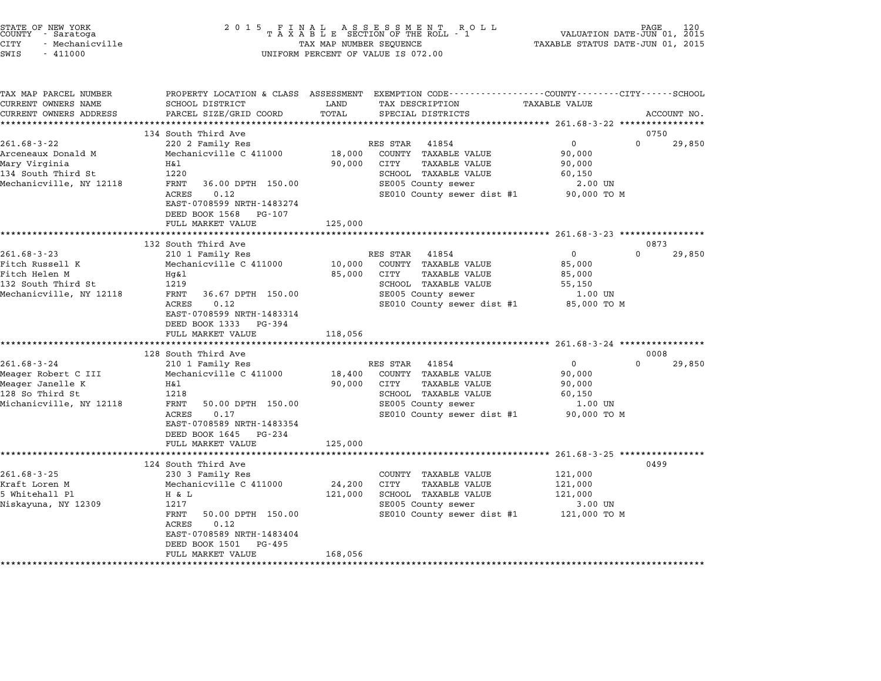STATE OF NEW YORK
COUNTY - Saratoga
CITY - Mechanicville
SWIS - 411000

2 0 1 5 F I N A L A S S E S S M E N T R O L L
T A X A B L E SECTION OF THE ROLL - 1
TAX MAP NUMBER SEQUENCE
UNIFORM PERCENT OF VALUE IS 072.00

VALUATION DATE-JUN 01, 2015
TAXABLE STATUS DATE-JUN 01, 2015

| TAX MAP PARCEL NUMBER<br>CURRENT OWNERS NAME<br>CURRENT OWNERS ADDRESS | PROPERTY LOCATION & CLASS<br>SCHOOL DISTRICT<br>PARCEL SIZE/GRID COORD | ASSESSMENT<br>LAND<br>TOTAL | EXEMPTION CODE---COUNTY---CITY---SCHOOL<br>TAX DESCRIPTION<br>SPECIAL DISTRICTS | TAXABLE VALUE | ACCOUNT NO. |
|---|---|---|---|---|---|
| ******* 261.68-3-22 ******* | | | | | |
| | 134 South Third Ave | | | | 0750 |
| 261.68-3-22 | 220 2 Family Res | | RES STAR 41854 | 0 | 0 29,850 |
| Arceneaux Donald M | Mechanicville C 411000 | 18,000 | COUNTY TAXABLE VALUE | 90,000 | |
| Mary Virginia | H&l | 90,000 | CITY TAXABLE VALUE | 90,000 | |
| 134 South Third St | 1220 | | SCHOOL TAXABLE VALUE | 60,150 | |
| Mechanicville, NY 12118 | FRNT 36.00 DPTH 150.00 | | SE005 County sewer | 2.00 UN | |
| | ACRES 0.12 | | SE010 County sewer dist #1 | 90,000 TO M | |
| | EAST-0708599 NRTH-1483274 | | | | |
| | DEED BOOK 1568 PG-107 | | | | |
| | FULL MARKET VALUE | 125,000 | | | |
| ******* 261.68-3-23 ******* | | | | | |
| | 132 South Third Ave | | | | 0873 |
| 261.68-3-23 | 210 1 Family Res | | RES STAR 41854 | 0 | 0 29,850 |
| Fitch Russell K | Mechanicville C 411000 | 10,000 | COUNTY TAXABLE VALUE | 85,000 | |
| Fitch Helen M | Hg&l | 85,000 | CITY TAXABLE VALUE | 85,000 | |
| 132 South Third St | 1219 | | SCHOOL TAXABLE VALUE | 55,150 | |
| Mechanicville, NY 12118 | FRNT 36.67 DPTH 150.00 | | SE005 County sewer | 1.00 UN | |
| | ACRES 0.12 | | SE010 County sewer dist #1 | 85,000 TO M | |
| | EAST-0708599 NRTH-1483314 | | | | |
| | DEED BOOK 1333 PG-394 | | | | |
| | FULL MARKET VALUE | 118,056 | | | |
| ******* 261.68-3-24 ******* | | | | | |
| | 128 South Third Ave | | | | 0008 |
| 261.68-3-24 | 210 1 Family Res | | RES STAR 41854 | 0 | 0 29,850 |
| Meager Robert C III | Mechanicville C 411000 | 18,400 | COUNTY TAXABLE VALUE | 90,000 | |
| Meager Janelle K | H&l | 90,000 | CITY TAXABLE VALUE | 90,000 | |
| 128 So Third St | 1218 | | SCHOOL TAXABLE VALUE | 60,150 | |
| Michanicville, NY 12118 | FRNT 50.00 DPTH 150.00 | | SE005 County sewer | 1.00 UN | |
| | ACRES 0.17 | | SE010 County sewer dist #1 | 90,000 TO M | |
| | EAST-0708589 NRTH-1483354 | | | | |
| | DEED BOOK 1645 PG-234 | | | | |
| | FULL MARKET VALUE | 125,000 | | | |
| ******* 261.68-3-25 ******* | | | | | |
| | 124 South Third Ave | | | | 0499 |
| 261.68-3-25 | 230 3 Family Res | | COUNTY TAXABLE VALUE | 121,000 | |
| Kraft Loren M | Mechanicville C 411000 | 24,200 | CITY TAXABLE VALUE | 121,000 | |
| 5 Whitehall Pl | H & L | 121,000 | SCHOOL TAXABLE VALUE | 121,000 | |
| Niskayuna, NY 12309 | 1217 | | SE005 County sewer | 3.00 UN | |
| | FRNT 50.00 DPTH 150.00 | | SE010 County sewer dist #1 | 121,000 TO M | |
| | ACRES 0.12 | | | | |
| | EAST-0708589 NRTH-1483404 | | | | |
| | DEED BOOK 1501 PG-495 | | | | |
| | FULL MARKET VALUE | 168,056 | | | |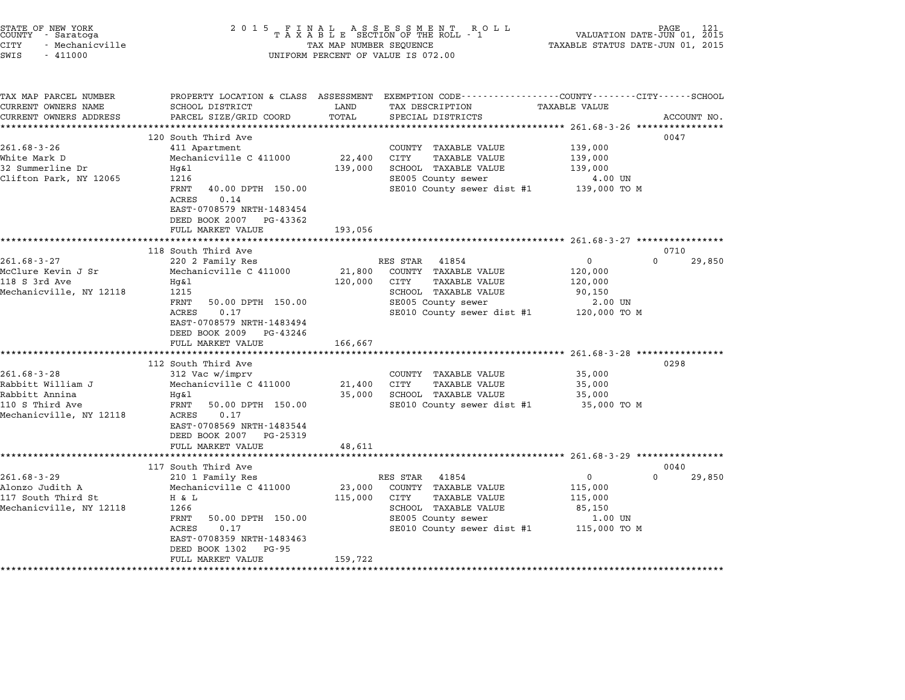STATE OF NEW YORK
COUNTY - Saratoga
CITY - Mechanicville
SWIS - 411000

2 0 1 5 F I N A L A S S E S S M E N T R O L L
T A X A B L E SECTION OF THE ROLL - 1
TAX MAP NUMBER SEQUENCE
UNIFORM PERCENT OF VALUE IS 072.00

VALUATION DATE-JUN 01, 2015
TAXABLE STATUS DATE-JUN 01, 2015

| TAX MAP PARCEL NUMBER / CURRENT OWNERS NAME / CURRENT OWNERS ADDRESS | PROPERTY LOCATION & CLASS / SCHOOL DISTRICT / PARCEL SIZE/GRID COORD | ASSESSMENT LAND / TOTAL | EXEMPTION CODE / TAX DESCRIPTION / SPECIAL DISTRICTS | COUNTY / CITY / SCHOOL TAXABLE VALUE | ACCOUNT NO. |
|---|---|---|---|---|---|
| **261.68-3-26** | 120 South Third Ave | | | | 0047 |
| White Mark D | 411 Apartment | | COUNTY TAXABLE VALUE | 139,000 | |
| 32 Summerline Dr | Mechanicville C 411000 | 22,400 | CITY TAXABLE VALUE | 139,000 | |
| Clifton Park, NY 12065 | Hg&l | 139,000 | SCHOOL TAXABLE VALUE | 139,000 | |
| | 1216 | | SE005 County sewer | 4.00 UN | |
| | FRNT 40.00 DPTH 150.00 | | SE010 County sewer dist #1 | 139,000 TO M | |
| | ACRES 0.14 | | | | |
| | EAST-0708579 NRTH-1483454 | | | | |
| | DEED BOOK 2007 PG-43362 | | | | |
| | FULL MARKET VALUE | 193,056 | | | |
| **261.68-3-27** | 118 South Third Ave | | | | 0710 |
| McClure Kevin J Sr | 220 2 Family Res | | RES STAR 41854 | 0 0 29,850 | |
| 118 S 3rd Ave | Mechanicville C 411000 | 21,800 | COUNTY TAXABLE VALUE | 120,000 | |
| Mechanicville, NY 12118 | Hg&l | 120,000 | CITY TAXABLE VALUE | 120,000 | |
| | 1215 | | SCHOOL TAXABLE VALUE | 90,150 | |
| | FRNT 50.00 DPTH 150.00 | | SE005 County sewer | 2.00 UN | |
| | ACRES 0.17 | | SE010 County sewer dist #1 | 120,000 TO M | |
| | EAST-0708579 NRTH-1483494 | | | | |
| | DEED BOOK 2009 PG-43246 | | | | |
| | FULL MARKET VALUE | 166,667 | | | |
| **261.68-3-28** | 112 South Third Ave | | | | 0298 |
| Rabbitt William J | 312 Vac w/imprv | | COUNTY TAXABLE VALUE | 35,000 | |
| Rabbitt Annina | Mechanicville C 411000 | 21,400 | CITY TAXABLE VALUE | 35,000 | |
| 110 S Third Ave | Hg&l | 35,000 | SCHOOL TAXABLE VALUE | 35,000 | |
| Mechanicville, NY 12118 | FRNT 50.00 DPTH 150.00 | | SE010 County sewer dist #1 | 35,000 TO M | |
| | ACRES 0.17 | | | | |
| | EAST-0708569 NRTH-1483544 | | | | |
| | DEED BOOK 2007 PG-25319 | | | | |
| | FULL MARKET VALUE | 48,611 | | | |
| **261.68-3-29** | 117 South Third Ave | | | | 0040 |
| Alonzo Judith A | 210 1 Family Res | | RES STAR 41854 | 0 0 29,850 | |
| 117 South Third St | Mechanicville C 411000 | 23,000 | COUNTY TAXABLE VALUE | 115,000 | |
| Mechanicville, NY 12118 | H & L | 115,000 | CITY TAXABLE VALUE | 115,000 | |
| | 1266 | | SCHOOL TAXABLE VALUE | 85,150 | |
| | FRNT 50.00 DPTH 150.00 | | SE005 County sewer | 1.00 UN | |
| | ACRES 0.17 | | SE010 County sewer dist #1 | 115,000 TO M | |
| | EAST-0708359 NRTH-1483463 | | | | |
| | DEED BOOK 1302 PG-95 | | | | |
| | FULL MARKET VALUE | 159,722 | | | |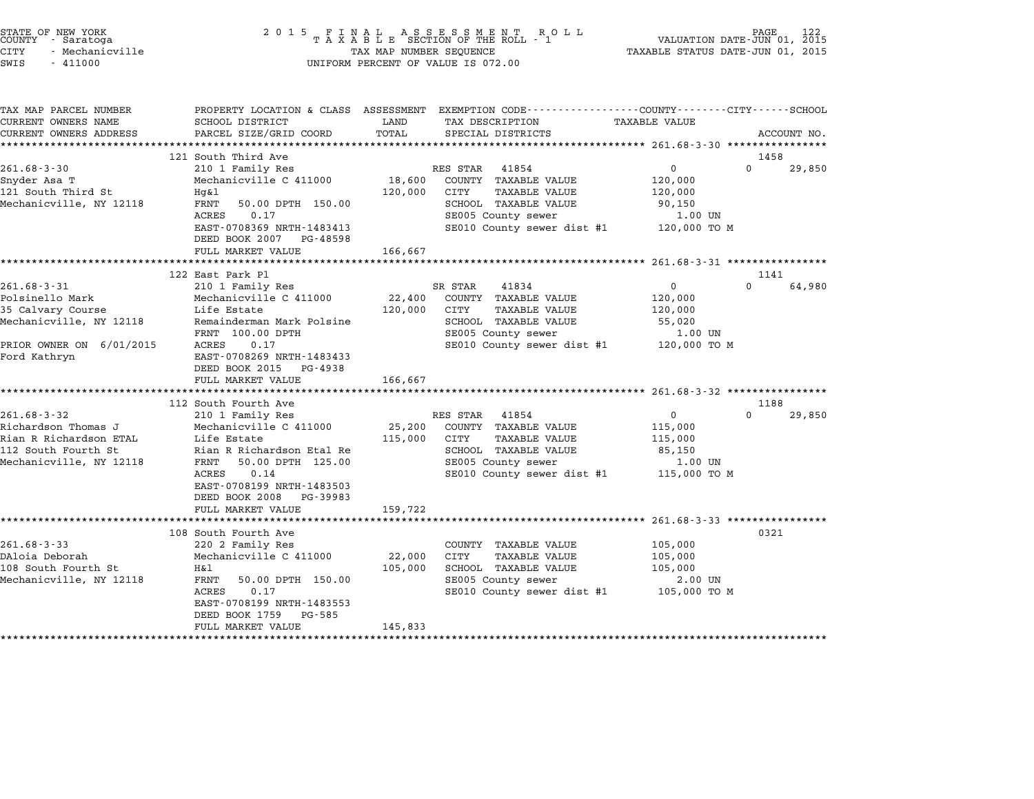STATE OF NEW YORK
COUNTY - Saratoga
CITY - Mechanicville
SWIS - 411000

2 0 1 5 F I N A L A S S E S S M E N T R O L L
T A X A B L E SECTION OF THE ROLL - 1
TAX MAP NUMBER SEQUENCE
UNIFORM PERCENT OF VALUE IS 072.00

VALUATION DATE-JUN 01, 2015
TAXABLE STATUS DATE-JUN 01, 2015

| TAX MAP PARCEL NUMBER / CURRENT OWNERS NAME / CURRENT OWNERS ADDRESS | PROPERTY LOCATION & CLASS / SCHOOL DISTRICT / PARCEL SIZE/GRID COORD | ASSESSMENT LAND / TOTAL | EXEMPTION CODE / TAX DESCRIPTION / SPECIAL DISTRICTS | COUNTY / CITY TAXABLE VALUE | SCHOOL / ACCOUNT NO. |
|---|---|---|---|---|---|
| | 121 South Third Ave | | | | 1458 |
| 261.68-3-30 | 210 1 Family Res | | RES STAR 41854 | 0 | 0 29,850 |
| Snyder Asa T | Mechanicville C 411000 | 18,600 | COUNTY TAXABLE VALUE | 120,000 | |
| 121 South Third St | Hg&l | 120,000 | CITY TAXABLE VALUE | 120,000 | |
| Mechanicville, NY 12118 | FRNT 50.00 DPTH 150.00 | | SCHOOL TAXABLE VALUE | 90,150 | |
| | ACRES 0.17 | | SE005 County sewer | 1.00 UN | |
| | EAST-0708369 NRTH-1483413 | | SE010 County sewer dist #1 | 120,000 TO M | |
| | DEED BOOK 2007 PG-48598 | | | | |
| | FULL MARKET VALUE | 166,667 | | | |
| | 122 East Park Pl | | | | 1141 |
| 261.68-3-31 | 210 1 Family Res | | SR STAR 41834 | 0 | 0 64,980 |
| Polsinello Mark | Mechanicville C 411000 | 22,400 | COUNTY TAXABLE VALUE | 120,000 | |
| 35 Calvary Course | Life Estate | 120,000 | CITY TAXABLE VALUE | 120,000 | |
| Mechanicville, NY 12118 | Remainderman Mark Polsine | | SCHOOL TAXABLE VALUE | 55,020 | |
| | FRNT 100.00 DPTH | | SE005 County sewer | 1.00 UN | |
| PRIOR OWNER ON 6/01/2015 | ACRES 0.17 | | SE010 County sewer dist #1 | 120,000 TO M | |
| Ford Kathryn | EAST-0708269 NRTH-1483433 | | | | |
| | DEED BOOK 2015 PG-4938 | | | | |
| | FULL MARKET VALUE | 166,667 | | | |
| | 112 South Fourth Ave | | | | 1188 |
| 261.68-3-32 | 210 1 Family Res | | RES STAR 41854 | 0 | 0 29,850 |
| Richardson Thomas J | Mechanicville C 411000 | 25,200 | COUNTY TAXABLE VALUE | 115,000 | |
| Rian R Richardson ETAL | Life Estate | 115,000 | CITY TAXABLE VALUE | 115,000 | |
| 112 South Fourth St | Rian R Richardson Etal Re | | SCHOOL TAXABLE VALUE | 85,150 | |
| Mechanicville, NY 12118 | FRNT 50.00 DPTH 125.00 | | SE005 County sewer | 1.00 UN | |
| | ACRES 0.14 | | SE010 County sewer dist #1 | 115,000 TO M | |
| | EAST-0708199 NRTH-1483503 | | | | |
| | DEED BOOK 2008 PG-39983 | | | | |
| | FULL MARKET VALUE | 159,722 | | | |
| | 108 South Fourth Ave | | | | 0321 |
| 261.68-3-33 | 220 2 Family Res | | COUNTY TAXABLE VALUE | 105,000 | |
| DAloia Deborah | Mechanicville C 411000 | 22,000 | CITY TAXABLE VALUE | 105,000 | |
| 108 South Fourth St | H&l | 105,000 | SCHOOL TAXABLE VALUE | 105,000 | |
| Mechanicville, NY 12118 | FRNT 50.00 DPTH 150.00 | | SE005 County sewer | 2.00 UN | |
| | ACRES 0.17 | | SE010 County sewer dist #1 | 105,000 TO M | |
| | EAST-0708199 NRTH-1483553 | | | | |
| | DEED BOOK 1759 PG-585 | | | | |
| | FULL MARKET VALUE | 145,833 | | | |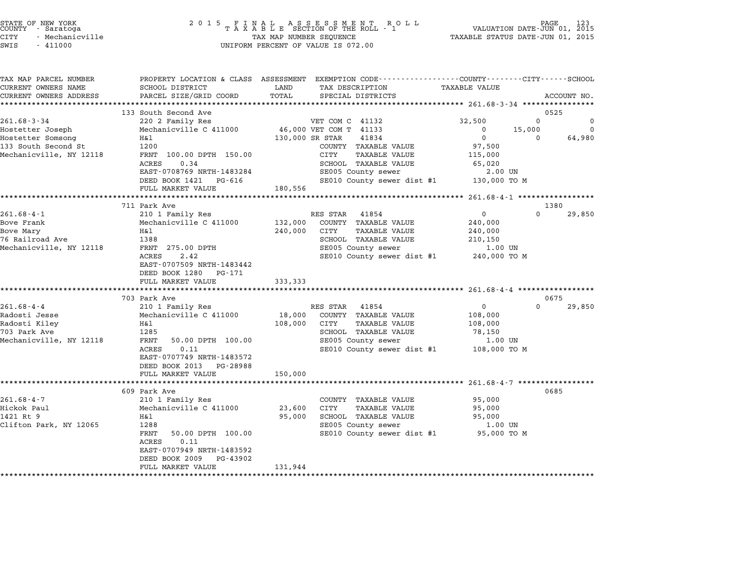STATE OF NEW YORK
COUNTY - Saratoga
CITY - Mechanicville
SWIS - 411000

2015 FINAL ASSESSMENT ROLL
TAXABLE SECTION OF THE ROLL - 1
TAX MAP NUMBER SEQUENCE
UNIFORM PERCENT OF VALUE IS 072.00

VALUATION DATE-JUN 01, 2015
TAXABLE STATUS DATE-JUN 01, 2015

| TAX MAP PARCEL NUMBER / CURRENT OWNERS NAME / CURRENT OWNERS ADDRESS | PROPERTY LOCATION & CLASS / SCHOOL DISTRICT / PARCEL SIZE/GRID COORD | ASSESSMENT LAND | TOTAL | EXEMPTION CODE / TAX DESCRIPTION / SPECIAL DISTRICTS | COUNTY TAXABLE VALUE | CITY | SCHOOL / ACCOUNT NO. |
|---|---|---|---|---|---|---|---|
| | 133 South Second Ave | | | | | | 0525 |
| 261.68-3-34 | 220 2 Family Res | | | VET COM C 41132 | 32,500 | 0 | 0 |
| Hostetter Joseph | Mechanicville C 411000 | 46,000 | | VET COM T 41133 | 0 | 15,000 | 0 |
| Hostetter Somsong | H&l | | 130,000 | SR STAR 41834 | 0 | 0 | 64,980 |
| 133 South Second St | 1200 | | | COUNTY TAXABLE VALUE | 97,500 | | |
| Mechanicville, NY 12118 | FRNT 100.00 DPTH 150.00 | | | CITY TAXABLE VALUE | 115,000 | | |
| | ACRES 0.34 | | | SCHOOL TAXABLE VALUE | 65,020 | | |
| | EAST-0708769 NRTH-1483284 | | | SE005 County sewer | 2.00 UN | | |
| | DEED BOOK 1421 PG-616 | | | SE010 County sewer dist #1 | 130,000 TO M | | |
| | FULL MARKET VALUE | 180,556 | | | | | |
| | 711 Park Ave | | | | | | 1380 |
| 261.68-4-1 | 210 1 Family Res | | | RES STAR 41854 | 0 | 0 | 29,850 |
| Bove Frank | Mechanicville C 411000 | 132,000 | | COUNTY TAXABLE VALUE | 240,000 | | |
| Bove Mary | H&l | | 240,000 | CITY TAXABLE VALUE | 240,000 | | |
| 76 Railroad Ave | 1388 | | | SCHOOL TAXABLE VALUE | 210,150 | | |
| Mechanicville, NY 12118 | FRNT 275.00 DPTH | | | SE005 County sewer | 1.00 UN | | |
| | ACRES 2.42 | | | SE010 County sewer dist #1 | 240,000 TO M | | |
| | EAST-0707509 NRTH-1483442 | | | | | | |
| | DEED BOOK 1280 PG-171 | | | | | | |
| | FULL MARKET VALUE | 333,333 | | | | | |
| | 703 Park Ave | | | | | | 0675 |
| 261.68-4-4 | 210 1 Family Res | | | RES STAR 41854 | 0 | 0 | 29,850 |
| Radosti Jesse | Mechanicville C 411000 | 18,000 | | COUNTY TAXABLE VALUE | 108,000 | | |
| Radosti Kiley | H&l | | 108,000 | CITY TAXABLE VALUE | 108,000 | | |
| 703 Park Ave | 1285 | | | SCHOOL TAXABLE VALUE | 78,150 | | |
| Mechanicville, NY 12118 | FRNT 50.00 DPTH 100.00 | | | SE005 County sewer | 1.00 UN | | |
| | ACRES 0.11 | | | SE010 County sewer dist #1 | 108,000 TO M | | |
| | EAST-0707749 NRTH-1483572 | | | | | | |
| | DEED BOOK 2013 PG-28988 | | | | | | |
| | FULL MARKET VALUE | 150,000 | | | | | |
| | 609 Park Ave | | | | | | 0685 |
| 261.68-4-7 | 210 1 Family Res | | | COUNTY TAXABLE VALUE | 95,000 | | |
| Hickok Paul | Mechanicville C 411000 | 23,600 | | CITY TAXABLE VALUE | 95,000 | | |
| 1421 Rt 9 | H&l | | 95,000 | SCHOOL TAXABLE VALUE | 95,000 | | |
| Clifton Park, NY 12065 | 1288 | | | SE005 County sewer | 1.00 UN | | |
| | FRNT 50.00 DPTH 100.00 | | | SE010 County sewer dist #1 | 95,000 TO M | | |
| | ACRES 0.11 | | | | | | |
| | EAST-0707949 NRTH-1483592 | | | | | | |
| | DEED BOOK 2009 PG-43902 | | | | | | |
| | FULL MARKET VALUE | 131,944 | | | | | |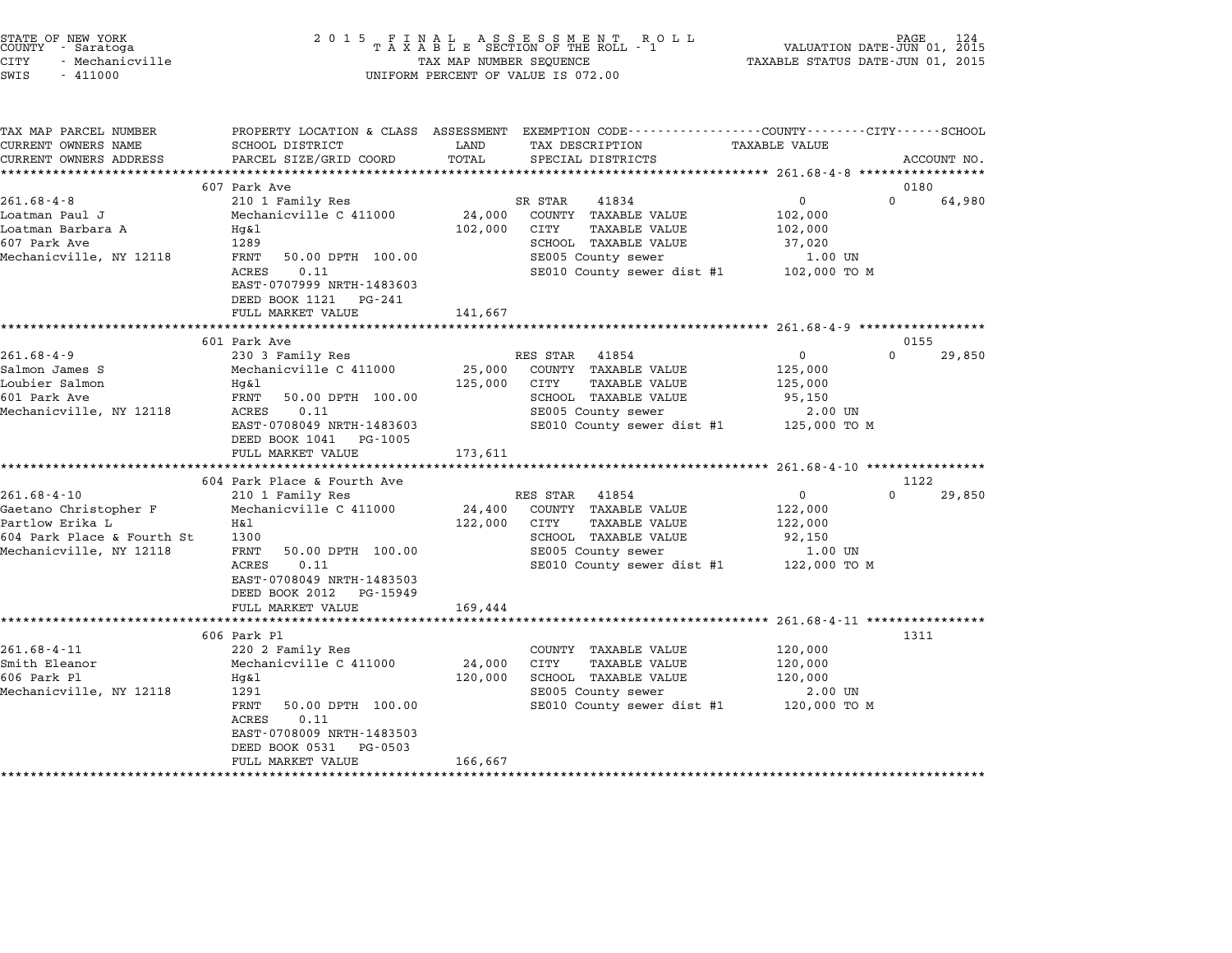STATE OF NEW YORK
COUNTY - Saratoga
CITY - Mechanicville
SWIS - 411000

2015 FINAL ASSESSMENT ROLL
TAXABLE SECTION OF THE ROLL - 1
TAX MAP NUMBER SEQUENCE
UNIFORM PERCENT OF VALUE IS 072.00

VALUATION DATE-JUN 01, 2015
TAXABLE STATUS DATE-JUN 01, 2015

| TAX MAP PARCEL NUMBER<br>CURRENT OWNERS NAME<br>CURRENT OWNERS ADDRESS | PROPERTY LOCATION & CLASS<br>SCHOOL DISTRICT<br>PARCEL SIZE/GRID COORD | ASSESSMENT LAND | TOTAL | EXEMPTION CODE / TAX DESCRIPTION / SPECIAL DISTRICTS | TAXABLE VALUE (COUNTY / CITY / SCHOOL) | ACCOUNT NO. |
|---|---|---|---|---|---|---|
| 261.68-4-8 | 607 Park Ave | | | | | 0180 |
| Loatman Paul J | 210 1 Family Res | | | SR STAR 41834 | 0 / 0 | 64,980 |
| Loatman Barbara A | Mechanicville C 411000 | 24,000 | | COUNTY TAXABLE VALUE | 102,000 | |
| 607 Park Ave | Hg&l | | 102,000 | CITY TAXABLE VALUE | 102,000 | |
| Mechanicville, NY 12118 | 1289 | | | SCHOOL TAXABLE VALUE | 37,020 | |
| | FRNT 50.00 DPTH 100.00 | | | SE005 County sewer | 1.00 UN | |
| | ACRES 0.11 | | | SE010 County sewer dist #1 | 102,000 TO M | |
| | EAST-0707999 NRTH-1483603 | | | | | |
| | DEED BOOK 1121 PG-241 | | | | | |
| | FULL MARKET VALUE | | 141,667 | | | |
| 261.68-4-9 | 601 Park Ave | | | | | 0155 |
| Salmon James S | 230 3 Family Res | | | RES STAR 41854 | 0 / 0 | 29,850 |
| Loubier Salmon | Mechanicville C 411000 | 25,000 | | COUNTY TAXABLE VALUE | 125,000 | |
| 601 Park Ave | Hg&l | | 125,000 | CITY TAXABLE VALUE | 125,000 | |
| Mechanicville, NY 12118 | FRNT 50.00 DPTH 100.00 | | | SCHOOL TAXABLE VALUE | 95,150 | |
| | ACRES 0.11 | | | SE005 County sewer | 2.00 UN | |
| | EAST-0708049 NRTH-1483603 | | | SE010 County sewer dist #1 | 125,000 TO M | |
| | DEED BOOK 1041 PG-1005 | | | | | |
| | FULL MARKET VALUE | | 173,611 | | | |
| 261.68-4-10 | 604 Park Place & Fourth Ave | | | | | 1122 |
| Gaetano Christopher F | 210 1 Family Res | | | RES STAR 41854 | 0 / 0 | 29,850 |
| Partlow Erika L | Mechanicville C 411000 | 24,400 | | COUNTY TAXABLE VALUE | 122,000 | |
| 604 Park Place & Fourth St | H&l | | 122,000 | CITY TAXABLE VALUE | 122,000 | |
| Mechanicville, NY 12118 | 1300 | | | SCHOOL TAXABLE VALUE | 92,150 | |
| | FRNT 50.00 DPTH 100.00 | | | SE005 County sewer | 1.00 UN | |
| | ACRES 0.11 | | | SE010 County sewer dist #1 | 122,000 TO M | |
| | EAST-0708049 NRTH-1483503 | | | | | |
| | DEED BOOK 2012 PG-15949 | | | | | |
| | FULL MARKET VALUE | | 169,444 | | | |
| 261.68-4-11 | 606 Park Pl | | | | | 1311 |
| Smith Eleanor | 220 2 Family Res | | | COUNTY TAXABLE VALUE | 120,000 | |
| 606 Park Pl | Mechanicville C 411000 | 24,000 | | CITY TAXABLE VALUE | 120,000 | |
| Mechanicville, NY 12118 | Hg&l | | 120,000 | SCHOOL TAXABLE VALUE | 120,000 | |
| | 1291 | | | SE005 County sewer | 2.00 UN | |
| | FRNT 50.00 DPTH 100.00 | | | SE010 County sewer dist #1 | 120,000 TO M | |
| | ACRES 0.11 | | | | | |
| | EAST-0708009 NRTH-1483503 | | | | | |
| | DEED BOOK 0531 PG-0503 | | | | | |
| | FULL MARKET VALUE | | 166,667 | | | |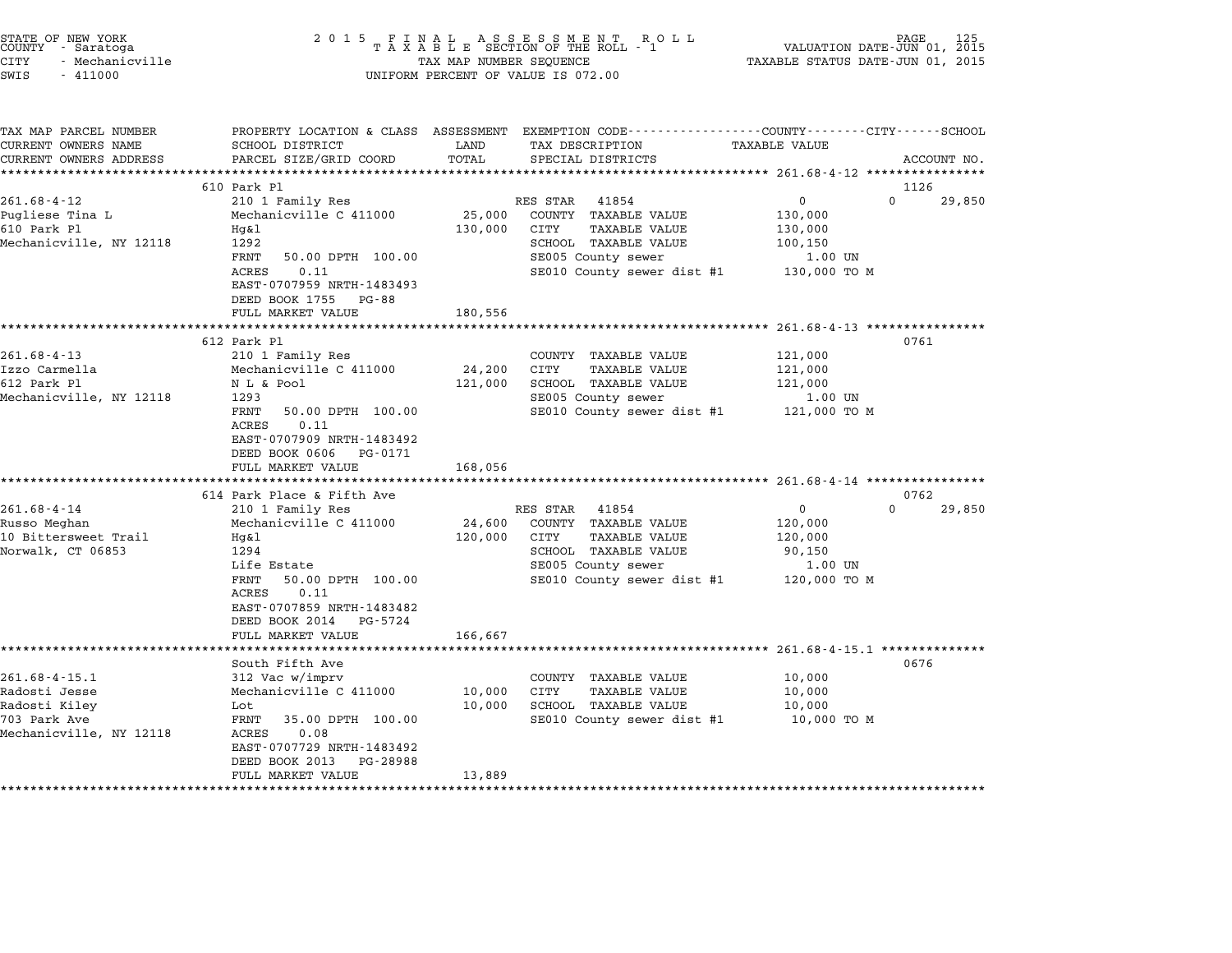STATE OF NEW YORK
COUNTY - Saratoga
CITY - Mechanicville
SWIS - 411000

2015 FINAL ASSESSMENT ROLL
TAXABLE SECTION OF THE ROLL - 1
TAX MAP NUMBER SEQUENCE
UNIFORM PERCENT OF VALUE IS 072.00

VALUATION DATE-JUN 01, 2015
TAXABLE STATUS DATE-JUN 01, 2015

| TAX MAP PARCEL NUMBER / CURRENT OWNERS NAME / CURRENT OWNERS ADDRESS | PROPERTY LOCATION & CLASS / SCHOOL DISTRICT / PARCEL SIZE/GRID COORD | ASSESSMENT LAND / TOTAL | EXEMPTION CODE / TAX DESCRIPTION / SPECIAL DISTRICTS | COUNTY / CITY TAXABLE VALUE | SCHOOL / ACCOUNT NO. |
|---|---|---|---|---|---|
| | 610 Park Pl | | | | 1126 |
| 261.68-4-12 | 210 1 Family Res | | RES STAR 41854 | 0 | 0 29,850 |
| Pugliese Tina L | Mechanicville C 411000 | 25,000 | COUNTY TAXABLE VALUE | 130,000 | |
| 610 Park Pl | Hg&l | 130,000 | CITY TAXABLE VALUE | 130,000 | |
| Mechanicville, NY 12118 | 1292 | | SCHOOL TAXABLE VALUE | 100,150 | |
| | FRNT 50.00 DPTH 100.00 | | SE005 County sewer | 1.00 UN | |
| | ACRES 0.11 | | SE010 County sewer dist #1 | 130,000 TO M | |
| | EAST-0707959 NRTH-1483493 | | | | |
| | DEED BOOK 1755 PG-88 | | | | |
| | FULL MARKET VALUE | 180,556 | | | |
| | 612 Park Pl | | | | 0761 |
| 261.68-4-13 | 210 1 Family Res | | COUNTY TAXABLE VALUE | 121,000 | |
| Izzo Carmella | Mechanicville C 411000 | 24,200 | CITY TAXABLE VALUE | 121,000 | |
| 612 Park Pl | N L & Pool | 121,000 | SCHOOL TAXABLE VALUE | 121,000 | |
| Mechanicville, NY 12118 | 1293 | | SE005 County sewer | 1.00 UN | |
| | FRNT 50.00 DPTH 100.00 | | SE010 County sewer dist #1 | 121,000 TO M | |
| | ACRES 0.11 | | | | |
| | EAST-0707909 NRTH-1483492 | | | | |
| | DEED BOOK 0606 PG-0171 | | | | |
| | FULL MARKET VALUE | 168,056 | | | |
| | 614 Park Place & Fifth Ave | | | | 0762 |
| 261.68-4-14 | 210 1 Family Res | | RES STAR 41854 | 0 | 0 29,850 |
| Russo Meghan | Mechanicville C 411000 | 24,600 | COUNTY TAXABLE VALUE | 120,000 | |
| 10 Bittersweet Trail | Hg&l | 120,000 | CITY TAXABLE VALUE | 120,000 | |
| Norwalk, CT 06853 | 1294 | | SCHOOL TAXABLE VALUE | 90,150 | |
| | Life Estate | | SE005 County sewer | 1.00 UN | |
| | FRNT 50.00 DPTH 100.00 | | SE010 County sewer dist #1 | 120,000 TO M | |
| | ACRES 0.11 | | | | |
| | EAST-0707859 NRTH-1483482 | | | | |
| | DEED BOOK 2014 PG-5724 | | | | |
| | FULL MARKET VALUE | 166,667 | | | |
| | South Fifth Ave | | | | 0676 |
| 261.68-4-15.1 | 312 Vac w/imprv | | COUNTY TAXABLE VALUE | 10,000 | |
| Radosti Jesse | Mechanicville C 411000 | 10,000 | CITY TAXABLE VALUE | 10,000 | |
| Radosti Kiley | Lot | 10,000 | SCHOOL TAXABLE VALUE | 10,000 | |
| 703 Park Ave | FRNT 35.00 DPTH 100.00 | | SE010 County sewer dist #1 | 10,000 TO M | |
| Mechanicville, NY 12118 | ACRES 0.08 | | | | |
| | EAST-0707729 NRTH-1483492 | | | | |
| | DEED BOOK 2013 PG-28988 | | | | |
| | FULL MARKET VALUE | 13,889 | | | |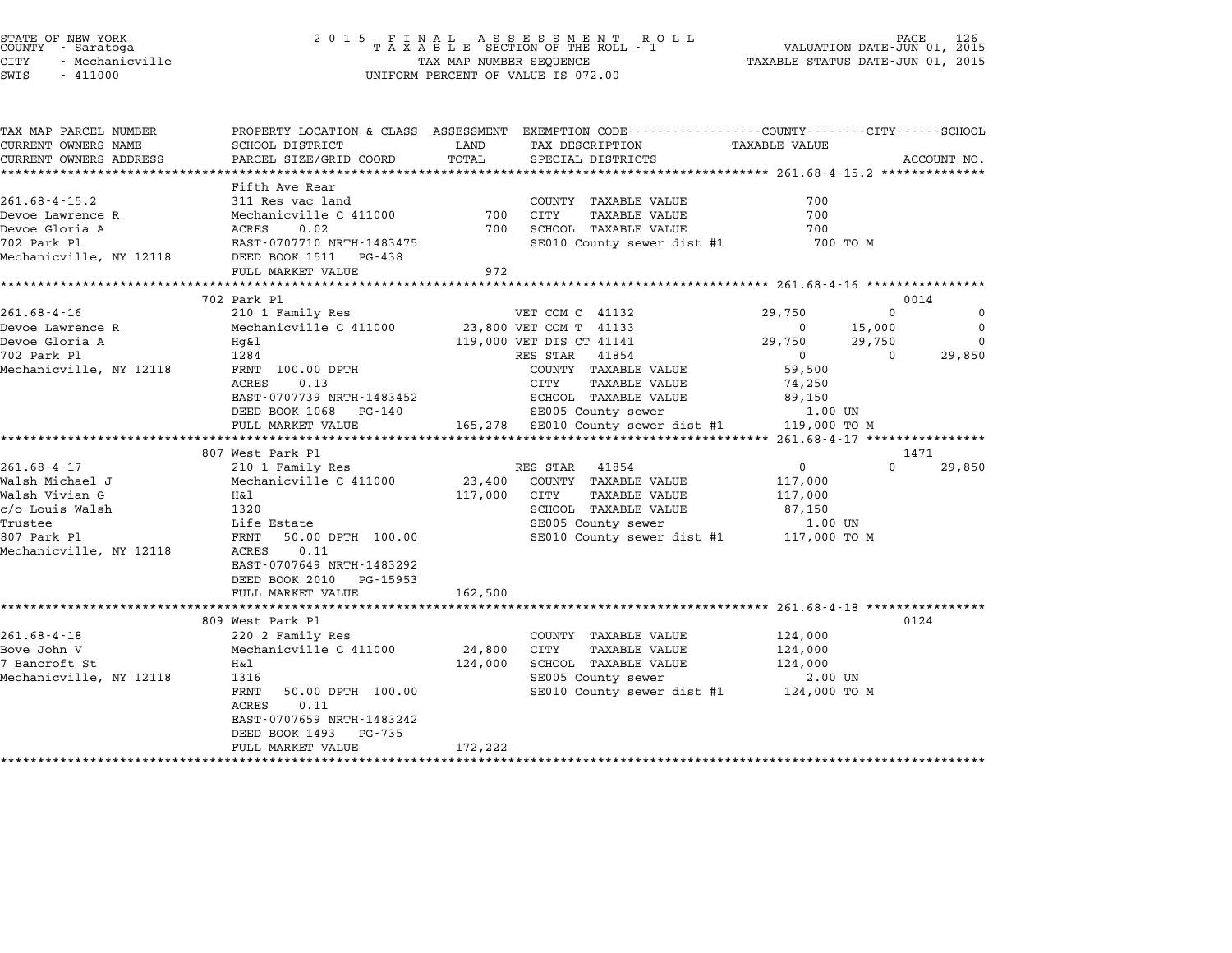STATE OF NEW YORK
COUNTY - Saratoga
CITY - Mechanicville
SWIS - 411000

2 0 1 5 F I N A L A S S E S S M E N T R O L L
T A X A B L E SECTION OF THE ROLL - 1
TAX MAP NUMBER SEQUENCE
UNIFORM PERCENT OF VALUE IS 072.00

VALUATION DATE-JUN 01, 2015
TAXABLE STATUS DATE-JUN 01, 2015

| TAX MAP PARCEL NUMBER / CURRENT OWNERS NAME / CURRENT OWNERS ADDRESS | PROPERTY LOCATION & CLASS / SCHOOL DISTRICT / PARCEL SIZE/GRID COORD | ASSESSMENT LAND / TOTAL | EXEMPTION CODE / TAX DESCRIPTION / SPECIAL DISTRICTS | COUNTY TAXABLE VALUE | CITY | SCHOOL | ACCOUNT NO. |
|---|---|---|---|---|---|---|---|
| **261.68-4-15.2** | Fifth Ave Rear | | | | | | |
| 261.68-4-15.2 | 311 Res vac land | | COUNTY TAXABLE VALUE | 700 | | | |
| Devoe Lawrence R | Mechanicville C 411000 | 700 | CITY TAXABLE VALUE | 700 | | | |
| Devoe Gloria A | ACRES 0.02 | 700 | SCHOOL TAXABLE VALUE | 700 | | | |
| 702 Park Pl | EAST-0707710 NRTH-1483475 | | SE010 County sewer dist #1 | 700 TO M | | | |
| Mechanicville, NY 12118 | DEED BOOK 1511 PG-438 | | | | | | |
| | FULL MARKET VALUE | 972 | | | | | |
| **261.68-4-16** | 702 Park Pl | | | | | | 0014 |
| 261.68-4-16 | 210 1 Family Res | | VET COM C 41132 | 29,750 | 0 | 0 | |
| Devoe Lawrence R | Mechanicville C 411000 | 23,800 | VET COM T 41133 | 0 | 15,000 | 0 | |
| Devoe Gloria A | Hg&l | 119,000 | VET DIS CT 41141 | 29,750 | 29,750 | 0 | |
| 702 Park Pl | 1284 | | RES STAR 41854 | 0 | 0 | 29,850 | |
| Mechanicville, NY 12118 | FRNT 100.00 DPTH | | COUNTY TAXABLE VALUE | 59,500 | | | |
| | ACRES 0.13 | | CITY TAXABLE VALUE | 74,250 | | | |
| | EAST-0707739 NRTH-1483452 | | SCHOOL TAXABLE VALUE | 89,150 | | | |
| | DEED BOOK 1068 PG-140 | | SE005 County sewer | 1.00 UN | | | |
| | FULL MARKET VALUE | 165,278 | SE010 County sewer dist #1 | 119,000 TO M | | | |
| **261.68-4-17** | 807 West Park Pl | | | | | | 1471 |
| 261.68-4-17 | 210 1 Family Res | | RES STAR 41854 | 0 | 0 | 29,850 | |
| Walsh Michael J | Mechanicville C 411000 | 23,400 | COUNTY TAXABLE VALUE | 117,000 | | | |
| Walsh Vivian G | H&l | 117,000 | CITY TAXABLE VALUE | 117,000 | | | |
| c/o Louis Walsh | 1320 | | SCHOOL TAXABLE VALUE | 87,150 | | | |
| Trustee | Life Estate | | SE005 County sewer | 1.00 UN | | | |
| 807 Park Pl | FRNT 50.00 DPTH 100.00 | | SE010 County sewer dist #1 | 117,000 TO M | | | |
| Mechanicville, NY 12118 | ACRES 0.11 | | | | | | |
| | EAST-0707649 NRTH-1483292 | | | | | | |
| | DEED BOOK 2010 PG-15953 | | | | | | |
| | FULL MARKET VALUE | 162,500 | | | | | |
| **261.68-4-18** | 809 West Park Pl | | | | | | 0124 |
| 261.68-4-18 | 220 2 Family Res | | COUNTY TAXABLE VALUE | 124,000 | | | |
| Bove John V | Mechanicville C 411000 | 24,800 | CITY TAXABLE VALUE | 124,000 | | | |
| 7 Bancroft St | H&l | 124,000 | SCHOOL TAXABLE VALUE | 124,000 | | | |
| Mechanicville, NY 12118 | 1316 | | SE005 County sewer | 2.00 UN | | | |
| | FRNT 50.00 DPTH 100.00 | | SE010 County sewer dist #1 | 124,000 TO M | | | |
| | ACRES 0.11 | | | | | | |
| | EAST-0707659 NRTH-1483242 | | | | | | |
| | DEED BOOK 1493 PG-735 | | | | | | |
| | FULL MARKET VALUE | 172,222 | | | | | |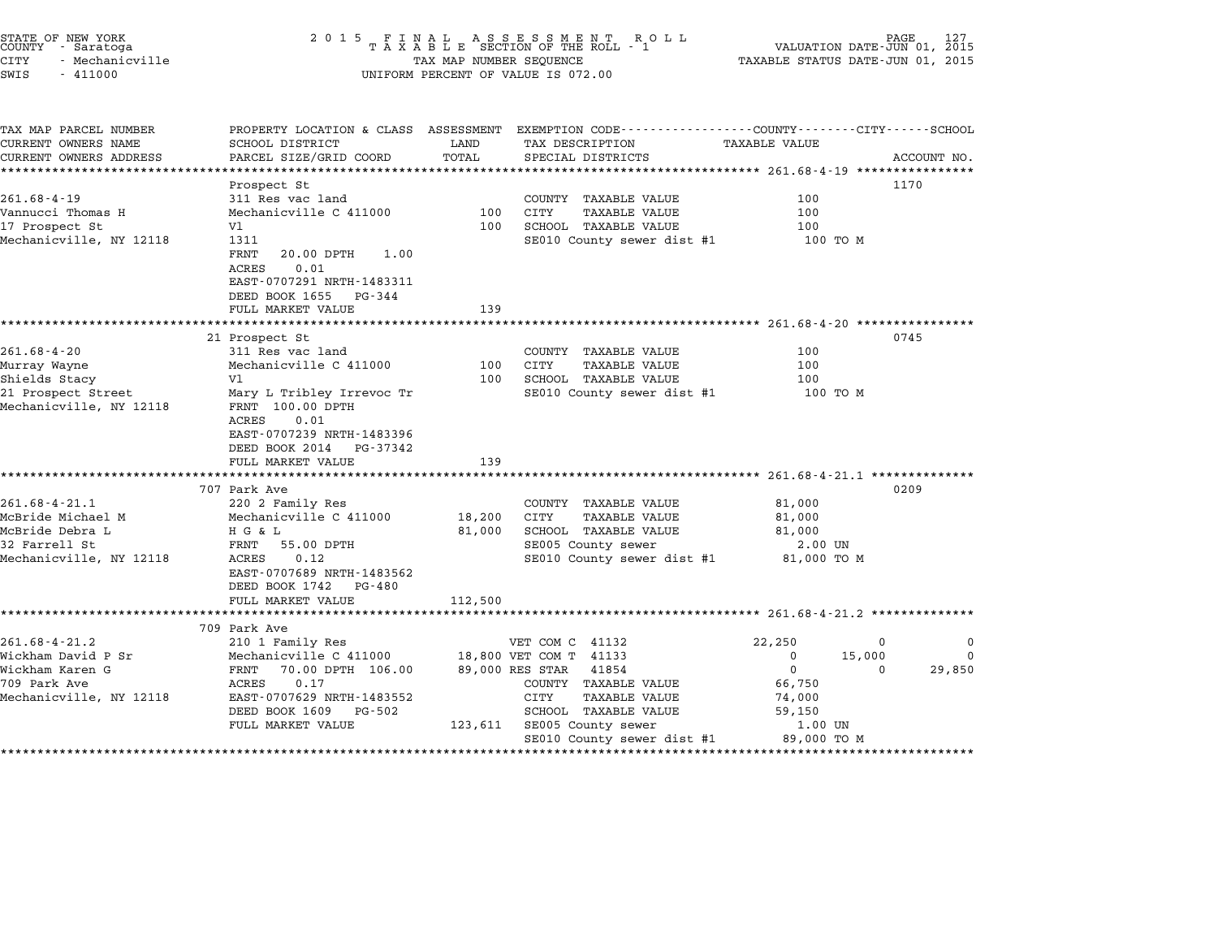STATE OF NEW YORK
COUNTY - Saratoga
CITY - Mechanicville
SWIS - 411000

2 0 1 5 F I N A L A S S E S S M E N T R O L L
T A X A B L E SECTION OF THE ROLL - 1
TAX MAP NUMBER SEQUENCE
UNIFORM PERCENT OF VALUE IS 072.00

VALUATION DATE-JUN 01, 2015
TAXABLE STATUS DATE-JUN 01, 2015

| TAX MAP PARCEL NUMBER / CURRENT OWNERS NAME / CURRENT OWNERS ADDRESS | PROPERTY LOCATION & CLASS / SCHOOL DISTRICT / PARCEL SIZE/GRID COORD | ASSESSMENT LAND / TOTAL | EXEMPTION CODE / TAX DESCRIPTION / SPECIAL DISTRICTS | COUNTY TAXABLE VALUE | CITY | SCHOOL | ACCOUNT NO. |
|---|---|---|---|---|---|---|---|
| **261.68-4-19** | Prospect St | | | | | | 1170 |
| 261.68-4-19 | 311 Res vac land | | COUNTY TAXABLE VALUE | 100 | | | |
| Vannucci Thomas H | Mechanicville C 411000 | 100 | CITY TAXABLE VALUE | 100 | | | |
| 17 Prospect St | Vl | 100 | SCHOOL TAXABLE VALUE | 100 | | | |
| Mechanicville, NY 12118 | 1311 | | SE010 County sewer dist #1 | 100 TO M | | | |
| | FRNT 20.00 DPTH 1.00 | | | | | | |
| | ACRES 0.01 | | | | | | |
| | EAST-0707291 NRTH-1483311 | | | | | | |
| | DEED BOOK 1655 PG-344 | | | | | | |
| | FULL MARKET VALUE | 139 | | | | | |
| **261.68-4-20** | 21 Prospect St | | | | | | 0745 |
| 261.68-4-20 | 311 Res vac land | | COUNTY TAXABLE VALUE | 100 | | | |
| Murray Wayne | Mechanicville C 411000 | 100 | CITY TAXABLE VALUE | 100 | | | |
| Shields Stacy | Vl | 100 | SCHOOL TAXABLE VALUE | 100 | | | |
| 21 Prospect Street | Mary L Tribley Irrevoc Tr | | SE010 County sewer dist #1 | 100 TO M | | | |
| Mechanicville, NY 12118 | FRNT 100.00 DPTH | | | | | | |
| | ACRES 0.01 | | | | | | |
| | EAST-0707239 NRTH-1483396 | | | | | | |
| | DEED BOOK 2014 PG-37342 | | | | | | |
| | FULL MARKET VALUE | 139 | | | | | |
| **261.68-4-21.1** | 707 Park Ave | | | | | | 0209 |
| 261.68-4-21.1 | 220 2 Family Res | | COUNTY TAXABLE VALUE | 81,000 | | | |
| McBride Michael M | Mechanicville C 411000 | 18,200 | CITY TAXABLE VALUE | 81,000 | | | |
| McBride Debra L | H G & L | 81,000 | SCHOOL TAXABLE VALUE | 81,000 | | | |
| 32 Farrell St | FRNT 55.00 DPTH | | SE005 County sewer | 2.00 UN | | | |
| Mechanicville, NY 12118 | ACRES 0.12 | | SE010 County sewer dist #1 | 81,000 TO M | | | |
| | EAST-0707689 NRTH-1483562 | | | | | | |
| | DEED BOOK 1742 PG-480 | | | | | | |
| | FULL MARKET VALUE | 112,500 | | | | | |
| **261.68-4-21.2** | 709 Park Ave | | | | | | |
| 261.68-4-21.2 | 210 1 Family Res | | VET COM C 41132 | 22,250 | 0 | 0 | |
| Wickham David P Sr | Mechanicville C 411000 | 18,800 | VET COM T 41133 | 0 | 15,000 | 0 | |
| Wickham Karen G | FRNT 70.00 DPTH 106.00 | 89,000 | RES STAR 41854 | 0 | 0 | 29,850 | |
| 709 Park Ave | ACRES 0.17 | | COUNTY TAXABLE VALUE | 66,750 | | | |
| Mechanicville, NY 12118 | EAST-0707629 NRTH-1483552 | | CITY TAXABLE VALUE | 74,000 | | | |
| | DEED BOOK 1609 PG-502 | | SCHOOL TAXABLE VALUE | 59,150 | | | |
| | FULL MARKET VALUE | 123,611 | SE005 County sewer | 1.00 UN | | | |
| | | | SE010 County sewer dist #1 | 89,000 TO M | | | |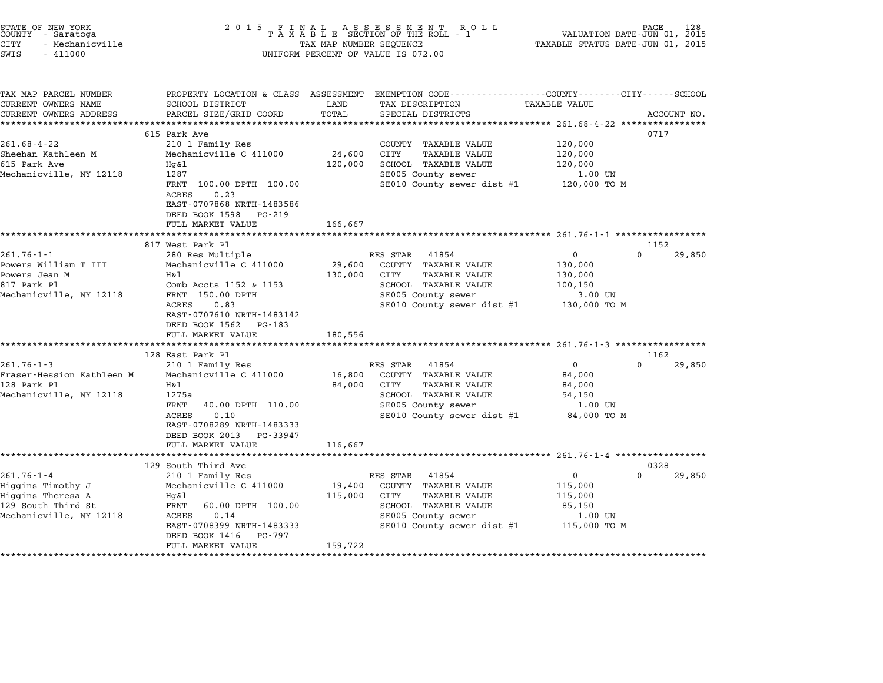STATE OF NEW YORK
COUNTY - Saratoga
CITY - Mechanicville
SWIS - 411000

2015 FINAL ASSESSMENT ROLL
TAXABLE SECTION OF THE ROLL - 1
TAX MAP NUMBER SEQUENCE
UNIFORM PERCENT OF VALUE IS 072.00

VALUATION DATE-JUN 01, 2015
TAXABLE STATUS DATE-JUN 01, 2015

```
TAX MAP PARCEL NUMBER          PROPERTY LOCATION & CLASS  ASSESSMENT  EXEMPTION CODE-----------------COUNTY--------CITY------SCHOOL
CURRENT OWNERS NAME            SCHOOL DISTRICT               LAND      TAX DESCRIPTION               TAXABLE VALUE
CURRENT OWNERS ADDRESS         PARCEL SIZE/GRID COORD        TOTAL     SPECIAL DISTRICTS                                    ACCOUNT NO.
******************************************************************************************************* 261.68-4-22 ****************
                               615 Park Ave                                                                                 0717
261.68-4-22                    210 1 Family Res                        COUNTY  TAXABLE VALUE            120,000
Sheehan Kathleen M             Mechanicville C 411000       24,600     CITY    TAXABLE VALUE            120,000
615 Park Ave                   Hg&l                        120,000     SCHOOL  TAXABLE VALUE            120,000
Mechanicville, NY 12118        1287                                    SE005 County sewer                  1.00 UN
                               FRNT 100.00 DPTH 100.00                 SE010 County sewer dist #1       120,000 TO M
                               ACRES    0.23
                               EAST-0707868 NRTH-1483586
                               DEED BOOK 1598   PG-219
                               FULL MARKET VALUE           166,667
******************************************************************************************************* 261.76-1-1 *****************
                               817 West Park Pl                                                                             1152
261.76-1-1                     280 Res Multiple                        RES STAR  41854                        0            0      29,850
Powers William T III           Mechanicville C 411000       29,600     COUNTY  TAXABLE VALUE            130,000
Powers Jean M                  H&l                         130,000     CITY    TAXABLE VALUE            130,000
817 Park Pl                    Comb Accts 1152 & 1153                  SCHOOL  TAXABLE VALUE            100,150
Mechanicville, NY 12118        FRNT 150.00 DPTH                        SE005 County sewer                  3.00 UN
                               ACRES    0.83                           SE010 County sewer dist #1       130,000 TO M
                               EAST-0707610 NRTH-1483142
                               DEED BOOK 1562   PG-183
                               FULL MARKET VALUE           180,556
******************************************************************************************************* 261.76-1-3 *****************
                               128 East Park Pl                                                                             1162
261.76-1-3                     210 1 Family Res                        RES STAR  41854                        0            0      29,850
Fraser-Hession Kathleen M      Mechanicville C 411000       16,800     COUNTY  TAXABLE VALUE             84,000
128 Park Pl                    H&l                          84,000     CITY    TAXABLE VALUE             84,000
Mechanicville, NY 12118        1275a                                   SCHOOL  TAXABLE VALUE             54,150
                               FRNT  40.00 DPTH 110.00                 SE005 County sewer                  1.00 UN
                               ACRES    0.10                           SE010 County sewer dist #1        84,000 TO M
                               EAST-0708289 NRTH-1483333
                               DEED BOOK 2013   PG-33947
                               FULL MARKET VALUE           116,667
******************************************************************************************************* 261.76-1-4 *****************
                               129 South Third Ave                                                                          0328
261.76-1-4                     210 1 Family Res                        RES STAR  41854                        0            0      29,850
Higgins Timothy J              Mechanicville C 411000       19,400     COUNTY  TAXABLE VALUE            115,000
Higgins Theresa A              Hg&l                        115,000     CITY    TAXABLE VALUE            115,000
129 South Third St             FRNT  60.00 DPTH 100.00                 SCHOOL  TAXABLE VALUE             85,150
Mechanicville, NY 12118        ACRES    0.14                           SE005 County sewer                  1.00 UN
                               EAST-0708399 NRTH-1483333               SE010 County sewer dist #1       115,000 TO M
                               DEED BOOK 1416   PG-797
                               FULL MARKET VALUE           159,722
************************************************************************************************************************************
```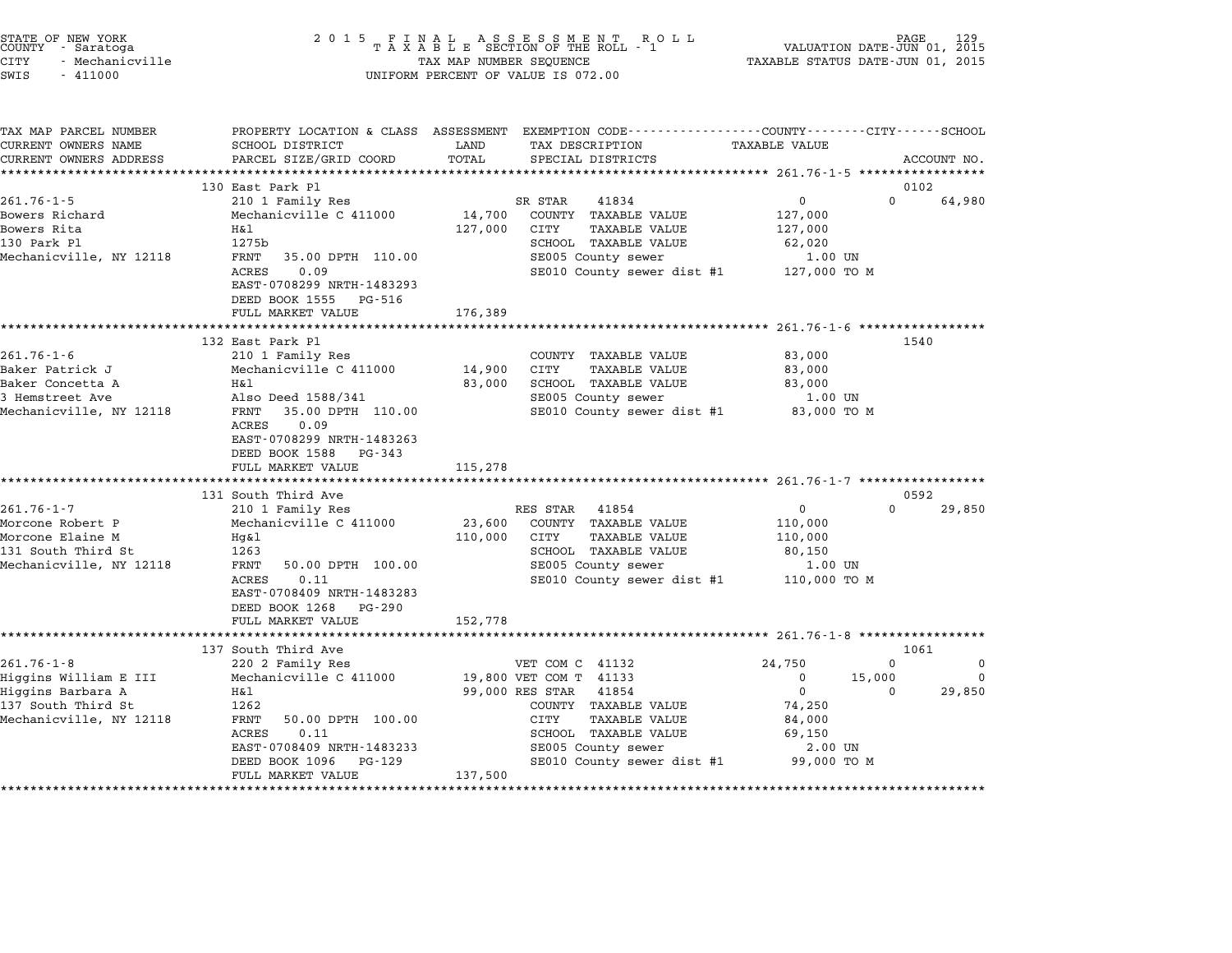STATE OF NEW YORK
COUNTY - Saratoga
CITY - Mechanicville
SWIS - 411000

2 0 1 5 F I N A L A S S E S S M E N T R O L L
T A X A B L E SECTION OF THE ROLL - 1
TAX MAP NUMBER SEQUENCE
UNIFORM PERCENT OF VALUE IS 072.00

VALUATION DATE-JUN 01, 2015
TAXABLE STATUS DATE-JUN 01, 2015

| TAX MAP PARCEL NUMBER / CURRENT OWNERS NAME / CURRENT OWNERS ADDRESS | PROPERTY LOCATION & CLASS / SCHOOL DISTRICT / PARCEL SIZE/GRID COORD | ASSESSMENT LAND / TOTAL | EXEMPTION CODE / TAX DESCRIPTION / SPECIAL DISTRICTS | COUNTY TAXABLE VALUE | CITY | SCHOOL | ACCOUNT NO. |
|---|---|---|---|---|---|---|---|
| **261.76-1-5** | 130 East Park Pl | | | | | | 0102 |
| | 210 1 Family Res | | SR STAR 41834 | 0 | 0 | 64,980 | |
| Bowers Richard | Mechanicville C 411000 | 14,700 | COUNTY TAXABLE VALUE | 127,000 | | | |
| Bowers Rita | H&l | 127,000 | CITY TAXABLE VALUE | 127,000 | | | |
| 130 Park Pl | 1275b | | SCHOOL TAXABLE VALUE | 62,020 | | | |
| Mechanicville, NY 12118 | FRNT 35.00 DPTH 110.00 | | SE005 County sewer | 1.00 UN | | | |
| | ACRES 0.09 | | SE010 County sewer dist #1 | 127,000 TO M | | | |
| | EAST-0708299 NRTH-1483293 | | | | | | |
| | DEED BOOK 1555 PG-516 | | | | | | |
| | FULL MARKET VALUE | 176,389 | | | | | |
| **261.76-1-6** | 132 East Park Pl | | | | | | 1540 |
| | 210 1 Family Res | | COUNTY TAXABLE VALUE | 83,000 | | | |
| Baker Patrick J | Mechanicville C 411000 | 14,900 | CITY TAXABLE VALUE | 83,000 | | | |
| Baker Concetta A | H&l | 83,000 | SCHOOL TAXABLE VALUE | 83,000 | | | |
| 3 Hemstreet Ave | Also Deed 1588/341 | | SE005 County sewer | 1.00 UN | | | |
| Mechanicville, NY 12118 | FRNT 35.00 DPTH 110.00 | | SE010 County sewer dist #1 | 83,000 TO M | | | |
| | ACRES 0.09 | | | | | | |
| | EAST-0708299 NRTH-1483263 | | | | | | |
| | DEED BOOK 1588 PG-343 | | | | | | |
| | FULL MARKET VALUE | 115,278 | | | | | |
| **261.76-1-7** | 131 South Third Ave | | | | | | 0592 |
| | 210 1 Family Res | | RES STAR 41854 | 0 | 0 | 29,850 | |
| Morcone Robert P | Mechanicville C 411000 | 23,600 | COUNTY TAXABLE VALUE | 110,000 | | | |
| Morcone Elaine M | Hg&l | 110,000 | CITY TAXABLE VALUE | 110,000 | | | |
| 131 South Third St | 1263 | | SCHOOL TAXABLE VALUE | 80,150 | | | |
| Mechanicville, NY 12118 | FRNT 50.00 DPTH 100.00 | | SE005 County sewer | 1.00 UN | | | |
| | ACRES 0.11 | | SE010 County sewer dist #1 | 110,000 TO M | | | |
| | EAST-0708409 NRTH-1483283 | | | | | | |
| | DEED BOOK 1268 PG-290 | | | | | | |
| | FULL MARKET VALUE | 152,778 | | | | | |
| **261.76-1-8** | 137 South Third Ave | | | | | | 1061 |
| | 220 2 Family Res | | VET COM C 41132 | 24,750 | 0 | 0 | |
| Higgins William E III | Mechanicville C 411000 | 19,800 | VET COM T 41133 | 0 | 15,000 | 0 | |
| Higgins Barbara A | H&l | 99,000 | RES STAR 41854 | 0 | 0 | 29,850 | |
| 137 South Third St | 1262 | | COUNTY TAXABLE VALUE | 74,250 | | | |
| Mechanicville, NY 12118 | FRNT 50.00 DPTH 100.00 | | CITY TAXABLE VALUE | 84,000 | | | |
| | ACRES 0.11 | | SCHOOL TAXABLE VALUE | 69,150 | | | |
| | EAST-0708409 NRTH-1483233 | | SE005 County sewer | 2.00 UN | | | |
| | DEED BOOK 1096 PG-129 | | SE010 County sewer dist #1 | 99,000 TO M | | | |
| | FULL MARKET VALUE | 137,500 | | | | | |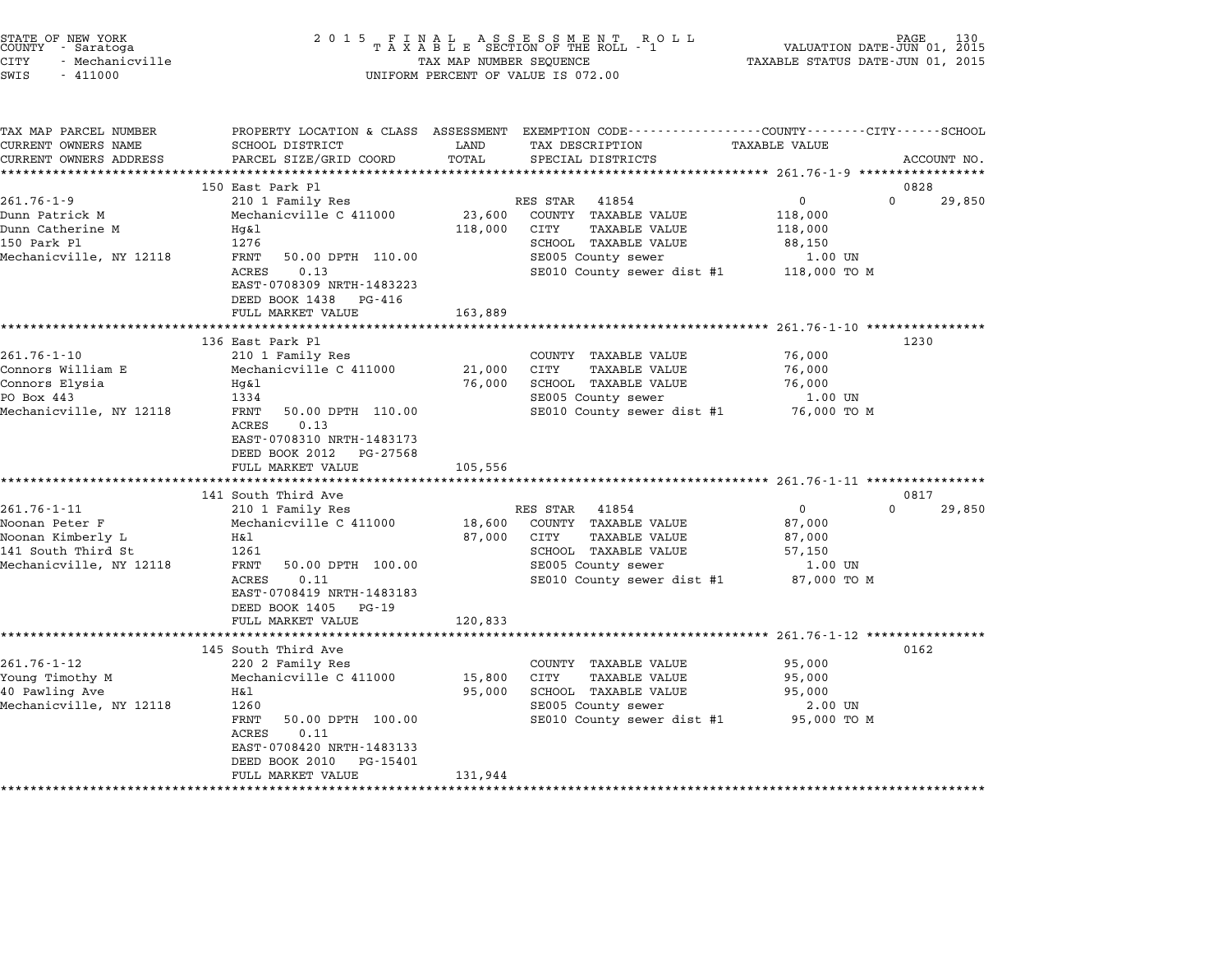STATE OF NEW YORK
COUNTY - Saratoga
CITY - Mechanicville
SWIS - 411000

2 0 1 5 F I N A L A S S E S S M E N T R O L L
T A X A B L E SECTION OF THE ROLL - 1
TAX MAP NUMBER SEQUENCE
UNIFORM PERCENT OF VALUE IS 072.00

VALUATION DATE-JUN 01, 2015
TAXABLE STATUS DATE-JUN 01, 2015

| TAX MAP PARCEL NUMBER / CURRENT OWNERS NAME / CURRENT OWNERS ADDRESS | PROPERTY LOCATION & CLASS / SCHOOL DISTRICT / PARCEL SIZE/GRID COORD | ASSESSMENT LAND / TOTAL | EXEMPTION CODE / TAX DESCRIPTION / SPECIAL DISTRICTS | COUNTY / CITY TAXABLE VALUE | SCHOOL / ACCOUNT NO. |
|---|---|---|---|---|---|
| | 150 East Park Pl | | | | 0828 |
| 261.76-1-9 | 210 1 Family Res | | RES STAR 41854 | 0 0 | 29,850 |
| Dunn Patrick M | Mechanicville C 411000 | 23,600 | COUNTY TAXABLE VALUE | 118,000 | |
| Dunn Catherine M | Hg&l | 118,000 | CITY TAXABLE VALUE | 118,000 | |
| 150 Park Pl | 1276 | | SCHOOL TAXABLE VALUE | 88,150 | |
| Mechanicville, NY 12118 | FRNT 50.00 DPTH 110.00 | | SE005 County sewer | 1.00 UN | |
| | ACRES 0.13 | | SE010 County sewer dist #1 | 118,000 TO M | |
| | EAST-0708309 NRTH-1483223 | | | | |
| | DEED BOOK 1438 PG-416 | | | | |
| | FULL MARKET VALUE | 163,889 | | | |
| | 136 East Park Pl | | | | 1230 |
| 261.76-1-10 | 210 1 Family Res | | COUNTY TAXABLE VALUE | 76,000 | |
| Connors William E | Mechanicville C 411000 | 21,000 | CITY TAXABLE VALUE | 76,000 | |
| Connors Elysia | Hg&l | 76,000 | SCHOOL TAXABLE VALUE | 76,000 | |
| PO Box 443 | 1334 | | SE005 County sewer | 1.00 UN | |
| Mechanicville, NY 12118 | FRNT 50.00 DPTH 110.00 | | SE010 County sewer dist #1 | 76,000 TO M | |
| | ACRES 0.13 | | | | |
| | EAST-0708310 NRTH-1483173 | | | | |
| | DEED BOOK 2012 PG-27568 | | | | |
| | FULL MARKET VALUE | 105,556 | | | |
| | 141 South Third Ave | | | | 0817 |
| 261.76-1-11 | 210 1 Family Res | | RES STAR 41854 | 0 0 | 29,850 |
| Noonan Peter F | Mechanicville C 411000 | 18,600 | COUNTY TAXABLE VALUE | 87,000 | |
| Noonan Kimberly L | H&l | 87,000 | CITY TAXABLE VALUE | 87,000 | |
| 141 South Third St | 1261 | | SCHOOL TAXABLE VALUE | 57,150 | |
| Mechanicville, NY 12118 | FRNT 50.00 DPTH 100.00 | | SE005 County sewer | 1.00 UN | |
| | ACRES 0.11 | | SE010 County sewer dist #1 | 87,000 TO M | |
| | EAST-0708419 NRTH-1483183 | | | | |
| | DEED BOOK 1405 PG-19 | | | | |
| | FULL MARKET VALUE | 120,833 | | | |
| | 145 South Third Ave | | | | 0162 |
| 261.76-1-12 | 220 2 Family Res | | COUNTY TAXABLE VALUE | 95,000 | |
| Young Timothy M | Mechanicville C 411000 | 15,800 | CITY TAXABLE VALUE | 95,000 | |
| 40 Pawling Ave | H&l | 95,000 | SCHOOL TAXABLE VALUE | 95,000 | |
| Mechanicville, NY 12118 | 1260 | | SE005 County sewer | 2.00 UN | |
| | FRNT 50.00 DPTH 100.00 | | SE010 County sewer dist #1 | 95,000 TO M | |
| | ACRES 0.11 | | | | |
| | EAST-0708420 NRTH-1483133 | | | | |
| | DEED BOOK 2010 PG-15401 | | | | |
| | FULL MARKET VALUE | 131,944 | | | |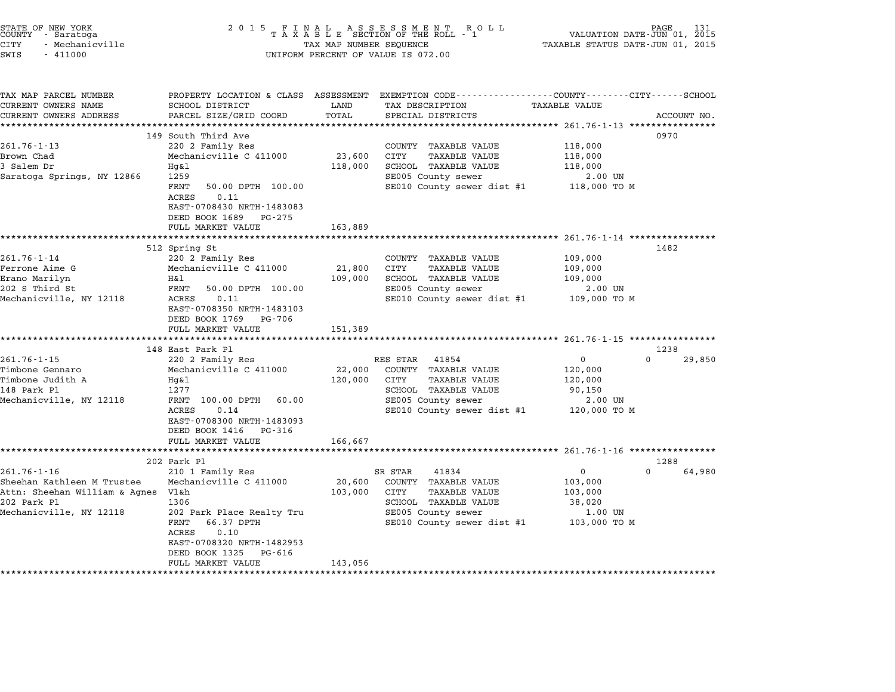STATE OF NEW YORK
COUNTY - Saratoga
CITY - Mechanicville
SWIS - 411000

2015 FINAL ASSESSMENT ROLL
TAXABLE SECTION OF THE ROLL - 1
TAX MAP NUMBER SEQUENCE
UNIFORM PERCENT OF VALUE IS 072.00

VALUATION DATE-JUN 01, 2015
TAXABLE STATUS DATE-JUN 01, 2015

| TAX MAP PARCEL NUMBER / CURRENT OWNERS NAME / CURRENT OWNERS ADDRESS | PROPERTY LOCATION & CLASS / SCHOOL DISTRICT / PARCEL SIZE/GRID COORD | ASSESSMENT LAND | TOTAL | EXEMPTION CODE / TAX DESCRIPTION / SPECIAL DISTRICTS | COUNTY / CITY / SCHOOL TAXABLE VALUE | ACCOUNT NO. |
|---|---|---|---|---|---|---|
| **261.76-1-13** | 149 South Third Ave | | | | | 0970 |
| Brown Chad | 220 2 Family Res | | | COUNTY TAXABLE VALUE | 118,000 | |
| 3 Salem Dr | Mechanicville C 411000 | 23,600 | | CITY TAXABLE VALUE | 118,000 | |
| Saratoga Springs, NY 12866 | Hg&l | | 118,000 | SCHOOL TAXABLE VALUE | 118,000 | |
| | 1259 | | | SE005 County sewer | 2.00 UN | |
| | FRNT 50.00 DPTH 100.00 | | | SE010 County sewer dist #1 | 118,000 TO M | |
| | ACRES 0.11 | | | | | |
| | EAST-0708430 NRTH-1483083 | | | | | |
| | DEED BOOK 1689 PG-275 | | | | | |
| | FULL MARKET VALUE | | 163,889 | | | |
| **261.76-1-14** | 512 Spring St | | | | | 1482 |
| Ferrone Aime G | 220 2 Family Res | | | COUNTY TAXABLE VALUE | 109,000 | |
| Erano Marilyn | Mechanicville C 411000 | 21,800 | | CITY TAXABLE VALUE | 109,000 | |
| 202 S Third St | H&l | | 109,000 | SCHOOL TAXABLE VALUE | 109,000 | |
| Mechanicville, NY 12118 | FRNT 50.00 DPTH 100.00 | | | SE005 County sewer | 2.00 UN | |
| | ACRES 0.11 | | | SE010 County sewer dist #1 | 109,000 TO M | |
| | EAST-0708350 NRTH-1483103 | | | | | |
| | DEED BOOK 1769 PG-706 | | | | | |
| | FULL MARKET VALUE | | 151,389 | | | |
| **261.76-1-15** | 148 East Park Pl | | | | | 1238 |
| Timbone Gennaro | 220 2 Family Res | | | RES STAR 41854 | 0 / 0 / 29,850 | |
| Timbone Judith A | Mechanicville C 411000 | 22,000 | | COUNTY TAXABLE VALUE | 120,000 | |
| 148 Park Pl | Hg&l | | 120,000 | CITY TAXABLE VALUE | 120,000 | |
| Mechanicville, NY 12118 | 1277 | | | SCHOOL TAXABLE VALUE | 90,150 | |
| | FRNT 100.00 DPTH 60.00 | | | SE005 County sewer | 2.00 UN | |
| | ACRES 0.14 | | | SE010 County sewer dist #1 | 120,000 TO M | |
| | EAST-0708300 NRTH-1483093 | | | | | |
| | DEED BOOK 1416 PG-316 | | | | | |
| | FULL MARKET VALUE | | 166,667 | | | |
| **261.76-1-16** | 202 Park Pl | | | | | 1288 |
| Sheehan Kathleen M Trustee | 210 1 Family Res | | | SR STAR 41834 | 0 / 0 / 64,980 | |
| Attn: Sheehan William & Agnes | Mechanicville C 411000 | 20,600 | | COUNTY TAXABLE VALUE | 103,000 | |
| 202 Park Pl | Vl&h | | 103,000 | CITY TAXABLE VALUE | 103,000 | |
| Mechanicville, NY 12118 | 1306 | | | SCHOOL TAXABLE VALUE | 38,020 | |
| | 202 Park Place Realty Tru | | | SE005 County sewer | 1.00 UN | |
| | FRNT 66.37 DPTH | | | SE010 County sewer dist #1 | 103,000 TO M | |
| | ACRES 0.10 | | | | | |
| | EAST-0708320 NRTH-1482953 | | | | | |
| | DEED BOOK 1325 PG-616 | | | | | |
| | FULL MARKET VALUE | | 143,056 | | | |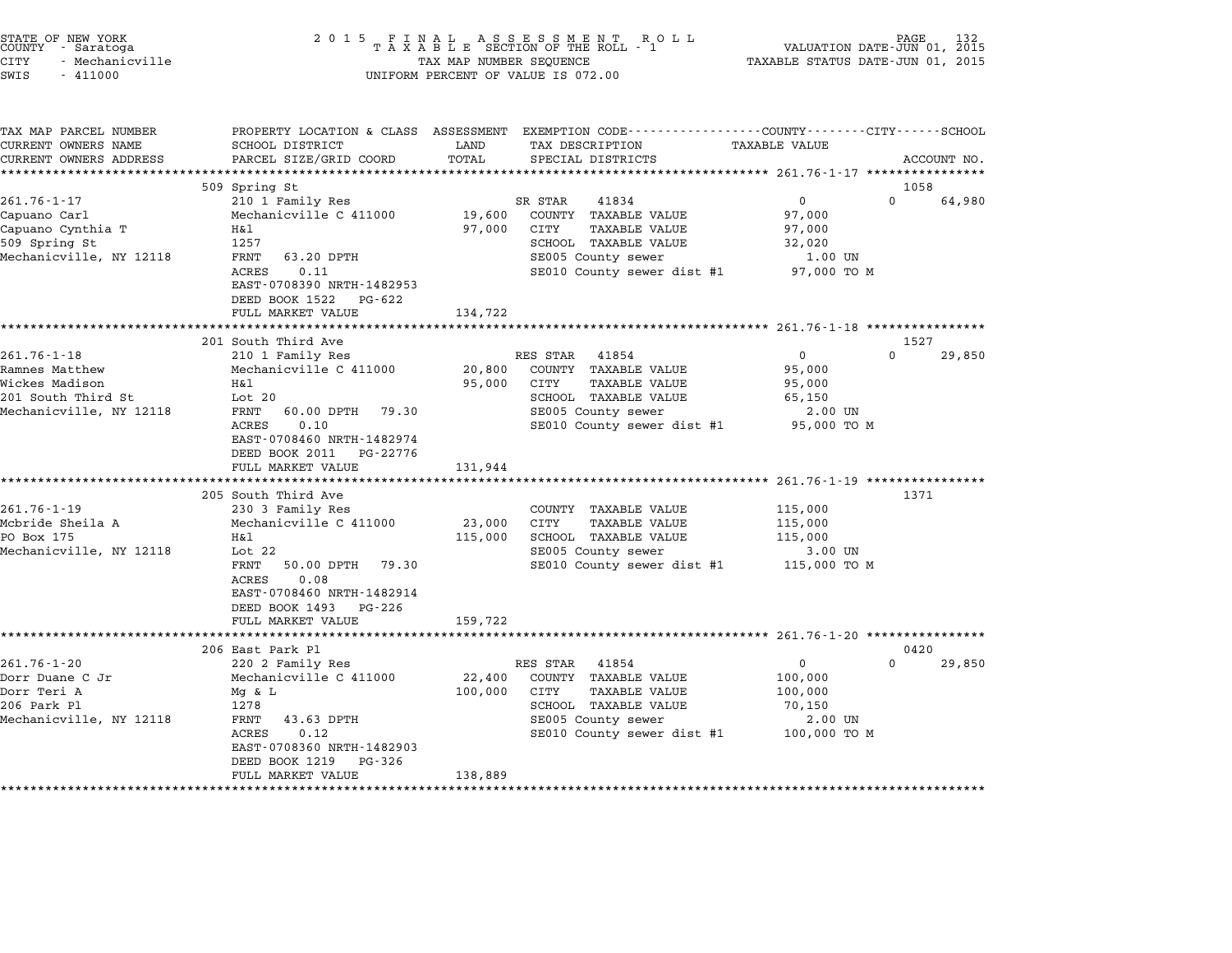STATE OF NEW YORK
COUNTY - Saratoga
CITY - Mechanicville
SWIS - 411000

2 0 1 5 F I N A L A S S E S S M E N T R O L L
T A X A B L E SECTION OF THE ROLL - 1
TAX MAP NUMBER SEQUENCE
UNIFORM PERCENT OF VALUE IS 072.00

VALUATION DATE-JUN 01, 2015
TAXABLE STATUS DATE-JUN 01, 2015

| TAX MAP PARCEL NUMBER<br>CURRENT OWNERS NAME<br>CURRENT OWNERS ADDRESS | PROPERTY LOCATION & CLASS<br>SCHOOL DISTRICT<br>PARCEL SIZE/GRID COORD | ASSESSMENT<br>LAND<br>TOTAL | EXEMPTION CODE<br>TAX DESCRIPTION<br>SPECIAL DISTRICTS | COUNTY TAXABLE VALUE | CITY | SCHOOL<br>ACCOUNT NO. |
|---|---|---|---|---|---|---|
| **261.76-1-17** | 509 Spring St | | | | | 1058 |
| 261.76-1-17 | 210 1 Family Res | | SR STAR 41834 | 0 | 0 | 64,980 |
| Capuano Carl | Mechanicville C 411000 | 19,600 | COUNTY TAXABLE VALUE | 97,000 | | |
| Capuano Cynthia T | H&l | 97,000 | CITY TAXABLE VALUE | 97,000 | | |
| 509 Spring St | 1257 | | SCHOOL TAXABLE VALUE | 32,020 | | |
| Mechanicville, NY 12118 | FRNT 63.20 DPTH | | SE005 County sewer | 1.00 UN | | |
| | ACRES 0.11 | | SE010 County sewer dist #1 | 97,000 TO M | | |
| | EAST-0708390 NRTH-1482953 | | | | | |
| | DEED BOOK 1522 PG-622 | | | | | |
| | FULL MARKET VALUE | 134,722 | | | | |
| **261.76-1-18** | 201 South Third Ave | | | | | 1527 |
| 261.76-1-18 | 210 1 Family Res | | RES STAR 41854 | 0 | 0 | 29,850 |
| Ramnes Matthew | Mechanicville C 411000 | 20,800 | COUNTY TAXABLE VALUE | 95,000 | | |
| Wickes Madison | H&l | 95,000 | CITY TAXABLE VALUE | 95,000 | | |
| 201 South Third St | Lot 20 | | SCHOOL TAXABLE VALUE | 65,150 | | |
| Mechanicville, NY 12118 | FRNT 60.00 DPTH 79.30 | | SE005 County sewer | 2.00 UN | | |
| | ACRES 0.10 | | SE010 County sewer dist #1 | 95,000 TO M | | |
| | EAST-0708460 NRTH-1482974 | | | | | |
| | DEED BOOK 2011 PG-22776 | | | | | |
| | FULL MARKET VALUE | 131,944 | | | | |
| **261.76-1-19** | 205 South Third Ave | | | | | 1371 |
| 261.76-1-19 | 230 3 Family Res | | COUNTY TAXABLE VALUE | 115,000 | | |
| Mcbride Sheila A | Mechanicville C 411000 | 23,000 | CITY TAXABLE VALUE | 115,000 | | |
| PO Box 175 | H&l | 115,000 | SCHOOL TAXABLE VALUE | 115,000 | | |
| Mechanicville, NY 12118 | Lot 22 | | SE005 County sewer | 3.00 UN | | |
| | FRNT 50.00 DPTH 79.30 | | SE010 County sewer dist #1 | 115,000 TO M | | |
| | ACRES 0.08 | | | | | |
| | EAST-0708460 NRTH-1482914 | | | | | |
| | DEED BOOK 1493 PG-226 | | | | | |
| | FULL MARKET VALUE | 159,722 | | | | |
| **261.76-1-20** | 206 East Park Pl | | | | | 0420 |
| 261.76-1-20 | 220 2 Family Res | | RES STAR 41854 | 0 | 0 | 29,850 |
| Dorr Duane C Jr | Mechanicville C 411000 | 22,400 | COUNTY TAXABLE VALUE | 100,000 | | |
| Dorr Teri A | Mg & L | 100,000 | CITY TAXABLE VALUE | 100,000 | | |
| 206 Park Pl | 1278 | | SCHOOL TAXABLE VALUE | 70,150 | | |
| Mechanicville, NY 12118 | FRNT 43.63 DPTH | | SE005 County sewer | 2.00 UN | | |
| | ACRES 0.12 | | SE010 County sewer dist #1 | 100,000 TO M | | |
| | EAST-0708360 NRTH-1482903 | | | | | |
| | DEED BOOK 1219 PG-326 | | | | | |
| | FULL MARKET VALUE | 138,889 | | | | |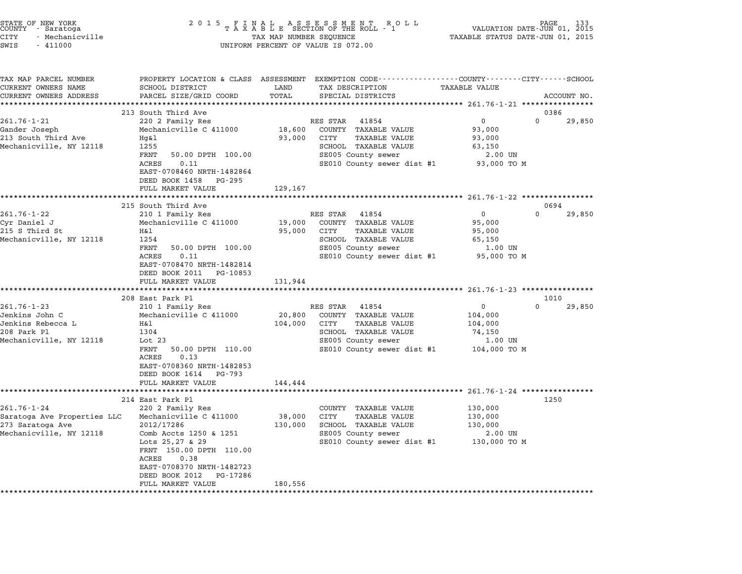STATE OF NEW YORK
COUNTY - Saratoga
CITY - Mechanicville
SWIS - 411000

2 0 1 5 F I N A L A S S E S S M E N T R O L L
T A X A B L E SECTION OF THE ROLL - 1
TAX MAP NUMBER SEQUENCE
UNIFORM PERCENT OF VALUE IS 072.00

VALUATION DATE-JUN 01, 2015
TAXABLE STATUS DATE-JUN 01, 2015

| TAX MAP PARCEL NUMBER / CURRENT OWNERS NAME / CURRENT OWNERS ADDRESS | PROPERTY LOCATION & CLASS / SCHOOL DISTRICT / PARCEL SIZE/GRID COORD | ASSESSMENT LAND | TOTAL | EXEMPTION CODE / TAX DESCRIPTION / SPECIAL DISTRICTS | COUNTY / CITY TAXABLE VALUE | SCHOOL | ACCOUNT NO. |
|---|---|---|---|---|---|---|---|
| **261.76-1-21** | 213 South Third Ave | | | | | | 0386 |
| Gander Joseph | 220 2 Family Res | | | RES STAR 41854 | 0 | 0 | 29,850 |
| 213 South Third Ave | Mechanicville C 411000 | 18,600 | | COUNTY TAXABLE VALUE | 93,000 | | |
| Mechanicville, NY 12118 | Hg&l | | 93,000 | CITY TAXABLE VALUE | 93,000 | | |
| | 1255 | | | SCHOOL TAXABLE VALUE | 63,150 | | |
| | FRNT 50.00 DPTH 100.00 | | | SE005 County sewer | 2.00 UN | | |
| | ACRES 0.11 | | | SE010 County sewer dist #1 | 93,000 TO M | | |
| | EAST-0708460 NRTH-1482864 | | | | | | |
| | DEED BOOK 1458 PG-295 | | | | | | |
| | FULL MARKET VALUE | | 129,167 | | | | |
| **261.76-1-22** | 215 South Third Ave | | | | | | 0694 |
| Cyr Daniel J | 210 1 Family Res | | | RES STAR 41854 | 0 | 0 | 29,850 |
| 215 S Third St | Mechanicville C 411000 | 19,000 | | COUNTY TAXABLE VALUE | 95,000 | | |
| Mechanicville, NY 12118 | H&l | | 95,000 | CITY TAXABLE VALUE | 95,000 | | |
| | 1254 | | | SCHOOL TAXABLE VALUE | 65,150 | | |
| | FRNT 50.00 DPTH 100.00 | | | SE005 County sewer | 1.00 UN | | |
| | ACRES 0.11 | | | SE010 County sewer dist #1 | 95,000 TO M | | |
| | EAST-0708470 NRTH-1482814 | | | | | | |
| | DEED BOOK 2011 PG-10853 | | | | | | |
| | FULL MARKET VALUE | | 131,944 | | | | |
| **261.76-1-23** | 208 East Park Pl | | | | | | 1010 |
| Jenkins John C | 210 1 Family Res | | | RES STAR 41854 | 0 | 0 | 29,850 |
| Jenkins Rebecca L | Mechanicville C 411000 | 20,800 | | COUNTY TAXABLE VALUE | 104,000 | | |
| 208 Park Pl | H&l | | 104,000 | CITY TAXABLE VALUE | 104,000 | | |
| Mechanicville, NY 12118 | 1304 | | | SCHOOL TAXABLE VALUE | 74,150 | | |
| | Lot 23 | | | SE005 County sewer | 1.00 UN | | |
| | FRNT 50.00 DPTH 110.00 | | | SE010 County sewer dist #1 | 104,000 TO M | | |
| | ACRES 0.13 | | | | | | |
| | EAST-0708360 NRTH-1482853 | | | | | | |
| | DEED BOOK 1614 PG-793 | | | | | | |
| | FULL MARKET VALUE | | 144,444 | | | | |
| **261.76-1-24** | 214 East Park Pl | | | | | | 1250 |
| Saratoga Ave Properties LLC | 220 2 Family Res | | | COUNTY TAXABLE VALUE | 130,000 | | |
| 273 Saratoga Ave | Mechanicville C 411000 | 38,000 | | CITY TAXABLE VALUE | 130,000 | | |
| Mechanicville, NY 12118 | 2012/17286 | | 130,000 | SCHOOL TAXABLE VALUE | 130,000 | | |
| | Comb Accts 1250 & 1251 | | | SE005 County sewer | 2.00 UN | | |
| | Lots 25,27 & 29 | | | SE010 County sewer dist #1 | 130,000 TO M | | |
| | FRNT 150.00 DPTH 110.00 | | | | | | |
| | ACRES 0.38 | | | | | | |
| | EAST-0708370 NRTH-1482723 | | | | | | |
| | DEED BOOK 2012 PG-17286 | | | | | | |
| | FULL MARKET VALUE | | 180,556 | | | | |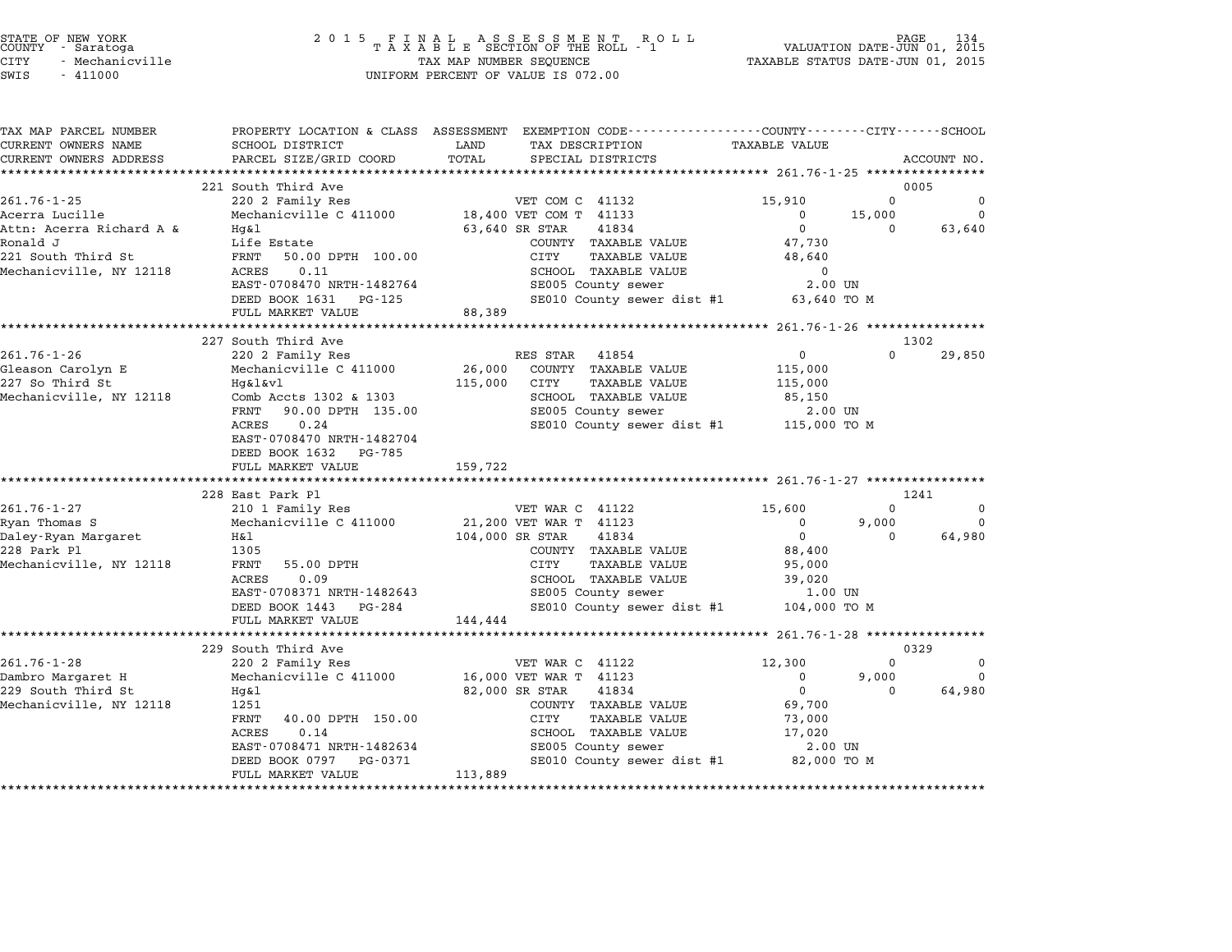STATE OF NEW YORK — 2015 FINAL ASSESSMENT ROLL — VALUATION DATE-JUN 01, 2015
COUNTY - Saratoga — TAXABLE SECTION OF THE ROLL - 1 — TAXABLE STATUS DATE-JUN 01, 2015
CITY - Mechanicville — TAX MAP NUMBER SEQUENCE
SWIS - 411000 — UNIFORM PERCENT OF VALUE IS 072.00

| TAX MAP PARCEL NUMBER / CURRENT OWNERS NAME / CURRENT OWNERS ADDRESS | PROPERTY LOCATION & CLASS / SCHOOL DISTRICT / PARCEL SIZE/GRID COORD | ASSESSMENT LAND / TOTAL | EXEMPTION CODE / TAX DESCRIPTION / SPECIAL DISTRICTS | COUNTY TAXABLE VALUE | CITY | SCHOOL / ACCOUNT NO. |
|---|---|---|---|---|---|---|
| **261.76-1-25** | 221 South Third Ave | | | | | 0005 |
| 261.76-1-25 | 220 2 Family Res | | VET COM C 41132 | 15,910 | 0 | 0 |
| Acerra Lucille | Mechanicville C 411000 | 18,400 | VET COM T 41133 | 0 | 15,000 | 0 |
| Attn: Acerra Richard A & | Hg&l | 63,640 | SR STAR 41834 | 0 | 0 | 63,640 |
| Ronald J | Life Estate | | COUNTY TAXABLE VALUE | 47,730 | | |
| 221 South Third St | FRNT 50.00 DPTH 100.00 | | CITY TAXABLE VALUE | 48,640 | | |
| Mechanicville, NY 12118 | ACRES 0.11 | | SCHOOL TAXABLE VALUE | 0 | | |
| | EAST-0708470 NRTH-1482764 | | SE005 County sewer | 2.00 UN | | |
| | DEED BOOK 1631 PG-125 | | SE010 County sewer dist #1 | 63,640 TO M | | |
| | FULL MARKET VALUE | 88,389 | | | | |
| **261.76-1-26** | 227 South Third Ave | | | | | 1302 |
| 261.76-1-26 | 220 2 Family Res | | RES STAR 41854 | 0 | 0 | 29,850 |
| Gleason Carolyn E | Mechanicville C 411000 | 26,000 | COUNTY TAXABLE VALUE | 115,000 | | |
| 227 So Third St | Hg&l&vl | 115,000 | CITY TAXABLE VALUE | 115,000 | | |
| Mechanicville, NY 12118 | Comb Accts 1302 & 1303 | | SCHOOL TAXABLE VALUE | 85,150 | | |
| | FRNT 90.00 DPTH 135.00 | | SE005 County sewer | 2.00 UN | | |
| | ACRES 0.24 | | SE010 County sewer dist #1 | 115,000 TO M | | |
| | EAST-0708470 NRTH-1482704 | | | | | |
| | DEED BOOK 1632 PG-785 | | | | | |
| | FULL MARKET VALUE | 159,722 | | | | |
| **261.76-1-27** | 228 East Park Pl | | | | | 1241 |
| 261.76-1-27 | 210 1 Family Res | | VET WAR C 41122 | 15,600 | 0 | 0 |
| Ryan Thomas S | Mechanicville C 411000 | 21,200 | VET WAR T 41123 | 0 | 9,000 | 0 |
| Daley-Ryan Margaret | H&l | 104,000 | SR STAR 41834 | 0 | 0 | 64,980 |
| 228 Park Pl | 1305 | | COUNTY TAXABLE VALUE | 88,400 | | |
| Mechanicville, NY 12118 | FRNT 55.00 DPTH | | CITY TAXABLE VALUE | 95,000 | | |
| | ACRES 0.09 | | SCHOOL TAXABLE VALUE | 39,020 | | |
| | EAST-0708371 NRTH-1482643 | | SE005 County sewer | 1.00 UN | | |
| | DEED BOOK 1443 PG-284 | | SE010 County sewer dist #1 | 104,000 TO M | | |
| | FULL MARKET VALUE | 144,444 | | | | |
| **261.76-1-28** | 229 South Third Ave | | | | | 0329 |
| 261.76-1-28 | 220 2 Family Res | | VET WAR C 41122 | 12,300 | 0 | 0 |
| Dambro Margaret H | Mechanicville C 411000 | 16,000 | VET WAR T 41123 | 0 | 9,000 | 0 |
| 229 South Third St | Hg&l | 82,000 | SR STAR 41834 | 0 | 0 | 64,980 |
| Mechanicville, NY 12118 | 1251 | | COUNTY TAXABLE VALUE | 69,700 | | |
| | FRNT 40.00 DPTH 150.00 | | CITY TAXABLE VALUE | 73,000 | | |
| | ACRES 0.14 | | SCHOOL TAXABLE VALUE | 17,020 | | |
| | EAST-0708471 NRTH-1482634 | | SE005 County sewer | 2.00 UN | | |
| | DEED BOOK 0797 PG-0371 | | SE010 County sewer dist #1 | 82,000 TO M | | |
| | FULL MARKET VALUE | 113,889 | | | | |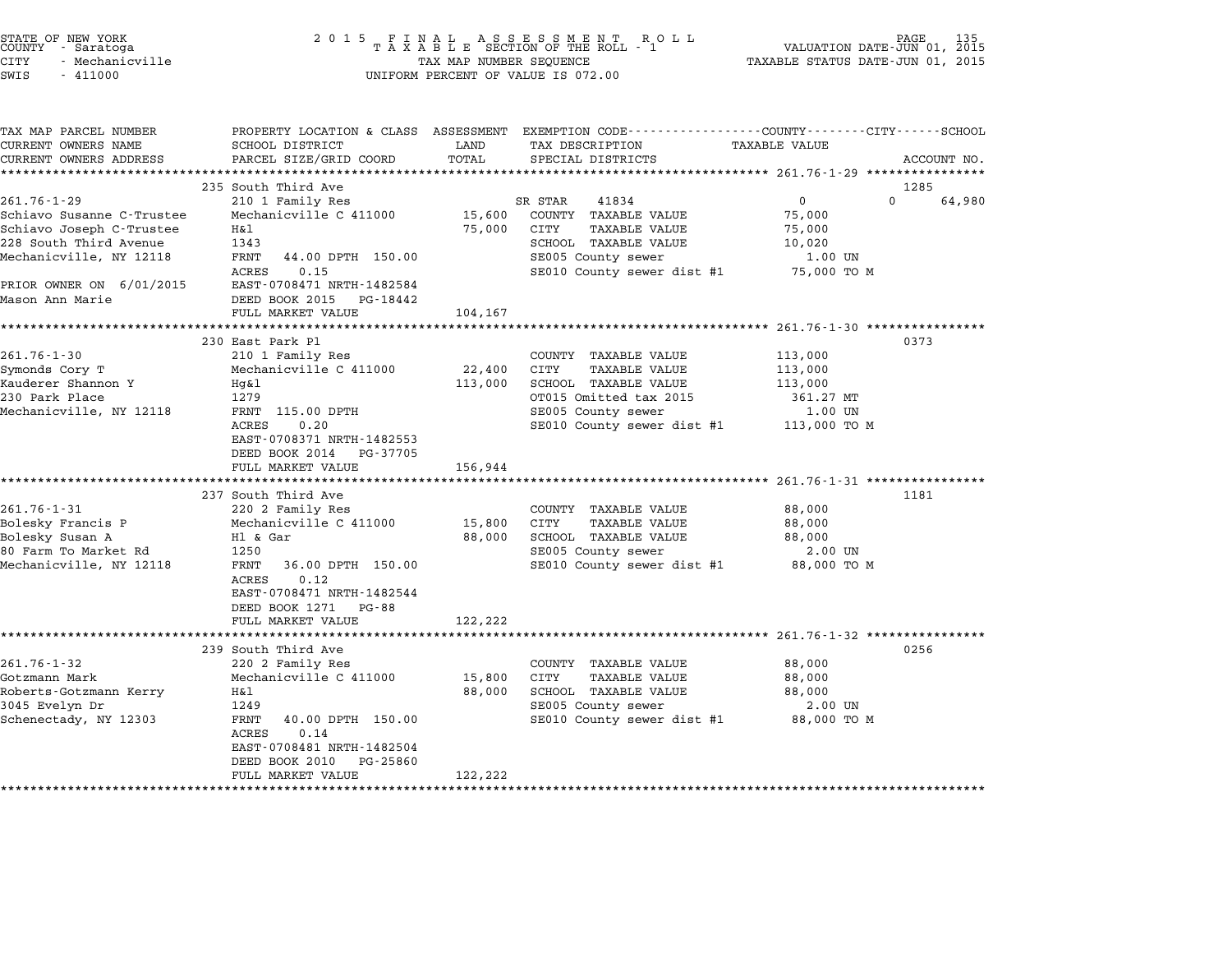STATE OF NEW YORK
COUNTY - Saratoga
CITY - Mechanicville
SWIS - 411000

2015 FINAL ASSESSMENT ROLL
TAXABLE SECTION OF THE ROLL - 1
TAX MAP NUMBER SEQUENCE
UNIFORM PERCENT OF VALUE IS 072.00

VALUATION DATE-JUN 01, 2015
TAXABLE STATUS DATE-JUN 01, 2015

| TAX MAP PARCEL NUMBER / CURRENT OWNERS NAME / CURRENT OWNERS ADDRESS | PROPERTY LOCATION & CLASS / SCHOOL DISTRICT / PARCEL SIZE/GRID COORD | ASSESSMENT LAND / TOTAL | EXEMPTION CODE / TAX DESCRIPTION / SPECIAL DISTRICTS | COUNTY / CITY / SCHOOL TAXABLE VALUE | ACCOUNT NO. |
|---|---|---|---|---|---|
| **261.76-1-29** | 235 South Third Ave | | | | 1285 |
| 261.76-1-29 | 210 1 Family Res | | SR STAR 41834 | 0 / 0 / 64,980 | |
| Schiavo Susanne C-Trustee | Mechanicville C 411000 | 15,600 | COUNTY TAXABLE VALUE | 75,000 | |
| Schiavo Joseph C-Trustee | H&l | 75,000 | CITY TAXABLE VALUE | 75,000 | |
| 228 South Third Avenue | 1343 | | SCHOOL TAXABLE VALUE | 10,020 | |
| Mechanicville, NY 12118 | FRNT 44.00 DPTH 150.00 | | SE005 County sewer | 1.00 UN | |
| | ACRES 0.15 | | SE010 County sewer dist #1 | 75,000 TO M | |
| PRIOR OWNER ON 6/01/2015 | EAST-0708471 NRTH-1482584 | | | | |
| Mason Ann Marie | DEED BOOK 2015 PG-18442 | | | | |
| | FULL MARKET VALUE | 104,167 | | | |
| **261.76-1-30** | 230 East Park Pl | | | | 0373 |
| 261.76-1-30 | 210 1 Family Res | | COUNTY TAXABLE VALUE | 113,000 | |
| Symonds Cory T | Mechanicville C 411000 | 22,400 | CITY TAXABLE VALUE | 113,000 | |
| Kauderer Shannon Y | Hg&l | 113,000 | SCHOOL TAXABLE VALUE | 113,000 | |
| 230 Park Place | 1279 | | OT015 Omitted tax 2015 | 361.27 MT | |
| Mechanicville, NY 12118 | FRNT 115.00 DPTH | | SE005 County sewer | 1.00 UN | |
| | ACRES 0.20 | | SE010 County sewer dist #1 | 113,000 TO M | |
| | EAST-0708371 NRTH-1482553 | | | | |
| | DEED BOOK 2014 PG-37705 | | | | |
| | FULL MARKET VALUE | 156,944 | | | |
| **261.76-1-31** | 237 South Third Ave | | | | 1181 |
| 261.76-1-31 | 220 2 Family Res | | COUNTY TAXABLE VALUE | 88,000 | |
| Bolesky Francis P | Mechanicville C 411000 | 15,800 | CITY TAXABLE VALUE | 88,000 | |
| Bolesky Susan A | Hl & Gar | 88,000 | SCHOOL TAXABLE VALUE | 88,000 | |
| 80 Farm To Market Rd | 1250 | | SE005 County sewer | 2.00 UN | |
| Mechanicville, NY 12118 | FRNT 36.00 DPTH 150.00 | | SE010 County sewer dist #1 | 88,000 TO M | |
| | ACRES 0.12 | | | | |
| | EAST-0708471 NRTH-1482544 | | | | |
| | DEED BOOK 1271 PG-88 | | | | |
| | FULL MARKET VALUE | 122,222 | | | |
| **261.76-1-32** | 239 South Third Ave | | | | 0256 |
| 261.76-1-32 | 220 2 Family Res | | COUNTY TAXABLE VALUE | 88,000 | |
| Gotzmann Mark | Mechanicville C 411000 | 15,800 | CITY TAXABLE VALUE | 88,000 | |
| Roberts-Gotzmann Kerry | H&l | 88,000 | SCHOOL TAXABLE VALUE | 88,000 | |
| 3045 Evelyn Dr | 1249 | | SE005 County sewer | 2.00 UN | |
| Schenectady, NY 12303 | FRNT 40.00 DPTH 150.00 | | SE010 County sewer dist #1 | 88,000 TO M | |
| | ACRES 0.14 | | | | |
| | EAST-0708481 NRTH-1482504 | | | | |
| | DEED BOOK 2010 PG-25860 | | | | |
| | FULL MARKET VALUE | 122,222 | | | |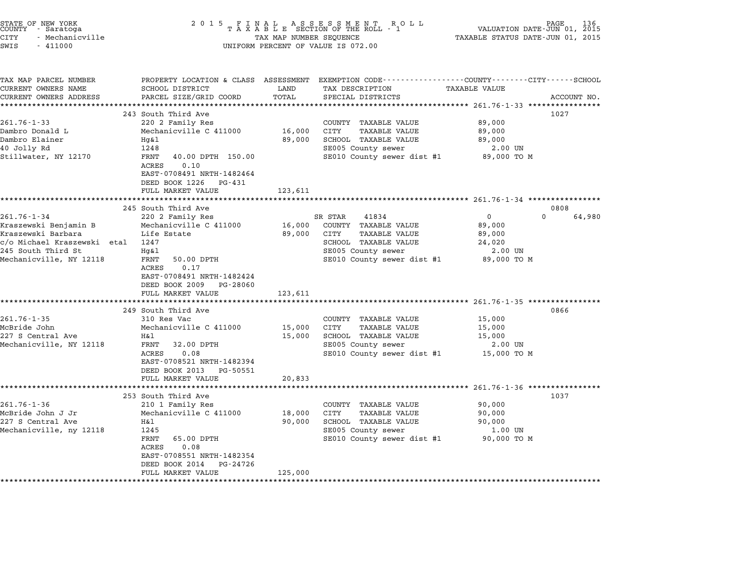STATE OF NEW YORK
COUNTY - Saratoga
CITY - Mechanicville
SWIS - 411000

2015 FINAL ASSESSMENT ROLL
TAXABLE SECTION OF THE ROLL - 1
TAX MAP NUMBER SEQUENCE
UNIFORM PERCENT OF VALUE IS 072.00

VALUATION DATE-JUN 01, 2015
TAXABLE STATUS DATE-JUN 01, 2015

| TAX MAP PARCEL NUMBER / CURRENT OWNERS NAME / CURRENT OWNERS ADDRESS | PROPERTY LOCATION & CLASS / SCHOOL DISTRICT / PARCEL SIZE/GRID COORD | ASSESSMENT LAND / TOTAL | EXEMPTION CODE / TAX DESCRIPTION / SPECIAL DISTRICTS | COUNTY / CITY / SCHOOL TAXABLE VALUE | ACCOUNT NO. |
|---|---|---|---|---|---|
| 261.76-1-33 | 243 South Third Ave | | | | 1027 |
| | 220 2 Family Res | | COUNTY TAXABLE VALUE | 89,000 | |
| Dambro Donald L | Mechanicville C 411000 | 16,000 | CITY TAXABLE VALUE | 89,000 | |
| Dambro Elainer | Hg&l | 89,000 | SCHOOL TAXABLE VALUE | 89,000 | |
| 40 Jolly Rd | 1248 | | SE005 County sewer | 2.00 UN | |
| Stillwater, NY 12170 | FRNT 40.00 DPTH 150.00 | | SE010 County sewer dist #1 | 89,000 TO M | |
| | ACRES 0.10 | | | | |
| | EAST-0708491 NRTH-1482464 | | | | |
| | DEED BOOK 1226 PG-431 | | | | |
| | FULL MARKET VALUE | 123,611 | | | |
| 261.76-1-34 | 245 South Third Ave | | | | 0808 |
| | 220 2 Family Res | | SR STAR 41834 | 0 0 64,980 | |
| Kraszewski Benjamin B | Mechanicville C 411000 | 16,000 | COUNTY TAXABLE VALUE | 89,000 | |
| Kraszewski Barbara | Life Estate | 89,000 | CITY TAXABLE VALUE | 89,000 | |
| c/o Michael Kraszewski etal | 1247 | | SCHOOL TAXABLE VALUE | 24,020 | |
| 245 South Third St | Hg&l | | SE005 County sewer | 2.00 UN | |
| Mechanicville, NY 12118 | FRNT 50.00 DPTH | | SE010 County sewer dist #1 | 89,000 TO M | |
| | ACRES 0.17 | | | | |
| | EAST-0708491 NRTH-1482424 | | | | |
| | DEED BOOK 2009 PG-28060 | | | | |
| | FULL MARKET VALUE | 123,611 | | | |
| 261.76-1-35 | 249 South Third Ave | | | | 0866 |
| | 310 Res Vac | | COUNTY TAXABLE VALUE | 15,000 | |
| McBride John | Mechanicville C 411000 | 15,000 | CITY TAXABLE VALUE | 15,000 | |
| 227 S Central Ave | H&l | 15,000 | SCHOOL TAXABLE VALUE | 15,000 | |
| Mechanicville, NY 12118 | FRNT 32.00 DPTH | | SE005 County sewer | 2.00 UN | |
| | ACRES 0.08 | | SE010 County sewer dist #1 | 15,000 TO M | |
| | EAST-0708521 NRTH-1482394 | | | | |
| | DEED BOOK 2013 PG-50551 | | | | |
| | FULL MARKET VALUE | 20,833 | | | |
| 261.76-1-36 | 253 South Third Ave | | | | 1037 |
| | 210 1 Family Res | | COUNTY TAXABLE VALUE | 90,000 | |
| McBride John J Jr | Mechanicville C 411000 | 18,000 | CITY TAXABLE VALUE | 90,000 | |
| 227 S Central Ave | H&l | 90,000 | SCHOOL TAXABLE VALUE | 90,000 | |
| Mechanicville, ny 12118 | 1245 | | SE005 County sewer | 1.00 UN | |
| | FRNT 65.00 DPTH | | SE010 County sewer dist #1 | 90,000 TO M | |
| | ACRES 0.08 | | | | |
| | EAST-0708551 NRTH-1482354 | | | | |
| | DEED BOOK 2014 PG-24726 | | | | |
| | FULL MARKET VALUE | 125,000 | | | |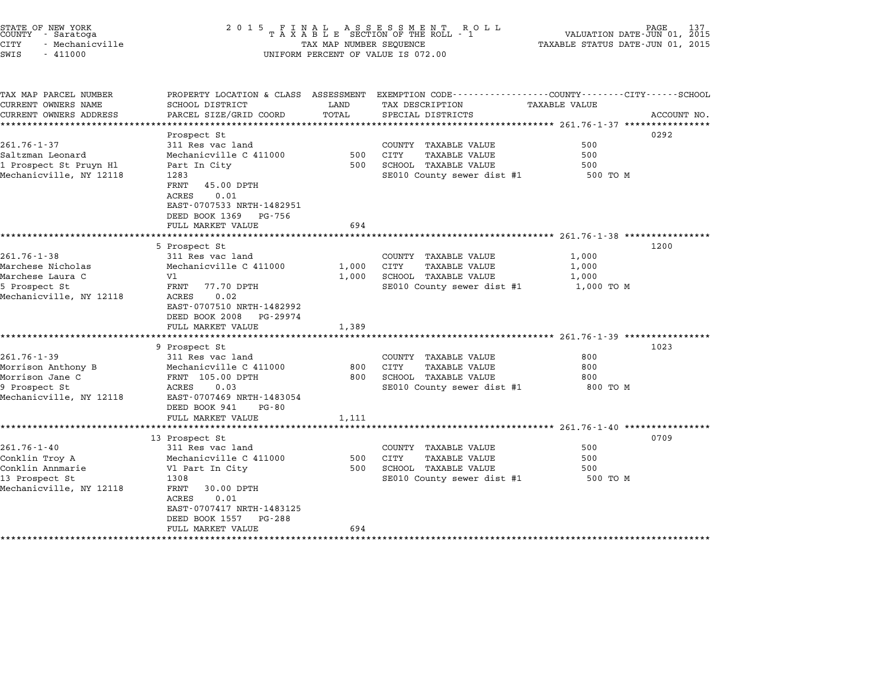STATE OF NEW YORK
COUNTY - Saratoga
CITY - Mechanicville
SWIS - 411000

2 0 1 5 F I N A L A S S E S S M E N T R O L L
T A X A B L E SECTION OF THE ROLL - 1
TAX MAP NUMBER SEQUENCE
UNIFORM PERCENT OF VALUE IS 072.00

VALUATION DATE-JUN 01, 2015
TAXABLE STATUS DATE-JUN 01, 2015

| TAX MAP PARCEL NUMBER / CURRENT OWNERS NAME / CURRENT OWNERS ADDRESS | PROPERTY LOCATION & CLASS / SCHOOL DISTRICT / PARCEL SIZE/GRID COORD | ASSESSMENT LAND / TOTAL | EXEMPTION CODE / TAX DESCRIPTION / SPECIAL DISTRICTS | TAXABLE VALUE | ACCOUNT NO. |
|---|---|---|---|---|---|
| 261.76-1-37 | Prospect St | | | | 0292 |
| 261.76-1-37 | 311 Res vac land | | COUNTY TAXABLE VALUE | 500 | |
| Saltzman Leonard | Mechanicville C 411000 | 500 | CITY TAXABLE VALUE | 500 | |
| 1 Prospect St Pruyn Hl | Part In City | 500 | SCHOOL TAXABLE VALUE | 500 | |
| Mechanicville, NY 12118 | 1283 | | SE010 County sewer dist #1 | 500 TO M | |
| | FRNT 45.00 DPTH | | | | |
| | ACRES 0.01 | | | | |
| | EAST-0707533 NRTH-1482951 | | | | |
| | DEED BOOK 1369 PG-756 | | | | |
| | FULL MARKET VALUE | 694 | | | |
| 261.76-1-38 | 5 Prospect St | | | | 1200 |
| 261.76-1-38 | 311 Res vac land | | COUNTY TAXABLE VALUE | 1,000 | |
| Marchese Nicholas | Mechanicville C 411000 | 1,000 | CITY TAXABLE VALUE | 1,000 | |
| Marchese Laura C | Vl | 1,000 | SCHOOL TAXABLE VALUE | 1,000 | |
| 5 Prospect St | FRNT 77.70 DPTH | | SE010 County sewer dist #1 | 1,000 TO M | |
| Mechanicville, NY 12118 | ACRES 0.02 | | | | |
| | EAST-0707510 NRTH-1482992 | | | | |
| | DEED BOOK 2008 PG-29974 | | | | |
| | FULL MARKET VALUE | 1,389 | | | |
| 261.76-1-39 | 9 Prospect St | | | | 1023 |
| 261.76-1-39 | 311 Res vac land | | COUNTY TAXABLE VALUE | 800 | |
| Morrison Anthony B | Mechanicville C 411000 | 800 | CITY TAXABLE VALUE | 800 | |
| Morrison Jane C | FRNT 105.00 DPTH | 800 | SCHOOL TAXABLE VALUE | 800 | |
| 9 Prospect St | ACRES 0.03 | | SE010 County sewer dist #1 | 800 TO M | |
| Mechanicville, NY 12118 | EAST-0707469 NRTH-1483054 | | | | |
| | DEED BOOK 941 PG-80 | | | | |
| | FULL MARKET VALUE | 1,111 | | | |
| 261.76-1-40 | 13 Prospect St | | | | 0709 |
| 261.76-1-40 | 311 Res vac land | | COUNTY TAXABLE VALUE | 500 | |
| Conklin Troy A | Mechanicville C 411000 | 500 | CITY TAXABLE VALUE | 500 | |
| Conklin Annmarie | Vl Part In City | 500 | SCHOOL TAXABLE VALUE | 500 | |
| 13 Prospect St | 1308 | | SE010 County sewer dist #1 | 500 TO M | |
| Mechanicville, NY 12118 | FRNT 30.00 DPTH | | | | |
| | ACRES 0.01 | | | | |
| | EAST-0707417 NRTH-1483125 | | | | |
| | DEED BOOK 1557 PG-288 | | | | |
| | FULL MARKET VALUE | 694 | | | |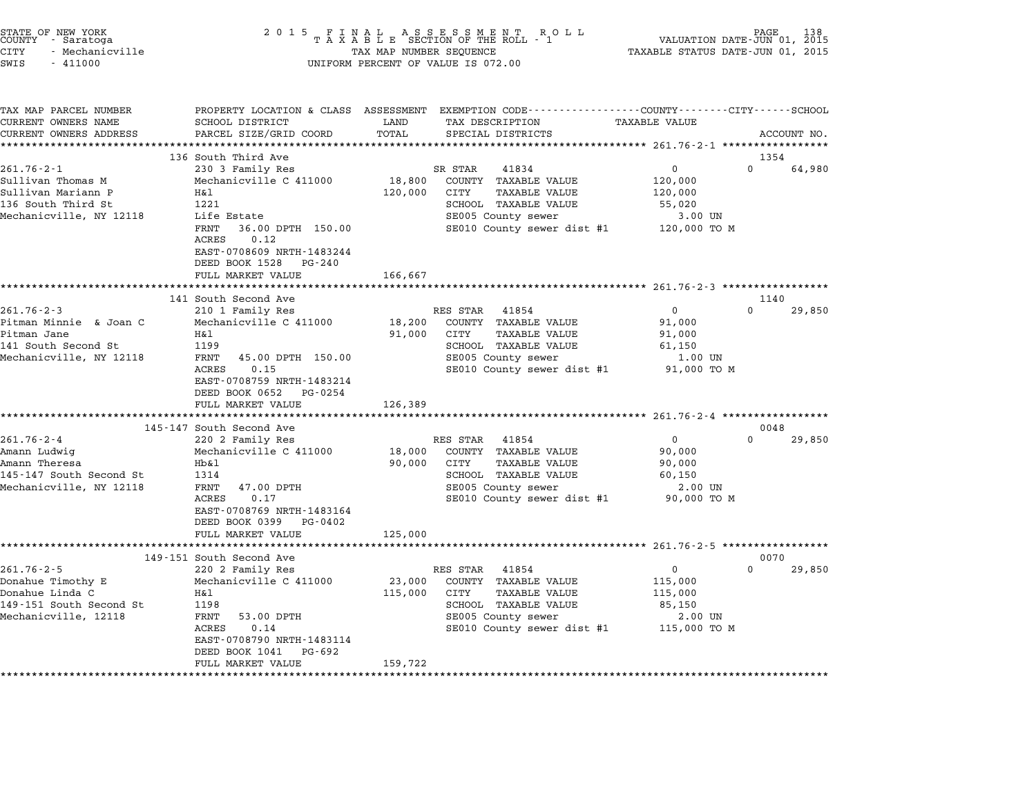STATE OF NEW YORK
COUNTY - Saratoga
CITY - Mechanicville
SWIS - 411000

# 2015 FINAL ASSESSMENT ROLL
TAXABLE SECTION OF THE ROLL - 1
TAX MAP NUMBER SEQUENCE
UNIFORM PERCENT OF VALUE IS 072.00

VALUATION DATE-JUN 01, 2015
TAXABLE STATUS DATE-JUN 01, 2015

| TAX MAP PARCEL NUMBER / CURRENT OWNERS NAME / CURRENT OWNERS ADDRESS | PROPERTY LOCATION & CLASS / SCHOOL DISTRICT / PARCEL SIZE/GRID COORD | ASSESSMENT LAND / TOTAL | EXEMPTION CODE / TAX DESCRIPTION / SPECIAL DISTRICTS | COUNTY / CITY / SCHOOL TAXABLE VALUE | ACCOUNT NO. |
|---|---|---|---|---|---|
| 261.76-2-1 | 136 South Third Ave | | | | 1354 |
| 261.76-2-1 | 230 3 Family Res | | SR STAR 41834 | 0 | 0 64,980 |
| Sullivan Thomas M | Mechanicville C 411000 | 18,800 | COUNTY TAXABLE VALUE | 120,000 | |
| Sullivan Mariann P | H&l | 120,000 | CITY TAXABLE VALUE | 120,000 | |
| 136 South Third St | 1221 | | SCHOOL TAXABLE VALUE | 55,020 | |
| Mechanicville, NY 12118 | Life Estate | | SE005 County sewer | 3.00 UN | |
| | FRNT 36.00 DPTH 150.00 | | SE010 County sewer dist #1 | 120,000 TO M | |
| | ACRES 0.12 | | | | |
| | EAST-0708609 NRTH-1483244 | | | | |
| | DEED BOOK 1528 PG-240 | | | | |
| | FULL MARKET VALUE | 166,667 | | | |
| 261.76-2-3 | 141 South Second Ave | | | | 1140 |
| 261.76-2-3 | 210 1 Family Res | | RES STAR 41854 | 0 | 0 29,850 |
| Pitman Minnie & Joan C | Mechanicville C 411000 | 18,200 | COUNTY TAXABLE VALUE | 91,000 | |
| Pitman Jane | H&l | 91,000 | CITY TAXABLE VALUE | 91,000 | |
| 141 South Second St | 1199 | | SCHOOL TAXABLE VALUE | 61,150 | |
| Mechanicville, NY 12118 | FRNT 45.00 DPTH 150.00 | | SE005 County sewer | 1.00 UN | |
| | ACRES 0.15 | | SE010 County sewer dist #1 | 91,000 TO M | |
| | EAST-0708759 NRTH-1483214 | | | | |
| | DEED BOOK 0652 PG-0254 | | | | |
| | FULL MARKET VALUE | 126,389 | | | |
| 261.76-2-4 | 145-147 South Second Ave | | | | 0048 |
| 261.76-2-4 | 220 2 Family Res | | RES STAR 41854 | 0 | 0 29,850 |
| Amann Ludwig | Mechanicville C 411000 | 18,000 | COUNTY TAXABLE VALUE | 90,000 | |
| Amann Theresa | Hb&l | 90,000 | CITY TAXABLE VALUE | 90,000 | |
| 145-147 South Second St | 1314 | | SCHOOL TAXABLE VALUE | 60,150 | |
| Mechanicville, NY 12118 | FRNT 47.00 DPTH | | SE005 County sewer | 2.00 UN | |
| | ACRES 0.17 | | SE010 County sewer dist #1 | 90,000 TO M | |
| | EAST-0708769 NRTH-1483164 | | | | |
| | DEED BOOK 0399 PG-0402 | | | | |
| | FULL MARKET VALUE | 125,000 | | | |
| 261.76-2-5 | 149-151 South Second Ave | | | | 0070 |
| 261.76-2-5 | 220 2 Family Res | | RES STAR 41854 | 0 | 0 29,850 |
| Donahue Timothy E | Mechanicville C 411000 | 23,000 | COUNTY TAXABLE VALUE | 115,000 | |
| Donahue Linda C | H&l | 115,000 | CITY TAXABLE VALUE | 115,000 | |
| 149-151 South Second St | 1198 | | SCHOOL TAXABLE VALUE | 85,150 | |
| Mechanicville, 12118 | FRNT 53.00 DPTH | | SE005 County sewer | 2.00 UN | |
| | ACRES 0.14 | | SE010 County sewer dist #1 | 115,000 TO M | |
| | EAST-0708790 NRTH-1483114 | | | | |
| | DEED BOOK 1041 PG-692 | | | | |
| | FULL MARKET VALUE | 159,722 | | | |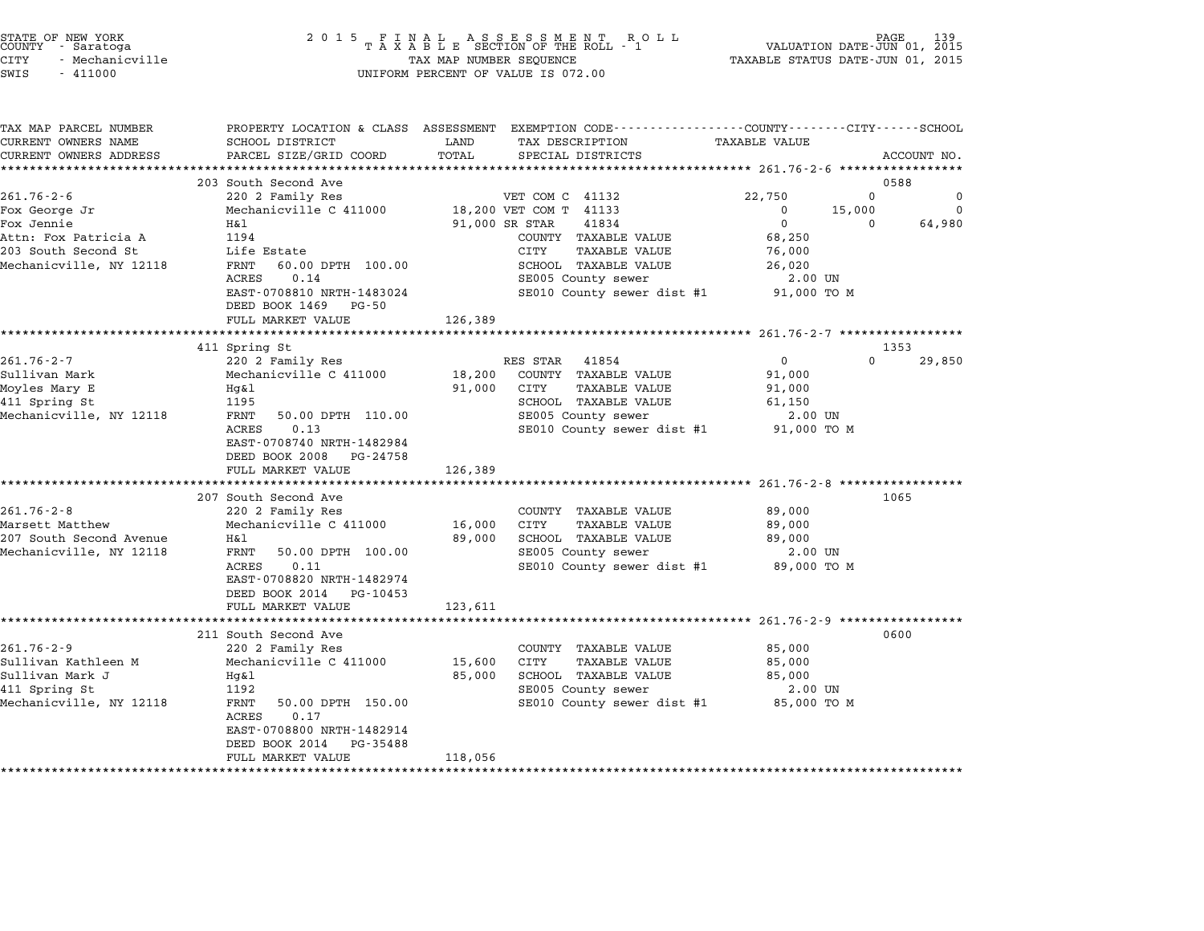STATE OF NEW YORK
COUNTY - Saratoga
CITY - Mechanicville
SWIS - 411000

**2 0 1 5 F I N A L A S S E S S M E N T R O L L**
**T A X A B L E SECTION OF THE ROLL - 1**
TAX MAP NUMBER SEQUENCE
UNIFORM PERCENT OF VALUE IS 072.00

VALUATION DATE-JUN 01, 2015
TAXABLE STATUS DATE-JUN 01, 2015

| TAX MAP PARCEL NUMBER<br>CURRENT OWNERS NAME<br>CURRENT OWNERS ADDRESS | PROPERTY LOCATION & CLASS<br>SCHOOL DISTRICT<br>PARCEL SIZE/GRID COORD | ASSESSMENT<br>LAND<br>TOTAL | EXEMPTION CODE<br>TAX DESCRIPTION<br>SPECIAL DISTRICTS | COUNTY<br>TAXABLE VALUE | CITY | SCHOOL<br>ACCOUNT NO. |
|---|---|---|---|---|---|---|
| **261.76-2-6** | 203 South Second Ave | | | | | 0588 |
| 261.76-2-6 | 220 2 Family Res | | VET COM C 41132 | 22,750 | 0 | 0 |
| Fox George Jr | Mechanicville C 411000 | 18,200 | VET COM T 41133 | 0 | 15,000 | 0 |
| Fox Jennie | H&l | 91,000 | SR STAR 41834 | 0 | 0 | 64,980 |
| Attn: Fox Patricia A | 1194 | | COUNTY TAXABLE VALUE | 68,250 | | |
| 203 South Second St | Life Estate | | CITY TAXABLE VALUE | 76,000 | | |
| Mechanicville, NY 12118 | FRNT 60.00 DPTH 100.00 | | SCHOOL TAXABLE VALUE | 26,020 | | |
| | ACRES 0.14 | | SE005 County sewer | 2.00 UN | | |
| | EAST-0708810 NRTH-1483024 | | SE010 County sewer dist #1 | 91,000 TO M | | |
| | DEED BOOK 1469 PG-50 | | | | | |
| | FULL MARKET VALUE | 126,389 | | | | |
| **261.76-2-7** | 411 Spring St | | | | | 1353 |
| 261.76-2-7 | 220 2 Family Res | | RES STAR 41854 | 0 | 0 | 29,850 |
| Sullivan Mark | Mechanicville C 411000 | 18,200 | COUNTY TAXABLE VALUE | 91,000 | | |
| Moyles Mary E | Hg&l | 91,000 | CITY TAXABLE VALUE | 91,000 | | |
| 411 Spring St | 1195 | | SCHOOL TAXABLE VALUE | 61,150 | | |
| Mechanicville, NY 12118 | FRNT 50.00 DPTH 110.00 | | SE005 County sewer | 2.00 UN | | |
| | ACRES 0.13 | | SE010 County sewer dist #1 | 91,000 TO M | | |
| | EAST-0708740 NRTH-1482984 | | | | | |
| | DEED BOOK 2008 PG-24758 | | | | | |
| | FULL MARKET VALUE | 126,389 | | | | |
| **261.76-2-8** | 207 South Second Ave | | | | | 1065 |
| 261.76-2-8 | 220 2 Family Res | | COUNTY TAXABLE VALUE | 89,000 | | |
| Marsett Matthew | Mechanicville C 411000 | 16,000 | CITY TAXABLE VALUE | 89,000 | | |
| 207 South Second Avenue | H&l | 89,000 | SCHOOL TAXABLE VALUE | 89,000 | | |
| Mechanicville, NY 12118 | FRNT 50.00 DPTH 100.00 | | SE005 County sewer | 2.00 UN | | |
| | ACRES 0.11 | | SE010 County sewer dist #1 | 89,000 TO M | | |
| | EAST-0708820 NRTH-1482974 | | | | | |
| | DEED BOOK 2014 PG-10453 | | | | | |
| | FULL MARKET VALUE | 123,611 | | | | |
| **261.76-2-9** | 211 South Second Ave | | | | | 0600 |
| 261.76-2-9 | 220 2 Family Res | | COUNTY TAXABLE VALUE | 85,000 | | |
| Sullivan Kathleen M | Mechanicville C 411000 | 15,600 | CITY TAXABLE VALUE | 85,000 | | |
| Sullivan Mark J | Hg&l | 85,000 | SCHOOL TAXABLE VALUE | 85,000 | | |
| 411 Spring St | 1192 | | SE005 County sewer | 2.00 UN | | |
| Mechanicville, NY 12118 | FRNT 50.00 DPTH 150.00 | | SE010 County sewer dist #1 | 85,000 TO M | | |
| | ACRES 0.17 | | | | | |
| | EAST-0708800 NRTH-1482914 | | | | | |
| | DEED BOOK 2014 PG-35488 | | | | | |
| | FULL MARKET VALUE | 118,056 | | | | |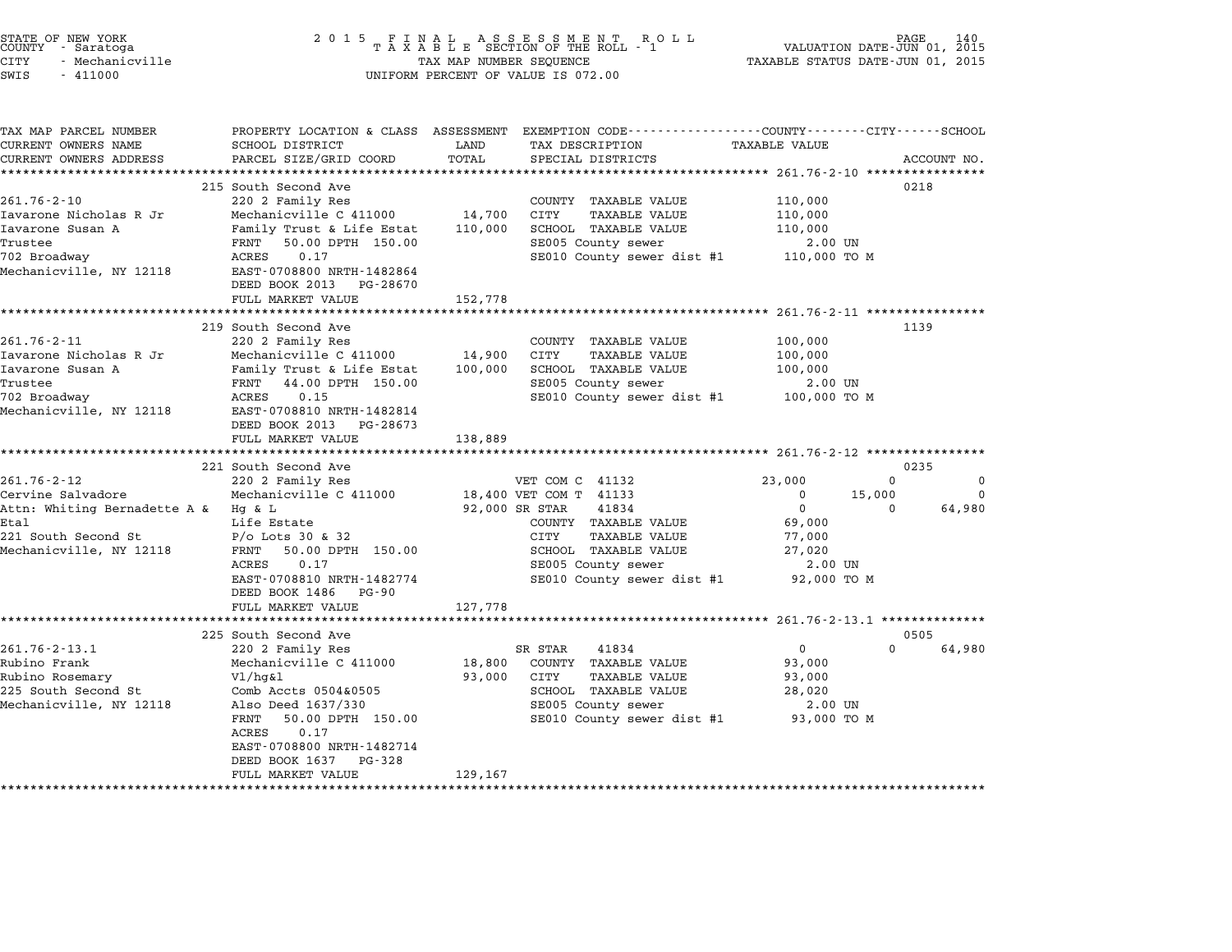STATE OF NEW YORK
COUNTY - Saratoga
CITY - Mechanicville
SWIS - 411000

2 0 1 5 F I N A L A S S E S S M E N T R O L L
T A X A B L E SECTION OF THE ROLL - 1
TAX MAP NUMBER SEQUENCE
UNIFORM PERCENT OF VALUE IS 072.00

VALUATION DATE-JUN 01, 2015
TAXABLE STATUS DATE-JUN 01, 2015

```
TAX MAP PARCEL NUMBER          PROPERTY LOCATION & CLASS  ASSESSMENT  EXEMPTION CODE-----------------COUNTY--------CITY------SCHOOL
CURRENT OWNERS NAME            SCHOOL DISTRICT             LAND       TAX DESCRIPTION               TAXABLE VALUE
CURRENT OWNERS ADDRESS         PARCEL SIZE/GRID COORD      TOTAL      SPECIAL DISTRICTS                                   ACCOUNT NO.
******************************************************************************************************* 261.76-2-10 ****************
                               215 South Second Ave                                                                        0218
261.76-2-10                    220 2 Family Res                       COUNTY  TAXABLE VALUE          110,000
Iavarone Nicholas R Jr         Mechanicville C 411000      14,700     CITY    TAXABLE VALUE          110,000
Iavarone Susan A               Family Trust & Life Estat   110,000    SCHOOL  TAXABLE VALUE          110,000
Trustee                        FRNT   50.00 DPTH 150.00               SE005 County sewer               2.00 UN
702 Broadway                   ACRES    0.17                          SE010 County sewer dist #1     110,000 TO M
Mechanicville, NY 12118        EAST-0708800 NRTH-1482864
                               DEED BOOK 2013   PG-28670
                               FULL MARKET VALUE           152,778
******************************************************************************************************* 261.76-2-11 ****************
                               219 South Second Ave                                                                        1139
261.76-2-11                    220 2 Family Res                       COUNTY  TAXABLE VALUE          100,000
Iavarone Nicholas R Jr         Mechanicville C 411000      14,900     CITY    TAXABLE VALUE          100,000
Iavarone Susan A               Family Trust & Life Estat   100,000    SCHOOL  TAXABLE VALUE          100,000
Trustee                        FRNT   44.00 DPTH 150.00               SE005 County sewer               2.00 UN
702 Broadway                   ACRES    0.15                          SE010 County sewer dist #1     100,000 TO M
Mechanicville, NY 12118        EAST-0708810 NRTH-1482814
                               DEED BOOK 2013   PG-28673
                               FULL MARKET VALUE           138,889
******************************************************************************************************* 261.76-2-12 ****************
                               221 South Second Ave                                                                        0235
261.76-2-12                    220 2 Family Res                       VET COM C  41132               23,000         0           0
Cervine Salvadore              Mechanicville C 411000      18,400 VET COM T  41133                        0    15,000           0
Attn: Whiting Bernadette A &   Hg & L                      92,000 SR STAR    41834                        0         0      64,980
Etal                           Life Estate                            COUNTY  TAXABLE VALUE           69,000
221 South Second St            P/o Lots 30 & 32                       CITY    TAXABLE VALUE           77,000
Mechanicville, NY 12118        FRNT   50.00 DPTH 150.00               SCHOOL  TAXABLE VALUE           27,020
                               ACRES    0.17                          SE005 County sewer               2.00 UN
                               EAST-0708810 NRTH-1482774              SE010 County sewer dist #1      92,000 TO M
                               DEED BOOK 1486   PG-90
                               FULL MARKET VALUE           127,778
******************************************************************************************************* 261.76-2-13.1 **************
                               225 South Second Ave                                                                        0505
261.76-2-13.1                  220 2 Family Res                       SR STAR    41834                        0         0      64,980
Rubino Frank                   Mechanicville C 411000      18,800     COUNTY  TAXABLE VALUE           93,000
Rubino Rosemary                Vl/hg&l                     93,000     CITY    TAXABLE VALUE           93,000
225 South Second St            Comb Accts 0504&0505                   SCHOOL  TAXABLE VALUE           28,020
Mechanicville, NY 12118        Also Deed 1637/330                     SE005 County sewer               2.00 UN
                               FRNT   50.00 DPTH 150.00               SE010 County sewer dist #1      93,000 TO M
                               ACRES    0.17
                               EAST-0708800 NRTH-1482714
                               DEED BOOK 1637   PG-328
                               FULL MARKET VALUE           129,167
************************************************************************************************************************************
```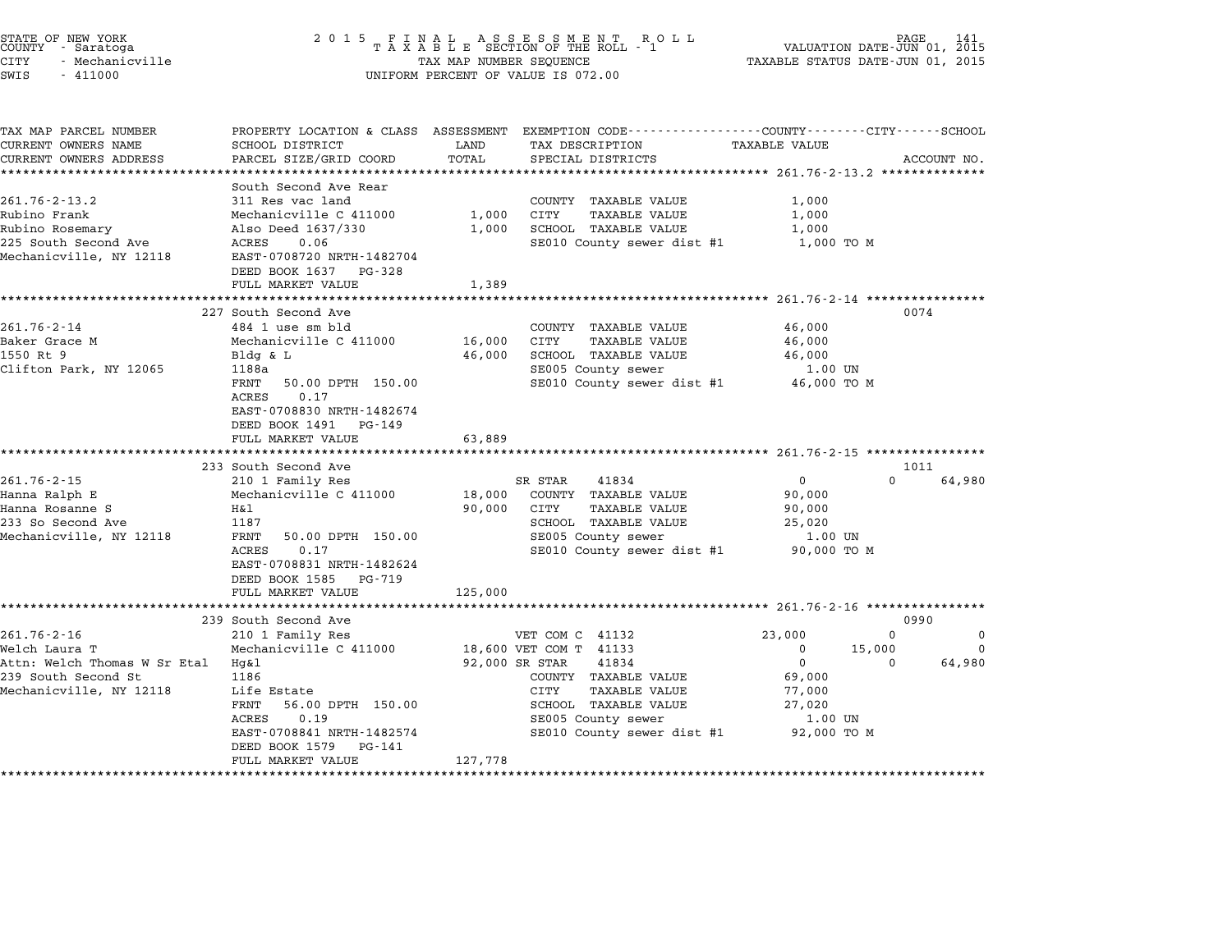STATE OF NEW YORK | COUNTY - Saratoga | CITY - Mechanicville | SWIS - 411000

**2015 FINAL ASSESSMENT ROLL**
**TAXABLE SECTION OF THE ROLL - 1**
TAX MAP NUMBER SEQUENCE
UNIFORM PERCENT OF VALUE IS 072.00

VALUATION DATE-JUN 01, 2015
TAXABLE STATUS DATE-JUN 01, 2015

| TAX MAP PARCEL NUMBER / CURRENT OWNERS NAME / CURRENT OWNERS ADDRESS | PROPERTY LOCATION & CLASS / SCHOOL DISTRICT / PARCEL SIZE/GRID COORD | ASSESSMENT LAND / TOTAL | EXEMPTION CODE / TAX DESCRIPTION / SPECIAL DISTRICTS | COUNTY | CITY | SCHOOL | ACCOUNT NO. |
|---|---|---|---|---|---|---|---|
| **261.76-2-13.2** | South Second Ave Rear | | | | | | |
| 261.76-2-13.2 | 311 Res vac land | | COUNTY TAXABLE VALUE | 1,000 | | | |
| Rubino Frank | Mechanicville C 411000 | 1,000 | CITY TAXABLE VALUE | | 1,000 | | |
| Rubino Rosemary | Also Deed 1637/330 | 1,000 | SCHOOL TAXABLE VALUE | | | 1,000 | |
| 225 South Second Ave | ACRES 0.06 | | SE010 County sewer dist #1 | 1,000 TO M | | | |
| Mechanicville, NY 12118 | EAST-0708720 NRTH-1482704 | | | | | | |
| | DEED BOOK 1637 PG-328 | | | | | | |
| | FULL MARKET VALUE | 1,389 | | | | | |
| **261.76-2-14** | 227 South Second Ave | | | | | | 0074 |
| 261.76-2-14 | 484 1 use sm bld | | COUNTY TAXABLE VALUE | 46,000 | | | |
| Baker Grace M | Mechanicville C 411000 | 16,000 | CITY TAXABLE VALUE | | 46,000 | | |
| 1550 Rt 9 | Bldg & L | 46,000 | SCHOOL TAXABLE VALUE | | | 46,000 | |
| Clifton Park, NY 12065 | 1188a | | SE005 County sewer | 1.00 UN | | | |
| | FRNT 50.00 DPTH 150.00 | | SE010 County sewer dist #1 | 46,000 TO M | | | |
| | ACRES 0.17 | | | | | | |
| | EAST-0708830 NRTH-1482674 | | | | | | |
| | DEED BOOK 1491 PG-149 | | | | | | |
| | FULL MARKET VALUE | 63,889 | | | | | |
| **261.76-2-15** | 233 South Second Ave | | | | | | 1011 |
| 261.76-2-15 | 210 1 Family Res | | SR STAR 41834 | 0 | 0 | 64,980 | |
| Hanna Ralph E | Mechanicville C 411000 | 18,000 | COUNTY TAXABLE VALUE | 90,000 | | | |
| Hanna Rosanne S | H&l | 90,000 | CITY TAXABLE VALUE | | 90,000 | | |
| 233 So Second Ave | 1187 | | SCHOOL TAXABLE VALUE | | | 25,020 | |
| Mechanicville, NY 12118 | FRNT 50.00 DPTH 150.00 | | SE005 County sewer | 1.00 UN | | | |
| | ACRES 0.17 | | SE010 County sewer dist #1 | 90,000 TO M | | | |
| | EAST-0708831 NRTH-1482624 | | | | | | |
| | DEED BOOK 1585 PG-719 | | | | | | |
| | FULL MARKET VALUE | 125,000 | | | | | |
| **261.76-2-16** | 239 South Second Ave | | | | | | 0990 |
| 261.76-2-16 | 210 1 Family Res | | VET COM C 41132 | 23,000 | 0 | 0 | |
| Welch Laura T | Mechanicville C 411000 | 18,600 | VET COM T 41133 | 0 | 15,000 | 0 | |
| Attn: Welch Thomas W Sr Etal | Hg&l | 92,000 | SR STAR 41834 | 0 | 0 | 64,980 | |
| 239 South Second St | 1186 | | COUNTY TAXABLE VALUE | 69,000 | | | |
| Mechanicville, NY 12118 | Life Estate | | CITY TAXABLE VALUE | | 77,000 | | |
| | FRNT 56.00 DPTH 150.00 | | SCHOOL TAXABLE VALUE | | | 27,020 | |
| | ACRES 0.19 | | SE005 County sewer | 1.00 UN | | | |
| | EAST-0708841 NRTH-1482574 | | SE010 County sewer dist #1 | 92,000 TO M | | | |
| | DEED BOOK 1579 PG-141 | | | | | | |
| | FULL MARKET VALUE | 127,778 | | | | | |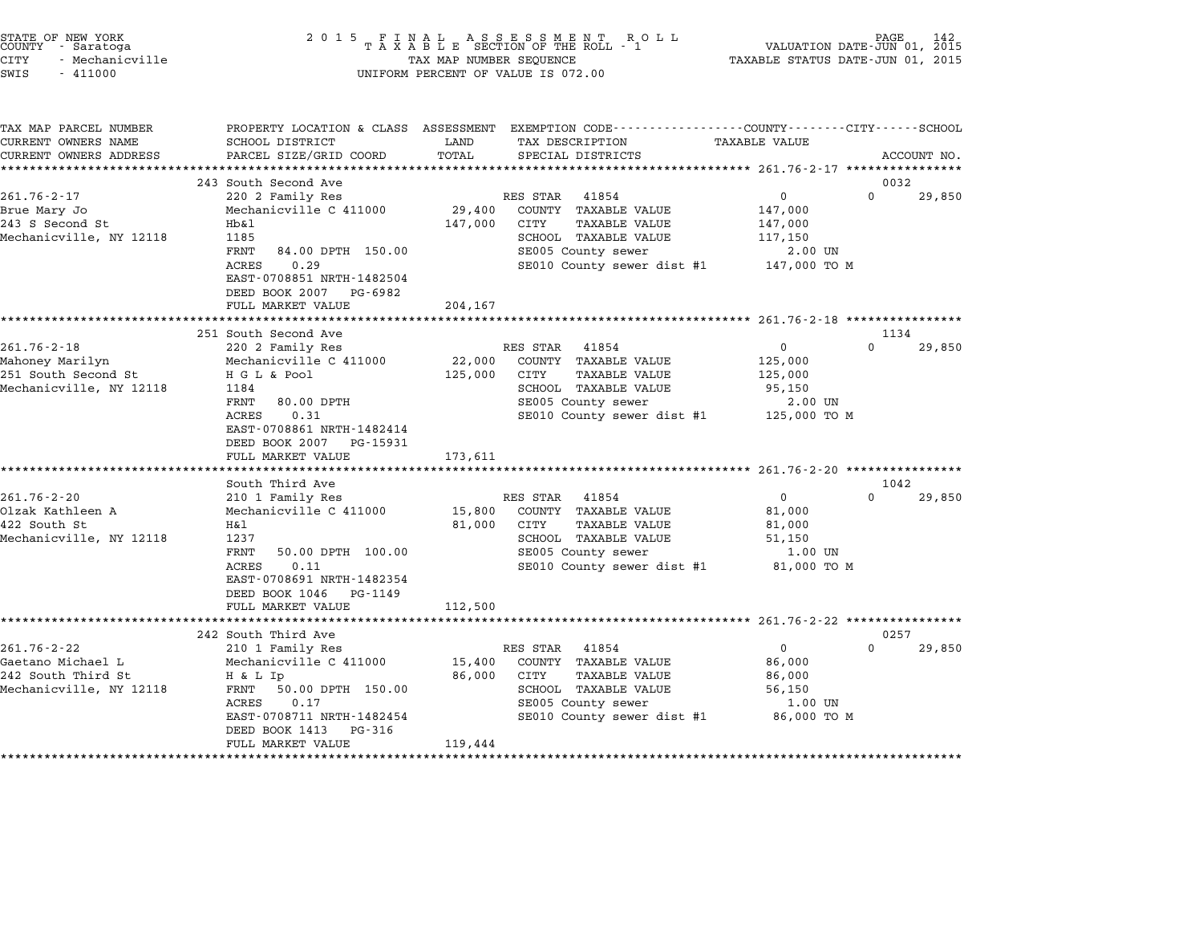STATE OF NEW YORK
COUNTY - Saratoga
CITY - Mechanicville
SWIS - 411000

2 0 1 5 F I N A L A S S E S S M E N T R O L L
T A X A B L E SECTION OF THE ROLL - 1
TAX MAP NUMBER SEQUENCE
UNIFORM PERCENT OF VALUE IS 072.00

VALUATION DATE-JUN 01, 2015
TAXABLE STATUS DATE-JUN 01, 2015

| TAX MAP PARCEL NUMBER / CURRENT OWNERS NAME / CURRENT OWNERS ADDRESS | PROPERTY LOCATION & CLASS / SCHOOL DISTRICT / PARCEL SIZE/GRID COORD | ASSESSMENT LAND / TOTAL | EXEMPTION CODE / TAX DESCRIPTION / SPECIAL DISTRICTS | COUNTY TAXABLE VALUE | CITY | SCHOOL | ACCOUNT NO. |
|---|---|---|---|---|---|---|---|
| | 243 South Second Ave | | | | | | 0032 |
| 261.76-2-17 | 220 2 Family Res | | RES STAR 41854 | 0 | | 0 29,850 | |
| Brue Mary Jo | Mechanicville C 411000 | 29,400 | COUNTY TAXABLE VALUE | 147,000 | | | |
| 243 S Second St | Hb&l | 147,000 | CITY TAXABLE VALUE | 147,000 | | | |
| Mechanicville, NY 12118 | 1185 | | SCHOOL TAXABLE VALUE | 117,150 | | | |
| | FRNT 84.00 DPTH 150.00 | | SE005 County sewer | 2.00 UN | | | |
| | ACRES 0.29 | | SE010 County sewer dist #1 | 147,000 TO M | | | |
| | EAST-0708851 NRTH-1482504 | | | | | | |
| | DEED BOOK 2007 PG-6982 | | | | | | |
| | FULL MARKET VALUE | 204,167 | | | | | |
| | 251 South Second Ave | | | | | | 1134 |
| 261.76-2-18 | 220 2 Family Res | | RES STAR 41854 | 0 | | 0 29,850 | |
| Mahoney Marilyn | Mechanicville C 411000 | 22,000 | COUNTY TAXABLE VALUE | 125,000 | | | |
| 251 South Second St | H G L & Pool | 125,000 | CITY TAXABLE VALUE | 125,000 | | | |
| Mechanicville, NY 12118 | 1184 | | SCHOOL TAXABLE VALUE | 95,150 | | | |
| | FRNT 80.00 DPTH | | SE005 County sewer | 2.00 UN | | | |
| | ACRES 0.31 | | SE010 County sewer dist #1 | 125,000 TO M | | | |
| | EAST-0708861 NRTH-1482414 | | | | | | |
| | DEED BOOK 2007 PG-15931 | | | | | | |
| | FULL MARKET VALUE | 173,611 | | | | | |
| | South Third Ave | | | | | | 1042 |
| 261.76-2-20 | 210 1 Family Res | | RES STAR 41854 | 0 | | 0 29,850 | |
| Olzak Kathleen A | Mechanicville C 411000 | 15,800 | COUNTY TAXABLE VALUE | 81,000 | | | |
| 422 South St | H&l | 81,000 | CITY TAXABLE VALUE | 81,000 | | | |
| Mechanicville, NY 12118 | 1237 | | SCHOOL TAXABLE VALUE | 51,150 | | | |
| | FRNT 50.00 DPTH 100.00 | | SE005 County sewer | 1.00 UN | | | |
| | ACRES 0.11 | | SE010 County sewer dist #1 | 81,000 TO M | | | |
| | EAST-0708691 NRTH-1482354 | | | | | | |
| | DEED BOOK 1046 PG-1149 | | | | | | |
| | FULL MARKET VALUE | 112,500 | | | | | |
| | 242 South Third Ave | | | | | | 0257 |
| 261.76-2-22 | 210 1 Family Res | | RES STAR 41854 | 0 | | 0 29,850 | |
| Gaetano Michael L | Mechanicville C 411000 | 15,400 | COUNTY TAXABLE VALUE | 86,000 | | | |
| 242 South Third St | H & L Ip | 86,000 | CITY TAXABLE VALUE | 86,000 | | | |
| Mechanicville, NY 12118 | FRNT 50.00 DPTH 150.00 | | SCHOOL TAXABLE VALUE | 56,150 | | | |
| | ACRES 0.17 | | SE005 County sewer | 1.00 UN | | | |
| | EAST-0708711 NRTH-1482454 | | SE010 County sewer dist #1 | 86,000 TO M | | | |
| | DEED BOOK 1413 PG-316 | | | | | | |
| | FULL MARKET VALUE | 119,444 | | | | | |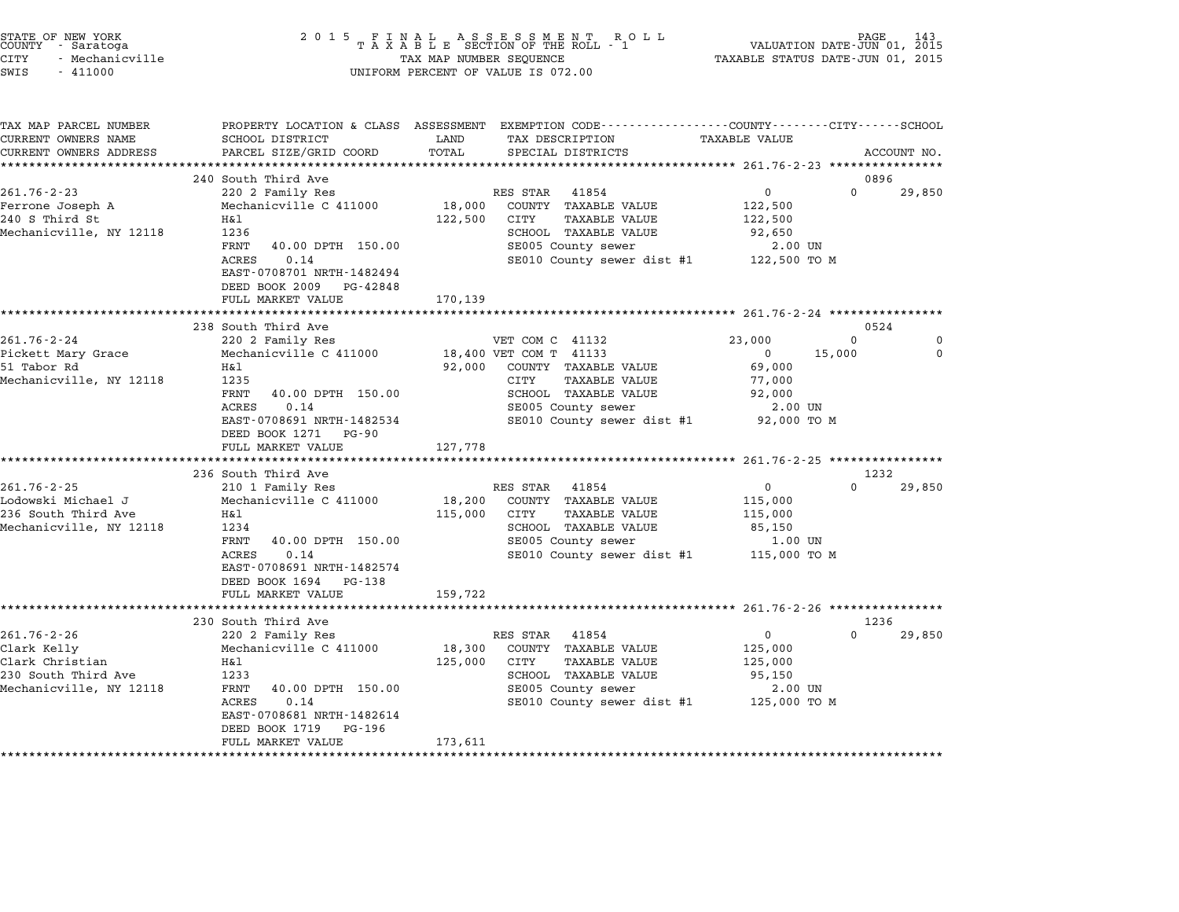STATE OF NEW YORK
COUNTY - Saratoga
CITY - Mechanicville
SWIS - 411000

2 0 1 5 F I N A L A S S E S S M E N T R O L L
T A X A B L E SECTION OF THE ROLL - 1
TAX MAP NUMBER SEQUENCE
UNIFORM PERCENT OF VALUE IS 072.00

VALUATION DATE-JUN 01, 2015
TAXABLE STATUS DATE-JUN 01, 2015

| TAX MAP PARCEL NUMBER / CURRENT OWNERS NAME / CURRENT OWNERS ADDRESS | PROPERTY LOCATION & CLASS / SCHOOL DISTRICT / PARCEL SIZE/GRID COORD | ASSESSMENT LAND / TOTAL | EXEMPTION CODE / TAX DESCRIPTION / SPECIAL DISTRICTS | COUNTY TAXABLE VALUE | CITY | SCHOOL | ACCOUNT NO. |
|---|---|---|---|---|---|---|---|
| | 240 South Third Ave | | | | | | 0896 |
| 261.76-2-23 | 220 2 Family Res | | RES STAR 41854 | 0 | 0 | 29,850 | |
| Ferrone Joseph A | Mechanicville C 411000 | 18,000 | COUNTY TAXABLE VALUE | 122,500 | | | |
| 240 S Third St | H&l | 122,500 | CITY TAXABLE VALUE | 122,500 | | | |
| Mechanicville, NY 12118 | 1236 | | SCHOOL TAXABLE VALUE | 92,650 | | | |
| | FRNT 40.00 DPTH 150.00 | | SE005 County sewer | 2.00 UN | | | |
| | ACRES 0.14 | | SE010 County sewer dist #1 | 122,500 TO M | | | |
| | EAST-0708701 NRTH-1482494 | | | | | | |
| | DEED BOOK 2009 PG-42848 | | | | | | |
| | FULL MARKET VALUE | 170,139 | | | | | |
| | 238 South Third Ave | | | | | | 0524 |
| 261.76-2-24 | 220 2 Family Res | | VET COM C 41132 | 23,000 | 0 | 0 | |
| Pickett Mary Grace | Mechanicville C 411000 | 18,400 | VET COM T 41133 | 0 | 15,000 | 0 | |
| 51 Tabor Rd | H&l | 92,000 | COUNTY TAXABLE VALUE | 69,000 | | | |
| Mechanicville, NY 12118 | 1235 | | CITY TAXABLE VALUE | 77,000 | | | |
| | FRNT 40.00 DPTH 150.00 | | SCHOOL TAXABLE VALUE | 92,000 | | | |
| | ACRES 0.14 | | SE005 County sewer | 2.00 UN | | | |
| | EAST-0708691 NRTH-1482534 | | SE010 County sewer dist #1 | 92,000 TO M | | | |
| | DEED BOOK 1271 PG-90 | | | | | | |
| | FULL MARKET VALUE | 127,778 | | | | | |
| | 236 South Third Ave | | | | | | 1232 |
| 261.76-2-25 | 210 1 Family Res | | RES STAR 41854 | 0 | 0 | 29,850 | |
| Lodowski Michael J | Mechanicville C 411000 | 18,200 | COUNTY TAXABLE VALUE | 115,000 | | | |
| 236 South Third Ave | H&l | 115,000 | CITY TAXABLE VALUE | 115,000 | | | |
| Mechanicville, NY 12118 | 1234 | | SCHOOL TAXABLE VALUE | 85,150 | | | |
| | FRNT 40.00 DPTH 150.00 | | SE005 County sewer | 1.00 UN | | | |
| | ACRES 0.14 | | SE010 County sewer dist #1 | 115,000 TO M | | | |
| | EAST-0708691 NRTH-1482574 | | | | | | |
| | DEED BOOK 1694 PG-138 | | | | | | |
| | FULL MARKET VALUE | 159,722 | | | | | |
| | 230 South Third Ave | | | | | | 1236 |
| 261.76-2-26 | 220 2 Family Res | | RES STAR 41854 | 0 | 0 | 29,850 | |
| Clark Kelly | Mechanicville C 411000 | 18,300 | COUNTY TAXABLE VALUE | 125,000 | | | |
| Clark Christian | H&l | 125,000 | CITY TAXABLE VALUE | 125,000 | | | |
| 230 South Third Ave | 1233 | | SCHOOL TAXABLE VALUE | 95,150 | | | |
| Mechanicville, NY 12118 | FRNT 40.00 DPTH 150.00 | | SE005 County sewer | 2.00 UN | | | |
| | ACRES 0.14 | | SE010 County sewer dist #1 | 125,000 TO M | | | |
| | EAST-0708681 NRTH-1482614 | | | | | | |
| | DEED BOOK 1719 PG-196 | | | | | | |
| | FULL MARKET VALUE | 173,611 | | | | | |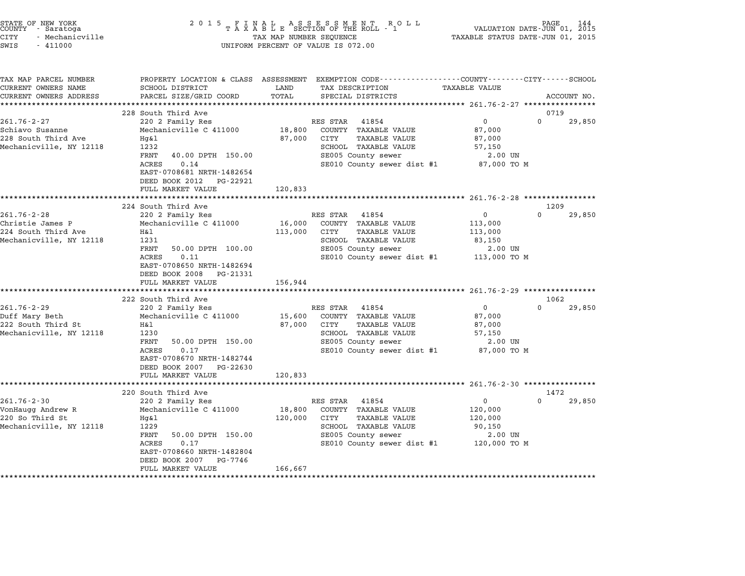STATE OF NEW YORK
COUNTY - Saratoga
CITY - Mechanicville
SWIS - 411000

2 0 1 5 F I N A L A S S E S S M E N T R O L L
T A X A B L E SECTION OF THE ROLL - 1
TAX MAP NUMBER SEQUENCE
UNIFORM PERCENT OF VALUE IS 072.00

VALUATION DATE-JUN 01, 2015
TAXABLE STATUS DATE-JUN 01, 2015

| TAX MAP PARCEL NUMBER / CURRENT OWNERS NAME / CURRENT OWNERS ADDRESS | PROPERTY LOCATION & CLASS / SCHOOL DISTRICT / PARCEL SIZE/GRID COORD | ASSESSMENT LAND / TOTAL | EXEMPTION CODE / TAX DESCRIPTION / SPECIAL DISTRICTS | COUNTY TAXABLE VALUE | CITY | SCHOOL | ACCOUNT NO. |
|---|---|---|---|---|---|---|---|
| 261.76-2-27 | 228 South Third Ave | | | | | | 0719 |
| Schiavo Susanne | 220 2 Family Res | | RES STAR 41854 | 0 | 0 | 29,850 | |
| 228 South Third Ave | Mechanicville C 411000 | 18,800 | COUNTY TAXABLE VALUE | 87,000 | | | |
| Mechanicville, NY 12118 | Hg&l | 87,000 | CITY TAXABLE VALUE | 87,000 | | | |
| | 1232 | | SCHOOL TAXABLE VALUE | 57,150 | | | |
| | FRNT 40.00 DPTH 150.00 | | SE005 County sewer | 2.00 UN | | | |
| | ACRES 0.14 | | SE010 County sewer dist #1 | 87,000 TO M | | | |
| | EAST-0708681 NRTH-1482654 | | | | | | |
| | DEED BOOK 2012 PG-22921 | | | | | | |
| | FULL MARKET VALUE | 120,833 | | | | | |
| 261.76-2-28 | 224 South Third Ave | | | | | | 1209 |
| Christie James P | 220 2 Family Res | | RES STAR 41854 | 0 | 0 | 29,850 | |
| 224 South Third Ave | Mechanicville C 411000 | 16,000 | COUNTY TAXABLE VALUE | 113,000 | | | |
| Mechanicville, NY 12118 | H&l | 113,000 | CITY TAXABLE VALUE | 113,000 | | | |
| | 1231 | | SCHOOL TAXABLE VALUE | 83,150 | | | |
| | FRNT 50.00 DPTH 100.00 | | SE005 County sewer | 2.00 UN | | | |
| | ACRES 0.11 | | SE010 County sewer dist #1 | 113,000 TO M | | | |
| | EAST-0708650 NRTH-1482694 | | | | | | |
| | DEED BOOK 2008 PG-21331 | | | | | | |
| | FULL MARKET VALUE | 156,944 | | | | | |
| 261.76-2-29 | 222 South Third Ave | | | | | | 1062 |
| Duff Mary Beth | 220 2 Family Res | | RES STAR 41854 | 0 | 0 | 29,850 | |
| 222 South Third St | Mechanicville C 411000 | 15,600 | COUNTY TAXABLE VALUE | 87,000 | | | |
| Mechanicville, NY 12118 | H&l | 87,000 | CITY TAXABLE VALUE | 87,000 | | | |
| | 1230 | | SCHOOL TAXABLE VALUE | 57,150 | | | |
| | FRNT 50.00 DPTH 150.00 | | SE005 County sewer | 2.00 UN | | | |
| | ACRES 0.17 | | SE010 County sewer dist #1 | 87,000 TO M | | | |
| | EAST-0708670 NRTH-1482744 | | | | | | |
| | DEED BOOK 2007 PG-22630 | | | | | | |
| | FULL MARKET VALUE | 120,833 | | | | | |
| 261.76-2-30 | 220 South Third Ave | | | | | | 1472 |
| VonHaugg Andrew R | 220 2 Family Res | | RES STAR 41854 | 0 | 0 | 29,850 | |
| 220 So Third St | Mechanicville C 411000 | 18,800 | COUNTY TAXABLE VALUE | 120,000 | | | |
| Mechanicville, NY 12118 | Hg&l | 120,000 | CITY TAXABLE VALUE | 120,000 | | | |
| | 1229 | | SCHOOL TAXABLE VALUE | 90,150 | | | |
| | FRNT 50.00 DPTH 150.00 | | SE005 County sewer | 2.00 UN | | | |
| | ACRES 0.17 | | SE010 County sewer dist #1 | 120,000 TO M | | | |
| | EAST-0708660 NRTH-1482804 | | | | | | |
| | DEED BOOK 2007 PG-7746 | | | | | | |
| | FULL MARKET VALUE | 166,667 | | | | | |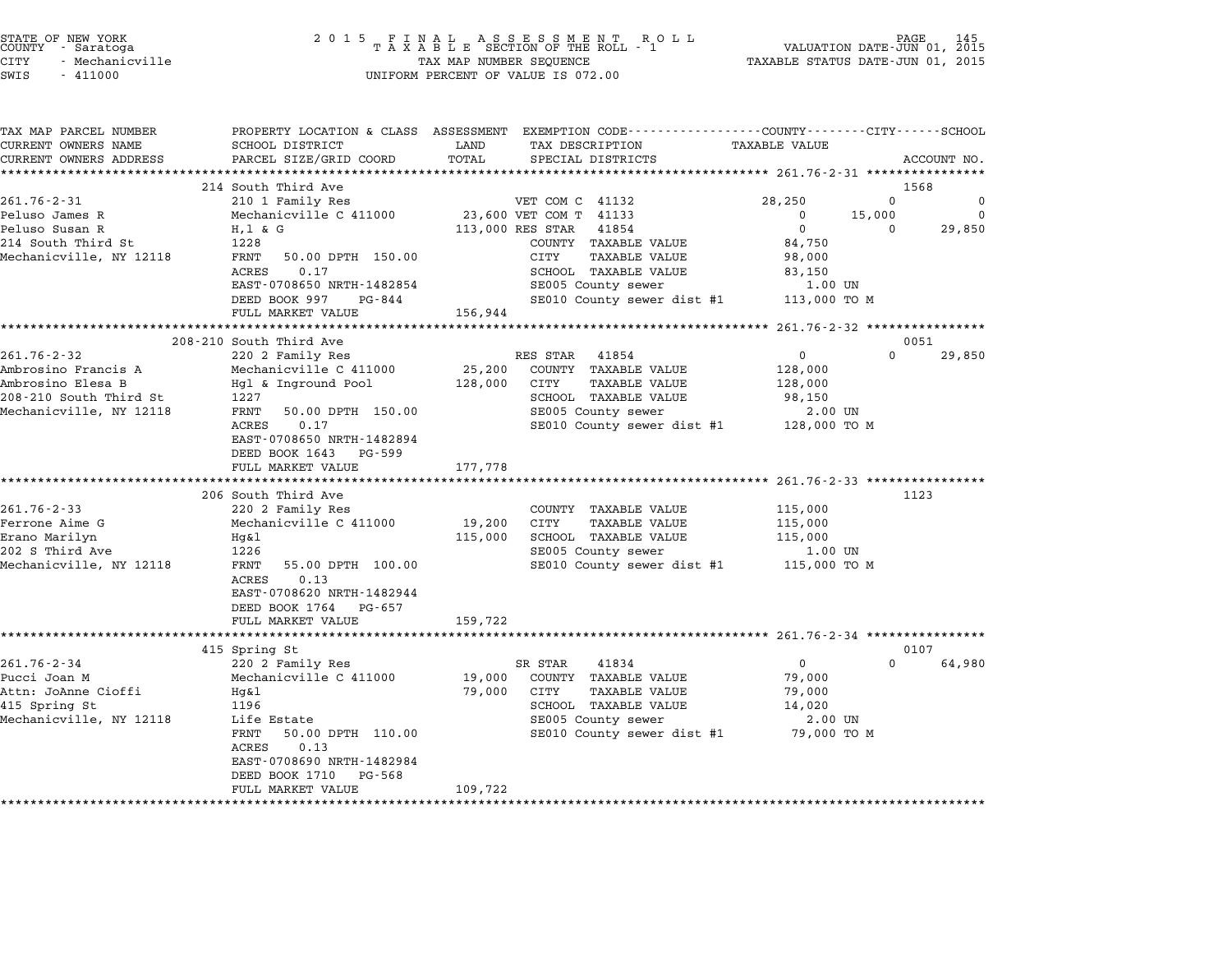STATE OF NEW YORK
COUNTY - Saratoga
CITY - Mechanicville
SWIS - 411000

2015 FINAL ASSESSMENT ROLL
TAXABLE SECTION OF THE ROLL - 1
TAX MAP NUMBER SEQUENCE
UNIFORM PERCENT OF VALUE IS 072.00

VALUATION DATE-JUN 01, 2015
TAXABLE STATUS DATE-JUN 01, 2015

| TAX MAP PARCEL NUMBER / CURRENT OWNERS NAME / CURRENT OWNERS ADDRESS | PROPERTY LOCATION & CLASS / SCHOOL DISTRICT / PARCEL SIZE/GRID COORD | ASSESSMENT LAND / TOTAL | EXEMPTION CODE / TAX DESCRIPTION / SPECIAL DISTRICTS | COUNTY TAXABLE VALUE | CITY | SCHOOL / ACCOUNT NO. |
|---|---|---|---|---|---|---|
| **261.76-2-31** | 214 South Third Ave | | | | | 1568 |
| Peluso James R | 210 1 Family Res | | VET COM C 41132 | 28,250 | 0 | 0 |
| Peluso Susan R | Mechanicville C 411000 | 23,600 | VET COM T 41133 | 0 | 15,000 | 0 |
| 214 South Third St | H,l & G | 113,000 | RES STAR 41854 | 0 | 0 | 29,850 |
| Mechanicville, NY 12118 | 1228 | | COUNTY TAXABLE VALUE | 84,750 | | |
| | FRNT 50.00 DPTH 150.00 | | CITY TAXABLE VALUE | 98,000 | | |
| | ACRES 0.17 | | SCHOOL TAXABLE VALUE | 83,150 | | |
| | EAST-0708650 NRTH-1482854 | | SE005 County sewer | 1.00 UN | | |
| | DEED BOOK 997 PG-844 | | SE010 County sewer dist #1 | 113,000 TO M | | |
| | FULL MARKET VALUE | 156,944 | | | | |
| **261.76-2-32** | 208-210 South Third Ave | | | | | 0051 |
| Ambrosino Francis A | 220 2 Family Res | | RES STAR 41854 | 0 | 0 | 29,850 |
| Ambrosino Elesa B | Mechanicville C 411000 | 25,200 | COUNTY TAXABLE VALUE | 128,000 | | |
| 208-210 South Third St | Hgl & Inground Pool | 128,000 | CITY TAXABLE VALUE | 128,000 | | |
| Mechanicville, NY 12118 | 1227 | | SCHOOL TAXABLE VALUE | 98,150 | | |
| | FRNT 50.00 DPTH 150.00 | | SE005 County sewer | 2.00 UN | | |
| | ACRES 0.17 | | SE010 County sewer dist #1 | 128,000 TO M | | |
| | EAST-0708650 NRTH-1482894 | | | | | |
| | DEED BOOK 1643 PG-599 | | | | | |
| | FULL MARKET VALUE | 177,778 | | | | |
| **261.76-2-33** | 206 South Third Ave | | | | | 1123 |
| Ferrone Aime G | 220 2 Family Res | | COUNTY TAXABLE VALUE | 115,000 | | |
| Erano Marilyn | Mechanicville C 411000 | 19,200 | CITY TAXABLE VALUE | 115,000 | | |
| 202 S Third Ave | Hg&l | 115,000 | SCHOOL TAXABLE VALUE | 115,000 | | |
| Mechanicville, NY 12118 | 1226 | | SE005 County sewer | 1.00 UN | | |
| | FRNT 55.00 DPTH 100.00 | | SE010 County sewer dist #1 | 115,000 TO M | | |
| | ACRES 0.13 | | | | | |
| | EAST-0708620 NRTH-1482944 | | | | | |
| | DEED BOOK 1764 PG-657 | | | | | |
| | FULL MARKET VALUE | 159,722 | | | | |
| **261.76-2-34** | 415 Spring St | | | | | 0107 |
| Pucci Joan M | 220 2 Family Res | | SR STAR 41834 | 0 | 0 | 64,980 |
| Attn: JoAnne Cioffi | Mechanicville C 411000 | 19,000 | COUNTY TAXABLE VALUE | 79,000 | | |
| 415 Spring St | Hg&l | 79,000 | CITY TAXABLE VALUE | 79,000 | | |
| Mechanicville, NY 12118 | 1196 | | SCHOOL TAXABLE VALUE | 14,020 | | |
| | Life Estate | | SE005 County sewer | 2.00 UN | | |
| | FRNT 50.00 DPTH 110.00 | | SE010 County sewer dist #1 | 79,000 TO M | | |
| | ACRES 0.13 | | | | | |
| | EAST-0708690 NRTH-1482984 | | | | | |
| | DEED BOOK 1710 PG-568 | | | | | |
| | FULL MARKET VALUE | 109,722 | | | | |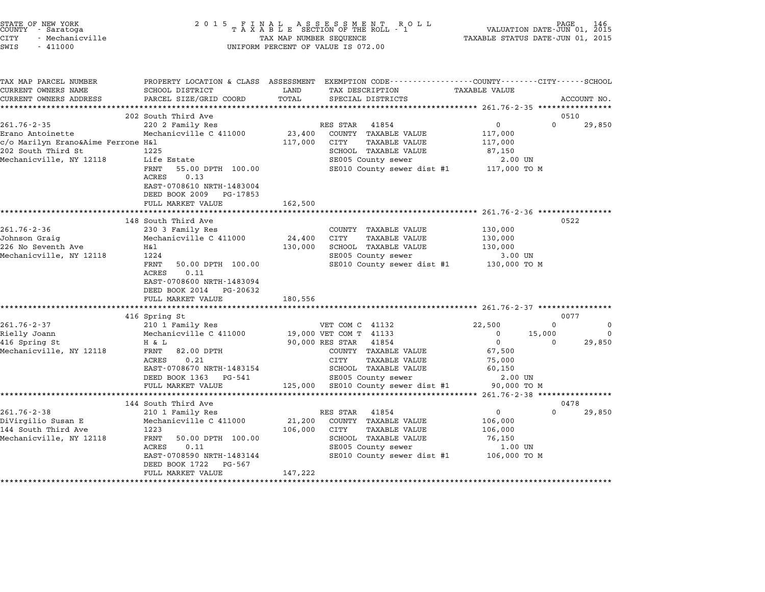STATE OF NEW YORK
COUNTY - Saratoga
CITY - Mechanicville
SWIS - 411000

2 0 1 5 F I N A L A S S E S S M E N T R O L L
T A X A B L E SECTION OF THE ROLL - 1
TAX MAP NUMBER SEQUENCE
UNIFORM PERCENT OF VALUE IS 072.00

VALUATION DATE-JUN 01, 2015
TAXABLE STATUS DATE-JUN 01, 2015

```
TAX MAP PARCEL NUMBER        PROPERTY LOCATION & CLASS  ASSESSMENT  EXEMPTION CODE-----------------COUNTY--------CITY------SCHOOL
CURRENT OWNERS NAME          SCHOOL DISTRICT              LAND      TAX DESCRIPTION                  TAXABLE VALUE
CURRENT OWNERS ADDRESS       PARCEL SIZE/GRID COORD       TOTAL     SPECIAL DISTRICTS                                     ACCOUNT NO.
******************************************************************************************************* 261.76-2-35 ****************
                             202 South Third Ave                                                                         0510
261.76-2-35                  220 2 Family Res                      RES STAR   41854                    0           0        29,850
Erano Antoinette             Mechanicville C 411000       23,400   COUNTY  TAXABLE VALUE           117,000
c/o Marilyn Erano&Aime Ferrone H&l                         117,000   CITY    TAXABLE VALUE           117,000
202 South Third St           1225                                  SCHOOL  TAXABLE VALUE            87,150
Mechanicville, NY 12118      Life Estate                           SE005 County sewer                 2.00 UN
                             FRNT   55.00 DPTH 100.00               SE010 County sewer dist #1       117,000 TO M
                             ACRES    0.13
                             EAST-0708610 NRTH-1483004
                             DEED BOOK 2009   PG-17853
                             FULL MARKET VALUE           162,500
******************************************************************************************************* 261.76-2-36 ****************
                             148 South Third Ave                                                                         0522
261.76-2-36                  230 3 Family Res                      COUNTY  TAXABLE VALUE           130,000
Johnson Graig                Mechanicville C 411000       24,400   CITY    TAXABLE VALUE           130,000
226 No Seventh Ave           H&l                         130,000   SCHOOL  TAXABLE VALUE           130,000
Mechanicville, NY 12118      1224                                  SE005 County sewer                 3.00 UN
                             FRNT   50.00 DPTH 100.00               SE010 County sewer dist #1       130,000 TO M
                             ACRES    0.11
                             EAST-0708600 NRTH-1483094
                             DEED BOOK 2014   PG-20632
                             FULL MARKET VALUE           180,556
******************************************************************************************************* 261.76-2-37 ****************
                             416 Spring St                                                                               0077
261.76-2-37                  210 1 Family Res                      VET COM C  41132               22,500           0             0
Rielly Joann                 Mechanicville C 411000     19,000 VET COM T  41133                    0      15,000             0
416 Spring St                H & L                      90,000 RES STAR   41854                    0           0        29,850
Mechanicville, NY 12118      FRNT   82.00 DPTH                     COUNTY  TAXABLE VALUE            67,500
                             ACRES    0.21                          CITY    TAXABLE VALUE            75,000
                             EAST-0708670 NRTH-1483154              SCHOOL  TAXABLE VALUE            60,150
                             DEED BOOK 1363   PG-541                SE005 County sewer                 2.00 UN
                             FULL MARKET VALUE           125,000   SE010 County sewer dist #1        90,000 TO M
******************************************************************************************************* 261.76-2-38 ****************
                             144 South Third Ave                                                                         0478
261.76-2-38                  210 1 Family Res                      RES STAR   41854                    0           0        29,850
DiVirgilio Susan E           Mechanicville C 411000       21,200   COUNTY  TAXABLE VALUE           106,000
144 South Third Ave          1223                        106,000   CITY    TAXABLE VALUE           106,000
Mechanicville, NY 12118      FRNT   50.00 DPTH 100.00               SCHOOL  TAXABLE VALUE            76,150
                             ACRES    0.11                          SE005 County sewer                 1.00 UN
                             EAST-0708590 NRTH-1483144              SE010 County sewer dist #1       106,000 TO M
                             DEED BOOK 1722   PG-567
                             FULL MARKET VALUE           147,222
************************************************************************************************************************************
```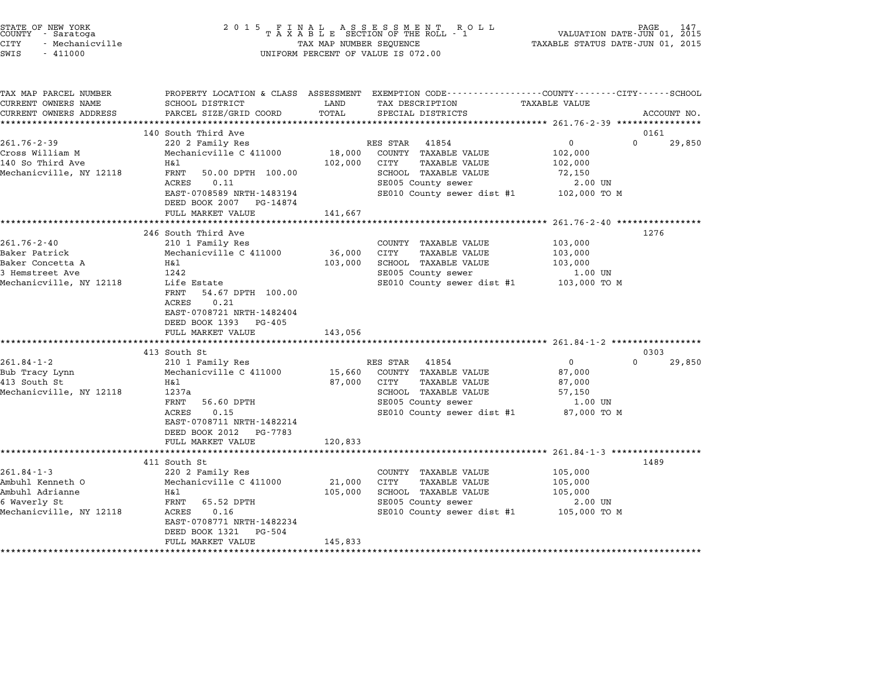STATE OF NEW YORK
COUNTY - Saratoga
CITY - Mechanicville
SWIS - 411000

2 0 1 5 F I N A L A S S E S S M E N T R O L L
T A X A B L E SECTION OF THE ROLL - 1
TAX MAP NUMBER SEQUENCE
UNIFORM PERCENT OF VALUE IS 072.00

VALUATION DATE-JUN 01, 2015
TAXABLE STATUS DATE-JUN 01, 2015

| TAX MAP PARCEL NUMBER / CURRENT OWNERS NAME / CURRENT OWNERS ADDRESS | PROPERTY LOCATION & CLASS / SCHOOL DISTRICT / PARCEL SIZE/GRID COORD | ASSESSMENT LAND / TOTAL | EXEMPTION CODE / TAX DESCRIPTION / SPECIAL DISTRICTS | COUNTY / CITY / SCHOOL TAXABLE VALUE | ACCOUNT NO. |
|---|---|---|---|---|---|
| **261.76-2-39** | 140 South Third Ave | | | | 0161 |
| Cross William M | 220 2 Family Res | | RES STAR 41854 | 0 / 0 / 29,850 | |
| 140 So Third Ave | Mechanicville C 411000 | 18,000 | COUNTY TAXABLE VALUE | 102,000 | |
| Mechanicville, NY 12118 | H&l | 102,000 | CITY TAXABLE VALUE | 102,000 | |
| | FRNT 50.00 DPTH 100.00 | | SCHOOL TAXABLE VALUE | 72,150 | |
| | ACRES 0.11 | | SE005 County sewer | 2.00 UN | |
| | EAST-0708589 NRTH-1483194 | | SE010 County sewer dist #1 | 102,000 TO M | |
| | DEED BOOK 2007 PG-14874 | | | | |
| | FULL MARKET VALUE | 141,667 | | | |
| **261.76-2-40** | 246 South Third Ave | | | | 1276 |
| Baker Patrick | 210 1 Family Res | | COUNTY TAXABLE VALUE | 103,000 | |
| Baker Concetta A | Mechanicville C 411000 | 36,000 | CITY TAXABLE VALUE | 103,000 | |
| 3 Hemstreet Ave | H&l | 103,000 | SCHOOL TAXABLE VALUE | 103,000 | |
| Mechanicville, NY 12118 | 1242 | | SE005 County sewer | 1.00 UN | |
| | Life Estate | | SE010 County sewer dist #1 | 103,000 TO M | |
| | FRNT 54.67 DPTH 100.00 | | | | |
| | ACRES 0.21 | | | | |
| | EAST-0708721 NRTH-1482404 | | | | |
| | DEED BOOK 1393 PG-405 | | | | |
| | FULL MARKET VALUE | 143,056 | | | |
| **261.84-1-2** | 413 South St | | | | 0303 |
| Bub Tracy Lynn | 210 1 Family Res | | RES STAR 41854 | 0 / 0 / 29,850 | |
| 413 South St | Mechanicville C 411000 | 15,660 | COUNTY TAXABLE VALUE | 87,000 | |
| Mechanicville, NY 12118 | H&l | 87,000 | CITY TAXABLE VALUE | 87,000 | |
| | 1237a | | SCHOOL TAXABLE VALUE | 57,150 | |
| | FRNT 56.60 DPTH | | SE005 County sewer | 1.00 UN | |
| | ACRES 0.15 | | SE010 County sewer dist #1 | 87,000 TO M | |
| | EAST-0708711 NRTH-1482214 | | | | |
| | DEED BOOK 2012 PG-7783 | | | | |
| | FULL MARKET VALUE | 120,833 | | | |
| **261.84-1-3** | 411 South St | | | | 1489 |
| Ambuhl Kenneth O | 220 2 Family Res | | COUNTY TAXABLE VALUE | 105,000 | |
| Ambuhl Adrianne | Mechanicville C 411000 | 21,000 | CITY TAXABLE VALUE | 105,000 | |
| 6 Waverly St | H&l | 105,000 | SCHOOL TAXABLE VALUE | 105,000 | |
| Mechanicville, NY 12118 | FRNT 65.52 DPTH | | SE005 County sewer | 2.00 UN | |
| | ACRES 0.16 | | SE010 County sewer dist #1 | 105,000 TO M | |
| | EAST-0708771 NRTH-1482234 | | | | |
| | DEED BOOK 1321 PG-504 | | | | |
| | FULL MARKET VALUE | 145,833 | | | |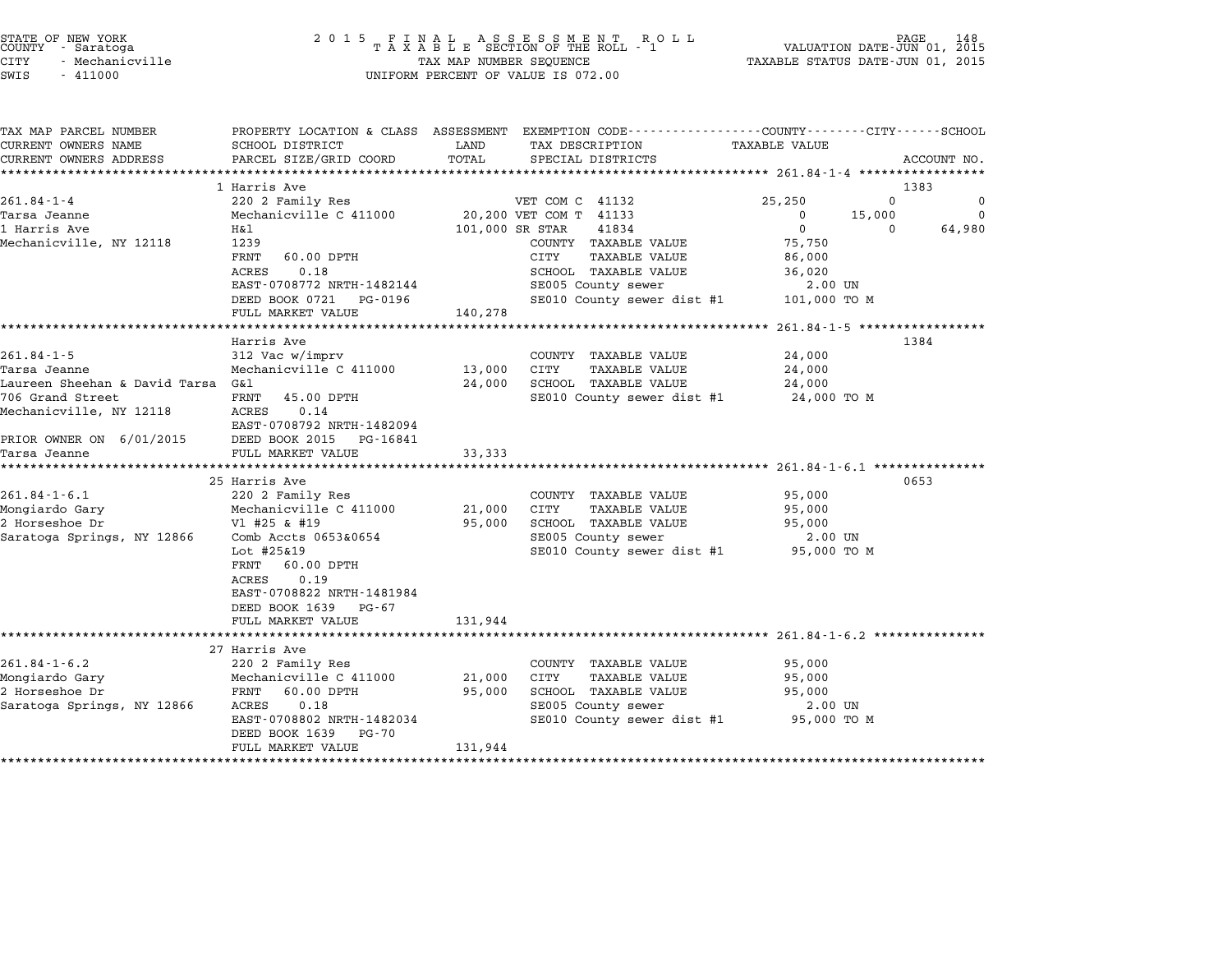STATE OF NEW YORK
COUNTY - Saratoga
CITY - Mechanicville
SWIS - 411000

2015 FINAL ASSESSMENT ROLL
TAXABLE SECTION OF THE ROLL - 1
TAX MAP NUMBER SEQUENCE
UNIFORM PERCENT OF VALUE IS 072.00

VALUATION DATE-JUN 01, 2015
TAXABLE STATUS DATE-JUN 01, 2015

```
TAX MAP PARCEL NUMBER          PROPERTY LOCATION & CLASS  ASSESSMENT  EXEMPTION CODE-----------------COUNTY--------CITY------SCHOOL
CURRENT OWNERS NAME            SCHOOL DISTRICT               LAND      TAX DESCRIPTION                TAXABLE VALUE
CURRENT OWNERS ADDRESS         PARCEL SIZE/GRID COORD        TOTAL     SPECIAL DISTRICTS                                    ACCOUNT NO.
******************************************************************************************************* 261.84-1-4 *****************
                               1 Harris Ave                                                                                 1383
261.84-1-4                     220 2 Family Res                  VET COM C  41132              25,250           0              0
Tarsa Jeanne                   Mechanicville C 411000       20,200 VET COM T  41133                  0      15,000              0
1 Harris Ave                   H&l                         101,000 SR STAR    41834                  0           0         64,980
Mechanicville, NY 12118        1239                                COUNTY  TAXABLE VALUE         75,750
                               FRNT    60.00 DPTH                  CITY    TAXABLE VALUE         86,000
                               ACRES    0.18                       SCHOOL  TAXABLE VALUE         36,020
                               EAST-0708772 NRTH-1482144           SE005 County sewer               2.00 UN
                               DEED BOOK 0721   PG-0196            SE010 County sewer dist #1    101,000 TO M
                               FULL MARKET VALUE           140,278
******************************************************************************************************* 261.84-1-5 *****************
                               Harris Ave                                                                                   1384
261.84-1-5                     312 Vac w/imprv                     COUNTY  TAXABLE VALUE         24,000
Tarsa Jeanne                   Mechanicville C 411000       13,000 CITY    TAXABLE VALUE         24,000
Laureen Sheehan & David Tarsa  G&l                          24,000 SCHOOL  TAXABLE VALUE         24,000
706 Grand Street               FRNT    45.00 DPTH                  SE010 County sewer dist #1     24,000 TO M
Mechanicville, NY 12118        ACRES    0.14
                               EAST-0708792 NRTH-1482094
PRIOR OWNER ON 6/01/2015       DEED BOOK 2015   PG-16841
Tarsa Jeanne                   FULL MARKET VALUE            33,333
******************************************************************************************************* 261.84-1-6.1 ***************
                               25 Harris Ave                                                                                0653
261.84-1-6.1                   220 2 Family Res                    COUNTY  TAXABLE VALUE         95,000
Mongiardo Gary                 Mechanicville C 411000       21,000 CITY    TAXABLE VALUE         95,000
2 Horseshoe Dr                 Vl #25 & #19                 95,000 SCHOOL  TAXABLE VALUE         95,000
Saratoga Springs, NY 12866     Comb Accts 0653&0654                SE005 County sewer               2.00 UN
                               Lot #25&19                          SE010 County sewer dist #1     95,000 TO M
                               FRNT    60.00 DPTH
                               ACRES    0.19
                               EAST-0708822 NRTH-1481984
                               DEED BOOK 1639   PG-67
                               FULL MARKET VALUE           131,944
******************************************************************************************************* 261.84-1-6.2 ***************
                               27 Harris Ave
261.84-1-6.2                   220 2 Family Res                    COUNTY  TAXABLE VALUE         95,000
Mongiardo Gary                 Mechanicville C 411000       21,000 CITY    TAXABLE VALUE         95,000
2 Horseshoe Dr                 FRNT    60.00 DPTH           95,000 SCHOOL  TAXABLE VALUE         95,000
Saratoga Springs, NY 12866     ACRES    0.18                       SE005 County sewer               2.00 UN
                               EAST-0708802 NRTH-1482034           SE010 County sewer dist #1     95,000 TO M
                               DEED BOOK 1639   PG-70
                               FULL MARKET VALUE           131,944
************************************************************************************************************************************
```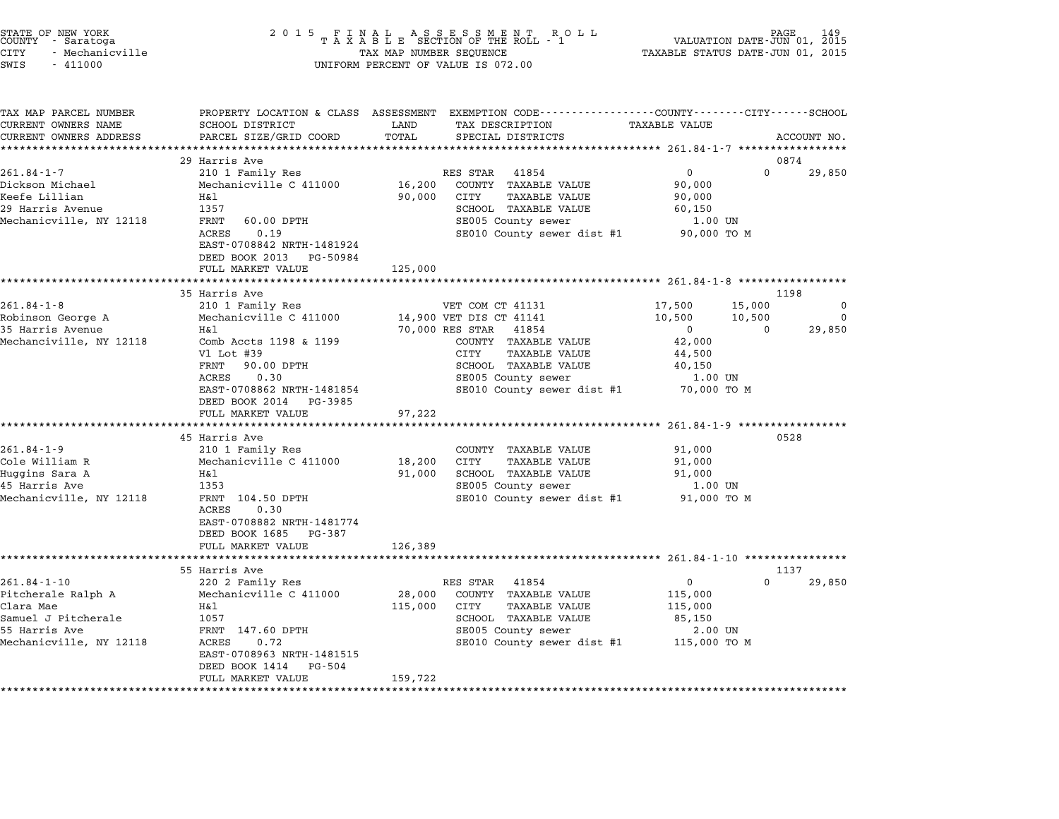STATE OF NEW YORK
COUNTY - Saratoga
CITY - Mechanicville
SWIS - 411000

2 0 1 5 F I N A L A S S E S S M E N T R O L L
T A X A B L E SECTION OF THE ROLL - 1
TAX MAP NUMBER SEQUENCE
UNIFORM PERCENT OF VALUE IS 072.00

VALUATION DATE-JUN 01, 2015
TAXABLE STATUS DATE-JUN 01, 2015

```
TAX MAP PARCEL NUMBER          PROPERTY LOCATION & CLASS  ASSESSMENT  EXEMPTION CODE-----------------COUNTY--------CITY------SCHOOL
CURRENT OWNERS NAME            SCHOOL DISTRICT             LAND       TAX DESCRIPTION                TAXABLE VALUE
CURRENT OWNERS ADDRESS         PARCEL SIZE/GRID COORD      TOTAL      SPECIAL DISTRICTS                                    ACCOUNT NO.
*********************************************************************************************** 261.84-1-7 *****************
                               29 Harris Ave                                                                              0874
261.84-1-7                     210 1 Family Res                       RES STAR  41854                   0          0      29,850
Dickson Michael                Mechanicville C 411000      16,200     COUNTY  TAXABLE VALUE        90,000
Keefe Lillian                  H&l                         90,000     CITY    TAXABLE VALUE        90,000
29 Harris Avenue               1357                                   SCHOOL  TAXABLE VALUE        60,150
Mechanicville, NY 12118        FRNT   60.00 DPTH                      SE005 County sewer              1.00 UN
                               ACRES    0.19                          SE010 County sewer dist #1     90,000 TO M
                               EAST-0708842 NRTH-1481924
                               DEED BOOK 2013   PG-50984
                               FULL MARKET VALUE           125,000
*********************************************************************************************** 261.84-1-8 *****************
                               35 Harris Ave                                                                              1198
261.84-1-8                     210 1 Family Res                       VET COM CT 41131             17,500     15,000           0
Robinson George A              Mechanicville C 411000      14,900 VET DIS CT 41141                 10,500     10,500           0
35 Harris Avenue               H&l                         70,000 RES STAR  41854                       0          0      29,850
Mechanciville, NY 12118        Comb Accts 1198 & 1199                 COUNTY  TAXABLE VALUE        42,000
                               Vl Lot #39                             CITY    TAXABLE VALUE        44,500
                               FRNT   90.00 DPTH                      SCHOOL  TAXABLE VALUE        40,150
                               ACRES    0.30                          SE005 County sewer              1.00 UN
                               EAST-0708862 NRTH-1481854              SE010 County sewer dist #1     70,000 TO M
                               DEED BOOK 2014   PG-3985
                               FULL MARKET VALUE            97,222
*********************************************************************************************** 261.84-1-9 *****************
                               45 Harris Ave                                                                              0528
261.84-1-9                     210 1 Family Res                       COUNTY  TAXABLE VALUE        91,000
Cole William R                 Mechanicville C 411000      18,200     CITY    TAXABLE VALUE        91,000
Huggins Sara A                 H&l                         91,000     SCHOOL  TAXABLE VALUE        91,000
45 Harris Ave                  1353                                   SE005 County sewer              1.00 UN
Mechanicville, NY 12118        FRNT  104.50 DPTH                      SE010 County sewer dist #1     91,000 TO M
                               ACRES    0.30
                               EAST-0708882 NRTH-1481774
                               DEED BOOK 1685   PG-387
                               FULL MARKET VALUE           126,389
*********************************************************************************************** 261.84-1-10 ****************
                               55 Harris Ave                                                                              1137
261.84-1-10                    220 2 Family Res                       RES STAR  41854                   0          0      29,850
Pitcherale Ralph A             Mechanicville C 411000      28,000     COUNTY  TAXABLE VALUE       115,000
Clara Mae                      H&l                        115,000     CITY    TAXABLE VALUE       115,000
Samuel J Pitcherale            1057                                   SCHOOL  TAXABLE VALUE        85,150
55 Harris Ave                  FRNT  147.60 DPTH                      SE005 County sewer              2.00 UN
Mechanicville, NY 12118        ACRES    0.72                          SE010 County sewer dist #1    115,000 TO M
                               EAST-0708963 NRTH-1481515
                               DEED BOOK 1414   PG-504
                               FULL MARKET VALUE           159,722
******************************************************************************************************************************
```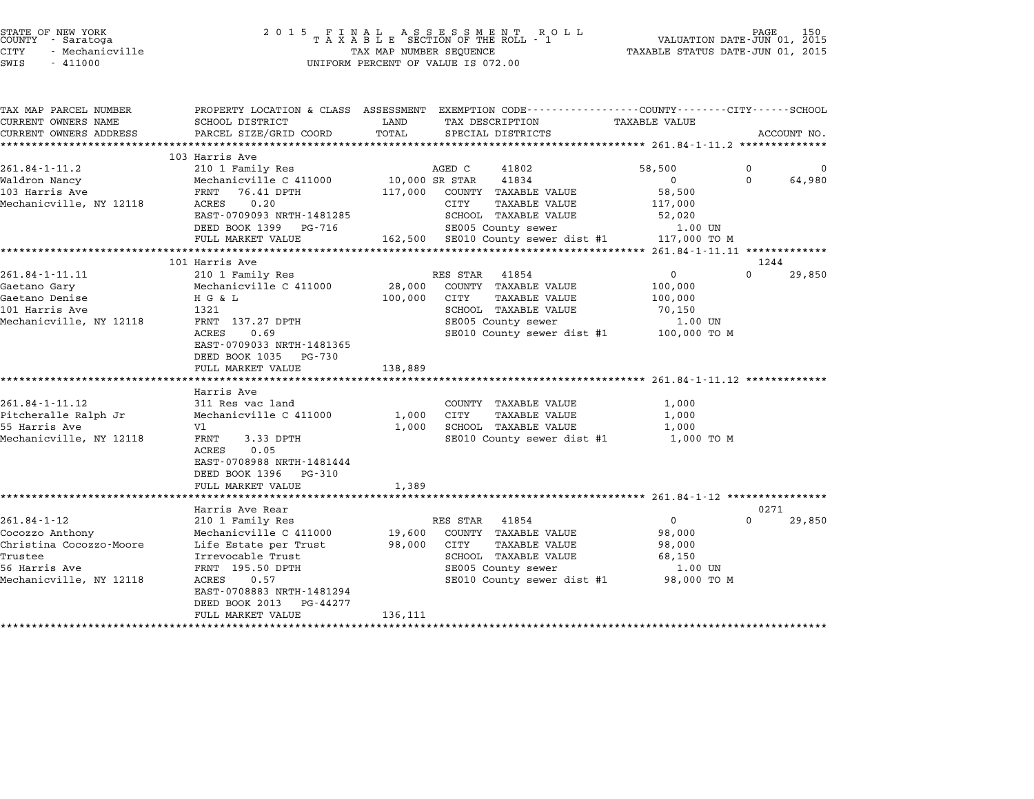STATE OF NEW YORK
COUNTY - Saratoga
CITY - Mechanicville
SWIS - 411000

2 0 1 5 F I N A L A S S E S S M E N T R O L L
T A X A B L E SECTION OF THE ROLL - 1
TAX MAP NUMBER SEQUENCE
UNIFORM PERCENT OF VALUE IS 072.00

VALUATION DATE-JUN 01, 2015
TAXABLE STATUS DATE-JUN 01, 2015

```
TAX MAP PARCEL NUMBER      PROPERTY LOCATION & CLASS  ASSESSMENT  EXEMPTION CODE-----------------COUNTY--------CITY------SCHOOL
CURRENT OWNERS NAME        SCHOOL DISTRICT               LAND      TAX DESCRIPTION              TAXABLE VALUE
CURRENT OWNERS ADDRESS     PARCEL SIZE/GRID COORD        TOTAL     SPECIAL DISTRICTS                                    ACCOUNT NO.
******************************************************************************************** 261.84-1-11.2 **************
                           103 Harris Ave
261.84-1-11.2              210 1 Family Res                   AGED C      41802            58,500            0            0
Waldron Nancy              Mechanicville C 411000      10,000 SR STAR     41834                 0            0       64,980
103 Harris Ave             FRNT    76.41 DPTH         117,000  COUNTY  TAXABLE VALUE        58,500
Mechanicville, NY 12118    ACRES     0.20                       CITY    TAXABLE VALUE       117,000
                           EAST-0709093 NRTH-1481285            SCHOOL  TAXABLE VALUE        52,020
                           DEED BOOK 1399   PG-716              SE005 County sewer             1.00 UN
                           FULL MARKET VALUE          162,500  SE010 County sewer dist #1   117,000 TO M
******************************************************************************************** 261.84-1-11.11 *************
                           101 Harris Ave                                                                      1244
261.84-1-11.11             210 1 Family Res                   RES STAR    41854                 0            0       29,850
Gaetano Gary               Mechanicville C 411000      28,000  COUNTY  TAXABLE VALUE       100,000
Gaetano Denise             H G & L                    100,000  CITY    TAXABLE VALUE       100,000
101 Harris Ave             1321                                 SCHOOL  TAXABLE VALUE        70,150
Mechanicville, NY 12118    FRNT   137.27 DPTH                   SE005 County sewer             1.00 UN
                           ACRES     0.69                       SE010 County sewer dist #1   100,000 TO M
                           EAST-0709033 NRTH-1481365
                           DEED BOOK 1035   PG-730
                           FULL MARKET VALUE          138,889
******************************************************************************************** 261.84-1-11.12 *************
                           Harris Ave
261.84-1-11.12             311 Res vac land                     COUNTY  TAXABLE VALUE         1,000
Pitcheralle Ralph Jr       Mechanicville C 411000       1,000  CITY    TAXABLE VALUE         1,000
55 Harris Ave              Vl                            1,000  SCHOOL  TAXABLE VALUE         1,000
Mechanicville, NY 12118    FRNT     3.33 DPTH                   SE010 County sewer dist #1     1,000 TO M
                           ACRES     0.05
                           EAST-0708988 NRTH-1481444
                           DEED BOOK 1396   PG-310
                           FULL MARKET VALUE            1,389
******************************************************************************************** 261.84-1-12 ****************
                           Harris Ave Rear                                                                     0271
261.84-1-12                210 1 Family Res                   RES STAR    41854                 0            0       29,850
Cocozzo Anthony            Mechanicville C 411000      19,600  COUNTY  TAXABLE VALUE        98,000
Christina Cocozzo-Moore    Life Estate per Trust       98,000  CITY    TAXABLE VALUE        98,000
Trustee                    Irrevocable Trust                    SCHOOL  TAXABLE VALUE        68,150
56 Harris Ave              FRNT   195.50 DPTH                   SE005 County sewer             1.00 UN
Mechanicville, NY 12118    ACRES     0.57                       SE010 County sewer dist #1    98,000 TO M
                           EAST-0708883 NRTH-1481294
                           DEED BOOK 2013   PG-44277
                           FULL MARKET VALUE          136,111
****************************************************************************************************************************
```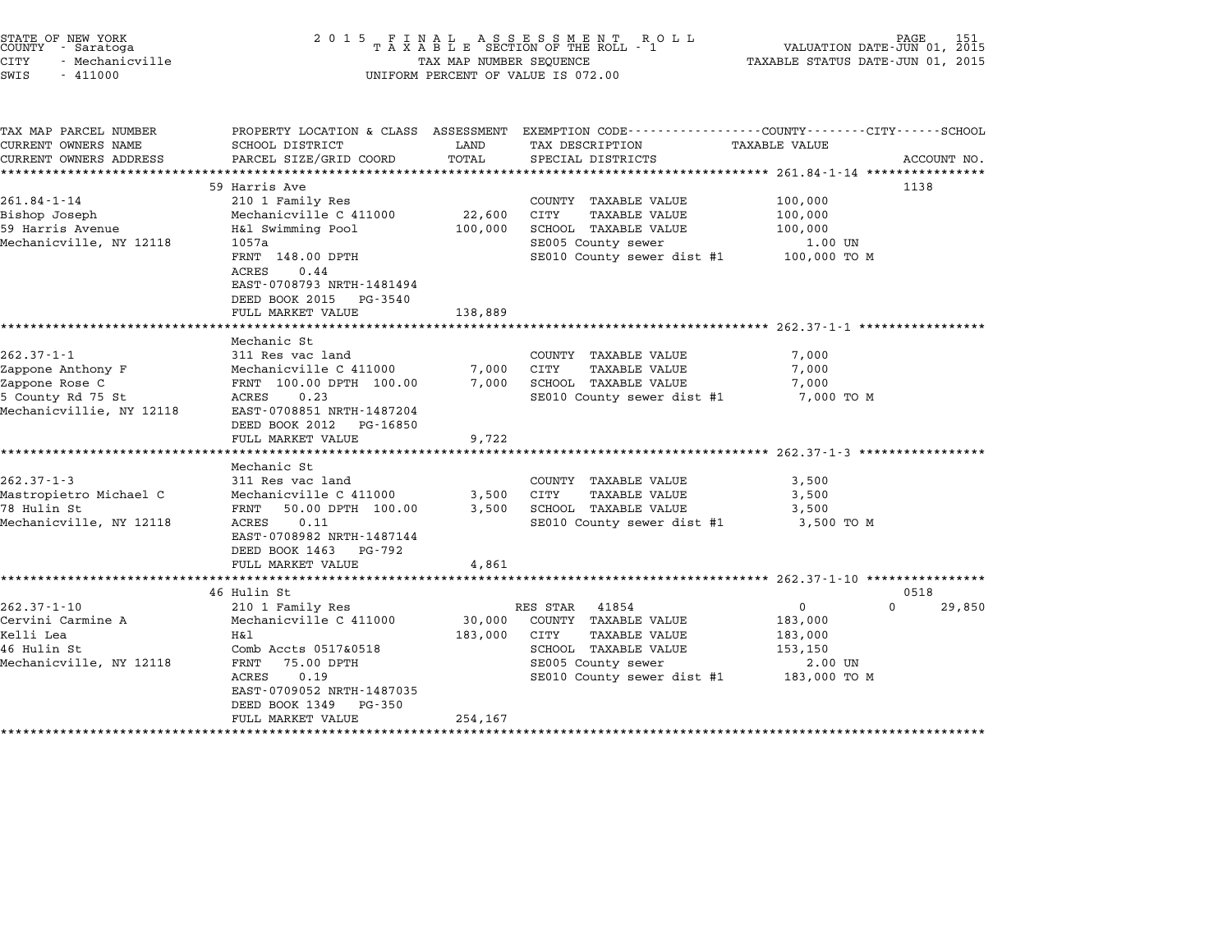STATE OF NEW YORK
COUNTY - Saratoga
CITY - Mechanicville
SWIS - 411000

2015 FINAL ASSESSMENT ROLL
TAXABLE SECTION OF THE ROLL - 1
TAX MAP NUMBER SEQUENCE
UNIFORM PERCENT OF VALUE IS 072.00

VALUATION DATE-JUN 01, 2015
TAXABLE STATUS DATE-JUN 01, 2015

| TAX MAP PARCEL NUMBER / CURRENT OWNERS NAME / CURRENT OWNERS ADDRESS | PROPERTY LOCATION & CLASS / SCHOOL DISTRICT / PARCEL SIZE/GRID COORD | ASSESSMENT LAND / TOTAL | EXEMPTION CODE / TAX DESCRIPTION / SPECIAL DISTRICTS | TAXABLE VALUE (COUNTY / CITY / SCHOOL) | ACCOUNT NO. |
|---|---|---|---|---|---|
| 261.84-1-14 | 59 Harris Ave | | | | 1138 |
| Bishop Joseph | 210 1 Family Res | | COUNTY TAXABLE VALUE | 100,000 | |
| 59 Harris Avenue | Mechanicville C 411000 | 22,600 | CITY TAXABLE VALUE | 100,000 | |
| Mechanicville, NY 12118 | H&l Swimming Pool | 100,000 | SCHOOL TAXABLE VALUE | 100,000 | |
| | 1057a | | SE005 County sewer | 1.00 UN | |
| | FRNT 148.00 DPTH | | SE010 County sewer dist #1 | 100,000 TO M | |
| | ACRES 0.44 | | | | |
| | EAST-0708793 NRTH-1481494 | | | | |
| | DEED BOOK 2015 PG-3540 | | | | |
| | FULL MARKET VALUE | 138,889 | | | |
| 262.37-1-1 | Mechanic St | | | | |
| Zappone Anthony F | 311 Res vac land | | COUNTY TAXABLE VALUE | 7,000 | |
| Zappone Rose C | Mechanicville C 411000 | 7,000 | CITY TAXABLE VALUE | 7,000 | |
| 5 County Rd 75 St | FRNT 100.00 DPTH 100.00 | 7,000 | SCHOOL TAXABLE VALUE | 7,000 | |
| Mechanicvillie, NY 12118 | ACRES 0.23 | | SE010 County sewer dist #1 | 7,000 TO M | |
| | EAST-0708851 NRTH-1487204 | | | | |
| | DEED BOOK 2012 PG-16850 | | | | |
| | FULL MARKET VALUE | 9,722 | | | |
| 262.37-1-3 | Mechanic St | | | | |
| Mastropietro Michael C | 311 Res vac land | | COUNTY TAXABLE VALUE | 3,500 | |
| 78 Hulin St | Mechanicville C 411000 | 3,500 | CITY TAXABLE VALUE | 3,500 | |
| Mechanicville, NY 12118 | FRNT 50.00 DPTH 100.00 | 3,500 | SCHOOL TAXABLE VALUE | 3,500 | |
| | ACRES 0.11 | | SE010 County sewer dist #1 | 3,500 TO M | |
| | EAST-0708982 NRTH-1487144 | | | | |
| | DEED BOOK 1463 PG-792 | | | | |
| | FULL MARKET VALUE | 4,861 | | | |
| 262.37-1-10 | 46 Hulin St | | | | 0518 |
| Cervini Carmine A | 210 1 Family Res | | RES STAR 41854 | 0 / 0 / 29,850 | |
| Kelli Lea | Mechanicville C 411000 | 30,000 | COUNTY TAXABLE VALUE | 183,000 | |
| 46 Hulin St | H&l | 183,000 | CITY TAXABLE VALUE | 183,000 | |
| Mechanicville, NY 12118 | Comb Accts 0517&0518 | | SCHOOL TAXABLE VALUE | 153,150 | |
| | FRNT 75.00 DPTH | | SE005 County sewer | 2.00 UN | |
| | ACRES 0.19 | | SE010 County sewer dist #1 | 183,000 TO M | |
| | EAST-0709052 NRTH-1487035 | | | | |
| | DEED BOOK 1349 PG-350 | | | | |
| | FULL MARKET VALUE | 254,167 | | | |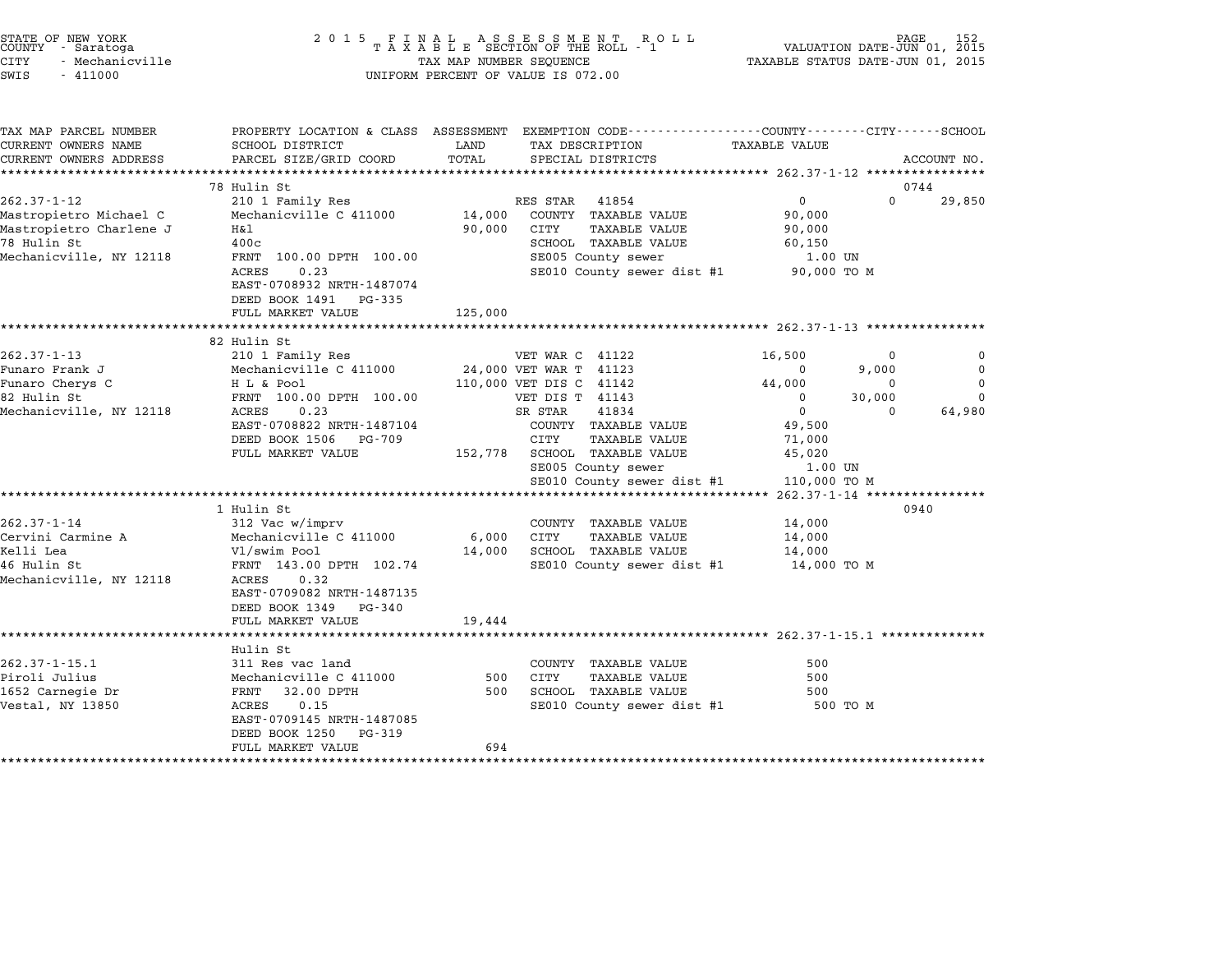STATE OF NEW YORK
COUNTY - Saratoga
CITY - Mechanicville
SWIS - 411000

**2015 FINAL ASSESSMENT ROLL**
**TAXABLE SECTION OF THE ROLL - 1**
TAX MAP NUMBER SEQUENCE
UNIFORM PERCENT OF VALUE IS 072.00

VALUATION DATE-JUN 01, 2015
TAXABLE STATUS DATE-JUN 01, 2015

| TAX MAP PARCEL NUMBER / CURRENT OWNERS NAME / CURRENT OWNERS ADDRESS | PROPERTY LOCATION & CLASS / SCHOOL DISTRICT / PARCEL SIZE/GRID COORD | ASSESSMENT LAND | TOTAL | EXEMPTION CODE / TAX DESCRIPTION / SPECIAL DISTRICTS | COUNTY TAXABLE VALUE | CITY | SCHOOL | ACCOUNT NO. |
|---|---|---|---|---|---|---|---|---|
| **262.37-1-12** | 78 Hulin St | | | | | | | 0744 |
| 262.37-1-12 | 210 1 Family Res | | | RES STAR 41854 | 0 | 0 | 29,850 | |
| Mastropietro Michael C | Mechanicville C 411000 | 14,000 | | COUNTY TAXABLE VALUE | 90,000 | | | |
| Mastropietro Charlene J | H&l | | 90,000 | CITY TAXABLE VALUE | 90,000 | | | |
| 78 Hulin St | 400c | | | SCHOOL TAXABLE VALUE | 60,150 | | | |
| Mechanicville, NY 12118 | FRNT 100.00 DPTH 100.00 | | | SE005 County sewer | 1.00 UN | | | |
| | ACRES 0.23 | | | SE010 County sewer dist #1 | 90,000 TO M | | | |
| | EAST-0708932 NRTH-1487074 | | | | | | | |
| | DEED BOOK 1491 PG-335 | | | | | | | |
| | FULL MARKET VALUE | | 125,000 | | | | | |
| **262.37-1-13** | 82 Hulin St | | | | | | | |
| 262.37-1-13 | 210 1 Family Res | | | VET WAR C 41122 | 16,500 | 0 | 0 | |
| Funaro Frank J | Mechanicville C 411000 | 24,000 | | VET WAR T 41123 | 0 | 9,000 | 0 | |
| Funaro Cherys C | H L & Pool | | 110,000 | VET DIS C 41142 | 44,000 | 0 | 0 | |
| 82 Hulin St | FRNT 100.00 DPTH 100.00 | | | VET DIS T 41143 | 0 | 30,000 | 0 | |
| Mechanicville, NY 12118 | ACRES 0.23 | | | SR STAR 41834 | 0 | 0 | 64,980 | |
| | EAST-0708822 NRTH-1487104 | | | COUNTY TAXABLE VALUE | 49,500 | | | |
| | DEED BOOK 1506 PG-709 | | | CITY TAXABLE VALUE | 71,000 | | | |
| | FULL MARKET VALUE | | 152,778 | SCHOOL TAXABLE VALUE | 45,020 | | | |
| | | | | SE005 County sewer | 1.00 UN | | | |
| | | | | SE010 County sewer dist #1 | 110,000 TO M | | | |
| **262.37-1-14** | 1 Hulin St | | | | | | | 0940 |
| 262.37-1-14 | 312 Vac w/imprv | | | COUNTY TAXABLE VALUE | 14,000 | | | |
| Cervini Carmine A | Mechanicville C 411000 | 6,000 | | CITY TAXABLE VALUE | 14,000 | | | |
| Kelli Lea | Vl/swim Pool | | 14,000 | SCHOOL TAXABLE VALUE | 14,000 | | | |
| 46 Hulin St | FRNT 143.00 DPTH 102.74 | | | SE010 County sewer dist #1 | 14,000 TO M | | | |
| Mechanicville, NY 12118 | ACRES 0.32 | | | | | | | |
| | EAST-0709082 NRTH-1487135 | | | | | | | |
| | DEED BOOK 1349 PG-340 | | | | | | | |
| | FULL MARKET VALUE | | 19,444 | | | | | |
| **262.37-1-15.1** | Hulin St | | | | | | | |
| 262.37-1-15.1 | 311 Res vac land | | | COUNTY TAXABLE VALUE | 500 | | | |
| Piroli Julius | Mechanicville C 411000 | 500 | | CITY TAXABLE VALUE | 500 | | | |
| 1652 Carnegie Dr | FRNT 32.00 DPTH | | 500 | SCHOOL TAXABLE VALUE | 500 | | | |
| Vestal, NY 13850 | ACRES 0.15 | | | SE010 County sewer dist #1 | 500 TO M | | | |
| | EAST-0709145 NRTH-1487085 | | | | | | | |
| | DEED BOOK 1250 PG-319 | | | | | | | |
| | FULL MARKET VALUE | | 694 | | | | | |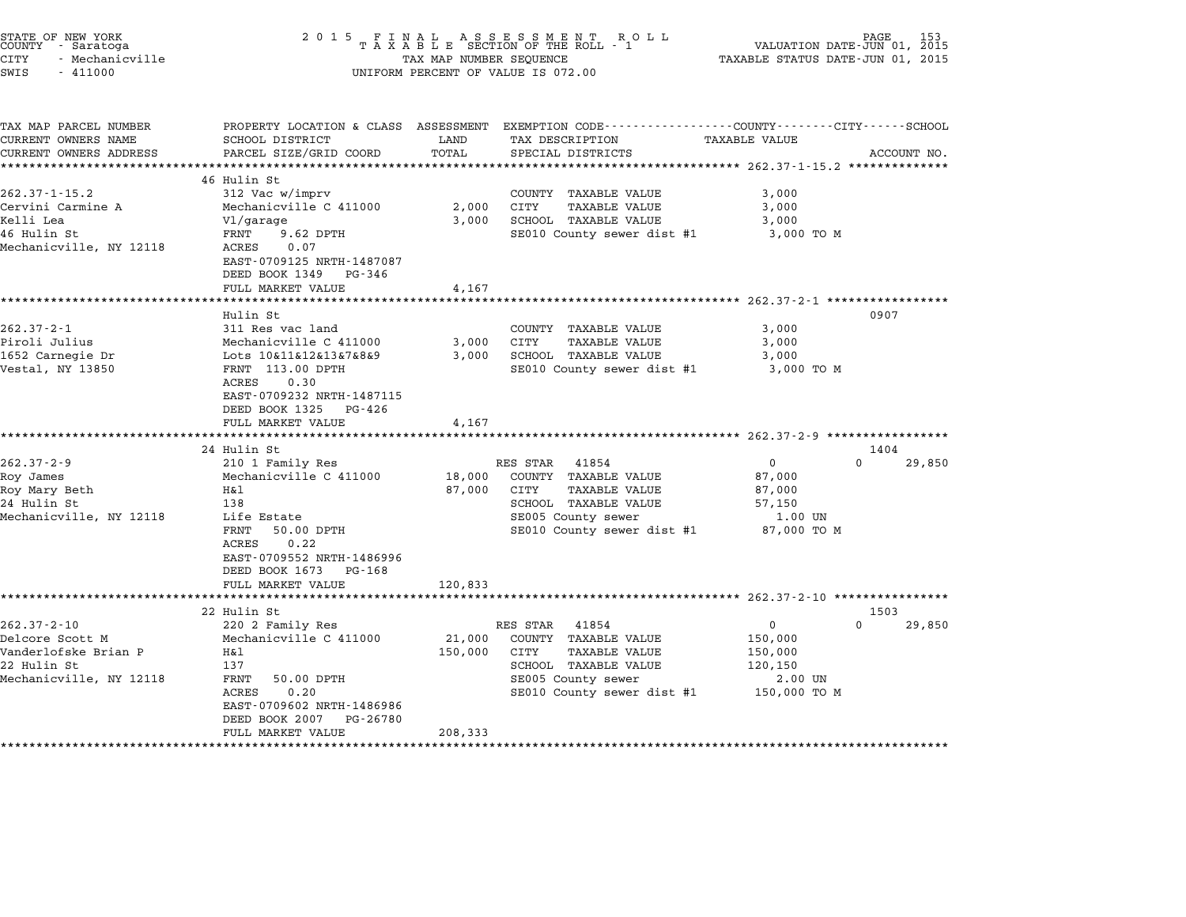STATE OF NEW YORK
COUNTY - Saratoga
CITY - Mechanicville
SWIS - 411000

2015 FINAL ASSESSMENT ROLL
TAXABLE SECTION OF THE ROLL - 1
TAX MAP NUMBER SEQUENCE
UNIFORM PERCENT OF VALUE IS 072.00

VALUATION DATE-JUN 01, 2015
TAXABLE STATUS DATE-JUN 01, 2015

| TAX MAP PARCEL NUMBER / CURRENT OWNERS NAME / CURRENT OWNERS ADDRESS | PROPERTY LOCATION & CLASS / SCHOOL DISTRICT / PARCEL SIZE/GRID COORD | ASSESSMENT LAND / TOTAL | EXEMPTION CODE / TAX DESCRIPTION / SPECIAL DISTRICTS | COUNTY / CITY / SCHOOL TAXABLE VALUE | ACCOUNT NO. |
|---|---|---|---|---|---|
| **262.37-1-15.2** | 46 Hulin St | | | | |
| 262.37-1-15.2 | 312 Vac w/imprv | | COUNTY TAXABLE VALUE | 3,000 | |
| Cervini Carmine A | Mechanicville C 411000 | 2,000 | CITY TAXABLE VALUE | 3,000 | |
| Kelli Lea | Vl/garage | 3,000 | SCHOOL TAXABLE VALUE | 3,000 | |
| 46 Hulin St | FRNT 9.62 DPTH | | SE010 County sewer dist #1 | 3,000 TO M | |
| Mechanicville, NY 12118 | ACRES 0.07 | | | | |
| | EAST-0709125 NRTH-1487087 | | | | |
| | DEED BOOK 1349 PG-346 | | | | |
| | FULL MARKET VALUE | 4,167 | | | |
| **262.37-2-1** | Hulin St | | | | 0907 |
| 262.37-2-1 | 311 Res vac land | | COUNTY TAXABLE VALUE | 3,000 | |
| Piroli Julius | Mechanicville C 411000 | 3,000 | CITY TAXABLE VALUE | 3,000 | |
| 1652 Carnegie Dr | Lots 10&11&12&13&7&8&9 | 3,000 | SCHOOL TAXABLE VALUE | 3,000 | |
| Vestal, NY 13850 | FRNT 113.00 DPTH | | SE010 County sewer dist #1 | 3,000 TO M | |
| | ACRES 0.30 | | | | |
| | EAST-0709232 NRTH-1487115 | | | | |
| | DEED BOOK 1325 PG-426 | | | | |
| | FULL MARKET VALUE | 4,167 | | | |
| **262.37-2-9** | 24 Hulin St | | | | 1404 |
| 262.37-2-9 | 210 1 Family Res | | RES STAR 41854 | 0 0 29,850 | |
| Roy James | Mechanicville C 411000 | 18,000 | COUNTY TAXABLE VALUE | 87,000 | |
| Roy Mary Beth | H&l | 87,000 | CITY TAXABLE VALUE | 87,000 | |
| 24 Hulin St | 138 | | SCHOOL TAXABLE VALUE | 57,150 | |
| Mechanicville, NY 12118 | Life Estate | | SE005 County sewer | 1.00 UN | |
| | FRNT 50.00 DPTH | | SE010 County sewer dist #1 | 87,000 TO M | |
| | ACRES 0.22 | | | | |
| | EAST-0709552 NRTH-1486996 | | | | |
| | DEED BOOK 1673 PG-168 | | | | |
| | FULL MARKET VALUE | 120,833 | | | |
| **262.37-2-10** | 22 Hulin St | | | | 1503 |
| 262.37-2-10 | 220 2 Family Res | | RES STAR 41854 | 0 0 29,850 | |
| Delcore Scott M | Mechanicville C 411000 | 21,000 | COUNTY TAXABLE VALUE | 150,000 | |
| Vanderlofske Brian P | H&l | 150,000 | CITY TAXABLE VALUE | 150,000 | |
| 22 Hulin St | 137 | | SCHOOL TAXABLE VALUE | 120,150 | |
| Mechanicville, NY 12118 | FRNT 50.00 DPTH | | SE005 County sewer | 2.00 UN | |
| | ACRES 0.20 | | SE010 County sewer dist #1 | 150,000 TO M | |
| | EAST-0709602 NRTH-1486986 | | | | |
| | DEED BOOK 2007 PG-26780 | | | | |
| | FULL MARKET VALUE | 208,333 | | | |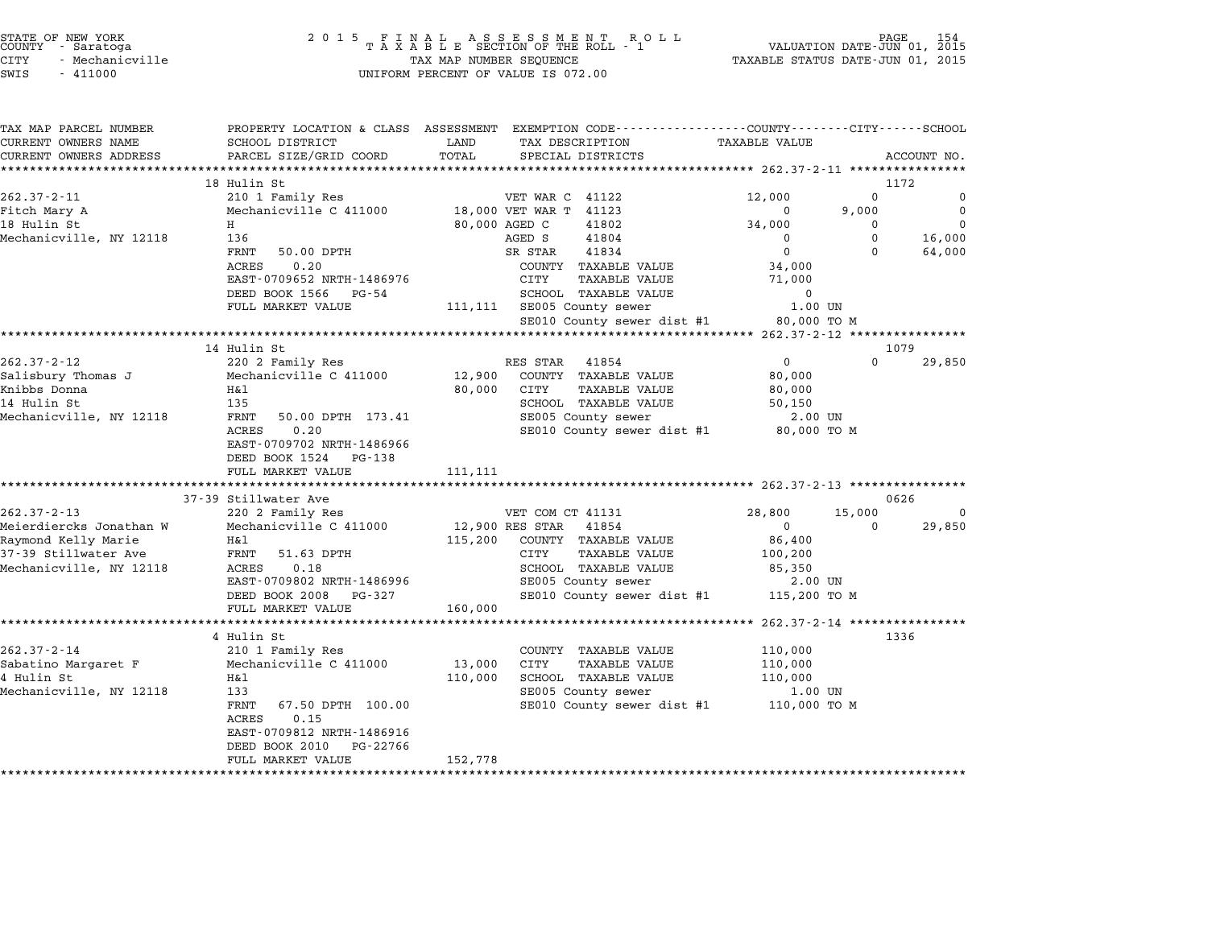STATE OF NEW YORK
COUNTY - Saratoga
CITY - Mechanicville
SWIS - 411000

2 0 1 5 F I N A L A S S E S S M E N T R O L L
T A X A B L E SECTION OF THE ROLL - 1
TAX MAP NUMBER SEQUENCE
UNIFORM PERCENT OF VALUE IS 072.00

VALUATION DATE-JUN 01, 2015
TAXABLE STATUS DATE-JUN 01, 2015

| TAX MAP PARCEL NUMBER / CURRENT OWNERS NAME / CURRENT OWNERS ADDRESS | PROPERTY LOCATION & CLASS / SCHOOL DISTRICT / PARCEL SIZE/GRID COORD | ASSESSMENT LAND / TOTAL | EXEMPTION CODE / TAX DESCRIPTION / SPECIAL DISTRICTS | COUNTY TAXABLE VALUE | CITY | SCHOOL | ACCOUNT NO. |
|---|---|---|---|---|---|---|---|
| | 18 Hulin St | | | | | | 1172 |
| 262.37-2-11 | 210 1 Family Res | | VET WAR C 41122 | 12,000 | 0 | 0 | |
| Fitch Mary A | Mechanicville C 411000 | 18,000 | VET WAR T 41123 | 0 | 9,000 | 0 | |
| 18 Hulin St | H | 80,000 | AGED C 41802 | 34,000 | 0 | 0 | |
| Mechanicville, NY 12118 | 136 | | AGED S 41804 | 0 | 0 | 16,000 | |
| | FRNT 50.00 DPTH | | SR STAR 41834 | 0 | 0 | 64,000 | |
| | ACRES 0.20 | | COUNTY TAXABLE VALUE | 34,000 | | | |
| | EAST-0709652 NRTH-1486976 | | CITY TAXABLE VALUE | 71,000 | | | |
| | DEED BOOK 1566 PG-54 | | SCHOOL TAXABLE VALUE | 0 | | | |
| | FULL MARKET VALUE | 111,111 | SE005 County sewer | 1.00 UN | | | |
| | | | SE010 County sewer dist #1 | 80,000 TO M | | | |
| | 14 Hulin St | | | | | | 1079 |
| 262.37-2-12 | 220 2 Family Res | | RES STAR 41854 | 0 | 0 | 29,850 | |
| Salisbury Thomas J | Mechanicville C 411000 | 12,900 | COUNTY TAXABLE VALUE | 80,000 | | | |
| Knibbs Donna | H&l | 80,000 | CITY TAXABLE VALUE | 80,000 | | | |
| 14 Hulin St | 135 | | SCHOOL TAXABLE VALUE | 50,150 | | | |
| Mechanicville, NY 12118 | FRNT 50.00 DPTH 173.41 | | SE005 County sewer | 2.00 UN | | | |
| | ACRES 0.20 | | SE010 County sewer dist #1 | 80,000 TO M | | | |
| | EAST-0709702 NRTH-1486966 | | | | | | |
| | DEED BOOK 1524 PG-138 | | | | | | |
| | FULL MARKET VALUE | 111,111 | | | | | |
| | 37-39 Stillwater Ave | | | | | | 0626 |
| 262.37-2-13 | 220 2 Family Res | | VET COM CT 41131 | 28,800 | 15,000 | 0 | |
| Meierdiercks Jonathan W | Mechanicville C 411000 | 12,900 | RES STAR 41854 | 0 | 0 | 29,850 | |
| Raymond Kelly Marie | H&l | 115,200 | COUNTY TAXABLE VALUE | 86,400 | | | |
| 37-39 Stillwater Ave | FRNT 51.63 DPTH | | CITY TAXABLE VALUE | 100,200 | | | |
| Mechanicville, NY 12118 | ACRES 0.18 | | SCHOOL TAXABLE VALUE | 85,350 | | | |
| | EAST-0709802 NRTH-1486996 | | SE005 County sewer | 2.00 UN | | | |
| | DEED BOOK 2008 PG-327 | | SE010 County sewer dist #1 | 115,200 TO M | | | |
| | FULL MARKET VALUE | 160,000 | | | | | |
| | 4 Hulin St | | | | | | 1336 |
| 262.37-2-14 | 210 1 Family Res | | COUNTY TAXABLE VALUE | 110,000 | | | |
| Sabatino Margaret F | Mechanicville C 411000 | 13,000 | CITY TAXABLE VALUE | 110,000 | | | |
| 4 Hulin St | H&l | 110,000 | SCHOOL TAXABLE VALUE | 110,000 | | | |
| Mechanicville, NY 12118 | 133 | | SE005 County sewer | 1.00 UN | | | |
| | FRNT 67.50 DPTH 100.00 | | SE010 County sewer dist #1 | 110,000 TO M | | | |
| | ACRES 0.15 | | | | | | |
| | EAST-0709812 NRTH-1486916 | | | | | | |
| | DEED BOOK 2010 PG-22766 | | | | | | |
| | FULL MARKET VALUE | 152,778 | | | | | |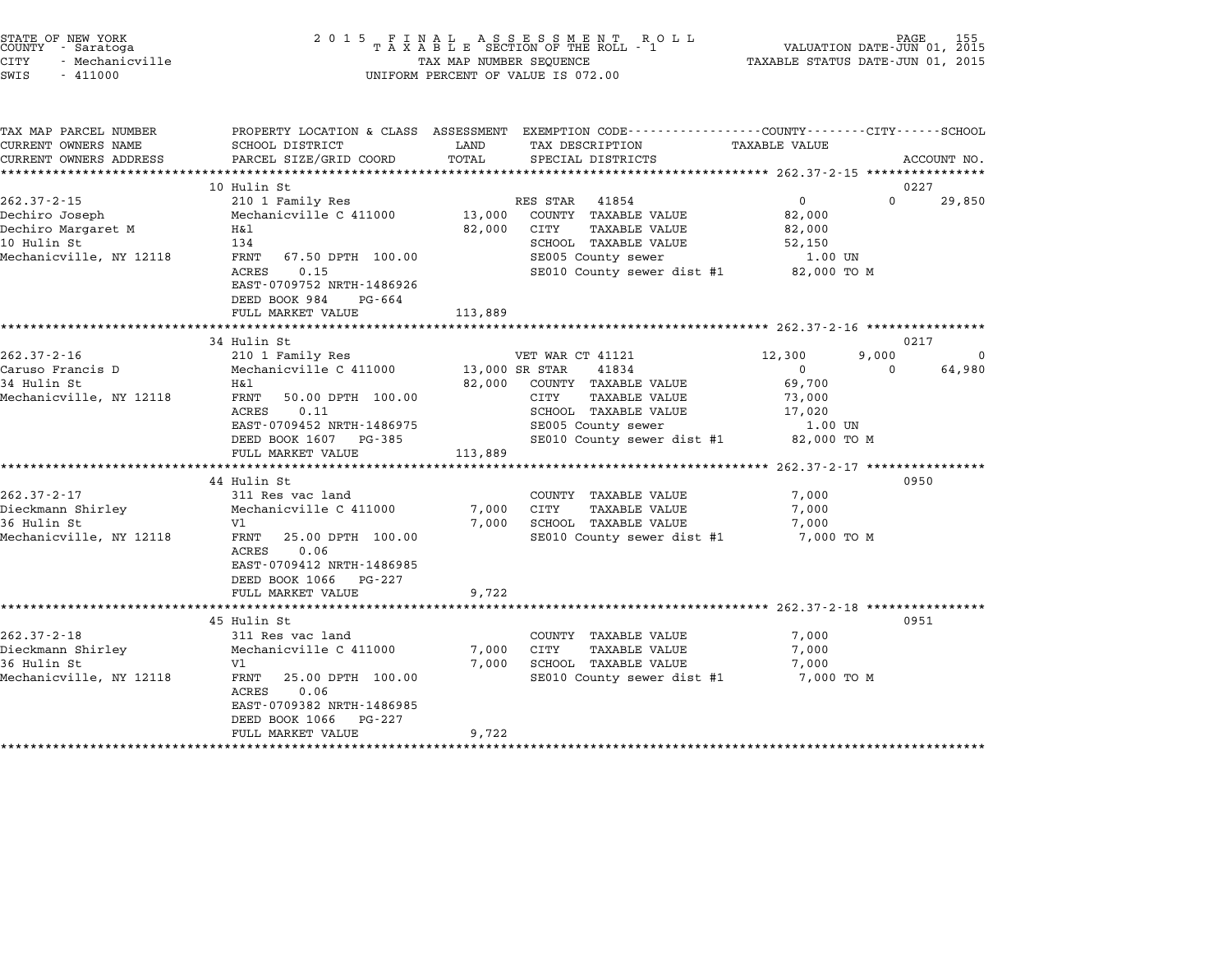STATE OF NEW YORK
COUNTY - Saratoga
CITY - Mechanicville
SWIS - 411000

2 0 1 5 F I N A L A S S E S S M E N T R O L L
T A X A B L E SECTION OF THE ROLL - 1
TAX MAP NUMBER SEQUENCE
UNIFORM PERCENT OF VALUE IS 072.00

VALUATION DATE-JUN 01, 2015
TAXABLE STATUS DATE-JUN 01, 2015

| TAX MAP PARCEL NUMBER / CURRENT OWNERS NAME / CURRENT OWNERS ADDRESS | PROPERTY LOCATION & CLASS / SCHOOL DISTRICT / PARCEL SIZE/GRID COORD | ASSESSMENT LAND / TOTAL | EXEMPTION CODE / TAX DESCRIPTION / SPECIAL DISTRICTS | COUNTY | CITY | SCHOOL | ACCOUNT NO. |
|---|---|---|---|---|---|---|---|
| 262.37-2-15 | 10 Hulin St | | | | | | 0227 |
| | 210 1 Family Res | | RES STAR 41854 | 0 | 0 | 29,850 | |
| Dechiro Joseph | Mechanicville C 411000 | 13,000 | COUNTY TAXABLE VALUE | 82,000 | | | |
| Dechiro Margaret M | H&l | 82,000 | CITY TAXABLE VALUE | | 82,000 | | |
| 10 Hulin St | 134 | | SCHOOL TAXABLE VALUE | | | 52,150 | |
| Mechanicville, NY 12118 | FRNT 67.50 DPTH 100.00 | | SE005 County sewer | 1.00 UN | | | |
| | ACRES 0.15 | | SE010 County sewer dist #1 | 82,000 TO M | | | |
| | EAST-0709752 NRTH-1486926 | | | | | | |
| | DEED BOOK 984 PG-664 | | | | | | |
| | FULL MARKET VALUE | 113,889 | | | | | |
| 262.37-2-16 | 34 Hulin St | | | | | | 0217 |
| | 210 1 Family Res | | VET WAR CT 41121 | 12,300 | 9,000 | 0 | |
| Caruso Francis D | Mechanicville C 411000 | 13,000 | SR STAR 41834 | 0 | 0 | 64,980 | |
| 34 Hulin St | H&l | 82,000 | COUNTY TAXABLE VALUE | 69,700 | | | |
| Mechanicville, NY 12118 | FRNT 50.00 DPTH 100.00 | | CITY TAXABLE VALUE | | 73,000 | | |
| | ACRES 0.11 | | SCHOOL TAXABLE VALUE | | | 17,020 | |
| | EAST-0709452 NRTH-1486975 | | SE005 County sewer | 1.00 UN | | | |
| | DEED BOOK 1607 PG-385 | | SE010 County sewer dist #1 | 82,000 TO M | | | |
| | FULL MARKET VALUE | 113,889 | | | | | |
| 262.37-2-17 | 44 Hulin St | | | | | | 0950 |
| | 311 Res vac land | | COUNTY TAXABLE VALUE | 7,000 | | | |
| Dieckmann Shirley | Mechanicville C 411000 | 7,000 | CITY TAXABLE VALUE | | 7,000 | | |
| 36 Hulin St | Vl | 7,000 | SCHOOL TAXABLE VALUE | | | 7,000 | |
| Mechanicville, NY 12118 | FRNT 25.00 DPTH 100.00 | | SE010 County sewer dist #1 | 7,000 TO M | | | |
| | ACRES 0.06 | | | | | | |
| | EAST-0709412 NRTH-1486985 | | | | | | |
| | DEED BOOK 1066 PG-227 | | | | | | |
| | FULL MARKET VALUE | 9,722 | | | | | |
| 262.37-2-18 | 45 Hulin St | | | | | | 0951 |
| | 311 Res vac land | | COUNTY TAXABLE VALUE | 7,000 | | | |
| Dieckmann Shirley | Mechanicville C 411000 | 7,000 | CITY TAXABLE VALUE | | 7,000 | | |
| 36 Hulin St | Vl | 7,000 | SCHOOL TAXABLE VALUE | | | 7,000 | |
| Mechanicville, NY 12118 | FRNT 25.00 DPTH 100.00 | | SE010 County sewer dist #1 | 7,000 TO M | | | |
| | ACRES 0.06 | | | | | | |
| | EAST-0709382 NRTH-1486985 | | | | | | |
| | DEED BOOK 1066 PG-227 | | | | | | |
| | FULL MARKET VALUE | 9,722 | | | | | |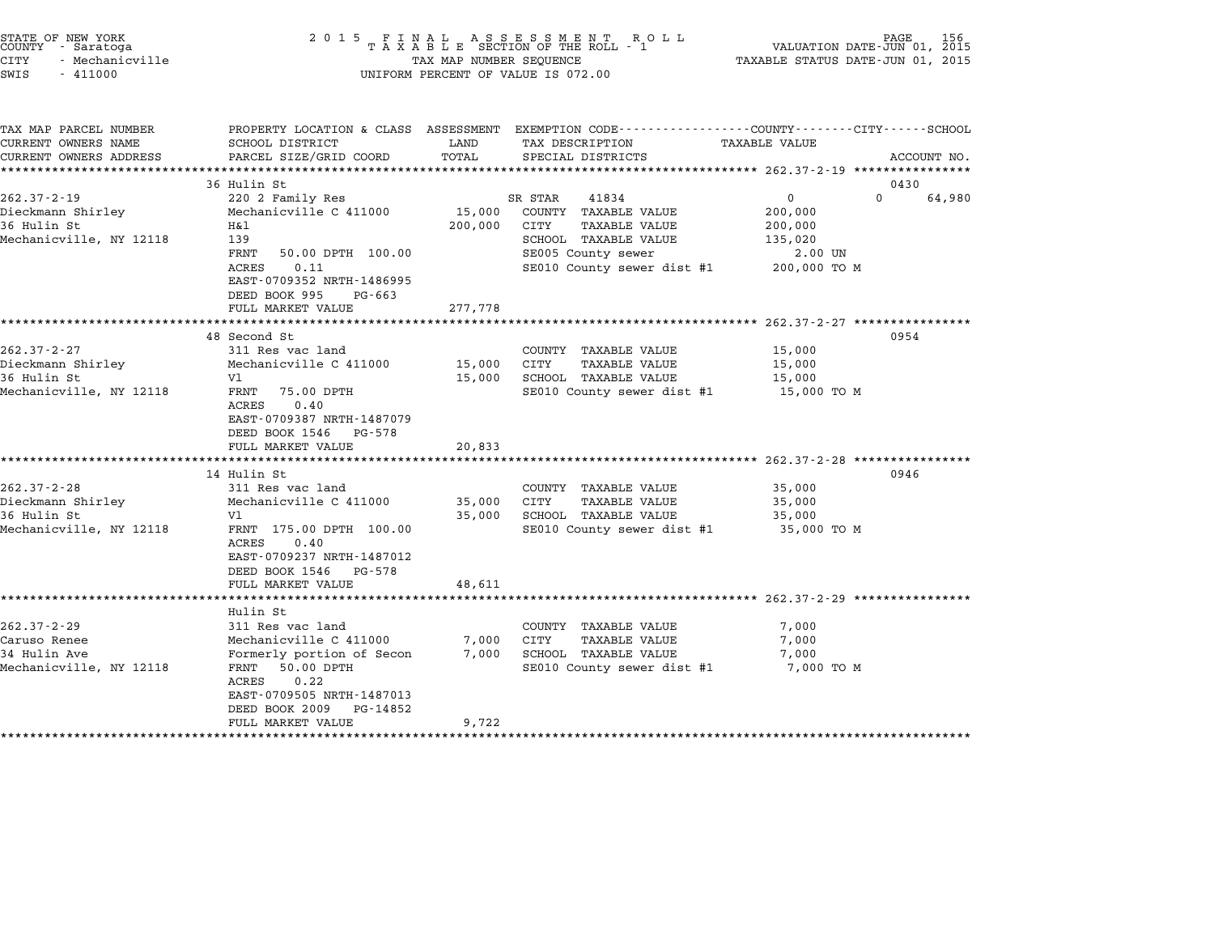STATE OF NEW YORK
COUNTY - Saratoga
CITY - Mechanicville
SWIS - 411000

# 2015 FINAL ASSESSMENT ROLL
TAXABLE SECTION OF THE ROLL - 1
TAX MAP NUMBER SEQUENCE
UNIFORM PERCENT OF VALUE IS 072.00

VALUATION DATE-JUN 01, 2015
TAXABLE STATUS DATE-JUN 01, 2015

| TAX MAP PARCEL NUMBER / CURRENT OWNERS NAME / CURRENT OWNERS ADDRESS | PROPERTY LOCATION & CLASS / SCHOOL DISTRICT / PARCEL SIZE/GRID COORD | ASSESSMENT LAND | TOTAL | EXEMPTION CODE / TAX DESCRIPTION / SPECIAL DISTRICTS | COUNTY / CITY / SCHOOL TAXABLE VALUE | ACCOUNT NO. |
|---|---|---|---|---|---|---|
| **262.37-2-19** | 36 Hulin St | | | | | 0430 |
| 262.37-2-19 | 220 2 Family Res | | | SR STAR 41834 | 0 0 64,980 | |
| Dieckmann Shirley | Mechanicville C 411000 | 15,000 | | COUNTY TAXABLE VALUE | 200,000 | |
| 36 Hulin St | H&l | | 200,000 | CITY TAXABLE VALUE | 200,000 | |
| Mechanicville, NY 12118 | 139 | | | SCHOOL TAXABLE VALUE | 135,020 | |
| | FRNT 50.00 DPTH 100.00 | | | SE005 County sewer | 2.00 UN | |
| | ACRES 0.11 | | | SE010 County sewer dist #1 | 200,000 TO M | |
| | EAST-0709352 NRTH-1486995 | | | | | |
| | DEED BOOK 995 PG-663 | | | | | |
| | FULL MARKET VALUE | | 277,778 | | | |
| **262.37-2-27** | 48 Second St | | | | | 0954 |
| 262.37-2-27 | 311 Res vac land | | | COUNTY TAXABLE VALUE | 15,000 | |
| Dieckmann Shirley | Mechanicville C 411000 | 15,000 | | CITY TAXABLE VALUE | 15,000 | |
| 36 Hulin St | Vl | | 15,000 | SCHOOL TAXABLE VALUE | 15,000 | |
| Mechanicville, NY 12118 | FRNT 75.00 DPTH | | | SE010 County sewer dist #1 | 15,000 TO M | |
| | ACRES 0.40 | | | | | |
| | EAST-0709387 NRTH-1487079 | | | | | |
| | DEED BOOK 1546 PG-578 | | | | | |
| | FULL MARKET VALUE | | 20,833 | | | |
| **262.37-2-28** | 14 Hulin St | | | | | 0946 |
| 262.37-2-28 | 311 Res vac land | | | COUNTY TAXABLE VALUE | 35,000 | |
| Dieckmann Shirley | Mechanicville C 411000 | 35,000 | | CITY TAXABLE VALUE | 35,000 | |
| 36 Hulin St | Vl | | 35,000 | SCHOOL TAXABLE VALUE | 35,000 | |
| Mechanicville, NY 12118 | FRNT 175.00 DPTH 100.00 | | | SE010 County sewer dist #1 | 35,000 TO M | |
| | ACRES 0.40 | | | | | |
| | EAST-0709237 NRTH-1487012 | | | | | |
| | DEED BOOK 1546 PG-578 | | | | | |
| | FULL MARKET VALUE | | 48,611 | | | |
| **262.37-2-29** | Hulin St | | | | | |
| 262.37-2-29 | 311 Res vac land | | | COUNTY TAXABLE VALUE | 7,000 | |
| Caruso Renee | Mechanicville C 411000 | 7,000 | | CITY TAXABLE VALUE | 7,000 | |
| 34 Hulin Ave | Formerly portion of Secon | | 7,000 | SCHOOL TAXABLE VALUE | 7,000 | |
| Mechanicville, NY 12118 | FRNT 50.00 DPTH | | | SE010 County sewer dist #1 | 7,000 TO M | |
| | ACRES 0.22 | | | | | |
| | EAST-0709505 NRTH-1487013 | | | | | |
| | DEED BOOK 2009 PG-14852 | | | | | |
| | FULL MARKET VALUE | | 9,722 | | | |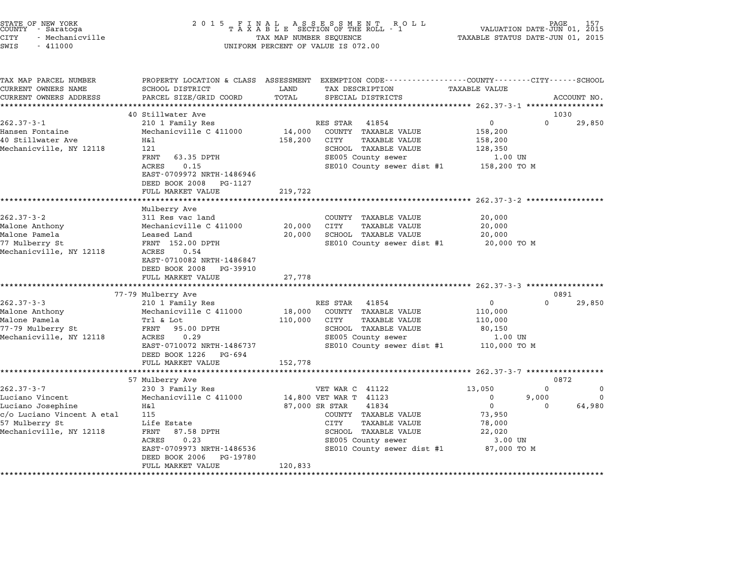STATE OF NEW YORK
COUNTY - Saratoga
CITY - Mechanicville
SWIS - 411000

2 0 1 5 F I N A L A S S E S S M E N T R O L L
T A X A B L E SECTION OF THE ROLL - 1
TAX MAP NUMBER SEQUENCE
UNIFORM PERCENT OF VALUE IS 072.00

VALUATION DATE-JUN 01, 2015
TAXABLE STATUS DATE-JUN 01, 2015

```
TAX MAP PARCEL NUMBER          PROPERTY LOCATION & CLASS  ASSESSMENT  EXEMPTION CODE-----------------COUNTY--------CITY------SCHOOL
CURRENT OWNERS NAME            SCHOOL DISTRICT               LAND      TAX DESCRIPTION              TAXABLE VALUE
CURRENT OWNERS ADDRESS         PARCEL SIZE/GRID COORD        TOTAL     SPECIAL DISTRICTS                                  ACCOUNT NO.
******************************************************************************************************* 262.37-3-1 *****************
                               40 Stillwater Ave                                                                          1030
262.37-3-1                     210 1 Family Res                       RES STAR   41854               0             0      29,850
Hansen Fontaine                Mechanicville C 411000         14,000  COUNTY  TAXABLE VALUE       158,200
40 Stillwater Ave              H&l                           158,200  CITY    TAXABLE VALUE       158,200
Mechanicville, NY 12118        121                                    SCHOOL  TAXABLE VALUE       128,350
                               FRNT   63.35 DPTH                      SE005 County sewer            1.00 UN
                               ACRES    0.15                          SE010 County sewer dist #1  158,200 TO M
                               EAST-0709972 NRTH-1486946
                               DEED BOOK 2008   PG-1127
                               FULL MARKET VALUE             219,722
******************************************************************************************************* 262.37-3-2 *****************
                               Mulberry Ave
262.37-3-2                     311 Res vac land                       COUNTY  TAXABLE VALUE        20,000
Malone Anthony                 Mechanicville C 411000         20,000  CITY    TAXABLE VALUE        20,000
Malone Pamela                  Leased Land                    20,000  SCHOOL  TAXABLE VALUE        20,000
77 Mulberry St                 FRNT  152.00 DPTH                      SE010 County sewer dist #1   20,000 TO M
Mechanicville, NY 12118        ACRES    0.54
                               EAST-0710082 NRTH-1486847
                               DEED BOOK 2008   PG-39910
                               FULL MARKET VALUE              27,778
******************************************************************************************************* 262.37-3-3 *****************
                               77-79 Mulberry Ave                                                                         0891
262.37-3-3                     210 1 Family Res                       RES STAR   41854               0             0      29,850
Malone Anthony                 Mechanicville C 411000         18,000  COUNTY  TAXABLE VALUE       110,000
Malone Pamela                  Trl & Lot                     110,000  CITY    TAXABLE VALUE       110,000
77-79 Mulberry St              FRNT   95.00 DPTH                      SCHOOL  TAXABLE VALUE        80,150
Mechanicville, NY 12118        ACRES    0.29                          SE005 County sewer            1.00 UN
                               EAST-0710072 NRTH-1486737              SE010 County sewer dist #1  110,000 TO M
                               DEED BOOK 1226   PG-694
                               FULL MARKET VALUE             152,778
******************************************************************************************************* 262.37-3-7 *****************
                               57 Mulberry Ave                                                                            0872
262.37-3-7                     230 3 Family Res                       VET WAR C  41122          13,050             0           0
Luciano Vincent                Mechanicville C 411000         14,800 VET WAR T  41123                0         9,000           0
Luciano Josephine              H&l                            87,000 SR STAR    41834                0             0      64,980
c/o Luciano Vincent A etal     115                                    COUNTY  TAXABLE VALUE        73,950
57 Mulberry St                 Life Estate                            CITY    TAXABLE VALUE        78,000
Mechanicville, NY 12118        FRNT   87.58 DPTH                      SCHOOL  TAXABLE VALUE        22,020
                               ACRES    0.23                          SE005 County sewer            3.00 UN
                               EAST-0709973 NRTH-1486536              SE010 County sewer dist #1   87,000 TO M
                               DEED BOOK 2006   PG-19780
                               FULL MARKET VALUE             120,833
************************************************************************************************************************************
```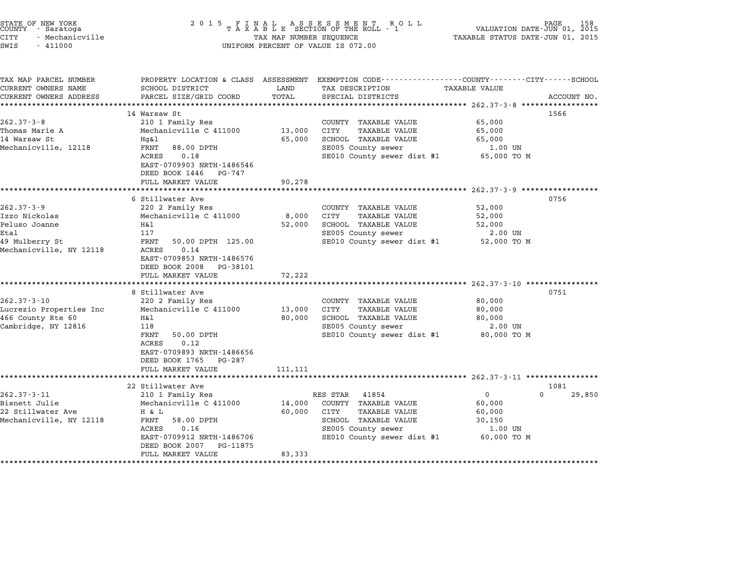STATE OF NEW YORK
COUNTY - Saratoga
CITY - Mechanicville
SWIS - 411000

2015 FINAL ASSESSMENT ROLL
TAXABLE SECTION OF THE ROLL - 1
TAX MAP NUMBER SEQUENCE
UNIFORM PERCENT OF VALUE IS 072.00

VALUATION DATE-JUN 01, 2015
TAXABLE STATUS DATE-JUN 01, 2015

| TAX MAP PARCEL NUMBER / CURRENT OWNERS NAME / CURRENT OWNERS ADDRESS | PROPERTY LOCATION & CLASS / SCHOOL DISTRICT / PARCEL SIZE/GRID COORD | ASSESSMENT LAND / TOTAL | EXEMPTION CODE / TAX DESCRIPTION / SPECIAL DISTRICTS | COUNTY / CITY / SCHOOL TAXABLE VALUE | ACCOUNT NO. |
|---|---|---|---|---|---|
| 262.37-3-8 | 14 Warsaw St | | | | 1566 |
| 262.37-3-8 | 210 1 Family Res | | COUNTY TAXABLE VALUE | 65,000 | |
| Thomas Marie A | Mechanicville C 411000 | 13,000 | CITY TAXABLE VALUE | 65,000 | |
| 14 Warsaw St | Hg&l | 65,000 | SCHOOL TAXABLE VALUE | 65,000 | |
| Mechanicville, 12118 | FRNT 88.00 DPTH | | SE005 County sewer | 1.00 UN | |
| | ACRES 0.18 | | SE010 County sewer dist #1 | 65,000 TO M | |
| | EAST-0709903 NRTH-1486546 | | | | |
| | DEED BOOK 1446 PG-747 | | | | |
| | FULL MARKET VALUE | 90,278 | | | |
| 262.37-3-9 | 6 Stillwater Ave | | | | 0756 |
| 262.37-3-9 | 220 2 Family Res | | COUNTY TAXABLE VALUE | 52,000 | |
| Izzo Nickolas | Mechanicville C 411000 | 8,000 | CITY TAXABLE VALUE | 52,000 | |
| Peluso Joanne | H&l | 52,000 | SCHOOL TAXABLE VALUE | 52,000 | |
| Etal | 117 | | SE005 County sewer | 2.00 UN | |
| 49 Mulberry St | FRNT 50.00 DPTH 125.00 | | SE010 County sewer dist #1 | 52,000 TO M | |
| Mechanicville, NY 12118 | ACRES 0.14 | | | | |
| | EAST-0709853 NRTH-1486576 | | | | |
| | DEED BOOK 2008 PG-38101 | | | | |
| | FULL MARKET VALUE | 72,222 | | | |
| 262.37-3-10 | 8 Stillwater Ave | | | | 0751 |
| 262.37-3-10 | 220 2 Family Res | | COUNTY TAXABLE VALUE | 80,000 | |
| Lucrezio Properties Inc | Mechanicville C 411000 | 13,000 | CITY TAXABLE VALUE | 80,000 | |
| 466 County Rte 60 | H&l | 80,000 | SCHOOL TAXABLE VALUE | 80,000 | |
| Cambridge, NY 12816 | 118 | | SE005 County sewer | 2.00 UN | |
| | FRNT 50.00 DPTH | | SE010 County sewer dist #1 | 80,000 TO M | |
| | ACRES 0.12 | | | | |
| | EAST-0709893 NRTH-1486656 | | | | |
| | DEED BOOK 1765 PG-287 | | | | |
| | FULL MARKET VALUE | 111,111 | | | |
| 262.37-3-11 | 22 Stillwater Ave | | | | 1081 |
| 262.37-3-11 | 210 1 Family Res | | RES STAR 41854 | 0 0 29,850 | |
| Bisnett Julie | Mechanicville C 411000 | 14,000 | COUNTY TAXABLE VALUE | 60,000 | |
| 22 Stillwater Ave | H & L | 60,000 | CITY TAXABLE VALUE | 60,000 | |
| Mechanicville, NY 12118 | FRNT 58.00 DPTH | | SCHOOL TAXABLE VALUE | 30,150 | |
| | ACRES 0.16 | | SE005 County sewer | 1.00 UN | |
| | EAST-0709912 NRTH-1486706 | | SE010 County sewer dist #1 | 60,000 TO M | |
| | DEED BOOK 2007 PG-11875 | | | | |
| | FULL MARKET VALUE | 83,333 | | | |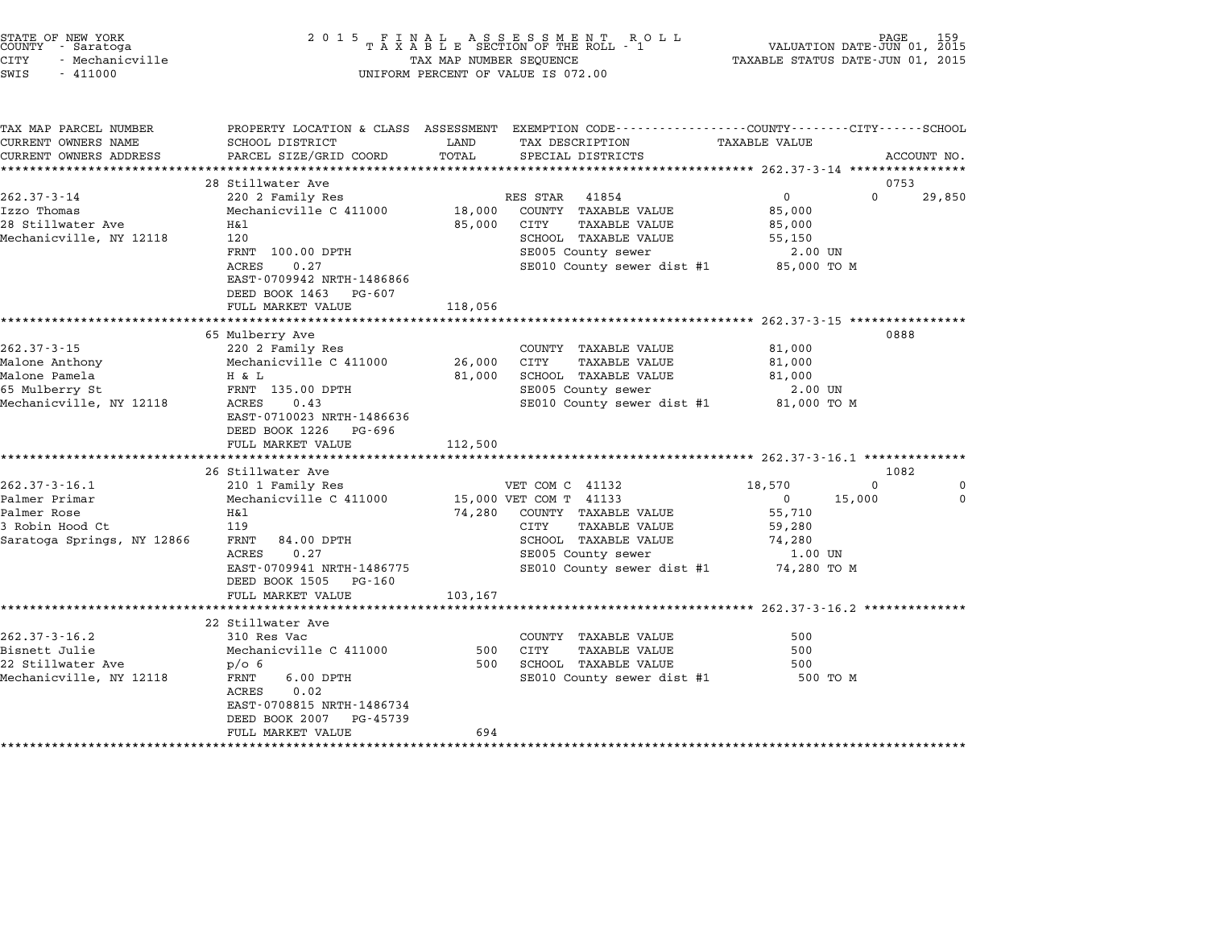STATE OF NEW YORK
COUNTY - Saratoga
CITY - Mechanicville
SWIS - 411000

2015 FINAL ASSESSMENT ROLL
TAXABLE SECTION OF THE ROLL - 1
TAX MAP NUMBER SEQUENCE
UNIFORM PERCENT OF VALUE IS 072.00

VALUATION DATE-JUN 01, 2015
TAXABLE STATUS DATE-JUN 01, 2015

| TAX MAP PARCEL NUMBER / CURRENT OWNERS NAME / CURRENT OWNERS ADDRESS | PROPERTY LOCATION & CLASS / SCHOOL DISTRICT / PARCEL SIZE/GRID COORD | ASSESSMENT LAND / TOTAL | EXEMPTION CODE / TAX DESCRIPTION / SPECIAL DISTRICTS | COUNTY TAXABLE VALUE | CITY | SCHOOL | ACCOUNT NO. |
|---|---|---|---|---|---|---|---|
| **262.37-3-14** | 28 Stillwater Ave | | | | | | 0753 |
| 262.37-3-14 | 220 2 Family Res | | RES STAR 41854 | 0 | 0 | 29,850 | |
| Izzo Thomas | Mechanicville C 411000 | 18,000 | COUNTY TAXABLE VALUE | 85,000 | | | |
| 28 Stillwater Ave | H&l | 85,000 | CITY TAXABLE VALUE | 85,000 | | | |
| Mechanicville, NY 12118 | 120 | | SCHOOL TAXABLE VALUE | 55,150 | | | |
| | FRNT 100.00 DPTH | | SE005 County sewer | 2.00 UN | | | |
| | ACRES 0.27 | | SE010 County sewer dist #1 | 85,000 TO M | | | |
| | EAST-0709942 NRTH-1486866 | | | | | | |
| | DEED BOOK 1463 PG-607 | | | | | | |
| | FULL MARKET VALUE | 118,056 | | | | | |
| **262.37-3-15** | 65 Mulberry Ave | | | | | | 0888 |
| 262.37-3-15 | 220 2 Family Res | | COUNTY TAXABLE VALUE | 81,000 | | | |
| Malone Anthony | Mechanicville C 411000 | 26,000 | CITY TAXABLE VALUE | 81,000 | | | |
| Malone Pamela | H & L | 81,000 | SCHOOL TAXABLE VALUE | 81,000 | | | |
| 65 Mulberry St | FRNT 135.00 DPTH | | SE005 County sewer | 2.00 UN | | | |
| Mechanicville, NY 12118 | ACRES 0.43 | | SE010 County sewer dist #1 | 81,000 TO M | | | |
| | EAST-0710023 NRTH-1486636 | | | | | | |
| | DEED BOOK 1226 PG-696 | | | | | | |
| | FULL MARKET VALUE | 112,500 | | | | | |
| **262.37-3-16.1** | 26 Stillwater Ave | | | | | | 1082 |
| 262.37-3-16.1 | 210 1 Family Res | | VET COM C 41132 | 18,570 | 0 | 0 | |
| Palmer Primar | Mechanicville C 411000 | 15,000 | VET COM T 41133 | 0 | 15,000 | 0 | |
| Palmer Rose | H&l | 74,280 | COUNTY TAXABLE VALUE | 55,710 | | | |
| 3 Robin Hood Ct | 119 | | CITY TAXABLE VALUE | 59,280 | | | |
| Saratoga Springs, NY 12866 | FRNT 84.00 DPTH | | SCHOOL TAXABLE VALUE | 74,280 | | | |
| | ACRES 0.27 | | SE005 County sewer | 1.00 UN | | | |
| | EAST-0709941 NRTH-1486775 | | SE010 County sewer dist #1 | 74,280 TO M | | | |
| | DEED BOOK 1505 PG-160 | | | | | | |
| | FULL MARKET VALUE | 103,167 | | | | | |
| **262.37-3-16.2** | 22 Stillwater Ave | | | | | | |
| 262.37-3-16.2 | 310 Res Vac | | COUNTY TAXABLE VALUE | 500 | | | |
| Bisnett Julie | Mechanicville C 411000 | 500 | CITY TAXABLE VALUE | 500 | | | |
| 22 Stillwater Ave | p/o 6 | 500 | SCHOOL TAXABLE VALUE | 500 | | | |
| Mechanicville, NY 12118 | FRNT 6.00 DPTH | | SE010 County sewer dist #1 | 500 TO M | | | |
| | ACRES 0.02 | | | | | | |
| | EAST-0708815 NRTH-1486734 | | | | | | |
| | DEED BOOK 2007 PG-45739 | | | | | | |
| | FULL MARKET VALUE | 694 | | | | | |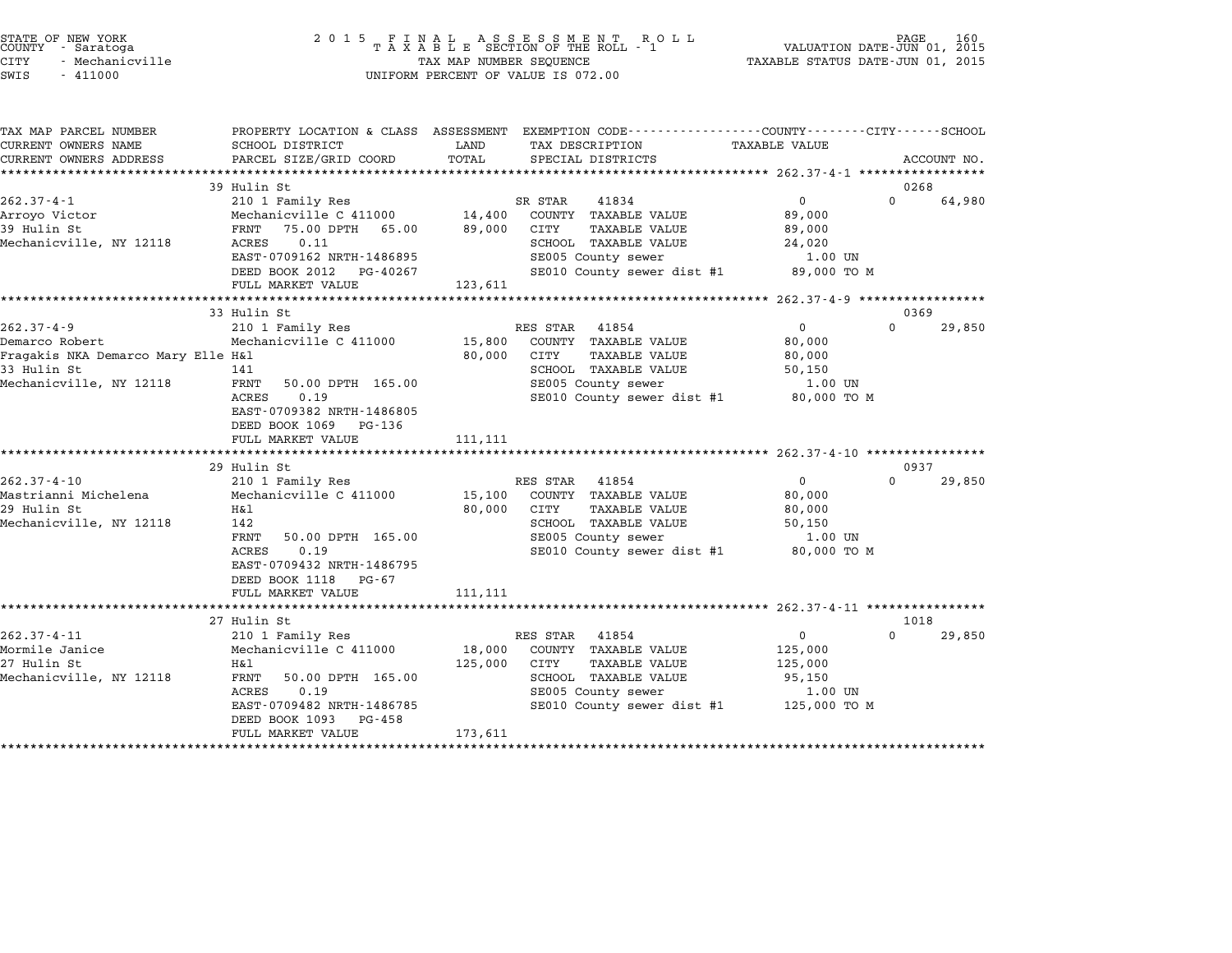STATE OF NEW YORK
COUNTY - Saratoga
CITY - Mechanicville
SWIS - 411000

2015 FINAL ASSESSMENT ROLL
TAXABLE SECTION OF THE ROLL - 1
TAX MAP NUMBER SEQUENCE
UNIFORM PERCENT OF VALUE IS 072.00

VALUATION DATE-JUN 01, 2015
TAXABLE STATUS DATE-JUN 01, 2015

| TAX MAP PARCEL NUMBER / CURRENT OWNERS NAME / CURRENT OWNERS ADDRESS | PROPERTY LOCATION & CLASS / SCHOOL DISTRICT / PARCEL SIZE/GRID COORD | ASSESSMENT LAND / TOTAL | EXEMPTION CODE / TAX DESCRIPTION / SPECIAL DISTRICTS | COUNTY / CITY / SCHOOL TAXABLE VALUE | ACCOUNT NO. |
|---|---|---|---|---|---|
| **262.37-4-1** | 39 Hulin St | | | | 0268 |
| 262.37-4-1 | 210 1 Family Res | | SR STAR 41834 | 0 / 0 / 64,980 | |
| Arroyo Victor | Mechanicville C 411000 | 14,400 | COUNTY TAXABLE VALUE | 89,000 | |
| 39 Hulin St | FRNT 75.00 DPTH 65.00 | 89,000 | CITY TAXABLE VALUE | 89,000 | |
| Mechanicville, NY 12118 | ACRES 0.11 | | SCHOOL TAXABLE VALUE | 24,020 | |
| | EAST-0709162 NRTH-1486895 | | SE005 County sewer | 1.00 UN | |
| | DEED BOOK 2012 PG-40267 | | SE010 County sewer dist #1 | 89,000 TO M | |
| | FULL MARKET VALUE | 123,611 | | | |
| **262.37-4-9** | 33 Hulin St | | | | 0369 |
| 262.37-4-9 | 210 1 Family Res | | RES STAR 41854 | 0 / 0 / 29,850 | |
| Demarco Robert | Mechanicville C 411000 | 15,800 | COUNTY TAXABLE VALUE | 80,000 | |
| Fragakis NKA Demarco Mary Elle | H&l | 80,000 | CITY TAXABLE VALUE | 80,000 | |
| 33 Hulin St | 141 | | SCHOOL TAXABLE VALUE | 50,150 | |
| Mechanicville, NY 12118 | FRNT 50.00 DPTH 165.00 | | SE005 County sewer | 1.00 UN | |
| | ACRES 0.19 | | SE010 County sewer dist #1 | 80,000 TO M | |
| | EAST-0709382 NRTH-1486805 | | | | |
| | DEED BOOK 1069 PG-136 | | | | |
| | FULL MARKET VALUE | 111,111 | | | |
| **262.37-4-10** | 29 Hulin St | | | | 0937 |
| 262.37-4-10 | 210 1 Family Res | | RES STAR 41854 | 0 / 0 / 29,850 | |
| Mastrianni Michelena | Mechanicville C 411000 | 15,100 | COUNTY TAXABLE VALUE | 80,000 | |
| 29 Hulin St | H&l | 80,000 | CITY TAXABLE VALUE | 80,000 | |
| Mechanicville, NY 12118 | 142 | | SCHOOL TAXABLE VALUE | 50,150 | |
| | FRNT 50.00 DPTH 165.00 | | SE005 County sewer | 1.00 UN | |
| | ACRES 0.19 | | SE010 County sewer dist #1 | 80,000 TO M | |
| | EAST-0709432 NRTH-1486795 | | | | |
| | DEED BOOK 1118 PG-67 | | | | |
| | FULL MARKET VALUE | 111,111 | | | |
| **262.37-4-11** | 27 Hulin St | | | | 1018 |
| 262.37-4-11 | 210 1 Family Res | | RES STAR 41854 | 0 / 0 / 29,850 | |
| Mormile Janice | Mechanicville C 411000 | 18,000 | COUNTY TAXABLE VALUE | 125,000 | |
| 27 Hulin St | H&l | 125,000 | CITY TAXABLE VALUE | 125,000 | |
| Mechanicville, NY 12118 | FRNT 50.00 DPTH 165.00 | | SCHOOL TAXABLE VALUE | 95,150 | |
| | ACRES 0.19 | | SE005 County sewer | 1.00 UN | |
| | EAST-0709482 NRTH-1486785 | | SE010 County sewer dist #1 | 125,000 TO M | |
| | DEED BOOK 1093 PG-458 | | | | |
| | FULL MARKET VALUE | 173,611 | | | |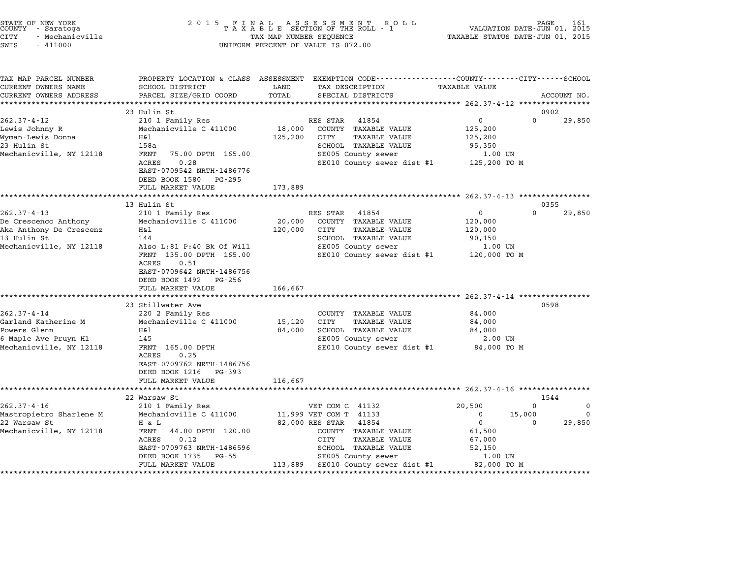STATE OF NEW YORK
COUNTY - Saratoga
CITY - Mechanicville
SWIS - 411000

2 0 1 5 F I N A L A S S E S S M E N T R O L L
T A X A B L E SECTION OF THE ROLL - 1
TAX MAP NUMBER SEQUENCE
UNIFORM PERCENT OF VALUE IS 072.00

VALUATION DATE-JUN 01, 2015
TAXABLE STATUS DATE-JUN 01, 2015

| TAX MAP PARCEL NUMBER / CURRENT OWNERS NAME / CURRENT OWNERS ADDRESS | PROPERTY LOCATION & CLASS / SCHOOL DISTRICT / PARCEL SIZE/GRID COORD | ASSESSMENT LAND / TOTAL | EXEMPTION CODE / TAX DESCRIPTION / SPECIAL DISTRICTS | COUNTY TAXABLE VALUE | CITY | SCHOOL / ACCOUNT NO. |
|---|---|---|---|---|---|---|
| 262.37-4-12 | 23 Hulin St | | | | | 0902 |
| Lewis Johnny R | 210 1 Family Res | | RES STAR 41854 | 0 | 0 | 29,850 |
| Wyman-Lewis Donna | Mechanicville C 411000 | 18,000 | COUNTY TAXABLE VALUE | 125,200 | | |
| 23 Hulin St | H&l | 125,200 | CITY TAXABLE VALUE | 125,200 | | |
| Mechanicville, NY 12118 | 158a | | SCHOOL TAXABLE VALUE | 95,350 | | |
| | FRNT 75.00 DPTH 165.00 | | SE005 County sewer | 1.00 UN | | |
| | ACRES 0.28 | | SE010 County sewer dist #1 | 125,200 TO M | | |
| | EAST-0709542 NRTH-1486776 | | | | | |
| | DEED BOOK 1580 PG-295 | | | | | |
| | FULL MARKET VALUE | 173,889 | | | | |
| 262.37-4-13 | 13 Hulin St | | | | | 0355 |
| De Crescenco Anthony | 210 1 Family Res | | RES STAR 41854 | 0 | 0 | 29,850 |
| Aka Anthony De Crescenz | Mechanicville C 411000 | 20,000 | COUNTY TAXABLE VALUE | 120,000 | | |
| 13 Hulin St | H&l | 120,000 | CITY TAXABLE VALUE | 120,000 | | |
| Mechanicville, NY 12118 | 144 | | SCHOOL TAXABLE VALUE | 90,150 | | |
| | Also L:81 P:40 Bk Of Will | | SE005 County sewer | 1.00 UN | | |
| | FRNT 135.00 DPTH 165.00 | | SE010 County sewer dist #1 | 120,000 TO M | | |
| | ACRES 0.51 | | | | | |
| | EAST-0709642 NRTH-1486756 | | | | | |
| | DEED BOOK 1492 PG-256 | | | | | |
| | FULL MARKET VALUE | 166,667 | | | | |
| 262.37-4-14 | 23 Stillwater Ave | | | | | 0598 |
| Garland Katherine M | 220 2 Family Res | | COUNTY TAXABLE VALUE | 84,000 | | |
| Powers Glenn | Mechanicville C 411000 | 15,120 | CITY TAXABLE VALUE | 84,000 | | |
| 6 Maple Ave Pruyn Hl | H&l | 84,000 | SCHOOL TAXABLE VALUE | 84,000 | | |
| Mechanicville, NY 12118 | 145 | | SE005 County sewer | 2.00 UN | | |
| | FRNT 165.00 DPTH | | SE010 County sewer dist #1 | 84,000 TO M | | |
| | ACRES 0.25 | | | | | |
| | EAST-0709762 NRTH-1486756 | | | | | |
| | DEED BOOK 1216 PG-393 | | | | | |
| | FULL MARKET VALUE | 116,667 | | | | |
| 262.37-4-16 | 22 Warsaw St | | | | | 1544 |
| Mastropietro Sharlene M | 210 1 Family Res | | VET COM C 41132 | 20,500 | 0 | 0 |
| 22 Warsaw St | Mechanicville C 411000 | 11,999 | VET COM T 41133 | 0 | 15,000 | 0 |
| Mechanicville, NY 12118 | H & L | 82,000 | RES STAR 41854 | 0 | 0 | 29,850 |
| | FRNT 44.00 DPTH 120.00 | | COUNTY TAXABLE VALUE | 61,500 | | |
| | ACRES 0.12 | | CITY TAXABLE VALUE | 67,000 | | |
| | EAST-0709763 NRTH-1486596 | | SCHOOL TAXABLE VALUE | 52,150 | | |
| | DEED BOOK 1735 PG-55 | | SE005 County sewer | 1.00 UN | | |
| | FULL MARKET VALUE | 113,889 | SE010 County sewer dist #1 | 82,000 TO M | | |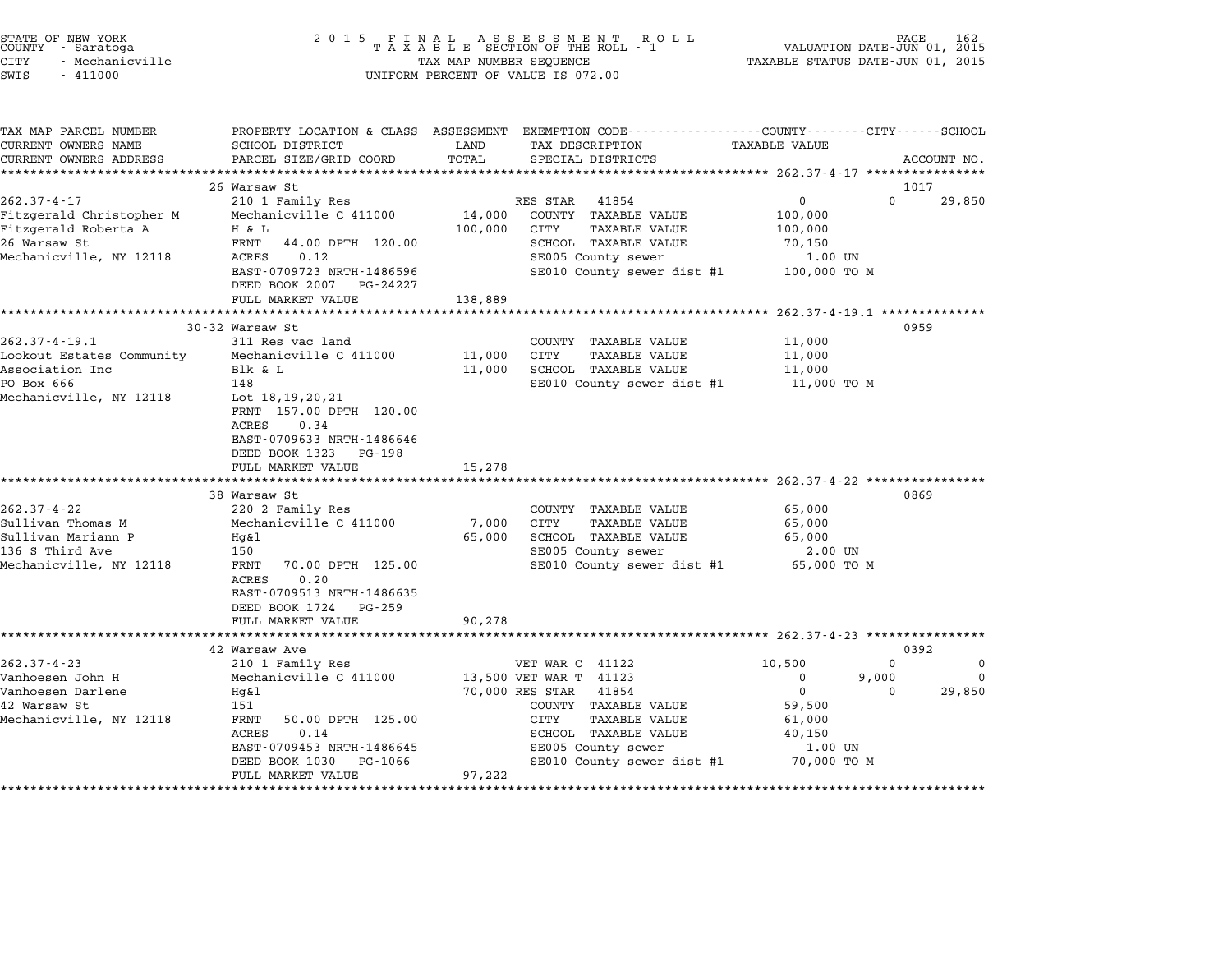STATE OF NEW YORK
COUNTY - Saratoga
CITY - Mechanicville
SWIS - 411000

2015 FINAL ASSESSMENT ROLL
TAXABLE SECTION OF THE ROLL - 1
TAX MAP NUMBER SEQUENCE
UNIFORM PERCENT OF VALUE IS 072.00

VALUATION DATE-JUN 01, 2015
TAXABLE STATUS DATE-JUN 01, 2015

| TAX MAP PARCEL NUMBER / CURRENT OWNERS NAME / CURRENT OWNERS ADDRESS | PROPERTY LOCATION & CLASS / SCHOOL DISTRICT / PARCEL SIZE/GRID COORD | ASSESSMENT LAND / TOTAL | EXEMPTION CODE / TAX DESCRIPTION / SPECIAL DISTRICTS | COUNTY TAXABLE VALUE | CITY | SCHOOL | ACCOUNT NO. |
|---|---|---|---|---|---|---|---|
| **262.37-4-17** | 26 Warsaw St | | | | | | 1017 |
| 262.37-4-17 | 210 1 Family Res | | RES STAR 41854 | 0 | 0 | 29,850 | |
| Fitzgerald Christopher M | Mechanicville C 411000 | 14,000 | COUNTY TAXABLE VALUE | 100,000 | | | |
| Fitzgerald Roberta A | H & L | 100,000 | CITY TAXABLE VALUE | 100,000 | | | |
| 26 Warsaw St | FRNT 44.00 DPTH 120.00 | | SCHOOL TAXABLE VALUE | 70,150 | | | |
| Mechanicville, NY 12118 | ACRES 0.12 | | SE005 County sewer | 1.00 UN | | | |
| | EAST-0709723 NRTH-1486596 | | SE010 County sewer dist #1 | 100,000 TO M | | | |
| | DEED BOOK 2007 PG-24227 | | | | | | |
| | FULL MARKET VALUE | 138,889 | | | | | |
| **262.37-4-19.1** | 30-32 Warsaw St | | | | | | 0959 |
| 262.37-4-19.1 | 311 Res vac land | | COUNTY TAXABLE VALUE | 11,000 | | | |
| Lookout Estates Community | Mechanicville C 411000 | 11,000 | CITY TAXABLE VALUE | 11,000 | | | |
| Association Inc | Blk & L | 11,000 | SCHOOL TAXABLE VALUE | 11,000 | | | |
| PO Box 666 | 148 | | SE010 County sewer dist #1 | 11,000 TO M | | | |
| Mechanicville, NY 12118 | Lot 18,19,20,21 | | | | | | |
| | FRNT 157.00 DPTH 120.00 | | | | | | |
| | ACRES 0.34 | | | | | | |
| | EAST-0709633 NRTH-1486646 | | | | | | |
| | DEED BOOK 1323 PG-198 | | | | | | |
| | FULL MARKET VALUE | 15,278 | | | | | |
| **262.37-4-22** | 38 Warsaw St | | | | | | 0869 |
| 262.37-4-22 | 220 2 Family Res | | COUNTY TAXABLE VALUE | 65,000 | | | |
| Sullivan Thomas M | Mechanicville C 411000 | 7,000 | CITY TAXABLE VALUE | 65,000 | | | |
| Sullivan Mariann P | Hg&l | 65,000 | SCHOOL TAXABLE VALUE | 65,000 | | | |
| 136 S Third Ave | 150 | | SE005 County sewer | 2.00 UN | | | |
| Mechanicville, NY 12118 | FRNT 70.00 DPTH 125.00 | | SE010 County sewer dist #1 | 65,000 TO M | | | |
| | ACRES 0.20 | | | | | | |
| | EAST-0709513 NRTH-1486635 | | | | | | |
| | DEED BOOK 1724 PG-259 | | | | | | |
| | FULL MARKET VALUE | 90,278 | | | | | |
| **262.37-4-23** | 42 Warsaw Ave | | | | | | 0392 |
| 262.37-4-23 | 210 1 Family Res | | VET WAR C 41122 | 10,500 | 0 | 0 | |
| Vanhoesen John H | Mechanicville C 411000 | 13,500 | VET WAR T 41123 | 0 | 9,000 | 0 | |
| Vanhoesen Darlene | Hg&l | 70,000 | RES STAR 41854 | 0 | 0 | 29,850 | |
| 42 Warsaw St | 151 | | COUNTY TAXABLE VALUE | 59,500 | | | |
| Mechanicville, NY 12118 | FRNT 50.00 DPTH 125.00 | | CITY TAXABLE VALUE | 61,000 | | | |
| | ACRES 0.14 | | SCHOOL TAXABLE VALUE | 40,150 | | | |
| | EAST-0709453 NRTH-1486645 | | SE005 County sewer | 1.00 UN | | | |
| | DEED BOOK 1030 PG-1066 | | SE010 County sewer dist #1 | 70,000 TO M | | | |
| | FULL MARKET VALUE | 97,222 | | | | | |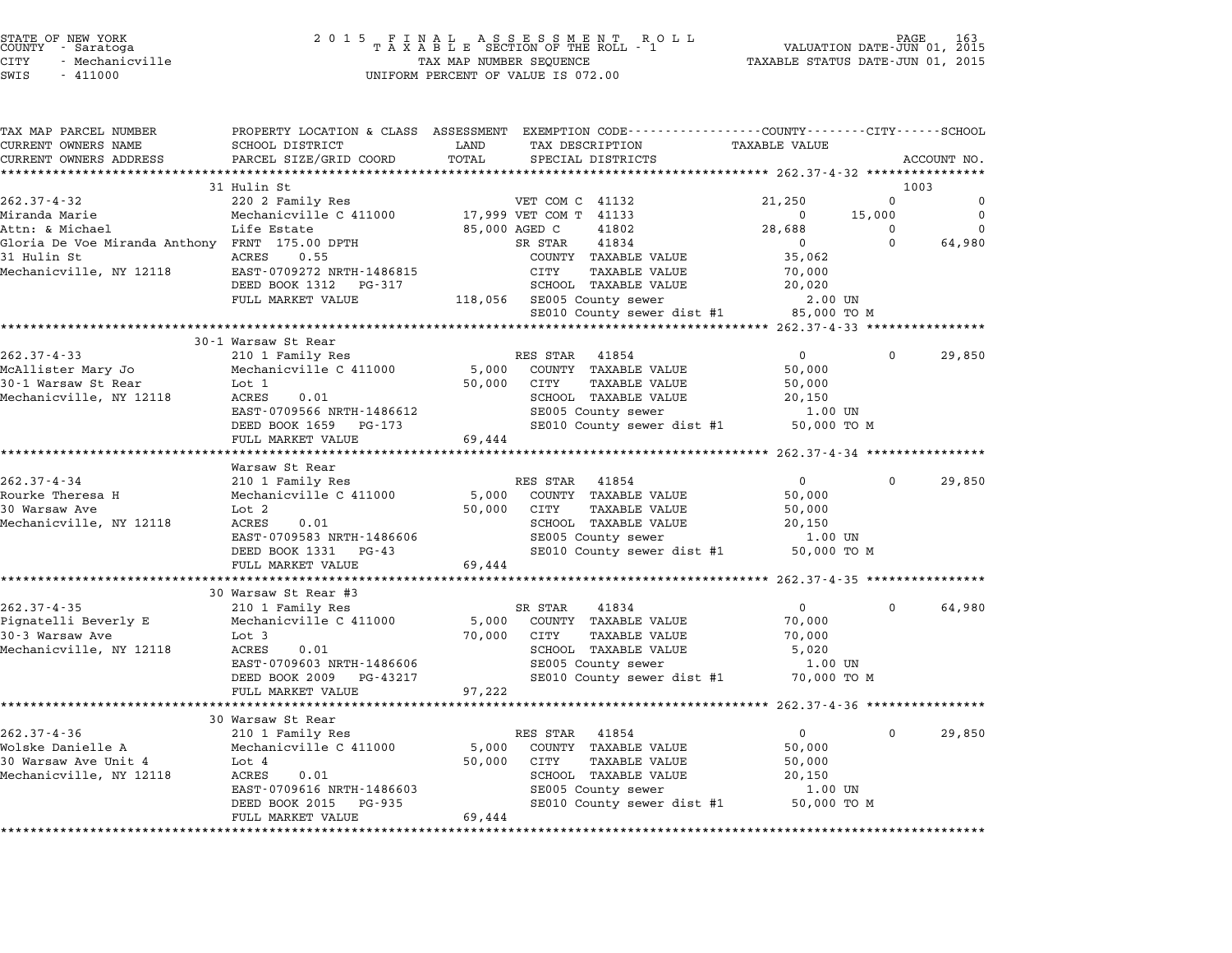STATE OF NEW YORK
COUNTY - Saratoga
CITY - Mechanicville
SWIS - 411000

2 0 1 5 F I N A L A S S E S S M E N T R O L L
T A X A B L E SECTION OF THE ROLL - 1
TAX MAP NUMBER SEQUENCE
UNIFORM PERCENT OF VALUE IS 072.00

VALUATION DATE-JUN 01, 2015
TAXABLE STATUS DATE-JUN 01, 2015

| TAX MAP PARCEL NUMBER / CURRENT OWNERS NAME / CURRENT OWNERS ADDRESS | PROPERTY LOCATION & CLASS / SCHOOL DISTRICT / PARCEL SIZE/GRID COORD | ASSESSMENT LAND / TOTAL | EXEMPTION CODE / TAX DESCRIPTION / SPECIAL DISTRICTS | COUNTY TAXABLE VALUE | CITY | SCHOOL | ACCOUNT NO. |
|---|---|---|---|---|---|---|---|
| **262.37-4-32** | 31 Hulin St | | | | | | 1003 |
| 262.37-4-32 | 220 2 Family Res | | VET COM C 41132 | 21,250 | 0 | 0 | |
| Miranda Marie | Mechanicville C 411000 | 17,999 | VET COM T 41133 | 0 | 15,000 | 0 | |
| Attn: & Michael | Life Estate | 85,000 | AGED C 41802 | 28,688 | 0 | 0 | |
| Gloria De Voe Miranda Anthony | FRNT 175.00 DPTH | | SR STAR 41834 | 0 | 0 | 64,980 | |
| 31 Hulin St | ACRES 0.55 | | COUNTY TAXABLE VALUE | 35,062 | | | |
| Mechanicville, NY 12118 | EAST-0709272 NRTH-1486815 | | CITY TAXABLE VALUE | 70,000 | | | |
| | DEED BOOK 1312 PG-317 | | SCHOOL TAXABLE VALUE | 20,020 | | | |
| | FULL MARKET VALUE | 118,056 | SE005 County sewer | 2.00 UN | | | |
| | | | SE010 County sewer dist #1 | 85,000 TO M | | | |
| **262.37-4-33** | 30-1 Warsaw St Rear | | | | | | |
| 262.37-4-33 | 210 1 Family Res | | RES STAR 41854 | 0 | 0 | 29,850 | |
| McAllister Mary Jo | Mechanicville C 411000 | 5,000 | COUNTY TAXABLE VALUE | 50,000 | | | |
| 30-1 Warsaw St Rear | Lot 1 | 50,000 | CITY TAXABLE VALUE | 50,000 | | | |
| Mechanicville, NY 12118 | ACRES 0.01 | | SCHOOL TAXABLE VALUE | 20,150 | | | |
| | EAST-0709566 NRTH-1486612 | | SE005 County sewer | 1.00 UN | | | |
| | DEED BOOK 1659 PG-173 | | SE010 County sewer dist #1 | 50,000 TO M | | | |
| | FULL MARKET VALUE | 69,444 | | | | | |
| **262.37-4-34** | Warsaw St Rear | | | | | | |
| 262.37-4-34 | 210 1 Family Res | | RES STAR 41854 | 0 | 0 | 29,850 | |
| Rourke Theresa H | Mechanicville C 411000 | 5,000 | COUNTY TAXABLE VALUE | 50,000 | | | |
| 30 Warsaw Ave | Lot 2 | 50,000 | CITY TAXABLE VALUE | 50,000 | | | |
| Mechanicville, NY 12118 | ACRES 0.01 | | SCHOOL TAXABLE VALUE | 20,150 | | | |
| | EAST-0709583 NRTH-1486606 | | SE005 County sewer | 1.00 UN | | | |
| | DEED BOOK 1331 PG-43 | | SE010 County sewer dist #1 | 50,000 TO M | | | |
| | FULL MARKET VALUE | 69,444 | | | | | |
| **262.37-4-35** | 30 Warsaw St Rear #3 | | | | | | |
| 262.37-4-35 | 210 1 Family Res | | SR STAR 41834 | 0 | 0 | 64,980 | |
| Pignatelli Beverly E | Mechanicville C 411000 | 5,000 | COUNTY TAXABLE VALUE | 70,000 | | | |
| 30-3 Warsaw Ave | Lot 3 | 70,000 | CITY TAXABLE VALUE | 70,000 | | | |
| Mechanicville, NY 12118 | ACRES 0.01 | | SCHOOL TAXABLE VALUE | 5,020 | | | |
| | EAST-0709603 NRTH-1486606 | | SE005 County sewer | 1.00 UN | | | |
| | DEED BOOK 2009 PG-43217 | | SE010 County sewer dist #1 | 70,000 TO M | | | |
| | FULL MARKET VALUE | 97,222 | | | | | |
| **262.37-4-36** | 30 Warsaw St Rear | | | | | | |
| 262.37-4-36 | 210 1 Family Res | | RES STAR 41854 | 0 | 0 | 29,850 | |
| Wolske Danielle A | Mechanicville C 411000 | 5,000 | COUNTY TAXABLE VALUE | 50,000 | | | |
| 30 Warsaw Ave Unit 4 | Lot 4 | 50,000 | CITY TAXABLE VALUE | 50,000 | | | |
| Mechanicville, NY 12118 | ACRES 0.01 | | SCHOOL TAXABLE VALUE | 20,150 | | | |
| | EAST-0709616 NRTH-1486603 | | SE005 County sewer | 1.00 UN | | | |
| | DEED BOOK 2015 PG-935 | | SE010 County sewer dist #1 | 50,000 TO M | | | |
| | FULL MARKET VALUE | 69,444 | | | | | |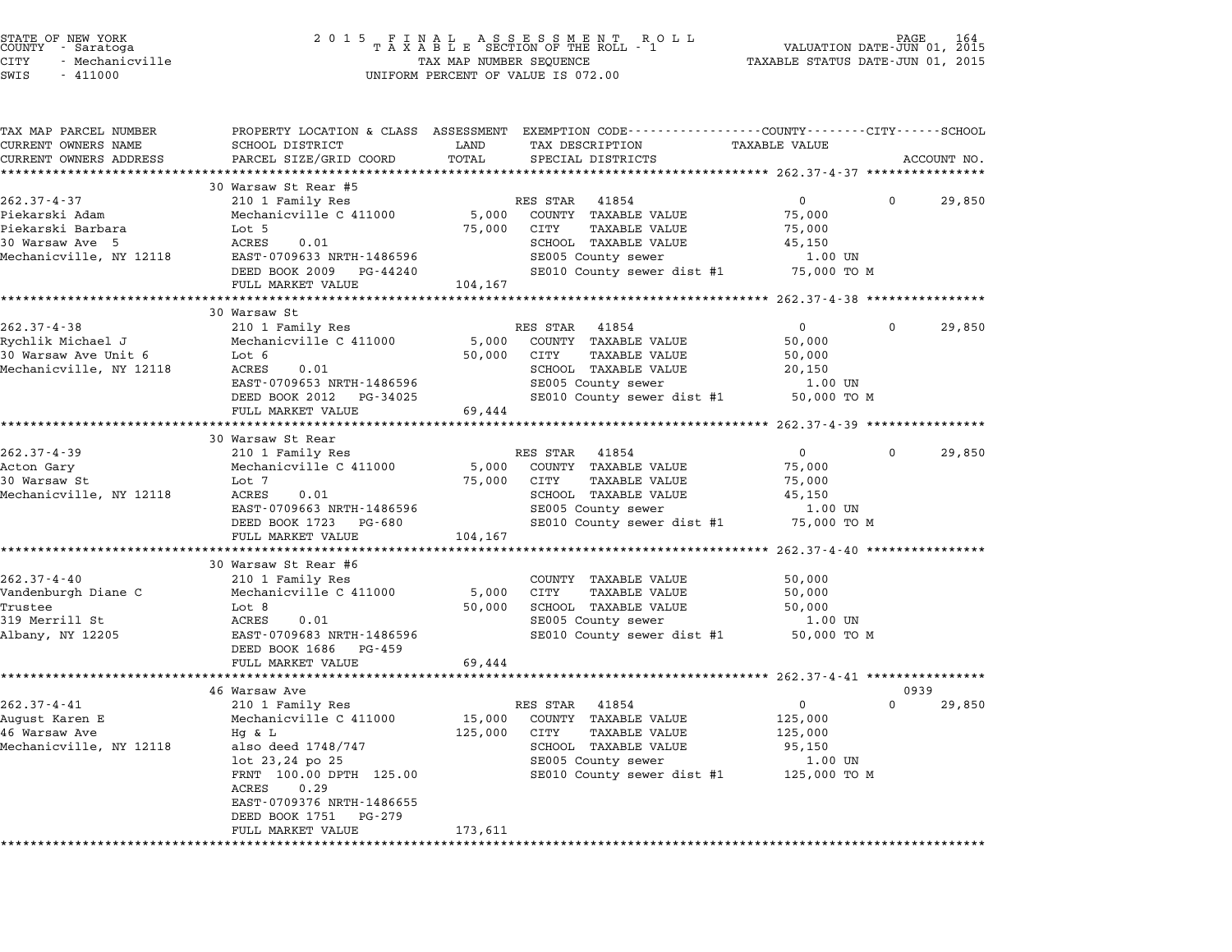STATE OF NEW YORK
COUNTY - Saratoga
CITY - Mechanicville
SWIS - 411000

2 0 1 5 F I N A L A S S E S S M E N T R O L L
T A X A B L E SECTION OF THE ROLL - 1
TAX MAP NUMBER SEQUENCE
UNIFORM PERCENT OF VALUE IS 072.00

VALUATION DATE-JUN 01, 2015
TAXABLE STATUS DATE-JUN 01, 2015

| TAX MAP PARCEL NUMBER / CURRENT OWNERS NAME / CURRENT OWNERS ADDRESS | PROPERTY LOCATION & CLASS / SCHOOL DISTRICT / PARCEL SIZE/GRID COORD | ASSESSMENT LAND / TOTAL | EXEMPTION CODE / TAX DESCRIPTION / SPECIAL DISTRICTS | COUNTY TAXABLE VALUE | CITY | SCHOOL / ACCOUNT NO. |
|---|---|---|---|---|---|---|
| **262.37-4-37** | 30 Warsaw St Rear #5 | | | | | |
| 262.37-4-37 | 210 1 Family Res | | RES STAR 41854 | 0 | 0 | 29,850 |
| Piekarski Adam | Mechanicville C 411000 | 5,000 | COUNTY TAXABLE VALUE | 75,000 | | |
| Piekarski Barbara | Lot 5 | 75,000 | CITY TAXABLE VALUE | 75,000 | | |
| 30 Warsaw Ave 5 | ACRES 0.01 | | SCHOOL TAXABLE VALUE | 45,150 | | |
| Mechanicville, NY 12118 | EAST-0709633 NRTH-1486596 | | SE005 County sewer | 1.00 UN | | |
| | DEED BOOK 2009 PG-44240 | | SE010 County sewer dist #1 | 75,000 TO M | | |
| | FULL MARKET VALUE | 104,167 | | | | |
| **262.37-4-38** | 30 Warsaw St | | | | | |
| 262.37-4-38 | 210 1 Family Res | | RES STAR 41854 | 0 | 0 | 29,850 |
| Rychlik Michael J | Mechanicville C 411000 | 5,000 | COUNTY TAXABLE VALUE | 50,000 | | |
| 30 Warsaw Ave Unit 6 | Lot 6 | 50,000 | CITY TAXABLE VALUE | 50,000 | | |
| Mechanicville, NY 12118 | ACRES 0.01 | | SCHOOL TAXABLE VALUE | 20,150 | | |
| | EAST-0709653 NRTH-1486596 | | SE005 County sewer | 1.00 UN | | |
| | DEED BOOK 2012 PG-34025 | | SE010 County sewer dist #1 | 50,000 TO M | | |
| | FULL MARKET VALUE | 69,444 | | | | |
| **262.37-4-39** | 30 Warsaw St Rear | | | | | |
| 262.37-4-39 | 210 1 Family Res | | RES STAR 41854 | 0 | 0 | 29,850 |
| Acton Gary | Mechanicville C 411000 | 5,000 | COUNTY TAXABLE VALUE | 75,000 | | |
| 30 Warsaw St | Lot 7 | 75,000 | CITY TAXABLE VALUE | 75,000 | | |
| Mechanicville, NY 12118 | ACRES 0.01 | | SCHOOL TAXABLE VALUE | 45,150 | | |
| | EAST-0709663 NRTH-1486596 | | SE005 County sewer | 1.00 UN | | |
| | DEED BOOK 1723 PG-680 | | SE010 County sewer dist #1 | 75,000 TO M | | |
| | FULL MARKET VALUE | 104,167 | | | | |
| **262.37-4-40** | 30 Warsaw St Rear #6 | | | | | |
| 262.37-4-40 | 210 1 Family Res | | COUNTY TAXABLE VALUE | 50,000 | | |
| Vandenburgh Diane C | Mechanicville C 411000 | 5,000 | CITY TAXABLE VALUE | 50,000 | | |
| Trustee | Lot 8 | 50,000 | SCHOOL TAXABLE VALUE | 50,000 | | |
| 319 Merrill St | ACRES 0.01 | | SE005 County sewer | 1.00 UN | | |
| Albany, NY 12205 | EAST-0709683 NRTH-1486596 | | SE010 County sewer dist #1 | 50,000 TO M | | |
| | DEED BOOK 1686 PG-459 | | | | | |
| | FULL MARKET VALUE | 69,444 | | | | |
| **262.37-4-41** | 46 Warsaw Ave | | | | | 0939 |
| 262.37-4-41 | 210 1 Family Res | | RES STAR 41854 | 0 | 0 | 29,850 |
| August Karen E | Mechanicville C 411000 | 15,000 | COUNTY TAXABLE VALUE | 125,000 | | |
| 46 Warsaw Ave | Hg & L | 125,000 | CITY TAXABLE VALUE | 125,000 | | |
| Mechanicville, NY 12118 | also deed 1748/747 | | SCHOOL TAXABLE VALUE | 95,150 | | |
| | lot 23,24 po 25 | | SE005 County sewer | 1.00 UN | | |
| | FRNT 100.00 DPTH 125.00 | | SE010 County sewer dist #1 | 125,000 TO M | | |
| | ACRES 0.29 | | | | | |
| | EAST-0709376 NRTH-1486655 | | | | | |
| | DEED BOOK 1751 PG-279 | | | | | |
| | FULL MARKET VALUE | 173,611 | | | | |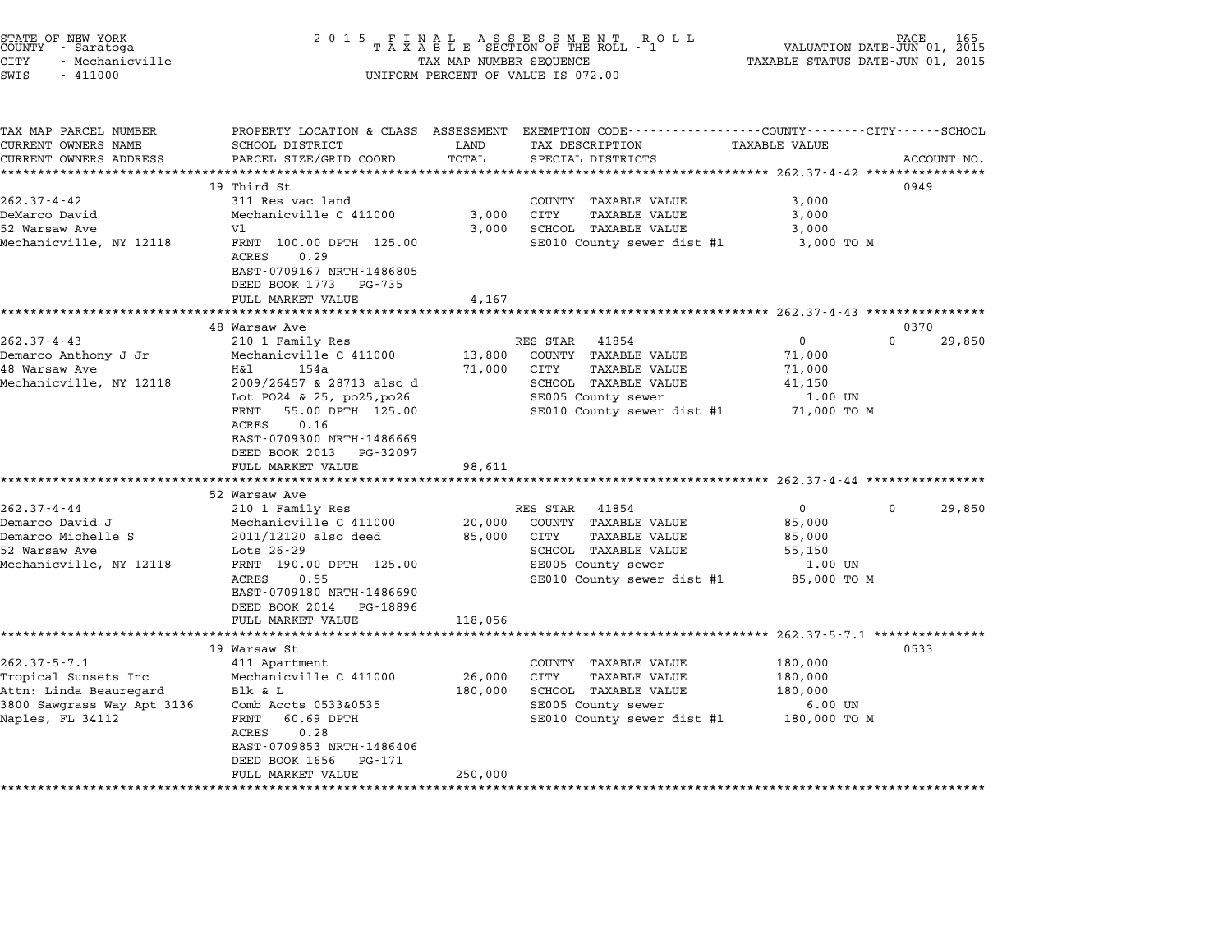STATE OF NEW YORK
COUNTY - Saratoga
CITY - Mechanicville
SWIS - 411000

# 2015 FINAL ASSESSMENT ROLL
TAXABLE SECTION OF THE ROLL - 1
TAX MAP NUMBER SEQUENCE
UNIFORM PERCENT OF VALUE IS 072.00

VALUATION DATE-JUN 01, 2015
TAXABLE STATUS DATE-JUN 01, 2015

| TAX MAP PARCEL NUMBER / CURRENT OWNERS NAME / CURRENT OWNERS ADDRESS | PROPERTY LOCATION & CLASS / SCHOOL DISTRICT / PARCEL SIZE/GRID COORD | ASSESSMENT LAND / TOTAL | EXEMPTION CODE / TAX DESCRIPTION / SPECIAL DISTRICTS | COUNTY / CITY TAXABLE VALUE | SCHOOL | ACCOUNT NO. |
|---|---|---|---|---|---|---|
| **262.37-4-42** | 19 Third St | | | | | 0949 |
| 262.37-4-42 | 311 Res vac land | | COUNTY TAXABLE VALUE | 3,000 | | |
| DeMarco David | Mechanicville C 411000 | 3,000 | CITY TAXABLE VALUE | 3,000 | | |
| 52 Warsaw Ave | Vl | 3,000 | SCHOOL TAXABLE VALUE | 3,000 | | |
| Mechanicville, NY 12118 | FRNT 100.00 DPTH 125.00 | | SE010 County sewer dist #1 | 3,000 TO M | | |
| | ACRES 0.29 | | | | | |
| | EAST-0709167 NRTH-1486805 | | | | | |
| | DEED BOOK 1773 PG-735 | | | | | |
| | FULL MARKET VALUE | 4,167 | | | | |
| **262.37-4-43** | 48 Warsaw Ave | | | | | 0370 |
| 262.37-4-43 | 210 1 Family Res | | RES STAR 41854 | 0 | 0 29,850 | |
| Demarco Anthony J Jr | Mechanicville C 411000 | 13,800 | COUNTY TAXABLE VALUE | 71,000 | | |
| 48 Warsaw Ave | H&l 154a | 71,000 | CITY TAXABLE VALUE | 71,000 | | |
| Mechanicville, NY 12118 | 2009/26457 & 28713 also d | | SCHOOL TAXABLE VALUE | 41,150 | | |
| | Lot PO24 & 25, po25,po26 | | SE005 County sewer | 1.00 UN | | |
| | FRNT 55.00 DPTH 125.00 | | SE010 County sewer dist #1 | 71,000 TO M | | |
| | ACRES 0.16 | | | | | |
| | EAST-0709300 NRTH-1486669 | | | | | |
| | DEED BOOK 2013 PG-32097 | | | | | |
| | FULL MARKET VALUE | 98,611 | | | | |
| **262.37-4-44** | 52 Warsaw Ave | | | | | |
| 262.37-4-44 | 210 1 Family Res | | RES STAR 41854 | 0 | 0 29,850 | |
| Demarco David J | Mechanicville C 411000 | 20,000 | COUNTY TAXABLE VALUE | 85,000 | | |
| Demarco Michelle S | 2011/12120 also deed | 85,000 | CITY TAXABLE VALUE | 85,000 | | |
| 52 Warsaw Ave | Lots 26-29 | | SCHOOL TAXABLE VALUE | 55,150 | | |
| Mechanicville, NY 12118 | FRNT 190.00 DPTH 125.00 | | SE005 County sewer | 1.00 UN | | |
| | ACRES 0.55 | | SE010 County sewer dist #1 | 85,000 TO M | | |
| | EAST-0709180 NRTH-1486690 | | | | | |
| | DEED BOOK 2014 PG-18896 | | | | | |
| | FULL MARKET VALUE | 118,056 | | | | |
| **262.37-5-7.1** | 19 Warsaw St | | | | | 0533 |
| 262.37-5-7.1 | 411 Apartment | | COUNTY TAXABLE VALUE | 180,000 | | |
| Tropical Sunsets Inc | Mechanicville C 411000 | 26,000 | CITY TAXABLE VALUE | 180,000 | | |
| Attn: Linda Beauregard | Blk & L | 180,000 | SCHOOL TAXABLE VALUE | 180,000 | | |
| 3800 Sawgrass Way Apt 3136 | Comb Accts 0533&0535 | | SE005 County sewer | 6.00 UN | | |
| Naples, FL 34112 | FRNT 60.69 DPTH | | SE010 County sewer dist #1 | 180,000 TO M | | |
| | ACRES 0.28 | | | | | |
| | EAST-0709853 NRTH-1486406 | | | | | |
| | DEED BOOK 1656 PG-171 | | | | | |
| | FULL MARKET VALUE | 250,000 | | | | |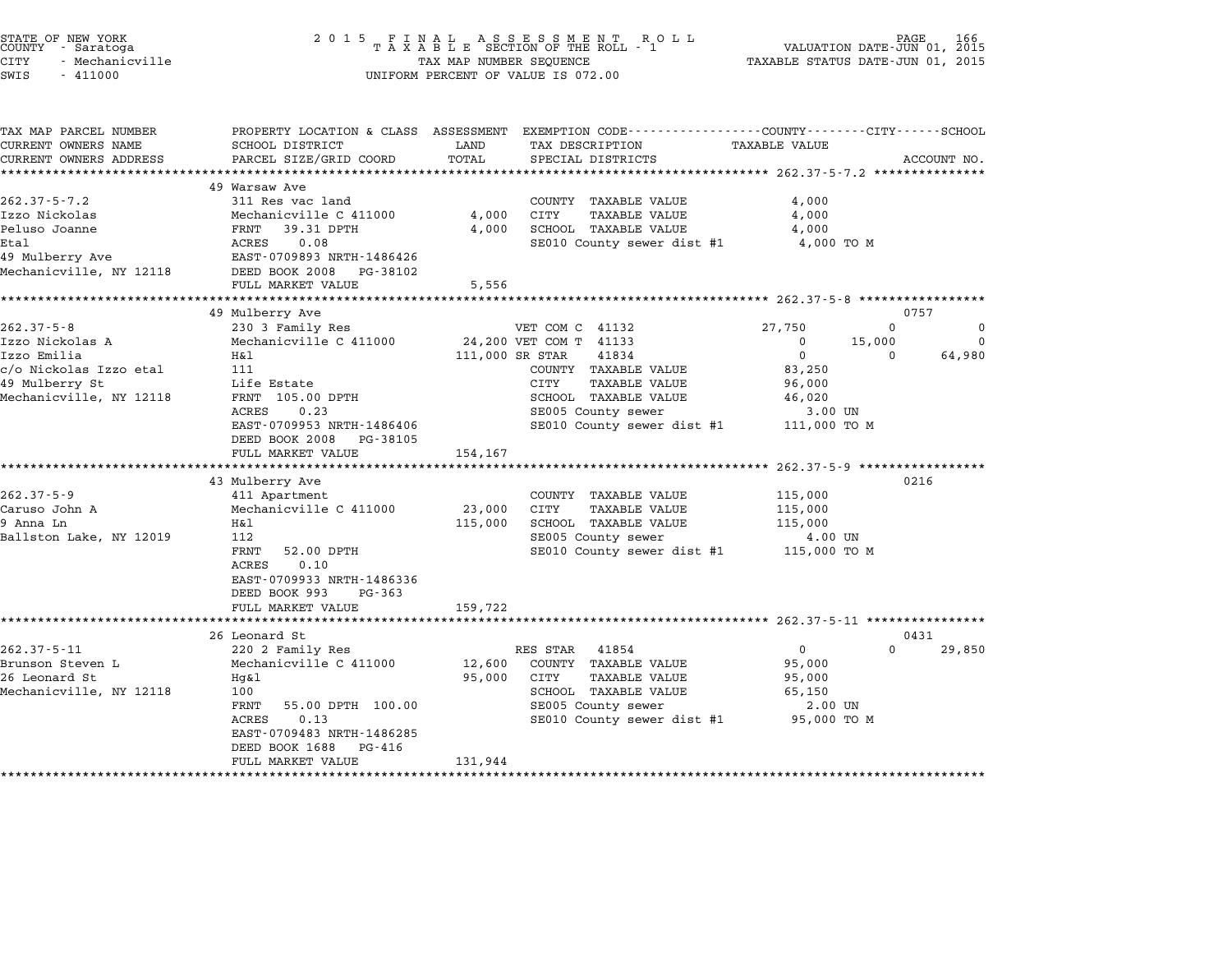STATE OF NEW YORK
COUNTY - Saratoga
CITY - Mechanicville
SWIS - 411000

2015 FINAL ASSESSMENT ROLL
TAXABLE SECTION OF THE ROLL - 1
TAX MAP NUMBER SEQUENCE
UNIFORM PERCENT OF VALUE IS 072.00

VALUATION DATE-JUN 01, 2015
TAXABLE STATUS DATE-JUN 01, 2015

| TAX MAP PARCEL NUMBER / CURRENT OWNERS NAME / CURRENT OWNERS ADDRESS | PROPERTY LOCATION & CLASS / SCHOOL DISTRICT / PARCEL SIZE/GRID COORD | ASSESSMENT LAND / TOTAL | EXEMPTION CODE / TAX DESCRIPTION / SPECIAL DISTRICTS | COUNTY | CITY | SCHOOL | ACCOUNT NO. |
|---|---|---|---|---|---|---|---|
| | 49 Warsaw Ave | | | | | | |
| 262.37-5-7.2 | 311 Res vac land | | COUNTY TAXABLE VALUE | 4,000 | | | |
| Izzo Nickolas | Mechanicville C 411000 | 4,000 | CITY TAXABLE VALUE | 4,000 | | | |
| Peluso Joanne | FRNT 39.31 DPTH | 4,000 | SCHOOL TAXABLE VALUE | 4,000 | | | |
| Etal | ACRES 0.08 | | SE010 County sewer dist #1 | 4,000 TO M | | | |
| 49 Mulberry Ave | EAST-0709893 NRTH-1486426 | | | | | | |
| Mechanicville, NY 12118 | DEED BOOK 2008 PG-38102 | | | | | | |
| | FULL MARKET VALUE | 5,556 | | | | | |
| | 49 Mulberry Ave | | | | | | 0757 |
| 262.37-5-8 | 230 3 Family Res | | VET COM C 41132 | 27,750 | 0 | 0 | |
| Izzo Nickolas A | Mechanicville C 411000 | 24,200 | VET COM T 41133 | 0 | 15,000 | 0 | |
| Izzo Emilia | H&l | 111,000 | SR STAR 41834 | 0 | 0 | 64,980 | |
| c/o Nickolas Izzo etal | 111 | | COUNTY TAXABLE VALUE | 83,250 | | | |
| 49 Mulberry St | Life Estate | | CITY TAXABLE VALUE | 96,000 | | | |
| Mechanicville, NY 12118 | FRNT 105.00 DPTH | | SCHOOL TAXABLE VALUE | 46,020 | | | |
| | ACRES 0.23 | | SE005 County sewer | 3.00 UN | | | |
| | EAST-0709953 NRTH-1486406 | | SE010 County sewer dist #1 | 111,000 TO M | | | |
| | DEED BOOK 2008 PG-38105 | | | | | | |
| | FULL MARKET VALUE | 154,167 | | | | | |
| | 43 Mulberry Ave | | | | | | 0216 |
| 262.37-5-9 | 411 Apartment | | COUNTY TAXABLE VALUE | 115,000 | | | |
| Caruso John A | Mechanicville C 411000 | 23,000 | CITY TAXABLE VALUE | 115,000 | | | |
| 9 Anna Ln | H&l | 115,000 | SCHOOL TAXABLE VALUE | 115,000 | | | |
| Ballston Lake, NY 12019 | 112 | | SE005 County sewer | 4.00 UN | | | |
| | FRNT 52.00 DPTH | | SE010 County sewer dist #1 | 115,000 TO M | | | |
| | ACRES 0.10 | | | | | | |
| | EAST-0709933 NRTH-1486336 | | | | | | |
| | DEED BOOK 993 PG-363 | | | | | | |
| | FULL MARKET VALUE | 159,722 | | | | | |
| | 26 Leonard St | | | | | | 0431 |
| 262.37-5-11 | 220 2 Family Res | | RES STAR 41854 | 0 | 0 | 29,850 | |
| Brunson Steven L | Mechanicville C 411000 | 12,600 | COUNTY TAXABLE VALUE | 95,000 | | | |
| 26 Leonard St | Hg&l | 95,000 | CITY TAXABLE VALUE | 95,000 | | | |
| Mechanicville, NY 12118 | 100 | | SCHOOL TAXABLE VALUE | 65,150 | | | |
| | FRNT 55.00 DPTH 100.00 | | SE005 County sewer | 2.00 UN | | | |
| | ACRES 0.13 | | SE010 County sewer dist #1 | 95,000 TO M | | | |
| | EAST-0709483 NRTH-1486285 | | | | | | |
| | DEED BOOK 1688 PG-416 | | | | | | |
| | FULL MARKET VALUE | 131,944 | | | | | |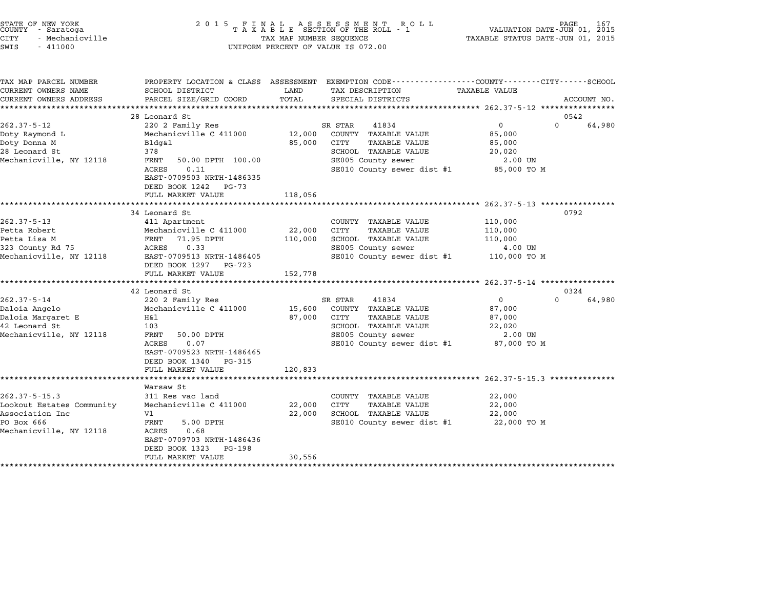STATE OF NEW YORK
COUNTY - Saratoga
CITY - Mechanicville
SWIS - 411000

2 0 1 5 F I N A L A S S E S S M E N T R O L L
T A X A B L E SECTION OF THE ROLL - 1
TAX MAP NUMBER SEQUENCE
UNIFORM PERCENT OF VALUE IS 072.00

VALUATION DATE-JUN 01, 2015
TAXABLE STATUS DATE-JUN 01, 2015

| TAX MAP PARCEL NUMBER / CURRENT OWNERS NAME / CURRENT OWNERS ADDRESS | PROPERTY LOCATION & CLASS / SCHOOL DISTRICT / PARCEL SIZE/GRID COORD | ASSESSMENT LAND | TOTAL | EXEMPTION CODE / TAX DESCRIPTION / SPECIAL DISTRICTS | COUNTY / CITY TAXABLE VALUE | SCHOOL / ACCOUNT NO. |
|---|---|---|---|---|---|---|
| **262.37-5-12** | 28 Leonard St | | | | | 0542 |
| Doty Raymond L | 220 2 Family Res | | | SR STAR 41834 | 0 | 0 64,980 |
| Doty Donna M | Mechanicville C 411000 | 12,000 | | COUNTY TAXABLE VALUE | 85,000 | |
| 28 Leonard St | Bldg&l | | 85,000 | CITY TAXABLE VALUE | 85,000 | |
| Mechanicville, NY 12118 | 378 | | | SCHOOL TAXABLE VALUE | 20,020 | |
| | FRNT 50.00 DPTH 100.00 | | | SE005 County sewer | 2.00 UN | |
| | ACRES 0.11 | | | SE010 County sewer dist #1 | 85,000 TO M | |
| | EAST-0709503 NRTH-1486335 | | | | | |
| | DEED BOOK 1242 PG-73 | | | | | |
| | FULL MARKET VALUE | | 118,056 | | | |
| **262.37-5-13** | 34 Leonard St | | | | | 0792 |
| Petta Robert | 411 Apartment | | | COUNTY TAXABLE VALUE | 110,000 | |
| Petta Lisa M | Mechanicville C 411000 | 22,000 | | CITY TAXABLE VALUE | 110,000 | |
| 323 County Rd 75 | FRNT 71.95 DPTH | | 110,000 | SCHOOL TAXABLE VALUE | 110,000 | |
| Mechanicville, NY 12118 | ACRES 0.33 | | | SE005 County sewer | 4.00 UN | |
| | EAST-0709513 NRTH-1486405 | | | SE010 County sewer dist #1 | 110,000 TO M | |
| | DEED BOOK 1297 PG-723 | | | | | |
| | FULL MARKET VALUE | | 152,778 | | | |
| **262.37-5-14** | 42 Leonard St | | | | | 0324 |
| Daloia Angelo | 220 2 Family Res | | | SR STAR 41834 | 0 | 0 64,980 |
| Daloia Margaret E | Mechanicville C 411000 | 15,600 | | COUNTY TAXABLE VALUE | 87,000 | |
| 42 Leonard St | H&l | | 87,000 | CITY TAXABLE VALUE | 87,000 | |
| Mechanicville, NY 12118 | 103 | | | SCHOOL TAXABLE VALUE | 22,020 | |
| | FRNT 50.00 DPTH | | | SE005 County sewer | 2.00 UN | |
| | ACRES 0.07 | | | SE010 County sewer dist #1 | 87,000 TO M | |
| | EAST-0709523 NRTH-1486465 | | | | | |
| | DEED BOOK 1340 PG-315 | | | | | |
| | FULL MARKET VALUE | | 120,833 | | | |
| **262.37-5-15.3** | Warsaw St | | | | | |
| Lookout Estates Community | 311 Res vac land | | | COUNTY TAXABLE VALUE | 22,000 | |
| Association Inc | Mechanicville C 411000 | 22,000 | | CITY TAXABLE VALUE | 22,000 | |
| PO Box 666 | Vl | | 22,000 | SCHOOL TAXABLE VALUE | 22,000 | |
| Mechanicville, NY 12118 | FRNT 5.00 DPTH | | | SE010 County sewer dist #1 | 22,000 TO M | |
| | ACRES 0.68 | | | | | |
| | EAST-0709703 NRTH-1486436 | | | | | |
| | DEED BOOK 1323 PG-198 | | | | | |
| | FULL MARKET VALUE | | 30,556 | | | |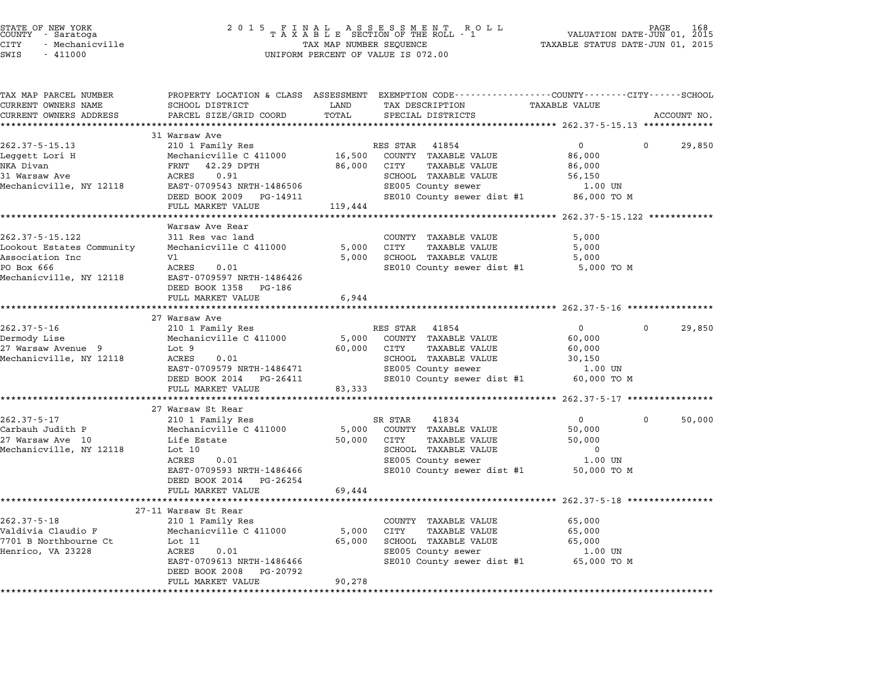STATE OF NEW YORK
COUNTY - Saratoga
CITY - Mechanicville
SWIS - 411000

2015 FINAL ASSESSMENT ROLL
TAXABLE SECTION OF THE ROLL - 1
TAX MAP NUMBER SEQUENCE
UNIFORM PERCENT OF VALUE IS 072.00

VALUATION DATE-JUN 01, 2015
TAXABLE STATUS DATE-JUN 01, 2015

| TAX MAP PARCEL NUMBER / CURRENT OWNERS NAME / CURRENT OWNERS ADDRESS | PROPERTY LOCATION & CLASS / SCHOOL DISTRICT / PARCEL SIZE/GRID COORD | ASSESSMENT LAND | TOTAL | EXEMPTION CODE / TAX DESCRIPTION / SPECIAL DISTRICTS | COUNTY / CITY TAXABLE VALUE | SCHOOL / ACCOUNT NO. |
|---|---|---|---|---|---|---|
| **262.37-5-15.13** | 31 Warsaw Ave | | | | | |
| 262.37-5-15.13 | 210 1 Family Res | | | RES STAR 41854 | 0 | 0 29,850 |
| Leggett Lori H | Mechanicville C 411000 | 16,500 | | COUNTY TAXABLE VALUE | 86,000 | |
| NKA Divan | FRNT 42.29 DPTH | | 86,000 | CITY TAXABLE VALUE | 86,000 | |
| 31 Warsaw Ave | ACRES 0.91 | | | SCHOOL TAXABLE VALUE | 56,150 | |
| Mechanicville, NY 12118 | EAST-0709543 NRTH-1486506 | | | SE005 County sewer | 1.00 UN | |
| | DEED BOOK 2009 PG-14911 | | | SE010 County sewer dist #1 | 86,000 TO M | |
| | FULL MARKET VALUE | | 119,444 | | | |
| **262.37-5-15.122** | Warsaw Ave Rear | | | | | |
| 262.37-5-15.122 | 311 Res vac land | | | COUNTY TAXABLE VALUE | 5,000 | |
| Lookout Estates Community | Mechanicville C 411000 | 5,000 | | CITY TAXABLE VALUE | 5,000 | |
| Association Inc | Vl | | 5,000 | SCHOOL TAXABLE VALUE | 5,000 | |
| PO Box 666 | ACRES 0.01 | | | SE010 County sewer dist #1 | 5,000 TO M | |
| Mechanicville, NY 12118 | EAST-0709597 NRTH-1486426 | | | | | |
| | DEED BOOK 1358 PG-186 | | | | | |
| | FULL MARKET VALUE | | 6,944 | | | |
| **262.37-5-16** | 27 Warsaw Ave | | | | | |
| 262.37-5-16 | 210 1 Family Res | | | RES STAR 41854 | 0 | 0 29,850 |
| Dermody Lise | Mechanicville C 411000 | 5,000 | | COUNTY TAXABLE VALUE | 60,000 | |
| 27 Warsaw Avenue 9 | Lot 9 | | 60,000 | CITY TAXABLE VALUE | 60,000 | |
| Mechanicville, NY 12118 | ACRES 0.01 | | | SCHOOL TAXABLE VALUE | 30,150 | |
| | EAST-0709579 NRTH-1486471 | | | SE005 County sewer | 1.00 UN | |
| | DEED BOOK 2014 PG-26411 | | | SE010 County sewer dist #1 | 60,000 TO M | |
| | FULL MARKET VALUE | | 83,333 | | | |
| **262.37-5-17** | 27 Warsaw St Rear | | | | | |
| 262.37-5-17 | 210 1 Family Res | | | SR STAR 41834 | 0 | 0 50,000 |
| Carbauh Judith P | Mechanicville C 411000 | 5,000 | | COUNTY TAXABLE VALUE | 50,000 | |
| 27 Warsaw Ave 10 | Life Estate | | 50,000 | CITY TAXABLE VALUE | 50,000 | |
| Mechanicville, NY 12118 | Lot 10 | | | SCHOOL TAXABLE VALUE | 0 | |
| | ACRES 0.01 | | | SE005 County sewer | 1.00 UN | |
| | EAST-0709593 NRTH-1486466 | | | SE010 County sewer dist #1 | 50,000 TO M | |
| | DEED BOOK 2014 PG-26254 | | | | | |
| | FULL MARKET VALUE | | 69,444 | | | |
| **262.37-5-18** | 27-11 Warsaw St Rear | | | | | |
| 262.37-5-18 | 210 1 Family Res | | | COUNTY TAXABLE VALUE | 65,000 | |
| Valdivia Claudio F | Mechanicville C 411000 | 5,000 | | CITY TAXABLE VALUE | 65,000 | |
| 7701 B Northbourne Ct | Lot 11 | | 65,000 | SCHOOL TAXABLE VALUE | 65,000 | |
| Henrico, VA 23228 | ACRES 0.01 | | | SE005 County sewer | 1.00 UN | |
| | EAST-0709613 NRTH-1486466 | | | SE010 County sewer dist #1 | 65,000 TO M | |
| | DEED BOOK 2008 PG-20792 | | | | | |
| | FULL MARKET VALUE | | 90,278 | | | |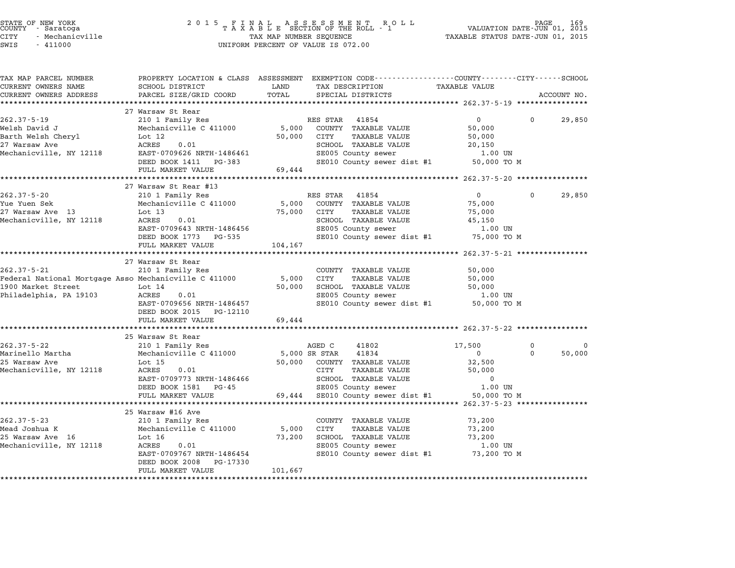STATE OF NEW YORK
COUNTY - Saratoga
CITY - Mechanicville
SWIS - 411000

2 0 1 5 F I N A L A S S E S S M E N T R O L L
T A X A B L E SECTION OF THE ROLL - 1
TAX MAP NUMBER SEQUENCE
UNIFORM PERCENT OF VALUE IS 072.00

VALUATION DATE-JUN 01, 2015
TAXABLE STATUS DATE-JUN 01, 2015

| TAX MAP PARCEL NUMBER / CURRENT OWNERS NAME / CURRENT OWNERS ADDRESS | PROPERTY LOCATION & CLASS / SCHOOL DISTRICT / PARCEL SIZE/GRID COORD | ASSESSMENT LAND / TOTAL | EXEMPTION CODE / TAX DESCRIPTION / SPECIAL DISTRICTS | COUNTY TAXABLE VALUE | CITY | SCHOOL |
|---|---|---|---|---|---|---|
| **262.37-5-19** | 27 Warsaw St Rear | | | | | |
| 262.37-5-19 | 210 1 Family Res | | RES STAR 41854 | 0 | 0 | 29,850 |
| Welsh David J | Mechanicville C 411000 | 5,000 | COUNTY TAXABLE VALUE | 50,000 | | |
| Barth Welsh Cheryl | Lot 12 | 50,000 | CITY TAXABLE VALUE | 50,000 | | |
| 27 Warsaw Ave | ACRES 0.01 | | SCHOOL TAXABLE VALUE | 20,150 | | |
| Mechanicville, NY 12118 | EAST-0709626 NRTH-1486461 | | SE005 County sewer | 1.00 UN | | |
| | DEED BOOK 1411 PG-383 | | SE010 County sewer dist #1 | 50,000 TO M | | |
| | FULL MARKET VALUE | 69,444 | | | | |
| **262.37-5-20** | 27 Warsaw St Rear #13 | | | | | |
| 262.37-5-20 | 210 1 Family Res | | RES STAR 41854 | 0 | 0 | 29,850 |
| Yue Yuen Sek | Mechanicville C 411000 | 5,000 | COUNTY TAXABLE VALUE | 75,000 | | |
| 27 Warsaw Ave 13 | Lot 13 | 75,000 | CITY TAXABLE VALUE | 75,000 | | |
| Mechanicville, NY 12118 | ACRES 0.01 | | SCHOOL TAXABLE VALUE | 45,150 | | |
| | EAST-0709643 NRTH-1486456 | | SE005 County sewer | 1.00 UN | | |
| | DEED BOOK 1773 PG-535 | | SE010 County sewer dist #1 | 75,000 TO M | | |
| | FULL MARKET VALUE | 104,167 | | | | |
| **262.37-5-21** | 27 Warsaw St Rear | | | | | |
| 262.37-5-21 | 210 1 Family Res | | COUNTY TAXABLE VALUE | 50,000 | | |
| Federal National Mortgage Asso | Mechanicville C 411000 | 5,000 | CITY TAXABLE VALUE | 50,000 | | |
| 1900 Market Street | Lot 14 | 50,000 | SCHOOL TAXABLE VALUE | 50,000 | | |
| Philadelphia, PA 19103 | ACRES 0.01 | | SE005 County sewer | 1.00 UN | | |
| | EAST-0709656 NRTH-1486457 | | SE010 County sewer dist #1 | 50,000 TO M | | |
| | DEED BOOK 2015 PG-12110 | | | | | |
| | FULL MARKET VALUE | 69,444 | | | | |
| **262.37-5-22** | 25 Warsaw St Rear | | | | | |
| 262.37-5-22 | 210 1 Family Res | | AGED C 41802 | 17,500 | 0 | 0 |
| Marinello Martha | Mechanicville C 411000 | 5,000 | SR STAR 41834 | 0 | 0 | 50,000 |
| 25 Warsaw Ave | Lot 15 | 50,000 | COUNTY TAXABLE VALUE | 32,500 | | |
| Mechanicville, NY 12118 | ACRES 0.01 | | CITY TAXABLE VALUE | 50,000 | | |
| | EAST-0709773 NRTH-1486466 | | SCHOOL TAXABLE VALUE | 0 | | |
| | DEED BOOK 1581 PG-45 | | SE005 County sewer | 1.00 UN | | |
| | FULL MARKET VALUE | 69,444 | SE010 County sewer dist #1 | 50,000 TO M | | |
| **262.37-5-23** | 25 Warsaw #16 Ave | | | | | |
| 262.37-5-23 | 210 1 Family Res | | COUNTY TAXABLE VALUE | 73,200 | | |
| Mead Joshua K | Mechanicville C 411000 | 5,000 | CITY TAXABLE VALUE | 73,200 | | |
| 25 Warsaw Ave 16 | Lot 16 | 73,200 | SCHOOL TAXABLE VALUE | 73,200 | | |
| Mechanicville, NY 12118 | ACRES 0.01 | | SE005 County sewer | 1.00 UN | | |
| | EAST-0709767 NRTH-1486454 | | SE010 County sewer dist #1 | 73,200 TO M | | |
| | DEED BOOK 2008 PG-17330 | | | | | |
| | FULL MARKET VALUE | 101,667 | | | | |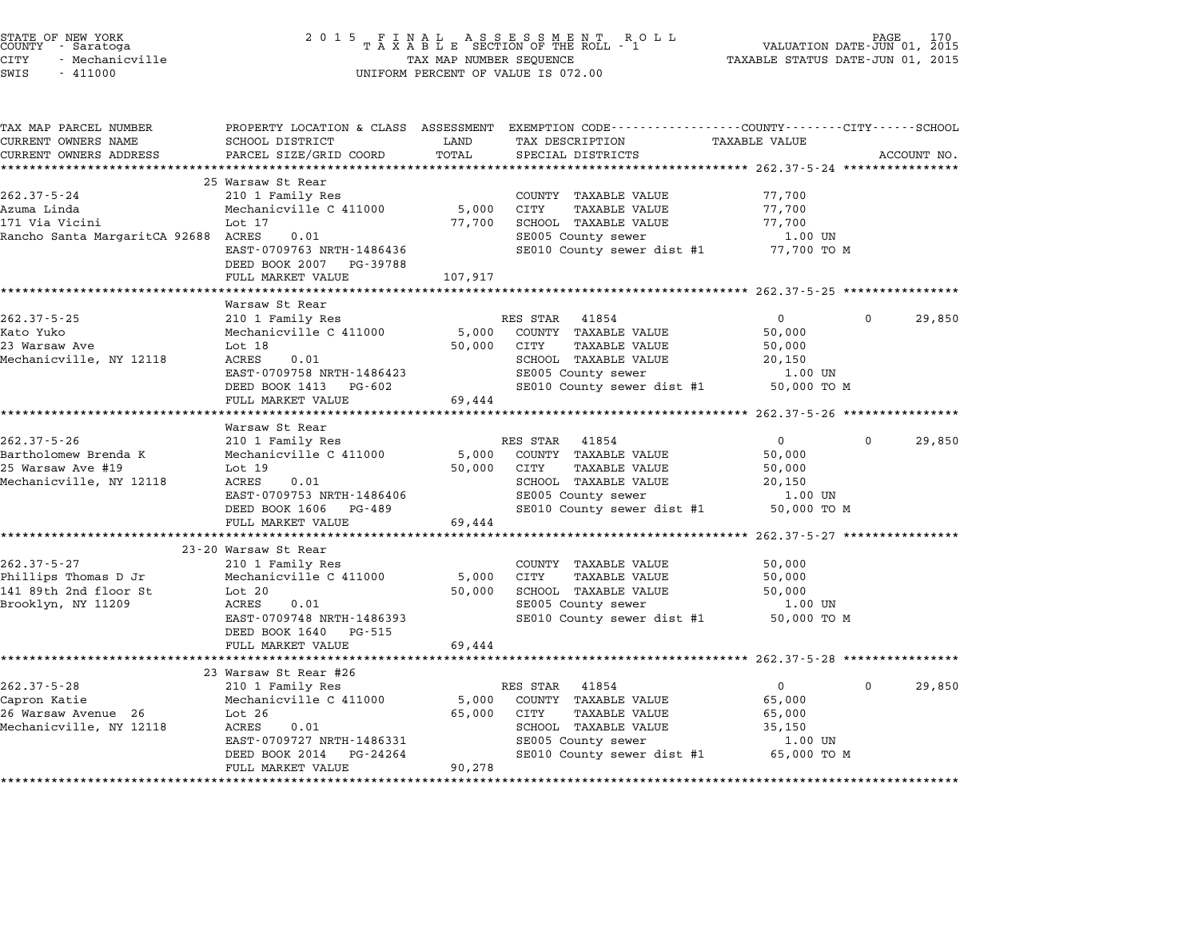STATE OF NEW YORK
COUNTY - Saratoga
CITY - Mechanicville
SWIS - 411000

2 0 1 5 F I N A L A S S E S S M E N T R O L L
T A X A B L E SECTION OF THE ROLL - 1
TAX MAP NUMBER SEQUENCE
UNIFORM PERCENT OF VALUE IS 072.00

VALUATION DATE-JUN 01, 2015
TAXABLE STATUS DATE-JUN 01, 2015

| TAX MAP PARCEL NUMBER / CURRENT OWNERS NAME / CURRENT OWNERS ADDRESS | PROPERTY LOCATION & CLASS / SCHOOL DISTRICT / PARCEL SIZE/GRID COORD | ASSESSMENT LAND | TOTAL | EXEMPTION CODE / TAX DESCRIPTION / SPECIAL DISTRICTS | COUNTY | CITY | SCHOOL / TAXABLE VALUE | ACCOUNT NO. |
|---|---|---|---|---|---|---|---|---|
| **262.37-5-24** | 25 Warsaw St Rear | | | | | | | |
| 262.37-5-24 | 210 1 Family Res | | | COUNTY TAXABLE VALUE | 77,700 | | | |
| Azuma Linda | Mechanicville C 411000 | 5,000 | | CITY TAXABLE VALUE | | 77,700 | | |
| 171 Via Vicini | Lot 17 | | 77,700 | SCHOOL TAXABLE VALUE | | | 77,700 | |
| Rancho Santa MargaritCA 92688 | ACRES 0.01 | | | SE005 County sewer | 1.00 UN | | | |
| | EAST-0709763 NRTH-1486436 | | | SE010 County sewer dist #1 | 77,700 TO M | | | |
| | DEED BOOK 2007 PG-39788 | | | | | | | |
| | FULL MARKET VALUE | | 107,917 | | | | | |
| **262.37-5-25** | Warsaw St Rear | | | | | | | |
| 262.37-5-25 | 210 1 Family Res | | | RES STAR 41854 | 0 | 0 | 29,850 | |
| Kato Yuko | Mechanicville C 411000 | 5,000 | | COUNTY TAXABLE VALUE | 50,000 | | | |
| 23 Warsaw Ave | Lot 18 | | 50,000 | CITY TAXABLE VALUE | | 50,000 | | |
| Mechanicville, NY 12118 | ACRES 0.01 | | | SCHOOL TAXABLE VALUE | | | 20,150 | |
| | EAST-0709758 NRTH-1486423 | | | SE005 County sewer | 1.00 UN | | | |
| | DEED BOOK 1413 PG-602 | | | SE010 County sewer dist #1 | 50,000 TO M | | | |
| | FULL MARKET VALUE | | 69,444 | | | | | |
| **262.37-5-26** | Warsaw St Rear | | | | | | | |
| 262.37-5-26 | 210 1 Family Res | | | RES STAR 41854 | 0 | 0 | 29,850 | |
| Bartholomew Brenda K | Mechanicville C 411000 | 5,000 | | COUNTY TAXABLE VALUE | 50,000 | | | |
| 25 Warsaw Ave #19 | Lot 19 | | 50,000 | CITY TAXABLE VALUE | | 50,000 | | |
| Mechanicville, NY 12118 | ACRES 0.01 | | | SCHOOL TAXABLE VALUE | | | 20,150 | |
| | EAST-0709753 NRTH-1486406 | | | SE005 County sewer | 1.00 UN | | | |
| | DEED BOOK 1606 PG-489 | | | SE010 County sewer dist #1 | 50,000 TO M | | | |
| | FULL MARKET VALUE | | 69,444 | | | | | |
| **262.37-5-27** | 23-20 Warsaw St Rear | | | | | | | |
| 262.37-5-27 | 210 1 Family Res | | | COUNTY TAXABLE VALUE | 50,000 | | | |
| Phillips Thomas D Jr | Mechanicville C 411000 | 5,000 | | CITY TAXABLE VALUE | | 50,000 | | |
| 141 89th 2nd floor St | Lot 20 | | 50,000 | SCHOOL TAXABLE VALUE | | | 50,000 | |
| Brooklyn, NY 11209 | ACRES 0.01 | | | SE005 County sewer | 1.00 UN | | | |
| | EAST-0709748 NRTH-1486393 | | | SE010 County sewer dist #1 | 50,000 TO M | | | |
| | DEED BOOK 1640 PG-515 | | | | | | | |
| | FULL MARKET VALUE | | 69,444 | | | | | |
| **262.37-5-28** | 23 Warsaw St Rear #26 | | | | | | | |
| 262.37-5-28 | 210 1 Family Res | | | RES STAR 41854 | 0 | 0 | 29,850 | |
| Capron Katie | Mechanicville C 411000 | 5,000 | | COUNTY TAXABLE VALUE | 65,000 | | | |
| 26 Warsaw Avenue 26 | Lot 26 | | 65,000 | CITY TAXABLE VALUE | | 65,000 | | |
| Mechanicville, NY 12118 | ACRES 0.01 | | | SCHOOL TAXABLE VALUE | | | 35,150 | |
| | EAST-0709727 NRTH-1486331 | | | SE005 County sewer | 1.00 UN | | | |
| | DEED BOOK 2014 PG-24264 | | | SE010 County sewer dist #1 | 65,000 TO M | | | |
| | FULL MARKET VALUE | | 90,278 | | | | | |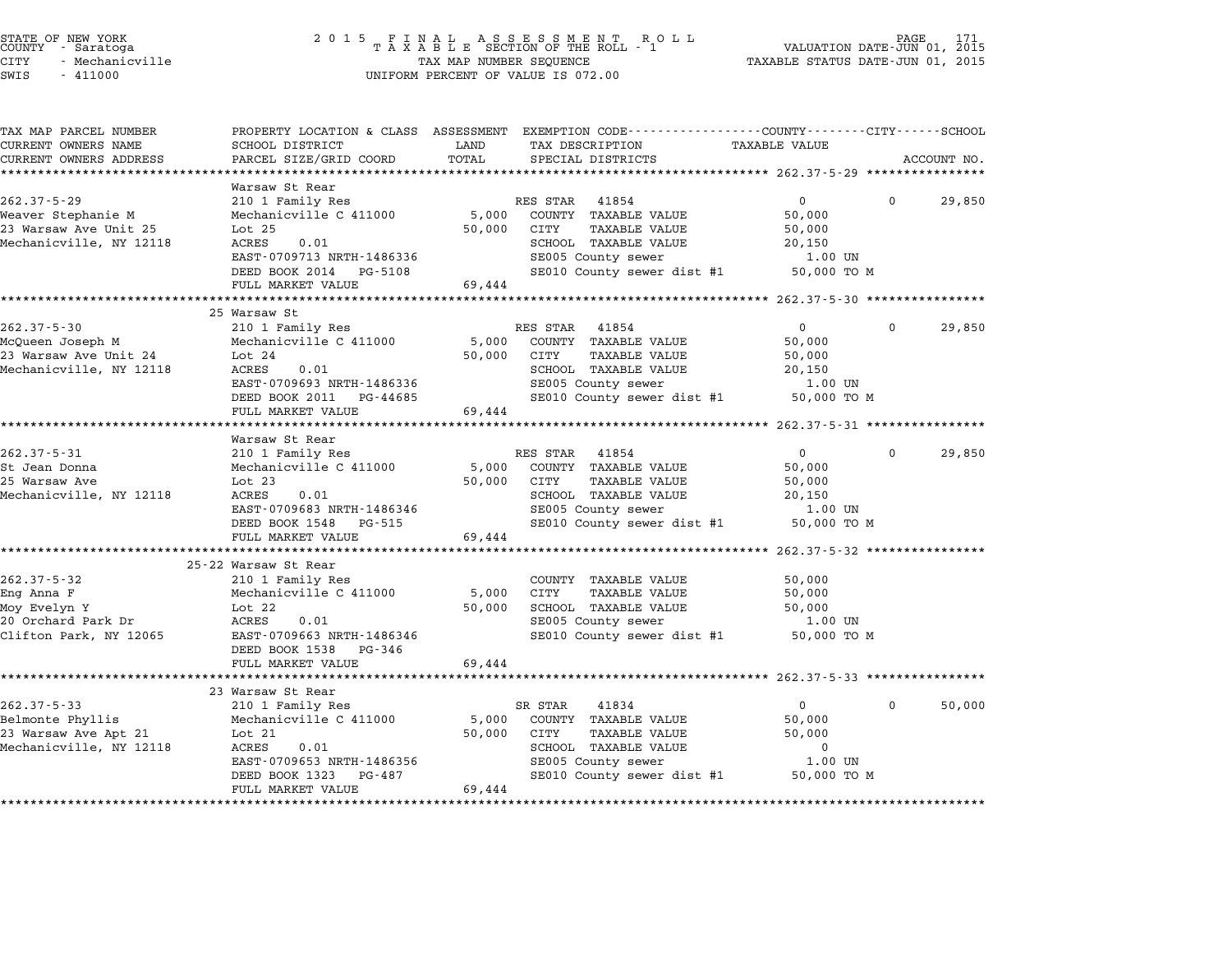STATE OF NEW YORK
COUNTY - Saratoga
CITY - Mechanicville
SWIS - 411000

2015 FINAL ASSESSMENT ROLL
TAXABLE SECTION OF THE ROLL - 1
TAX MAP NUMBER SEQUENCE
UNIFORM PERCENT OF VALUE IS 072.00

VALUATION DATE-JUN 01, 2015
TAXABLE STATUS DATE-JUN 01, 2015

```
TAX MAP PARCEL NUMBER     PROPERTY LOCATION & CLASS  ASSESSMENT  EXEMPTION CODE-----------------COUNTY--------CITY------SCHOOL
CURRENT OWNERS NAME       SCHOOL DISTRICT              LAND      TAX DESCRIPTION                TAXABLE VALUE
CURRENT OWNERS ADDRESS    PARCEL SIZE/GRID COORD       TOTAL     SPECIAL DISTRICTS                                    ACCOUNT NO.
******************************************************************************************** 262.37-5-29 ****************
                          Warsaw St Rear
262.37-5-29               210 1 Family Res                  RES STAR   41854                    0            0      29,850
Weaver Stephanie M        Mechanicville C 411000       5,000   COUNTY  TAXABLE VALUE         50,000
23 Warsaw Ave Unit 25     Lot 25                      50,000   CITY    TAXABLE VALUE         50,000
Mechanicville, NY 12118   ACRES     0.01                       SCHOOL  TAXABLE VALUE         20,150
                          EAST-0709713 NRTH-1486336            SE005 County sewer              1.00 UN
                          DEED BOOK 2014   PG-5108             SE010 County sewer dist #1    50,000 TO M
                          FULL MARKET VALUE           69,444
******************************************************************************************** 262.37-5-30 ****************
                          25 Warsaw St
262.37-5-30               210 1 Family Res                  RES STAR   41854                    0            0      29,850
McQueen Joseph M          Mechanicville C 411000       5,000   COUNTY  TAXABLE VALUE         50,000
23 Warsaw Ave Unit 24     Lot 24                      50,000   CITY    TAXABLE VALUE         50,000
Mechanicville, NY 12118   ACRES     0.01                       SCHOOL  TAXABLE VALUE         20,150
                          EAST-0709693 NRTH-1486336            SE005 County sewer              1.00 UN
                          DEED BOOK 2011   PG-44685            SE010 County sewer dist #1    50,000 TO M
                          FULL MARKET VALUE           69,444
******************************************************************************************** 262.37-5-31 ****************
                          Warsaw St Rear
262.37-5-31               210 1 Family Res                  RES STAR   41854                    0            0      29,850
St Jean Donna             Mechanicville C 411000       5,000   COUNTY  TAXABLE VALUE         50,000
25 Warsaw Ave             Lot 23                      50,000   CITY    TAXABLE VALUE         50,000
Mechanicville, NY 12118   ACRES     0.01                       SCHOOL  TAXABLE VALUE         20,150
                          EAST-0709683 NRTH-1486346            SE005 County sewer              1.00 UN
                          DEED BOOK 1548   PG-515              SE010 County sewer dist #1    50,000 TO M
                          FULL MARKET VALUE           69,444
******************************************************************************************** 262.37-5-32 ****************
                          25-22 Warsaw St Rear
262.37-5-32               210 1 Family Res                     COUNTY  TAXABLE VALUE         50,000
Eng Anna F                Mechanicville C 411000       5,000   CITY    TAXABLE VALUE         50,000
Moy Evelyn Y              Lot 22                      50,000   SCHOOL  TAXABLE VALUE         50,000
20 Orchard Park Dr        ACRES     0.01                       SE005 County sewer              1.00 UN
Clifton Park, NY 12065    EAST-0709663 NRTH-1486346            SE010 County sewer dist #1    50,000 TO M
                          DEED BOOK 1538   PG-346
                          FULL MARKET VALUE           69,444
******************************************************************************************** 262.37-5-33 ****************
                          23 Warsaw St Rear
262.37-5-33               210 1 Family Res                  SR STAR    41834                    0            0      50,000
Belmonte Phyllis          Mechanicville C 411000       5,000   COUNTY  TAXABLE VALUE         50,000
23 Warsaw Ave Apt 21      Lot 21                      50,000   CITY    TAXABLE VALUE         50,000
Mechanicville, NY 12118   ACRES     0.01                       SCHOOL  TAXABLE VALUE              0
                          EAST-0709653 NRTH-1486356            SE005 County sewer              1.00 UN
                          DEED BOOK 1323   PG-487              SE010 County sewer dist #1    50,000 TO M
                          FULL MARKET VALUE           69,444
****************************************************************************************************************************
```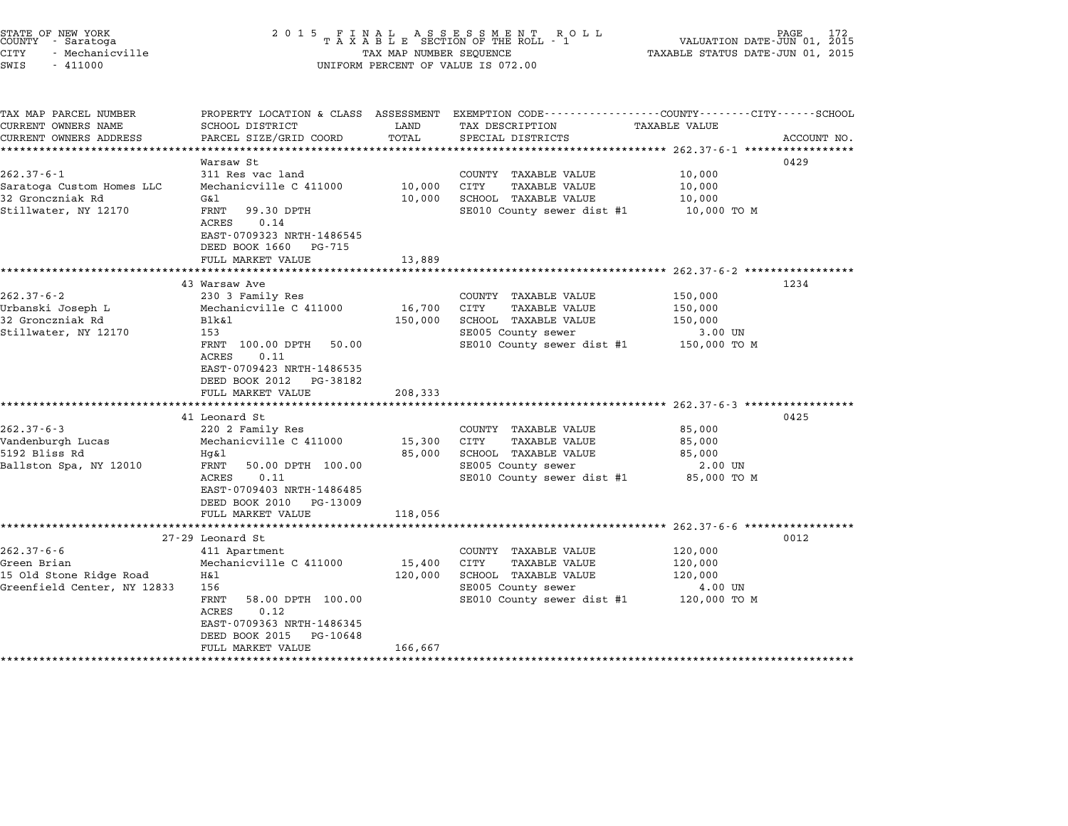STATE OF NEW YORK
COUNTY - Saratoga
CITY - Mechanicville
SWIS - 411000

2 0 1 5 F I N A L A S S E S S M E N T R O L L
T A X A B L E SECTION OF THE ROLL - 1
TAX MAP NUMBER SEQUENCE
UNIFORM PERCENT OF VALUE IS 072.00

VALUATION DATE-JUN 01, 2015
TAXABLE STATUS DATE-JUN 01, 2015

| TAX MAP PARCEL NUMBER / CURRENT OWNERS NAME / CURRENT OWNERS ADDRESS | PROPERTY LOCATION & CLASS / SCHOOL DISTRICT / PARCEL SIZE/GRID COORD | ASSESSMENT LAND | TOTAL | EXEMPTION CODE / TAX DESCRIPTION / SPECIAL DISTRICTS | TAXABLE VALUE (COUNTY / CITY / SCHOOL) | ACCOUNT NO. |
|---|---|---|---|---|---|---|
| 262.37-6-1 | Warsaw St | | | | | 0429 |
| 262.37-6-1 | 311 Res vac land | | | COUNTY TAXABLE VALUE | 10,000 | |
| Saratoga Custom Homes LLC | Mechanicville C 411000 | 10,000 | | CITY TAXABLE VALUE | 10,000 | |
| 32 Gronczniak Rd | G&l | | 10,000 | SCHOOL TAXABLE VALUE | 10,000 | |
| Stillwater, NY 12170 | FRNT 99.30 DPTH | | | SE010 County sewer dist #1 | 10,000 TO M | |
| | ACRES 0.14 | | | | | |
| | EAST-0709323 NRTH-1486545 | | | | | |
| | DEED BOOK 1660 PG-715 | | | | | |
| | FULL MARKET VALUE | | 13,889 | | | |
| 262.37-6-2 | 43 Warsaw Ave | | | | | 1234 |
| 262.37-6-2 | 230 3 Family Res | | | COUNTY TAXABLE VALUE | 150,000 | |
| Urbanski Joseph L | Mechanicville C 411000 | 16,700 | | CITY TAXABLE VALUE | 150,000 | |
| 32 Gronczniak Rd | Blk&l | | 150,000 | SCHOOL TAXABLE VALUE | 150,000 | |
| Stillwater, NY 12170 | 153 | | | SE005 County sewer | 3.00 UN | |
| | FRNT 100.00 DPTH 50.00 | | | SE010 County sewer dist #1 | 150,000 TO M | |
| | ACRES 0.11 | | | | | |
| | EAST-0709423 NRTH-1486535 | | | | | |
| | DEED BOOK 2012 PG-38182 | | | | | |
| | FULL MARKET VALUE | | 208,333 | | | |
| 262.37-6-3 | 41 Leonard St | | | | | 0425 |
| 262.37-6-3 | 220 2 Family Res | | | COUNTY TAXABLE VALUE | 85,000 | |
| Vandenburgh Lucas | Mechanicville C 411000 | 15,300 | | CITY TAXABLE VALUE | 85,000 | |
| 5192 Bliss Rd | Hg&l | | 85,000 | SCHOOL TAXABLE VALUE | 85,000 | |
| Ballston Spa, NY 12010 | FRNT 50.00 DPTH 100.00 | | | SE005 County sewer | 2.00 UN | |
| | ACRES 0.11 | | | SE010 County sewer dist #1 | 85,000 TO M | |
| | EAST-0709403 NRTH-1486485 | | | | | |
| | DEED BOOK 2010 PG-13009 | | | | | |
| | FULL MARKET VALUE | | 118,056 | | | |
| 262.37-6-6 | 27-29 Leonard St | | | | | 0012 |
| 262.37-6-6 | 411 Apartment | | | COUNTY TAXABLE VALUE | 120,000 | |
| Green Brian | Mechanicville C 411000 | 15,400 | | CITY TAXABLE VALUE | 120,000 | |
| 15 Old Stone Ridge Road | H&l | | 120,000 | SCHOOL TAXABLE VALUE | 120,000 | |
| Greenfield Center, NY 12833 | 156 | | | SE005 County sewer | 4.00 UN | |
| | FRNT 58.00 DPTH 100.00 | | | SE010 County sewer dist #1 | 120,000 TO M | |
| | ACRES 0.12 | | | | | |
| | EAST-0709363 NRTH-1486345 | | | | | |
| | DEED BOOK 2015 PG-10648 | | | | | |
| | FULL MARKET VALUE | | 166,667 | | | |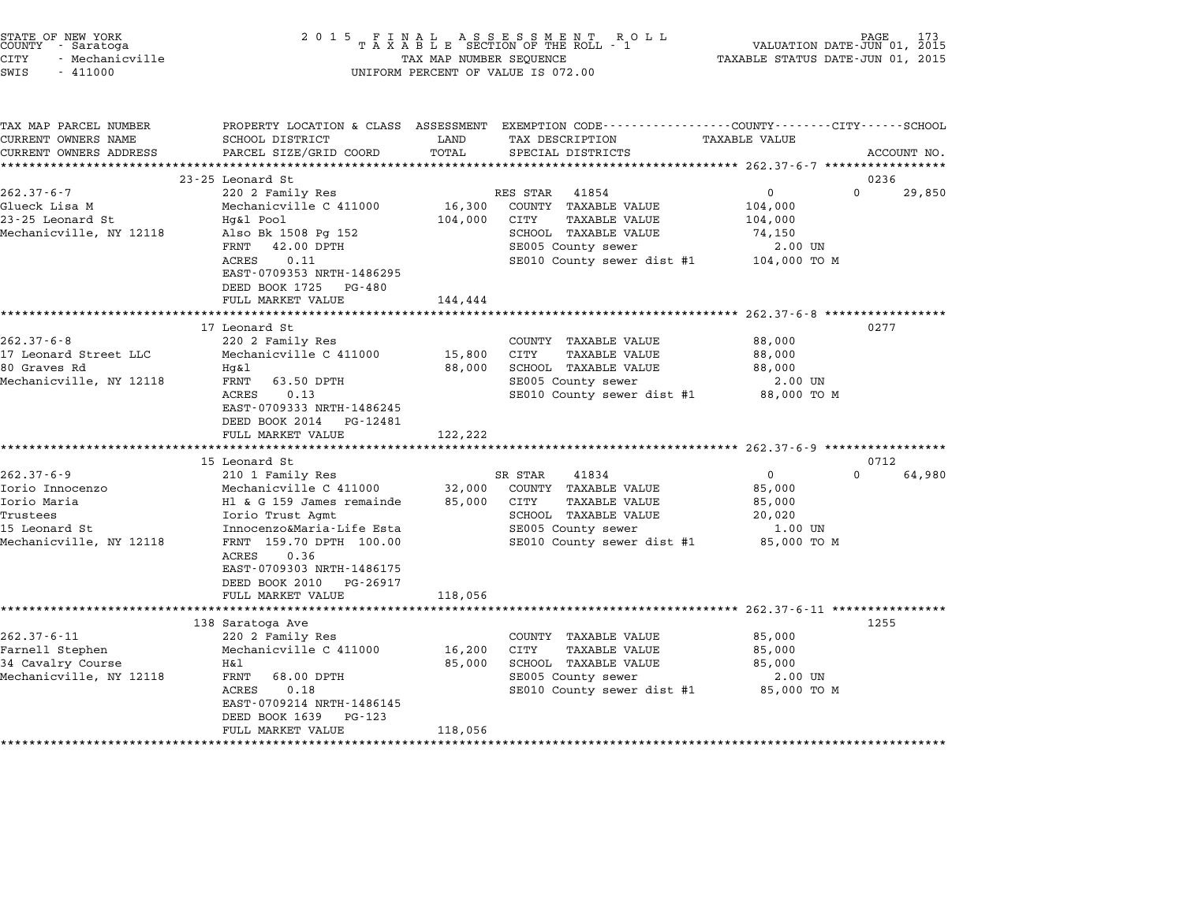STATE OF NEW YORK
COUNTY - Saratoga
CITY - Mechanicville
SWIS - 411000

2 0 1 5 F I N A L A S S E S S M E N T R O L L
T A X A B L E SECTION OF THE ROLL - 1
TAX MAP NUMBER SEQUENCE
UNIFORM PERCENT OF VALUE IS 072.00

VALUATION DATE-JUN 01, 2015
TAXABLE STATUS DATE-JUN 01, 2015

| TAX MAP PARCEL NUMBER / CURRENT OWNERS NAME / CURRENT OWNERS ADDRESS | PROPERTY LOCATION & CLASS / SCHOOL DISTRICT / PARCEL SIZE/GRID COORD | ASSESSMENT LAND / TOTAL | EXEMPTION CODE / TAX DESCRIPTION / SPECIAL DISTRICTS | COUNTY / CITY TAXABLE VALUE | SCHOOL / ACCOUNT NO. |
|---|---|---|---|---|---|
| **262.37-6-7** | 23-25 Leonard St | | | | 0236 |
| 262.37-6-7 | 220 2 Family Res | | RES STAR 41854 | 0 | 0 29,850 |
| Glueck Lisa M | Mechanicville C 411000 | 16,300 | COUNTY TAXABLE VALUE | 104,000 | |
| 23-25 Leonard St | Hg&l Pool | 104,000 | CITY TAXABLE VALUE | 104,000 | |
| Mechanicville, NY 12118 | Also Bk 1508 Pg 152 | | SCHOOL TAXABLE VALUE | 74,150 | |
| | FRNT 42.00 DPTH | | SE005 County sewer | 2.00 UN | |
| | ACRES 0.11 | | SE010 County sewer dist #1 | 104,000 TO M | |
| | EAST-0709353 NRTH-1486295 | | | | |
| | DEED BOOK 1725 PG-480 | | | | |
| | FULL MARKET VALUE | 144,444 | | | |
| **262.37-6-8** | 17 Leonard St | | | | 0277 |
| 262.37-6-8 | 220 2 Family Res | | COUNTY TAXABLE VALUE | 88,000 | |
| 17 Leonard Street LLC | Mechanicville C 411000 | 15,800 | CITY TAXABLE VALUE | 88,000 | |
| 80 Graves Rd | Hg&l | 88,000 | SCHOOL TAXABLE VALUE | 88,000 | |
| Mechanicville, NY 12118 | FRNT 63.50 DPTH | | SE005 County sewer | 2.00 UN | |
| | ACRES 0.13 | | SE010 County sewer dist #1 | 88,000 TO M | |
| | EAST-0709333 NRTH-1486245 | | | | |
| | DEED BOOK 2014 PG-12481 | | | | |
| | FULL MARKET VALUE | 122,222 | | | |
| **262.37-6-9** | 15 Leonard St | | | | 0712 |
| 262.37-6-9 | 210 1 Family Res | | SR STAR 41834 | 0 | 0 64,980 |
| Iorio Innocenzo | Mechanicville C 411000 | 32,000 | COUNTY TAXABLE VALUE | 85,000 | |
| Iorio Maria | Hl & G 159 James remainde | 85,000 | CITY TAXABLE VALUE | 85,000 | |
| Trustees | Iorio Trust Agmt | | SCHOOL TAXABLE VALUE | 20,020 | |
| 15 Leonard St | Innocenzo&Maria-Life Esta | | SE005 County sewer | 1.00 UN | |
| Mechanicville, NY 12118 | FRNT 159.70 DPTH 100.00 | | SE010 County sewer dist #1 | 85,000 TO M | |
| | ACRES 0.36 | | | | |
| | EAST-0709303 NRTH-1486175 | | | | |
| | DEED BOOK 2010 PG-26917 | | | | |
| | FULL MARKET VALUE | 118,056 | | | |
| **262.37-6-11** | 138 Saratoga Ave | | | | 1255 |
| 262.37-6-11 | 220 2 Family Res | | COUNTY TAXABLE VALUE | 85,000 | |
| Farnell Stephen | Mechanicville C 411000 | 16,200 | CITY TAXABLE VALUE | 85,000 | |
| 34 Cavalry Course | H&l | 85,000 | SCHOOL TAXABLE VALUE | 85,000 | |
| Mechanicville, NY 12118 | FRNT 68.00 DPTH | | SE005 County sewer | 2.00 UN | |
| | ACRES 0.18 | | SE010 County sewer dist #1 | 85,000 TO M | |
| | EAST-0709214 NRTH-1486145 | | | | |
| | DEED BOOK 1639 PG-123 | | | | |
| | FULL MARKET VALUE | 118,056 | | | |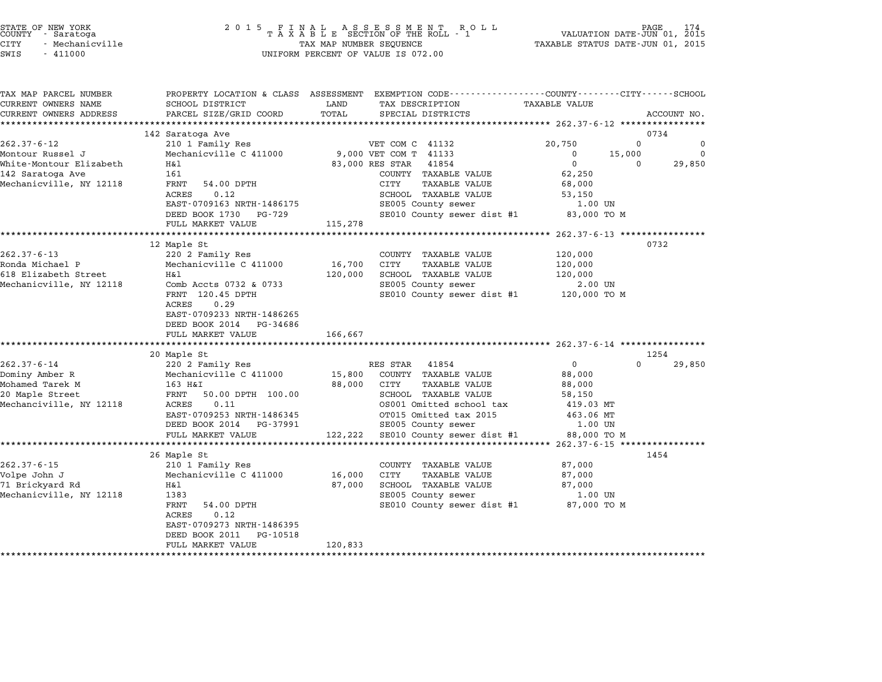STATE OF NEW YORK
COUNTY - Saratoga
CITY - Mechanicville
SWIS - 411000

# 2015 FINAL ASSESSMENT ROLL
TAXABLE SECTION OF THE ROLL - 1
TAX MAP NUMBER SEQUENCE
UNIFORM PERCENT OF VALUE IS 072.00

VALUATION DATE-JUN 01, 2015
TAXABLE STATUS DATE-JUN 01, 2015

| TAX MAP PARCEL NUMBER / CURRENT OWNERS NAME / CURRENT OWNERS ADDRESS | PROPERTY LOCATION & CLASS / SCHOOL DISTRICT / PARCEL SIZE/GRID COORD | ASSESSMENT LAND / TOTAL | EXEMPTION CODE / TAX DESCRIPTION / SPECIAL DISTRICTS | COUNTY TAXABLE VALUE | CITY | SCHOOL | ACCOUNT NO. |
|---|---|---|---|---|---|---|---|
| **262.37-6-12** | 142 Saratoga Ave | | | | | | 0734 |
| 262.37-6-12 | 210 1 Family Res | | VET COM C 41132 | 20,750 | 0 | 0 | |
| Montour Russel J | Mechanicville C 411000 | 9,000 | VET COM T 41133 | 0 | 15,000 | 0 | |
| White-Montour Elizabeth | H&l | 83,000 | RES STAR 41854 | 0 | 0 | 29,850 | |
| 142 Saratoga Ave | 161 | | COUNTY TAXABLE VALUE | 62,250 | | | |
| Mechanicville, NY 12118 | FRNT 54.00 DPTH | | CITY TAXABLE VALUE | 68,000 | | | |
| | ACRES 0.12 | | SCHOOL TAXABLE VALUE | 53,150 | | | |
| | EAST-0709163 NRTH-1486175 | | SE005 County sewer | 1.00 UN | | | |
| | DEED BOOK 1730 PG-729 | | SE010 County sewer dist #1 | 83,000 TO M | | | |
| | FULL MARKET VALUE | 115,278 | | | | | |
| **262.37-6-13** | 12 Maple St | | | | | | 0732 |
| 262.37-6-13 | 220 2 Family Res | | COUNTY TAXABLE VALUE | 120,000 | | | |
| Ronda Michael P | Mechanicville C 411000 | 16,700 | CITY TAXABLE VALUE | 120,000 | | | |
| 618 Elizabeth Street | H&l | 120,000 | SCHOOL TAXABLE VALUE | 120,000 | | | |
| Mechanicville, NY 12118 | Comb Accts 0732 & 0733 | | SE005 County sewer | 2.00 UN | | | |
| | FRNT 120.45 DPTH | | SE010 County sewer dist #1 | 120,000 TO M | | | |
| | ACRES 0.29 | | | | | | |
| | EAST-0709233 NRTH-1486265 | | | | | | |
| | DEED BOOK 2014 PG-34686 | | | | | | |
| | FULL MARKET VALUE | 166,667 | | | | | |
| **262.37-6-14** | 20 Maple St | | | | | | 1254 |
| 262.37-6-14 | 220 2 Family Res | | RES STAR 41854 | 0 | 0 | 29,850 | |
| Dominy Amber R | Mechanicville C 411000 | 15,800 | COUNTY TAXABLE VALUE | 88,000 | | | |
| Mohamed Tarek M | 163 H&I | 88,000 | CITY TAXABLE VALUE | 88,000 | | | |
| 20 Maple Street | FRNT 50.00 DPTH 100.00 | | SCHOOL TAXABLE VALUE | 58,150 | | | |
| Mechanciville, NY 12118 | ACRES 0.11 | | OS001 Omitted school tax | 419.03 MT | | | |
| | EAST-0709253 NRTH-1486345 | | OT015 Omitted tax 2015 | 463.06 MT | | | |
| | DEED BOOK 2014 PG-37991 | | SE005 County sewer | 1.00 UN | | | |
| | FULL MARKET VALUE | 122,222 | SE010 County sewer dist #1 | 88,000 TO M | | | |
| **262.37-6-15** | 26 Maple St | | | | | | 1454 |
| 262.37-6-15 | 210 1 Family Res | | COUNTY TAXABLE VALUE | 87,000 | | | |
| Volpe John J | Mechanicville C 411000 | 16,000 | CITY TAXABLE VALUE | 87,000 | | | |
| 71 Brickyard Rd | H&l | 87,000 | SCHOOL TAXABLE VALUE | 87,000 | | | |
| Mechanicville, NY 12118 | 1383 | | SE005 County sewer | 1.00 UN | | | |
| | FRNT 54.00 DPTH | | SE010 County sewer dist #1 | 87,000 TO M | | | |
| | ACRES 0.12 | | | | | | |
| | EAST-0709273 NRTH-1486395 | | | | | | |
| | DEED BOOK 2011 PG-10518 | | | | | | |
| | FULL MARKET VALUE | 120,833 | | | | | |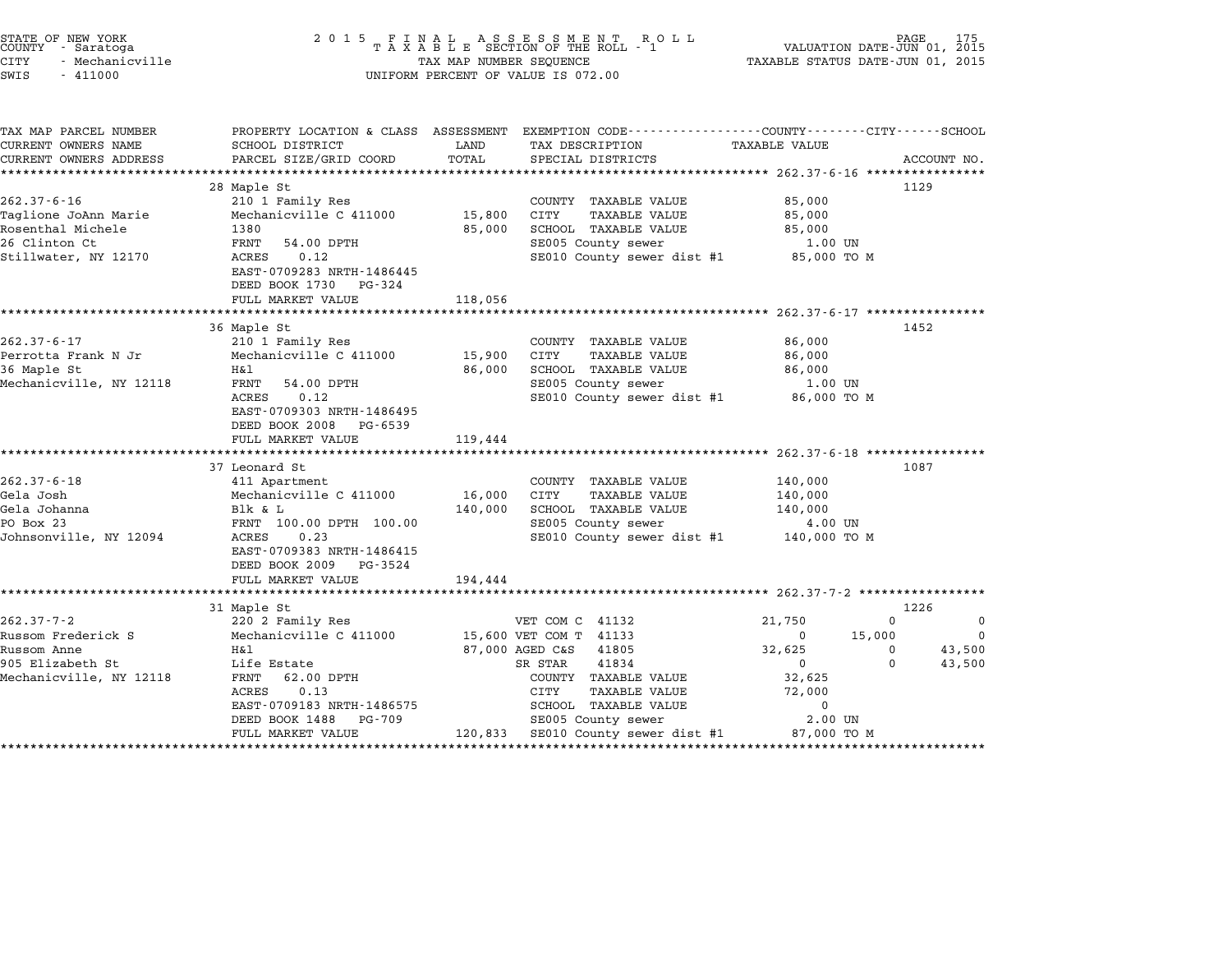STATE OF NEW YORK
COUNTY - Saratoga
CITY - Mechanicville
SWIS - 411000

2 0 1 5 F I N A L A S S E S S M E N T R O L L
T A X A B L E SECTION OF THE ROLL - 1
TAX MAP NUMBER SEQUENCE
UNIFORM PERCENT OF VALUE IS 072.00

VALUATION DATE-JUN 01, 2015
TAXABLE STATUS DATE-JUN 01, 2015

```
TAX MAP PARCEL NUMBER     PROPERTY LOCATION & CLASS  ASSESSMENT  EXEMPTION CODE-----------------COUNTY--------CITY------SCHOOL
CURRENT OWNERS NAME       SCHOOL DISTRICT               LAND      TAX DESCRIPTION              TAXABLE VALUE
CURRENT OWNERS ADDRESS    PARCEL SIZE/GRID COORD        TOTAL     SPECIAL DISTRICTS                                      ACCOUNT NO.
****************************************************************************************** 262.37-6-16 ****************
                          28 Maple St                                                                                 1129
262.37-6-16               210 1 Family Res                        COUNTY  TAXABLE VALUE             85,000
Taglione JoAnn Marie      Mechanicville C 411000       15,800    CITY    TAXABLE VALUE             85,000
Rosenthal Michele         1380                         85,000    SCHOOL  TAXABLE VALUE             85,000
26 Clinton Ct             FRNT   54.00 DPTH                       SE005 County sewer                  1.00 UN
Stillwater, NY 12170      ACRES    0.12                           SE010 County sewer dist #1        85,000 TO M
                          EAST-0709283 NRTH-1486445
                          DEED BOOK 1730   PG-324
                          FULL MARKET VALUE           118,056
****************************************************************************************** 262.37-6-17 ****************
                          36 Maple St                                                                                 1452
262.37-6-17               210 1 Family Res                        COUNTY  TAXABLE VALUE             86,000
Perrotta Frank N Jr       Mechanicville C 411000       15,900    CITY    TAXABLE VALUE             86,000
36 Maple St               H&l                          86,000    SCHOOL  TAXABLE VALUE             86,000
Mechanicville, NY 12118   FRNT   54.00 DPTH                       SE005 County sewer                  1.00 UN
                          ACRES    0.12                           SE010 County sewer dist #1        86,000 TO M
                          EAST-0709303 NRTH-1486495
                          DEED BOOK 2008   PG-6539
                          FULL MARKET VALUE           119,444
****************************************************************************************** 262.37-6-18 ****************
                          37 Leonard St                                                                               1087
262.37-6-18               411 Apartment                           COUNTY  TAXABLE VALUE            140,000
Gela Josh                 Mechanicville C 411000       16,000    CITY    TAXABLE VALUE            140,000
Gela Johanna              Blk & L                     140,000    SCHOOL  TAXABLE VALUE            140,000
PO Box 23                 FRNT  100.00 DPTH 100.00                SE005 County sewer                  4.00 UN
Johnsonville, NY 12094    ACRES    0.23                           SE010 County sewer dist #1       140,000 TO M
                          EAST-0709383 NRTH-1486415
                          DEED BOOK 2009   PG-3524
                          FULL MARKET VALUE           194,444
****************************************************************************************** 262.37-7-2 *****************
                          31 Maple St                                                                                 1226
262.37-7-2                220 2 Family Res                  VET COM C  41132           21,750          0             0
Russom Frederick S        Mechanicville C 411000      15,600 VET COM T  41133                0     15,000             0
Russom Anne               H&l                         87,000 AGED C&S   41805           32,625          0        43,500
905 Elizabeth St          Life Estate                       SR STAR    41834                0          0        43,500
Mechanicville, NY 12118   FRNT   62.00 DPTH                       COUNTY  TAXABLE VALUE             32,625
                          ACRES    0.13                           CITY    TAXABLE VALUE             72,000
                          EAST-0709183 NRTH-1486575               SCHOOL  TAXABLE VALUE                  0
                          DEED BOOK 1488   PG-709                 SE005 County sewer                  2.00 UN
                          FULL MARKET VALUE           120,833    SE010 County sewer dist #1        87,000 TO M
************************************************************************************************************************
```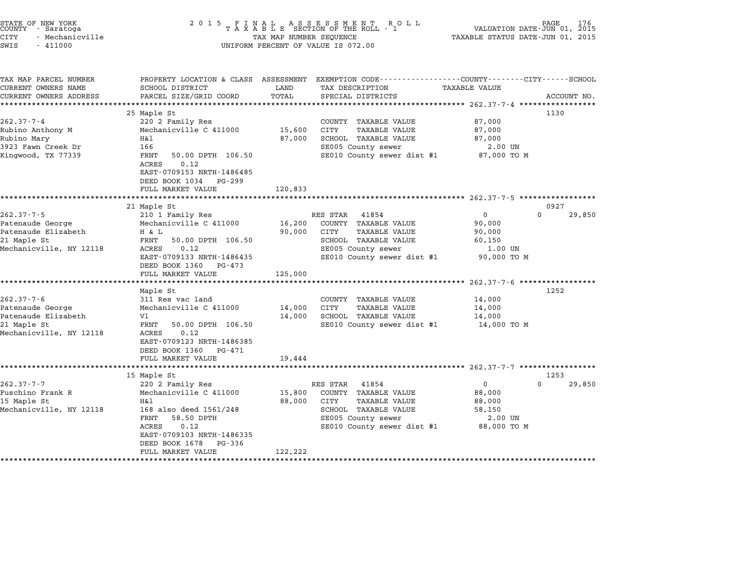STATE OF NEW YORK
COUNTY - Saratoga
CITY - Mechanicville
SWIS - 411000

2015 FINAL ASSESSMENT ROLL
TAXABLE SECTION OF THE ROLL - 1
TAX MAP NUMBER SEQUENCE
UNIFORM PERCENT OF VALUE IS 072.00

VALUATION DATE-JUN 01, 2015
TAXABLE STATUS DATE-JUN 01, 2015

| TAX MAP PARCEL NUMBER<br>CURRENT OWNERS NAME<br>CURRENT OWNERS ADDRESS | PROPERTY LOCATION & CLASS<br>SCHOOL DISTRICT<br>PARCEL SIZE/GRID COORD | ASSESSMENT<br>LAND<br>TOTAL | EXEMPTION CODE-----COUNTY-----CITY-----SCHOOL<br>TAX DESCRIPTION<br>SPECIAL DISTRICTS | TAXABLE VALUE | ACCOUNT NO. |
|---|---|---|---|---|---|
| 262.37-7-4 | 25 Maple St | | | | 1130 |
| 262.37-7-4 | 220 2 Family Res | | COUNTY TAXABLE VALUE | 87,000 | |
| Rubino Anthony M | Mechanicville C 411000 | 15,600 | CITY TAXABLE VALUE | 87,000 | |
| Rubino Mary | H&l | 87,000 | SCHOOL TAXABLE VALUE | 87,000 | |
| 3923 Fawn Creek Dr | 166 | | SE005 County sewer | 2.00 UN | |
| Kingwood, TX 77339 | FRNT 50.00 DPTH 106.50 | | SE010 County sewer dist #1 | 87,000 TO M | |
| | ACRES 0.12 | | | | |
| | EAST-0709153 NRTH-1486485 | | | | |
| | DEED BOOK 1034 PG-299 | | | | |
| | FULL MARKET VALUE | 120,833 | | | |
| 262.37-7-5 | 21 Maple St | | | | 0927 |
| 262.37-7-5 | 210 1 Family Res | | RES STAR 41854 | 0 0 29,850 | |
| Patenaude George | Mechanicville C 411000 | 16,200 | COUNTY TAXABLE VALUE | 90,000 | |
| Patenaude Elizabeth | H & L | 90,000 | CITY TAXABLE VALUE | 90,000 | |
| 21 Maple St | FRNT 50.00 DPTH 106.50 | | SCHOOL TAXABLE VALUE | 60,150 | |
| Mechanicville, NY 12118 | ACRES 0.12 | | SE005 County sewer | 1.00 UN | |
| | EAST-0709133 NRTH-1486435 | | SE010 County sewer dist #1 | 90,000 TO M | |
| | DEED BOOK 1360 PG-473 | | | | |
| | FULL MARKET VALUE | 125,000 | | | |
| 262.37-7-6 | Maple St | | | | 1252 |
| 262.37-7-6 | 311 Res vac land | | COUNTY TAXABLE VALUE | 14,000 | |
| Patenaude George | Mechanicville C 411000 | 14,000 | CITY TAXABLE VALUE | 14,000 | |
| Patenaude Elizabeth | Vl | 14,000 | SCHOOL TAXABLE VALUE | 14,000 | |
| 21 Maple St | FRNT 50.00 DPTH 106.50 | | SE010 County sewer dist #1 | 14,000 TO M | |
| Mechanicville, NY 12118 | ACRES 0.12 | | | | |
| | EAST-0709123 NRTH-1486385 | | | | |
| | DEED BOOK 1360 PG-471 | | | | |
| | FULL MARKET VALUE | 19,444 | | | |
| 262.37-7-7 | 15 Maple St | | | | 1253 |
| 262.37-7-7 | 220 2 Family Res | | RES STAR 41854 | 0 0 29,850 | |
| Fuschino Frank R | Mechanicville C 411000 | 15,800 | COUNTY TAXABLE VALUE | 88,000 | |
| 15 Maple St | H&l | 88,000 | CITY TAXABLE VALUE | 88,000 | |
| Mechanicville, NY 12118 | 168 also deed 1561/248 | | SCHOOL TAXABLE VALUE | 58,150 | |
| | FRNT 58.50 DPTH | | SE005 County sewer | 2.00 UN | |
| | ACRES 0.12 | | SE010 County sewer dist #1 | 88,000 TO M | |
| | EAST-0709103 NRTH-1486335 | | | | |
| | DEED BOOK 1678 PG-336 | | | | |
| | FULL MARKET VALUE | 122,222 | | | |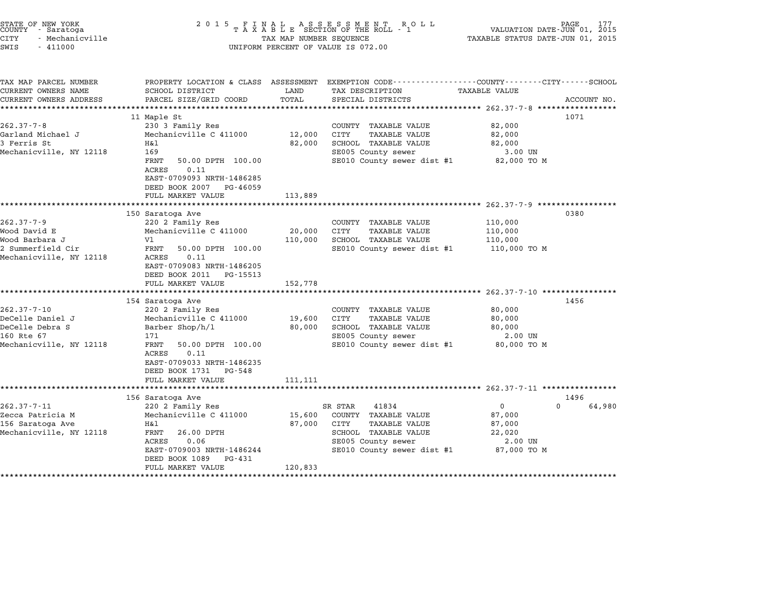STATE OF NEW YORK
COUNTY - Saratoga
CITY - Mechanicville
SWIS - 411000

2015 FINAL ASSESSMENT ROLL
TAXABLE SECTION OF THE ROLL - 1
TAX MAP NUMBER SEQUENCE
UNIFORM PERCENT OF VALUE IS 072.00

VALUATION DATE-JUN 01, 2015
TAXABLE STATUS DATE-JUN 01, 2015

| TAX MAP PARCEL NUMBER / CURRENT OWNERS NAME / CURRENT OWNERS ADDRESS | PROPERTY LOCATION & CLASS / SCHOOL DISTRICT / PARCEL SIZE/GRID COORD | ASSESSMENT LAND / TOTAL | EXEMPTION CODE / TAX DESCRIPTION / SPECIAL DISTRICTS | TAXABLE VALUE | ACCOUNT NO. |
|---|---|---|---|---|---|
| **262.37-7-8** | 11 Maple St | | | | 1071 |
| 262.37-7-8 | 230 3 Family Res | | COUNTY TAXABLE VALUE | 82,000 | |
| Garland Michael J | Mechanicville C 411000 | 12,000 | CITY TAXABLE VALUE | 82,000 | |
| 3 Ferris St | H&l | 82,000 | SCHOOL TAXABLE VALUE | 82,000 | |
| Mechanicville, NY 12118 | 169 | | SE005 County sewer | 3.00 UN | |
| | FRNT 50.00 DPTH 100.00 | | SE010 County sewer dist #1 | 82,000 TO M | |
| | ACRES 0.11 | | | | |
| | EAST-0709093 NRTH-1486285 | | | | |
| | DEED BOOK 2007 PG-46059 | | | | |
| | FULL MARKET VALUE | 113,889 | | | |
| **262.37-7-9** | 150 Saratoga Ave | | | | 0380 |
| 262.37-7-9 | 220 2 Family Res | | COUNTY TAXABLE VALUE | 110,000 | |
| Wood David E | Mechanicville C 411000 | 20,000 | CITY TAXABLE VALUE | 110,000 | |
| Wood Barbara J | Vl | 110,000 | SCHOOL TAXABLE VALUE | 110,000 | |
| 2 Summerfield Cir | FRNT 50.00 DPTH 100.00 | | SE010 County sewer dist #1 | 110,000 TO M | |
| Mechanicville, NY 12118 | ACRES 0.11 | | | | |
| | EAST-0709083 NRTH-1486205 | | | | |
| | DEED BOOK 2011 PG-15513 | | | | |
| | FULL MARKET VALUE | 152,778 | | | |
| **262.37-7-10** | 154 Saratoga Ave | | | | 1456 |
| 262.37-7-10 | 220 2 Family Res | | COUNTY TAXABLE VALUE | 80,000 | |
| DeCelle Daniel J | Mechanicville C 411000 | 19,600 | CITY TAXABLE VALUE | 80,000 | |
| DeCelle Debra S | Barber Shop/h/l | 80,000 | SCHOOL TAXABLE VALUE | 80,000 | |
| 160 Rte 67 | 171 | | SE005 County sewer | 2.00 UN | |
| Mechanicville, NY 12118 | FRNT 50.00 DPTH 100.00 | | SE010 County sewer dist #1 | 80,000 TO M | |
| | ACRES 0.11 | | | | |
| | EAST-0709033 NRTH-1486235 | | | | |
| | DEED BOOK 1731 PG-548 | | | | |
| | FULL MARKET VALUE | 111,111 | | | |
| **262.37-7-11** | 156 Saratoga Ave | | | | 1496 |
| 262.37-7-11 | 220 2 Family Res | | SR STAR 41834 | 0 | 0 64,980 |
| Zecca Patricia M | Mechanicville C 411000 | 15,600 | COUNTY TAXABLE VALUE | 87,000 | |
| 156 Saratoga Ave | H&l | 87,000 | CITY TAXABLE VALUE | 87,000 | |
| Mechanicville, NY 12118 | FRNT 26.00 DPTH | | SCHOOL TAXABLE VALUE | 22,020 | |
| | ACRES 0.06 | | SE005 County sewer | 2.00 UN | |
| | EAST-0709003 NRTH-1486244 | | SE010 County sewer dist #1 | 87,000 TO M | |
| | DEED BOOK 1089 PG-431 | | | | |
| | FULL MARKET VALUE | 120,833 | | | |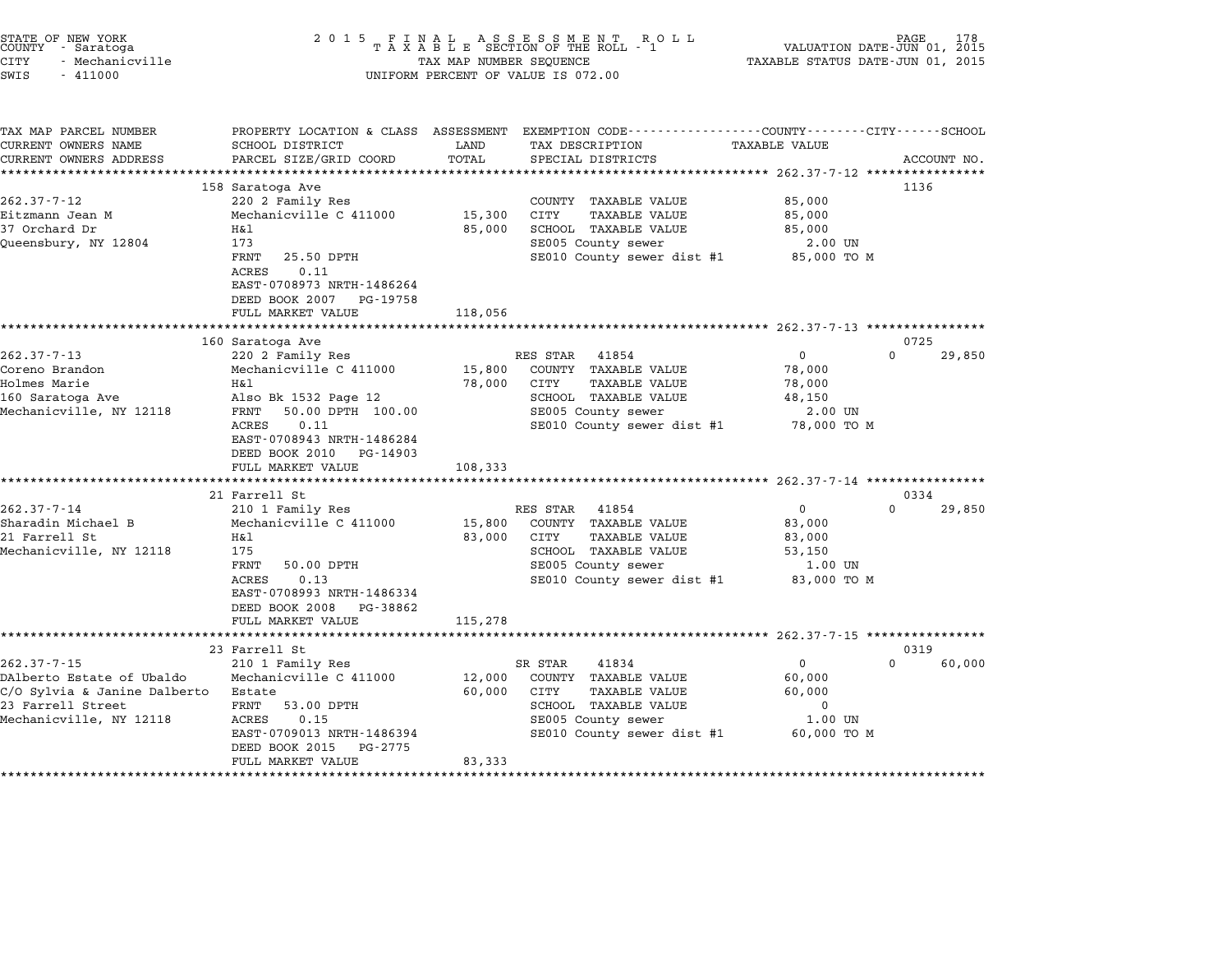STATE OF NEW YORK
COUNTY - Saratoga
CITY - Mechanicville
SWIS - 411000

2015 FINAL ASSESSMENT ROLL
TAXABLE SECTION OF THE ROLL - 1
TAX MAP NUMBER SEQUENCE
UNIFORM PERCENT OF VALUE IS 072.00

VALUATION DATE-JUN 01, 2015
TAXABLE STATUS DATE-JUN 01, 2015

| TAX MAP PARCEL NUMBER / CURRENT OWNERS NAME / CURRENT OWNERS ADDRESS | PROPERTY LOCATION & CLASS / SCHOOL DISTRICT / PARCEL SIZE/GRID COORD | ASSESSMENT LAND / TOTAL | EXEMPTION CODE / TAX DESCRIPTION / SPECIAL DISTRICTS | COUNTY TAXABLE VALUE | CITY | SCHOOL / ACCOUNT NO. |
|---|---|---|---|---|---|---|
| **262.37-7-12** | 158 Saratoga Ave | | | | | 1136 |
| 262.37-7-12 | 220 2 Family Res | | COUNTY TAXABLE VALUE | 85,000 | | |
| Eitzmann Jean M | Mechanicville C 411000 | 15,300 | CITY TAXABLE VALUE | 85,000 | | |
| 37 Orchard Dr | H&l | 85,000 | SCHOOL TAXABLE VALUE | 85,000 | | |
| Queensbury, NY 12804 | 173 | | SE005 County sewer | 2.00 UN | | |
| | FRNT 25.50 DPTH | | SE010 County sewer dist #1 | 85,000 TO M | | |
| | ACRES 0.11 | | | | | |
| | EAST-0708973 NRTH-1486264 | | | | | |
| | DEED BOOK 2007 PG-19758 | | | | | |
| | FULL MARKET VALUE | 118,056 | | | | |
| **262.37-7-13** | 160 Saratoga Ave | | | | | 0725 |
| 262.37-7-13 | 220 2 Family Res | | RES STAR 41854 | 0 | 0 | 29,850 |
| Coreno Brandon | Mechanicville C 411000 | 15,800 | COUNTY TAXABLE VALUE | 78,000 | | |
| Holmes Marie | H&l | 78,000 | CITY TAXABLE VALUE | 78,000 | | |
| 160 Saratoga Ave | Also Bk 1532 Page 12 | | SCHOOL TAXABLE VALUE | 48,150 | | |
| Mechanicville, NY 12118 | FRNT 50.00 DPTH 100.00 | | SE005 County sewer | 2.00 UN | | |
| | ACRES 0.11 | | SE010 County sewer dist #1 | 78,000 TO M | | |
| | EAST-0708943 NRTH-1486284 | | | | | |
| | DEED BOOK 2010 PG-14903 | | | | | |
| | FULL MARKET VALUE | 108,333 | | | | |
| **262.37-7-14** | 21 Farrell St | | | | | 0334 |
| 262.37-7-14 | 210 1 Family Res | | RES STAR 41854 | 0 | 0 | 29,850 |
| Sharadin Michael B | Mechanicville C 411000 | 15,800 | COUNTY TAXABLE VALUE | 83,000 | | |
| 21 Farrell St | H&l | 83,000 | CITY TAXABLE VALUE | 83,000 | | |
| Mechanicville, NY 12118 | 175 | | SCHOOL TAXABLE VALUE | 53,150 | | |
| | FRNT 50.00 DPTH | | SE005 County sewer | 1.00 UN | | |
| | ACRES 0.13 | | SE010 County sewer dist #1 | 83,000 TO M | | |
| | EAST-0708993 NRTH-1486334 | | | | | |
| | DEED BOOK 2008 PG-38862 | | | | | |
| | FULL MARKET VALUE | 115,278 | | | | |
| **262.37-7-15** | 23 Farrell St | | | | | 0319 |
| 262.37-7-15 | 210 1 Family Res | | SR STAR 41834 | 0 | 0 | 60,000 |
| DAlberto Estate of Ubaldo | Mechanicville C 411000 | 12,000 | COUNTY TAXABLE VALUE | 60,000 | | |
| C/O Sylvia & Janine Dalberto | Estate | 60,000 | CITY TAXABLE VALUE | 60,000 | | |
| 23 Farrell Street | FRNT 53.00 DPTH | | SCHOOL TAXABLE VALUE | 0 | | |
| Mechanicville, NY 12118 | ACRES 0.15 | | SE005 County sewer | 1.00 UN | | |
| | EAST-0709013 NRTH-1486394 | | SE010 County sewer dist #1 | 60,000 TO M | | |
| | DEED BOOK 2015 PG-2775 | | | | | |
| | FULL MARKET VALUE | 83,333 | | | | |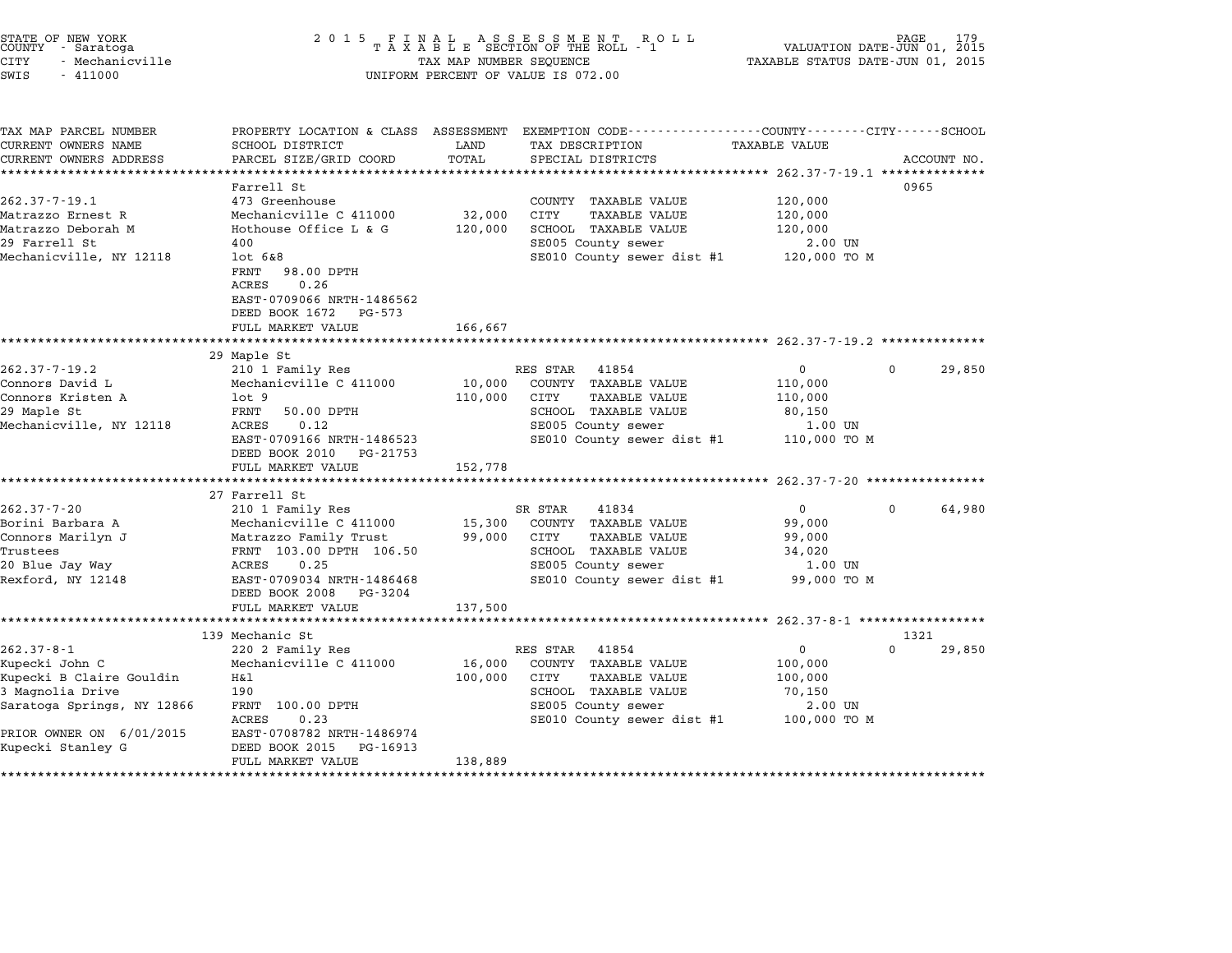STATE OF NEW YORK
COUNTY - Saratoga
CITY - Mechanicville
SWIS - 411000

# 2015 FINAL ASSESSMENT ROLL
TAXABLE SECTION OF THE ROLL - 1
TAX MAP NUMBER SEQUENCE
UNIFORM PERCENT OF VALUE IS 072.00

VALUATION DATE-JUN 01, 2015
TAXABLE STATUS DATE-JUN 01, 2015

| TAX MAP PARCEL NUMBER / CURRENT OWNERS NAME / CURRENT OWNERS ADDRESS | PROPERTY LOCATION & CLASS / SCHOOL DISTRICT / PARCEL SIZE/GRID COORD | ASSESSMENT LAND | TOTAL | EXEMPTION CODE / TAX DESCRIPTION / SPECIAL DISTRICTS | COUNTY / CITY / SCHOOL TAXABLE VALUE | ACCOUNT NO. |
|---|---|---|---|---|---|---|
| **262.37-7-19.1** | Farrell St | | | | | 0965 |
| 262.37-7-19.1 | 473 Greenhouse | | | COUNTY TAXABLE VALUE | 120,000 | |
| Matrazzo Ernest R | Mechanicville C 411000 | 32,000 | | CITY TAXABLE VALUE | 120,000 | |
| Matrazzo Deborah M | Hothouse Office L & G | | 120,000 | SCHOOL TAXABLE VALUE | 120,000 | |
| 29 Farrell St | 400 | | | SE005 County sewer | 2.00 UN | |
| Mechanicville, NY 12118 | lot 6&8 | | | SE010 County sewer dist #1 | 120,000 TO M | |
| | FRNT 98.00 DPTH | | | | | |
| | ACRES 0.26 | | | | | |
| | EAST-0709066 NRTH-1486562 | | | | | |
| | DEED BOOK 1672 PG-573 | | | | | |
| | FULL MARKET VALUE | | 166,667 | | | |
| **262.37-7-19.2** | 29 Maple St | | | | | |
| 262.37-7-19.2 | 210 1 Family Res | | | RES STAR 41854 | 0 / 0 / 29,850 | |
| Connors David L | Mechanicville C 411000 | 10,000 | | COUNTY TAXABLE VALUE | 110,000 | |
| Connors Kristen A | lot 9 | | 110,000 | CITY TAXABLE VALUE | 110,000 | |
| 29 Maple St | FRNT 50.00 DPTH | | | SCHOOL TAXABLE VALUE | 80,150 | |
| Mechanicville, NY 12118 | ACRES 0.12 | | | SE005 County sewer | 1.00 UN | |
| | EAST-0709166 NRTH-1486523 | | | SE010 County sewer dist #1 | 110,000 TO M | |
| | DEED BOOK 2010 PG-21753 | | | | | |
| | FULL MARKET VALUE | | 152,778 | | | |
| **262.37-7-20** | 27 Farrell St | | | | | |
| 262.37-7-20 | 210 1 Family Res | | | SR STAR 41834 | 0 / 0 / 64,980 | |
| Borini Barbara A | Mechanicville C 411000 | 15,300 | | COUNTY TAXABLE VALUE | 99,000 | |
| Connors Marilyn J | Matrazzo Family Trust | | 99,000 | CITY TAXABLE VALUE | 99,000 | |
| Trustees | FRNT 103.00 DPTH 106.50 | | | SCHOOL TAXABLE VALUE | 34,020 | |
| 20 Blue Jay Way | ACRES 0.25 | | | SE005 County sewer | 1.00 UN | |
| Rexford, NY 12148 | EAST-0709034 NRTH-1486468 | | | SE010 County sewer dist #1 | 99,000 TO M | |
| | DEED BOOK 2008 PG-3204 | | | | | |
| | FULL MARKET VALUE | | 137,500 | | | |
| **262.37-8-1** | 139 Mechanic St | | | | | 1321 |
| 262.37-8-1 | 220 2 Family Res | | | RES STAR 41854 | 0 / 0 / 29,850 | |
| Kupecki John C | Mechanicville C 411000 | 16,000 | | COUNTY TAXABLE VALUE | 100,000 | |
| Kupecki B Claire Gouldin | H&l | | 100,000 | CITY TAXABLE VALUE | 100,000 | |
| 3 Magnolia Drive | 190 | | | SCHOOL TAXABLE VALUE | 70,150 | |
| Saratoga Springs, NY 12866 | FRNT 100.00 DPTH | | | SE005 County sewer | 2.00 UN | |
| | ACRES 0.23 | | | SE010 County sewer dist #1 | 100,000 TO M | |
| PRIOR OWNER ON 6/01/2015 | EAST-0708782 NRTH-1486974 | | | | | |
| Kupecki Stanley G | DEED BOOK 2015 PG-16913 | | | | | |
| | FULL MARKET VALUE | | 138,889 | | | |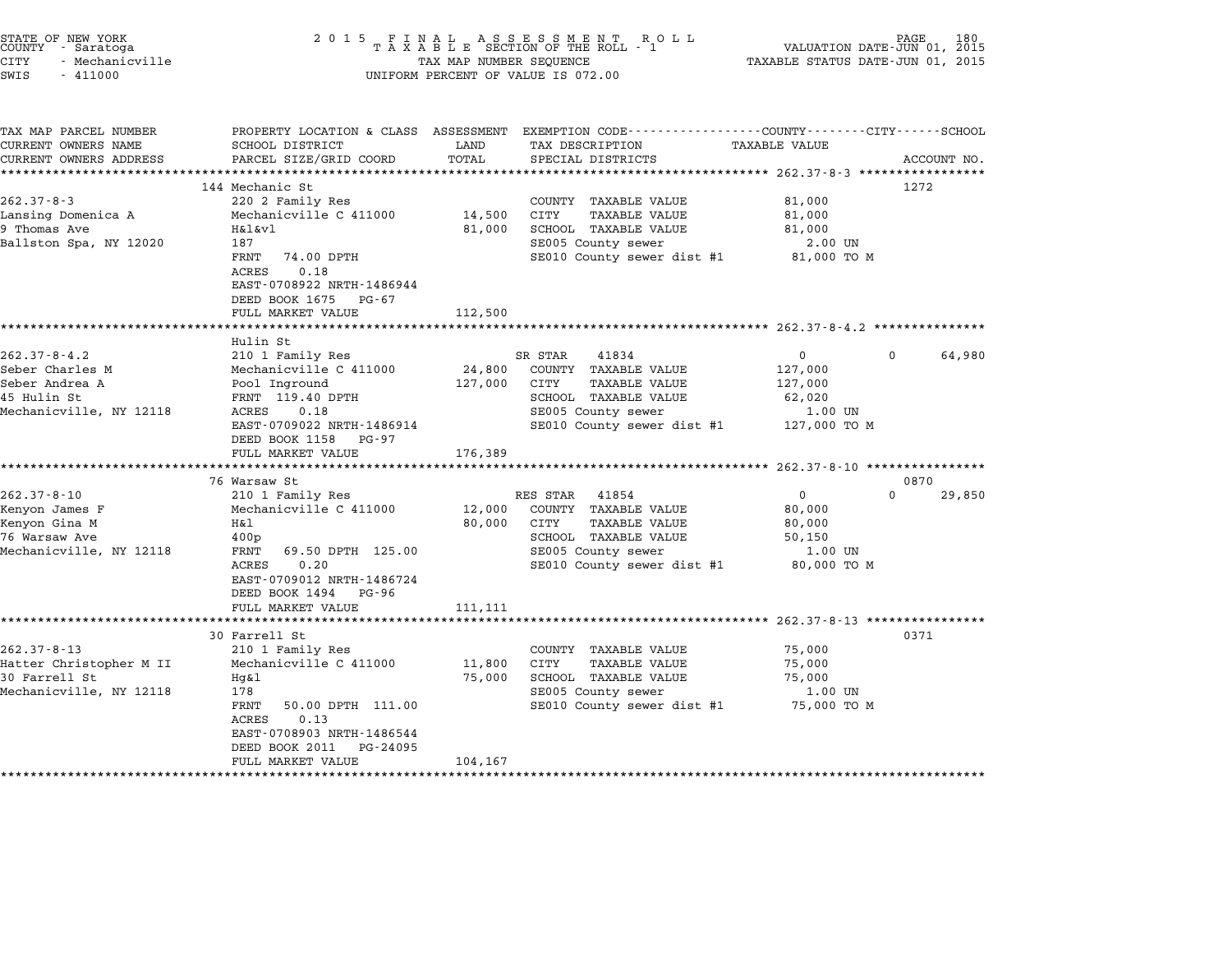STATE OF NEW YORK
COUNTY - Saratoga
CITY - Mechanicville
SWIS - 411000

2 0 1 5 F I N A L A S S E S S M E N T R O L L
T A X A B L E SECTION OF THE ROLL - 1
TAX MAP NUMBER SEQUENCE
UNIFORM PERCENT OF VALUE IS 072.00

VALUATION DATE-JUN 01, 2015
TAXABLE STATUS DATE-JUN 01, 2015

| TAX MAP PARCEL NUMBER / CURRENT OWNERS NAME / CURRENT OWNERS ADDRESS | PROPERTY LOCATION & CLASS / SCHOOL DISTRICT / PARCEL SIZE/GRID COORD | ASSESSMENT LAND / TOTAL | EXEMPTION CODE / TAX DESCRIPTION / SPECIAL DISTRICTS | TAXABLE VALUE COUNTY/CITY | SCHOOL / ACCOUNT NO. |
|---|---|---|---|---|---|
| **262.37-8-3** | 144 Mechanic St | | | | 1272 |
| 262.37-8-3 | 220 2 Family Res | | COUNTY TAXABLE VALUE | 81,000 | |
| Lansing Domenica A | Mechanicville C 411000 | 14,500 | CITY TAXABLE VALUE | 81,000 | |
| 9 Thomas Ave | H&l&vl | 81,000 | SCHOOL TAXABLE VALUE | 81,000 | |
| Ballston Spa, NY 12020 | 187 | | SE005 County sewer | 2.00 UN | |
| | FRNT 74.00 DPTH | | SE010 County sewer dist #1 | 81,000 TO M | |
| | ACRES 0.18 | | | | |
| | EAST-0708922 NRTH-1486944 | | | | |
| | DEED BOOK 1675 PG-67 | | | | |
| | FULL MARKET VALUE | 112,500 | | | |
| **262.37-8-4.2** | Hulin St | | | | |
| 262.37-8-4.2 | 210 1 Family Res | | SR STAR 41834 | 0 | 0 64,980 |
| Seber Charles M | Mechanicville C 411000 | 24,800 | COUNTY TAXABLE VALUE | 127,000 | |
| Seber Andrea A | Pool Inground | 127,000 | CITY TAXABLE VALUE | 127,000 | |
| 45 Hulin St | FRNT 119.40 DPTH | | SCHOOL TAXABLE VALUE | 62,020 | |
| Mechanicville, NY 12118 | ACRES 0.18 | | SE005 County sewer | 1.00 UN | |
| | EAST-0709022 NRTH-1486914 | | SE010 County sewer dist #1 | 127,000 TO M | |
| | DEED BOOK 1158 PG-97 | | | | |
| | FULL MARKET VALUE | 176,389 | | | |
| **262.37-8-10** | 76 Warsaw St | | | | 0870 |
| 262.37-8-10 | 210 1 Family Res | | RES STAR 41854 | 0 | 0 29,850 |
| Kenyon James F | Mechanicville C 411000 | 12,000 | COUNTY TAXABLE VALUE | 80,000 | |
| Kenyon Gina M | H&l | 80,000 | CITY TAXABLE VALUE | 80,000 | |
| 76 Warsaw Ave | 400p | | SCHOOL TAXABLE VALUE | 50,150 | |
| Mechanicville, NY 12118 | FRNT 69.50 DPTH 125.00 | | SE005 County sewer | 1.00 UN | |
| | ACRES 0.20 | | SE010 County sewer dist #1 | 80,000 TO M | |
| | EAST-0709012 NRTH-1486724 | | | | |
| | DEED BOOK 1494 PG-96 | | | | |
| | FULL MARKET VALUE | 111,111 | | | |
| **262.37-8-13** | 30 Farrell St | | | | 0371 |
| 262.37-8-13 | 210 1 Family Res | | COUNTY TAXABLE VALUE | 75,000 | |
| Hatter Christopher M II | Mechanicville C 411000 | 11,800 | CITY TAXABLE VALUE | 75,000 | |
| 30 Farrell St | Hg&l | 75,000 | SCHOOL TAXABLE VALUE | 75,000 | |
| Mechanicville, NY 12118 | 178 | | SE005 County sewer | 1.00 UN | |
| | FRNT 50.00 DPTH 111.00 | | SE010 County sewer dist #1 | 75,000 TO M | |
| | ACRES 0.13 | | | | |
| | EAST-0708903 NRTH-1486544 | | | | |
| | DEED BOOK 2011 PG-24095 | | | | |
| | FULL MARKET VALUE | 104,167 | | | |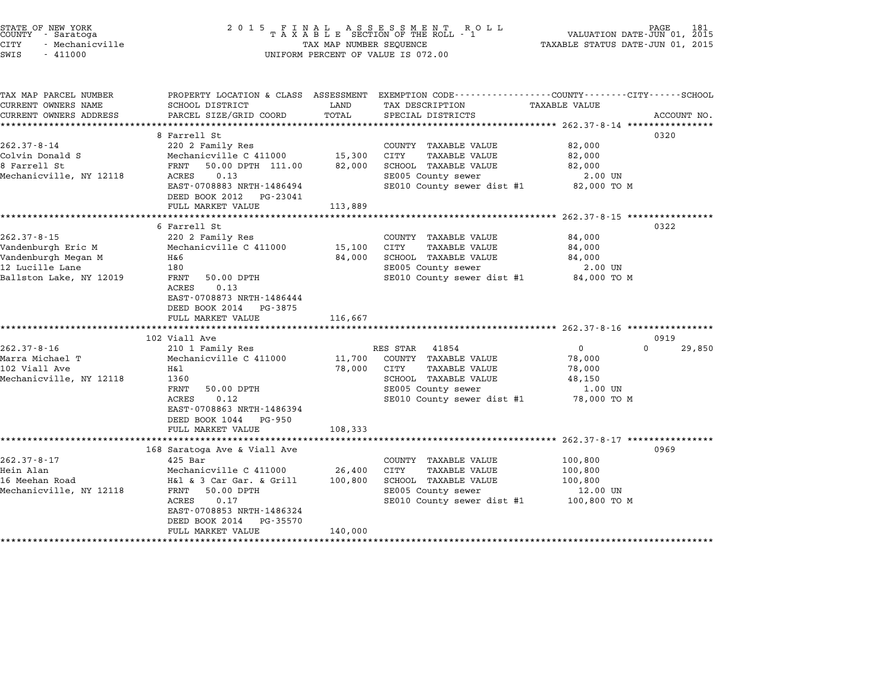STATE OF NEW YORK
COUNTY - Saratoga
CITY - Mechanicville
SWIS - 411000

2015 FINAL ASSESSMENT ROLL
TAXABLE SECTION OF THE ROLL - 1
TAX MAP NUMBER SEQUENCE
UNIFORM PERCENT OF VALUE IS 072.00

VALUATION DATE-JUN 01, 2015
TAXABLE STATUS DATE-JUN 01, 2015

| TAX MAP PARCEL NUMBER / CURRENT OWNERS NAME / CURRENT OWNERS ADDRESS | PROPERTY LOCATION & CLASS / SCHOOL DISTRICT / PARCEL SIZE/GRID COORD | ASSESSMENT LAND / TOTAL | EXEMPTION CODE / TAX DESCRIPTION / SPECIAL DISTRICTS | COUNTY / CITY / SCHOOL TAXABLE VALUE | ACCOUNT NO. |
|---|---|---|---|---|---|
| **262.37-8-14** | 8 Farrell St | | | | 0320 |
| 262.37-8-14 | 220 2 Family Res | | COUNTY TAXABLE VALUE | 82,000 | |
| Colvin Donald S | Mechanicville C 411000 | 15,300 | CITY TAXABLE VALUE | 82,000 | |
| 8 Farrell St | FRNT 50.00 DPTH 111.00 | 82,000 | SCHOOL TAXABLE VALUE | 82,000 | |
| Mechanicville, NY 12118 | ACRES 0.13 | | SE005 County sewer | 2.00 UN | |
| | EAST-0708883 NRTH-1486494 | | SE010 County sewer dist #1 | 82,000 TO M | |
| | DEED BOOK 2012 PG-23041 | | | | |
| | FULL MARKET VALUE | 113,889 | | | |
| **262.37-8-15** | 6 Farrell St | | | | 0322 |
| 262.37-8-15 | 220 2 Family Res | | COUNTY TAXABLE VALUE | 84,000 | |
| Vandenburgh Eric M | Mechanicville C 411000 | 15,100 | CITY TAXABLE VALUE | 84,000 | |
| Vandenburgh Megan M | H&6 | 84,000 | SCHOOL TAXABLE VALUE | 84,000 | |
| 12 Lucille Lane | 180 | | SE005 County sewer | 2.00 UN | |
| Ballston Lake, NY 12019 | FRNT 50.00 DPTH | | SE010 County sewer dist #1 | 84,000 TO M | |
| | ACRES 0.13 | | | | |
| | EAST-0708873 NRTH-1486444 | | | | |
| | DEED BOOK 2014 PG-3875 | | | | |
| | FULL MARKET VALUE | 116,667 | | | |
| **262.37-8-16** | 102 Viall Ave | | | | 0919 |
| 262.37-8-16 | 210 1 Family Res | | RES STAR 41854 | 0 / 0 / 29,850 | |
| Marra Michael T | Mechanicville C 411000 | 11,700 | COUNTY TAXABLE VALUE | 78,000 | |
| 102 Viall Ave | H&l | 78,000 | CITY TAXABLE VALUE | 78,000 | |
| Mechanicville, NY 12118 | 1360 | | SCHOOL TAXABLE VALUE | 48,150 | |
| | FRNT 50.00 DPTH | | SE005 County sewer | 1.00 UN | |
| | ACRES 0.12 | | SE010 County sewer dist #1 | 78,000 TO M | |
| | EAST-0708863 NRTH-1486394 | | | | |
| | DEED BOOK 1044 PG-950 | | | | |
| | FULL MARKET VALUE | 108,333 | | | |
| **262.37-8-17** | 168 Saratoga Ave & Viall Ave | | | | 0969 |
| 262.37-8-17 | 425 Bar | | COUNTY TAXABLE VALUE | 100,800 | |
| Hein Alan | Mechanicville C 411000 | 26,400 | CITY TAXABLE VALUE | 100,800 | |
| 16 Meehan Road | H&l & 3 Car Gar. & Grill | 100,800 | SCHOOL TAXABLE VALUE | 100,800 | |
| Mechanicville, NY 12118 | FRNT 50.00 DPTH | | SE005 County sewer | 12.00 UN | |
| | ACRES 0.17 | | SE010 County sewer dist #1 | 100,800 TO M | |
| | EAST-0708853 NRTH-1486324 | | | | |
| | DEED BOOK 2014 PG-35570 | | | | |
| | FULL MARKET VALUE | 140,000 | | | |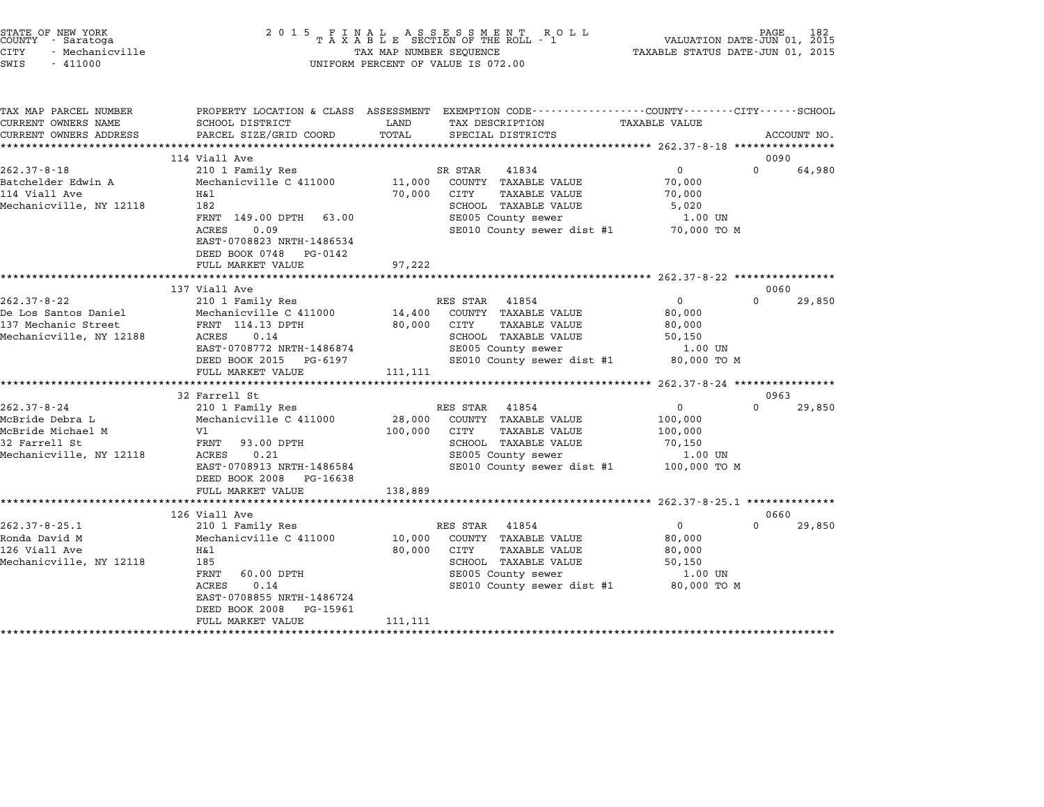STATE OF NEW YORK
COUNTY - Saratoga
CITY - Mechanicville
SWIS - 411000

2 0 1 5 F I N A L A S S E S S M E N T R O L L
T A X A B L E SECTION OF THE ROLL - 1
TAX MAP NUMBER SEQUENCE
UNIFORM PERCENT OF VALUE IS 072.00

VALUATION DATE-JUN 01, 2015
TAXABLE STATUS DATE-JUN 01, 2015

| TAX MAP PARCEL NUMBER / CURRENT OWNERS NAME / CURRENT OWNERS ADDRESS | PROPERTY LOCATION & CLASS / SCHOOL DISTRICT / PARCEL SIZE/GRID COORD | ASSESSMENT LAND / TOTAL | EXEMPTION CODE / TAX DESCRIPTION / SPECIAL DISTRICTS | COUNTY TAXABLE VALUE | CITY | SCHOOL | ACCOUNT NO. |
|---|---|---|---|---|---|---|---|
| 262.37-8-18 | 114 Viall Ave | | | | | | 0090 |
| 262.37-8-18 | 210 1 Family Res | | SR STAR 41834 | 0 | 0 | 64,980 | |
| Batchelder Edwin A | Mechanicville C 411000 | 11,000 | COUNTY TAXABLE VALUE | 70,000 | | | |
| 114 Viall Ave | H&l | 70,000 | CITY TAXABLE VALUE | 70,000 | | | |
| Mechanicville, NY 12118 | 182 | | SCHOOL TAXABLE VALUE | 5,020 | | | |
| | FRNT 149.00 DPTH 63.00 | | SE005 County sewer | 1.00 UN | | | |
| | ACRES 0.09 | | SE010 County sewer dist #1 | 70,000 TO M | | | |
| | EAST-0708823 NRTH-1486534 | | | | | | |
| | DEED BOOK 0748 PG-0142 | | | | | | |
| | FULL MARKET VALUE | 97,222 | | | | | |
| 262.37-8-22 | 137 Viall Ave | | | | | | 0060 |
| 262.37-8-22 | 210 1 Family Res | | RES STAR 41854 | 0 | 0 | 29,850 | |
| De Los Santos Daniel | Mechanicville C 411000 | 14,400 | COUNTY TAXABLE VALUE | 80,000 | | | |
| 137 Mechanic Street | FRNT 114.13 DPTH | 80,000 | CITY TAXABLE VALUE | 80,000 | | | |
| Mechanicville, NY 12188 | ACRES 0.14 | | SCHOOL TAXABLE VALUE | 50,150 | | | |
| | EAST-0708772 NRTH-1486874 | | SE005 County sewer | 1.00 UN | | | |
| | DEED BOOK 2015 PG-6197 | | SE010 County sewer dist #1 | 80,000 TO M | | | |
| | FULL MARKET VALUE | 111,111 | | | | | |
| 262.37-8-24 | 32 Farrell St | | | | | | 0963 |
| 262.37-8-24 | 210 1 Family Res | | RES STAR 41854 | 0 | 0 | 29,850 | |
| McBride Debra L | Mechanicville C 411000 | 28,000 | COUNTY TAXABLE VALUE | 100,000 | | | |
| McBride Michael M | Vl | 100,000 | CITY TAXABLE VALUE | 100,000 | | | |
| 32 Farrell St | FRNT 93.00 DPTH | | SCHOOL TAXABLE VALUE | 70,150 | | | |
| Mechanicville, NY 12118 | ACRES 0.21 | | SE005 County sewer | 1.00 UN | | | |
| | EAST-0708913 NRTH-1486584 | | SE010 County sewer dist #1 | 100,000 TO M | | | |
| | DEED BOOK 2008 PG-16638 | | | | | | |
| | FULL MARKET VALUE | 138,889 | | | | | |
| 262.37-8-25.1 | 126 Viall Ave | | | | | | 0660 |
| 262.37-8-25.1 | 210 1 Family Res | | RES STAR 41854 | 0 | 0 | 29,850 | |
| Ronda David M | Mechanicville C 411000 | 10,000 | COUNTY TAXABLE VALUE | 80,000 | | | |
| 126 Viall Ave | H&l | 80,000 | CITY TAXABLE VALUE | 80,000 | | | |
| Mechanicville, NY 12118 | 185 | | SCHOOL TAXABLE VALUE | 50,150 | | | |
| | FRNT 60.00 DPTH | | SE005 County sewer | 1.00 UN | | | |
| | ACRES 0.14 | | SE010 County sewer dist #1 | 80,000 TO M | | | |
| | EAST-0708855 NRTH-1486724 | | | | | | |
| | DEED BOOK 2008 PG-15961 | | | | | | |
| | FULL MARKET VALUE | 111,111 | | | | | |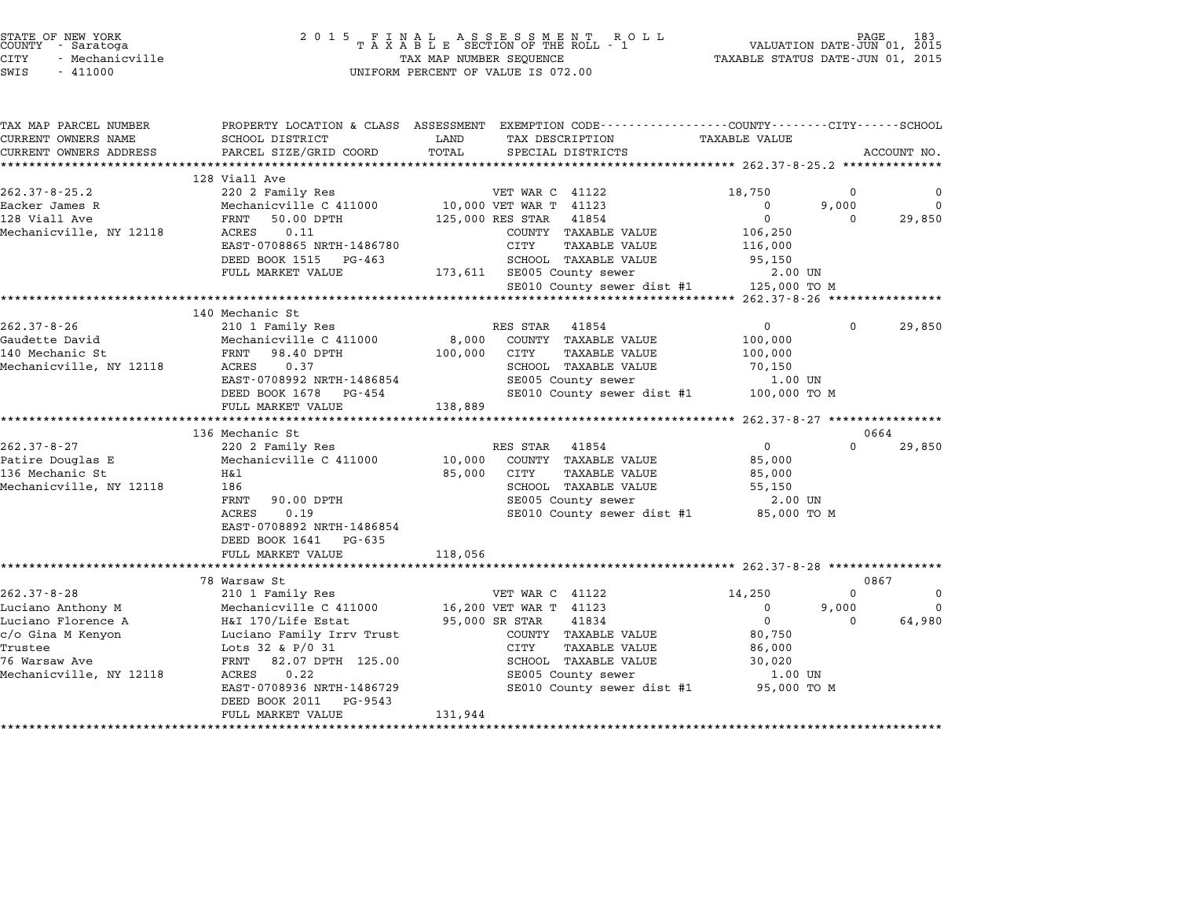STATE OF NEW YORK
COUNTY - Saratoga
CITY - Mechanicville
SWIS - 411000

2015 FINAL ASSESSMENT ROLL
TAXABLE SECTION OF THE ROLL - 1
TAX MAP NUMBER SEQUENCE
UNIFORM PERCENT OF VALUE IS 072.00

VALUATION DATE-JUN 01, 2015
TAXABLE STATUS DATE-JUN 01, 2015

| TAX MAP PARCEL NUMBER / CURRENT OWNERS NAME / CURRENT OWNERS ADDRESS | PROPERTY LOCATION & CLASS / SCHOOL DISTRICT / PARCEL SIZE/GRID COORD | ASSESSMENT LAND / TOTAL | EXEMPTION CODE / TAX DESCRIPTION / SPECIAL DISTRICTS | COUNTY TAXABLE VALUE | CITY | SCHOOL / ACCOUNT NO. |
|---|---|---|---|---|---|---|
| **262.37-8-25.2** | 128 Viall Ave | | | | | |
| 262.37-8-25.2 | 220 2 Family Res | | VET WAR C 41122 | 18,750 | 0 | 0 |
| Eacker James R | Mechanicville C 411000 | 10,000 | VET WAR T 41123 | 0 | 9,000 | 0 |
| 128 Viall Ave | FRNT 50.00 DPTH | 125,000 | RES STAR 41854 | 0 | 0 | 29,850 |
| Mechanicville, NY 12118 | ACRES 0.11 | | COUNTY TAXABLE VALUE | 106,250 | | |
| | EAST-0708865 NRTH-1486780 | | CITY TAXABLE VALUE | 116,000 | | |
| | DEED BOOK 1515 PG-463 | | SCHOOL TAXABLE VALUE | 95,150 | | |
| | FULL MARKET VALUE | 173,611 | SE005 County sewer | 2.00 UN | | |
| | | | SE010 County sewer dist #1 | 125,000 TO M | | |
| **262.37-8-26** | 140 Mechanic St | | | | | |
| 262.37-8-26 | 210 1 Family Res | | RES STAR 41854 | 0 | 0 | 29,850 |
| Gaudette David | Mechanicville C 411000 | 8,000 | COUNTY TAXABLE VALUE | 100,000 | | |
| 140 Mechanic St | FRNT 98.40 DPTH | 100,000 | CITY TAXABLE VALUE | 100,000 | | |
| Mechanicville, NY 12118 | ACRES 0.37 | | SCHOOL TAXABLE VALUE | 70,150 | | |
| | EAST-0708992 NRTH-1486854 | | SE005 County sewer | 1.00 UN | | |
| | DEED BOOK 1678 PG-454 | | SE010 County sewer dist #1 | 100,000 TO M | | |
| | FULL MARKET VALUE | 138,889 | | | | |
| **262.37-8-27** | 136 Mechanic St | | | | | 0664 |
| 262.37-8-27 | 220 2 Family Res | | RES STAR 41854 | 0 | 0 | 29,850 |
| Patire Douglas E | Mechanicville C 411000 | 10,000 | COUNTY TAXABLE VALUE | 85,000 | | |
| 136 Mechanic St | H&l | 85,000 | CITY TAXABLE VALUE | 85,000 | | |
| Mechanicville, NY 12118 | 186 | | SCHOOL TAXABLE VALUE | 55,150 | | |
| | FRNT 90.00 DPTH | | SE005 County sewer | 2.00 UN | | |
| | ACRES 0.19 | | SE010 County sewer dist #1 | 85,000 TO M | | |
| | EAST-0708892 NRTH-1486854 | | | | | |
| | DEED BOOK 1641 PG-635 | | | | | |
| | FULL MARKET VALUE | 118,056 | | | | |
| **262.37-8-28** | 78 Warsaw St | | | | | 0867 |
| 262.37-8-28 | 210 1 Family Res | | VET WAR C 41122 | 14,250 | 0 | 0 |
| Luciano Anthony M | Mechanicville C 411000 | 16,200 | VET WAR T 41123 | 0 | 9,000 | 0 |
| Luciano Florence A | H&I 170/Life Estat | 95,000 | SR STAR 41834 | 0 | 0 | 64,980 |
| c/o Gina M Kenyon | Luciano Family Irrv Trust | | COUNTY TAXABLE VALUE | 80,750 | | |
| Trustee | Lots 32 & P/O 31 | | CITY TAXABLE VALUE | 86,000 | | |
| 76 Warsaw Ave | FRNT 82.07 DPTH 125.00 | | SCHOOL TAXABLE VALUE | 30,020 | | |
| Mechanicville, NY 12118 | ACRES 0.22 | | SE005 County sewer | 1.00 UN | | |
| | EAST-0708936 NRTH-1486729 | | SE010 County sewer dist #1 | 95,000 TO M | | |
| | DEED BOOK 2011 PG-9543 | | | | | |
| | FULL MARKET VALUE | 131,944 | | | | |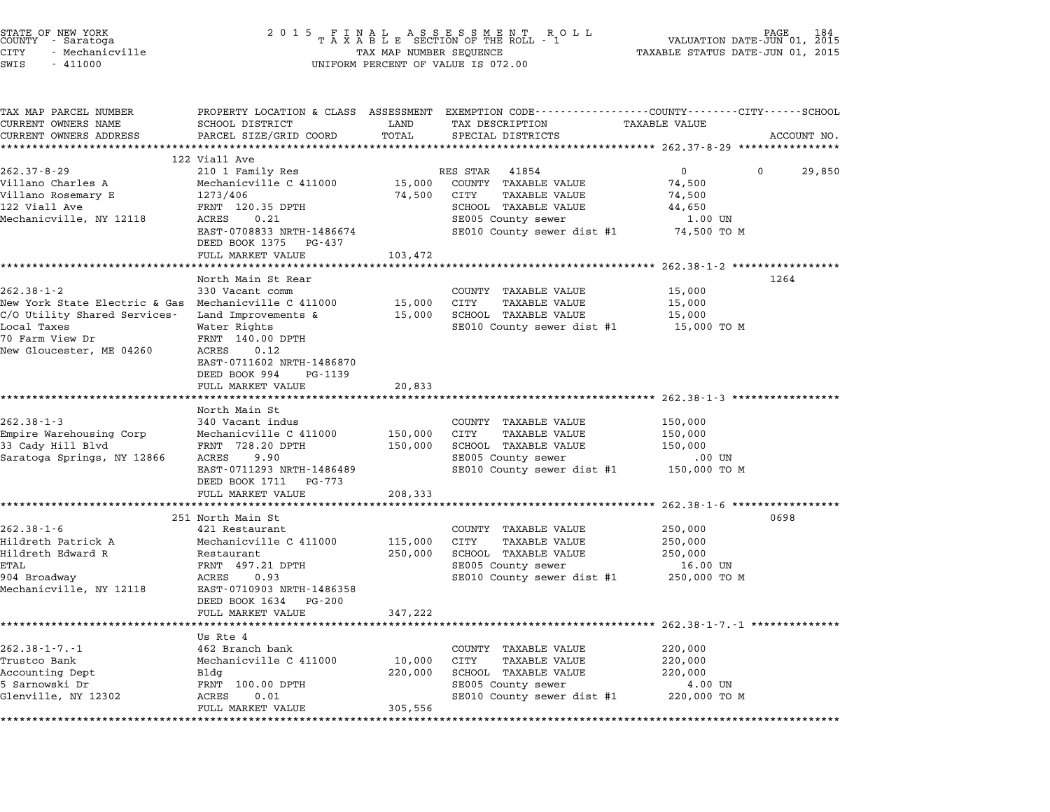STATE OF NEW YORK
COUNTY - Saratoga
CITY - Mechanicville
SWIS - 411000

2 0 1 5 F I N A L A S S E S S M E N T R O L L
T A X A B L E SECTION OF THE ROLL - 1
TAX MAP NUMBER SEQUENCE
UNIFORM PERCENT OF VALUE IS 072.00

VALUATION DATE-JUN 01, 2015
TAXABLE STATUS DATE-JUN 01, 2015

| TAX MAP PARCEL NUMBER / CURRENT OWNERS NAME / CURRENT OWNERS ADDRESS | PROPERTY LOCATION & CLASS / SCHOOL DISTRICT / PARCEL SIZE/GRID COORD | ASSESSMENT LAND / TOTAL | EXEMPTION CODE / TAX DESCRIPTION / SPECIAL DISTRICTS | COUNTY / CITY TAXABLE VALUE | SCHOOL | ACCOUNT NO. |
|---|---|---|---|---|---|---|
| **262.37-8-29** | 122 Viall Ave | | | | | |
| 262.37-8-29 | 210 1 Family Res | | RES STAR 41854 | 0 | 0 | 29,850 |
| Villano Charles A | Mechanicville C 411000 | 15,000 | COUNTY TAXABLE VALUE | 74,500 | | |
| Villano Rosemary E | 1273/406 | 74,500 | CITY TAXABLE VALUE | 74,500 | | |
| 122 Viall Ave | FRNT 120.35 DPTH | | SCHOOL TAXABLE VALUE | 44,650 | | |
| Mechanicville, NY 12118 | ACRES 0.21 | | SE005 County sewer | 1.00 UN | | |
| | EAST-0708833 NRTH-1486674 | | SE010 County sewer dist #1 | 74,500 TO M | | |
| | DEED BOOK 1375 PG-437 | | | | | |
| | FULL MARKET VALUE | 103,472 | | | | |
| **262.38-1-2** | North Main St Rear | | | | | 1264 |
| 262.38-1-2 | 330 Vacant comm | | COUNTY TAXABLE VALUE | 15,000 | | |
| New York State Electric & Gas | Mechanicville C 411000 | 15,000 | CITY TAXABLE VALUE | 15,000 | | |
| C/O Utility Shared Services- | Land Improvements & | 15,000 | SCHOOL TAXABLE VALUE | 15,000 | | |
| Local Taxes | Water Rights | | SE010 County sewer dist #1 | 15,000 TO M | | |
| 70 Farm View Dr | FRNT 140.00 DPTH | | | | | |
| New Gloucester, ME 04260 | ACRES 0.12 | | | | | |
| | EAST-0711602 NRTH-1486870 | | | | | |
| | DEED BOOK 994 PG-1139 | | | | | |
| | FULL MARKET VALUE | 20,833 | | | | |
| **262.38-1-3** | North Main St | | | | | |
| 262.38-1-3 | 340 Vacant indus | | COUNTY TAXABLE VALUE | 150,000 | | |
| Empire Warehousing Corp | Mechanicville C 411000 | 150,000 | CITY TAXABLE VALUE | 150,000 | | |
| 33 Cady Hill Blvd | FRNT 728.20 DPTH | 150,000 | SCHOOL TAXABLE VALUE | 150,000 | | |
| Saratoga Springs, NY 12866 | ACRES 9.90 | | SE005 County sewer | .00 UN | | |
| | EAST-0711293 NRTH-1486489 | | SE010 County sewer dist #1 | 150,000 TO M | | |
| | DEED BOOK 1711 PG-773 | | | | | |
| | FULL MARKET VALUE | 208,333 | | | | |
| **262.38-1-6** | 251 North Main St | | | | | 0698 |
| 262.38-1-6 | 421 Restaurant | | COUNTY TAXABLE VALUE | 250,000 | | |
| Hildreth Patrick A | Mechanicville C 411000 | 115,000 | CITY TAXABLE VALUE | 250,000 | | |
| Hildreth Edward R | Restaurant | 250,000 | SCHOOL TAXABLE VALUE | 250,000 | | |
| ETAL | FRNT 497.21 DPTH | | SE005 County sewer | 16.00 UN | | |
| 904 Broadway | ACRES 0.93 | | SE010 County sewer dist #1 | 250,000 TO M | | |
| Mechanicville, NY 12118 | EAST-0710903 NRTH-1486358 | | | | | |
| | DEED BOOK 1634 PG-200 | | | | | |
| | FULL MARKET VALUE | 347,222 | | | | |
| **262.38-1-7.-1** | Us Rte 4 | | | | | |
| 262.38-1-7.-1 | 462 Branch bank | | COUNTY TAXABLE VALUE | 220,000 | | |
| Trustco Bank | Mechanicville C 411000 | 10,000 | CITY TAXABLE VALUE | 220,000 | | |
| Accounting Dept | Bldg | 220,000 | SCHOOL TAXABLE VALUE | 220,000 | | |
| 5 Sarnowski Dr | FRNT 100.00 DPTH | | SE005 County sewer | 4.00 UN | | |
| Glenville, NY 12302 | ACRES 0.01 | | SE010 County sewer dist #1 | 220,000 TO M | | |
| | FULL MARKET VALUE | 305,556 | | | | |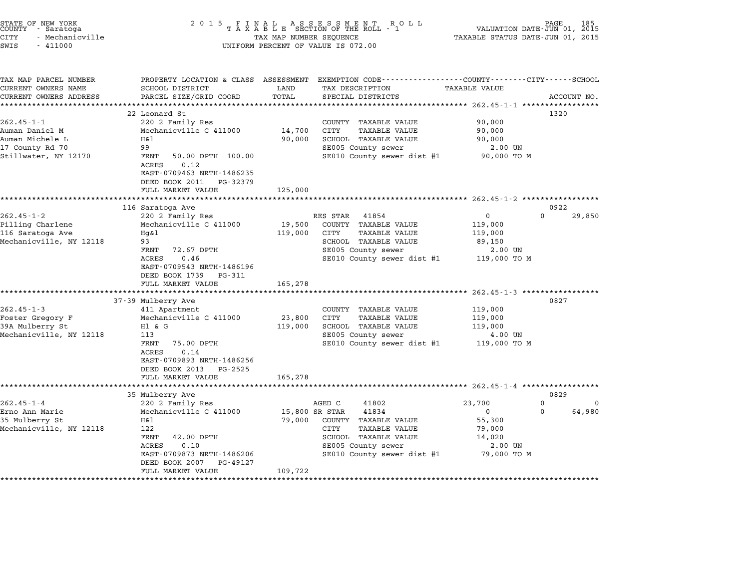STATE OF NEW YORK
COUNTY - Saratoga
CITY - Mechanicville
SWIS - 411000

2 0 1 5 F I N A L A S S E S S M E N T R O L L
T A X A B L E SECTION OF THE ROLL - 1
TAX MAP NUMBER SEQUENCE
UNIFORM PERCENT OF VALUE IS 072.00

VALUATION DATE-JUN 01, 2015
TAXABLE STATUS DATE-JUN 01, 2015

| TAX MAP PARCEL NUMBER / CURRENT OWNERS NAME / CURRENT OWNERS ADDRESS | PROPERTY LOCATION & CLASS / SCHOOL DISTRICT / PARCEL SIZE/GRID COORD | ASSESSMENT LAND / TOTAL | EXEMPTION CODE / TAX DESCRIPTION / SPECIAL DISTRICTS | COUNTY TAXABLE VALUE | CITY | SCHOOL | ACCOUNT NO. |
|---|---|---|---|---|---|---|---|
| | 22 Leonard St | | | | | | 1320 |
| 262.45-1-1 | 220 2 Family Res | | COUNTY TAXABLE VALUE | 90,000 | | | |
| Auman Daniel M | Mechanicville C 411000 | 14,700 | CITY TAXABLE VALUE | 90,000 | | | |
| Auman Michele L | H&l | 90,000 | SCHOOL TAXABLE VALUE | 90,000 | | | |
| 17 County Rd 70 | 99 | | SE005 County sewer | 2.00 UN | | | |
| Stillwater, NY 12170 | FRNT 50.00 DPTH 100.00 | | SE010 County sewer dist #1 | 90,000 TO M | | | |
| | ACRES 0.12 | | | | | | |
| | EAST-0709463 NRTH-1486235 | | | | | | |
| | DEED BOOK 2011 PG-32379 | | | | | | |
| | FULL MARKET VALUE | 125,000 | | | | | |
| | 116 Saratoga Ave | | | | | | 0922 |
| 262.45-1-2 | 220 2 Family Res | | RES STAR 41854 | 0 | 0 | 29,850 | |
| Pilling Charlene | Mechanicville C 411000 | 19,500 | COUNTY TAXABLE VALUE | 119,000 | | | |
| 116 Saratoga Ave | Hg&l | 119,000 | CITY TAXABLE VALUE | 119,000 | | | |
| Mechanicville, NY 12118 | 93 | | SCHOOL TAXABLE VALUE | 89,150 | | | |
| | FRNT 72.67 DPTH | | SE005 County sewer | 2.00 UN | | | |
| | ACRES 0.46 | | SE010 County sewer dist #1 | 119,000 TO M | | | |
| | EAST-0709543 NRTH-1486196 | | | | | | |
| | DEED BOOK 1739 PG-311 | | | | | | |
| | FULL MARKET VALUE | 165,278 | | | | | |
| | 37-39 Mulberry Ave | | | | | | 0827 |
| 262.45-1-3 | 411 Apartment | | COUNTY TAXABLE VALUE | 119,000 | | | |
| Foster Gregory F | Mechanicville C 411000 | 23,800 | CITY TAXABLE VALUE | 119,000 | | | |
| 39A Mulberry St | Hl & G | 119,000 | SCHOOL TAXABLE VALUE | 119,000 | | | |
| Mechanicville, NY 12118 | 113 | | SE005 County sewer | 4.00 UN | | | |
| | FRNT 75.00 DPTH | | SE010 County sewer dist #1 | 119,000 TO M | | | |
| | ACRES 0.14 | | | | | | |
| | EAST-0709893 NRTH-1486256 | | | | | | |
| | DEED BOOK 2013 PG-2525 | | | | | | |
| | FULL MARKET VALUE | 165,278 | | | | | |
| | 35 Mulberry Ave | | | | | | 0829 |
| 262.45-1-4 | 220 2 Family Res | | AGED C 41802 | 23,700 | 0 | 0 | |
| Erno Ann Marie | Mechanicville C 411000 | 15,800 | SR STAR 41834 | 0 | 0 | 64,980 | |
| 35 Mulberry St | H&l | 79,000 | COUNTY TAXABLE VALUE | 55,300 | | | |
| Mechanicville, NY 12118 | 122 | | CITY TAXABLE VALUE | 79,000 | | | |
| | FRNT 42.00 DPTH | | SCHOOL TAXABLE VALUE | 14,020 | | | |
| | ACRES 0.10 | | SE005 County sewer | 2.00 UN | | | |
| | EAST-0709873 NRTH-1486206 | | SE010 County sewer dist #1 | 79,000 TO M | | | |
| | DEED BOOK 2007 PG-49127 | | | | | | |
| | FULL MARKET VALUE | 109,722 | | | | | |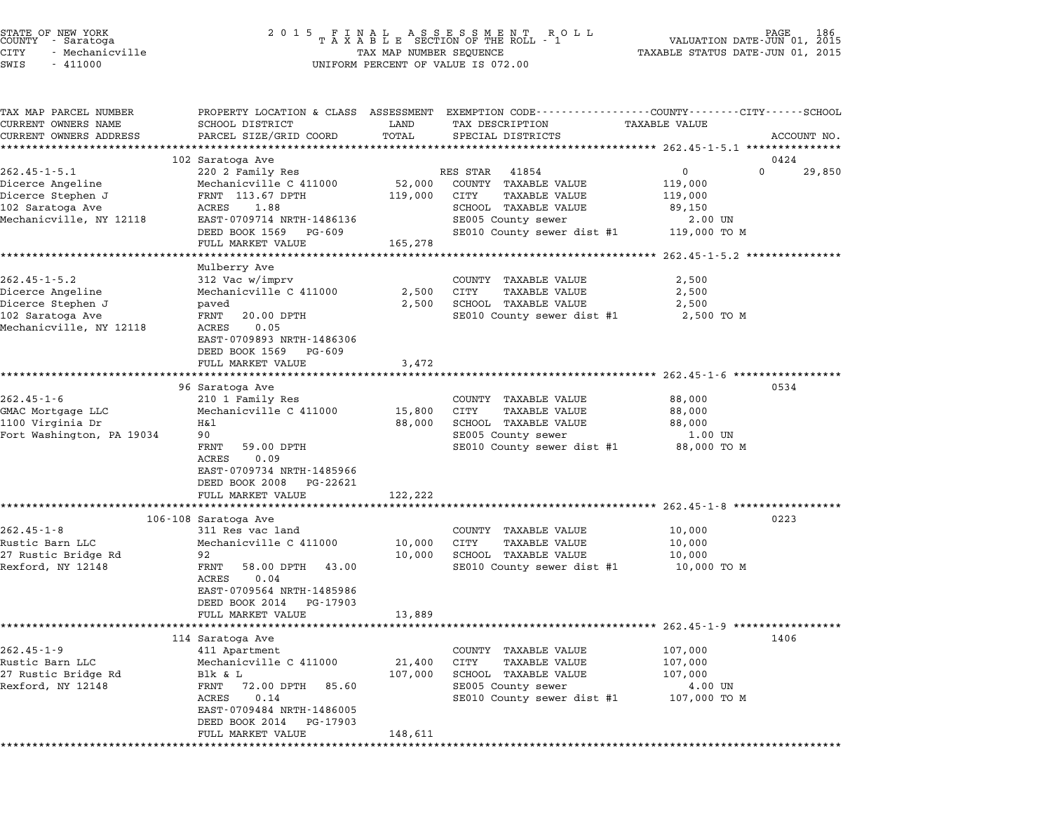STATE OF NEW YORK
COUNTY - Saratoga
CITY - Mechanicville
SWIS - 411000

2015 FINAL ASSESSMENT ROLL
TAXABLE SECTION OF THE ROLL - 1
TAX MAP NUMBER SEQUENCE
UNIFORM PERCENT OF VALUE IS 072.00

VALUATION DATE-JUN 01, 2015
TAXABLE STATUS DATE-JUN 01, 2015

| TAX MAP PARCEL NUMBER / CURRENT OWNERS NAME / CURRENT OWNERS ADDRESS | PROPERTY LOCATION & CLASS / SCHOOL DISTRICT / PARCEL SIZE/GRID COORD | ASSESSMENT LAND / TOTAL | EXEMPTION CODE / TAX DESCRIPTION / SPECIAL DISTRICTS | COUNTY / CITY / SCHOOL TAXABLE VALUE | ACCOUNT NO. |
|---|---|---|---|---|---|
| **262.45-1-5.1** | 102 Saratoga Ave | | | | 0424 |
| 262.45-1-5.1 | 220 2 Family Res | | RES STAR 41854 | 0 / 0 / 29,850 | |
| Dicerce Angeline | Mechanicville C 411000 | 52,000 | COUNTY TAXABLE VALUE | 119,000 | |
| Dicerce Stephen J | FRNT 113.67 DPTH | 119,000 | CITY TAXABLE VALUE | 119,000 | |
| 102 Saratoga Ave | ACRES 1.88 | | SCHOOL TAXABLE VALUE | 89,150 | |
| Mechanicville, NY 12118 | EAST-0709714 NRTH-1486136 | | SE005 County sewer | 2.00 UN | |
| | DEED BOOK 1569 PG-609 | | SE010 County sewer dist #1 | 119,000 TO M | |
| | FULL MARKET VALUE | 165,278 | | | |
| **262.45-1-5.2** | Mulberry Ave | | | | |
| 262.45-1-5.2 | 312 Vac w/imprv | | COUNTY TAXABLE VALUE | 2,500 | |
| Dicerce Angeline | Mechanicville C 411000 | 2,500 | CITY TAXABLE VALUE | 2,500 | |
| Dicerce Stephen J | paved | 2,500 | SCHOOL TAXABLE VALUE | 2,500 | |
| 102 Saratoga Ave | FRNT 20.00 DPTH | | SE010 County sewer dist #1 | 2,500 TO M | |
| Mechanicville, NY 12118 | ACRES 0.05 | | | | |
| | EAST-0709893 NRTH-1486306 | | | | |
| | DEED BOOK 1569 PG-609 | | | | |
| | FULL MARKET VALUE | 3,472 | | | |
| **262.45-1-6** | 96 Saratoga Ave | | | | 0534 |
| 262.45-1-6 | 210 1 Family Res | | COUNTY TAXABLE VALUE | 88,000 | |
| GMAC Mortgage LLC | Mechanicville C 411000 | 15,800 | CITY TAXABLE VALUE | 88,000 | |
| 1100 Virginia Dr | H&l | 88,000 | SCHOOL TAXABLE VALUE | 88,000 | |
| Fort Washington, PA 19034 | 90 | | SE005 County sewer | 1.00 UN | |
| | FRNT 59.00 DPTH | | SE010 County sewer dist #1 | 88,000 TO M | |
| | ACRES 0.09 | | | | |
| | EAST-0709734 NRTH-1485966 | | | | |
| | DEED BOOK 2008 PG-22621 | | | | |
| | FULL MARKET VALUE | 122,222 | | | |
| **262.45-1-8** | 106-108 Saratoga Ave | | | | 0223 |
| 262.45-1-8 | 311 Res vac land | | COUNTY TAXABLE VALUE | 10,000 | |
| Rustic Barn LLC | Mechanicville C 411000 | 10,000 | CITY TAXABLE VALUE | 10,000 | |
| 27 Rustic Bridge Rd | 92 | 10,000 | SCHOOL TAXABLE VALUE | 10,000 | |
| Rexford, NY 12148 | FRNT 58.00 DPTH 43.00 | | SE010 County sewer dist #1 | 10,000 TO M | |
| | ACRES 0.04 | | | | |
| | EAST-0709564 NRTH-1485986 | | | | |
| | DEED BOOK 2014 PG-17903 | | | | |
| | FULL MARKET VALUE | 13,889 | | | |
| **262.45-1-9** | 114 Saratoga Ave | | | | 1406 |
| 262.45-1-9 | 411 Apartment | | COUNTY TAXABLE VALUE | 107,000 | |
| Rustic Barn LLC | Mechanicville C 411000 | 21,400 | CITY TAXABLE VALUE | 107,000 | |
| 27 Rustic Bridge Rd | Blk & L | 107,000 | SCHOOL TAXABLE VALUE | 107,000 | |
| Rexford, NY 12148 | FRNT 72.00 DPTH 85.60 | | SE005 County sewer | 4.00 UN | |
| | ACRES 0.14 | | SE010 County sewer dist #1 | 107,000 TO M | |
| | EAST-0709484 NRTH-1486005 | | | | |
| | DEED BOOK 2014 PG-17903 | | | | |
| | FULL MARKET VALUE | 148,611 | | | |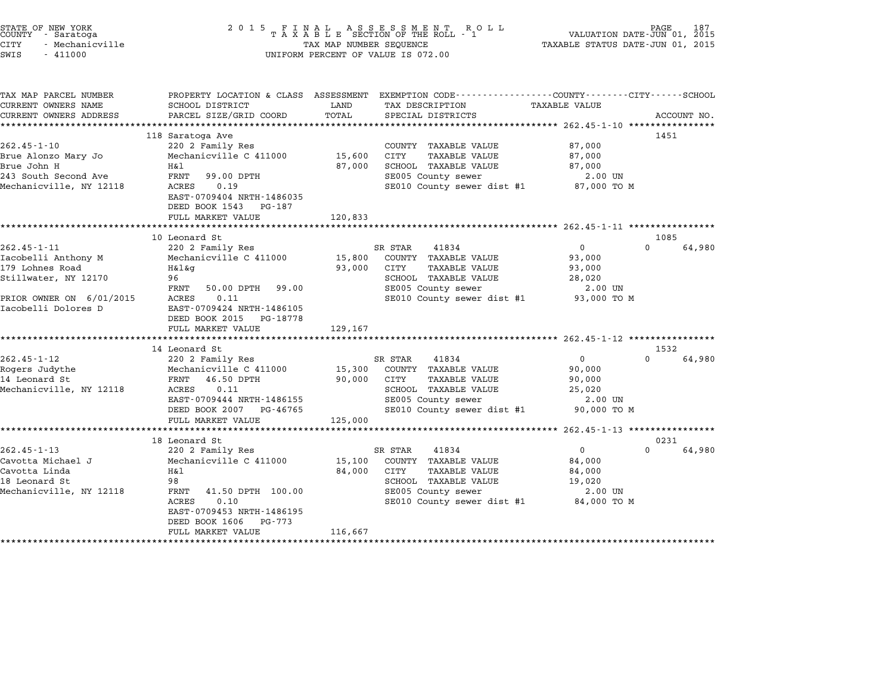STATE OF NEW YORK
COUNTY - Saratoga
CITY - Mechanicville
SWIS - 411000

2 0 1 5 F I N A L A S S E S S M E N T R O L L
T A X A B L E SECTION OF THE ROLL - 1
TAX MAP NUMBER SEQUENCE
UNIFORM PERCENT OF VALUE IS 072.00

VALUATION DATE-JUN 01, 2015
TAXABLE STATUS DATE-JUN 01, 2015

| TAX MAP PARCEL NUMBER / CURRENT OWNERS NAME / CURRENT OWNERS ADDRESS | PROPERTY LOCATION & CLASS / SCHOOL DISTRICT / PARCEL SIZE/GRID COORD | ASSESSMENT LAND / TOTAL | EXEMPTION CODE / TAX DESCRIPTION / SPECIAL DISTRICTS | COUNTY / CITY / SCHOOL TAXABLE VALUE | ACCOUNT NO. |
|---|---|---|---|---|---|
| **262.45-1-10** | 118 Saratoga Ave | | | | 1451 |
| 262.45-1-10 | 220 2 Family Res | | COUNTY TAXABLE VALUE | 87,000 | |
| Brue Alonzo Mary Jo | Mechanicville C 411000 | 15,600 | CITY TAXABLE VALUE | 87,000 | |
| Brue John H | H&l | 87,000 | SCHOOL TAXABLE VALUE | 87,000 | |
| 243 South Second Ave | FRNT 99.00 DPTH | | SE005 County sewer | 2.00 UN | |
| Mechanicville, NY 12118 | ACRES 0.19 | | SE010 County sewer dist #1 | 87,000 TO M | |
| | EAST-0709404 NRTH-1486035 | | | | |
| | DEED BOOK 1543 PG-187 | | | | |
| | FULL MARKET VALUE | 120,833 | | | |
| **262.45-1-11** | 10 Leonard St | | | | 1085 |
| 262.45-1-11 | 220 2 Family Res | | SR STAR 41834 | 0 / 0 / 64,980 | |
| Iacobelli Anthony M | Mechanicville C 411000 | 15,800 | COUNTY TAXABLE VALUE | 93,000 | |
| 179 Lohnes Road | H&l&g | 93,000 | CITY TAXABLE VALUE | 93,000 | |
| Stillwater, NY 12170 | 96 | | SCHOOL TAXABLE VALUE | 28,020 | |
| | FRNT 50.00 DPTH 99.00 | | SE005 County sewer | 2.00 UN | |
| PRIOR OWNER ON 6/01/2015 | ACRES 0.11 | | SE010 County sewer dist #1 | 93,000 TO M | |
| Iacobelli Dolores D | EAST-0709424 NRTH-1486105 | | | | |
| | DEED BOOK 2015 PG-18778 | | | | |
| | FULL MARKET VALUE | 129,167 | | | |
| **262.45-1-12** | 14 Leonard St | | | | 1532 |
| 262.45-1-12 | 220 2 Family Res | | SR STAR 41834 | 0 / 0 / 64,980 | |
| Rogers Judythe | Mechanicville C 411000 | 15,300 | COUNTY TAXABLE VALUE | 90,000 | |
| 14 Leonard St | FRNT 46.50 DPTH | 90,000 | CITY TAXABLE VALUE | 90,000 | |
| Mechanicville, NY 12118 | ACRES 0.11 | | SCHOOL TAXABLE VALUE | 25,020 | |
| | EAST-0709444 NRTH-1486155 | | SE005 County sewer | 2.00 UN | |
| | DEED BOOK 2007 PG-46765 | | SE010 County sewer dist #1 | 90,000 TO M | |
| | FULL MARKET VALUE | 125,000 | | | |
| **262.45-1-13** | 18 Leonard St | | | | 0231 |
| 262.45-1-13 | 220 2 Family Res | | SR STAR 41834 | 0 / 0 / 64,980 | |
| Cavotta Michael J | Mechanicville C 411000 | 15,100 | COUNTY TAXABLE VALUE | 84,000 | |
| Cavotta Linda | H&l | 84,000 | CITY TAXABLE VALUE | 84,000 | |
| 18 Leonard St | 98 | | SCHOOL TAXABLE VALUE | 19,020 | |
| Mechanicville, NY 12118 | FRNT 41.50 DPTH 100.00 | | SE005 County sewer | 2.00 UN | |
| | ACRES 0.10 | | SE010 County sewer dist #1 | 84,000 TO M | |
| | EAST-0709453 NRTH-1486195 | | | | |
| | DEED BOOK 1606 PG-773 | | | | |
| | FULL MARKET VALUE | 116,667 | | | |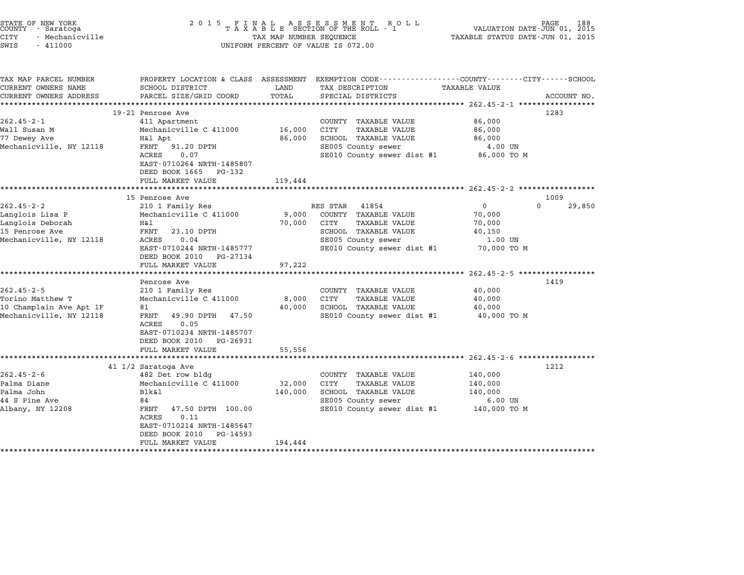STATE OF NEW YORK
COUNTY - Saratoga
CITY - Mechanicville
SWIS - 411000

2 0 1 5 F I N A L A S S E S S M E N T R O L L
T A X A B L E SECTION OF THE ROLL - 1
TAX MAP NUMBER SEQUENCE
UNIFORM PERCENT OF VALUE IS 072.00

VALUATION DATE-JUN 01, 2015
TAXABLE STATUS DATE-JUN 01, 2015

| TAX MAP PARCEL NUMBER / CURRENT OWNERS NAME / CURRENT OWNERS ADDRESS | PROPERTY LOCATION & CLASS / SCHOOL DISTRICT / PARCEL SIZE/GRID COORD | ASSESSMENT LAND | TOTAL | EXEMPTION CODE / TAX DESCRIPTION / SPECIAL DISTRICTS | COUNTY / CITY / SCHOOL TAXABLE VALUE | ACCOUNT NO. |
|---|---|---|---|---|---|---|
| 262.45-2-1 | 19-21 Penrose Ave | | | | | 1283 |
| 262.45-2-1 | 411 Apartment | | | COUNTY TAXABLE VALUE | 86,000 | |
| Wall Susan M | Mechanicville C 411000 | 16,000 | | CITY TAXABLE VALUE | 86,000 | |
| 77 Dewey Ave | H&l Apt | | 86,000 | SCHOOL TAXABLE VALUE | 86,000 | |
| Mechanicville, NY 12118 | FRNT 91.20 DPTH | | | SE005 County sewer | 4.00 UN | |
| | ACRES 0.07 | | | SE010 County sewer dist #1 | 86,000 TO M | |
| | EAST-0710264 NRTH-1485807 | | | | | |
| | DEED BOOK 1665 PG-132 | | | | | |
| | FULL MARKET VALUE | | 119,444 | | | |
| 262.45-2-2 | 15 Penrose Ave | | | | | 1009 |
| 262.45-2-2 | 210 1 Family Res | | | RES STAR 41854 | 0 0 29,850 | |
| Langlois Lisa P | Mechanicville C 411000 | 9,000 | | COUNTY TAXABLE VALUE | 70,000 | |
| Langlois Deborah | H&l | | 70,000 | CITY TAXABLE VALUE | 70,000 | |
| 15 Penrose Ave | FRNT 23.10 DPTH | | | SCHOOL TAXABLE VALUE | 40,150 | |
| Mechanicville, NY 12118 | ACRES 0.04 | | | SE005 County sewer | 1.00 UN | |
| | EAST-0710244 NRTH-1485777 | | | SE010 County sewer dist #1 | 70,000 TO M | |
| | DEED BOOK 2010 PG-27134 | | | | | |
| | FULL MARKET VALUE | | 97,222 | | | |
| 262.45-2-5 | Penrose Ave | | | | | 1419 |
| 262.45-2-5 | 210 1 Family Res | | | COUNTY TAXABLE VALUE | 40,000 | |
| Torino Matthew T | Mechanicville C 411000 | 8,000 | | CITY TAXABLE VALUE | 40,000 | |
| 10 Champlain Ave Apt 1F | 81 | | 40,000 | SCHOOL TAXABLE VALUE | 40,000 | |
| Mechanicville, NY 12118 | FRNT 49.90 DPTH 47.50 | | | SE010 County sewer dist #1 | 40,000 TO M | |
| | ACRES 0.05 | | | | | |
| | EAST-0710234 NRTH-1485707 | | | | | |
| | DEED BOOK 2010 PG-26931 | | | | | |
| | FULL MARKET VALUE | | 55,556 | | | |
| 262.45-2-6 | 41 1/2 Saratoga Ave | | | | | 1212 |
| 262.45-2-6 | 482 Det row bldg | | | COUNTY TAXABLE VALUE | 140,000 | |
| Palma Diane | Mechanicville C 411000 | 32,000 | | CITY TAXABLE VALUE | 140,000 | |
| Palma John | Blk&l | | 140,000 | SCHOOL TAXABLE VALUE | 140,000 | |
| 44 S Pine Ave | 84 | | | SE005 County sewer | 6.00 UN | |
| Albany, NY 12208 | FRNT 47.50 DPTH 100.00 | | | SE010 County sewer dist #1 | 140,000 TO M | |
| | ACRES 0.11 | | | | | |
| | EAST-0710214 NRTH-1485647 | | | | | |
| | DEED BOOK 2010 PG-14593 | | | | | |
| | FULL MARKET VALUE | | 194,444 | | | |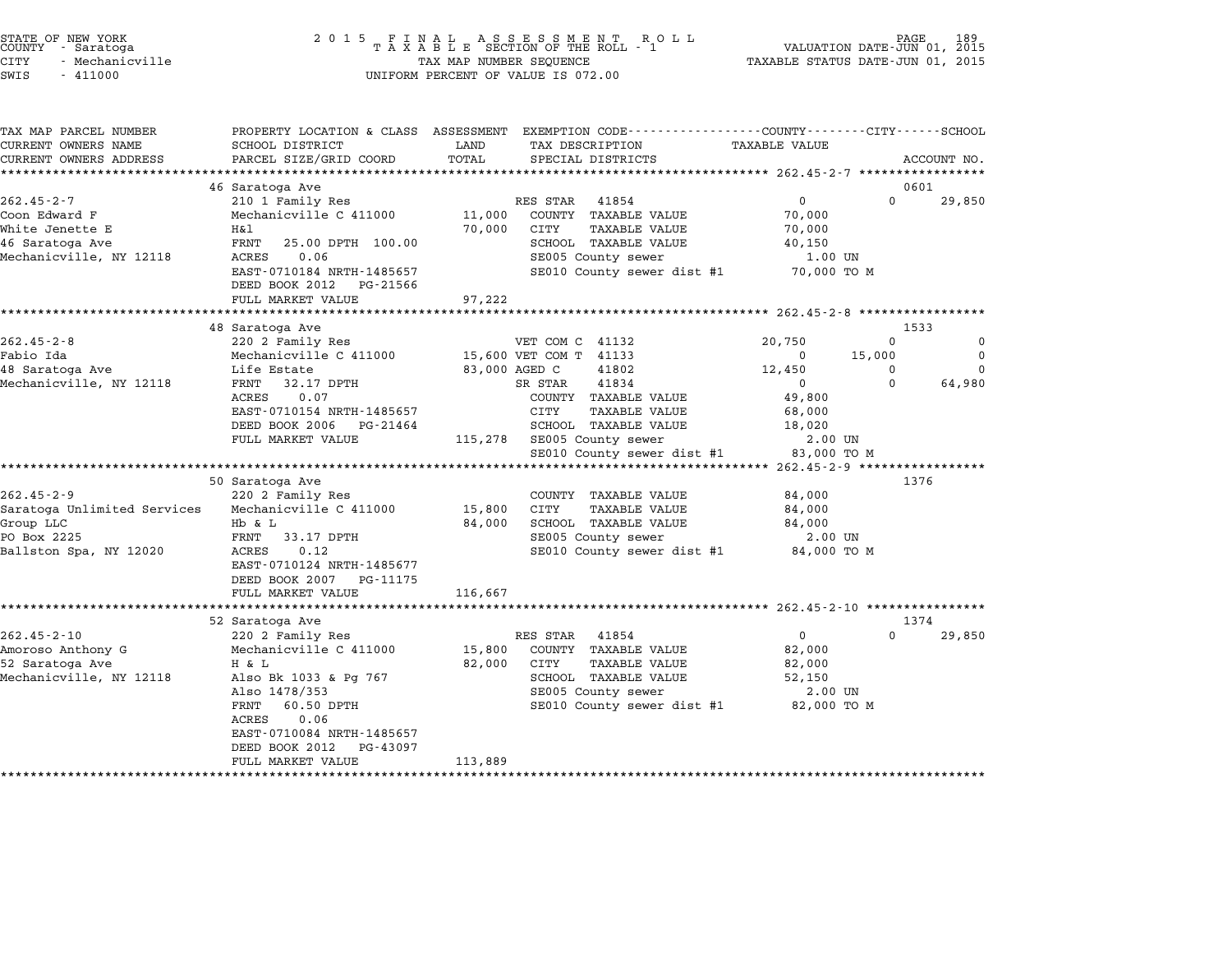STATE OF NEW YORK
COUNTY - Saratoga
CITY - Mechanicville
SWIS - 411000

2 0 1 5 F I N A L A S S E S S M E N T R O L L
T A X A B L E SECTION OF THE ROLL - 1
TAX MAP NUMBER SEQUENCE
UNIFORM PERCENT OF VALUE IS 072.00

VALUATION DATE-JUN 01, 2015
TAXABLE STATUS DATE-JUN 01, 2015

```
TAX MAP PARCEL NUMBER          PROPERTY LOCATION & CLASS  ASSESSMENT  EXEMPTION CODE-----------------COUNTY--------CITY------SCHOOL
CURRENT OWNERS NAME            SCHOOL DISTRICT             LAND       TAX DESCRIPTION               TAXABLE VALUE
CURRENT OWNERS ADDRESS         PARCEL SIZE/GRID COORD      TOTAL      SPECIAL DISTRICTS                                      ACCOUNT NO.
*********************************************************************************************** 262.45-2-7 *****************
                               46 Saratoga Ave                                                                          0601
262.45-2-7                     210 1 Family Res                       RES STAR  41854               0             0      29,850
Coon Edward F                  Mechanicville C 411000      11,000     COUNTY  TAXABLE VALUE         70,000
White Jenette E                H&l                         70,000     CITY    TAXABLE VALUE         70,000
46 Saratoga Ave                FRNT   25.00 DPTH 100.00               SCHOOL  TAXABLE VALUE         40,150
Mechanicville, NY 12118        ACRES    0.06                          SE005 County sewer              1.00 UN
                               EAST-0710184 NRTH-1485657              SE010 County sewer dist #1     70,000 TO M
                               DEED BOOK 2012   PG-21566
                               FULL MARKET VALUE           97,222
*********************************************************************************************** 262.45-2-8 *****************
                               48 Saratoga Ave                                                                          1533
262.45-2-8                     220 2 Family Res                       VET COM C  41132              20,750        0          0
Fabio Ida                      Mechanicville C 411000      15,600     VET COM T  41133              0        15,000          0
48 Saratoga Ave                Life Estate                 83,000     AGED C     41802              12,450        0          0
Mechanicville, NY 12118        FRNT   32.17 DPTH                      SR STAR    41834              0             0      64,980
                               ACRES    0.07                          COUNTY  TAXABLE VALUE         49,800
                               EAST-0710154 NRTH-1485657              CITY    TAXABLE VALUE         68,000
                               DEED BOOK 2006   PG-21464              SCHOOL  TAXABLE VALUE         18,020
                               FULL MARKET VALUE          115,278     SE005 County sewer              2.00 UN
                                                                      SE010 County sewer dist #1     83,000 TO M
*********************************************************************************************** 262.45-2-9 *****************
                               50 Saratoga Ave                                                                          1376
262.45-2-9                     220 2 Family Res                       COUNTY  TAXABLE VALUE         84,000
Saratoga Unlimited Services    Mechanicville C 411000      15,800     CITY    TAXABLE VALUE         84,000
Group LLC                      Hb & L                      84,000     SCHOOL  TAXABLE VALUE         84,000
PO Box 2225                    FRNT   33.17 DPTH                      SE005 County sewer              2.00 UN
Ballston Spa, NY 12020         ACRES    0.12                          SE010 County sewer dist #1     84,000 TO M
                               EAST-0710124 NRTH-1485677
                               DEED BOOK 2007   PG-11175
                               FULL MARKET VALUE          116,667
*********************************************************************************************** 262.45-2-10 ****************
                               52 Saratoga Ave                                                                          1374
262.45-2-10                    220 2 Family Res                       RES STAR  41854               0             0      29,850
Amoroso Anthony G              Mechanicville C 411000      15,800     COUNTY  TAXABLE VALUE         82,000
52 Saratoga Ave                H & L                       82,000     CITY    TAXABLE VALUE         82,000
Mechanicville, NY 12118        Also Bk 1033 & Pg 767                  SCHOOL  TAXABLE VALUE         52,150
                               Also 1478/353                          SE005 County sewer              2.00 UN
                               FRNT   60.50 DPTH                      SE010 County sewer dist #1     82,000 TO M
                               ACRES    0.06
                               EAST-0710084 NRTH-1485657
                               DEED BOOK 2012   PG-43097
                               FULL MARKET VALUE          113,889
****************************************************************************************************************************
```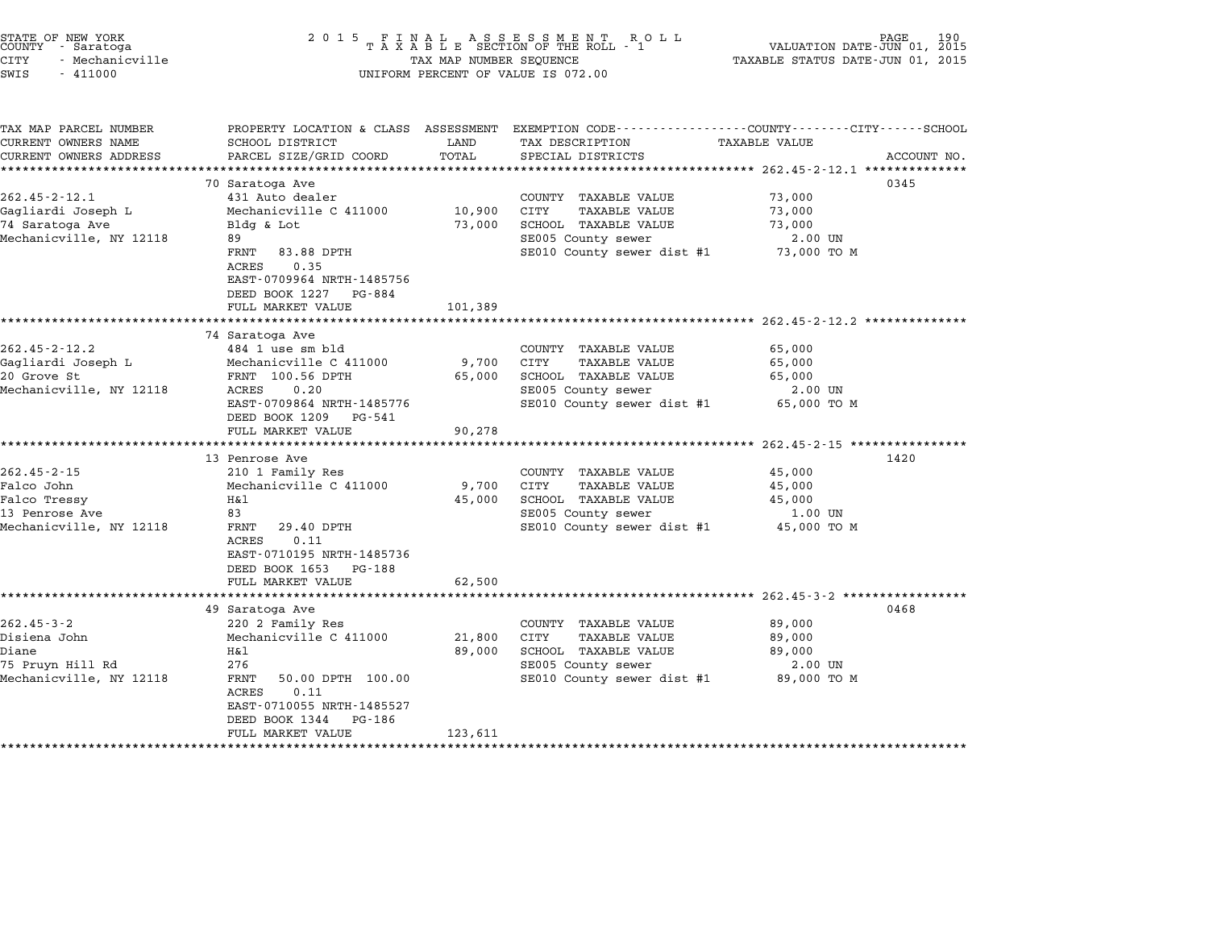STATE OF NEW YORK
COUNTY - Saratoga
CITY - Mechanicville
SWIS - 411000

2 0 1 5 F I N A L A S S E S S M E N T R O L L
T A X A B L E SECTION OF THE ROLL - 1
TAX MAP NUMBER SEQUENCE
UNIFORM PERCENT OF VALUE IS 072.00

VALUATION DATE-JUN 01, 2015
TAXABLE STATUS DATE-JUN 01, 2015

| TAX MAP PARCEL NUMBER / CURRENT OWNERS NAME / CURRENT OWNERS ADDRESS | PROPERTY LOCATION & CLASS / SCHOOL DISTRICT / PARCEL SIZE/GRID COORD | ASSESSMENT LAND / TOTAL | EXEMPTION CODE / TAX DESCRIPTION / SPECIAL DISTRICTS | TAXABLE VALUE (COUNTY--CITY--SCHOOL) | ACCOUNT NO. |
|---|---|---|---|---|---|
| ******** 262.45-2-12.1 ******** | | | | | |
| | 70 Saratoga Ave | | | | 0345 |
| 262.45-2-12.1 | 431 Auto dealer | | COUNTY TAXABLE VALUE | 73,000 | |
| Gagliardi Joseph L | Mechanicville C 411000 | 10,900 | CITY TAXABLE VALUE | 73,000 | |
| 74 Saratoga Ave | Bldg & Lot | 73,000 | SCHOOL TAXABLE VALUE | 73,000 | |
| Mechanicville, NY 12118 | 89 | | SE005 County sewer | 2.00 UN | |
| | FRNT 83.88 DPTH | | SE010 County sewer dist #1 | 73,000 TO M | |
| | ACRES 0.35 | | | | |
| | EAST-0709964 NRTH-1485756 | | | | |
| | DEED BOOK 1227 PG-884 | | | | |
| | FULL MARKET VALUE | 101,389 | | | |
| ******** 262.45-2-12.2 ******** | | | | | |
| | 74 Saratoga Ave | | | | |
| 262.45-2-12.2 | 484 1 use sm bld | | COUNTY TAXABLE VALUE | 65,000 | |
| Gagliardi Joseph L | Mechanicville C 411000 | 9,700 | CITY TAXABLE VALUE | 65,000 | |
| 20 Grove St | FRNT 100.56 DPTH | 65,000 | SCHOOL TAXABLE VALUE | 65,000 | |
| Mechanicville, NY 12118 | ACRES 0.20 | | SE005 County sewer | 2.00 UN | |
| | EAST-0709864 NRTH-1485776 | | SE010 County sewer dist #1 | 65,000 TO M | |
| | DEED BOOK 1209 PG-541 | | | | |
| | FULL MARKET VALUE | 90,278 | | | |
| ******** 262.45-2-15 ******** | | | | | |
| | 13 Penrose Ave | | | | 1420 |
| 262.45-2-15 | 210 1 Family Res | | COUNTY TAXABLE VALUE | 45,000 | |
| Falco John | Mechanicville C 411000 | 9,700 | CITY TAXABLE VALUE | 45,000 | |
| Falco Tressy | H&l | 45,000 | SCHOOL TAXABLE VALUE | 45,000 | |
| 13 Penrose Ave | 83 | | SE005 County sewer | 1.00 UN | |
| Mechanicville, NY 12118 | FRNT 29.40 DPTH | | SE010 County sewer dist #1 | 45,000 TO M | |
| | ACRES 0.11 | | | | |
| | EAST-0710195 NRTH-1485736 | | | | |
| | DEED BOOK 1653 PG-188 | | | | |
| | FULL MARKET VALUE | 62,500 | | | |
| ******** 262.45-3-2 ******** | | | | | |
| | 49 Saratoga Ave | | | | 0468 |
| 262.45-3-2 | 220 2 Family Res | | COUNTY TAXABLE VALUE | 89,000 | |
| Disiena John | Mechanicville C 411000 | 21,800 | CITY TAXABLE VALUE | 89,000 | |
| Diane | H&l | 89,000 | SCHOOL TAXABLE VALUE | 89,000 | |
| 75 Pruyn Hill Rd | 276 | | SE005 County sewer | 2.00 UN | |
| Mechanicville, NY 12118 | FRNT 50.00 DPTH 100.00 | | SE010 County sewer dist #1 | 89,000 TO M | |
| | ACRES 0.11 | | | | |
| | EAST-0710055 NRTH-1485527 | | | | |
| | DEED BOOK 1344 PG-186 | | | | |
| | FULL MARKET VALUE | 123,611 | | | |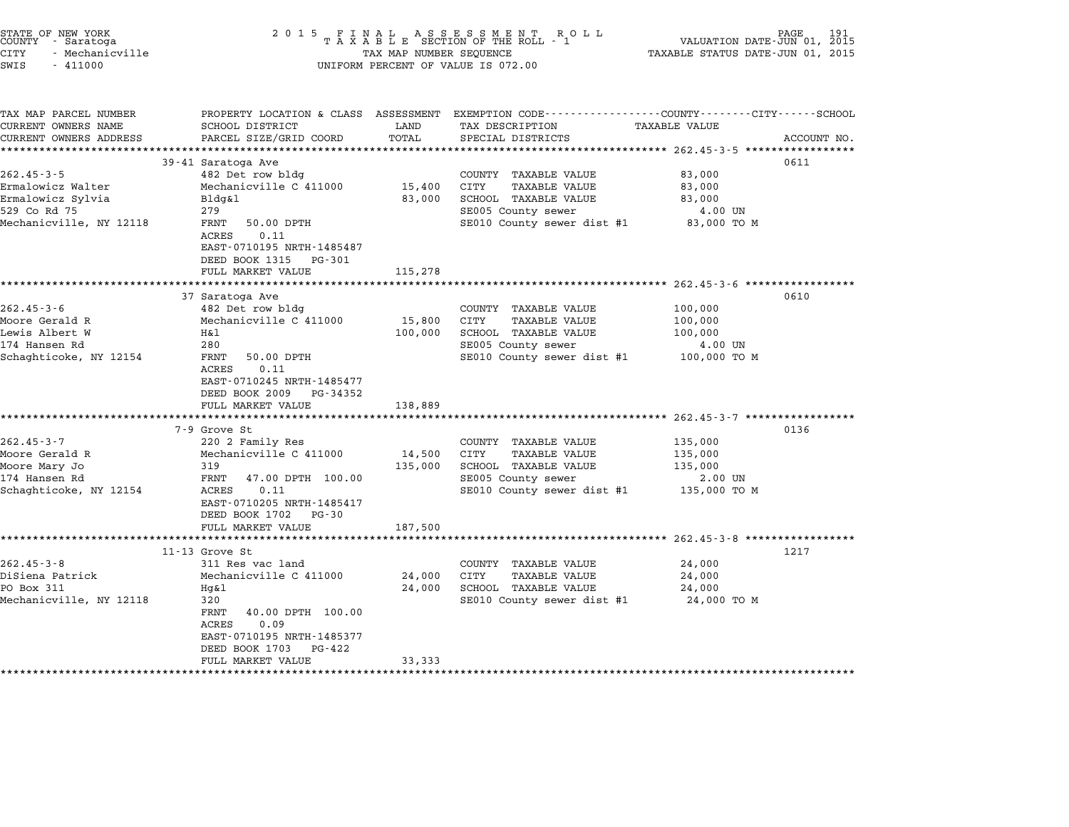STATE OF NEW YORK — 2015 FINAL ASSESSMENT ROLL — PAGE 191
COUNTY - Saratoga — TAXABLE SECTION OF THE ROLL - 1 — VALUATION DATE-JUN 01, 2015
CITY - Mechanicville — TAX MAP NUMBER SEQUENCE — TAXABLE STATUS DATE-JUN 01, 2015
SWIS - 411000 — UNIFORM PERCENT OF VALUE IS 072.00

| TAX MAP PARCEL NUMBER / CURRENT OWNERS NAME / CURRENT OWNERS ADDRESS | PROPERTY LOCATION & CLASS / SCHOOL DISTRICT / PARCEL SIZE/GRID COORD | ASSESSMENT LAND / TOTAL | EXEMPTION CODE / TAX DESCRIPTION / SPECIAL DISTRICTS | TAXABLE VALUE | ACCOUNT NO. |
|---|---|---|---|---|---|
| | 39-41 Saratoga Ave | | | | 0611 |
| 262.45-3-5 | 482 Det row bldg | | COUNTY TAXABLE VALUE | 83,000 | |
| Ermalowicz Walter | Mechanicville C 411000 | 15,400 | CITY TAXABLE VALUE | 83,000 | |
| Ermalowicz Sylvia | Bldg&l | 83,000 | SCHOOL TAXABLE VALUE | 83,000 | |
| 529 Co Rd 75 | 279 | | SE005 County sewer | 4.00 UN | |
| Mechanicville, NY 12118 | FRNT 50.00 DPTH | | SE010 County sewer dist #1 | 83,000 TO M | |
| | ACRES 0.11 | | | | |
| | EAST-0710195 NRTH-1485487 | | | | |
| | DEED BOOK 1315 PG-301 | | | | |
| | FULL MARKET VALUE | 115,278 | | | |
| | 37 Saratoga Ave | | | | 0610 |
| 262.45-3-6 | 482 Det row bldg | | COUNTY TAXABLE VALUE | 100,000 | |
| Moore Gerald R | Mechanicville C 411000 | 15,800 | CITY TAXABLE VALUE | 100,000 | |
| Lewis Albert W | H&l | 100,000 | SCHOOL TAXABLE VALUE | 100,000 | |
| 174 Hansen Rd | 280 | | SE005 County sewer | 4.00 UN | |
| Schaghticoke, NY 12154 | FRNT 50.00 DPTH | | SE010 County sewer dist #1 | 100,000 TO M | |
| | ACRES 0.11 | | | | |
| | EAST-0710245 NRTH-1485477 | | | | |
| | DEED BOOK 2009 PG-34352 | | | | |
| | FULL MARKET VALUE | 138,889 | | | |
| | 7-9 Grove St | | | | 0136 |
| 262.45-3-7 | 220 2 Family Res | | COUNTY TAXABLE VALUE | 135,000 | |
| Moore Gerald R | Mechanicville C 411000 | 14,500 | CITY TAXABLE VALUE | 135,000 | |
| Moore Mary Jo | 319 | 135,000 | SCHOOL TAXABLE VALUE | 135,000 | |
| 174 Hansen Rd | FRNT 47.00 DPTH 100.00 | | SE005 County sewer | 2.00 UN | |
| Schaghticoke, NY 12154 | ACRES 0.11 | | SE010 County sewer dist #1 | 135,000 TO M | |
| | EAST-0710205 NRTH-1485417 | | | | |
| | DEED BOOK 1702 PG-30 | | | | |
| | FULL MARKET VALUE | 187,500 | | | |
| | 11-13 Grove St | | | | 1217 |
| 262.45-3-8 | 311 Res vac land | | COUNTY TAXABLE VALUE | 24,000 | |
| DiSiena Patrick | Mechanicville C 411000 | 24,000 | CITY TAXABLE VALUE | 24,000 | |
| PO Box 311 | Hg&l | 24,000 | SCHOOL TAXABLE VALUE | 24,000 | |
| Mechanicville, NY 12118 | 320 | | SE010 County sewer dist #1 | 24,000 TO M | |
| | FRNT 40.00 DPTH 100.00 | | | | |
| | ACRES 0.09 | | | | |
| | EAST-0710195 NRTH-1485377 | | | | |
| | DEED BOOK 1703 PG-422 | | | | |
| | FULL MARKET VALUE | 33,333 | | | |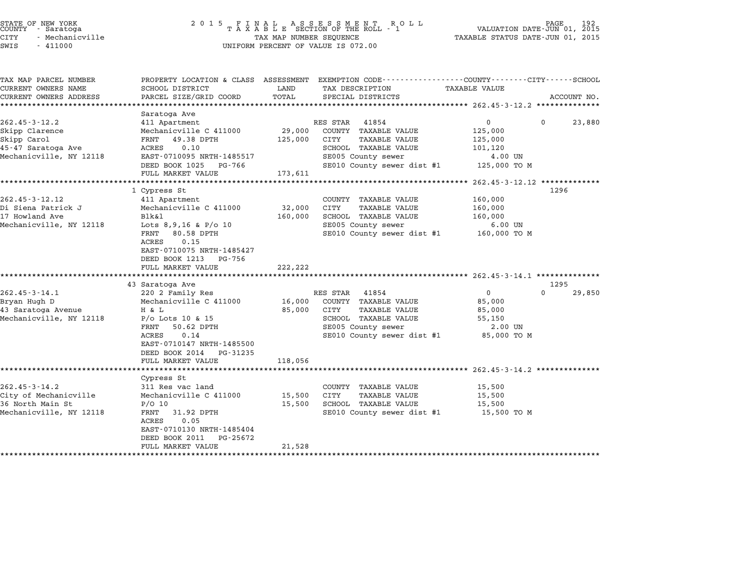STATE OF NEW YORK
COUNTY - Saratoga
CITY - Mechanicville
SWIS - 411000

2 0 1 5 F I N A L A S S E S S M E N T R O L L
T A X A B L E SECTION OF THE ROLL - 1
TAX MAP NUMBER SEQUENCE
UNIFORM PERCENT OF VALUE IS 072.00

VALUATION DATE-JUN 01, 2015
TAXABLE STATUS DATE-JUN 01, 2015

| TAX MAP PARCEL NUMBER / CURRENT OWNERS NAME / CURRENT OWNERS ADDRESS | PROPERTY LOCATION & CLASS / SCHOOL DISTRICT / PARCEL SIZE/GRID COORD | ASSESSMENT LAND / TOTAL | EXEMPTION CODE / TAX DESCRIPTION / SPECIAL DISTRICTS | COUNTY TAXABLE VALUE | CITY | SCHOOL / ACCOUNT NO. |
|---|---|---|---|---|---|---|
| **262.45-3-12.2** | Saratoga Ave | | | | | |
| 262.45-3-12.2 | 411 Apartment | | RES STAR 41854 | 0 | 0 | 23,880 |
| Skipp Clarence | Mechanicville C 411000 | 29,000 | COUNTY TAXABLE VALUE | 125,000 | | |
| Skipp Carol | FRNT 49.38 DPTH | 125,000 | CITY TAXABLE VALUE | 125,000 | | |
| 45-47 Saratoga Ave | ACRES 0.10 | | SCHOOL TAXABLE VALUE | 101,120 | | |
| Mechanicville, NY 12118 | EAST-0710095 NRTH-1485517 | | SE005 County sewer | 4.00 UN | | |
| | DEED BOOK 1025 PG-766 | | SE010 County sewer dist #1 | 125,000 TO M | | |
| | FULL MARKET VALUE | 173,611 | | | | |
| **262.45-3-12.12** | 1 Cypress St | | | | | 1296 |
| 262.45-3-12.12 | 411 Apartment | | COUNTY TAXABLE VALUE | 160,000 | | |
| Di Siena Patrick J | Mechanicville C 411000 | 32,000 | CITY TAXABLE VALUE | 160,000 | | |
| 17 Howland Ave | Blk&l | 160,000 | SCHOOL TAXABLE VALUE | 160,000 | | |
| Mechanicville, NY 12118 | Lots 8,9,16 & P/o 10 | | SE005 County sewer | 6.00 UN | | |
| | FRNT 80.58 DPTH | | SE010 County sewer dist #1 | 160,000 TO M | | |
| | ACRES 0.15 | | | | | |
| | EAST-0710075 NRTH-1485427 | | | | | |
| | DEED BOOK 1213 PG-756 | | | | | |
| | FULL MARKET VALUE | 222,222 | | | | |
| **262.45-3-14.1** | 43 Saratoga Ave | | | | | 1295 |
| 262.45-3-14.1 | 220 2 Family Res | | RES STAR 41854 | 0 | 0 | 29,850 |
| Bryan Hugh D | Mechanicville C 411000 | 16,000 | COUNTY TAXABLE VALUE | 85,000 | | |
| 43 Saratoga Avenue | H & L | 85,000 | CITY TAXABLE VALUE | 85,000 | | |
| Mechanicville, NY 12118 | P/o Lots 10 & 15 | | SCHOOL TAXABLE VALUE | 55,150 | | |
| | FRNT 50.62 DPTH | | SE005 County sewer | 2.00 UN | | |
| | ACRES 0.14 | | SE010 County sewer dist #1 | 85,000 TO M | | |
| | EAST-0710147 NRTH-1485500 | | | | | |
| | DEED BOOK 2014 PG-31235 | | | | | |
| | FULL MARKET VALUE | 118,056 | | | | |
| **262.45-3-14.2** | Cypress St | | | | | |
| 262.45-3-14.2 | 311 Res vac land | | COUNTY TAXABLE VALUE | 15,500 | | |
| City of Mechanicville | Mechanicville C 411000 | 15,500 | CITY TAXABLE VALUE | 15,500 | | |
| 36 North Main St | P/O 10 | 15,500 | SCHOOL TAXABLE VALUE | 15,500 | | |
| Mechanicville, NY 12118 | FRNT 31.92 DPTH | | SE010 County sewer dist #1 | 15,500 TO M | | |
| | ACRES 0.05 | | | | | |
| | EAST-0710130 NRTH-1485404 | | | | | |
| | DEED BOOK 2011 PG-25672 | | | | | |
| | FULL MARKET VALUE | 21,528 | | | | |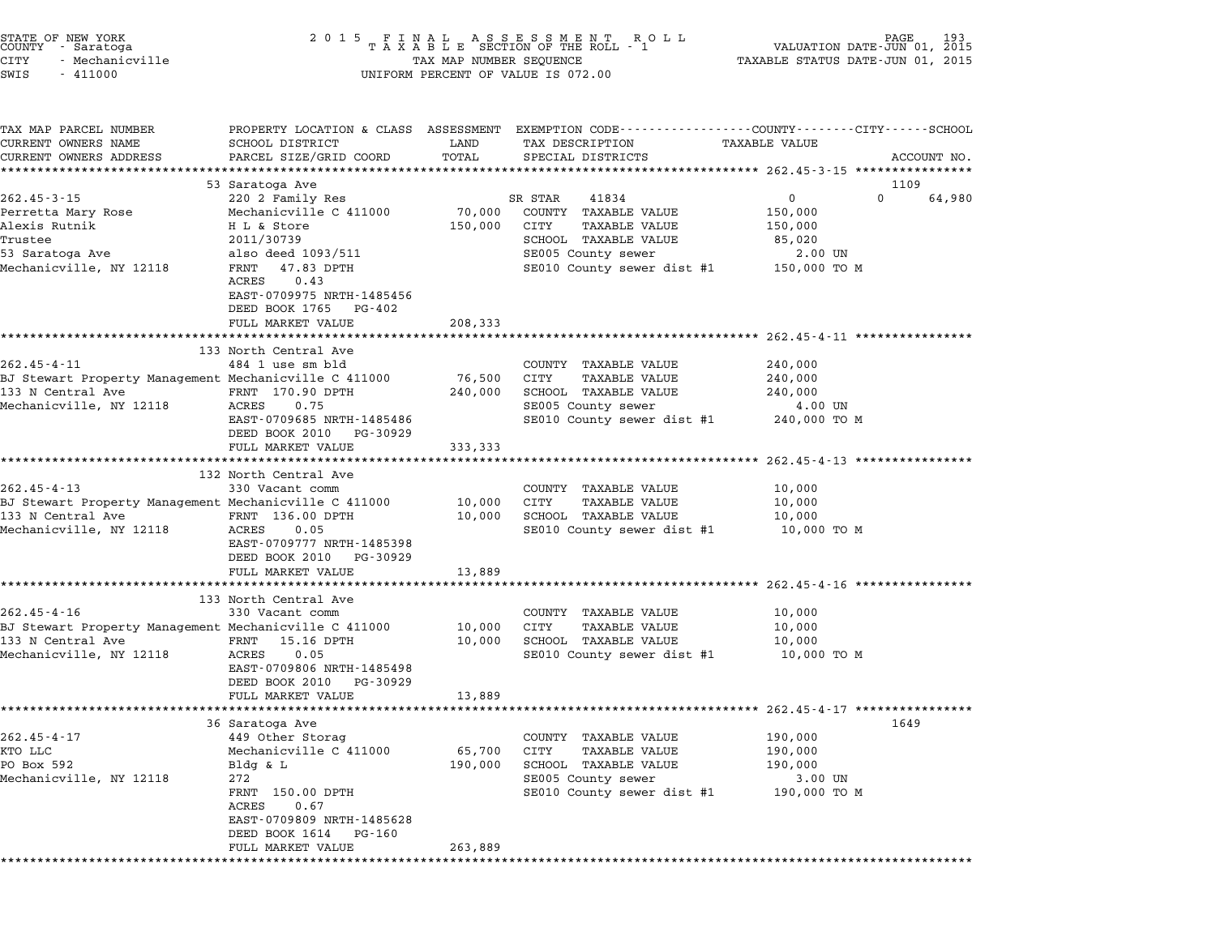STATE OF NEW YORK
COUNTY - Saratoga
CITY - Mechanicville
SWIS - 411000

2 0 1 5 F I N A L A S S E S S M E N T R O L L
T A X A B L E SECTION OF THE ROLL - 1
TAX MAP NUMBER SEQUENCE
UNIFORM PERCENT OF VALUE IS 072.00

VALUATION DATE-JUN 01, 2015
TAXABLE STATUS DATE-JUN 01, 2015

| TAX MAP PARCEL NUMBER / CURRENT OWNERS NAME / CURRENT OWNERS ADDRESS | PROPERTY LOCATION & CLASS / SCHOOL DISTRICT / PARCEL SIZE/GRID COORD | ASSESSMENT LAND / TOTAL | EXEMPTION CODE / TAX DESCRIPTION / SPECIAL DISTRICTS | TAXABLE VALUE (COUNTY / CITY / SCHOOL) | ACCOUNT NO. |
|---|---|---|---|---|---|
| **262.45-3-15** | 53 Saratoga Ave | | | | 1109 |
| 262.45-3-15 | 220 2 Family Res | | SR STAR 41834 | 0 0 64,980 | |
| Perretta Mary Rose | Mechanicville C 411000 | 70,000 | COUNTY TAXABLE VALUE | 150,000 | |
| Alexis Rutnik | H L & Store | 150,000 | CITY TAXABLE VALUE | 150,000 | |
| Trustee | 2011/30739 | | SCHOOL TAXABLE VALUE | 85,020 | |
| 53 Saratoga Ave | also deed 1093/511 | | SE005 County sewer | 2.00 UN | |
| Mechanicville, NY 12118 | FRNT 47.83 DPTH | | SE010 County sewer dist #1 | 150,000 TO M | |
| | ACRES 0.43 | | | | |
| | EAST-0709975 NRTH-1485456 | | | | |
| | DEED BOOK 1765 PG-402 | | | | |
| | FULL MARKET VALUE | 208,333 | | | |
| **262.45-4-11** | 133 North Central Ave | | | | |
| 262.45-4-11 | 484 1 use sm bld | | COUNTY TAXABLE VALUE | 240,000 | |
| BJ Stewart Property Management | Mechanicville C 411000 | 76,500 | CITY TAXABLE VALUE | 240,000 | |
| 133 N Central Ave | FRNT 170.90 DPTH | 240,000 | SCHOOL TAXABLE VALUE | 240,000 | |
| Mechanicville, NY 12118 | ACRES 0.75 | | SE005 County sewer | 4.00 UN | |
| | EAST-0709685 NRTH-1485486 | | SE010 County sewer dist #1 | 240,000 TO M | |
| | DEED BOOK 2010 PG-30929 | | | | |
| | FULL MARKET VALUE | 333,333 | | | |
| **262.45-4-13** | 132 North Central Ave | | | | |
| 262.45-4-13 | 330 Vacant comm | | COUNTY TAXABLE VALUE | 10,000 | |
| BJ Stewart Property Management | Mechanicville C 411000 | 10,000 | CITY TAXABLE VALUE | 10,000 | |
| 133 N Central Ave | FRNT 136.00 DPTH | 10,000 | SCHOOL TAXABLE VALUE | 10,000 | |
| Mechanicville, NY 12118 | ACRES 0.05 | | SE010 County sewer dist #1 | 10,000 TO M | |
| | EAST-0709777 NRTH-1485398 | | | | |
| | DEED BOOK 2010 PG-30929 | | | | |
| | FULL MARKET VALUE | 13,889 | | | |
| **262.45-4-16** | 133 North Central Ave | | | | |
| 262.45-4-16 | 330 Vacant comm | | COUNTY TAXABLE VALUE | 10,000 | |
| BJ Stewart Property Management | Mechanicville C 411000 | 10,000 | CITY TAXABLE VALUE | 10,000 | |
| 133 N Central Ave | FRNT 15.16 DPTH | 10,000 | SCHOOL TAXABLE VALUE | 10,000 | |
| Mechanicville, NY 12118 | ACRES 0.05 | | SE010 County sewer dist #1 | 10,000 TO M | |
| | EAST-0709806 NRTH-1485498 | | | | |
| | DEED BOOK 2010 PG-30929 | | | | |
| | FULL MARKET VALUE | 13,889 | | | |
| **262.45-4-17** | 36 Saratoga Ave | | | | 1649 |
| 262.45-4-17 | 449 Other Storag | | COUNTY TAXABLE VALUE | 190,000 | |
| KTO LLC | Mechanicville C 411000 | 65,700 | CITY TAXABLE VALUE | 190,000 | |
| PO Box 592 | Bldg & L | 190,000 | SCHOOL TAXABLE VALUE | 190,000 | |
| Mechanicville, NY 12118 | 272 | | SE005 County sewer | 3.00 UN | |
| | FRNT 150.00 DPTH | | SE010 County sewer dist #1 | 190,000 TO M | |
| | ACRES 0.67 | | | | |
| | EAST-0709809 NRTH-1485628 | | | | |
| | DEED BOOK 1614 PG-160 | | | | |
| | FULL MARKET VALUE | 263,889 | | | |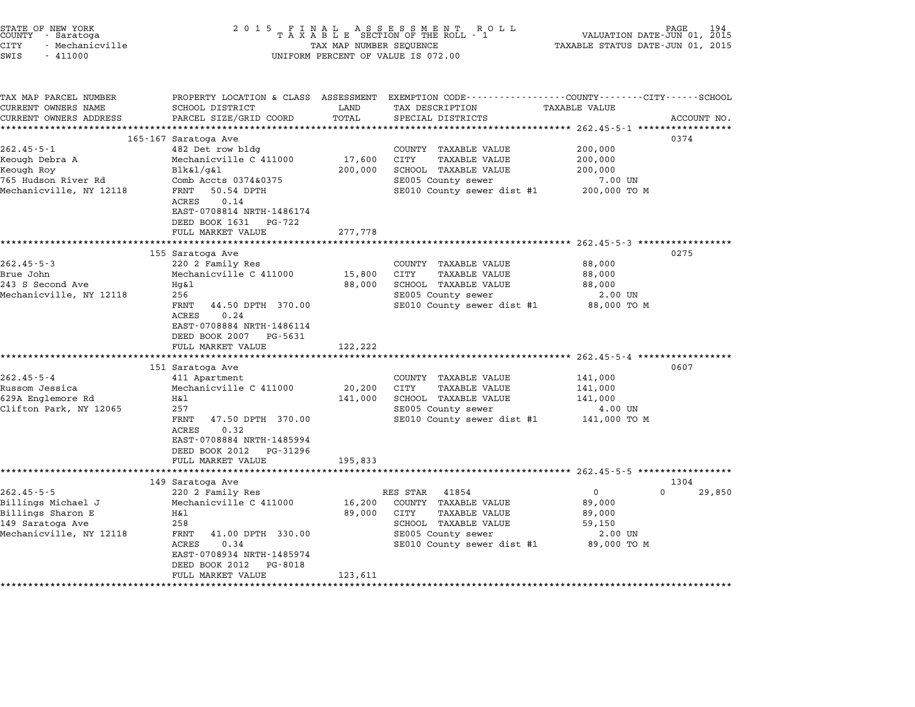STATE OF NEW YORK
COUNTY - Saratoga
CITY - Mechanicville
SWIS - 411000

2015 FINAL ASSESSMENT ROLL
TAXABLE SECTION OF THE ROLL - 1
TAX MAP NUMBER SEQUENCE
UNIFORM PERCENT OF VALUE IS 072.00

VALUATION DATE-JUN 01, 2015
TAXABLE STATUS DATE-JUN 01, 2015

| TAX MAP PARCEL NUMBER / CURRENT OWNERS NAME / CURRENT OWNERS ADDRESS | PROPERTY LOCATION & CLASS / SCHOOL DISTRICT / PARCEL SIZE/GRID COORD | ASSESSMENT LAND | TOTAL | EXEMPTION CODE / TAX DESCRIPTION / SPECIAL DISTRICTS | COUNTY TAXABLE VALUE | CITY | SCHOOL | ACCOUNT NO. |
|---|---|---|---|---|---|---|---|---|
| | 165-167 Saratoga Ave | | | | | | | 0374 |
| 262.45-5-1 | 482 Det row bldg | | | COUNTY TAXABLE VALUE | 200,000 | | | |
| Keough Debra A | Mechanicville C 411000 | 17,600 | | CITY TAXABLE VALUE | 200,000 | | | |
| Keough Roy | Blk&l/g&l | | 200,000 | SCHOOL TAXABLE VALUE | 200,000 | | | |
| 765 Hudson River Rd | Comb Accts 0374&0375 | | | SE005 County sewer | 7.00 UN | | | |
| Mechanicville, NY 12118 | FRNT 50.54 DPTH | | | SE010 County sewer dist #1 | 200,000 TO M | | | |
| | ACRES 0.14 | | | | | | | |
| | EAST-0708814 NRTH-1486174 | | | | | | | |
| | DEED BOOK 1631 PG-722 | | | | | | | |
| | FULL MARKET VALUE | | 277,778 | | | | | |
| | 155 Saratoga Ave | | | | | | | 0275 |
| 262.45-5-3 | 220 2 Family Res | | | COUNTY TAXABLE VALUE | 88,000 | | | |
| Brue John | Mechanicville C 411000 | 15,800 | | CITY TAXABLE VALUE | 88,000 | | | |
| 243 S Second Ave | Hg&l | | 88,000 | SCHOOL TAXABLE VALUE | 88,000 | | | |
| Mechanicville, NY 12118 | 256 | | | SE005 County sewer | 2.00 UN | | | |
| | FRNT 44.50 DPTH 370.00 | | | SE010 County sewer dist #1 | 88,000 TO M | | | |
| | ACRES 0.24 | | | | | | | |
| | EAST-0708884 NRTH-1486114 | | | | | | | |
| | DEED BOOK 2007 PG-5631 | | | | | | | |
| | FULL MARKET VALUE | | 122,222 | | | | | |
| | 151 Saratoga Ave | | | | | | | 0607 |
| 262.45-5-4 | 411 Apartment | | | COUNTY TAXABLE VALUE | 141,000 | | | |
| Russom Jessica | Mechanicville C 411000 | 20,200 | | CITY TAXABLE VALUE | 141,000 | | | |
| 629A Englemore Rd | H&l | | 141,000 | SCHOOL TAXABLE VALUE | 141,000 | | | |
| Clifton Park, NY 12065 | 257 | | | SE005 County sewer | 4.00 UN | | | |
| | FRNT 47.50 DPTH 370.00 | | | SE010 County sewer dist #1 | 141,000 TO M | | | |
| | ACRES 0.32 | | | | | | | |
| | EAST-0708884 NRTH-1485994 | | | | | | | |
| | DEED BOOK 2012 PG-31296 | | | | | | | |
| | FULL MARKET VALUE | | 195,833 | | | | | |
| | 149 Saratoga Ave | | | | | | | 1304 |
| 262.45-5-5 | 220 2 Family Res | | | RES STAR 41854 | 0 | | 0 | 29,850 |
| Billings Michael J | Mechanicville C 411000 | 16,200 | | COUNTY TAXABLE VALUE | 89,000 | | | |
| Billings Sharon E | H&l | | 89,000 | CITY TAXABLE VALUE | 89,000 | | | |
| 149 Saratoga Ave | 258 | | | SCHOOL TAXABLE VALUE | 59,150 | | | |
| Mechanicville, NY 12118 | FRNT 41.00 DPTH 330.00 | | | SE005 County sewer | 2.00 UN | | | |
| | ACRES 0.34 | | | SE010 County sewer dist #1 | 89,000 TO M | | | |
| | EAST-0708934 NRTH-1485974 | | | | | | | |
| | DEED BOOK 2012 PG-8018 | | | | | | | |
| | FULL MARKET VALUE | | 123,611 | | | | | |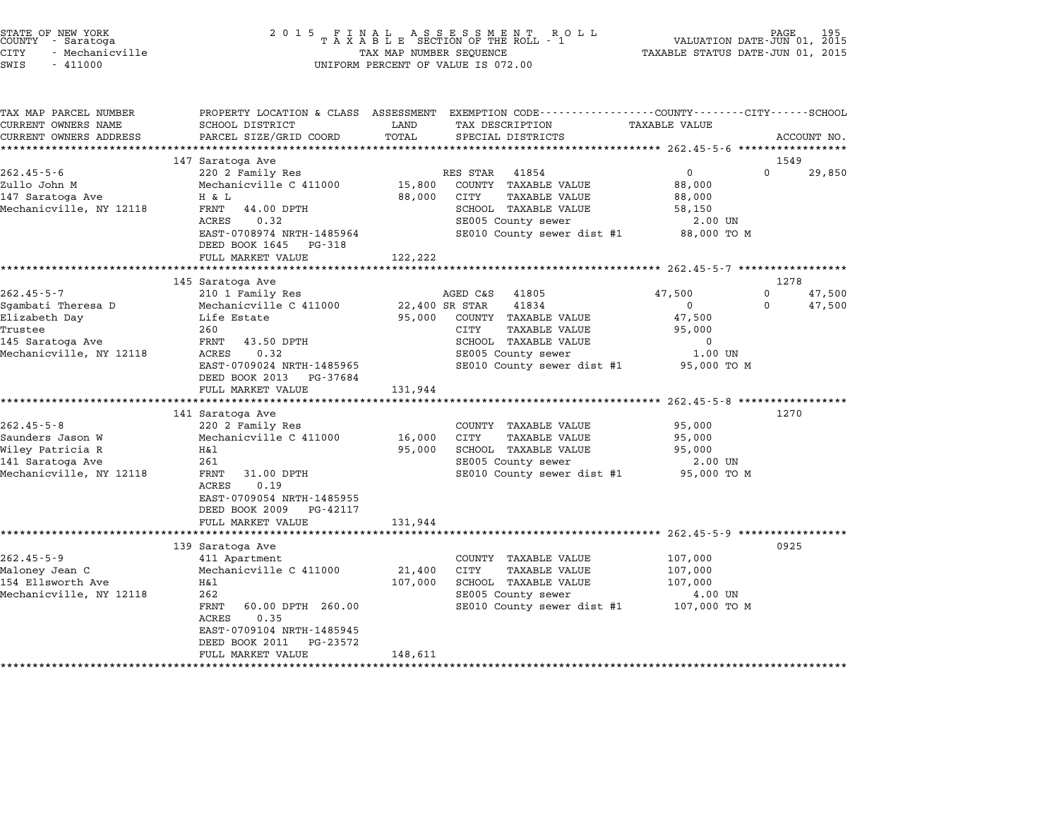STATE OF NEW YORK
COUNTY - Saratoga
CITY - Mechanicville
SWIS - 411000

2015 FINAL ASSESSMENT ROLL
TAXABLE SECTION OF THE ROLL - 1
TAX MAP NUMBER SEQUENCE
UNIFORM PERCENT OF VALUE IS 072.00

VALUATION DATE-JUN 01, 2015
TAXABLE STATUS DATE-JUN 01, 2015

| TAX MAP PARCEL NUMBER<br>CURRENT OWNERS NAME<br>CURRENT OWNERS ADDRESS | PROPERTY LOCATION & CLASS<br>SCHOOL DISTRICT<br>PARCEL SIZE/GRID COORD | ASSESSMENT<br>LAND<br>TOTAL | EXEMPTION CODE<br>TAX DESCRIPTION<br>SPECIAL DISTRICTS | COUNTY<br>TAXABLE VALUE | CITY | SCHOOL<br>ACCOUNT NO. |
|---|---|---|---|---|---|---|
| 262.45-5-6 | 147 Saratoga Ave | | | | | 1549 |
| 262.45-5-6 | 220 2 Family Res | | RES STAR 41854 | 0 | 0 | 29,850 |
| Zullo John M | Mechanicville C 411000 | 15,800 | COUNTY TAXABLE VALUE | 88,000 | | |
| 147 Saratoga Ave | H & L | 88,000 | CITY TAXABLE VALUE | 88,000 | | |
| Mechanicville, NY 12118 | FRNT 44.00 DPTH | | SCHOOL TAXABLE VALUE | 58,150 | | |
| | ACRES 0.32 | | SE005 County sewer | 2.00 UN | | |
| | EAST-0708974 NRTH-1485964 | | SE010 County sewer dist #1 | 88,000 TO M | | |
| | DEED BOOK 1645 PG-318 | | | | | |
| | FULL MARKET VALUE | 122,222 | | | | |
| 262.45-5-7 | 145 Saratoga Ave | | | | | 1278 |
| 262.45-5-7 | 210 1 Family Res | | AGED C&S 41805 | 47,500 | 0 | 47,500 |
| Sgambati Theresa D | Mechanicville C 411000 | 22,400 | SR STAR 41834 | 0 | 0 | 47,500 |
| Elizabeth Day | Life Estate | 95,000 | COUNTY TAXABLE VALUE | 47,500 | | |
| Trustee | 260 | | CITY TAXABLE VALUE | 95,000 | | |
| 145 Saratoga Ave | FRNT 43.50 DPTH | | SCHOOL TAXABLE VALUE | 0 | | |
| Mechanicville, NY 12118 | ACRES 0.32 | | SE005 County sewer | 1.00 UN | | |
| | EAST-0709024 NRTH-1485965 | | SE010 County sewer dist #1 | 95,000 TO M | | |
| | DEED BOOK 2013 PG-37684 | | | | | |
| | FULL MARKET VALUE | 131,944 | | | | |
| 262.45-5-8 | 141 Saratoga Ave | | | | | 1270 |
| 262.45-5-8 | 220 2 Family Res | | COUNTY TAXABLE VALUE | 95,000 | | |
| Saunders Jason W | Mechanicville C 411000 | 16,000 | CITY TAXABLE VALUE | 95,000 | | |
| Wiley Patricia R | H&l | 95,000 | SCHOOL TAXABLE VALUE | 95,000 | | |
| 141 Saratoga Ave | 261 | | SE005 County sewer | 2.00 UN | | |
| Mechanicville, NY 12118 | FRNT 31.00 DPTH | | SE010 County sewer dist #1 | 95,000 TO M | | |
| | ACRES 0.19 | | | | | |
| | EAST-0709054 NRTH-1485955 | | | | | |
| | DEED BOOK 2009 PG-42117 | | | | | |
| | FULL MARKET VALUE | 131,944 | | | | |
| 262.45-5-9 | 139 Saratoga Ave | | | | | 0925 |
| 262.45-5-9 | 411 Apartment | | COUNTY TAXABLE VALUE | 107,000 | | |
| Maloney Jean C | Mechanicville C 411000 | 21,400 | CITY TAXABLE VALUE | 107,000 | | |
| 154 Ellsworth Ave | H&l | 107,000 | SCHOOL TAXABLE VALUE | 107,000 | | |
| Mechanicville, NY 12118 | 262 | | SE005 County sewer | 4.00 UN | | |
| | FRNT 60.00 DPTH 260.00 | | SE010 County sewer dist #1 | 107,000 TO M | | |
| | ACRES 0.35 | | | | | |
| | EAST-0709104 NRTH-1485945 | | | | | |
| | DEED BOOK 2011 PG-23572 | | | | | |
| | FULL MARKET VALUE | 148,611 | | | | |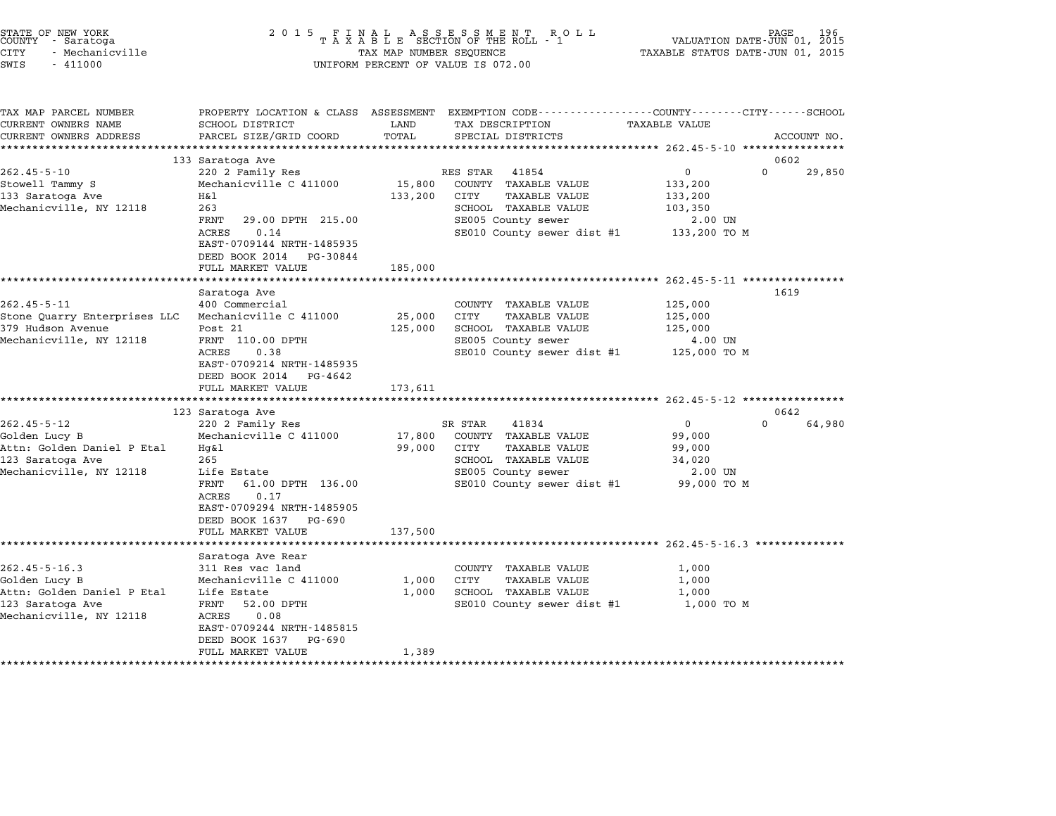STATE OF NEW YORK
COUNTY - Saratoga
CITY - Mechanicville
SWIS - 411000

2015 FINAL ASSESSMENT ROLL
TAXABLE SECTION OF THE ROLL - 1
TAX MAP NUMBER SEQUENCE
UNIFORM PERCENT OF VALUE IS 072.00

VALUATION DATE-JUN 01, 2015
TAXABLE STATUS DATE-JUN 01, 2015

| TAX MAP PARCEL NUMBER / CURRENT OWNERS NAME / CURRENT OWNERS ADDRESS | PROPERTY LOCATION & CLASS / SCHOOL DISTRICT / PARCEL SIZE/GRID COORD | ASSESSMENT LAND / TOTAL | EXEMPTION CODE / TAX DESCRIPTION / SPECIAL DISTRICTS | COUNTY / CITY / SCHOOL TAXABLE VALUE | ACCOUNT NO. |
|---|---|---|---|---|---|
| **262.45-5-10** | 133 Saratoga Ave | | | | 0602 |
| 262.45-5-10 | 220 2 Family Res | | RES STAR 41854 | 0 / 0 | 29,850 |
| Stowell Tammy S | Mechanicville C 411000 | 15,800 | COUNTY TAXABLE VALUE | 133,200 | |
| 133 Saratoga Ave | H&l | 133,200 | CITY TAXABLE VALUE | 133,200 | |
| Mechanicville, NY 12118 | 263 | | SCHOOL TAXABLE VALUE | 103,350 | |
| | FRNT 29.00 DPTH 215.00 | | SE005 County sewer | 2.00 UN | |
| | ACRES 0.14 | | SE010 County sewer dist #1 | 133,200 TO M | |
| | EAST-0709144 NRTH-1485935 | | | | |
| | DEED BOOK 2014 PG-30844 | | | | |
| | FULL MARKET VALUE | 185,000 | | | |
| **262.45-5-11** | Saratoga Ave | | | | 1619 |
| 262.45-5-11 | 400 Commercial | | COUNTY TAXABLE VALUE | 125,000 | |
| Stone Quarry Enterprises LLC | Mechanicville C 411000 | 25,000 | CITY TAXABLE VALUE | 125,000 | |
| 379 Hudson Avenue | Post 21 | 125,000 | SCHOOL TAXABLE VALUE | 125,000 | |
| Mechanicville, NY 12118 | FRNT 110.00 DPTH | | SE005 County sewer | 4.00 UN | |
| | ACRES 0.38 | | SE010 County sewer dist #1 | 125,000 TO M | |
| | EAST-0709214 NRTH-1485935 | | | | |
| | DEED BOOK 2014 PG-4642 | | | | |
| | FULL MARKET VALUE | 173,611 | | | |
| **262.45-5-12** | 123 Saratoga Ave | | | | 0642 |
| 262.45-5-12 | 220 2 Family Res | | SR STAR 41834 | 0 / 0 | 64,980 |
| Golden Lucy B | Mechanicville C 411000 | 17,800 | COUNTY TAXABLE VALUE | 99,000 | |
| Attn: Golden Daniel P Etal | Hg&l | 99,000 | CITY TAXABLE VALUE | 99,000 | |
| 123 Saratoga Ave | 265 | | SCHOOL TAXABLE VALUE | 34,020 | |
| Mechanicville, NY 12118 | Life Estate | | SE005 County sewer | 2.00 UN | |
| | FRNT 61.00 DPTH 136.00 | | SE010 County sewer dist #1 | 99,000 TO M | |
| | ACRES 0.17 | | | | |
| | EAST-0709294 NRTH-1485905 | | | | |
| | DEED BOOK 1637 PG-690 | | | | |
| | FULL MARKET VALUE | 137,500 | | | |
| **262.45-5-16.3** | Saratoga Ave Rear | | | | |
| 262.45-5-16.3 | 311 Res vac land | | COUNTY TAXABLE VALUE | 1,000 | |
| Golden Lucy B | Mechanicville C 411000 | 1,000 | CITY TAXABLE VALUE | 1,000 | |
| Attn: Golden Daniel P Etal | Life Estate | 1,000 | SCHOOL TAXABLE VALUE | 1,000 | |
| 123 Saratoga Ave | FRNT 52.00 DPTH | | SE010 County sewer dist #1 | 1,000 TO M | |
| Mechanicville, NY 12118 | ACRES 0.08 | | | | |
| | EAST-0709244 NRTH-1485815 | | | | |
| | DEED BOOK 1637 PG-690 | | | | |
| | FULL MARKET VALUE | 1,389 | | | |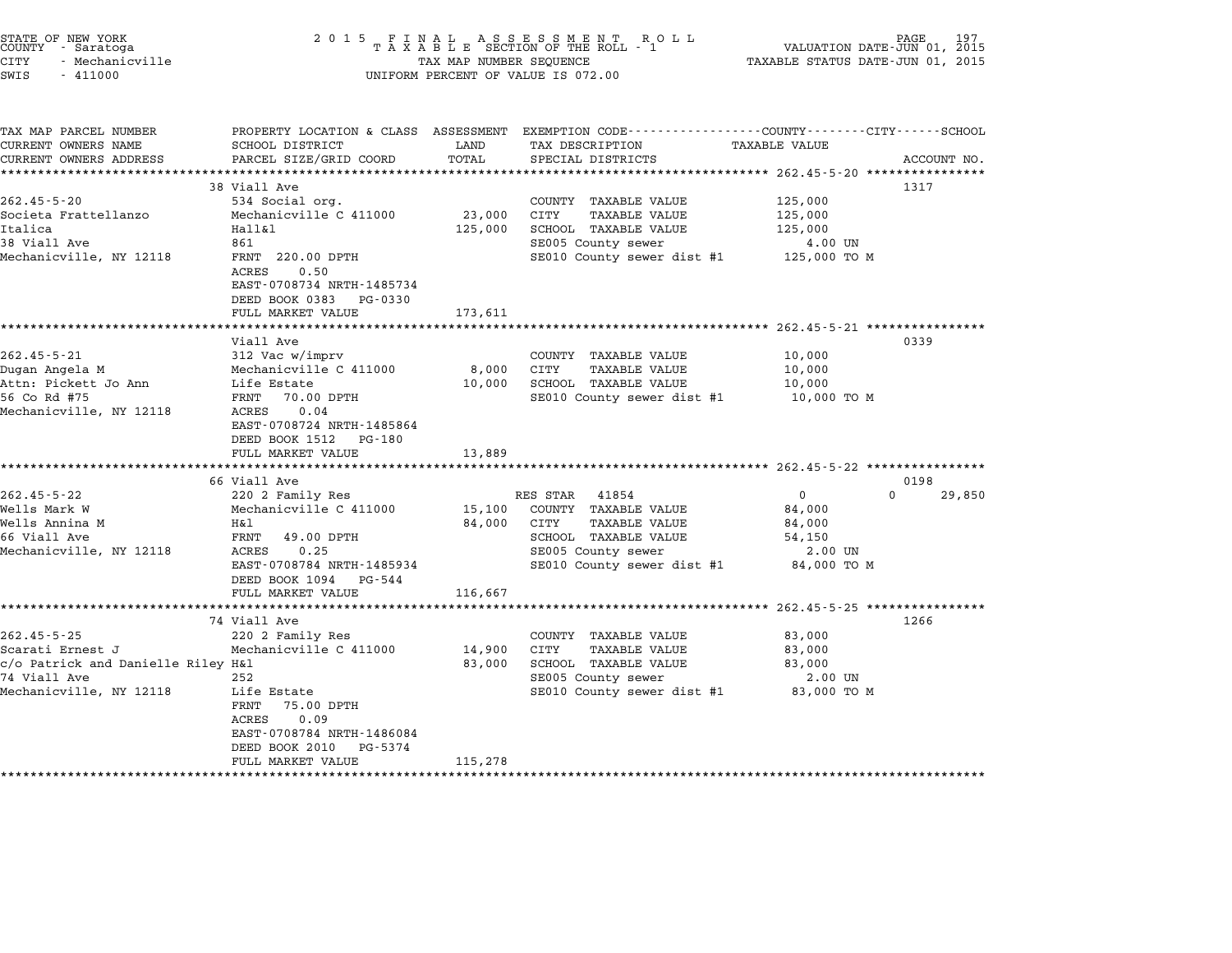STATE OF NEW YORK
COUNTY - Saratoga
CITY - Mechanicville
SWIS - 411000

2 0 1 5 F I N A L A S S E S S M E N T R O L L
T A X A B L E SECTION OF THE ROLL - 1
TAX MAP NUMBER SEQUENCE
UNIFORM PERCENT OF VALUE IS 072.00

VALUATION DATE-JUN 01, 2015
TAXABLE STATUS DATE-JUN 01, 2015

| TAX MAP PARCEL NUMBER / CURRENT OWNERS NAME / CURRENT OWNERS ADDRESS | PROPERTY LOCATION & CLASS / SCHOOL DISTRICT / PARCEL SIZE/GRID COORD | ASSESSMENT LAND / TOTAL | EXEMPTION CODE / TAX DESCRIPTION / SPECIAL DISTRICTS | COUNTY / CITY / SCHOOL TAXABLE VALUE | ACCOUNT NO. |
|---|---|---|---|---|---|
| **262.45-5-20** | 38 Viall Ave | | | | 1317 |
| 262.45-5-20 | 534 Social org. | | COUNTY TAXABLE VALUE | 125,000 | |
| Societa Frattellanzo | Mechanicville C 411000 | 23,000 | CITY TAXABLE VALUE | 125,000 | |
| Italica | Hall&l | 125,000 | SCHOOL TAXABLE VALUE | 125,000 | |
| 38 Viall Ave | 861 | | SE005 County sewer | 4.00 UN | |
| Mechanicville, NY 12118 | FRNT 220.00 DPTH | | SE010 County sewer dist #1 | 125,000 TO M | |
| | ACRES 0.50 | | | | |
| | EAST-0708734 NRTH-1485734 | | | | |
| | DEED BOOK 0383 PG-0330 | | | | |
| | FULL MARKET VALUE | 173,611 | | | |
| **262.45-5-21** | Viall Ave | | | | 0339 |
| 262.45-5-21 | 312 Vac w/imprv | | COUNTY TAXABLE VALUE | 10,000 | |
| Dugan Angela M | Mechanicville C 411000 | 8,000 | CITY TAXABLE VALUE | 10,000 | |
| Attn: Pickett Jo Ann | Life Estate | 10,000 | SCHOOL TAXABLE VALUE | 10,000 | |
| 56 Co Rd #75 | FRNT 70.00 DPTH | | SE010 County sewer dist #1 | 10,000 TO M | |
| Mechanicville, NY 12118 | ACRES 0.04 | | | | |
| | EAST-0708724 NRTH-1485864 | | | | |
| | DEED BOOK 1512 PG-180 | | | | |
| | FULL MARKET VALUE | 13,889 | | | |
| **262.45-5-22** | 66 Viall Ave | | | | 0198 |
| 262.45-5-22 | 220 2 Family Res | | RES STAR 41854 | 0 / 0 / 29,850 | |
| Wells Mark W | Mechanicville C 411000 | 15,100 | COUNTY TAXABLE VALUE | 84,000 | |
| Wells Annina M | H&l | 84,000 | CITY TAXABLE VALUE | 84,000 | |
| 66 Viall Ave | FRNT 49.00 DPTH | | SCHOOL TAXABLE VALUE | 54,150 | |
| Mechanicville, NY 12118 | ACRES 0.25 | | SE005 County sewer | 2.00 UN | |
| | EAST-0708784 NRTH-1485934 | | SE010 County sewer dist #1 | 84,000 TO M | |
| | DEED BOOK 1094 PG-544 | | | | |
| | FULL MARKET VALUE | 116,667 | | | |
| **262.45-5-25** | 74 Viall Ave | | | | 1266 |
| 262.45-5-25 | 220 2 Family Res | | COUNTY TAXABLE VALUE | 83,000 | |
| Scarati Ernest J | Mechanicville C 411000 | 14,900 | CITY TAXABLE VALUE | 83,000 | |
| c/o Patrick and Danielle Riley | H&l | 83,000 | SCHOOL TAXABLE VALUE | 83,000 | |
| 74 Viall Ave | 252 | | SE005 County sewer | 2.00 UN | |
| Mechanicville, NY 12118 | Life Estate | | SE010 County sewer dist #1 | 83,000 TO M | |
| | FRNT 75.00 DPTH | | | | |
| | ACRES 0.09 | | | | |
| | EAST-0708784 NRTH-1486084 | | | | |
| | DEED BOOK 2010 PG-5374 | | | | |
| | FULL MARKET VALUE | 115,278 | | | |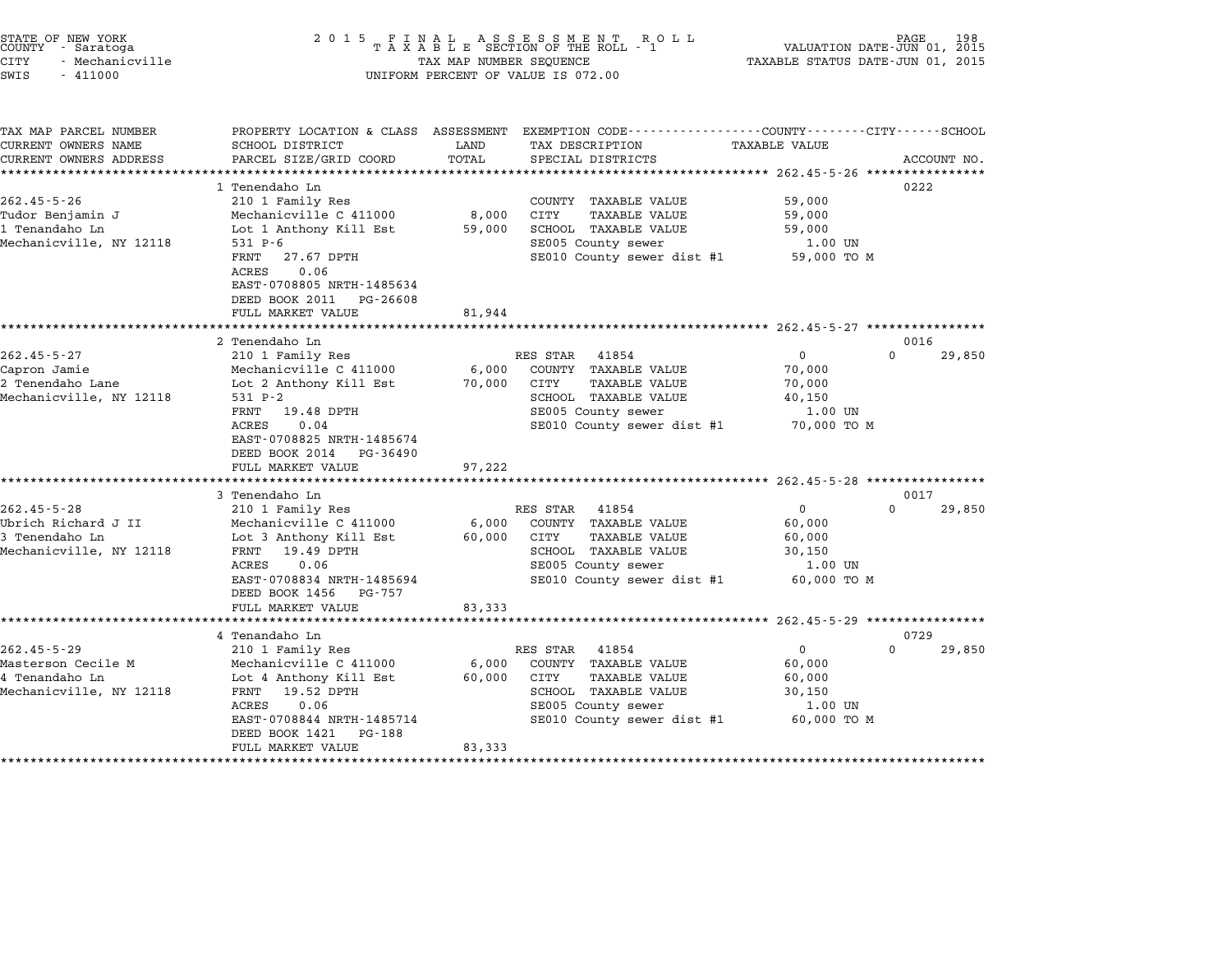STATE OF NEW YORK
COUNTY - Saratoga
CITY - Mechanicville
SWIS - 411000

2015 FINAL ASSESSMENT ROLL
TAXABLE SECTION OF THE ROLL - 1
TAX MAP NUMBER SEQUENCE
UNIFORM PERCENT OF VALUE IS 072.00

VALUATION DATE-JUN 01, 2015
TAXABLE STATUS DATE-JUN 01, 2015

| TAX MAP PARCEL NUMBER / CURRENT OWNERS NAME / CURRENT OWNERS ADDRESS | PROPERTY LOCATION & CLASS / SCHOOL DISTRICT / PARCEL SIZE/GRID COORD | ASSESSMENT LAND / TOTAL | EXEMPTION CODE / TAX DESCRIPTION / SPECIAL DISTRICTS | COUNTY / CITY TAXABLE VALUE | SCHOOL | ACCOUNT NO. |
|---|---|---|---|---|---|---|
| **262.45-5-26** | 1 Tenendaho Ln | | | | | 0222 |
| 262.45-5-26 | 210 1 Family Res | | COUNTY TAXABLE VALUE | 59,000 | | |
| Tudor Benjamin J | Mechanicville C 411000 | 8,000 | CITY TAXABLE VALUE | 59,000 | | |
| 1 Tenandaho Ln | Lot 1 Anthony Kill Est | 59,000 | SCHOOL TAXABLE VALUE | 59,000 | | |
| Mechanicville, NY 12118 | 531 P-6 | | SE005 County sewer | 1.00 UN | | |
| | FRNT 27.67 DPTH | | SE010 County sewer dist #1 | 59,000 TO M | | |
| | ACRES 0.06 | | | | | |
| | EAST-0708805 NRTH-1485634 | | | | | |
| | DEED BOOK 2011 PG-26608 | | | | | |
| | FULL MARKET VALUE | 81,944 | | | | |
| **262.45-5-27** | 2 Tenendaho Ln | | | | | 0016 |
| 262.45-5-27 | 210 1 Family Res | | RES STAR 41854 | 0 | 0 | 29,850 |
| Capron Jamie | Mechanicville C 411000 | 6,000 | COUNTY TAXABLE VALUE | 70,000 | | |
| 2 Tenendaho Lane | Lot 2 Anthony Kill Est | 70,000 | CITY TAXABLE VALUE | 70,000 | | |
| Mechanicville, NY 12118 | 531 P-2 | | SCHOOL TAXABLE VALUE | 40,150 | | |
| | FRNT 19.48 DPTH | | SE005 County sewer | 1.00 UN | | |
| | ACRES 0.04 | | SE010 County sewer dist #1 | 70,000 TO M | | |
| | EAST-0708825 NRTH-1485674 | | | | | |
| | DEED BOOK 2014 PG-36490 | | | | | |
| | FULL MARKET VALUE | 97,222 | | | | |
| **262.45-5-28** | 3 Tenendaho Ln | | | | | 0017 |
| 262.45-5-28 | 210 1 Family Res | | RES STAR 41854 | 0 | 0 | 29,850 |
| Ubrich Richard J II | Mechanicville C 411000 | 6,000 | COUNTY TAXABLE VALUE | 60,000 | | |
| 3 Tenendaho Ln | Lot 3 Anthony Kill Est | 60,000 | CITY TAXABLE VALUE | 60,000 | | |
| Mechanicville, NY 12118 | FRNT 19.49 DPTH | | SCHOOL TAXABLE VALUE | 30,150 | | |
| | ACRES 0.06 | | SE005 County sewer | 1.00 UN | | |
| | EAST-0708834 NRTH-1485694 | | SE010 County sewer dist #1 | 60,000 TO M | | |
| | DEED BOOK 1456 PG-757 | | | | | |
| | FULL MARKET VALUE | 83,333 | | | | |
| **262.45-5-29** | 4 Tenandaho Ln | | | | | 0729 |
| 262.45-5-29 | 210 1 Family Res | | RES STAR 41854 | 0 | 0 | 29,850 |
| Masterson Cecile M | Mechanicville C 411000 | 6,000 | COUNTY TAXABLE VALUE | 60,000 | | |
| 4 Tenandaho Ln | Lot 4 Anthony Kill Est | 60,000 | CITY TAXABLE VALUE | 60,000 | | |
| Mechanicville, NY 12118 | FRNT 19.52 DPTH | | SCHOOL TAXABLE VALUE | 30,150 | | |
| | ACRES 0.06 | | SE005 County sewer | 1.00 UN | | |
| | EAST-0708844 NRTH-1485714 | | SE010 County sewer dist #1 | 60,000 TO M | | |
| | DEED BOOK 1421 PG-188 | | | | | |
| | FULL MARKET VALUE | 83,333 | | | | |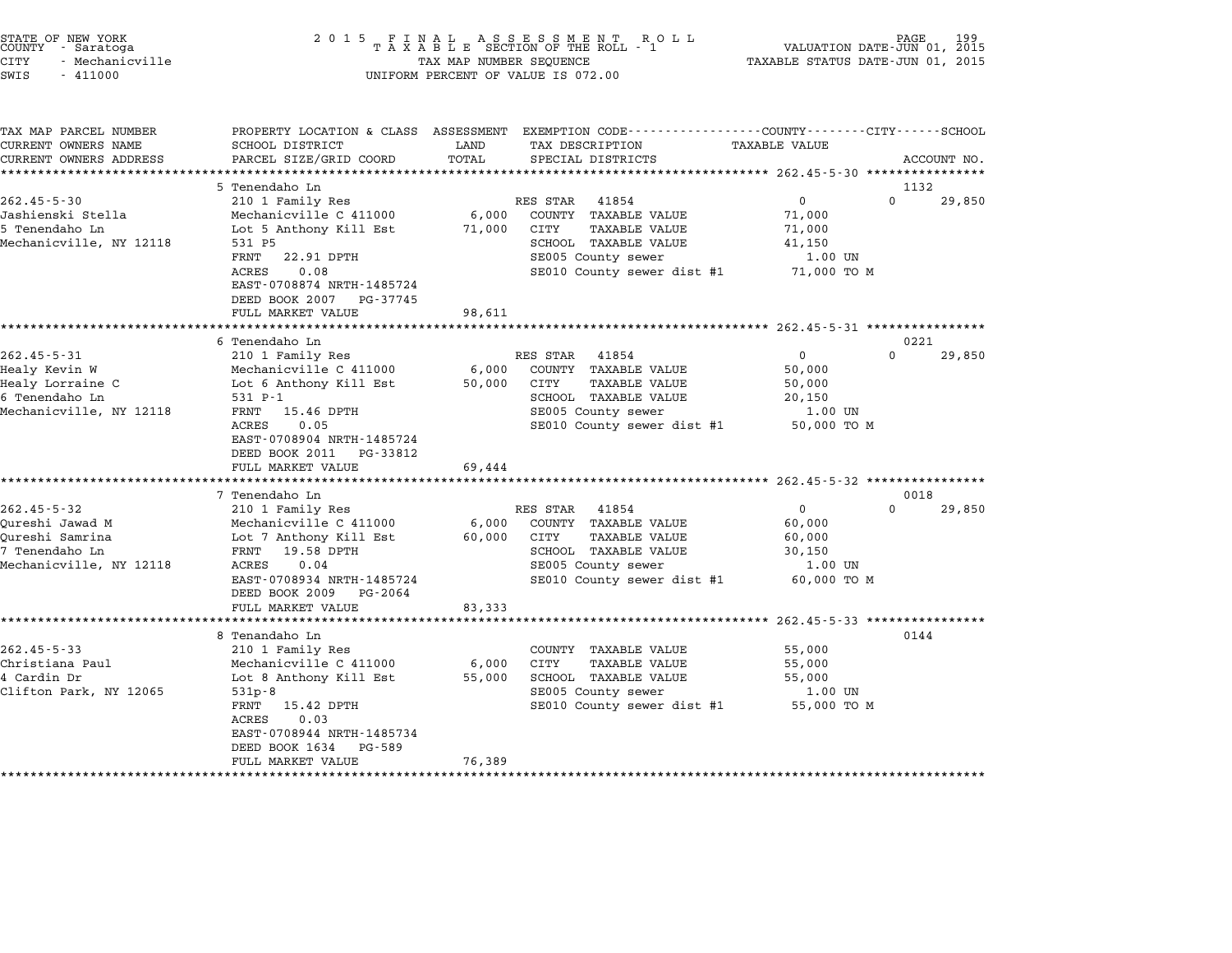STATE OF NEW YORK
COUNTY - Saratoga
CITY - Mechanicville
SWIS - 411000

2 0 1 5 F I N A L A S S E S S M E N T R O L L
T A X A B L E SECTION OF THE ROLL - 1
TAX MAP NUMBER SEQUENCE
UNIFORM PERCENT OF VALUE IS 072.00

VALUATION DATE-JUN 01, 2015
TAXABLE STATUS DATE-JUN 01, 2015

| TAX MAP PARCEL NUMBER / CURRENT OWNERS NAME / CURRENT OWNERS ADDRESS | PROPERTY LOCATION & CLASS / SCHOOL DISTRICT / PARCEL SIZE/GRID COORD | ASSESSMENT LAND / TOTAL | EXEMPTION CODE / TAX DESCRIPTION / SPECIAL DISTRICTS | COUNTY / TAXABLE VALUE | CITY | SCHOOL / ACCOUNT NO. |
|---|---|---|---|---|---|---|
| **262.45-5-30** | 5 Tenendaho Ln | | | | | 1132 |
| 262.45-5-30 | 210 1 Family Res | | RES STAR 41854 | 0 | 0 | 29,850 |
| Jashienski Stella | Mechanicville C 411000 | 6,000 | COUNTY TAXABLE VALUE | 71,000 | | |
| 5 Tenendaho Ln | Lot 5 Anthony Kill Est | 71,000 | CITY TAXABLE VALUE | 71,000 | | |
| Mechanicville, NY 12118 | 531 P5 | | SCHOOL TAXABLE VALUE | 41,150 | | |
| | FRNT 22.91 DPTH | | SE005 County sewer | 1.00 UN | | |
| | ACRES 0.08 | | SE010 County sewer dist #1 | 71,000 TO M | | |
| | EAST-0708874 NRTH-1485724 | | | | | |
| | DEED BOOK 2007 PG-37745 | | | | | |
| | FULL MARKET VALUE | 98,611 | | | | |
| **262.45-5-31** | 6 Tenendaho Ln | | | | | 0221 |
| 262.45-5-31 | 210 1 Family Res | | RES STAR 41854 | 0 | 0 | 29,850 |
| Healy Kevin W | Mechanicville C 411000 | 6,000 | COUNTY TAXABLE VALUE | 50,000 | | |
| Healy Lorraine C | Lot 6 Anthony Kill Est | 50,000 | CITY TAXABLE VALUE | 50,000 | | |
| 6 Tenendaho Ln | 531 P-1 | | SCHOOL TAXABLE VALUE | 20,150 | | |
| Mechanicville, NY 12118 | FRNT 15.46 DPTH | | SE005 County sewer | 1.00 UN | | |
| | ACRES 0.05 | | SE010 County sewer dist #1 | 50,000 TO M | | |
| | EAST-0708904 NRTH-1485724 | | | | | |
| | DEED BOOK 2011 PG-33812 | | | | | |
| | FULL MARKET VALUE | 69,444 | | | | |
| **262.45-5-32** | 7 Tenendaho Ln | | | | | 0018 |
| 262.45-5-32 | 210 1 Family Res | | RES STAR 41854 | 0 | 0 | 29,850 |
| Qureshi Jawad M | Mechanicville C 411000 | 6,000 | COUNTY TAXABLE VALUE | 60,000 | | |
| Qureshi Samrina | Lot 7 Anthony Kill Est | 60,000 | CITY TAXABLE VALUE | 60,000 | | |
| 7 Tenendaho Ln | FRNT 19.58 DPTH | | SCHOOL TAXABLE VALUE | 30,150 | | |
| Mechanicville, NY 12118 | ACRES 0.04 | | SE005 County sewer | 1.00 UN | | |
| | EAST-0708934 NRTH-1485724 | | SE010 County sewer dist #1 | 60,000 TO M | | |
| | DEED BOOK 2009 PG-2064 | | | | | |
| | FULL MARKET VALUE | 83,333 | | | | |
| **262.45-5-33** | 8 Tenandaho Ln | | | | | 0144 |
| 262.45-5-33 | 210 1 Family Res | | COUNTY TAXABLE VALUE | 55,000 | | |
| Christiana Paul | Mechanicville C 411000 | 6,000 | CITY TAXABLE VALUE | 55,000 | | |
| 4 Cardin Dr | Lot 8 Anthony Kill Est | 55,000 | SCHOOL TAXABLE VALUE | 55,000 | | |
| Clifton Park, NY 12065 | 531p-8 | | SE005 County sewer | 1.00 UN | | |
| | FRNT 15.42 DPTH | | SE010 County sewer dist #1 | 55,000 TO M | | |
| | ACRES 0.03 | | | | | |
| | EAST-0708944 NRTH-1485734 | | | | | |
| | DEED BOOK 1634 PG-589 | | | | | |
| | FULL MARKET VALUE | 76,389 | | | | |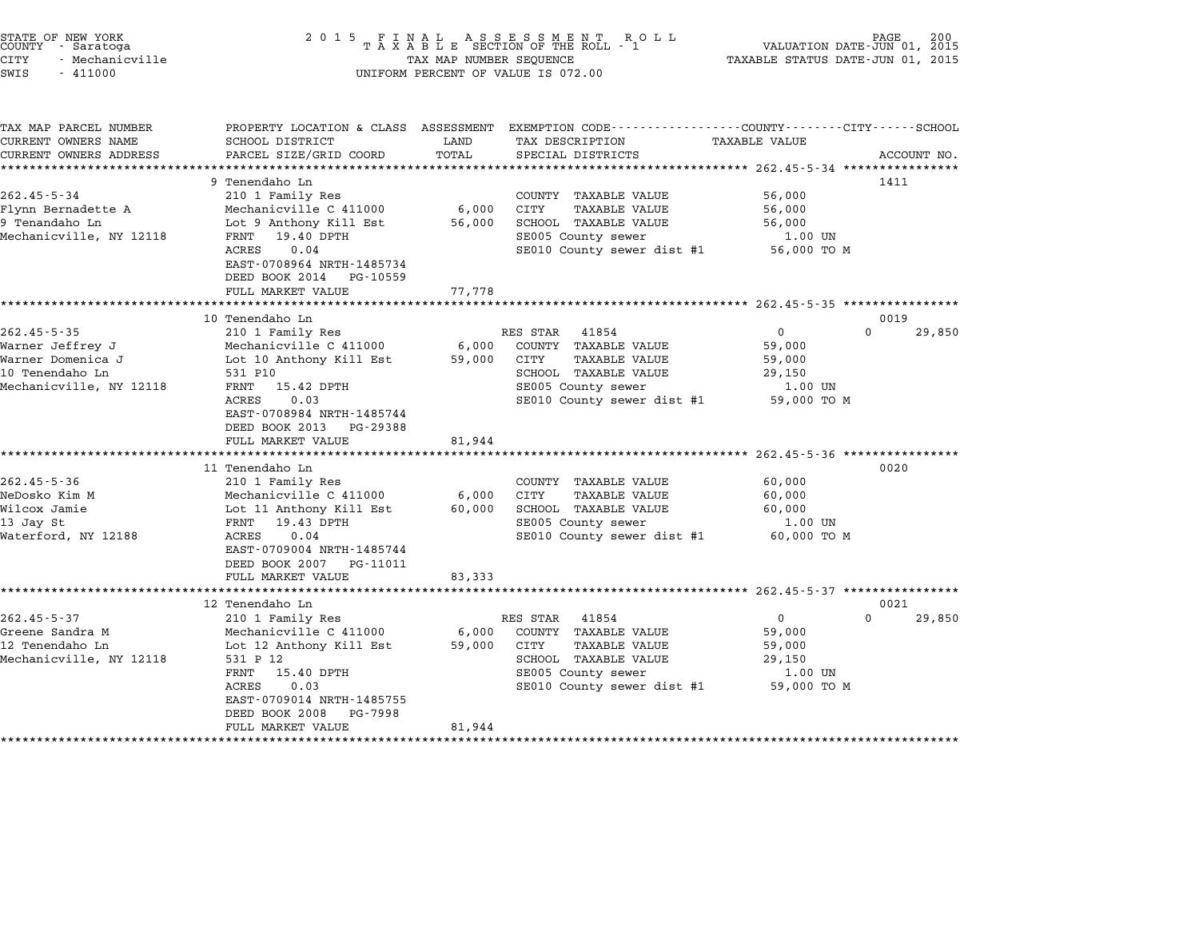STATE OF NEW YORK
COUNTY - Saratoga
CITY - Mechanicville
SWIS - 411000

2 0 1 5 F I N A L A S S E S S M E N T R O L L
T A X A B L E SECTION OF THE ROLL - 1
TAX MAP NUMBER SEQUENCE
UNIFORM PERCENT OF VALUE IS 072.00

VALUATION DATE-JUN 01, 2015
TAXABLE STATUS DATE-JUN 01, 2015

| TAX MAP PARCEL NUMBER / CURRENT OWNERS NAME / CURRENT OWNERS ADDRESS | PROPERTY LOCATION & CLASS / SCHOOL DISTRICT / PARCEL SIZE/GRID COORD | ASSESSMENT LAND / TOTAL | EXEMPTION CODE / TAX DESCRIPTION / SPECIAL DISTRICTS | COUNTY / CITY TAXABLE VALUE | SCHOOL / ACCOUNT NO. |
|---|---|---|---|---|---|
| 262.45-5-34 | 9 Tenendaho Ln | | | | 1411 |
| 262.45-5-34 | 210 1 Family Res | | COUNTY TAXABLE VALUE | 56,000 | |
| Flynn Bernadette A | Mechanicville C 411000 | 6,000 | CITY TAXABLE VALUE | 56,000 | |
| 9 Tenandaho Ln | Lot 9 Anthony Kill Est | 56,000 | SCHOOL TAXABLE VALUE | 56,000 | |
| Mechanicville, NY 12118 | FRNT 19.40 DPTH | | SE005 County sewer | 1.00 UN | |
| | ACRES 0.04 | | SE010 County sewer dist #1 | 56,000 TO M | |
| | EAST-0708964 NRTH-1485734 | | | | |
| | DEED BOOK 2014 PG-10559 | | | | |
| | FULL MARKET VALUE | 77,778 | | | |
| 262.45-5-35 | 10 Tenendaho Ln | | | | 0019 |
| 262.45-5-35 | 210 1 Family Res | | RES STAR 41854 | 0 | 0 / 29,850 |
| Warner Jeffrey J | Mechanicville C 411000 | 6,000 | COUNTY TAXABLE VALUE | 59,000 | |
| Warner Domenica J | Lot 10 Anthony Kill Est | 59,000 | CITY TAXABLE VALUE | 59,000 | |
| 10 Tenendaho Ln | 531 P10 | | SCHOOL TAXABLE VALUE | 29,150 | |
| Mechanicville, NY 12118 | FRNT 15.42 DPTH | | SE005 County sewer | 1.00 UN | |
| | ACRES 0.03 | | SE010 County sewer dist #1 | 59,000 TO M | |
| | EAST-0708984 NRTH-1485744 | | | | |
| | DEED BOOK 2013 PG-29388 | | | | |
| | FULL MARKET VALUE | 81,944 | | | |
| 262.45-5-36 | 11 Tenendaho Ln | | | | 0020 |
| 262.45-5-36 | 210 1 Family Res | | COUNTY TAXABLE VALUE | 60,000 | |
| NeDosko Kim M | Mechanicville C 411000 | 6,000 | CITY TAXABLE VALUE | 60,000 | |
| Wilcox Jamie | Lot 11 Anthony Kill Est | 60,000 | SCHOOL TAXABLE VALUE | 60,000 | |
| 13 Jay St | FRNT 19.43 DPTH | | SE005 County sewer | 1.00 UN | |
| Waterford, NY 12188 | ACRES 0.04 | | SE010 County sewer dist #1 | 60,000 TO M | |
| | EAST-0709004 NRTH-1485744 | | | | |
| | DEED BOOK 2007 PG-11011 | | | | |
| | FULL MARKET VALUE | 83,333 | | | |
| 262.45-5-37 | 12 Tenendaho Ln | | | | 0021 |
| 262.45-5-37 | 210 1 Family Res | | RES STAR 41854 | 0 | 0 / 29,850 |
| Greene Sandra M | Mechanicville C 411000 | 6,000 | COUNTY TAXABLE VALUE | 59,000 | |
| 12 Tenendaho Ln | Lot 12 Anthony Kill Est | 59,000 | CITY TAXABLE VALUE | 59,000 | |
| Mechanicville, NY 12118 | 531 P 12 | | SCHOOL TAXABLE VALUE | 29,150 | |
| | FRNT 15.40 DPTH | | SE005 County sewer | 1.00 UN | |
| | ACRES 0.03 | | SE010 County sewer dist #1 | 59,000 TO M | |
| | EAST-0709014 NRTH-1485755 | | | | |
| | DEED BOOK 2008 PG-7998 | | | | |
| | FULL MARKET VALUE | 81,944 | | | |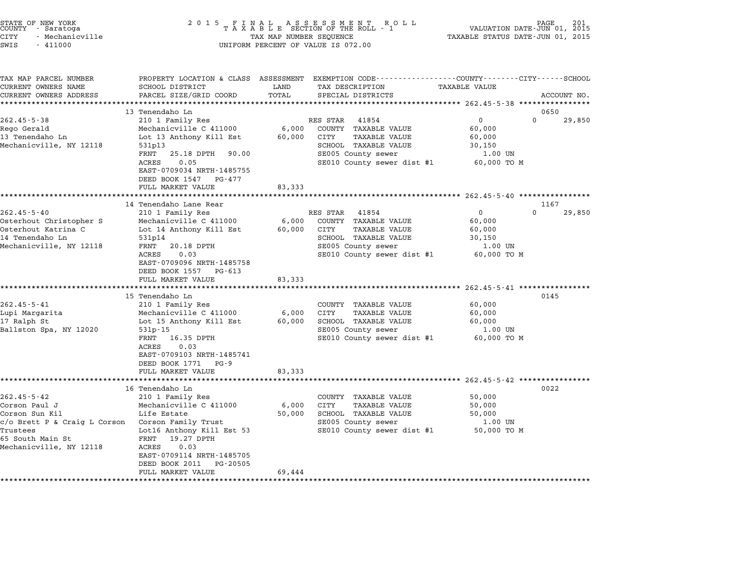STATE OF NEW YORK
COUNTY - Saratoga
CITY - Mechanicville
SWIS - 411000

2 0 1 5 F I N A L A S S E S S M E N T R O L L
T A X A B L E SECTION OF THE ROLL - 1
TAX MAP NUMBER SEQUENCE
UNIFORM PERCENT OF VALUE IS 072.00

VALUATION DATE-JUN 01, 2015
TAXABLE STATUS DATE-JUN 01, 2015

| TAX MAP PARCEL NUMBER / CURRENT OWNERS NAME / CURRENT OWNERS ADDRESS | PROPERTY LOCATION & CLASS / SCHOOL DISTRICT / PARCEL SIZE/GRID COORD | ASSESSMENT LAND / TOTAL | EXEMPTION CODE / TAX DESCRIPTION / SPECIAL DISTRICTS | COUNTY / TAXABLE VALUE | CITY | SCHOOL / ACCOUNT NO. |
|---|---|---|---|---|---|---|
| **262.45-5-38** | 13 Tenendaho Ln | | | | | 0650 |
| 262.45-5-38 | 210 1 Family Res | | RES STAR 41854 | 0 | 0 | 29,850 |
| Rego Gerald | Mechanicville C 411000 | 6,000 | COUNTY TAXABLE VALUE | 60,000 | | |
| 13 Tenendaho Ln | Lot 13 Anthony Kill Est | 60,000 | CITY TAXABLE VALUE | 60,000 | | |
| Mechanicville, NY 12118 | 531p13 | | SCHOOL TAXABLE VALUE | 30,150 | | |
| | FRNT 25.18 DPTH 90.00 | | SE005 County sewer | 1.00 UN | | |
| | ACRES 0.05 | | SE010 County sewer dist #1 | 60,000 TO M | | |
| | EAST-0709034 NRTH-1485755 | | | | | |
| | DEED BOOK 1547 PG-477 | | | | | |
| | FULL MARKET VALUE | 83,333 | | | | |
| **262.45-5-40** | 14 Tenendaho Lane Rear | | | | | 1167 |
| 262.45-5-40 | 210 1 Family Res | | RES STAR 41854 | 0 | 0 | 29,850 |
| Osterhout Christopher S | Mechanicville C 411000 | 6,000 | COUNTY TAXABLE VALUE | 60,000 | | |
| Osterhout Katrina C | Lot 14 Anthony Kill Est | 60,000 | CITY TAXABLE VALUE | 60,000 | | |
| 14 Tenendaho Ln | 531p14 | | SCHOOL TAXABLE VALUE | 30,150 | | |
| Mechanicville, NY 12118 | FRNT 20.18 DPTH | | SE005 County sewer | 1.00 UN | | |
| | ACRES 0.03 | | SE010 County sewer dist #1 | 60,000 TO M | | |
| | EAST-0709096 NRTH-1485758 | | | | | |
| | DEED BOOK 1557 PG-613 | | | | | |
| | FULL MARKET VALUE | 83,333 | | | | |
| **262.45-5-41** | 15 Tenendaho Ln | | | | | 0145 |
| 262.45-5-41 | 210 1 Family Res | | COUNTY TAXABLE VALUE | 60,000 | | |
| Lupi Margarita | Mechanicville C 411000 | 6,000 | CITY TAXABLE VALUE | 60,000 | | |
| 17 Ralph St | Lot 15 Anthony Kill Est | 60,000 | SCHOOL TAXABLE VALUE | 60,000 | | |
| Ballston Spa, NY 12020 | 531p-15 | | SE005 County sewer | 1.00 UN | | |
| | FRNT 16.35 DPTH | | SE010 County sewer dist #1 | 60,000 TO M | | |
| | ACRES 0.03 | | | | | |
| | EAST-0709103 NRTH-1485741 | | | | | |
| | DEED BOOK 1771 PG-9 | | | | | |
| | FULL MARKET VALUE | 83,333 | | | | |
| **262.45-5-42** | 16 Tenendaho Ln | | | | | 0022 |
| 262.45-5-42 | 210 1 Family Res | | COUNTY TAXABLE VALUE | 50,000 | | |
| Corson Paul J | Mechanicville C 411000 | 6,000 | CITY TAXABLE VALUE | 50,000 | | |
| Corson Sun Kil | Life Estate | 50,000 | SCHOOL TAXABLE VALUE | 50,000 | | |
| c/o Brett P & Craig L Corson | Corson Family Trust | | SE005 County sewer | 1.00 UN | | |
| Trustees | Lot16 Anthony Kill Est 53 | | SE010 County sewer dist #1 | 50,000 TO M | | |
| 65 South Main St | FRNT 19.27 DPTH | | | | | |
| Mechanicville, NY 12118 | ACRES 0.03 | | | | | |
| | EAST-0709114 NRTH-1485705 | | | | | |
| | DEED BOOK 2011 PG-20505 | | | | | |
| | FULL MARKET VALUE | 69,444 | | | | |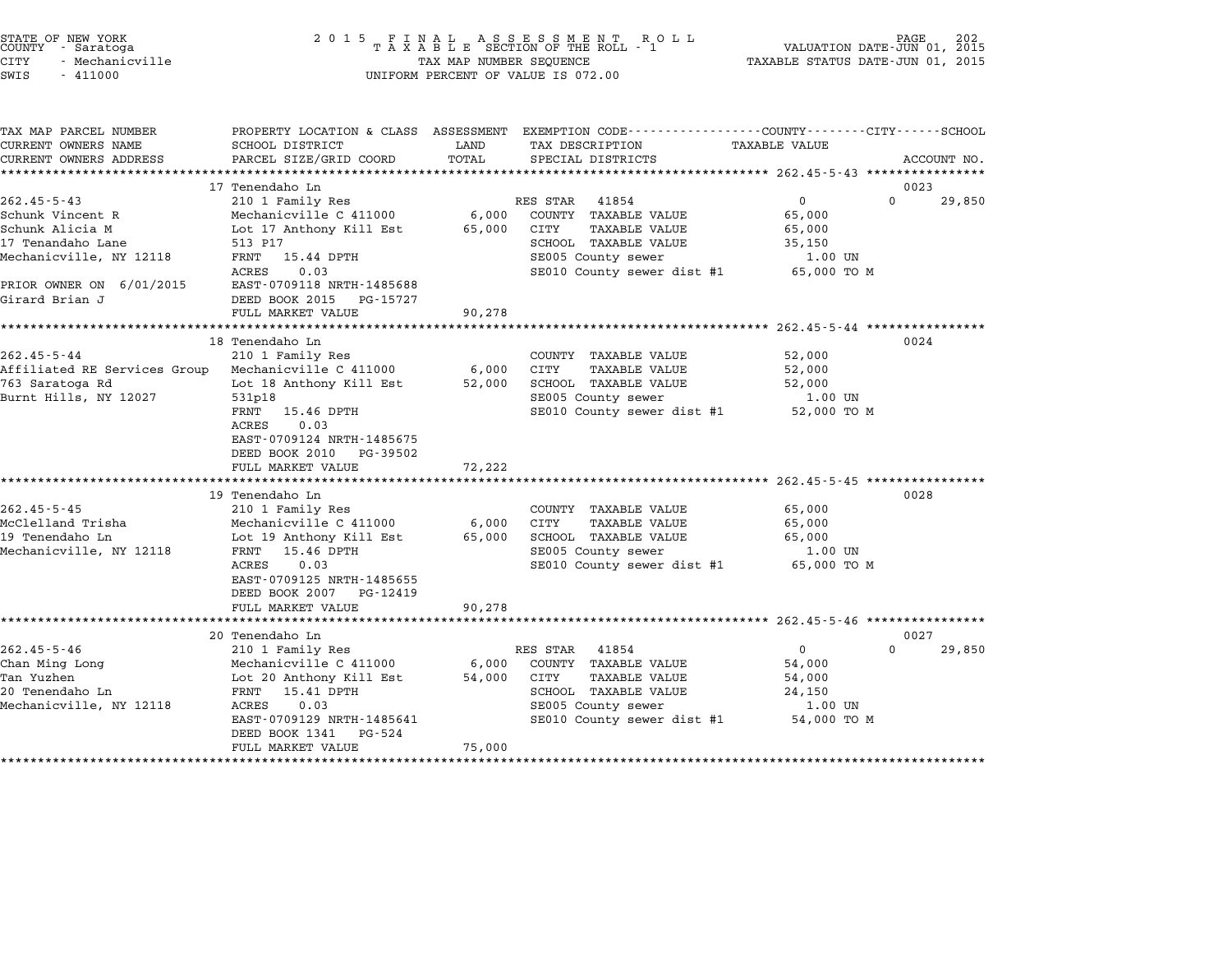STATE OF NEW YORK
COUNTY - Saratoga
CITY - Mechanicville
SWIS - 411000

# 2015 FINAL ASSESSMENT ROLL
TAXABLE SECTION OF THE ROLL - 1
TAX MAP NUMBER SEQUENCE
UNIFORM PERCENT OF VALUE IS 072.00

VALUATION DATE-JUN 01, 2015
TAXABLE STATUS DATE-JUN 01, 2015

| TAX MAP PARCEL NUMBER / CURRENT OWNERS NAME / CURRENT OWNERS ADDRESS | PROPERTY LOCATION & CLASS / SCHOOL DISTRICT / PARCEL SIZE/GRID COORD | ASSESSMENT LAND | TOTAL | EXEMPTION CODE / TAX DESCRIPTION / SPECIAL DISTRICTS | COUNTY / CITY / SCHOOL TAXABLE VALUE | ACCOUNT NO. |
|---|---|---|---|---|---|---|
| **262.45-5-43** | 17 Tenendaho Ln | | | | | 0023 |
| 262.45-5-43 | 210 1 Family Res | | | RES STAR 41854 | 0 | 0 29,850 |
| Schunk Vincent R | Mechanicville C 411000 | 6,000 | | COUNTY TAXABLE VALUE | 65,000 | |
| Schunk Alicia M | Lot 17 Anthony Kill Est | | 65,000 | CITY TAXABLE VALUE | 65,000 | |
| 17 Tenandaho Lane | 513 P17 | | | SCHOOL TAXABLE VALUE | 35,150 | |
| Mechanicville, NY 12118 | FRNT 15.44 DPTH | | | SE005 County sewer | 1.00 UN | |
| | ACRES 0.03 | | | SE010 County sewer dist #1 | 65,000 TO M | |
| PRIOR OWNER ON 6/01/2015 | EAST-0709118 NRTH-1485688 | | | | | |
| Girard Brian J | DEED BOOK 2015 PG-15727 | | | | | |
| | FULL MARKET VALUE | | 90,278 | | | |
| **262.45-5-44** | 18 Tenendaho Ln | | | | | 0024 |
| 262.45-5-44 | 210 1 Family Res | | | COUNTY TAXABLE VALUE | 52,000 | |
| Affiliated RE Services Group | Mechanicville C 411000 | 6,000 | | CITY TAXABLE VALUE | 52,000 | |
| 763 Saratoga Rd | Lot 18 Anthony Kill Est | | 52,000 | SCHOOL TAXABLE VALUE | 52,000 | |
| Burnt Hills, NY 12027 | 531p18 | | | SE005 County sewer | 1.00 UN | |
| | FRNT 15.46 DPTH | | | SE010 County sewer dist #1 | 52,000 TO M | |
| | ACRES 0.03 | | | | | |
| | EAST-0709124 NRTH-1485675 | | | | | |
| | DEED BOOK 2010 PG-39502 | | | | | |
| | FULL MARKET VALUE | | 72,222 | | | |
| **262.45-5-45** | 19 Tenendaho Ln | | | | | 0028 |
| 262.45-5-45 | 210 1 Family Res | | | COUNTY TAXABLE VALUE | 65,000 | |
| McClelland Trisha | Mechanicville C 411000 | 6,000 | | CITY TAXABLE VALUE | 65,000 | |
| 19 Tenendaho Ln | Lot 19 Anthony Kill Est | | 65,000 | SCHOOL TAXABLE VALUE | 65,000 | |
| Mechanicville, NY 12118 | FRNT 15.46 DPTH | | | SE005 County sewer | 1.00 UN | |
| | ACRES 0.03 | | | SE010 County sewer dist #1 | 65,000 TO M | |
| | EAST-0709125 NRTH-1485655 | | | | | |
| | DEED BOOK 2007 PG-12419 | | | | | |
| | FULL MARKET VALUE | | 90,278 | | | |
| **262.45-5-46** | 20 Tenendaho Ln | | | | | 0027 |
| 262.45-5-46 | 210 1 Family Res | | | RES STAR 41854 | 0 | 0 29,850 |
| Chan Ming Long | Mechanicville C 411000 | 6,000 | | COUNTY TAXABLE VALUE | 54,000 | |
| Tan Yuzhen | Lot 20 Anthony Kill Est | | 54,000 | CITY TAXABLE VALUE | 54,000 | |
| 20 Tenendaho Ln | FRNT 15.41 DPTH | | | SCHOOL TAXABLE VALUE | 24,150 | |
| Mechanicville, NY 12118 | ACRES 0.03 | | | SE005 County sewer | 1.00 UN | |
| | EAST-0709129 NRTH-1485641 | | | SE010 County sewer dist #1 | 54,000 TO M | |
| | DEED BOOK 1341 PG-524 | | | | | |
| | FULL MARKET VALUE | | 75,000 | | | |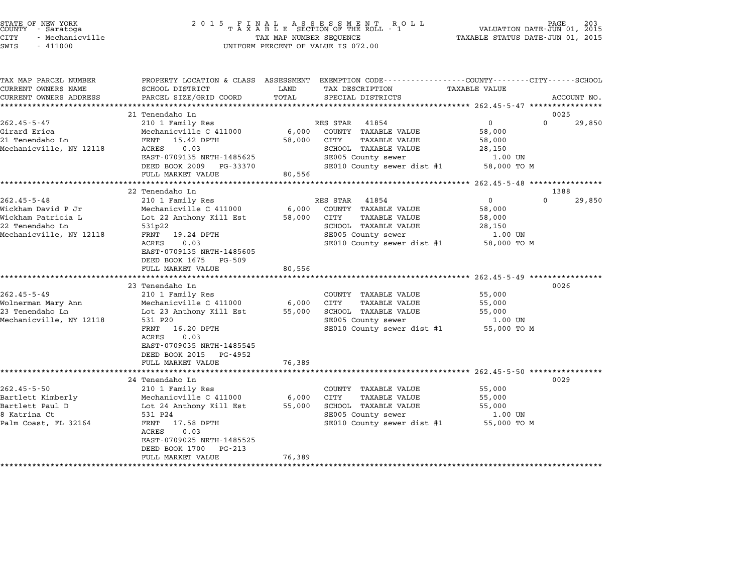STATE OF NEW YORK
COUNTY - Saratoga
CITY - Mechanicville
SWIS - 411000

2015 FINAL ASSESSMENT ROLL
TAXABLE SECTION OF THE ROLL - 1
TAX MAP NUMBER SEQUENCE
UNIFORM PERCENT OF VALUE IS 072.00

VALUATION DATE-JUN 01, 2015
TAXABLE STATUS DATE-JUN 01, 2015

| TAX MAP PARCEL NUMBER / CURRENT OWNERS NAME / CURRENT OWNERS ADDRESS | PROPERTY LOCATION & CLASS / SCHOOL DISTRICT / PARCEL SIZE/GRID COORD | ASSESSMENT LAND / TOTAL | EXEMPTION CODE / TAX DESCRIPTION / SPECIAL DISTRICTS | COUNTY / CITY TAXABLE VALUE | SCHOOL / ACCOUNT NO. |
|---|---|---|---|---|---|
| **262.45-5-47** | 21 Tenendaho Ln | | | | 0025 |
| 262.45-5-47 | 210 1 Family Res | | RES STAR 41854 | 0 | 0 29,850 |
| Girard Erica | Mechanicville C 411000 | 6,000 | COUNTY TAXABLE VALUE | 58,000 | |
| 21 Tenendaho Ln | FRNT 15.42 DPTH | 58,000 | CITY TAXABLE VALUE | 58,000 | |
| Mechanicville, NY 12118 | ACRES 0.03 | | SCHOOL TAXABLE VALUE | 28,150 | |
| | EAST-0709135 NRTH-1485625 | | SE005 County sewer | 1.00 UN | |
| | DEED BOOK 2009 PG-33370 | | SE010 County sewer dist #1 | 58,000 TO M | |
| | FULL MARKET VALUE | 80,556 | | | |
| **262.45-5-48** | 22 Tenendaho Ln | | | | 1388 |
| 262.45-5-48 | 210 1 Family Res | | RES STAR 41854 | 0 | 0 29,850 |
| Wickham David P Jr | Mechanicville C 411000 | 6,000 | COUNTY TAXABLE VALUE | 58,000 | |
| Wickham Patricia L | Lot 22 Anthony Kill Est | 58,000 | CITY TAXABLE VALUE | 58,000 | |
| 22 Tenendaho Ln | 531p22 | | SCHOOL TAXABLE VALUE | 28,150 | |
| Mechanicville, NY 12118 | FRNT 19.24 DPTH | | SE005 County sewer | 1.00 UN | |
| | ACRES 0.03 | | SE010 County sewer dist #1 | 58,000 TO M | |
| | EAST-0709135 NRTH-1485605 | | | | |
| | DEED BOOK 1675 PG-509 | | | | |
| | FULL MARKET VALUE | 80,556 | | | |
| **262.45-5-49** | 23 Tenendaho Ln | | | | 0026 |
| 262.45-5-49 | 210 1 Family Res | | COUNTY TAXABLE VALUE | 55,000 | |
| Wolnerman Mary Ann | Mechanicville C 411000 | 6,000 | CITY TAXABLE VALUE | 55,000 | |
| 23 Tenendaho Ln | Lot 23 Anthony Kill Est | 55,000 | SCHOOL TAXABLE VALUE | 55,000 | |
| Mechanicville, NY 12118 | 531 P20 | | SE005 County sewer | 1.00 UN | |
| | FRNT 16.20 DPTH | | SE010 County sewer dist #1 | 55,000 TO M | |
| | ACRES 0.03 | | | | |
| | EAST-0709035 NRTH-1485545 | | | | |
| | DEED BOOK 2015 PG-4952 | | | | |
| | FULL MARKET VALUE | 76,389 | | | |
| **262.45-5-50** | 24 Tenendaho Ln | | | | 0029 |
| 262.45-5-50 | 210 1 Family Res | | COUNTY TAXABLE VALUE | 55,000 | |
| Bartlett Kimberly | Mechanicville C 411000 | 6,000 | CITY TAXABLE VALUE | 55,000 | |
| Bartlett Paul D | Lot 24 Anthony Kill Est | 55,000 | SCHOOL TAXABLE VALUE | 55,000 | |
| 8 Katrina Ct | 531 P24 | | SE005 County sewer | 1.00 UN | |
| Palm Coast, FL 32164 | FRNT 17.58 DPTH | | SE010 County sewer dist #1 | 55,000 TO M | |
| | ACRES 0.03 | | | | |
| | EAST-0709025 NRTH-1485525 | | | | |
| | DEED BOOK 1700 PG-213 | | | | |
| | FULL MARKET VALUE | 76,389 | | | |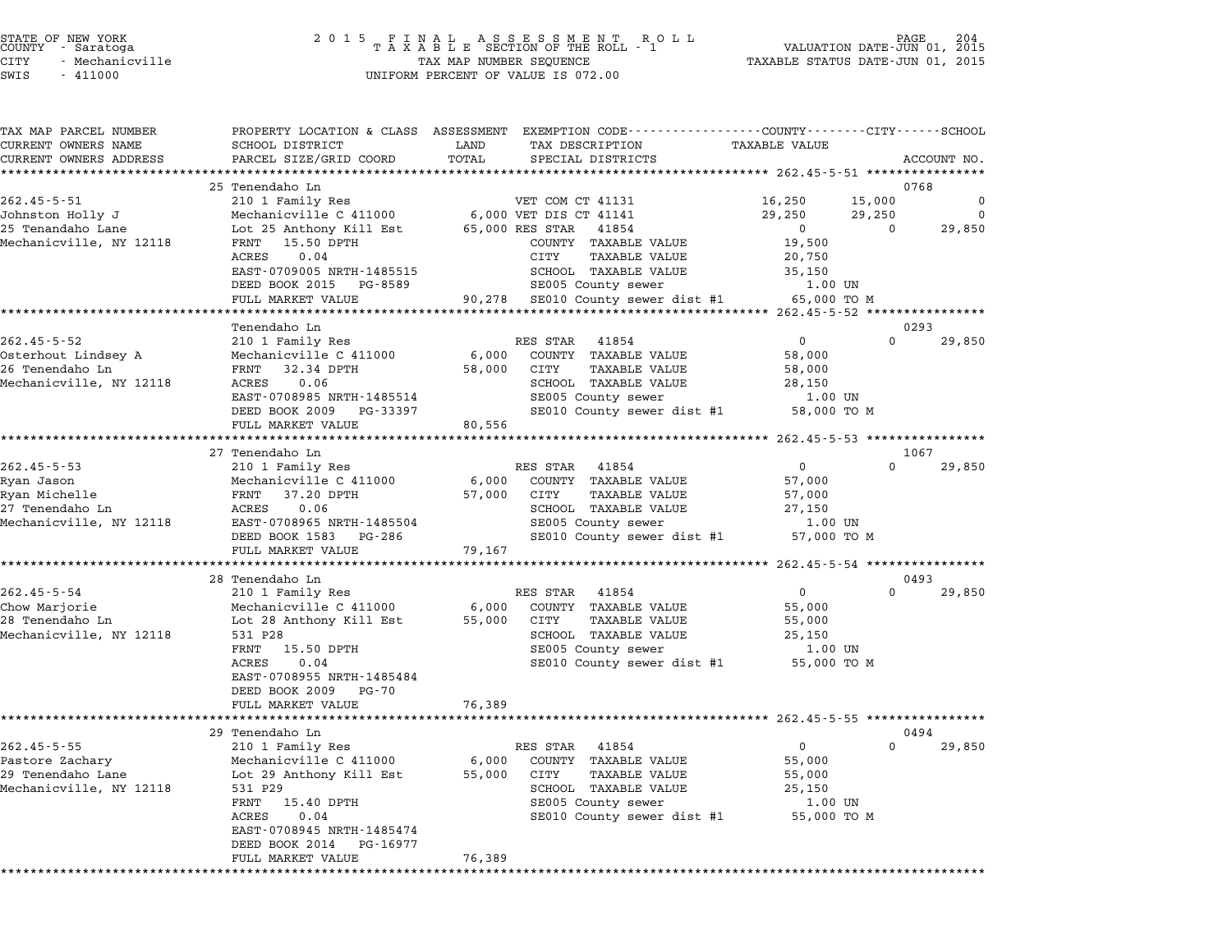STATE OF NEW YORK
COUNTY - Saratoga
CITY - Mechanicville
SWIS - 411000

2 0 1 5 F I N A L A S S E S S M E N T R O L L
T A X A B L E SECTION OF THE ROLL - 1
TAX MAP NUMBER SEQUENCE
UNIFORM PERCENT OF VALUE IS 072.00

VALUATION DATE-JUN 01, 2015
TAXABLE STATUS DATE-JUN 01, 2015

| TAX MAP PARCEL NUMBER / CURRENT OWNERS NAME / CURRENT OWNERS ADDRESS | PROPERTY LOCATION & CLASS / SCHOOL DISTRICT / PARCEL SIZE/GRID COORD | ASSESSMENT LAND / TOTAL | EXEMPTION CODE / TAX DESCRIPTION / SPECIAL DISTRICTS | COUNTY TAXABLE VALUE | CITY | SCHOOL | ACCOUNT NO. |
|---|---|---|---|---|---|---|---|
| **262.45-5-51** | 25 Tenendaho Ln | | | | | | 0768 |
| Johnston Holly J | 210 1 Family Res | | VET COM CT 41131 | 16,250 | 15,000 | 0 | |
| 25 Tenandaho Lane | Mechanicville C 411000 | 6,000 | VET DIS CT 41141 | 29,250 | 29,250 | 0 | |
| Mechanicville, NY 12118 | Lot 25 Anthony Kill Est | 65,000 | RES STAR 41854 | 0 | 0 | 29,850 | |
| | FRNT 15.50 DPTH | | COUNTY TAXABLE VALUE | 19,500 | | | |
| | ACRES 0.04 | | CITY TAXABLE VALUE | 20,750 | | | |
| | EAST-0709005 NRTH-1485515 | | SCHOOL TAXABLE VALUE | 35,150 | | | |
| | DEED BOOK 2015 PG-8589 | | SE005 County sewer | 1.00 UN | | | |
| | FULL MARKET VALUE | 90,278 | SE010 County sewer dist #1 | 65,000 TO M | | | |
| **262.45-5-52** | Tenendaho Ln | | | | | | 0293 |
| Osterhout Lindsey A | 210 1 Family Res | | RES STAR 41854 | 0 | 0 | 29,850 | |
| 26 Tenendaho Ln | Mechanicville C 411000 | 6,000 | COUNTY TAXABLE VALUE | 58,000 | | | |
| Mechanicville, NY 12118 | FRNT 32.34 DPTH | 58,000 | CITY TAXABLE VALUE | 58,000 | | | |
| | ACRES 0.06 | | SCHOOL TAXABLE VALUE | 28,150 | | | |
| | EAST-0708985 NRTH-1485514 | | SE005 County sewer | 1.00 UN | | | |
| | DEED BOOK 2009 PG-33397 | | SE010 County sewer dist #1 | 58,000 TO M | | | |
| | FULL MARKET VALUE | 80,556 | | | | | |
| **262.45-5-53** | 27 Tenendaho Ln | | | | | | 1067 |
| Ryan Jason | 210 1 Family Res | | RES STAR 41854 | 0 | 0 | 29,850 | |
| Ryan Michelle | Mechanicville C 411000 | 6,000 | COUNTY TAXABLE VALUE | 57,000 | | | |
| 27 Tenendaho Ln | FRNT 37.20 DPTH | 57,000 | CITY TAXABLE VALUE | 57,000 | | | |
| Mechanicville, NY 12118 | ACRES 0.06 | | SCHOOL TAXABLE VALUE | 27,150 | | | |
| | EAST-0708965 NRTH-1485504 | | SE005 County sewer | 1.00 UN | | | |
| | DEED BOOK 1583 PG-286 | | SE010 County sewer dist #1 | 57,000 TO M | | | |
| | FULL MARKET VALUE | 79,167 | | | | | |
| **262.45-5-54** | 28 Tenendaho Ln | | | | | | 0493 |
| Chow Marjorie | 210 1 Family Res | | RES STAR 41854 | 0 | 0 | 29,850 | |
| 28 Tenendaho Ln | Mechanicville C 411000 | 6,000 | COUNTY TAXABLE VALUE | 55,000 | | | |
| Mechanicville, NY 12118 | Lot 28 Anthony Kill Est | 55,000 | CITY TAXABLE VALUE | 55,000 | | | |
| | 531 P28 | | SCHOOL TAXABLE VALUE | 25,150 | | | |
| | FRNT 15.50 DPTH | | SE005 County sewer | 1.00 UN | | | |
| | ACRES 0.04 | | SE010 County sewer dist #1 | 55,000 TO M | | | |
| | EAST-0708955 NRTH-1485484 | | | | | | |
| | DEED BOOK 2009 PG-70 | | | | | | |
| | FULL MARKET VALUE | 76,389 | | | | | |
| **262.45-5-55** | 29 Tenendaho Ln | | | | | | 0494 |
| Pastore Zachary | 210 1 Family Res | | RES STAR 41854 | 0 | 0 | 29,850 | |
| 29 Tenendaho Lane | Mechanicville C 411000 | 6,000 | COUNTY TAXABLE VALUE | 55,000 | | | |
| Mechanicville, NY 12118 | Lot 29 Anthony Kill Est | 55,000 | CITY TAXABLE VALUE | 55,000 | | | |
| | 531 P29 | | SCHOOL TAXABLE VALUE | 25,150 | | | |
| | FRNT 15.40 DPTH | | SE005 County sewer | 1.00 UN | | | |
| | ACRES 0.04 | | SE010 County sewer dist #1 | 55,000 TO M | | | |
| | EAST-0708945 NRTH-1485474 | | | | | | |
| | DEED BOOK 2014 PG-16977 | | | | | | |
| | FULL MARKET VALUE | 76,389 | | | | | |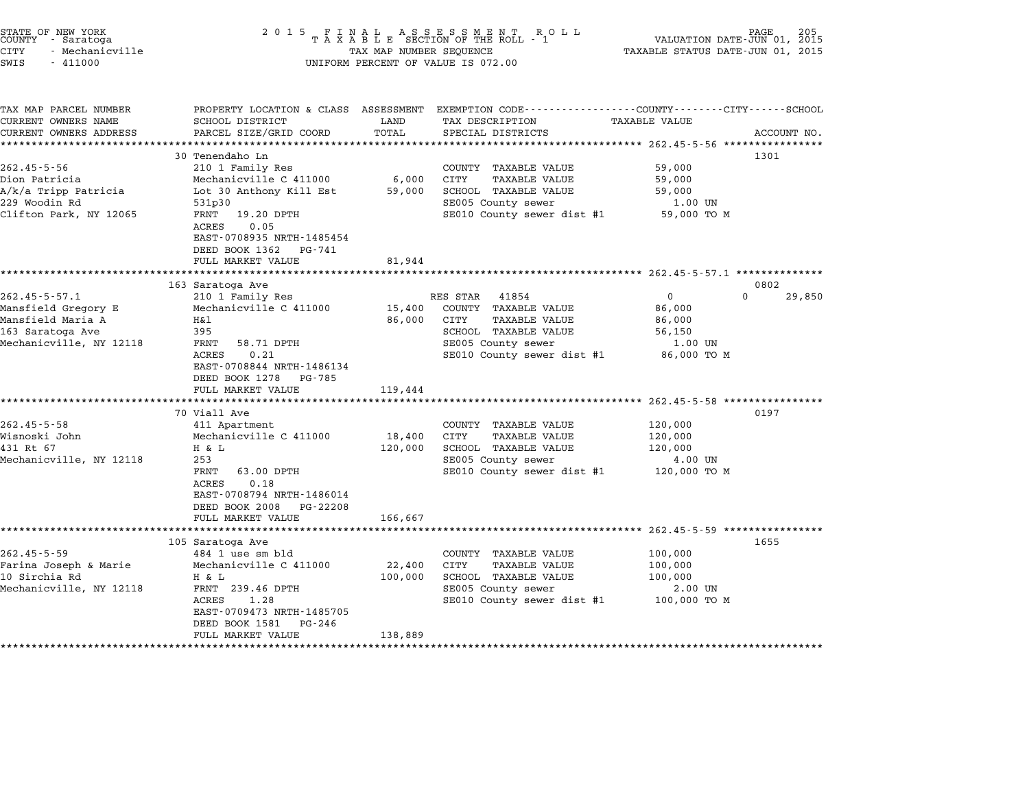STATE OF NEW YORK
COUNTY - Saratoga
CITY - Mechanicville
SWIS - 411000

2015 FINAL ASSESSMENT ROLL
TAXABLE SECTION OF THE ROLL - 1
TAX MAP NUMBER SEQUENCE
UNIFORM PERCENT OF VALUE IS 072.00

VALUATION DATE-JUN 01, 2015
TAXABLE STATUS DATE-JUN 01, 2015

| TAX MAP PARCEL NUMBER / CURRENT OWNERS NAME / CURRENT OWNERS ADDRESS | PROPERTY LOCATION & CLASS / SCHOOL DISTRICT / PARCEL SIZE/GRID COORD | ASSESSMENT LAND / TOTAL | EXEMPTION CODE / TAX DESCRIPTION / SPECIAL DISTRICTS | COUNTY / CITY / SCHOOL TAXABLE VALUE | ACCOUNT NO. |
|---|---|---|---|---|---|
| **262.45-5-56** | 30 Tenendaho Ln | | | | 1301 |
| 262.45-5-56 | 210 1 Family Res | | COUNTY TAXABLE VALUE | 59,000 | |
| Dion Patricia | Mechanicville C 411000 | 6,000 | CITY TAXABLE VALUE | 59,000 | |
| A/k/a Tripp Patricia | Lot 30 Anthony Kill Est | 59,000 | SCHOOL TAXABLE VALUE | 59,000 | |
| 229 Woodin Rd | 531p30 | | SE005 County sewer | 1.00 UN | |
| Clifton Park, NY 12065 | FRNT 19.20 DPTH | | SE010 County sewer dist #1 | 59,000 TO M | |
| | ACRES 0.05 | | | | |
| | EAST-0708935 NRTH-1485454 | | | | |
| | DEED BOOK 1362 PG-741 | | | | |
| | FULL MARKET VALUE | 81,944 | | | |
| **262.45-5-57.1** | 163 Saratoga Ave | | | | 0802 |
| 262.45-5-57.1 | 210 1 Family Res | | RES STAR 41854 | 0 / 0 / 29,850 | |
| Mansfield Gregory E | Mechanicville C 411000 | 15,400 | COUNTY TAXABLE VALUE | 86,000 | |
| Mansfield Maria A | H&l | 86,000 | CITY TAXABLE VALUE | 86,000 | |
| 163 Saratoga Ave | 395 | | SCHOOL TAXABLE VALUE | 56,150 | |
| Mechanicville, NY 12118 | FRNT 58.71 DPTH | | SE005 County sewer | 1.00 UN | |
| | ACRES 0.21 | | SE010 County sewer dist #1 | 86,000 TO M | |
| | EAST-0708844 NRTH-1486134 | | | | |
| | DEED BOOK 1278 PG-785 | | | | |
| | FULL MARKET VALUE | 119,444 | | | |
| **262.45-5-58** | 70 Viall Ave | | | | 0197 |
| 262.45-5-58 | 411 Apartment | | COUNTY TAXABLE VALUE | 120,000 | |
| Wisnoski John | Mechanicville C 411000 | 18,400 | CITY TAXABLE VALUE | 120,000 | |
| 431 Rt 67 | H & L | 120,000 | SCHOOL TAXABLE VALUE | 120,000 | |
| Mechanicville, NY 12118 | 253 | | SE005 County sewer | 4.00 UN | |
| | FRNT 63.00 DPTH | | SE010 County sewer dist #1 | 120,000 TO M | |
| | ACRES 0.18 | | | | |
| | EAST-0708794 NRTH-1486014 | | | | |
| | DEED BOOK 2008 PG-22208 | | | | |
| | FULL MARKET VALUE | 166,667 | | | |
| **262.45-5-59** | 105 Saratoga Ave | | | | 1655 |
| 262.45-5-59 | 484 1 use sm bld | | COUNTY TAXABLE VALUE | 100,000 | |
| Farina Joseph & Marie | Mechanicville C 411000 | 22,400 | CITY TAXABLE VALUE | 100,000 | |
| 10 Sirchia Rd | H & L | 100,000 | SCHOOL TAXABLE VALUE | 100,000 | |
| Mechanicville, NY 12118 | FRNT 239.46 DPTH | | SE005 County sewer | 2.00 UN | |
| | ACRES 1.28 | | SE010 County sewer dist #1 | 100,000 TO M | |
| | EAST-0709473 NRTH-1485705 | | | | |
| | DEED BOOK 1581 PG-246 | | | | |
| | FULL MARKET VALUE | 138,889 | | | |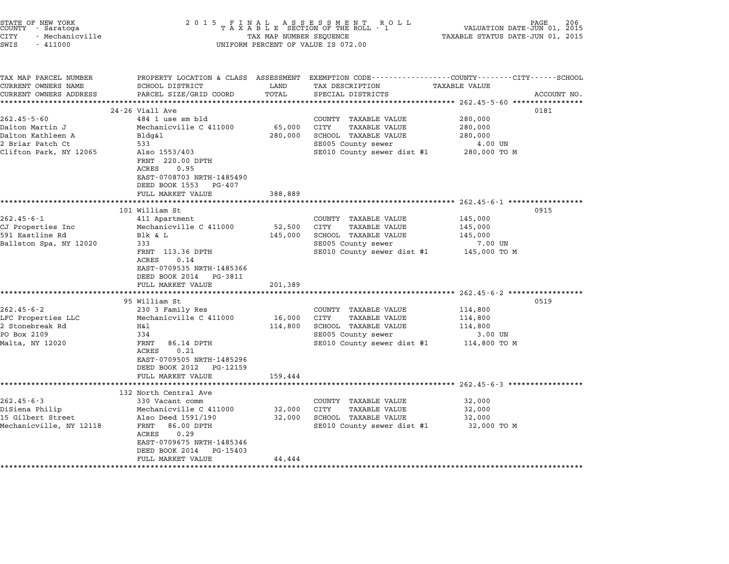STATE OF NEW YORK
COUNTY - Saratoga
CITY - Mechanicville
SWIS - 411000

2015 FINAL ASSESSMENT ROLL
TAXABLE SECTION OF THE ROLL - 1
TAX MAP NUMBER SEQUENCE
UNIFORM PERCENT OF VALUE IS 072.00

VALUATION DATE-JUN 01, 2015
TAXABLE STATUS DATE-JUN 01, 2015

| TAX MAP PARCEL NUMBER / CURRENT OWNERS NAME / CURRENT OWNERS ADDRESS | PROPERTY LOCATION & CLASS / SCHOOL DISTRICT / PARCEL SIZE/GRID COORD | ASSESSMENT LAND / TOTAL | EXEMPTION CODE / TAX DESCRIPTION / SPECIAL DISTRICTS | TAXABLE VALUE | ACCOUNT NO. |
|---|---|---|---|---|---|
| | 24-26 Viall Ave | | | | 0181 |
| 262.45-5-60 | 484 1 use sm bld | | COUNTY TAXABLE VALUE | 280,000 | |
| Dalton Martin J | Mechanicville C 411000 | 65,000 | CITY TAXABLE VALUE | 280,000 | |
| Dalton Kathleen A | Bldg&l | 280,000 | SCHOOL TAXABLE VALUE | 280,000 | |
| 2 Briar Patch Ct | 533 | | SE005 County sewer | 4.00 UN | |
| Clifton Park, NY 12065 | Also 1553/403 | | SE010 County sewer dist #1 | 280,000 TO M | |
| | FRNT 220.00 DPTH | | | | |
| | ACRES 0.95 | | | | |
| | EAST-0708703 NRTH-1485490 | | | | |
| | DEED BOOK 1553 PG-407 | | | | |
| | FULL MARKET VALUE | 388,889 | | | |
| | 101 William St | | | | 0915 |
| 262.45-6-1 | 411 Apartment | | COUNTY TAXABLE VALUE | 145,000 | |
| CJ Properties Inc | Mechanicville C 411000 | 52,500 | CITY TAXABLE VALUE | 145,000 | |
| 591 Eastline Rd | Blk & L | 145,000 | SCHOOL TAXABLE VALUE | 145,000 | |
| Ballston Spa, NY 12020 | 333 | | SE005 County sewer | 7.00 UN | |
| | FRNT 113.36 DPTH | | SE010 County sewer dist #1 | 145,000 TO M | |
| | ACRES 0.14 | | | | |
| | EAST-0709535 NRTH-1485366 | | | | |
| | DEED BOOK 2014 PG-3811 | | | | |
| | FULL MARKET VALUE | 201,389 | | | |
| | 95 William St | | | | 0519 |
| 262.45-6-2 | 230 3 Family Res | | COUNTY TAXABLE VALUE | 114,800 | |
| LFC Properties LLC | Mechanicville C 411000 | 16,000 | CITY TAXABLE VALUE | 114,800 | |
| 2 Stonebreak Rd | H&l | 114,800 | SCHOOL TAXABLE VALUE | 114,800 | |
| PO Box 2109 | 334 | | SE005 County sewer | 3.00 UN | |
| Malta, NY 12020 | FRNT 86.14 DPTH | | SE010 County sewer dist #1 | 114,800 TO M | |
| | ACRES 0.21 | | | | |
| | EAST-0709505 NRTH-1485296 | | | | |
| | DEED BOOK 2012 PG-12159 | | | | |
| | FULL MARKET VALUE | 159,444 | | | |
| | 132 North Central Ave | | | | |
| 262.45-6-3 | 330 Vacant comm | | COUNTY TAXABLE VALUE | 32,000 | |
| DiSiena Philip | Mechanicville C 411000 | 32,000 | CITY TAXABLE VALUE | 32,000 | |
| 15 Gilbert Street | Also Deed 1591/190 | 32,000 | SCHOOL TAXABLE VALUE | 32,000 | |
| Mechanicville, NY 12118 | FRNT 86.00 DPTH | | SE010 County sewer dist #1 | 32,000 TO M | |
| | ACRES 0.29 | | | | |
| | EAST-0709675 NRTH-1485346 | | | | |
| | DEED BOOK 2014 PG-15403 | | | | |
| | FULL MARKET VALUE | 44,444 | | | |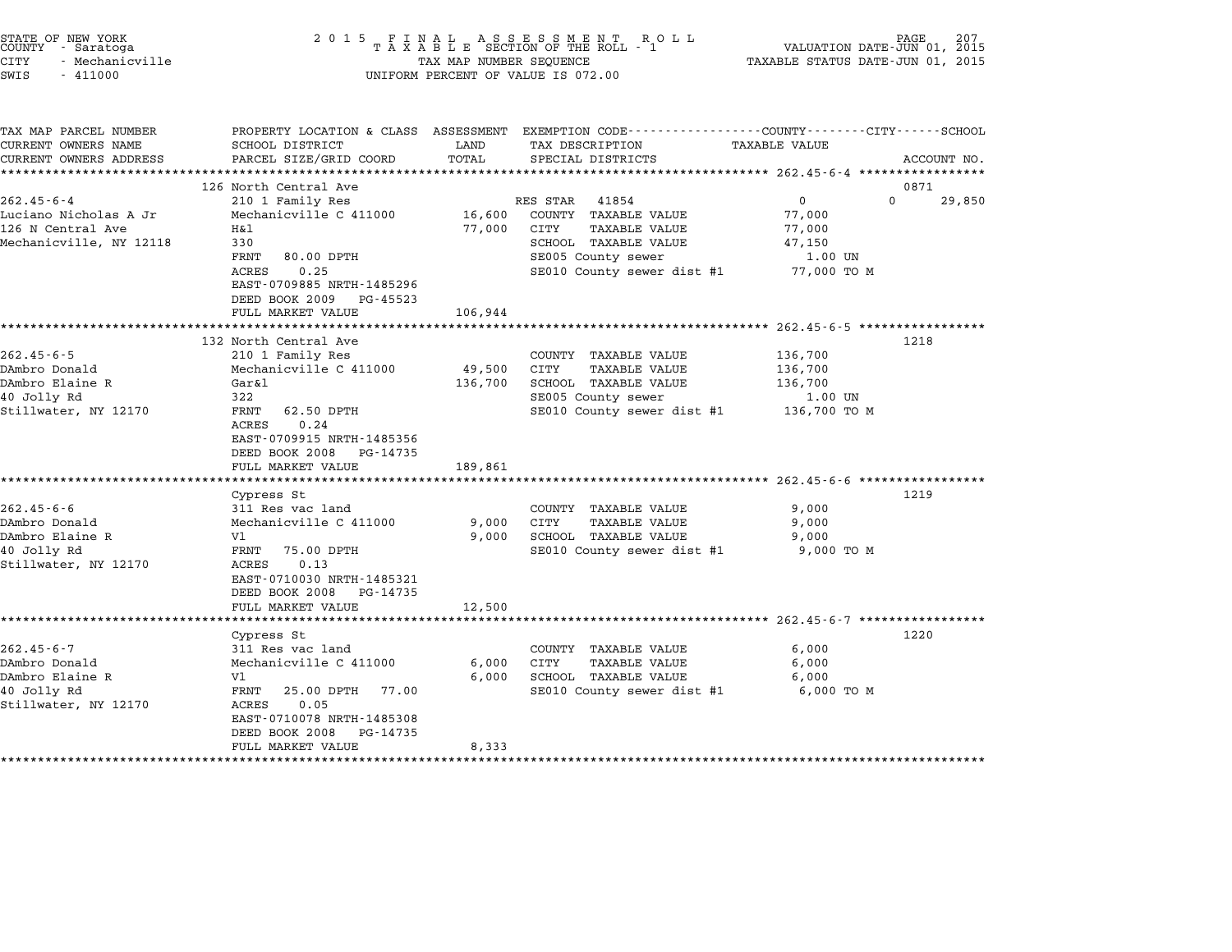STATE OF NEW YORK
COUNTY - Saratoga
CITY - Mechanicville
SWIS - 411000

2 0 1 5 F I N A L A S S E S S M E N T R O L L
T A X A B L E SECTION OF THE ROLL - 1
TAX MAP NUMBER SEQUENCE
UNIFORM PERCENT OF VALUE IS 072.00

VALUATION DATE-JUN 01, 2015
TAXABLE STATUS DATE-JUN 01, 2015

| TAX MAP PARCEL NUMBER / CURRENT OWNERS NAME / CURRENT OWNERS ADDRESS | PROPERTY LOCATION & CLASS / SCHOOL DISTRICT / PARCEL SIZE/GRID COORD | ASSESSMENT LAND | TOTAL | EXEMPTION CODE / TAX DESCRIPTION / SPECIAL DISTRICTS | COUNTY / CITY / SCHOOL TAXABLE VALUE | ACCOUNT NO. |
|---|---|---|---|---|---|---|
| **262.45-6-4** | 126 North Central Ave | | | | | 0871 |
| 262.45-6-4 | 210 1 Family Res | | | RES STAR 41854 | 0 0 29,850 | |
| Luciano Nicholas A Jr | Mechanicville C 411000 | 16,600 | | COUNTY TAXABLE VALUE | 77,000 | |
| 126 N Central Ave | H&l | | 77,000 | CITY TAXABLE VALUE | 77,000 | |
| Mechanicville, NY 12118 | 330 | | | SCHOOL TAXABLE VALUE | 47,150 | |
| | FRNT 80.00 DPTH | | | SE005 County sewer | 1.00 UN | |
| | ACRES 0.25 | | | SE010 County sewer dist #1 | 77,000 TO M | |
| | EAST-0709885 NRTH-1485296 | | | | | |
| | DEED BOOK 2009 PG-45523 | | | | | |
| | FULL MARKET VALUE | | 106,944 | | | |
| **262.45-6-5** | 132 North Central Ave | | | | | 1218 |
| 262.45-6-5 | 210 1 Family Res | | | COUNTY TAXABLE VALUE | 136,700 | |
| DAmbro Donald | Mechanicville C 411000 | 49,500 | | CITY TAXABLE VALUE | 136,700 | |
| DAmbro Elaine R | Gar&l | | 136,700 | SCHOOL TAXABLE VALUE | 136,700 | |
| 40 Jolly Rd | 322 | | | SE005 County sewer | 1.00 UN | |
| Stillwater, NY 12170 | FRNT 62.50 DPTH | | | SE010 County sewer dist #1 | 136,700 TO M | |
| | ACRES 0.24 | | | | | |
| | EAST-0709915 NRTH-1485356 | | | | | |
| | DEED BOOK 2008 PG-14735 | | | | | |
| | FULL MARKET VALUE | | 189,861 | | | |
| **262.45-6-6** | Cypress St | | | | | 1219 |
| 262.45-6-6 | 311 Res vac land | | | COUNTY TAXABLE VALUE | 9,000 | |
| DAmbro Donald | Mechanicville C 411000 | 9,000 | | CITY TAXABLE VALUE | 9,000 | |
| DAmbro Elaine R | Vl | | 9,000 | SCHOOL TAXABLE VALUE | 9,000 | |
| 40 Jolly Rd | FRNT 75.00 DPTH | | | SE010 County sewer dist #1 | 9,000 TO M | |
| Stillwater, NY 12170 | ACRES 0.13 | | | | | |
| | EAST-0710030 NRTH-1485321 | | | | | |
| | DEED BOOK 2008 PG-14735 | | | | | |
| | FULL MARKET VALUE | | 12,500 | | | |
| **262.45-6-7** | Cypress St | | | | | 1220 |
| 262.45-6-7 | 311 Res vac land | | | COUNTY TAXABLE VALUE | 6,000 | |
| DAmbro Donald | Mechanicville C 411000 | 6,000 | | CITY TAXABLE VALUE | 6,000 | |
| DAmbro Elaine R | Vl | | 6,000 | SCHOOL TAXABLE VALUE | 6,000 | |
| 40 Jolly Rd | FRNT 25.00 DPTH 77.00 | | | SE010 County sewer dist #1 | 6,000 TO M | |
| Stillwater, NY 12170 | ACRES 0.05 | | | | | |
| | EAST-0710078 NRTH-1485308 | | | | | |
| | DEED BOOK 2008 PG-14735 | | | | | |
| | FULL MARKET VALUE | | 8,333 | | | |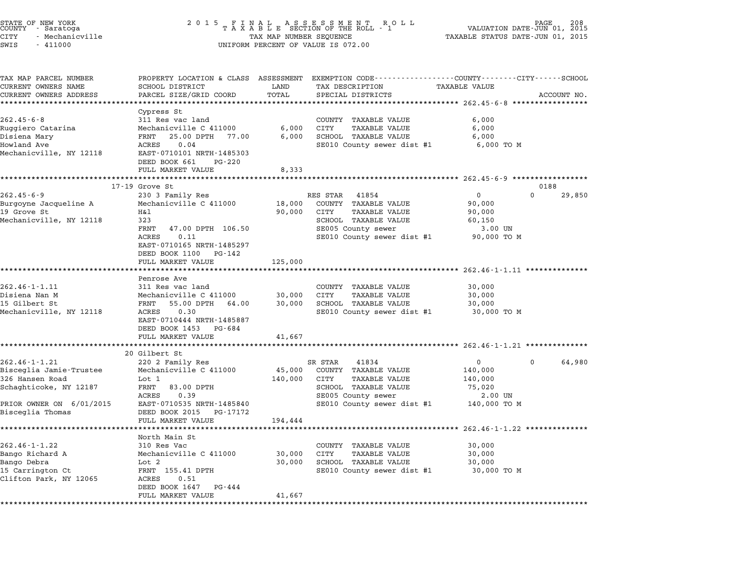STATE OF NEW YORK — COUNTY - Saratoga — CITY - Mechanicville — SWIS - 411000

# 2015 FINAL ASSESSMENT ROLL
## TAXABLE SECTION OF THE ROLL - 1

TAX MAP NUMBER SEQUENCE
UNIFORM PERCENT OF VALUE IS 072.00

VALUATION DATE-JUN 01, 2015
TAXABLE STATUS DATE-JUN 01, 2015

| TAX MAP PARCEL NUMBER / CURRENT OWNERS NAME / CURRENT OWNERS ADDRESS | PROPERTY LOCATION & CLASS / SCHOOL DISTRICT / PARCEL SIZE/GRID COORD | ASSESSMENT LAND | TOTAL | EXEMPTION CODE / TAX DESCRIPTION / SPECIAL DISTRICTS | COUNTY / TAXABLE VALUE | CITY | SCHOOL | ACCOUNT NO. |
|---|---|---|---|---|---|---|---|---|
| **262.45-6-8** | Cypress St | | | | | | | |
| 262.45-6-8 | 311 Res vac land | | | COUNTY TAXABLE VALUE | 6,000 | | | |
| Ruggiero Catarina | Mechanicville C 411000 | 6,000 | | CITY TAXABLE VALUE | 6,000 | | | |
| Disiena Mary | FRNT 25.00 DPTH 77.00 | | 6,000 | SCHOOL TAXABLE VALUE | 6,000 | | | |
| Howland Ave | ACRES 0.04 | | | SE010 County sewer dist #1 | 6,000 TO M | | | |
| Mechanicville, NY 12118 | EAST-0710101 NRTH-1485303 | | | | | | | |
| | DEED BOOK 661 PG-220 | | | | | | | |
| | FULL MARKET VALUE | | 8,333 | | | | | |
| **262.45-6-9** | 17-19 Grove St | | | | | | | 0188 |
| 262.45-6-9 | 230 3 Family Res | | | RES STAR 41854 | 0 | | 0 | 29,850 |
| Burgoyne Jacqueline A | Mechanicville C 411000 | 18,000 | | COUNTY TAXABLE VALUE | 90,000 | | | |
| 19 Grove St | H&l | | 90,000 | CITY TAXABLE VALUE | 90,000 | | | |
| Mechanicville, NY 12118 | 323 | | | SCHOOL TAXABLE VALUE | 60,150 | | | |
| | FRNT 47.00 DPTH 106.50 | | | SE005 County sewer | 3.00 UN | | | |
| | ACRES 0.11 | | | SE010 County sewer dist #1 | 90,000 TO M | | | |
| | EAST-0710165 NRTH-1485297 | | | | | | | |
| | DEED BOOK 1100 PG-142 | | | | | | | |
| | FULL MARKET VALUE | | 125,000 | | | | | |
| **262.46-1-1.11** | Penrose Ave | | | | | | | |
| 262.46-1-1.11 | 311 Res vac land | | | COUNTY TAXABLE VALUE | 30,000 | | | |
| Disiena Nan M | Mechanicville C 411000 | 30,000 | | CITY TAXABLE VALUE | 30,000 | | | |
| 15 Gilbert St | FRNT 55.00 DPTH 64.00 | | 30,000 | SCHOOL TAXABLE VALUE | 30,000 | | | |
| Mechanicville, NY 12118 | ACRES 0.30 | | | SE010 County sewer dist #1 | 30,000 TO M | | | |
| | EAST-0710444 NRTH-1485887 | | | | | | | |
| | DEED BOOK 1453 PG-684 | | | | | | | |
| | FULL MARKET VALUE | | 41,667 | | | | | |
| **262.46-1-1.21** | 20 Gilbert St | | | | | | | |
| 262.46-1-1.21 | 220 2 Family Res | | | SR STAR 41834 | 0 | | 0 | 64,980 |
| Bisceglia Jamie-Trustee | Mechanicville C 411000 | 45,000 | | COUNTY TAXABLE VALUE | 140,000 | | | |
| 326 Hansen Road | Lot 1 | | 140,000 | CITY TAXABLE VALUE | 140,000 | | | |
| Schaghticoke, NY 12187 | FRNT 83.00 DPTH | | | SCHOOL TAXABLE VALUE | 75,020 | | | |
| | ACRES 0.39 | | | SE005 County sewer | 2.00 UN | | | |
| PRIOR OWNER ON 6/01/2015 | EAST-0710535 NRTH-1485840 | | | SE010 County sewer dist #1 | 140,000 TO M | | | |
| Bisceglia Thomas | DEED BOOK 2015 PG-17172 | | | | | | | |
| | FULL MARKET VALUE | | 194,444 | | | | | |
| **262.46-1-1.22** | North Main St | | | | | | | |
| 262.46-1-1.22 | 310 Res Vac | | | COUNTY TAXABLE VALUE | 30,000 | | | |
| Bango Richard A | Mechanicville C 411000 | 30,000 | | CITY TAXABLE VALUE | 30,000 | | | |
| Bango Debra | Lot 2 | | 30,000 | SCHOOL TAXABLE VALUE | 30,000 | | | |
| 15 Carrington Ct | FRNT 155.41 DPTH | | | SE010 County sewer dist #1 | 30,000 TO M | | | |
| Clifton Park, NY 12065 | ACRES 0.51 | | | | | | | |
| | DEED BOOK 1647 PG-444 | | | | | | | |
| | FULL MARKET VALUE | | 41,667 | | | | | |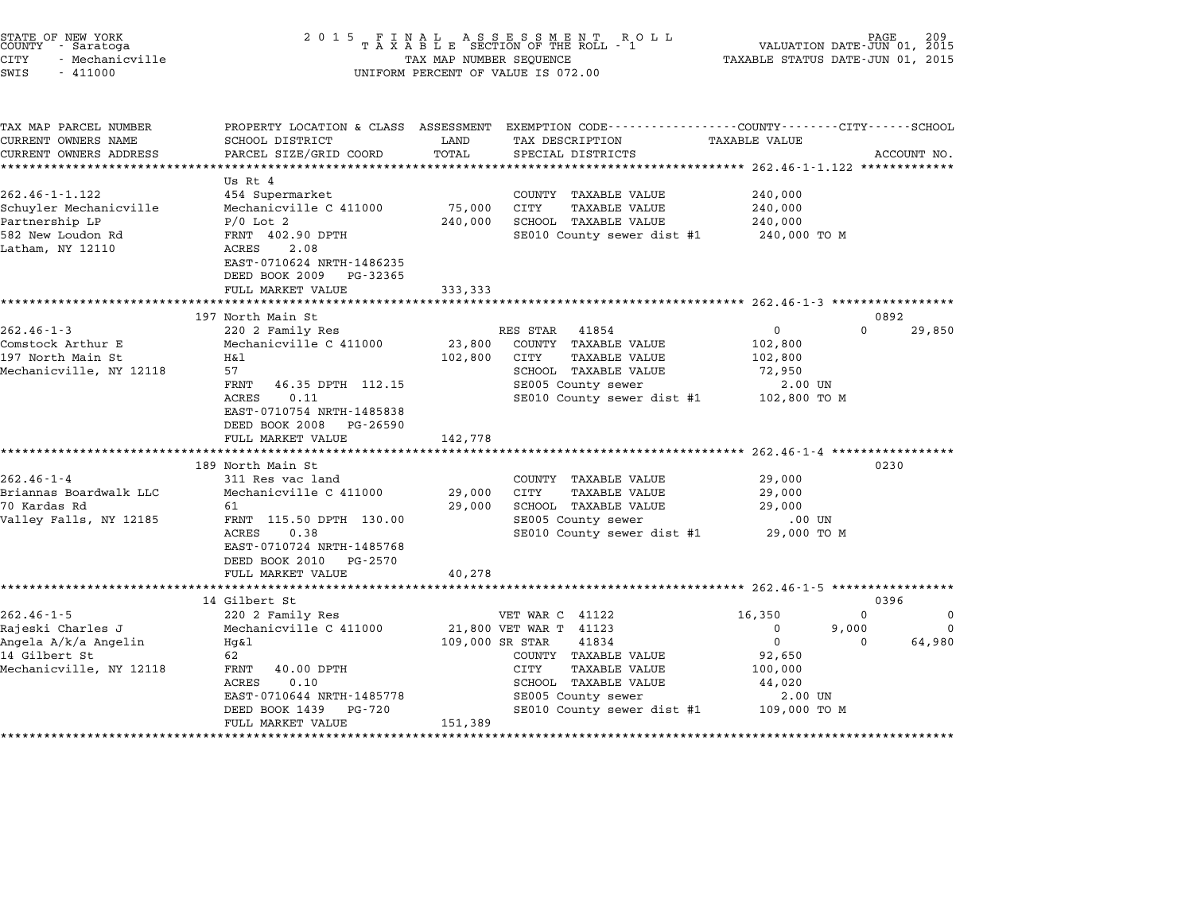STATE OF NEW YORK
COUNTY - Saratoga
CITY - Mechanicville
SWIS - 411000

2 0 1 5 F I N A L A S S E S S M E N T R O L L
T A X A B L E SECTION OF THE ROLL - 1
TAX MAP NUMBER SEQUENCE
UNIFORM PERCENT OF VALUE IS 072.00

VALUATION DATE-JUN 01, 2015
TAXABLE STATUS DATE-JUN 01, 2015

| TAX MAP PARCEL NUMBER / CURRENT OWNERS NAME / CURRENT OWNERS ADDRESS | PROPERTY LOCATION & CLASS / SCHOOL DISTRICT / PARCEL SIZE/GRID COORD | ASSESSMENT LAND | TOTAL | EXEMPTION CODE / TAX DESCRIPTION / SPECIAL DISTRICTS | COUNTY TAXABLE VALUE | CITY | SCHOOL | ACCOUNT NO. |
|---|---|---|---|---|---|---|---|---|
| **262.46-1-1.122** | Us Rt 4 | | | | | | | |
| 262.46-1-1.122 | 454 Supermarket | | | COUNTY TAXABLE VALUE | 240,000 | | | |
| Schuyler Mechanicville | Mechanicville C 411000 | 75,000 | | CITY TAXABLE VALUE | 240,000 | | | |
| Partnership LP | P/O Lot 2 | | 240,000 | SCHOOL TAXABLE VALUE | 240,000 | | | |
| 582 New Loudon Rd | FRNT 402.90 DPTH | | | SE010 County sewer dist #1 | 240,000 TO M | | | |
| Latham, NY 12110 | ACRES 2.08 | | | | | | | |
| | EAST-0710624 NRTH-1486235 | | | | | | | |
| | DEED BOOK 2009 PG-32365 | | | | | | | |
| | FULL MARKET VALUE | | 333,333 | | | | | |
| **262.46-1-3** | 197 North Main St | | | | | | | 0892 |
| 262.46-1-3 | 220 2 Family Res | | | RES STAR 41854 | 0 | 0 | 29,850 | |
| Comstock Arthur E | Mechanicville C 411000 | 23,800 | | COUNTY TAXABLE VALUE | 102,800 | | | |
| 197 North Main St | H&l | | 102,800 | CITY TAXABLE VALUE | 102,800 | | | |
| Mechanicville, NY 12118 | 57 | | | SCHOOL TAXABLE VALUE | 72,950 | | | |
| | FRNT 46.35 DPTH 112.15 | | | SE005 County sewer | 2.00 UN | | | |
| | ACRES 0.11 | | | SE010 County sewer dist #1 | 102,800 TO M | | | |
| | EAST-0710754 NRTH-1485838 | | | | | | | |
| | DEED BOOK 2008 PG-26590 | | | | | | | |
| | FULL MARKET VALUE | | 142,778 | | | | | |
| **262.46-1-4** | 189 North Main St | | | | | | | 0230 |
| 262.46-1-4 | 311 Res vac land | | | COUNTY TAXABLE VALUE | 29,000 | | | |
| Briannas Boardwalk LLC | Mechanicville C 411000 | 29,000 | | CITY TAXABLE VALUE | 29,000 | | | |
| 70 Kardas Rd | 61 | | 29,000 | SCHOOL TAXABLE VALUE | 29,000 | | | |
| Valley Falls, NY 12185 | FRNT 115.50 DPTH 130.00 | | | SE005 County sewer | .00 UN | | | |
| | ACRES 0.38 | | | SE010 County sewer dist #1 | 29,000 TO M | | | |
| | EAST-0710724 NRTH-1485768 | | | | | | | |
| | DEED BOOK 2010 PG-2570 | | | | | | | |
| | FULL MARKET VALUE | | 40,278 | | | | | |
| **262.46-1-5** | 14 Gilbert St | | | | | | | 0396 |
| 262.46-1-5 | 220 2 Family Res | | | VET WAR C 41122 | 16,350 | 0 | 0 | |
| Rajeski Charles J | Mechanicville C 411000 | 21,800 | | VET WAR T 41123 | 0 | 9,000 | 0 | |
| Angela A/k/a Angelin | Hg&l | | 109,000 | SR STAR 41834 | 0 | 0 | 64,980 | |
| 14 Gilbert St | 62 | | | COUNTY TAXABLE VALUE | 92,650 | | | |
| Mechanicville, NY 12118 | FRNT 40.00 DPTH | | | CITY TAXABLE VALUE | 100,000 | | | |
| | ACRES 0.10 | | | SCHOOL TAXABLE VALUE | 44,020 | | | |
| | EAST-0710644 NRTH-1485778 | | | SE005 County sewer | 2.00 UN | | | |
| | DEED BOOK 1439 PG-720 | | | SE010 County sewer dist #1 | 109,000 TO M | | | |
| | FULL MARKET VALUE | | 151,389 | | | | | |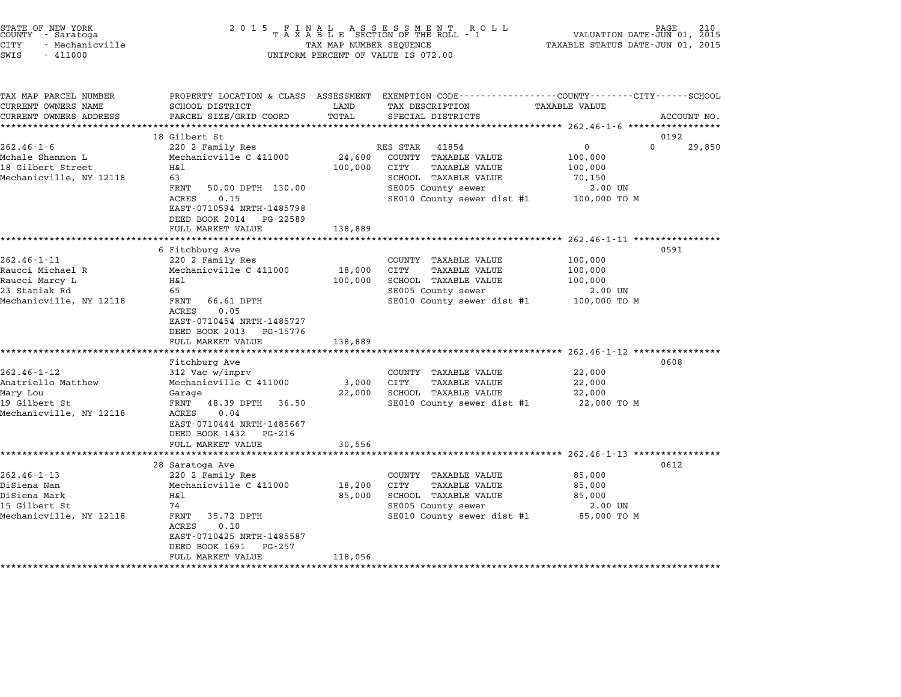STATE OF NEW YORK
COUNTY - Saratoga
CITY - Mechanicville
SWIS - 411000

2015 FINAL ASSESSMENT ROLL
TAXABLE SECTION OF THE ROLL - 1
TAX MAP NUMBER SEQUENCE
UNIFORM PERCENT OF VALUE IS 072.00

VALUATION DATE-JUN 01, 2015
TAXABLE STATUS DATE-JUN 01, 2015

| TAX MAP PARCEL NUMBER / CURRENT OWNERS NAME / CURRENT OWNERS ADDRESS | PROPERTY LOCATION & CLASS / SCHOOL DISTRICT / PARCEL SIZE/GRID COORD | ASSESSMENT LAND / TOTAL | EXEMPTION CODE / TAX DESCRIPTION / SPECIAL DISTRICTS | TAXABLE VALUE (COUNTY / CITY / SCHOOL) | ACCOUNT NO. |
|---|---|---|---|---|---|
| **262.46-1-6** | 18 Gilbert St | | | | 0192 |
| 262.46-1-6 | 220 2 Family Res | | RES STAR 41854 | 0 / 0 / 29,850 | |
| Mchale Shannon L | Mechanicville C 411000 | 24,600 | COUNTY TAXABLE VALUE | 100,000 | |
| 18 Gilbert Street | H&l | 100,000 | CITY TAXABLE VALUE | 100,000 | |
| Mechanicville, NY 12118 | 63 | | SCHOOL TAXABLE VALUE | 70,150 | |
| | FRNT 50.00 DPTH 130.00 | | SE005 County sewer | 2.00 UN | |
| | ACRES 0.15 | | SE010 County sewer dist #1 | 100,000 TO M | |
| | EAST-0710594 NRTH-1485798 | | | | |
| | DEED BOOK 2014 PG-22589 | | | | |
| | FULL MARKET VALUE | 138,889 | | | |
| **262.46-1-11** | 6 Fitchburg Ave | | | | 0591 |
| 262.46-1-11 | 220 2 Family Res | | COUNTY TAXABLE VALUE | 100,000 | |
| Raucci Michael R | Mechanicville C 411000 | 18,000 | CITY TAXABLE VALUE | 100,000 | |
| Raucci Marcy L | H&l | 100,000 | SCHOOL TAXABLE VALUE | 100,000 | |
| 23 Staniak Rd | 65 | | SE005 County sewer | 2.00 UN | |
| Mechanicville, NY 12118 | FRNT 66.61 DPTH | | SE010 County sewer dist #1 | 100,000 TO M | |
| | ACRES 0.05 | | | | |
| | EAST-0710454 NRTH-1485727 | | | | |
| | DEED BOOK 2013 PG-15776 | | | | |
| | FULL MARKET VALUE | 138,889 | | | |
| **262.46-1-12** | Fitchburg Ave | | | | 0608 |
| 262.46-1-12 | 312 Vac w/imprv | | COUNTY TAXABLE VALUE | 22,000 | |
| Anatriello Matthew | Mechanicville C 411000 | 3,000 | CITY TAXABLE VALUE | 22,000 | |
| Mary Lou | Garage | 22,000 | SCHOOL TAXABLE VALUE | 22,000 | |
| 19 Gilbert St | FRNT 48.39 DPTH 36.50 | | SE010 County sewer dist #1 | 22,000 TO M | |
| Mechanicville, NY 12118 | ACRES 0.04 | | | | |
| | EAST-0710444 NRTH-1485667 | | | | |
| | DEED BOOK 1432 PG-216 | | | | |
| | FULL MARKET VALUE | 30,556 | | | |
| **262.46-1-13** | 28 Saratoga Ave | | | | 0612 |
| 262.46-1-13 | 220 2 Family Res | | COUNTY TAXABLE VALUE | 85,000 | |
| DiSiena Nan | Mechanicville C 411000 | 18,200 | CITY TAXABLE VALUE | 85,000 | |
| DiSiena Mark | H&l | 85,000 | SCHOOL TAXABLE VALUE | 85,000 | |
| 15 Gilbert St | 74 | | SE005 County sewer | 2.00 UN | |
| Mechanicville, NY 12118 | FRNT 35.72 DPTH | | SE010 County sewer dist #1 | 85,000 TO M | |
| | ACRES 0.10 | | | | |
| | EAST-0710425 NRTH-1485587 | | | | |
| | DEED BOOK 1691 PG-257 | | | | |
| | FULL MARKET VALUE | 118,056 | | | |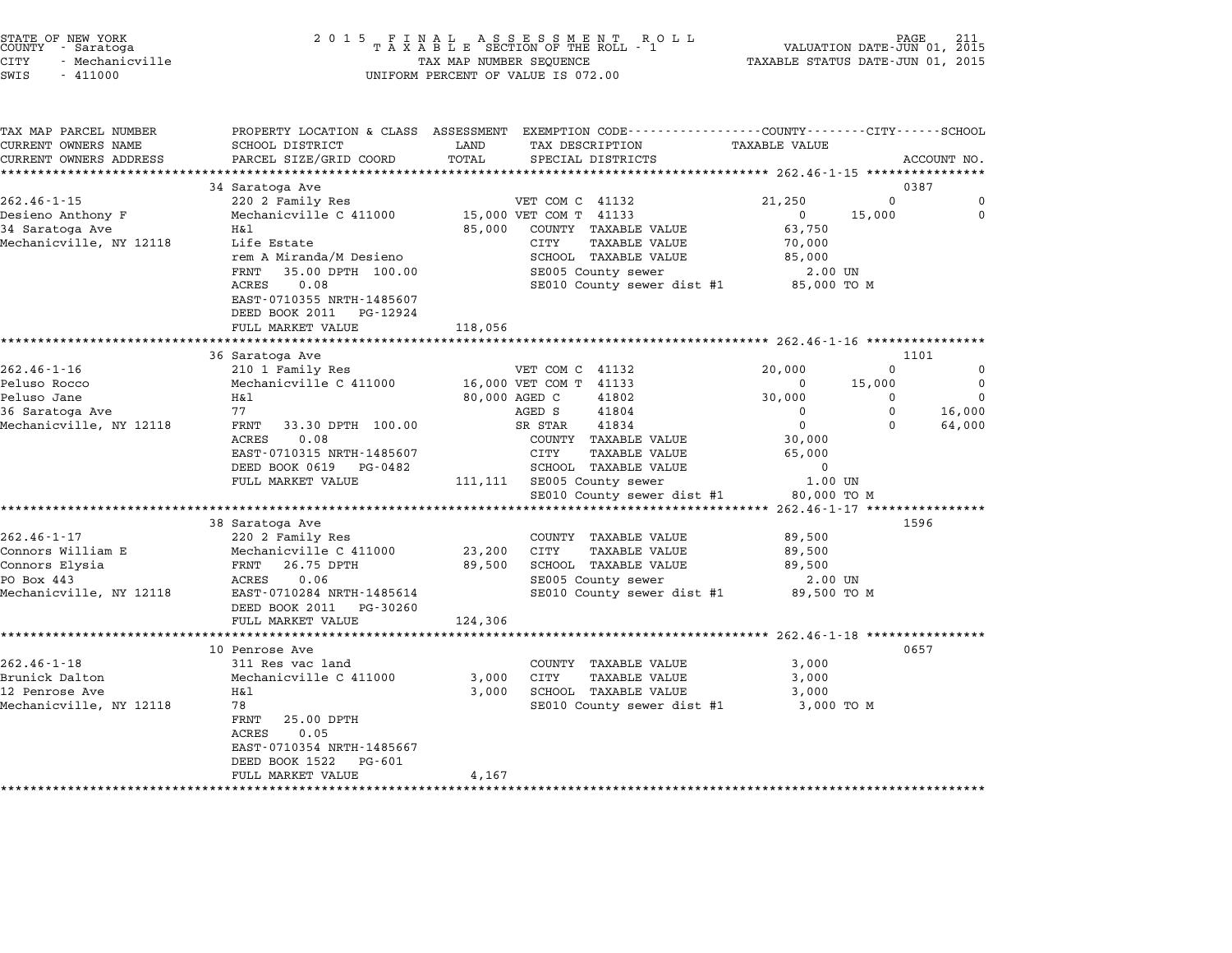STATE OF NEW YORK
COUNTY - Saratoga
CITY - Mechanicville
SWIS - 411000

2 0 1 5 F I N A L A S S E S S M E N T R O L L
T A X A B L E SECTION OF THE ROLL - 1
TAX MAP NUMBER SEQUENCE
UNIFORM PERCENT OF VALUE IS 072.00

VALUATION DATE-JUN 01, 2015
TAXABLE STATUS DATE-JUN 01, 2015

| TAX MAP PARCEL NUMBER / CURRENT OWNERS NAME / CURRENT OWNERS ADDRESS | PROPERTY LOCATION & CLASS / SCHOOL DISTRICT / PARCEL SIZE/GRID COORD | ASSESSMENT LAND / TOTAL | EXEMPTION CODE / TAX DESCRIPTION / SPECIAL DISTRICTS | COUNTY TAXABLE VALUE | CITY | SCHOOL | ACCOUNT NO. |
|---|---|---|---|---|---|---|---|
| **262.46-1-15** | 34 Saratoga Ave | | | | | | 0387 |
| 262.46-1-15 | 220 2 Family Res | | VET COM C 41132 | 21,250 | 0 | 0 | |
| Desieno Anthony F | Mechanicville C 411000 | 15,000 | VET COM T 41133 | 0 | 15,000 | 0 | |
| 34 Saratoga Ave | H&l | 85,000 | COUNTY TAXABLE VALUE | 63,750 | | | |
| Mechanicville, NY 12118 | Life Estate | | CITY TAXABLE VALUE | 70,000 | | | |
| | rem A Miranda/M Desieno | | SCHOOL TAXABLE VALUE | 85,000 | | | |
| | FRNT 35.00 DPTH 100.00 | | SE005 County sewer | 2.00 UN | | | |
| | ACRES 0.08 | | SE010 County sewer dist #1 | 85,000 TO M | | | |
| | EAST-0710355 NRTH-1485607 | | | | | | |
| | DEED BOOK 2011 PG-12924 | | | | | | |
| | FULL MARKET VALUE | 118,056 | | | | | |
| **262.46-1-16** | 36 Saratoga Ave | | | | | | 1101 |
| 262.46-1-16 | 210 1 Family Res | | VET COM C 41132 | 20,000 | 0 | 0 | |
| Peluso Rocco | Mechanicville C 411000 | 16,000 | VET COM T 41133 | 0 | 15,000 | 0 | |
| Peluso Jane | H&l | 80,000 | AGED C 41802 | 30,000 | 0 | 0 | |
| 36 Saratoga Ave | 77 | | AGED S 41804 | 0 | 0 | 16,000 | |
| Mechanicville, NY 12118 | FRNT 33.30 DPTH 100.00 | | SR STAR 41834 | 0 | 0 | 64,000 | |
| | ACRES 0.08 | | COUNTY TAXABLE VALUE | 30,000 | | | |
| | EAST-0710315 NRTH-1485607 | | CITY TAXABLE VALUE | 65,000 | | | |
| | DEED BOOK 0619 PG-0482 | | SCHOOL TAXABLE VALUE | 0 | | | |
| | FULL MARKET VALUE | 111,111 | SE005 County sewer | 1.00 UN | | | |
| | | | SE010 County sewer dist #1 | 80,000 TO M | | | |
| **262.46-1-17** | 38 Saratoga Ave | | | | | | 1596 |
| 262.46-1-17 | 220 2 Family Res | | COUNTY TAXABLE VALUE | 89,500 | | | |
| Connors William E | Mechanicville C 411000 | 23,200 | CITY TAXABLE VALUE | 89,500 | | | |
| Connors Elysia | FRNT 26.75 DPTH | 89,500 | SCHOOL TAXABLE VALUE | 89,500 | | | |
| PO Box 443 | ACRES 0.06 | | SE005 County sewer | 2.00 UN | | | |
| Mechanicville, NY 12118 | EAST-0710284 NRTH-1485614 | | SE010 County sewer dist #1 | 89,500 TO M | | | |
| | DEED BOOK 2011 PG-30260 | | | | | | |
| | FULL MARKET VALUE | 124,306 | | | | | |
| **262.46-1-18** | 10 Penrose Ave | | | | | | 0657 |
| 262.46-1-18 | 311 Res vac land | | COUNTY TAXABLE VALUE | 3,000 | | | |
| Brunick Dalton | Mechanicville C 411000 | 3,000 | CITY TAXABLE VALUE | 3,000 | | | |
| 12 Penrose Ave | H&l | 3,000 | SCHOOL TAXABLE VALUE | 3,000 | | | |
| Mechanicville, NY 12118 | 78 | | SE010 County sewer dist #1 | 3,000 TO M | | | |
| | FRNT 25.00 DPTH | | | | | | |
| | ACRES 0.05 | | | | | | |
| | EAST-0710354 NRTH-1485667 | | | | | | |
| | DEED BOOK 1522 PG-601 | | | | | | |
| | FULL MARKET VALUE | 4,167 | | | | | |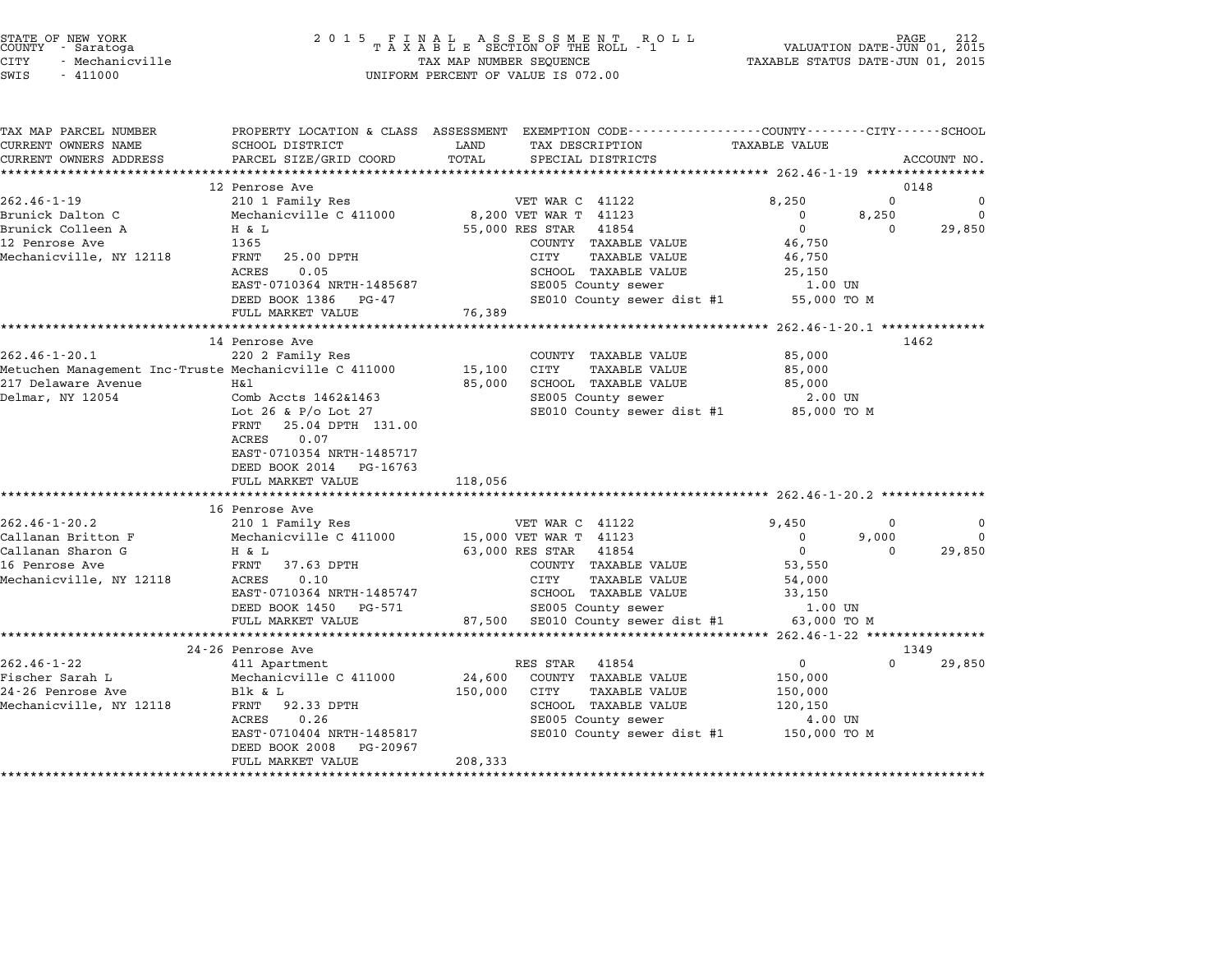STATE OF NEW YORK
COUNTY - Saratoga
CITY - Mechanicville
SWIS - 411000

2 0 1 5 F I N A L A S S E S S M E N T R O L L
T A X A B L E SECTION OF THE ROLL - 1
TAX MAP NUMBER SEQUENCE
UNIFORM PERCENT OF VALUE IS 072.00

VALUATION DATE-JUN 01, 2015
TAXABLE STATUS DATE-JUN 01, 2015

| TAX MAP PARCEL NUMBER / CURRENT OWNERS NAME / CURRENT OWNERS ADDRESS | PROPERTY LOCATION & CLASS / SCHOOL DISTRICT / PARCEL SIZE/GRID COORD | ASSESSMENT LAND / TOTAL | EXEMPTION CODE / TAX DESCRIPTION / SPECIAL DISTRICTS | COUNTY TAXABLE VALUE | CITY | SCHOOL | ACCOUNT NO. |
|---|---|---|---|---|---|---|---|
| | 12 Penrose Ave | | | | | | 0148 |
| 262.46-1-19 | 210 1 Family Res | | VET WAR C 41122 | 8,250 | 0 | 0 | |
| Brunick Dalton C | Mechanicville C 411000 | 8,200 | VET WAR T 41123 | 0 | 8,250 | 0 | |
| Brunick Colleen A | H & L | 55,000 | RES STAR 41854 | 0 | 0 | 29,850 | |
| 12 Penrose Ave | 1365 | | COUNTY TAXABLE VALUE | 46,750 | | | |
| Mechanicville, NY 12118 | FRNT 25.00 DPTH | | CITY TAXABLE VALUE | 46,750 | | | |
| | ACRES 0.05 | | SCHOOL TAXABLE VALUE | 25,150 | | | |
| | EAST-0710364 NRTH-1485687 | | SE005 County sewer | 1.00 UN | | | |
| | DEED BOOK 1386 PG-47 | | SE010 County sewer dist #1 | 55,000 TO M | | | |
| | FULL MARKET VALUE | 76,389 | | | | | |
| | 14 Penrose Ave | | | | | | 1462 |
| 262.46-1-20.1 | 220 2 Family Res | | COUNTY TAXABLE VALUE | 85,000 | | | |
| Metuchen Management Inc-Truste | Mechanicville C 411000 | 15,100 | CITY TAXABLE VALUE | 85,000 | | | |
| 217 Delaware Avenue | H&l | 85,000 | SCHOOL TAXABLE VALUE | 85,000 | | | |
| Delmar, NY 12054 | Comb Accts 1462&1463 | | SE005 County sewer | 2.00 UN | | | |
| | Lot 26 & P/o Lot 27 | | SE010 County sewer dist #1 | 85,000 TO M | | | |
| | FRNT 25.04 DPTH 131.00 | | | | | | |
| | ACRES 0.07 | | | | | | |
| | EAST-0710354 NRTH-1485717 | | | | | | |
| | DEED BOOK 2014 PG-16763 | | | | | | |
| | FULL MARKET VALUE | 118,056 | | | | | |
| | 16 Penrose Ave | | | | | | |
| 262.46-1-20.2 | 210 1 Family Res | | VET WAR C 41122 | 9,450 | 0 | 0 | |
| Callanan Britton F | Mechanicville C 411000 | 15,000 | VET WAR T 41123 | 0 | 9,000 | 0 | |
| Callanan Sharon G | H & L | 63,000 | RES STAR 41854 | 0 | 0 | 29,850 | |
| 16 Penrose Ave | FRNT 37.63 DPTH | | COUNTY TAXABLE VALUE | 53,550 | | | |
| Mechanicville, NY 12118 | ACRES 0.10 | | CITY TAXABLE VALUE | 54,000 | | | |
| | EAST-0710364 NRTH-1485747 | | SCHOOL TAXABLE VALUE | 33,150 | | | |
| | DEED BOOK 1450 PG-571 | | SE005 County sewer | 1.00 UN | | | |
| | FULL MARKET VALUE | 87,500 | SE010 County sewer dist #1 | 63,000 TO M | | | |
| | 24-26 Penrose Ave | | | | | | 1349 |
| 262.46-1-22 | 411 Apartment | | RES STAR 41854 | 0 | 0 | 29,850 | |
| Fischer Sarah L | Mechanicville C 411000 | 24,600 | COUNTY TAXABLE VALUE | 150,000 | | | |
| 24-26 Penrose Ave | Blk & L | 150,000 | CITY TAXABLE VALUE | 150,000 | | | |
| Mechanicville, NY 12118 | FRNT 92.33 DPTH | | SCHOOL TAXABLE VALUE | 120,150 | | | |
| | ACRES 0.26 | | SE005 County sewer | 4.00 UN | | | |
| | EAST-0710404 NRTH-1485817 | | SE010 County sewer dist #1 | 150,000 TO M | | | |
| | DEED BOOK 2008 PG-20967 | | | | | | |
| | FULL MARKET VALUE | 208,333 | | | | | |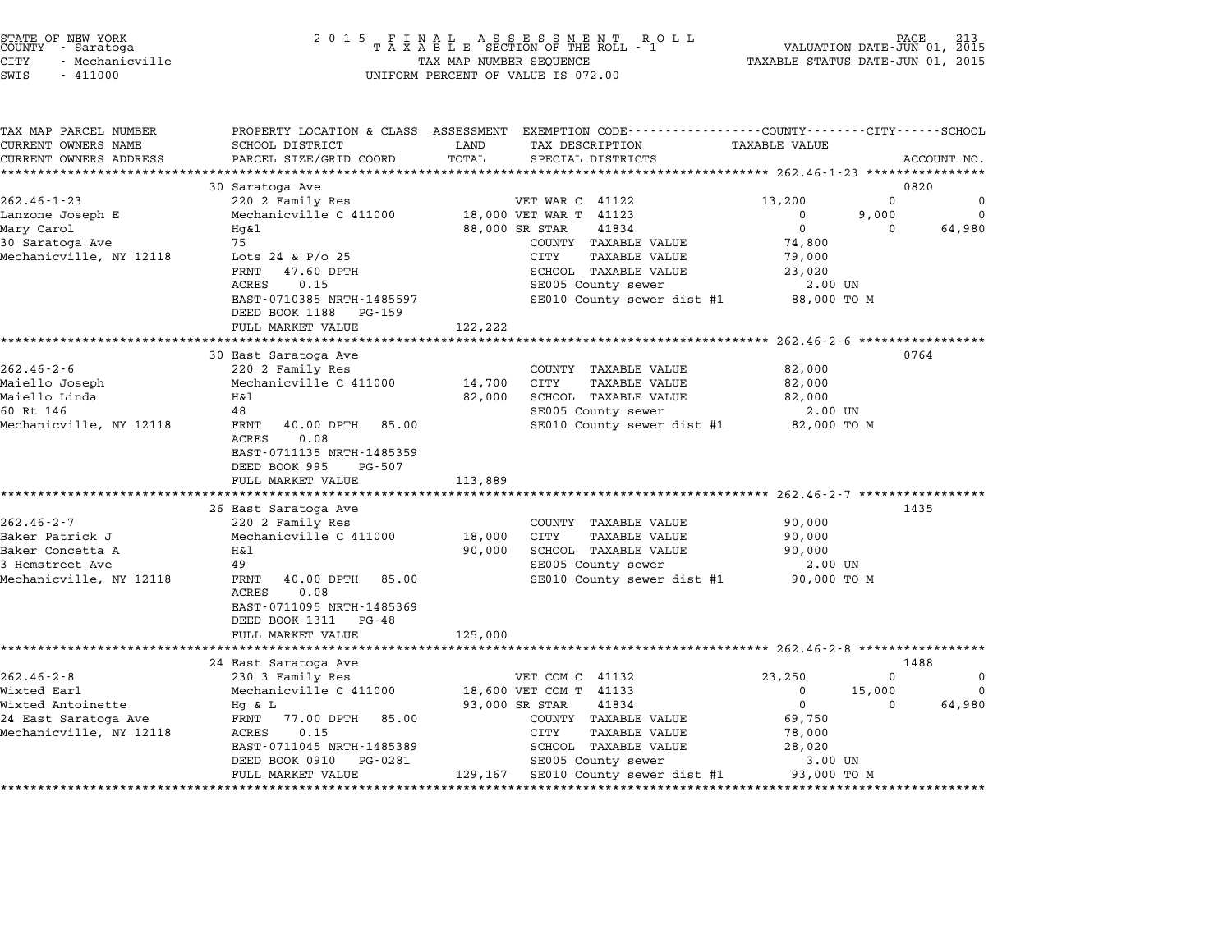STATE OF NEW YORK
COUNTY - Saratoga
CITY - Mechanicville
SWIS - 411000

2 0 1 5 F I N A L A S S E S S M E N T R O L L
T A X A B L E SECTION OF THE ROLL - 1
TAX MAP NUMBER SEQUENCE
UNIFORM PERCENT OF VALUE IS 072.00

VALUATION DATE-JUN 01, 2015
TAXABLE STATUS DATE-JUN 01, 2015

| TAX MAP PARCEL NUMBER / CURRENT OWNERS NAME / CURRENT OWNERS ADDRESS | PROPERTY LOCATION & CLASS / SCHOOL DISTRICT / PARCEL SIZE/GRID COORD | ASSESSMENT LAND / TOTAL | EXEMPTION CODE / TAX DESCRIPTION / SPECIAL DISTRICTS | COUNTY TAXABLE VALUE | CITY | SCHOOL | ACCOUNT NO. |
|---|---|---|---|---|---|---|---|
| **262.46-1-23** | 30 Saratoga Ave | | | | | | 0820 |
| 262.46-1-23 | 220 2 Family Res | | VET WAR C 41122 | 13,200 | 0 | 0 | |
| Lanzone Joseph E | Mechanicville C 411000 | 18,000 | VET WAR T 41123 | 0 | 9,000 | 0 | |
| Mary Carol | Hg&l | 88,000 | SR STAR 41834 | 0 | 0 | 64,980 | |
| 30 Saratoga Ave | 75 | | COUNTY TAXABLE VALUE | 74,800 | | | |
| Mechanicville, NY 12118 | Lots 24 & P/o 25 | | CITY TAXABLE VALUE | 79,000 | | | |
| | FRNT 47.60 DPTH | | SCHOOL TAXABLE VALUE | 23,020 | | | |
| | ACRES 0.15 | | SE005 County sewer | 2.00 UN | | | |
| | EAST-0710385 NRTH-1485597 | | SE010 County sewer dist #1 | 88,000 TO M | | | |
| | DEED BOOK 1188 PG-159 | | | | | | |
| | FULL MARKET VALUE | 122,222 | | | | | |
| **262.46-2-6** | 30 East Saratoga Ave | | | | | | 0764 |
| 262.46-2-6 | 220 2 Family Res | | COUNTY TAXABLE VALUE | 82,000 | | | |
| Maiello Joseph | Mechanicville C 411000 | 14,700 | CITY TAXABLE VALUE | 82,000 | | | |
| Maiello Linda | H&l | 82,000 | SCHOOL TAXABLE VALUE | 82,000 | | | |
| 60 Rt 146 | 48 | | SE005 County sewer | 2.00 UN | | | |
| Mechanicville, NY 12118 | FRNT 40.00 DPTH 85.00 | | SE010 County sewer dist #1 | 82,000 TO M | | | |
| | ACRES 0.08 | | | | | | |
| | EAST-0711135 NRTH-1485359 | | | | | | |
| | DEED BOOK 995 PG-507 | | | | | | |
| | FULL MARKET VALUE | 113,889 | | | | | |
| **262.46-2-7** | 26 East Saratoga Ave | | | | | | 1435 |
| 262.46-2-7 | 220 2 Family Res | | COUNTY TAXABLE VALUE | 90,000 | | | |
| Baker Patrick J | Mechanicville C 411000 | 18,000 | CITY TAXABLE VALUE | 90,000 | | | |
| Baker Concetta A | H&l | 90,000 | SCHOOL TAXABLE VALUE | 90,000 | | | |
| 3 Hemstreet Ave | 49 | | SE005 County sewer | 2.00 UN | | | |
| Mechanicville, NY 12118 | FRNT 40.00 DPTH 85.00 | | SE010 County sewer dist #1 | 90,000 TO M | | | |
| | ACRES 0.08 | | | | | | |
| | EAST-0711095 NRTH-1485369 | | | | | | |
| | DEED BOOK 1311 PG-48 | | | | | | |
| | FULL MARKET VALUE | 125,000 | | | | | |
| **262.46-2-8** | 24 East Saratoga Ave | | | | | | 1488 |
| 262.46-2-8 | 230 3 Family Res | | VET COM C 41132 | 23,250 | 0 | 0 | |
| Wixted Earl | Mechanicville C 411000 | 18,600 | VET COM T 41133 | 0 | 15,000 | 0 | |
| Wixted Antoinette | Hg & L | 93,000 | SR STAR 41834 | 0 | 0 | 64,980 | |
| 24 East Saratoga Ave | FRNT 77.00 DPTH 85.00 | | COUNTY TAXABLE VALUE | 69,750 | | | |
| Mechanicville, NY 12118 | ACRES 0.15 | | CITY TAXABLE VALUE | 78,000 | | | |
| | EAST-0711045 NRTH-1485389 | | SCHOOL TAXABLE VALUE | 28,020 | | | |
| | DEED BOOK 0910 PG-0281 | | SE005 County sewer | 3.00 UN | | | |
| | FULL MARKET VALUE | 129,167 | SE010 County sewer dist #1 | 93,000 TO M | | | |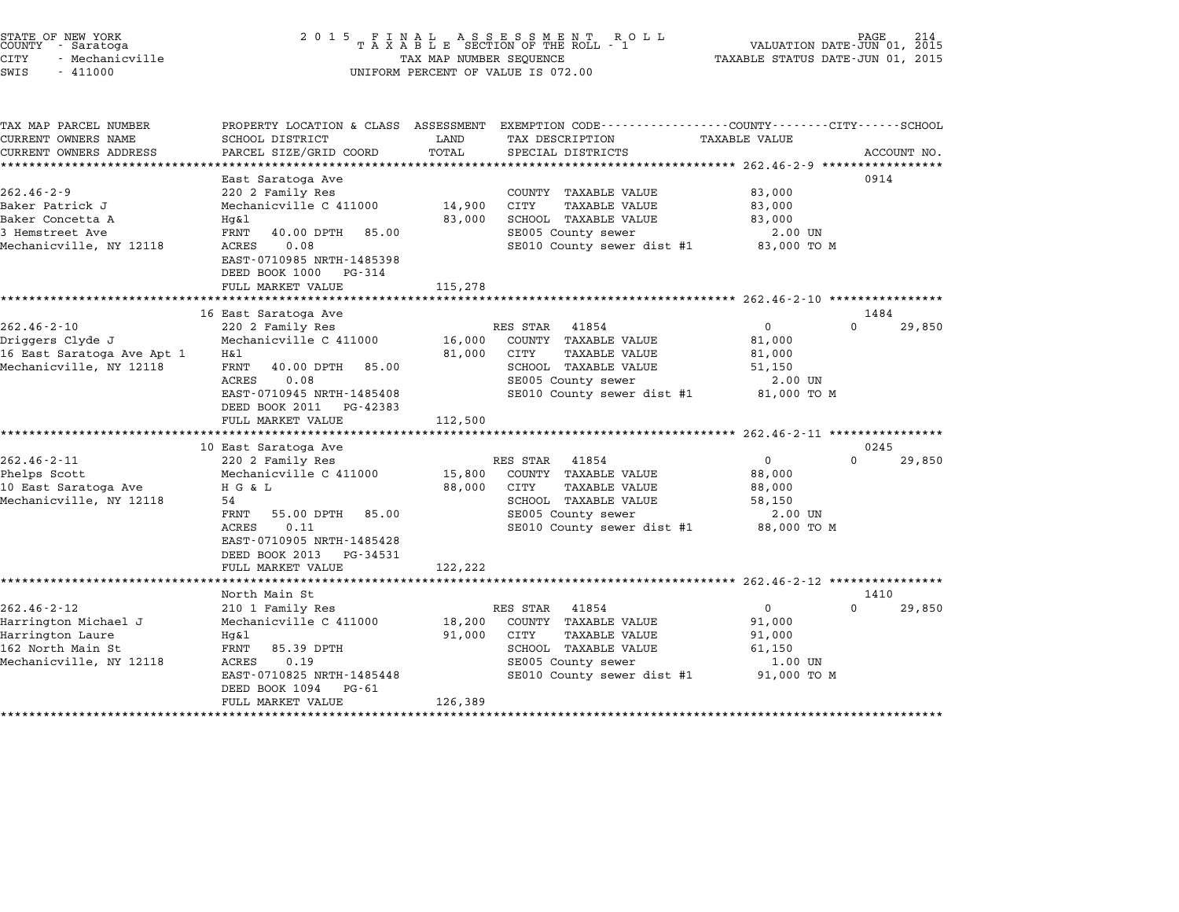STATE OF NEW YORK
COUNTY - Saratoga
CITY - Mechanicville
SWIS - 411000

2015 FINAL ASSESSMENT ROLL
TAXABLE SECTION OF THE ROLL - 1
TAX MAP NUMBER SEQUENCE
UNIFORM PERCENT OF VALUE IS 072.00

VALUATION DATE-JUN 01, 2015
TAXABLE STATUS DATE-JUN 01, 2015

| TAX MAP PARCEL NUMBER / CURRENT OWNERS NAME / CURRENT OWNERS ADDRESS | PROPERTY LOCATION & CLASS / SCHOOL DISTRICT / PARCEL SIZE/GRID COORD | ASSESSMENT LAND | TOTAL | EXEMPTION CODE / TAX DESCRIPTION / SPECIAL DISTRICTS | COUNTY TAXABLE VALUE | CITY | SCHOOL | ACCOUNT NO. |
|---|---|---|---|---|---|---|---|---|
| **262.46-2-9** | East Saratoga Ave | | | | | | | 0914 |
| Baker Patrick J | 220 2 Family Res | | | COUNTY TAXABLE VALUE | 83,000 | | | |
| Baker Concetta A | Mechanicville C 411000 | 14,900 | | CITY TAXABLE VALUE | 83,000 | | | |
| 3 Hemstreet Ave | Hg&l | | 83,000 | SCHOOL TAXABLE VALUE | 83,000 | | | |
| Mechanicville, NY 12118 | FRNT 40.00 DPTH 85.00 | | | SE005 County sewer | 2.00 UN | | | |
| | ACRES 0.08 | | | SE010 County sewer dist #1 | 83,000 TO M | | | |
| | EAST-0710985 NRTH-1485398 | | | | | | | |
| | DEED BOOK 1000 PG-314 | | | | | | | |
| | FULL MARKET VALUE | | 115,278 | | | | | |
| **262.46-2-10** | 16 East Saratoga Ave | | | | | | | 1484 |
| Driggers Clyde J | 220 2 Family Res | | | RES STAR 41854 | 0 | 0 | 29,850 | |
| 16 East Saratoga Ave Apt 1 | Mechanicville C 411000 | 16,000 | | COUNTY TAXABLE VALUE | 81,000 | | | |
| Mechanicville, NY 12118 | H&l | | 81,000 | CITY TAXABLE VALUE | 81,000 | | | |
| | FRNT 40.00 DPTH 85.00 | | | SCHOOL TAXABLE VALUE | 51,150 | | | |
| | ACRES 0.08 | | | SE005 County sewer | 2.00 UN | | | |
| | EAST-0710945 NRTH-1485408 | | | SE010 County sewer dist #1 | 81,000 TO M | | | |
| | DEED BOOK 2011 PG-42383 | | | | | | | |
| | FULL MARKET VALUE | | 112,500 | | | | | |
| **262.46-2-11** | 10 East Saratoga Ave | | | | | | | 0245 |
| Phelps Scott | 220 2 Family Res | | | RES STAR 41854 | 0 | 0 | 29,850 | |
| 10 East Saratoga Ave | Mechanicville C 411000 | 15,800 | | COUNTY TAXABLE VALUE | 88,000 | | | |
| Mechanicville, NY 12118 | H G & L | | 88,000 | CITY TAXABLE VALUE | 88,000 | | | |
| | 54 | | | SCHOOL TAXABLE VALUE | 58,150 | | | |
| | FRNT 55.00 DPTH 85.00 | | | SE005 County sewer | 2.00 UN | | | |
| | ACRES 0.11 | | | SE010 County sewer dist #1 | 88,000 TO M | | | |
| | EAST-0710905 NRTH-1485428 | | | | | | | |
| | DEED BOOK 2013 PG-34531 | | | | | | | |
| | FULL MARKET VALUE | | 122,222 | | | | | |
| **262.46-2-12** | North Main St | | | | | | | 1410 |
| Harrington Michael J | 210 1 Family Res | | | RES STAR 41854 | 0 | 0 | 29,850 | |
| Harrington Laure | Mechanicville C 411000 | 18,200 | | COUNTY TAXABLE VALUE | 91,000 | | | |
| 162 North Main St | Hg&l | | 91,000 | CITY TAXABLE VALUE | 91,000 | | | |
| Mechanicville, NY 12118 | FRNT 85.39 DPTH | | | SCHOOL TAXABLE VALUE | 61,150 | | | |
| | ACRES 0.19 | | | SE005 County sewer | 1.00 UN | | | |
| | EAST-0710825 NRTH-1485448 | | | SE010 County sewer dist #1 | 91,000 TO M | | | |
| | DEED BOOK 1094 PG-61 | | | | | | | |
| | FULL MARKET VALUE | | 126,389 | | | | | |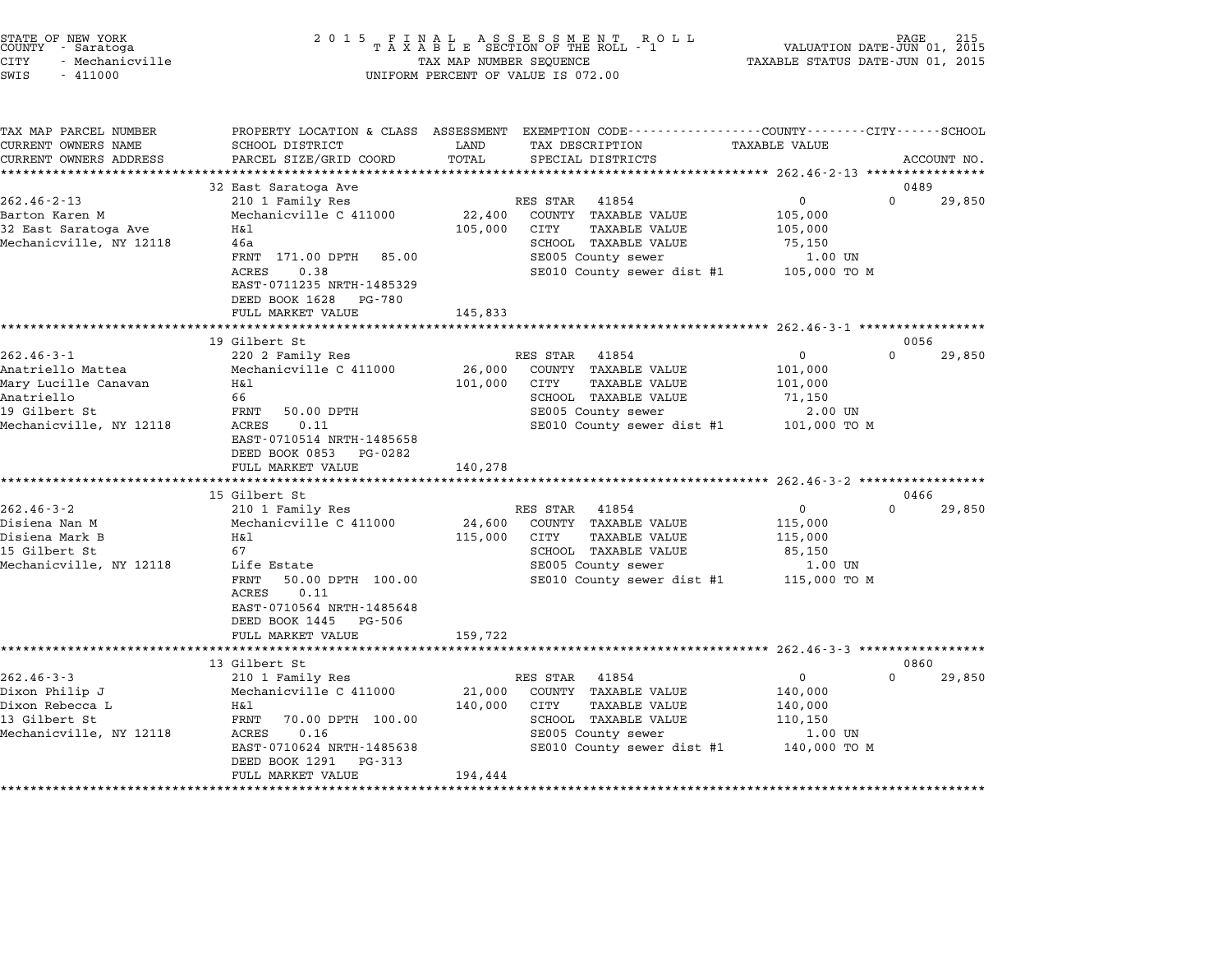STATE OF NEW YORK
COUNTY - Saratoga
CITY - Mechanicville
SWIS - 411000

2 0 1 5 F I N A L A S S E S S M E N T R O L L
T A X A B L E SECTION OF THE ROLL - 1
TAX MAP NUMBER SEQUENCE
UNIFORM PERCENT OF VALUE IS 072.00

VALUATION DATE-JUN 01, 2015
TAXABLE STATUS DATE-JUN 01, 2015

| TAX MAP PARCEL NUMBER<br>CURRENT OWNERS NAME<br>CURRENT OWNERS ADDRESS | PROPERTY LOCATION & CLASS<br>SCHOOL DISTRICT<br>PARCEL SIZE/GRID COORD | ASSESSMENT<br>LAND<br>TOTAL | EXEMPTION CODE<br>TAX DESCRIPTION<br>SPECIAL DISTRICTS | COUNTY / CITY<br>TAXABLE VALUE | SCHOOL<br>ACCOUNT NO. |
|---|---|---|---|---|---|
| **262.46-2-13** | 32 East Saratoga Ave | | | | 0489 |
| 262.46-2-13 | 210 1 Family Res | | RES STAR 41854 | 0 | 0 29,850 |
| Barton Karen M | Mechanicville C 411000 | 22,400 | COUNTY TAXABLE VALUE | 105,000 | |
| 32 East Saratoga Ave | H&l | 105,000 | CITY TAXABLE VALUE | 105,000 | |
| Mechanicville, NY 12118 | 46a | | SCHOOL TAXABLE VALUE | 75,150 | |
| | FRNT 171.00 DPTH 85.00 | | SE005 County sewer | 1.00 UN | |
| | ACRES 0.38 | | SE010 County sewer dist #1 | 105,000 TO M | |
| | EAST-0711235 NRTH-1485329 | | | | |
| | DEED BOOK 1628 PG-780 | | | | |
| | FULL MARKET VALUE | 145,833 | | | |
| **262.46-3-1** | 19 Gilbert St | | | | 0056 |
| 262.46-3-1 | 220 2 Family Res | | RES STAR 41854 | 0 | 0 29,850 |
| Anatriello Mattea | Mechanicville C 411000 | 26,000 | COUNTY TAXABLE VALUE | 101,000 | |
| Mary Lucille Canavan | H&l | 101,000 | CITY TAXABLE VALUE | 101,000 | |
| Anatriello | 66 | | SCHOOL TAXABLE VALUE | 71,150 | |
| 19 Gilbert St | FRNT 50.00 DPTH | | SE005 County sewer | 2.00 UN | |
| Mechanicville, NY 12118 | ACRES 0.11 | | SE010 County sewer dist #1 | 101,000 TO M | |
| | EAST-0710514 NRTH-1485658 | | | | |
| | DEED BOOK 0853 PG-0282 | | | | |
| | FULL MARKET VALUE | 140,278 | | | |
| **262.46-3-2** | 15 Gilbert St | | | | 0466 |
| 262.46-3-2 | 210 1 Family Res | | RES STAR 41854 | 0 | 0 29,850 |
| Disiena Nan M | Mechanicville C 411000 | 24,600 | COUNTY TAXABLE VALUE | 115,000 | |
| Disiena Mark B | H&l | 115,000 | CITY TAXABLE VALUE | 115,000 | |
| 15 Gilbert St | 67 | | SCHOOL TAXABLE VALUE | 85,150 | |
| Mechanicville, NY 12118 | Life Estate | | SE005 County sewer | 1.00 UN | |
| | FRNT 50.00 DPTH 100.00 | | SE010 County sewer dist #1 | 115,000 TO M | |
| | ACRES 0.11 | | | | |
| | EAST-0710564 NRTH-1485648 | | | | |
| | DEED BOOK 1445 PG-506 | | | | |
| | FULL MARKET VALUE | 159,722 | | | |
| **262.46-3-3** | 13 Gilbert St | | | | 0860 |
| 262.46-3-3 | 210 1 Family Res | | RES STAR 41854 | 0 | 0 29,850 |
| Dixon Philip J | Mechanicville C 411000 | 21,000 | COUNTY TAXABLE VALUE | 140,000 | |
| Dixon Rebecca L | H&l | 140,000 | CITY TAXABLE VALUE | 140,000 | |
| 13 Gilbert St | FRNT 70.00 DPTH 100.00 | | SCHOOL TAXABLE VALUE | 110,150 | |
| Mechanicville, NY 12118 | ACRES 0.16 | | SE005 County sewer | 1.00 UN | |
| | EAST-0710624 NRTH-1485638 | | SE010 County sewer dist #1 | 140,000 TO M | |
| | DEED BOOK 1291 PG-313 | | | | |
| | FULL MARKET VALUE | 194,444 | | | |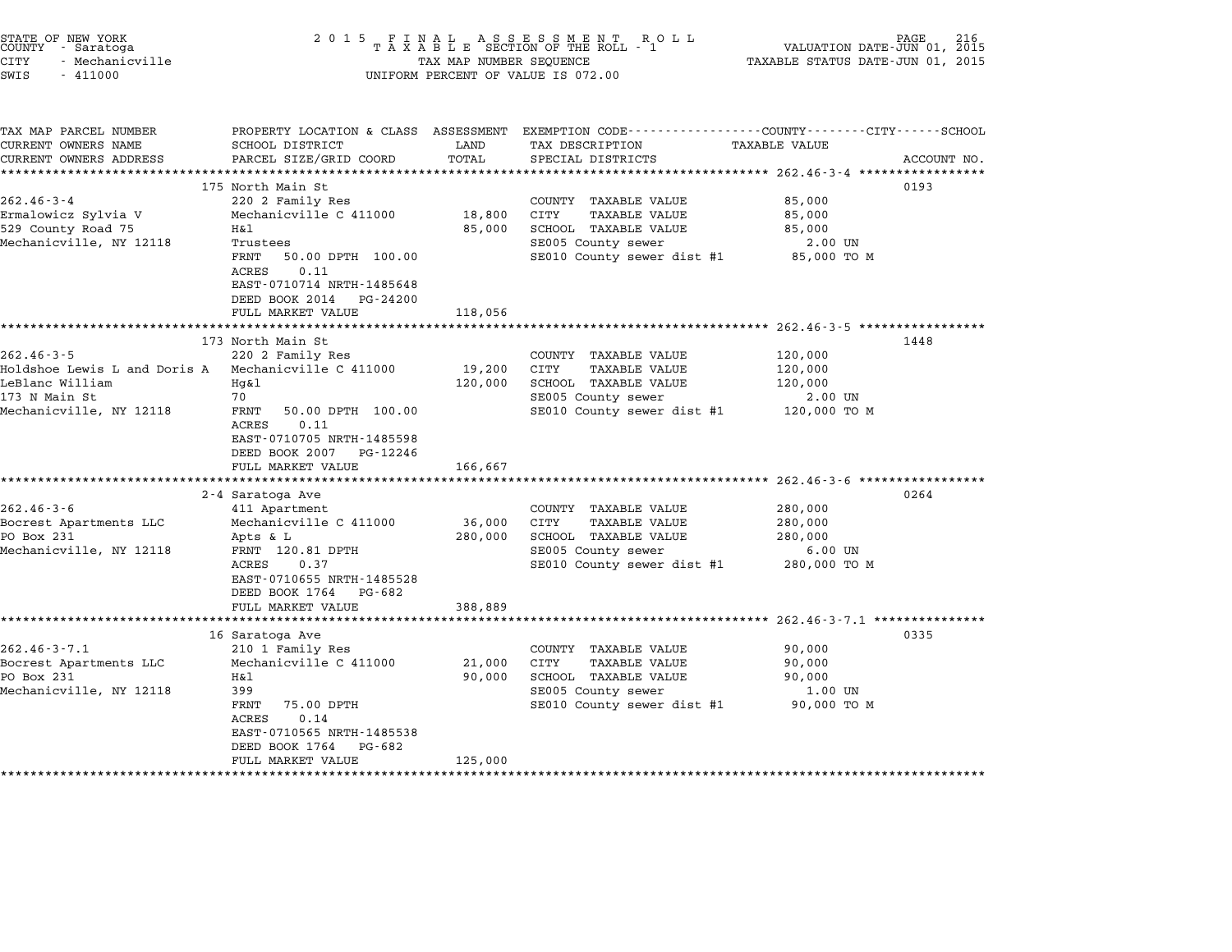STATE OF NEW YORK
COUNTY - Saratoga
CITY - Mechanicville
SWIS - 411000

2 0 1 5 F I N A L A S S E S S M E N T R O L L
T A X A B L E SECTION OF THE ROLL - 1
TAX MAP NUMBER SEQUENCE
UNIFORM PERCENT OF VALUE IS 072.00

VALUATION DATE-JUN 01, 2015
TAXABLE STATUS DATE-JUN 01, 2015

| TAX MAP PARCEL NUMBER / CURRENT OWNERS NAME / CURRENT OWNERS ADDRESS | PROPERTY LOCATION & CLASS / SCHOOL DISTRICT / PARCEL SIZE/GRID COORD | ASSESSMENT LAND | TOTAL | EXEMPTION CODE / TAX DESCRIPTION / SPECIAL DISTRICTS | TAXABLE VALUE (COUNTY / CITY / SCHOOL) | ACCOUNT NO. |
|---|---|---|---|---|---|---|
| **262.46-3-4** | 175 North Main St | | | | | 0193 |
| 262.46-3-4 | 220 2 Family Res | | | COUNTY TAXABLE VALUE | 85,000 | |
| Ermalowicz Sylvia V | Mechanicville C 411000 | 18,800 | | CITY TAXABLE VALUE | 85,000 | |
| 529 County Road 75 | H&l | | 85,000 | SCHOOL TAXABLE VALUE | 85,000 | |
| Mechanicville, NY 12118 | Trustees | | | SE005 County sewer | 2.00 UN | |
| | FRNT 50.00 DPTH 100.00 | | | SE010 County sewer dist #1 | 85,000 TO M | |
| | ACRES 0.11 | | | | | |
| | EAST-0710714 NRTH-1485648 | | | | | |
| | DEED BOOK 2014 PG-24200 | | | | | |
| | FULL MARKET VALUE | | 118,056 | | | |
| **262.46-3-5** | 173 North Main St | | | | | 1448 |
| 262.46-3-5 | 220 2 Family Res | | | COUNTY TAXABLE VALUE | 120,000 | |
| Holdshoe Lewis L and Doris A | Mechanicville C 411000 | 19,200 | | CITY TAXABLE VALUE | 120,000 | |
| LeBlanc William | Hg&l | | 120,000 | SCHOOL TAXABLE VALUE | 120,000 | |
| 173 N Main St | 70 | | | SE005 County sewer | 2.00 UN | |
| Mechanicville, NY 12118 | FRNT 50.00 DPTH 100.00 | | | SE010 County sewer dist #1 | 120,000 TO M | |
| | ACRES 0.11 | | | | | |
| | EAST-0710705 NRTH-1485598 | | | | | |
| | DEED BOOK 2007 PG-12246 | | | | | |
| | FULL MARKET VALUE | | 166,667 | | | |
| **262.46-3-6** | 2-4 Saratoga Ave | | | | | 0264 |
| 262.46-3-6 | 411 Apartment | | | COUNTY TAXABLE VALUE | 280,000 | |
| Bocrest Apartments LLC | Mechanicville C 411000 | 36,000 | | CITY TAXABLE VALUE | 280,000 | |
| PO Box 231 | Apts & L | | 280,000 | SCHOOL TAXABLE VALUE | 280,000 | |
| Mechanicville, NY 12118 | FRNT 120.81 DPTH | | | SE005 County sewer | 6.00 UN | |
| | ACRES 0.37 | | | SE010 County sewer dist #1 | 280,000 TO M | |
| | EAST-0710655 NRTH-1485528 | | | | | |
| | DEED BOOK 1764 PG-682 | | | | | |
| | FULL MARKET VALUE | | 388,889 | | | |
| **262.46-3-7.1** | 16 Saratoga Ave | | | | | 0335 |
| 262.46-3-7.1 | 210 1 Family Res | | | COUNTY TAXABLE VALUE | 90,000 | |
| Bocrest Apartments LLC | Mechanicville C 411000 | 21,000 | | CITY TAXABLE VALUE | 90,000 | |
| PO Box 231 | H&l | | 90,000 | SCHOOL TAXABLE VALUE | 90,000 | |
| Mechanicville, NY 12118 | 399 | | | SE005 County sewer | 1.00 UN | |
| | FRNT 75.00 DPTH | | | SE010 County sewer dist #1 | 90,000 TO M | |
| | ACRES 0.14 | | | | | |
| | EAST-0710565 NRTH-1485538 | | | | | |
| | DEED BOOK 1764 PG-682 | | | | | |
| | FULL MARKET VALUE | | 125,000 | | | |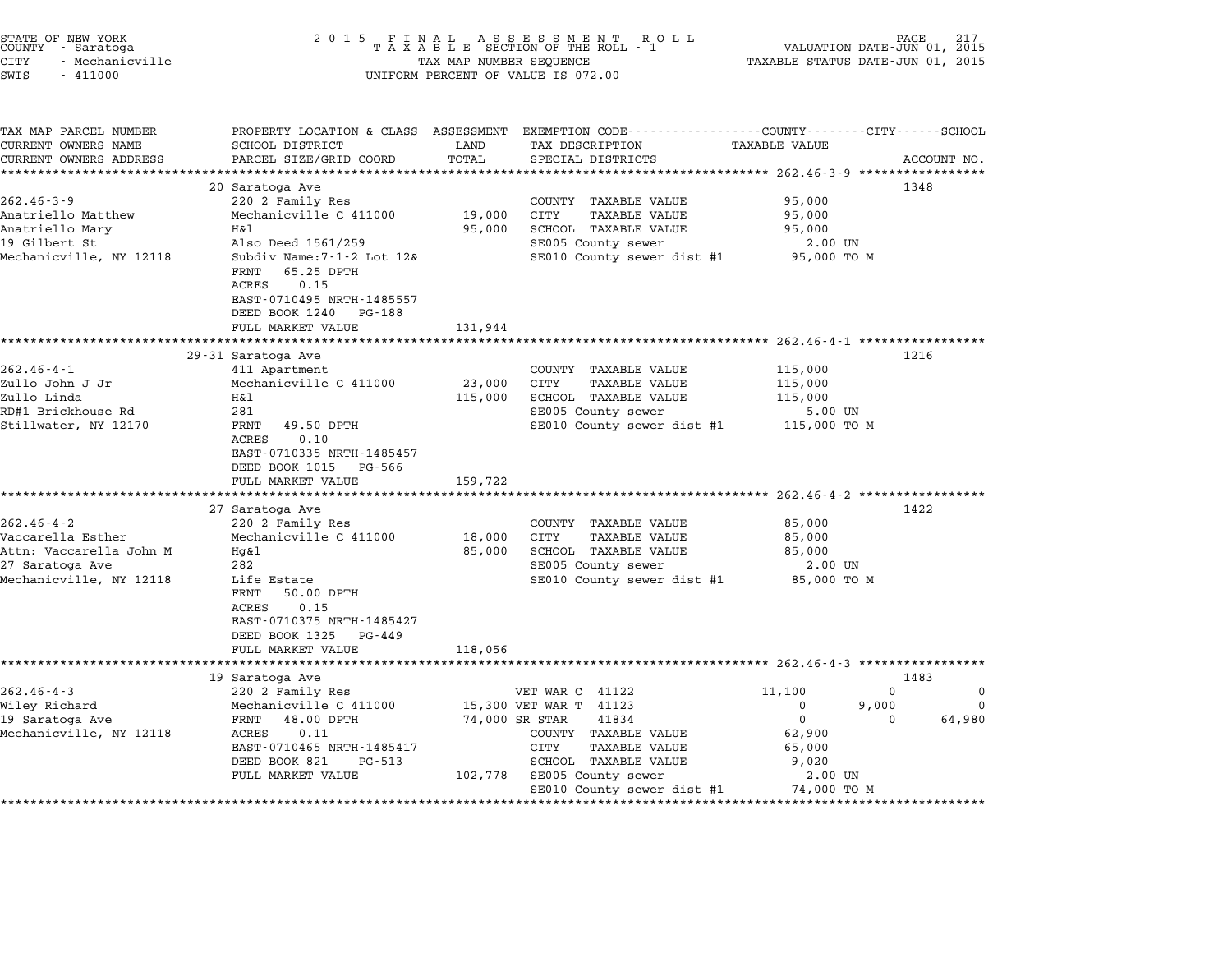STATE OF NEW YORK
COUNTY - Saratoga
CITY - Mechanicville
SWIS - 411000

2 0 1 5 F I N A L A S S E S S M E N T R O L L
T A X A B L E SECTION OF THE ROLL - 1
TAX MAP NUMBER SEQUENCE
UNIFORM PERCENT OF VALUE IS 072.00

VALUATION DATE-JUN 01, 2015
TAXABLE STATUS DATE-JUN 01, 2015

| TAX MAP PARCEL NUMBER / CURRENT OWNERS NAME / CURRENT OWNERS ADDRESS | PROPERTY LOCATION & CLASS / SCHOOL DISTRICT / PARCEL SIZE/GRID COORD | ASSESSMENT LAND / TOTAL | EXEMPTION CODE / TAX DESCRIPTION / SPECIAL DISTRICTS | COUNTY TAXABLE VALUE | CITY | SCHOOL | ACCOUNT NO. |
|---|---|---|---|---|---|---|---|
| **262.46-3-9** | 20 Saratoga Ave | | | | | | 1348 |
| 262.46-3-9 | 220 2 Family Res | | COUNTY TAXABLE VALUE | 95,000 | | | |
| Anatriello Matthew | Mechanicville C 411000 | 19,000 | CITY TAXABLE VALUE | 95,000 | | | |
| Anatriello Mary | H&l | 95,000 | SCHOOL TAXABLE VALUE | 95,000 | | | |
| 19 Gilbert St | Also Deed 1561/259 | | SE005 County sewer | 2.00 UN | | | |
| Mechanicville, NY 12118 | Subdiv Name:7-1-2 Lot 12& | | SE010 County sewer dist #1 | 95,000 TO M | | | |
| | FRNT 65.25 DPTH | | | | | | |
| | ACRES 0.15 | | | | | | |
| | EAST-0710495 NRTH-1485557 | | | | | | |
| | DEED BOOK 1240 PG-188 | | | | | | |
| | FULL MARKET VALUE | 131,944 | | | | | |
| **262.46-4-1** | 29-31 Saratoga Ave | | | | | | 1216 |
| 262.46-4-1 | 411 Apartment | | COUNTY TAXABLE VALUE | 115,000 | | | |
| Zullo John J Jr | Mechanicville C 411000 | 23,000 | CITY TAXABLE VALUE | 115,000 | | | |
| Zullo Linda | H&l | 115,000 | SCHOOL TAXABLE VALUE | 115,000 | | | |
| RD#1 Brickhouse Rd | 281 | | SE005 County sewer | 5.00 UN | | | |
| Stillwater, NY 12170 | FRNT 49.50 DPTH | | SE010 County sewer dist #1 | 115,000 TO M | | | |
| | ACRES 0.10 | | | | | | |
| | EAST-0710335 NRTH-1485457 | | | | | | |
| | DEED BOOK 1015 PG-566 | | | | | | |
| | FULL MARKET VALUE | 159,722 | | | | | |
| **262.46-4-2** | 27 Saratoga Ave | | | | | | 1422 |
| 262.46-4-2 | 220 2 Family Res | | COUNTY TAXABLE VALUE | 85,000 | | | |
| Vaccarella Esther | Mechanicville C 411000 | 18,000 | CITY TAXABLE VALUE | 85,000 | | | |
| Attn: Vaccarella John M | Hg&l | 85,000 | SCHOOL TAXABLE VALUE | 85,000 | | | |
| 27 Saratoga Ave | 282 | | SE005 County sewer | 2.00 UN | | | |
| Mechanicville, NY 12118 | Life Estate | | SE010 County sewer dist #1 | 85,000 TO M | | | |
| | FRNT 50.00 DPTH | | | | | | |
| | ACRES 0.15 | | | | | | |
| | EAST-0710375 NRTH-1485427 | | | | | | |
| | DEED BOOK 1325 PG-449 | | | | | | |
| | FULL MARKET VALUE | 118,056 | | | | | |
| **262.46-4-3** | 19 Saratoga Ave | | | | | | 1483 |
| 262.46-4-3 | 220 2 Family Res | | VET WAR C 41122 | 11,100 | 0 | 0 | |
| Wiley Richard | Mechanicville C 411000 | 15,300 | VET WAR T 41123 | 0 | 9,000 | 0 | |
| 19 Saratoga Ave | FRNT 48.00 DPTH | 74,000 | SR STAR 41834 | 0 | 0 | 64,980 | |
| Mechanicville, NY 12118 | ACRES 0.11 | | COUNTY TAXABLE VALUE | 62,900 | | | |
| | EAST-0710465 NRTH-1485417 | | CITY TAXABLE VALUE | 65,000 | | | |
| | DEED BOOK 821 PG-513 | | SCHOOL TAXABLE VALUE | 9,020 | | | |
| | FULL MARKET VALUE | 102,778 | SE005 County sewer | 2.00 UN | | | |
| | | | SE010 County sewer dist #1 | 74,000 TO M | | | |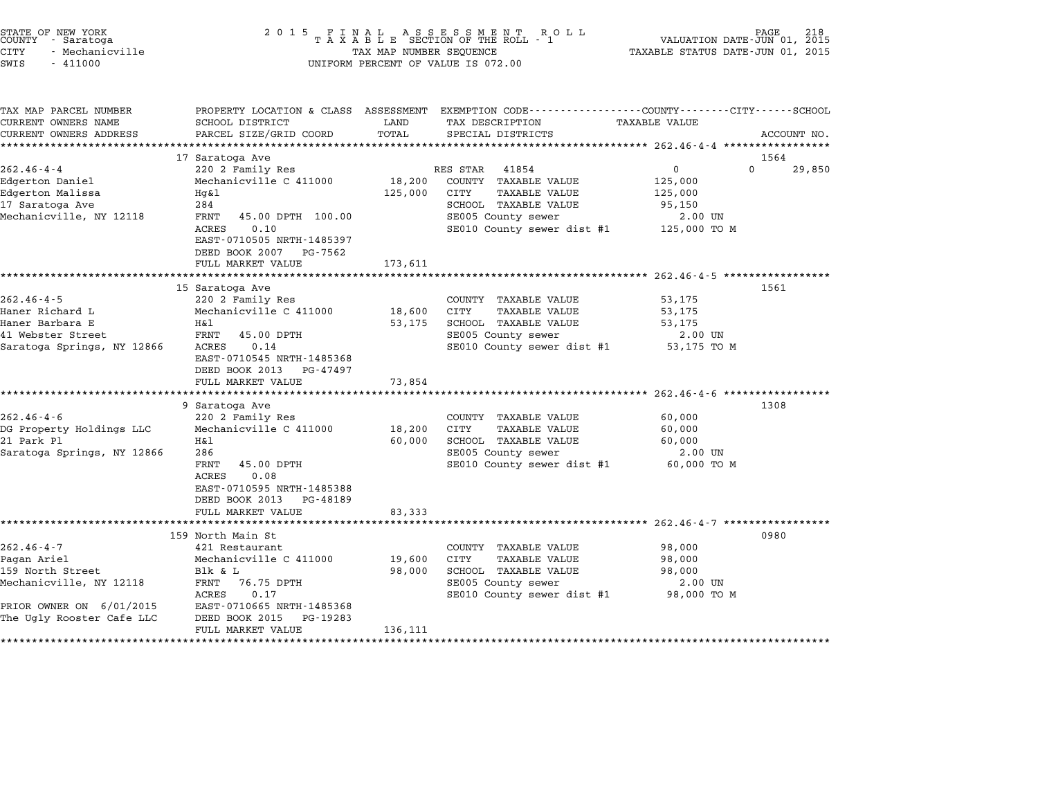STATE OF NEW YORK
COUNTY - Saratoga
CITY - Mechanicville
SWIS - 411000

# 2015 FINAL ASSESSMENT ROLL
TAXABLE SECTION OF THE ROLL - 1
TAX MAP NUMBER SEQUENCE
UNIFORM PERCENT OF VALUE IS 072.00

VALUATION DATE-JUN 01, 2015
TAXABLE STATUS DATE-JUN 01, 2015

| TAX MAP PARCEL NUMBER / CURRENT OWNERS NAME / CURRENT OWNERS ADDRESS | PROPERTY LOCATION & CLASS / SCHOOL DISTRICT / PARCEL SIZE/GRID COORD | ASSESSMENT LAND / TOTAL | EXEMPTION CODE / TAX DESCRIPTION / SPECIAL DISTRICTS | COUNTY TAXABLE VALUE | CITY | SCHOOL / ACCOUNT NO. |
|---|---|---|---|---|---|---|
| **262.46-4-4** | 17 Saratoga Ave | | | | | 1564 |
| 262.46-4-4 | 220 2 Family Res | | RES STAR 41854 | 0 | 0 | 29,850 |
| Edgerton Daniel | Mechanicville C 411000 | 18,200 | COUNTY TAXABLE VALUE | 125,000 | | |
| Edgerton Malissa | Hg&l | 125,000 | CITY TAXABLE VALUE | 125,000 | | |
| 17 Saratoga Ave | 284 | | SCHOOL TAXABLE VALUE | 95,150 | | |
| Mechanicville, NY 12118 | FRNT 45.00 DPTH 100.00 | | SE005 County sewer | 2.00 UN | | |
| | ACRES 0.10 | | SE010 County sewer dist #1 | 125,000 TO M | | |
| | EAST-0710505 NRTH-1485397 | | | | | |
| | DEED BOOK 2007 PG-7562 | | | | | |
| | FULL MARKET VALUE | 173,611 | | | | |
| **262.46-4-5** | 15 Saratoga Ave | | | | | 1561 |
| 262.46-4-5 | 220 2 Family Res | | COUNTY TAXABLE VALUE | 53,175 | | |
| Haner Richard L | Mechanicville C 411000 | 18,600 | CITY TAXABLE VALUE | 53,175 | | |
| Haner Barbara E | H&l | 53,175 | SCHOOL TAXABLE VALUE | 53,175 | | |
| 41 Webster Street | FRNT 45.00 DPTH | | SE005 County sewer | 2.00 UN | | |
| Saratoga Springs, NY 12866 | ACRES 0.14 | | SE010 County sewer dist #1 | 53,175 TO M | | |
| | EAST-0710545 NRTH-1485368 | | | | | |
| | DEED BOOK 2013 PG-47497 | | | | | |
| | FULL MARKET VALUE | 73,854 | | | | |
| **262.46-4-6** | 9 Saratoga Ave | | | | | 1308 |
| 262.46-4-6 | 220 2 Family Res | | COUNTY TAXABLE VALUE | 60,000 | | |
| DG Property Holdings LLC | Mechanicville C 411000 | 18,200 | CITY TAXABLE VALUE | 60,000 | | |
| 21 Park Pl | H&l | 60,000 | SCHOOL TAXABLE VALUE | 60,000 | | |
| Saratoga Springs, NY 12866 | 286 | | SE005 County sewer | 2.00 UN | | |
| | FRNT 45.00 DPTH | | SE010 County sewer dist #1 | 60,000 TO M | | |
| | ACRES 0.08 | | | | | |
| | EAST-0710595 NRTH-1485388 | | | | | |
| | DEED BOOK 2013 PG-48189 | | | | | |
| | FULL MARKET VALUE | 83,333 | | | | |
| **262.46-4-7** | 159 North Main St | | | | | 0980 |
| 262.46-4-7 | 421 Restaurant | | COUNTY TAXABLE VALUE | 98,000 | | |
| Pagan Ariel | Mechanicville C 411000 | 19,600 | CITY TAXABLE VALUE | 98,000 | | |
| 159 North Street | Blk & L | 98,000 | SCHOOL TAXABLE VALUE | 98,000 | | |
| Mechanicville, NY 12118 | FRNT 76.75 DPTH | | SE005 County sewer | 2.00 UN | | |
| | ACRES 0.17 | | SE010 County sewer dist #1 | 98,000 TO M | | |
| PRIOR OWNER ON 6/01/2015 | EAST-0710665 NRTH-1485368 | | | | | |
| The Ugly Rooster Cafe LLC | DEED BOOK 2015 PG-19283 | | | | | |
| | FULL MARKET VALUE | 136,111 | | | | |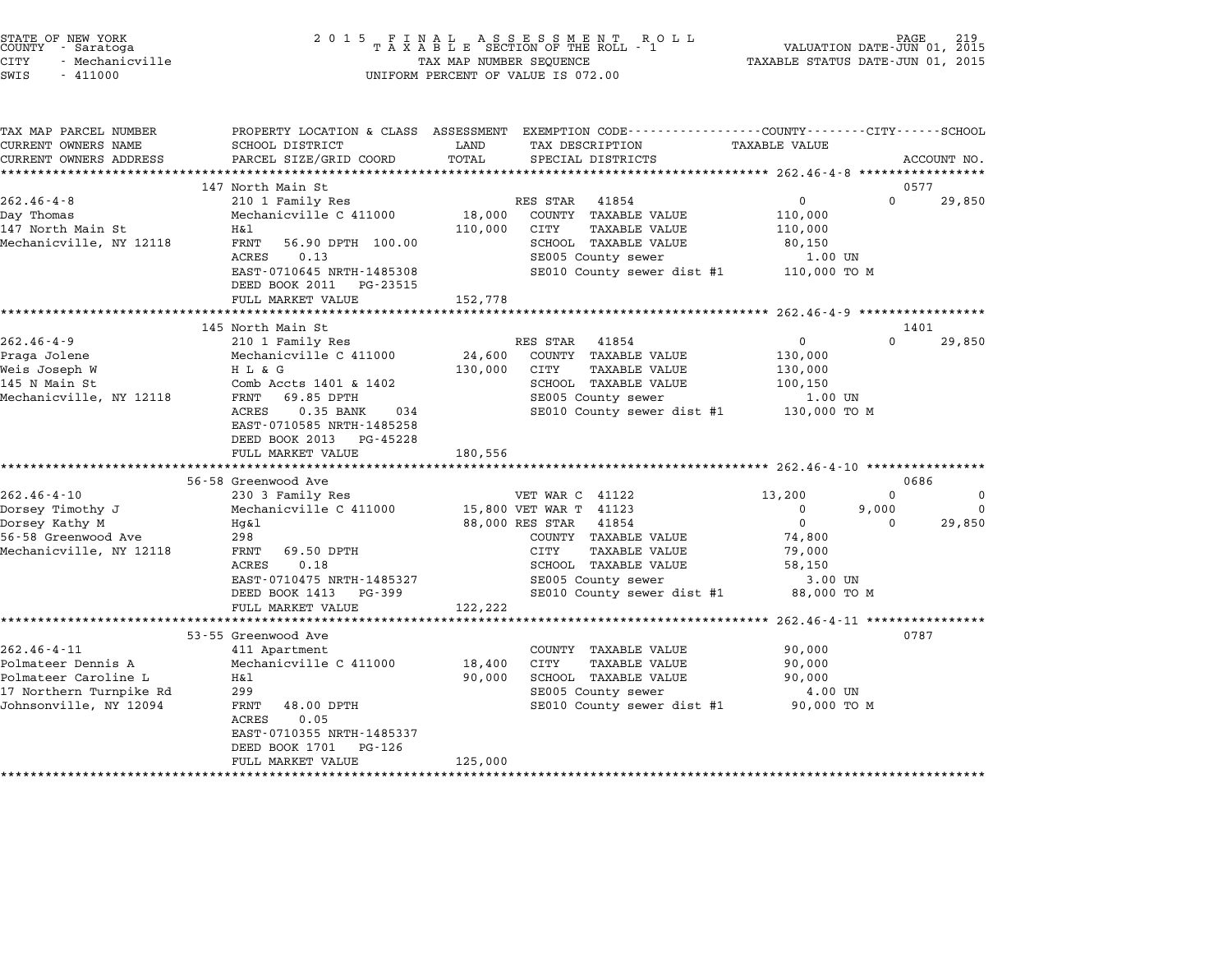STATE OF NEW YORK
COUNTY - Saratoga
CITY - Mechanicville
SWIS - 411000

2015 FINAL ASSESSMENT ROLL
TAXABLE SECTION OF THE ROLL - 1
TAX MAP NUMBER SEQUENCE
UNIFORM PERCENT OF VALUE IS 072.00

VALUATION DATE-JUN 01, 2015
TAXABLE STATUS DATE-JUN 01, 2015

| TAX MAP PARCEL NUMBER / CURRENT OWNERS NAME / CURRENT OWNERS ADDRESS | PROPERTY LOCATION & CLASS / SCHOOL DISTRICT / PARCEL SIZE/GRID COORD | ASSESSMENT LAND / TOTAL | EXEMPTION CODE / TAX DESCRIPTION / SPECIAL DISTRICTS | COUNTY TAXABLE VALUE | CITY | SCHOOL / ACCOUNT NO. |
|---|---|---|---|---|---|---|
| | 147 North Main St | | | | | 0577 |
| 262.46-4-8 | 210 1 Family Res | | RES STAR 41854 | 0 | 0 | 29,850 |
| Day Thomas | Mechanicville C 411000 | 18,000 | COUNTY TAXABLE VALUE | 110,000 | | |
| 147 North Main St | H&l | 110,000 | CITY TAXABLE VALUE | 110,000 | | |
| Mechanicville, NY 12118 | FRNT 56.90 DPTH 100.00 | | SCHOOL TAXABLE VALUE | 80,150 | | |
| | ACRES 0.13 | | SE005 County sewer | 1.00 UN | | |
| | EAST-0710645 NRTH-1485308 | | SE010 County sewer dist #1 | 110,000 TO M | | |
| | DEED BOOK 2011 PG-23515 | | | | | |
| | FULL MARKET VALUE | 152,778 | | | | |
| | 145 North Main St | | | | | 1401 |
| 262.46-4-9 | 210 1 Family Res | | RES STAR 41854 | 0 | 0 | 29,850 |
| Praga Jolene | Mechanicville C 411000 | 24,600 | COUNTY TAXABLE VALUE | 130,000 | | |
| Weis Joseph W | H L & G | 130,000 | CITY TAXABLE VALUE | 130,000 | | |
| 145 N Main St | Comb Accts 1401 & 1402 | | SCHOOL TAXABLE VALUE | 100,150 | | |
| Mechanicville, NY 12118 | FRNT 69.85 DPTH | | SE005 County sewer | 1.00 UN | | |
| | ACRES 0.35 BANK 034 | | SE010 County sewer dist #1 | 130,000 TO M | | |
| | EAST-0710585 NRTH-1485258 | | | | | |
| | DEED BOOK 2013 PG-45228 | | | | | |
| | FULL MARKET VALUE | 180,556 | | | | |
| | 56-58 Greenwood Ave | | | | | 0686 |
| 262.46-4-10 | 230 3 Family Res | | VET WAR C 41122 | 13,200 | 0 | 0 |
| Dorsey Timothy J | Mechanicville C 411000 | 15,800 | VET WAR T 41123 | 0 | 9,000 | 0 |
| Dorsey Kathy M | Hg&l | 88,000 | RES STAR 41854 | 0 | 0 | 29,850 |
| 56-58 Greenwood Ave | 298 | | COUNTY TAXABLE VALUE | 74,800 | | |
| Mechanicville, NY 12118 | FRNT 69.50 DPTH | | CITY TAXABLE VALUE | 79,000 | | |
| | ACRES 0.18 | | SCHOOL TAXABLE VALUE | 58,150 | | |
| | EAST-0710475 NRTH-1485327 | | SE005 County sewer | 3.00 UN | | |
| | DEED BOOK 1413 PG-399 | | SE010 County sewer dist #1 | 88,000 TO M | | |
| | FULL MARKET VALUE | 122,222 | | | | |
| | 53-55 Greenwood Ave | | | | | 0787 |
| 262.46-4-11 | 411 Apartment | | COUNTY TAXABLE VALUE | 90,000 | | |
| Polmateer Dennis A | Mechanicville C 411000 | 18,400 | CITY TAXABLE VALUE | 90,000 | | |
| Polmateer Caroline L | H&l | 90,000 | SCHOOL TAXABLE VALUE | 90,000 | | |
| 17 Northern Turnpike Rd | 299 | | SE005 County sewer | 4.00 UN | | |
| Johnsonville, NY 12094 | FRNT 48.00 DPTH | | SE010 County sewer dist #1 | 90,000 TO M | | |
| | ACRES 0.05 | | | | | |
| | EAST-0710355 NRTH-1485337 | | | | | |
| | DEED BOOK 1701 PG-126 | | | | | |
| | FULL MARKET VALUE | 125,000 | | | | |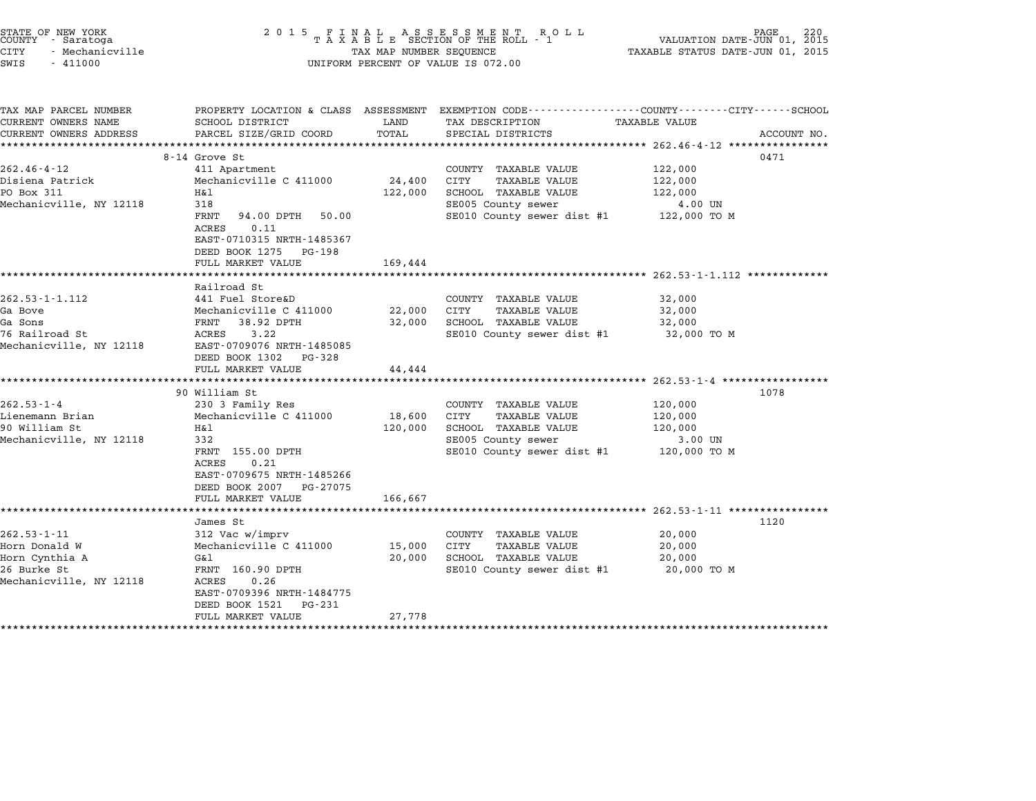STATE OF NEW YORK | 2 0 1 5 F I N A L A S S E S S M E N T R O L L | VALUATION DATE-JUN 01, 2015
COUNTY - Saratoga | T A X A B L E SECTION OF THE ROLL - 1 | TAXABLE STATUS DATE-JUN 01, 2015
CITY - Mechanicville | TAX MAP NUMBER SEQUENCE
SWIS - 411000 | UNIFORM PERCENT OF VALUE IS 072.00

| TAX MAP PARCEL NUMBER<br>CURRENT OWNERS NAME<br>CURRENT OWNERS ADDRESS | PROPERTY LOCATION & CLASS<br>SCHOOL DISTRICT<br>PARCEL SIZE/GRID COORD | ASSESSMENT<br>LAND<br>TOTAL | EXEMPTION CODE---COUNTY---CITY---SCHOOL<br>TAX DESCRIPTION<br>SPECIAL DISTRICTS | TAXABLE VALUE | ACCOUNT NO. |
|---|---|---|---|---|---|
| 262.46-4-12 | 8-14 Grove St | | | | 0471 |
| 262.46-4-12 | 411 Apartment | | COUNTY TAXABLE VALUE | 122,000 | |
| Disiena Patrick | Mechanicville C 411000 | 24,400 | CITY TAXABLE VALUE | 122,000 | |
| PO Box 311 | H&l | 122,000 | SCHOOL TAXABLE VALUE | 122,000 | |
| Mechanicville, NY 12118 | 318 | | SE005 County sewer | 4.00 UN | |
| | FRNT 94.00 DPTH 50.00 | | SE010 County sewer dist #1 | 122,000 TO M | |
| | ACRES 0.11 | | | | |
| | EAST-0710315 NRTH-1485367 | | | | |
| | DEED BOOK 1275 PG-198 | | | | |
| | FULL MARKET VALUE | 169,444 | | | |
| 262.53-1-1.112 | Railroad St | | | | |
| 262.53-1-1.112 | 441 Fuel Store&D | | COUNTY TAXABLE VALUE | 32,000 | |
| Ga Bove | Mechanicville C 411000 | 22,000 | CITY TAXABLE VALUE | 32,000 | |
| Ga Sons | FRNT 38.92 DPTH | 32,000 | SCHOOL TAXABLE VALUE | 32,000 | |
| 76 Railroad St | ACRES 3.22 | | SE010 County sewer dist #1 | 32,000 TO M | |
| Mechanicville, NY 12118 | EAST-0709076 NRTH-1485085 | | | | |
| | DEED BOOK 1302 PG-328 | | | | |
| | FULL MARKET VALUE | 44,444 | | | |
| 262.53-1-4 | 90 William St | | | | 1078 |
| 262.53-1-4 | 230 3 Family Res | | COUNTY TAXABLE VALUE | 120,000 | |
| Lienemann Brian | Mechanicville C 411000 | 18,600 | CITY TAXABLE VALUE | 120,000 | |
| 90 William St | H&l | 120,000 | SCHOOL TAXABLE VALUE | 120,000 | |
| Mechanicville, NY 12118 | 332 | | SE005 County sewer | 3.00 UN | |
| | FRNT 155.00 DPTH | | SE010 County sewer dist #1 | 120,000 TO M | |
| | ACRES 0.21 | | | | |
| | EAST-0709675 NRTH-1485266 | | | | |
| | DEED BOOK 2007 PG-27075 | | | | |
| | FULL MARKET VALUE | 166,667 | | | |
| 262.53-1-11 | James St | | | | 1120 |
| 262.53-1-11 | 312 Vac w/imprv | | COUNTY TAXABLE VALUE | 20,000 | |
| Horn Donald W | Mechanicville C 411000 | 15,000 | CITY TAXABLE VALUE | 20,000 | |
| Horn Cynthia A | G&l | 20,000 | SCHOOL TAXABLE VALUE | 20,000 | |
| 26 Burke St | FRNT 160.90 DPTH | | SE010 County sewer dist #1 | 20,000 TO M | |
| Mechanicville, NY 12118 | ACRES 0.26 | | | | |
| | EAST-0709396 NRTH-1484775 | | | | |
| | DEED BOOK 1521 PG-231 | | | | |
| | FULL MARKET VALUE | 27,778 | | | |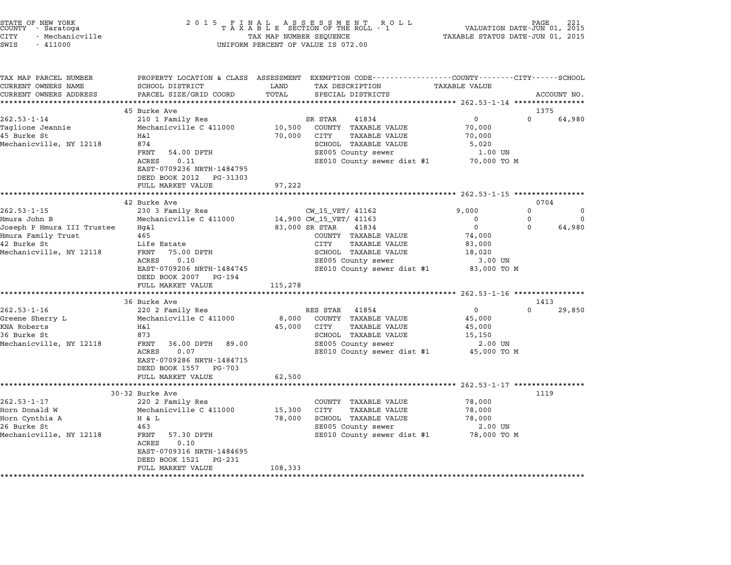STATE OF NEW YORK
COUNTY - Saratoga
CITY - Mechanicville
SWIS - 411000

2 0 1 5 F I N A L A S S E S S M E N T R O L L
T A X A B L E SECTION OF THE ROLL - 1
TAX MAP NUMBER SEQUENCE
UNIFORM PERCENT OF VALUE IS 072.00

VALUATION DATE-JUN 01, 2015
TAXABLE STATUS DATE-JUN 01, 2015

```
TAX MAP PARCEL NUMBER          PROPERTY LOCATION & CLASS  ASSESSMENT  EXEMPTION CODE-----------------COUNTY--------CITY------SCHOOL
CURRENT OWNERS NAME            SCHOOL DISTRICT             LAND       TAX DESCRIPTION               TAXABLE VALUE
CURRENT OWNERS ADDRESS         PARCEL SIZE/GRID COORD      TOTAL      SPECIAL DISTRICTS                                    ACCOUNT NO.
*********************************************************************************************** 262.53-1-14 ****************
                               45 Burke Ave                                                                                1375
262.53-1-14                    210 1 Family Res                        SR STAR      41834          0              0      64,980
Taglione Jeannie               Mechanicville C 411000      10,500     COUNTY  TAXABLE VALUE         70,000
45 Burke St                    H&l                         70,000     CITY     TAXABLE VALUE        70,000
Mechanicville, NY 12118        874                                    SCHOOL  TAXABLE VALUE          5,020
                               FRNT   54.00 DPTH                      SE005 County sewer             1.00 UN
                               ACRES    0.11                          SE010 County sewer dist #1    70,000 TO M
                               EAST-0709236 NRTH-1484795
                               DEED BOOK 2012   PG-31303
                               FULL MARKET VALUE           97,222
*********************************************************************************************** 262.53-1-15 ****************
                               42 Burke Ave                                                                                0704
262.53-1-15                    230 3 Family Res                        CW_15_VET/ 41162          9,000            0           0
Hmura John B                   Mechanicville C 411000      14,900 CW_15_VET/ 41163               0            0           0
Joseph P Hmura III Trustee     Hg&l                        83,000 SR STAR      41834              0            0      64,980
Hmura Family Trust             465                                    COUNTY  TAXABLE VALUE         74,000
42 Burke St                    Life Estate                            CITY     TAXABLE VALUE        83,000
Mechanicville, NY 12118        FRNT   75.00 DPTH                      SCHOOL  TAXABLE VALUE         18,020
                               ACRES    0.10                          SE005 County sewer             3.00 UN
                               EAST-0709206 NRTH-1484745              SE010 County sewer dist #1    83,000 TO M
                               DEED BOOK 2007   PG-194
                               FULL MARKET VALUE          115,278
*********************************************************************************************** 262.53-1-16 ****************
                               36 Burke Ave                                                                                1413
262.53-1-16                    220 2 Family Res                        RES STAR     41854          0              0      29,850
Greene Sherry L                Mechanicville C 411000       8,000     COUNTY  TAXABLE VALUE         45,000
KNA Roberts                    H&l                         45,000     CITY     TAXABLE VALUE        45,000
36 Burke St                    873                                    SCHOOL  TAXABLE VALUE         15,150
Mechanicville, NY 12118        FRNT   36.00 DPTH   89.00              SE005 County sewer             2.00 UN
                               ACRES    0.07                          SE010 County sewer dist #1    45,000 TO M
                               EAST-0709286 NRTH-1484715
                               DEED BOOK 1557   PG-703
                               FULL MARKET VALUE           62,500
*********************************************************************************************** 262.53-1-17 ****************
                               30-32 Burke Ave                                                                             1119
262.53-1-17                    220 2 Family Res                       COUNTY  TAXABLE VALUE         78,000
Horn Donald W                  Mechanicville C 411000      15,300     CITY     TAXABLE VALUE        78,000
Horn Cynthia A                 H & L                       78,000     SCHOOL  TAXABLE VALUE         78,000
26 Burke St                    463                                    SE005 County sewer             2.00 UN
Mechanicville, NY 12118        FRNT   57.30 DPTH                      SE010 County sewer dist #1    78,000 TO M
                               ACRES    0.10
                               EAST-0709316 NRTH-1484695
                               DEED BOOK 1521   PG-231
                               FULL MARKET VALUE          108,333
******************************************************************************************************************************
```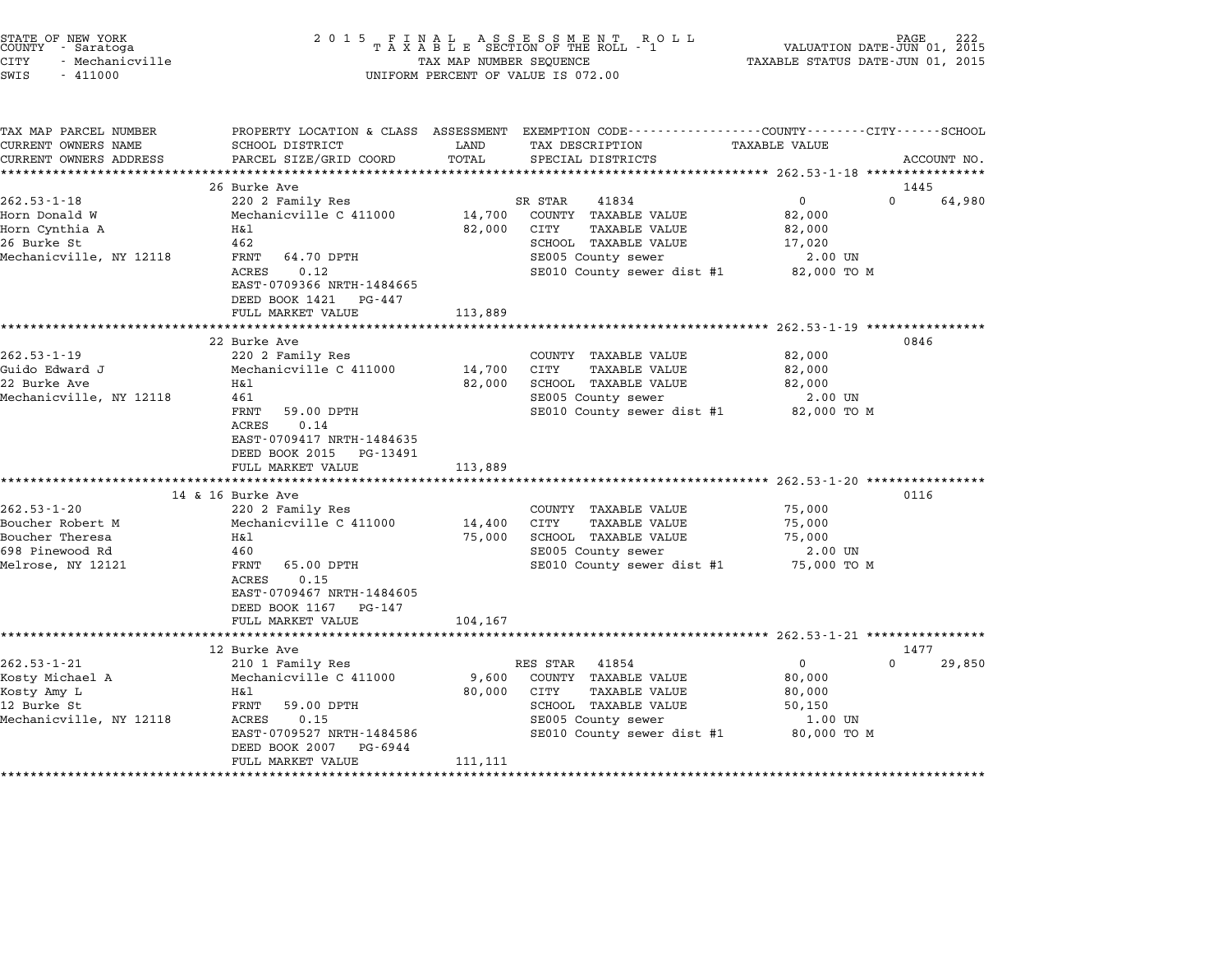STATE OF NEW YORK
COUNTY - Saratoga
CITY - Mechanicville
SWIS - 411000

**2015 FINAL ASSESSMENT ROLL**
**TAXABLE SECTION OF THE ROLL - 1**
TAX MAP NUMBER SEQUENCE
UNIFORM PERCENT OF VALUE IS 072.00

VALUATION DATE-JUN 01, 2015
TAXABLE STATUS DATE-JUN 01, 2015

| TAX MAP PARCEL NUMBER / CURRENT OWNERS NAME / CURRENT OWNERS ADDRESS | PROPERTY LOCATION & CLASS / SCHOOL DISTRICT / PARCEL SIZE/GRID COORD | ASSESSMENT LAND / TOTAL | EXEMPTION CODE / TAX DESCRIPTION / SPECIAL DISTRICTS | COUNTY / CITY TAXABLE VALUE | SCHOOL / ACCOUNT NO. |
|---|---|---|---|---|---|
| **262.53-1-18** | 26 Burke Ave | | | | 1445 |
| 262.53-1-18 | 220 2 Family Res | | SR STAR 41834 | 0 | 0 64,980 |
| Horn Donald W | Mechanicville C 411000 | 14,700 | COUNTY TAXABLE VALUE | 82,000 | |
| Horn Cynthia A | H&l | 82,000 | CITY TAXABLE VALUE | 82,000 | |
| 26 Burke St | 462 | | SCHOOL TAXABLE VALUE | 17,020 | |
| Mechanicville, NY 12118 | FRNT 64.70 DPTH | | SE005 County sewer | 2.00 UN | |
| | ACRES 0.12 | | SE010 County sewer dist #1 | 82,000 TO M | |
| | EAST-0709366 NRTH-1484665 | | | | |
| | DEED BOOK 1421 PG-447 | | | | |
| | FULL MARKET VALUE | 113,889 | | | |
| **262.53-1-19** | 22 Burke Ave | | | | 0846 |
| 262.53-1-19 | 220 2 Family Res | | COUNTY TAXABLE VALUE | 82,000 | |
| Guido Edward J | Mechanicville C 411000 | 14,700 | CITY TAXABLE VALUE | 82,000 | |
| 22 Burke Ave | H&l | 82,000 | SCHOOL TAXABLE VALUE | 82,000 | |
| Mechanicville, NY 12118 | 461 | | SE005 County sewer | 2.00 UN | |
| | FRNT 59.00 DPTH | | SE010 County sewer dist #1 | 82,000 TO M | |
| | ACRES 0.14 | | | | |
| | EAST-0709417 NRTH-1484635 | | | | |
| | DEED BOOK 2015 PG-13491 | | | | |
| | FULL MARKET VALUE | 113,889 | | | |
| **262.53-1-20** | 14 & 16 Burke Ave | | | | 0116 |
| 262.53-1-20 | 220 2 Family Res | | COUNTY TAXABLE VALUE | 75,000 | |
| Boucher Robert M | Mechanicville C 411000 | 14,400 | CITY TAXABLE VALUE | 75,000 | |
| Boucher Theresa | H&l | 75,000 | SCHOOL TAXABLE VALUE | 75,000 | |
| 698 Pinewood Rd | 460 | | SE005 County sewer | 2.00 UN | |
| Melrose, NY 12121 | FRNT 65.00 DPTH | | SE010 County sewer dist #1 | 75,000 TO M | |
| | ACRES 0.15 | | | | |
| | EAST-0709467 NRTH-1484605 | | | | |
| | DEED BOOK 1167 PG-147 | | | | |
| | FULL MARKET VALUE | 104,167 | | | |
| **262.53-1-21** | 12 Burke Ave | | | | 1477 |
| 262.53-1-21 | 210 1 Family Res | | RES STAR 41854 | 0 | 0 29,850 |
| Kosty Michael A | Mechanicville C 411000 | 9,600 | COUNTY TAXABLE VALUE | 80,000 | |
| Kosty Amy L | H&l | 80,000 | CITY TAXABLE VALUE | 80,000 | |
| 12 Burke St | FRNT 59.00 DPTH | | SCHOOL TAXABLE VALUE | 50,150 | |
| Mechanicville, NY 12118 | ACRES 0.15 | | SE005 County sewer | 1.00 UN | |
| | EAST-0709527 NRTH-1484586 | | SE010 County sewer dist #1 | 80,000 TO M | |
| | DEED BOOK 2007 PG-6944 | | | | |
| | FULL MARKET VALUE | 111,111 | | | |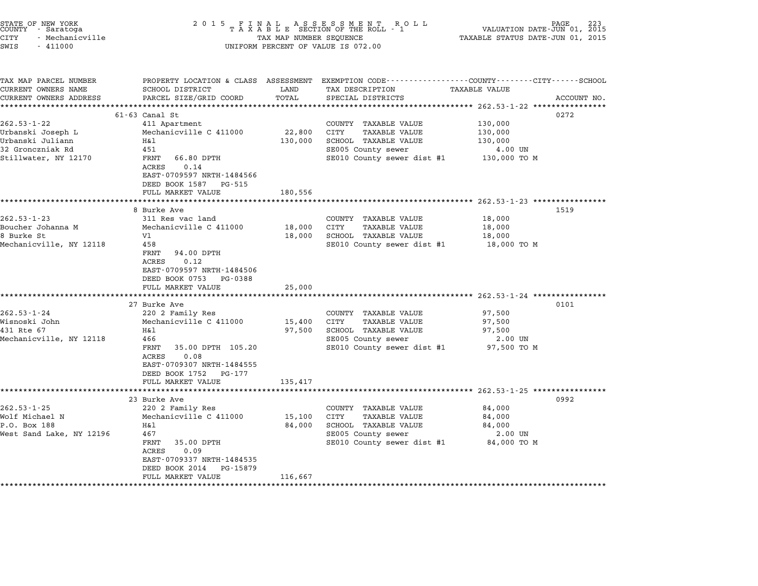STATE OF NEW YORK
COUNTY - Saratoga
CITY - Mechanicville
SWIS - 411000

2 0 1 5 F I N A L A S S E S S M E N T R O L L
T A X A B L E SECTION OF THE ROLL - 1
TAX MAP NUMBER SEQUENCE
UNIFORM PERCENT OF VALUE IS 072.00

VALUATION DATE-JUN 01, 2015
TAXABLE STATUS DATE-JUN 01, 2015

| TAX MAP PARCEL NUMBER / CURRENT OWNERS NAME / CURRENT OWNERS ADDRESS | PROPERTY LOCATION & CLASS / SCHOOL DISTRICT / PARCEL SIZE/GRID COORD | ASSESSMENT LAND | TOTAL | EXEMPTION CODE / TAX DESCRIPTION / SPECIAL DISTRICTS | TAXABLE VALUE (COUNTY / CITY / SCHOOL) | ACCOUNT NO. |
|---|---|---|---|---|---|---|
| **262.53-1-22** | 61-63 Canal St | | | | | 0272 |
| 262.53-1-22 | 411 Apartment | | | COUNTY TAXABLE VALUE | 130,000 | |
| Urbanski Joseph L | Mechanicville C 411000 | 22,800 | | CITY TAXABLE VALUE | 130,000 | |
| Urbanski Juliann | H&l | | 130,000 | SCHOOL TAXABLE VALUE | 130,000 | |
| 32 Gronczniak Rd | 451 | | | SE005 County sewer | 4.00 UN | |
| Stillwater, NY 12170 | FRNT 66.80 DPTH | | | SE010 County sewer dist #1 | 130,000 TO M | |
| | ACRES 0.14 | | | | | |
| | EAST-0709597 NRTH-1484566 | | | | | |
| | DEED BOOK 1587 PG-515 | | | | | |
| | FULL MARKET VALUE | | 180,556 | | | |
| **262.53-1-23** | 8 Burke Ave | | | | | 1519 |
| 262.53-1-23 | 311 Res vac land | | | COUNTY TAXABLE VALUE | 18,000 | |
| Boucher Johanna M | Mechanicville C 411000 | 18,000 | | CITY TAXABLE VALUE | 18,000 | |
| 8 Burke St | Vl | | 18,000 | SCHOOL TAXABLE VALUE | 18,000 | |
| Mechanicville, NY 12118 | 458 | | | SE010 County sewer dist #1 | 18,000 TO M | |
| | FRNT 94.00 DPTH | | | | | |
| | ACRES 0.12 | | | | | |
| | EAST-0709597 NRTH-1484506 | | | | | |
| | DEED BOOK 0753 PG-0388 | | | | | |
| | FULL MARKET VALUE | | 25,000 | | | |
| **262.53-1-24** | 27 Burke Ave | | | | | 0101 |
| 262.53-1-24 | 220 2 Family Res | | | COUNTY TAXABLE VALUE | 97,500 | |
| Wisnoski John | Mechanicville C 411000 | 15,400 | | CITY TAXABLE VALUE | 97,500 | |
| 431 Rte 67 | H&l | | 97,500 | SCHOOL TAXABLE VALUE | 97,500 | |
| Mechanicville, NY 12118 | 466 | | | SE005 County sewer | 2.00 UN | |
| | FRNT 35.00 DPTH 105.20 | | | SE010 County sewer dist #1 | 97,500 TO M | |
| | ACRES 0.08 | | | | | |
| | EAST-0709307 NRTH-1484555 | | | | | |
| | DEED BOOK 1752 PG-177 | | | | | |
| | FULL MARKET VALUE | | 135,417 | | | |
| **262.53-1-25** | 23 Burke Ave | | | | | 0992 |
| 262.53-1-25 | 220 2 Family Res | | | COUNTY TAXABLE VALUE | 84,000 | |
| Wolf Michael N | Mechanicville C 411000 | 15,100 | | CITY TAXABLE VALUE | 84,000 | |
| P.O. Box 188 | H&l | | 84,000 | SCHOOL TAXABLE VALUE | 84,000 | |
| West Sand Lake, NY 12196 | 467 | | | SE005 County sewer | 2.00 UN | |
| | FRNT 35.00 DPTH | | | SE010 County sewer dist #1 | 84,000 TO M | |
| | ACRES 0.09 | | | | | |
| | EAST-0709337 NRTH-1484535 | | | | | |
| | DEED BOOK 2014 PG-15879 | | | | | |
| | FULL MARKET VALUE | | 116,667 | | | |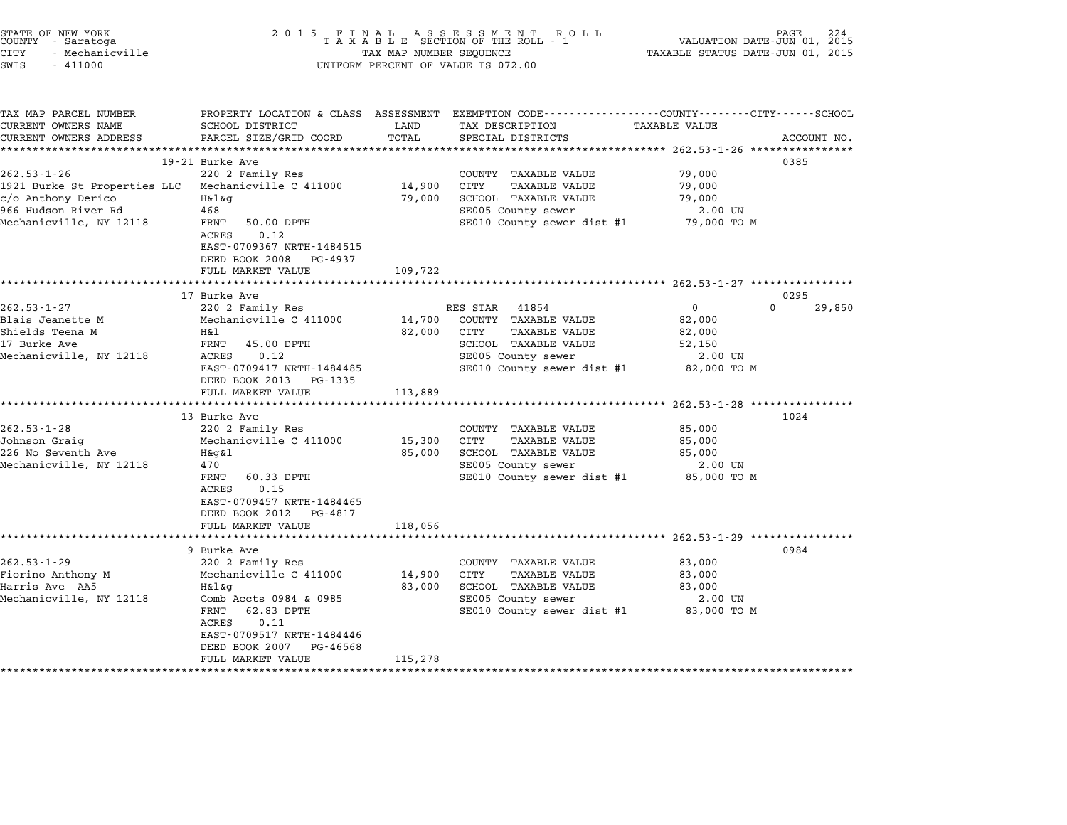STATE OF NEW YORK
COUNTY - Saratoga
CITY - Mechanicville
SWIS - 411000

2 0 1 5 F I N A L A S S E S S M E N T R O L L
T A X A B L E SECTION OF THE ROLL - 1
TAX MAP NUMBER SEQUENCE
UNIFORM PERCENT OF VALUE IS 072.00

VALUATION DATE-JUN 01, 2015
TAXABLE STATUS DATE-JUN 01, 2015

| TAX MAP PARCEL NUMBER / CURRENT OWNERS NAME / CURRENT OWNERS ADDRESS | PROPERTY LOCATION & CLASS / SCHOOL DISTRICT / PARCEL SIZE/GRID COORD | ASSESSMENT LAND / TOTAL | EXEMPTION CODE / TAX DESCRIPTION / SPECIAL DISTRICTS | COUNTY / CITY / SCHOOL TAXABLE VALUE | ACCOUNT NO. |
|---|---|---|---|---|---|
| **262.53-1-26** | 19-21 Burke Ave | | | | 0385 |
| 262.53-1-26 | 220 2 Family Res | | COUNTY TAXABLE VALUE | 79,000 | |
| 1921 Burke St Properties LLC | Mechanicville C 411000 | 14,900 | CITY TAXABLE VALUE | 79,000 | |
| c/o Anthony Derico | H&l&g | 79,000 | SCHOOL TAXABLE VALUE | 79,000 | |
| 966 Hudson River Rd | 468 | | SE005 County sewer | 2.00 UN | |
| Mechanicville, NY 12118 | FRNT 50.00 DPTH | | SE010 County sewer dist #1 | 79,000 TO M | |
| | ACRES 0.12 | | | | |
| | EAST-0709367 NRTH-1484515 | | | | |
| | DEED BOOK 2008 PG-4937 | | | | |
| | FULL MARKET VALUE | 109,722 | | | |
| **262.53-1-27** | 17 Burke Ave | | | | 0295 |
| 262.53-1-27 | 220 2 Family Res | | RES STAR 41854 | 0 / 0 / 29,850 | |
| Blais Jeanette M | Mechanicville C 411000 | 14,700 | COUNTY TAXABLE VALUE | 82,000 | |
| Shields Teena M | H&l | 82,000 | CITY TAXABLE VALUE | 82,000 | |
| 17 Burke Ave | FRNT 45.00 DPTH | | SCHOOL TAXABLE VALUE | 52,150 | |
| Mechanicville, NY 12118 | ACRES 0.12 | | SE005 County sewer | 2.00 UN | |
| | EAST-0709417 NRTH-1484485 | | SE010 County sewer dist #1 | 82,000 TO M | |
| | DEED BOOK 2013 PG-1335 | | | | |
| | FULL MARKET VALUE | 113,889 | | | |
| **262.53-1-28** | 13 Burke Ave | | | | 1024 |
| 262.53-1-28 | 220 2 Family Res | | COUNTY TAXABLE VALUE | 85,000 | |
| Johnson Graig | Mechanicville C 411000 | 15,300 | CITY TAXABLE VALUE | 85,000 | |
| 226 No Seventh Ave | H&g&l | 85,000 | SCHOOL TAXABLE VALUE | 85,000 | |
| Mechanicville, NY 12118 | 470 | | SE005 County sewer | 2.00 UN | |
| | FRNT 60.33 DPTH | | SE010 County sewer dist #1 | 85,000 TO M | |
| | ACRES 0.15 | | | | |
| | EAST-0709457 NRTH-1484465 | | | | |
| | DEED BOOK 2012 PG-4817 | | | | |
| | FULL MARKET VALUE | 118,056 | | | |
| **262.53-1-29** | 9 Burke Ave | | | | 0984 |
| 262.53-1-29 | 220 2 Family Res | | COUNTY TAXABLE VALUE | 83,000 | |
| Fiorino Anthony M | Mechanicville C 411000 | 14,900 | CITY TAXABLE VALUE | 83,000 | |
| Harris Ave AA5 | H&l&g | 83,000 | SCHOOL TAXABLE VALUE | 83,000 | |
| Mechanicville, NY 12118 | Comb Accts 0984 & 0985 | | SE005 County sewer | 2.00 UN | |
| | FRNT 62.83 DPTH | | SE010 County sewer dist #1 | 83,000 TO M | |
| | ACRES 0.11 | | | | |
| | EAST-0709517 NRTH-1484446 | | | | |
| | DEED BOOK 2007 PG-46568 | | | | |
| | FULL MARKET VALUE | 115,278 | | | |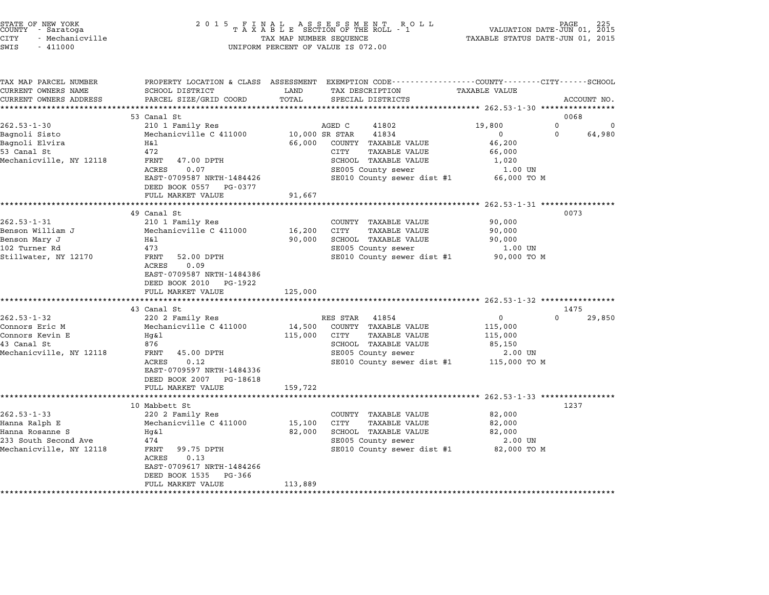STATE OF NEW YORK
COUNTY - Saratoga
CITY - Mechanicville
SWIS - 411000

2 0 1 5 F I N A L A S S E S S M E N T R O L L
T A X A B L E SECTION OF THE ROLL - 1
TAX MAP NUMBER SEQUENCE
UNIFORM PERCENT OF VALUE IS 072.00

VALUATION DATE-JUN 01, 2015
TAXABLE STATUS DATE-JUN 01, 2015

```
TAX MAP PARCEL NUMBER     PROPERTY LOCATION & CLASS  ASSESSMENT  EXEMPTION CODE-----------------COUNTY--------CITY------SCHOOL
CURRENT OWNERS NAME       SCHOOL DISTRICT               LAND      TAX DESCRIPTION              TAXABLE VALUE
CURRENT OWNERS ADDRESS    PARCEL SIZE/GRID COORD        TOTAL     SPECIAL DISTRICTS                                    ACCOUNT NO.
******************************************************************************************************* 262.53-1-30 ****************
                          53 Canal St                                                                                  0068
262.53-1-30               210 1 Family Res                   AGED C      41802          19,800           0            0
Bagnoli Sisto             Mechanicville C 411000        10,000 SR STAR    41834              0           0       64,980
Bagnoli Elvira            H&l                           66,000   COUNTY  TAXABLE VALUE        46,200
53 Canal St               472                                    CITY    TAXABLE VALUE        66,000
Mechanicville, NY 12118   FRNT   47.00 DPTH                      SCHOOL  TAXABLE VALUE         1,020
                          ACRES    0.07                          SE005 County sewer             1.00 UN
                          EAST-0709587 NRTH-1484426              SE010 County sewer dist #1    66,000 TO M
                          DEED BOOK 0557   PG-0377
                          FULL MARKET VALUE             91,667
******************************************************************************************************* 262.53-1-31 ****************
                          49 Canal St                                                                                  0073
262.53-1-31               210 1 Family Res                       COUNTY  TAXABLE VALUE        90,000
Benson William J          Mechanicville C 411000        16,200   CITY    TAXABLE VALUE        90,000
Benson Mary J             H&l                           90,000   SCHOOL  TAXABLE VALUE        90,000
102 Turner Rd             473                                    SE005 County sewer             1.00 UN
Stillwater, NY 12170      FRNT   52.00 DPTH                      SE010 County sewer dist #1    90,000 TO M
                          ACRES    0.09
                          EAST-0709587 NRTH-1484386
                          DEED BOOK 2010   PG-1922
                          FULL MARKET VALUE            125,000
******************************************************************************************************* 262.53-1-32 ****************
                          43 Canal St                                                                                  1475
262.53-1-32               220 2 Family Res                   RES STAR    41854               0           0       29,850
Connors Eric M            Mechanicville C 411000        14,500   COUNTY  TAXABLE VALUE       115,000
Connors Kevin E           Hg&l                         115,000   CITY    TAXABLE VALUE       115,000
43 Canal St               876                                    SCHOOL  TAXABLE VALUE        85,150
Mechanicville, NY 12118   FRNT   45.00 DPTH                      SE005 County sewer             2.00 UN
                          ACRES    0.12                          SE010 County sewer dist #1   115,000 TO M
                          EAST-0709597 NRTH-1484336
                          DEED BOOK 2007   PG-18618
                          FULL MARKET VALUE            159,722
******************************************************************************************************* 262.53-1-33 ****************
                          10 Mabbett St                                                                                1237
262.53-1-33               220 2 Family Res                       COUNTY  TAXABLE VALUE        82,000
Hanna Ralph E             Mechanicville C 411000        15,100   CITY    TAXABLE VALUE        82,000
Hanna Rosanne S           Hg&l                          82,000   SCHOOL  TAXABLE VALUE        82,000
233 South Second Ave      474                                    SE005 County sewer             2.00 UN
Mechanicville, NY 12118   FRNT   99.75 DPTH                      SE010 County sewer dist #1    82,000 TO M
                          ACRES    0.13
                          EAST-0709617 NRTH-1484266
                          DEED BOOK 1535   PG-366
                          FULL MARKET VALUE            113,889
************************************************************************************************************************************
```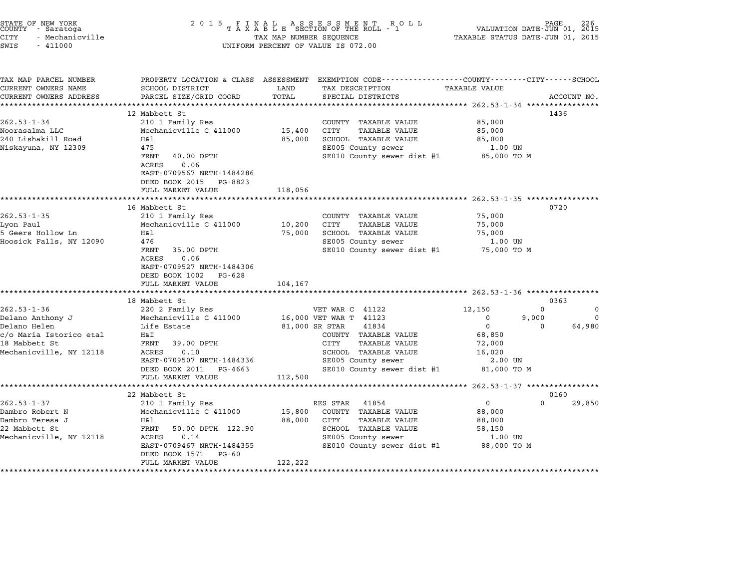STATE OF NEW YORK
COUNTY - Saratoga
CITY - Mechanicville
SWIS - 411000

2015 FINAL ASSESSMENT ROLL
TAXABLE SECTION OF THE ROLL - 1
TAX MAP NUMBER SEQUENCE
UNIFORM PERCENT OF VALUE IS 072.00

VALUATION DATE-JUN 01, 2015
TAXABLE STATUS DATE-JUN 01, 2015

| TAX MAP PARCEL NUMBER / CURRENT OWNERS NAME / CURRENT OWNERS ADDRESS | PROPERTY LOCATION & CLASS / SCHOOL DISTRICT / PARCEL SIZE/GRID COORD | ASSESSMENT LAND | TOTAL | EXEMPTION CODE / TAX DESCRIPTION / SPECIAL DISTRICTS | COUNTY TAXABLE VALUE | CITY | SCHOOL | ACCOUNT NO. |
|---|---|---|---|---|---|---|---|---|
| **262.53-1-34** | 12 Mabbett St | | | | | | | 1436 |
| 262.53-1-34 | 210 1 Family Res | | | COUNTY TAXABLE VALUE | 85,000 | | | |
| Noorasalma LLC | Mechanicville C 411000 | 15,400 | | CITY TAXABLE VALUE | 85,000 | | | |
| 240 Lishakill Road | H&l | | 85,000 | SCHOOL TAXABLE VALUE | 85,000 | | | |
| Niskayuna, NY 12309 | 475 | | | SE005 County sewer | 1.00 UN | | | |
| | FRNT 40.00 DPTH | | | SE010 County sewer dist #1 | 85,000 TO M | | | |
| | ACRES 0.06 | | | | | | | |
| | EAST-0709567 NRTH-1484286 | | | | | | | |
| | DEED BOOK 2015 PG-8823 | | | | | | | |
| | FULL MARKET VALUE | | 118,056 | | | | | |
| **262.53-1-35** | 16 Mabbett St | | | | | | | 0720 |
| 262.53-1-35 | 210 1 Family Res | | | COUNTY TAXABLE VALUE | 75,000 | | | |
| Lyon Paul | Mechanicville C 411000 | 10,200 | | CITY TAXABLE VALUE | 75,000 | | | |
| 5 Geers Hollow Ln | H&l | | 75,000 | SCHOOL TAXABLE VALUE | 75,000 | | | |
| Hoosick Falls, NY 12090 | 476 | | | SE005 County sewer | 1.00 UN | | | |
| | FRNT 35.00 DPTH | | | SE010 County sewer dist #1 | 75,000 TO M | | | |
| | ACRES 0.06 | | | | | | | |
| | EAST-0709527 NRTH-1484306 | | | | | | | |
| | DEED BOOK 1002 PG-628 | | | | | | | |
| | FULL MARKET VALUE | | 104,167 | | | | | |
| **262.53-1-36** | 18 Mabbett St | | | | | | | 0363 |
| 262.53-1-36 | 220 2 Family Res | | | VET WAR C 41122 | 12,150 | 0 | 0 | |
| Delano Anthony J | Mechanicville C 411000 | 16,000 | | VET WAR T 41123 | 0 | 9,000 | 0 | |
| Delano Helen | Life Estate | | 81,000 | SR STAR 41834 | 0 | 0 | 64,980 | |
| c/o Maria Istorico etal | H&I | | | COUNTY TAXABLE VALUE | 68,850 | | | |
| 18 Mabbett St | FRNT 39.00 DPTH | | | CITY TAXABLE VALUE | 72,000 | | | |
| Mechanicville, NY 12118 | ACRES 0.10 | | | SCHOOL TAXABLE VALUE | 16,020 | | | |
| | EAST-0709507 NRTH-1484336 | | | SE005 County sewer | 2.00 UN | | | |
| | DEED BOOK 2011 PG-4663 | | | SE010 County sewer dist #1 | 81,000 TO M | | | |
| | FULL MARKET VALUE | | 112,500 | | | | | |
| **262.53-1-37** | 22 Mabbett St | | | | | | | 0160 |
| 262.53-1-37 | 210 1 Family Res | | | RES STAR 41854 | 0 | 0 | 29,850 | |
| Dambro Robert N | Mechanicville C 411000 | 15,800 | | COUNTY TAXABLE VALUE | 88,000 | | | |
| Dambro Teresa J | H&l | | 88,000 | CITY TAXABLE VALUE | 88,000 | | | |
| 22 Mabbett St | FRNT 50.00 DPTH 122.90 | | | SCHOOL TAXABLE VALUE | 58,150 | | | |
| Mechanicville, NY 12118 | ACRES 0.14 | | | SE005 County sewer | 1.00 UN | | | |
| | EAST-0709467 NRTH-1484355 | | | SE010 County sewer dist #1 | 88,000 TO M | | | |
| | DEED BOOK 1571 PG-60 | | | | | | | |
| | FULL MARKET VALUE | | 122,222 | | | | | |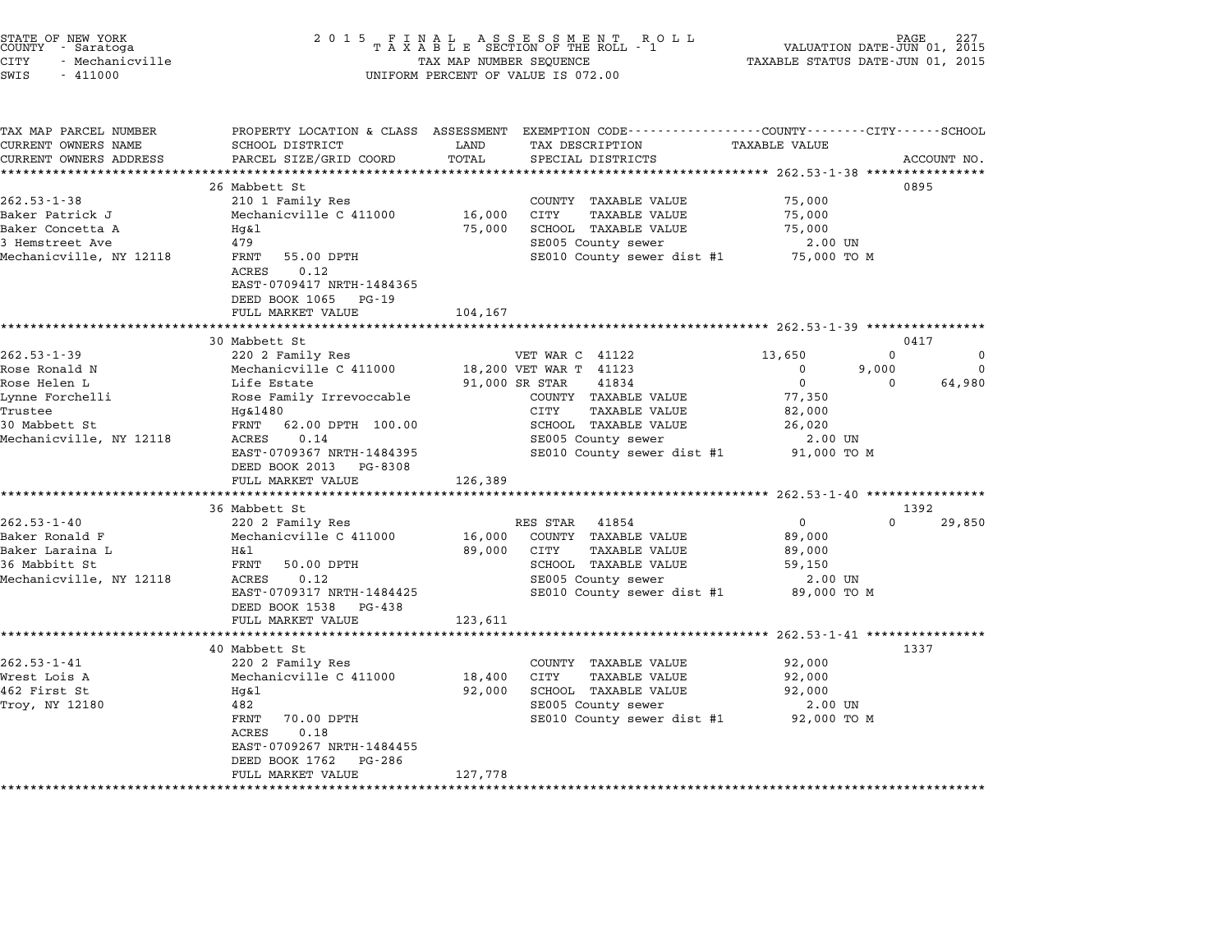STATE OF NEW YORK
COUNTY - Saratoga
CITY - Mechanicville
SWIS - 411000

2 0 1 5 F I N A L A S S E S S M E N T R O L L
T A X A B L E SECTION OF THE ROLL - 1
TAX MAP NUMBER SEQUENCE
UNIFORM PERCENT OF VALUE IS 072.00

VALUATION DATE-JUN 01, 2015
TAXABLE STATUS DATE-JUN 01, 2015

| TAX MAP PARCEL NUMBER / CURRENT OWNERS NAME / CURRENT OWNERS ADDRESS | PROPERTY LOCATION & CLASS / SCHOOL DISTRICT / PARCEL SIZE/GRID COORD | ASSESSMENT LAND / TOTAL | EXEMPTION CODE / TAX DESCRIPTION / SPECIAL DISTRICTS | COUNTY TAXABLE VALUE | CITY | SCHOOL | ACCOUNT NO. |
|---|---|---|---|---|---|---|---|
| **262.53-1-38** | 26 Mabbett St | | | | | | 0895 |
| 262.53-1-38 | 210 1 Family Res | | COUNTY TAXABLE VALUE | 75,000 | | | |
| Baker Patrick J | Mechanicville C 411000 | 16,000 | CITY TAXABLE VALUE | 75,000 | | | |
| Baker Concetta A | Hg&l | 75,000 | SCHOOL TAXABLE VALUE | 75,000 | | | |
| 3 Hemstreet Ave | 479 | | SE005 County sewer | 2.00 UN | | | |
| Mechanicville, NY 12118 | FRNT 55.00 DPTH | | SE010 County sewer dist #1 | 75,000 TO M | | | |
| | ACRES 0.12 | | | | | | |
| | EAST-0709417 NRTH-1484365 | | | | | | |
| | DEED BOOK 1065 PG-19 | | | | | | |
| | FULL MARKET VALUE | 104,167 | | | | | |
| **262.53-1-39** | 30 Mabbett St | | | | | | 0417 |
| 262.53-1-39 | 220 2 Family Res | | VET WAR C 41122 | 13,650 | 0 | 0 | |
| Rose Ronald N | Mechanicville C 411000 | 18,200 | VET WAR T 41123 | 0 | 9,000 | 0 | |
| Rose Helen L | Life Estate | 91,000 | SR STAR 41834 | 0 | 0 | 64,980 | |
| Lynne Forchelli | Rose Family Irrevoccable | | COUNTY TAXABLE VALUE | 77,350 | | | |
| Trustee | Hg&l480 | | CITY TAXABLE VALUE | 82,000 | | | |
| 30 Mabbett St | FRNT 62.00 DPTH 100.00 | | SCHOOL TAXABLE VALUE | 26,020 | | | |
| Mechanicville, NY 12118 | ACRES 0.14 | | SE005 County sewer | 2.00 UN | | | |
| | EAST-0709367 NRTH-1484395 | | SE010 County sewer dist #1 | 91,000 TO M | | | |
| | DEED BOOK 2013 PG-8308 | | | | | | |
| | FULL MARKET VALUE | 126,389 | | | | | |
| **262.53-1-40** | 36 Mabbett St | | | | | | 1392 |
| 262.53-1-40 | 220 2 Family Res | | RES STAR 41854 | 0 | 0 | 29,850 | |
| Baker Ronald F | Mechanicville C 411000 | 16,000 | COUNTY TAXABLE VALUE | 89,000 | | | |
| Baker Laraina L | H&l | 89,000 | CITY TAXABLE VALUE | 89,000 | | | |
| 36 Mabbitt St | FRNT 50.00 DPTH | | SCHOOL TAXABLE VALUE | 59,150 | | | |
| Mechanicville, NY 12118 | ACRES 0.12 | | SE005 County sewer | 2.00 UN | | | |
| | EAST-0709317 NRTH-1484425 | | SE010 County sewer dist #1 | 89,000 TO M | | | |
| | DEED BOOK 1538 PG-438 | | | | | | |
| | FULL MARKET VALUE | 123,611 | | | | | |
| **262.53-1-41** | 40 Mabbett St | | | | | | 1337 |
| 262.53-1-41 | 220 2 Family Res | | COUNTY TAXABLE VALUE | 92,000 | | | |
| Wrest Lois A | Mechanicville C 411000 | 18,400 | CITY TAXABLE VALUE | 92,000 | | | |
| 462 First St | Hg&l | 92,000 | SCHOOL TAXABLE VALUE | 92,000 | | | |
| Troy, NY 12180 | 482 | | SE005 County sewer | 2.00 UN | | | |
| | FRNT 70.00 DPTH | | SE010 County sewer dist #1 | 92,000 TO M | | | |
| | ACRES 0.18 | | | | | | |
| | EAST-0709267 NRTH-1484455 | | | | | | |
| | DEED BOOK 1762 PG-286 | | | | | | |
| | FULL MARKET VALUE | 127,778 | | | | | |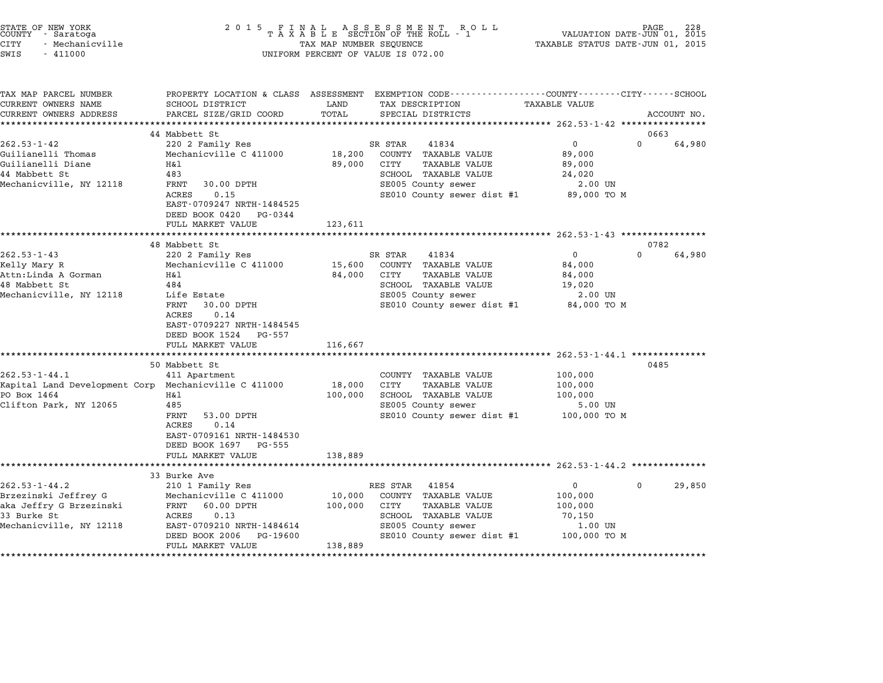STATE OF NEW YORK
COUNTY - Saratoga
CITY - Mechanicville
SWIS - 411000

2 0 1 5 F I N A L A S S E S S M E N T R O L L
T A X A B L E SECTION OF THE ROLL - 1
TAX MAP NUMBER SEQUENCE
UNIFORM PERCENT OF VALUE IS 072.00

VALUATION DATE-JUN 01, 2015
TAXABLE STATUS DATE-JUN 01, 2015

| TAX MAP PARCEL NUMBER<br>CURRENT OWNERS NAME<br>CURRENT OWNERS ADDRESS | PROPERTY LOCATION & CLASS<br>SCHOOL DISTRICT<br>PARCEL SIZE/GRID COORD | ASSESSMENT<br>LAND<br>TOTAL | EXEMPTION CODE<br>TAX DESCRIPTION<br>SPECIAL DISTRICTS | COUNTY / CITY / SCHOOL<br>TAXABLE VALUE | ACCOUNT NO. |
|---|---|---|---|---|---|
| **262.53-1-42** | 44 Mabbett St | | | | 0663 |
| 262.53-1-42 | 220 2 Family Res | | SR STAR 41834 | 0 0 64,980 | |
| Guilianelli Thomas | Mechanicville C 411000 | 18,200 | COUNTY TAXABLE VALUE | 89,000 | |
| Guilianelli Diane | H&l | 89,000 | CITY TAXABLE VALUE | 89,000 | |
| 44 Mabbett St | 483 | | SCHOOL TAXABLE VALUE | 24,020 | |
| Mechanicville, NY 12118 | FRNT 30.00 DPTH | | SE005 County sewer | 2.00 UN | |
| | ACRES 0.15 | | SE010 County sewer dist #1 | 89,000 TO M | |
| | EAST-0709247 NRTH-1484525 | | | | |
| | DEED BOOK 0420 PG-0344 | | | | |
| | FULL MARKET VALUE | 123,611 | | | |
| **262.53-1-43** | 48 Mabbett St | | | | 0782 |
| 262.53-1-43 | 220 2 Family Res | | SR STAR 41834 | 0 0 64,980 | |
| Kelly Mary R | Mechanicville C 411000 | 15,600 | COUNTY TAXABLE VALUE | 84,000 | |
| Attn:Linda A Gorman | H&l | 84,000 | CITY TAXABLE VALUE | 84,000 | |
| 48 Mabbett St | 484 | | SCHOOL TAXABLE VALUE | 19,020 | |
| Mechanicville, NY 12118 | Life Estate | | SE005 County sewer | 2.00 UN | |
| | FRNT 30.00 DPTH | | SE010 County sewer dist #1 | 84,000 TO M | |
| | ACRES 0.14 | | | | |
| | EAST-0709227 NRTH-1484545 | | | | |
| | DEED BOOK 1524 PG-557 | | | | |
| | FULL MARKET VALUE | 116,667 | | | |
| **262.53-1-44.1** | 50 Mabbett St | | | | 0485 |
| 262.53-1-44.1 | 411 Apartment | | COUNTY TAXABLE VALUE | 100,000 | |
| Kapital Land Development Corp | Mechanicville C 411000 | 18,000 | CITY TAXABLE VALUE | 100,000 | |
| PO Box 1464 | H&l | 100,000 | SCHOOL TAXABLE VALUE | 100,000 | |
| Clifton Park, NY 12065 | 485 | | SE005 County sewer | 5.00 UN | |
| | FRNT 53.00 DPTH | | SE010 County sewer dist #1 | 100,000 TO M | |
| | ACRES 0.14 | | | | |
| | EAST-0709161 NRTH-1484530 | | | | |
| | DEED BOOK 1697 PG-555 | | | | |
| | FULL MARKET VALUE | 138,889 | | | |
| **262.53-1-44.2** | 33 Burke Ave | | | | |
| 262.53-1-44.2 | 210 1 Family Res | | RES STAR 41854 | 0 0 29,850 | |
| Brzezinski Jeffrey G | Mechanicville C 411000 | 10,000 | COUNTY TAXABLE VALUE | 100,000 | |
| aka Jeffry G Brzezinski | FRNT 60.00 DPTH | 100,000 | CITY TAXABLE VALUE | 100,000 | |
| 33 Burke St | ACRES 0.13 | | SCHOOL TAXABLE VALUE | 70,150 | |
| Mechanicville, NY 12118 | EAST-0709210 NRTH-1484614 | | SE005 County sewer | 1.00 UN | |
| | DEED BOOK 2006 PG-19600 | | SE010 County sewer dist #1 | 100,000 TO M | |
| | FULL MARKET VALUE | 138,889 | | | |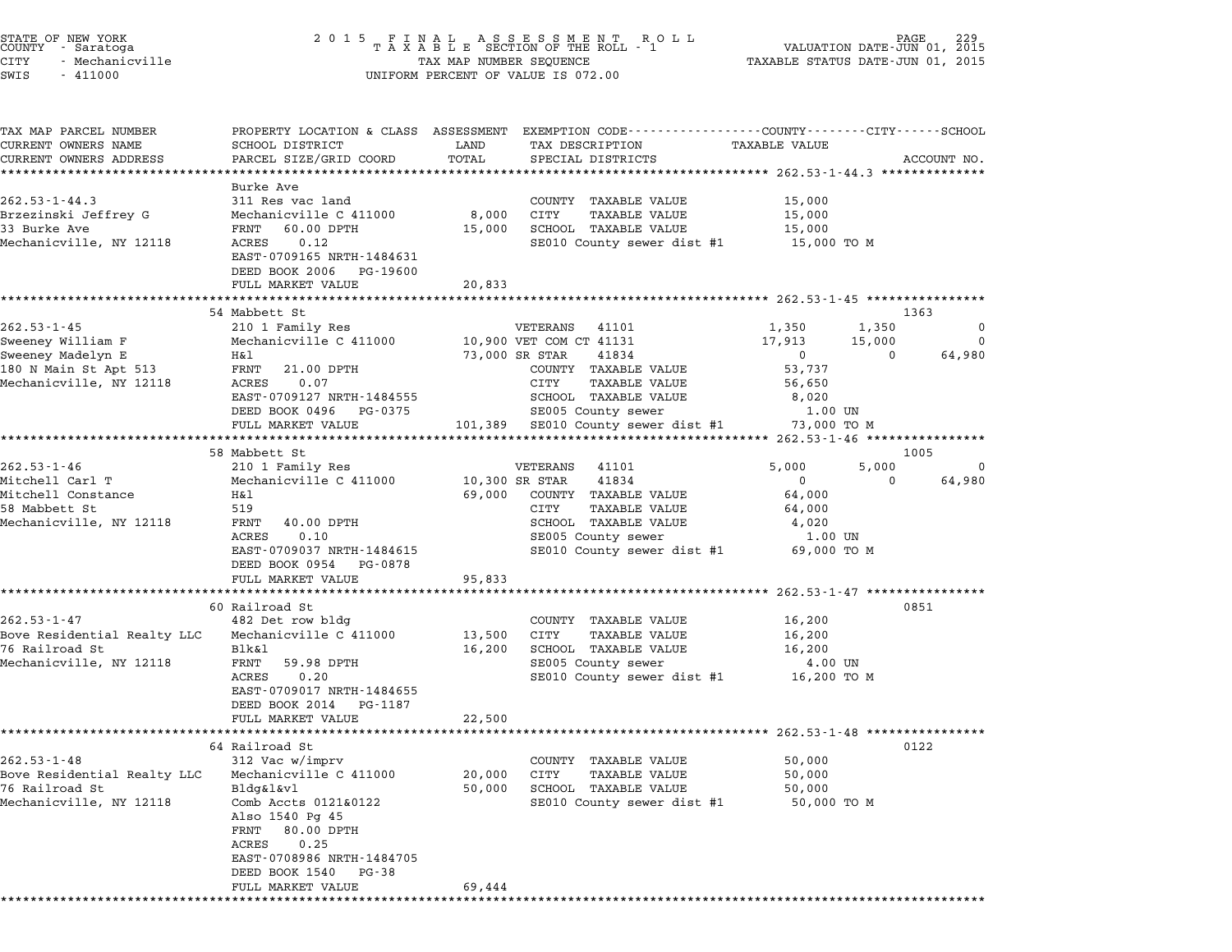STATE OF NEW YORK
COUNTY - Saratoga
CITY - Mechanicville
SWIS - 411000

2015 FINAL ASSESSMENT ROLL
TAXABLE SECTION OF THE ROLL - 1
TAX MAP NUMBER SEQUENCE
UNIFORM PERCENT OF VALUE IS 072.00

VALUATION DATE-JUN 01, 2015
TAXABLE STATUS DATE-JUN 01, 2015

| TAX MAP PARCEL NUMBER / CURRENT OWNERS NAME / CURRENT OWNERS ADDRESS | PROPERTY LOCATION & CLASS / SCHOOL DISTRICT / PARCEL SIZE/GRID COORD | ASSESSMENT LAND / TOTAL | EXEMPTION CODE / TAX DESCRIPTION / SPECIAL DISTRICTS | COUNTY | CITY | SCHOOL | ACCOUNT NO. |
|---|---|---|---|---|---|---|---|
| **262.53-1-44.3** | Burke Ave | | | | | | |
| 262.53-1-44.3 | 311 Res vac land | | COUNTY TAXABLE VALUE | 15,000 | | | |
| Brzezinski Jeffrey G | Mechanicville C 411000 | 8,000 | CITY TAXABLE VALUE | | 15,000 | | |
| 33 Burke Ave | FRNT 60.00 DPTH | 15,000 | SCHOOL TAXABLE VALUE | | | 15,000 | |
| Mechanicville, NY 12118 | ACRES 0.12 | | SE010 County sewer dist #1 | 15,000 TO M | | | |
| | EAST-0709165 NRTH-1484631 | | | | | | |
| | DEED BOOK 2006 PG-19600 | | | | | | |
| | FULL MARKET VALUE | 20,833 | | | | | |
| **262.53-1-45** | 54 Mabbett St | | | | | | 1363 |
| 262.53-1-45 | 210 1 Family Res | | VETERANS 41101 | 1,350 | 1,350 | 0 | |
| Sweeney William F | Mechanicville C 411000 | 10,900 | VET COM CT 41131 | 17,913 | 15,000 | 0 | |
| Sweeney Madelyn E | H&l | 73,000 | SR STAR 41834 | 0 | 0 | 64,980 | |
| 180 N Main St Apt 513 | FRNT 21.00 DPTH | | COUNTY TAXABLE VALUE | 53,737 | | | |
| Mechanicville, NY 12118 | ACRES 0.07 | | CITY TAXABLE VALUE | | 56,650 | | |
| | EAST-0709127 NRTH-1484555 | | SCHOOL TAXABLE VALUE | | | 8,020 | |
| | DEED BOOK 0496 PG-0375 | | SE005 County sewer | 1.00 UN | | | |
| | FULL MARKET VALUE | 101,389 | SE010 County sewer dist #1 | 73,000 TO M | | | |
| **262.53-1-46** | 58 Mabbett St | | | | | | 1005 |
| 262.53-1-46 | 210 1 Family Res | | VETERANS 41101 | 5,000 | 5,000 | 0 | |
| Mitchell Carl T | Mechanicville C 411000 | 10,300 | SR STAR 41834 | 0 | 0 | 64,980 | |
| Mitchell Constance | H&l | 69,000 | COUNTY TAXABLE VALUE | 64,000 | | | |
| 58 Mabbett St | 519 | | CITY TAXABLE VALUE | | 64,000 | | |
| Mechanicville, NY 12118 | FRNT 40.00 DPTH | | SCHOOL TAXABLE VALUE | | | 4,020 | |
| | ACRES 0.10 | | SE005 County sewer | 1.00 UN | | | |
| | EAST-0709037 NRTH-1484615 | | SE010 County sewer dist #1 | 69,000 TO M | | | |
| | DEED BOOK 0954 PG-0878 | | | | | | |
| | FULL MARKET VALUE | 95,833 | | | | | |
| **262.53-1-47** | 60 Railroad St | | | | | | 0851 |
| 262.53-1-47 | 482 Det row bldg | | COUNTY TAXABLE VALUE | 16,200 | | | |
| Bove Residential Realty LLC | Mechanicville C 411000 | 13,500 | CITY TAXABLE VALUE | | 16,200 | | |
| 76 Railroad St | Blk&l | 16,200 | SCHOOL TAXABLE VALUE | | | 16,200 | |
| Mechanicville, NY 12118 | FRNT 59.98 DPTH | | SE005 County sewer | 4.00 UN | | | |
| | ACRES 0.20 | | SE010 County sewer dist #1 | 16,200 TO M | | | |
| | EAST-0709017 NRTH-1484655 | | | | | | |
| | DEED BOOK 2014 PG-1187 | | | | | | |
| | FULL MARKET VALUE | 22,500 | | | | | |
| **262.53-1-48** | 64 Railroad St | | | | | | 0122 |
| 262.53-1-48 | 312 Vac w/imprv | | COUNTY TAXABLE VALUE | 50,000 | | | |
| Bove Residential Realty LLC | Mechanicville C 411000 | 20,000 | CITY TAXABLE VALUE | | 50,000 | | |
| 76 Railroad St | Bldg&l&vl | 50,000 | SCHOOL TAXABLE VALUE | | | 50,000 | |
| Mechanicville, NY 12118 | Comb Accts 0121&0122 | | SE010 County sewer dist #1 | 50,000 TO M | | | |
| | Also 1540 Pg 45 | | | | | | |
| | FRNT 80.00 DPTH | | | | | | |
| | ACRES 0.25 | | | | | | |
| | EAST-0708986 NRTH-1484705 | | | | | | |
| | DEED BOOK 1540 PG-38 | | | | | | |
| | FULL MARKET VALUE | 69,444 | | | | | |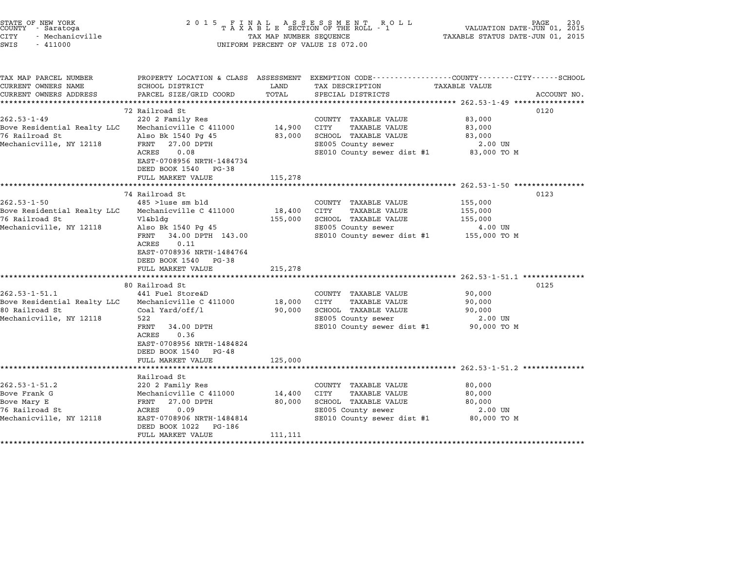STATE OF NEW YORK
COUNTY - Saratoga
CITY - Mechanicville
SWIS - 411000

2015 FINAL ASSESSMENT ROLL
TAXABLE SECTION OF THE ROLL - 1
TAX MAP NUMBER SEQUENCE
UNIFORM PERCENT OF VALUE IS 072.00

VALUATION DATE-JUN 01, 2015
TAXABLE STATUS DATE-JUN 01, 2015

| TAX MAP PARCEL NUMBER / CURRENT OWNERS NAME / CURRENT OWNERS ADDRESS | PROPERTY LOCATION & CLASS / SCHOOL DISTRICT / PARCEL SIZE/GRID COORD | ASSESSMENT LAND | TOTAL | EXEMPTION CODE / TAX DESCRIPTION / SPECIAL DISTRICTS | TAXABLE VALUE (COUNTY--CITY--SCHOOL) | ACCOUNT NO. |
|---|---|---|---|---|---|---|
| **262.53-1-49** | 72 Railroad St | | | | | 0120 |
| 262.53-1-49 | 220 2 Family Res | | | COUNTY TAXABLE VALUE | 83,000 | |
| Bove Residential Realty LLC | Mechanicville C 411000 | 14,900 | | CITY TAXABLE VALUE | 83,000 | |
| 76 Railroad St | Also Bk 1540 Pg 45 | | 83,000 | SCHOOL TAXABLE VALUE | 83,000 | |
| Mechanicville, NY 12118 | FRNT 27.00 DPTH | | | SE005 County sewer | 2.00 UN | |
| | ACRES 0.08 | | | SE010 County sewer dist #1 | 83,000 TO M | |
| | EAST-0708956 NRTH-1484734 | | | | | |
| | DEED BOOK 1540 PG-38 | | | | | |
| | FULL MARKET VALUE | | 115,278 | | | |
| **262.53-1-50** | 74 Railroad St | | | | | 0123 |
| 262.53-1-50 | 485 >1use sm bld | | | COUNTY TAXABLE VALUE | 155,000 | |
| Bove Residential Realty LLC | Mechanicville C 411000 | 18,400 | | CITY TAXABLE VALUE | 155,000 | |
| 76 Railroad St | Vl&bldg | | 155,000 | SCHOOL TAXABLE VALUE | 155,000 | |
| Mechanicville, NY 12118 | Also Bk 1540 Pg 45 | | | SE005 County sewer | 4.00 UN | |
| | FRNT 34.00 DPTH 143.00 | | | SE010 County sewer dist #1 | 155,000 TO M | |
| | ACRES 0.11 | | | | | |
| | EAST-0708936 NRTH-1484764 | | | | | |
| | DEED BOOK 1540 PG-38 | | | | | |
| | FULL MARKET VALUE | | 215,278 | | | |
| **262.53-1-51.1** | 80 Railroad St | | | | | 0125 |
| 262.53-1-51.1 | 441 Fuel Store&D | | | COUNTY TAXABLE VALUE | 90,000 | |
| Bove Residential Realty LLC | Mechanicville C 411000 | 18,000 | | CITY TAXABLE VALUE | 90,000 | |
| 80 Railroad St | Coal Yard/off/l | | 90,000 | SCHOOL TAXABLE VALUE | 90,000 | |
| Mechanicville, NY 12118 | 522 | | | SE005 County sewer | 2.00 UN | |
| | FRNT 34.00 DPTH | | | SE010 County sewer dist #1 | 90,000 TO M | |
| | ACRES 0.36 | | | | | |
| | EAST-0708956 NRTH-1484824 | | | | | |
| | DEED BOOK 1540 PG-48 | | | | | |
| | FULL MARKET VALUE | | 125,000 | | | |
| **262.53-1-51.2** | Railroad St | | | | | |
| 262.53-1-51.2 | 220 2 Family Res | | | COUNTY TAXABLE VALUE | 80,000 | |
| Bove Frank G | Mechanicville C 411000 | 14,400 | | CITY TAXABLE VALUE | 80,000 | |
| Bove Mary E | FRNT 27.00 DPTH | | 80,000 | SCHOOL TAXABLE VALUE | 80,000 | |
| 76 Railroad St | ACRES 0.09 | | | SE005 County sewer | 2.00 UN | |
| Mechanicville, NY 12118 | EAST-0708906 NRTH-1484814 | | | SE010 County sewer dist #1 | 80,000 TO M | |
| | DEED BOOK 1022 PG-186 | | | | | |
| | FULL MARKET VALUE | | 111,111 | | | |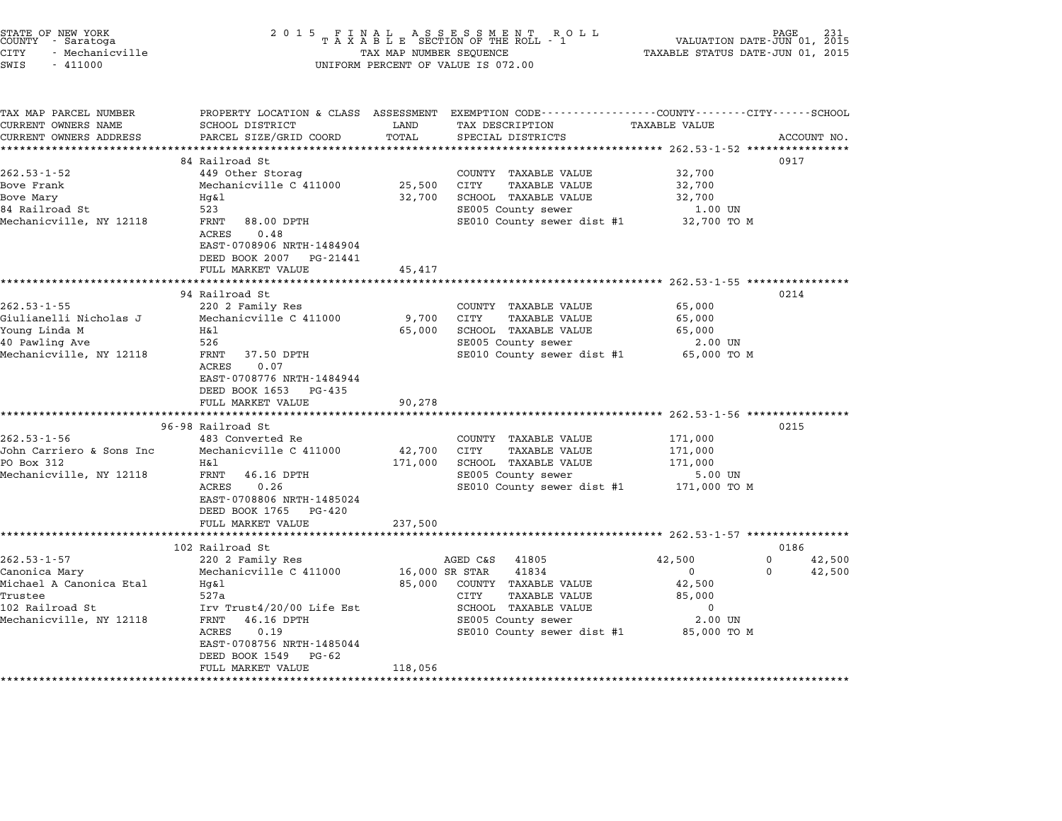STATE OF NEW YORK
COUNTY - Saratoga
CITY - Mechanicville
SWIS - 411000

2015 FINAL ASSESSMENT ROLL
TAXABLE SECTION OF THE ROLL - 1
TAX MAP NUMBER SEQUENCE
UNIFORM PERCENT OF VALUE IS 072.00

VALUATION DATE-JUN 01, 2015
TAXABLE STATUS DATE-JUN 01, 2015

| TAX MAP PARCEL NUMBER / CURRENT OWNERS NAME / CURRENT OWNERS ADDRESS | PROPERTY LOCATION & CLASS / SCHOOL DISTRICT / PARCEL SIZE/GRID COORD | ASSESSMENT LAND / TOTAL | EXEMPTION CODE / TAX DESCRIPTION / SPECIAL DISTRICTS | COUNTY TAXABLE VALUE | CITY | SCHOOL | ACCOUNT NO. |
|---|---|---|---|---|---|---|---|
| **262.53-1-52** | 84 Railroad St | | | | | | 0917 |
| 262.53-1-52 | 449 Other Storag | | COUNTY TAXABLE VALUE | 32,700 | | | |
| Bove Frank | Mechanicville C 411000 | 25,500 | CITY TAXABLE VALUE | 32,700 | | | |
| Bove Mary | Hg&l | 32,700 | SCHOOL TAXABLE VALUE | 32,700 | | | |
| 84 Railroad St | 523 | | SE005 County sewer | 1.00 UN | | | |
| Mechanicville, NY 12118 | FRNT 88.00 DPTH | | SE010 County sewer dist #1 | 32,700 TO M | | | |
| | ACRES 0.48 | | | | | | |
| | EAST-0708906 NRTH-1484904 | | | | | | |
| | DEED BOOK 2007 PG-21441 | | | | | | |
| | FULL MARKET VALUE | 45,417 | | | | | |
| **262.53-1-55** | 94 Railroad St | | | | | | 0214 |
| 262.53-1-55 | 220 2 Family Res | | COUNTY TAXABLE VALUE | 65,000 | | | |
| Giulianelli Nicholas J | Mechanicville C 411000 | 9,700 | CITY TAXABLE VALUE | 65,000 | | | |
| Young Linda M | H&l | 65,000 | SCHOOL TAXABLE VALUE | 65,000 | | | |
| 40 Pawling Ave | 526 | | SE005 County sewer | 2.00 UN | | | |
| Mechanicville, NY 12118 | FRNT 37.50 DPTH | | SE010 County sewer dist #1 | 65,000 TO M | | | |
| | ACRES 0.07 | | | | | | |
| | EAST-0708776 NRTH-1484944 | | | | | | |
| | DEED BOOK 1653 PG-435 | | | | | | |
| | FULL MARKET VALUE | 90,278 | | | | | |
| **262.53-1-56** | 96-98 Railroad St | | | | | | 0215 |
| 262.53-1-56 | 483 Converted Re | | COUNTY TAXABLE VALUE | 171,000 | | | |
| John Carriero & Sons Inc | Mechanicville C 411000 | 42,700 | CITY TAXABLE VALUE | 171,000 | | | |
| PO Box 312 | H&l | 171,000 | SCHOOL TAXABLE VALUE | 171,000 | | | |
| Mechanicville, NY 12118 | FRNT 46.16 DPTH | | SE005 County sewer | 5.00 UN | | | |
| | ACRES 0.26 | | SE010 County sewer dist #1 | 171,000 TO M | | | |
| | EAST-0708806 NRTH-1485024 | | | | | | |
| | DEED BOOK 1765 PG-420 | | | | | | |
| | FULL MARKET VALUE | 237,500 | | | | | |
| **262.53-1-57** | 102 Railroad St | | | | | | 0186 |
| 262.53-1-57 | 220 2 Family Res | | AGED C&S 41805 | 42,500 | 0 | 42,500 | |
| Canonica Mary | Mechanicville C 411000 | 16,000 | SR STAR 41834 | 0 | 0 | 42,500 | |
| Michael A Canonica Etal | Hg&l | 85,000 | COUNTY TAXABLE VALUE | 42,500 | | | |
| Trustee | 527a | | CITY TAXABLE VALUE | 85,000 | | | |
| 102 Railroad St | Irv Trust4/20/00 Life Est | | SCHOOL TAXABLE VALUE | 0 | | | |
| Mechanicville, NY 12118 | FRNT 46.16 DPTH | | SE005 County sewer | 2.00 UN | | | |
| | ACRES 0.19 | | SE010 County sewer dist #1 | 85,000 TO M | | | |
| | EAST-0708756 NRTH-1485044 | | | | | | |
| | DEED BOOK 1549 PG-62 | | | | | | |
| | FULL MARKET VALUE | 118,056 | | | | | |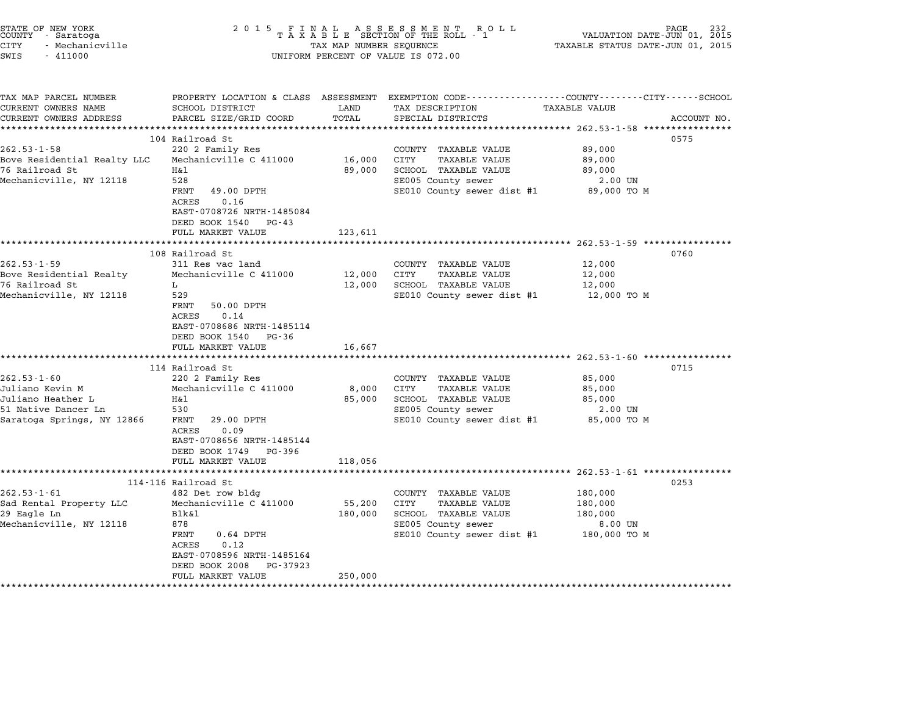STATE OF NEW YORK
COUNTY - Saratoga
CITY - Mechanicville
SWIS - 411000

2015 FINAL ASSESSMENT ROLL
TAXABLE SECTION OF THE ROLL - 1
TAX MAP NUMBER SEQUENCE
UNIFORM PERCENT OF VALUE IS 072.00

VALUATION DATE-JUN 01, 2015
TAXABLE STATUS DATE-JUN 01, 2015

| TAX MAP PARCEL NUMBER / CURRENT OWNERS NAME / CURRENT OWNERS ADDRESS | PROPERTY LOCATION & CLASS / SCHOOL DISTRICT / PARCEL SIZE/GRID COORD | ASSESSMENT LAND / TOTAL | EXEMPTION CODE / TAX DESCRIPTION / SPECIAL DISTRICTS | TAXABLE VALUE | ACCOUNT NO. |
|---|---|---|---|---|---|
| **262.53-1-58** | 104 Railroad St | | | | 0575 |
| 262.53-1-58 | 220 2 Family Res | | COUNTY TAXABLE VALUE | 89,000 | |
| Bove Residential Realty LLC | Mechanicville C 411000 | 16,000 | CITY TAXABLE VALUE | 89,000 | |
| 76 Railroad St | H&l | 89,000 | SCHOOL TAXABLE VALUE | 89,000 | |
| Mechanicville, NY 12118 | 528 | | SE005 County sewer | 2.00 UN | |
| | FRNT 49.00 DPTH | | SE010 County sewer dist #1 | 89,000 TO M | |
| | ACRES 0.16 | | | | |
| | EAST-0708726 NRTH-1485084 | | | | |
| | DEED BOOK 1540 PG-43 | | | | |
| | FULL MARKET VALUE | 123,611 | | | |
| **262.53-1-59** | 108 Railroad St | | | | 0760 |
| 262.53-1-59 | 311 Res vac land | | COUNTY TAXABLE VALUE | 12,000 | |
| Bove Residential Realty | Mechanicville C 411000 | 12,000 | CITY TAXABLE VALUE | 12,000 | |
| 76 Railroad St | L | 12,000 | SCHOOL TAXABLE VALUE | 12,000 | |
| Mechanicville, NY 12118 | 529 | | SE010 County sewer dist #1 | 12,000 TO M | |
| | FRNT 50.00 DPTH | | | | |
| | ACRES 0.14 | | | | |
| | EAST-0708686 NRTH-1485114 | | | | |
| | DEED BOOK 1540 PG-36 | | | | |
| | FULL MARKET VALUE | 16,667 | | | |
| **262.53-1-60** | 114 Railroad St | | | | 0715 |
| 262.53-1-60 | 220 2 Family Res | | COUNTY TAXABLE VALUE | 85,000 | |
| Juliano Kevin M | Mechanicville C 411000 | 8,000 | CITY TAXABLE VALUE | 85,000 | |
| Juliano Heather L | H&l | 85,000 | SCHOOL TAXABLE VALUE | 85,000 | |
| 51 Native Dancer Ln | 530 | | SE005 County sewer | 2.00 UN | |
| Saratoga Springs, NY 12866 | FRNT 29.00 DPTH | | SE010 County sewer dist #1 | 85,000 TO M | |
| | ACRES 0.09 | | | | |
| | EAST-0708656 NRTH-1485144 | | | | |
| | DEED BOOK 1749 PG-396 | | | | |
| | FULL MARKET VALUE | 118,056 | | | |
| **262.53-1-61** | 114-116 Railroad St | | | | 0253 |
| 262.53-1-61 | 482 Det row bldg | | COUNTY TAXABLE VALUE | 180,000 | |
| Sad Rental Property LLC | Mechanicville C 411000 | 55,200 | CITY TAXABLE VALUE | 180,000 | |
| 29 Eagle Ln | Blk&l | 180,000 | SCHOOL TAXABLE VALUE | 180,000 | |
| Mechanicville, NY 12118 | 878 | | SE005 County sewer | 8.00 UN | |
| | FRNT 0.64 DPTH | | SE010 County sewer dist #1 | 180,000 TO M | |
| | ACRES 0.12 | | | | |
| | EAST-0708596 NRTH-1485164 | | | | |
| | DEED BOOK 2008 PG-37923 | | | | |
| | FULL MARKET VALUE | 250,000 | | | |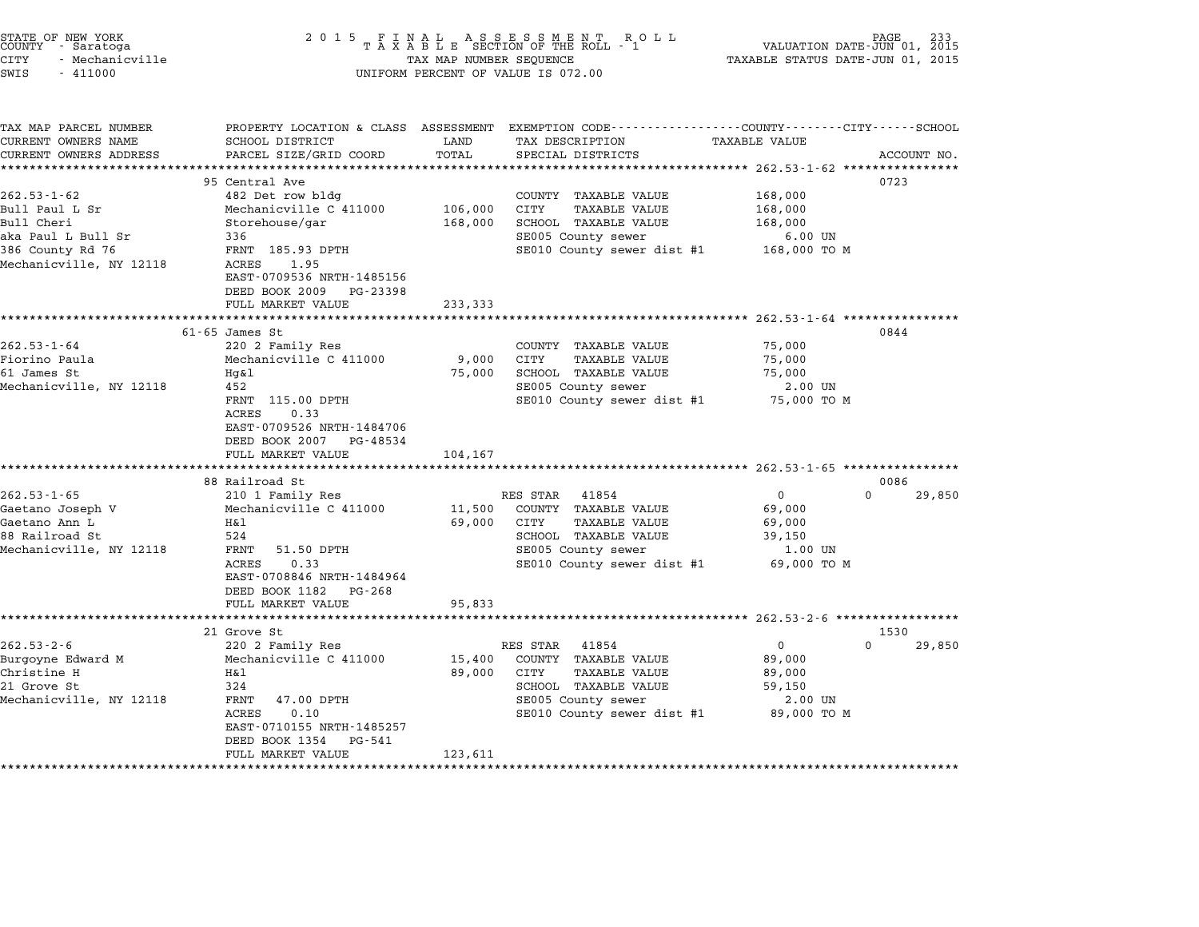STATE OF NEW YORK — COUNTY - Saratoga — CITY - Mechanicville — SWIS - 411000

2015 FINAL ASSESSMENT ROLL — TAXABLE SECTION OF THE ROLL - 1 — TAX MAP NUMBER SEQUENCE — UNIFORM PERCENT OF VALUE IS 072.00

VALUATION DATE-JUN 01, 2015 — TAXABLE STATUS DATE-JUN 01, 2015

| TAX MAP PARCEL NUMBER / CURRENT OWNERS NAME / CURRENT OWNERS ADDRESS | PROPERTY LOCATION & CLASS / SCHOOL DISTRICT / PARCEL SIZE/GRID COORD | ASSESSMENT LAND / TOTAL | EXEMPTION CODE / TAX DESCRIPTION / SPECIAL DISTRICTS | COUNTY TAXABLE VALUE | CITY | SCHOOL / ACCOUNT NO. |
|---|---|---|---|---|---|---|
| **262.53-1-62** | 95 Central Ave | | | | | 0723 |
| 262.53-1-62 | 482 Det row bldg | | COUNTY TAXABLE VALUE | 168,000 | | |
| Bull Paul L Sr | Mechanicville C 411000 | 106,000 | CITY TAXABLE VALUE | 168,000 | | |
| Bull Cheri | Storehouse/gar | 168,000 | SCHOOL TAXABLE VALUE | 168,000 | | |
| aka Paul L Bull Sr | 336 | | SE005 County sewer | 6.00 UN | | |
| 386 County Rd 76 | FRNT 185.93 DPTH | | SE010 County sewer dist #1 | 168,000 TO M | | |
| Mechanicville, NY 12118 | ACRES 1.95 | | | | | |
| | EAST-0709536 NRTH-1485156 | | | | | |
| | DEED BOOK 2009 PG-23398 | | | | | |
| | FULL MARKET VALUE | 233,333 | | | | |
| **262.53-1-64** | 61-65 James St | | | | | 0844 |
| 262.53-1-64 | 220 2 Family Res | | COUNTY TAXABLE VALUE | 75,000 | | |
| Fiorino Paula | Mechanicville C 411000 | 9,000 | CITY TAXABLE VALUE | 75,000 | | |
| 61 James St | Hg&l | 75,000 | SCHOOL TAXABLE VALUE | 75,000 | | |
| Mechanicville, NY 12118 | 452 | | SE005 County sewer | 2.00 UN | | |
| | FRNT 115.00 DPTH | | SE010 County sewer dist #1 | 75,000 TO M | | |
| | ACRES 0.33 | | | | | |
| | EAST-0709526 NRTH-1484706 | | | | | |
| | DEED BOOK 2007 PG-48534 | | | | | |
| | FULL MARKET VALUE | 104,167 | | | | |
| **262.53-1-65** | 88 Railroad St | | | | | 0086 |
| 262.53-1-65 | 210 1 Family Res | | RES STAR 41854 | 0 | 0 | 29,850 |
| Gaetano Joseph V | Mechanicville C 411000 | 11,500 | COUNTY TAXABLE VALUE | 69,000 | | |
| Gaetano Ann L | H&l | 69,000 | CITY TAXABLE VALUE | 69,000 | | |
| 88 Railroad St | 524 | | SCHOOL TAXABLE VALUE | 39,150 | | |
| Mechanicville, NY 12118 | FRNT 51.50 DPTH | | SE005 County sewer | 1.00 UN | | |
| | ACRES 0.33 | | SE010 County sewer dist #1 | 69,000 TO M | | |
| | EAST-0708846 NRTH-1484964 | | | | | |
| | DEED BOOK 1182 PG-268 | | | | | |
| | FULL MARKET VALUE | 95,833 | | | | |
| **262.53-2-6** | 21 Grove St | | | | | 1530 |
| 262.53-2-6 | 220 2 Family Res | | RES STAR 41854 | 0 | 0 | 29,850 |
| Burgoyne Edward M | Mechanicville C 411000 | 15,400 | COUNTY TAXABLE VALUE | 89,000 | | |
| Christine H | H&l | 89,000 | CITY TAXABLE VALUE | 89,000 | | |
| 21 Grove St | 324 | | SCHOOL TAXABLE VALUE | 59,150 | | |
| Mechanicville, NY 12118 | FRNT 47.00 DPTH | | SE005 County sewer | 2.00 UN | | |
| | ACRES 0.10 | | SE010 County sewer dist #1 | 89,000 TO M | | |
| | EAST-0710155 NRTH-1485257 | | | | | |
| | DEED BOOK 1354 PG-541 | | | | | |
| | FULL MARKET VALUE | 123,611 | | | | |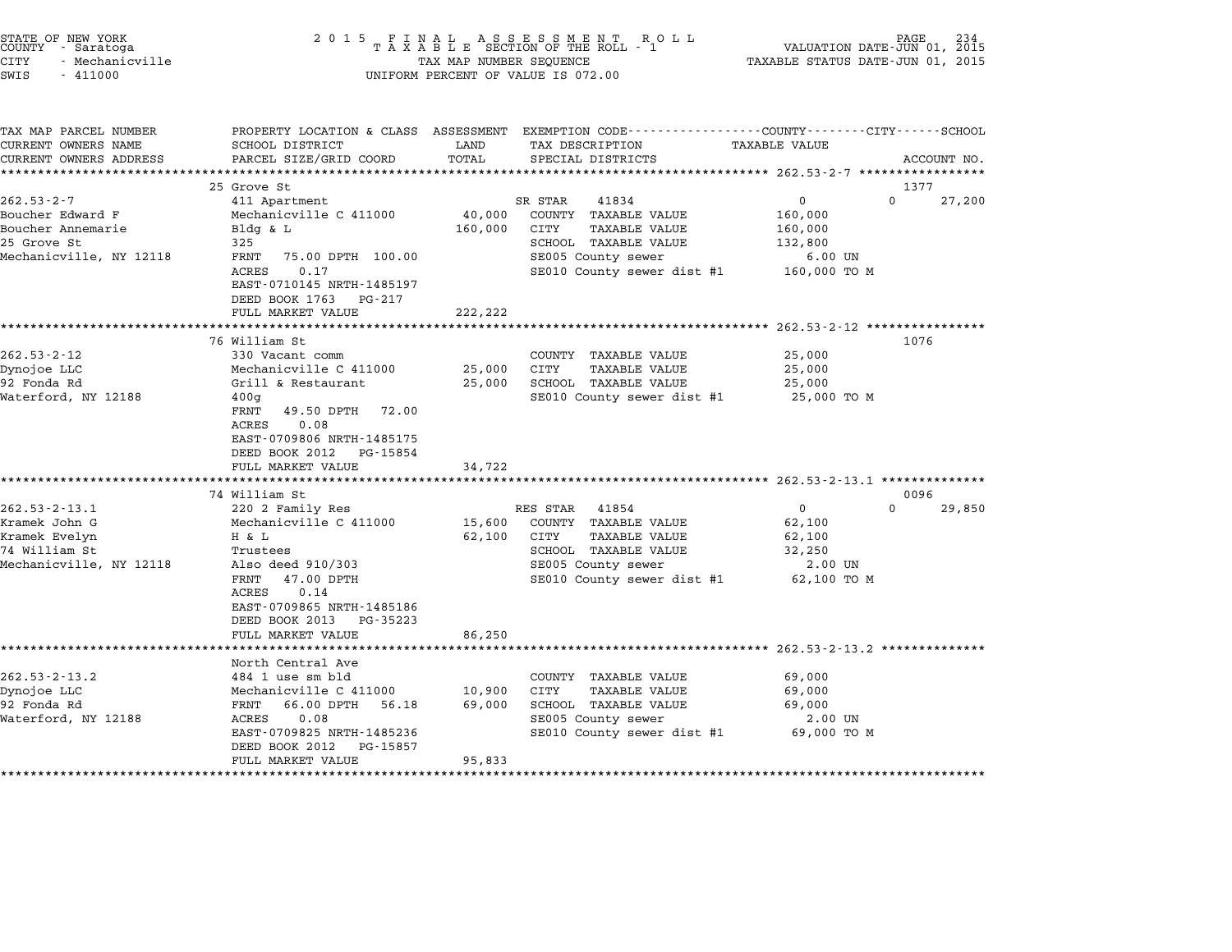STATE OF NEW YORK
COUNTY - Saratoga
CITY - Mechanicville
SWIS - 411000

2015 FINAL ASSESSMENT ROLL
TAXABLE SECTION OF THE ROLL - 1
TAX MAP NUMBER SEQUENCE
UNIFORM PERCENT OF VALUE IS 072.00

VALUATION DATE-JUN 01, 2015
TAXABLE STATUS DATE-JUN 01, 2015

| TAX MAP PARCEL NUMBER / CURRENT OWNERS NAME / CURRENT OWNERS ADDRESS | PROPERTY LOCATION & CLASS / SCHOOL DISTRICT / PARCEL SIZE/GRID COORD | ASSESSMENT LAND / TOTAL | EXEMPTION CODE / TAX DESCRIPTION / SPECIAL DISTRICTS | COUNTY / CITY / TAXABLE VALUE | SCHOOL / ACCOUNT NO. |
|---|---|---|---|---|---|
| ******* 262.53-2-7 ******* | | | | | |
| | 25 Grove St | | | | 1377 |
| 262.53-2-7 | 411 Apartment | | SR STAR 41834 | 0 | 0 27,200 |
| Boucher Edward F | Mechanicville C 411000 | 40,000 | COUNTY TAXABLE VALUE | 160,000 | |
| Boucher Annemarie | Bldg & L | 160,000 | CITY TAXABLE VALUE | 160,000 | |
| 25 Grove St | 325 | | SCHOOL TAXABLE VALUE | 132,800 | |
| Mechanicville, NY 12118 | FRNT 75.00 DPTH 100.00 | | SE005 County sewer | 6.00 UN | |
| | ACRES 0.17 | | SE010 County sewer dist #1 | 160,000 TO M | |
| | EAST-0710145 NRTH-1485197 | | | | |
| | DEED BOOK 1763 PG-217 | | | | |
| | FULL MARKET VALUE | 222,222 | | | |
| ******* 262.53-2-12 ******* | | | | | |
| | 76 William St | | | | 1076 |
| 262.53-2-12 | 330 Vacant comm | | COUNTY TAXABLE VALUE | 25,000 | |
| Dynojoe LLC | Mechanicville C 411000 | 25,000 | CITY TAXABLE VALUE | 25,000 | |
| 92 Fonda Rd | Grill & Restaurant | 25,000 | SCHOOL TAXABLE VALUE | 25,000 | |
| Waterford, NY 12188 | 400g | | SE010 County sewer dist #1 | 25,000 TO M | |
| | FRNT 49.50 DPTH 72.00 | | | | |
| | ACRES 0.08 | | | | |
| | EAST-0709806 NRTH-1485175 | | | | |
| | DEED BOOK 2012 PG-15854 | | | | |
| | FULL MARKET VALUE | 34,722 | | | |
| ******* 262.53-2-13.1 ******* | | | | | |
| | 74 William St | | | | 0096 |
| 262.53-2-13.1 | 220 2 Family Res | | RES STAR 41854 | 0 | 0 29,850 |
| Kramek John G | Mechanicville C 411000 | 15,600 | COUNTY TAXABLE VALUE | 62,100 | |
| Kramek Evelyn | H & L | 62,100 | CITY TAXABLE VALUE | 62,100 | |
| 74 William St | Trustees | | SCHOOL TAXABLE VALUE | 32,250 | |
| Mechanicville, NY 12118 | Also deed 910/303 | | SE005 County sewer | 2.00 UN | |
| | FRNT 47.00 DPTH | | SE010 County sewer dist #1 | 62,100 TO M | |
| | ACRES 0.14 | | | | |
| | EAST-0709865 NRTH-1485186 | | | | |
| | DEED BOOK 2013 PG-35223 | | | | |
| | FULL MARKET VALUE | 86,250 | | | |
| ******* 262.53-2-13.2 ******* | | | | | |
| | North Central Ave | | | | |
| 262.53-2-13.2 | 484 1 use sm bld | | COUNTY TAXABLE VALUE | 69,000 | |
| Dynojoe LLC | Mechanicville C 411000 | 10,900 | CITY TAXABLE VALUE | 69,000 | |
| 92 Fonda Rd | FRNT 66.00 DPTH 56.18 | 69,000 | SCHOOL TAXABLE VALUE | 69,000 | |
| Waterford, NY 12188 | ACRES 0.08 | | SE005 County sewer | 2.00 UN | |
| | EAST-0709825 NRTH-1485236 | | SE010 County sewer dist #1 | 69,000 TO M | |
| | DEED BOOK 2012 PG-15857 | | | | |
| | FULL MARKET VALUE | 95,833 | | | |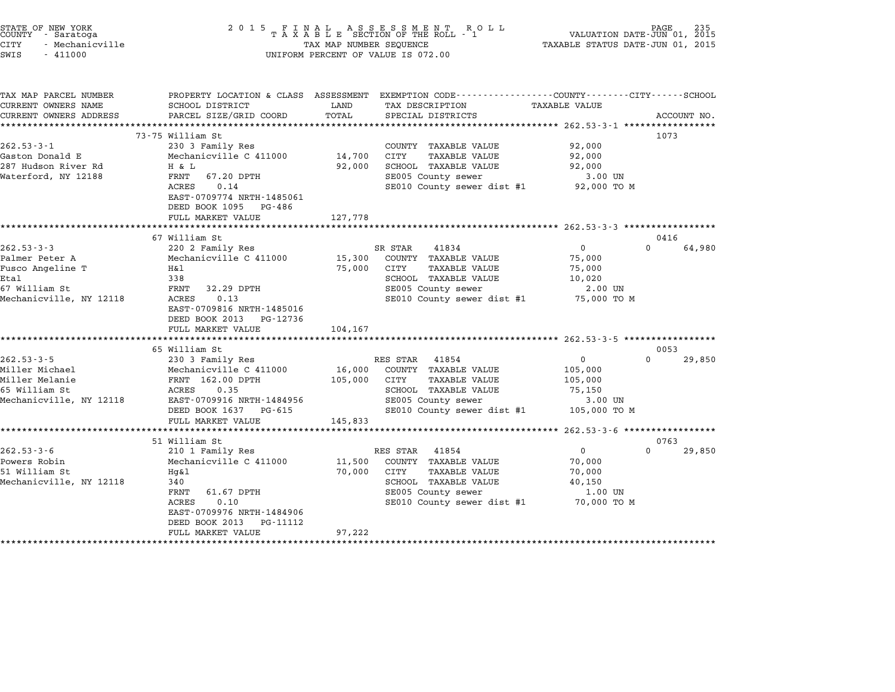STATE OF NEW YORK
COUNTY - Saratoga
CITY - Mechanicville
SWIS - 411000

2 0 1 5 F I N A L A S S E S S M E N T R O L L
T A X A B L E SECTION OF THE ROLL - 1
TAX MAP NUMBER SEQUENCE
UNIFORM PERCENT OF VALUE IS 072.00

VALUATION DATE-JUN 01, 2015
TAXABLE STATUS DATE-JUN 01, 2015

| TAX MAP PARCEL NUMBER / CURRENT OWNERS NAME / CURRENT OWNERS ADDRESS | PROPERTY LOCATION & CLASS / SCHOOL DISTRICT / PARCEL SIZE/GRID COORD | ASSESSMENT LAND / TOTAL | EXEMPTION CODE / TAX DESCRIPTION / SPECIAL DISTRICTS | COUNTY / CITY TAXABLE VALUE | SCHOOL / ACCOUNT NO. |
|---|---|---|---|---|---|
| **262.53-3-1** | 73-75 William St | | | | 1073 |
| 262.53-3-1 | 230 3 Family Res | | COUNTY TAXABLE VALUE | 92,000 | |
| Gaston Donald E | Mechanicville C 411000 | 14,700 | CITY TAXABLE VALUE | 92,000 | |
| 287 Hudson River Rd | H & L | 92,000 | SCHOOL TAXABLE VALUE | 92,000 | |
| Waterford, NY 12188 | FRNT 67.20 DPTH | | SE005 County sewer | 3.00 UN | |
| | ACRES 0.14 | | SE010 County sewer dist #1 | 92,000 TO M | |
| | EAST-0709774 NRTH-1485061 | | | | |
| | DEED BOOK 1095 PG-486 | | | | |
| | FULL MARKET VALUE | 127,778 | | | |
| **262.53-3-3** | 67 William St | | | | 0416 |
| 262.53-3-3 | 220 2 Family Res | | SR STAR 41834 | 0 | 0 / 64,980 |
| Palmer Peter A | Mechanicville C 411000 | 15,300 | COUNTY TAXABLE VALUE | 75,000 | |
| Fusco Angeline T | H&l | 75,000 | CITY TAXABLE VALUE | 75,000 | |
| Etal | 338 | | SCHOOL TAXABLE VALUE | 10,020 | |
| 67 William St | FRNT 32.29 DPTH | | SE005 County sewer | 2.00 UN | |
| Mechanicville, NY 12118 | ACRES 0.13 | | SE010 County sewer dist #1 | 75,000 TO M | |
| | EAST-0709816 NRTH-1485016 | | | | |
| | DEED BOOK 2013 PG-12736 | | | | |
| | FULL MARKET VALUE | 104,167 | | | |
| **262.53-3-5** | 65 William St | | | | 0053 |
| 262.53-3-5 | 230 3 Family Res | | RES STAR 41854 | 0 | 0 / 29,850 |
| Miller Michael | Mechanicville C 411000 | 16,000 | COUNTY TAXABLE VALUE | 105,000 | |
| Miller Melanie | FRNT 162.00 DPTH | 105,000 | CITY TAXABLE VALUE | 105,000 | |
| 65 William St | ACRES 0.35 | | SCHOOL TAXABLE VALUE | 75,150 | |
| Mechanicville, NY 12118 | EAST-0709916 NRTH-1484956 | | SE005 County sewer | 3.00 UN | |
| | DEED BOOK 1637 PG-615 | | SE010 County sewer dist #1 | 105,000 TO M | |
| | FULL MARKET VALUE | 145,833 | | | |
| **262.53-3-6** | 51 William St | | | | 0763 |
| 262.53-3-6 | 210 1 Family Res | | RES STAR 41854 | 0 | 0 / 29,850 |
| Powers Robin | Mechanicville C 411000 | 11,500 | COUNTY TAXABLE VALUE | 70,000 | |
| 51 William St | Hg&l | 70,000 | CITY TAXABLE VALUE | 70,000 | |
| Mechanicville, NY 12118 | 340 | | SCHOOL TAXABLE VALUE | 40,150 | |
| | FRNT 61.67 DPTH | | SE005 County sewer | 1.00 UN | |
| | ACRES 0.10 | | SE010 County sewer dist #1 | 70,000 TO M | |
| | EAST-0709976 NRTH-1484906 | | | | |
| | DEED BOOK 2013 PG-11112 | | | | |
| | FULL MARKET VALUE | 97,222 | | | |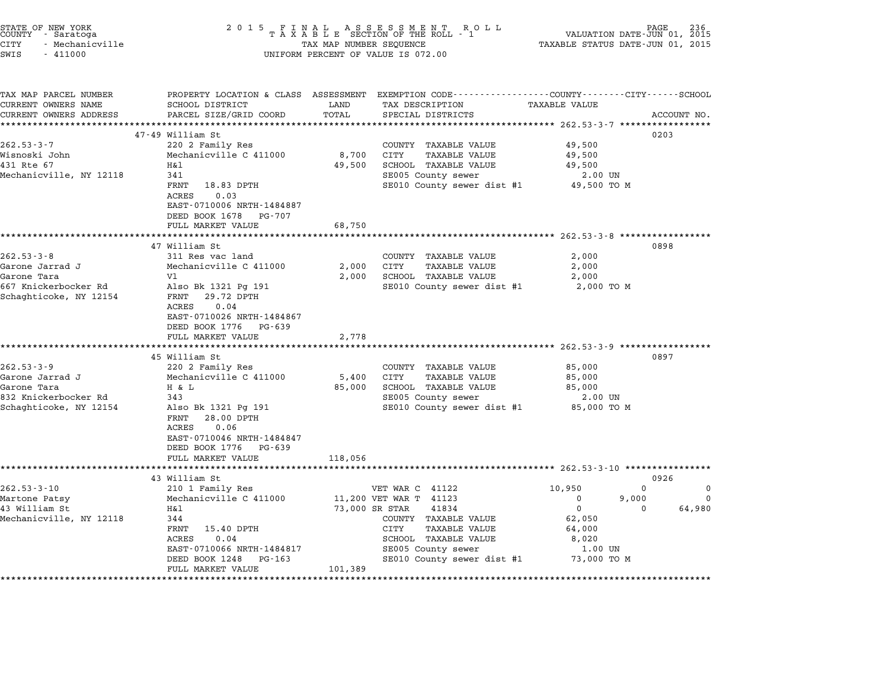STATE OF NEW YORK
COUNTY - Saratoga
CITY - Mechanicville
SWIS - 411000

2 0 1 5 F I N A L A S S E S S M E N T R O L L
T A X A B L E SECTION OF THE ROLL - 1
TAX MAP NUMBER SEQUENCE
UNIFORM PERCENT OF VALUE IS 072.00

VALUATION DATE-JUN 01, 2015
TAXABLE STATUS DATE-JUN 01, 2015

| TAX MAP PARCEL NUMBER / CURRENT OWNERS NAME / CURRENT OWNERS ADDRESS | PROPERTY LOCATION & CLASS / SCHOOL DISTRICT / PARCEL SIZE/GRID COORD | ASSESSMENT LAND | TOTAL | EXEMPTION CODE / TAX DESCRIPTION / SPECIAL DISTRICTS | COUNTY TAXABLE VALUE | CITY | SCHOOL | ACCOUNT NO. |
|---|---|---|---|---|---|---|---|---|
| **262.53-3-7** | 47-49 William St | | | | | | | 0203 |
| Wisnoski John | 220 2 Family Res | | | COUNTY TAXABLE VALUE | 49,500 | | | |
| 431 Rte 67 | Mechanicville C 411000 | 8,700 | | CITY TAXABLE VALUE | 49,500 | | | |
| Mechanicville, NY 12118 | H&l | | 49,500 | SCHOOL TAXABLE VALUE | 49,500 | | | |
| | 341 | | | SE005 County sewer | 2.00 UN | | | |
| | FRNT 18.83 DPTH | | | SE010 County sewer dist #1 | 49,500 TO M | | | |
| | ACRES 0.03 | | | | | | | |
| | EAST-0710006 NRTH-1484887 | | | | | | | |
| | DEED BOOK 1678 PG-707 | | | | | | | |
| | FULL MARKET VALUE | | 68,750 | | | | | |
| **262.53-3-8** | 47 William St | | | | | | | 0898 |
| Garone Jarrad J | 311 Res vac land | | | COUNTY TAXABLE VALUE | 2,000 | | | |
| Garone Tara | Mechanicville C 411000 | 2,000 | | CITY TAXABLE VALUE | 2,000 | | | |
| 667 Knickerbocker Rd | Vl | | 2,000 | SCHOOL TAXABLE VALUE | 2,000 | | | |
| Schaghticoke, NY 12154 | Also Bk 1321 Pg 191 | | | SE010 County sewer dist #1 | 2,000 TO M | | | |
| | FRNT 29.72 DPTH | | | | | | | |
| | ACRES 0.04 | | | | | | | |
| | EAST-0710026 NRTH-1484867 | | | | | | | |
| | DEED BOOK 1776 PG-639 | | | | | | | |
| | FULL MARKET VALUE | | 2,778 | | | | | |
| **262.53-3-9** | 45 William St | | | | | | | 0897 |
| Garone Jarrad J | 220 2 Family Res | | | COUNTY TAXABLE VALUE | 85,000 | | | |
| Garone Tara | Mechanicville C 411000 | 5,400 | | CITY TAXABLE VALUE | 85,000 | | | |
| 832 Knickerbocker Rd | H & L | | 85,000 | SCHOOL TAXABLE VALUE | 85,000 | | | |
| Schaghticoke, NY 12154 | 343 | | | SE005 County sewer | 2.00 UN | | | |
| | Also Bk 1321 Pg 191 | | | SE010 County sewer dist #1 | 85,000 TO M | | | |
| | FRNT 28.00 DPTH | | | | | | | |
| | ACRES 0.06 | | | | | | | |
| | EAST-0710046 NRTH-1484847 | | | | | | | |
| | DEED BOOK 1776 PG-639 | | | | | | | |
| | FULL MARKET VALUE | | 118,056 | | | | | |
| **262.53-3-10** | 43 William St | | | | | | | 0926 |
| Martone Patsy | 210 1 Family Res | | | VET WAR C 41122 | 10,950 | 0 | 0 | |
| 43 William St | Mechanicville C 411000 | 11,200 | | VET WAR T 41123 | 0 | 9,000 | 0 | |
| Mechanicville, NY 12118 | H&l | | 73,000 | SR STAR 41834 | 0 | 0 | 64,980 | |
| | 344 | | | COUNTY TAXABLE VALUE | 62,050 | | | |
| | FRNT 15.40 DPTH | | | CITY TAXABLE VALUE | 64,000 | | | |
| | ACRES 0.04 | | | SCHOOL TAXABLE VALUE | 8,020 | | | |
| | EAST-0710066 NRTH-1484817 | | | SE005 County sewer | 1.00 UN | | | |
| | DEED BOOK 1248 PG-163 | | | SE010 County sewer dist #1 | 73,000 TO M | | | |
| | FULL MARKET VALUE | | 101,389 | | | | | |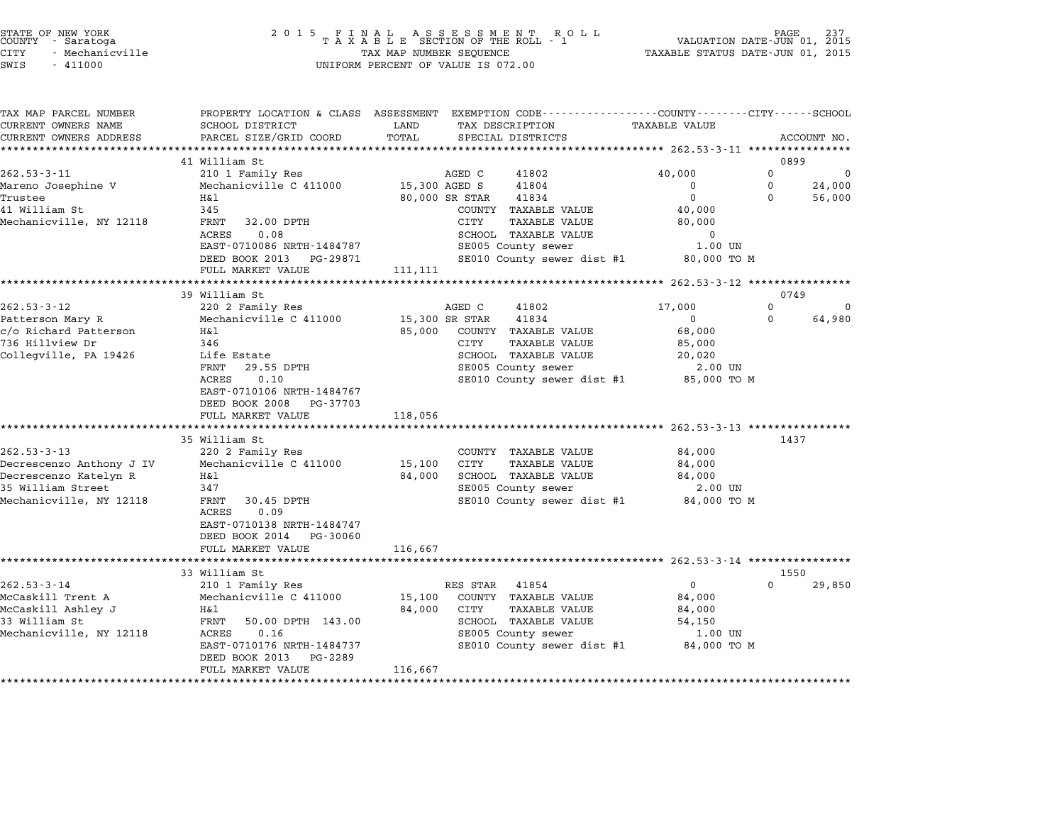STATE OF NEW YORK
COUNTY - Saratoga
CITY - Mechanicville
SWIS - 411000

2 0 1 5 F I N A L A S S E S S M E N T R O L L
T A X A B L E SECTION OF THE ROLL - 1
TAX MAP NUMBER SEQUENCE
UNIFORM PERCENT OF VALUE IS 072.00

VALUATION DATE-JUN 01, 2015
TAXABLE STATUS DATE-JUN 01, 2015

| TAX MAP PARCEL NUMBER / CURRENT OWNERS NAME / CURRENT OWNERS ADDRESS | PROPERTY LOCATION & CLASS / SCHOOL DISTRICT / PARCEL SIZE/GRID COORD | ASSESSMENT LAND / TOTAL | EXEMPTION CODE / TAX DESCRIPTION / SPECIAL DISTRICTS | COUNTY TAXABLE VALUE | CITY | SCHOOL | ACCOUNT NO. |
|---|---|---|---|---|---|---|---|
| **262.53-3-11** | 41 William St | | | | | | 0899 |
| Mareno Josephine V | 210 1 Family Res | | AGED C 41802 | 40,000 | 0 | 0 | |
| Trustee | Mechanicville C 411000 | 15,300 | AGED S 41804 | 0 | 0 | 24,000 | |
| 41 William St | H&l | 80,000 | SR STAR 41834 | 0 | 0 | 56,000 | |
| Mechanicville, NY 12118 | 345 | | COUNTY TAXABLE VALUE | 40,000 | | | |
| | FRNT 32.00 DPTH | | CITY TAXABLE VALUE | 80,000 | | | |
| | ACRES 0.08 | | SCHOOL TAXABLE VALUE | 0 | | | |
| | EAST-0710086 NRTH-1484787 | | SE005 County sewer | 1.00 UN | | | |
| | DEED BOOK 2013 PG-29871 | | SE010 County sewer dist #1 | 80,000 TO M | | | |
| | FULL MARKET VALUE | 111,111 | | | | | |
| **262.53-3-12** | 39 William St | | | | | | 0749 |
| Patterson Mary R | 220 2 Family Res | | AGED C 41802 | 17,000 | 0 | 0 | |
| c/o Richard Patterson | Mechanicville C 411000 | 15,300 | SR STAR 41834 | 0 | 0 | 64,980 | |
| 736 Hillview Dr | H&l | 85,000 | COUNTY TAXABLE VALUE | 68,000 | | | |
| Collegville, PA 19426 | 346 | | CITY TAXABLE VALUE | 85,000 | | | |
| | Life Estate | | SCHOOL TAXABLE VALUE | 20,020 | | | |
| | FRNT 29.55 DPTH | | SE005 County sewer | 2.00 UN | | | |
| | ACRES 0.10 | | SE010 County sewer dist #1 | 85,000 TO M | | | |
| | EAST-0710106 NRTH-1484767 | | | | | | |
| | DEED BOOK 2008 PG-37703 | | | | | | |
| | FULL MARKET VALUE | 118,056 | | | | | |
| **262.53-3-13** | 35 William St | | | | | | 1437 |
| Decrescenzo Anthony J IV | 220 2 Family Res | | COUNTY TAXABLE VALUE | 84,000 | | | |
| Decrescenzo Katelyn R | Mechanicville C 411000 | 15,100 | CITY TAXABLE VALUE | 84,000 | | | |
| 35 William Street | H&l | 84,000 | SCHOOL TAXABLE VALUE | 84,000 | | | |
| Mechanicville, NY 12118 | 347 | | SE005 County sewer | 2.00 UN | | | |
| | FRNT 30.45 DPTH | | SE010 County sewer dist #1 | 84,000 TO M | | | |
| | ACRES 0.09 | | | | | | |
| | EAST-0710138 NRTH-1484747 | | | | | | |
| | DEED BOOK 2014 PG-30060 | | | | | | |
| | FULL MARKET VALUE | 116,667 | | | | | |
| **262.53-3-14** | 33 William St | | | | | | 1550 |
| McCaskill Trent A | 210 1 Family Res | | RES STAR 41854 | 0 | 0 | 29,850 | |
| McCaskill Ashley J | Mechanicville C 411000 | 15,100 | COUNTY TAXABLE VALUE | 84,000 | | | |
| 33 William St | H&l | 84,000 | CITY TAXABLE VALUE | 84,000 | | | |
| Mechanicville, NY 12118 | FRNT 50.00 DPTH 143.00 | | SCHOOL TAXABLE VALUE | 54,150 | | | |
| | ACRES 0.16 | | SE005 County sewer | 1.00 UN | | | |
| | EAST-0710176 NRTH-1484737 | | SE010 County sewer dist #1 | 84,000 TO M | | | |
| | DEED BOOK 2013 PG-2289 | | | | | | |
| | FULL MARKET VALUE | 116,667 | | | | | |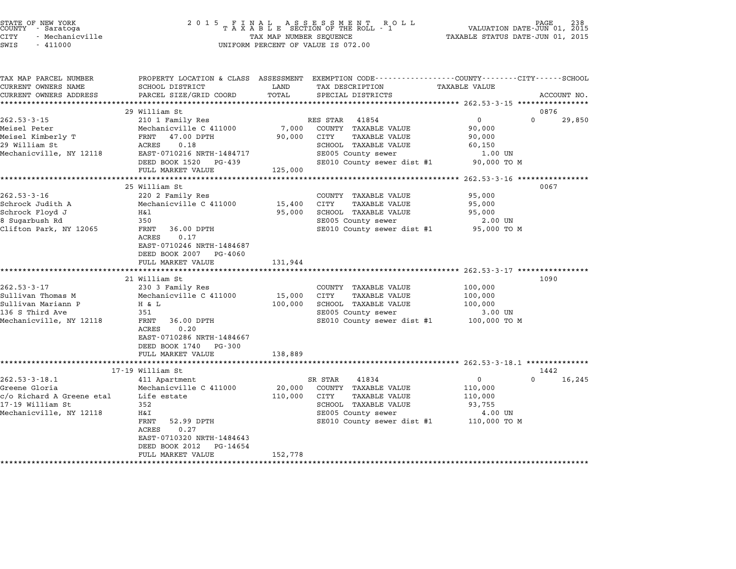STATE OF NEW YORK
COUNTY - Saratoga
CITY - Mechanicville
SWIS - 411000

2015 FINAL ASSESSMENT ROLL
TAXABLE SECTION OF THE ROLL - 1
TAX MAP NUMBER SEQUENCE
UNIFORM PERCENT OF VALUE IS 072.00

VALUATION DATE-JUN 01, 2015
TAXABLE STATUS DATE-JUN 01, 2015

| TAX MAP PARCEL NUMBER / CURRENT OWNERS NAME / CURRENT OWNERS ADDRESS | PROPERTY LOCATION & CLASS / SCHOOL DISTRICT / PARCEL SIZE/GRID COORD | ASSESSMENT LAND | TOTAL | EXEMPTION CODE / TAX DESCRIPTION / SPECIAL DISTRICTS | COUNTY TAXABLE VALUE | CITY | SCHOOL / ACCOUNT NO. |
|---|---|---|---|---|---|---|---|
| **262.53-3-15** | 29 William St | | | | | | 0876 |
| 262.53-3-15 | 210 1 Family Res | | | RES STAR 41854 | 0 | 0 | 29,850 |
| Meisel Peter | Mechanicville C 411000 | 7,000 | | COUNTY TAXABLE VALUE | 90,000 | | |
| Meisel Kimberly T | FRNT 47.00 DPTH | | 90,000 | CITY TAXABLE VALUE | 90,000 | | |
| 29 William St | ACRES 0.18 | | | SCHOOL TAXABLE VALUE | 60,150 | | |
| Mechanicville, NY 12118 | EAST-0710216 NRTH-1484717 | | | SE005 County sewer | 1.00 UN | | |
| | DEED BOOK 1520 PG-439 | | | SE010 County sewer dist #1 | 90,000 TO M | | |
| | FULL MARKET VALUE | | 125,000 | | | | |
| **262.53-3-16** | 25 William St | | | | | | 0067 |
| 262.53-3-16 | 220 2 Family Res | | | COUNTY TAXABLE VALUE | 95,000 | | |
| Schrock Judith A | Mechanicville C 411000 | 15,400 | | CITY TAXABLE VALUE | 95,000 | | |
| Schrock Floyd J | H&l | | 95,000 | SCHOOL TAXABLE VALUE | 95,000 | | |
| 8 Sugarbush Rd | 350 | | | SE005 County sewer | 2.00 UN | | |
| Clifton Park, NY 12065 | FRNT 36.00 DPTH | | | SE010 County sewer dist #1 | 95,000 TO M | | |
| | ACRES 0.17 | | | | | | |
| | EAST-0710246 NRTH-1484687 | | | | | | |
| | DEED BOOK 2007 PG-4060 | | | | | | |
| | FULL MARKET VALUE | | 131,944 | | | | |
| **262.53-3-17** | 21 William St | | | | | | 1090 |
| 262.53-3-17 | 230 3 Family Res | | | COUNTY TAXABLE VALUE | 100,000 | | |
| Sullivan Thomas M | Mechanicville C 411000 | 15,000 | | CITY TAXABLE VALUE | 100,000 | | |
| Sullivan Mariann P | H & L | | 100,000 | SCHOOL TAXABLE VALUE | 100,000 | | |
| 136 S Third Ave | 351 | | | SE005 County sewer | 3.00 UN | | |
| Mechanicville, NY 12118 | FRNT 36.00 DPTH | | | SE010 County sewer dist #1 | 100,000 TO M | | |
| | ACRES 0.20 | | | | | | |
| | EAST-0710286 NRTH-1484667 | | | | | | |
| | DEED BOOK 1740 PG-300 | | | | | | |
| | FULL MARKET VALUE | | 138,889 | | | | |
| **262.53-3-18.1** | 17-19 William St | | | | | | 1442 |
| 262.53-3-18.1 | 411 Apartment | | | SR STAR 41834 | 0 | 0 | 16,245 |
| Greene Gloria | Mechanicville C 411000 | 20,000 | | COUNTY TAXABLE VALUE | 110,000 | | |
| c/o Richard A Greene etal | Life estate | | 110,000 | CITY TAXABLE VALUE | 110,000 | | |
| 17-19 William St | 352 | | | SCHOOL TAXABLE VALUE | 93,755 | | |
| Mechanicville, NY 12118 | H&I | | | SE005 County sewer | 4.00 UN | | |
| | FRNT 52.99 DPTH | | | SE010 County sewer dist #1 | 110,000 TO M | | |
| | ACRES 0.27 | | | | | | |
| | EAST-0710320 NRTH-1484643 | | | | | | |
| | DEED BOOK 2012 PG-14654 | | | | | | |
| | FULL MARKET VALUE | | 152,778 | | | | |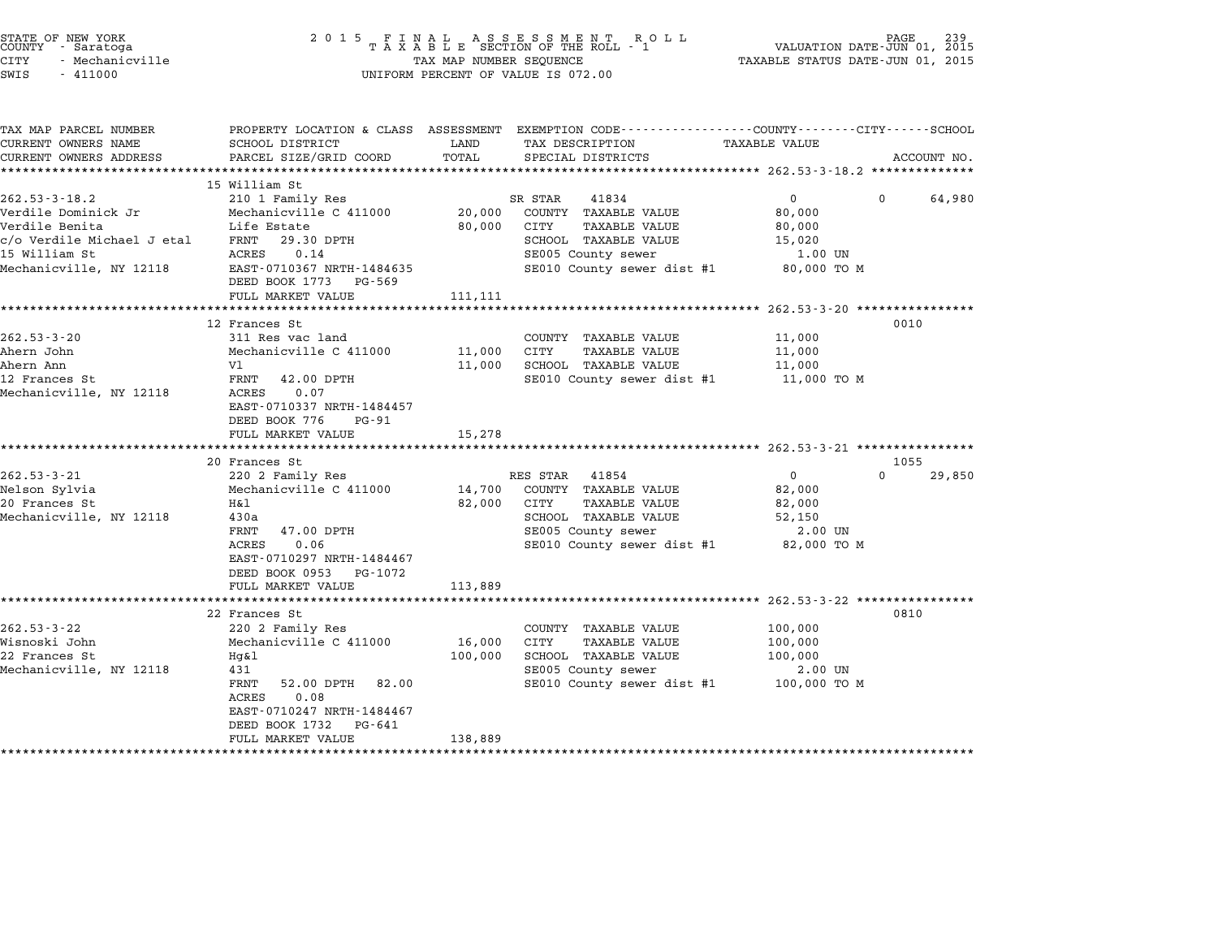STATE OF NEW YORK
COUNTY - Saratoga
CITY - Mechanicville
SWIS - 411000

2 0 1 5 F I N A L A S S E S S M E N T R O L L
T A X A B L E SECTION OF THE ROLL - 1
TAX MAP NUMBER SEQUENCE
UNIFORM PERCENT OF VALUE IS 072.00

VALUATION DATE-JUN 01, 2015
TAXABLE STATUS DATE-JUN 01, 2015

| TAX MAP PARCEL NUMBER / CURRENT OWNERS NAME / CURRENT OWNERS ADDRESS | PROPERTY LOCATION & CLASS / SCHOOL DISTRICT / PARCEL SIZE/GRID COORD | ASSESSMENT LAND / TOTAL | EXEMPTION CODE / TAX DESCRIPTION / SPECIAL DISTRICTS | COUNTY / CITY / SCHOOL TAXABLE VALUE | ACCOUNT NO. |
|---|---|---|---|---|---|
| **262.53-3-18.2** | 15 William St | | | | |
| 262.53-3-18.2 | 210 1 Family Res | | SR STAR 41834 | 0 0 64,980 | |
| Verdile Dominick Jr | Mechanicville C 411000 | 20,000 | COUNTY TAXABLE VALUE | 80,000 | |
| Verdile Benita | Life Estate | 80,000 | CITY TAXABLE VALUE | 80,000 | |
| c/o Verdile Michael J etal | FRNT 29.30 DPTH | | SCHOOL TAXABLE VALUE | 15,020 | |
| 15 William St | ACRES 0.14 | | SE005 County sewer | 1.00 UN | |
| Mechanicville, NY 12118 | EAST-0710367 NRTH-1484635 | | SE010 County sewer dist #1 | 80,000 TO M | |
| | DEED BOOK 1773 PG-569 | | | | |
| | FULL MARKET VALUE | 111,111 | | | |
| **262.53-3-20** | 12 Frances St | | | | 0010 |
| 262.53-3-20 | 311 Res vac land | | COUNTY TAXABLE VALUE | 11,000 | |
| Ahern John | Mechanicville C 411000 | 11,000 | CITY TAXABLE VALUE | 11,000 | |
| Ahern Ann | Vl | 11,000 | SCHOOL TAXABLE VALUE | 11,000 | |
| 12 Frances St | FRNT 42.00 DPTH | | SE010 County sewer dist #1 | 11,000 TO M | |
| Mechanicville, NY 12118 | ACRES 0.07 | | | | |
| | EAST-0710337 NRTH-1484457 | | | | |
| | DEED BOOK 776 PG-91 | | | | |
| | FULL MARKET VALUE | 15,278 | | | |
| **262.53-3-21** | 20 Frances St | | | | 1055 |
| 262.53-3-21 | 220 2 Family Res | | RES STAR 41854 | 0 0 29,850 | |
| Nelson Sylvia | Mechanicville C 411000 | 14,700 | COUNTY TAXABLE VALUE | 82,000 | |
| 20 Frances St | H&l | 82,000 | CITY TAXABLE VALUE | 82,000 | |
| Mechanicville, NY 12118 | 430a | | SCHOOL TAXABLE VALUE | 52,150 | |
| | FRNT 47.00 DPTH | | SE005 County sewer | 2.00 UN | |
| | ACRES 0.06 | | SE010 County sewer dist #1 | 82,000 TO M | |
| | EAST-0710297 NRTH-1484467 | | | | |
| | DEED BOOK 0953 PG-1072 | | | | |
| | FULL MARKET VALUE | 113,889 | | | |
| **262.53-3-22** | 22 Frances St | | | | 0810 |
| 262.53-3-22 | 220 2 Family Res | | COUNTY TAXABLE VALUE | 100,000 | |
| Wisnoski John | Mechanicville C 411000 | 16,000 | CITY TAXABLE VALUE | 100,000 | |
| 22 Frances St | Hg&l | 100,000 | SCHOOL TAXABLE VALUE | 100,000 | |
| Mechanicville, NY 12118 | 431 | | SE005 County sewer | 2.00 UN | |
| | FRNT 52.00 DPTH 82.00 | | SE010 County sewer dist #1 | 100,000 TO M | |
| | ACRES 0.08 | | | | |
| | EAST-0710247 NRTH-1484467 | | | | |
| | DEED BOOK 1732 PG-641 | | | | |
| | FULL MARKET VALUE | 138,889 | | | |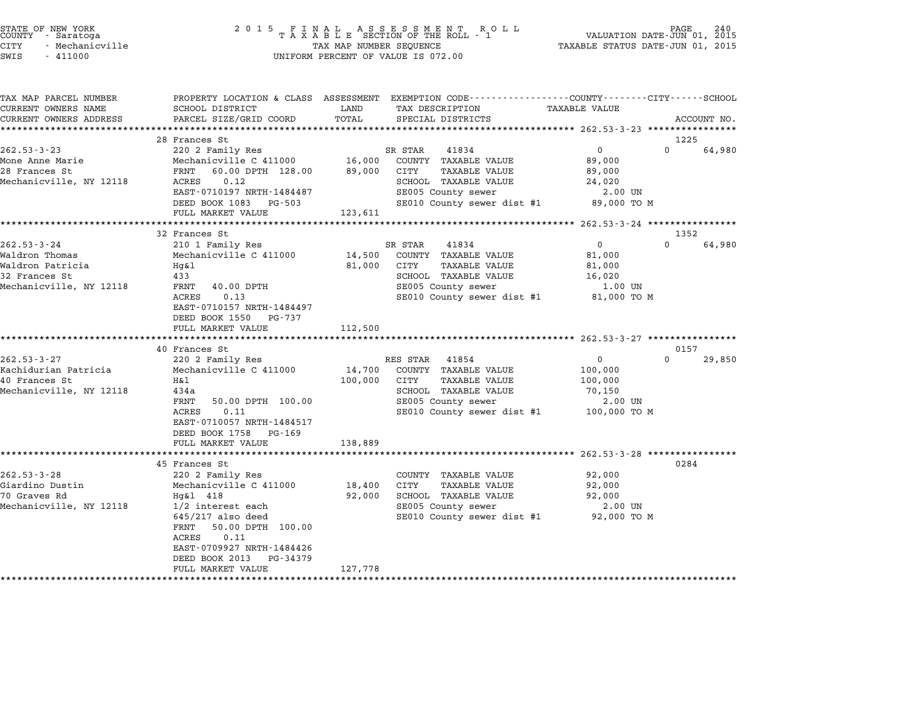STATE OF NEW YORK
COUNTY - Saratoga
CITY - Mechanicville
SWIS - 411000

2015 FINAL ASSESSMENT ROLL
TAXABLE SECTION OF THE ROLL - 1
TAX MAP NUMBER SEQUENCE
UNIFORM PERCENT OF VALUE IS 072.00

VALUATION DATE-JUN 01, 2015
TAXABLE STATUS DATE-JUN 01, 2015

| TAX MAP PARCEL NUMBER<br>CURRENT OWNERS NAME<br>CURRENT OWNERS ADDRESS | PROPERTY LOCATION & CLASS<br>SCHOOL DISTRICT<br>PARCEL SIZE/GRID COORD | ASSESSMENT<br>LAND<br>TOTAL | EXEMPTION CODE<br>TAX DESCRIPTION<br>SPECIAL DISTRICTS | COUNTY / CITY / SCHOOL<br>TAXABLE VALUE | ACCOUNT NO. |
|---|---|---|---|---|---|
| **262.53-3-23** | 28 Frances St | | | | 1225 |
| 262.53-3-23 | 220 2 Family Res | | SR STAR 41834 | 0 0 | 64,980 |
| Mone Anne Marie | Mechanicville C 411000 | 16,000 | COUNTY TAXABLE VALUE | 89,000 | |
| 28 Frances St | FRNT 60.00 DPTH 128.00 | 89,000 | CITY TAXABLE VALUE | 89,000 | |
| Mechanicville, NY 12118 | ACRES 0.12 | | SCHOOL TAXABLE VALUE | 24,020 | |
| | EAST-0710197 NRTH-1484487 | | SE005 County sewer | 2.00 UN | |
| | DEED BOOK 1083 PG-503 | | SE010 County sewer dist #1 | 89,000 TO M | |
| | FULL MARKET VALUE | 123,611 | | | |
| **262.53-3-24** | 32 Frances St | | | | 1352 |
| 262.53-3-24 | 210 1 Family Res | | SR STAR 41834 | 0 0 | 64,980 |
| Waldron Thomas | Mechanicville C 411000 | 14,500 | COUNTY TAXABLE VALUE | 81,000 | |
| Waldron Patricia | Hg&l | 81,000 | CITY TAXABLE VALUE | 81,000 | |
| 32 Frances St | 433 | | SCHOOL TAXABLE VALUE | 16,020 | |
| Mechanicville, NY 12118 | FRNT 40.00 DPTH | | SE005 County sewer | 1.00 UN | |
| | ACRES 0.13 | | SE010 County sewer dist #1 | 81,000 TO M | |
| | EAST-0710157 NRTH-1484497 | | | | |
| | DEED BOOK 1550 PG-737 | | | | |
| | FULL MARKET VALUE | 112,500 | | | |
| **262.53-3-27** | 40 Frances St | | | | 0157 |
| 262.53-3-27 | 220 2 Family Res | | RES STAR 41854 | 0 0 | 29,850 |
| Kachidurian Patricia | Mechanicville C 411000 | 14,700 | COUNTY TAXABLE VALUE | 100,000 | |
| 40 Frances St | H&l | 100,000 | CITY TAXABLE VALUE | 100,000 | |
| Mechanicville, NY 12118 | 434a | | SCHOOL TAXABLE VALUE | 70,150 | |
| | FRNT 50.00 DPTH 100.00 | | SE005 County sewer | 2.00 UN | |
| | ACRES 0.11 | | SE010 County sewer dist #1 | 100,000 TO M | |
| | EAST-0710057 NRTH-1484517 | | | | |
| | DEED BOOK 1758 PG-169 | | | | |
| | FULL MARKET VALUE | 138,889 | | | |
| **262.53-3-28** | 45 Frances St | | | | 0284 |
| 262.53-3-28 | 220 2 Family Res | | COUNTY TAXABLE VALUE | 92,000 | |
| Giardino Dustin | Mechanicville C 411000 | 18,400 | CITY TAXABLE VALUE | 92,000 | |
| 70 Graves Rd | Hg&l 418 | 92,000 | SCHOOL TAXABLE VALUE | 92,000 | |
| Mechanicville, NY 12118 | 1/2 interest each | | SE005 County sewer | 2.00 UN | |
| | 645/217 also deed | | SE010 County sewer dist #1 | 92,000 TO M | |
| | FRNT 50.00 DPTH 100.00 | | | | |
| | ACRES 0.11 | | | | |
| | EAST-0709927 NRTH-1484426 | | | | |
| | DEED BOOK 2013 PG-34379 | | | | |
| | FULL MARKET VALUE | 127,778 | | | |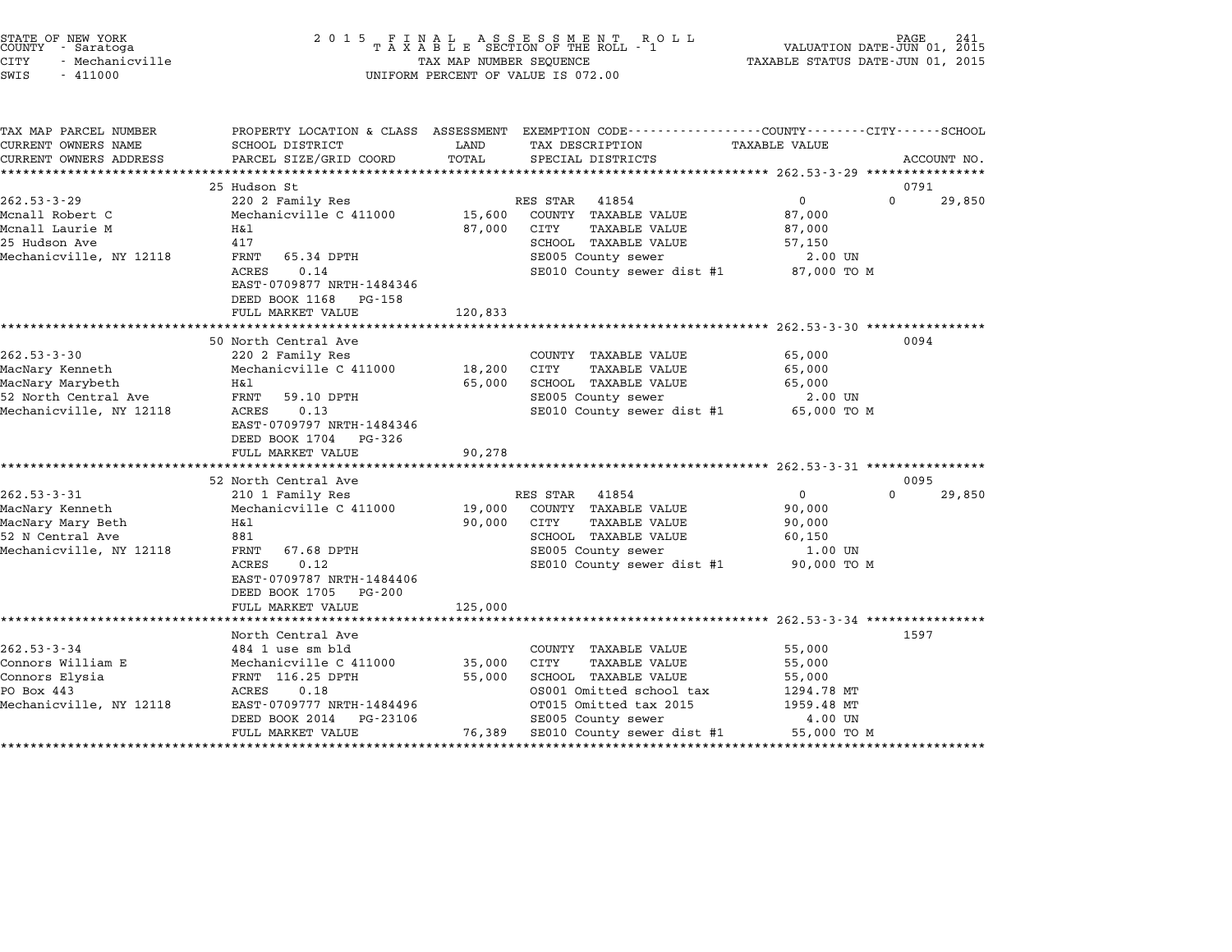STATE OF NEW YORK
COUNTY - Saratoga
CITY - Mechanicville
SWIS - 411000

2 0 1 5 F I N A L A S S E S S M E N T R O L L
T A X A B L E SECTION OF THE ROLL - 1
TAX MAP NUMBER SEQUENCE
UNIFORM PERCENT OF VALUE IS 072.00

VALUATION DATE-JUN 01, 2015
TAXABLE STATUS DATE-JUN 01, 2015

| TAX MAP PARCEL NUMBER / CURRENT OWNERS NAME / CURRENT OWNERS ADDRESS | PROPERTY LOCATION & CLASS / SCHOOL DISTRICT / PARCEL SIZE/GRID COORD | ASSESSMENT LAND / TOTAL | EXEMPTION CODE / TAX DESCRIPTION / SPECIAL DISTRICTS | COUNTY / CITY TAXABLE VALUE | SCHOOL / ACCOUNT NO. |
|---|---|---|---|---|---|
| **262.53-3-29** | 25 Hudson St | | | | 0791 |
| 262.53-3-29 | 220 2 Family Res | | RES STAR 41854 | 0 | 0 29,850 |
| Mcnall Robert C | Mechanicville C 411000 | 15,600 | COUNTY TAXABLE VALUE | 87,000 | |
| Mcnall Laurie M | H&l | 87,000 | CITY TAXABLE VALUE | 87,000 | |
| 25 Hudson Ave | 417 | | SCHOOL TAXABLE VALUE | 57,150 | |
| Mechanicville, NY 12118 | FRNT 65.34 DPTH | | SE005 County sewer | 2.00 UN | |
| | ACRES 0.14 | | SE010 County sewer dist #1 | 87,000 TO M | |
| | EAST-0709877 NRTH-1484346 | | | | |
| | DEED BOOK 1168 PG-158 | | | | |
| | FULL MARKET VALUE | 120,833 | | | |
| **262.53-3-30** | 50 North Central Ave | | | | 0094 |
| 262.53-3-30 | 220 2 Family Res | | COUNTY TAXABLE VALUE | 65,000 | |
| MacNary Kenneth | Mechanicville C 411000 | 18,200 | CITY TAXABLE VALUE | 65,000 | |
| MacNary Marybeth | H&l | 65,000 | SCHOOL TAXABLE VALUE | 65,000 | |
| 52 North Central Ave | FRNT 59.10 DPTH | | SE005 County sewer | 2.00 UN | |
| Mechanicville, NY 12118 | ACRES 0.13 | | SE010 County sewer dist #1 | 65,000 TO M | |
| | EAST-0709797 NRTH-1484346 | | | | |
| | DEED BOOK 1704 PG-326 | | | | |
| | FULL MARKET VALUE | 90,278 | | | |
| **262.53-3-31** | 52 North Central Ave | | | | 0095 |
| 262.53-3-31 | 210 1 Family Res | | RES STAR 41854 | 0 | 0 29,850 |
| MacNary Kenneth | Mechanicville C 411000 | 19,000 | COUNTY TAXABLE VALUE | 90,000 | |
| MacNary Mary Beth | H&l | 90,000 | CITY TAXABLE VALUE | 90,000 | |
| 52 N Central Ave | 881 | | SCHOOL TAXABLE VALUE | 60,150 | |
| Mechanicville, NY 12118 | FRNT 67.68 DPTH | | SE005 County sewer | 1.00 UN | |
| | ACRES 0.12 | | SE010 County sewer dist #1 | 90,000 TO M | |
| | EAST-0709787 NRTH-1484406 | | | | |
| | DEED BOOK 1705 PG-200 | | | | |
| | FULL MARKET VALUE | 125,000 | | | |
| **262.53-3-34** | North Central Ave | | | | 1597 |
| 262.53-3-34 | 484 1 use sm bld | | COUNTY TAXABLE VALUE | 55,000 | |
| Connors William E | Mechanicville C 411000 | 35,000 | CITY TAXABLE VALUE | 55,000 | |
| Connors Elysia | FRNT 116.25 DPTH | 55,000 | SCHOOL TAXABLE VALUE | 55,000 | |
| PO Box 443 | ACRES 0.18 | | OS001 Omitted school tax | 1294.78 MT | |
| Mechanicville, NY 12118 | EAST-0709777 NRTH-1484496 | | OT015 Omitted tax 2015 | 1959.48 MT | |
| | DEED BOOK 2014 PG-23106 | | SE005 County sewer | 4.00 UN | |
| | FULL MARKET VALUE | 76,389 | SE010 County sewer dist #1 | 55,000 TO M | |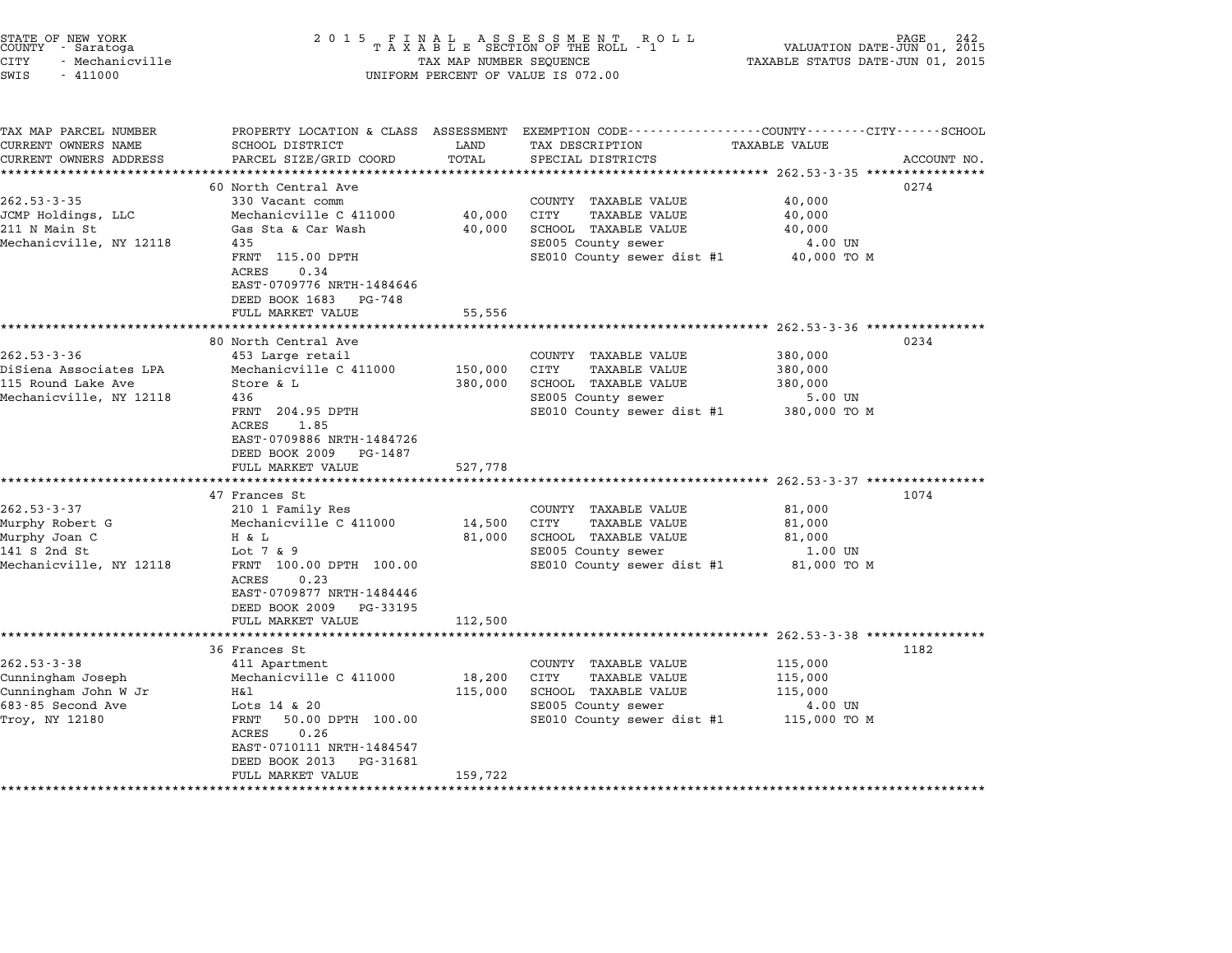STATE OF NEW YORK
COUNTY - Saratoga
CITY - Mechanicville
SWIS - 411000

2 0 1 5 F I N A L A S S E S S M E N T R O L L
T A X A B L E SECTION OF THE ROLL - 1
TAX MAP NUMBER SEQUENCE
UNIFORM PERCENT OF VALUE IS 072.00

VALUATION DATE-JUN 01, 2015
TAXABLE STATUS DATE-JUN 01, 2015

| TAX MAP PARCEL NUMBER / CURRENT OWNERS NAME / CURRENT OWNERS ADDRESS | PROPERTY LOCATION & CLASS / SCHOOL DISTRICT / PARCEL SIZE/GRID COORD | ASSESSMENT LAND | TOTAL | EXEMPTION CODE / TAX DESCRIPTION / SPECIAL DISTRICTS | TAXABLE VALUE (COUNTY / CITY / SCHOOL) | ACCOUNT NO. |
|---|---|---|---|---|---|---|
| **262.53-3-35** | 60 North Central Ave | | | | | 0274 |
| 262.53-3-35 | 330 Vacant comm | | | COUNTY TAXABLE VALUE | 40,000 | |
| JCMP Holdings, LLC | Mechanicville C 411000 | 40,000 | | CITY TAXABLE VALUE | 40,000 | |
| 211 N Main St | Gas Sta & Car Wash | | 40,000 | SCHOOL TAXABLE VALUE | 40,000 | |
| Mechanicville, NY 12118 | 435 | | | SE005 County sewer | 4.00 UN | |
| | FRNT 115.00 DPTH | | | SE010 County sewer dist #1 | 40,000 TO M | |
| | ACRES 0.34 | | | | | |
| | EAST-0709776 NRTH-1484646 | | | | | |
| | DEED BOOK 1683 PG-748 | | | | | |
| | FULL MARKET VALUE | | 55,556 | | | |
| **262.53-3-36** | 80 North Central Ave | | | | | 0234 |
| 262.53-3-36 | 453 Large retail | | | COUNTY TAXABLE VALUE | 380,000 | |
| DiSiena Associates LPA | Mechanicville C 411000 | 150,000 | | CITY TAXABLE VALUE | 380,000 | |
| 115 Round Lake Ave | Store & L | | 380,000 | SCHOOL TAXABLE VALUE | 380,000 | |
| Mechanicville, NY 12118 | 436 | | | SE005 County sewer | 5.00 UN | |
| | FRNT 204.95 DPTH | | | SE010 County sewer dist #1 | 380,000 TO M | |
| | ACRES 1.85 | | | | | |
| | EAST-0709886 NRTH-1484726 | | | | | |
| | DEED BOOK 2009 PG-1487 | | | | | |
| | FULL MARKET VALUE | | 527,778 | | | |
| **262.53-3-37** | 47 Frances St | | | | | 1074 |
| 262.53-3-37 | 210 1 Family Res | | | COUNTY TAXABLE VALUE | 81,000 | |
| Murphy Robert G | Mechanicville C 411000 | 14,500 | | CITY TAXABLE VALUE | 81,000 | |
| Murphy Joan C | H & L | | 81,000 | SCHOOL TAXABLE VALUE | 81,000 | |
| 141 S 2nd St | Lot 7 & 9 | | | SE005 County sewer | 1.00 UN | |
| Mechanicville, NY 12118 | FRNT 100.00 DPTH 100.00 | | | SE010 County sewer dist #1 | 81,000 TO M | |
| | ACRES 0.23 | | | | | |
| | EAST-0709877 NRTH-1484446 | | | | | |
| | DEED BOOK 2009 PG-33195 | | | | | |
| | FULL MARKET VALUE | | 112,500 | | | |
| **262.53-3-38** | 36 Frances St | | | | | 1182 |
| 262.53-3-38 | 411 Apartment | | | COUNTY TAXABLE VALUE | 115,000 | |
| Cunningham Joseph | Mechanicville C 411000 | 18,200 | | CITY TAXABLE VALUE | 115,000 | |
| Cunningham John W Jr | H&l | | 115,000 | SCHOOL TAXABLE VALUE | 115,000 | |
| 683-85 Second Ave | Lots 14 & 20 | | | SE005 County sewer | 4.00 UN | |
| Troy, NY 12180 | FRNT 50.00 DPTH 100.00 | | | SE010 County sewer dist #1 | 115,000 TO M | |
| | ACRES 0.26 | | | | | |
| | EAST-0710111 NRTH-1484547 | | | | | |
| | DEED BOOK 2013 PG-31681 | | | | | |
| | FULL MARKET VALUE | | 159,722 | | | |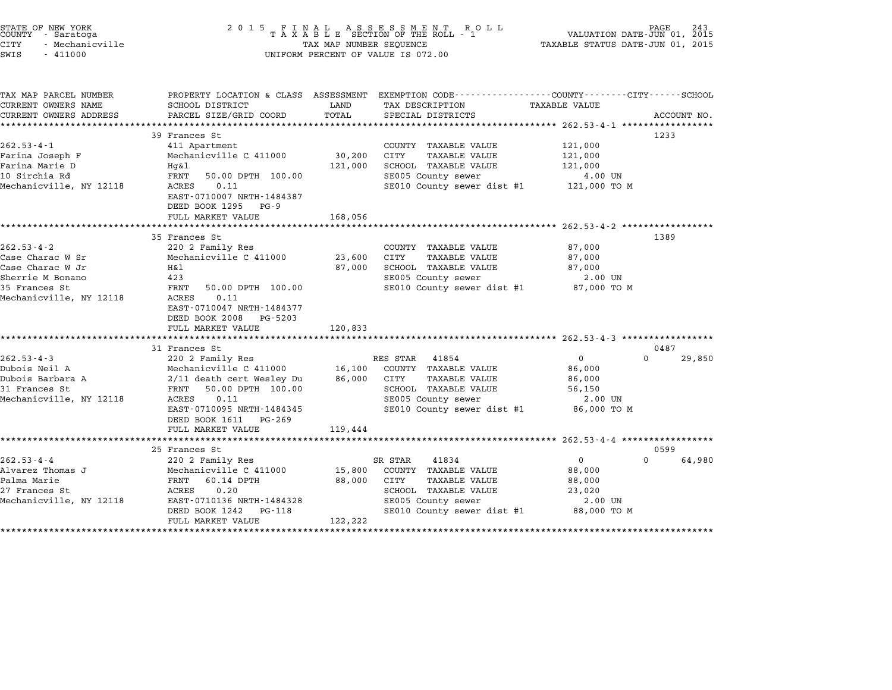STATE OF NEW YORK
COUNTY - Saratoga
CITY - Mechanicville
SWIS - 411000

2015 FINAL ASSESSMENT ROLL
TAXABLE SECTION OF THE ROLL - 1
TAX MAP NUMBER SEQUENCE
UNIFORM PERCENT OF VALUE IS 072.00

VALUATION DATE-JUN 01, 2015
TAXABLE STATUS DATE-JUN 01, 2015

| TAX MAP PARCEL NUMBER / CURRENT OWNERS NAME / CURRENT OWNERS ADDRESS | PROPERTY LOCATION & CLASS / SCHOOL DISTRICT / PARCEL SIZE/GRID COORD | ASSESSMENT LAND / TOTAL | EXEMPTION CODE / TAX DESCRIPTION / SPECIAL DISTRICTS | COUNTY / CITY / SCHOOL TAXABLE VALUE | ACCOUNT NO. |
|---|---|---|---|---|---|
| **262.53-4-1** | 39 Frances St | | | | 1233 |
| Farina Joseph F | 411 Apartment | | COUNTY TAXABLE VALUE | 121,000 | |
| Farina Marie D | Mechanicville C 411000 | 30,200 | CITY TAXABLE VALUE | 121,000 | |
| 10 Sirchia Rd | Hg&l | 121,000 | SCHOOL TAXABLE VALUE | 121,000 | |
| Mechanicville, NY 12118 | FRNT 50.00 DPTH 100.00 | | SE005 County sewer | 4.00 UN | |
| | ACRES 0.11 | | SE010 County sewer dist #1 | 121,000 TO M | |
| | EAST-0710007 NRTH-1484387 | | | | |
| | DEED BOOK 1295 PG-9 | | | | |
| | FULL MARKET VALUE | 168,056 | | | |
| **262.53-4-2** | 35 Frances St | | | | 1389 |
| Case Charac W Sr | 220 2 Family Res | | COUNTY TAXABLE VALUE | 87,000 | |
| Case Charac W Jr | Mechanicville C 411000 | 23,600 | CITY TAXABLE VALUE | 87,000 | |
| Sherrie M Bonano | H&l | 87,000 | SCHOOL TAXABLE VALUE | 87,000 | |
| 35 Frances St | 423 | | SE005 County sewer | 2.00 UN | |
| Mechanicville, NY 12118 | FRNT 50.00 DPTH 100.00 | | SE010 County sewer dist #1 | 87,000 TO M | |
| | ACRES 0.11 | | | | |
| | EAST-0710047 NRTH-1484377 | | | | |
| | DEED BOOK 2008 PG-5203 | | | | |
| | FULL MARKET VALUE | 120,833 | | | |
| **262.53-4-3** | 31 Frances St | | | | 0487 |
| Dubois Neil A | 220 2 Family Res | | RES STAR 41854 | 0 / 0 / 29,850 | |
| Dubois Barbara A | Mechanicville C 411000 | 16,100 | COUNTY TAXABLE VALUE | 86,000 | |
| 31 Frances St | 2/11 death cert Wesley Du | 86,000 | CITY TAXABLE VALUE | 86,000 | |
| Mechanicville, NY 12118 | FRNT 50.00 DPTH 100.00 | | SCHOOL TAXABLE VALUE | 56,150 | |
| | ACRES 0.11 | | SE005 County sewer | 2.00 UN | |
| | EAST-0710095 NRTH-1484345 | | SE010 County sewer dist #1 | 86,000 TO M | |
| | DEED BOOK 1611 PG-269 | | | | |
| | FULL MARKET VALUE | 119,444 | | | |
| **262.53-4-4** | 25 Frances St | | | | 0599 |
| Alvarez Thomas J | 220 2 Family Res | | SR STAR 41834 | 0 / 0 / 64,980 | |
| Palma Marie | Mechanicville C 411000 | 15,800 | COUNTY TAXABLE VALUE | 88,000 | |
| 27 Frances St | FRNT 60.14 DPTH | 88,000 | CITY TAXABLE VALUE | 88,000 | |
| Mechanicville, NY 12118 | ACRES 0.20 | | SCHOOL TAXABLE VALUE | 23,020 | |
| | EAST-0710136 NRTH-1484328 | | SE005 County sewer | 2.00 UN | |
| | DEED BOOK 1242 PG-118 | | SE010 County sewer dist #1 | 88,000 TO M | |
| | FULL MARKET VALUE | 122,222 | | | |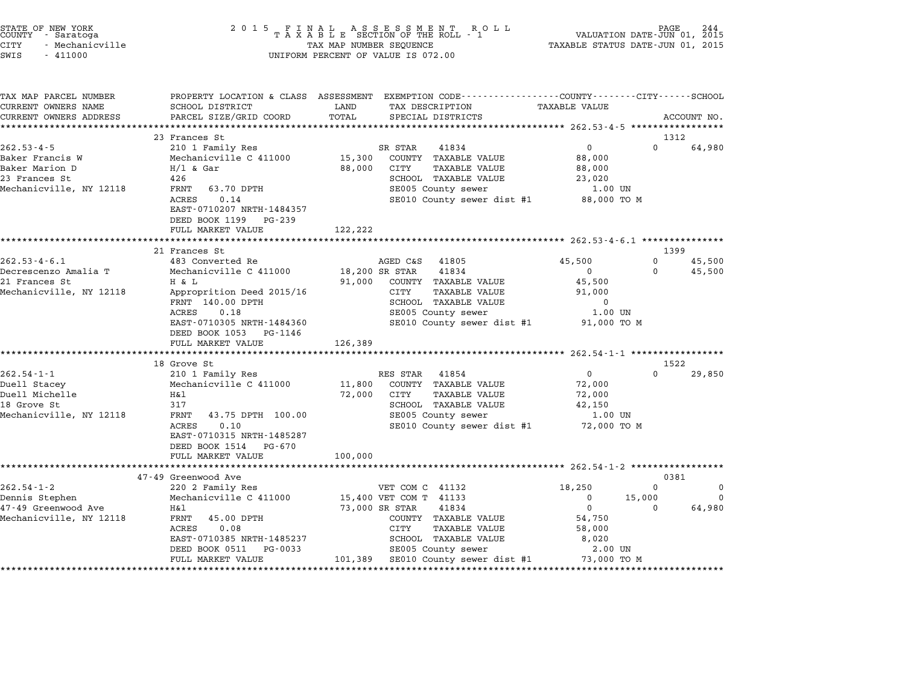STATE OF NEW YORK
COUNTY - Saratoga
CITY - Mechanicville
SWIS - 411000

2 0 1 5 F I N A L A S S E S S M E N T R O L L
T A X A B L E SECTION OF THE ROLL - 1
TAX MAP NUMBER SEQUENCE
UNIFORM PERCENT OF VALUE IS 072.00

VALUATION DATE-JUN 01, 2015
TAXABLE STATUS DATE-JUN 01, 2015

| TAX MAP PARCEL NUMBER / CURRENT OWNERS NAME / CURRENT OWNERS ADDRESS | PROPERTY LOCATION & CLASS / SCHOOL DISTRICT / PARCEL SIZE/GRID COORD | ASSESSMENT LAND / TOTAL | EXEMPTION CODE / TAX DESCRIPTION / SPECIAL DISTRICTS | COUNTY TAXABLE VALUE | CITY | SCHOOL | ACCOUNT NO. |
|---|---|---|---|---|---|---|---|
| **262.53-4-5** | 23 Frances St | | | | | | 1312 |
| | 210 1 Family Res | | SR STAR 41834 | 0 | 0 | 64,980 | |
| Baker Francis W | Mechanicville C 411000 | 15,300 | COUNTY TAXABLE VALUE | 88,000 | | | |
| Baker Marion D | H/l & Gar | 88,000 | CITY TAXABLE VALUE | 88,000 | | | |
| 23 Frances St | 426 | | SCHOOL TAXABLE VALUE | 23,020 | | | |
| Mechanicville, NY 12118 | FRNT 63.70 DPTH | | SE005 County sewer | 1.00 UN | | | |
| | ACRES 0.14 | | SE010 County sewer dist #1 | 88,000 TO M | | | |
| | EAST-0710207 NRTH-1484357 | | | | | | |
| | DEED BOOK 1199 PG-239 | | | | | | |
| | FULL MARKET VALUE | 122,222 | | | | | |
| **262.53-4-6.1** | 21 Frances St | | | | | | 1399 |
| | 483 Converted Re | | AGED C&S 41805 | 45,500 | 0 | 45,500 | |
| Decrescenzo Amalia T | Mechanicville C 411000 | 18,200 | SR STAR 41834 | 0 | 0 | 45,500 | |
| 21 Frances St | H & L | 91,000 | COUNTY TAXABLE VALUE | 45,500 | | | |
| Mechanicville, NY 12118 | Approprition Deed 2015/16 | | CITY TAXABLE VALUE | 91,000 | | | |
| | FRNT 140.00 DPTH | | SCHOOL TAXABLE VALUE | 0 | | | |
| | ACRES 0.18 | | SE005 County sewer | 1.00 UN | | | |
| | EAST-0710305 NRTH-1484360 | | SE010 County sewer dist #1 | 91,000 TO M | | | |
| | DEED BOOK 1053 PG-1146 | | | | | | |
| | FULL MARKET VALUE | 126,389 | | | | | |
| **262.54-1-1** | 18 Grove St | | | | | | 1522 |
| | 210 1 Family Res | | RES STAR 41854 | 0 | 0 | 29,850 | |
| Duell Stacey | Mechanicville C 411000 | 11,800 | COUNTY TAXABLE VALUE | 72,000 | | | |
| Duell Michelle | H&l | 72,000 | CITY TAXABLE VALUE | 72,000 | | | |
| 18 Grove St | 317 | | SCHOOL TAXABLE VALUE | 42,150 | | | |
| Mechanicville, NY 12118 | FRNT 43.75 DPTH 100.00 | | SE005 County sewer | 1.00 UN | | | |
| | ACRES 0.10 | | SE010 County sewer dist #1 | 72,000 TO M | | | |
| | EAST-0710315 NRTH-1485287 | | | | | | |
| | DEED BOOK 1514 PG-670 | | | | | | |
| | FULL MARKET VALUE | 100,000 | | | | | |
| **262.54-1-2** | 47-49 Greenwood Ave | | | | | | 0381 |
| | 220 2 Family Res | | VET COM C 41132 | 18,250 | 0 | 0 | |
| Dennis Stephen | Mechanicville C 411000 | 15,400 | VET COM T 41133 | 0 | 15,000 | 0 | |
| 47-49 Greenwood Ave | H&l | 73,000 | SR STAR 41834 | 0 | 0 | 64,980 | |
| Mechanicville, NY 12118 | FRNT 45.00 DPTH | | COUNTY TAXABLE VALUE | 54,750 | | | |
| | ACRES 0.08 | | CITY TAXABLE VALUE | 58,000 | | | |
| | EAST-0710385 NRTH-1485237 | | SCHOOL TAXABLE VALUE | 8,020 | | | |
| | DEED BOOK 0511 PG-0033 | | SE005 County sewer | 2.00 UN | | | |
| | FULL MARKET VALUE | 101,389 | SE010 County sewer dist #1 | 73,000 TO M | | | |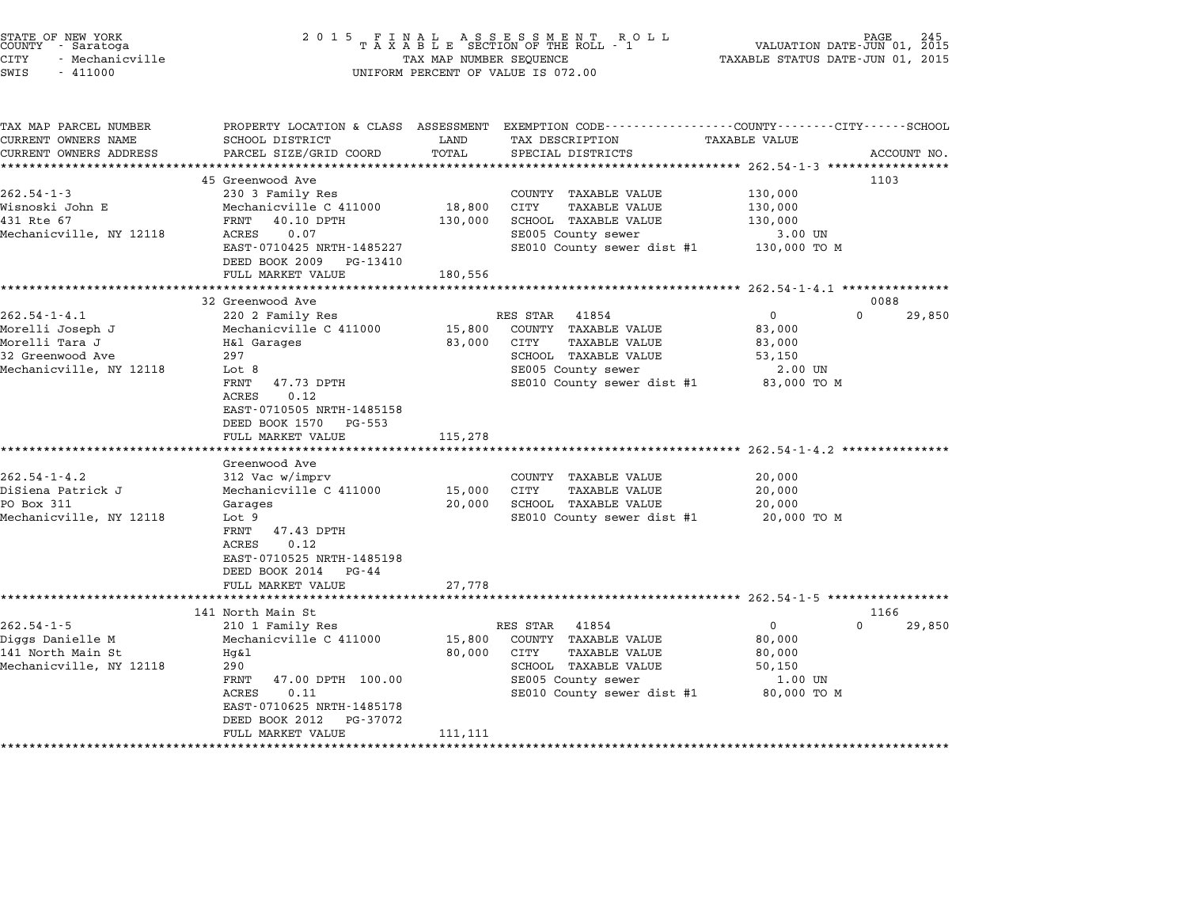STATE OF NEW YORK — 2015 FINAL ASSESSMENT ROLL — VALUATION DATE-JUN 01, 2015
COUNTY - Saratoga — TAXABLE SECTION OF THE ROLL - 1 — TAXABLE STATUS DATE-JUN 01, 2015
CITY - Mechanicville — TAX MAP NUMBER SEQUENCE
SWIS - 411000 — UNIFORM PERCENT OF VALUE IS 072.00

```
TAX MAP PARCEL NUMBER          PROPERTY LOCATION & CLASS  ASSESSMENT  EXEMPTION CODE-----------------COUNTY--------CITY------SCHOOL
CURRENT OWNERS NAME            SCHOOL DISTRICT               LAND      TAX DESCRIPTION                  TAXABLE VALUE
CURRENT OWNERS ADDRESS         PARCEL SIZE/GRID COORD        TOTAL     SPECIAL DISTRICTS                                      ACCOUNT NO.
******************************************************************************************************* 262.54-1-3 *****************
                               45 Greenwood Ave                                                                           1103
262.54-1-3                     230 3 Family Res                        COUNTY  TAXABLE VALUE             130,000
Wisnoski John E                Mechanicville C 411000       18,800    CITY     TAXABLE VALUE             130,000
431 Rte 67                     FRNT    40.10 DPTH          130,000    SCHOOL  TAXABLE VALUE             130,000
Mechanicville, NY 12118        ACRES    0.07                           SE005 County sewer                  3.00 UN
                               EAST-0710425 NRTH-1485227               SE010 County sewer dist #1        130,000 TO M
                               DEED BOOK 2009    PG-13410
                               FULL MARKET VALUE           180,556
******************************************************************************************************* 262.54-1-4.1 ***************
                               32 Greenwood Ave                                                                           0088
262.54-1-4.1                   220 2 Family Res                        RES STAR   41854                        0             0      29,850
Morelli Joseph J               Mechanicville C 411000       15,800    COUNTY  TAXABLE VALUE              83,000
Morelli Tara J                 H&l Garages                  83,000    CITY     TAXABLE VALUE              83,000
32 Greenwood Ave               297                                     SCHOOL  TAXABLE VALUE              53,150
Mechanicville, NY 12118        Lot 8                                   SE005 County sewer                  2.00 UN
                               FRNT    47.73 DPTH                      SE010 County sewer dist #1         83,000 TO M
                               ACRES    0.12
                               EAST-0710505 NRTH-1485158
                               DEED BOOK 1570    PG-553
                               FULL MARKET VALUE           115,278
******************************************************************************************************* 262.54-1-4.2 ***************
                               Greenwood Ave
262.54-1-4.2                   312 Vac w/imprv                         COUNTY  TAXABLE VALUE              20,000
DiSiena Patrick J              Mechanicville C 411000       15,000    CITY     TAXABLE VALUE              20,000
PO Box 311                     Garages                      20,000    SCHOOL  TAXABLE VALUE              20,000
Mechanicville, NY 12118        Lot 9                                   SE010 County sewer dist #1         20,000 TO M
                               FRNT    47.43 DPTH
                               ACRES    0.12
                               EAST-0710525 NRTH-1485198
                               DEED BOOK 2014    PG-44
                               FULL MARKET VALUE            27,778
******************************************************************************************************* 262.54-1-5 *****************
                               141 North Main St                                                                          1166
262.54-1-5                     210 1 Family Res                        RES STAR   41854                        0             0      29,850
Diggs Danielle M               Mechanicville C 411000       15,800    COUNTY  TAXABLE VALUE              80,000
141 North Main St              Hg&l                         80,000    CITY     TAXABLE VALUE              80,000
Mechanicville, NY 12118        290                                     SCHOOL  TAXABLE VALUE              50,150
                               FRNT    47.00 DPTH  100.00              SE005 County sewer                  1.00 UN
                               ACRES    0.11                           SE010 County sewer dist #1         80,000 TO M
                               EAST-0710625 NRTH-1485178
                               DEED BOOK 2012    PG-37072
                               FULL MARKET VALUE           111,111
************************************************************************************************************************************
```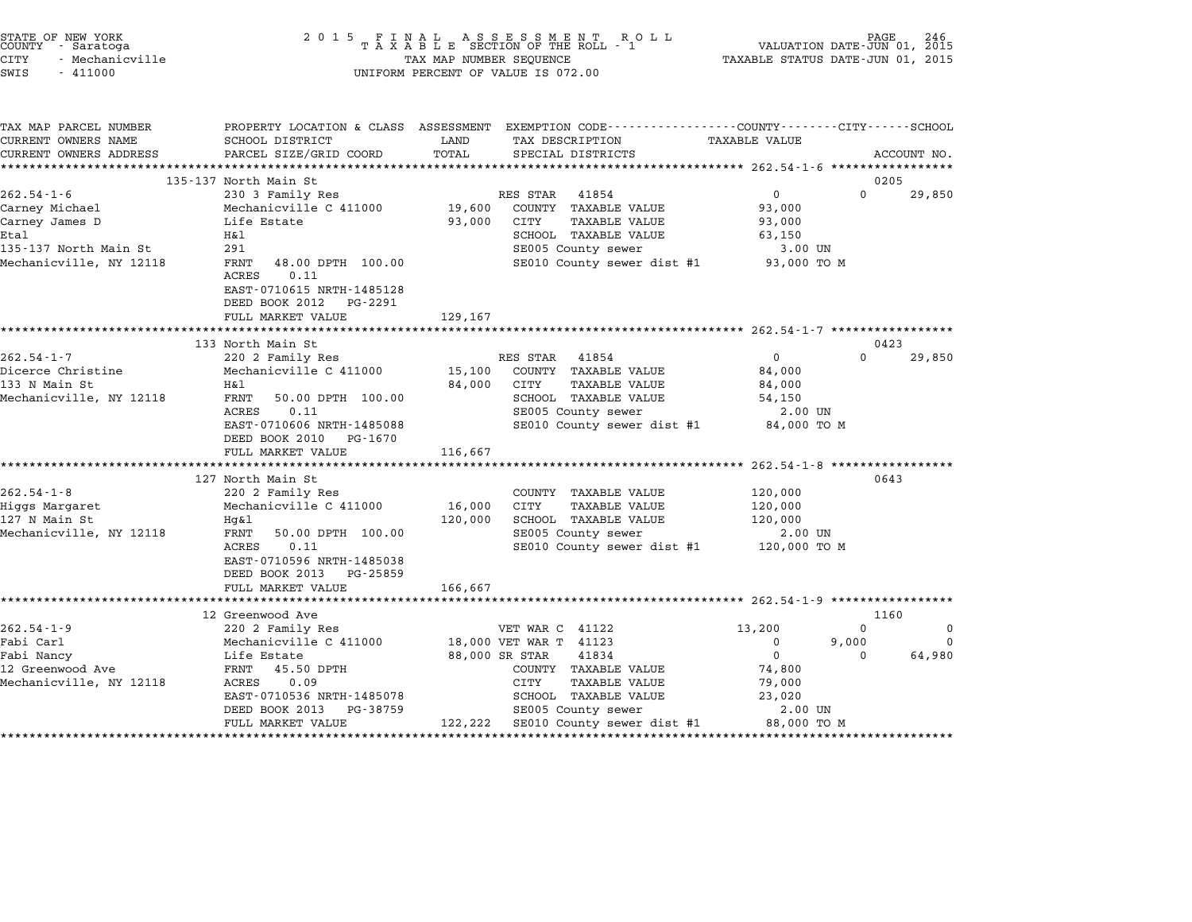STATE OF NEW YORK
COUNTY - Saratoga
CITY - Mechanicville
SWIS - 411000

# 2015 FINAL ASSESSMENT ROLL
TAXABLE SECTION OF THE ROLL - 1
TAX MAP NUMBER SEQUENCE
UNIFORM PERCENT OF VALUE IS 072.00

VALUATION DATE-JUN 01, 2015
TAXABLE STATUS DATE-JUN 01, 2015

| TAX MAP PARCEL NUMBER / CURRENT OWNERS NAME / CURRENT OWNERS ADDRESS | PROPERTY LOCATION & CLASS / SCHOOL DISTRICT / PARCEL SIZE/GRID COORD | ASSESSMENT LAND / TOTAL | EXEMPTION CODE / TAX DESCRIPTION / SPECIAL DISTRICTS | COUNTY TAXABLE VALUE | CITY | SCHOOL / ACCOUNT NO. |
|---|---|---|---|---|---|---|
| **262.54-1-6** | 135-137 North Main St | | | | | 0205 |
| 262.54-1-6 | 230 3 Family Res | | RES STAR 41854 | 0 | 0 | 29,850 |
| Carney Michael | Mechanicville C 411000 | 19,600 | COUNTY TAXABLE VALUE | 93,000 | | |
| Carney James D | Life Estate | 93,000 | CITY TAXABLE VALUE | 93,000 | | |
| Etal | H&l | | SCHOOL TAXABLE VALUE | 63,150 | | |
| 135-137 North Main St | 291 | | SE005 County sewer | 3.00 UN | | |
| Mechanicville, NY 12118 | FRNT 48.00 DPTH 100.00 | | SE010 County sewer dist #1 | 93,000 TO M | | |
| | ACRES 0.11 | | | | | |
| | EAST-0710615 NRTH-1485128 | | | | | |
| | DEED BOOK 2012 PG-2291 | | | | | |
| | FULL MARKET VALUE | 129,167 | | | | |
| **262.54-1-7** | 133 North Main St | | | | | 0423 |
| 262.54-1-7 | 220 2 Family Res | | RES STAR 41854 | 0 | 0 | 29,850 |
| Dicerce Christine | Mechanicville C 411000 | 15,100 | COUNTY TAXABLE VALUE | 84,000 | | |
| 133 N Main St | H&l | 84,000 | CITY TAXABLE VALUE | 84,000 | | |
| Mechanicville, NY 12118 | FRNT 50.00 DPTH 100.00 | | SCHOOL TAXABLE VALUE | 54,150 | | |
| | ACRES 0.11 | | SE005 County sewer | 2.00 UN | | |
| | EAST-0710606 NRTH-1485088 | | SE010 County sewer dist #1 | 84,000 TO M | | |
| | DEED BOOK 2010 PG-1670 | | | | | |
| | FULL MARKET VALUE | 116,667 | | | | |
| **262.54-1-8** | 127 North Main St | | | | | 0643 |
| 262.54-1-8 | 220 2 Family Res | | COUNTY TAXABLE VALUE | 120,000 | | |
| Higgs Margaret | Mechanicville C 411000 | 16,000 | CITY TAXABLE VALUE | 120,000 | | |
| 127 N Main St | Hg&l | 120,000 | SCHOOL TAXABLE VALUE | 120,000 | | |
| Mechanicville, NY 12118 | FRNT 50.00 DPTH 100.00 | | SE005 County sewer | 2.00 UN | | |
| | ACRES 0.11 | | SE010 County sewer dist #1 | 120,000 TO M | | |
| | EAST-0710596 NRTH-1485038 | | | | | |
| | DEED BOOK 2013 PG-25859 | | | | | |
| | FULL MARKET VALUE | 166,667 | | | | |
| **262.54-1-9** | 12 Greenwood Ave | | | | | 1160 |
| 262.54-1-9 | 220 2 Family Res | | VET WAR C 41122 | 13,200 | 0 | 0 |
| Fabi Carl | Mechanicville C 411000 | 18,000 | VET WAR T 41123 | 0 | 9,000 | 0 |
| Fabi Nancy | Life Estate | 88,000 | SR STAR 41834 | 0 | 0 | 64,980 |
| 12 Greenwood Ave | FRNT 45.50 DPTH | | COUNTY TAXABLE VALUE | 74,800 | | |
| Mechanicville, NY 12118 | ACRES 0.09 | | CITY TAXABLE VALUE | 79,000 | | |
| | EAST-0710536 NRTH-1485078 | | SCHOOL TAXABLE VALUE | 23,020 | | |
| | DEED BOOK 2013 PG-38759 | | SE005 County sewer | 2.00 UN | | |
| | FULL MARKET VALUE | 122,222 | SE010 County sewer dist #1 | 88,000 TO M | | |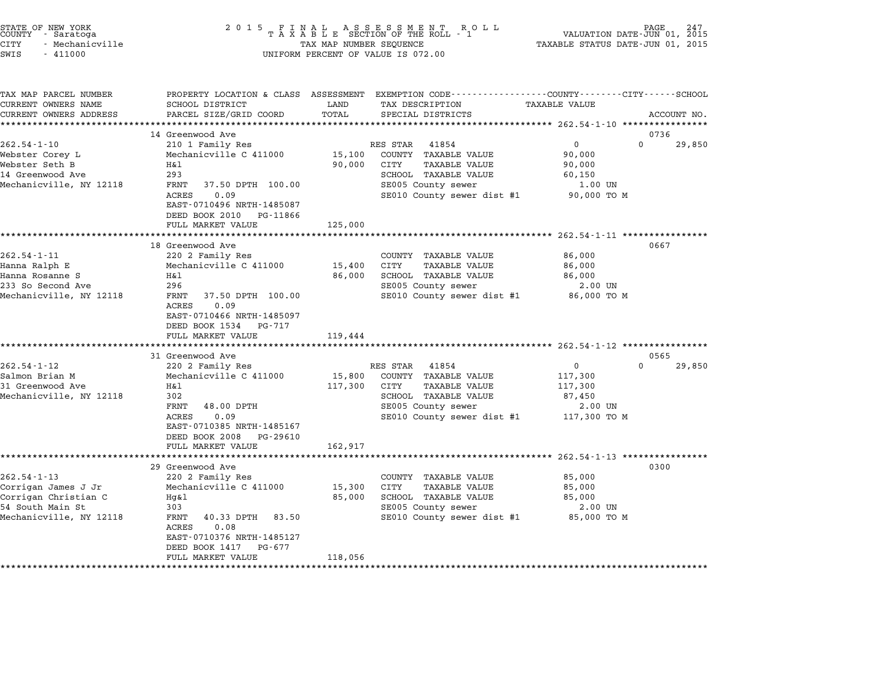STATE OF NEW YORK
COUNTY - Saratoga
CITY - Mechanicville
SWIS - 411000

2 0 1 5 F I N A L A S S E S S M E N T R O L L
T A X A B L E SECTION OF THE ROLL - 1
TAX MAP NUMBER SEQUENCE
UNIFORM PERCENT OF VALUE IS 072.00

VALUATION DATE-JUN 01, 2015
TAXABLE STATUS DATE-JUN 01, 2015

| TAX MAP PARCEL NUMBER / CURRENT OWNERS NAME / CURRENT OWNERS ADDRESS | PROPERTY LOCATION & CLASS / SCHOOL DISTRICT / PARCEL SIZE/GRID COORD | ASSESSMENT LAND / TOTAL | EXEMPTION CODE / TAX DESCRIPTION / SPECIAL DISTRICTS | COUNTY / TAXABLE VALUE | CITY | SCHOOL / ACCOUNT NO. |
|---|---|---|---|---|---|---|
| | 14 Greenwood Ave | | | | | 0736 |
| 262.54-1-10 | 210 1 Family Res | | RES STAR 41854 | 0 | 0 | 29,850 |
| Webster Corey L | Mechanicville C 411000 | 15,100 | COUNTY TAXABLE VALUE | 90,000 | | |
| Webster Seth B | H&l | 90,000 | CITY TAXABLE VALUE | 90,000 | | |
| 14 Greenwood Ave | 293 | | SCHOOL TAXABLE VALUE | 60,150 | | |
| Mechanicville, NY 12118 | FRNT 37.50 DPTH 100.00 | | SE005 County sewer | 1.00 UN | | |
| | ACRES 0.09 | | SE010 County sewer dist #1 | 90,000 TO M | | |
| | EAST-0710496 NRTH-1485087 | | | | | |
| | DEED BOOK 2010 PG-11866 | | | | | |
| | FULL MARKET VALUE | 125,000 | | | | |
| | 18 Greenwood Ave | | | | | 0667 |
| 262.54-1-11 | 220 2 Family Res | | COUNTY TAXABLE VALUE | 86,000 | | |
| Hanna Ralph E | Mechanicville C 411000 | 15,400 | CITY TAXABLE VALUE | 86,000 | | |
| Hanna Rosanne S | H&l | 86,000 | SCHOOL TAXABLE VALUE | 86,000 | | |
| 233 So Second Ave | 296 | | SE005 County sewer | 2.00 UN | | |
| Mechanicville, NY 12118 | FRNT 37.50 DPTH 100.00 | | SE010 County sewer dist #1 | 86,000 TO M | | |
| | ACRES 0.09 | | | | | |
| | EAST-0710466 NRTH-1485097 | | | | | |
| | DEED BOOK 1534 PG-717 | | | | | |
| | FULL MARKET VALUE | 119,444 | | | | |
| | 31 Greenwood Ave | | | | | 0565 |
| 262.54-1-12 | 220 2 Family Res | | RES STAR 41854 | 0 | 0 | 29,850 |
| Salmon Brian M | Mechanicville C 411000 | 15,800 | COUNTY TAXABLE VALUE | 117,300 | | |
| 31 Greenwood Ave | H&l | 117,300 | CITY TAXABLE VALUE | 117,300 | | |
| Mechanicville, NY 12118 | 302 | | SCHOOL TAXABLE VALUE | 87,450 | | |
| | FRNT 48.00 DPTH | | SE005 County sewer | 2.00 UN | | |
| | ACRES 0.09 | | SE010 County sewer dist #1 | 117,300 TO M | | |
| | EAST-0710385 NRTH-1485167 | | | | | |
| | DEED BOOK 2008 PG-29610 | | | | | |
| | FULL MARKET VALUE | 162,917 | | | | |
| | 29 Greenwood Ave | | | | | 0300 |
| 262.54-1-13 | 220 2 Family Res | | COUNTY TAXABLE VALUE | 85,000 | | |
| Corrigan James J Jr | Mechanicville C 411000 | 15,300 | CITY TAXABLE VALUE | 85,000 | | |
| Corrigan Christian C | Hg&l | 85,000 | SCHOOL TAXABLE VALUE | 85,000 | | |
| 54 South Main St | 303 | | SE005 County sewer | 2.00 UN | | |
| Mechanicville, NY 12118 | FRNT 40.33 DPTH 83.50 | | SE010 County sewer dist #1 | 85,000 TO M | | |
| | ACRES 0.08 | | | | | |
| | EAST-0710376 NRTH-1485127 | | | | | |
| | DEED BOOK 1417 PG-677 | | | | | |
| | FULL MARKET VALUE | 118,056 | | | | |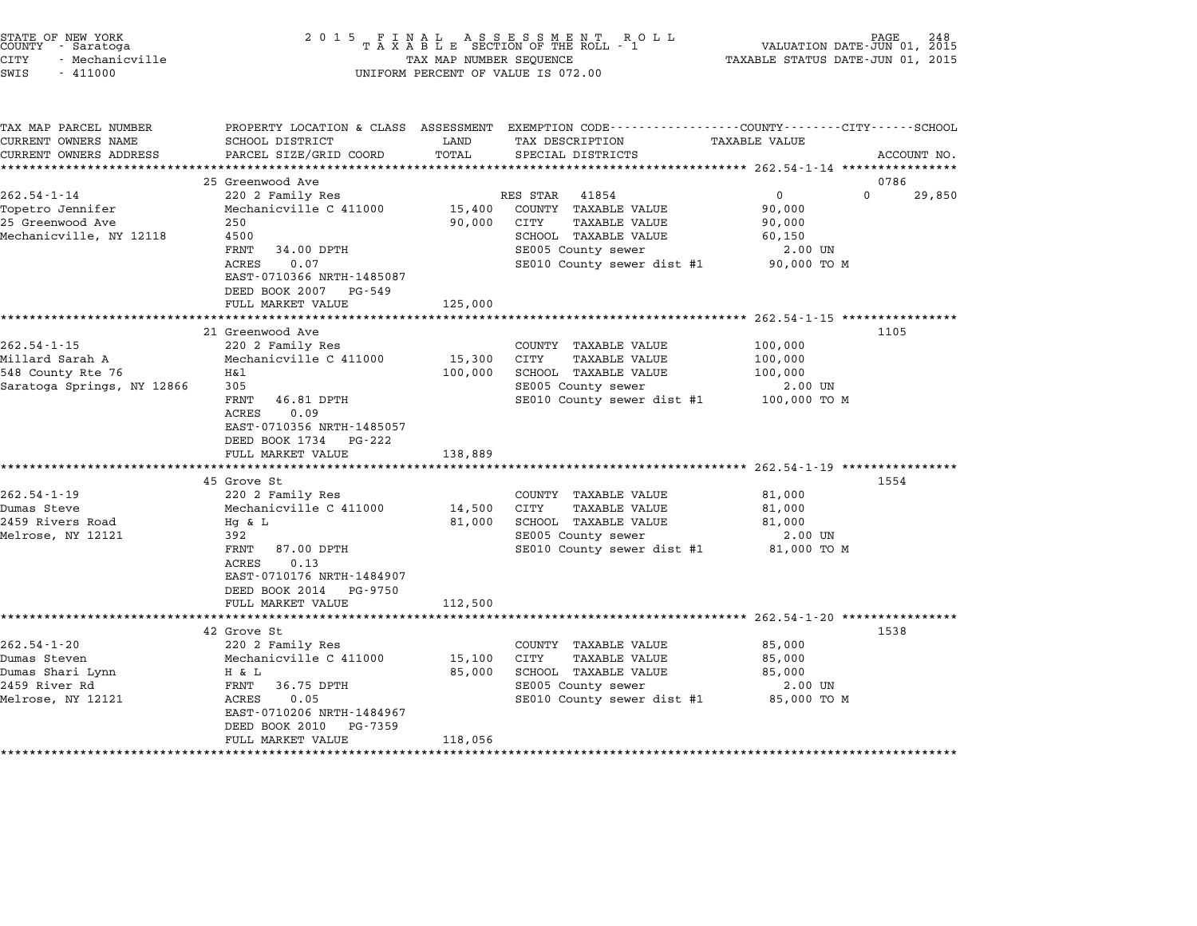STATE OF NEW YORK
COUNTY - Saratoga
CITY - Mechanicville
SWIS - 411000

2 0 1 5 F I N A L A S S E S S M E N T R O L L
T A X A B L E SECTION OF THE ROLL - 1
TAX MAP NUMBER SEQUENCE
UNIFORM PERCENT OF VALUE IS 072.00

VALUATION DATE-JUN 01, 2015
TAXABLE STATUS DATE-JUN 01, 2015

| TAX MAP PARCEL NUMBER / CURRENT OWNERS NAME / CURRENT OWNERS ADDRESS | PROPERTY LOCATION & CLASS / SCHOOL DISTRICT / PARCEL SIZE/GRID COORD | ASSESSMENT LAND | TOTAL | EXEMPTION CODE / TAX DESCRIPTION / SPECIAL DISTRICTS | COUNTY / TAXABLE VALUE | CITY | SCHOOL | ACCOUNT NO. |
|---|---|---|---|---|---|---|---|---|
| **262.54-1-14** | 25 Greenwood Ave | | | | | | | 0786 |
| 262.54-1-14 | 220 2 Family Res | | | RES STAR 41854 | 0 | 0 | 29,850 | |
| Topetro Jennifer | Mechanicville C 411000 | 15,400 | | COUNTY TAXABLE VALUE | 90,000 | | | |
| 25 Greenwood Ave | 250 | | 90,000 | CITY TAXABLE VALUE | 90,000 | | | |
| Mechanicville, NY 12118 | 4500 | | | SCHOOL TAXABLE VALUE | 60,150 | | | |
| | FRNT 34.00 DPTH | | | SE005 County sewer | 2.00 UN | | | |
| | ACRES 0.07 | | | SE010 County sewer dist #1 | 90,000 TO M | | | |
| | EAST-0710366 NRTH-1485087 | | | | | | | |
| | DEED BOOK 2007 PG-549 | | | | | | | |
| | FULL MARKET VALUE | | 125,000 | | | | | |
| **262.54-1-15** | 21 Greenwood Ave | | | | | | | 1105 |
| 262.54-1-15 | 220 2 Family Res | | | COUNTY TAXABLE VALUE | 100,000 | | | |
| Millard Sarah A | Mechanicville C 411000 | 15,300 | | CITY TAXABLE VALUE | 100,000 | | | |
| 548 County Rte 76 | H&l | | 100,000 | SCHOOL TAXABLE VALUE | 100,000 | | | |
| Saratoga Springs, NY 12866 | 305 | | | SE005 County sewer | 2.00 UN | | | |
| | FRNT 46.81 DPTH | | | SE010 County sewer dist #1 | 100,000 TO M | | | |
| | ACRES 0.09 | | | | | | | |
| | EAST-0710356 NRTH-1485057 | | | | | | | |
| | DEED BOOK 1734 PG-222 | | | | | | | |
| | FULL MARKET VALUE | | 138,889 | | | | | |
| **262.54-1-19** | 45 Grove St | | | | | | | 1554 |
| 262.54-1-19 | 220 2 Family Res | | | COUNTY TAXABLE VALUE | 81,000 | | | |
| Dumas Steve | Mechanicville C 411000 | 14,500 | | CITY TAXABLE VALUE | 81,000 | | | |
| 2459 Rivers Road | Hg & L | | 81,000 | SCHOOL TAXABLE VALUE | 81,000 | | | |
| Melrose, NY 12121 | 392 | | | SE005 County sewer | 2.00 UN | | | |
| | FRNT 87.00 DPTH | | | SE010 County sewer dist #1 | 81,000 TO M | | | |
| | ACRES 0.13 | | | | | | | |
| | EAST-0710176 NRTH-1484907 | | | | | | | |
| | DEED BOOK 2014 PG-9750 | | | | | | | |
| | FULL MARKET VALUE | | 112,500 | | | | | |
| **262.54-1-20** | 42 Grove St | | | | | | | 1538 |
| 262.54-1-20 | 220 2 Family Res | | | COUNTY TAXABLE VALUE | 85,000 | | | |
| Dumas Steven | Mechanicville C 411000 | 15,100 | | CITY TAXABLE VALUE | 85,000 | | | |
| Dumas Shari Lynn | H & L | | 85,000 | SCHOOL TAXABLE VALUE | 85,000 | | | |
| 2459 River Rd | FRNT 36.75 DPTH | | | SE005 County sewer | 2.00 UN | | | |
| Melrose, NY 12121 | ACRES 0.05 | | | SE010 County sewer dist #1 | 85,000 TO M | | | |
| | EAST-0710206 NRTH-1484967 | | | | | | | |
| | DEED BOOK 2010 PG-7359 | | | | | | | |
| | FULL MARKET VALUE | | 118,056 | | | | | |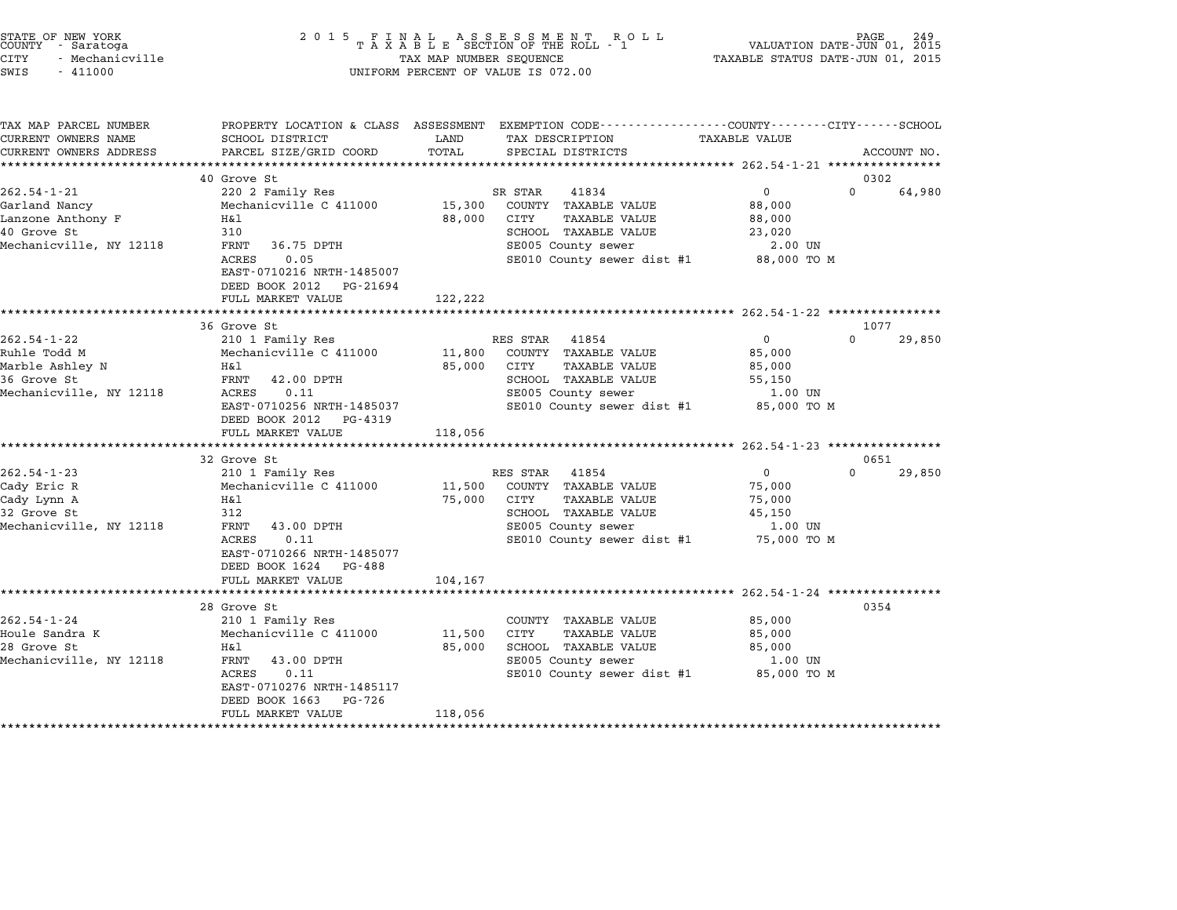STATE OF NEW YORK
COUNTY - Saratoga
CITY - Mechanicville
SWIS - 411000

2015 FINAL ASSESSMENT ROLL
TAXABLE SECTION OF THE ROLL - 1
TAX MAP NUMBER SEQUENCE
UNIFORM PERCENT OF VALUE IS 072.00

VALUATION DATE-JUN 01, 2015
TAXABLE STATUS DATE-JUN 01, 2015

| TAX MAP PARCEL NUMBER / CURRENT OWNERS NAME / CURRENT OWNERS ADDRESS | PROPERTY LOCATION & CLASS / SCHOOL DISTRICT / PARCEL SIZE/GRID COORD | ASSESSMENT LAND / TOTAL | EXEMPTION CODE / TAX DESCRIPTION / SPECIAL DISTRICTS | COUNTY / CITY / SCHOOL TAXABLE VALUE | ACCOUNT NO. |
|---|---|---|---|---|---|
| **262.54-1-21** | 40 Grove St | | | | 0302 |
| | 220 2 Family Res | | SR STAR 41834 | 0 / 0 / 64,980 | |
| Garland Nancy | Mechanicville C 411000 | 15,300 | COUNTY TAXABLE VALUE | 88,000 | |
| Lanzone Anthony F | H&l | 88,000 | CITY TAXABLE VALUE | 88,000 | |
| 40 Grove St | 310 | | SCHOOL TAXABLE VALUE | 23,020 | |
| Mechanicville, NY 12118 | FRNT 36.75 DPTH | | SE005 County sewer | 2.00 UN | |
| | ACRES 0.05 | | SE010 County sewer dist #1 | 88,000 TO M | |
| | EAST-0710216 NRTH-1485007 | | | | |
| | DEED BOOK 2012 PG-21694 | | | | |
| | FULL MARKET VALUE | 122,222 | | | |
| **262.54-1-22** | 36 Grove St | | | | 1077 |
| | 210 1 Family Res | | RES STAR 41854 | 0 / 0 / 29,850 | |
| Ruhle Todd M | Mechanicville C 411000 | 11,800 | COUNTY TAXABLE VALUE | 85,000 | |
| Marble Ashley N | H&l | 85,000 | CITY TAXABLE VALUE | 85,000 | |
| 36 Grove St | FRNT 42.00 DPTH | | SCHOOL TAXABLE VALUE | 55,150 | |
| Mechanicville, NY 12118 | ACRES 0.11 | | SE005 County sewer | 1.00 UN | |
| | EAST-0710256 NRTH-1485037 | | SE010 County sewer dist #1 | 85,000 TO M | |
| | DEED BOOK 2012 PG-4319 | | | | |
| | FULL MARKET VALUE | 118,056 | | | |
| **262.54-1-23** | 32 Grove St | | | | 0651 |
| | 210 1 Family Res | | RES STAR 41854 | 0 / 0 / 29,850 | |
| Cady Eric R | Mechanicville C 411000 | 11,500 | COUNTY TAXABLE VALUE | 75,000 | |
| Cady Lynn A | H&l | 75,000 | CITY TAXABLE VALUE | 75,000 | |
| 32 Grove St | 312 | | SCHOOL TAXABLE VALUE | 45,150 | |
| Mechanicville, NY 12118 | FRNT 43.00 DPTH | | SE005 County sewer | 1.00 UN | |
| | ACRES 0.11 | | SE010 County sewer dist #1 | 75,000 TO M | |
| | EAST-0710266 NRTH-1485077 | | | | |
| | DEED BOOK 1624 PG-488 | | | | |
| | FULL MARKET VALUE | 104,167 | | | |
| **262.54-1-24** | 28 Grove St | | | | 0354 |
| | 210 1 Family Res | | COUNTY TAXABLE VALUE | 85,000 | |
| Houle Sandra K | Mechanicville C 411000 | 11,500 | CITY TAXABLE VALUE | 85,000 | |
| 28 Grove St | H&l | 85,000 | SCHOOL TAXABLE VALUE | 85,000 | |
| Mechanicville, NY 12118 | FRNT 43.00 DPTH | | SE005 County sewer | 1.00 UN | |
| | ACRES 0.11 | | SE010 County sewer dist #1 | 85,000 TO M | |
| | EAST-0710276 NRTH-1485117 | | | | |
| | DEED BOOK 1663 PG-726 | | | | |
| | FULL MARKET VALUE | 118,056 | | | |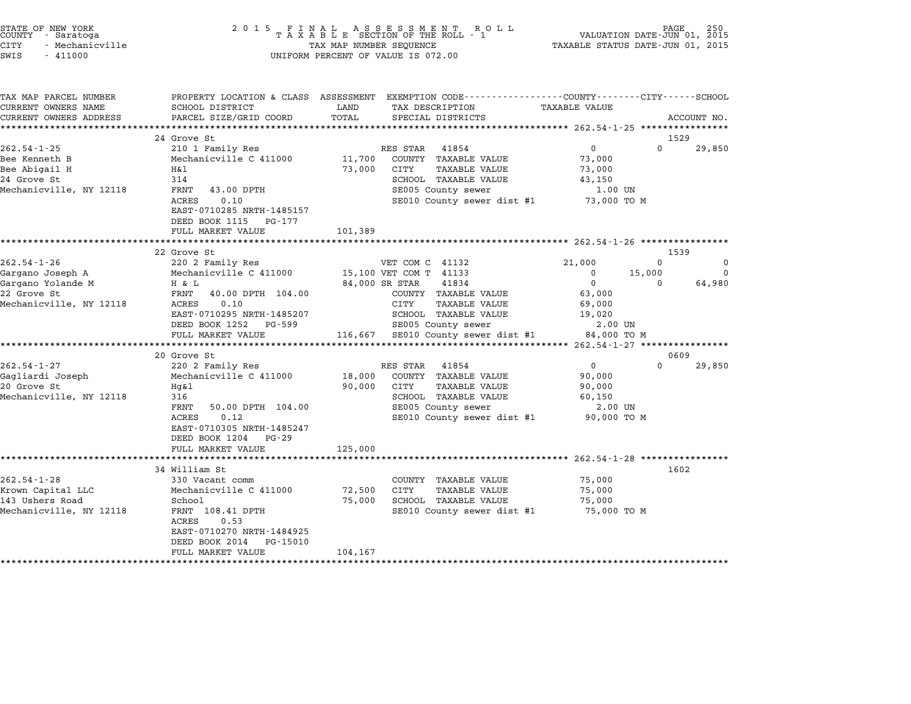STATE OF NEW YORK
COUNTY - Saratoga
CITY - Mechanicville
SWIS - 411000

2015 FINAL ASSESSMENT ROLL
TAXABLE SECTION OF THE ROLL - 1
TAX MAP NUMBER SEQUENCE
UNIFORM PERCENT OF VALUE IS 072.00

VALUATION DATE-JUN 01, 2015
TAXABLE STATUS DATE-JUN 01, 2015

| TAX MAP PARCEL NUMBER / CURRENT OWNERS NAME / CURRENT OWNERS ADDRESS | PROPERTY LOCATION & CLASS / SCHOOL DISTRICT / PARCEL SIZE/GRID COORD | ASSESSMENT LAND / TOTAL | EXEMPTION CODE / TAX DESCRIPTION / SPECIAL DISTRICTS | COUNTY TAXABLE VALUE | CITY | SCHOOL | ACCOUNT NO. |
|---|---|---|---|---|---|---|---|
| **262.54-1-25** | 24 Grove St | | | | | | 1529 |
| 262.54-1-25 | 210 1 Family Res | | RES STAR 41854 | 0 | 0 | 29,850 | |
| Bee Kenneth B | Mechanicville C 411000 | 11,700 | COUNTY TAXABLE VALUE | 73,000 | | | |
| Bee Abigail H | H&l | 73,000 | CITY TAXABLE VALUE | 73,000 | | | |
| 24 Grove St | 314 | | SCHOOL TAXABLE VALUE | 43,150 | | | |
| Mechanicville, NY 12118 | FRNT 43.00 DPTH | | SE005 County sewer | 1.00 UN | | | |
| | ACRES 0.10 | | SE010 County sewer dist #1 | 73,000 TO M | | | |
| | EAST-0710285 NRTH-1485157 | | | | | | |
| | DEED BOOK 1115 PG-177 | | | | | | |
| | FULL MARKET VALUE | 101,389 | | | | | |
| **262.54-1-26** | 22 Grove St | | | | | | 1539 |
| 262.54-1-26 | 220 2 Family Res | | VET COM C 41132 | 21,000 | 0 | 0 | |
| Gargano Joseph A | Mechanicville C 411000 | 15,100 | VET COM T 41133 | 0 | 15,000 | 0 | |
| Gargano Yolande M | H & L | 84,000 | SR STAR 41834 | 0 | 0 | 64,980 | |
| 22 Grove St | FRNT 40.00 DPTH 104.00 | | COUNTY TAXABLE VALUE | 63,000 | | | |
| Mechanicville, NY 12118 | ACRES 0.10 | | CITY TAXABLE VALUE | 69,000 | | | |
| | EAST-0710295 NRTH-1485207 | | SCHOOL TAXABLE VALUE | 19,020 | | | |
| | DEED BOOK 1252 PG-599 | | SE005 County sewer | 2.00 UN | | | |
| | FULL MARKET VALUE | 116,667 | SE010 County sewer dist #1 | 84,000 TO M | | | |
| **262.54-1-27** | 20 Grove St | | | | | | 0609 |
| 262.54-1-27 | 220 2 Family Res | | RES STAR 41854 | 0 | 0 | 29,850 | |
| Gagliardi Joseph | Mechanicville C 411000 | 18,000 | COUNTY TAXABLE VALUE | 90,000 | | | |
| 20 Grove St | Hg&l | 90,000 | CITY TAXABLE VALUE | 90,000 | | | |
| Mechanicville, NY 12118 | 316 | | SCHOOL TAXABLE VALUE | 60,150 | | | |
| | FRNT 50.00 DPTH 104.00 | | SE005 County sewer | 2.00 UN | | | |
| | ACRES 0.12 | | SE010 County sewer dist #1 | 90,000 TO M | | | |
| | EAST-0710305 NRTH-1485247 | | | | | | |
| | DEED BOOK 1204 PG-29 | | | | | | |
| | FULL MARKET VALUE | 125,000 | | | | | |
| **262.54-1-28** | 34 William St | | | | | | 1602 |
| 262.54-1-28 | 330 Vacant comm | | COUNTY TAXABLE VALUE | 75,000 | | | |
| Krown Capital LLC | Mechanicville C 411000 | 72,500 | CITY TAXABLE VALUE | 75,000 | | | |
| 143 Ushers Road | School | 75,000 | SCHOOL TAXABLE VALUE | 75,000 | | | |
| Mechanicville, NY 12118 | FRNT 108.41 DPTH | | SE010 County sewer dist #1 | 75,000 TO M | | | |
| | ACRES 0.53 | | | | | | |
| | EAST-0710270 NRTH-1484925 | | | | | | |
| | DEED BOOK 2014 PG-15010 | | | | | | |
| | FULL MARKET VALUE | 104,167 | | | | | |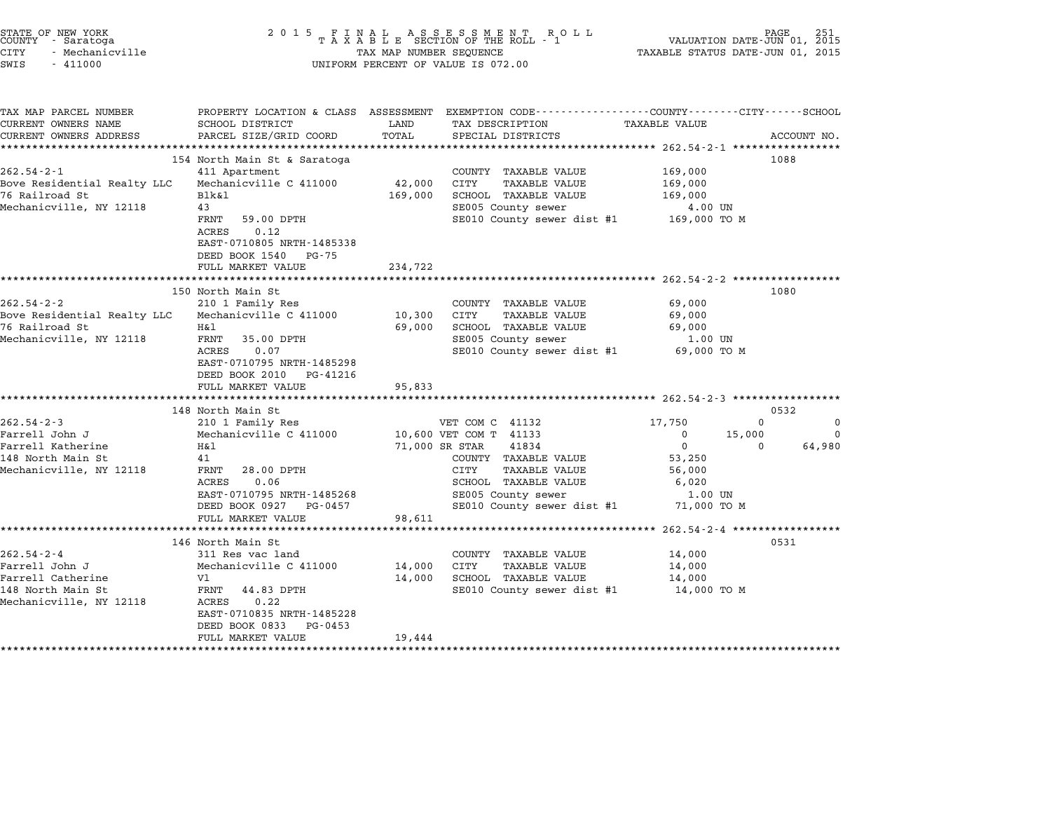STATE OF NEW YORK
COUNTY - Saratoga
CITY - Mechanicville
SWIS - 411000

# 2015 FINAL ASSESSMENT ROLL
TAXABLE SECTION OF THE ROLL - 1
TAX MAP NUMBER SEQUENCE
UNIFORM PERCENT OF VALUE IS 072.00

VALUATION DATE-JUN 01, 2015
TAXABLE STATUS DATE-JUN 01, 2015

| TAX MAP PARCEL NUMBER / CURRENT OWNERS NAME / CURRENT OWNERS ADDRESS | PROPERTY LOCATION & CLASS / SCHOOL DISTRICT / PARCEL SIZE/GRID COORD | ASSESSMENT LAND / TOTAL | EXEMPTION CODE / TAX DESCRIPTION / SPECIAL DISTRICTS | COUNTY TAXABLE VALUE | CITY | SCHOOL | ACCOUNT NO. |
|---|---|---|---|---|---|---|---|
| 262.54-2-1 | 154 North Main St & Saratoga | | | | | | 1088 |
| | 411 Apartment | | COUNTY TAXABLE VALUE | 169,000 | | | |
| Bove Residential Realty LLC | Mechanicville C 411000 | 42,000 | CITY TAXABLE VALUE | 169,000 | | | |
| 76 Railroad St | Blk&l | 169,000 | SCHOOL TAXABLE VALUE | 169,000 | | | |
| Mechanicville, NY 12118 | 43 | | SE005 County sewer | 4.00 UN | | | |
| | FRNT 59.00 DPTH | | SE010 County sewer dist #1 | 169,000 TO M | | | |
| | ACRES 0.12 | | | | | | |
| | EAST-0710805 NRTH-1485338 | | | | | | |
| | DEED BOOK 1540 PG-75 | | | | | | |
| | FULL MARKET VALUE | 234,722 | | | | | |
| 262.54-2-2 | 150 North Main St | | | | | | 1080 |
| | 210 1 Family Res | | COUNTY TAXABLE VALUE | 69,000 | | | |
| Bove Residential Realty LLC | Mechanicville C 411000 | 10,300 | CITY TAXABLE VALUE | 69,000 | | | |
| 76 Railroad St | H&l | 69,000 | SCHOOL TAXABLE VALUE | 69,000 | | | |
| Mechanicville, NY 12118 | FRNT 35.00 DPTH | | SE005 County sewer | 1.00 UN | | | |
| | ACRES 0.07 | | SE010 County sewer dist #1 | 69,000 TO M | | | |
| | EAST-0710795 NRTH-1485298 | | | | | | |
| | DEED BOOK 2010 PG-41216 | | | | | | |
| | FULL MARKET VALUE | 95,833 | | | | | |
| 262.54-2-3 | 148 North Main St | | | | | | 0532 |
| | 210 1 Family Res | | VET COM C 41132 | 17,750 | 0 | 0 | |
| Farrell John J | Mechanicville C 411000 | 10,600 | VET COM T 41133 | 0 | 15,000 | 0 | |
| Farrell Katherine | H&l | 71,000 | SR STAR 41834 | 0 | 0 | 64,980 | |
| 148 North Main St | 41 | | COUNTY TAXABLE VALUE | 53,250 | | | |
| Mechanicville, NY 12118 | FRNT 28.00 DPTH | | CITY TAXABLE VALUE | 56,000 | | | |
| | ACRES 0.06 | | SCHOOL TAXABLE VALUE | 6,020 | | | |
| | EAST-0710795 NRTH-1485268 | | SE005 County sewer | 1.00 UN | | | |
| | DEED BOOK 0927 PG-0457 | | SE010 County sewer dist #1 | 71,000 TO M | | | |
| | FULL MARKET VALUE | 98,611 | | | | | |
| 262.54-2-4 | 146 North Main St | | | | | | 0531 |
| | 311 Res vac land | | COUNTY TAXABLE VALUE | 14,000 | | | |
| Farrell John J | Mechanicville C 411000 | 14,000 | CITY TAXABLE VALUE | 14,000 | | | |
| Farrell Catherine | Vl | 14,000 | SCHOOL TAXABLE VALUE | 14,000 | | | |
| 148 North Main St | FRNT 44.83 DPTH | | SE010 County sewer dist #1 | 14,000 TO M | | | |
| Mechanicville, NY 12118 | ACRES 0.22 | | | | | | |
| | EAST-0710835 NRTH-1485228 | | | | | | |
| | DEED BOOK 0833 PG-0453 | | | | | | |
| | FULL MARKET VALUE | 19,444 | | | | | |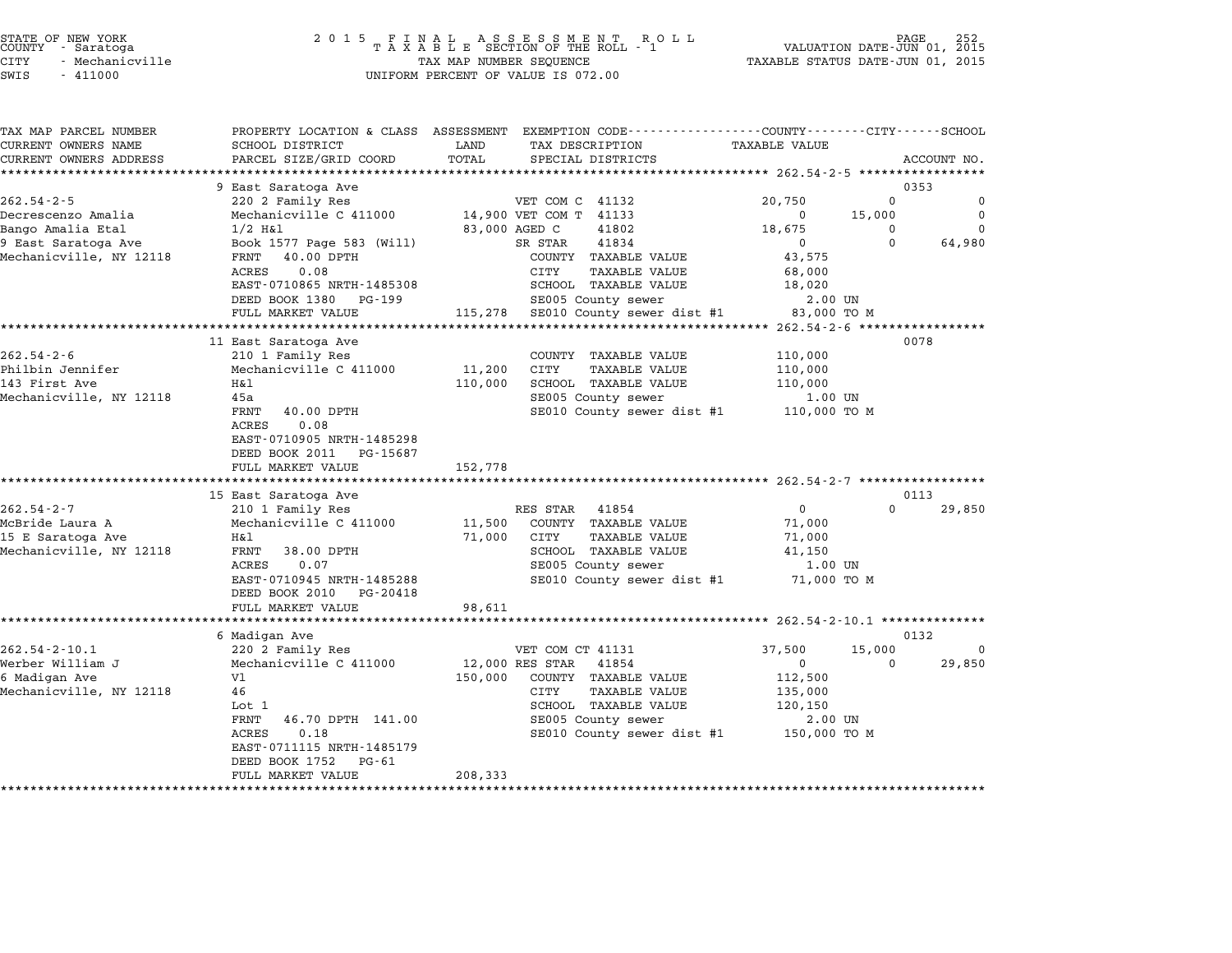STATE OF NEW YORK
COUNTY - Saratoga
CITY - Mechanicville
SWIS - 411000

2 0 1 5 F I N A L A S S E S S M E N T R O L L
T A X A B L E SECTION OF THE ROLL - 1
TAX MAP NUMBER SEQUENCE
UNIFORM PERCENT OF VALUE IS 072.00

VALUATION DATE-JUN 01, 2015
TAXABLE STATUS DATE-JUN 01, 2015

| TAX MAP PARCEL NUMBER / CURRENT OWNERS NAME / CURRENT OWNERS ADDRESS | PROPERTY LOCATION & CLASS / SCHOOL DISTRICT / PARCEL SIZE/GRID COORD | ASSESSMENT LAND / TOTAL | EXEMPTION CODE / TAX DESCRIPTION / SPECIAL DISTRICTS | COUNTY TAXABLE VALUE | CITY | SCHOOL | ACCOUNT NO. |
|---|---|---|---|---|---|---|---|
| **262.54-2-5** | 9 East Saratoga Ave | | | | | | 0353 |
| Decrescenzo Amalia | 220 2 Family Res | | VET COM C 41132 | 20,750 | 0 | 0 | |
| Bango Amalia Etal | Mechanicville C 411000 | 14,900 | VET COM T 41133 | 0 | 15,000 | 0 | |
| 9 East Saratoga Ave | 1/2 H&l | 83,000 | AGED C 41802 | 18,675 | 0 | 0 | |
| Mechanicville, NY 12118 | Book 1577 Page 583 (Will) | | SR STAR 41834 | 0 | 0 | 64,980 | |
| | FRNT 40.00 DPTH | | COUNTY TAXABLE VALUE | 43,575 | | | |
| | ACRES 0.08 | | CITY TAXABLE VALUE | 68,000 | | | |
| | EAST-0710865 NRTH-1485308 | | SCHOOL TAXABLE VALUE | 18,020 | | | |
| | DEED BOOK 1380 PG-199 | | SE005 County sewer | 2.00 UN | | | |
| | FULL MARKET VALUE | 115,278 | SE010 County sewer dist #1 | 83,000 TO M | | | |
| **262.54-2-6** | 11 East Saratoga Ave | | | | | | 0078 |
| Philbin Jennifer | 210 1 Family Res | | COUNTY TAXABLE VALUE | 110,000 | | | |
| 143 First Ave | Mechanicville C 411000 | 11,200 | CITY TAXABLE VALUE | 110,000 | | | |
| Mechanicville, NY 12118 | H&l | 110,000 | SCHOOL TAXABLE VALUE | 110,000 | | | |
| | 45a | | SE005 County sewer | 1.00 UN | | | |
| | FRNT 40.00 DPTH | | SE010 County sewer dist #1 | 110,000 TO M | | | |
| | ACRES 0.08 | | | | | | |
| | EAST-0710905 NRTH-1485298 | | | | | | |
| | DEED BOOK 2011 PG-15687 | | | | | | |
| | FULL MARKET VALUE | 152,778 | | | | | |
| **262.54-2-7** | 15 East Saratoga Ave | | | | | | 0113 |
| McBride Laura A | 210 1 Family Res | | RES STAR 41854 | 0 | 0 | 29,850 | |
| 15 E Saratoga Ave | Mechanicville C 411000 | 11,500 | COUNTY TAXABLE VALUE | 71,000 | | | |
| Mechanicville, NY 12118 | H&l | 71,000 | CITY TAXABLE VALUE | 71,000 | | | |
| | FRNT 38.00 DPTH | | SCHOOL TAXABLE VALUE | 41,150 | | | |
| | ACRES 0.07 | | SE005 County sewer | 1.00 UN | | | |
| | EAST-0710945 NRTH-1485288 | | SE010 County sewer dist #1 | 71,000 TO M | | | |
| | DEED BOOK 2010 PG-20418 | | | | | | |
| | FULL MARKET VALUE | 98,611 | | | | | |
| **262.54-2-10.1** | 6 Madigan Ave | | | | | | 0132 |
| Werber William J | 220 2 Family Res | | VET COM CT 41131 | 37,500 | 15,000 | 0 | |
| 6 Madigan Ave | Mechanicville C 411000 | 12,000 | RES STAR 41854 | 0 | 0 | 29,850 | |
| Mechanicville, NY 12118 | Vl | 150,000 | COUNTY TAXABLE VALUE | 112,500 | | | |
| | 46 | | CITY TAXABLE VALUE | 135,000 | | | |
| | Lot 1 | | SCHOOL TAXABLE VALUE | 120,150 | | | |
| | FRNT 46.70 DPTH 141.00 | | SE005 County sewer | 2.00 UN | | | |
| | ACRES 0.18 | | SE010 County sewer dist #1 | 150,000 TO M | | | |
| | EAST-0711115 NRTH-1485179 | | | | | | |
| | DEED BOOK 1752 PG-61 | | | | | | |
| | FULL MARKET VALUE | 208,333 | | | | | |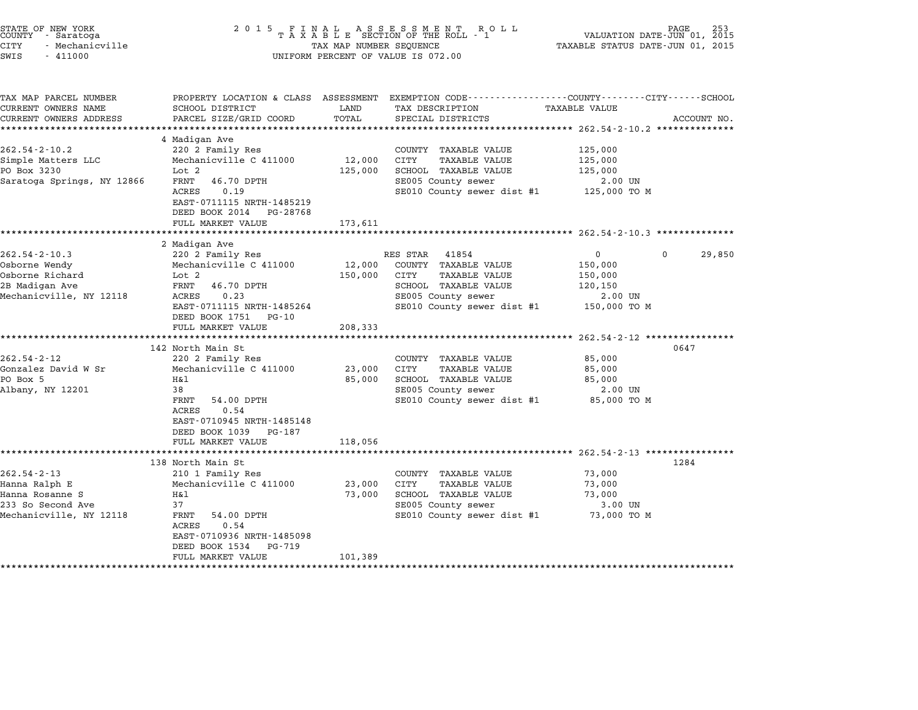STATE OF NEW YORK
COUNTY - Saratoga
CITY - Mechanicville
SWIS - 411000

2 0 1 5 F I N A L A S S E S S M E N T R O L L
T A X A B L E SECTION OF THE ROLL - 1
TAX MAP NUMBER SEQUENCE
UNIFORM PERCENT OF VALUE IS 072.00

VALUATION DATE-JUN 01, 2015
TAXABLE STATUS DATE-JUN 01, 2015

```
TAX MAP PARCEL NUMBER          PROPERTY LOCATION & CLASS  ASSESSMENT  EXEMPTION CODE-----------------COUNTY--------CITY------SCHOOL
CURRENT OWNERS NAME            SCHOOL DISTRICT              LAND      TAX DESCRIPTION               TAXABLE VALUE
CURRENT OWNERS ADDRESS         PARCEL SIZE/GRID COORD       TOTAL     SPECIAL DISTRICTS                                    ACCOUNT NO.
******************************************************************************************************* 262.54-2-10.2 **************
                               4 Madigan Ave
262.54-2-10.2                  220 2 Family Res                       COUNTY  TAXABLE VALUE          125,000
Simple Matters LLC             Mechanicville C 411000       12,000    CITY    TAXABLE VALUE          125,000
PO Box 3230                    Lot 2                        125,000   SCHOOL  TAXABLE VALUE          125,000
Saratoga Springs, NY 12866     FRNT   46.70 DPTH                      SE005 County sewer               2.00 UN
                               ACRES    0.19                          SE010 County sewer dist #1     125,000 TO M
                               EAST-0711115 NRTH-1485219
                               DEED BOOK 2014   PG-28768
                               FULL MARKET VALUE            173,611
******************************************************************************************************* 262.54-2-10.3 **************
                               2 Madigan Ave
262.54-2-10.3                  220 2 Family Res                       RES STAR  41854                  0            0       29,850
Osborne Wendy                  Mechanicville C 411000       12,000    COUNTY  TAXABLE VALUE          150,000
Osborne Richard                Lot 2                        150,000   CITY    TAXABLE VALUE          150,000
2B Madigan Ave                 FRNT   46.70 DPTH                      SCHOOL  TAXABLE VALUE          120,150
Mechanicville, NY 12118        ACRES    0.23                          SE005 County sewer               2.00 UN
                               EAST-0711115 NRTH-1485264              SE010 County sewer dist #1     150,000 TO M
                               DEED BOOK 1751   PG-10
                               FULL MARKET VALUE            208,333
******************************************************************************************************* 262.54-2-12 ****************
                               142 North Main St                                                                        0647
262.54-2-12                    220 2 Family Res                       COUNTY  TAXABLE VALUE           85,000
Gonzalez David W Sr            Mechanicville C 411000       23,000    CITY    TAXABLE VALUE           85,000
PO Box 5                       H&l                          85,000    SCHOOL  TAXABLE VALUE           85,000
Albany, NY 12201               38                                     SE005 County sewer               2.00 UN
                               FRNT   54.00 DPTH                      SE010 County sewer dist #1      85,000 TO M
                               ACRES    0.54
                               EAST-0710945 NRTH-1485148
                               DEED BOOK 1039   PG-187
                               FULL MARKET VALUE            118,056
******************************************************************************************************* 262.54-2-13 ****************
                               138 North Main St                                                                        1284
262.54-2-13                    210 1 Family Res                       COUNTY  TAXABLE VALUE           73,000
Hanna Ralph E                  Mechanicville C 411000       23,000    CITY    TAXABLE VALUE           73,000
Hanna Rosanne S                H&l                          73,000    SCHOOL  TAXABLE VALUE           73,000
233 So Second Ave              37                                     SE005 County sewer               3.00 UN
Mechanicville, NY 12118        FRNT   54.00 DPTH                      SE010 County sewer dist #1      73,000 TO M
                               ACRES    0.54
                               EAST-0710936 NRTH-1485098
                               DEED BOOK 1534   PG-719
                               FULL MARKET VALUE            101,389
************************************************************************************************************************************
```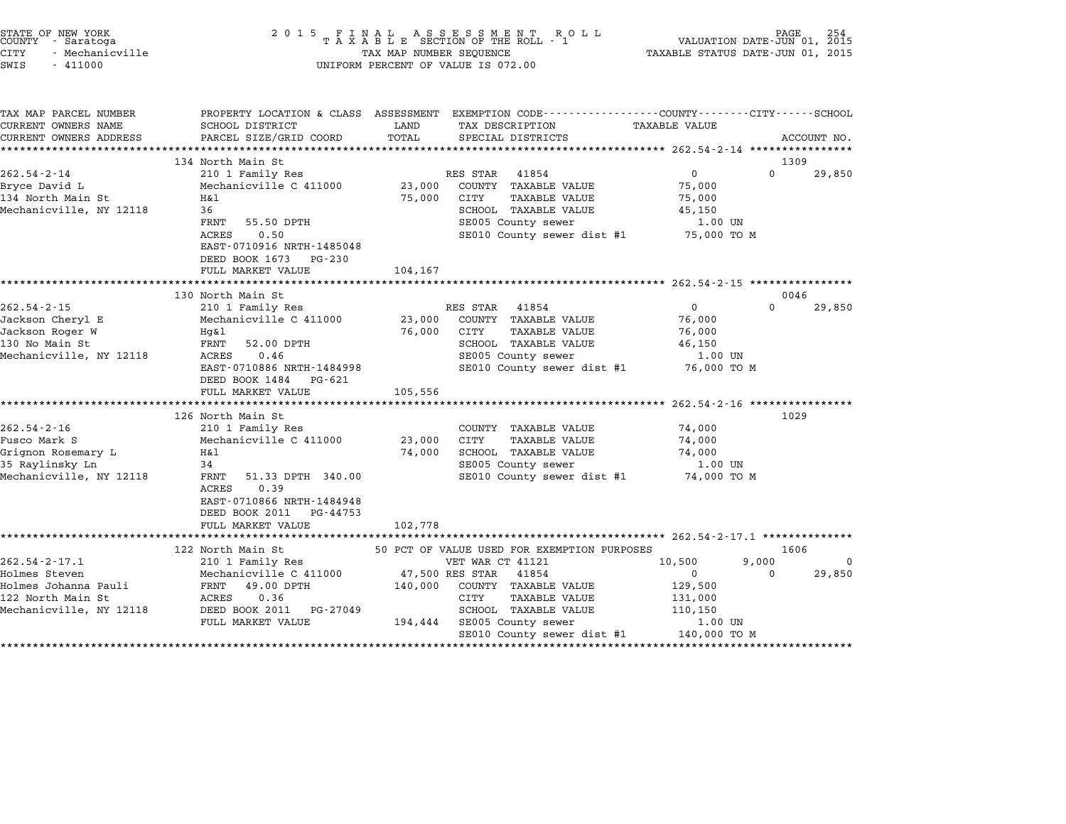STATE OF NEW YORK
COUNTY - Saratoga
CITY - Mechanicville
SWIS - 411000

# 2015 FINAL ASSESSMENT ROLL
TAXABLE SECTION OF THE ROLL - 1
TAX MAP NUMBER SEQUENCE
UNIFORM PERCENT OF VALUE IS 072.00

VALUATION DATE-JUN 01, 2015
TAXABLE STATUS DATE-JUN 01, 2015

| TAX MAP PARCEL NUMBER / CURRENT OWNERS NAME / CURRENT OWNERS ADDRESS | PROPERTY LOCATION & CLASS / SCHOOL DISTRICT / PARCEL SIZE/GRID COORD | ASSESSMENT LAND / TOTAL | EXEMPTION CODE / TAX DESCRIPTION / SPECIAL DISTRICTS | COUNTY | CITY | SCHOOL / ACCOUNT NO. |
|---|---|---|---|---|---|---|
| **262.54-2-14** | 134 North Main St | | | | | 1309 |
| Bryce David L | 210 1 Family Res | | RES STAR 41854 | 0 | 0 | 29,850 |
| 134 North Main St | Mechanicville C 411000 | 23,000 | COUNTY TAXABLE VALUE | 75,000 | | |
| Mechanicville, NY 12118 | H&l | 75,000 | CITY TAXABLE VALUE | | 75,000 | |
| | 36 | | SCHOOL TAXABLE VALUE | | | 45,150 |
| | FRNT 55.50 DPTH | | SE005 County sewer | 1.00 UN | | |
| | ACRES 0.50 | | SE010 County sewer dist #1 | 75,000 TO M | | |
| | EAST-0710916 NRTH-1485048 | | | | | |
| | DEED BOOK 1673 PG-230 | | | | | |
| | FULL MARKET VALUE | 104,167 | | | | |
| **262.54-2-15** | 130 North Main St | | | | | 0046 |
| Jackson Cheryl E | 210 1 Family Res | | RES STAR 41854 | 0 | 0 | 29,850 |
| Jackson Roger W | Mechanicville C 411000 | 23,000 | COUNTY TAXABLE VALUE | 76,000 | | |
| 130 No Main St | Hg&l | 76,000 | CITY TAXABLE VALUE | | 76,000 | |
| Mechanicville, NY 12118 | FRNT 52.00 DPTH | | SCHOOL TAXABLE VALUE | | | 46,150 |
| | ACRES 0.46 | | SE005 County sewer | 1.00 UN | | |
| | EAST-0710886 NRTH-1484998 | | SE010 County sewer dist #1 | 76,000 TO M | | |
| | DEED BOOK 1484 PG-621 | | | | | |
| | FULL MARKET VALUE | 105,556 | | | | |
| **262.54-2-16** | 126 North Main St | | | | | 1029 |
| Fusco Mark S | 210 1 Family Res | | COUNTY TAXABLE VALUE | 74,000 | | |
| Grignon Rosemary L | Mechanicville C 411000 | 23,000 | CITY TAXABLE VALUE | | 74,000 | |
| 35 Raylinsky Ln | H&l | 74,000 | SCHOOL TAXABLE VALUE | | | 74,000 |
| Mechanicville, NY 12118 | 34 | | SE005 County sewer | 1.00 UN | | |
| | FRNT 51.33 DPTH 340.00 | | SE010 County sewer dist #1 | 74,000 TO M | | |
| | ACRES 0.39 | | | | | |
| | EAST-0710866 NRTH-1484948 | | | | | |
| | DEED BOOK 2011 PG-44753 | | | | | |
| | FULL MARKET VALUE | 102,778 | | | | |
| **262.54-2-17.1** | 122 North Main St | | 50 PCT OF VALUE USED FOR EXEMPTION PURPOSES | | | 1606 |
| Holmes Steven | 210 1 Family Res | | VET WAR CT 41121 | 10,500 | 9,000 | 0 |
| Holmes Johanna Pauli | Mechanicville C 411000 | 47,500 | RES STAR 41854 | 0 | 0 | 29,850 |
| 122 North Main St | FRNT 49.00 DPTH | 140,000 | COUNTY TAXABLE VALUE | 129,500 | | |
| Mechanicville, NY 12118 | ACRES 0.36 | | CITY TAXABLE VALUE | | 131,000 | |
| | DEED BOOK 2011 PG-27049 | | SCHOOL TAXABLE VALUE | | | 110,150 |
| | FULL MARKET VALUE | 194,444 | SE005 County sewer | 1.00 UN | | |
| | | | SE010 County sewer dist #1 | 140,000 TO M | | |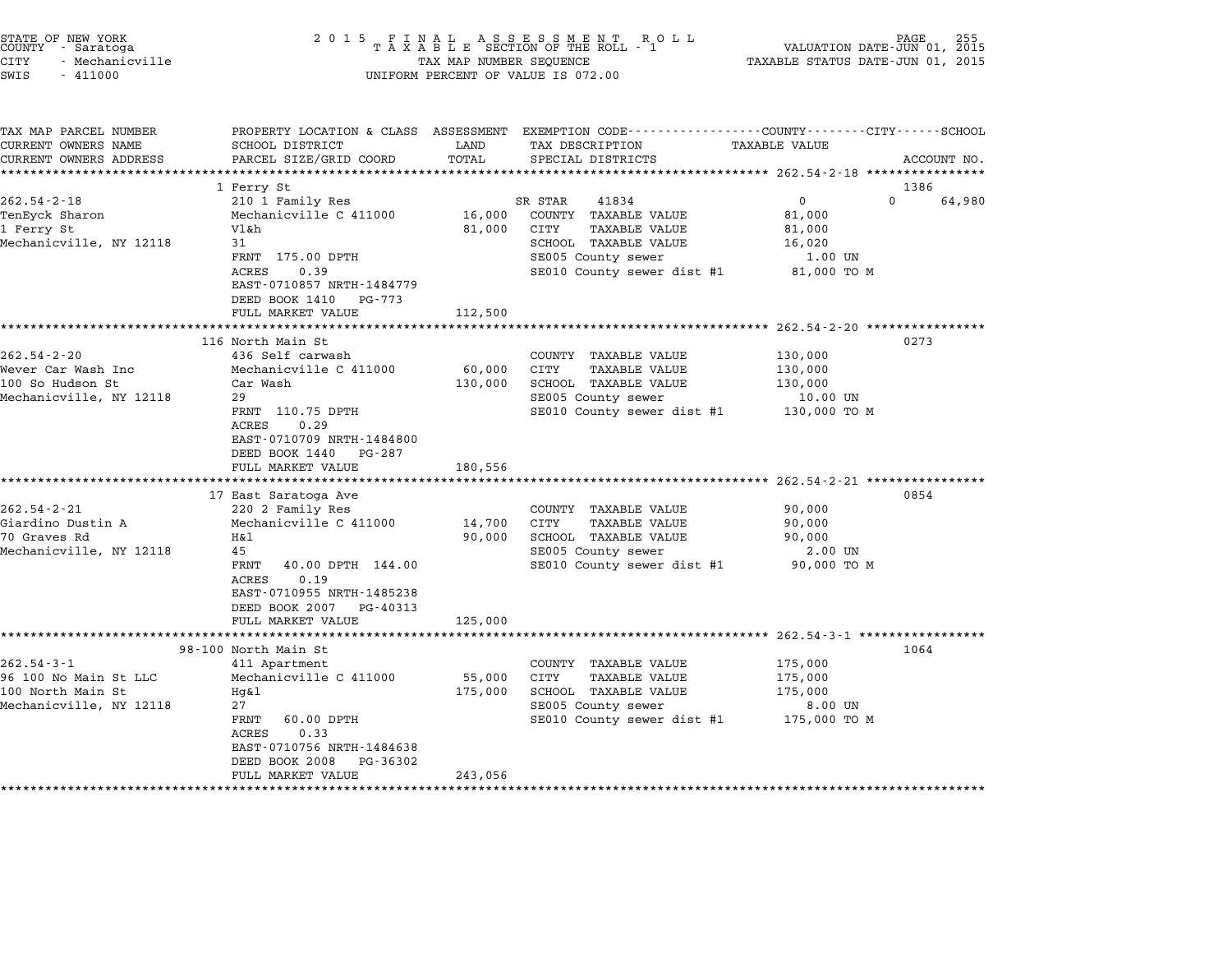STATE OF NEW YORK
COUNTY - Saratoga
CITY - Mechanicville
SWIS - 411000

2015 FINAL ASSESSMENT ROLL
TAXABLE SECTION OF THE ROLL - 1
TAX MAP NUMBER SEQUENCE
UNIFORM PERCENT OF VALUE IS 072.00

VALUATION DATE-JUN 01, 2015
TAXABLE STATUS DATE-JUN 01, 2015

| TAX MAP PARCEL NUMBER / CURRENT OWNERS NAME / CURRENT OWNERS ADDRESS | PROPERTY LOCATION & CLASS / SCHOOL DISTRICT / PARCEL SIZE/GRID COORD | ASSESSMENT LAND / TOTAL | EXEMPTION CODE / TAX DESCRIPTION / SPECIAL DISTRICTS | COUNTY | CITY | SCHOOL | ACCOUNT NO. |
|---|---|---|---|---|---|---|---|
| | 1 Ferry St | | | | | | 1386 |
| 262.54-2-18 | 210 1 Family Res | | SR STAR 41834 | 0 | | 0 | 64,980 |
| TenEyck Sharon | Mechanicville C 411000 | 16,000 | COUNTY TAXABLE VALUE | 81,000 | | | |
| 1 Ferry St | Vl&h | 81,000 | CITY TAXABLE VALUE | 81,000 | | | |
| Mechanicville, NY 12118 | 31 | | SCHOOL TAXABLE VALUE | 16,020 | | | |
| | FRNT 175.00 DPTH | | SE005 County sewer | 1.00 UN | | | |
| | ACRES 0.39 | | SE010 County sewer dist #1 | 81,000 TO M | | | |
| | EAST-0710857 NRTH-1484779 | | | | | | |
| | DEED BOOK 1410 PG-773 | | | | | | |
| | FULL MARKET VALUE | 112,500 | | | | | |
| | 116 North Main St | | | | | | 0273 |
| 262.54-2-20 | 436 Self carwash | | COUNTY TAXABLE VALUE | 130,000 | | | |
| Wever Car Wash Inc | Mechanicville C 411000 | 60,000 | CITY TAXABLE VALUE | 130,000 | | | |
| 100 So Hudson St | Car Wash | 130,000 | SCHOOL TAXABLE VALUE | 130,000 | | | |
| Mechanicville, NY 12118 | 29 | | SE005 County sewer | 10.00 UN | | | |
| | FRNT 110.75 DPTH | | SE010 County sewer dist #1 | 130,000 TO M | | | |
| | ACRES 0.29 | | | | | | |
| | EAST-0710709 NRTH-1484800 | | | | | | |
| | DEED BOOK 1440 PG-287 | | | | | | |
| | FULL MARKET VALUE | 180,556 | | | | | |
| | 17 East Saratoga Ave | | | | | | 0854 |
| 262.54-2-21 | 220 2 Family Res | | COUNTY TAXABLE VALUE | 90,000 | | | |
| Giardino Dustin A | Mechanicville C 411000 | 14,700 | CITY TAXABLE VALUE | 90,000 | | | |
| 70 Graves Rd | H&l | 90,000 | SCHOOL TAXABLE VALUE | 90,000 | | | |
| Mechanicville, NY 12118 | 45 | | SE005 County sewer | 2.00 UN | | | |
| | FRNT 40.00 DPTH 144.00 | | SE010 County sewer dist #1 | 90,000 TO M | | | |
| | ACRES 0.19 | | | | | | |
| | EAST-0710955 NRTH-1485238 | | | | | | |
| | DEED BOOK 2007 PG-40313 | | | | | | |
| | FULL MARKET VALUE | 125,000 | | | | | |
| | 98-100 North Main St | | | | | | 1064 |
| 262.54-3-1 | 411 Apartment | | COUNTY TAXABLE VALUE | 175,000 | | | |
| 96 100 No Main St LLC | Mechanicville C 411000 | 55,000 | CITY TAXABLE VALUE | 175,000 | | | |
| 100 North Main St | Hg&l | 175,000 | SCHOOL TAXABLE VALUE | 175,000 | | | |
| Mechanicville, NY 12118 | 27 | | SE005 County sewer | 8.00 UN | | | |
| | FRNT 60.00 DPTH | | SE010 County sewer dist #1 | 175,000 TO M | | | |
| | ACRES 0.33 | | | | | | |
| | EAST-0710756 NRTH-1484638 | | | | | | |
| | DEED BOOK 2008 PG-36302 | | | | | | |
| | FULL MARKET VALUE | 243,056 | | | | | |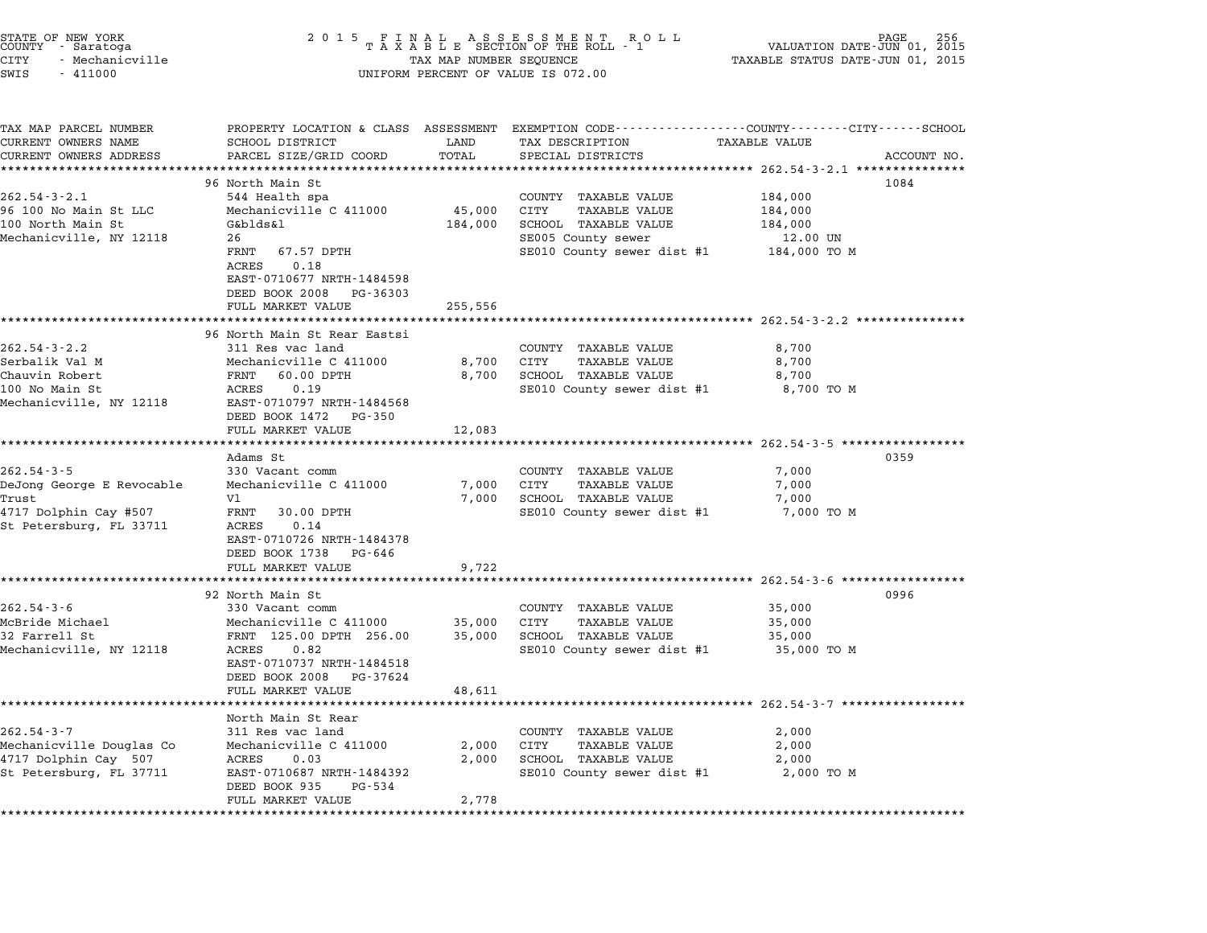STATE OF NEW YORK
COUNTY - Saratoga
CITY - Mechanicville
SWIS - 411000

2015 FINAL ASSESSMENT ROLL
TAXABLE SECTION OF THE ROLL - 1
TAX MAP NUMBER SEQUENCE
UNIFORM PERCENT OF VALUE IS 072.00

VALUATION DATE-JUN 01, 2015
TAXABLE STATUS DATE-JUN 01, 2015

| TAX MAP PARCEL NUMBER / CURRENT OWNERS NAME / CURRENT OWNERS ADDRESS | PROPERTY LOCATION & CLASS / SCHOOL DISTRICT / PARCEL SIZE/GRID COORD | ASSESSMENT LAND | TOTAL | EXEMPTION CODE / TAX DESCRIPTION / SPECIAL DISTRICTS | TAXABLE VALUE | ACCOUNT NO. |
|---|---|---|---|---|---|---|
| 262.54-3-2.1 | 96 North Main St | | | | | 1084 |
| 96 100 No Main St LLC | 544 Health spa | | | COUNTY TAXABLE VALUE | 184,000 | |
| 100 North Main St | Mechanicville C 411000 | 45,000 | | CITY TAXABLE VALUE | 184,000 | |
| Mechanicville, NY 12118 | G&blds&l | | 184,000 | SCHOOL TAXABLE VALUE | 184,000 | |
| | 26 | | | SE005 County sewer | 12.00 UN | |
| | FRNT 67.57 DPTH | | | SE010 County sewer dist #1 | 184,000 TO M | |
| | ACRES 0.18 | | | | | |
| | EAST-0710677 NRTH-1484598 | | | | | |
| | DEED BOOK 2008 PG-36303 | | | | | |
| | FULL MARKET VALUE | | 255,556 | | | |
| 262.54-3-2.2 | 96 North Main St Rear Eastsi | | | | | |
| Serbalik Val M | 311 Res vac land | | | COUNTY TAXABLE VALUE | 8,700 | |
| Chauvin Robert | Mechanicville C 411000 | 8,700 | | CITY TAXABLE VALUE | 8,700 | |
| 100 No Main St | FRNT 60.00 DPTH | | 8,700 | SCHOOL TAXABLE VALUE | 8,700 | |
| Mechanicville, NY 12118 | ACRES 0.19 | | | SE010 County sewer dist #1 | 8,700 TO M | |
| | EAST-0710797 NRTH-1484568 | | | | | |
| | DEED BOOK 1472 PG-350 | | | | | |
| | FULL MARKET VALUE | | 12,083 | | | |
| 262.54-3-5 | Adams St | | | | | 0359 |
| DeJong George E Revocable | 330 Vacant comm | | | COUNTY TAXABLE VALUE | 7,000 | |
| Trust | Mechanicville C 411000 | 7,000 | | CITY TAXABLE VALUE | 7,000 | |
| 4717 Dolphin Cay #507 | Vl | | 7,000 | SCHOOL TAXABLE VALUE | 7,000 | |
| St Petersburg, FL 33711 | FRNT 30.00 DPTH | | | SE010 County sewer dist #1 | 7,000 TO M | |
| | ACRES 0.14 | | | | | |
| | EAST-0710726 NRTH-1484378 | | | | | |
| | DEED BOOK 1738 PG-646 | | | | | |
| | FULL MARKET VALUE | | 9,722 | | | |
| 262.54-3-6 | 92 North Main St | | | | | 0996 |
| McBride Michael | 330 Vacant comm | | | COUNTY TAXABLE VALUE | 35,000 | |
| 32 Farrell St | Mechanicville C 411000 | 35,000 | | CITY TAXABLE VALUE | 35,000 | |
| Mechanicville, NY 12118 | FRNT 125.00 DPTH 256.00 | | 35,000 | SCHOOL TAXABLE VALUE | 35,000 | |
| | ACRES 0.82 | | | SE010 County sewer dist #1 | 35,000 TO M | |
| | EAST-0710737 NRTH-1484518 | | | | | |
| | DEED BOOK 2008 PG-37624 | | | | | |
| | FULL MARKET VALUE | | 48,611 | | | |
| 262.54-3-7 | North Main St Rear | | | | | |
| Mechanicville Douglas Co | 311 Res vac land | | | COUNTY TAXABLE VALUE | 2,000 | |
| 4717 Dolphin Cay 507 | Mechanicville C 411000 | 2,000 | | CITY TAXABLE VALUE | 2,000 | |
| St Petersburg, FL 37711 | ACRES 0.03 | | 2,000 | SCHOOL TAXABLE VALUE | 2,000 | |
| | EAST-0710687 NRTH-1484392 | | | SE010 County sewer dist #1 | 2,000 TO M | |
| | DEED BOOK 935 PG-534 | | | | | |
| | FULL MARKET VALUE | | 2,778 | | | |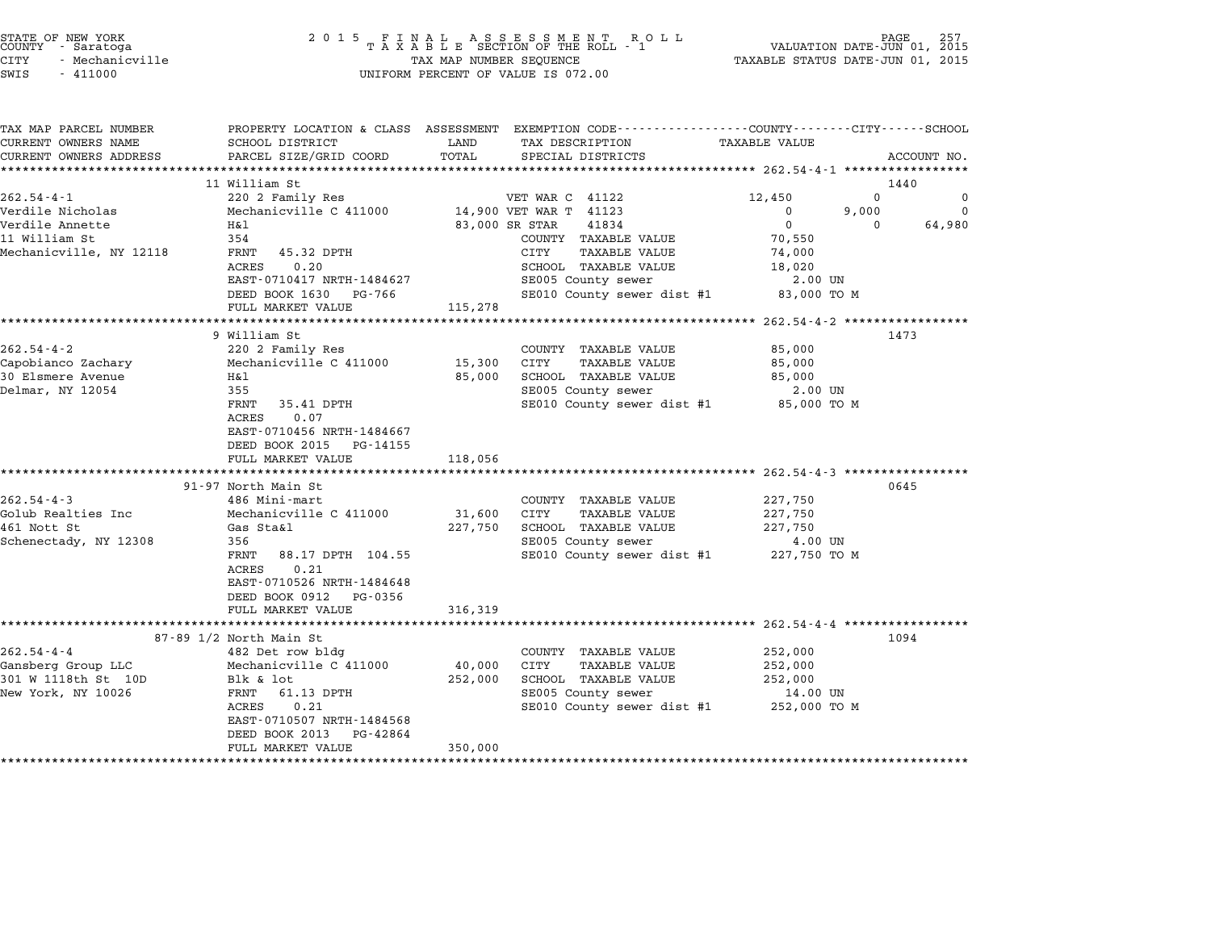STATE OF NEW YORK — COUNTY - Saratoga — CITY - Mechanicville — SWIS - 411000

**2015 FINAL ASSESSMENT ROLL**
TAXABLE SECTION OF THE ROLL - 1
TAX MAP NUMBER SEQUENCE
UNIFORM PERCENT OF VALUE IS 072.00

VALUATION DATE-JUN 01, 2015
TAXABLE STATUS DATE-JUN 01, 2015

| TAX MAP PARCEL NUMBER / CURRENT OWNERS NAME / CURRENT OWNERS ADDRESS | PROPERTY LOCATION & CLASS / SCHOOL DISTRICT / PARCEL SIZE/GRID COORD | ASSESSMENT LAND / TOTAL | EXEMPTION CODE / TAX DESCRIPTION / SPECIAL DISTRICTS | COUNTY TAXABLE VALUE | CITY | SCHOOL | ACCOUNT NO. |
|---|---|---|---|---|---|---|---|
| **262.54-4-1** | 11 William St | | | | | | 1440 |
| Verdile Nicholas | 220 2 Family Res | | VET WAR C 41122 | 12,450 | 0 | 0 | |
| Verdile Annette | Mechanicville C 411000 | 14,900 | VET WAR T 41123 | 0 | 9,000 | 0 | |
| 11 William St | H&l | 83,000 | SR STAR 41834 | 0 | 0 | 64,980 | |
| Mechanicville, NY 12118 | 354 | | COUNTY TAXABLE VALUE | 70,550 | | | |
| | FRNT 45.32 DPTH | | CITY TAXABLE VALUE | 74,000 | | | |
| | ACRES 0.20 | | SCHOOL TAXABLE VALUE | 18,020 | | | |
| | EAST-0710417 NRTH-1484627 | | SE005 County sewer | 2.00 UN | | | |
| | DEED BOOK 1630 PG-766 | | SE010 County sewer dist #1 | 83,000 TO M | | | |
| | FULL MARKET VALUE | 115,278 | | | | | |
| **262.54-4-2** | 9 William St | | | | | | 1473 |
| Capobianco Zachary | 220 2 Family Res | | COUNTY TAXABLE VALUE | 85,000 | | | |
| 30 Elsmere Avenue | Mechanicville C 411000 | 15,300 | CITY TAXABLE VALUE | 85,000 | | | |
| Delmar, NY 12054 | H&l | 85,000 | SCHOOL TAXABLE VALUE | 85,000 | | | |
| | 355 | | SE005 County sewer | 2.00 UN | | | |
| | FRNT 35.41 DPTH | | SE010 County sewer dist #1 | 85,000 TO M | | | |
| | ACRES 0.07 | | | | | | |
| | EAST-0710456 NRTH-1484667 | | | | | | |
| | DEED BOOK 2015 PG-14155 | | | | | | |
| | FULL MARKET VALUE | 118,056 | | | | | |
| **262.54-4-3** | 91-97 North Main St | | | | | | 0645 |
| Golub Realties Inc | 486 Mini-mart | | COUNTY TAXABLE VALUE | 227,750 | | | |
| 461 Nott St | Mechanicville C 411000 | 31,600 | CITY TAXABLE VALUE | 227,750 | | | |
| Schenectady, NY 12308 | Gas Sta&l | 227,750 | SCHOOL TAXABLE VALUE | 227,750 | | | |
| | 356 | | SE005 County sewer | 4.00 UN | | | |
| | FRNT 88.17 DPTH 104.55 | | SE010 County sewer dist #1 | 227,750 TO M | | | |
| | ACRES 0.21 | | | | | | |
| | EAST-0710526 NRTH-1484648 | | | | | | |
| | DEED BOOK 0912 PG-0356 | | | | | | |
| | FULL MARKET VALUE | 316,319 | | | | | |
| **262.54-4-4** | 87-89 1/2 North Main St | | | | | | 1094 |
| Gansberg Group LLC | 482 Det row bldg | | COUNTY TAXABLE VALUE | 252,000 | | | |
| 301 W 1118th St 10D | Mechanicville C 411000 | 40,000 | CITY TAXABLE VALUE | 252,000 | | | |
| New York, NY 10026 | Blk & lot | 252,000 | SCHOOL TAXABLE VALUE | 252,000 | | | |
| | FRNT 61.13 DPTH | | SE005 County sewer | 14.00 UN | | | |
| | ACRES 0.21 | | SE010 County sewer dist #1 | 252,000 TO M | | | |
| | EAST-0710507 NRTH-1484568 | | | | | | |
| | DEED BOOK 2013 PG-42864 | | | | | | |
| | FULL MARKET VALUE | 350,000 | | | | | |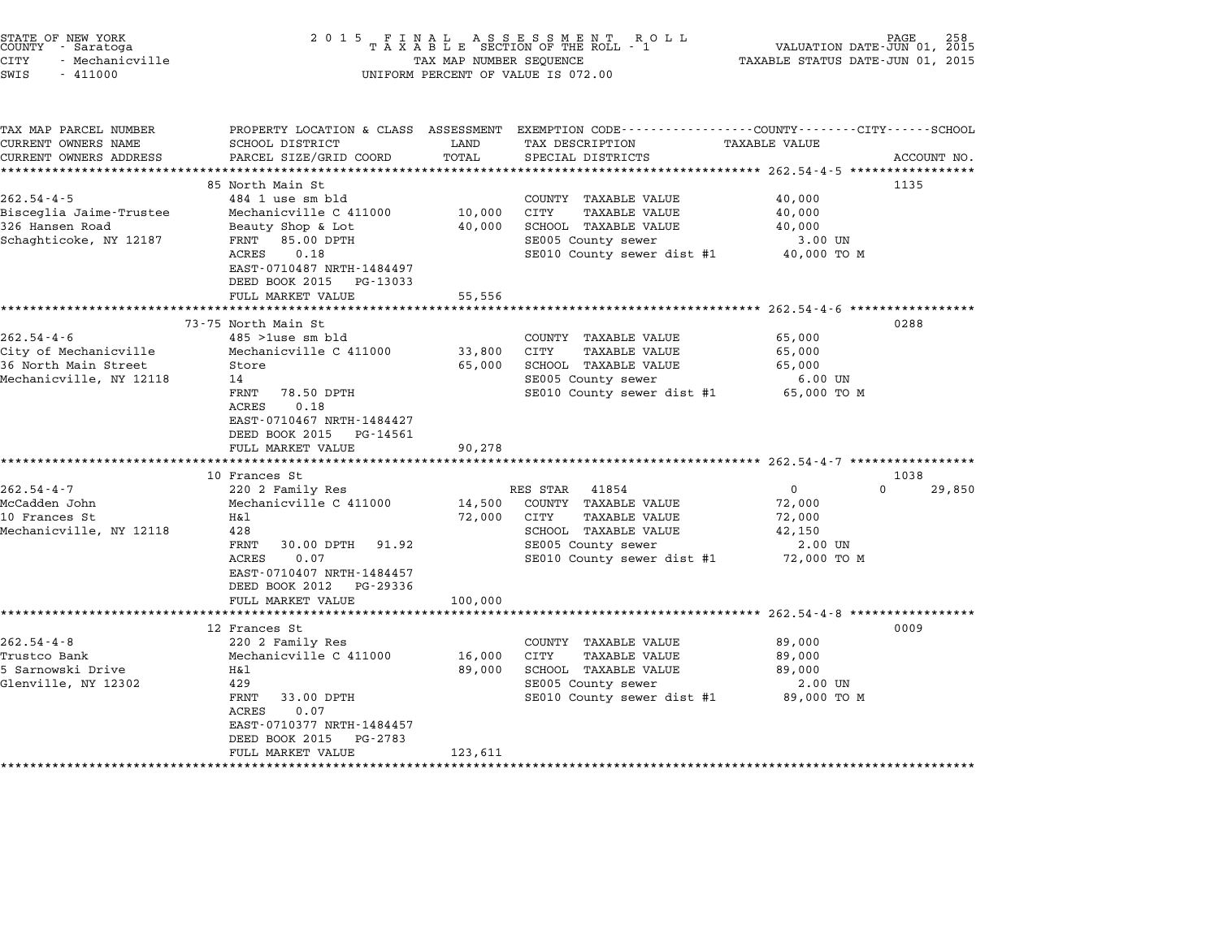STATE OF NEW YORK — 2015 FINAL ASSESSMENT ROLL — VALUATION DATE-JUN 01, 2015
COUNTY - Saratoga — TAXABLE SECTION OF THE ROLL - 1 — TAXABLE STATUS DATE-JUN 01, 2015
CITY - Mechanicville — TAX MAP NUMBER SEQUENCE
SWIS - 411000 — UNIFORM PERCENT OF VALUE IS 072.00

| TAX MAP PARCEL NUMBER / CURRENT OWNERS NAME / CURRENT OWNERS ADDRESS | PROPERTY LOCATION & CLASS / SCHOOL DISTRICT / PARCEL SIZE/GRID COORD | ASSESSMENT LAND / TOTAL | EXEMPTION CODE / TAX DESCRIPTION / SPECIAL DISTRICTS | COUNTY / CITY / SCHOOL TAXABLE VALUE | ACCOUNT NO. |
|---|---|---|---|---|---|
| **262.54-4-5** | 85 North Main St | | | | 1135 |
| Bisceglia Jaime-Trustee | 484 1 use sm bld | | COUNTY TAXABLE VALUE | 40,000 | |
| 326 Hansen Road | Mechanicville C 411000 | 10,000 | CITY TAXABLE VALUE | 40,000 | |
| Schaghticoke, NY 12187 | Beauty Shop & Lot | 40,000 | SCHOOL TAXABLE VALUE | 40,000 | |
| | FRNT 85.00 DPTH | | SE005 County sewer | 3.00 UN | |
| | ACRES 0.18 | | SE010 County sewer dist #1 | 40,000 TO M | |
| | EAST-0710487 NRTH-1484497 | | | | |
| | DEED BOOK 2015 PG-13033 | | | | |
| | FULL MARKET VALUE | 55,556 | | | |
| **262.54-4-6** | 73-75 North Main St | | | | 0288 |
| City of Mechanicville | 485 >1use sm bld | | COUNTY TAXABLE VALUE | 65,000 | |
| 36 North Main Street | Mechanicville C 411000 | 33,800 | CITY TAXABLE VALUE | 65,000 | |
| Mechanicville, NY 12118 | Store | 65,000 | SCHOOL TAXABLE VALUE | 65,000 | |
| | 14 | | SE005 County sewer | 6.00 UN | |
| | FRNT 78.50 DPTH | | SE010 County sewer dist #1 | 65,000 TO M | |
| | ACRES 0.18 | | | | |
| | EAST-0710467 NRTH-1484427 | | | | |
| | DEED BOOK 2015 PG-14561 | | | | |
| | FULL MARKET VALUE | 90,278 | | | |
| **262.54-4-7** | 10 Frances St | | | | 1038 |
| McCadden John | 220 2 Family Res | | RES STAR 41854 | 0 / 0 / 29,850 | |
| 10 Frances St | Mechanicville C 411000 | 14,500 | COUNTY TAXABLE VALUE | 72,000 | |
| Mechanicville, NY 12118 | H&l | 72,000 | CITY TAXABLE VALUE | 72,000 | |
| | 428 | | SCHOOL TAXABLE VALUE | 42,150 | |
| | FRNT 30.00 DPTH 91.92 | | SE005 County sewer | 2.00 UN | |
| | ACRES 0.07 | | SE010 County sewer dist #1 | 72,000 TO M | |
| | EAST-0710407 NRTH-1484457 | | | | |
| | DEED BOOK 2012 PG-29336 | | | | |
| | FULL MARKET VALUE | 100,000 | | | |
| **262.54-4-8** | 12 Frances St | | | | 0009 |
| Trustco Bank | 220 2 Family Res | | COUNTY TAXABLE VALUE | 89,000 | |
| 5 Sarnowski Drive | Mechanicville C 411000 | 16,000 | CITY TAXABLE VALUE | 89,000 | |
| Glenville, NY 12302 | H&l | 89,000 | SCHOOL TAXABLE VALUE | 89,000 | |
| | 429 | | SE005 County sewer | 2.00 UN | |
| | FRNT 33.00 DPTH | | SE010 County sewer dist #1 | 89,000 TO M | |
| | ACRES 0.07 | | | | |
| | EAST-0710377 NRTH-1484457 | | | | |
| | DEED BOOK 2015 PG-2783 | | | | |
| | FULL MARKET VALUE | 123,611 | | | |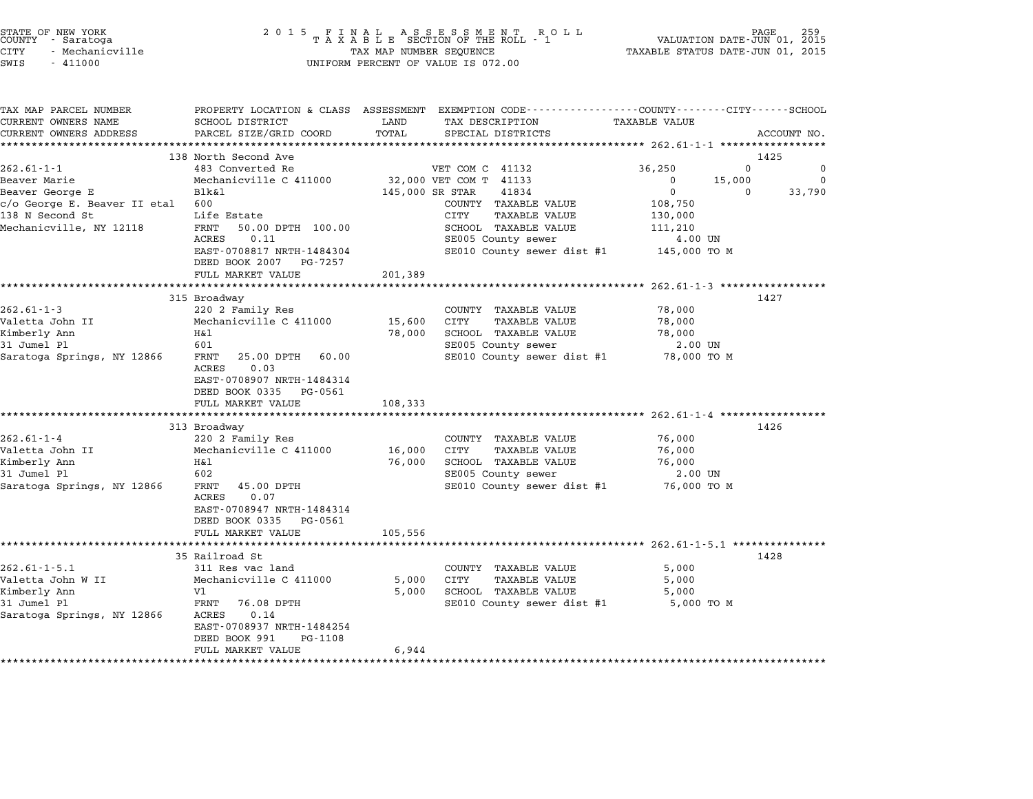STATE OF NEW YORK — COUNTY - Saratoga — CITY - Mechanicville — SWIS - 411000

2015 FINAL ASSESSMENT ROLL — TAXABLE SECTION OF THE ROLL - 1 — TAX MAP NUMBER SEQUENCE — UNIFORM PERCENT OF VALUE IS 072.00

VALUATION DATE-JUN 01, 2015 — TAXABLE STATUS DATE-JUN 01, 2015

| TAX MAP PARCEL NUMBER / CURRENT OWNERS NAME / CURRENT OWNERS ADDRESS | PROPERTY LOCATION & CLASS / SCHOOL DISTRICT / PARCEL SIZE/GRID COORD | ASSESSMENT LAND / TOTAL | EXEMPTION CODE / TAX DESCRIPTION / SPECIAL DISTRICTS | COUNTY TAXABLE VALUE | CITY | SCHOOL | ACCOUNT NO. |
|---|---|---|---|---|---|---|---|
| **262.61-1-1** | 138 North Second Ave | | | | | | 1425 |
| 262.61-1-1 | 483 Converted Re | | VET COM C 41132 | 36,250 | 0 | 0 | |
| Beaver Marie | Mechanicville C 411000 | 32,000 | VET COM T 41133 | 0 | 15,000 | 0 | |
| Beaver George E | Blk&l | 145,000 | SR STAR 41834 | 0 | 0 | 33,790 | |
| c/o George E. Beaver II etal | 600 | | COUNTY TAXABLE VALUE | 108,750 | | | |
| 138 N Second St | Life Estate | | CITY TAXABLE VALUE | 130,000 | | | |
| Mechanicville, NY 12118 | FRNT 50.00 DPTH 100.00 | | SCHOOL TAXABLE VALUE | 111,210 | | | |
| | ACRES 0.11 | | SE005 County sewer | 4.00 UN | | | |
| | EAST-0708817 NRTH-1484304 | | SE010 County sewer dist #1 | 145,000 TO M | | | |
| | DEED BOOK 2007 PG-7257 | | | | | | |
| | FULL MARKET VALUE | 201,389 | | | | | |
| **262.61-1-3** | 315 Broadway | | | | | | 1427 |
| 262.61-1-3 | 220 2 Family Res | | COUNTY TAXABLE VALUE | 78,000 | | | |
| Valetta John II | Mechanicville C 411000 | 15,600 | CITY TAXABLE VALUE | 78,000 | | | |
| Kimberly Ann | H&l | 78,000 | SCHOOL TAXABLE VALUE | 78,000 | | | |
| 31 Jumel Pl | 601 | | SE005 County sewer | 2.00 UN | | | |
| Saratoga Springs, NY 12866 | FRNT 25.00 DPTH 60.00 | | SE010 County sewer dist #1 | 78,000 TO M | | | |
| | ACRES 0.03 | | | | | | |
| | EAST-0708907 NRTH-1484314 | | | | | | |
| | DEED BOOK 0335 PG-0561 | | | | | | |
| | FULL MARKET VALUE | 108,333 | | | | | |
| **262.61-1-4** | 313 Broadway | | | | | | 1426 |
| 262.61-1-4 | 220 2 Family Res | | COUNTY TAXABLE VALUE | 76,000 | | | |
| Valetta John II | Mechanicville C 411000 | 16,000 | CITY TAXABLE VALUE | 76,000 | | | |
| Kimberly Ann | H&l | 76,000 | SCHOOL TAXABLE VALUE | 76,000 | | | |
| 31 Jumel Pl | 602 | | SE005 County sewer | 2.00 UN | | | |
| Saratoga Springs, NY 12866 | FRNT 45.00 DPTH | | SE010 County sewer dist #1 | 76,000 TO M | | | |
| | ACRES 0.07 | | | | | | |
| | EAST-0708947 NRTH-1484314 | | | | | | |
| | DEED BOOK 0335 PG-0561 | | | | | | |
| | FULL MARKET VALUE | 105,556 | | | | | |
| **262.61-1-5.1** | 35 Railroad St | | | | | | 1428 |
| 262.61-1-5.1 | 311 Res vac land | | COUNTY TAXABLE VALUE | 5,000 | | | |
| Valetta John W II | Mechanicville C 411000 | 5,000 | CITY TAXABLE VALUE | 5,000 | | | |
| Kimberly Ann | Vl | 5,000 | SCHOOL TAXABLE VALUE | 5,000 | | | |
| 31 Jumel Pl | FRNT 76.08 DPTH | | SE010 County sewer dist #1 | 5,000 TO M | | | |
| Saratoga Springs, NY 12866 | ACRES 0.14 | | | | | | |
| | EAST-0708937 NRTH-1484254 | | | | | | |
| | DEED BOOK 991 PG-1108 | | | | | | |
| | FULL MARKET VALUE | 6,944 | | | | | |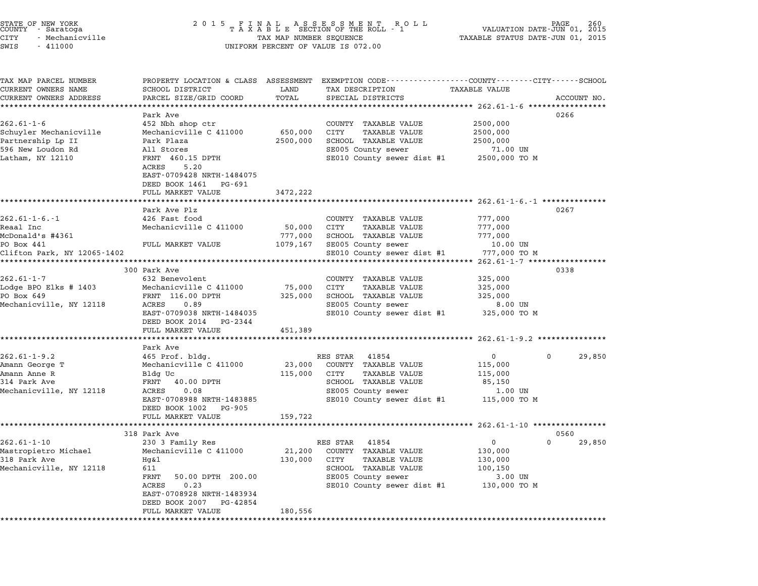STATE OF NEW YORK
COUNTY - Saratoga
CITY - Mechanicville
SWIS - 411000

2 0 1 5 F I N A L A S S E S S M E N T R O L L
T A X A B L E SECTION OF THE ROLL - 1
TAX MAP NUMBER SEQUENCE
UNIFORM PERCENT OF VALUE IS 072.00

VALUATION DATE-JUN 01, 2015
TAXABLE STATUS DATE-JUN 01, 2015

| TAX MAP PARCEL NUMBER / CURRENT OWNERS NAME / CURRENT OWNERS ADDRESS | PROPERTY LOCATION & CLASS / SCHOOL DISTRICT / PARCEL SIZE/GRID COORD | ASSESSMENT LAND / TOTAL | EXEMPTION CODE / TAX DESCRIPTION / SPECIAL DISTRICTS | TAXABLE VALUE (COUNTY / CITY / SCHOOL) | ACCOUNT NO. |
|---|---|---|---|---|---|
| **262.61-1-6** | Park Ave | | | | 0266 |
| 262.61-1-6 | 452 Nbh shop ctr | | COUNTY TAXABLE VALUE | 2500,000 | |
| Schuyler Mechanicville | Mechanicville C 411000 | 650,000 | CITY TAXABLE VALUE | 2500,000 | |
| Partnership Lp II | Park Plaza | 2500,000 | SCHOOL TAXABLE VALUE | 2500,000 | |
| 596 New Loudon Rd | All Stores | | SE005 County sewer | 71.00 UN | |
| Latham, NY 12110 | FRNT 460.15 DPTH | | SE010 County sewer dist #1 | 2500,000 TO M | |
| | ACRES 5.20 | | | | |
| | EAST-0709428 NRTH-1484075 | | | | |
| | DEED BOOK 1461 PG-691 | | | | |
| | FULL MARKET VALUE | 3472,222 | | | |
| **262.61-1-6.-1** | Park Ave Plz | | | | 0267 |
| 262.61-1-6.-1 | 426 Fast food | | COUNTY TAXABLE VALUE | 777,000 | |
| Reaal Inc | Mechanicville C 411000 | 50,000 | CITY TAXABLE VALUE | 777,000 | |
| McDonald's #4361 | | 777,000 | SCHOOL TAXABLE VALUE | 777,000 | |
| PO Box 441 | FULL MARKET VALUE | 1079,167 | SE005 County sewer | 10.00 UN | |
| Clifton Park, NY 12065-1402 | | | SE010 County sewer dist #1 | 777,000 TO M | |
| **262.61-1-7** | 300 Park Ave | | | | 0338 |
| 262.61-1-7 | 632 Benevolent | | COUNTY TAXABLE VALUE | 325,000 | |
| Lodge BPO Elks # 1403 | Mechanicville C 411000 | 75,000 | CITY TAXABLE VALUE | 325,000 | |
| PO Box 649 | FRNT 116.00 DPTH | 325,000 | SCHOOL TAXABLE VALUE | 325,000 | |
| Mechanicville, NY 12118 | ACRES 0.89 | | SE005 County sewer | 8.00 UN | |
| | EAST-0709038 NRTH-1484035 | | SE010 County sewer dist #1 | 325,000 TO M | |
| | DEED BOOK 2014 PG-2344 | | | | |
| | FULL MARKET VALUE | 451,389 | | | |
| **262.61-1-9.2** | Park Ave | | | | |
| 262.61-1-9.2 | 465 Prof. bldg. | | RES STAR 41854 | 0 / 0 / 29,850 | |
| Amann George T | Mechanicville C 411000 | 23,000 | COUNTY TAXABLE VALUE | 115,000 | |
| Amann Anne R | Bldg Uc | 115,000 | CITY TAXABLE VALUE | 115,000 | |
| 314 Park Ave | FRNT 40.00 DPTH | | SCHOOL TAXABLE VALUE | 85,150 | |
| Mechanicville, NY 12118 | ACRES 0.08 | | SE005 County sewer | 1.00 UN | |
| | EAST-0708988 NRTH-1483885 | | SE010 County sewer dist #1 | 115,000 TO M | |
| | DEED BOOK 1002 PG-905 | | | | |
| | FULL MARKET VALUE | 159,722 | | | |
| **262.61-1-10** | 318 Park Ave | | | | 0560 |
| 262.61-1-10 | 230 3 Family Res | | RES STAR 41854 | 0 / 0 / 29,850 | |
| Mastropietro Michael | Mechanicville C 411000 | 21,200 | COUNTY TAXABLE VALUE | 130,000 | |
| 318 Park Ave | Hg&l | 130,000 | CITY TAXABLE VALUE | 130,000 | |
| Mechanicville, NY 12118 | 611 | | SCHOOL TAXABLE VALUE | 100,150 | |
| | FRNT 50.00 DPTH 200.00 | | SE005 County sewer | 3.00 UN | |
| | ACRES 0.23 | | SE010 County sewer dist #1 | 130,000 TO M | |
| | EAST-0708928 NRTH-1483934 | | | | |
| | DEED BOOK 2007 PG-42854 | | | | |
| | FULL MARKET VALUE | 180,556 | | | |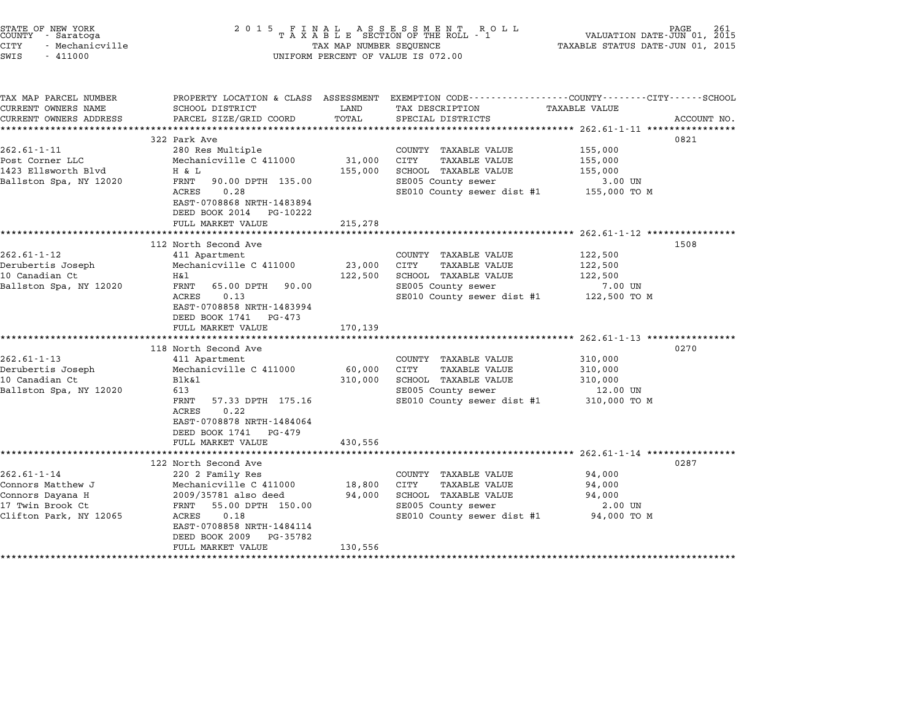STATE OF NEW YORK
COUNTY - Saratoga
CITY - Mechanicville
SWIS - 411000

2015 FINAL ASSESSMENT ROLL
TAXABLE SECTION OF THE ROLL - 1
TAX MAP NUMBER SEQUENCE
UNIFORM PERCENT OF VALUE IS 072.00

VALUATION DATE-JUN 01, 2015
TAXABLE STATUS DATE-JUN 01, 2015

| TAX MAP PARCEL NUMBER / CURRENT OWNERS NAME / CURRENT OWNERS ADDRESS | PROPERTY LOCATION & CLASS / SCHOOL DISTRICT / PARCEL SIZE/GRID COORD | ASSESSMENT LAND | TOTAL | EXEMPTION CODE / TAX DESCRIPTION / SPECIAL DISTRICTS | TAXABLE VALUE | ACCOUNT NO. |
|---|---|---|---|---|---|---|
| **262.61-1-11** | 322 Park Ave | | | | | 0821 |
| 262.61-1-11 | 280 Res Multiple | | | COUNTY TAXABLE VALUE | 155,000 | |
| Post Corner LLC | Mechanicville C 411000 | 31,000 | | CITY TAXABLE VALUE | 155,000 | |
| 1423 Ellsworth Blvd | H & L | | 155,000 | SCHOOL TAXABLE VALUE | 155,000 | |
| Ballston Spa, NY 12020 | FRNT 90.00 DPTH 135.00 | | | SE005 County sewer | 3.00 UN | |
| | ACRES 0.28 | | | SE010 County sewer dist #1 | 155,000 TO M | |
| | EAST-0708868 NRTH-1483894 | | | | | |
| | DEED BOOK 2014 PG-10222 | | | | | |
| | FULL MARKET VALUE | | 215,278 | | | |
| **262.61-1-12** | 112 North Second Ave | | | | | 1508 |
| 262.61-1-12 | 411 Apartment | | | COUNTY TAXABLE VALUE | 122,500 | |
| Derubertis Joseph | Mechanicville C 411000 | 23,000 | | CITY TAXABLE VALUE | 122,500 | |
| 10 Canadian Ct | H&l | | 122,500 | SCHOOL TAXABLE VALUE | 122,500 | |
| Ballston Spa, NY 12020 | FRNT 65.00 DPTH 90.00 | | | SE005 County sewer | 7.00 UN | |
| | ACRES 0.13 | | | SE010 County sewer dist #1 | 122,500 TO M | |
| | EAST-0708858 NRTH-1483994 | | | | | |
| | DEED BOOK 1741 PG-473 | | | | | |
| | FULL MARKET VALUE | | 170,139 | | | |
| **262.61-1-13** | 118 North Second Ave | | | | | 0270 |
| 262.61-1-13 | 411 Apartment | | | COUNTY TAXABLE VALUE | 310,000 | |
| Derubertis Joseph | Mechanicville C 411000 | 60,000 | | CITY TAXABLE VALUE | 310,000 | |
| 10 Canadian Ct | Blk&l | | 310,000 | SCHOOL TAXABLE VALUE | 310,000 | |
| Ballston Spa, NY 12020 | 613 | | | SE005 County sewer | 12.00 UN | |
| | FRNT 57.33 DPTH 175.16 | | | SE010 County sewer dist #1 | 310,000 TO M | |
| | ACRES 0.22 | | | | | |
| | EAST-0708878 NRTH-1484064 | | | | | |
| | DEED BOOK 1741 PG-479 | | | | | |
| | FULL MARKET VALUE | | 430,556 | | | |
| **262.61-1-14** | 122 North Second Ave | | | | | 0287 |
| 262.61-1-14 | 220 2 Family Res | | | COUNTY TAXABLE VALUE | 94,000 | |
| Connors Matthew J | Mechanicville C 411000 | 18,800 | | CITY TAXABLE VALUE | 94,000 | |
| Connors Dayana H | 2009/35781 also deed | | 94,000 | SCHOOL TAXABLE VALUE | 94,000 | |
| 17 Twin Brook Ct | FRNT 55.00 DPTH 150.00 | | | SE005 County sewer | 2.00 UN | |
| Clifton Park, NY 12065 | ACRES 0.18 | | | SE010 County sewer dist #1 | 94,000 TO M | |
| | EAST-0708858 NRTH-1484114 | | | | | |
| | DEED BOOK 2009 PG-35782 | | | | | |
| | FULL MARKET VALUE | | 130,556 | | | |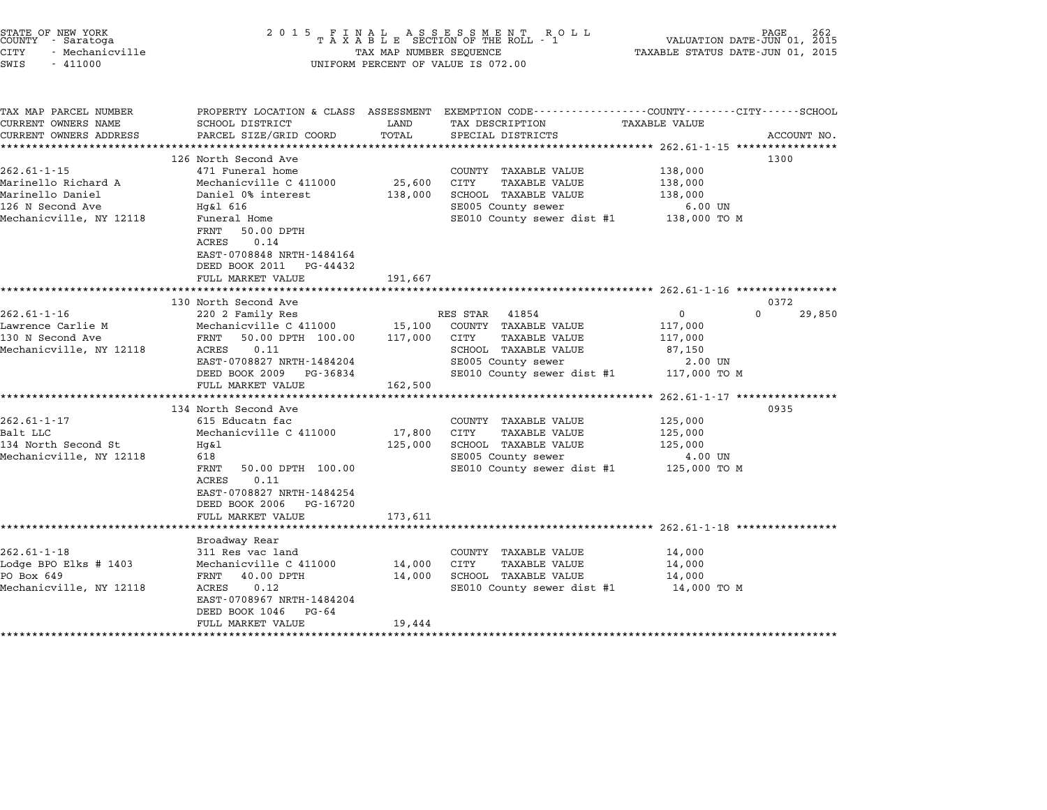STATE OF NEW YORK COUNTY - Saratoga CITY - Mechanicville SWIS - 411000

# 2015 FINAL ASSESSMENT ROLL
TAXABLE SECTION OF THE ROLL - 1
TAX MAP NUMBER SEQUENCE
UNIFORM PERCENT OF VALUE IS 072.00

VALUATION DATE-JUN 01, 2015
TAXABLE STATUS DATE-JUN 01, 2015

| TAX MAP PARCEL NUMBER / CURRENT OWNERS NAME / CURRENT OWNERS ADDRESS | PROPERTY LOCATION & CLASS / SCHOOL DISTRICT / PARCEL SIZE/GRID COORD | ASSESSMENT LAND / TOTAL | EXEMPTION CODE / TAX DESCRIPTION / SPECIAL DISTRICTS | COUNTY / CITY / SCHOOL TAXABLE VALUE | ACCOUNT NO. |
|---|---|---|---|---|---|
| **262.61-1-15** | 126 North Second Ave | | | | 1300 |
| 262.61-1-15 | 471 Funeral home | | COUNTY TAXABLE VALUE | 138,000 | |
| Marinello Richard A | Mechanicville C 411000 | 25,600 | CITY TAXABLE VALUE | 138,000 | |
| Marinello Daniel | Daniel 0% interest | 138,000 | SCHOOL TAXABLE VALUE | 138,000 | |
| 126 N Second Ave | Hg&l 616 | | SE005 County sewer | 6.00 UN | |
| Mechanicville, NY 12118 | Funeral Home | | SE010 County sewer dist #1 | 138,000 TO M | |
| | FRNT 50.00 DPTH | | | | |
| | ACRES 0.14 | | | | |
| | EAST-0708848 NRTH-1484164 | | | | |
| | DEED BOOK 2011 PG-44432 | | | | |
| | FULL MARKET VALUE | 191,667 | | | |
| **262.61-1-16** | 130 North Second Ave | | | | 0372 |
| 262.61-1-16 | 220 2 Family Res | | RES STAR 41854 | 0 / 0 / 29,850 | |
| Lawrence Carlie M | Mechanicville C 411000 | 15,100 | COUNTY TAXABLE VALUE | 117,000 | |
| 130 N Second Ave | FRNT 50.00 DPTH 100.00 | 117,000 | CITY TAXABLE VALUE | 117,000 | |
| Mechanicville, NY 12118 | ACRES 0.11 | | SCHOOL TAXABLE VALUE | 87,150 | |
| | EAST-0708827 NRTH-1484204 | | SE005 County sewer | 2.00 UN | |
| | DEED BOOK 2009 PG-36834 | | SE010 County sewer dist #1 | 117,000 TO M | |
| | FULL MARKET VALUE | 162,500 | | | |
| **262.61-1-17** | 134 North Second Ave | | | | 0935 |
| 262.61-1-17 | 615 Educatn fac | | COUNTY TAXABLE VALUE | 125,000 | |
| Balt LLC | Mechanicville C 411000 | 17,800 | CITY TAXABLE VALUE | 125,000 | |
| 134 North Second St | Hg&l | 125,000 | SCHOOL TAXABLE VALUE | 125,000 | |
| Mechanicville, NY 12118 | 618 | | SE005 County sewer | 4.00 UN | |
| | FRNT 50.00 DPTH 100.00 | | SE010 County sewer dist #1 | 125,000 TO M | |
| | ACRES 0.11 | | | | |
| | EAST-0708827 NRTH-1484254 | | | | |
| | DEED BOOK 2006 PG-16720 | | | | |
| | FULL MARKET VALUE | 173,611 | | | |
| **262.61-1-18** | Broadway Rear | | | | |
| 262.61-1-18 | 311 Res vac land | | COUNTY TAXABLE VALUE | 14,000 | |
| Lodge BPO Elks # 1403 | Mechanicville C 411000 | 14,000 | CITY TAXABLE VALUE | 14,000 | |
| PO Box 649 | FRNT 40.00 DPTH | 14,000 | SCHOOL TAXABLE VALUE | 14,000 | |
| Mechanicville, NY 12118 | ACRES 0.12 | | SE010 County sewer dist #1 | 14,000 TO M | |
| | EAST-0708967 NRTH-1484204 | | | | |
| | DEED BOOK 1046 PG-64 | | | | |
| | FULL MARKET VALUE | 19,444 | | | |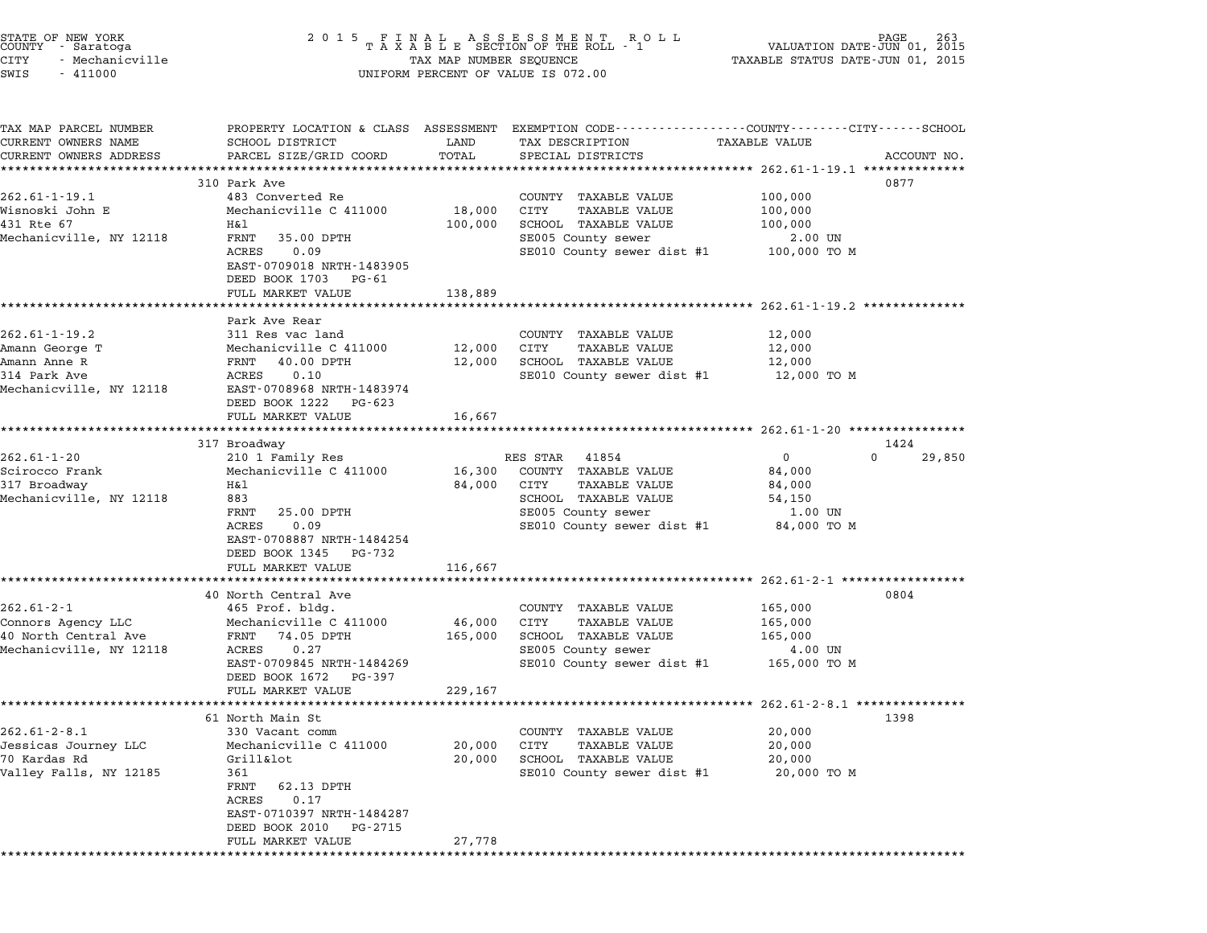STATE OF NEW YORK
COUNTY - Saratoga
CITY - Mechanicville
SWIS - 411000

# 2015 FINAL ASSESSMENT ROLL
## TAXABLE SECTION OF THE ROLL - 1
TAX MAP NUMBER SEQUENCE
UNIFORM PERCENT OF VALUE IS 072.00

VALUATION DATE-JUN 01, 2015
TAXABLE STATUS DATE-JUN 01, 2015

| TAX MAP PARCEL NUMBER / CURRENT OWNERS NAME / CURRENT OWNERS ADDRESS | PROPERTY LOCATION & CLASS / SCHOOL DISTRICT / PARCEL SIZE/GRID COORD | ASSESSMENT LAND | ASSESSMENT TOTAL | EXEMPTION CODE / TAX DESCRIPTION / SPECIAL DISTRICTS | COUNTY | CITY | SCHOOL / TAXABLE VALUE | ACCOUNT NO. |
|---|---|---|---|---|---|---|---|---|
| **262.61-1-19.1** | 310 Park Ave | | | | | | | 0877 |
| 262.61-1-19.1 | 483 Converted Re | | | COUNTY TAXABLE VALUE | 100,000 | | | |
| Wisnoski John E | Mechanicville C 411000 | 18,000 | | CITY TAXABLE VALUE | | 100,000 | | |
| 431 Rte 67 | H&l | | 100,000 | SCHOOL TAXABLE VALUE | | | 100,000 | |
| Mechanicville, NY 12118 | FRNT 35.00 DPTH | | | SE005 County sewer | | | 2.00 UN | |
| | ACRES 0.09 | | | SE010 County sewer dist #1 | | | 100,000 TO M | |
| | EAST-0709018 NRTH-1483905 | | | | | | | |
| | DEED BOOK 1703 PG-61 | | | | | | | |
| | FULL MARKET VALUE | | 138,889 | | | | | |
| **262.61-1-19.2** | Park Ave Rear | | | | | | | |
| 262.61-1-19.2 | 311 Res vac land | | | COUNTY TAXABLE VALUE | 12,000 | | | |
| Amann George T | Mechanicville C 411000 | 12,000 | | CITY TAXABLE VALUE | | 12,000 | | |
| Amann Anne R | FRNT 40.00 DPTH | | 12,000 | SCHOOL TAXABLE VALUE | | | 12,000 | |
| 314 Park Ave | ACRES 0.10 | | | SE010 County sewer dist #1 | | | 12,000 TO M | |
| Mechanicville, NY 12118 | EAST-0708968 NRTH-1483974 | | | | | | | |
| | DEED BOOK 1222 PG-623 | | | | | | | |
| | FULL MARKET VALUE | | 16,667 | | | | | |
| **262.61-1-20** | 317 Broadway | | | | | | | 1424 |
| 262.61-1-20 | 210 1 Family Res | | | RES STAR 41854 | 0 | 0 | 29,850 | |
| Scirocco Frank | Mechanicville C 411000 | 16,300 | | COUNTY TAXABLE VALUE | 84,000 | | | |
| 317 Broadway | H&l | | 84,000 | CITY TAXABLE VALUE | | 84,000 | | |
| Mechanicville, NY 12118 | 883 | | | SCHOOL TAXABLE VALUE | | | 54,150 | |
| | FRNT 25.00 DPTH | | | SE005 County sewer | | | 1.00 UN | |
| | ACRES 0.09 | | | SE010 County sewer dist #1 | | | 84,000 TO M | |
| | EAST-0708887 NRTH-1484254 | | | | | | | |
| | DEED BOOK 1345 PG-732 | | | | | | | |
| | FULL MARKET VALUE | | 116,667 | | | | | |
| **262.61-2-1** | 40 North Central Ave | | | | | | | 0804 |
| 262.61-2-1 | 465 Prof. bldg. | | | COUNTY TAXABLE VALUE | 165,000 | | | |
| Connors Agency LLC | Mechanicville C 411000 | 46,000 | | CITY TAXABLE VALUE | | 165,000 | | |
| 40 North Central Ave | FRNT 74.05 DPTH | | 165,000 | SCHOOL TAXABLE VALUE | | | 165,000 | |
| Mechanicville, NY 12118 | ACRES 0.27 | | | SE005 County sewer | | | 4.00 UN | |
| | EAST-0709845 NRTH-1484269 | | | SE010 County sewer dist #1 | | | 165,000 TO M | |
| | DEED BOOK 1672 PG-397 | | | | | | | |
| | FULL MARKET VALUE | | 229,167 | | | | | |
| **262.61-2-8.1** | 61 North Main St | | | | | | | 1398 |
| 262.61-2-8.1 | 330 Vacant comm | | | COUNTY TAXABLE VALUE | 20,000 | | | |
| Jessicas Journey LLC | Mechanicville C 411000 | 20,000 | | CITY TAXABLE VALUE | | 20,000 | | |
| 70 Kardas Rd | Grill&lot | | 20,000 | SCHOOL TAXABLE VALUE | | | 20,000 | |
| Valley Falls, NY 12185 | 361 | | | SE010 County sewer dist #1 | | | 20,000 TO M | |
| | FRNT 62.13 DPTH | | | | | | | |
| | ACRES 0.17 | | | | | | | |
| | EAST-0710397 NRTH-1484287 | | | | | | | |
| | DEED BOOK 2010 PG-2715 | | | | | | | |
| | FULL MARKET VALUE | | 27,778 | | | | | |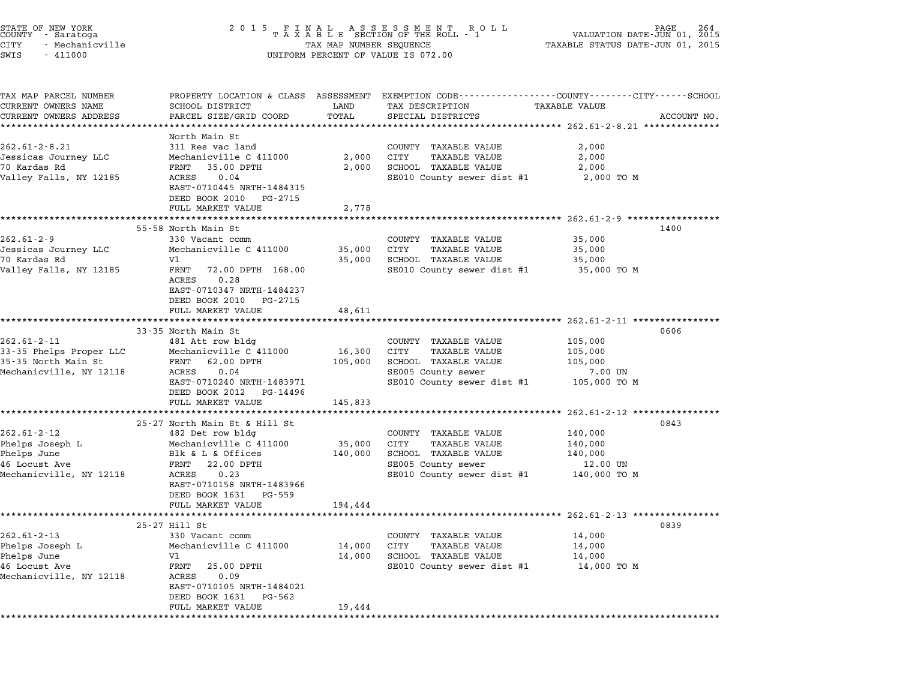STATE OF NEW YORK
COUNTY - Saratoga
CITY - Mechanicville
SWIS - 411000

2015 FINAL ASSESSMENT ROLL
TAXABLE SECTION OF THE ROLL - 1
TAX MAP NUMBER SEQUENCE
UNIFORM PERCENT OF VALUE IS 072.00

VALUATION DATE-JUN 01, 2015
TAXABLE STATUS DATE-JUN 01, 2015

| TAX MAP PARCEL NUMBER / CURRENT OWNERS NAME / CURRENT OWNERS ADDRESS | PROPERTY LOCATION & CLASS / SCHOOL DISTRICT / PARCEL SIZE/GRID COORD | ASSESSMENT LAND | TOTAL | EXEMPTION CODE / TAX DESCRIPTION / SPECIAL DISTRICTS | TAXABLE VALUE | ACCOUNT NO. |
|---|---|---|---|---|---|---|
| **262.61-2-8.21** | North Main St | | | | | |
| 262.61-2-8.21 | 311 Res vac land | | | COUNTY TAXABLE VALUE | 2,000 | |
| Jessicas Journey LLC | Mechanicville C 411000 | 2,000 | | CITY TAXABLE VALUE | 2,000 | |
| 70 Kardas Rd | FRNT 35.00 DPTH | | 2,000 | SCHOOL TAXABLE VALUE | 2,000 | |
| Valley Falls, NY 12185 | ACRES 0.04 | | | SE010 County sewer dist #1 | 2,000 TO M | |
| | EAST-0710445 NRTH-1484315 | | | | | |
| | DEED BOOK 2010 PG-2715 | | | | | |
| | FULL MARKET VALUE | | 2,778 | | | |
| **262.61-2-9** | 55-58 North Main St | | | | | 1400 |
| 262.61-2-9 | 330 Vacant comm | | | COUNTY TAXABLE VALUE | 35,000 | |
| Jessicas Journey LLC | Mechanicville C 411000 | 35,000 | | CITY TAXABLE VALUE | 35,000 | |
| 70 Kardas Rd | Vl | | 35,000 | SCHOOL TAXABLE VALUE | 35,000 | |
| Valley Falls, NY 12185 | FRNT 72.00 DPTH 168.00 | | | SE010 County sewer dist #1 | 35,000 TO M | |
| | ACRES 0.28 | | | | | |
| | EAST-0710347 NRTH-1484237 | | | | | |
| | DEED BOOK 2010 PG-2715 | | | | | |
| | FULL MARKET VALUE | | 48,611 | | | |
| **262.61-2-11** | 33-35 North Main St | | | | | 0606 |
| 262.61-2-11 | 481 Att row bldg | | | COUNTY TAXABLE VALUE | 105,000 | |
| 33-35 Phelps Proper LLC | Mechanicville C 411000 | 16,300 | | CITY TAXABLE VALUE | 105,000 | |
| 35-35 North Main St | FRNT 62.00 DPTH | | 105,000 | SCHOOL TAXABLE VALUE | 105,000 | |
| Mechanicville, NY 12118 | ACRES 0.04 | | | SE005 County sewer | 7.00 UN | |
| | EAST-0710240 NRTH-1483971 | | | SE010 County sewer dist #1 | 105,000 TO M | |
| | DEED BOOK 2012 PG-14496 | | | | | |
| | FULL MARKET VALUE | | 145,833 | | | |
| **262.61-2-12** | 25-27 North Main St & Hill St | | | | | 0843 |
| 262.61-2-12 | 482 Det row bldg | | | COUNTY TAXABLE VALUE | 140,000 | |
| Phelps Joseph L | Mechanicville C 411000 | 35,000 | | CITY TAXABLE VALUE | 140,000 | |
| Phelps June | Blk & L & Offices | | 140,000 | SCHOOL TAXABLE VALUE | 140,000 | |
| 46 Locust Ave | FRNT 22.00 DPTH | | | SE005 County sewer | 12.00 UN | |
| Mechanicville, NY 12118 | ACRES 0.23 | | | SE010 County sewer dist #1 | 140,000 TO M | |
| | EAST-0710158 NRTH-1483966 | | | | | |
| | DEED BOOK 1631 PG-559 | | | | | |
| | FULL MARKET VALUE | | 194,444 | | | |
| **262.61-2-13** | 25-27 Hill St | | | | | 0839 |
| 262.61-2-13 | 330 Vacant comm | | | COUNTY TAXABLE VALUE | 14,000 | |
| Phelps Joseph L | Mechanicville C 411000 | 14,000 | | CITY TAXABLE VALUE | 14,000 | |
| Phelps June | Vl | | 14,000 | SCHOOL TAXABLE VALUE | 14,000 | |
| 46 Locust Ave | FRNT 25.00 DPTH | | | SE010 County sewer dist #1 | 14,000 TO M | |
| Mechanicville, NY 12118 | ACRES 0.09 | | | | | |
| | EAST-0710105 NRTH-1484021 | | | | | |
| | DEED BOOK 1631 PG-562 | | | | | |
| | FULL MARKET VALUE | | 19,444 | | | |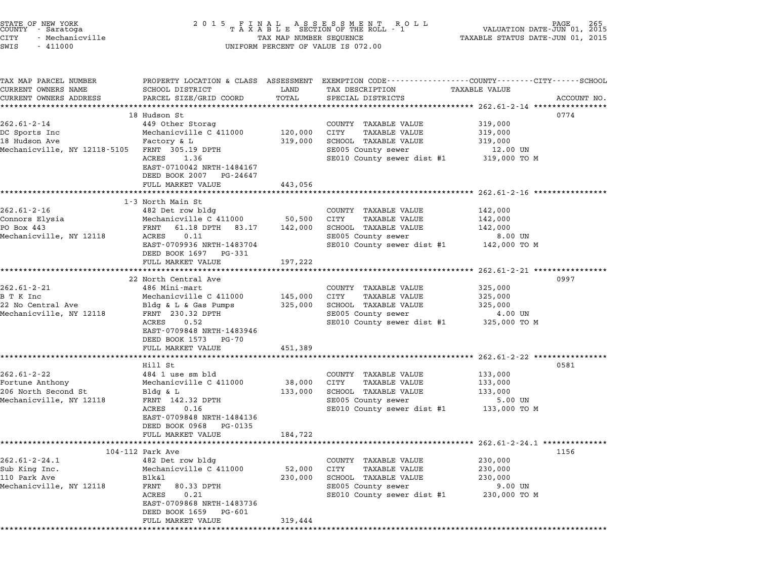STATE OF NEW YORK
COUNTY - Saratoga
CITY - Mechanicville
SWIS - 411000

2015 FINAL ASSESSMENT ROLL
TAXABLE SECTION OF THE ROLL - 1
TAX MAP NUMBER SEQUENCE
UNIFORM PERCENT OF VALUE IS 072.00

VALUATION DATE-JUN 01, 2015
TAXABLE STATUS DATE-JUN 01, 2015

| TAX MAP PARCEL NUMBER / CURRENT OWNERS NAME / CURRENT OWNERS ADDRESS | PROPERTY LOCATION & CLASS / SCHOOL DISTRICT / PARCEL SIZE/GRID COORD | ASSESSMENT LAND / TOTAL | EXEMPTION CODE / TAX DESCRIPTION / SPECIAL DISTRICTS | TAXABLE VALUE (COUNTY / CITY / SCHOOL) | ACCOUNT NO. |
|---|---|---|---|---|---|
| **262.61-2-14** | 18 Hudson St | | | | 0774 |
| DC Sports Inc | 449 Other Storag | | COUNTY TAXABLE VALUE | 319,000 | |
| 18 Hudson Ave | Mechanicville C 411000 | 120,000 | CITY TAXABLE VALUE | 319,000 | |
| Mechanicville, NY 12118-5105 | Factory & L | 319,000 | SCHOOL TAXABLE VALUE | 319,000 | |
| | FRNT 305.19 DPTH | | SE005 County sewer | 12.00 UN | |
| | ACRES 1.36 | | SE010 County sewer dist #1 | 319,000 TO M | |
| | EAST-0710042 NRTH-1484167 | | | | |
| | DEED BOOK 2007 PG-24647 | | | | |
| | FULL MARKET VALUE | 443,056 | | | |
| **262.61-2-16** | 1-3 North Main St | | | | |
| Connors Elysia | 482 Det row bldg | | COUNTY TAXABLE VALUE | 142,000 | |
| PO Box 443 | Mechanicville C 411000 | 50,500 | CITY TAXABLE VALUE | 142,000 | |
| Mechanicville, NY 12118 | FRNT 61.18 DPTH 83.17 | 142,000 | SCHOOL TAXABLE VALUE | 142,000 | |
| | ACRES 0.11 | | SE005 County sewer | 8.00 UN | |
| | EAST-0709936 NRTH-1483704 | | SE010 County sewer dist #1 | 142,000 TO M | |
| | DEED BOOK 1697 PG-331 | | | | |
| | FULL MARKET VALUE | 197,222 | | | |
| **262.61-2-21** | 22 North Central Ave | | | | 0997 |
| B T K Inc | 486 Mini-mart | | COUNTY TAXABLE VALUE | 325,000 | |
| 22 No Central Ave | Mechanicville C 411000 | 145,000 | CITY TAXABLE VALUE | 325,000 | |
| Mechanicville, NY 12118 | Bldg & L & Gas Pumps | 325,000 | SCHOOL TAXABLE VALUE | 325,000 | |
| | FRNT 230.32 DPTH | | SE005 County sewer | 4.00 UN | |
| | ACRES 0.52 | | SE010 County sewer dist #1 | 325,000 TO M | |
| | EAST-0709848 NRTH-1483946 | | | | |
| | DEED BOOK 1573 PG-70 | | | | |
| | FULL MARKET VALUE | 451,389 | | | |
| **262.61-2-22** | Hill St | | | | 0581 |
| Fortune Anthony | 484 1 use sm bld | | COUNTY TAXABLE VALUE | 133,000 | |
| 206 North Second St | Mechanicville C 411000 | 38,000 | CITY TAXABLE VALUE | 133,000 | |
| Mechanicville, NY 12118 | Bldg & L | 133,000 | SCHOOL TAXABLE VALUE | 133,000 | |
| | FRNT 142.32 DPTH | | SE005 County sewer | 5.00 UN | |
| | ACRES 0.16 | | SE010 County sewer dist #1 | 133,000 TO M | |
| | EAST-0709848 NRTH-1484136 | | | | |
| | DEED BOOK 0968 PG-0135 | | | | |
| | FULL MARKET VALUE | 184,722 | | | |
| **262.61-2-24.1** | 104-112 Park Ave | | | | 1156 |
| Sub King Inc. | 482 Det row bldg | | COUNTY TAXABLE VALUE | 230,000 | |
| 110 Park Ave | Mechanicville C 411000 | 52,000 | CITY TAXABLE VALUE | 230,000 | |
| Mechanicville, NY 12118 | Blk&l | 230,000 | SCHOOL TAXABLE VALUE | 230,000 | |
| | FRNT 80.33 DPTH | | SE005 County sewer | 9.00 UN | |
| | ACRES 0.21 | | SE010 County sewer dist #1 | 230,000 TO M | |
| | EAST-0709868 NRTH-1483736 | | | | |
| | DEED BOOK 1659 PG-601 | | | | |
| | FULL MARKET VALUE | 319,444 | | | |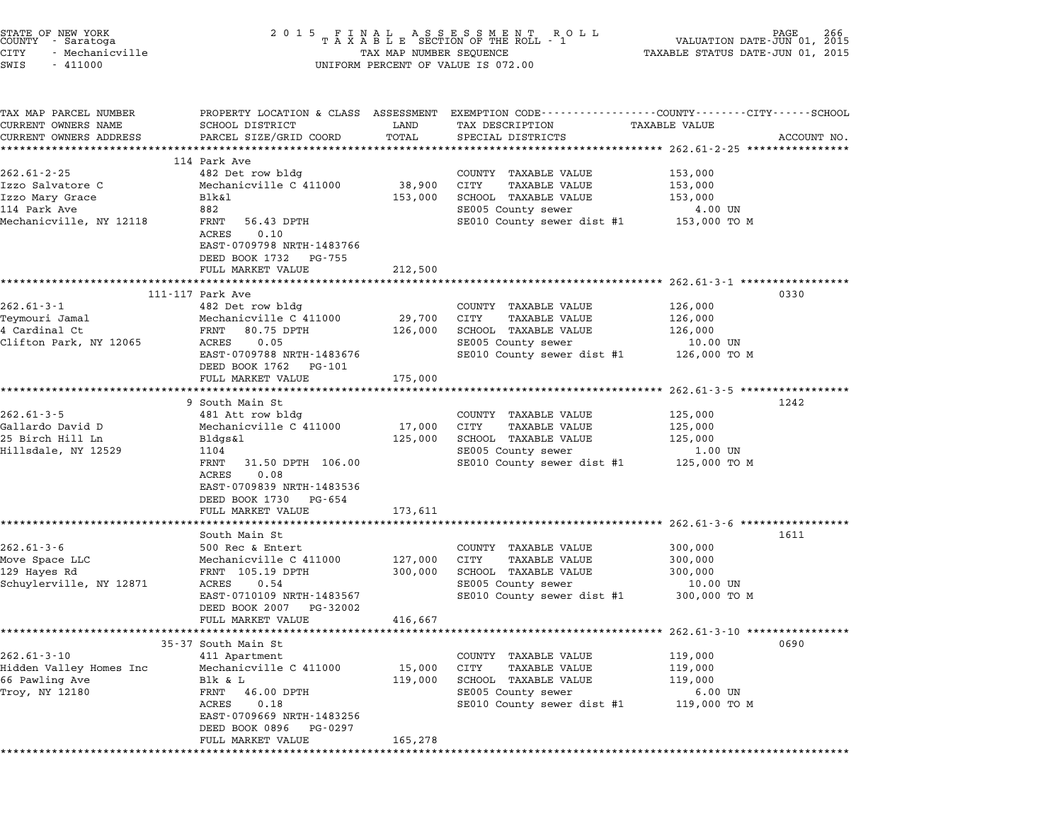STATE OF NEW YORK
COUNTY - Saratoga
CITY - Mechanicville
SWIS - 411000

2 0 1 5 F I N A L A S S E S S M E N T R O L L
T A X A B L E SECTION OF THE ROLL - 1
TAX MAP NUMBER SEQUENCE
UNIFORM PERCENT OF VALUE IS 072.00

VALUATION DATE-JUN 01, 2015
TAXABLE STATUS DATE-JUN 01, 2015

| TAX MAP PARCEL NUMBER / CURRENT OWNERS NAME / CURRENT OWNERS ADDRESS | PROPERTY LOCATION & CLASS / SCHOOL DISTRICT / PARCEL SIZE/GRID COORD | ASSESSMENT LAND / TOTAL | EXEMPTION CODE / TAX DESCRIPTION / SPECIAL DISTRICTS | TAXABLE VALUE (COUNTY--CITY--SCHOOL) | ACCOUNT NO. |
|---|---|---|---|---|---|
| **262.61-2-25** | 114 Park Ave | | | | |
| 262.61-2-25 | 482 Det row bldg | | COUNTY TAXABLE VALUE | 153,000 | |
| Izzo Salvatore C | Mechanicville C 411000 | 38,900 | CITY TAXABLE VALUE | 153,000 | |
| Izzo Mary Grace | Blk&l | 153,000 | SCHOOL TAXABLE VALUE | 153,000 | |
| 114 Park Ave | 882 | | SE005 County sewer | 4.00 UN | |
| Mechanicville, NY 12118 | FRNT 56.43 DPTH | | SE010 County sewer dist #1 | 153,000 TO M | |
| | ACRES 0.10 | | | | |
| | EAST-0709798 NRTH-1483766 | | | | |
| | DEED BOOK 1732 PG-755 | | | | |
| | FULL MARKET VALUE | 212,500 | | | |
| **262.61-3-1** | 111-117 Park Ave | | | | 0330 |
| 262.61-3-1 | 482 Det row bldg | | COUNTY TAXABLE VALUE | 126,000 | |
| Teymouri Jamal | Mechanicville C 411000 | 29,700 | CITY TAXABLE VALUE | 126,000 | |
| 4 Cardinal Ct | FRNT 80.75 DPTH | 126,000 | SCHOOL TAXABLE VALUE | 126,000 | |
| Clifton Park, NY 12065 | ACRES 0.05 | | SE005 County sewer | 10.00 UN | |
| | EAST-0709788 NRTH-1483676 | | SE010 County sewer dist #1 | 126,000 TO M | |
| | DEED BOOK 1762 PG-101 | | | | |
| | FULL MARKET VALUE | 175,000 | | | |
| **262.61-3-5** | 9 South Main St | | | | 1242 |
| 262.61-3-5 | 481 Att row bldg | | COUNTY TAXABLE VALUE | 125,000 | |
| Gallardo David D | Mechanicville C 411000 | 17,000 | CITY TAXABLE VALUE | 125,000 | |
| 25 Birch Hill Ln | Bldgs&l | 125,000 | SCHOOL TAXABLE VALUE | 125,000 | |
| Hillsdale, NY 12529 | 1104 | | SE005 County sewer | 1.00 UN | |
| | FRNT 31.50 DPTH 106.00 | | SE010 County sewer dist #1 | 125,000 TO M | |
| | ACRES 0.08 | | | | |
| | EAST-0709839 NRTH-1483536 | | | | |
| | DEED BOOK 1730 PG-654 | | | | |
| | FULL MARKET VALUE | 173,611 | | | |
| **262.61-3-6** | South Main St | | | | 1611 |
| 262.61-3-6 | 500 Rec & Entert | | COUNTY TAXABLE VALUE | 300,000 | |
| Move Space LLC | Mechanicville C 411000 | 127,000 | CITY TAXABLE VALUE | 300,000 | |
| 129 Hayes Rd | FRNT 105.19 DPTH | 300,000 | SCHOOL TAXABLE VALUE | 300,000 | |
| Schuylerville, NY 12871 | ACRES 0.54 | | SE005 County sewer | 10.00 UN | |
| | EAST-0710109 NRTH-1483567 | | SE010 County sewer dist #1 | 300,000 TO M | |
| | DEED BOOK 2007 PG-32002 | | | | |
| | FULL MARKET VALUE | 416,667 | | | |
| **262.61-3-10** | 35-37 South Main St | | | | 0690 |
| 262.61-3-10 | 411 Apartment | | COUNTY TAXABLE VALUE | 119,000 | |
| Hidden Valley Homes Inc | Mechanicville C 411000 | 15,000 | CITY TAXABLE VALUE | 119,000 | |
| 66 Pawling Ave | Blk & L | 119,000 | SCHOOL TAXABLE VALUE | 119,000 | |
| Troy, NY 12180 | FRNT 46.00 DPTH | | SE005 County sewer | 6.00 UN | |
| | ACRES 0.18 | | SE010 County sewer dist #1 | 119,000 TO M | |
| | EAST-0709669 NRTH-1483256 | | | | |
| | DEED BOOK 0896 PG-0297 | | | | |
| | FULL MARKET VALUE | 165,278 | | | |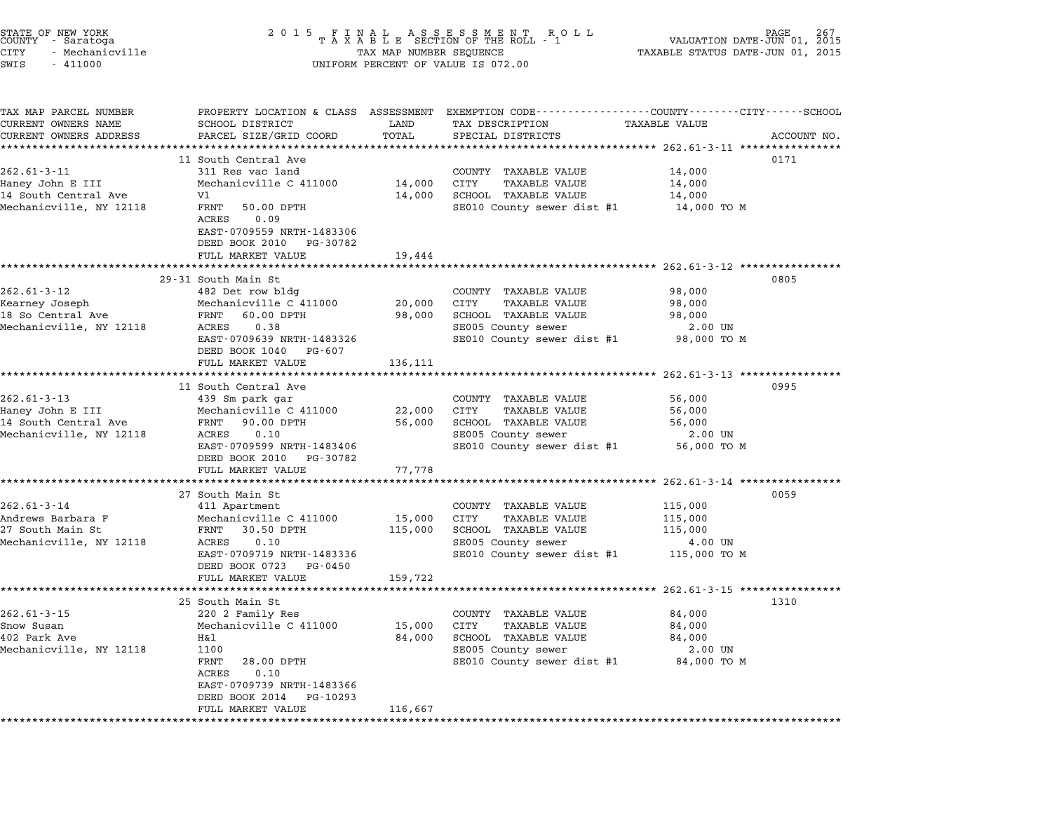STATE OF NEW YORK
COUNTY - Saratoga
CITY - Mechanicville
SWIS - 411000

# 2015 FINAL ASSESSMENT ROLL
TAXABLE SECTION OF THE ROLL - 1
TAX MAP NUMBER SEQUENCE
UNIFORM PERCENT OF VALUE IS 072.00

VALUATION DATE-JUN 01, 2015
TAXABLE STATUS DATE-JUN 01, 2015

| TAX MAP PARCEL NUMBER / CURRENT OWNERS NAME / CURRENT OWNERS ADDRESS | PROPERTY LOCATION & CLASS / SCHOOL DISTRICT / PARCEL SIZE/GRID COORD | ASSESSMENT LAND | TOTAL | EXEMPTION CODE / TAX DESCRIPTION / SPECIAL DISTRICTS | TAXABLE VALUE (COUNTY / CITY / SCHOOL) | ACCOUNT NO. |
|---|---|---|---|---|---|---|
| **262.61-3-11** | 11 South Central Ave | | | | | 0171 |
| 262.61-3-11 | 311 Res vac land | | | COUNTY TAXABLE VALUE | 14,000 | |
| Haney John E III | Mechanicville C 411000 | 14,000 | | CITY TAXABLE VALUE | 14,000 | |
| 14 South Central Ave | Vl | | 14,000 | SCHOOL TAXABLE VALUE | 14,000 | |
| Mechanicville, NY 12118 | FRNT 50.00 DPTH | | | SE010 County sewer dist #1 | 14,000 TO M | |
| | ACRES 0.09 | | | | | |
| | EAST-0709559 NRTH-1483306 | | | | | |
| | DEED BOOK 2010 PG-30782 | | | | | |
| | FULL MARKET VALUE | | 19,444 | | | |
| **262.61-3-12** | 29-31 South Main St | | | | | 0805 |
| 262.61-3-12 | 482 Det row bldg | | | COUNTY TAXABLE VALUE | 98,000 | |
| Kearney Joseph | Mechanicville C 411000 | 20,000 | | CITY TAXABLE VALUE | 98,000 | |
| 18 So Central Ave | FRNT 60.00 DPTH | | 98,000 | SCHOOL TAXABLE VALUE | 98,000 | |
| Mechanicville, NY 12118 | ACRES 0.38 | | | SE005 County sewer | 2.00 UN | |
| | EAST-0709639 NRTH-1483326 | | | SE010 County sewer dist #1 | 98,000 TO M | |
| | DEED BOOK 1040 PG-607 | | | | | |
| | FULL MARKET VALUE | | 136,111 | | | |
| **262.61-3-13** | 11 South Central Ave | | | | | 0995 |
| 262.61-3-13 | 439 Sm park gar | | | COUNTY TAXABLE VALUE | 56,000 | |
| Haney John E III | Mechanicville C 411000 | 22,000 | | CITY TAXABLE VALUE | 56,000 | |
| 14 South Central Ave | FRNT 90.00 DPTH | | 56,000 | SCHOOL TAXABLE VALUE | 56,000 | |
| Mechanicville, NY 12118 | ACRES 0.10 | | | SE005 County sewer | 2.00 UN | |
| | EAST-0709599 NRTH-1483406 | | | SE010 County sewer dist #1 | 56,000 TO M | |
| | DEED BOOK 2010 PG-30782 | | | | | |
| | FULL MARKET VALUE | | 77,778 | | | |
| **262.61-3-14** | 27 South Main St | | | | | 0059 |
| 262.61-3-14 | 411 Apartment | | | COUNTY TAXABLE VALUE | 115,000 | |
| Andrews Barbara F | Mechanicville C 411000 | 15,000 | | CITY TAXABLE VALUE | 115,000 | |
| 27 South Main St | FRNT 30.50 DPTH | | 115,000 | SCHOOL TAXABLE VALUE | 115,000 | |
| Mechanicville, NY 12118 | ACRES 0.10 | | | SE005 County sewer | 4.00 UN | |
| | EAST-0709719 NRTH-1483336 | | | SE010 County sewer dist #1 | 115,000 TO M | |
| | DEED BOOK 0723 PG-0450 | | | | | |
| | FULL MARKET VALUE | | 159,722 | | | |
| **262.61-3-15** | 25 South Main St | | | | | 1310 |
| 262.61-3-15 | 220 2 Family Res | | | COUNTY TAXABLE VALUE | 84,000 | |
| Snow Susan | Mechanicville C 411000 | 15,000 | | CITY TAXABLE VALUE | 84,000 | |
| 402 Park Ave | H&l | | 84,000 | SCHOOL TAXABLE VALUE | 84,000 | |
| Mechanicville, NY 12118 | 1100 | | | SE005 County sewer | 2.00 UN | |
| | FRNT 28.00 DPTH | | | SE010 County sewer dist #1 | 84,000 TO M | |
| | ACRES 0.10 | | | | | |
| | EAST-0709739 NRTH-1483366 | | | | | |
| | DEED BOOK 2014 PG-10293 | | | | | |
| | FULL MARKET VALUE | | 116,667 | | | |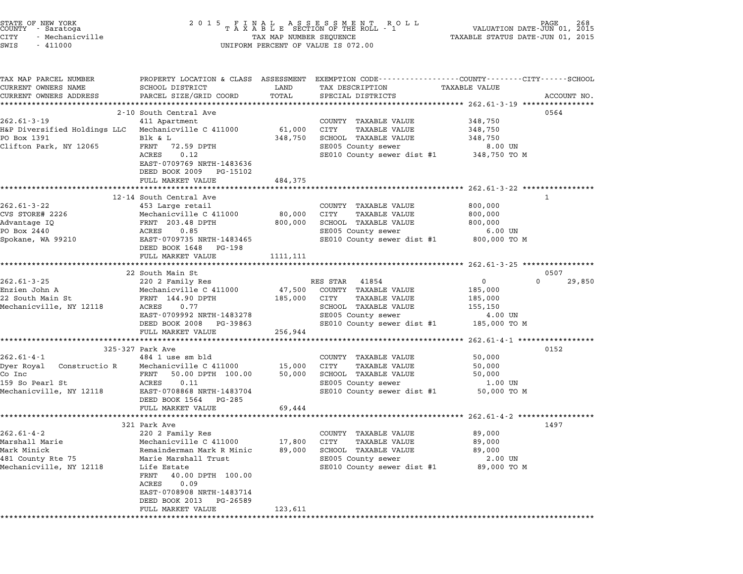STATE OF NEW YORK
COUNTY - Saratoga
CITY - Mechanicville
SWIS - 411000

2 0 1 5 F I N A L A S S E S S M E N T R O L L
T A X A B L E SECTION OF THE ROLL - 1
TAX MAP NUMBER SEQUENCE
UNIFORM PERCENT OF VALUE IS 072.00

VALUATION DATE-JUN 01, 2015
TAXABLE STATUS DATE-JUN 01, 2015

| TAX MAP PARCEL NUMBER / CURRENT OWNERS NAME / CURRENT OWNERS ADDRESS | PROPERTY LOCATION & CLASS / SCHOOL DISTRICT / PARCEL SIZE/GRID COORD | ASSESSMENT LAND / TOTAL | EXEMPTION CODE / TAX DESCRIPTION / SPECIAL DISTRICTS | TAXABLE VALUE (COUNTY / CITY / SCHOOL) | ACCOUNT NO. |
|---|---|---|---|---|---|
| **262.61-3-19** | 2-10 South Central Ave | | | | 0564 |
| 262.61-3-19 | 411 Apartment | | COUNTY TAXABLE VALUE | 348,750 | |
| H&P Diversified Holdings LLC | Mechanicville C 411000 | 61,000 | CITY TAXABLE VALUE | 348,750 | |
| PO Box 1391 | Blk & L | 348,750 | SCHOOL TAXABLE VALUE | 348,750 | |
| Clifton Park, NY 12065 | FRNT 72.59 DPTH | | SE005 County sewer | 8.00 UN | |
| | ACRES 0.12 | | SE010 County sewer dist #1 | 348,750 TO M | |
| | EAST-0709769 NRTH-1483636 | | | | |
| | DEED BOOK 2009 PG-15102 | | | | |
| | FULL MARKET VALUE | 484,375 | | | |
| **262.61-3-22** | 12-14 South Central Ave | | | | 1 |
| 262.61-3-22 | 453 Large retail | | COUNTY TAXABLE VALUE | 800,000 | |
| CVS STORE# 2226 | Mechanicville C 411000 | 80,000 | CITY TAXABLE VALUE | 800,000 | |
| Advantage IQ | FRNT 203.48 DPTH | 800,000 | SCHOOL TAXABLE VALUE | 800,000 | |
| PO Box 2440 | ACRES 0.85 | | SE005 County sewer | 6.00 UN | |
| Spokane, WA 99210 | EAST-0709735 NRTH-1483465 | | SE010 County sewer dist #1 | 800,000 TO M | |
| | DEED BOOK 1648 PG-198 | | | | |
| | FULL MARKET VALUE | 1111,111 | | | |
| **262.61-3-25** | 22 South Main St | | | | 0507 |
| 262.61-3-25 | 220 2 Family Res | | RES STAR 41854 | 0 / 0 / 29,850 | |
| Enzien John A | Mechanicville C 411000 | 47,500 | COUNTY TAXABLE VALUE | 185,000 | |
| 22 South Main St | FRNT 144.90 DPTH | 185,000 | CITY TAXABLE VALUE | 185,000 | |
| Mechanicville, NY 12118 | ACRES 0.77 | | SCHOOL TAXABLE VALUE | 155,150 | |
| | EAST-0709992 NRTH-1483278 | | SE005 County sewer | 4.00 UN | |
| | DEED BOOK 2008 PG-39863 | | SE010 County sewer dist #1 | 185,000 TO M | |
| | FULL MARKET VALUE | 256,944 | | | |
| **262.61-4-1** | 325-327 Park Ave | | | | 0152 |
| 262.61-4-1 | 484 1 use sm bld | | COUNTY TAXABLE VALUE | 50,000 | |
| Dyer Royal Constructio R | Mechanicville C 411000 | 15,000 | CITY TAXABLE VALUE | 50,000 | |
| Co Inc | FRNT 50.00 DPTH 100.00 | 50,000 | SCHOOL TAXABLE VALUE | 50,000 | |
| 159 So Pearl St | ACRES 0.11 | | SE005 County sewer | 1.00 UN | |
| Mechanicville, NY 12118 | EAST-0708868 NRTH-1483704 | | SE010 County sewer dist #1 | 50,000 TO M | |
| | DEED BOOK 1564 PG-285 | | | | |
| | FULL MARKET VALUE | 69,444 | | | |
| **262.61-4-2** | 321 Park Ave | | | | 1497 |
| 262.61-4-2 | 220 2 Family Res | | COUNTY TAXABLE VALUE | 89,000 | |
| Marshall Marie | Mechanicville C 411000 | 17,800 | CITY TAXABLE VALUE | 89,000 | |
| Mark Minick | Remainderman Mark R Minic | 89,000 | SCHOOL TAXABLE VALUE | 89,000 | |
| 481 County Rte 75 | Marie Marshall Trust | | SE005 County sewer | 2.00 UN | |
| Mechanicville, NY 12118 | Life Estate | | SE010 County sewer dist #1 | 89,000 TO M | |
| | FRNT 40.00 DPTH 100.00 | | | | |
| | ACRES 0.09 | | | | |
| | EAST-0708908 NRTH-1483714 | | | | |
| | DEED BOOK 2013 PG-26589 | | | | |
| | FULL MARKET VALUE | 123,611 | | | |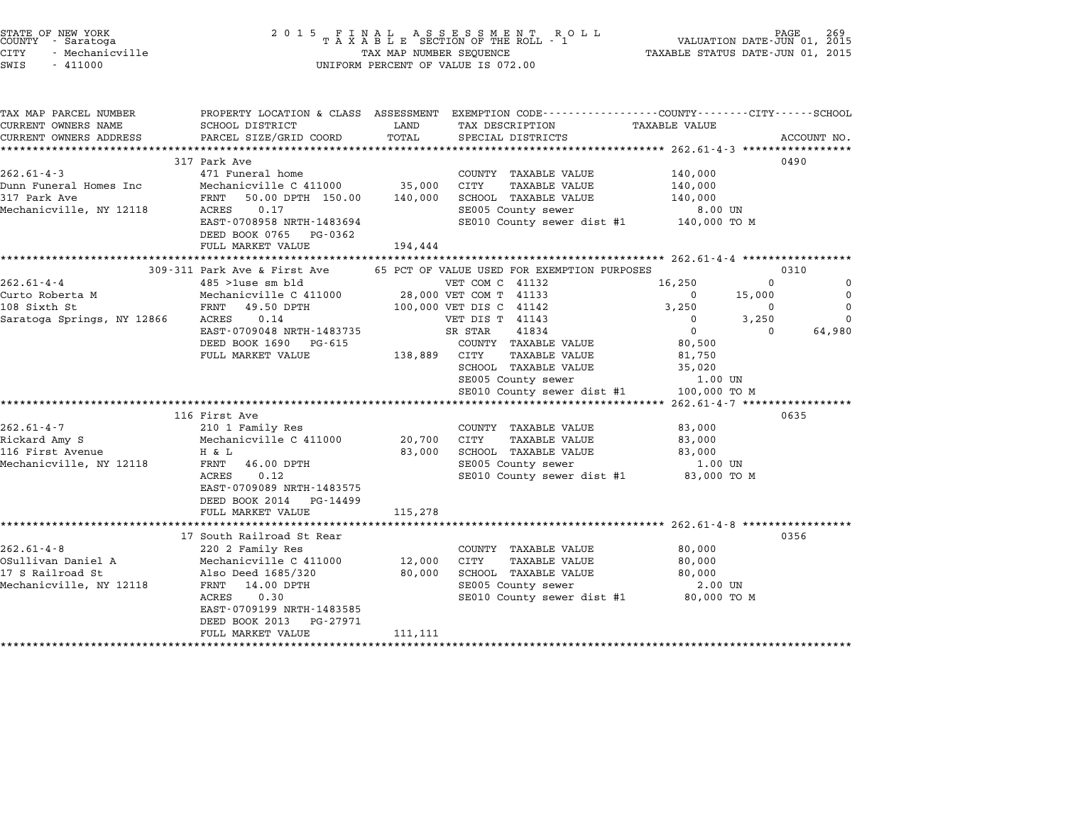STATE OF NEW YORK
COUNTY - Saratoga
CITY - Mechanicville
SWIS - 411000

2015 FINAL ASSESSMENT ROLL
TAXABLE SECTION OF THE ROLL - 1
TAX MAP NUMBER SEQUENCE
UNIFORM PERCENT OF VALUE IS 072.00

VALUATION DATE-JUN 01, 2015
TAXABLE STATUS DATE-JUN 01, 2015

| TAX MAP PARCEL NUMBER / CURRENT OWNERS NAME / CURRENT OWNERS ADDRESS | PROPERTY LOCATION & CLASS / SCHOOL DISTRICT / PARCEL SIZE/GRID COORD | ASSESSMENT LAND / TOTAL | EXEMPTION CODE / TAX DESCRIPTION / SPECIAL DISTRICTS | COUNTY TAXABLE VALUE | CITY | SCHOOL | ACCOUNT NO. |
|---|---|---|---|---|---|---|---|
| **262.61-4-3** | 317 Park Ave | | | | | | 0490 |
| 262.61-4-3 | 471 Funeral home | | COUNTY TAXABLE VALUE | 140,000 | | | |
| Dunn Funeral Homes Inc | Mechanicville C 411000 | 35,000 | CITY TAXABLE VALUE | 140,000 | | | |
| 317 Park Ave | FRNT 50.00 DPTH 150.00 | 140,000 | SCHOOL TAXABLE VALUE | 140,000 | | | |
| Mechanicville, NY 12118 | ACRES 0.17 | | SE005 County sewer | 8.00 UN | | | |
| | EAST-0708958 NRTH-1483694 | | SE010 County sewer dist #1 | 140,000 TO M | | | |
| | DEED BOOK 0765 PG-0362 | | | | | | |
| | FULL MARKET VALUE | 194,444 | | | | | |
| **262.61-4-4** | 309-311 Park Ave & First Ave | | 65 PCT OF VALUE USED FOR EXEMPTION PURPOSES | | | | 0310 |
| 262.61-4-4 | 485 >1use sm bld | | VET COM C 41132 | 16,250 | 0 | 0 | |
| Curto Roberta M | Mechanicville C 411000 | 28,000 | VET COM T 41133 | 0 | 15,000 | 0 | |
| 108 Sixth St | FRNT 49.50 DPTH | 100,000 | VET DIS C 41142 | 3,250 | 0 | 0 | |
| Saratoga Springs, NY 12866 | ACRES 0.14 | | VET DIS T 41143 | 0 | 3,250 | 0 | |
| | EAST-0709048 NRTH-1483735 | | SR STAR 41834 | 0 | 0 | 64,980 | |
| | DEED BOOK 1690 PG-615 | | COUNTY TAXABLE VALUE | 80,500 | | | |
| | FULL MARKET VALUE | 138,889 | CITY TAXABLE VALUE | 81,750 | | | |
| | | | SCHOOL TAXABLE VALUE | 35,020 | | | |
| | | | SE005 County sewer | 1.00 UN | | | |
| | | | SE010 County sewer dist #1 | 100,000 TO M | | | |
| **262.61-4-7** | 116 First Ave | | | | | | 0635 |
| 262.61-4-7 | 210 1 Family Res | | COUNTY TAXABLE VALUE | 83,000 | | | |
| Rickard Amy S | Mechanicville C 411000 | 20,700 | CITY TAXABLE VALUE | 83,000 | | | |
| 116 First Avenue | H & L | 83,000 | SCHOOL TAXABLE VALUE | 83,000 | | | |
| Mechanicville, NY 12118 | FRNT 46.00 DPTH | | SE005 County sewer | 1.00 UN | | | |
| | ACRES 0.12 | | SE010 County sewer dist #1 | 83,000 TO M | | | |
| | EAST-0709089 NRTH-1483575 | | | | | | |
| | DEED BOOK 2014 PG-14499 | | | | | | |
| | FULL MARKET VALUE | 115,278 | | | | | |
| **262.61-4-8** | 17 South Railroad St Rear | | | | | | 0356 |
| 262.61-4-8 | 220 2 Family Res | | COUNTY TAXABLE VALUE | 80,000 | | | |
| OSullivan Daniel A | Mechanicville C 411000 | 12,000 | CITY TAXABLE VALUE | 80,000 | | | |
| 17 S Railroad St | Also Deed 1685/320 | 80,000 | SCHOOL TAXABLE VALUE | 80,000 | | | |
| Mechanicville, NY 12118 | FRNT 14.00 DPTH | | SE005 County sewer | 2.00 UN | | | |
| | ACRES 0.30 | | SE010 County sewer dist #1 | 80,000 TO M | | | |
| | EAST-0709199 NRTH-1483585 | | | | | | |
| | DEED BOOK 2013 PG-27971 | | | | | | |
| | FULL MARKET VALUE | 111,111 | | | | | |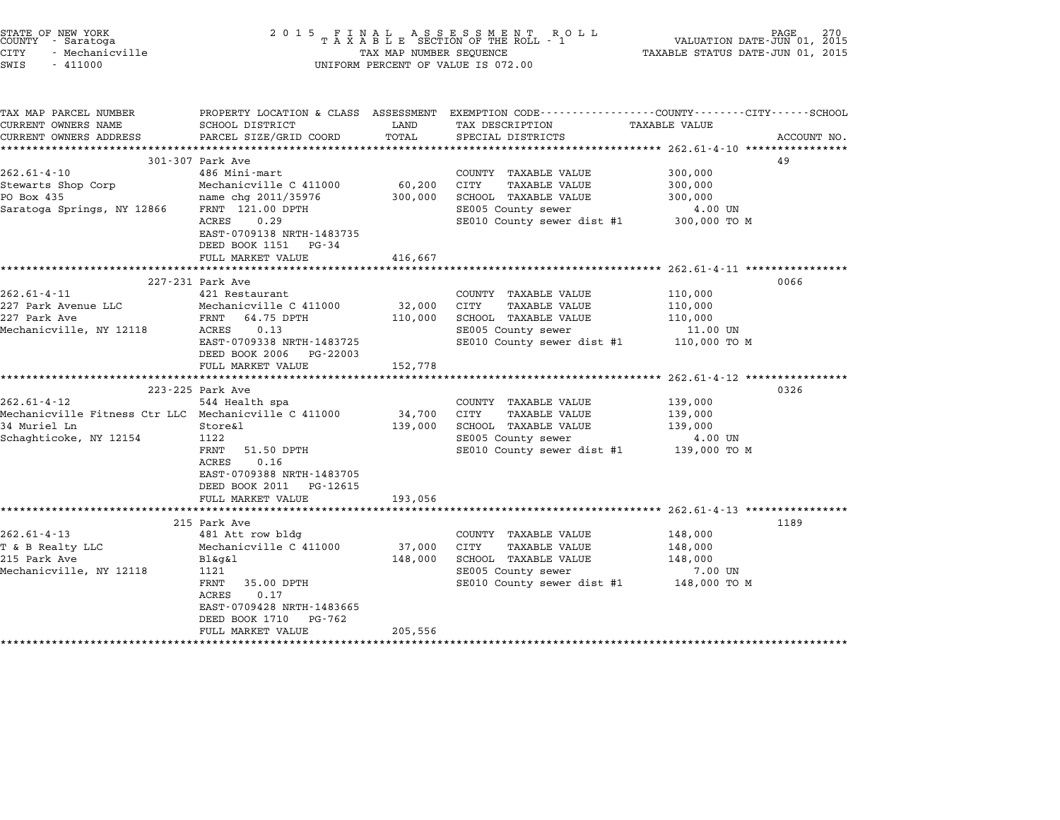STATE OF NEW YORK
COUNTY - Saratoga
CITY - Mechanicville
SWIS - 411000

2 0 1 5 F I N A L A S S E S S M E N T R O L L
T A X A B L E SECTION OF THE ROLL - 1
TAX MAP NUMBER SEQUENCE
UNIFORM PERCENT OF VALUE IS 072.00

VALUATION DATE-JUN 01, 2015
TAXABLE STATUS DATE-JUN 01, 2015

| TAX MAP PARCEL NUMBER / CURRENT OWNERS NAME / CURRENT OWNERS ADDRESS | PROPERTY LOCATION & CLASS / SCHOOL DISTRICT / PARCEL SIZE/GRID COORD | ASSESSMENT LAND / TOTAL | EXEMPTION CODE / TAX DESCRIPTION / SPECIAL DISTRICTS | TAXABLE VALUE | ACCOUNT NO. |
|---|---|---|---|---|---|
| 262.61-4-10 | 301-307 Park Ave | | | | 49 |
| 262.61-4-10 | 486 Mini-mart | | COUNTY TAXABLE VALUE | 300,000 | |
| Stewarts Shop Corp | Mechanicville C 411000 | 60,200 | CITY TAXABLE VALUE | 300,000 | |
| PO Box 435 | name chg 2011/35976 | 300,000 | SCHOOL TAXABLE VALUE | 300,000 | |
| Saratoga Springs, NY 12866 | FRNT 121.00 DPTH | | SE005 County sewer | 4.00 UN | |
| | ACRES 0.29 | | SE010 County sewer dist #1 | 300,000 TO M | |
| | EAST-0709138 NRTH-1483735 | | | | |
| | DEED BOOK 1151 PG-34 | | | | |
| | FULL MARKET VALUE | 416,667 | | | |
| 262.61-4-11 | 227-231 Park Ave | | | | 0066 |
| 262.61-4-11 | 421 Restaurant | | COUNTY TAXABLE VALUE | 110,000 | |
| 227 Park Avenue LLC | Mechanicville C 411000 | 32,000 | CITY TAXABLE VALUE | 110,000 | |
| 227 Park Ave | FRNT 64.75 DPTH | 110,000 | SCHOOL TAXABLE VALUE | 110,000 | |
| Mechanicville, NY 12118 | ACRES 0.13 | | SE005 County sewer | 11.00 UN | |
| | EAST-0709338 NRTH-1483725 | | SE010 County sewer dist #1 | 110,000 TO M | |
| | DEED BOOK 2006 PG-22003 | | | | |
| | FULL MARKET VALUE | 152,778 | | | |
| 262.61-4-12 | 223-225 Park Ave | | | | 0326 |
| 262.61-4-12 | 544 Health spa | | COUNTY TAXABLE VALUE | 139,000 | |
| Mechanicville Fitness Ctr LLC | Mechanicville C 411000 | 34,700 | CITY TAXABLE VALUE | 139,000 | |
| 34 Muriel Ln | Store&l | 139,000 | SCHOOL TAXABLE VALUE | 139,000 | |
| Schaghticoke, NY 12154 | 1122 | | SE005 County sewer | 4.00 UN | |
| | FRNT 51.50 DPTH | | SE010 County sewer dist #1 | 139,000 TO M | |
| | ACRES 0.16 | | | | |
| | EAST-0709388 NRTH-1483705 | | | | |
| | DEED BOOK 2011 PG-12615 | | | | |
| | FULL MARKET VALUE | 193,056 | | | |
| 262.61-4-13 | 215 Park Ave | | | | 1189 |
| 262.61-4-13 | 481 Att row bldg | | COUNTY TAXABLE VALUE | 148,000 | |
| T & B Realty LLC | Mechanicville C 411000 | 37,000 | CITY TAXABLE VALUE | 148,000 | |
| 215 Park Ave | Bl&g&l | 148,000 | SCHOOL TAXABLE VALUE | 148,000 | |
| Mechanicville, NY 12118 | 1121 | | SE005 County sewer | 7.00 UN | |
| | FRNT 35.00 DPTH | | SE010 County sewer dist #1 | 148,000 TO M | |
| | ACRES 0.17 | | | | |
| | EAST-0709428 NRTH-1483665 | | | | |
| | DEED BOOK 1710 PG-762 | | | | |
| | FULL MARKET VALUE | 205,556 | | | |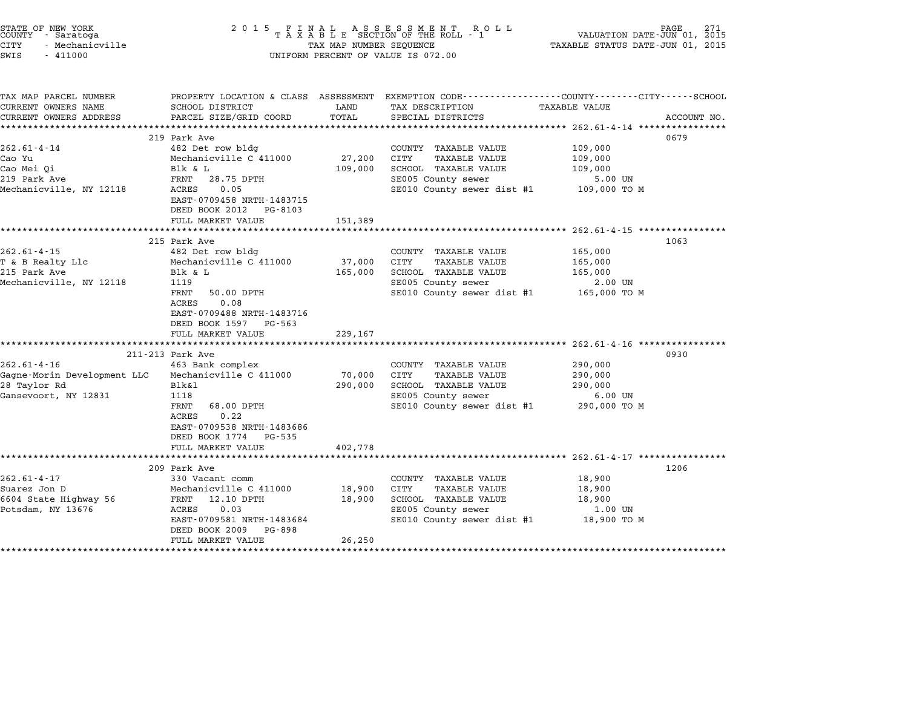STATE OF NEW YORK
COUNTY - Saratoga
CITY - Mechanicville
SWIS - 411000

# 2015 FINAL ASSESSMENT ROLL

TAXABLE SECTION OF THE ROLL - 1

TAX MAP NUMBER SEQUENCE

UNIFORM PERCENT OF VALUE IS 072.00

VALUATION DATE-JUN 01, 2015
TAXABLE STATUS DATE-JUN 01, 2015

| TAX MAP PARCEL NUMBER / CURRENT OWNERS NAME / CURRENT OWNERS ADDRESS | PROPERTY LOCATION & CLASS / SCHOOL DISTRICT / PARCEL SIZE/GRID COORD | ASSESSMENT LAND / TOTAL | EXEMPTION CODE / TAX DESCRIPTION / SPECIAL DISTRICTS | TAXABLE VALUE (COUNTY / CITY / SCHOOL) | ACCOUNT NO. |
|---|---|---|---|---|---|
| **262.61-4-14** | 219 Park Ave | | | | 0679 |
| 262.61-4-14 | 482 Det row bldg | | COUNTY TAXABLE VALUE | 109,000 | |
| Cao Yu | Mechanicville C 411000 | 27,200 | CITY TAXABLE VALUE | 109,000 | |
| Cao Mei Qi | Blk & L | 109,000 | SCHOOL TAXABLE VALUE | 109,000 | |
| 219 Park Ave | FRNT 28.75 DPTH | | SE005 County sewer | 5.00 UN | |
| Mechanicville, NY 12118 | ACRES 0.05 | | SE010 County sewer dist #1 | 109,000 TO M | |
| | EAST-0709458 NRTH-1483715 | | | | |
| | DEED BOOK 2012 PG-8103 | | | | |
| | FULL MARKET VALUE | 151,389 | | | |
| **262.61-4-15** | 215 Park Ave | | | | 1063 |
| 262.61-4-15 | 482 Det row bldg | | COUNTY TAXABLE VALUE | 165,000 | |
| T & B Realty Llc | Mechanicville C 411000 | 37,000 | CITY TAXABLE VALUE | 165,000 | |
| 215 Park Ave | Blk & L | 165,000 | SCHOOL TAXABLE VALUE | 165,000 | |
| Mechanicville, NY 12118 | 1119 | | SE005 County sewer | 2.00 UN | |
| | FRNT 50.00 DPTH | | SE010 County sewer dist #1 | 165,000 TO M | |
| | ACRES 0.08 | | | | |
| | EAST-0709488 NRTH-1483716 | | | | |
| | DEED BOOK 1597 PG-563 | | | | |
| | FULL MARKET VALUE | 229,167 | | | |
| **262.61-4-16** | 211-213 Park Ave | | | | 0930 |
| 262.61-4-16 | 463 Bank complex | | COUNTY TAXABLE VALUE | 290,000 | |
| Gagne-Morin Development LLC | Mechanicville C 411000 | 70,000 | CITY TAXABLE VALUE | 290,000 | |
| 28 Taylor Rd | Blk&l | 290,000 | SCHOOL TAXABLE VALUE | 290,000 | |
| Gansevoort, NY 12831 | 1118 | | SE005 County sewer | 6.00 UN | |
| | FRNT 68.00 DPTH | | SE010 County sewer dist #1 | 290,000 TO M | |
| | ACRES 0.22 | | | | |
| | EAST-0709538 NRTH-1483686 | | | | |
| | DEED BOOK 1774 PG-535 | | | | |
| | FULL MARKET VALUE | 402,778 | | | |
| **262.61-4-17** | 209 Park Ave | | | | 1206 |
| 262.61-4-17 | 330 Vacant comm | | COUNTY TAXABLE VALUE | 18,900 | |
| Suarez Jon D | Mechanicville C 411000 | 18,900 | CITY TAXABLE VALUE | 18,900 | |
| 6604 State Highway 56 | FRNT 12.10 DPTH | 18,900 | SCHOOL TAXABLE VALUE | 18,900 | |
| Potsdam, NY 13676 | ACRES 0.03 | | SE005 County sewer | 1.00 UN | |
| | EAST-0709581 NRTH-1483684 | | SE010 County sewer dist #1 | 18,900 TO M | |
| | DEED BOOK 2009 PG-898 | | | | |
| | FULL MARKET VALUE | 26,250 | | | |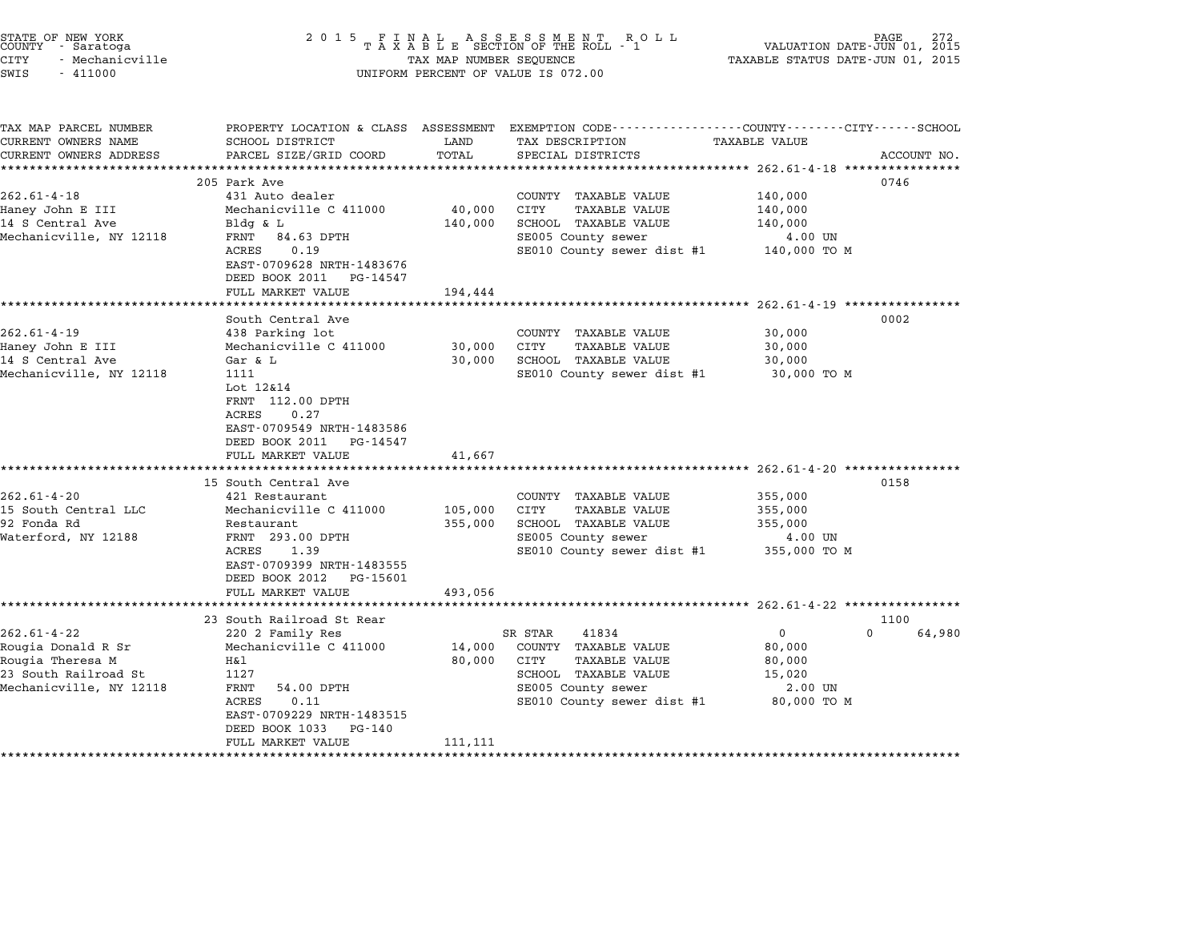STATE OF NEW YORK
COUNTY - Saratoga
CITY - Mechanicville
SWIS - 411000

2015 FINAL ASSESSMENT ROLL
TAXABLE SECTION OF THE ROLL - 1
TAX MAP NUMBER SEQUENCE
UNIFORM PERCENT OF VALUE IS 072.00

VALUATION DATE-JUN 01, 2015
TAXABLE STATUS DATE-JUN 01, 2015

| TAX MAP PARCEL NUMBER<br>CURRENT OWNERS NAME<br>CURRENT OWNERS ADDRESS | PROPERTY LOCATION & CLASS<br>SCHOOL DISTRICT<br>PARCEL SIZE/GRID COORD | ASSESSMENT<br>LAND<br>TOTAL | EXEMPTION CODE-----COUNTY-----CITY-----SCHOOL<br>TAX DESCRIPTION<br>SPECIAL DISTRICTS | TAXABLE VALUE | ACCOUNT NO. |
|---|---|---|---|---|---|
| **262.61-4-18** | 205 Park Ave | | | | 0746 |
| 262.61-4-18 | 431 Auto dealer | | COUNTY TAXABLE VALUE | 140,000 | |
| Haney John E III | Mechanicville C 411000 | 40,000 | CITY TAXABLE VALUE | 140,000 | |
| 14 S Central Ave | Bldg & L | 140,000 | SCHOOL TAXABLE VALUE | 140,000 | |
| Mechanicville, NY 12118 | FRNT 84.63 DPTH | | SE005 County sewer | 4.00 UN | |
| | ACRES 0.19 | | SE010 County sewer dist #1 | 140,000 TO M | |
| | EAST-0709628 NRTH-1483676 | | | | |
| | DEED BOOK 2011 PG-14547 | | | | |
| | FULL MARKET VALUE | 194,444 | | | |
| **262.61-4-19** | South Central Ave | | | | 0002 |
| 262.61-4-19 | 438 Parking lot | | COUNTY TAXABLE VALUE | 30,000 | |
| Haney John E III | Mechanicville C 411000 | 30,000 | CITY TAXABLE VALUE | 30,000 | |
| 14 S Central Ave | Gar & L | 30,000 | SCHOOL TAXABLE VALUE | 30,000 | |
| Mechanicville, NY 12118 | 1111 | | SE010 County sewer dist #1 | 30,000 TO M | |
| | Lot 12&14 | | | | |
| | FRNT 112.00 DPTH | | | | |
| | ACRES 0.27 | | | | |
| | EAST-0709549 NRTH-1483586 | | | | |
| | DEED BOOK 2011 PG-14547 | | | | |
| | FULL MARKET VALUE | 41,667 | | | |
| **262.61-4-20** | 15 South Central Ave | | | | 0158 |
| 262.61-4-20 | 421 Restaurant | | COUNTY TAXABLE VALUE | 355,000 | |
| 15 South Central LLC | Mechanicville C 411000 | 105,000 | CITY TAXABLE VALUE | 355,000 | |
| 92 Fonda Rd | Restaurant | 355,000 | SCHOOL TAXABLE VALUE | 355,000 | |
| Waterford, NY 12188 | FRNT 293.00 DPTH | | SE005 County sewer | 4.00 UN | |
| | ACRES 1.39 | | SE010 County sewer dist #1 | 355,000 TO M | |
| | EAST-0709399 NRTH-1483555 | | | | |
| | DEED BOOK 2012 PG-15601 | | | | |
| | FULL MARKET VALUE | 493,056 | | | |
| **262.61-4-22** | 23 South Railroad St Rear | | | | 1100 |
| 262.61-4-22 | 220 2 Family Res | | SR STAR 41834 | 0 0 | 64,980 |
| Rougia Donald R Sr | Mechanicville C 411000 | 14,000 | COUNTY TAXABLE VALUE | 80,000 | |
| Rougia Theresa M | H&l | 80,000 | CITY TAXABLE VALUE | 80,000 | |
| 23 South Railroad St | 1127 | | SCHOOL TAXABLE VALUE | 15,020 | |
| Mechanicville, NY 12118 | FRNT 54.00 DPTH | | SE005 County sewer | 2.00 UN | |
| | ACRES 0.11 | | SE010 County sewer dist #1 | 80,000 TO M | |
| | EAST-0709229 NRTH-1483515 | | | | |
| | DEED BOOK 1033 PG-140 | | | | |
| | FULL MARKET VALUE | 111,111 | | | |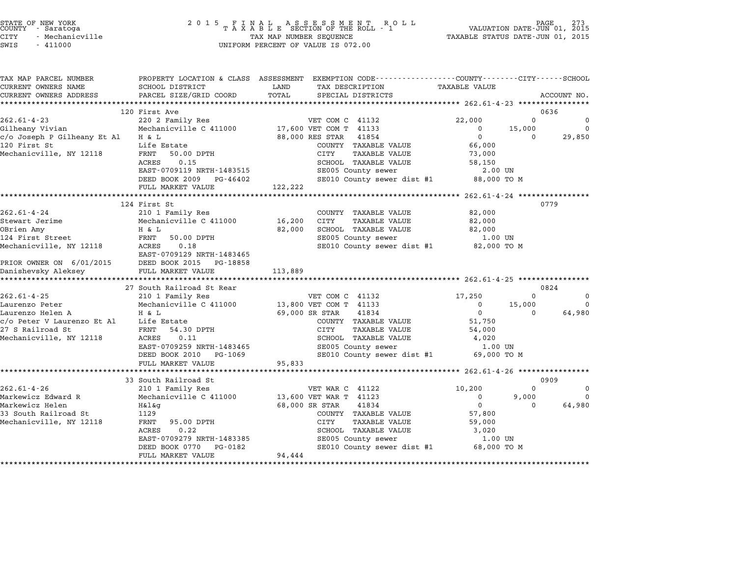STATE OF NEW YORK
COUNTY - Saratoga
CITY - Mechanicville
SWIS - 411000

# 2015 FINAL ASSESSMENT ROLL
TAXABLE SECTION OF THE ROLL - 1
TAX MAP NUMBER SEQUENCE
UNIFORM PERCENT OF VALUE IS 072.00

VALUATION DATE-JUN 01, 2015
TAXABLE STATUS DATE-JUN 01, 2015

| TAX MAP PARCEL NUMBER / CURRENT OWNERS NAME / CURRENT OWNERS ADDRESS | PROPERTY LOCATION & CLASS / SCHOOL DISTRICT / PARCEL SIZE/GRID COORD | ASSESSMENT LAND / TOTAL | EXEMPTION CODE / TAX DESCRIPTION / SPECIAL DISTRICTS | COUNTY TAXABLE VALUE | CITY | SCHOOL / ACCOUNT NO. |
|---|---|---|---|---|---|---|
| **262.61-4-23** | 120 First Ave | | | | | 0636 |
| 262.61-4-23 | 220 2 Family Res | | VET COM C 41132 | 22,000 | 0 | 0 |
| Gilheany Vivian | Mechanicville C 411000 | 17,600 | VET COM T 41133 | 0 | 15,000 | 0 |
| c/o Joseph P Gilheany Et Al | H & L | 88,000 | RES STAR 41854 | 0 | 0 | 29,850 |
| 120 First St | Life Estate | | COUNTY TAXABLE VALUE | 66,000 | | |
| Mechanicville, NY 12118 | FRNT 50.00 DPTH | | CITY TAXABLE VALUE | 73,000 | | |
| | ACRES 0.15 | | SCHOOL TAXABLE VALUE | 58,150 | | |
| | EAST-0709119 NRTH-1483515 | | SE005 County sewer | 2.00 UN | | |
| | DEED BOOK 2009 PG-46402 | | SE010 County sewer dist #1 | 88,000 TO M | | |
| | FULL MARKET VALUE | 122,222 | | | | |
| **262.61-4-24** | 124 First St | | | | | 0779 |
| 262.61-4-24 | 210 1 Family Res | | COUNTY TAXABLE VALUE | 82,000 | | |
| Stewart Jerime | Mechanicville C 411000 | 16,200 | CITY TAXABLE VALUE | 82,000 | | |
| OBrien Amy | H & L | 82,000 | SCHOOL TAXABLE VALUE | 82,000 | | |
| 124 First Street | FRNT 50.00 DPTH | | SE005 County sewer | 1.00 UN | | |
| Mechanicville, NY 12118 | ACRES 0.18 | | SE010 County sewer dist #1 | 82,000 TO M | | |
| | EAST-0709129 NRTH-1483465 | | | | | |
| PRIOR OWNER ON 6/01/2015 | DEED BOOK 2015 PG-18858 | | | | | |
| Danishevsky Aleksey | FULL MARKET VALUE | 113,889 | | | | |
| **262.61-4-25** | 27 South Railroad St Rear | | | | | 0824 |
| 262.61-4-25 | 210 1 Family Res | | VET COM C 41132 | 17,250 | 0 | 0 |
| Laurenzo Peter | Mechanicville C 411000 | 13,800 | VET COM T 41133 | 0 | 15,000 | 0 |
| Laurenzo Helen A | H & L | 69,000 | SR STAR 41834 | 0 | 0 | 64,980 |
| c/o Peter V Laurenzo Et Al | Life Estate | | COUNTY TAXABLE VALUE | 51,750 | | |
| 27 S Railroad St | FRNT 54.30 DPTH | | CITY TAXABLE VALUE | 54,000 | | |
| Mechanicville, NY 12118 | ACRES 0.11 | | SCHOOL TAXABLE VALUE | 4,020 | | |
| | EAST-0709259 NRTH-1483465 | | SE005 County sewer | 1.00 UN | | |
| | DEED BOOK 2010 PG-1069 | | SE010 County sewer dist #1 | 69,000 TO M | | |
| | FULL MARKET VALUE | 95,833 | | | | |
| **262.61-4-26** | 33 South Railroad St | | | | | 0909 |
| 262.61-4-26 | 210 1 Family Res | | VET WAR C 41122 | 10,200 | 0 | 0 |
| Markewicz Edward R | Mechanicville C 411000 | 13,600 | VET WAR T 41123 | 0 | 9,000 | 0 |
| Markewicz Helen | H&l&g | 68,000 | SR STAR 41834 | 0 | 0 | 64,980 |
| 33 South Railroad St | 1129 | | COUNTY TAXABLE VALUE | 57,800 | | |
| Mechanicville, NY 12118 | FRNT 95.00 DPTH | | CITY TAXABLE VALUE | 59,000 | | |
| | ACRES 0.22 | | SCHOOL TAXABLE VALUE | 3,020 | | |
| | EAST-0709279 NRTH-1483385 | | SE005 County sewer | 1.00 UN | | |
| | DEED BOOK 0770 PG-0182 | | SE010 County sewer dist #1 | 68,000 TO M | | |
| | FULL MARKET VALUE | 94,444 | | | | |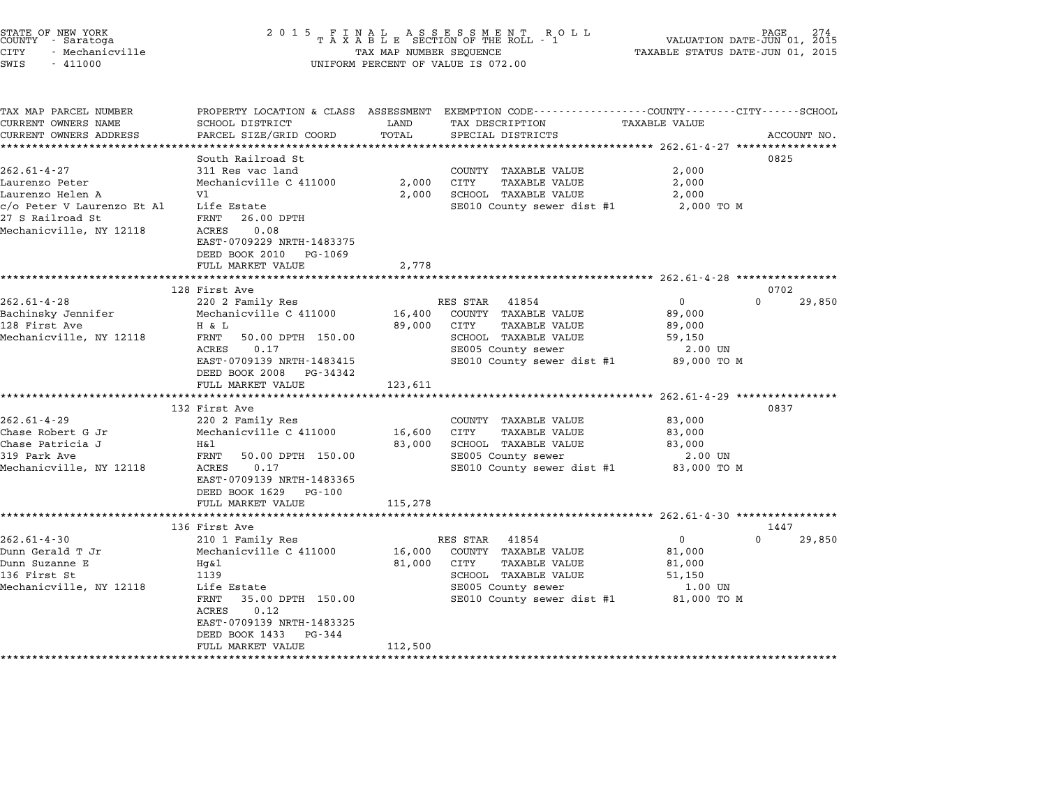STATE OF NEW YORK
COUNTY - Saratoga
CITY - Mechanicville
SWIS - 411000

2015 FINAL ASSESSMENT ROLL
TAXABLE SECTION OF THE ROLL - 1
TAX MAP NUMBER SEQUENCE
UNIFORM PERCENT OF VALUE IS 072.00

VALUATION DATE-JUN 01, 2015
TAXABLE STATUS DATE-JUN 01, 2015

| TAX MAP PARCEL NUMBER / CURRENT OWNERS NAME / CURRENT OWNERS ADDRESS | PROPERTY LOCATION & CLASS / SCHOOL DISTRICT / PARCEL SIZE/GRID COORD | ASSESSMENT LAND / TOTAL | EXEMPTION CODE / TAX DESCRIPTION / SPECIAL DISTRICTS | COUNTY / TAXABLE VALUE | CITY | SCHOOL | ACCOUNT NO. |
|---|---|---|---|---|---|---|---|
| **262.61-4-27** | South Railroad St | | | | | | 0825 |
| 262.61-4-27 | 311 Res vac land | | COUNTY TAXABLE VALUE | 2,000 | | | |
| Laurenzo Peter | Mechanicville C 411000 | 2,000 | CITY TAXABLE VALUE | 2,000 | | | |
| Laurenzo Helen A | Vl | 2,000 | SCHOOL TAXABLE VALUE | 2,000 | | | |
| c/o Peter V Laurenzo Et Al | Life Estate | | SE010 County sewer dist #1 | 2,000 TO M | | | |
| 27 S Railroad St | FRNT 26.00 DPTH | | | | | | |
| Mechanicville, NY 12118 | ACRES 0.08 | | | | | | |
| | EAST-0709229 NRTH-1483375 | | | | | | |
| | DEED BOOK 2010 PG-1069 | | | | | | |
| | FULL MARKET VALUE | 2,778 | | | | | |
| **262.61-4-28** | 128 First Ave | | | | | | 0702 |
| 262.61-4-28 | 220 2 Family Res | | RES STAR 41854 | 0 | 0 | 29,850 | |
| Bachinsky Jennifer | Mechanicville C 411000 | 16,400 | COUNTY TAXABLE VALUE | 89,000 | | | |
| 128 First Ave | H & L | 89,000 | CITY TAXABLE VALUE | 89,000 | | | |
| Mechanicville, NY 12118 | FRNT 50.00 DPTH 150.00 | | SCHOOL TAXABLE VALUE | 59,150 | | | |
| | ACRES 0.17 | | SE005 County sewer | 2.00 UN | | | |
| | EAST-0709139 NRTH-1483415 | | SE010 County sewer dist #1 | 89,000 TO M | | | |
| | DEED BOOK 2008 PG-34342 | | | | | | |
| | FULL MARKET VALUE | 123,611 | | | | | |
| **262.61-4-29** | 132 First Ave | | | | | | 0837 |
| 262.61-4-29 | 220 2 Family Res | | COUNTY TAXABLE VALUE | 83,000 | | | |
| Chase Robert G Jr | Mechanicville C 411000 | 16,600 | CITY TAXABLE VALUE | 83,000 | | | |
| Chase Patricia J | H&l | 83,000 | SCHOOL TAXABLE VALUE | 83,000 | | | |
| 319 Park Ave | FRNT 50.00 DPTH 150.00 | | SE005 County sewer | 2.00 UN | | | |
| Mechanicville, NY 12118 | ACRES 0.17 | | SE010 County sewer dist #1 | 83,000 TO M | | | |
| | EAST-0709139 NRTH-1483365 | | | | | | |
| | DEED BOOK 1629 PG-100 | | | | | | |
| | FULL MARKET VALUE | 115,278 | | | | | |
| **262.61-4-30** | 136 First Ave | | | | | | 1447 |
| 262.61-4-30 | 210 1 Family Res | | RES STAR 41854 | 0 | 0 | 29,850 | |
| Dunn Gerald T Jr | Mechanicville C 411000 | 16,000 | COUNTY TAXABLE VALUE | 81,000 | | | |
| Dunn Suzanne E | Hg&l | 81,000 | CITY TAXABLE VALUE | 81,000 | | | |
| 136 First St | 1139 | | SCHOOL TAXABLE VALUE | 51,150 | | | |
| Mechanicville, NY 12118 | Life Estate | | SE005 County sewer | 1.00 UN | | | |
| | FRNT 35.00 DPTH 150.00 | | SE010 County sewer dist #1 | 81,000 TO M | | | |
| | ACRES 0.12 | | | | | | |
| | EAST-0709139 NRTH-1483325 | | | | | | |
| | DEED BOOK 1433 PG-344 | | | | | | |
| | FULL MARKET VALUE | 112,500 | | | | | |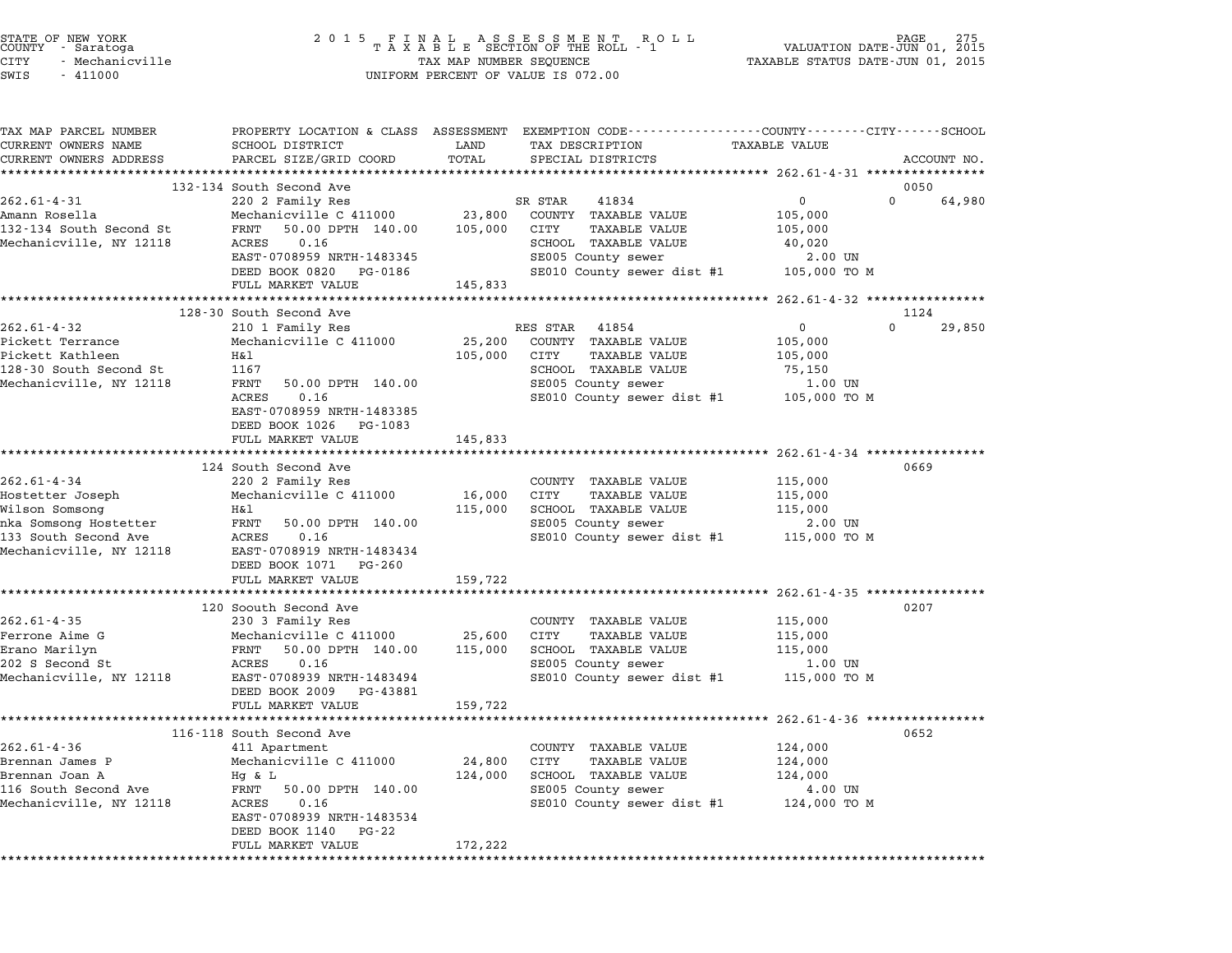STATE OF NEW YORK
COUNTY - Saratoga
CITY - Mechanicville
SWIS - 411000

2 0 1 5 F I N A L A S S E S S M E N T R O L L
T A X A B L E SECTION OF THE ROLL - 1
TAX MAP NUMBER SEQUENCE
UNIFORM PERCENT OF VALUE IS 072.00

VALUATION DATE-JUN 01, 2015
TAXABLE STATUS DATE-JUN 01, 2015

| TAX MAP PARCEL NUMBER / CURRENT OWNERS NAME / CURRENT OWNERS ADDRESS | PROPERTY LOCATION & CLASS / SCHOOL DISTRICT / PARCEL SIZE/GRID COORD | ASSESSMENT LAND / TOTAL | EXEMPTION CODE / TAX DESCRIPTION / SPECIAL DISTRICTS | COUNTY TAXABLE VALUE | CITY | SCHOOL | ACCOUNT NO. |
|---|---|---|---|---|---|---|---|
| 262.61-4-31 | 132-134 South Second Ave | | | | | | 0050 |
| 262.61-4-31 | 220 2 Family Res | | SR STAR 41834 | 0 | 0 | 64,980 | |
| Amann Rosella | Mechanicville C 411000 | 23,800 | COUNTY TAXABLE VALUE | 105,000 | | | |
| 132-134 South Second St | FRNT 50.00 DPTH 140.00 | 105,000 | CITY TAXABLE VALUE | 105,000 | | | |
| Mechanicville, NY 12118 | ACRES 0.16 | | SCHOOL TAXABLE VALUE | 40,020 | | | |
| | EAST-0708959 NRTH-1483345 | | SE005 County sewer | 2.00 UN | | | |
| | DEED BOOK 0820 PG-0186 | | SE010 County sewer dist #1 | 105,000 TO M | | | |
| | FULL MARKET VALUE | 145,833 | | | | | |
| 262.61-4-32 | 128-30 South Second Ave | | | | | | 1124 |
| 262.61-4-32 | 210 1 Family Res | | RES STAR 41854 | 0 | 0 | 29,850 | |
| Pickett Terrance | Mechanicville C 411000 | 25,200 | COUNTY TAXABLE VALUE | 105,000 | | | |
| Pickett Kathleen | H&l | 105,000 | CITY TAXABLE VALUE | 105,000 | | | |
| 128-30 South Second St | 1167 | | SCHOOL TAXABLE VALUE | 75,150 | | | |
| Mechanicville, NY 12118 | FRNT 50.00 DPTH 140.00 | | SE005 County sewer | 1.00 UN | | | |
| | ACRES 0.16 | | SE010 County sewer dist #1 | 105,000 TO M | | | |
| | EAST-0708959 NRTH-1483385 | | | | | | |
| | DEED BOOK 1026 PG-1083 | | | | | | |
| | FULL MARKET VALUE | 145,833 | | | | | |
| 262.61-4-34 | 124 South Second Ave | | | | | | 0669 |
| 262.61-4-34 | 220 2 Family Res | | COUNTY TAXABLE VALUE | 115,000 | | | |
| Hostetter Joseph | Mechanicville C 411000 | 16,000 | CITY TAXABLE VALUE | 115,000 | | | |
| Wilson Somsong | H&l | 115,000 | SCHOOL TAXABLE VALUE | 115,000 | | | |
| nka Somsong Hostetter | FRNT 50.00 DPTH 140.00 | | SE005 County sewer | 2.00 UN | | | |
| 133 South Second Ave | ACRES 0.16 | | SE010 County sewer dist #1 | 115,000 TO M | | | |
| Mechanicville, NY 12118 | EAST-0708919 NRTH-1483434 | | | | | | |
| | DEED BOOK 1071 PG-260 | | | | | | |
| | FULL MARKET VALUE | 159,722 | | | | | |
| 262.61-4-35 | 120 Soouth Second Ave | | | | | | 0207 |
| 262.61-4-35 | 230 3 Family Res | | COUNTY TAXABLE VALUE | 115,000 | | | |
| Ferrone Aime G | Mechanicville C 411000 | 25,600 | CITY TAXABLE VALUE | 115,000 | | | |
| Erano Marilyn | FRNT 50.00 DPTH 140.00 | 115,000 | SCHOOL TAXABLE VALUE | 115,000 | | | |
| 202 S Second St | ACRES 0.16 | | SE005 County sewer | 1.00 UN | | | |
| Mechanicville, NY 12118 | EAST-0708939 NRTH-1483494 | | SE010 County sewer dist #1 | 115,000 TO M | | | |
| | DEED BOOK 2009 PG-43881 | | | | | | |
| | FULL MARKET VALUE | 159,722 | | | | | |
| 262.61-4-36 | 116-118 South Second Ave | | | | | | 0652 |
| 262.61-4-36 | 411 Apartment | | COUNTY TAXABLE VALUE | 124,000 | | | |
| Brennan James P | Mechanicville C 411000 | 24,800 | CITY TAXABLE VALUE | 124,000 | | | |
| Brennan Joan A | Hg & L | 124,000 | SCHOOL TAXABLE VALUE | 124,000 | | | |
| 116 South Second Ave | FRNT 50.00 DPTH 140.00 | | SE005 County sewer | 4.00 UN | | | |
| Mechanicville, NY 12118 | ACRES 0.16 | | SE010 County sewer dist #1 | 124,000 TO M | | | |
| | EAST-0708939 NRTH-1483534 | | | | | | |
| | DEED BOOK 1140 PG-22 | | | | | | |
| | FULL MARKET VALUE | 172,222 | | | | | |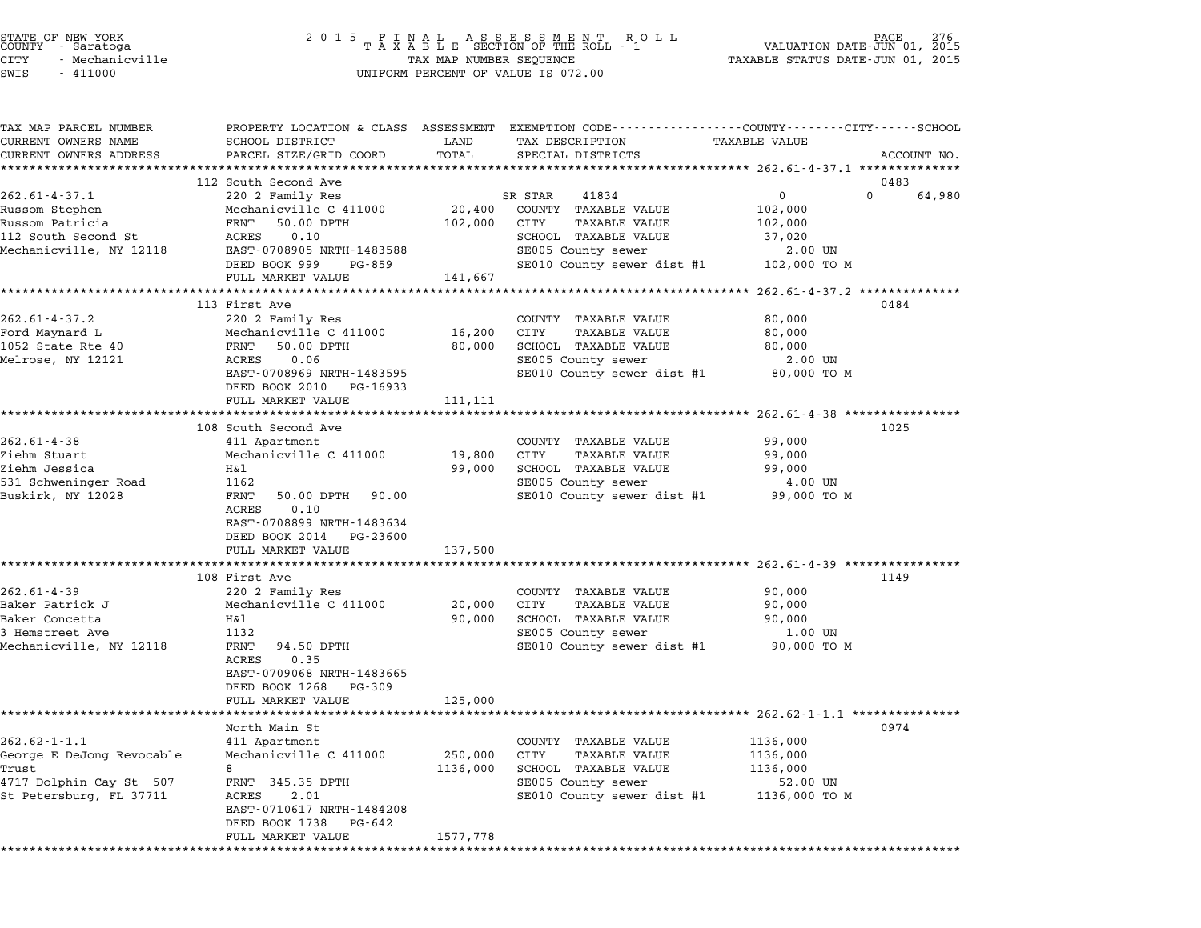STATE OF NEW YORK
COUNTY - Saratoga
CITY - Mechanicville
SWIS - 411000

# 2015 FINAL ASSESSMENT ROLL
TAXABLE SECTION OF THE ROLL - 1
TAX MAP NUMBER SEQUENCE
UNIFORM PERCENT OF VALUE IS 072.00

VALUATION DATE-JUN 01, 2015
TAXABLE STATUS DATE-JUN 01, 2015

| TAX MAP PARCEL NUMBER / CURRENT OWNERS NAME / CURRENT OWNERS ADDRESS | PROPERTY LOCATION & CLASS / SCHOOL DISTRICT / PARCEL SIZE/GRID COORD | ASSESSMENT LAND / TOTAL | EXEMPTION CODE / TAX DESCRIPTION / SPECIAL DISTRICTS | COUNTY / CITY / SCHOOL TAXABLE VALUE | ACCOUNT NO. |
|---|---|---|---|---|---|
| **262.61-4-37.1** | 112 South Second Ave | | | | 0483 |
| 262.61-4-37.1 | 220 2 Family Res | | SR STAR 41834 | 0 0 64,980 | |
| Russom Stephen | Mechanicville C 411000 | 20,400 | COUNTY TAXABLE VALUE | 102,000 | |
| Russom Patricia | FRNT 50.00 DPTH | 102,000 | CITY TAXABLE VALUE | 102,000 | |
| 112 South Second St | ACRES 0.10 | | SCHOOL TAXABLE VALUE | 37,020 | |
| Mechanicville, NY 12118 | EAST-0708905 NRTH-1483588 | | SE005 County sewer | 2.00 UN | |
| | DEED BOOK 999 PG-859 | | SE010 County sewer dist #1 | 102,000 TO M | |
| | FULL MARKET VALUE | 141,667 | | | |
| **262.61-4-37.2** | 113 First Ave | | | | 0484 |
| 262.61-4-37.2 | 220 2 Family Res | | COUNTY TAXABLE VALUE | 80,000 | |
| Ford Maynard L | Mechanicville C 411000 | 16,200 | CITY TAXABLE VALUE | 80,000 | |
| 1052 State Rte 40 | FRNT 50.00 DPTH | 80,000 | SCHOOL TAXABLE VALUE | 80,000 | |
| Melrose, NY 12121 | ACRES 0.06 | | SE005 County sewer | 2.00 UN | |
| | EAST-0708969 NRTH-1483595 | | SE010 County sewer dist #1 | 80,000 TO M | |
| | DEED BOOK 2010 PG-16933 | | | | |
| | FULL MARKET VALUE | 111,111 | | | |
| **262.61-4-38** | 108 South Second Ave | | | | 1025 |
| 262.61-4-38 | 411 Apartment | | COUNTY TAXABLE VALUE | 99,000 | |
| Ziehm Stuart | Mechanicville C 411000 | 19,800 | CITY TAXABLE VALUE | 99,000 | |
| Ziehm Jessica | H&l | 99,000 | SCHOOL TAXABLE VALUE | 99,000 | |
| 531 Schweninger Road | 1162 | | SE005 County sewer | 4.00 UN | |
| Buskirk, NY 12028 | FRNT 50.00 DPTH 90.00 | | SE010 County sewer dist #1 | 99,000 TO M | |
| | ACRES 0.10 | | | | |
| | EAST-0708899 NRTH-1483634 | | | | |
| | DEED BOOK 2014 PG-23600 | | | | |
| | FULL MARKET VALUE | 137,500 | | | |
| **262.61-4-39** | 108 First Ave | | | | 1149 |
| 262.61-4-39 | 220 2 Family Res | | COUNTY TAXABLE VALUE | 90,000 | |
| Baker Patrick J | Mechanicville C 411000 | 20,000 | CITY TAXABLE VALUE | 90,000 | |
| Baker Concetta | H&l | 90,000 | SCHOOL TAXABLE VALUE | 90,000 | |
| 3 Hemstreet Ave | 1132 | | SE005 County sewer | 1.00 UN | |
| Mechanicville, NY 12118 | FRNT 94.50 DPTH | | SE010 County sewer dist #1 | 90,000 TO M | |
| | ACRES 0.35 | | | | |
| | EAST-0709068 NRTH-1483665 | | | | |
| | DEED BOOK 1268 PG-309 | | | | |
| | FULL MARKET VALUE | 125,000 | | | |
| **262.62-1-1.1** | North Main St | | | | 0974 |
| 262.62-1-1.1 | 411 Apartment | | COUNTY TAXABLE VALUE | 1136,000 | |
| George E DeJong Revocable | Mechanicville C 411000 | 250,000 | CITY TAXABLE VALUE | 1136,000 | |
| Trust | 8 | 1136,000 | SCHOOL TAXABLE VALUE | 1136,000 | |
| 4717 Dolphin Cay St 507 | FRNT 345.35 DPTH | | SE005 County sewer | 52.00 UN | |
| St Petersburg, FL 37711 | ACRES 2.01 | | SE010 County sewer dist #1 | 1136,000 TO M | |
| | EAST-0710617 NRTH-1484208 | | | | |
| | DEED BOOK 1738 PG-642 | | | | |
| | FULL MARKET VALUE | 1577,778 | | | |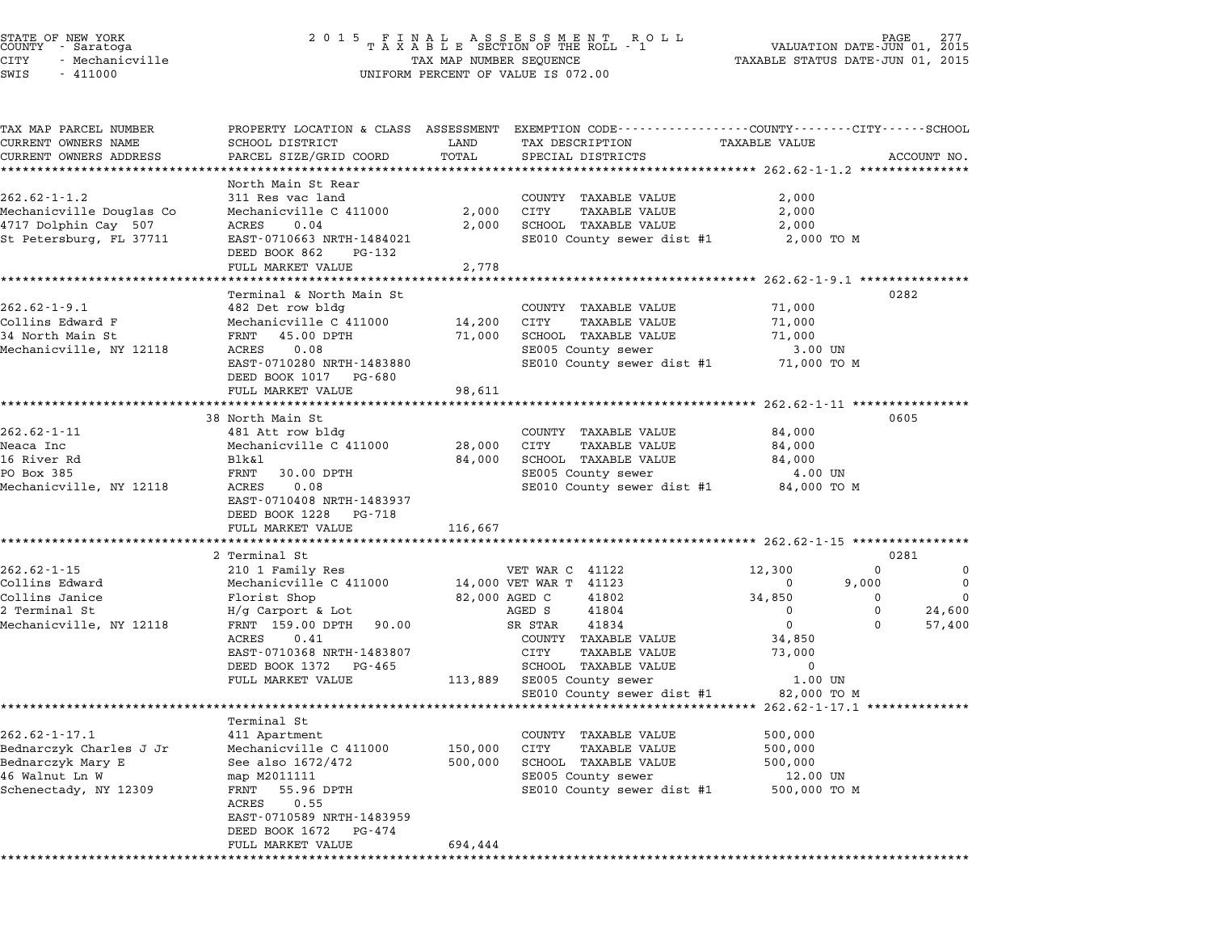STATE OF NEW YORK
COUNTY - Saratoga
CITY - Mechanicville
SWIS - 411000

2015 FINAL ASSESSMENT ROLL
TAXABLE SECTION OF THE ROLL - 1
TAX MAP NUMBER SEQUENCE
UNIFORM PERCENT OF VALUE IS 072.00

VALUATION DATE-JUN 01, 2015
TAXABLE STATUS DATE-JUN 01, 2015

| TAX MAP PARCEL NUMBER / CURRENT OWNERS NAME / CURRENT OWNERS ADDRESS | PROPERTY LOCATION & CLASS / SCHOOL DISTRICT / PARCEL SIZE/GRID COORD | ASSESSMENT LAND / TOTAL | EXEMPTION CODE / TAX DESCRIPTION / SPECIAL DISTRICTS | COUNTY | CITY | SCHOOL | ACCOUNT NO. |
|---|---|---|---|---|---|---|---|
| **262.62-1-1.2** | North Main St Rear | | | | | | |
| 262.62-1-1.2 | 311 Res vac land | | COUNTY TAXABLE VALUE | 2,000 | | | |
| Mechanicville Douglas Co | Mechanicville C 411000 | 2,000 | CITY TAXABLE VALUE | 2,000 | | | |
| 4717 Dolphin Cay 507 | ACRES 0.04 | 2,000 | SCHOOL TAXABLE VALUE | 2,000 | | | |
| St Petersburg, FL 37711 | EAST-0710663 NRTH-1484021 | | SE010 County sewer dist #1 | 2,000 TO M | | | |
| | DEED BOOK 862 PG-132 | | | | | | |
| | FULL MARKET VALUE | 2,778 | | | | | |
| **262.62-1-9.1** | Terminal & North Main St | | | | | | 0282 |
| 262.62-1-9.1 | 482 Det row bldg | | COUNTY TAXABLE VALUE | 71,000 | | | |
| Collins Edward F | Mechanicville C 411000 | 14,200 | CITY TAXABLE VALUE | 71,000 | | | |
| 34 North Main St | FRNT 45.00 DPTH | 71,000 | SCHOOL TAXABLE VALUE | 71,000 | | | |
| Mechanicville, NY 12118 | ACRES 0.08 | | SE005 County sewer | 3.00 UN | | | |
| | EAST-0710280 NRTH-1483880 | | SE010 County sewer dist #1 | 71,000 TO M | | | |
| | DEED BOOK 1017 PG-680 | | | | | | |
| | FULL MARKET VALUE | 98,611 | | | | | |
| **262.62-1-11** | 38 North Main St | | | | | | 0605 |
| 262.62-1-11 | 481 Att row bldg | | COUNTY TAXABLE VALUE | 84,000 | | | |
| Neaca Inc | Mechanicville C 411000 | 28,000 | CITY TAXABLE VALUE | 84,000 | | | |
| 16 River Rd | Blk&l | 84,000 | SCHOOL TAXABLE VALUE | 84,000 | | | |
| PO Box 385 | FRNT 30.00 DPTH | | SE005 County sewer | 4.00 UN | | | |
| Mechanicville, NY 12118 | ACRES 0.08 | | SE010 County sewer dist #1 | 84,000 TO M | | | |
| | EAST-0710408 NRTH-1483937 | | | | | | |
| | DEED BOOK 1228 PG-718 | | | | | | |
| | FULL MARKET VALUE | 116,667 | | | | | |
| **262.62-1-15** | 2 Terminal St | | | | | | 0281 |
| 262.62-1-15 | 210 1 Family Res | | VET WAR C 41122 | 12,300 | 0 | 0 | |
| Collins Edward | Mechanicville C 411000 | 14,000 | VET WAR T 41123 | 0 | 9,000 | 0 | |
| Collins Janice | Florist Shop | 82,000 | AGED C 41802 | 34,850 | 0 | 0 | |
| 2 Terminal St | H/g Carport & Lot | | AGED S 41804 | 0 | 0 | 24,600 | |
| Mechanicville, NY 12118 | FRNT 159.00 DPTH 90.00 | | SR STAR 41834 | 0 | 0 | 57,400 | |
| | ACRES 0.41 | | COUNTY TAXABLE VALUE | 34,850 | | | |
| | EAST-0710368 NRTH-1483807 | | CITY TAXABLE VALUE | 73,000 | | | |
| | DEED BOOK 1372 PG-465 | | SCHOOL TAXABLE VALUE | 0 | | | |
| | FULL MARKET VALUE | 113,889 | SE005 County sewer | 1.00 UN | | | |
| | | | SE010 County sewer dist #1 | 82,000 TO M | | | |
| **262.62-1-17.1** | Terminal St | | | | | | |
| 262.62-1-17.1 | 411 Apartment | | COUNTY TAXABLE VALUE | 500,000 | | | |
| Bednarczyk Charles J Jr | Mechanicville C 411000 | 150,000 | CITY TAXABLE VALUE | 500,000 | | | |
| Bednarczyk Mary E | See also 1672/472 | 500,000 | SCHOOL TAXABLE VALUE | 500,000 | | | |
| 46 Walnut Ln W | map M2011111 | | SE005 County sewer | 12.00 UN | | | |
| Schenectady, NY 12309 | FRNT 55.96 DPTH | | SE010 County sewer dist #1 | 500,000 TO M | | | |
| | ACRES 0.55 | | | | | | |
| | EAST-0710589 NRTH-1483959 | | | | | | |
| | DEED BOOK 1672 PG-474 | | | | | | |
| | FULL MARKET VALUE | 694,444 | | | | | |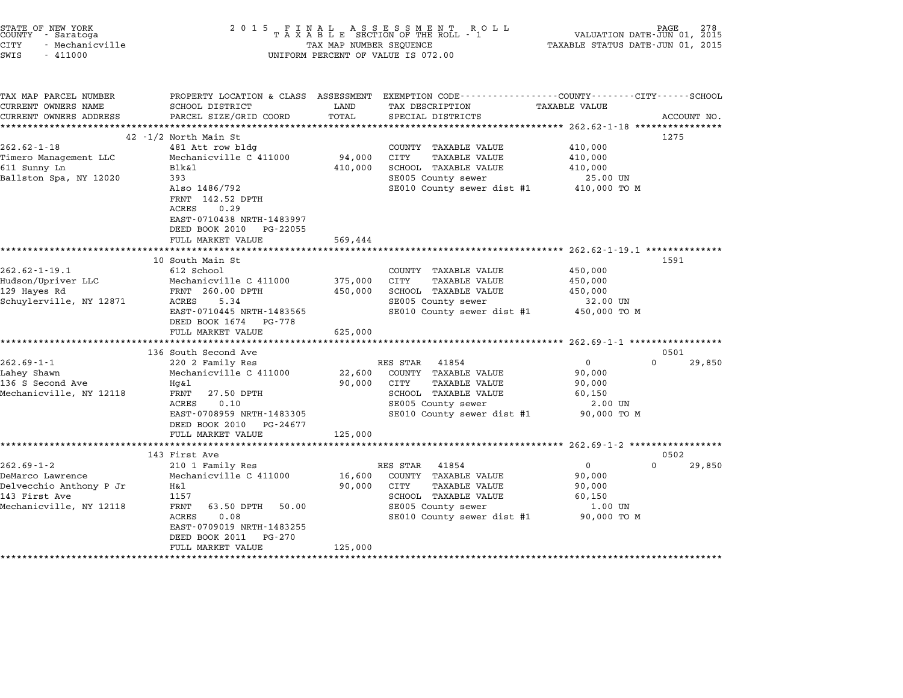STATE OF NEW YORK
COUNTY - Saratoga
CITY - Mechanicville
SWIS - 411000

2 0 1 5 F I N A L A S S E S S M E N T R O L L
T A X A B L E SECTION OF THE ROLL - 1
TAX MAP NUMBER SEQUENCE
UNIFORM PERCENT OF VALUE IS 072.00

VALUATION DATE-JUN 01, 2015
TAXABLE STATUS DATE-JUN 01, 2015

| TAX MAP PARCEL NUMBER / CURRENT OWNERS NAME / CURRENT OWNERS ADDRESS | PROPERTY LOCATION & CLASS / SCHOOL DISTRICT / PARCEL SIZE/GRID COORD | ASSESSMENT LAND / TOTAL | EXEMPTION CODE / TAX DESCRIPTION / SPECIAL DISTRICTS | COUNTY/CITY TAXABLE VALUE | SCHOOL | ACCOUNT NO. |
|---|---|---|---|---|---|---|
| **262.62-1-18** | 42 -1/2 North Main St | | | | | 1275 |
| 262.62-1-18 | 481 Att row bldg | | COUNTY TAXABLE VALUE | 410,000 | | |
| Timero Management LLC | Mechanicville C 411000 | 94,000 | CITY TAXABLE VALUE | 410,000 | | |
| 611 Sunny Ln | Blk&l | 410,000 | SCHOOL TAXABLE VALUE | 410,000 | | |
| Ballston Spa, NY 12020 | 393 | | SE005 County sewer | 25.00 UN | | |
| | Also 1486/792 | | SE010 County sewer dist #1 | 410,000 TO M | | |
| | FRNT 142.52 DPTH | | | | | |
| | ACRES 0.29 | | | | | |
| | EAST-0710438 NRTH-1483997 | | | | | |
| | DEED BOOK 2010 PG-22055 | | | | | |
| | FULL MARKET VALUE | 569,444 | | | | |
| **262.62-1-19.1** | 10 South Main St | | | | | 1591 |
| 262.62-1-19.1 | 612 School | | COUNTY TAXABLE VALUE | 450,000 | | |
| Hudson/Upriver LLC | Mechanicville C 411000 | 375,000 | CITY TAXABLE VALUE | 450,000 | | |
| 129 Hayes Rd | FRNT 260.00 DPTH | 450,000 | SCHOOL TAXABLE VALUE | 450,000 | | |
| Schuylerville, NY 12871 | ACRES 5.34 | | SE005 County sewer | 32.00 UN | | |
| | EAST-0710445 NRTH-1483565 | | SE010 County sewer dist #1 | 450,000 TO M | | |
| | DEED BOOK 1674 PG-778 | | | | | |
| | FULL MARKET VALUE | 625,000 | | | | |
| **262.69-1-1** | 136 South Second Ave | | | | | 0501 |
| 262.69-1-1 | 220 2 Family Res | | RES STAR 41854 | 0 | 0 | 29,850 |
| Lahey Shawn | Mechanicville C 411000 | 22,600 | COUNTY TAXABLE VALUE | 90,000 | | |
| 136 S Second Ave | Hg&l | 90,000 | CITY TAXABLE VALUE | 90,000 | | |
| Mechanicville, NY 12118 | FRNT 27.50 DPTH | | SCHOOL TAXABLE VALUE | 60,150 | | |
| | ACRES 0.10 | | SE005 County sewer | 2.00 UN | | |
| | EAST-0708959 NRTH-1483305 | | SE010 County sewer dist #1 | 90,000 TO M | | |
| | DEED BOOK 2010 PG-24677 | | | | | |
| | FULL MARKET VALUE | 125,000 | | | | |
| **262.69-1-2** | 143 First Ave | | | | | 0502 |
| 262.69-1-2 | 210 1 Family Res | | RES STAR 41854 | 0 | 0 | 29,850 |
| DeMarco Lawrence | Mechanicville C 411000 | 16,600 | COUNTY TAXABLE VALUE | 90,000 | | |
| Delvecchio Anthony P Jr | H&l | 90,000 | CITY TAXABLE VALUE | 90,000 | | |
| 143 First Ave | 1157 | | SCHOOL TAXABLE VALUE | 60,150 | | |
| Mechanicville, NY 12118 | FRNT 63.50 DPTH 50.00 | | SE005 County sewer | 1.00 UN | | |
| | ACRES 0.08 | | SE010 County sewer dist #1 | 90,000 TO M | | |
| | EAST-0709019 NRTH-1483255 | | | | | |
| | DEED BOOK 2011 PG-270 | | | | | |
| | FULL MARKET VALUE | 125,000 | | | | |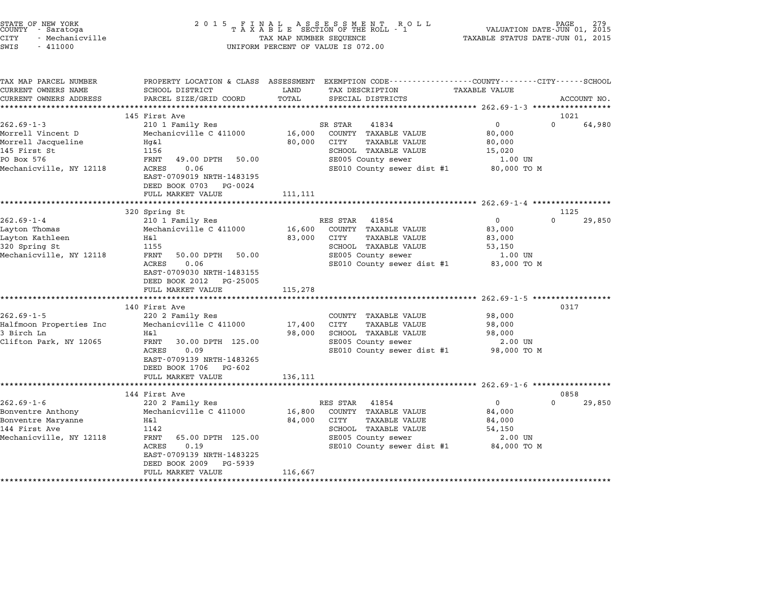STATE OF NEW YORK
COUNTY - Saratoga
CITY - Mechanicville
SWIS - 411000

# 2015 FINAL ASSESSMENT ROLL
TAXABLE SECTION OF THE ROLL - 1
TAX MAP NUMBER SEQUENCE
UNIFORM PERCENT OF VALUE IS 072.00

VALUATION DATE-JUN 01, 2015
TAXABLE STATUS DATE-JUN 01, 2015

| TAX MAP PARCEL NUMBER / CURRENT OWNERS NAME / CURRENT OWNERS ADDRESS | PROPERTY LOCATION & CLASS / SCHOOL DISTRICT / PARCEL SIZE/GRID COORD | ASSESSMENT LAND / TOTAL | EXEMPTION CODE / TAX DESCRIPTION / SPECIAL DISTRICTS | COUNTY / CITY TAXABLE VALUE | SCHOOL / ACCOUNT NO. |
|---|---|---|---|---|---|
| **262.69-1-3** | 145 First Ave | | | | 1021 |
| 262.69-1-3 | 210 1 Family Res | | SR STAR 41834 | 0 | 0 64,980 |
| Morrell Vincent D | Mechanicville C 411000 | 16,000 | COUNTY TAXABLE VALUE | 80,000 | |
| Morrell Jacqueline | Hg&l | 80,000 | CITY TAXABLE VALUE | 80,000 | |
| 145 First St | 1156 | | SCHOOL TAXABLE VALUE | 15,020 | |
| PO Box 576 | FRNT 49.00 DPTH 50.00 | | SE005 County sewer | 1.00 UN | |
| Mechanicville, NY 12118 | ACRES 0.06 | | SE010 County sewer dist #1 | 80,000 TO M | |
| | EAST-0709019 NRTH-1483195 | | | | |
| | DEED BOOK 0703 PG-0024 | | | | |
| | FULL MARKET VALUE | 111,111 | | | |
| **262.69-1-4** | 320 Spring St | | | | 1125 |
| 262.69-1-4 | 210 1 Family Res | | RES STAR 41854 | 0 | 0 29,850 |
| Layton Thomas | Mechanicville C 411000 | 16,600 | COUNTY TAXABLE VALUE | 83,000 | |
| Layton Kathleen | H&l | 83,000 | CITY TAXABLE VALUE | 83,000 | |
| 320 Spring St | 1155 | | SCHOOL TAXABLE VALUE | 53,150 | |
| Mechanicville, NY 12118 | FRNT 50.00 DPTH 50.00 | | SE005 County sewer | 1.00 UN | |
| | ACRES 0.06 | | SE010 County sewer dist #1 | 83,000 TO M | |
| | EAST-0709030 NRTH-1483155 | | | | |
| | DEED BOOK 2012 PG-25005 | | | | |
| | FULL MARKET VALUE | 115,278 | | | |
| **262.69-1-5** | 140 First Ave | | | | 0317 |
| 262.69-1-5 | 220 2 Family Res | | COUNTY TAXABLE VALUE | 98,000 | |
| Halfmoon Properties Inc | Mechanicville C 411000 | 17,400 | CITY TAXABLE VALUE | 98,000 | |
| 3 Birch Ln | H&l | 98,000 | SCHOOL TAXABLE VALUE | 98,000 | |
| Clifton Park, NY 12065 | FRNT 30.00 DPTH 125.00 | | SE005 County sewer | 2.00 UN | |
| | ACRES 0.09 | | SE010 County sewer dist #1 | 98,000 TO M | |
| | EAST-0709139 NRTH-1483265 | | | | |
| | DEED BOOK 1706 PG-602 | | | | |
| | FULL MARKET VALUE | 136,111 | | | |
| **262.69-1-6** | 144 First Ave | | | | 0858 |
| 262.69-1-6 | 220 2 Family Res | | RES STAR 41854 | 0 | 0 29,850 |
| Bonventre Anthony | Mechanicville C 411000 | 16,800 | COUNTY TAXABLE VALUE | 84,000 | |
| Bonventre Maryanne | H&l | 84,000 | CITY TAXABLE VALUE | 84,000 | |
| 144 First Ave | 1142 | | SCHOOL TAXABLE VALUE | 54,150 | |
| Mechanicville, NY 12118 | FRNT 65.00 DPTH 125.00 | | SE005 County sewer | 2.00 UN | |
| | ACRES 0.19 | | SE010 County sewer dist #1 | 84,000 TO M | |
| | EAST-0709139 NRTH-1483225 | | | | |
| | DEED BOOK 2009 PG-5939 | | | | |
| | FULL MARKET VALUE | 116,667 | | | |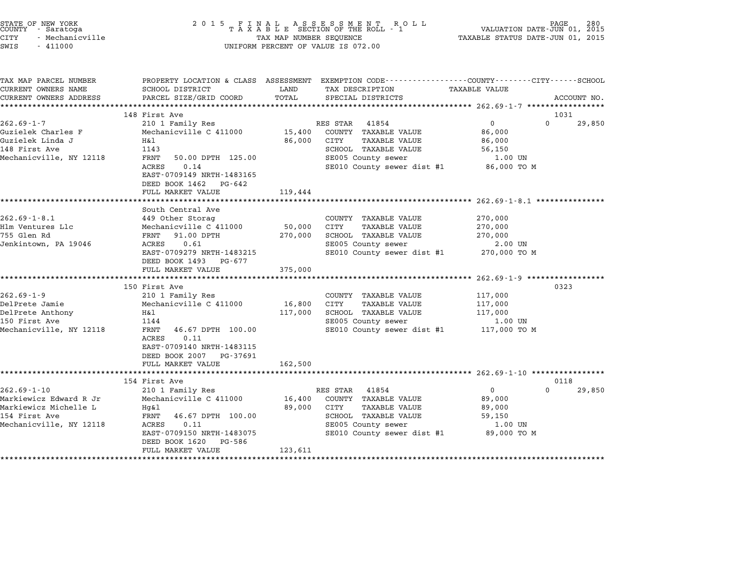STATE OF NEW YORK
COUNTY - Saratoga
CITY - Mechanicville
SWIS - 411000

2 0 1 5 F I N A L A S S E S S M E N T R O L L
T A X A B L E SECTION OF THE ROLL - 1
TAX MAP NUMBER SEQUENCE
UNIFORM PERCENT OF VALUE IS 072.00

VALUATION DATE-JUN 01, 2015
TAXABLE STATUS DATE-JUN 01, 2015

| TAX MAP PARCEL NUMBER / CURRENT OWNERS NAME / CURRENT OWNERS ADDRESS | PROPERTY LOCATION & CLASS / SCHOOL DISTRICT / PARCEL SIZE/GRID COORD | ASSESSMENT LAND / TOTAL | EXEMPTION CODE / TAX DESCRIPTION / SPECIAL DISTRICTS | COUNTY / CITY TAXABLE VALUE | SCHOOL / ACCOUNT NO. |
|---|---|---|---|---|---|
| **262.69-1-7** | 148 First Ave | | | | 1031 |
| 262.69-1-7 | 210 1 Family Res | | RES STAR 41854 | 0 0 | 29,850 |
| Guzielek Charles F | Mechanicville C 411000 | 15,400 | COUNTY TAXABLE VALUE | 86,000 | |
| Guzielek Linda J | H&l | 86,000 | CITY TAXABLE VALUE | 86,000 | |
| 148 First Ave | 1143 | | SCHOOL TAXABLE VALUE | 56,150 | |
| Mechanicville, NY 12118 | FRNT 50.00 DPTH 125.00 | | SE005 County sewer | 1.00 UN | |
| | ACRES 0.14 | | SE010 County sewer dist #1 | 86,000 TO M | |
| | EAST-0709149 NRTH-1483165 | | | | |
| | DEED BOOK 1462 PG-642 | | | | |
| | FULL MARKET VALUE | 119,444 | | | |
| **262.69-1-8.1** | South Central Ave | | | | |
| 262.69-1-8.1 | 449 Other Storag | | COUNTY TAXABLE VALUE | 270,000 | |
| Hlm Ventures Llc | Mechanicville C 411000 | 50,000 | CITY TAXABLE VALUE | 270,000 | |
| 755 Glen Rd | FRNT 91.00 DPTH | 270,000 | SCHOOL TAXABLE VALUE | 270,000 | |
| Jenkintown, PA 19046 | ACRES 0.61 | | SE005 County sewer | 2.00 UN | |
| | EAST-0709279 NRTH-1483215 | | SE010 County sewer dist #1 | 270,000 TO M | |
| | DEED BOOK 1493 PG-677 | | | | |
| | FULL MARKET VALUE | 375,000 | | | |
| **262.69-1-9** | 150 First Ave | | | | 0323 |
| 262.69-1-9 | 210 1 Family Res | | COUNTY TAXABLE VALUE | 117,000 | |
| DelPrete Jamie | Mechanicville C 411000 | 16,800 | CITY TAXABLE VALUE | 117,000 | |
| DelPrete Anthony | H&l | 117,000 | SCHOOL TAXABLE VALUE | 117,000 | |
| 150 First Ave | 1144 | | SE005 County sewer | 1.00 UN | |
| Mechanicville, NY 12118 | FRNT 46.67 DPTH 100.00 | | SE010 County sewer dist #1 | 117,000 TO M | |
| | ACRES 0.11 | | | | |
| | EAST-0709140 NRTH-1483115 | | | | |
| | DEED BOOK 2007 PG-37691 | | | | |
| | FULL MARKET VALUE | 162,500 | | | |
| **262.69-1-10** | 154 First Ave | | | | 0118 |
| 262.69-1-10 | 210 1 Family Res | | RES STAR 41854 | 0 0 | 29,850 |
| Markiewicz Edward R Jr | Mechanicville C 411000 | 16,400 | COUNTY TAXABLE VALUE | 89,000 | |
| Markiewicz Michelle L | Hg&l | 89,000 | CITY TAXABLE VALUE | 89,000 | |
| 154 First Ave | FRNT 46.67 DPTH 100.00 | | SCHOOL TAXABLE VALUE | 59,150 | |
| Mechanicville, NY 12118 | ACRES 0.11 | | SE005 County sewer | 1.00 UN | |
| | EAST-0709150 NRTH-1483075 | | SE010 County sewer dist #1 | 89,000 TO M | |
| | DEED BOOK 1620 PG-586 | | | | |
| | FULL MARKET VALUE | 123,611 | | | |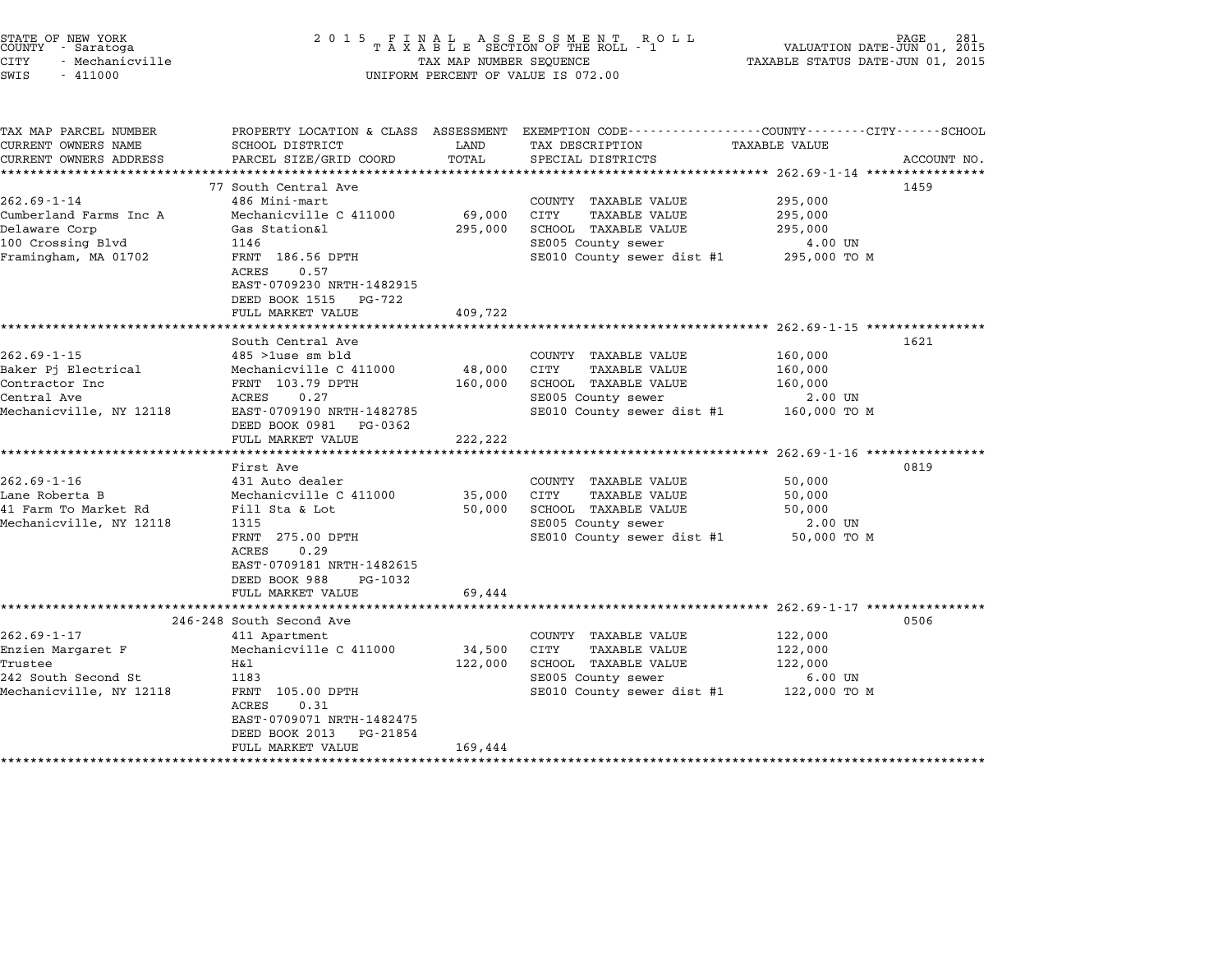STATE OF NEW YORK
COUNTY - Saratoga
CITY - Mechanicville
SWIS - 411000

2015 FINAL ASSESSMENT ROLL
TAXABLE SECTION OF THE ROLL - 1
TAX MAP NUMBER SEQUENCE
UNIFORM PERCENT OF VALUE IS 072.00

VALUATION DATE-JUN 01, 2015
TAXABLE STATUS DATE-JUN 01, 2015

| TAX MAP PARCEL NUMBER / CURRENT OWNERS NAME / CURRENT OWNERS ADDRESS | PROPERTY LOCATION & CLASS / SCHOOL DISTRICT / PARCEL SIZE/GRID COORD | ASSESSMENT LAND | TOTAL | EXEMPTION CODE / TAX DESCRIPTION / SPECIAL DISTRICTS | TAXABLE VALUE | ACCOUNT NO. |
|---|---|---|---|---|---|---|
| 262.69-1-14 | 77 South Central Ave | | | | | 1459 |
| Cumberland Farms Inc A | 486 Mini-mart | | | COUNTY TAXABLE VALUE | 295,000 | |
| Delaware Corp | Mechanicville C 411000 | 69,000 | | CITY TAXABLE VALUE | 295,000 | |
| 100 Crossing Blvd | Gas Station&l | | 295,000 | SCHOOL TAXABLE VALUE | 295,000 | |
| Framingham, MA 01702 | 1146 | | | SE005 County sewer | 4.00 UN | |
| | FRNT 186.56 DPTH | | | SE010 County sewer dist #1 | 295,000 TO M | |
| | ACRES 0.57 | | | | | |
| | EAST-0709230 NRTH-1482915 | | | | | |
| | DEED BOOK 1515 PG-722 | | | | | |
| | FULL MARKET VALUE | | 409,722 | | | |
| 262.69-1-15 | South Central Ave | | | | | 1621 |
| Baker Pj Electrical | 485 >1use sm bld | | | COUNTY TAXABLE VALUE | 160,000 | |
| Contractor Inc | Mechanicville C 411000 | 48,000 | | CITY TAXABLE VALUE | 160,000 | |
| Central Ave | FRNT 103.79 DPTH | | 160,000 | SCHOOL TAXABLE VALUE | 160,000 | |
| Mechanicville, NY 12118 | ACRES 0.27 | | | SE005 County sewer | 2.00 UN | |
| | EAST-0709190 NRTH-1482785 | | | SE010 County sewer dist #1 | 160,000 TO M | |
| | DEED BOOK 0981 PG-0362 | | | | | |
| | FULL MARKET VALUE | | 222,222 | | | |
| 262.69-1-16 | First Ave | | | | | 0819 |
| Lane Roberta B | 431 Auto dealer | | | COUNTY TAXABLE VALUE | 50,000 | |
| 41 Farm To Market Rd | Mechanicville C 411000 | 35,000 | | CITY TAXABLE VALUE | 50,000 | |
| Mechanicville, NY 12118 | Fill Sta & Lot | | 50,000 | SCHOOL TAXABLE VALUE | 50,000 | |
| | 1315 | | | SE005 County sewer | 2.00 UN | |
| | FRNT 275.00 DPTH | | | SE010 County sewer dist #1 | 50,000 TO M | |
| | ACRES 0.29 | | | | | |
| | EAST-0709181 NRTH-1482615 | | | | | |
| | DEED BOOK 988 PG-1032 | | | | | |
| | FULL MARKET VALUE | | 69,444 | | | |
| 262.69-1-17 | 246-248 South Second Ave | | | | | 0506 |
| Enzien Margaret F | 411 Apartment | | | COUNTY TAXABLE VALUE | 122,000 | |
| Trustee | Mechanicville C 411000 | 34,500 | | CITY TAXABLE VALUE | 122,000 | |
| 242 South Second St | H&l | | 122,000 | SCHOOL TAXABLE VALUE | 122,000 | |
| Mechanicville, NY 12118 | 1183 | | | SE005 County sewer | 6.00 UN | |
| | FRNT 105.00 DPTH | | | SE010 County sewer dist #1 | 122,000 TO M | |
| | ACRES 0.31 | | | | | |
| | EAST-0709071 NRTH-1482475 | | | | | |
| | DEED BOOK 2013 PG-21854 | | | | | |
| | FULL MARKET VALUE | | 169,444 | | | |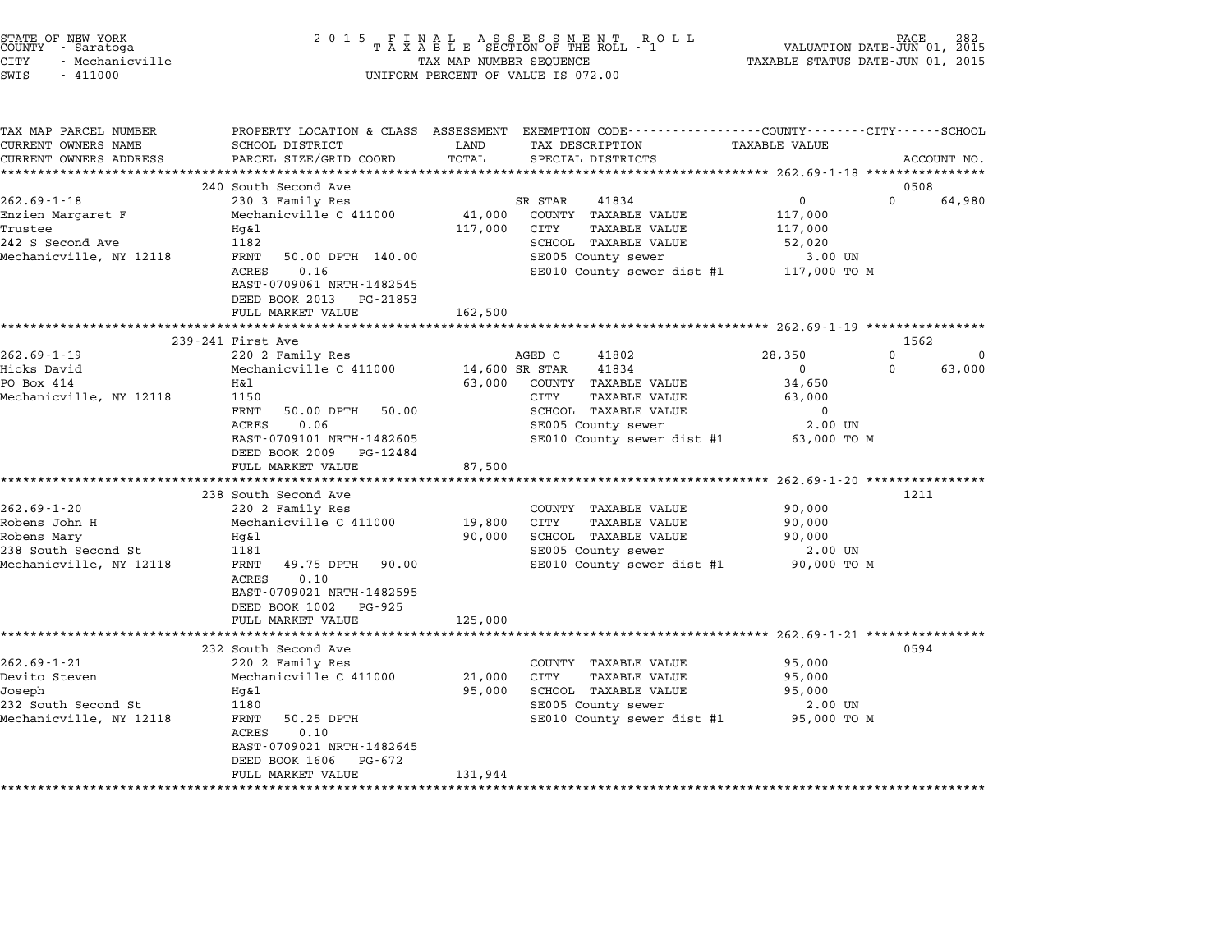STATE OF NEW YORK
COUNTY - Saratoga
CITY - Mechanicville
SWIS - 411000

2 0 1 5 F I N A L A S S E S S M E N T R O L L
T A X A B L E SECTION OF THE ROLL - 1
TAX MAP NUMBER SEQUENCE
UNIFORM PERCENT OF VALUE IS 072.00

VALUATION DATE-JUN 01, 2015
TAXABLE STATUS DATE-JUN 01, 2015

| TAX MAP PARCEL NUMBER / CURRENT OWNERS NAME / CURRENT OWNERS ADDRESS | PROPERTY LOCATION & CLASS / SCHOOL DISTRICT / PARCEL SIZE/GRID COORD | ASSESSMENT LAND / TOTAL | EXEMPTION CODE / TAX DESCRIPTION / SPECIAL DISTRICTS | COUNTY TAXABLE VALUE | CITY | SCHOOL | ACCOUNT NO. |
|---|---|---|---|---|---|---|---|
| **262.69-1-18** | 240 South Second Ave | | | | | | 0508 |
| Enzien Margaret F | 230 3 Family Res | | SR STAR 41834 | 0 | 0 | 64,980 | |
| Trustee | Mechanicville C 411000 | 41,000 | COUNTY TAXABLE VALUE | 117,000 | | | |
| 242 S Second Ave | Hg&l | 117,000 | CITY TAXABLE VALUE | 117,000 | | | |
| Mechanicville, NY 12118 | 1182 | | SCHOOL TAXABLE VALUE | 52,020 | | | |
| | FRNT 50.00 DPTH 140.00 | | SE005 County sewer | 3.00 UN | | | |
| | ACRES 0.16 | | SE010 County sewer dist #1 | 117,000 TO M | | | |
| | EAST-0709061 NRTH-1482545 | | | | | | |
| | DEED BOOK 2013 PG-21853 | | | | | | |
| | FULL MARKET VALUE | 162,500 | | | | | |
| **262.69-1-19** | 239-241 First Ave | | | | | | 1562 |
| Hicks David | 220 2 Family Res | | AGED C 41802 | 28,350 | 0 | 0 | |
| PO Box 414 | Mechanicville C 411000 | 14,600 | SR STAR 41834 | 0 | 0 | 63,000 | |
| Mechanicville, NY 12118 | H&l | 63,000 | COUNTY TAXABLE VALUE | 34,650 | | | |
| | 1150 | | CITY TAXABLE VALUE | 63,000 | | | |
| | FRNT 50.00 DPTH 50.00 | | SCHOOL TAXABLE VALUE | 0 | | | |
| | ACRES 0.06 | | SE005 County sewer | 2.00 UN | | | |
| | EAST-0709101 NRTH-1482605 | | SE010 County sewer dist #1 | 63,000 TO M | | | |
| | DEED BOOK 2009 PG-12484 | | | | | | |
| | FULL MARKET VALUE | 87,500 | | | | | |
| **262.69-1-20** | 238 South Second Ave | | | | | | 1211 |
| Robens John H | 220 2 Family Res | | COUNTY TAXABLE VALUE | 90,000 | | | |
| Robens Mary | Mechanicville C 411000 | 19,800 | CITY TAXABLE VALUE | 90,000 | | | |
| 238 South Second St | Hg&l | 90,000 | SCHOOL TAXABLE VALUE | 90,000 | | | |
| Mechanicville, NY 12118 | 1181 | | SE005 County sewer | 2.00 UN | | | |
| | FRNT 49.75 DPTH 90.00 | | SE010 County sewer dist #1 | 90,000 TO M | | | |
| | ACRES 0.10 | | | | | | |
| | EAST-0709021 NRTH-1482595 | | | | | | |
| | DEED BOOK 1002 PG-925 | | | | | | |
| | FULL MARKET VALUE | 125,000 | | | | | |
| **262.69-1-21** | 232 South Second Ave | | | | | | 0594 |
| Devito Steven | 220 2 Family Res | | COUNTY TAXABLE VALUE | 95,000 | | | |
| Joseph | Mechanicville C 411000 | 21,000 | CITY TAXABLE VALUE | 95,000 | | | |
| 232 South Second St | Hg&l | 95,000 | SCHOOL TAXABLE VALUE | 95,000 | | | |
| Mechanicville, NY 12118 | 1180 | | SE005 County sewer | 2.00 UN | | | |
| | FRNT 50.25 DPTH | | SE010 County sewer dist #1 | 95,000 TO M | | | |
| | ACRES 0.10 | | | | | | |
| | EAST-0709021 NRTH-1482645 | | | | | | |
| | DEED BOOK 1606 PG-672 | | | | | | |
| | FULL MARKET VALUE | 131,944 | | | | | |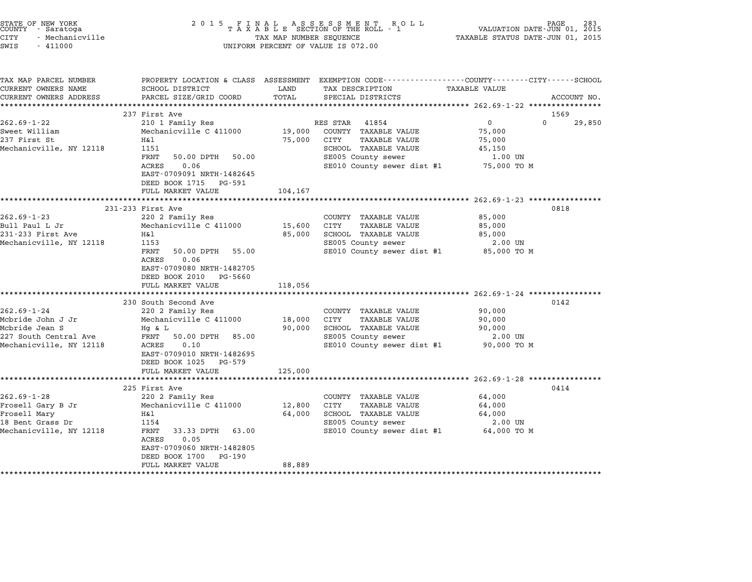STATE OF NEW YORK
COUNTY - Saratoga
CITY - Mechanicville
SWIS - 411000

2 0 1 5 F I N A L A S S E S S M E N T R O L L
T A X A B L E SECTION OF THE ROLL - 1
TAX MAP NUMBER SEQUENCE
UNIFORM PERCENT OF VALUE IS 072.00

VALUATION DATE-JUN 01, 2015
TAXABLE STATUS DATE-JUN 01, 2015

| TAX MAP PARCEL NUMBER / CURRENT OWNERS NAME / CURRENT OWNERS ADDRESS | PROPERTY LOCATION & CLASS / SCHOOL DISTRICT / PARCEL SIZE/GRID COORD | ASSESSMENT LAND / TOTAL | EXEMPTION CODE / TAX DESCRIPTION / SPECIAL DISTRICTS | TAXABLE VALUE (COUNTY / CITY / SCHOOL) | ACCOUNT NO. |
|---|---|---|---|---|---|
| **262.69-1-22** | 237 First Ave | | | | 1569 |
| 262.69-1-22 | 210 1 Family Res | | RES STAR 41854 | 0 / 0 / 29,850 | |
| Sweet William | Mechanicville C 411000 | 19,000 | COUNTY TAXABLE VALUE | 75,000 | |
| 237 First St | H&l | 75,000 | CITY TAXABLE VALUE | 75,000 | |
| Mechanicville, NY 12118 | 1151 | | SCHOOL TAXABLE VALUE | 45,150 | |
| | FRNT 50.00 DPTH 50.00 | | SE005 County sewer | 1.00 UN | |
| | ACRES 0.06 | | SE010 County sewer dist #1 | 75,000 TO M | |
| | EAST-0709091 NRTH-1482645 | | | | |
| | DEED BOOK 1715 PG-591 | | | | |
| | FULL MARKET VALUE | 104,167 | | | |
| **262.69-1-23** | 231-233 First Ave | | | | 0818 |
| 262.69-1-23 | 220 2 Family Res | | COUNTY TAXABLE VALUE | 85,000 | |
| Bull Paul L Jr | Mechanicville C 411000 | 15,600 | CITY TAXABLE VALUE | 85,000 | |
| 231-233 First Ave | H&l | 85,000 | SCHOOL TAXABLE VALUE | 85,000 | |
| Mechanicville, NY 12118 | 1153 | | SE005 County sewer | 2.00 UN | |
| | FRNT 50.00 DPTH 55.00 | | SE010 County sewer dist #1 | 85,000 TO M | |
| | ACRES 0.06 | | | | |
| | EAST-0709080 NRTH-1482705 | | | | |
| | DEED BOOK 2010 PG-5660 | | | | |
| | FULL MARKET VALUE | 118,056 | | | |
| **262.69-1-24** | 230 South Second Ave | | | | 0142 |
| 262.69-1-24 | 220 2 Family Res | | COUNTY TAXABLE VALUE | 90,000 | |
| Mcbride John J Jr | Mechanicville C 411000 | 18,000 | CITY TAXABLE VALUE | 90,000 | |
| Mcbride Jean S | Hg & L | 90,000 | SCHOOL TAXABLE VALUE | 90,000 | |
| 227 South Central Ave | FRNT 50.00 DPTH 85.00 | | SE005 County sewer | 2.00 UN | |
| Mechanicville, NY 12118 | ACRES 0.10 | | SE010 County sewer dist #1 | 90,000 TO M | |
| | EAST-0709010 NRTH-1482695 | | | | |
| | DEED BOOK 1025 PG-579 | | | | |
| | FULL MARKET VALUE | 125,000 | | | |
| **262.69-1-28** | 225 First Ave | | | | 0414 |
| 262.69-1-28 | 220 2 Family Res | | COUNTY TAXABLE VALUE | 64,000 | |
| Frosell Gary B Jr | Mechanicville C 411000 | 12,800 | CITY TAXABLE VALUE | 64,000 | |
| Frosell Mary | H&l | 64,000 | SCHOOL TAXABLE VALUE | 64,000 | |
| 18 Bent Grass Dr | 1154 | | SE005 County sewer | 2.00 UN | |
| Mechanicville, NY 12118 | FRNT 33.33 DPTH 63.00 | | SE010 County sewer dist #1 | 64,000 TO M | |
| | ACRES 0.05 | | | | |
| | EAST-0709060 NRTH-1482805 | | | | |
| | DEED BOOK 1700 PG-190 | | | | |
| | FULL MARKET VALUE | 88,889 | | | |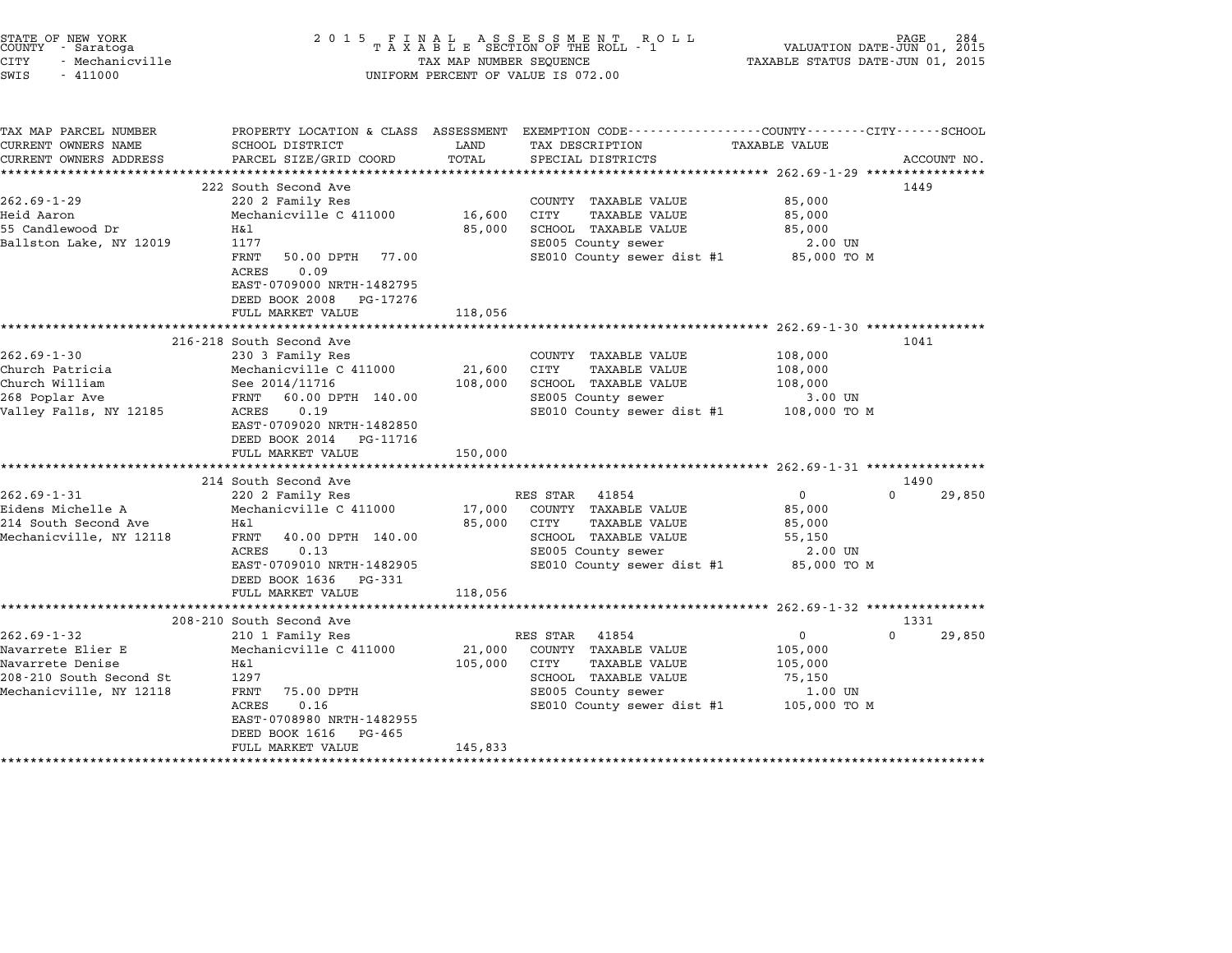STATE OF NEW YORK
COUNTY - Saratoga
CITY - Mechanicville
SWIS - 411000

2 0 1 5 F I N A L A S S E S S M E N T R O L L
T A X A B L E SECTION OF THE ROLL - 1
TAX MAP NUMBER SEQUENCE
UNIFORM PERCENT OF VALUE IS 072.00

VALUATION DATE-JUN 01, 2015
TAXABLE STATUS DATE-JUN 01, 2015

| TAX MAP PARCEL NUMBER / CURRENT OWNERS NAME / CURRENT OWNERS ADDRESS | PROPERTY LOCATION & CLASS / SCHOOL DISTRICT / PARCEL SIZE/GRID COORD | ASSESSMENT LAND / TOTAL | EXEMPTION CODE / TAX DESCRIPTION / SPECIAL DISTRICTS | COUNTY / CITY / TAXABLE VALUE | SCHOOL | ACCOUNT NO. |
|---|---|---|---|---|---|---|
| ******** 262.69-1-29 ******** | 222 South Second Ave | | | | | 1449 |
| 262.69-1-29 | 220 2 Family Res | | COUNTY TAXABLE VALUE | 85,000 | | |
| Heid Aaron | Mechanicville C 411000 | 16,600 | CITY TAXABLE VALUE | 85,000 | | |
| 55 Candlewood Dr | H&l | 85,000 | SCHOOL TAXABLE VALUE | 85,000 | | |
| Ballston Lake, NY 12019 | 1177 | | SE005 County sewer | 2.00 UN | | |
| | FRNT 50.00 DPTH 77.00 | | SE010 County sewer dist #1 | 85,000 TO M | | |
| | ACRES 0.09 | | | | | |
| | EAST-0709000 NRTH-1482795 | | | | | |
| | DEED BOOK 2008 PG-17276 | | | | | |
| | FULL MARKET VALUE | 118,056 | | | | |
| ******** 262.69-1-30 ******** | 216-218 South Second Ave | | | | | 1041 |
| 262.69-1-30 | 230 3 Family Res | | COUNTY TAXABLE VALUE | 108,000 | | |
| Church Patricia | Mechanicville C 411000 | 21,600 | CITY TAXABLE VALUE | 108,000 | | |
| Church William | See 2014/11716 | 108,000 | SCHOOL TAXABLE VALUE | 108,000 | | |
| 268 Poplar Ave | FRNT 60.00 DPTH 140.00 | | SE005 County sewer | 3.00 UN | | |
| Valley Falls, NY 12185 | ACRES 0.19 | | SE010 County sewer dist #1 | 108,000 TO M | | |
| | EAST-0709020 NRTH-1482850 | | | | | |
| | DEED BOOK 2014 PG-11716 | | | | | |
| | FULL MARKET VALUE | 150,000 | | | | |
| ******** 262.69-1-31 ******** | 214 South Second Ave | | | | | 1490 |
| 262.69-1-31 | 220 2 Family Res | | RES STAR 41854 | 0 | 0 | 29,850 |
| Eidens Michelle A | Mechanicville C 411000 | 17,000 | COUNTY TAXABLE VALUE | 85,000 | | |
| 214 South Second Ave | H&l | 85,000 | CITY TAXABLE VALUE | 85,000 | | |
| Mechanicville, NY 12118 | FRNT 40.00 DPTH 140.00 | | SCHOOL TAXABLE VALUE | 55,150 | | |
| | ACRES 0.13 | | SE005 County sewer | 2.00 UN | | |
| | EAST-0709010 NRTH-1482905 | | SE010 County sewer dist #1 | 85,000 TO M | | |
| | DEED BOOK 1636 PG-331 | | | | | |
| | FULL MARKET VALUE | 118,056 | | | | |
| ******** 262.69-1-32 ******** | 208-210 South Second Ave | | | | | 1331 |
| 262.69-1-32 | 210 1 Family Res | | RES STAR 41854 | 0 | 0 | 29,850 |
| Navarrete Elier E | Mechanicville C 411000 | 21,000 | COUNTY TAXABLE VALUE | 105,000 | | |
| Navarrete Denise | H&l | 105,000 | CITY TAXABLE VALUE | 105,000 | | |
| 208-210 South Second St | 1297 | | SCHOOL TAXABLE VALUE | 75,150 | | |
| Mechanicville, NY 12118 | FRNT 75.00 DPTH | | SE005 County sewer | 1.00 UN | | |
| | ACRES 0.16 | | SE010 County sewer dist #1 | 105,000 TO M | | |
| | EAST-0708980 NRTH-1482955 | | | | | |
| | DEED BOOK 1616 PG-465 | | | | | |
| | FULL MARKET VALUE | 145,833 | | | | |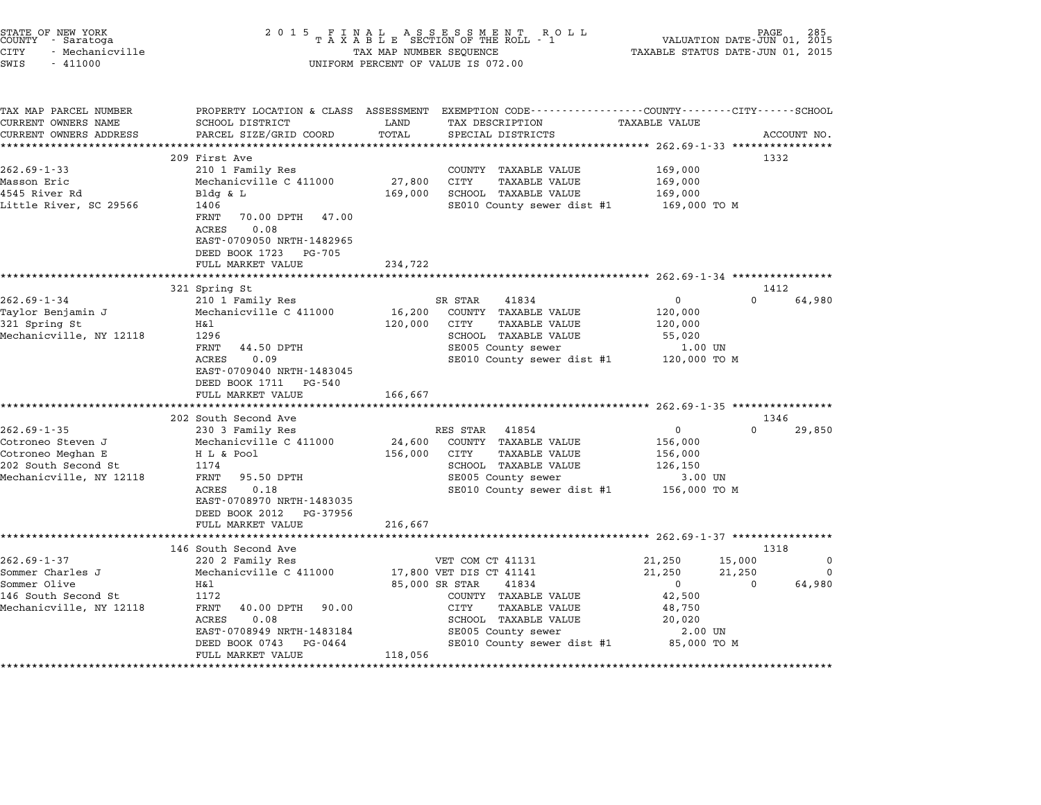STATE OF NEW YORK
COUNTY - Saratoga
CITY - Mechanicville
SWIS - 411000

2 0 1 5 F I N A L A S S E S S M E N T R O L L
T A X A B L E SECTION OF THE ROLL - 1
TAX MAP NUMBER SEQUENCE
UNIFORM PERCENT OF VALUE IS 072.00

VALUATION DATE-JUN 01, 2015
TAXABLE STATUS DATE-JUN 01, 2015

| TAX MAP PARCEL NUMBER / CURRENT OWNERS NAME / CURRENT OWNERS ADDRESS | PROPERTY LOCATION & CLASS / SCHOOL DISTRICT / PARCEL SIZE/GRID COORD | ASSESSMENT LAND / TOTAL | EXEMPTION CODE / TAX DESCRIPTION / SPECIAL DISTRICTS | COUNTY TAXABLE VALUE | CITY | SCHOOL | ACCOUNT NO. |
|---|---|---|---|---|---|---|---|
| | 209 First Ave | | | | | | 1332 |
| 262.69-1-33 | 210 1 Family Res | | COUNTY TAXABLE VALUE | 169,000 | | | |
| Masson Eric | Mechanicville C 411000 | 27,800 | CITY TAXABLE VALUE | 169,000 | | | |
| 4545 River Rd | Bldg & L | 169,000 | SCHOOL TAXABLE VALUE | 169,000 | | | |
| Little River, SC 29566 | 1406 | | SE010 County sewer dist #1 | 169,000 TO M | | | |
| | FRNT 70.00 DPTH 47.00 | | | | | | |
| | ACRES 0.08 | | | | | | |
| | EAST-0709050 NRTH-1482965 | | | | | | |
| | DEED BOOK 1723 PG-705 | | | | | | |
| | FULL MARKET VALUE | 234,722 | | | | | |
| | 321 Spring St | | | | | | 1412 |
| 262.69-1-34 | 210 1 Family Res | | SR STAR 41834 | 0 | 0 | 64,980 | |
| Taylor Benjamin J | Mechanicville C 411000 | 16,200 | COUNTY TAXABLE VALUE | 120,000 | | | |
| 321 Spring St | H&l | 120,000 | CITY TAXABLE VALUE | 120,000 | | | |
| Mechanicville, NY 12118 | 1296 | | SCHOOL TAXABLE VALUE | 55,020 | | | |
| | FRNT 44.50 DPTH | | SE005 County sewer | 1.00 UN | | | |
| | ACRES 0.09 | | SE010 County sewer dist #1 | 120,000 TO M | | | |
| | EAST-0709040 NRTH-1483045 | | | | | | |
| | DEED BOOK 1711 PG-540 | | | | | | |
| | FULL MARKET VALUE | 166,667 | | | | | |
| | 202 South Second Ave | | | | | | 1346 |
| 262.69-1-35 | 230 3 Family Res | | RES STAR 41854 | 0 | 0 | 29,850 | |
| Cotroneo Steven J | Mechanicville C 411000 | 24,600 | COUNTY TAXABLE VALUE | 156,000 | | | |
| Cotroneo Meghan E | H L & Pool | 156,000 | CITY TAXABLE VALUE | 156,000 | | | |
| 202 South Second St | 1174 | | SCHOOL TAXABLE VALUE | 126,150 | | | |
| Mechanicville, NY 12118 | FRNT 95.50 DPTH | | SE005 County sewer | 3.00 UN | | | |
| | ACRES 0.18 | | SE010 County sewer dist #1 | 156,000 TO M | | | |
| | EAST-0708970 NRTH-1483035 | | | | | | |
| | DEED BOOK 2012 PG-37956 | | | | | | |
| | FULL MARKET VALUE | 216,667 | | | | | |
| | 146 South Second Ave | | | | | | 1318 |
| 262.69-1-37 | 220 2 Family Res | | VET COM CT 41131 | 21,250 | 15,000 | 0 | |
| Sommer Charles J | Mechanicville C 411000 | 17,800 | VET DIS CT 41141 | 21,250 | 21,250 | 0 | |
| Sommer Olive | H&l | 85,000 | SR STAR 41834 | 0 | 0 | 64,980 | |
| 146 South Second St | 1172 | | COUNTY TAXABLE VALUE | 42,500 | | | |
| Mechanicville, NY 12118 | FRNT 40.00 DPTH 90.00 | | CITY TAXABLE VALUE | 48,750 | | | |
| | ACRES 0.08 | | SCHOOL TAXABLE VALUE | 20,020 | | | |
| | EAST-0708949 NRTH-1483184 | | SE005 County sewer | 2.00 UN | | | |
| | DEED BOOK 0743 PG-0464 | | SE010 County sewer dist #1 | 85,000 TO M | | | |
| | FULL MARKET VALUE | 118,056 | | | | | |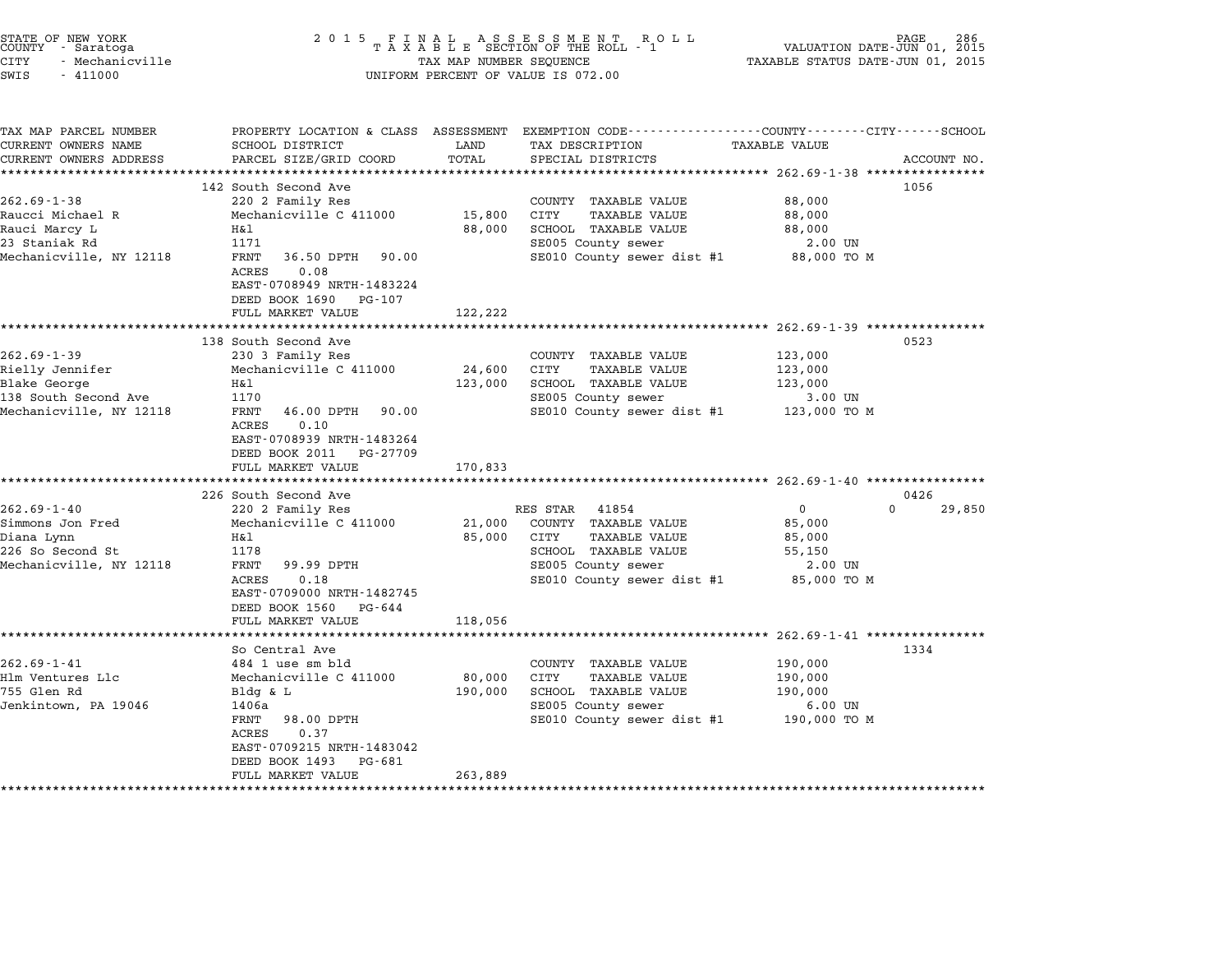STATE OF NEW YORK
COUNTY - Saratoga
CITY - Mechanicville
SWIS - 411000

2 0 1 5 F I N A L A S S E S S M E N T R O L L
T A X A B L E SECTION OF THE ROLL - 1
TAX MAP NUMBER SEQUENCE
UNIFORM PERCENT OF VALUE IS 072.00

VALUATION DATE-JUN 01, 2015
TAXABLE STATUS DATE-JUN 01, 2015

| TAX MAP PARCEL NUMBER / CURRENT OWNERS NAME / CURRENT OWNERS ADDRESS | PROPERTY LOCATION & CLASS / SCHOOL DISTRICT / PARCEL SIZE/GRID COORD | ASSESSMENT LAND / TOTAL | EXEMPTION CODE / TAX DESCRIPTION / SPECIAL DISTRICTS | COUNTY / CITY / SCHOOL TAXABLE VALUE | ACCOUNT NO. |
|---|---|---|---|---|---|
| **262.69-1-38** | 142 South Second Ave | | | | 1056 |
| 262.69-1-38 | 220 2 Family Res | | COUNTY TAXABLE VALUE | 88,000 | |
| Raucci Michael R | Mechanicville C 411000 | 15,800 | CITY TAXABLE VALUE | 88,000 | |
| Rauci Marcy L | H&l | 88,000 | SCHOOL TAXABLE VALUE | 88,000 | |
| 23 Staniak Rd | 1171 | | SE005 County sewer | 2.00 UN | |
| Mechanicville, NY 12118 | FRNT 36.50 DPTH 90.00 | | SE010 County sewer dist #1 | 88,000 TO M | |
| | ACRES 0.08 | | | | |
| | EAST-0708949 NRTH-1483224 | | | | |
| | DEED BOOK 1690 PG-107 | | | | |
| | FULL MARKET VALUE | 122,222 | | | |
| **262.69-1-39** | 138 South Second Ave | | | | 0523 |
| 262.69-1-39 | 230 3 Family Res | | COUNTY TAXABLE VALUE | 123,000 | |
| Rielly Jennifer | Mechanicville C 411000 | 24,600 | CITY TAXABLE VALUE | 123,000 | |
| Blake George | H&l | 123,000 | SCHOOL TAXABLE VALUE | 123,000 | |
| 138 South Second Ave | 1170 | | SE005 County sewer | 3.00 UN | |
| Mechanicville, NY 12118 | FRNT 46.00 DPTH 90.00 | | SE010 County sewer dist #1 | 123,000 TO M | |
| | ACRES 0.10 | | | | |
| | EAST-0708939 NRTH-1483264 | | | | |
| | DEED BOOK 2011 PG-27709 | | | | |
| | FULL MARKET VALUE | 170,833 | | | |
| **262.69-1-40** | 226 South Second Ave | | | | 0426 |
| 262.69-1-40 | 220 2 Family Res | | RES STAR 41854 | 0 / 0 / 29,850 | |
| Simmons Jon Fred | Mechanicville C 411000 | 21,000 | COUNTY TAXABLE VALUE | 85,000 | |
| Diana Lynn | H&l | 85,000 | CITY TAXABLE VALUE | 85,000 | |
| 226 So Second St | 1178 | | SCHOOL TAXABLE VALUE | 55,150 | |
| Mechanicville, NY 12118 | FRNT 99.99 DPTH | | SE005 County sewer | 2.00 UN | |
| | ACRES 0.18 | | SE010 County sewer dist #1 | 85,000 TO M | |
| | EAST-0709000 NRTH-1482745 | | | | |
| | DEED BOOK 1560 PG-644 | | | | |
| | FULL MARKET VALUE | 118,056 | | | |
| **262.69-1-41** | So Central Ave | | | | 1334 |
| 262.69-1-41 | 484 1 use sm bld | | COUNTY TAXABLE VALUE | 190,000 | |
| Hlm Ventures Llc | Mechanicville C 411000 | 80,000 | CITY TAXABLE VALUE | 190,000 | |
| 755 Glen Rd | Bldg & L | 190,000 | SCHOOL TAXABLE VALUE | 190,000 | |
| Jenkintown, PA 19046 | 1406a | | SE005 County sewer | 6.00 UN | |
| | FRNT 98.00 DPTH | | SE010 County sewer dist #1 | 190,000 TO M | |
| | ACRES 0.37 | | | | |
| | EAST-0709215 NRTH-1483042 | | | | |
| | DEED BOOK 1493 PG-681 | | | | |
| | FULL MARKET VALUE | 263,889 | | | |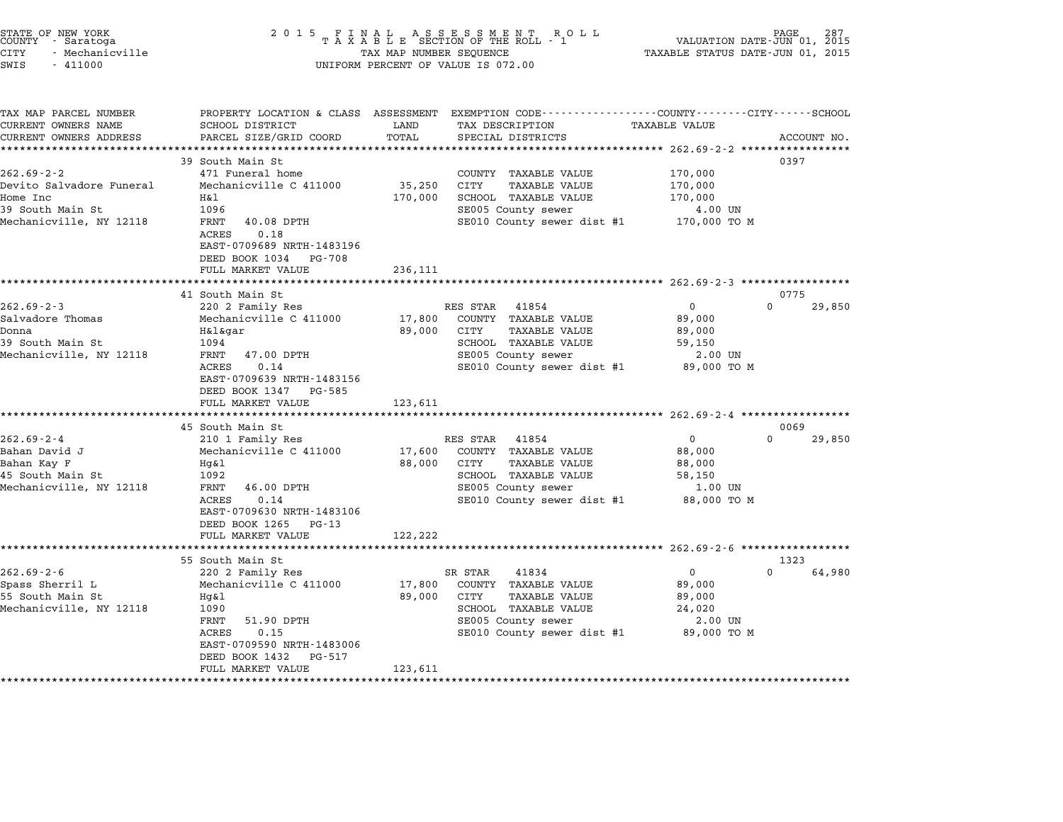STATE OF NEW YORK
COUNTY - Saratoga
CITY - Mechanicville
SWIS - 411000

2 0 1 5 F I N A L A S S E S S M E N T R O L L
T A X A B L E SECTION OF THE ROLL - 1
TAX MAP NUMBER SEQUENCE
UNIFORM PERCENT OF VALUE IS 072.00

VALUATION DATE-JUN 01, 2015
TAXABLE STATUS DATE-JUN 01, 2015

| TAX MAP PARCEL NUMBER / CURRENT OWNERS NAME / CURRENT OWNERS ADDRESS | PROPERTY LOCATION & CLASS / SCHOOL DISTRICT / PARCEL SIZE/GRID COORD | ASSESSMENT LAND / TOTAL | EXEMPTION CODE / TAX DESCRIPTION / SPECIAL DISTRICTS | COUNTY / CITY TAXABLE VALUE | SCHOOL | ACCOUNT NO. |
|---|---|---|---|---|---|---|
| **262.69-2-2** | 39 South Main St | | | | | 0397 |
| Devito Salvadore Funeral | 471 Funeral home | | COUNTY TAXABLE VALUE | 170,000 | | |
| Home Inc | Mechanicville C 411000 | 35,250 | CITY TAXABLE VALUE | 170,000 | | |
| 39 South Main St | H&l | 170,000 | SCHOOL TAXABLE VALUE | 170,000 | | |
| Mechanicville, NY 12118 | 1096 | | SE005 County sewer | 4.00 UN | | |
| | FRNT 40.08 DPTH | | SE010 County sewer dist #1 | 170,000 TO M | | |
| | ACRES 0.18 | | | | | |
| | EAST-0709689 NRTH-1483196 | | | | | |
| | DEED BOOK 1034 PG-708 | | | | | |
| | FULL MARKET VALUE | 236,111 | | | | |
| **262.69-2-3** | 41 South Main St | | | | | 0775 |
| Salvadore Thomas | 220 2 Family Res | | RES STAR 41854 | 0 | 0 | 29,850 |
| Donna | Mechanicville C 411000 | 17,800 | COUNTY TAXABLE VALUE | 89,000 | | |
| 39 South Main St | H&l&gar | 89,000 | CITY TAXABLE VALUE | 89,000 | | |
| Mechanicville, NY 12118 | 1094 | | SCHOOL TAXABLE VALUE | 59,150 | | |
| | FRNT 47.00 DPTH | | SE005 County sewer | 2.00 UN | | |
| | ACRES 0.14 | | SE010 County sewer dist #1 | 89,000 TO M | | |
| | EAST-0709639 NRTH-1483156 | | | | | |
| | DEED BOOK 1347 PG-585 | | | | | |
| | FULL MARKET VALUE | 123,611 | | | | |
| **262.69-2-4** | 45 South Main St | | | | | 0069 |
| Bahan David J | 210 1 Family Res | | RES STAR 41854 | 0 | 0 | 29,850 |
| Bahan Kay F | Mechanicville C 411000 | 17,600 | COUNTY TAXABLE VALUE | 88,000 | | |
| 45 South Main St | Hg&l | 88,000 | CITY TAXABLE VALUE | 88,000 | | |
| Mechanicville, NY 12118 | 1092 | | SCHOOL TAXABLE VALUE | 58,150 | | |
| | FRNT 46.00 DPTH | | SE005 County sewer | 1.00 UN | | |
| | ACRES 0.14 | | SE010 County sewer dist #1 | 88,000 TO M | | |
| | EAST-0709630 NRTH-1483106 | | | | | |
| | DEED BOOK 1265 PG-13 | | | | | |
| | FULL MARKET VALUE | 122,222 | | | | |
| **262.69-2-6** | 55 South Main St | | | | | 1323 |
| Spass Sherril L | 220 2 Family Res | | SR STAR 41834 | 0 | 0 | 64,980 |
| 55 South Main St | Mechanicville C 411000 | 17,800 | COUNTY TAXABLE VALUE | 89,000 | | |
| Mechanicville, NY 12118 | Hg&l | 89,000 | CITY TAXABLE VALUE | 89,000 | | |
| | 1090 | | SCHOOL TAXABLE VALUE | 24,020 | | |
| | FRNT 51.90 DPTH | | SE005 County sewer | 2.00 UN | | |
| | ACRES 0.15 | | SE010 County sewer dist #1 | 89,000 TO M | | |
| | EAST-0709590 NRTH-1483006 | | | | | |
| | DEED BOOK 1432 PG-517 | | | | | |
| | FULL MARKET VALUE | 123,611 | | | | |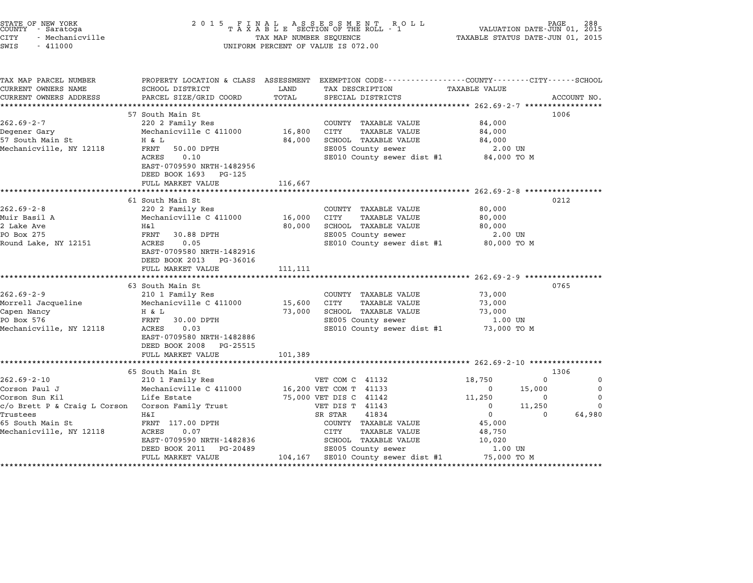STATE OF NEW YORK
COUNTY - Saratoga
CITY - Mechanicville
SWIS - 411000

2015 FINAL ASSESSMENT ROLL
TAXABLE SECTION OF THE ROLL - 1
TAX MAP NUMBER SEQUENCE
UNIFORM PERCENT OF VALUE IS 072.00

VALUATION DATE-JUN 01, 2015
TAXABLE STATUS DATE-JUN 01, 2015

| TAX MAP PARCEL NUMBER / CURRENT OWNERS NAME / CURRENT OWNERS ADDRESS | PROPERTY LOCATION & CLASS / SCHOOL DISTRICT / PARCEL SIZE/GRID COORD | ASSESSMENT LAND / TOTAL | EXEMPTION CODE / TAX DESCRIPTION / SPECIAL DISTRICTS | COUNTY TAXABLE VALUE | CITY | SCHOOL | ACCOUNT NO. |
|---|---|---|---|---|---|---|---|
| **262.69-2-7** | 57 South Main St | | | | | | 1006 |
| 262.69-2-7 | 220 2 Family Res | | COUNTY TAXABLE VALUE | 84,000 | | | |
| Degener Gary | Mechanicville C 411000 | 16,800 | CITY TAXABLE VALUE | 84,000 | | | |
| 57 South Main St | H & L | 84,000 | SCHOOL TAXABLE VALUE | 84,000 | | | |
| Mechanicville, NY 12118 | FRNT 50.00 DPTH | | SE005 County sewer | 2.00 UN | | | |
| | ACRES 0.10 | | SE010 County sewer dist #1 | 84,000 TO M | | | |
| | EAST-0709590 NRTH-1482956 | | | | | | |
| | DEED BOOK 1693 PG-125 | | | | | | |
| | FULL MARKET VALUE | 116,667 | | | | | |
| **262.69-2-8** | 61 South Main St | | | | | | 0212 |
| 262.69-2-8 | 220 2 Family Res | | COUNTY TAXABLE VALUE | 80,000 | | | |
| Muir Basil A | Mechanicville C 411000 | 16,000 | CITY TAXABLE VALUE | 80,000 | | | |
| 2 Lake Ave | H&l | 80,000 | SCHOOL TAXABLE VALUE | 80,000 | | | |
| PO Box 275 | FRNT 30.88 DPTH | | SE005 County sewer | 2.00 UN | | | |
| Round Lake, NY 12151 | ACRES 0.05 | | SE010 County sewer dist #1 | 80,000 TO M | | | |
| | EAST-0709580 NRTH-1482916 | | | | | | |
| | DEED BOOK 2013 PG-36016 | | | | | | |
| | FULL MARKET VALUE | 111,111 | | | | | |
| **262.69-2-9** | 63 South Main St | | | | | | 0765 |
| 262.69-2-9 | 210 1 Family Res | | COUNTY TAXABLE VALUE | 73,000 | | | |
| Morrell Jacqueline | Mechanicville C 411000 | 15,600 | CITY TAXABLE VALUE | 73,000 | | | |
| Capen Nancy | H & L | 73,000 | SCHOOL TAXABLE VALUE | 73,000 | | | |
| PO Box 576 | FRNT 30.00 DPTH | | SE005 County sewer | 1.00 UN | | | |
| Mechanicville, NY 12118 | ACRES 0.03 | | SE010 County sewer dist #1 | 73,000 TO M | | | |
| | EAST-0709580 NRTH-1482886 | | | | | | |
| | DEED BOOK 2008 PG-25515 | | | | | | |
| | FULL MARKET VALUE | 101,389 | | | | | |
| **262.69-2-10** | 65 South Main St | | | | | | 1306 |
| 262.69-2-10 | 210 1 Family Res | | VET COM C 41132 | 18,750 | 0 | 0 | |
| Corson Paul J | Mechanicville C 411000 | 16,200 | VET COM T 41133 | 0 | 15,000 | 0 | |
| Corson Sun Kil | Life Estate | 75,000 | VET DIS C 41142 | 11,250 | 0 | 0 | |
| c/o Brett P & Craig L Corson | Corson Family Trust | | VET DIS T 41143 | 0 | 11,250 | 0 | |
| Trustees | H&I | | SR STAR 41834 | 0 | 0 | 64,980 | |
| 65 South Main St | FRNT 117.00 DPTH | | COUNTY TAXABLE VALUE | 45,000 | | | |
| Mechanicville, NY 12118 | ACRES 0.07 | | CITY TAXABLE VALUE | 48,750 | | | |
| | EAST-0709590 NRTH-1482836 | | SCHOOL TAXABLE VALUE | 10,020 | | | |
| | DEED BOOK 2011 PG-20489 | | SE005 County sewer | 1.00 UN | | | |
| | FULL MARKET VALUE | 104,167 | SE010 County sewer dist #1 | 75,000 TO M | | | |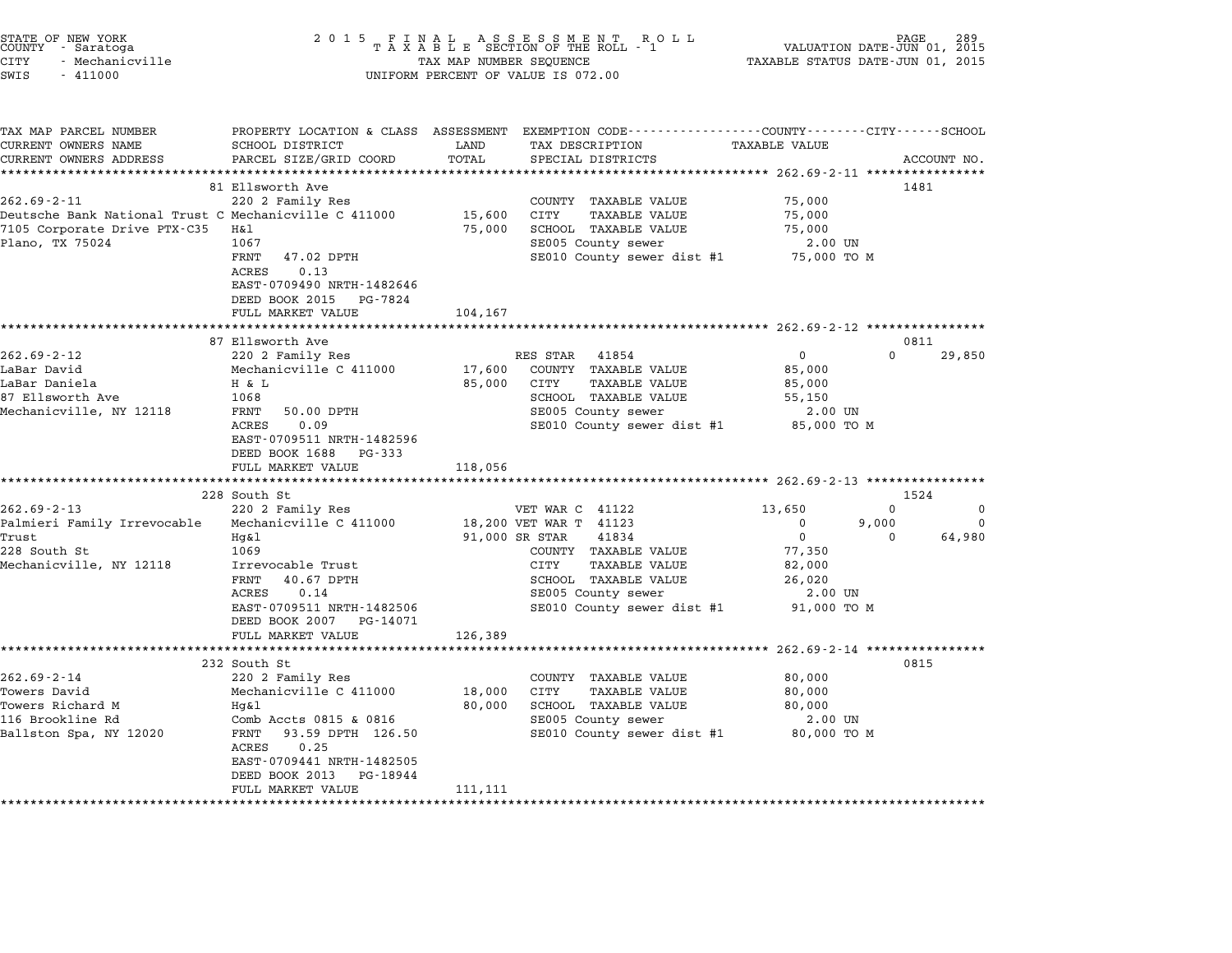STATE OF NEW YORK
COUNTY - Saratoga
CITY - Mechanicville
SWIS - 411000

2 0 1 5 F I N A L A S S E S S M E N T R O L L
T A X A B L E SECTION OF THE ROLL - 1
TAX MAP NUMBER SEQUENCE
UNIFORM PERCENT OF VALUE IS 072.00

VALUATION DATE-JUN 01, 2015
TAXABLE STATUS DATE-JUN 01, 2015

| TAX MAP PARCEL NUMBER / CURRENT OWNERS NAME / CURRENT OWNERS ADDRESS | PROPERTY LOCATION & CLASS / SCHOOL DISTRICT / PARCEL SIZE/GRID COORD | ASSESSMENT LAND / TOTAL | EXEMPTION CODE / TAX DESCRIPTION / SPECIAL DISTRICTS | COUNTY TAXABLE VALUE | CITY | SCHOOL | ACCOUNT NO. |
|---|---|---|---|---|---|---|---|
| **262.69-2-11** | 81 Ellsworth Ave | | | | | | 1481 |
| | 220 2 Family Res | | COUNTY TAXABLE VALUE | 75,000 | | | |
| Deutsche Bank National Trust C | Mechanicville C 411000 | 15,600 | CITY TAXABLE VALUE | 75,000 | | | |
| 7105 Corporate Drive PTX-C35 | H&l | 75,000 | SCHOOL TAXABLE VALUE | 75,000 | | | |
| Plano, TX 75024 | 1067 | | SE005 County sewer | 2.00 UN | | | |
| | FRNT 47.02 DPTH | | SE010 County sewer dist #1 | 75,000 TO M | | | |
| | ACRES 0.13 | | | | | | |
| | EAST-0709490 NRTH-1482646 | | | | | | |
| | DEED BOOK 2015 PG-7824 | | | | | | |
| | FULL MARKET VALUE | 104,167 | | | | | |
| **262.69-2-12** | 87 Ellsworth Ave | | | | | | 0811 |
| | 220 2 Family Res | | RES STAR 41854 | 0 | 0 | 29,850 | |
| LaBar David | Mechanicville C 411000 | 17,600 | COUNTY TAXABLE VALUE | 85,000 | | | |
| LaBar Daniela | H & L | 85,000 | CITY TAXABLE VALUE | 85,000 | | | |
| 87 Ellsworth Ave | 1068 | | SCHOOL TAXABLE VALUE | 55,150 | | | |
| Mechanicville, NY 12118 | FRNT 50.00 DPTH | | SE005 County sewer | 2.00 UN | | | |
| | ACRES 0.09 | | SE010 County sewer dist #1 | 85,000 TO M | | | |
| | EAST-0709511 NRTH-1482596 | | | | | | |
| | DEED BOOK 1688 PG-333 | | | | | | |
| | FULL MARKET VALUE | 118,056 | | | | | |
| **262.69-2-13** | 228 South St | | | | | | 1524 |
| | 220 2 Family Res | | VET WAR C 41122 | 13,650 | 0 | 0 | |
| Palmieri Family Irrevocable | Mechanicville C 411000 | 18,200 | VET WAR T 41123 | 0 | 9,000 | 0 | |
| Trust | Hg&l | 91,000 | SR STAR 41834 | 0 | 0 | 64,980 | |
| 228 South St | 1069 | | COUNTY TAXABLE VALUE | 77,350 | | | |
| Mechanicville, NY 12118 | Irrevocable Trust | | CITY TAXABLE VALUE | 82,000 | | | |
| | FRNT 40.67 DPTH | | SCHOOL TAXABLE VALUE | 26,020 | | | |
| | ACRES 0.14 | | SE005 County sewer | 2.00 UN | | | |
| | EAST-0709511 NRTH-1482506 | | SE010 County sewer dist #1 | 91,000 TO M | | | |
| | DEED BOOK 2007 PG-14071 | | | | | | |
| | FULL MARKET VALUE | 126,389 | | | | | |
| **262.69-2-14** | 232 South St | | | | | | 0815 |
| | 220 2 Family Res | | COUNTY TAXABLE VALUE | 80,000 | | | |
| Towers David | Mechanicville C 411000 | 18,000 | CITY TAXABLE VALUE | 80,000 | | | |
| Towers Richard M | Hg&l | 80,000 | SCHOOL TAXABLE VALUE | 80,000 | | | |
| 116 Brookline Rd | Comb Accts 0815 & 0816 | | SE005 County sewer | 2.00 UN | | | |
| Ballston Spa, NY 12020 | FRNT 93.59 DPTH 126.50 | | SE010 County sewer dist #1 | 80,000 TO M | | | |
| | ACRES 0.25 | | | | | | |
| | EAST-0709441 NRTH-1482505 | | | | | | |
| | DEED BOOK 2013 PG-18944 | | | | | | |
| | FULL MARKET VALUE | 111,111 | | | | | |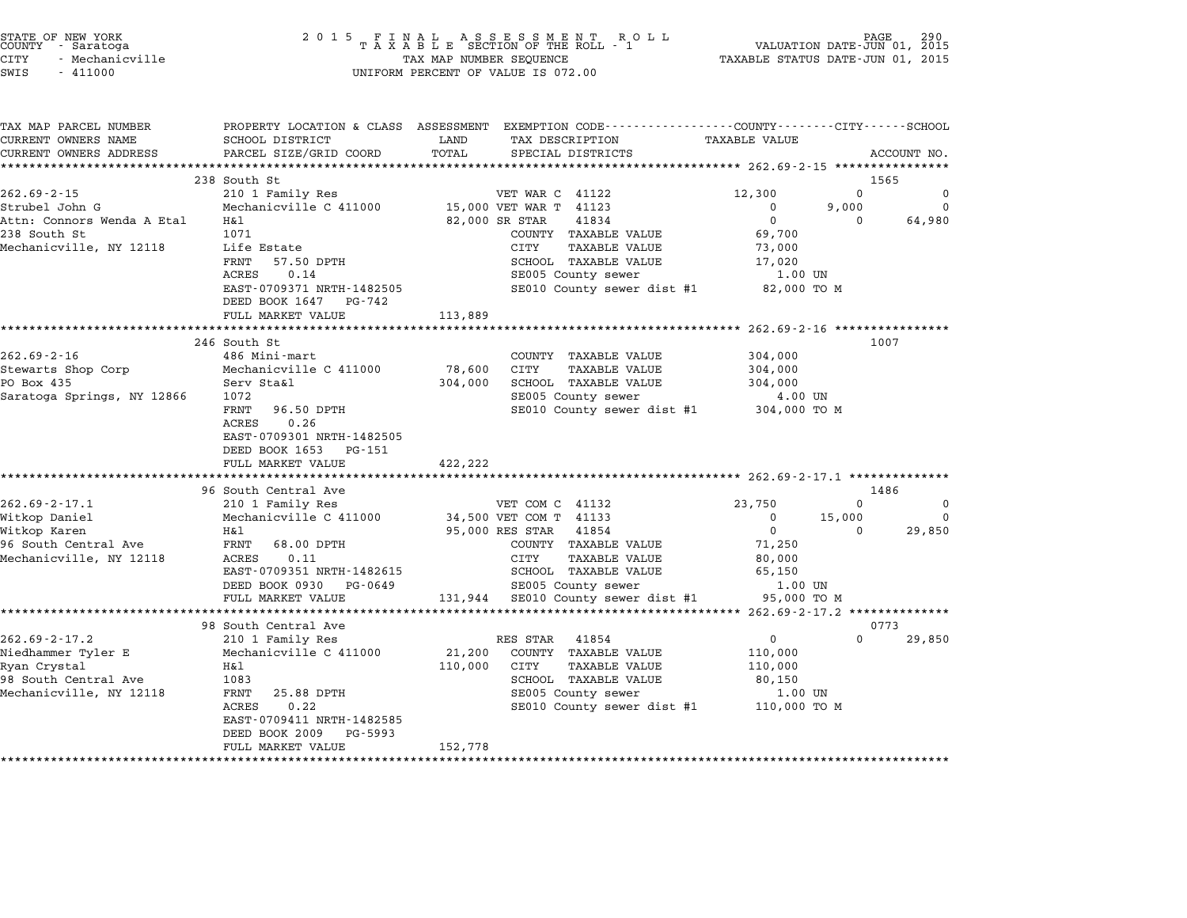STATE OF NEW YORK
COUNTY - Saratoga
CITY - Mechanicville
SWIS - 411000

2 0 1 5 F I N A L A S S E S S M E N T R O L L
T A X A B L E SECTION OF THE ROLL - 1
TAX MAP NUMBER SEQUENCE
UNIFORM PERCENT OF VALUE IS 072.00

VALUATION DATE-JUN 01, 2015
TAXABLE STATUS DATE-JUN 01, 2015

| TAX MAP PARCEL NUMBER / CURRENT OWNERS NAME / CURRENT OWNERS ADDRESS | PROPERTY LOCATION & CLASS / SCHOOL DISTRICT / PARCEL SIZE/GRID COORD | ASSESSMENT LAND / TOTAL | EXEMPTION CODE / TAX DESCRIPTION / SPECIAL DISTRICTS | COUNTY TAXABLE VALUE | CITY | SCHOOL | ACCOUNT NO. |
|---|---|---|---|---|---|---|---|
| **262.69-2-15** | 238 South St | | | | | | 1565 |
| 262.69-2-15 | 210 1 Family Res | | VET WAR C 41122 | 12,300 | 0 | 0 | |
| Strubel John G | Mechanicville C 411000 | 15,000 | VET WAR T 41123 | 0 | 9,000 | 0 | |
| Attn: Connors Wenda A Etal | H&l | 82,000 | SR STAR 41834 | 0 | 0 | 64,980 | |
| 238 South St | 1071 | | COUNTY TAXABLE VALUE | 69,700 | | | |
| Mechanicville, NY 12118 | Life Estate | | CITY TAXABLE VALUE | 73,000 | | | |
| | FRNT 57.50 DPTH | | SCHOOL TAXABLE VALUE | 17,020 | | | |
| | ACRES 0.14 | | SE005 County sewer | 1.00 UN | | | |
| | EAST-0709371 NRTH-1482505 | | SE010 County sewer dist #1 | 82,000 TO M | | | |
| | DEED BOOK 1647 PG-742 | | | | | | |
| | FULL MARKET VALUE | 113,889 | | | | | |
| **262.69-2-16** | 246 South St | | | | | | 1007 |
| 262.69-2-16 | 486 Mini-mart | | COUNTY TAXABLE VALUE | 304,000 | | | |
| Stewarts Shop Corp | Mechanicville C 411000 | 78,600 | CITY TAXABLE VALUE | 304,000 | | | |
| PO Box 435 | Serv Sta&l | 304,000 | SCHOOL TAXABLE VALUE | 304,000 | | | |
| Saratoga Springs, NY 12866 | 1072 | | SE005 County sewer | 4.00 UN | | | |
| | FRNT 96.50 DPTH | | SE010 County sewer dist #1 | 304,000 TO M | | | |
| | ACRES 0.26 | | | | | | |
| | EAST-0709301 NRTH-1482505 | | | | | | |
| | DEED BOOK 1653 PG-151 | | | | | | |
| | FULL MARKET VALUE | 422,222 | | | | | |
| **262.69-2-17.1** | 96 South Central Ave | | | | | | 1486 |
| 262.69-2-17.1 | 210 1 Family Res | | VET COM C 41132 | 23,750 | 0 | 0 | |
| Witkop Daniel | Mechanicville C 411000 | 34,500 | VET COM T 41133 | 0 | 15,000 | 0 | |
| Witkop Karen | H&l | 95,000 | RES STAR 41854 | 0 | 0 | 29,850 | |
| 96 South Central Ave | FRNT 68.00 DPTH | | COUNTY TAXABLE VALUE | 71,250 | | | |
| Mechanicville, NY 12118 | ACRES 0.11 | | CITY TAXABLE VALUE | 80,000 | | | |
| | EAST-0709351 NRTH-1482615 | | SCHOOL TAXABLE VALUE | 65,150 | | | |
| | DEED BOOK 0930 PG-0649 | | SE005 County sewer | 1.00 UN | | | |
| | FULL MARKET VALUE | 131,944 | SE010 County sewer dist #1 | 95,000 TO M | | | |
| **262.69-2-17.2** | 98 South Central Ave | | | | | | 0773 |
| 262.69-2-17.2 | 210 1 Family Res | | RES STAR 41854 | 0 | 0 | 29,850 | |
| Niedhammer Tyler E | Mechanicville C 411000 | 21,200 | COUNTY TAXABLE VALUE | 110,000 | | | |
| Ryan Crystal | H&l | 110,000 | CITY TAXABLE VALUE | 110,000 | | | |
| 98 South Central Ave | 1083 | | SCHOOL TAXABLE VALUE | 80,150 | | | |
| Mechanicville, NY 12118 | FRNT 25.88 DPTH | | SE005 County sewer | 1.00 UN | | | |
| | ACRES 0.22 | | SE010 County sewer dist #1 | 110,000 TO M | | | |
| | EAST-0709411 NRTH-1482585 | | | | | | |
| | DEED BOOK 2009 PG-5993 | | | | | | |
| | FULL MARKET VALUE | 152,778 | | | | | |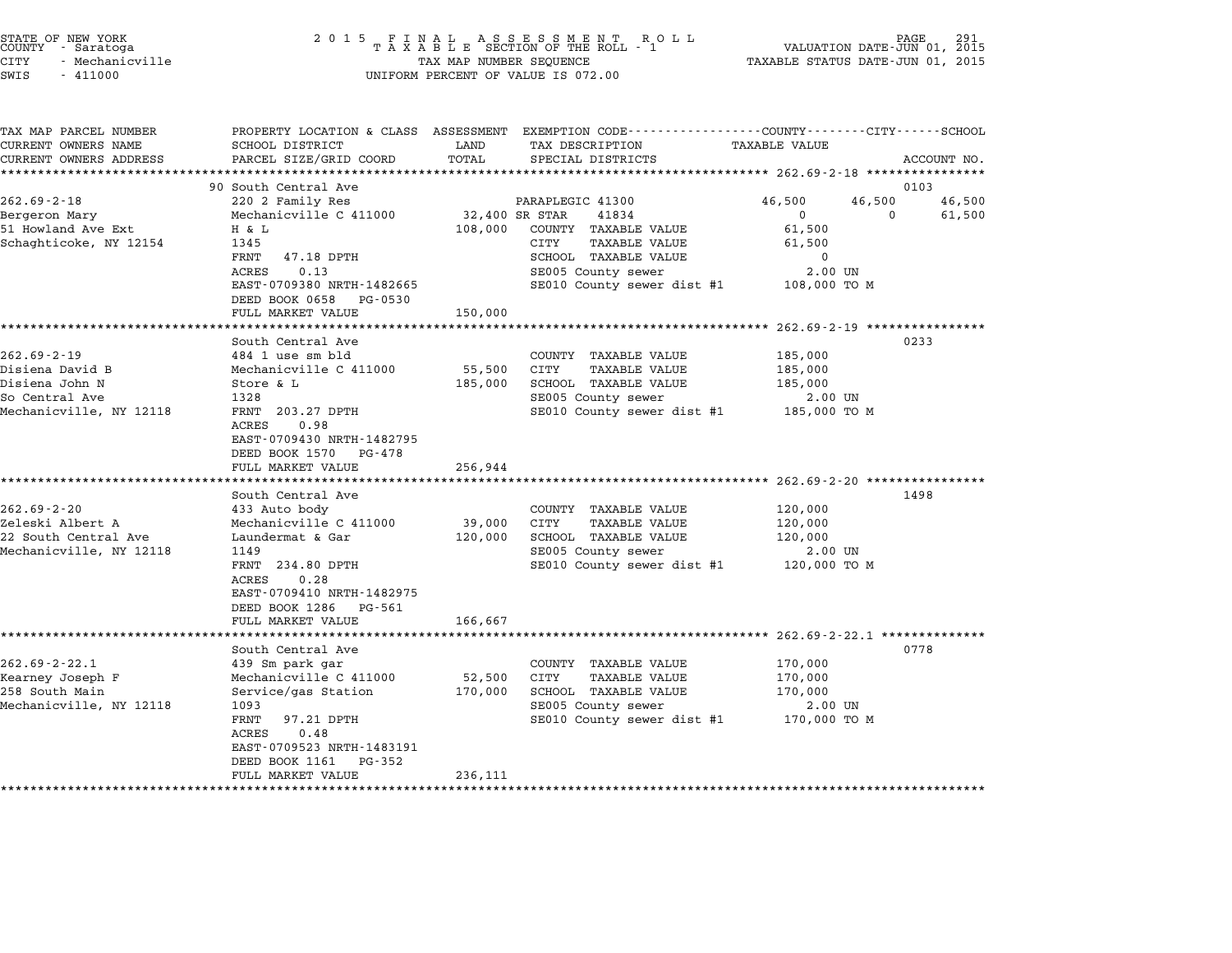STATE OF NEW YORK
COUNTY - Saratoga
CITY - Mechanicville
SWIS - 411000

2015 FINAL ASSESSMENT ROLL
TAXABLE SECTION OF THE ROLL - 1
TAX MAP NUMBER SEQUENCE
UNIFORM PERCENT OF VALUE IS 072.00

VALUATION DATE-JUN 01, 2015
TAXABLE STATUS DATE-JUN 01, 2015

| TAX MAP PARCEL NUMBER / CURRENT OWNERS NAME / CURRENT OWNERS ADDRESS | PROPERTY LOCATION & CLASS / SCHOOL DISTRICT / PARCEL SIZE/GRID COORD | ASSESSMENT LAND / TOTAL | EXEMPTION CODE / TAX DESCRIPTION / SPECIAL DISTRICTS | COUNTY | CITY | SCHOOL / TAXABLE VALUE | ACCOUNT NO. |
|---|---|---|---|---|---|---|---|
| **262.69-2-18** | 90 South Central Ave | | | | | | 0103 |
| 262.69-2-18 | 220 2 Family Res | | PARAPLEGIC 41300 | 46,500 | 46,500 | 46,500 | |
| Bergeron Mary | Mechanicville C 411000 | 32,400 | SR STAR 41834 | 0 | 0 | 61,500 | |
| 51 Howland Ave Ext | H & L | 108,000 | COUNTY TAXABLE VALUE | 61,500 | | | |
| Schaghticoke, NY 12154 | 1345 | | CITY TAXABLE VALUE | 61,500 | | | |
| | FRNT 47.18 DPTH | | SCHOOL TAXABLE VALUE | 0 | | | |
| | ACRES 0.13 | | SE005 County sewer | 2.00 UN | | | |
| | EAST-0709380 NRTH-1482665 | | SE010 County sewer dist #1 | 108,000 TO M | | | |
| | DEED BOOK 0658 PG-0530 | | | | | | |
| | FULL MARKET VALUE | 150,000 | | | | | |
| **262.69-2-19** | South Central Ave | | | | | | 0233 |
| 262.69-2-19 | 484 1 use sm bld | | COUNTY TAXABLE VALUE | 185,000 | | | |
| Disiena David B | Mechanicville C 411000 | 55,500 | CITY TAXABLE VALUE | 185,000 | | | |
| Disiena John N | Store & L | 185,000 | SCHOOL TAXABLE VALUE | 185,000 | | | |
| So Central Ave | 1328 | | SE005 County sewer | 2.00 UN | | | |
| Mechanicville, NY 12118 | FRNT 203.27 DPTH | | SE010 County sewer dist #1 | 185,000 TO M | | | |
| | ACRES 0.98 | | | | | | |
| | EAST-0709430 NRTH-1482795 | | | | | | |
| | DEED BOOK 1570 PG-478 | | | | | | |
| | FULL MARKET VALUE | 256,944 | | | | | |
| **262.69-2-20** | South Central Ave | | | | | | 1498 |
| 262.69-2-20 | 433 Auto body | | COUNTY TAXABLE VALUE | 120,000 | | | |
| Zeleski Albert A | Mechanicville C 411000 | 39,000 | CITY TAXABLE VALUE | 120,000 | | | |
| 22 South Central Ave | Laundermat & Gar | 120,000 | SCHOOL TAXABLE VALUE | 120,000 | | | |
| Mechanicville, NY 12118 | 1149 | | SE005 County sewer | 2.00 UN | | | |
| | FRNT 234.80 DPTH | | SE010 County sewer dist #1 | 120,000 TO M | | | |
| | ACRES 0.28 | | | | | | |
| | EAST-0709410 NRTH-1482975 | | | | | | |
| | DEED BOOK 1286 PG-561 | | | | | | |
| | FULL MARKET VALUE | 166,667 | | | | | |
| **262.69-2-22.1** | South Central Ave | | | | | | 0778 |
| 262.69-2-22.1 | 439 Sm park gar | | COUNTY TAXABLE VALUE | 170,000 | | | |
| Kearney Joseph F | Mechanicville C 411000 | 52,500 | CITY TAXABLE VALUE | 170,000 | | | |
| 258 South Main | Service/gas Station | 170,000 | SCHOOL TAXABLE VALUE | 170,000 | | | |
| Mechanicville, NY 12118 | 1093 | | SE005 County sewer | 2.00 UN | | | |
| | FRNT 97.21 DPTH | | SE010 County sewer dist #1 | 170,000 TO M | | | |
| | ACRES 0.48 | | | | | | |
| | EAST-0709523 NRTH-1483191 | | | | | | |
| | DEED BOOK 1161 PG-352 | | | | | | |
| | FULL MARKET VALUE | 236,111 | | | | | |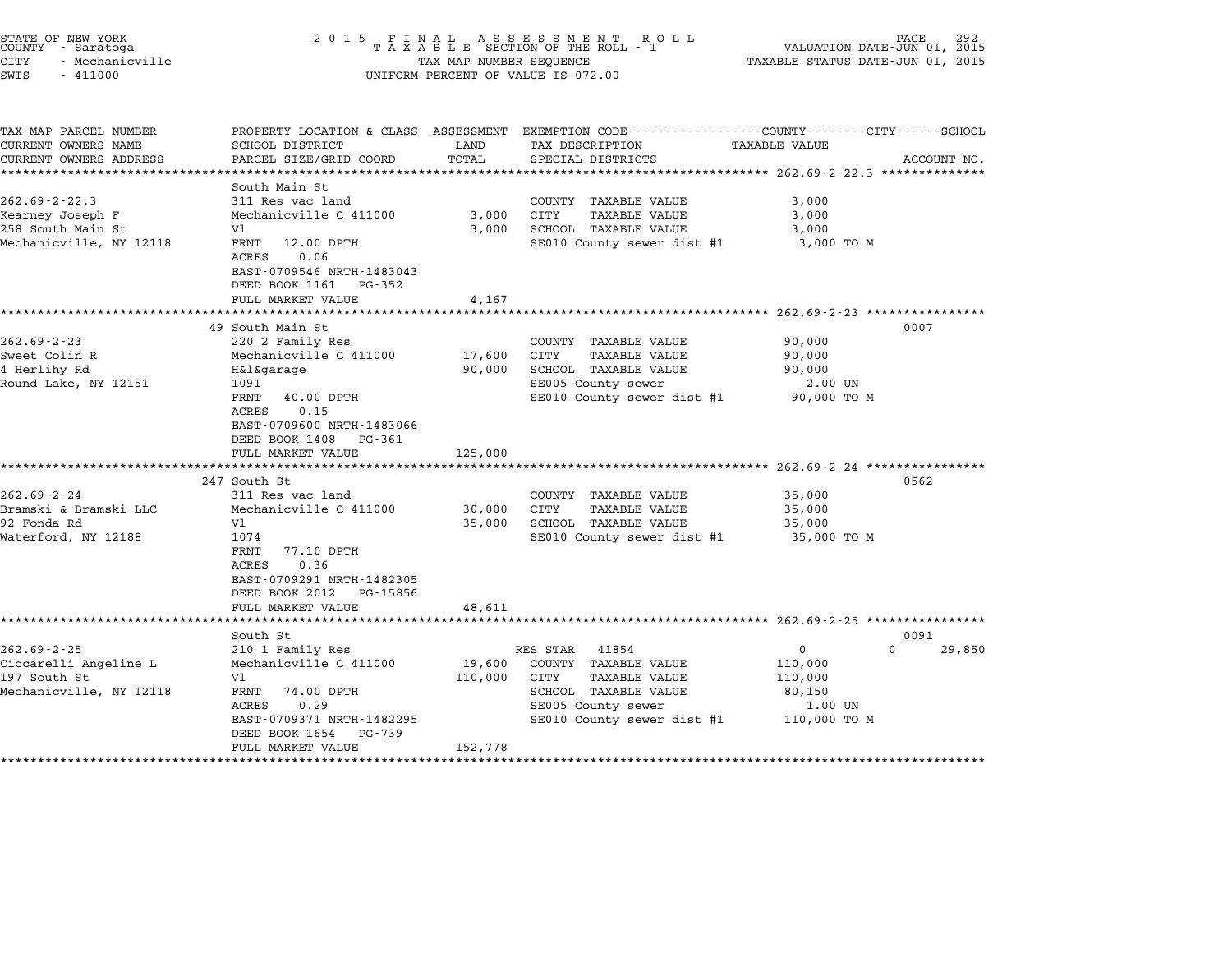STATE OF NEW YORK
COUNTY - Saratoga
CITY - Mechanicville
SWIS - 411000

2 0 1 5 F I N A L A S S E S S M E N T R O L L
T A X A B L E SECTION OF THE ROLL - 1
TAX MAP NUMBER SEQUENCE
UNIFORM PERCENT OF VALUE IS 072.00

VALUATION DATE-JUN 01, 2015
TAXABLE STATUS DATE-JUN 01, 2015

| TAX MAP PARCEL NUMBER / CURRENT OWNERS NAME / CURRENT OWNERS ADDRESS | PROPERTY LOCATION & CLASS / SCHOOL DISTRICT / PARCEL SIZE/GRID COORD | ASSESSMENT LAND / TOTAL | EXEMPTION CODE / TAX DESCRIPTION / SPECIAL DISTRICTS | COUNTY / CITY / SCHOOL TAXABLE VALUE | ACCOUNT NO. |
|---|---|---|---|---|---|
| **262.69-2-22.3** | South Main St | | | | |
| 262.69-2-22.3 | 311 Res vac land | | COUNTY TAXABLE VALUE | 3,000 | |
| Kearney Joseph F | Mechanicville C 411000 | 3,000 | CITY TAXABLE VALUE | 3,000 | |
| 258 South Main St | Vl | 3,000 | SCHOOL TAXABLE VALUE | 3,000 | |
| Mechanicville, NY 12118 | FRNT 12.00 DPTH | | SE010 County sewer dist #1 | 3,000 TO M | |
| | ACRES 0.06 | | | | |
| | EAST-0709546 NRTH-1483043 | | | | |
| | DEED BOOK 1161 PG-352 | | | | |
| | FULL MARKET VALUE | 4,167 | | | |
| **262.69-2-23** | 49 South Main St | | | | 0007 |
| 262.69-2-23 | 220 2 Family Res | | COUNTY TAXABLE VALUE | 90,000 | |
| Sweet Colin R | Mechanicville C 411000 | 17,600 | CITY TAXABLE VALUE | 90,000 | |
| 4 Herlihy Rd | H&l&garage | 90,000 | SCHOOL TAXABLE VALUE | 90,000 | |
| Round Lake, NY 12151 | 1091 | | SE005 County sewer | 2.00 UN | |
| | FRNT 40.00 DPTH | | SE010 County sewer dist #1 | 90,000 TO M | |
| | ACRES 0.15 | | | | |
| | EAST-0709600 NRTH-1483066 | | | | |
| | DEED BOOK 1408 PG-361 | | | | |
| | FULL MARKET VALUE | 125,000 | | | |
| **262.69-2-24** | 247 South St | | | | 0562 |
| 262.69-2-24 | 311 Res vac land | | COUNTY TAXABLE VALUE | 35,000 | |
| Bramski & Bramski LLC | Mechanicville C 411000 | 30,000 | CITY TAXABLE VALUE | 35,000 | |
| 92 Fonda Rd | Vl | 35,000 | SCHOOL TAXABLE VALUE | 35,000 | |
| Waterford, NY 12188 | 1074 | | SE010 County sewer dist #1 | 35,000 TO M | |
| | FRNT 77.10 DPTH | | | | |
| | ACRES 0.36 | | | | |
| | EAST-0709291 NRTH-1482305 | | | | |
| | DEED BOOK 2012 PG-15856 | | | | |
| | FULL MARKET VALUE | 48,611 | | | |
| **262.69-2-25** | South St | | | | 0091 |
| 262.69-2-25 | 210 1 Family Res | | RES STAR 41854 | 0 / 0 / 29,850 | |
| Ciccarelli Angeline L | Mechanicville C 411000 | 19,600 | COUNTY TAXABLE VALUE | 110,000 | |
| 197 South St | Vl | 110,000 | CITY TAXABLE VALUE | 110,000 | |
| Mechanicville, NY 12118 | FRNT 74.00 DPTH | | SCHOOL TAXABLE VALUE | 80,150 | |
| | ACRES 0.29 | | SE005 County sewer | 1.00 UN | |
| | EAST-0709371 NRTH-1482295 | | SE010 County sewer dist #1 | 110,000 TO M | |
| | DEED BOOK 1654 PG-739 | | | | |
| | FULL MARKET VALUE | 152,778 | | | |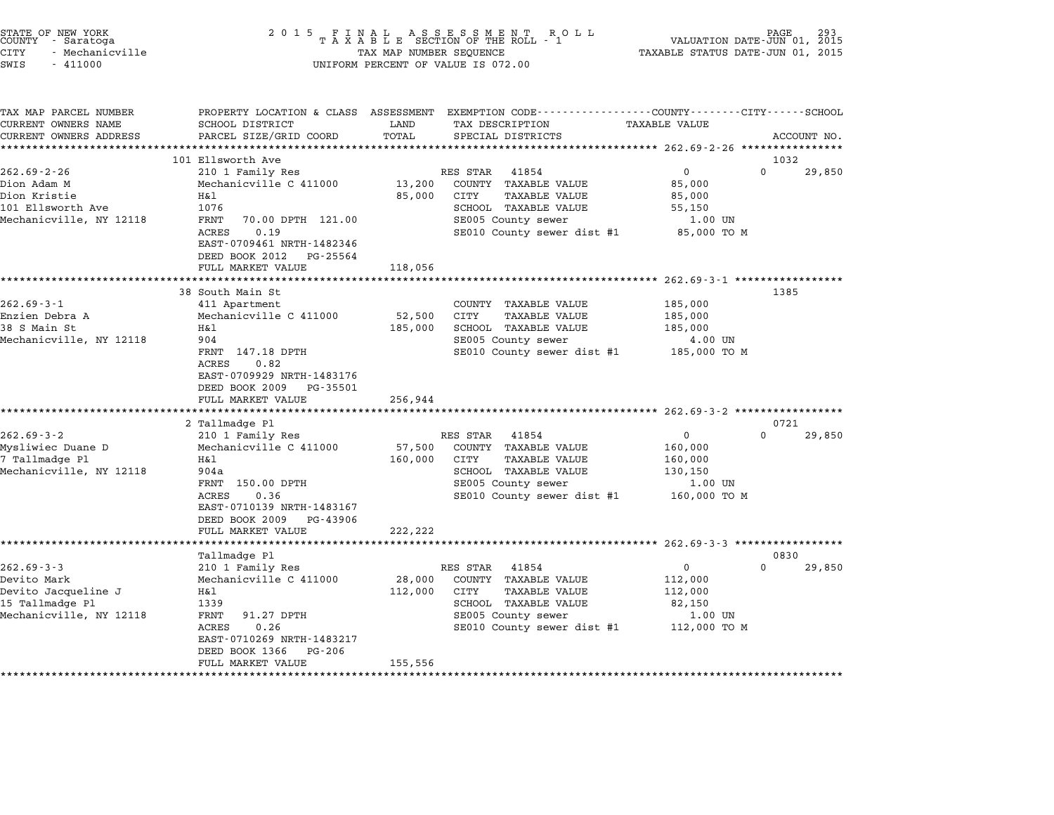STATE OF NEW YORK
COUNTY - Saratoga
CITY - Mechanicville
SWIS - 411000

2 0 1 5 F I N A L A S S E S S M E N T R O L L
T A X A B L E SECTION OF THE ROLL - 1
TAX MAP NUMBER SEQUENCE
UNIFORM PERCENT OF VALUE IS 072.00

VALUATION DATE-JUN 01, 2015
TAXABLE STATUS DATE-JUN 01, 2015

| TAX MAP PARCEL NUMBER / CURRENT OWNERS NAME / CURRENT OWNERS ADDRESS | PROPERTY LOCATION & CLASS / SCHOOL DISTRICT / PARCEL SIZE/GRID COORD | ASSESSMENT LAND / TOTAL | EXEMPTION CODE / TAX DESCRIPTION / SPECIAL DISTRICTS | COUNTY / TAXABLE VALUE | CITY | SCHOOL / ACCOUNT NO. |
|---|---|---|---|---|---|---|
| 262.69-2-26 | 101 Ellsworth Ave | | | | | 1032 |
| 262.69-2-26 | 210 1 Family Res | | RES STAR 41854 | 0 | 0 | 29,850 |
| Dion Adam M | Mechanicville C 411000 | 13,200 | COUNTY TAXABLE VALUE | 85,000 | | |
| Dion Kristie | H&l | 85,000 | CITY TAXABLE VALUE | 85,000 | | |
| 101 Ellsworth Ave | 1076 | | SCHOOL TAXABLE VALUE | 55,150 | | |
| Mechanicville, NY 12118 | FRNT 70.00 DPTH 121.00 | | SE005 County sewer | 1.00 UN | | |
| | ACRES 0.19 | | SE010 County sewer dist #1 | 85,000 TO M | | |
| | EAST-0709461 NRTH-1482346 | | | | | |
| | DEED BOOK 2012 PG-25564 | | | | | |
| | FULL MARKET VALUE | 118,056 | | | | |
| 262.69-3-1 | 38 South Main St | | | | | 1385 |
| 262.69-3-1 | 411 Apartment | | COUNTY TAXABLE VALUE | 185,000 | | |
| Enzien Debra A | Mechanicville C 411000 | 52,500 | CITY TAXABLE VALUE | 185,000 | | |
| 38 S Main St | H&l | 185,000 | SCHOOL TAXABLE VALUE | 185,000 | | |
| Mechanicville, NY 12118 | 904 | | SE005 County sewer | 4.00 UN | | |
| | FRNT 147.18 DPTH | | SE010 County sewer dist #1 | 185,000 TO M | | |
| | ACRES 0.82 | | | | | |
| | EAST-0709929 NRTH-1483176 | | | | | |
| | DEED BOOK 2009 PG-35501 | | | | | |
| | FULL MARKET VALUE | 256,944 | | | | |
| 262.69-3-2 | 2 Tallmadge Pl | | | | | 0721 |
| 262.69-3-2 | 210 1 Family Res | | RES STAR 41854 | 0 | 0 | 29,850 |
| Mysliwiec Duane D | Mechanicville C 411000 | 57,500 | COUNTY TAXABLE VALUE | 160,000 | | |
| 7 Tallmadge Pl | H&l | 160,000 | CITY TAXABLE VALUE | 160,000 | | |
| Mechanicville, NY 12118 | 904a | | SCHOOL TAXABLE VALUE | 130,150 | | |
| | FRNT 150.00 DPTH | | SE005 County sewer | 1.00 UN | | |
| | ACRES 0.36 | | SE010 County sewer dist #1 | 160,000 TO M | | |
| | EAST-0710139 NRTH-1483167 | | | | | |
| | DEED BOOK 2009 PG-43906 | | | | | |
| | FULL MARKET VALUE | 222,222 | | | | |
| 262.69-3-3 | Tallmadge Pl | | | | | 0830 |
| 262.69-3-3 | 210 1 Family Res | | RES STAR 41854 | 0 | 0 | 29,850 |
| Devito Mark | Mechanicville C 411000 | 28,000 | COUNTY TAXABLE VALUE | 112,000 | | |
| Devito Jacqueline J | H&l | 112,000 | CITY TAXABLE VALUE | 112,000 | | |
| 15 Tallmadge Pl | 1339 | | SCHOOL TAXABLE VALUE | 82,150 | | |
| Mechanicville, NY 12118 | FRNT 91.27 DPTH | | SE005 County sewer | 1.00 UN | | |
| | ACRES 0.26 | | SE010 County sewer dist #1 | 112,000 TO M | | |
| | EAST-0710269 NRTH-1483217 | | | | | |
| | DEED BOOK 1366 PG-206 | | | | | |
| | FULL MARKET VALUE | 155,556 | | | | |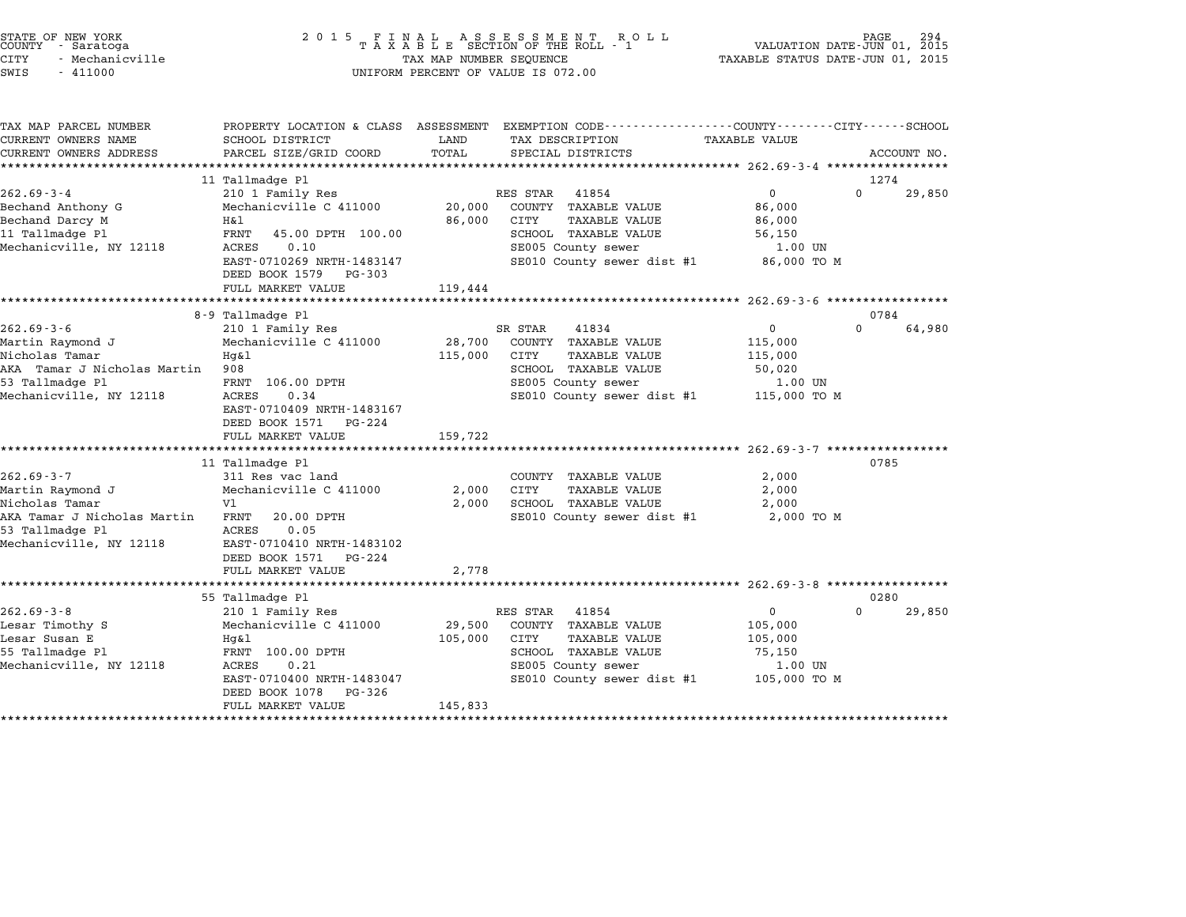STATE OF NEW YORK
COUNTY - Saratoga
CITY - Mechanicville
SWIS - 411000

2 0 1 5 F I N A L A S S E S S M E N T R O L L
T A X A B L E SECTION OF THE ROLL - 1
TAX MAP NUMBER SEQUENCE
UNIFORM PERCENT OF VALUE IS 072.00

VALUATION DATE-JUN 01, 2015
TAXABLE STATUS DATE-JUN 01, 2015

| TAX MAP PARCEL NUMBER / CURRENT OWNERS NAME / CURRENT OWNERS ADDRESS | PROPERTY LOCATION & CLASS / SCHOOL DISTRICT / PARCEL SIZE/GRID COORD | ASSESSMENT LAND / TOTAL | EXEMPTION CODE / TAX DESCRIPTION / SPECIAL DISTRICTS | COUNTY / TAXABLE VALUE | CITY | SCHOOL | ACCOUNT NO. |
|---|---|---|---|---|---|---|---|
| **262.69-3-4** | 11 Tallmadge Pl | | | | | | 1274 |
| 262.69-3-4 | 210 1 Family Res | | RES STAR 41854 | 0 | 0 | 29,850 | |
| Bechand Anthony G | Mechanicville C 411000 | 20,000 | COUNTY TAXABLE VALUE | 86,000 | | | |
| Bechand Darcy M | H&l | 86,000 | CITY TAXABLE VALUE | 86,000 | | | |
| 11 Tallmadge Pl | FRNT 45.00 DPTH 100.00 | | SCHOOL TAXABLE VALUE | 56,150 | | | |
| Mechanicville, NY 12118 | ACRES 0.10 | | SE005 County sewer | 1.00 UN | | | |
| | EAST-0710269 NRTH-1483147 | | SE010 County sewer dist #1 | 86,000 TO M | | | |
| | DEED BOOK 1579 PG-303 | | | | | | |
| | FULL MARKET VALUE | 119,444 | | | | | |
| **262.69-3-6** | 8-9 Tallmadge Pl | | | | | | 0784 |
| 262.69-3-6 | 210 1 Family Res | | SR STAR 41834 | 0 | 0 | 64,980 | |
| Martin Raymond J | Mechanicville C 411000 | 28,700 | COUNTY TAXABLE VALUE | 115,000 | | | |
| Nicholas Tamar | Hg&l | 115,000 | CITY TAXABLE VALUE | 115,000 | | | |
| AKA Tamar J Nicholas Martin | 908 | | SCHOOL TAXABLE VALUE | 50,020 | | | |
| 53 Tallmadge Pl | FRNT 106.00 DPTH | | SE005 County sewer | 1.00 UN | | | |
| Mechanicville, NY 12118 | ACRES 0.34 | | SE010 County sewer dist #1 | 115,000 TO M | | | |
| | EAST-0710409 NRTH-1483167 | | | | | | |
| | DEED BOOK 1571 PG-224 | | | | | | |
| | FULL MARKET VALUE | 159,722 | | | | | |
| **262.69-3-7** | 11 Tallmadge Pl | | | | | | 0785 |
| 262.69-3-7 | 311 Res vac land | | COUNTY TAXABLE VALUE | 2,000 | | | |
| Martin Raymond J | Mechanicville C 411000 | 2,000 | CITY TAXABLE VALUE | 2,000 | | | |
| Nicholas Tamar | Vl | 2,000 | SCHOOL TAXABLE VALUE | 2,000 | | | |
| AKA Tamar J Nicholas Martin | FRNT 20.00 DPTH | | SE010 County sewer dist #1 | 2,000 TO M | | | |
| 53 Tallmadge Pl | ACRES 0.05 | | | | | | |
| Mechanicville, NY 12118 | EAST-0710410 NRTH-1483102 | | | | | | |
| | DEED BOOK 1571 PG-224 | | | | | | |
| | FULL MARKET VALUE | 2,778 | | | | | |
| **262.69-3-8** | 55 Tallmadge Pl | | | | | | 0280 |
| 262.69-3-8 | 210 1 Family Res | | RES STAR 41854 | 0 | 0 | 29,850 | |
| Lesar Timothy S | Mechanicville C 411000 | 29,500 | COUNTY TAXABLE VALUE | 105,000 | | | |
| Lesar Susan E | Hg&l | 105,000 | CITY TAXABLE VALUE | 105,000 | | | |
| 55 Tallmadge Pl | FRNT 100.00 DPTH | | SCHOOL TAXABLE VALUE | 75,150 | | | |
| Mechanicville, NY 12118 | ACRES 0.21 | | SE005 County sewer | 1.00 UN | | | |
| | EAST-0710400 NRTH-1483047 | | SE010 County sewer dist #1 | 105,000 TO M | | | |
| | DEED BOOK 1078 PG-326 | | | | | | |
| | FULL MARKET VALUE | 145,833 | | | | | |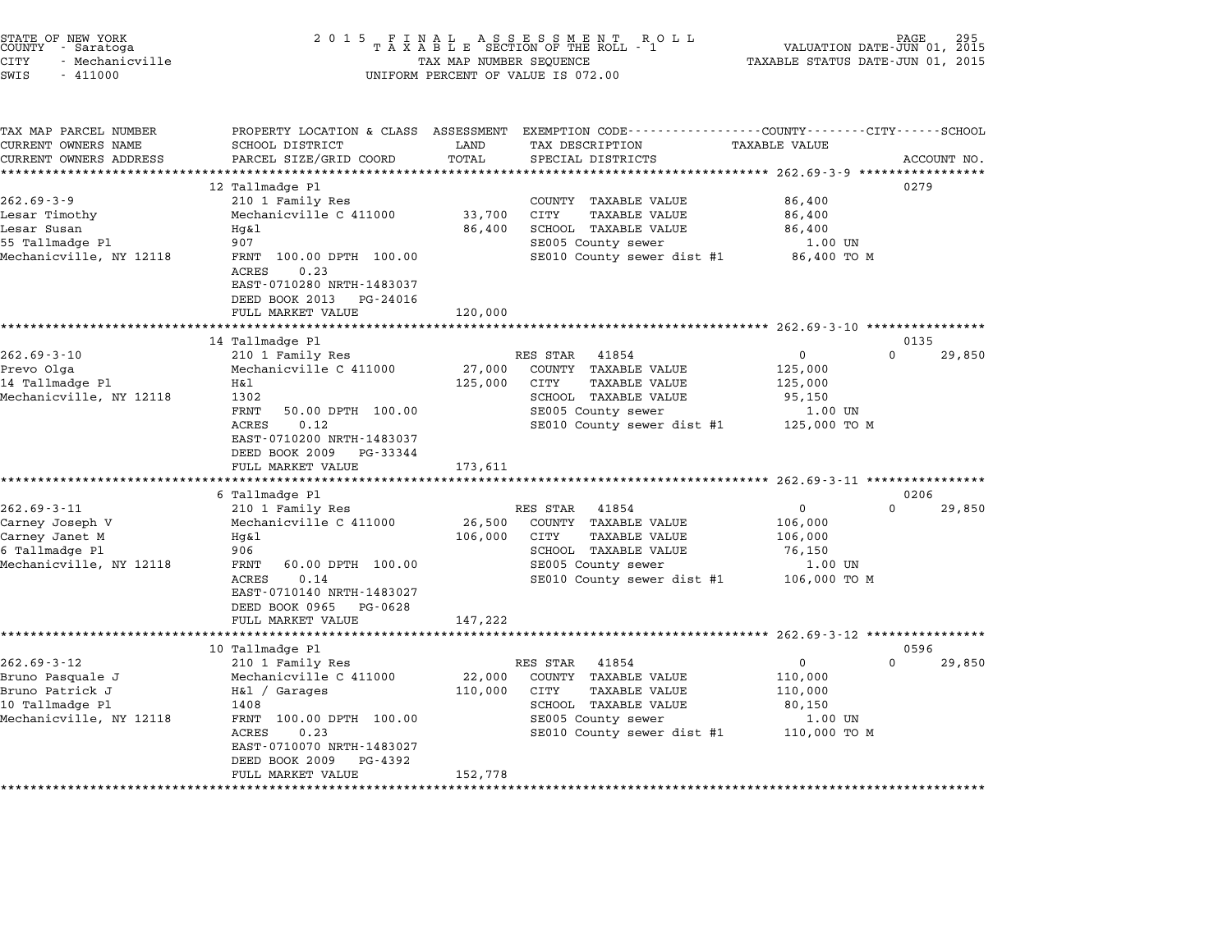STATE OF NEW YORK
COUNTY - Saratoga
CITY - Mechanicville
SWIS - 411000

2015 FINAL ASSESSMENT ROLL
TAXABLE SECTION OF THE ROLL - 1
TAX MAP NUMBER SEQUENCE
UNIFORM PERCENT OF VALUE IS 072.00

VALUATION DATE-JUN 01, 2015
TAXABLE STATUS DATE-JUN 01, 2015

| TAX MAP PARCEL NUMBER / CURRENT OWNERS NAME / CURRENT OWNERS ADDRESS | PROPERTY LOCATION & CLASS / SCHOOL DISTRICT / PARCEL SIZE/GRID COORD | ASSESSMENT LAND / TOTAL | EXEMPTION CODE / TAX DESCRIPTION / SPECIAL DISTRICTS | COUNTY TAXABLE VALUE | CITY | SCHOOL | ACCOUNT NO. |
|---|---|---|---|---|---|---|---|
| **262.69-3-9** | 12 Tallmadge Pl | | | | | | 0279 |
| 262.69-3-9 | 210 1 Family Res | | COUNTY TAXABLE VALUE | 86,400 | | | |
| Lesar Timothy | Mechanicville C 411000 | 33,700 | CITY TAXABLE VALUE | 86,400 | | | |
| Lesar Susan | Hg&l | 86,400 | SCHOOL TAXABLE VALUE | 86,400 | | | |
| 55 Tallmadge Pl | 907 | | SE005 County sewer | 1.00 UN | | | |
| Mechanicville, NY 12118 | FRNT 100.00 DPTH 100.00 | | SE010 County sewer dist #1 | 86,400 TO M | | | |
| | ACRES 0.23 | | | | | | |
| | EAST-0710280 NRTH-1483037 | | | | | | |
| | DEED BOOK 2013 PG-24016 | | | | | | |
| | FULL MARKET VALUE | 120,000 | | | | | |
| **262.69-3-10** | 14 Tallmadge Pl | | | | | | 0135 |
| 262.69-3-10 | 210 1 Family Res | | RES STAR 41854 | 0 | 0 | 29,850 | |
| Prevo Olga | Mechanicville C 411000 | 27,000 | COUNTY TAXABLE VALUE | 125,000 | | | |
| 14 Tallmadge Pl | H&l | 125,000 | CITY TAXABLE VALUE | 125,000 | | | |
| Mechanicville, NY 12118 | 1302 | | SCHOOL TAXABLE VALUE | 95,150 | | | |
| | FRNT 50.00 DPTH 100.00 | | SE005 County sewer | 1.00 UN | | | |
| | ACRES 0.12 | | SE010 County sewer dist #1 | 125,000 TO M | | | |
| | EAST-0710200 NRTH-1483037 | | | | | | |
| | DEED BOOK 2009 PG-33344 | | | | | | |
| | FULL MARKET VALUE | 173,611 | | | | | |
| **262.69-3-11** | 6 Tallmadge Pl | | | | | | 0206 |
| 262.69-3-11 | 210 1 Family Res | | RES STAR 41854 | 0 | 0 | 29,850 | |
| Carney Joseph V | Mechanicville C 411000 | 26,500 | COUNTY TAXABLE VALUE | 106,000 | | | |
| Carney Janet M | Hg&l | 106,000 | CITY TAXABLE VALUE | 106,000 | | | |
| 6 Tallmadge Pl | 906 | | SCHOOL TAXABLE VALUE | 76,150 | | | |
| Mechanicville, NY 12118 | FRNT 60.00 DPTH 100.00 | | SE005 County sewer | 1.00 UN | | | |
| | ACRES 0.14 | | SE010 County sewer dist #1 | 106,000 TO M | | | |
| | EAST-0710140 NRTH-1483027 | | | | | | |
| | DEED BOOK 0965 PG-0628 | | | | | | |
| | FULL MARKET VALUE | 147,222 | | | | | |
| **262.69-3-12** | 10 Tallmadge Pl | | | | | | 0596 |
| 262.69-3-12 | 210 1 Family Res | | RES STAR 41854 | 0 | 0 | 29,850 | |
| Bruno Pasquale J | Mechanicville C 411000 | 22,000 | COUNTY TAXABLE VALUE | 110,000 | | | |
| Bruno Patrick J | H&l / Garages | 110,000 | CITY TAXABLE VALUE | 110,000 | | | |
| 10 Tallmadge Pl | 1408 | | SCHOOL TAXABLE VALUE | 80,150 | | | |
| Mechanicville, NY 12118 | FRNT 100.00 DPTH 100.00 | | SE005 County sewer | 1.00 UN | | | |
| | ACRES 0.23 | | SE010 County sewer dist #1 | 110,000 TO M | | | |
| | EAST-0710070 NRTH-1483027 | | | | | | |
| | DEED BOOK 2009 PG-4392 | | | | | | |
| | FULL MARKET VALUE | 152,778 | | | | | |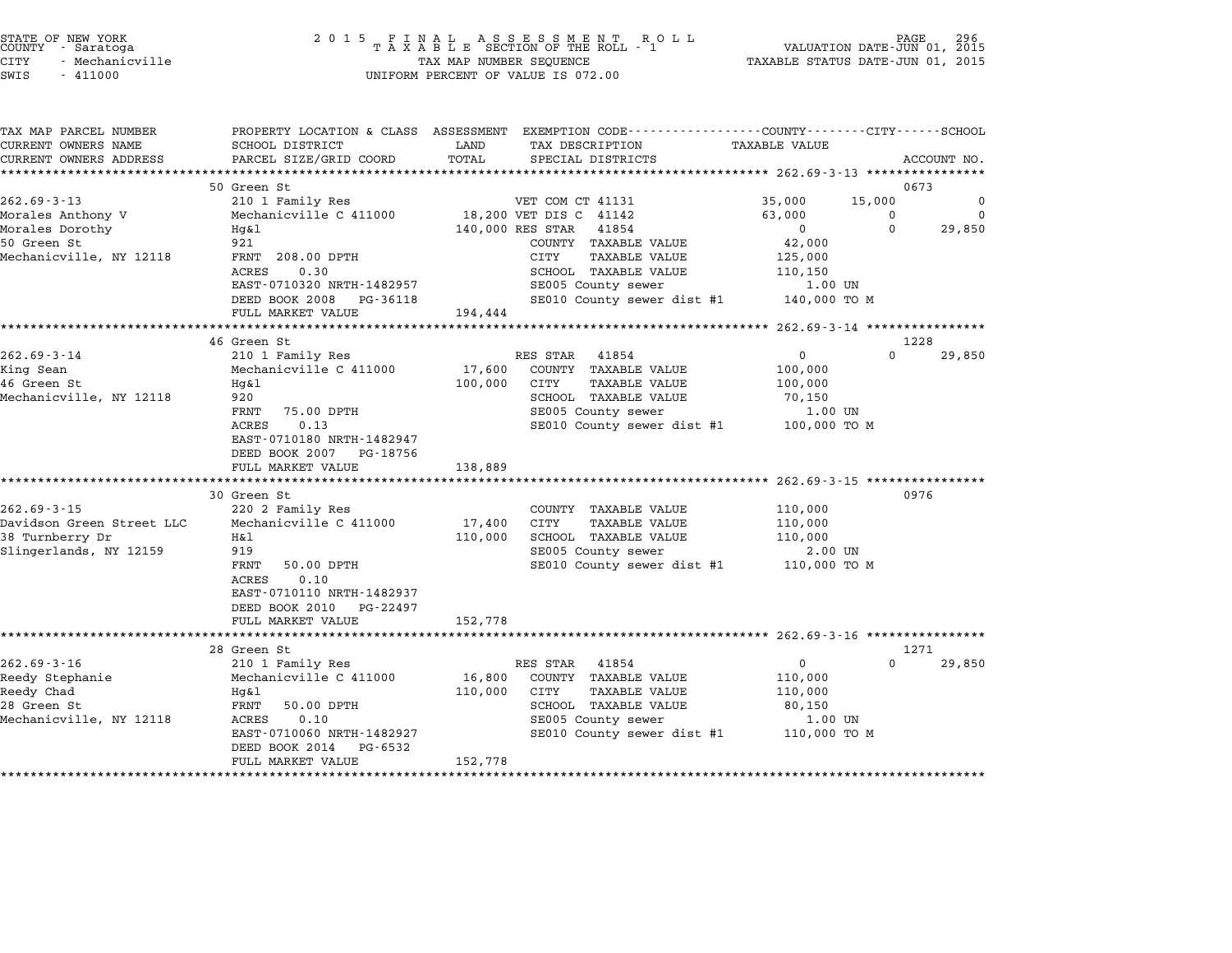STATE OF NEW YORK
COUNTY - Saratoga
CITY - Mechanicville
SWIS - 411000

2015 FINAL ASSESSMENT ROLL
TAXABLE SECTION OF THE ROLL - 1
TAX MAP NUMBER SEQUENCE
UNIFORM PERCENT OF VALUE IS 072.00

VALUATION DATE-JUN 01, 2015
TAXABLE STATUS DATE-JUN 01, 2015

```
TAX MAP PARCEL NUMBER          PROPERTY LOCATION & CLASS  ASSESSMENT  EXEMPTION CODE-----------------COUNTY--------CITY------SCHOOL
CURRENT OWNERS NAME            SCHOOL DISTRICT               LAND      TAX DESCRIPTION                  TAXABLE VALUE
CURRENT OWNERS ADDRESS         PARCEL SIZE/GRID COORD        TOTAL     SPECIAL DISTRICTS                                     ACCOUNT NO.
******************************************************************************************************* 262.69-3-13 ****************
                               50 Green St                                                                                   0673
262.69-3-13                    210 1 Family Res                       VET COM CT 41131              35,000      15,000            0
Morales Anthony V              Mechanicville C 411000       18,200 VET DIS C  41142                 63,000           0            0
Morales Dorothy                Hg&l                        140,000 RES STAR   41854                      0           0       29,850
50 Green St                    921                                  COUNTY  TAXABLE VALUE           42,000
Mechanicville, NY 12118        FRNT 208.00 DPTH                     CITY    TAXABLE VALUE          125,000
                               ACRES    0.30                        SCHOOL  TAXABLE VALUE          110,150
                               EAST-0710320 NRTH-1482957            SE005 County sewer                1.00 UN
                               DEED BOOK 2008   PG-36118            SE010 County sewer dist #1     140,000 TO M
                               FULL MARKET VALUE           194,444
******************************************************************************************************* 262.69-3-14 ****************
                               46 Green St                                                                                   1228
262.69-3-14                    210 1 Family Res                     RES STAR   41854                     0           0       29,850
King Sean                      Mechanicville C 411000       17,600  COUNTY  TAXABLE VALUE          100,000
46 Green St                    Hg&l                        100,000  CITY    TAXABLE VALUE          100,000
Mechanicville, NY 12118        920                                  SCHOOL  TAXABLE VALUE           70,150
                               FRNT  75.00 DPTH                     SE005 County sewer                1.00 UN
                               ACRES    0.13                        SE010 County sewer dist #1     100,000 TO M
                               EAST-0710180 NRTH-1482947
                               DEED BOOK 2007   PG-18756
                               FULL MARKET VALUE           138,889
******************************************************************************************************* 262.69-3-15 ****************
                               30 Green St                                                                                   0976
262.69-3-15                    220 2 Family Res                     COUNTY  TAXABLE VALUE          110,000
Davidson Green Street LLC      Mechanicville C 411000       17,400  CITY    TAXABLE VALUE          110,000
38 Turnberry Dr                H&l                         110,000  SCHOOL  TAXABLE VALUE          110,000
Slingerlands, NY 12159         919                                  SE005 County sewer                2.00 UN
                               FRNT  50.00 DPTH                     SE010 County sewer dist #1     110,000 TO M
                               ACRES    0.10
                               EAST-0710110 NRTH-1482937
                               DEED BOOK 2010   PG-22497
                               FULL MARKET VALUE           152,778
******************************************************************************************************* 262.69-3-16 ****************
                               28 Green St                                                                                   1271
262.69-3-16                    210 1 Family Res                     RES STAR   41854                     0           0       29,850
Reedy Stephanie                Mechanicville C 411000       16,800  COUNTY  TAXABLE VALUE          110,000
Reedy Chad                     Hg&l                        110,000  CITY    TAXABLE VALUE          110,000
28 Green St                    FRNT  50.00 DPTH                     SCHOOL  TAXABLE VALUE           80,150
Mechanicville, NY 12118        ACRES    0.10                        SE005 County sewer                1.00 UN
                               EAST-0710060 NRTH-1482927            SE010 County sewer dist #1     110,000 TO M
                               DEED BOOK 2014   PG-6532
                               FULL MARKET VALUE           152,778
************************************************************************************************************************************
```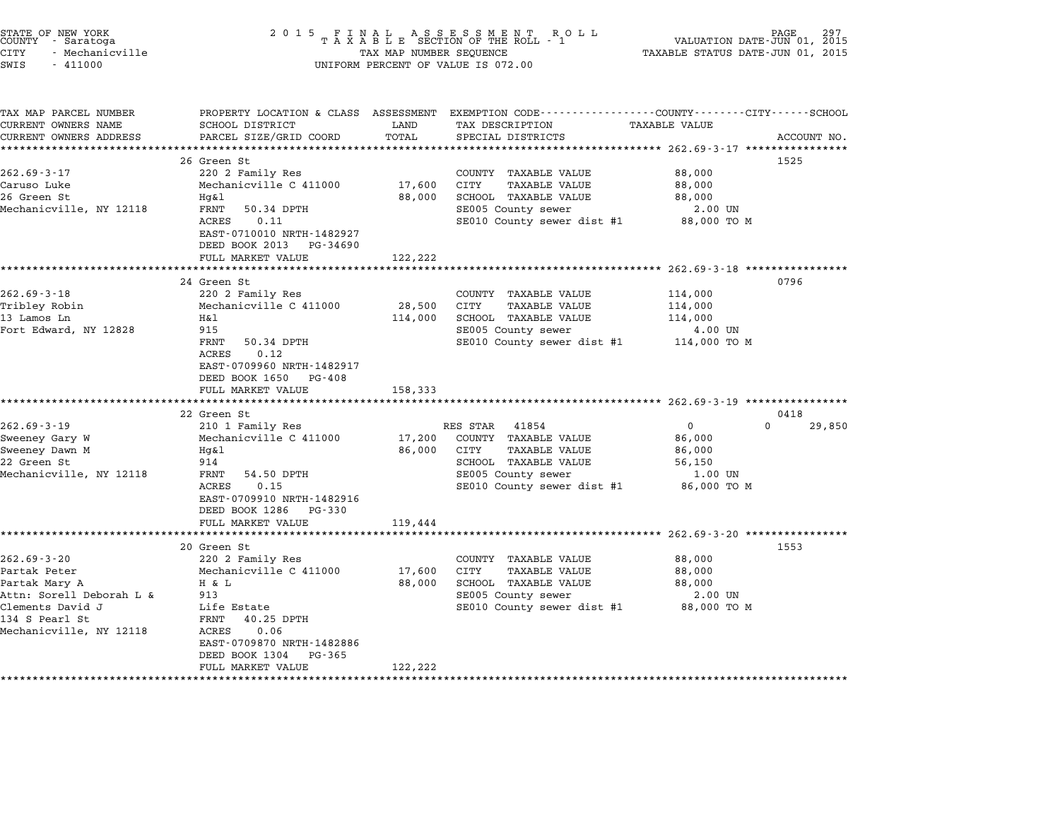STATE OF NEW YORK
COUNTY - Saratoga
CITY - Mechanicville
SWIS - 411000

2015 FINAL ASSESSMENT ROLL
TAXABLE SECTION OF THE ROLL - 1
TAX MAP NUMBER SEQUENCE
UNIFORM PERCENT OF VALUE IS 072.00

VALUATION DATE-JUN 01, 2015
TAXABLE STATUS DATE-JUN 01, 2015

| TAX MAP PARCEL NUMBER / CURRENT OWNERS NAME / CURRENT OWNERS ADDRESS | PROPERTY LOCATION & CLASS / SCHOOL DISTRICT / PARCEL SIZE/GRID COORD | ASSESSMENT LAND / TOTAL | EXEMPTION CODE / TAX DESCRIPTION / SPECIAL DISTRICTS | COUNTY / CITY / SCHOOL TAXABLE VALUE | ACCOUNT NO. |
|---|---|---|---|---|---|
| | 26 Green St | | | | 1525 |
| 262.69-3-17 | 220 2 Family Res | | COUNTY TAXABLE VALUE | 88,000 | |
| Caruso Luke | Mechanicville C 411000 | 17,600 | CITY TAXABLE VALUE | 88,000 | |
| 26 Green St | Hg&l | 88,000 | SCHOOL TAXABLE VALUE | 88,000 | |
| Mechanicville, NY 12118 | FRNT 50.34 DPTH | | SE005 County sewer | 2.00 UN | |
| | ACRES 0.11 | | SE010 County sewer dist #1 | 88,000 TO M | |
| | EAST-0710010 NRTH-1482927 | | | | |
| | DEED BOOK 2013 PG-34690 | | | | |
| | FULL MARKET VALUE | 122,222 | | | |
| | 24 Green St | | | | 0796 |
| 262.69-3-18 | 220 2 Family Res | | COUNTY TAXABLE VALUE | 114,000 | |
| Tribley Robin | Mechanicville C 411000 | 28,500 | CITY TAXABLE VALUE | 114,000 | |
| 13 Lamos Ln | H&l | 114,000 | SCHOOL TAXABLE VALUE | 114,000 | |
| Fort Edward, NY 12828 | 915 | | SE005 County sewer | 4.00 UN | |
| | FRNT 50.34 DPTH | | SE010 County sewer dist #1 | 114,000 TO M | |
| | ACRES 0.12 | | | | |
| | EAST-0709960 NRTH-1482917 | | | | |
| | DEED BOOK 1650 PG-408 | | | | |
| | FULL MARKET VALUE | 158,333 | | | |
| | 22 Green St | | | | 0418 |
| 262.69-3-19 | 210 1 Family Res | | RES STAR 41854 | 0 0 | 29,850 |
| Sweeney Gary W | Mechanicville C 411000 | 17,200 | COUNTY TAXABLE VALUE | 86,000 | |
| Sweeney Dawn M | Hg&l | 86,000 | CITY TAXABLE VALUE | 86,000 | |
| 22 Green St | 914 | | SCHOOL TAXABLE VALUE | 56,150 | |
| Mechanicville, NY 12118 | FRNT 54.50 DPTH | | SE005 County sewer | 1.00 UN | |
| | ACRES 0.15 | | SE010 County sewer dist #1 | 86,000 TO M | |
| | EAST-0709910 NRTH-1482916 | | | | |
| | DEED BOOK 1286 PG-330 | | | | |
| | FULL MARKET VALUE | 119,444 | | | |
| | 20 Green St | | | | 1553 |
| 262.69-3-20 | 220 2 Family Res | | COUNTY TAXABLE VALUE | 88,000 | |
| Partak Peter | Mechanicville C 411000 | 17,600 | CITY TAXABLE VALUE | 88,000 | |
| Partak Mary A | H & L | 88,000 | SCHOOL TAXABLE VALUE | 88,000 | |
| Attn: Sorell Deborah L & | 913 | | SE005 County sewer | 2.00 UN | |
| Clements David J | Life Estate | | SE010 County sewer dist #1 | 88,000 TO M | |
| 134 S Pearl St | FRNT 40.25 DPTH | | | | |
| Mechanicville, NY 12118 | ACRES 0.06 | | | | |
| | EAST-0709870 NRTH-1482886 | | | | |
| | DEED BOOK 1304 PG-365 | | | | |
| | FULL MARKET VALUE | 122,222 | | | |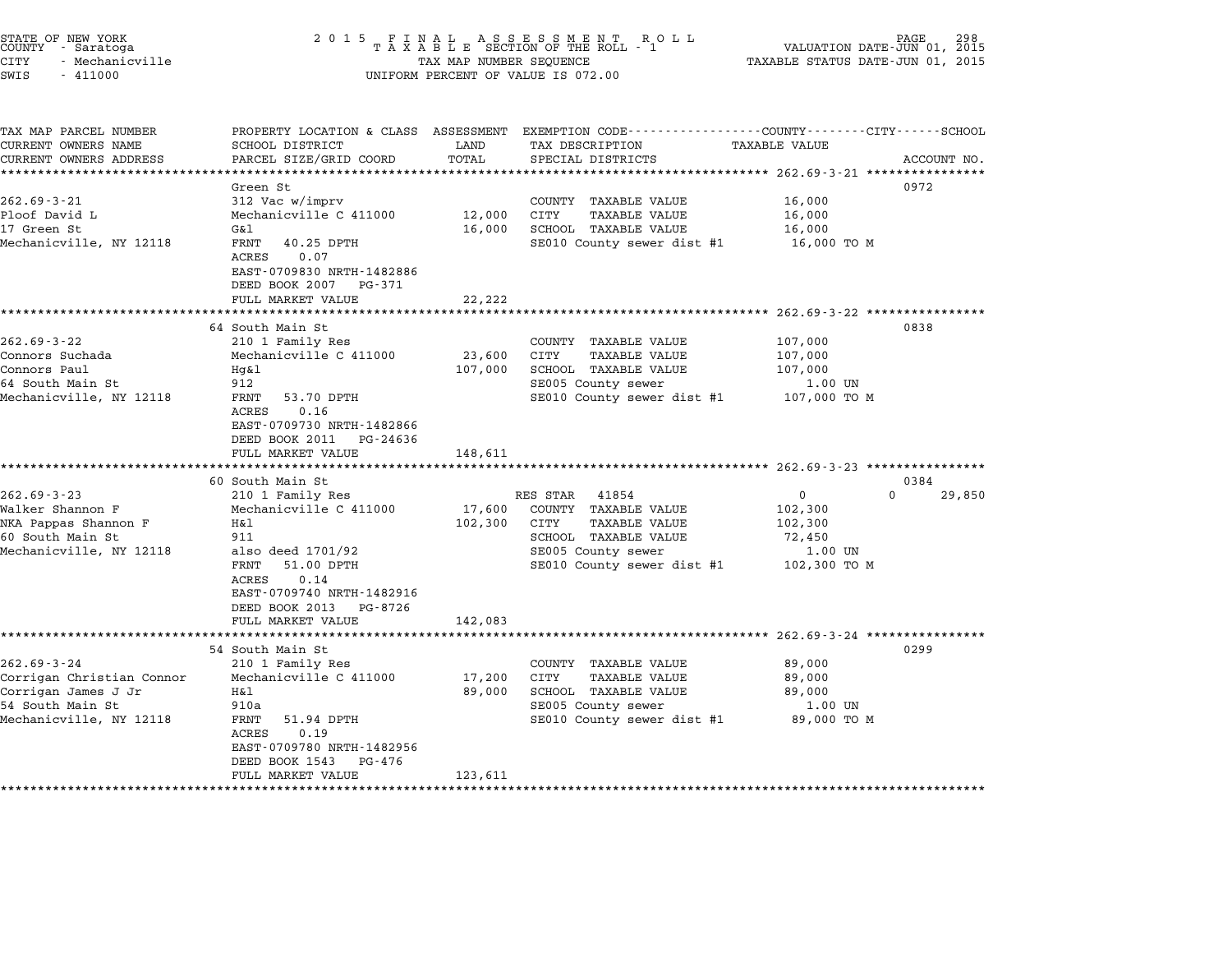STATE OF NEW YORK
COUNTY - Saratoga
CITY - Mechanicville
SWIS - 411000

2 0 1 5 F I N A L A S S E S S M E N T R O L L
T A X A B L E SECTION OF THE ROLL - 1
TAX MAP NUMBER SEQUENCE
UNIFORM PERCENT OF VALUE IS 072.00

VALUATION DATE-JUN 01, 2015
TAXABLE STATUS DATE-JUN 01, 2015

| TAX MAP PARCEL NUMBER / CURRENT OWNERS NAME / CURRENT OWNERS ADDRESS | PROPERTY LOCATION & CLASS / SCHOOL DISTRICT / PARCEL SIZE/GRID COORD | ASSESSMENT LAND / TOTAL | EXEMPTION CODE / TAX DESCRIPTION / SPECIAL DISTRICTS | COUNTY / CITY / SCHOOL TAXABLE VALUE | ACCOUNT NO. |
|---|---|---|---|---|---|
| 262.69-3-21 | Green St | | | | 0972 |
| 262.69-3-21 | 312 Vac w/imprv | | COUNTY TAXABLE VALUE | 16,000 | |
| Ploof David L | Mechanicville C 411000 | 12,000 | CITY TAXABLE VALUE | 16,000 | |
| 17 Green St | G&l | 16,000 | SCHOOL TAXABLE VALUE | 16,000 | |
| Mechanicville, NY 12118 | FRNT 40.25 DPTH | | SE010 County sewer dist #1 | 16,000 TO M | |
| | ACRES 0.07 | | | | |
| | EAST-0709830 NRTH-1482886 | | | | |
| | DEED BOOK 2007 PG-371 | | | | |
| | FULL MARKET VALUE | 22,222 | | | |
| 262.69-3-22 | 64 South Main St | | | | 0838 |
| 262.69-3-22 | 210 1 Family Res | | COUNTY TAXABLE VALUE | 107,000 | |
| Connors Suchada | Mechanicville C 411000 | 23,600 | CITY TAXABLE VALUE | 107,000 | |
| Connors Paul | Hg&l | 107,000 | SCHOOL TAXABLE VALUE | 107,000 | |
| 64 South Main St | 912 | | SE005 County sewer | 1.00 UN | |
| Mechanicville, NY 12118 | FRNT 53.70 DPTH | | SE010 County sewer dist #1 | 107,000 TO M | |
| | ACRES 0.16 | | | | |
| | EAST-0709730 NRTH-1482866 | | | | |
| | DEED BOOK 2011 PG-24636 | | | | |
| | FULL MARKET VALUE | 148,611 | | | |
| 262.69-3-23 | 60 South Main St | | | | 0384 |
| 262.69-3-23 | 210 1 Family Res | | RES STAR 41854 | 0 / 0 / 29,850 | |
| Walker Shannon F | Mechanicville C 411000 | 17,600 | COUNTY TAXABLE VALUE | 102,300 | |
| NKA Pappas Shannon F | H&l | 102,300 | CITY TAXABLE VALUE | 102,300 | |
| 60 South Main St | 911 | | SCHOOL TAXABLE VALUE | 72,450 | |
| Mechanicville, NY 12118 | also deed 1701/92 | | SE005 County sewer | 1.00 UN | |
| | FRNT 51.00 DPTH | | SE010 County sewer dist #1 | 102,300 TO M | |
| | ACRES 0.14 | | | | |
| | EAST-0709740 NRTH-1482916 | | | | |
| | DEED BOOK 2013 PG-8726 | | | | |
| | FULL MARKET VALUE | 142,083 | | | |
| 262.69-3-24 | 54 South Main St | | | | 0299 |
| 262.69-3-24 | 210 1 Family Res | | COUNTY TAXABLE VALUE | 89,000 | |
| Corrigan Christian Connor | Mechanicville C 411000 | 17,200 | CITY TAXABLE VALUE | 89,000 | |
| Corrigan James J Jr | H&l | 89,000 | SCHOOL TAXABLE VALUE | 89,000 | |
| 54 South Main St | 910a | | SE005 County sewer | 1.00 UN | |
| Mechanicville, NY 12118 | FRNT 51.94 DPTH | | SE010 County sewer dist #1 | 89,000 TO M | |
| | ACRES 0.19 | | | | |
| | EAST-0709780 NRTH-1482956 | | | | |
| | DEED BOOK 1543 PG-476 | | | | |
| | FULL MARKET VALUE | 123,611 | | | |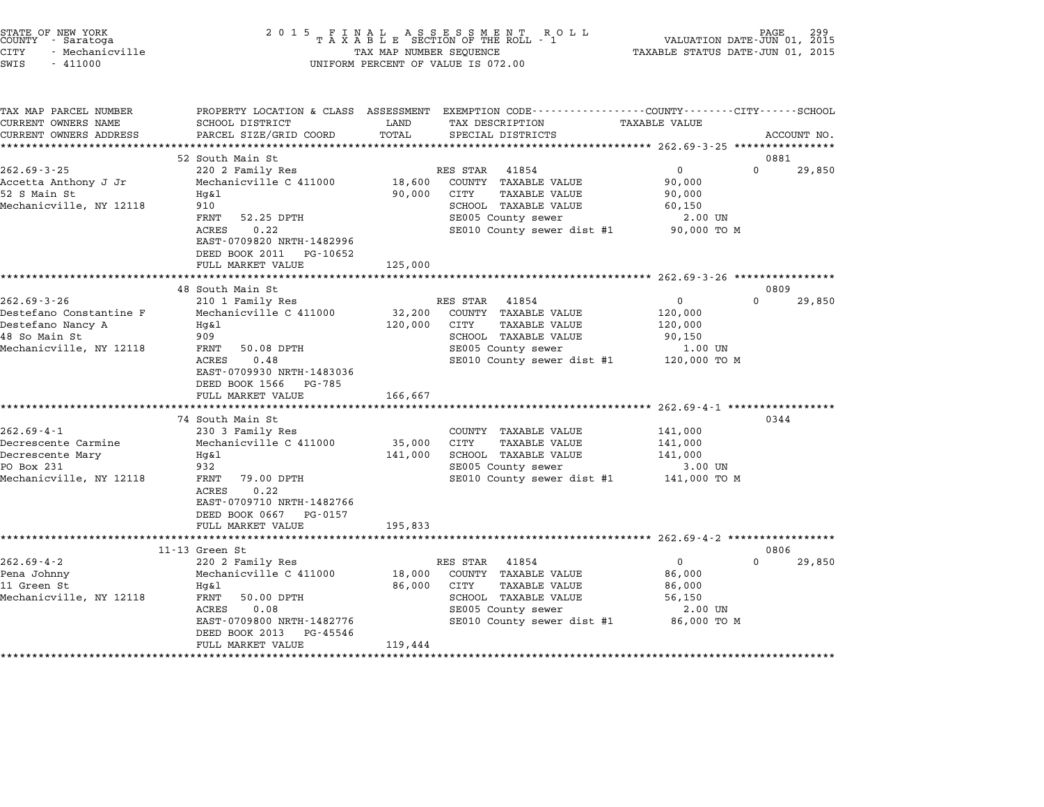STATE OF NEW YORK
COUNTY - Saratoga
CITY - Mechanicville
SWIS - 411000

2 0 1 5 F I N A L A S S E S S M E N T R O L L
T A X A B L E SECTION OF THE ROLL - 1
TAX MAP NUMBER SEQUENCE
UNIFORM PERCENT OF VALUE IS 072.00

VALUATION DATE-JUN 01, 2015
TAXABLE STATUS DATE-JUN 01, 2015

| TAX MAP PARCEL NUMBER / CURRENT OWNERS NAME / CURRENT OWNERS ADDRESS | PROPERTY LOCATION & CLASS / SCHOOL DISTRICT / PARCEL SIZE/GRID COORD | ASSESSMENT LAND / TOTAL | EXEMPTION CODE / TAX DESCRIPTION / SPECIAL DISTRICTS | COUNTY / TAXABLE VALUE | CITY | SCHOOL | ACCOUNT NO. |
|---|---|---|---|---|---|---|---|
| **262.69-3-25** | 52 South Main St | | | | | | 0881 |
| 262.69-3-25 | 220 2 Family Res | | RES STAR 41854 | 0 | 0 | 29,850 | |
| Accetta Anthony J Jr | Mechanicville C 411000 | 18,600 | COUNTY TAXABLE VALUE | 90,000 | | | |
| 52 S Main St | Hg&l | 90,000 | CITY TAXABLE VALUE | 90,000 | | | |
| Mechanicville, NY 12118 | 910 | | SCHOOL TAXABLE VALUE | 60,150 | | | |
| | FRNT 52.25 DPTH | | SE005 County sewer | 2.00 UN | | | |
| | ACRES 0.22 | | SE010 County sewer dist #1 | 90,000 TO M | | | |
| | EAST-0709820 NRTH-1482996 | | | | | | |
| | DEED BOOK 2011 PG-10652 | | | | | | |
| | FULL MARKET VALUE | 125,000 | | | | | |
| **262.69-3-26** | 48 South Main St | | | | | | 0809 |
| 262.69-3-26 | 210 1 Family Res | | RES STAR 41854 | 0 | 0 | 29,850 | |
| Destefano Constantine F | Mechanicville C 411000 | 32,200 | COUNTY TAXABLE VALUE | 120,000 | | | |
| Destefano Nancy A | Hg&l | 120,000 | CITY TAXABLE VALUE | 120,000 | | | |
| 48 So Main St | 909 | | SCHOOL TAXABLE VALUE | 90,150 | | | |
| Mechanicville, NY 12118 | FRNT 50.08 DPTH | | SE005 County sewer | 1.00 UN | | | |
| | ACRES 0.48 | | SE010 County sewer dist #1 | 120,000 TO M | | | |
| | EAST-0709930 NRTH-1483036 | | | | | | |
| | DEED BOOK 1566 PG-785 | | | | | | |
| | FULL MARKET VALUE | 166,667 | | | | | |
| **262.69-4-1** | 74 South Main St | | | | | | 0344 |
| 262.69-4-1 | 230 3 Family Res | | COUNTY TAXABLE VALUE | 141,000 | | | |
| Decrescente Carmine | Mechanicville C 411000 | 35,000 | CITY TAXABLE VALUE | 141,000 | | | |
| Decrescente Mary | Hg&l | 141,000 | SCHOOL TAXABLE VALUE | 141,000 | | | |
| PO Box 231 | 932 | | SE005 County sewer | 3.00 UN | | | |
| Mechanicville, NY 12118 | FRNT 79.00 DPTH | | SE010 County sewer dist #1 | 141,000 TO M | | | |
| | ACRES 0.22 | | | | | | |
| | EAST-0709710 NRTH-1482766 | | | | | | |
| | DEED BOOK 0667 PG-0157 | | | | | | |
| | FULL MARKET VALUE | 195,833 | | | | | |
| **262.69-4-2** | 11-13 Green St | | | | | | 0806 |
| 262.69-4-2 | 220 2 Family Res | | RES STAR 41854 | 0 | 0 | 29,850 | |
| Pena Johnny | Mechanicville C 411000 | 18,000 | COUNTY TAXABLE VALUE | 86,000 | | | |
| 11 Green St | Hg&l | 86,000 | CITY TAXABLE VALUE | 86,000 | | | |
| Mechanicville, NY 12118 | FRNT 50.00 DPTH | | SCHOOL TAXABLE VALUE | 56,150 | | | |
| | ACRES 0.08 | | SE005 County sewer | 2.00 UN | | | |
| | EAST-0709800 NRTH-1482776 | | SE010 County sewer dist #1 | 86,000 TO M | | | |
| | DEED BOOK 2013 PG-45546 | | | | | | |
| | FULL MARKET VALUE | 119,444 | | | | | |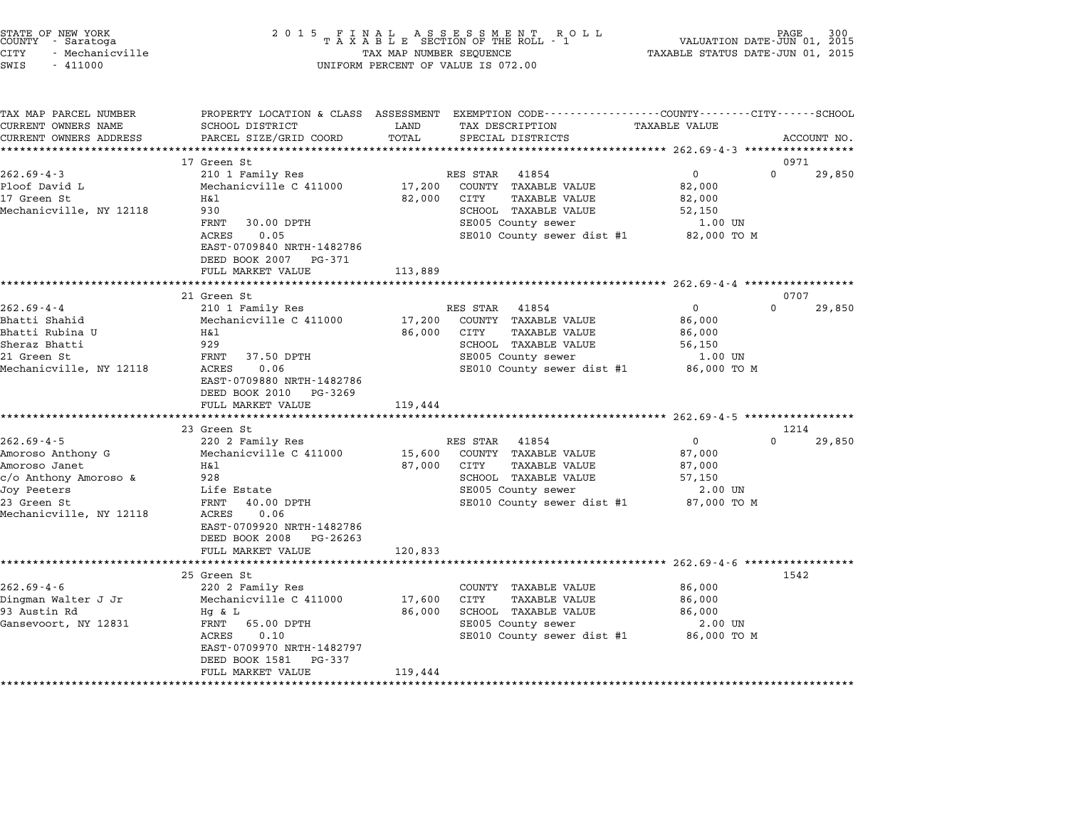STATE OF NEW YORK
COUNTY - Saratoga
CITY - Mechanicville
SWIS - 411000

2 0 1 5 F I N A L A S S E S S M E N T R O L L
T A X A B L E SECTION OF THE ROLL - 1
TAX MAP NUMBER SEQUENCE
UNIFORM PERCENT OF VALUE IS 072.00

VALUATION DATE-JUN 01, 2015
TAXABLE STATUS DATE-JUN 01, 2015

| TAX MAP PARCEL NUMBER / CURRENT OWNERS NAME / CURRENT OWNERS ADDRESS | PROPERTY LOCATION & CLASS / SCHOOL DISTRICT / PARCEL SIZE/GRID COORD | ASSESSMENT LAND / TOTAL | EXEMPTION CODE / TAX DESCRIPTION / SPECIAL DISTRICTS | COUNTY TAXABLE VALUE | CITY | SCHOOL | ACCOUNT NO. |
|---|---|---|---|---|---|---|---|
| **262.69-4-3** | 17 Green St | | | | | | 0971 |
| 262.69-4-3 | 210 1 Family Res | | RES STAR 41854 | 0 | 0 | 29,850 | |
| Ploof David L | Mechanicville C 411000 | 17,200 | COUNTY TAXABLE VALUE | 82,000 | | | |
| 17 Green St | H&l | 82,000 | CITY TAXABLE VALUE | 82,000 | | | |
| Mechanicville, NY 12118 | 930 | | SCHOOL TAXABLE VALUE | 52,150 | | | |
| | FRNT 30.00 DPTH | | SE005 County sewer | 1.00 UN | | | |
| | ACRES 0.05 | | SE010 County sewer dist #1 | 82,000 TO M | | | |
| | EAST-0709840 NRTH-1482786 | | | | | | |
| | DEED BOOK 2007 PG-371 | | | | | | |
| | FULL MARKET VALUE | 113,889 | | | | | |
| **262.69-4-4** | 21 Green St | | | | | | 0707 |
| 262.69-4-4 | 210 1 Family Res | | RES STAR 41854 | 0 | 0 | 29,850 | |
| Bhatti Shahid | Mechanicville C 411000 | 17,200 | COUNTY TAXABLE VALUE | 86,000 | | | |
| Bhatti Rubina U | H&l | 86,000 | CITY TAXABLE VALUE | 86,000 | | | |
| Sheraz Bhatti | 929 | | SCHOOL TAXABLE VALUE | 56,150 | | | |
| 21 Green St | FRNT 37.50 DPTH | | SE005 County sewer | 1.00 UN | | | |
| Mechanicville, NY 12118 | ACRES 0.06 | | SE010 County sewer dist #1 | 86,000 TO M | | | |
| | EAST-0709880 NRTH-1482786 | | | | | | |
| | DEED BOOK 2010 PG-3269 | | | | | | |
| | FULL MARKET VALUE | 119,444 | | | | | |
| **262.69-4-5** | 23 Green St | | | | | | 1214 |
| 262.69-4-5 | 220 2 Family Res | | RES STAR 41854 | 0 | 0 | 29,850 | |
| Amoroso Anthony G | Mechanicville C 411000 | 15,600 | COUNTY TAXABLE VALUE | 87,000 | | | |
| Amoroso Janet | H&l | 87,000 | CITY TAXABLE VALUE | 87,000 | | | |
| c/o Anthony Amoroso & | 928 | | SCHOOL TAXABLE VALUE | 57,150 | | | |
| Joy Peeters | Life Estate | | SE005 County sewer | 2.00 UN | | | |
| 23 Green St | FRNT 40.00 DPTH | | SE010 County sewer dist #1 | 87,000 TO M | | | |
| Mechanicville, NY 12118 | ACRES 0.06 | | | | | | |
| | EAST-0709920 NRTH-1482786 | | | | | | |
| | DEED BOOK 2008 PG-26263 | | | | | | |
| | FULL MARKET VALUE | 120,833 | | | | | |
| **262.69-4-6** | 25 Green St | | | | | | 1542 |
| 262.69-4-6 | 220 2 Family Res | | COUNTY TAXABLE VALUE | 86,000 | | | |
| Dingman Walter J Jr | Mechanicville C 411000 | 17,600 | CITY TAXABLE VALUE | 86,000 | | | |
| 93 Austin Rd | Hg & L | 86,000 | SCHOOL TAXABLE VALUE | 86,000 | | | |
| Gansevoort, NY 12831 | FRNT 65.00 DPTH | | SE005 County sewer | 2.00 UN | | | |
| | ACRES 0.10 | | SE010 County sewer dist #1 | 86,000 TO M | | | |
| | EAST-0709970 NRTH-1482797 | | | | | | |
| | DEED BOOK 1581 PG-337 | | | | | | |
| | FULL MARKET VALUE | 119,444 | | | | | |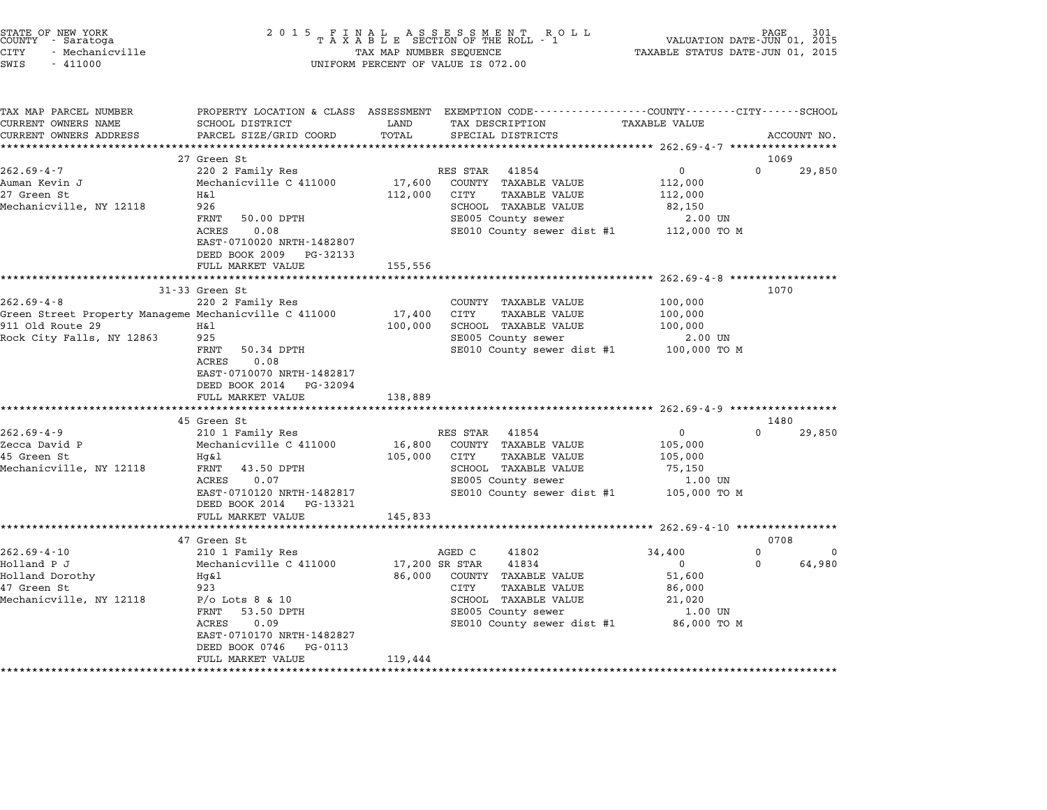STATE OF NEW YORK
COUNTY - Saratoga
CITY - Mechanicville
SWIS - 411000

2 0 1 5 F I N A L A S S E S S M E N T R O L L
T A X A B L E SECTION OF THE ROLL - 1
TAX MAP NUMBER SEQUENCE
UNIFORM PERCENT OF VALUE IS 072.00

VALUATION DATE-JUN 01, 2015
TAXABLE STATUS DATE-JUN 01, 2015

| TAX MAP PARCEL NUMBER / CURRENT OWNERS NAME / CURRENT OWNERS ADDRESS | PROPERTY LOCATION & CLASS / SCHOOL DISTRICT / PARCEL SIZE/GRID COORD | ASSESSMENT LAND / TOTAL | EXEMPTION CODE / TAX DESCRIPTION / SPECIAL DISTRICTS | COUNTY / TAXABLE VALUE | CITY | SCHOOL / ACCOUNT NO. |
|---|---|---|---|---|---|---|
| | 27 Green St | | | | | 1069 |
| 262.69-4-7 | 220 2 Family Res | | RES STAR 41854 | 0 | 0 | 29,850 |
| Auman Kevin J | Mechanicville C 411000 | 17,600 | COUNTY TAXABLE VALUE | 112,000 | | |
| 27 Green St | H&l | 112,000 | CITY TAXABLE VALUE | 112,000 | | |
| Mechanicville, NY 12118 | 926 | | SCHOOL TAXABLE VALUE | 82,150 | | |
| | FRNT 50.00 DPTH | | SE005 County sewer | 2.00 UN | | |
| | ACRES 0.08 | | SE010 County sewer dist #1 | 112,000 TO M | | |
| | EAST-0710020 NRTH-1482807 | | | | | |
| | DEED BOOK 2009 PG-32133 | | | | | |
| | FULL MARKET VALUE | 155,556 | | | | |
| | 31-33 Green St | | | | | 1070 |
| 262.69-4-8 | 220 2 Family Res | | COUNTY TAXABLE VALUE | 100,000 | | |
| Green Street Property Manageme | Mechanicville C 411000 | 17,400 | CITY TAXABLE VALUE | 100,000 | | |
| 911 Old Route 29 | H&l | 100,000 | SCHOOL TAXABLE VALUE | 100,000 | | |
| Rock City Falls, NY 12863 | 925 | | SE005 County sewer | 2.00 UN | | |
| | FRNT 50.34 DPTH | | SE010 County sewer dist #1 | 100,000 TO M | | |
| | ACRES 0.08 | | | | | |
| | EAST-0710070 NRTH-1482817 | | | | | |
| | DEED BOOK 2014 PG-32094 | | | | | |
| | FULL MARKET VALUE | 138,889 | | | | |
| | 45 Green St | | | | | 1480 |
| 262.69-4-9 | 210 1 Family Res | | RES STAR 41854 | 0 | 0 | 29,850 |
| Zecca David P | Mechanicville C 411000 | 16,800 | COUNTY TAXABLE VALUE | 105,000 | | |
| 45 Green St | Hg&l | 105,000 | CITY TAXABLE VALUE | 105,000 | | |
| Mechanicville, NY 12118 | FRNT 43.50 DPTH | | SCHOOL TAXABLE VALUE | 75,150 | | |
| | ACRES 0.07 | | SE005 County sewer | 1.00 UN | | |
| | EAST-0710120 NRTH-1482817 | | SE010 County sewer dist #1 | 105,000 TO M | | |
| | DEED BOOK 2014 PG-13321 | | | | | |
| | FULL MARKET VALUE | 145,833 | | | | |
| | 47 Green St | | | | | 0708 |
| 262.69-4-10 | 210 1 Family Res | | AGED C 41802 | 34,400 | 0 | 0 |
| Holland P J | Mechanicville C 411000 | 17,200 | SR STAR 41834 | 0 | 0 | 64,980 |
| Holland Dorothy | Hg&l | 86,000 | COUNTY TAXABLE VALUE | 51,600 | | |
| 47 Green St | 923 | | CITY TAXABLE VALUE | 86,000 | | |
| Mechanicville, NY 12118 | P/o Lots 8 & 10 | | SCHOOL TAXABLE VALUE | 21,020 | | |
| | FRNT 53.50 DPTH | | SE005 County sewer | 1.00 UN | | |
| | ACRES 0.09 | | SE010 County sewer dist #1 | 86,000 TO M | | |
| | EAST-0710170 NRTH-1482827 | | | | | |
| | DEED BOOK 0746 PG-0113 | | | | | |
| | FULL MARKET VALUE | 119,444 | | | | |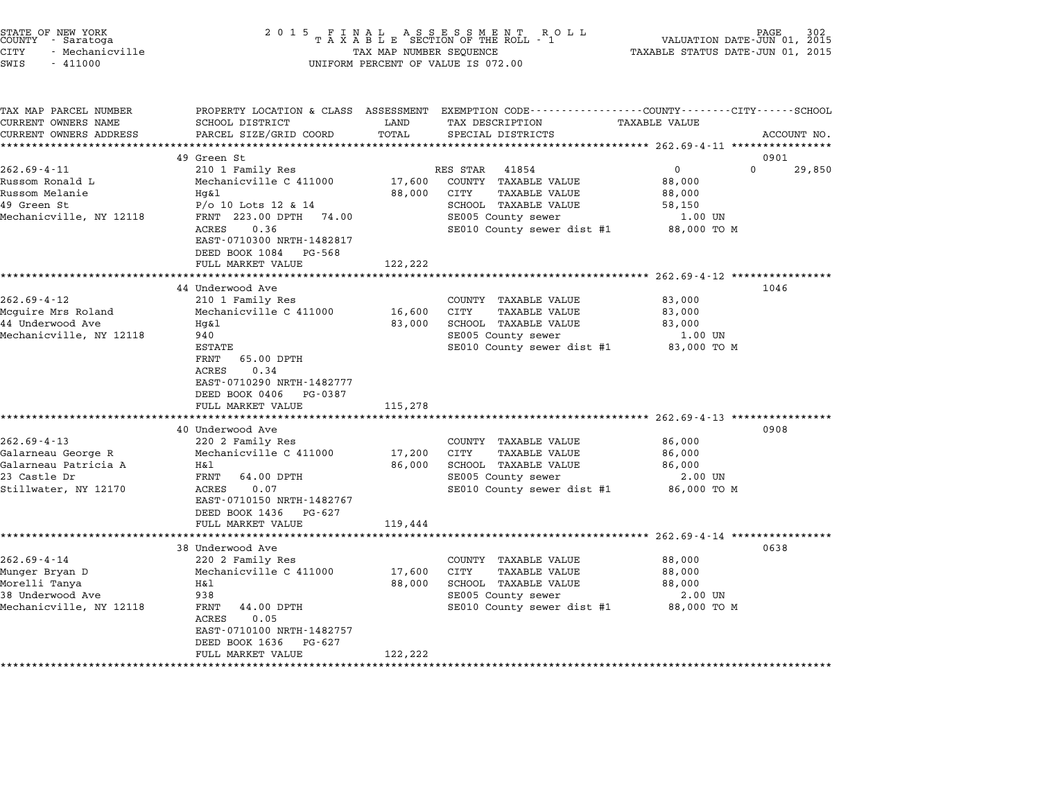STATE OF NEW YORK
COUNTY - Saratoga
CITY - Mechanicville
SWIS - 411000

2 0 1 5 F I N A L A S S E S S M E N T R O L L
T A X A B L E SECTION OF THE ROLL - 1
TAX MAP NUMBER SEQUENCE
UNIFORM PERCENT OF VALUE IS 072.00

VALUATION DATE-JUN 01, 2015
TAXABLE STATUS DATE-JUN 01, 2015

| TAX MAP PARCEL NUMBER<br>CURRENT OWNERS NAME<br>CURRENT OWNERS ADDRESS | PROPERTY LOCATION & CLASS<br>SCHOOL DISTRICT<br>PARCEL SIZE/GRID COORD | ASSESSMENT<br>LAND<br>TOTAL | EXEMPTION CODE<br>TAX DESCRIPTION<br>SPECIAL DISTRICTS | COUNTY / CITY / SCHOOL<br>TAXABLE VALUE | ACCOUNT NO. |
|---|---|---|---|---|---|
| **262.69-4-11** | 49 Green St | | | | 0901 |
| 262.69-4-11 | 210 1 Family Res | | RES STAR 41854 | 0 0 29,850 | |
| Russom Ronald L | Mechanicville C 411000 | 17,600 | COUNTY TAXABLE VALUE | 88,000 | |
| Russom Melanie | Hg&l | 88,000 | CITY TAXABLE VALUE | 88,000 | |
| 49 Green St | P/o 10 Lots 12 & 14 | | SCHOOL TAXABLE VALUE | 58,150 | |
| Mechanicville, NY 12118 | FRNT 223.00 DPTH 74.00 | | SE005 County sewer | 1.00 UN | |
| | ACRES 0.36 | | SE010 County sewer dist #1 | 88,000 TO M | |
| | EAST-0710300 NRTH-1482817 | | | | |
| | DEED BOOK 1084 PG-568 | | | | |
| | FULL MARKET VALUE | 122,222 | | | |
| **262.69-4-12** | 44 Underwood Ave | | | | 1046 |
| 262.69-4-12 | 210 1 Family Res | | COUNTY TAXABLE VALUE | 83,000 | |
| Mcguire Mrs Roland | Mechanicville C 411000 | 16,600 | CITY TAXABLE VALUE | 83,000 | |
| 44 Underwood Ave | Hg&l | 83,000 | SCHOOL TAXABLE VALUE | 83,000 | |
| Mechanicville, NY 12118 | 940 | | SE005 County sewer | 1.00 UN | |
| | ESTATE | | SE010 County sewer dist #1 | 83,000 TO M | |
| | FRNT 65.00 DPTH | | | | |
| | ACRES 0.34 | | | | |
| | EAST-0710290 NRTH-1482777 | | | | |
| | DEED BOOK 0406 PG-0387 | | | | |
| | FULL MARKET VALUE | 115,278 | | | |
| **262.69-4-13** | 40 Underwood Ave | | | | 0908 |
| 262.69-4-13 | 220 2 Family Res | | COUNTY TAXABLE VALUE | 86,000 | |
| Galarneau George R | Mechanicville C 411000 | 17,200 | CITY TAXABLE VALUE | 86,000 | |
| Galarneau Patricia A | H&l | 86,000 | SCHOOL TAXABLE VALUE | 86,000 | |
| 23 Castle Dr | FRNT 64.00 DPTH | | SE005 County sewer | 2.00 UN | |
| Stillwater, NY 12170 | ACRES 0.07 | | SE010 County sewer dist #1 | 86,000 TO M | |
| | EAST-0710150 NRTH-1482767 | | | | |
| | DEED BOOK 1436 PG-627 | | | | |
| | FULL MARKET VALUE | 119,444 | | | |
| **262.69-4-14** | 38 Underwood Ave | | | | 0638 |
| 262.69-4-14 | 220 2 Family Res | | COUNTY TAXABLE VALUE | 88,000 | |
| Munger Bryan D | Mechanicville C 411000 | 17,600 | CITY TAXABLE VALUE | 88,000 | |
| Morelli Tanya | H&l | 88,000 | SCHOOL TAXABLE VALUE | 88,000 | |
| 38 Underwood Ave | 938 | | SE005 County sewer | 2.00 UN | |
| Mechanicville, NY 12118 | FRNT 44.00 DPTH | | SE010 County sewer dist #1 | 88,000 TO M | |
| | ACRES 0.05 | | | | |
| | EAST-0710100 NRTH-1482757 | | | | |
| | DEED BOOK 1636 PG-627 | | | | |
| | FULL MARKET VALUE | 122,222 | | | |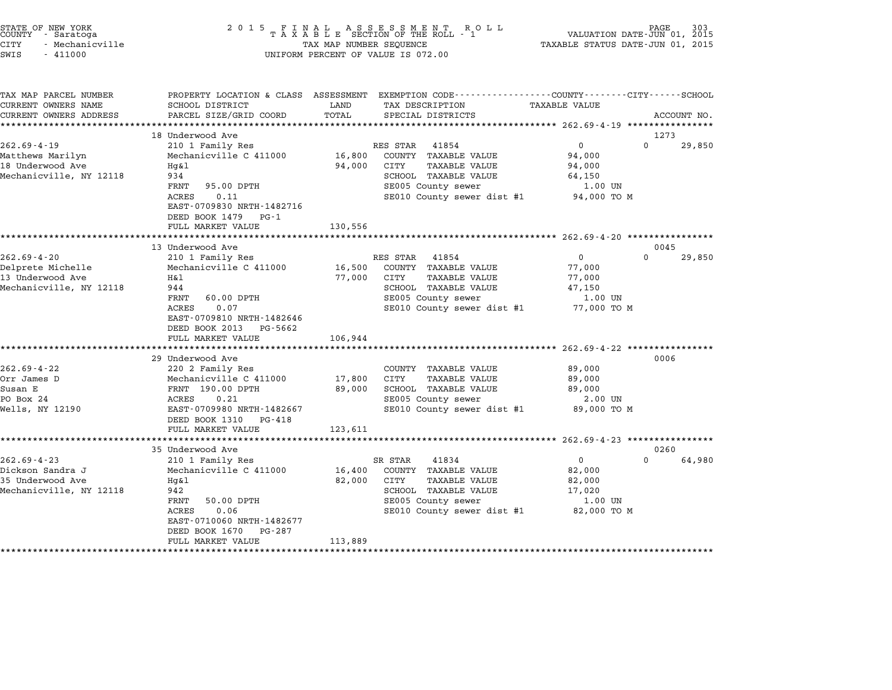STATE OF NEW YORK
COUNTY - Saratoga
CITY - Mechanicville
SWIS - 411000

2015 FINAL ASSESSMENT ROLL
TAXABLE SECTION OF THE ROLL - 1
TAX MAP NUMBER SEQUENCE
UNIFORM PERCENT OF VALUE IS 072.00

VALUATION DATE-JUN 01, 2015
TAXABLE STATUS DATE-JUN 01, 2015

| TAX MAP PARCEL NUMBER / CURRENT OWNERS NAME / CURRENT OWNERS ADDRESS | PROPERTY LOCATION & CLASS / SCHOOL DISTRICT / PARCEL SIZE/GRID COORD | ASSESSMENT LAND / TOTAL | EXEMPTION CODE / TAX DESCRIPTION / SPECIAL DISTRICTS | TAXABLE VALUE (COUNTY / CITY / SCHOOL) | ACCOUNT NO. |
|---|---|---|---|---|---|
| 262.69-4-19 | 18 Underwood Ave | | | | 1273 |
| | 210 1 Family Res | | RES STAR 41854 | 0 0 | 29,850 |
| Matthews Marilyn | Mechanicville C 411000 | 16,800 | COUNTY TAXABLE VALUE | 94,000 | |
| 18 Underwood Ave | Hg&l | 94,000 | CITY TAXABLE VALUE | 94,000 | |
| Mechanicville, NY 12118 | 934 | | SCHOOL TAXABLE VALUE | 64,150 | |
| | FRNT 95.00 DPTH | | SE005 County sewer | 1.00 UN | |
| | ACRES 0.11 | | SE010 County sewer dist #1 | 94,000 TO M | |
| | EAST-0709830 NRTH-1482716 | | | | |
| | DEED BOOK 1479 PG-1 | | | | |
| | FULL MARKET VALUE | 130,556 | | | |
| 262.69-4-20 | 13 Underwood Ave | | | | 0045 |
| | 210 1 Family Res | | RES STAR 41854 | 0 0 | 29,850 |
| Delprete Michelle | Mechanicville C 411000 | 16,500 | COUNTY TAXABLE VALUE | 77,000 | |
| 13 Underwood Ave | H&l | 77,000 | CITY TAXABLE VALUE | 77,000 | |
| Mechanicville, NY 12118 | 944 | | SCHOOL TAXABLE VALUE | 47,150 | |
| | FRNT 60.00 DPTH | | SE005 County sewer | 1.00 UN | |
| | ACRES 0.07 | | SE010 County sewer dist #1 | 77,000 TO M | |
| | EAST-0709810 NRTH-1482646 | | | | |
| | DEED BOOK 2013 PG-5662 | | | | |
| | FULL MARKET VALUE | 106,944 | | | |
| 262.69-4-22 | 29 Underwood Ave | | | | 0006 |
| | 220 2 Family Res | | COUNTY TAXABLE VALUE | 89,000 | |
| Orr James D | Mechanicville C 411000 | 17,800 | CITY TAXABLE VALUE | 89,000 | |
| Susan E | FRNT 190.00 DPTH | 89,000 | SCHOOL TAXABLE VALUE | 89,000 | |
| PO Box 24 | ACRES 0.21 | | SE005 County sewer | 2.00 UN | |
| Wells, NY 12190 | EAST-0709980 NRTH-1482667 | | SE010 County sewer dist #1 | 89,000 TO M | |
| | DEED BOOK 1310 PG-418 | | | | |
| | FULL MARKET VALUE | 123,611 | | | |
| 262.69-4-23 | 35 Underwood Ave | | | | 0260 |
| | 210 1 Family Res | | SR STAR 41834 | 0 0 | 64,980 |
| Dickson Sandra J | Mechanicville C 411000 | 16,400 | COUNTY TAXABLE VALUE | 82,000 | |
| 35 Underwood Ave | Hg&l | 82,000 | CITY TAXABLE VALUE | 82,000 | |
| Mechanicville, NY 12118 | 942 | | SCHOOL TAXABLE VALUE | 17,020 | |
| | FRNT 50.00 DPTH | | SE005 County sewer | 1.00 UN | |
| | ACRES 0.06 | | SE010 County sewer dist #1 | 82,000 TO M | |
| | EAST-0710060 NRTH-1482677 | | | | |
| | DEED BOOK 1670 PG-287 | | | | |
| | FULL MARKET VALUE | 113,889 | | | |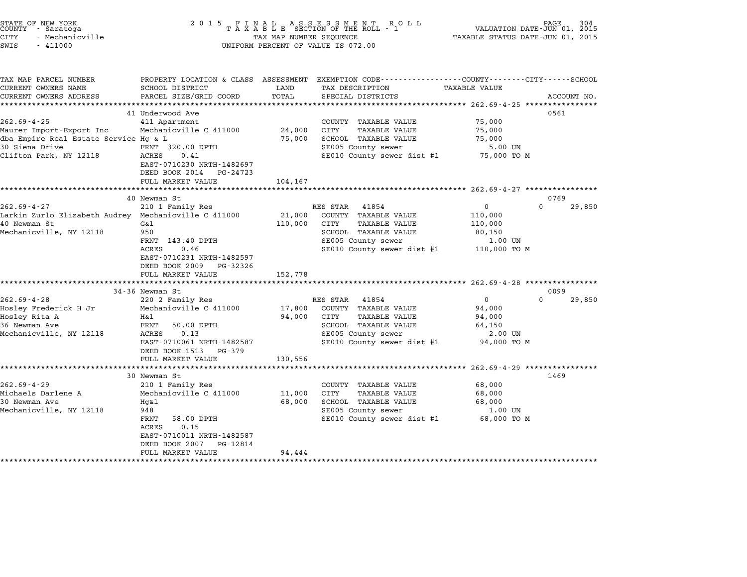STATE OF NEW YORK
COUNTY - Saratoga
CITY - Mechanicville
SWIS - 411000

2015 FINAL ASSESSMENT ROLL
TAXABLE SECTION OF THE ROLL - 1
TAX MAP NUMBER SEQUENCE
UNIFORM PERCENT OF VALUE IS 072.00

VALUATION DATE-JUN 01, 2015
TAXABLE STATUS DATE-JUN 01, 2015

| TAX MAP PARCEL NUMBER / CURRENT OWNERS NAME / CURRENT OWNERS ADDRESS | PROPERTY LOCATION & CLASS / SCHOOL DISTRICT / PARCEL SIZE/GRID COORD | ASSESSMENT LAND / TOTAL | EXEMPTION CODE / TAX DESCRIPTION / SPECIAL DISTRICTS | COUNTY / CITY / SCHOOL TAXABLE VALUE | ACCOUNT NO. |
|---|---|---|---|---|---|
| **262.69-4-25** | 41 Underwood Ave | | | | 0561 |
| 262.69-4-25 | 411 Apartment | | COUNTY TAXABLE VALUE | 75,000 | |
| Maurer Import-Export Inc | Mechanicville C 411000 | 24,000 | CITY TAXABLE VALUE | 75,000 | |
| dba Empire Real Estate Service | Hg & L | 75,000 | SCHOOL TAXABLE VALUE | 75,000 | |
| 30 Siena Drive | FRNT 320.00 DPTH | | SE005 County sewer | 5.00 UN | |
| Clifton Park, NY 12118 | ACRES 0.41 | | SE010 County sewer dist #1 | 75,000 TO M | |
| | EAST-0710230 NRTH-1482697 | | | | |
| | DEED BOOK 2014 PG-24723 | | | | |
| | FULL MARKET VALUE | 104,167 | | | |
| **262.69-4-27** | 40 Newman St | | | | 0769 |
| 262.69-4-27 | 210 1 Family Res | | RES STAR 41854 | 0 / 0 / 29,850 | |
| Larkin Zurlo Elizabeth Audrey | Mechanicville C 411000 | 21,000 | COUNTY TAXABLE VALUE | 110,000 | |
| 40 Newman St | G&l | 110,000 | CITY TAXABLE VALUE | 110,000 | |
| Mechanicville, NY 12118 | 950 | | SCHOOL TAXABLE VALUE | 80,150 | |
| | FRNT 143.40 DPTH | | SE005 County sewer | 1.00 UN | |
| | ACRES 0.46 | | SE010 County sewer dist #1 | 110,000 TO M | |
| | EAST-0710231 NRTH-1482597 | | | | |
| | DEED BOOK 2009 PG-32326 | | | | |
| | FULL MARKET VALUE | 152,778 | | | |
| **262.69-4-28** | 34-36 Newman St | | | | 0099 |
| 262.69-4-28 | 220 2 Family Res | | RES STAR 41854 | 0 / 0 / 29,850 | |
| Hosley Frederick H Jr | Mechanicville C 411000 | 17,800 | COUNTY TAXABLE VALUE | 94,000 | |
| Hosley Rita A | H&l | 94,000 | CITY TAXABLE VALUE | 94,000 | |
| 36 Newman Ave | FRNT 50.00 DPTH | | SCHOOL TAXABLE VALUE | 64,150 | |
| Mechanicville, NY 12118 | ACRES 0.13 | | SE005 County sewer | 2.00 UN | |
| | EAST-0710061 NRTH-1482587 | | SE010 County sewer dist #1 | 94,000 TO M | |
| | DEED BOOK 1513 PG-379 | | | | |
| | FULL MARKET VALUE | 130,556 | | | |
| **262.69-4-29** | 30 Newman St | | | | 1469 |
| 262.69-4-29 | 210 1 Family Res | | COUNTY TAXABLE VALUE | 68,000 | |
| Michaels Darlene A | Mechanicville C 411000 | 11,000 | CITY TAXABLE VALUE | 68,000 | |
| 30 Newman Ave | Hg&l | 68,000 | SCHOOL TAXABLE VALUE | 68,000 | |
| Mechanicville, NY 12118 | 948 | | SE005 County sewer | 1.00 UN | |
| | FRNT 58.00 DPTH | | SE010 County sewer dist #1 | 68,000 TO M | |
| | ACRES 0.15 | | | | |
| | EAST-0710011 NRTH-1482587 | | | | |
| | DEED BOOK 2007 PG-12814 | | | | |
| | FULL MARKET VALUE | 94,444 | | | |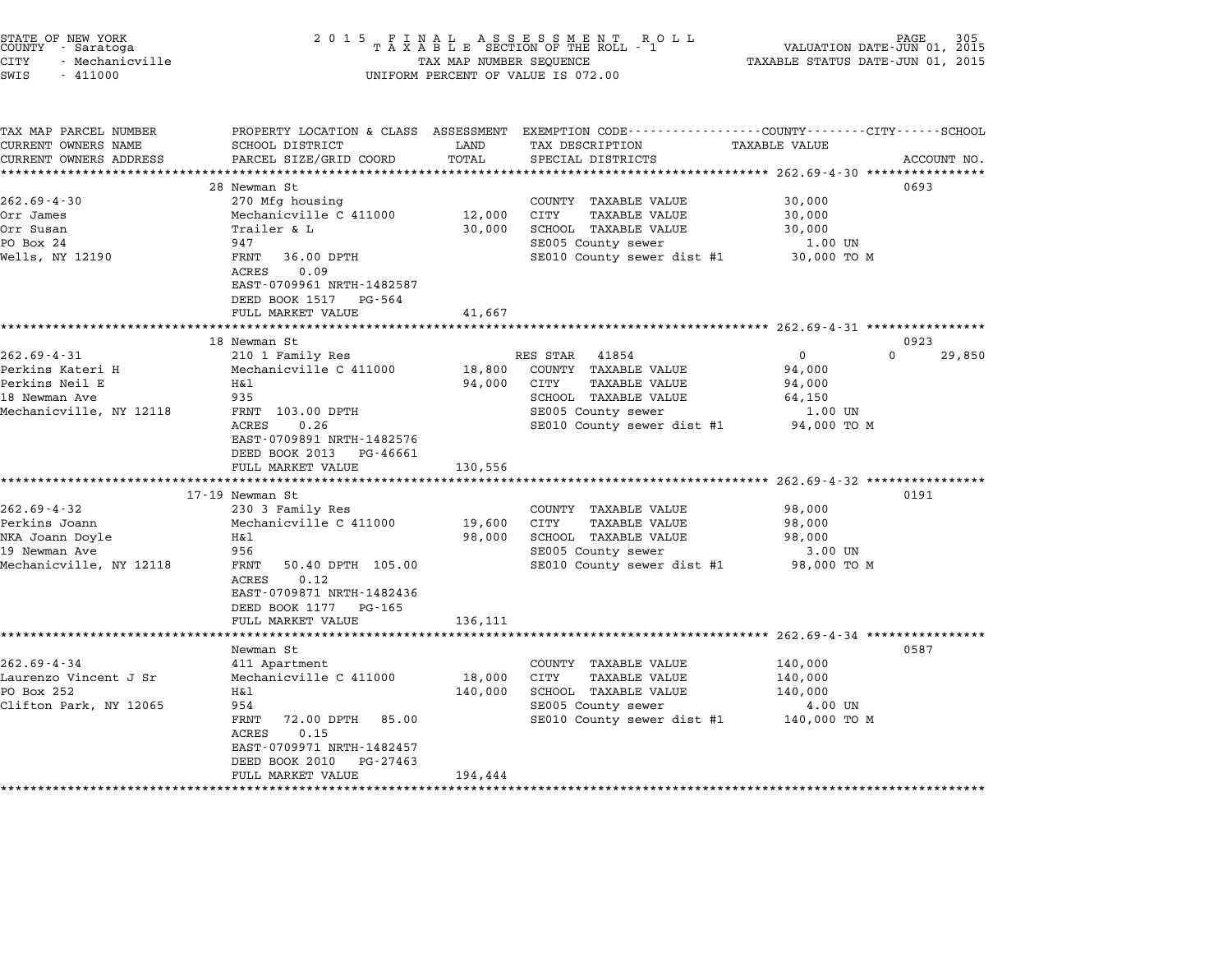STATE OF NEW YORK
COUNTY - Saratoga
CITY - Mechanicville
SWIS - 411000

2 0 1 5 F I N A L A S S E S S M E N T R O L L
T A X A B L E SECTION OF THE ROLL - 1
TAX MAP NUMBER SEQUENCE
UNIFORM PERCENT OF VALUE IS 072.00

VALUATION DATE-JUN 01, 2015
TAXABLE STATUS DATE-JUN 01, 2015

| TAX MAP PARCEL NUMBER / CURRENT OWNERS NAME / CURRENT OWNERS ADDRESS | PROPERTY LOCATION & CLASS / SCHOOL DISTRICT / PARCEL SIZE/GRID COORD | ASSESSMENT LAND / TOTAL | EXEMPTION CODE / TAX DESCRIPTION / SPECIAL DISTRICTS | COUNTY / CITY TAXABLE VALUE | SCHOOL | ACCOUNT NO. |
|---|---|---|---|---|---|---|
| **262.69-4-30** | 28 Newman St | | | | | 0693 |
| Orr James | 270 Mfg housing | | COUNTY TAXABLE VALUE | 30,000 | | |
| Orr Susan | Mechanicville C 411000 | 12,000 | CITY TAXABLE VALUE | 30,000 | | |
| PO Box 24 | Trailer & L | 30,000 | SCHOOL TAXABLE VALUE | 30,000 | | |
| Wells, NY 12190 | 947 | | SE005 County sewer | 1.00 UN | | |
| | FRNT 36.00 DPTH | | SE010 County sewer dist #1 | 30,000 TO M | | |
| | ACRES 0.09 | | | | | |
| | EAST-0709961 NRTH-1482587 | | | | | |
| | DEED BOOK 1517 PG-564 | | | | | |
| | FULL MARKET VALUE | 41,667 | | | | |
| **262.69-4-31** | 18 Newman St | | | | | 0923 |
| Perkins Kateri H | 210 1 Family Res | | RES STAR 41854 | 0 | 0 | 29,850 |
| Perkins Neil E | Mechanicville C 411000 | 18,800 | COUNTY TAXABLE VALUE | 94,000 | | |
| 18 Newman Ave | H&l | 94,000 | CITY TAXABLE VALUE | 94,000 | | |
| Mechanicville, NY 12118 | 935 | | SCHOOL TAXABLE VALUE | 64,150 | | |
| | FRNT 103.00 DPTH | | SE005 County sewer | 1.00 UN | | |
| | ACRES 0.26 | | SE010 County sewer dist #1 | 94,000 TO M | | |
| | EAST-0709891 NRTH-1482576 | | | | | |
| | DEED BOOK 2013 PG-46661 | | | | | |
| | FULL MARKET VALUE | 130,556 | | | | |
| **262.69-4-32** | 17-19 Newman St | | | | | 0191 |
| Perkins Joann | 230 3 Family Res | | COUNTY TAXABLE VALUE | 98,000 | | |
| NKA Joann Doyle | Mechanicville C 411000 | 19,600 | CITY TAXABLE VALUE | 98,000 | | |
| 19 Newman Ave | H&l | 98,000 | SCHOOL TAXABLE VALUE | 98,000 | | |
| Mechanicville, NY 12118 | 956 | | SE005 County sewer | 3.00 UN | | |
| | FRNT 50.40 DPTH 105.00 | | SE010 County sewer dist #1 | 98,000 TO M | | |
| | ACRES 0.12 | | | | | |
| | EAST-0709871 NRTH-1482436 | | | | | |
| | DEED BOOK 1177 PG-165 | | | | | |
| | FULL MARKET VALUE | 136,111 | | | | |
| **262.69-4-34** | Newman St | | | | | 0587 |
| Laurenzo Vincent J Sr | 411 Apartment | | COUNTY TAXABLE VALUE | 140,000 | | |
| PO Box 252 | Mechanicville C 411000 | 18,000 | CITY TAXABLE VALUE | 140,000 | | |
| Clifton Park, NY 12065 | H&l | 140,000 | SCHOOL TAXABLE VALUE | 140,000 | | |
| | 954 | | SE005 County sewer | 4.00 UN | | |
| | FRNT 72.00 DPTH 85.00 | | SE010 County sewer dist #1 | 140,000 TO M | | |
| | ACRES 0.15 | | | | | |
| | EAST-0709971 NRTH-1482457 | | | | | |
| | DEED BOOK 2010 PG-27463 | | | | | |
| | FULL MARKET VALUE | 194,444 | | | | |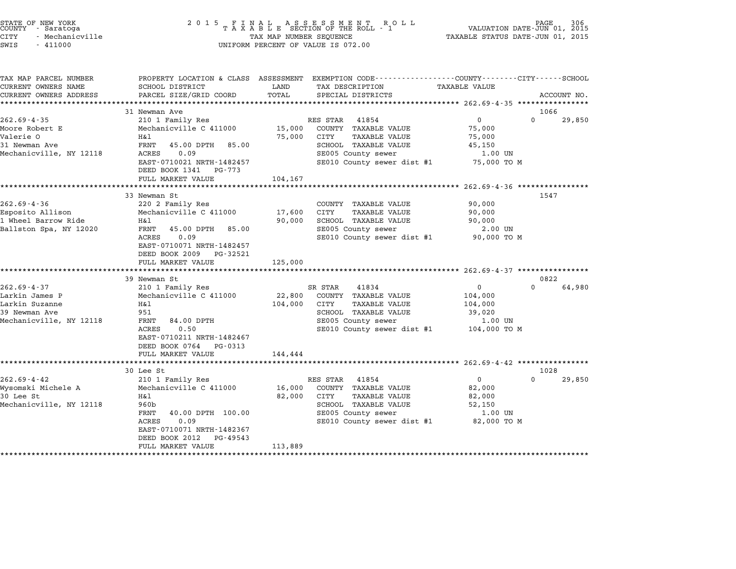STATE OF NEW YORK
COUNTY - Saratoga
CITY - Mechanicville
SWIS - 411000

2 0 1 5 F I N A L A S S E S S M E N T R O L L
T A X A B L E SECTION OF THE ROLL - 1
TAX MAP NUMBER SEQUENCE
UNIFORM PERCENT OF VALUE IS 072.00

VALUATION DATE-JUN 01, 2015
TAXABLE STATUS DATE-JUN 01, 2015

| TAX MAP PARCEL NUMBER / CURRENT OWNERS NAME / CURRENT OWNERS ADDRESS | PROPERTY LOCATION & CLASS / SCHOOL DISTRICT / PARCEL SIZE/GRID COORD | ASSESSMENT LAND / TOTAL | EXEMPTION CODE / TAX DESCRIPTION / SPECIAL DISTRICTS | COUNTY / CITY TAXABLE VALUE | SCHOOL / ACCOUNT NO. |
|---|---|---|---|---|---|
| **262.69-4-35** | 31 Newman Ave | | | | 1066 |
| 262.69-4-35 | 210 1 Family Res | | RES STAR 41854 | 0 | 0 29,850 |
| Moore Robert E | Mechanicville C 411000 | 15,000 | COUNTY TAXABLE VALUE | 75,000 | |
| Valerie O | H&l | 75,000 | CITY TAXABLE VALUE | 75,000 | |
| 31 Newman Ave | FRNT 45.00 DPTH 85.00 | | SCHOOL TAXABLE VALUE | 45,150 | |
| Mechanicville, NY 12118 | ACRES 0.09 | | SE005 County sewer | 1.00 UN | |
| | EAST-0710021 NRTH-1482457 | | SE010 County sewer dist #1 | 75,000 TO M | |
| | DEED BOOK 1341 PG-773 | | | | |
| | FULL MARKET VALUE | 104,167 | | | |
| **262.69-4-36** | 33 Newman St | | | | 1547 |
| 262.69-4-36 | 220 2 Family Res | | COUNTY TAXABLE VALUE | 90,000 | |
| Esposito Allison | Mechanicville C 411000 | 17,600 | CITY TAXABLE VALUE | 90,000 | |
| 1 Wheel Barrow Ride | H&l | 90,000 | SCHOOL TAXABLE VALUE | 90,000 | |
| Ballston Spa, NY 12020 | FRNT 45.00 DPTH 85.00 | | SE005 County sewer | 2.00 UN | |
| | ACRES 0.09 | | SE010 County sewer dist #1 | 90,000 TO M | |
| | EAST-0710071 NRTH-1482457 | | | | |
| | DEED BOOK 2009 PG-32521 | | | | |
| | FULL MARKET VALUE | 125,000 | | | |
| **262.69-4-37** | 39 Newman St | | | | 0822 |
| 262.69-4-37 | 210 1 Family Res | | SR STAR 41834 | 0 | 0 64,980 |
| Larkin James P | Mechanicville C 411000 | 22,800 | COUNTY TAXABLE VALUE | 104,000 | |
| Larkin Suzanne | H&l | 104,000 | CITY TAXABLE VALUE | 104,000 | |
| 39 Newman Ave | 951 | | SCHOOL TAXABLE VALUE | 39,020 | |
| Mechanicville, NY 12118 | FRNT 84.00 DPTH | | SE005 County sewer | 1.00 UN | |
| | ACRES 0.50 | | SE010 County sewer dist #1 | 104,000 TO M | |
| | EAST-0710211 NRTH-1482467 | | | | |
| | DEED BOOK 0764 PG-0313 | | | | |
| | FULL MARKET VALUE | 144,444 | | | |
| **262.69-4-42** | 30 Lee St | | | | 1028 |
| 262.69-4-42 | 210 1 Family Res | | RES STAR 41854 | 0 | 0 29,850 |
| Wysomski Michele A | Mechanicville C 411000 | 16,000 | COUNTY TAXABLE VALUE | 82,000 | |
| 30 Lee St | H&l | 82,000 | CITY TAXABLE VALUE | 82,000 | |
| Mechanicville, NY 12118 | 960b | | SCHOOL TAXABLE VALUE | 52,150 | |
| | FRNT 40.00 DPTH 100.00 | | SE005 County sewer | 1.00 UN | |
| | ACRES 0.09 | | SE010 County sewer dist #1 | 82,000 TO M | |
| | EAST-0710071 NRTH-1482367 | | | | |
| | DEED BOOK 2012 PG-49543 | | | | |
| | FULL MARKET VALUE | 113,889 | | | |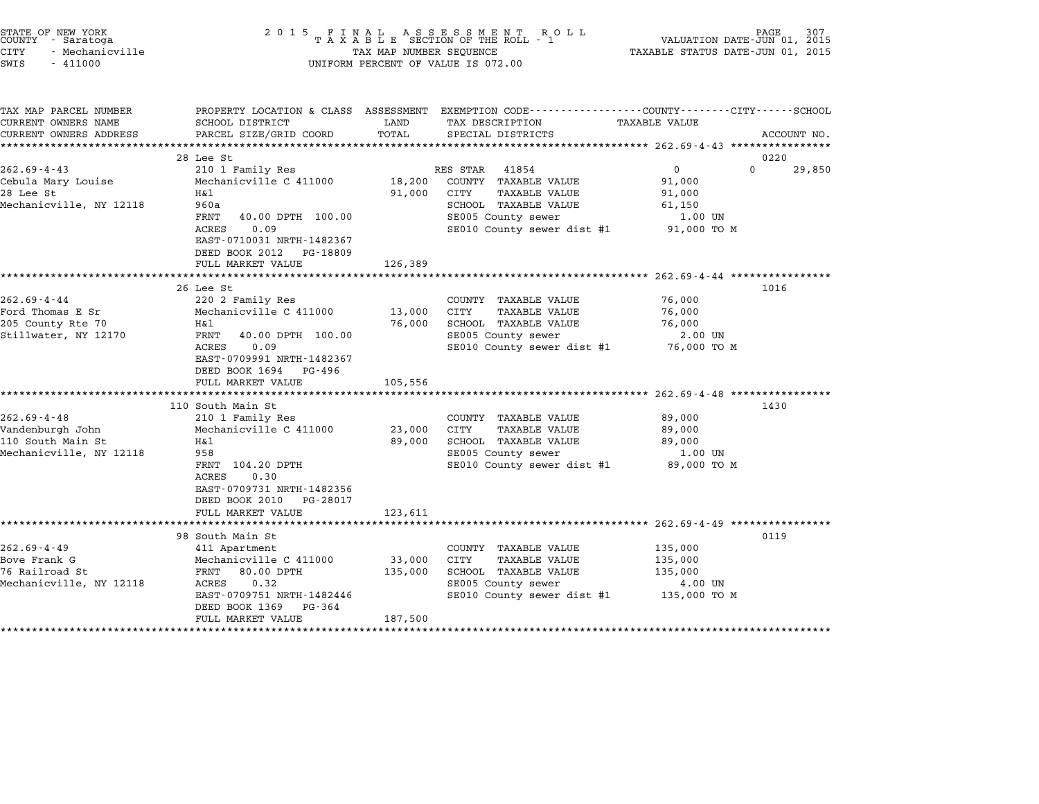STATE OF NEW YORK
COUNTY - Saratoga
CITY - Mechanicville
SWIS - 411000

2015 FINAL ASSESSMENT ROLL
TAXABLE SECTION OF THE ROLL - 1
TAX MAP NUMBER SEQUENCE
UNIFORM PERCENT OF VALUE IS 072.00

VALUATION DATE-JUN 01, 2015
TAXABLE STATUS DATE-JUN 01, 2015

| TAX MAP PARCEL NUMBER<br>CURRENT OWNERS NAME<br>CURRENT OWNERS ADDRESS | PROPERTY LOCATION & CLASS<br>SCHOOL DISTRICT<br>PARCEL SIZE/GRID COORD | ASSESSMENT<br>LAND<br>TOTAL | EXEMPTION CODE-----COUNTY-----CITY-----SCHOOL<br>TAX DESCRIPTION<br>SPECIAL DISTRICTS | TAXABLE VALUE | ACCOUNT NO. |
|---|---|---|---|---|---|
| | 28 Lee St | | | | 0220 |
| 262.69-4-43 | 210 1 Family Res | | RES STAR 41854 | 0 0 | 29,850 |
| Cebula Mary Louise | Mechanicville C 411000 | 18,200 | COUNTY TAXABLE VALUE | 91,000 | |
| 28 Lee St | H&l | 91,000 | CITY TAXABLE VALUE | 91,000 | |
| Mechanicville, NY 12118 | 960a | | SCHOOL TAXABLE VALUE | 61,150 | |
| | FRNT 40.00 DPTH 100.00 | | SE005 County sewer | 1.00 UN | |
| | ACRES 0.09 | | SE010 County sewer dist #1 | 91,000 TO M | |
| | EAST-0710031 NRTH-1482367 | | | | |
| | DEED BOOK 2012 PG-18809 | | | | |
| | FULL MARKET VALUE | 126,389 | | | |
| | 26 Lee St | | | | 1016 |
| 262.69-4-44 | 220 2 Family Res | | COUNTY TAXABLE VALUE | 76,000 | |
| Ford Thomas E Sr | Mechanicville C 411000 | 13,000 | CITY TAXABLE VALUE | 76,000 | |
| 205 County Rte 70 | H&l | 76,000 | SCHOOL TAXABLE VALUE | 76,000 | |
| Stillwater, NY 12170 | FRNT 40.00 DPTH 100.00 | | SE005 County sewer | 2.00 UN | |
| | ACRES 0.09 | | SE010 County sewer dist #1 | 76,000 TO M | |
| | EAST-0709991 NRTH-1482367 | | | | |
| | DEED BOOK 1694 PG-496 | | | | |
| | FULL MARKET VALUE | 105,556 | | | |
| | 110 South Main St | | | | 1430 |
| 262.69-4-48 | 210 1 Family Res | | COUNTY TAXABLE VALUE | 89,000 | |
| Vandenburgh John | Mechanicville C 411000 | 23,000 | CITY TAXABLE VALUE | 89,000 | |
| 110 South Main St | H&l | 89,000 | SCHOOL TAXABLE VALUE | 89,000 | |
| Mechanicville, NY 12118 | 958 | | SE005 County sewer | 1.00 UN | |
| | FRNT 104.20 DPTH | | SE010 County sewer dist #1 | 89,000 TO M | |
| | ACRES 0.30 | | | | |
| | EAST-0709731 NRTH-1482356 | | | | |
| | DEED BOOK 2010 PG-28017 | | | | |
| | FULL MARKET VALUE | 123,611 | | | |
| | 98 South Main St | | | | 0119 |
| 262.69-4-49 | 411 Apartment | | COUNTY TAXABLE VALUE | 135,000 | |
| Bove Frank G | Mechanicville C 411000 | 33,000 | CITY TAXABLE VALUE | 135,000 | |
| 76 Railroad St | FRNT 80.00 DPTH | 135,000 | SCHOOL TAXABLE VALUE | 135,000 | |
| Mechanicville, NY 12118 | ACRES 0.32 | | SE005 County sewer | 4.00 UN | |
| | EAST-0709751 NRTH-1482446 | | SE010 County sewer dist #1 | 135,000 TO M | |
| | DEED BOOK 1369 PG-364 | | | | |
| | FULL MARKET VALUE | 187,500 | | | |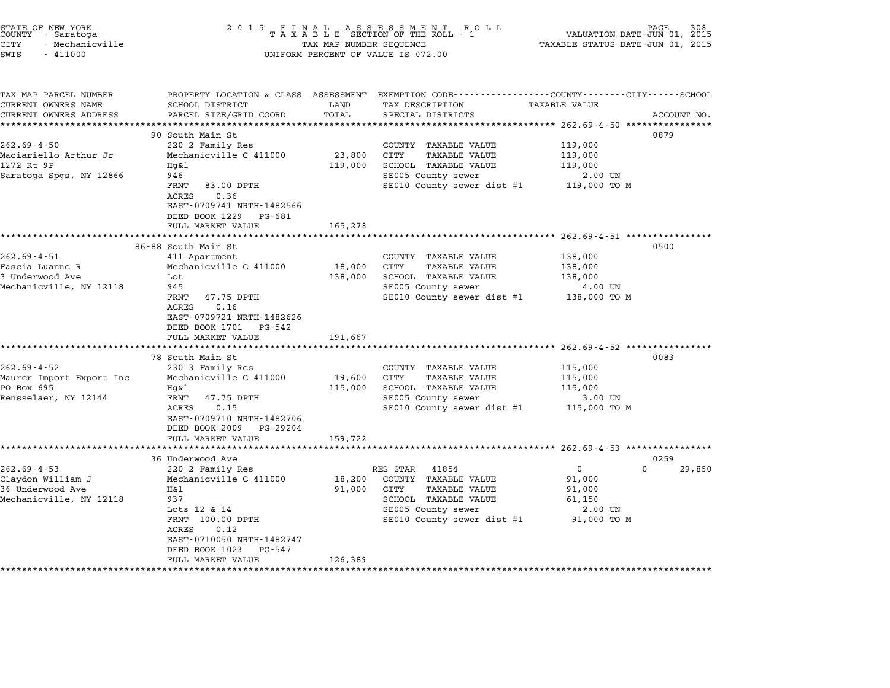STATE OF NEW YORK
COUNTY - Saratoga
CITY - Mechanicville
SWIS - 411000

# 2015 FINAL ASSESSMENT ROLL
TAXABLE SECTION OF THE ROLL - 1
TAX MAP NUMBER SEQUENCE
UNIFORM PERCENT OF VALUE IS 072.00

VALUATION DATE-JUN 01, 2015
TAXABLE STATUS DATE-JUN 01, 2015

| TAX MAP PARCEL NUMBER / CURRENT OWNERS NAME / CURRENT OWNERS ADDRESS | PROPERTY LOCATION & CLASS / SCHOOL DISTRICT / PARCEL SIZE/GRID COORD | ASSESSMENT LAND | TOTAL | EXEMPTION CODE / TAX DESCRIPTION / SPECIAL DISTRICTS | TAXABLE VALUE (COUNTY / CITY / SCHOOL) | ACCOUNT NO. |
|---|---|---|---|---|---|---|
| **262.69-4-50** | 90 South Main St | | | | | 0879 |
| 262.69-4-50 | 220 2 Family Res | | | COUNTY TAXABLE VALUE | 119,000 | |
| Maciariello Arthur Jr | Mechanicville C 411000 | 23,800 | | CITY TAXABLE VALUE | 119,000 | |
| 1272 Rt 9P | Hg&l | | 119,000 | SCHOOL TAXABLE VALUE | 119,000 | |
| Saratoga Spgs, NY 12866 | 946 | | | SE005 County sewer | 2.00 UN | |
| | FRNT 83.00 DPTH | | | SE010 County sewer dist #1 | 119,000 TO M | |
| | ACRES 0.36 | | | | | |
| | EAST-0709741 NRTH-1482566 | | | | | |
| | DEED BOOK 1229 PG-681 | | | | | |
| | FULL MARKET VALUE | | 165,278 | | | |
| **262.69-4-51** | 86-88 South Main St | | | | | 0500 |
| 262.69-4-51 | 411 Apartment | | | COUNTY TAXABLE VALUE | 138,000 | |
| Fascia Luanne R | Mechanicville C 411000 | 18,000 | | CITY TAXABLE VALUE | 138,000 | |
| 3 Underwood Ave | Lot | | 138,000 | SCHOOL TAXABLE VALUE | 138,000 | |
| Mechanicville, NY 12118 | 945 | | | SE005 County sewer | 4.00 UN | |
| | FRNT 47.75 DPTH | | | SE010 County sewer dist #1 | 138,000 TO M | |
| | ACRES 0.16 | | | | | |
| | EAST-0709721 NRTH-1482626 | | | | | |
| | DEED BOOK 1701 PG-542 | | | | | |
| | FULL MARKET VALUE | | 191,667 | | | |
| **262.69-4-52** | 78 South Main St | | | | | 0083 |
| 262.69-4-52 | 230 3 Family Res | | | COUNTY TAXABLE VALUE | 115,000 | |
| Maurer Import Export Inc | Mechanicville C 411000 | 19,600 | | CITY TAXABLE VALUE | 115,000 | |
| PO Box 695 | Hg&l | | 115,000 | SCHOOL TAXABLE VALUE | 115,000 | |
| Rensselaer, NY 12144 | FRNT 47.75 DPTH | | | SE005 County sewer | 3.00 UN | |
| | ACRES 0.15 | | | SE010 County sewer dist #1 | 115,000 TO M | |
| | EAST-0709710 NRTH-1482706 | | | | | |
| | DEED BOOK 2009 PG-29204 | | | | | |
| | FULL MARKET VALUE | | 159,722 | | | |
| **262.69-4-53** | 36 Underwood Ave | | | | | 0259 |
| 262.69-4-53 | 220 2 Family Res | | | RES STAR 41854 | 0 / 0 / 29,850 | |
| Claydon William J | Mechanicville C 411000 | 18,200 | | COUNTY TAXABLE VALUE | 91,000 | |
| 36 Underwood Ave | H&l | | 91,000 | CITY TAXABLE VALUE | 91,000 | |
| Mechanicville, NY 12118 | 937 | | | SCHOOL TAXABLE VALUE | 61,150 | |
| | Lots 12 & 14 | | | SE005 County sewer | 2.00 UN | |
| | FRNT 100.00 DPTH | | | SE010 County sewer dist #1 | 91,000 TO M | |
| | ACRES 0.12 | | | | | |
| | EAST-0710050 NRTH-1482747 | | | | | |
| | DEED BOOK 1023 PG-547 | | | | | |
| | FULL MARKET VALUE | | 126,389 | | | |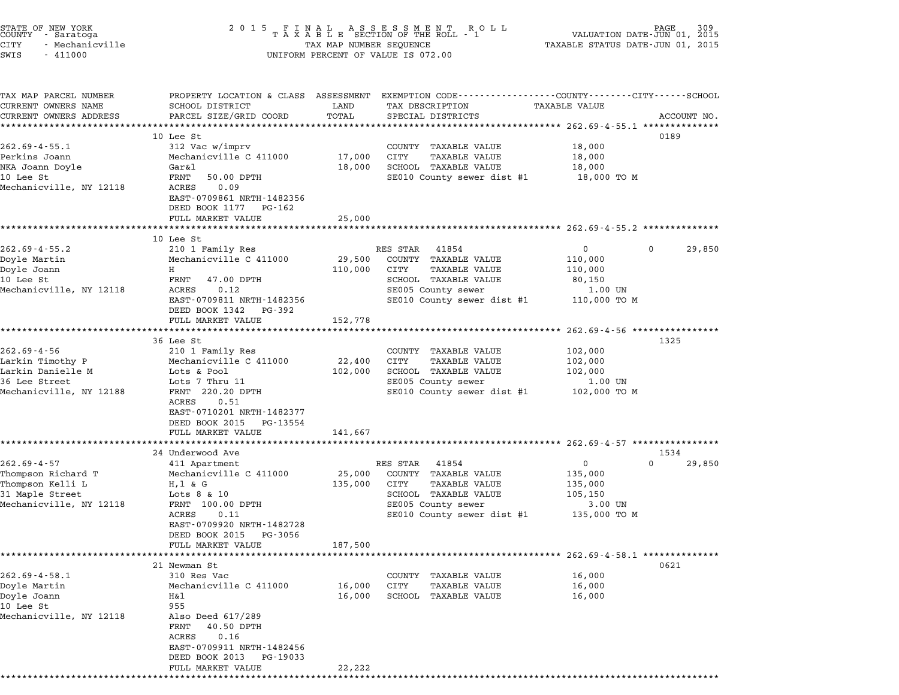STATE OF NEW YORK
COUNTY - Saratoga
CITY - Mechanicville
SWIS - 411000

2015 FINAL ASSESSMENT ROLL
TAXABLE SECTION OF THE ROLL - 1
TAX MAP NUMBER SEQUENCE
UNIFORM PERCENT OF VALUE IS 072.00

VALUATION DATE-JUN 01, 2015
TAXABLE STATUS DATE-JUN 01, 2015

| TAX MAP PARCEL NUMBER / CURRENT OWNERS NAME / CURRENT OWNERS ADDRESS | PROPERTY LOCATION & CLASS / SCHOOL DISTRICT / PARCEL SIZE/GRID COORD | ASSESSMENT LAND / TOTAL | EXEMPTION CODE / TAX DESCRIPTION / SPECIAL DISTRICTS | TAXABLE VALUE (COUNTY / CITY / SCHOOL) | ACCOUNT NO. |
|---|---|---|---|---|---|
| **262.69-4-55.1** | 10 Lee St | | | | 0189 |
| 262.69-4-55.1 | 312 Vac w/imprv | | COUNTY TAXABLE VALUE | 18,000 | |
| Perkins Joann | Mechanicville C 411000 | 17,000 | CITY TAXABLE VALUE | 18,000 | |
| NKA Joann Doyle | Gar&l | 18,000 | SCHOOL TAXABLE VALUE | 18,000 | |
| 10 Lee St | FRNT 50.00 DPTH | | SE010 County sewer dist #1 | 18,000 TO M | |
| Mechanicville, NY 12118 | ACRES 0.09 | | | | |
| | EAST-0709861 NRTH-1482356 | | | | |
| | DEED BOOK 1177 PG-162 | | | | |
| | FULL MARKET VALUE | 25,000 | | | |
| **262.69-4-55.2** | 10 Lee St | | | | |
| 262.69-4-55.2 | 210 1 Family Res | | RES STAR 41854 | 0 / 0 / 29,850 | |
| Doyle Martin | Mechanicville C 411000 | 29,500 | COUNTY TAXABLE VALUE | 110,000 | |
| Doyle Joann | H | 110,000 | CITY TAXABLE VALUE | 110,000 | |
| 10 Lee St | FRNT 47.00 DPTH | | SCHOOL TAXABLE VALUE | 80,150 | |
| Mechanicville, NY 12118 | ACRES 0.12 | | SE005 County sewer | 1.00 UN | |
| | EAST-0709811 NRTH-1482356 | | SE010 County sewer dist #1 | 110,000 TO M | |
| | DEED BOOK 1342 PG-392 | | | | |
| | FULL MARKET VALUE | 152,778 | | | |
| **262.69-4-56** | 36 Lee St | | | | 1325 |
| 262.69-4-56 | 210 1 Family Res | | COUNTY TAXABLE VALUE | 102,000 | |
| Larkin Timothy P | Mechanicville C 411000 | 22,400 | CITY TAXABLE VALUE | 102,000 | |
| Larkin Danielle M | Lots & Pool | 102,000 | SCHOOL TAXABLE VALUE | 102,000 | |
| 36 Lee Street | Lots 7 Thru 11 | | SE005 County sewer | 1.00 UN | |
| Mechanicville, NY 12188 | FRNT 220.20 DPTH | | SE010 County sewer dist #1 | 102,000 TO M | |
| | ACRES 0.51 | | | | |
| | EAST-0710201 NRTH-1482377 | | | | |
| | DEED BOOK 2015 PG-13554 | | | | |
| | FULL MARKET VALUE | 141,667 | | | |
| **262.69-4-57** | 24 Underwood Ave | | | | 1534 |
| 262.69-4-57 | 411 Apartment | | RES STAR 41854 | 0 / 0 / 29,850 | |
| Thompson Richard T | Mechanicville C 411000 | 25,000 | COUNTY TAXABLE VALUE | 135,000 | |
| Thompson Kelli L | H,l & G | 135,000 | CITY TAXABLE VALUE | 135,000 | |
| 31 Maple Street | Lots 8 & 10 | | SCHOOL TAXABLE VALUE | 105,150 | |
| Mechanicville, NY 12118 | FRNT 100.00 DPTH | | SE005 County sewer | 3.00 UN | |
| | ACRES 0.11 | | SE010 County sewer dist #1 | 135,000 TO M | |
| | EAST-0709920 NRTH-1482728 | | | | |
| | DEED BOOK 2015 PG-3056 | | | | |
| | FULL MARKET VALUE | 187,500 | | | |
| **262.69-4-58.1** | 21 Newman St | | | | 0621 |
| 262.69-4-58.1 | 310 Res Vac | | COUNTY TAXABLE VALUE | 16,000 | |
| Doyle Martin | Mechanicville C 411000 | 16,000 | CITY TAXABLE VALUE | 16,000 | |
| Doyle Joann | H&l | 16,000 | SCHOOL TAXABLE VALUE | 16,000 | |
| 10 Lee St | 955 | | | | |
| Mechanicville, NY 12118 | Also Deed 617/289 | | | | |
| | FRNT 40.50 DPTH | | | | |
| | ACRES 0.16 | | | | |
| | EAST-0709911 NRTH-1482456 | | | | |
| | DEED BOOK 2013 PG-19033 | | | | |
| | FULL MARKET VALUE | 22,222 | | | |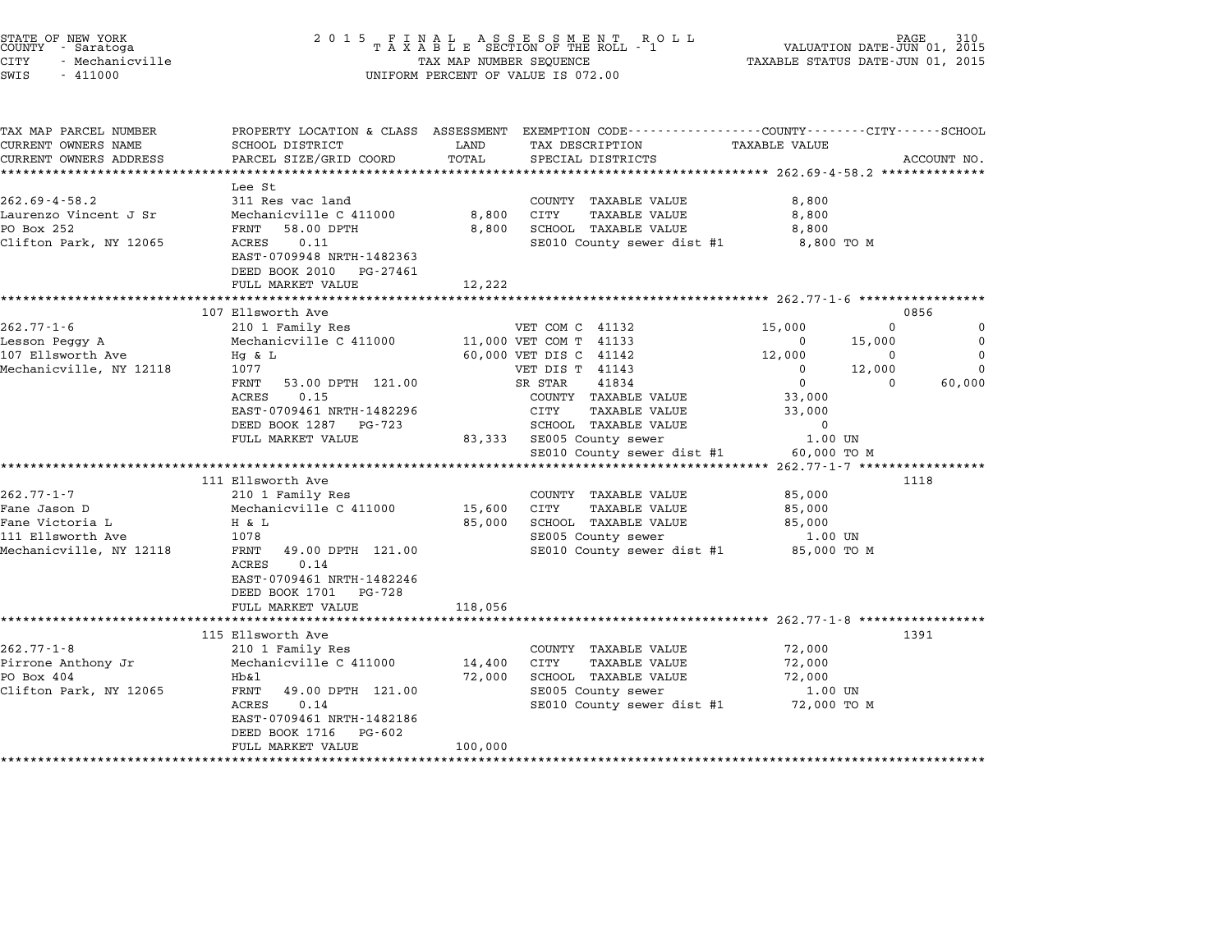STATE OF NEW YORK · COUNTY - Saratoga · CITY - Mechanicville · SWIS - 411000

2015 FINAL ASSESSMENT ROLL · TAXABLE SECTION OF THE ROLL - 1 · TAX MAP NUMBER SEQUENCE · UNIFORM PERCENT OF VALUE IS 072.00

VALUATION DATE-JUN 01, 2015 · TAXABLE STATUS DATE-JUN 01, 2015

| TAX MAP PARCEL NUMBER / CURRENT OWNERS NAME / CURRENT OWNERS ADDRESS | PROPERTY LOCATION & CLASS / SCHOOL DISTRICT / PARCEL SIZE/GRID COORD | ASSESSMENT LAND / TOTAL | EXEMPTION CODE / TAX DESCRIPTION / SPECIAL DISTRICTS | COUNTY TAXABLE VALUE | CITY | SCHOOL | ACCOUNT NO. |
|---|---|---|---|---|---|---|---|
| **262.69-4-58.2** | Lee St | | | | | | |
| 262.69-4-58.2 | 311 Res vac land | | COUNTY TAXABLE VALUE | 8,800 | | | |
| Laurenzo Vincent J Sr | Mechanicville C 411000 | 8,800 | CITY TAXABLE VALUE | 8,800 | | | |
| PO Box 252 | FRNT 58.00 DPTH | 8,800 | SCHOOL TAXABLE VALUE | 8,800 | | | |
| Clifton Park, NY 12065 | ACRES 0.11 | | SE010 County sewer dist #1 | 8,800 TO M | | | |
| | EAST-0709948 NRTH-1482363 | | | | | | |
| | DEED BOOK 2010 PG-27461 | | | | | | |
| | FULL MARKET VALUE | 12,222 | | | | | |
| **262.77-1-6** | 107 Ellsworth Ave | | | | | | 0856 |
| 262.77-1-6 | 210 1 Family Res | | VET COM C 41132 | 15,000 | 0 | 0 | |
| Lesson Peggy A | Mechanicville C 411000 | 11,000 | VET COM T 41133 | 0 | 15,000 | 0 | |
| 107 Ellsworth Ave | Hg & L | 60,000 | VET DIS C 41142 | 12,000 | 0 | 0 | |
| Mechanicville, NY 12118 | 1077 | | VET DIS T 41143 | 0 | 12,000 | 0 | |
| | FRNT 53.00 DPTH 121.00 | | SR STAR 41834 | 0 | 0 | 60,000 | |
| | ACRES 0.15 | | COUNTY TAXABLE VALUE | 33,000 | | | |
| | EAST-0709461 NRTH-1482296 | | CITY TAXABLE VALUE | 33,000 | | | |
| | DEED BOOK 1287 PG-723 | | SCHOOL TAXABLE VALUE | 0 | | | |
| | FULL MARKET VALUE | 83,333 | SE005 County sewer | 1.00 UN | | | |
| | | | SE010 County sewer dist #1 | 60,000 TO M | | | |
| **262.77-1-7** | 111 Ellsworth Ave | | | | | | 1118 |
| 262.77-1-7 | 210 1 Family Res | | COUNTY TAXABLE VALUE | 85,000 | | | |
| Fane Jason D | Mechanicville C 411000 | 15,600 | CITY TAXABLE VALUE | 85,000 | | | |
| Fane Victoria L | H & L | 85,000 | SCHOOL TAXABLE VALUE | 85,000 | | | |
| 111 Ellsworth Ave | 1078 | | SE005 County sewer | 1.00 UN | | | |
| Mechanicville, NY 12118 | FRNT 49.00 DPTH 121.00 | | SE010 County sewer dist #1 | 85,000 TO M | | | |
| | ACRES 0.14 | | | | | | |
| | EAST-0709461 NRTH-1482246 | | | | | | |
| | DEED BOOK 1701 PG-728 | | | | | | |
| | FULL MARKET VALUE | 118,056 | | | | | |
| **262.77-1-8** | 115 Ellsworth Ave | | | | | | 1391 |
| 262.77-1-8 | 210 1 Family Res | | COUNTY TAXABLE VALUE | 72,000 | | | |
| Pirrone Anthony Jr | Mechanicville C 411000 | 14,400 | CITY TAXABLE VALUE | 72,000 | | | |
| PO Box 404 | Hb&l | 72,000 | SCHOOL TAXABLE VALUE | 72,000 | | | |
| Clifton Park, NY 12065 | FRNT 49.00 DPTH 121.00 | | SE005 County sewer | 1.00 UN | | | |
| | ACRES 0.14 | | SE010 County sewer dist #1 | 72,000 TO M | | | |
| | EAST-0709461 NRTH-1482186 | | | | | | |
| | DEED BOOK 1716 PG-602 | | | | | | |
| | FULL MARKET VALUE | 100,000 | | | | | |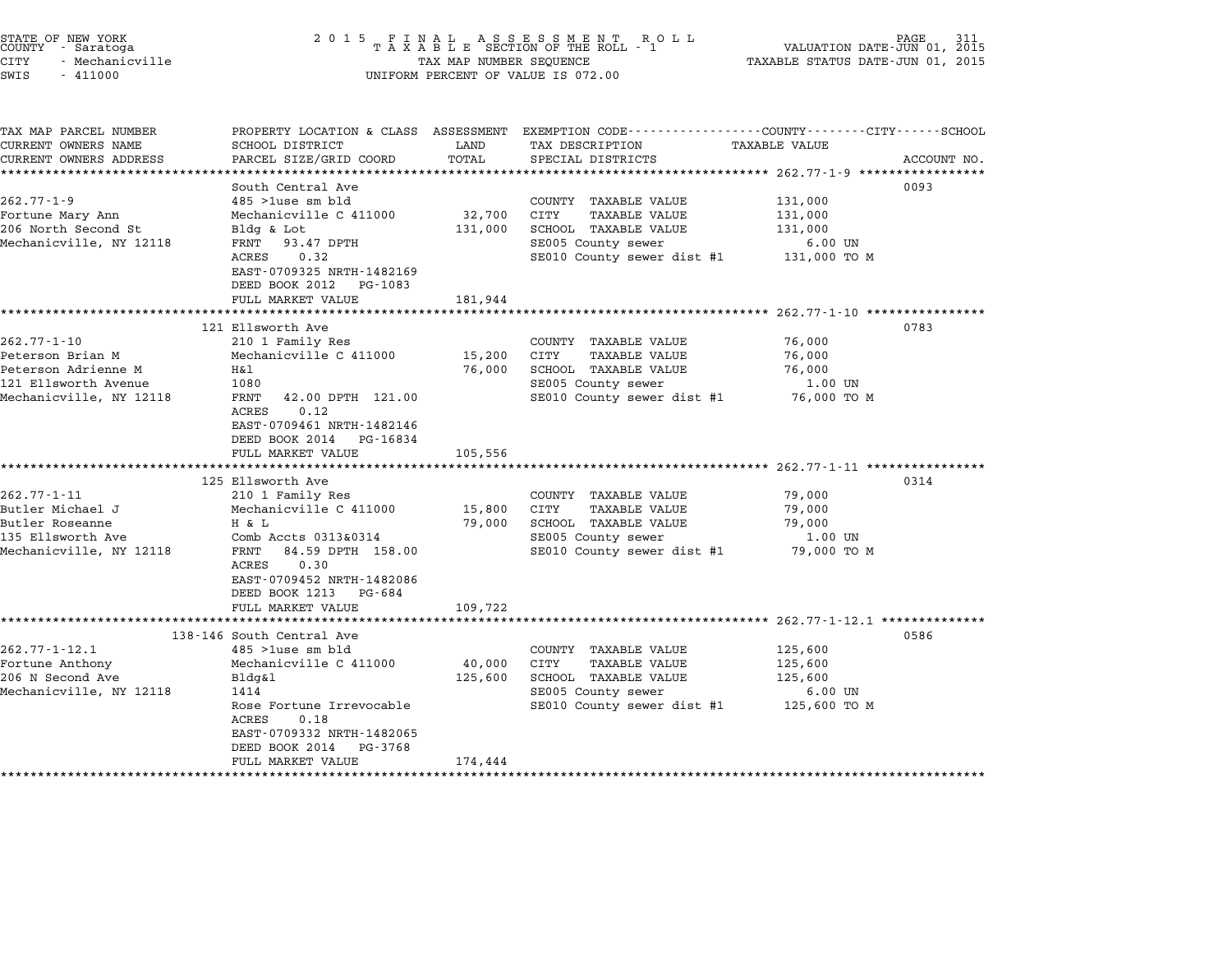STATE OF NEW YORK
COUNTY - Saratoga
CITY - Mechanicville
SWIS - 411000

2015 FINAL ASSESSMENT ROLL
TAXABLE SECTION OF THE ROLL - 1
TAX MAP NUMBER SEQUENCE
UNIFORM PERCENT OF VALUE IS 072.00

VALUATION DATE-JUN 01, 2015
TAXABLE STATUS DATE-JUN 01, 2015

| TAX MAP PARCEL NUMBER / CURRENT OWNERS NAME / CURRENT OWNERS ADDRESS | PROPERTY LOCATION & CLASS / SCHOOL DISTRICT / PARCEL SIZE/GRID COORD | ASSESSMENT LAND / TOTAL | EXEMPTION CODE / TAX DESCRIPTION / SPECIAL DISTRICTS | TAXABLE VALUE (COUNTY / CITY / SCHOOL) | ACCOUNT NO. |
|---|---|---|---|---|---|
| 262.77-1-9 | South Central Ave | | | | 0093 |
| 262.77-1-9 | 485 >1use sm bld | | COUNTY TAXABLE VALUE | 131,000 | |
| Fortune Mary Ann | Mechanicville C 411000 | 32,700 | CITY TAXABLE VALUE | 131,000 | |
| 206 North Second St | Bldg & Lot | 131,000 | SCHOOL TAXABLE VALUE | 131,000 | |
| Mechanicville, NY 12118 | FRNT 93.47 DPTH | | SE005 County sewer | 6.00 UN | |
| | ACRES 0.32 | | SE010 County sewer dist #1 | 131,000 TO M | |
| | EAST-0709325 NRTH-1482169 | | | | |
| | DEED BOOK 2012 PG-1083 | | | | |
| | FULL MARKET VALUE | 181,944 | | | |
| 262.77-1-10 | 121 Ellsworth Ave | | | | 0783 |
| 262.77-1-10 | 210 1 Family Res | | COUNTY TAXABLE VALUE | 76,000 | |
| Peterson Brian M | Mechanicville C 411000 | 15,200 | CITY TAXABLE VALUE | 76,000 | |
| Peterson Adrienne M | H&l | 76,000 | SCHOOL TAXABLE VALUE | 76,000 | |
| 121 Ellsworth Avenue | 1080 | | SE005 County sewer | 1.00 UN | |
| Mechanicville, NY 12118 | FRNT 42.00 DPTH 121.00 | | SE010 County sewer dist #1 | 76,000 TO M | |
| | ACRES 0.12 | | | | |
| | EAST-0709461 NRTH-1482146 | | | | |
| | DEED BOOK 2014 PG-16834 | | | | |
| | FULL MARKET VALUE | 105,556 | | | |
| 262.77-1-11 | 125 Ellsworth Ave | | | | 0314 |
| 262.77-1-11 | 210 1 Family Res | | COUNTY TAXABLE VALUE | 79,000 | |
| Butler Michael J | Mechanicville C 411000 | 15,800 | CITY TAXABLE VALUE | 79,000 | |
| Butler Roseanne | H & L | 79,000 | SCHOOL TAXABLE VALUE | 79,000 | |
| 135 Ellsworth Ave | Comb Accts 0313&0314 | | SE005 County sewer | 1.00 UN | |
| Mechanicville, NY 12118 | FRNT 84.59 DPTH 158.00 | | SE010 County sewer dist #1 | 79,000 TO M | |
| | ACRES 0.30 | | | | |
| | EAST-0709452 NRTH-1482086 | | | | |
| | DEED BOOK 1213 PG-684 | | | | |
| | FULL MARKET VALUE | 109,722 | | | |
| 262.77-1-12.1 | 138-146 South Central Ave | | | | 0586 |
| 262.77-1-12.1 | 485 >1use sm bld | | COUNTY TAXABLE VALUE | 125,600 | |
| Fortune Anthony | Mechanicville C 411000 | 40,000 | CITY TAXABLE VALUE | 125,600 | |
| 206 N Second Ave | Bldg&l | 125,600 | SCHOOL TAXABLE VALUE | 125,600 | |
| Mechanicville, NY 12118 | 1414 | | SE005 County sewer | 6.00 UN | |
| | Rose Fortune Irrevocable | | SE010 County sewer dist #1 | 125,600 TO M | |
| | ACRES 0.18 | | | | |
| | EAST-0709332 NRTH-1482065 | | | | |
| | DEED BOOK 2014 PG-3768 | | | | |
| | FULL MARKET VALUE | 174,444 | | | |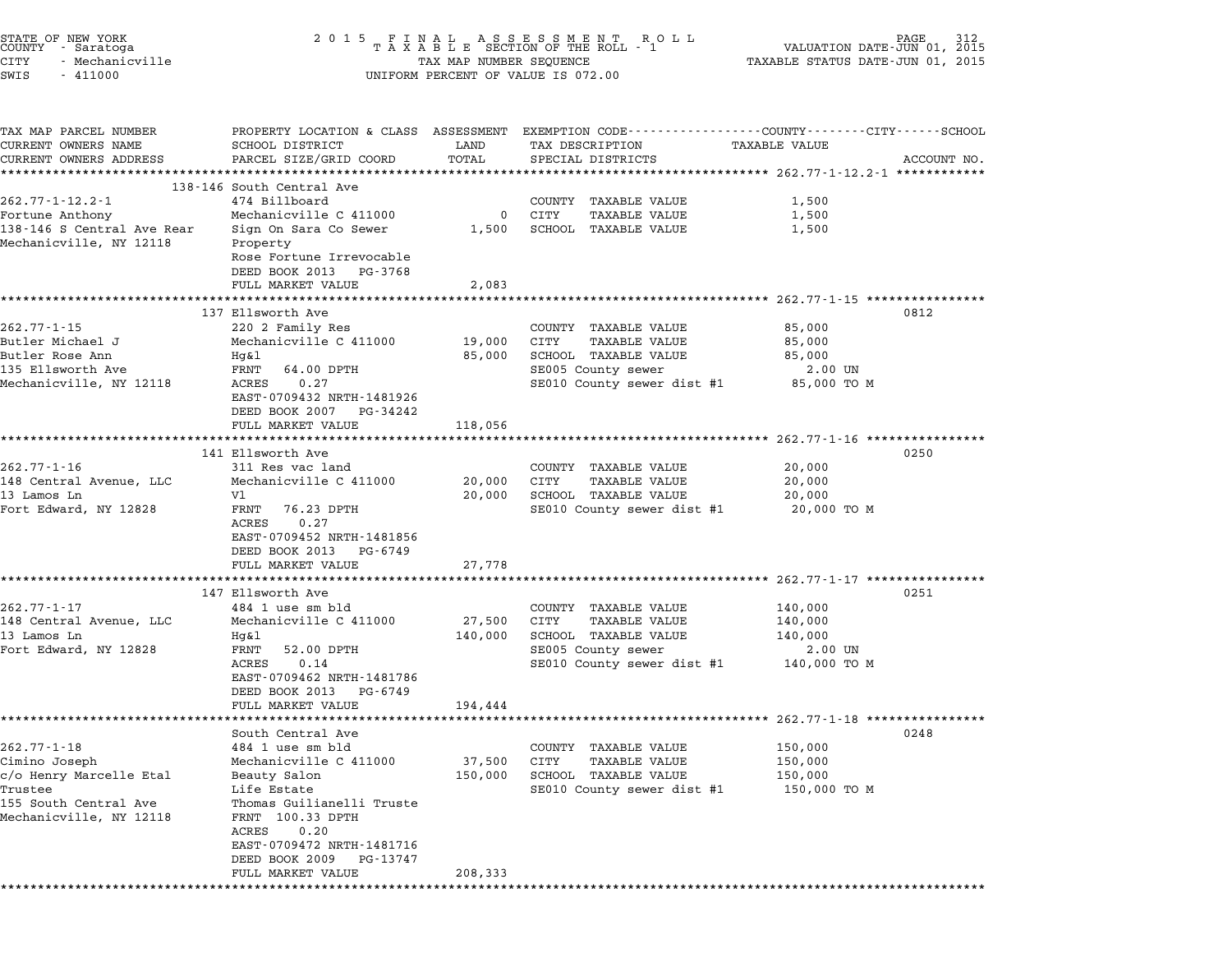STATE OF NEW YORK COUNTY - Saratoga CITY - Mechanicville SWIS - 411000

2 0 1 5 F I N A L A S S E S S M E N T R O L L
T A X A B L E SECTION OF THE ROLL - 1
TAX MAP NUMBER SEQUENCE
UNIFORM PERCENT OF VALUE IS 072.00

VALUATION DATE-JUN 01, 2015
TAXABLE STATUS DATE-JUN 01, 2015

| TAX MAP PARCEL NUMBER / CURRENT OWNERS NAME / CURRENT OWNERS ADDRESS | PROPERTY LOCATION & CLASS / SCHOOL DISTRICT / PARCEL SIZE/GRID COORD | LAND / TOTAL | EXEMPTION CODE / TAX DESCRIPTION / SPECIAL DISTRICTS | TAXABLE VALUE | ACCOUNT NO. |
|---|---|---|---|---|---|
| **262.77-1-12.2-1** | 138-146 South Central Ave | | | | |
| 262.77-1-12.2-1 | 474 Billboard | | COUNTY TAXABLE VALUE | 1,500 | |
| Fortune Anthony | Mechanicville C 411000 | 0 | CITY TAXABLE VALUE | 1,500 | |
| 138-146 S Central Ave Rear | Sign On Sara Co Sewer | 1,500 | SCHOOL TAXABLE VALUE | 1,500 | |
| Mechanicville, NY 12118 | Property | | | | |
| | Rose Fortune Irrevocable | | | | |
| | DEED BOOK 2013 PG-3768 | | | | |
| | FULL MARKET VALUE | 2,083 | | | |
| **262.77-1-15** | 137 Ellsworth Ave | | | | 0812 |
| 262.77-1-15 | 220 2 Family Res | | COUNTY TAXABLE VALUE | 85,000 | |
| Butler Michael J | Mechanicville C 411000 | 19,000 | CITY TAXABLE VALUE | 85,000 | |
| Butler Rose Ann | Hg&l | 85,000 | SCHOOL TAXABLE VALUE | 85,000 | |
| 135 Ellsworth Ave | FRNT 64.00 DPTH | | SE005 County sewer | 2.00 UN | |
| Mechanicville, NY 12118 | ACRES 0.27 | | SE010 County sewer dist #1 | 85,000 TO M | |
| | EAST-0709432 NRTH-1481926 | | | | |
| | DEED BOOK 2007 PG-34242 | | | | |
| | FULL MARKET VALUE | 118,056 | | | |
| **262.77-1-16** | 141 Ellsworth Ave | | | | 0250 |
| 262.77-1-16 | 311 Res vac land | | COUNTY TAXABLE VALUE | 20,000 | |
| 148 Central Avenue, LLC | Mechanicville C 411000 | 20,000 | CITY TAXABLE VALUE | 20,000 | |
| 13 Lamos Ln | Vl | 20,000 | SCHOOL TAXABLE VALUE | 20,000 | |
| Fort Edward, NY 12828 | FRNT 76.23 DPTH | | SE010 County sewer dist #1 | 20,000 TO M | |
| | ACRES 0.27 | | | | |
| | EAST-0709452 NRTH-1481856 | | | | |
| | DEED BOOK 2013 PG-6749 | | | | |
| | FULL MARKET VALUE | 27,778 | | | |
| **262.77-1-17** | 147 Ellsworth Ave | | | | 0251 |
| 262.77-1-17 | 484 1 use sm bld | | COUNTY TAXABLE VALUE | 140,000 | |
| 148 Central Avenue, LLC | Mechanicville C 411000 | 27,500 | CITY TAXABLE VALUE | 140,000 | |
| 13 Lamos Ln | Hg&l | 140,000 | SCHOOL TAXABLE VALUE | 140,000 | |
| Fort Edward, NY 12828 | FRNT 52.00 DPTH | | SE005 County sewer | 2.00 UN | |
| | ACRES 0.14 | | SE010 County sewer dist #1 | 140,000 TO M | |
| | EAST-0709462 NRTH-1481786 | | | | |
| | DEED BOOK 2013 PG-6749 | | | | |
| | FULL MARKET VALUE | 194,444 | | | |
| **262.77-1-18** | South Central Ave | | | | 0248 |
| 262.77-1-18 | 484 1 use sm bld | | COUNTY TAXABLE VALUE | 150,000 | |
| Cimino Joseph | Mechanicville C 411000 | 37,500 | CITY TAXABLE VALUE | 150,000 | |
| c/o Henry Marcelle Etal | Beauty Salon | 150,000 | SCHOOL TAXABLE VALUE | 150,000 | |
| Trustee | Life Estate | | SE010 County sewer dist #1 | 150,000 TO M | |
| 155 South Central Ave | Thomas Guilianelli Truste | | | | |
| Mechanicville, NY 12118 | FRNT 100.33 DPTH | | | | |
| | ACRES 0.20 | | | | |
| | EAST-0709472 NRTH-1481716 | | | | |
| | DEED BOOK 2009 PG-13747 | | | | |
| | FULL MARKET VALUE | 208,333 | | | |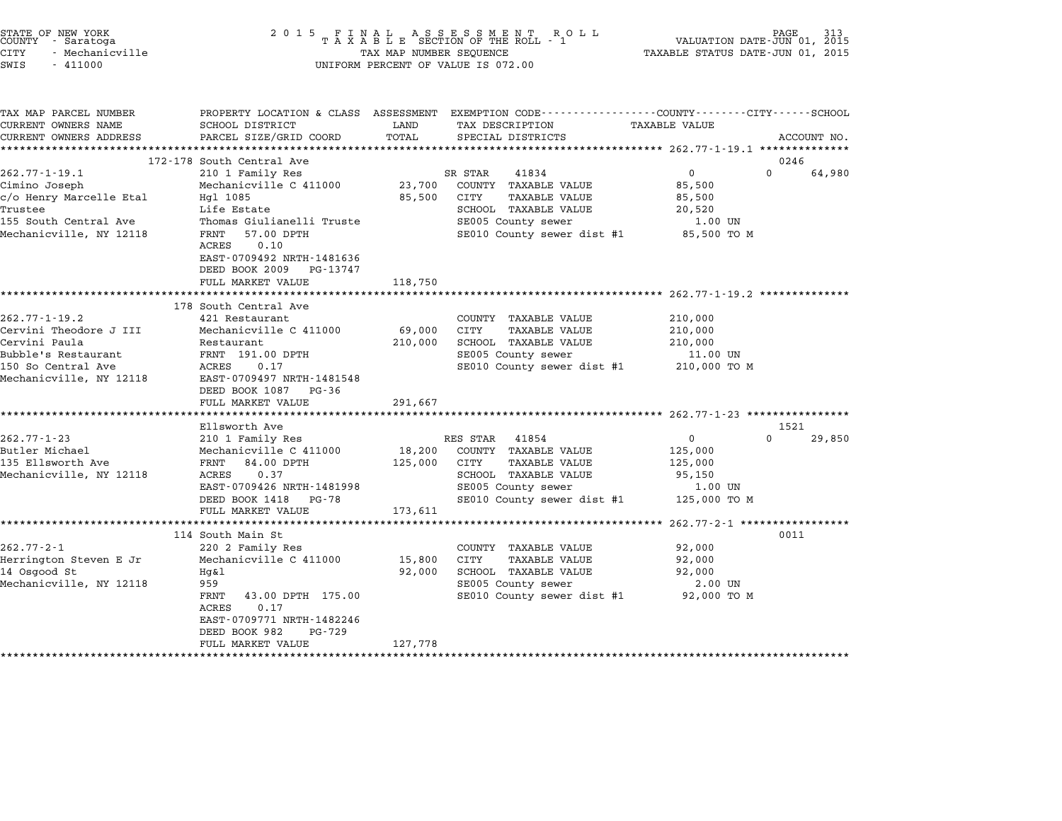STATE OF NEW YORK
COUNTY - Saratoga
CITY - Mechanicville
SWIS - 411000

2 0 1 5 F I N A L A S S E S S M E N T R O L L
T A X A B L E SECTION OF THE ROLL - 1
TAX MAP NUMBER SEQUENCE
UNIFORM PERCENT OF VALUE IS 072.00

VALUATION DATE-JUN 01, 2015
TAXABLE STATUS DATE-JUN 01, 2015

```
TAX MAP PARCEL NUMBER          PROPERTY LOCATION & CLASS  ASSESSMENT  EXEMPTION CODE-----------------COUNTY--------CITY------SCHOOL
CURRENT OWNERS NAME            SCHOOL DISTRICT               LAND      TAX DESCRIPTION              TAXABLE VALUE
CURRENT OWNERS ADDRESS         PARCEL SIZE/GRID COORD        TOTAL     SPECIAL DISTRICTS                                  ACCOUNT NO.
******************************************************************************************************* 262.77-1-19.1 **************
                    172-178 South Central Ave                                                                          0246
262.77-1-19.1                  210 1 Family Res                        SR STAR      41834              0          0      64,980
Cimino Joseph                  Mechanicville C 411000       23,700     COUNTY  TAXABLE VALUE          85,500
c/o Henry Marcelle Etal        Hgl 1085                     85,500     CITY    TAXABLE VALUE          85,500
Trustee                        Life Estate                             SCHOOL  TAXABLE VALUE          20,520
155 South Central Ave          Thomas Giulianelli Truste               SE005 County sewer               1.00 UN
Mechanicville, NY 12118        FRNT   57.00 DPTH                       SE010 County sewer dist #1     85,500 TO M
                               ACRES    0.10
                               EAST-0709492 NRTH-1481636
                               DEED BOOK 2009   PG-13747
                               FULL MARKET VALUE           118,750
******************************************************************************************************* 262.77-1-19.2 **************
                    178 South Central Ave
262.77-1-19.2                  421 Restaurant                          COUNTY  TAXABLE VALUE         210,000
Cervini Theodore J III         Mechanicville C 411000       69,000     CITY    TAXABLE VALUE         210,000
Cervini Paula                  Restaurant                  210,000     SCHOOL  TAXABLE VALUE         210,000
Bubble's Restaurant            FRNT  191.00 DPTH                       SE005 County sewer              11.00 UN
150 So Central Ave             ACRES    0.17                           SE010 County sewer dist #1    210,000 TO M
Mechanicville, NY 12118        EAST-0709497 NRTH-1481548
                               DEED BOOK 1087   PG-36
                               FULL MARKET VALUE           291,667
******************************************************************************************************* 262.77-1-23 ****************
                    Ellsworth Ave                                                                                      1521
262.77-1-23                    210 1 Family Res                        RES STAR     41854              0          0      29,850
Butler Michael                 Mechanicville C 411000       18,200     COUNTY  TAXABLE VALUE         125,000
135 Ellsworth Ave              FRNT   84.00 DPTH           125,000     CITY    TAXABLE VALUE         125,000
Mechanicville, NY 12118        ACRES    0.37                           SCHOOL  TAXABLE VALUE          95,150
                               EAST-0709426 NRTH-1481998               SE005 County sewer               1.00 UN
                               DEED BOOK 1418   PG-78                  SE010 County sewer dist #1    125,000 TO M
                               FULL MARKET VALUE           173,611
******************************************************************************************************* 262.77-2-1 *****************
                    114 South Main St                                                                                  0011
262.77-2-1                     220 2 Family Res                        COUNTY  TAXABLE VALUE          92,000
Herrington Steven E Jr         Mechanicville C 411000       15,800     CITY    TAXABLE VALUE          92,000
14 Osgood St                   Hg&l                         92,000     SCHOOL  TAXABLE VALUE          92,000
Mechanicville, NY 12118        959                                     SE005 County sewer               2.00 UN
                               FRNT   43.00 DPTH  175.00               SE010 County sewer dist #1     92,000 TO M
                               ACRES    0.17
                               EAST-0709771 NRTH-1482246
                               DEED BOOK 982    PG-729
                               FULL MARKET VALUE           127,778
************************************************************************************************************************************
```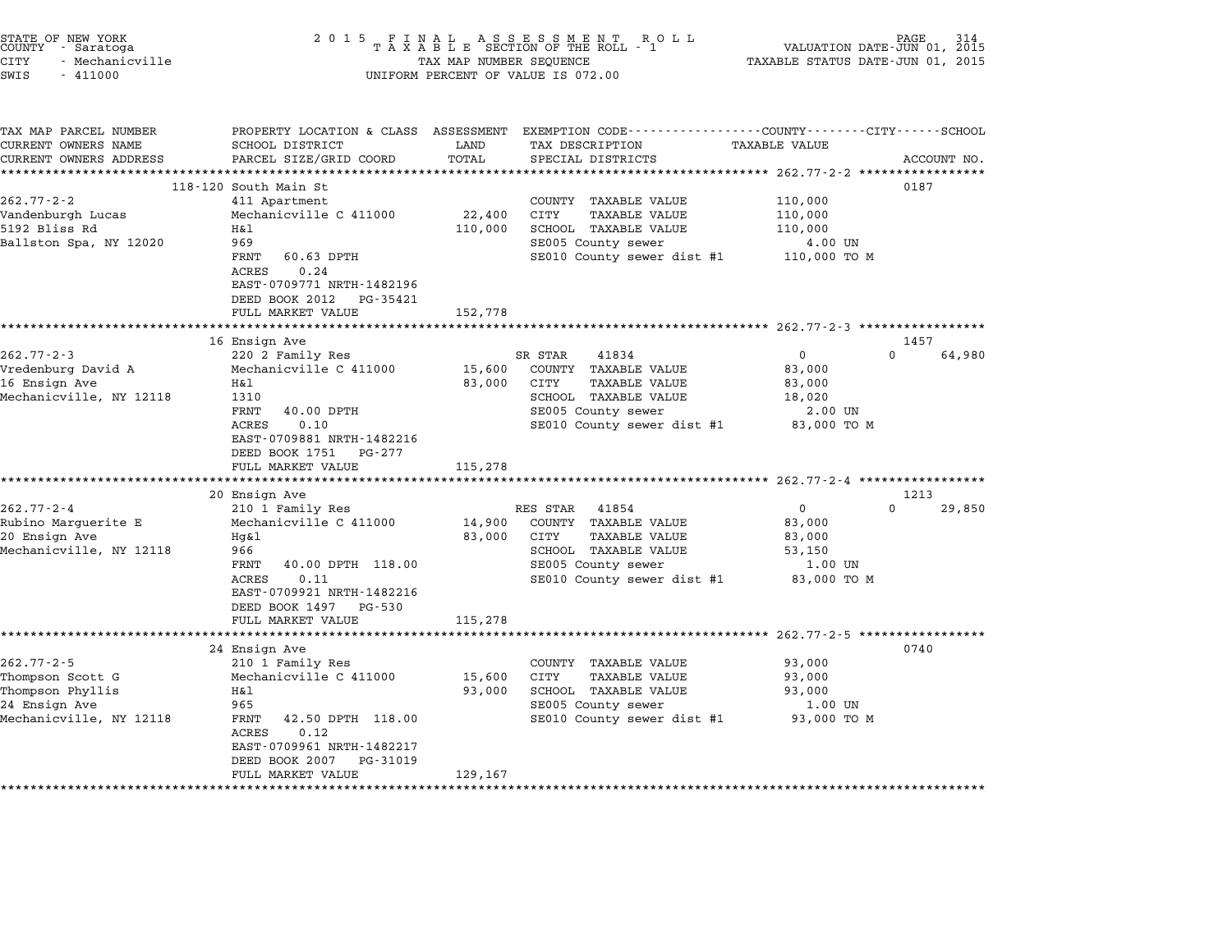STATE OF NEW YORK
COUNTY - Saratoga
CITY - Mechanicville
SWIS - 411000

2 0 1 5 F I N A L A S S E S S M E N T R O L L
T A X A B L E SECTION OF THE ROLL - 1
TAX MAP NUMBER SEQUENCE
UNIFORM PERCENT OF VALUE IS 072.00

VALUATION DATE-JUN 01, 2015
TAXABLE STATUS DATE-JUN 01, 2015

| TAX MAP PARCEL NUMBER / CURRENT OWNERS NAME / CURRENT OWNERS ADDRESS | PROPERTY LOCATION & CLASS / SCHOOL DISTRICT / PARCEL SIZE/GRID COORD | ASSESSMENT LAND / TOTAL | EXEMPTION CODE / TAX DESCRIPTION / SPECIAL DISTRICTS | COUNTY / TAXABLE VALUE | CITY | SCHOOL | ACCOUNT NO. |
|---|---|---|---|---|---|---|---|
| **262.77-2-2** | 118-120 South Main St | | | | | | 0187 |
| 262.77-2-2 | 411 Apartment | | COUNTY TAXABLE VALUE | 110,000 | | | |
| Vandenburgh Lucas | Mechanicville C 411000 | 22,400 | CITY TAXABLE VALUE | 110,000 | | | |
| 5192 Bliss Rd | H&l | 110,000 | SCHOOL TAXABLE VALUE | 110,000 | | | |
| Ballston Spa, NY 12020 | 969 | | SE005 County sewer | 4.00 UN | | | |
| | FRNT 60.63 DPTH | | SE010 County sewer dist #1 | 110,000 TO M | | | |
| | ACRES 0.24 | | | | | | |
| | EAST-0709771 NRTH-1482196 | | | | | | |
| | DEED BOOK 2012 PG-35421 | | | | | | |
| | FULL MARKET VALUE | 152,778 | | | | | |
| **262.77-2-3** | 16 Ensign Ave | | | | | | 1457 |
| 262.77-2-3 | 220 2 Family Res | | SR STAR 41834 | 0 | 0 | 64,980 | |
| Vredenburg David A | Mechanicville C 411000 | 15,600 | COUNTY TAXABLE VALUE | 83,000 | | | |
| 16 Ensign Ave | H&l | 83,000 | CITY TAXABLE VALUE | 83,000 | | | |
| Mechanicville, NY 12118 | 1310 | | SCHOOL TAXABLE VALUE | 18,020 | | | |
| | FRNT 40.00 DPTH | | SE005 County sewer | 2.00 UN | | | |
| | ACRES 0.10 | | SE010 County sewer dist #1 | 83,000 TO M | | | |
| | EAST-0709881 NRTH-1482216 | | | | | | |
| | DEED BOOK 1751 PG-277 | | | | | | |
| | FULL MARKET VALUE | 115,278 | | | | | |
| **262.77-2-4** | 20 Ensign Ave | | | | | | 1213 |
| 262.77-2-4 | 210 1 Family Res | | RES STAR 41854 | 0 | 0 | 29,850 | |
| Rubino Marguerite E | Mechanicville C 411000 | 14,900 | COUNTY TAXABLE VALUE | 83,000 | | | |
| 20 Ensign Ave | Hg&l | 83,000 | CITY TAXABLE VALUE | 83,000 | | | |
| Mechanicville, NY 12118 | 966 | | SCHOOL TAXABLE VALUE | 53,150 | | | |
| | FRNT 40.00 DPTH 118.00 | | SE005 County sewer | 1.00 UN | | | |
| | ACRES 0.11 | | SE010 County sewer dist #1 | 83,000 TO M | | | |
| | EAST-0709921 NRTH-1482216 | | | | | | |
| | DEED BOOK 1497 PG-530 | | | | | | |
| | FULL MARKET VALUE | 115,278 | | | | | |
| **262.77-2-5** | 24 Ensign Ave | | | | | | 0740 |
| 262.77-2-5 | 210 1 Family Res | | COUNTY TAXABLE VALUE | 93,000 | | | |
| Thompson Scott G | Mechanicville C 411000 | 15,600 | CITY TAXABLE VALUE | 93,000 | | | |
| Thompson Phyllis | H&l | 93,000 | SCHOOL TAXABLE VALUE | 93,000 | | | |
| 24 Ensign Ave | 965 | | SE005 County sewer | 1.00 UN | | | |
| Mechanicville, NY 12118 | FRNT 42.50 DPTH 118.00 | | SE010 County sewer dist #1 | 93,000 TO M | | | |
| | ACRES 0.12 | | | | | | |
| | EAST-0709961 NRTH-1482217 | | | | | | |
| | DEED BOOK 2007 PG-31019 | | | | | | |
| | FULL MARKET VALUE | 129,167 | | | | | |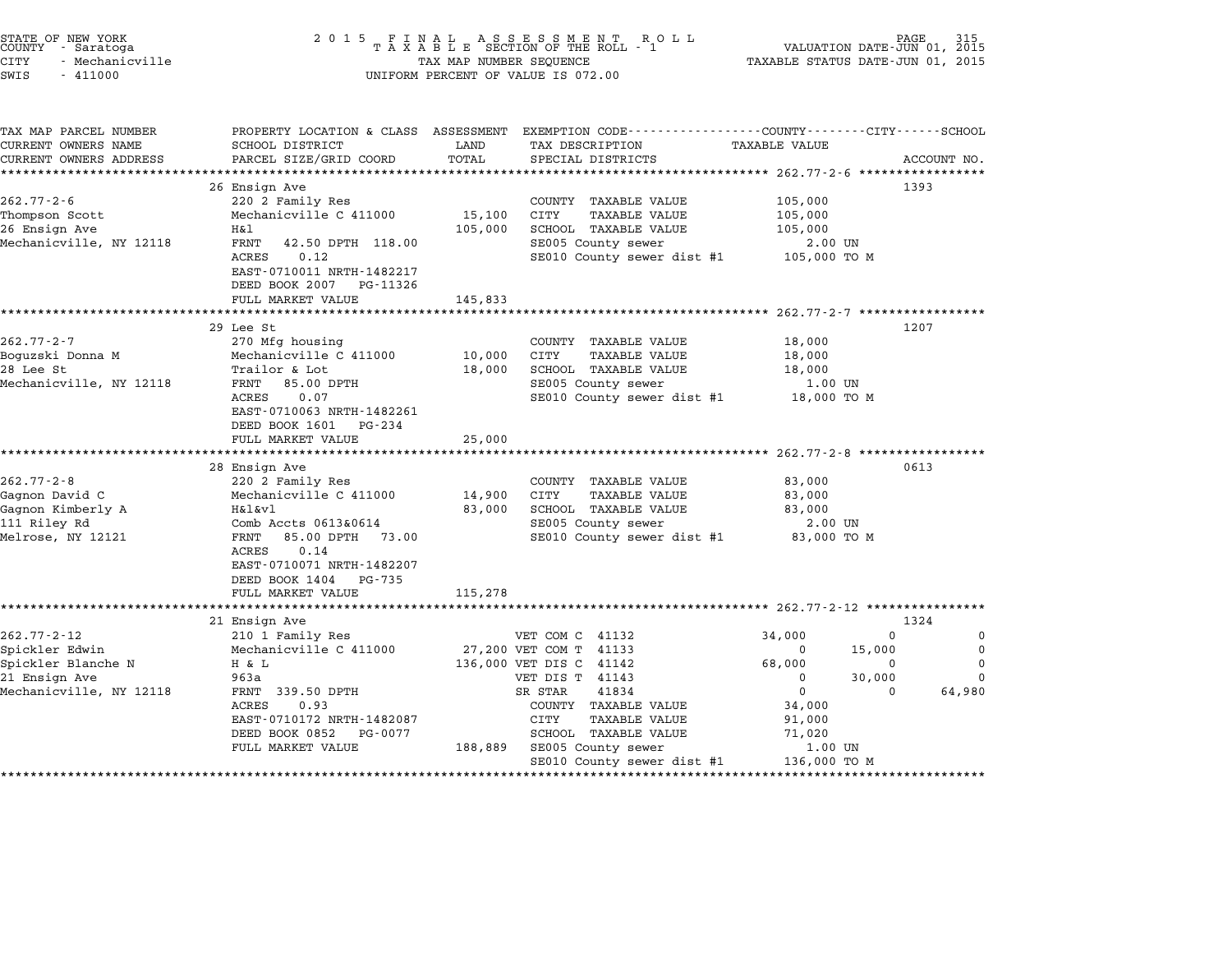STATE OF NEW YORK
COUNTY - Saratoga
CITY - Mechanicville
SWIS - 411000

2015 FINAL ASSESSMENT ROLL
TAXABLE SECTION OF THE ROLL - 1
TAX MAP NUMBER SEQUENCE
UNIFORM PERCENT OF VALUE IS 072.00

VALUATION DATE-JUN 01, 2015
TAXABLE STATUS DATE-JUN 01, 2015

| TAX MAP PARCEL NUMBER / CURRENT OWNERS NAME / CURRENT OWNERS ADDRESS | PROPERTY LOCATION & CLASS / SCHOOL DISTRICT / PARCEL SIZE/GRID COORD | ASSESSMENT LAND / TOTAL | EXEMPTION CODE / TAX DESCRIPTION / SPECIAL DISTRICTS | COUNTY | CITY | SCHOOL | ACCOUNT NO. |
|---|---|---|---|---|---|---|---|
| **262.77-2-6** | 26 Ensign Ave | | | | | | 1393 |
| 262.77-2-6 | 220 2 Family Res | | COUNTY TAXABLE VALUE | 105,000 | | | |
| Thompson Scott | Mechanicville C 411000 | 15,100 | CITY TAXABLE VALUE | | 105,000 | | |
| 26 Ensign Ave | H&l | 105,000 | SCHOOL TAXABLE VALUE | | | 105,000 | |
| Mechanicville, NY 12118 | FRNT 42.50 DPTH 118.00 | | SE005 County sewer | 2.00 UN | | | |
| | ACRES 0.12 | | SE010 County sewer dist #1 | 105,000 TO M | | | |
| | EAST-0710011 NRTH-1482217 | | | | | | |
| | DEED BOOK 2007 PG-11326 | | | | | | |
| | FULL MARKET VALUE | 145,833 | | | | | |
| **262.77-2-7** | 29 Lee St | | | | | | 1207 |
| 262.77-2-7 | 270 Mfg housing | | COUNTY TAXABLE VALUE | 18,000 | | | |
| Boguzski Donna M | Mechanicville C 411000 | 10,000 | CITY TAXABLE VALUE | | 18,000 | | |
| 28 Lee St | Trailor & Lot | 18,000 | SCHOOL TAXABLE VALUE | | | 18,000 | |
| Mechanicville, NY 12118 | FRNT 85.00 DPTH | | SE005 County sewer | 1.00 UN | | | |
| | ACRES 0.07 | | SE010 County sewer dist #1 | 18,000 TO M | | | |
| | EAST-0710063 NRTH-1482261 | | | | | | |
| | DEED BOOK 1601 PG-234 | | | | | | |
| | FULL MARKET VALUE | 25,000 | | | | | |
| **262.77-2-8** | 28 Ensign Ave | | | | | | 0613 |
| 262.77-2-8 | 220 2 Family Res | | COUNTY TAXABLE VALUE | 83,000 | | | |
| Gagnon David C | Mechanicville C 411000 | 14,900 | CITY TAXABLE VALUE | | 83,000 | | |
| Gagnon Kimberly A | H&l&vl | 83,000 | SCHOOL TAXABLE VALUE | | | 83,000 | |
| 111 Riley Rd | Comb Accts 0613&0614 | | SE005 County sewer | 2.00 UN | | | |
| Melrose, NY 12121 | FRNT 85.00 DPTH 73.00 | | SE010 County sewer dist #1 | 83,000 TO M | | | |
| | ACRES 0.14 | | | | | | |
| | EAST-0710071 NRTH-1482207 | | | | | | |
| | DEED BOOK 1404 PG-735 | | | | | | |
| | FULL MARKET VALUE | 115,278 | | | | | |
| **262.77-2-12** | 21 Ensign Ave | | | | | | 1324 |
| 262.77-2-12 | 210 1 Family Res | | VET COM C 41132 | 34,000 | 0 | 0 | |
| Spickler Edwin | Mechanicville C 411000 | 27,200 | VET COM T 41133 | 0 | 15,000 | 0 | |
| Spickler Blanche N | H & L | 136,000 | VET DIS C 41142 | 68,000 | 0 | 0 | |
| 21 Ensign Ave | 963a | | VET DIS T 41143 | 0 | 30,000 | 0 | |
| Mechanicville, NY 12118 | FRNT 339.50 DPTH | | SR STAR 41834 | 0 | 0 | 64,980 | |
| | ACRES 0.93 | | COUNTY TAXABLE VALUE | 34,000 | | | |
| | EAST-0710172 NRTH-1482087 | | CITY TAXABLE VALUE | | 91,000 | | |
| | DEED BOOK 0852 PG-0077 | | SCHOOL TAXABLE VALUE | | | 71,020 | |
| | FULL MARKET VALUE | 188,889 | SE005 County sewer | 1.00 UN | | | |
| | | | SE010 County sewer dist #1 | 136,000 TO M | | | |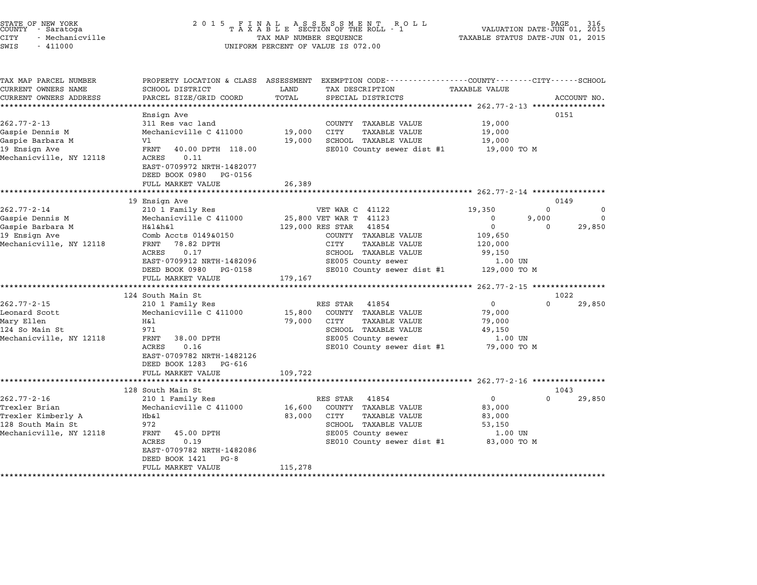STATE OF NEW YORK
COUNTY - Saratoga
CITY - Mechanicville
SWIS - 411000

2015 FINAL ASSESSMENT ROLL
TAXABLE SECTION OF THE ROLL - 1
TAX MAP NUMBER SEQUENCE
UNIFORM PERCENT OF VALUE IS 072.00

VALUATION DATE-JUN 01, 2015
TAXABLE STATUS DATE-JUN 01, 2015

| TAX MAP PARCEL NUMBER / CURRENT OWNERS NAME / CURRENT OWNERS ADDRESS | PROPERTY LOCATION & CLASS / SCHOOL DISTRICT / PARCEL SIZE/GRID COORD | ASSESSMENT LAND / TOTAL | EXEMPTION CODE / TAX DESCRIPTION / SPECIAL DISTRICTS | COUNTY TAXABLE VALUE | CITY | SCHOOL | ACCOUNT NO. |
|---|---|---|---|---|---|---|---|
| **262.77-2-13** | Ensign Ave | | | | | | 0151 |
| 262.77-2-13 | 311 Res vac land | | COUNTY TAXABLE VALUE | 19,000 | | | |
| Gaspie Dennis M | Mechanicville C 411000 | 19,000 | CITY TAXABLE VALUE | 19,000 | | | |
| Gaspie Barbara M | Vl | 19,000 | SCHOOL TAXABLE VALUE | 19,000 | | | |
| 19 Ensign Ave | FRNT 40.00 DPTH 118.00 | | SE010 County sewer dist #1 | 19,000 TO M | | | |
| Mechanicville, NY 12118 | ACRES 0.11 | | | | | | |
| | EAST-0709972 NRTH-1482077 | | | | | | |
| | DEED BOOK 0980 PG-0156 | | | | | | |
| | FULL MARKET VALUE | 26,389 | | | | | |
| **262.77-2-14** | 19 Ensign Ave | | | | | | 0149 |
| 262.77-2-14 | 210 1 Family Res | | VET WAR C 41122 | 19,350 | 0 | 0 | |
| Gaspie Dennis M | Mechanicville C 411000 | 25,800 | VET WAR T 41123 | 0 | 9,000 | 0 | |
| Gaspie Barbara M | H&l&h&l | 129,000 | RES STAR 41854 | 0 | 0 | 29,850 | |
| 19 Ensign Ave | Comb Accts 0149&0150 | | COUNTY TAXABLE VALUE | 109,650 | | | |
| Mechanicville, NY 12118 | FRNT 78.82 DPTH | | CITY TAXABLE VALUE | 120,000 | | | |
| | ACRES 0.17 | | SCHOOL TAXABLE VALUE | 99,150 | | | |
| | EAST-0709912 NRTH-1482096 | | SE005 County sewer | 1.00 UN | | | |
| | DEED BOOK 0980 PG-0158 | | SE010 County sewer dist #1 | 129,000 TO M | | | |
| | FULL MARKET VALUE | 179,167 | | | | | |
| **262.77-2-15** | 124 South Main St | | | | | | 1022 |
| 262.77-2-15 | 210 1 Family Res | | RES STAR 41854 | 0 | 0 | 29,850 | |
| Leonard Scott | Mechanicville C 411000 | 15,800 | COUNTY TAXABLE VALUE | 79,000 | | | |
| Mary Ellen | H&l | 79,000 | CITY TAXABLE VALUE | 79,000 | | | |
| 124 So Main St | 971 | | SCHOOL TAXABLE VALUE | 49,150 | | | |
| Mechanicville, NY 12118 | FRNT 38.00 DPTH | | SE005 County sewer | 1.00 UN | | | |
| | ACRES 0.16 | | SE010 County sewer dist #1 | 79,000 TO M | | | |
| | EAST-0709782 NRTH-1482126 | | | | | | |
| | DEED BOOK 1283 PG-616 | | | | | | |
| | FULL MARKET VALUE | 109,722 | | | | | |
| **262.77-2-16** | 128 South Main St | | | | | | 1043 |
| 262.77-2-16 | 210 1 Family Res | | RES STAR 41854 | 0 | 0 | 29,850 | |
| Trexler Brian | Mechanicville C 411000 | 16,600 | COUNTY TAXABLE VALUE | 83,000 | | | |
| Trexler Kimberly A | Hb&l | 83,000 | CITY TAXABLE VALUE | 83,000 | | | |
| 128 South Main St | 972 | | SCHOOL TAXABLE VALUE | 53,150 | | | |
| Mechanicville, NY 12118 | FRNT 45.00 DPTH | | SE005 County sewer | 1.00 UN | | | |
| | ACRES 0.19 | | SE010 County sewer dist #1 | 83,000 TO M | | | |
| | EAST-0709782 NRTH-1482086 | | | | | | |
| | DEED BOOK 1421 PG-8 | | | | | | |
| | FULL MARKET VALUE | 115,278 | | | | | |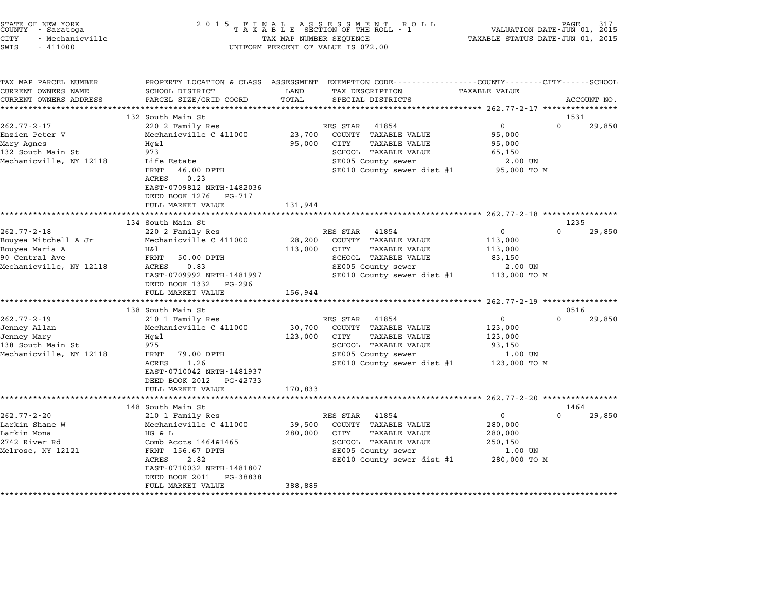STATE OF NEW YORK — 2015 FINAL ASSESSMENT ROLL
COUNTY - Saratoga — TAXABLE SECTION OF THE ROLL - 1 — VALUATION DATE-JUN 01, 2015
CITY - Mechanicville — TAX MAP NUMBER SEQUENCE — TAXABLE STATUS DATE-JUN 01, 2015
SWIS - 411000 — UNIFORM PERCENT OF VALUE IS 072.00

| TAX MAP PARCEL NUMBER / CURRENT OWNERS NAME / CURRENT OWNERS ADDRESS | PROPERTY LOCATION & CLASS / SCHOOL DISTRICT / PARCEL SIZE/GRID COORD | ASSESSMENT LAND / TOTAL | EXEMPTION CODE / TAX DESCRIPTION / SPECIAL DISTRICTS | COUNTY | CITY | SCHOOL | ACCOUNT NO. |
|---|---|---|---|---|---|---|---|
| **262.77-2-17** | 132 South Main St | | | | | | 1531 |
| 262.77-2-17 | 220 2 Family Res | | RES STAR 41854 | 0 | 0 | 29,850 | |
| Enzien Peter V | Mechanicville C 411000 | 23,700 | COUNTY TAXABLE VALUE | 95,000 | | | |
| Mary Agnes | Hg&l | 95,000 | CITY TAXABLE VALUE | | 95,000 | | |
| 132 South Main St | 973 | | SCHOOL TAXABLE VALUE | | | 65,150 | |
| Mechanicville, NY 12118 | Life Estate | | SE005 County sewer | 2.00 UN | | | |
| | FRNT 46.00 DPTH | | SE010 County sewer dist #1 | 95,000 TO M | | | |
| | ACRES 0.23 | | | | | | |
| | EAST-0709812 NRTH-1482036 | | | | | | |
| | DEED BOOK 1276 PG-717 | | | | | | |
| | FULL MARKET VALUE | 131,944 | | | | | |
| **262.77-2-18** | 134 South Main St | | | | | | 1235 |
| 262.77-2-18 | 220 2 Family Res | | RES STAR 41854 | 0 | 0 | 29,850 | |
| Bouyea Mitchell A Jr | Mechanicville C 411000 | 28,200 | COUNTY TAXABLE VALUE | 113,000 | | | |
| Bouyea Maria A | H&l | 113,000 | CITY TAXABLE VALUE | | 113,000 | | |
| 90 Central Ave | FRNT 50.00 DPTH | | SCHOOL TAXABLE VALUE | | | 83,150 | |
| Mechanicville, NY 12118 | ACRES 0.83 | | SE005 County sewer | 2.00 UN | | | |
| | EAST-0709992 NRTH-1481997 | | SE010 County sewer dist #1 | 113,000 TO M | | | |
| | DEED BOOK 1332 PG-296 | | | | | | |
| | FULL MARKET VALUE | 156,944 | | | | | |
| **262.77-2-19** | 138 South Main St | | | | | | 0516 |
| 262.77-2-19 | 210 1 Family Res | | RES STAR 41854 | 0 | 0 | 29,850 | |
| Jenney Allan | Mechanicville C 411000 | 30,700 | COUNTY TAXABLE VALUE | 123,000 | | | |
| Jenney Mary | Hg&l | 123,000 | CITY TAXABLE VALUE | | 123,000 | | |
| 138 South Main St | 975 | | SCHOOL TAXABLE VALUE | | | 93,150 | |
| Mechanicville, NY 12118 | FRNT 79.00 DPTH | | SE005 County sewer | 1.00 UN | | | |
| | ACRES 1.26 | | SE010 County sewer dist #1 | 123,000 TO M | | | |
| | EAST-0710042 NRTH-1481937 | | | | | | |
| | DEED BOOK 2012 PG-42733 | | | | | | |
| | FULL MARKET VALUE | 170,833 | | | | | |
| **262.77-2-20** | 148 South Main St | | | | | | 1464 |
| 262.77-2-20 | 210 1 Family Res | | RES STAR 41854 | 0 | 0 | 29,850 | |
| Larkin Shane W | Mechanicville C 411000 | 39,500 | COUNTY TAXABLE VALUE | 280,000 | | | |
| Larkin Mona | HG & L | 280,000 | CITY TAXABLE VALUE | | 280,000 | | |
| 2742 River Rd | Comb Accts 1464&1465 | | SCHOOL TAXABLE VALUE | | | 250,150 | |
| Melrose, NY 12121 | FRNT 156.67 DPTH | | SE005 County sewer | 1.00 UN | | | |
| | ACRES 2.82 | | SE010 County sewer dist #1 | 280,000 TO M | | | |
| | EAST-0710032 NRTH-1481807 | | | | | | |
| | DEED BOOK 2011 PG-38838 | | | | | | |
| | FULL MARKET VALUE | 388,889 | | | | | |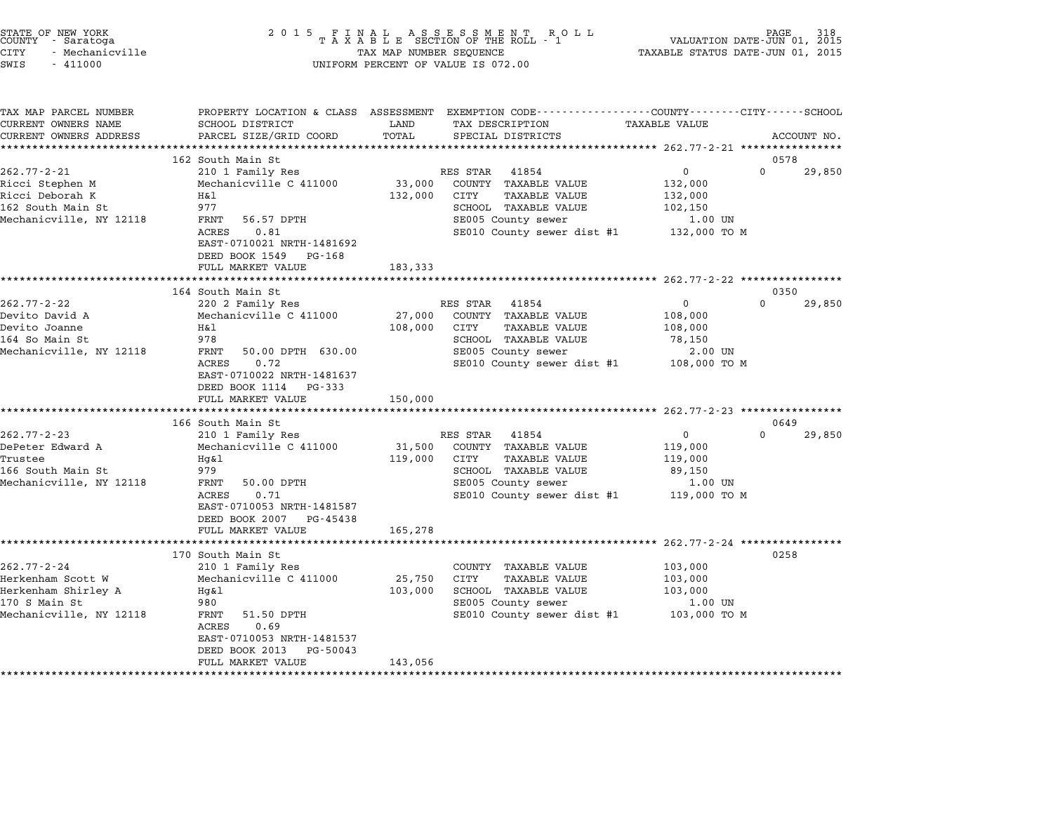STATE OF NEW YORK
COUNTY - Saratoga
CITY - Mechanicville
SWIS - 411000

2 0 1 5 F I N A L A S S E S S M E N T R O L L
T A X A B L E SECTION OF THE ROLL - 1
TAX MAP NUMBER SEQUENCE
UNIFORM PERCENT OF VALUE IS 072.00

VALUATION DATE-JUN 01, 2015
TAXABLE STATUS DATE-JUN 01, 2015

| TAX MAP PARCEL NUMBER / CURRENT OWNERS NAME / CURRENT OWNERS ADDRESS | PROPERTY LOCATION & CLASS / SCHOOL DISTRICT / PARCEL SIZE/GRID COORD | ASSESSMENT LAND / TOTAL | EXEMPTION CODE / TAX DESCRIPTION / SPECIAL DISTRICTS | COUNTY / CITY TAXABLE VALUE | SCHOOL | ACCOUNT NO. |
|---|---|---|---|---|---|---|
| **262.77-2-21** | 162 South Main St | | | | | 0578 |
| 262.77-2-21 | 210 1 Family Res | | RES STAR 41854 | 0 | 0 | 29,850 |
| Ricci Stephen M | Mechanicville C 411000 | 33,000 | COUNTY TAXABLE VALUE | 132,000 | | |
| Ricci Deborah K | H&l | 132,000 | CITY TAXABLE VALUE | 132,000 | | |
| 162 South Main St | 977 | | SCHOOL TAXABLE VALUE | 102,150 | | |
| Mechanicville, NY 12118 | FRNT 56.57 DPTH | | SE005 County sewer | 1.00 UN | | |
| | ACRES 0.81 | | SE010 County sewer dist #1 | 132,000 TO M | | |
| | EAST-0710021 NRTH-1481692 | | | | | |
| | DEED BOOK 1549 PG-168 | | | | | |
| | FULL MARKET VALUE | 183,333 | | | | |
| **262.77-2-22** | 164 South Main St | | | | | 0350 |
| 262.77-2-22 | 220 2 Family Res | | RES STAR 41854 | 0 | 0 | 29,850 |
| Devito David A | Mechanicville C 411000 | 27,000 | COUNTY TAXABLE VALUE | 108,000 | | |
| Devito Joanne | H&l | 108,000 | CITY TAXABLE VALUE | 108,000 | | |
| 164 So Main St | 978 | | SCHOOL TAXABLE VALUE | 78,150 | | |
| Mechanicville, NY 12118 | FRNT 50.00 DPTH 630.00 | | SE005 County sewer | 2.00 UN | | |
| | ACRES 0.72 | | SE010 County sewer dist #1 | 108,000 TO M | | |
| | EAST-0710022 NRTH-1481637 | | | | | |
| | DEED BOOK 1114 PG-333 | | | | | |
| | FULL MARKET VALUE | 150,000 | | | | |
| **262.77-2-23** | 166 South Main St | | | | | 0649 |
| 262.77-2-23 | 210 1 Family Res | | RES STAR 41854 | 0 | 0 | 29,850 |
| DePeter Edward A | Mechanicville C 411000 | 31,500 | COUNTY TAXABLE VALUE | 119,000 | | |
| Trustee | Hg&l | 119,000 | CITY TAXABLE VALUE | 119,000 | | |
| 166 South Main St | 979 | | SCHOOL TAXABLE VALUE | 89,150 | | |
| Mechanicville, NY 12118 | FRNT 50.00 DPTH | | SE005 County sewer | 1.00 UN | | |
| | ACRES 0.71 | | SE010 County sewer dist #1 | 119,000 TO M | | |
| | EAST-0710053 NRTH-1481587 | | | | | |
| | DEED BOOK 2007 PG-45438 | | | | | |
| | FULL MARKET VALUE | 165,278 | | | | |
| **262.77-2-24** | 170 South Main St | | | | | 0258 |
| 262.77-2-24 | 210 1 Family Res | | COUNTY TAXABLE VALUE | 103,000 | | |
| Herkenham Scott W | Mechanicville C 411000 | 25,750 | CITY TAXABLE VALUE | 103,000 | | |
| Herkenham Shirley A | Hg&l | 103,000 | SCHOOL TAXABLE VALUE | 103,000 | | |
| 170 S Main St | 980 | | SE005 County sewer | 1.00 UN | | |
| Mechanicville, NY 12118 | FRNT 51.50 DPTH | | SE010 County sewer dist #1 | 103,000 TO M | | |
| | ACRES 0.69 | | | | | |
| | EAST-0710053 NRTH-1481537 | | | | | |
| | DEED BOOK 2013 PG-50043 | | | | | |
| | FULL MARKET VALUE | 143,056 | | | | |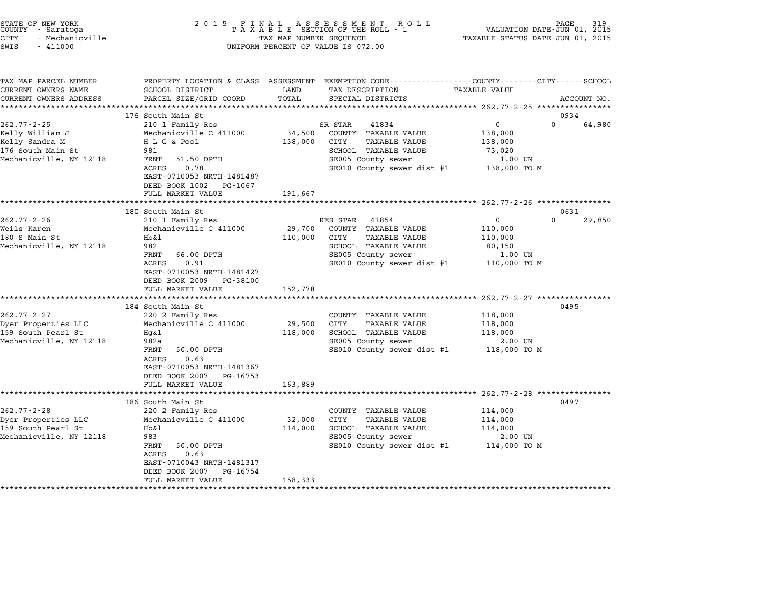STATE OF NEW YORK
COUNTY - Saratoga
CITY - Mechanicville
SWIS - 411000

2 0 1 5 F I N A L A S S E S S M E N T R O L L
T A X A B L E SECTION OF THE ROLL - 1
TAX MAP NUMBER SEQUENCE
UNIFORM PERCENT OF VALUE IS 072.00

VALUATION DATE-JUN 01, 2015
TAXABLE STATUS DATE-JUN 01, 2015

| TAX MAP PARCEL NUMBER / CURRENT OWNERS NAME / CURRENT OWNERS ADDRESS | PROPERTY LOCATION & CLASS / SCHOOL DISTRICT / PARCEL SIZE/GRID COORD | ASSESSMENT LAND / TOTAL | EXEMPTION CODE / TAX DESCRIPTION / SPECIAL DISTRICTS | COUNTY / CITY / SCHOOL TAXABLE VALUE | ACCOUNT NO. |
|---|---|---|---|---|---|
| **262.77-2-25** | 176 South Main St | | | | 0934 |
| 262.77-2-25 | 210 1 Family Res | | SR STAR 41834 | 0 / 0 / 64,980 | |
| Kelly William J | Mechanicville C 411000 | 34,500 | COUNTY TAXABLE VALUE | 138,000 | |
| Kelly Sandra M | H L G & Pool | 138,000 | CITY TAXABLE VALUE | 138,000 | |
| 176 South Main St | 981 | | SCHOOL TAXABLE VALUE | 73,020 | |
| Mechanicville, NY 12118 | FRNT 51.50 DPTH | | SE005 County sewer | 1.00 UN | |
| | ACRES 0.78 | | SE010 County sewer dist #1 | 138,000 TO M | |
| | EAST-0710053 NRTH-1481487 | | | | |
| | DEED BOOK 1002 PG-1067 | | | | |
| | FULL MARKET VALUE | 191,667 | | | |
| **262.77-2-26** | 180 South Main St | | | | 0631 |
| 262.77-2-26 | 210 1 Family Res | | RES STAR 41854 | 0 / 0 / 29,850 | |
| Weils Karen | Mechanicville C 411000 | 29,700 | COUNTY TAXABLE VALUE | 110,000 | |
| 180 S Main St | Hb&l | 110,000 | CITY TAXABLE VALUE | 110,000 | |
| Mechanicville, NY 12118 | 982 | | SCHOOL TAXABLE VALUE | 80,150 | |
| | FRNT 66.00 DPTH | | SE005 County sewer | 1.00 UN | |
| | ACRES 0.91 | | SE010 County sewer dist #1 | 110,000 TO M | |
| | EAST-0710053 NRTH-1481427 | | | | |
| | DEED BOOK 2009 PG-38100 | | | | |
| | FULL MARKET VALUE | 152,778 | | | |
| **262.77-2-27** | 184 South Main St | | | | 0495 |
| 262.77-2-27 | 220 2 Family Res | | COUNTY TAXABLE VALUE | 118,000 | |
| Dyer Properties LLC | Mechanicville C 411000 | 29,500 | CITY TAXABLE VALUE | 118,000 | |
| 159 South Pearl St | Hg&l | 118,000 | SCHOOL TAXABLE VALUE | 118,000 | |
| Mechanicville, NY 12118 | 982a | | SE005 County sewer | 2.00 UN | |
| | FRNT 50.00 DPTH | | SE010 County sewer dist #1 | 118,000 TO M | |
| | ACRES 0.63 | | | | |
| | EAST-0710053 NRTH-1481367 | | | | |
| | DEED BOOK 2007 PG-16753 | | | | |
| | FULL MARKET VALUE | 163,889 | | | |
| **262.77-2-28** | 186 South Main St | | | | 0497 |
| 262.77-2-28 | 220 2 Family Res | | COUNTY TAXABLE VALUE | 114,000 | |
| Dyer Properties LLC | Mechanicville C 411000 | 32,000 | CITY TAXABLE VALUE | 114,000 | |
| 159 South Pearl St | Hb&l | 114,000 | SCHOOL TAXABLE VALUE | 114,000 | |
| Mechanicville, NY 12118 | 983 | | SE005 County sewer | 2.00 UN | |
| | FRNT 50.00 DPTH | | SE010 County sewer dist #1 | 114,000 TO M | |
| | ACRES 0.63 | | | | |
| | EAST-0710043 NRTH-1481317 | | | | |
| | DEED BOOK 2007 PG-16754 | | | | |
| | FULL MARKET VALUE | 158,333 | | | |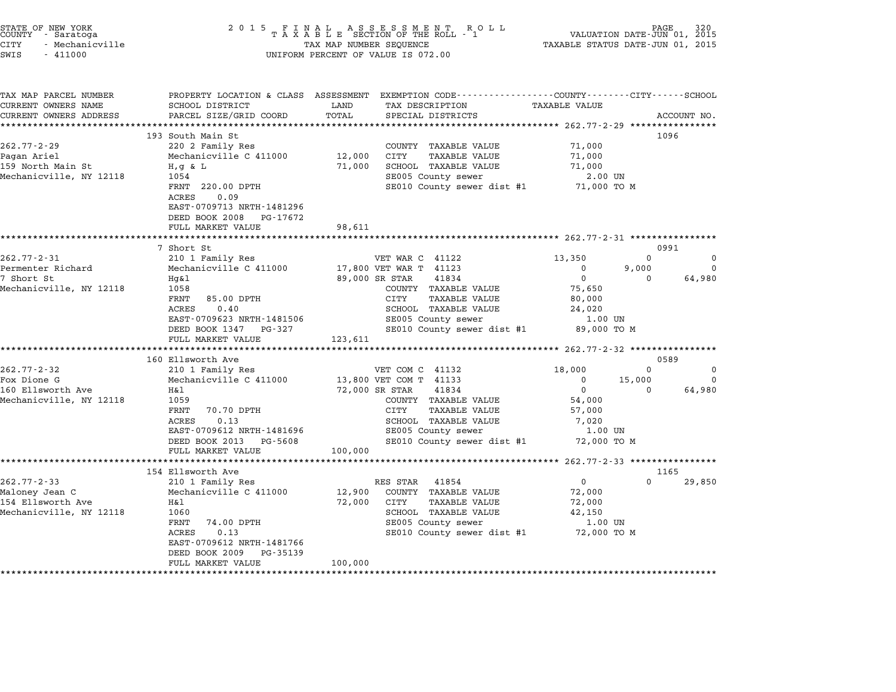STATE OF NEW YORK
COUNTY - Saratoga
CITY - Mechanicville
SWIS - 411000

2 0 1 5 F I N A L A S S E S S M E N T R O L L
T A X A B L E SECTION OF THE ROLL - 1
TAX MAP NUMBER SEQUENCE
UNIFORM PERCENT OF VALUE IS 072.00

VALUATION DATE-JUN 01, 2015
TAXABLE STATUS DATE-JUN 01, 2015

| TAX MAP PARCEL NUMBER / CURRENT OWNERS NAME / CURRENT OWNERS ADDRESS | PROPERTY LOCATION & CLASS / SCHOOL DISTRICT / PARCEL SIZE/GRID COORD | ASSESSMENT LAND / TOTAL | EXEMPTION CODE / TAX DESCRIPTION / SPECIAL DISTRICTS | COUNTY TAXABLE VALUE | CITY | SCHOOL | ACCOUNT NO. |
|---|---|---|---|---|---|---|---|
| **262.77-2-29** | 193 South Main St | | | | | | 1096 |
| 262.77-2-29 | 220 2 Family Res | | COUNTY TAXABLE VALUE | 71,000 | | | |
| Pagan Ariel | Mechanicville C 411000 | 12,000 | CITY TAXABLE VALUE | 71,000 | | | |
| 159 North Main St | H,g & L | 71,000 | SCHOOL TAXABLE VALUE | 71,000 | | | |
| Mechanicville, NY 12118 | 1054 | | SE005 County sewer | 2.00 UN | | | |
| | FRNT 220.00 DPTH | | SE010 County sewer dist #1 | 71,000 TO M | | | |
| | ACRES 0.09 | | | | | | |
| | EAST-0709713 NRTH-1481296 | | | | | | |
| | DEED BOOK 2008 PG-17672 | | | | | | |
| | FULL MARKET VALUE | 98,611 | | | | | |
| **262.77-2-31** | 7 Short St | | | | | | 0991 |
| 262.77-2-31 | 210 1 Family Res | | VET WAR C 41122 | 13,350 | 0 | 0 | |
| Permenter Richard | Mechanicville C 411000 | 17,800 | VET WAR T 41123 | 0 | 9,000 | 0 | |
| 7 Short St | Hg&l | 89,000 | SR STAR 41834 | 0 | 0 | 64,980 | |
| Mechanicville, NY 12118 | 1058 | | COUNTY TAXABLE VALUE | 75,650 | | | |
| | FRNT 85.00 DPTH | | CITY TAXABLE VALUE | 80,000 | | | |
| | ACRES 0.40 | | SCHOOL TAXABLE VALUE | 24,020 | | | |
| | EAST-0709623 NRTH-1481506 | | SE005 County sewer | 1.00 UN | | | |
| | DEED BOOK 1347 PG-327 | | SE010 County sewer dist #1 | 89,000 TO M | | | |
| | FULL MARKET VALUE | 123,611 | | | | | |
| **262.77-2-32** | 160 Ellsworth Ave | | | | | | 0589 |
| 262.77-2-32 | 210 1 Family Res | | VET COM C 41132 | 18,000 | 0 | 0 | |
| Fox Dione G | Mechanicville C 411000 | 13,800 | VET COM T 41133 | 0 | 15,000 | 0 | |
| 160 Ellsworth Ave | H&l | 72,000 | SR STAR 41834 | 0 | 0 | 64,980 | |
| Mechanicville, NY 12118 | 1059 | | COUNTY TAXABLE VALUE | 54,000 | | | |
| | FRNT 70.70 DPTH | | CITY TAXABLE VALUE | 57,000 | | | |
| | ACRES 0.13 | | SCHOOL TAXABLE VALUE | 7,020 | | | |
| | EAST-0709612 NRTH-1481696 | | SE005 County sewer | 1.00 UN | | | |
| | DEED BOOK 2013 PG-5608 | | SE010 County sewer dist #1 | 72,000 TO M | | | |
| | FULL MARKET VALUE | 100,000 | | | | | |
| **262.77-2-33** | 154 Ellsworth Ave | | | | | | 1165 |
| 262.77-2-33 | 210 1 Family Res | | RES STAR 41854 | 0 | 0 | 29,850 | |
| Maloney Jean C | Mechanicville C 411000 | 12,900 | COUNTY TAXABLE VALUE | 72,000 | | | |
| 154 Ellsworth Ave | H&l | 72,000 | CITY TAXABLE VALUE | 72,000 | | | |
| Mechanicville, NY 12118 | 1060 | | SCHOOL TAXABLE VALUE | 42,150 | | | |
| | FRNT 74.00 DPTH | | SE005 County sewer | 1.00 UN | | | |
| | ACRES 0.13 | | SE010 County sewer dist #1 | 72,000 TO M | | | |
| | EAST-0709612 NRTH-1481766 | | | | | | |
| | DEED BOOK 2009 PG-35139 | | | | | | |
| | FULL MARKET VALUE | 100,000 | | | | | |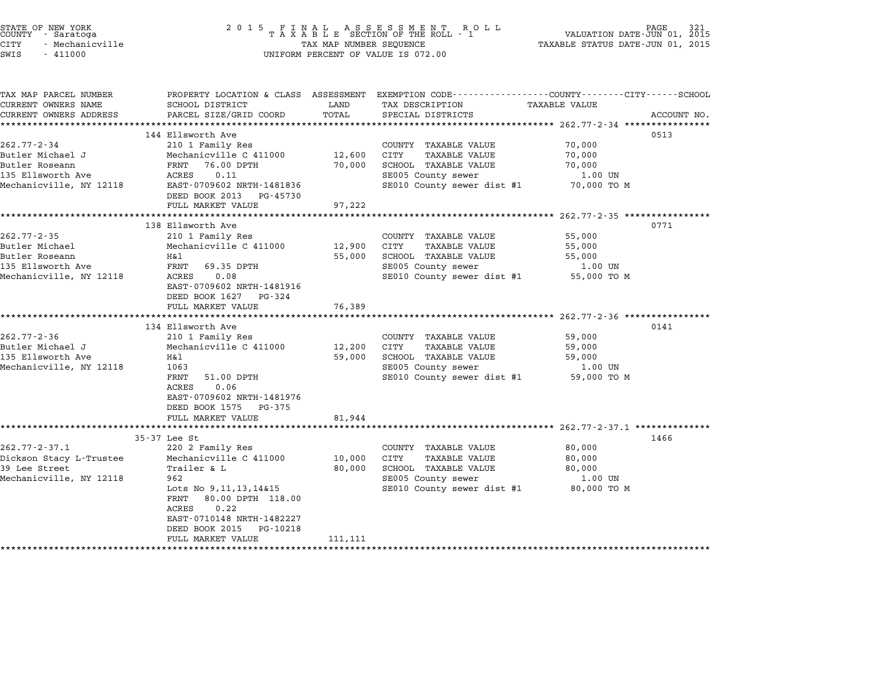STATE OF NEW YORK
COUNTY - Saratoga
CITY - Mechanicville
SWIS - 411000

2 0 1 5 F I N A L A S S E S S M E N T R O L L
T A X A B L E SECTION OF THE ROLL - 1
TAX MAP NUMBER SEQUENCE
UNIFORM PERCENT OF VALUE IS 072.00

VALUATION DATE-JUN 01, 2015
TAXABLE STATUS DATE-JUN 01, 2015

| TAX MAP PARCEL NUMBER / CURRENT OWNERS NAME / CURRENT OWNERS ADDRESS | PROPERTY LOCATION & CLASS / SCHOOL DISTRICT / PARCEL SIZE/GRID COORD | ASSESSMENT LAND / TOTAL | EXEMPTION CODE / TAX DESCRIPTION / SPECIAL DISTRICTS | TAXABLE VALUE (COUNTY / CITY / SCHOOL) | ACCOUNT NO. |
|---|---|---|---|---|---|
| **262.77-2-34** | 144 Ellsworth Ave | | | | 0513 |
| 262.77-2-34 | 210 1 Family Res | | COUNTY TAXABLE VALUE | 70,000 | |
| Butler Michael J | Mechanicville C 411000 | 12,600 | CITY TAXABLE VALUE | 70,000 | |
| Butler Roseann | FRNT 76.00 DPTH | 70,000 | SCHOOL TAXABLE VALUE | 70,000 | |
| 135 Ellsworth Ave | ACRES 0.11 | | SE005 County sewer | 1.00 UN | |
| Mechanicville, NY 12118 | EAST-0709602 NRTH-1481836 | | SE010 County sewer dist #1 | 70,000 TO M | |
| | DEED BOOK 2013 PG-45730 | | | | |
| | FULL MARKET VALUE | 97,222 | | | |
| **262.77-2-35** | 138 Ellsworth Ave | | | | 0771 |
| 262.77-2-35 | 210 1 Family Res | | COUNTY TAXABLE VALUE | 55,000 | |
| Butler Michael | Mechanicville C 411000 | 12,900 | CITY TAXABLE VALUE | 55,000 | |
| Butler Roseann | H&l | 55,000 | SCHOOL TAXABLE VALUE | 55,000 | |
| 135 Ellsworth Ave | FRNT 69.35 DPTH | | SE005 County sewer | 1.00 UN | |
| Mechanicville, NY 12118 | ACRES 0.08 | | SE010 County sewer dist #1 | 55,000 TO M | |
| | EAST-0709602 NRTH-1481916 | | | | |
| | DEED BOOK 1627 PG-324 | | | | |
| | FULL MARKET VALUE | 76,389 | | | |
| **262.77-2-36** | 134 Ellsworth Ave | | | | 0141 |
| 262.77-2-36 | 210 1 Family Res | | COUNTY TAXABLE VALUE | 59,000 | |
| Butler Michael J | Mechanicville C 411000 | 12,200 | CITY TAXABLE VALUE | 59,000 | |
| 135 Ellsworth Ave | H&l | 59,000 | SCHOOL TAXABLE VALUE | 59,000 | |
| Mechanicville, NY 12118 | 1063 | | SE005 County sewer | 1.00 UN | |
| | FRNT 51.00 DPTH | | SE010 County sewer dist #1 | 59,000 TO M | |
| | ACRES 0.06 | | | | |
| | EAST-0709602 NRTH-1481976 | | | | |
| | DEED BOOK 1575 PG-375 | | | | |
| | FULL MARKET VALUE | 81,944 | | | |
| **262.77-2-37.1** | 35-37 Lee St | | | | 1466 |
| 262.77-2-37.1 | 220 2 Family Res | | COUNTY TAXABLE VALUE | 80,000 | |
| Dickson Stacy L-Trustee | Mechanicville C 411000 | 10,000 | CITY TAXABLE VALUE | 80,000 | |
| 39 Lee Street | Trailer & L | 80,000 | SCHOOL TAXABLE VALUE | 80,000 | |
| Mechanicville, NY 12118 | 962 | | SE005 County sewer | 1.00 UN | |
| | Lots No 9,11,13,14&15 | | SE010 County sewer dist #1 | 80,000 TO M | |
| | FRNT 80.00 DPTH 118.00 | | | | |
| | ACRES 0.22 | | | | |
| | EAST-0710148 NRTH-1482227 | | | | |
| | DEED BOOK 2015 PG-10218 | | | | |
| | FULL MARKET VALUE | 111,111 | | | |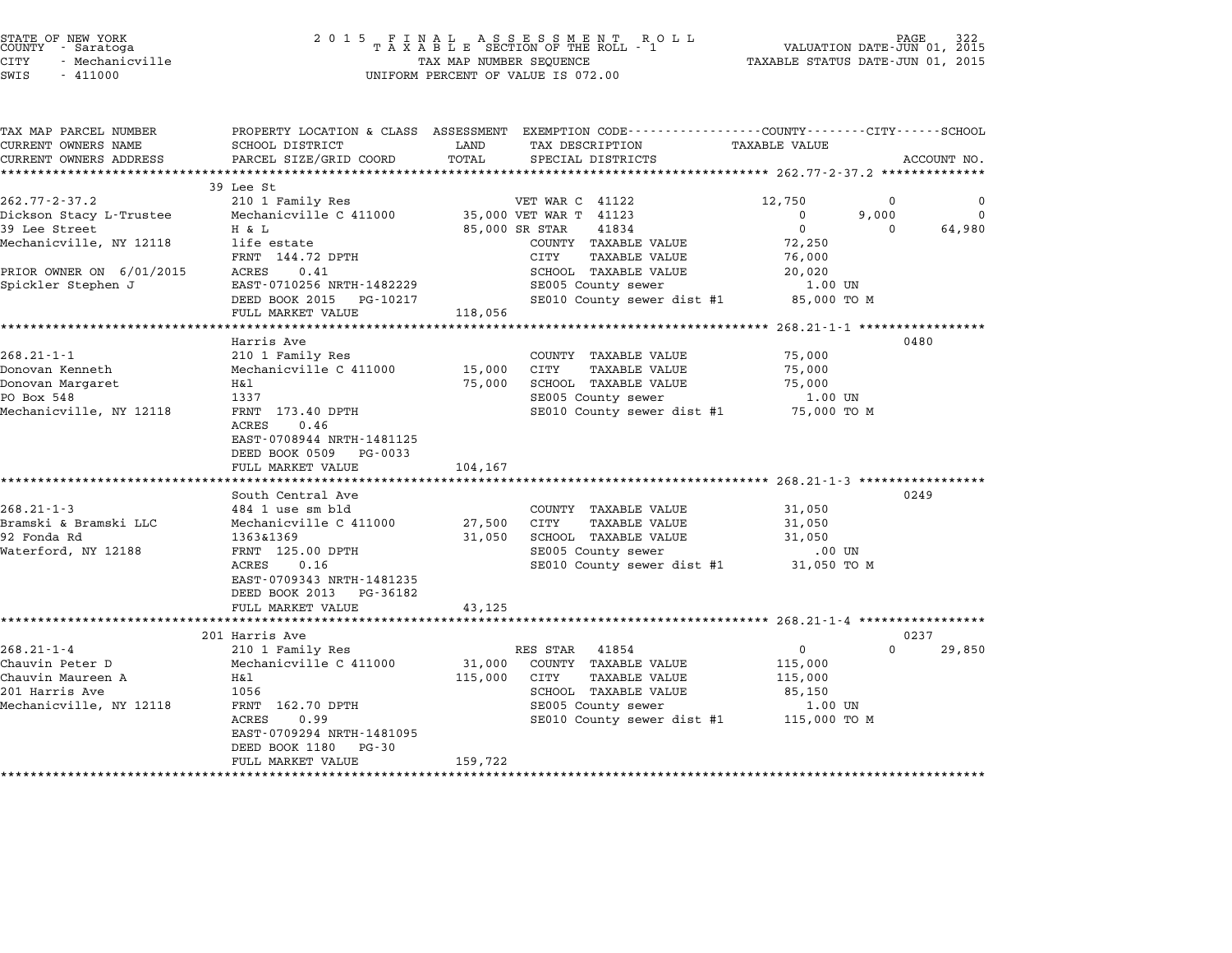STATE OF NEW YORK
COUNTY - Saratoga
CITY - Mechanicville
SWIS - 411000

2 0 1 5 F I N A L A S S E S S M E N T R O L L
T A X A B L E SECTION OF THE ROLL - 1
TAX MAP NUMBER SEQUENCE
UNIFORM PERCENT OF VALUE IS 072.00

VALUATION DATE-JUN 01, 2015
TAXABLE STATUS DATE-JUN 01, 2015

| TAX MAP PARCEL NUMBER / CURRENT OWNERS NAME / CURRENT OWNERS ADDRESS | PROPERTY LOCATION & CLASS / SCHOOL DISTRICT / PARCEL SIZE/GRID COORD | ASSESSMENT LAND / TOTAL | EXEMPTION CODE / TAX DESCRIPTION / SPECIAL DISTRICTS | COUNTY TAXABLE VALUE | CITY | SCHOOL | ACCOUNT NO. |
|---|---|---|---|---|---|---|---|
| **262.77-2-37.2** | 39 Lee St | | | | | | |
| 262.77-2-37.2 | 210 1 Family Res | | VET WAR C 41122 | 12,750 | 0 | 0 | |
| Dickson Stacy L-Trustee | Mechanicville C 411000 | 35,000 | VET WAR T 41123 | 0 | 9,000 | 0 | |
| 39 Lee Street | H & L | 85,000 | SR STAR 41834 | 0 | 0 | 64,980 | |
| Mechanicville, NY 12118 | life estate | | COUNTY TAXABLE VALUE | 72,250 | | | |
| | FRNT 144.72 DPTH | | CITY TAXABLE VALUE | 76,000 | | | |
| PRIOR OWNER ON 6/01/2015 | ACRES 0.41 | | SCHOOL TAXABLE VALUE | 20,020 | | | |
| Spickler Stephen J | EAST-0710256 NRTH-1482229 | | SE005 County sewer | 1.00 UN | | | |
| | DEED BOOK 2015 PG-10217 | | SE010 County sewer dist #1 | 85,000 TO M | | | |
| | FULL MARKET VALUE | 118,056 | | | | | |
| **268.21-1-1** | Harris Ave | | | | | | 0480 |
| 268.21-1-1 | 210 1 Family Res | | COUNTY TAXABLE VALUE | 75,000 | | | |
| Donovan Kenneth | Mechanicville C 411000 | 15,000 | CITY TAXABLE VALUE | 75,000 | | | |
| Donovan Margaret | H&l | 75,000 | SCHOOL TAXABLE VALUE | 75,000 | | | |
| PO Box 548 | 1337 | | SE005 County sewer | 1.00 UN | | | |
| Mechanicville, NY 12118 | FRNT 173.40 DPTH | | SE010 County sewer dist #1 | 75,000 TO M | | | |
| | ACRES 0.46 | | | | | | |
| | EAST-0708944 NRTH-1481125 | | | | | | |
| | DEED BOOK 0509 PG-0033 | | | | | | |
| | FULL MARKET VALUE | 104,167 | | | | | |
| **268.21-1-3** | South Central Ave | | | | | | 0249 |
| 268.21-1-3 | 484 1 use sm bld | | COUNTY TAXABLE VALUE | 31,050 | | | |
| Bramski & Bramski LLC | Mechanicville C 411000 | 27,500 | CITY TAXABLE VALUE | 31,050 | | | |
| 92 Fonda Rd | 1363&1369 | 31,050 | SCHOOL TAXABLE VALUE | 31,050 | | | |
| Waterford, NY 12188 | FRNT 125.00 DPTH | | SE005 County sewer | .00 UN | | | |
| | ACRES 0.16 | | SE010 County sewer dist #1 | 31,050 TO M | | | |
| | EAST-0709343 NRTH-1481235 | | | | | | |
| | DEED BOOK 2013 PG-36182 | | | | | | |
| | FULL MARKET VALUE | 43,125 | | | | | |
| **268.21-1-4** | 201 Harris Ave | | | | | | 0237 |
| 268.21-1-4 | 210 1 Family Res | | RES STAR 41854 | 0 | 0 | 29,850 | |
| Chauvin Peter D | Mechanicville C 411000 | 31,000 | COUNTY TAXABLE VALUE | 115,000 | | | |
| Chauvin Maureen A | H&l | 115,000 | CITY TAXABLE VALUE | 115,000 | | | |
| 201 Harris Ave | 1056 | | SCHOOL TAXABLE VALUE | 85,150 | | | |
| Mechanicville, NY 12118 | FRNT 162.70 DPTH | | SE005 County sewer | 1.00 UN | | | |
| | ACRES 0.99 | | SE010 County sewer dist #1 | 115,000 TO M | | | |
| | EAST-0709294 NRTH-1481095 | | | | | | |
| | DEED BOOK 1180 PG-30 | | | | | | |
| | FULL MARKET VALUE | 159,722 | | | | | |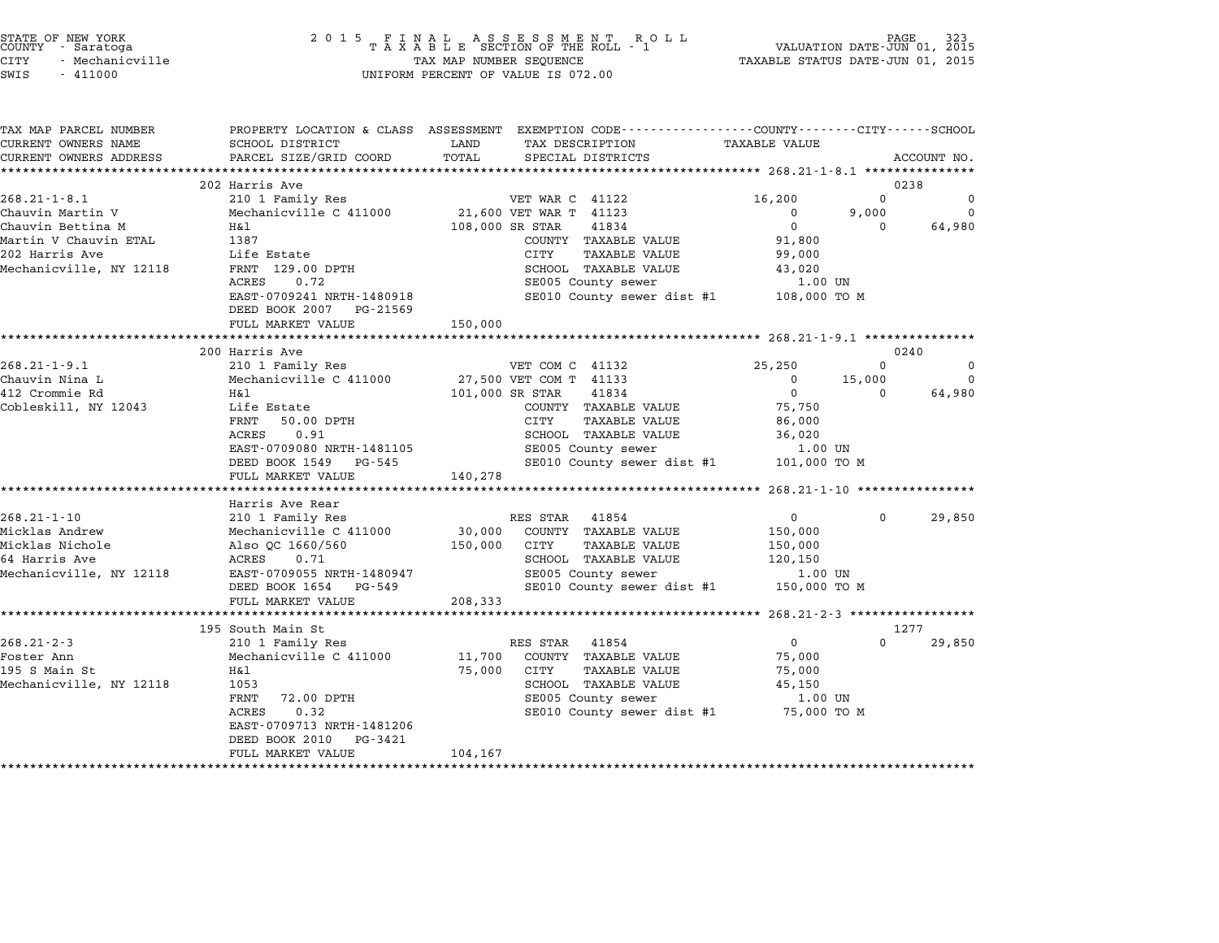STATE OF NEW YORK — COUNTY - Saratoga — CITY - Mechanicville — SWIS - 411000

**2015 FINAL ASSESSMENT ROLL**
**TAXABLE SECTION OF THE ROLL - 1**
TAX MAP NUMBER SEQUENCE
UNIFORM PERCENT OF VALUE IS 072.00

VALUATION DATE-JUN 01, 2015
TAXABLE STATUS DATE-JUN 01, 2015

| TAX MAP PARCEL NUMBER / CURRENT OWNERS NAME / CURRENT OWNERS ADDRESS | PROPERTY LOCATION & CLASS / SCHOOL DISTRICT / PARCEL SIZE/GRID COORD | ASSESSMENT LAND / TOTAL | EXEMPTION CODE / TAX DESCRIPTION / SPECIAL DISTRICTS | COUNTY | CITY | SCHOOL | ACCOUNT NO. |
|---|---|---|---|---|---|---|---|
| **268.21-1-8.1** | 202 Harris Ave | | | | | | 0238 |
| Chauvin Martin V | 210 1 Family Res | | VET WAR C 41122 | 16,200 | 0 | 0 | |
| Chauvin Bettina M | Mechanicville C 411000 | 21,600 | VET WAR T 41123 | 0 | 9,000 | 0 | |
| Martin V Chauvin ETAL | H&l | 108,000 | SR STAR 41834 | 0 | 0 | 64,980 | |
| 202 Harris Ave | 1387 | | COUNTY TAXABLE VALUE | 91,800 | | | |
| Mechanicville, NY 12118 | Life Estate | | CITY TAXABLE VALUE | | 99,000 | | |
| | FRNT 129.00 DPTH | | SCHOOL TAXABLE VALUE | | | 43,020 | |
| | ACRES 0.72 | | SE005 County sewer | 1.00 UN | | | |
| | EAST-0709241 NRTH-1480918 | | SE010 County sewer dist #1 | 108,000 TO M | | | |
| | DEED BOOK 2007 PG-21569 | | | | | | |
| | FULL MARKET VALUE | 150,000 | | | | | |
| **268.21-1-9.1** | 200 Harris Ave | | | | | | 0240 |
| Chauvin Nina L | 210 1 Family Res | | VET COM C 41132 | 25,250 | 0 | 0 | |
| 412 Crommie Rd | Mechanicville C 411000 | 27,500 | VET COM T 41133 | 0 | 15,000 | 0 | |
| Cobleskill, NY 12043 | H&l | 101,000 | SR STAR 41834 | 0 | 0 | 64,980 | |
| | Life Estate | | COUNTY TAXABLE VALUE | 75,750 | | | |
| | FRNT 50.00 DPTH | | CITY TAXABLE VALUE | | 86,000 | | |
| | ACRES 0.91 | | SCHOOL TAXABLE VALUE | | | 36,020 | |
| | EAST-0709080 NRTH-1481105 | | SE005 County sewer | 1.00 UN | | | |
| | DEED BOOK 1549 PG-545 | | SE010 County sewer dist #1 | 101,000 TO M | | | |
| | FULL MARKET VALUE | 140,278 | | | | | |
| **268.21-1-10** | Harris Ave Rear | | | | | | |
| Micklas Andrew | 210 1 Family Res | | RES STAR 41854 | 0 | 0 | 29,850 | |
| Micklas Nichole | Mechanicville C 411000 | 30,000 | COUNTY TAXABLE VALUE | 150,000 | | | |
| 64 Harris Ave | Also QC 1660/560 | 150,000 | CITY TAXABLE VALUE | | 150,000 | | |
| Mechanicville, NY 12118 | ACRES 0.71 | | SCHOOL TAXABLE VALUE | | | 120,150 | |
| | EAST-0709055 NRTH-1480947 | | SE005 County sewer | 1.00 UN | | | |
| | DEED BOOK 1654 PG-549 | | SE010 County sewer dist #1 | 150,000 TO M | | | |
| | FULL MARKET VALUE | 208,333 | | | | | |
| **268.21-2-3** | 195 South Main St | | | | | | 1277 |
| Foster Ann | 210 1 Family Res | | RES STAR 41854 | 0 | 0 | 29,850 | |
| 195 S Main St | Mechanicville C 411000 | 11,700 | COUNTY TAXABLE VALUE | 75,000 | | | |
| Mechanicville, NY 12118 | H&l | 75,000 | CITY TAXABLE VALUE | | 75,000 | | |
| | 1053 | | SCHOOL TAXABLE VALUE | | | 45,150 | |
| | FRNT 72.00 DPTH | | SE005 County sewer | 1.00 UN | | | |
| | ACRES 0.32 | | SE010 County sewer dist #1 | 75,000 TO M | | | |
| | EAST-0709713 NRTH-1481206 | | | | | | |
| | DEED BOOK 2010 PG-3421 | | | | | | |
| | FULL MARKET VALUE | 104,167 | | | | | |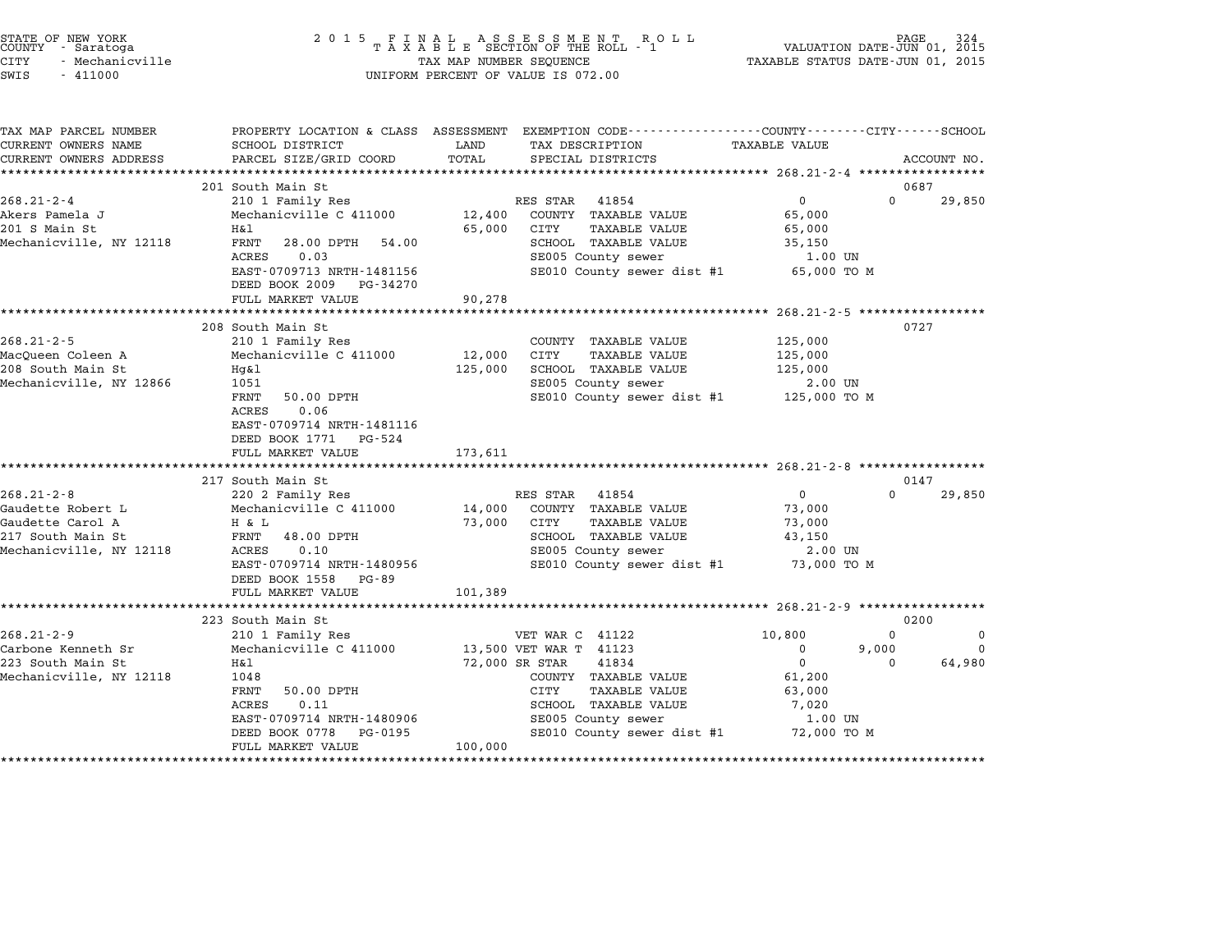STATE OF NEW YORK
COUNTY - Saratoga
CITY - Mechanicville
SWIS - 411000

2015 FINAL ASSESSMENT ROLL
TAXABLE SECTION OF THE ROLL - 1
TAX MAP NUMBER SEQUENCE
UNIFORM PERCENT OF VALUE IS 072.00

VALUATION DATE-JUN 01, 2015
TAXABLE STATUS DATE-JUN 01, 2015

| TAX MAP PARCEL NUMBER / CURRENT OWNERS NAME / CURRENT OWNERS ADDRESS | PROPERTY LOCATION & CLASS / SCHOOL DISTRICT / PARCEL SIZE/GRID COORD | ASSESSMENT LAND / TOTAL | EXEMPTION CODE / TAX DESCRIPTION / SPECIAL DISTRICTS | COUNTY TAXABLE VALUE | CITY | SCHOOL / ACCOUNT NO. |
|---|---|---|---|---|---|---|
| **268.21-2-4** | 201 South Main St | | | | | 0687 |
| 268.21-2-4 | 210 1 Family Res | | RES STAR 41854 | 0 | 0 | 29,850 |
| Akers Pamela J | Mechanicville C 411000 | 12,400 | COUNTY TAXABLE VALUE | 65,000 | | |
| 201 S Main St | H&l | 65,000 | CITY TAXABLE VALUE | 65,000 | | |
| Mechanicville, NY 12118 | FRNT 28.00 DPTH 54.00 | | SCHOOL TAXABLE VALUE | 35,150 | | |
| | ACRES 0.03 | | SE005 County sewer | 1.00 UN | | |
| | EAST-0709713 NRTH-1481156 | | SE010 County sewer dist #1 | 65,000 TO M | | |
| | DEED BOOK 2009 PG-34270 | | | | | |
| | FULL MARKET VALUE | 90,278 | | | | |
| **268.21-2-5** | 208 South Main St | | | | | 0727 |
| 268.21-2-5 | 210 1 Family Res | | COUNTY TAXABLE VALUE | 125,000 | | |
| MacQueen Coleen A | Mechanicville C 411000 | 12,000 | CITY TAXABLE VALUE | 125,000 | | |
| 208 South Main St | Hg&l | 125,000 | SCHOOL TAXABLE VALUE | 125,000 | | |
| Mechanicville, NY 12866 | 1051 | | SE005 County sewer | 2.00 UN | | |
| | FRNT 50.00 DPTH | | SE010 County sewer dist #1 | 125,000 TO M | | |
| | ACRES 0.06 | | | | | |
| | EAST-0709714 NRTH-1481116 | | | | | |
| | DEED BOOK 1771 PG-524 | | | | | |
| | FULL MARKET VALUE | 173,611 | | | | |
| **268.21-2-8** | 217 South Main St | | | | | 0147 |
| 268.21-2-8 | 220 2 Family Res | | RES STAR 41854 | 0 | 0 | 29,850 |
| Gaudette Robert L | Mechanicville C 411000 | 14,000 | COUNTY TAXABLE VALUE | 73,000 | | |
| Gaudette Carol A | H & L | 73,000 | CITY TAXABLE VALUE | 73,000 | | |
| 217 South Main St | FRNT 48.00 DPTH | | SCHOOL TAXABLE VALUE | 43,150 | | |
| Mechanicville, NY 12118 | ACRES 0.10 | | SE005 County sewer | 2.00 UN | | |
| | EAST-0709714 NRTH-1480956 | | SE010 County sewer dist #1 | 73,000 TO M | | |
| | DEED BOOK 1558 PG-89 | | | | | |
| | FULL MARKET VALUE | 101,389 | | | | |
| **268.21-2-9** | 223 South Main St | | | | | 0200 |
| 268.21-2-9 | 210 1 Family Res | | VET WAR C 41122 | 10,800 | 0 | 0 |
| Carbone Kenneth Sr | Mechanicville C 411000 | 13,500 | VET WAR T 41123 | 0 | 9,000 | 0 |
| 223 South Main St | H&l | 72,000 | SR STAR 41834 | 0 | 0 | 64,980 |
| Mechanicville, NY 12118 | 1048 | | COUNTY TAXABLE VALUE | 61,200 | | |
| | FRNT 50.00 DPTH | | CITY TAXABLE VALUE | 63,000 | | |
| | ACRES 0.11 | | SCHOOL TAXABLE VALUE | 7,020 | | |
| | EAST-0709714 NRTH-1480906 | | SE005 County sewer | 1.00 UN | | |
| | DEED BOOK 0778 PG-0195 | | SE010 County sewer dist #1 | 72,000 TO M | | |
| | FULL MARKET VALUE | 100,000 | | | | |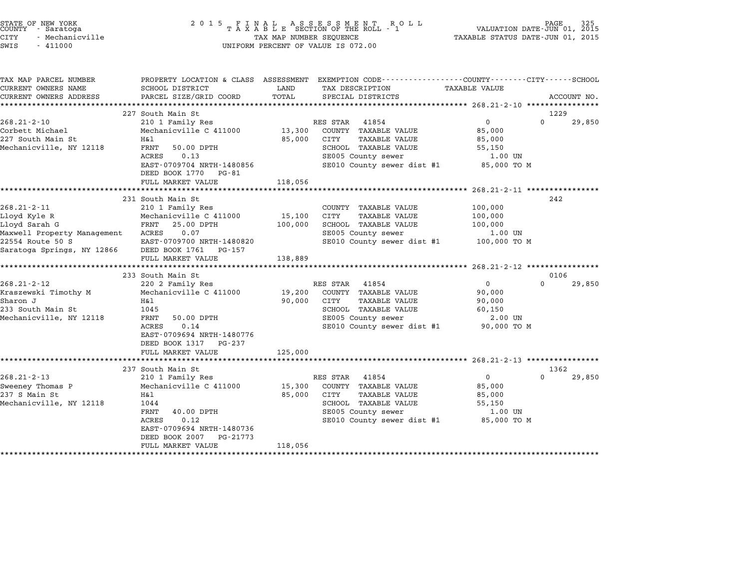STATE OF NEW YORK
COUNTY - Saratoga
CITY - Mechanicville
SWIS - 411000

2 0 1 5 F I N A L A S S E S S M E N T R O L L
T A X A B L E SECTION OF THE ROLL - 1
TAX MAP NUMBER SEQUENCE
UNIFORM PERCENT OF VALUE IS 072.00

VALUATION DATE-JUN 01, 2015
TAXABLE STATUS DATE-JUN 01, 2015

| TAX MAP PARCEL NUMBER / CURRENT OWNERS NAME / CURRENT OWNERS ADDRESS | PROPERTY LOCATION & CLASS / SCHOOL DISTRICT / PARCEL SIZE/GRID COORD | ASSESSMENT LAND / TOTAL | EXEMPTION CODE / TAX DESCRIPTION / SPECIAL DISTRICTS | COUNTY / CITY TAXABLE VALUE | SCHOOL / ACCOUNT NO. |
|---|---|---|---|---|---|
| **268.21-2-10** | 227 South Main St | | | | 1229 |
| 268.21-2-10 | 210 1 Family Res | | RES STAR 41854 | 0 | 0 29,850 |
| Corbett Michael | Mechanicville C 411000 | 13,300 | COUNTY TAXABLE VALUE | 85,000 | |
| 227 South Main St | H&l | 85,000 | CITY TAXABLE VALUE | 85,000 | |
| Mechanicville, NY 12118 | FRNT 50.00 DPTH | | SCHOOL TAXABLE VALUE | 55,150 | |
| | ACRES 0.13 | | SE005 County sewer | 1.00 UN | |
| | EAST-0709704 NRTH-1480856 | | SE010 County sewer dist #1 | 85,000 TO M | |
| | DEED BOOK 1770 PG-81 | | | | |
| | FULL MARKET VALUE | 118,056 | | | |
| **268.21-2-11** | 231 South Main St | | | | 242 |
| 268.21-2-11 | 210 1 Family Res | | COUNTY TAXABLE VALUE | 100,000 | |
| Lloyd Kyle R | Mechanicville C 411000 | 15,100 | CITY TAXABLE VALUE | 100,000 | |
| Lloyd Sarah G | FRNT 25.00 DPTH | 100,000 | SCHOOL TAXABLE VALUE | 100,000 | |
| Maxwell Property Management | ACRES 0.07 | | SE005 County sewer | 1.00 UN | |
| 22554 Route 50 S | EAST-0709700 NRTH-1480820 | | SE010 County sewer dist #1 | 100,000 TO M | |
| Saratoga Springs, NY 12866 | DEED BOOK 1761 PG-157 | | | | |
| | FULL MARKET VALUE | 138,889 | | | |
| **268.21-2-12** | 233 South Main St | | | | 0106 |
| 268.21-2-12 | 220 2 Family Res | | RES STAR 41854 | 0 | 0 29,850 |
| Kraszewski Timothy M | Mechanicville C 411000 | 19,200 | COUNTY TAXABLE VALUE | 90,000 | |
| Sharon J | H&l | 90,000 | CITY TAXABLE VALUE | 90,000 | |
| 233 South Main St | 1045 | | SCHOOL TAXABLE VALUE | 60,150 | |
| Mechanicville, NY 12118 | FRNT 50.00 DPTH | | SE005 County sewer | 2.00 UN | |
| | ACRES 0.14 | | SE010 County sewer dist #1 | 90,000 TO M | |
| | EAST-0709694 NRTH-1480776 | | | | |
| | DEED BOOK 1317 PG-237 | | | | |
| | FULL MARKET VALUE | 125,000 | | | |
| **268.21-2-13** | 237 South Main St | | | | 1362 |
| 268.21-2-13 | 210 1 Family Res | | RES STAR 41854 | 0 | 0 29,850 |
| Sweeney Thomas P | Mechanicville C 411000 | 15,300 | COUNTY TAXABLE VALUE | 85,000 | |
| 237 S Main St | H&l | 85,000 | CITY TAXABLE VALUE | 85,000 | |
| Mechanicville, NY 12118 | 1044 | | SCHOOL TAXABLE VALUE | 55,150 | |
| | FRNT 40.00 DPTH | | SE005 County sewer | 1.00 UN | |
| | ACRES 0.12 | | SE010 County sewer dist #1 | 85,000 TO M | |
| | EAST-0709694 NRTH-1480736 | | | | |
| | DEED BOOK 2007 PG-21773 | | | | |
| | FULL MARKET VALUE | 118,056 | | | |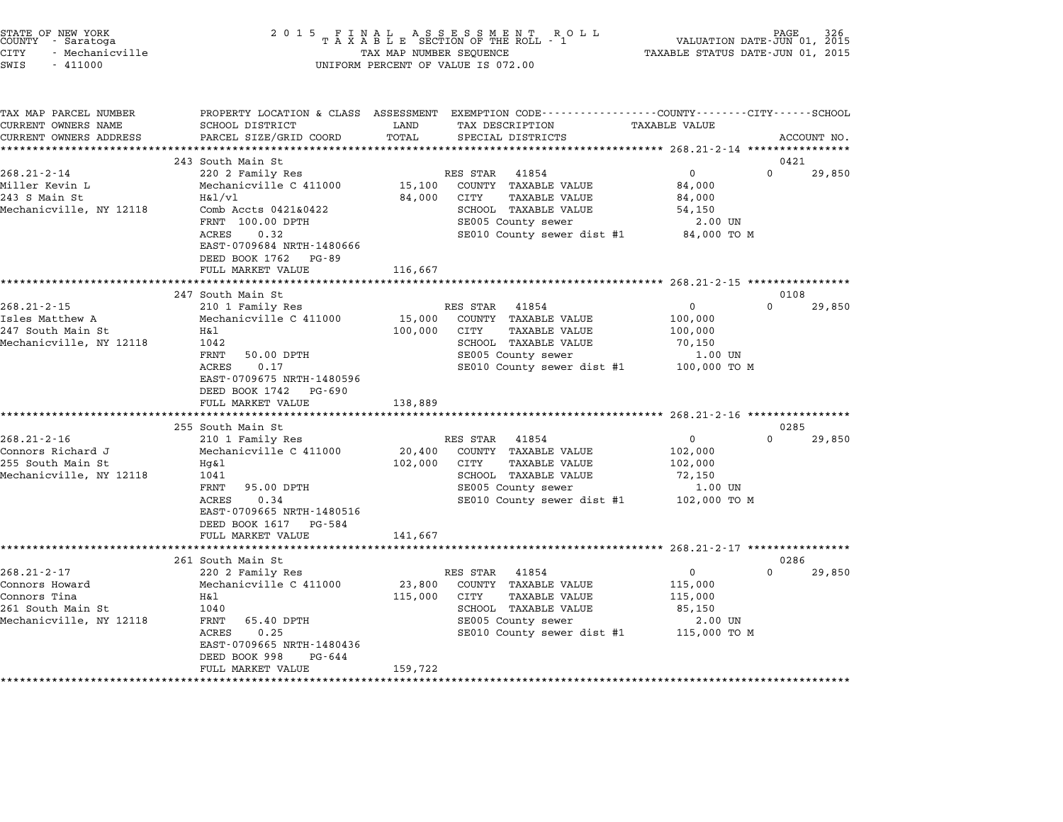STATE OF NEW YORK
COUNTY - Saratoga
CITY - Mechanicville
SWIS - 411000

2015 FINAL ASSESSMENT ROLL
TAXABLE SECTION OF THE ROLL - 1
TAX MAP NUMBER SEQUENCE
UNIFORM PERCENT OF VALUE IS 072.00

VALUATION DATE-JUN 01, 2015
TAXABLE STATUS DATE-JUN 01, 2015

| TAX MAP PARCEL NUMBER / CURRENT OWNERS NAME / CURRENT OWNERS ADDRESS | PROPERTY LOCATION & CLASS / SCHOOL DISTRICT / PARCEL SIZE/GRID COORD | ASSESSMENT LAND / TOTAL | EXEMPTION CODE / TAX DESCRIPTION / SPECIAL DISTRICTS | COUNTY / CITY TAXABLE VALUE | SCHOOL / ACCOUNT NO. |
|---|---|---|---|---|---|
| **268.21-2-14** | 243 South Main St | | | | 0421 |
| Miller Kevin L | 220 2 Family Res | | RES STAR 41854 | 0 | 0 29,850 |
| 243 S Main St | Mechanicville C 411000 | 15,100 | COUNTY TAXABLE VALUE | 84,000 | |
| Mechanicville, NY 12118 | H&l/vl | 84,000 | CITY TAXABLE VALUE | 84,000 | |
| | Comb Accts 0421&0422 | | SCHOOL TAXABLE VALUE | 54,150 | |
| | FRNT 100.00 DPTH | | SE005 County sewer | 2.00 UN | |
| | ACRES 0.32 | | SE010 County sewer dist #1 | 84,000 TO M | |
| | EAST-0709684 NRTH-1480666 | | | | |
| | DEED BOOK 1762 PG-89 | | | | |
| | FULL MARKET VALUE | 116,667 | | | |
| **268.21-2-15** | 247 South Main St | | | | 0108 |
| Isles Matthew A | 210 1 Family Res | | RES STAR 41854 | 0 | 0 29,850 |
| 247 South Main St | Mechanicville C 411000 | 15,000 | COUNTY TAXABLE VALUE | 100,000 | |
| Mechanicville, NY 12118 | H&l | 100,000 | CITY TAXABLE VALUE | 100,000 | |
| | 1042 | | SCHOOL TAXABLE VALUE | 70,150 | |
| | FRNT 50.00 DPTH | | SE005 County sewer | 1.00 UN | |
| | ACRES 0.17 | | SE010 County sewer dist #1 | 100,000 TO M | |
| | EAST-0709675 NRTH-1480596 | | | | |
| | DEED BOOK 1742 PG-690 | | | | |
| | FULL MARKET VALUE | 138,889 | | | |
| **268.21-2-16** | 255 South Main St | | | | 0285 |
| Connors Richard J | 210 1 Family Res | | RES STAR 41854 | 0 | 0 29,850 |
| 255 South Main St | Mechanicville C 411000 | 20,400 | COUNTY TAXABLE VALUE | 102,000 | |
| Mechanicville, NY 12118 | Hg&l | 102,000 | CITY TAXABLE VALUE | 102,000 | |
| | 1041 | | SCHOOL TAXABLE VALUE | 72,150 | |
| | FRNT 95.00 DPTH | | SE005 County sewer | 1.00 UN | |
| | ACRES 0.34 | | SE010 County sewer dist #1 | 102,000 TO M | |
| | EAST-0709665 NRTH-1480516 | | | | |
| | DEED BOOK 1617 PG-584 | | | | |
| | FULL MARKET VALUE | 141,667 | | | |
| **268.21-2-17** | 261 South Main St | | | | 0286 |
| Connors Howard | 220 2 Family Res | | RES STAR 41854 | 0 | 0 29,850 |
| Connors Tina | Mechanicville C 411000 | 23,800 | COUNTY TAXABLE VALUE | 115,000 | |
| 261 South Main St | H&l | 115,000 | CITY TAXABLE VALUE | 115,000 | |
| Mechanicville, NY 12118 | 1040 | | SCHOOL TAXABLE VALUE | 85,150 | |
| | FRNT 65.40 DPTH | | SE005 County sewer | 2.00 UN | |
| | ACRES 0.25 | | SE010 County sewer dist #1 | 115,000 TO M | |
| | EAST-0709665 NRTH-1480436 | | | | |
| | DEED BOOK 998 PG-644 | | | | |
| | FULL MARKET VALUE | 159,722 | | | |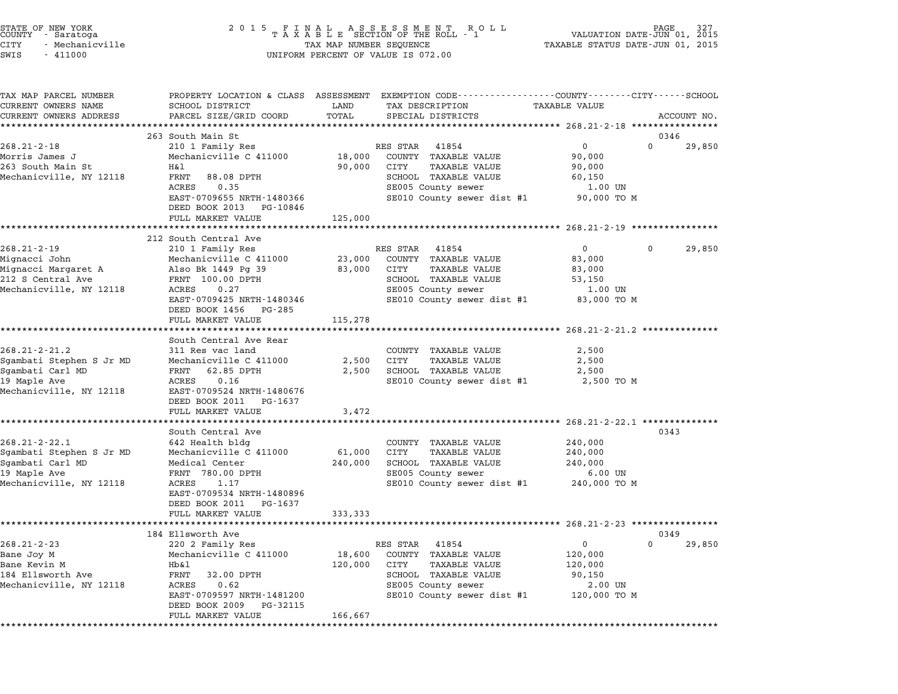STATE OF NEW YORK
COUNTY - Saratoga
CITY - Mechanicville
SWIS - 411000

2015 FINAL ASSESSMENT ROLL
TAXABLE SECTION OF THE ROLL - 1
TAX MAP NUMBER SEQUENCE
UNIFORM PERCENT OF VALUE IS 072.00

VALUATION DATE-JUN 01, 2015
TAXABLE STATUS DATE-JUN 01, 2015

| TAX MAP PARCEL NUMBER / CURRENT OWNERS NAME / CURRENT OWNERS ADDRESS | PROPERTY LOCATION & CLASS / SCHOOL DISTRICT / PARCEL SIZE/GRID COORD | ASSESSMENT LAND | TOTAL | EXEMPTION CODE / TAX DESCRIPTION / SPECIAL DISTRICTS | COUNTY TAXABLE VALUE | CITY | SCHOOL | ACCOUNT NO. |
|---|---|---|---|---|---|---|---|---|
| **268.21-2-18** | 263 South Main St | | | | | | | 0346 |
| 268.21-2-18 | 210 1 Family Res | | | RES STAR 41854 | 0 | 0 | 29,850 | |
| Morris James J | Mechanicville C 411000 | 18,000 | | COUNTY TAXABLE VALUE | 90,000 | | | |
| 263 South Main St | H&l | | 90,000 | CITY TAXABLE VALUE | 90,000 | | | |
| Mechanicville, NY 12118 | FRNT 88.08 DPTH | | | SCHOOL TAXABLE VALUE | 60,150 | | | |
| | ACRES 0.35 | | | SE005 County sewer | 1.00 UN | | | |
| | EAST-0709655 NRTH-1480366 | | | SE010 County sewer dist #1 | 90,000 TO M | | | |
| | DEED BOOK 2013 PG-10846 | | | | | | | |
| | FULL MARKET VALUE | | 125,000 | | | | | |
| **268.21-2-19** | 212 South Central Ave | | | | | | | |
| 268.21-2-19 | 210 1 Family Res | | | RES STAR 41854 | 0 | 0 | 29,850 | |
| Mignacci John | Mechanicville C 411000 | 23,000 | | COUNTY TAXABLE VALUE | 83,000 | | | |
| Mignacci Margaret A | Also Bk 1449 Pg 39 | | 83,000 | CITY TAXABLE VALUE | 83,000 | | | |
| 212 S Central Ave | FRNT 100.00 DPTH | | | SCHOOL TAXABLE VALUE | 53,150 | | | |
| Mechanicville, NY 12118 | ACRES 0.27 | | | SE005 County sewer | 1.00 UN | | | |
| | EAST-0709425 NRTH-1480346 | | | SE010 County sewer dist #1 | 83,000 TO M | | | |
| | DEED BOOK 1456 PG-285 | | | | | | | |
| | FULL MARKET VALUE | | 115,278 | | | | | |
| **268.21-2-21.2** | South Central Ave Rear | | | | | | | |
| 268.21-2-21.2 | 311 Res vac land | | | COUNTY TAXABLE VALUE | 2,500 | | | |
| Sgambati Stephen S Jr MD | Mechanicville C 411000 | 2,500 | | CITY TAXABLE VALUE | 2,500 | | | |
| Sgambati Carl MD | FRNT 62.85 DPTH | | 2,500 | SCHOOL TAXABLE VALUE | 2,500 | | | |
| 19 Maple Ave | ACRES 0.16 | | | SE010 County sewer dist #1 | 2,500 TO M | | | |
| Mechanicville, NY 12118 | EAST-0709524 NRTH-1480676 | | | | | | | |
| | DEED BOOK 2011 PG-1637 | | | | | | | |
| | FULL MARKET VALUE | | 3,472 | | | | | |
| **268.21-2-22.1** | South Central Ave | | | | | | | 0343 |
| 268.21-2-22.1 | 642 Health bldg | | | COUNTY TAXABLE VALUE | 240,000 | | | |
| Sgambati Stephen S Jr MD | Mechanicville C 411000 | 61,000 | | CITY TAXABLE VALUE | 240,000 | | | |
| Sgambati Carl MD | Medical Center | | 240,000 | SCHOOL TAXABLE VALUE | 240,000 | | | |
| 19 Maple Ave | FRNT 780.00 DPTH | | | SE005 County sewer | 6.00 UN | | | |
| Mechanicville, NY 12118 | ACRES 1.17 | | | SE010 County sewer dist #1 | 240,000 TO M | | | |
| | EAST-0709534 NRTH-1480896 | | | | | | | |
| | DEED BOOK 2011 PG-1637 | | | | | | | |
| | FULL MARKET VALUE | | 333,333 | | | | | |
| **268.21-2-23** | 184 Ellsworth Ave | | | | | | | 0349 |
| 268.21-2-23 | 220 2 Family Res | | | RES STAR 41854 | 0 | 0 | 29,850 | |
| Bane Joy M | Mechanicville C 411000 | 18,600 | | COUNTY TAXABLE VALUE | 120,000 | | | |
| Bane Kevin M | Hb&l | | 120,000 | CITY TAXABLE VALUE | 120,000 | | | |
| 184 Ellsworth Ave | FRNT 32.00 DPTH | | | SCHOOL TAXABLE VALUE | 90,150 | | | |
| Mechanicville, NY 12118 | ACRES 0.62 | | | SE005 County sewer | 2.00 UN | | | |
| | EAST-0709597 NRTH-1481200 | | | SE010 County sewer dist #1 | 120,000 TO M | | | |
| | DEED BOOK 2009 PG-32115 | | | | | | | |
| | FULL MARKET VALUE | | 166,667 | | | | | |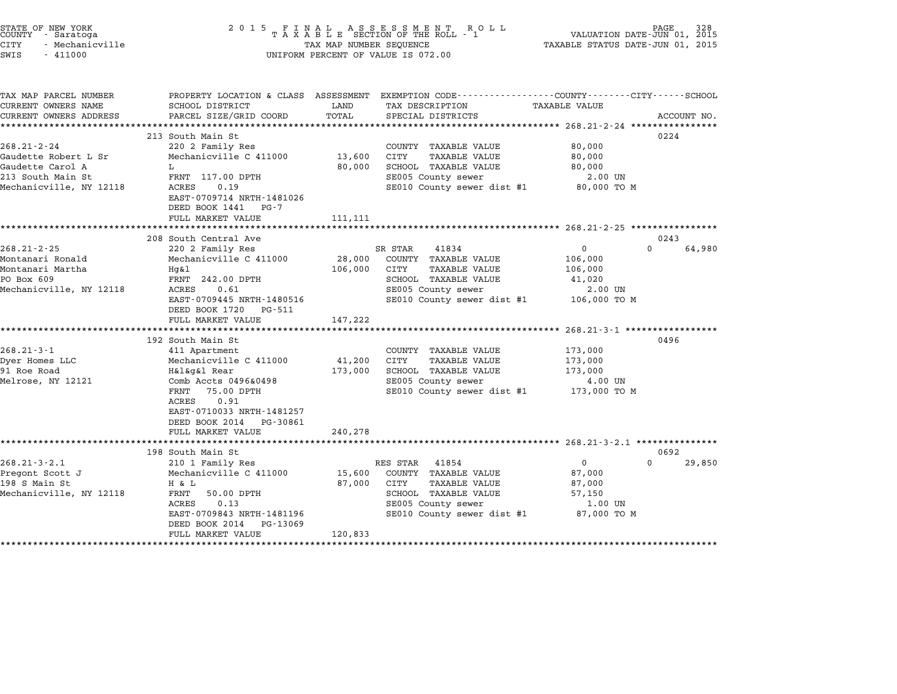STATE OF NEW YORK
COUNTY - Saratoga
CITY - Mechanicville
SWIS - 411000

2015 FINAL ASSESSMENT ROLL
TAXABLE SECTION OF THE ROLL - 1
TAX MAP NUMBER SEQUENCE
UNIFORM PERCENT OF VALUE IS 072.00

VALUATION DATE-JUN 01, 2015
TAXABLE STATUS DATE-JUN 01, 2015

| TAX MAP PARCEL NUMBER / CURRENT OWNERS NAME / CURRENT OWNERS ADDRESS | PROPERTY LOCATION & CLASS / SCHOOL DISTRICT / PARCEL SIZE/GRID COORD | ASSESSMENT LAND | TOTAL | EXEMPTION CODE / TAX DESCRIPTION / SPECIAL DISTRICTS | COUNTY / CITY TAXABLE VALUE | SCHOOL | ACCOUNT NO. |
|---|---|---|---|---|---|---|---|
| **268.21-2-24** | 213 South Main St | | | | | | 0224 |
| 268.21-2-24 | 220 2 Family Res | | | COUNTY TAXABLE VALUE | 80,000 | | |
| Gaudette Robert L Sr | Mechanicville C 411000 | 13,600 | | CITY TAXABLE VALUE | 80,000 | | |
| Gaudette Carol A | L | | 80,000 | SCHOOL TAXABLE VALUE | 80,000 | | |
| 213 South Main St | FRNT 117.00 DPTH | | | SE005 County sewer | 2.00 UN | | |
| Mechanicville, NY 12118 | ACRES 0.19 | | | SE010 County sewer dist #1 | 80,000 TO M | | |
| | EAST-0709714 NRTH-1481026 | | | | | | |
| | DEED BOOK 1441 PG-7 | | | | | | |
| | FULL MARKET VALUE | | 111,111 | | | | |
| **268.21-2-25** | 208 South Central Ave | | | | | | 0243 |
| 268.21-2-25 | 220 2 Family Res | | | SR STAR 41834 | 0 | 0 | 64,980 |
| Montanari Ronald | Mechanicville C 411000 | 28,000 | | COUNTY TAXABLE VALUE | 106,000 | | |
| Montanari Martha | Hg&l | | 106,000 | CITY TAXABLE VALUE | 106,000 | | |
| PO Box 609 | FRNT 242.00 DPTH | | | SCHOOL TAXABLE VALUE | 41,020 | | |
| Mechanicville, NY 12118 | ACRES 0.61 | | | SE005 County sewer | 2.00 UN | | |
| | EAST-0709445 NRTH-1480516 | | | SE010 County sewer dist #1 | 106,000 TO M | | |
| | DEED BOOK 1720 PG-511 | | | | | | |
| | FULL MARKET VALUE | | 147,222 | | | | |
| **268.21-3-1** | 192 South Main St | | | | | | 0496 |
| 268.21-3-1 | 411 Apartment | | | COUNTY TAXABLE VALUE | 173,000 | | |
| Dyer Homes LLC | Mechanicville C 411000 | 41,200 | | CITY TAXABLE VALUE | 173,000 | | |
| 91 Roe Road | H&l&g&l Rear | | 173,000 | SCHOOL TAXABLE VALUE | 173,000 | | |
| Melrose, NY 12121 | Comb Accts 0496&0498 | | | SE005 County sewer | 4.00 UN | | |
| | FRNT 75.00 DPTH | | | SE010 County sewer dist #1 | 173,000 TO M | | |
| | ACRES 0.91 | | | | | | |
| | EAST-0710033 NRTH-1481257 | | | | | | |
| | DEED BOOK 2014 PG-30861 | | | | | | |
| | FULL MARKET VALUE | | 240,278 | | | | |
| **268.21-3-2.1** | 198 South Main St | | | | | | 0692 |
| 268.21-3-2.1 | 210 1 Family Res | | | RES STAR 41854 | 0 | 0 | 29,850 |
| Pregont Scott J | Mechanicville C 411000 | 15,600 | | COUNTY TAXABLE VALUE | 87,000 | | |
| 198 S Main St | H & L | | 87,000 | CITY TAXABLE VALUE | 87,000 | | |
| Mechanicville, NY 12118 | FRNT 50.00 DPTH | | | SCHOOL TAXABLE VALUE | 57,150 | | |
| | ACRES 0.13 | | | SE005 County sewer | 1.00 UN | | |
| | EAST-0709843 NRTH-1481196 | | | SE010 County sewer dist #1 | 87,000 TO M | | |
| | DEED BOOK 2014 PG-13069 | | | | | | |
| | FULL MARKET VALUE | | 120,833 | | | | |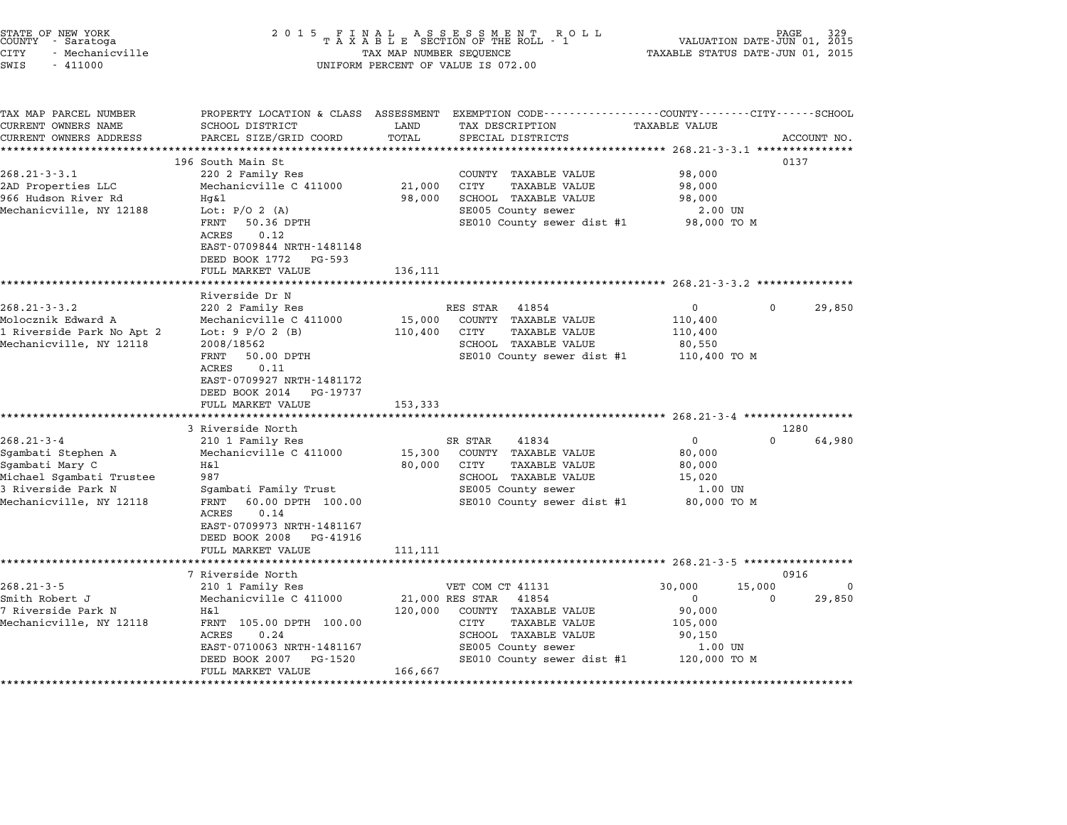STATE OF NEW YORK
COUNTY - Saratoga
CITY - Mechanicville
SWIS - 411000

2015 FINAL ASSESSMENT ROLL
TAXABLE SECTION OF THE ROLL - 1
TAX MAP NUMBER SEQUENCE
UNIFORM PERCENT OF VALUE IS 072.00

VALUATION DATE-JUN 01, 2015
TAXABLE STATUS DATE-JUN 01, 2015

| TAX MAP PARCEL NUMBER / CURRENT OWNERS NAME / CURRENT OWNERS ADDRESS | PROPERTY LOCATION & CLASS / SCHOOL DISTRICT / PARCEL SIZE/GRID COORD | ASSESSMENT LAND | TOTAL | EXEMPTION CODE / TAX DESCRIPTION / SPECIAL DISTRICTS | COUNTY TAXABLE VALUE | CITY | SCHOOL | ACCOUNT NO. |
|---|---|---|---|---|---|---|---|---|
| **268.21-3-3.1** | 196 South Main St | | | | | | | 0137 |
| 268.21-3-3.1 | 220 2 Family Res | | | COUNTY TAXABLE VALUE | 98,000 | | | |
| 2AD Properties LLC | Mechanicville C 411000 | 21,000 | | CITY TAXABLE VALUE | 98,000 | | | |
| 966 Hudson River Rd | Hg&l | | 98,000 | SCHOOL TAXABLE VALUE | 98,000 | | | |
| Mechanicville, NY 12188 | Lot: P/O 2 (A) | | | SE005 County sewer | 2.00 UN | | | |
| | FRNT 50.36 DPTH | | | SE010 County sewer dist #1 | 98,000 TO M | | | |
| | ACRES 0.12 | | | | | | | |
| | EAST-0709844 NRTH-1481148 | | | | | | | |
| | DEED BOOK 1772 PG-593 | | | | | | | |
| | FULL MARKET VALUE | | 136,111 | | | | | |
| **268.21-3-3.2** | Riverside Dr N | | | | | | | |
| 268.21-3-3.2 | 220 2 Family Res | | | RES STAR 41854 | 0 | 0 | 29,850 | |
| Molocznik Edward A | Mechanicville C 411000 | 15,000 | | COUNTY TAXABLE VALUE | 110,400 | | | |
| 1 Riverside Park No Apt 2 | Lot: 9 P/O 2 (B) | | 110,400 | CITY TAXABLE VALUE | 110,400 | | | |
| Mechanicville, NY 12118 | 2008/18562 | | | SCHOOL TAXABLE VALUE | 80,550 | | | |
| | FRNT 50.00 DPTH | | | SE010 County sewer dist #1 | 110,400 TO M | | | |
| | ACRES 0.11 | | | | | | | |
| | EAST-0709927 NRTH-1481172 | | | | | | | |
| | DEED BOOK 2014 PG-19737 | | | | | | | |
| | FULL MARKET VALUE | | 153,333 | | | | | |
| **268.21-3-4** | 3 Riverside North | | | | | | | 1280 |
| 268.21-3-4 | 210 1 Family Res | | | SR STAR 41834 | 0 | 0 | 64,980 | |
| Sgambati Stephen A | Mechanicville C 411000 | 15,300 | | COUNTY TAXABLE VALUE | 80,000 | | | |
| Sgambati Mary C | H&l | | 80,000 | CITY TAXABLE VALUE | 80,000 | | | |
| Michael Sgambati Trustee | 987 | | | SCHOOL TAXABLE VALUE | 15,020 | | | |
| 3 Riverside Park N | Sgambati Family Trust | | | SE005 County sewer | 1.00 UN | | | |
| Mechanicville, NY 12118 | FRNT 60.00 DPTH 100.00 | | | SE010 County sewer dist #1 | 80,000 TO M | | | |
| | ACRES 0.14 | | | | | | | |
| | EAST-0709973 NRTH-1481167 | | | | | | | |
| | DEED BOOK 2008 PG-41916 | | | | | | | |
| | FULL MARKET VALUE | | 111,111 | | | | | |
| **268.21-3-5** | 7 Riverside North | | | | | | | 0916 |
| 268.21-3-5 | 210 1 Family Res | | | VET COM CT 41131 | 30,000 | 15,000 | 0 | |
| Smith Robert J | Mechanicville C 411000 | 21,000 | | RES STAR 41854 | 0 | 0 | 29,850 | |
| 7 Riverside Park N | H&l | | 120,000 | COUNTY TAXABLE VALUE | 90,000 | | | |
| Mechanicville, NY 12118 | FRNT 105.00 DPTH 100.00 | | | CITY TAXABLE VALUE | 105,000 | | | |
| | ACRES 0.24 | | | SCHOOL TAXABLE VALUE | 90,150 | | | |
| | EAST-0710063 NRTH-1481167 | | | SE005 County sewer | 1.00 UN | | | |
| | DEED BOOK 2007 PG-1520 | | | SE010 County sewer dist #1 | 120,000 TO M | | | |
| | FULL MARKET VALUE | | 166,667 | | | | | |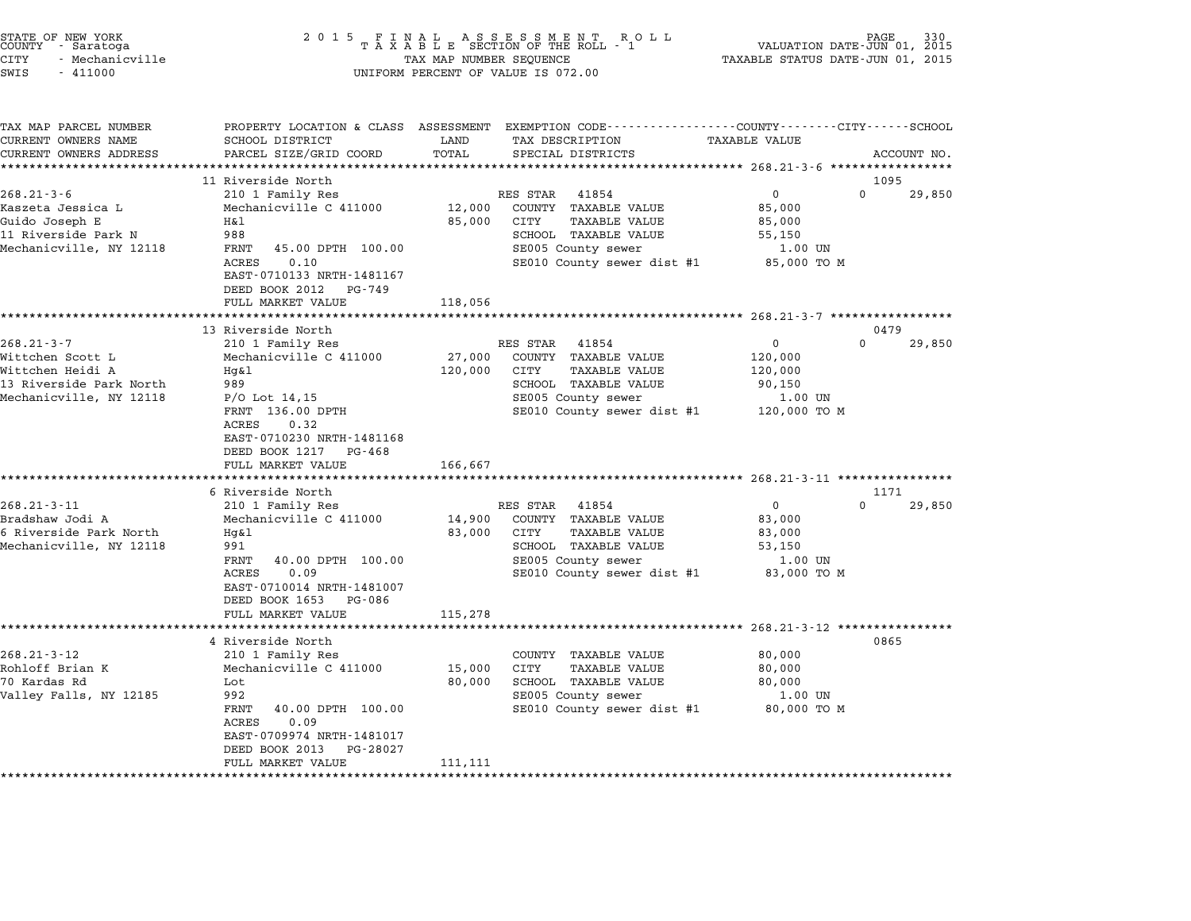STATE OF NEW YORK
COUNTY - Saratoga
CITY - Mechanicville
SWIS - 411000

2015 FINAL ASSESSMENT ROLL
TAXABLE SECTION OF THE ROLL - 1
TAX MAP NUMBER SEQUENCE
UNIFORM PERCENT OF VALUE IS 072.00

VALUATION DATE-JUN 01, 2015
TAXABLE STATUS DATE-JUN 01, 2015

| TAX MAP PARCEL NUMBER / CURRENT OWNERS NAME / CURRENT OWNERS ADDRESS | PROPERTY LOCATION & CLASS / SCHOOL DISTRICT / PARCEL SIZE/GRID COORD | ASSESSMENT LAND | TOTAL | EXEMPTION CODE / TAX DESCRIPTION / SPECIAL DISTRICTS | COUNTY / TAXABLE VALUE | CITY | SCHOOL / ACCOUNT NO. |
|---|---|---|---|---|---|---|---|
| **268.21-3-6** | 11 Riverside North | | | | | | 1095 |
| 268.21-3-6 | 210 1 Family Res | | | RES STAR 41854 | 0 | 0 | 29,850 |
| Kaszeta Jessica L | Mechanicville C 411000 | 12,000 | | COUNTY TAXABLE VALUE | 85,000 | | |
| Guido Joseph E | H&l | | 85,000 | CITY TAXABLE VALUE | 85,000 | | |
| 11 Riverside Park N | 988 | | | SCHOOL TAXABLE VALUE | 55,150 | | |
| Mechanicville, NY 12118 | FRNT 45.00 DPTH 100.00 | | | SE005 County sewer | 1.00 UN | | |
| | ACRES 0.10 | | | SE010 County sewer dist #1 | 85,000 TO M | | |
| | EAST-0710133 NRTH-1481167 | | | | | | |
| | DEED BOOK 2012 PG-749 | | | | | | |
| | FULL MARKET VALUE | | 118,056 | | | | |
| **268.21-3-7** | 13 Riverside North | | | | | | 0479 |
| 268.21-3-7 | 210 1 Family Res | | | RES STAR 41854 | 0 | 0 | 29,850 |
| Wittchen Scott L | Mechanicville C 411000 | 27,000 | | COUNTY TAXABLE VALUE | 120,000 | | |
| Wittchen Heidi A | Hg&l | | 120,000 | CITY TAXABLE VALUE | 120,000 | | |
| 13 Riverside Park North | 989 | | | SCHOOL TAXABLE VALUE | 90,150 | | |
| Mechanicville, NY 12118 | P/O Lot 14,15 | | | SE005 County sewer | 1.00 UN | | |
| | FRNT 136.00 DPTH | | | SE010 County sewer dist #1 | 120,000 TO M | | |
| | ACRES 0.32 | | | | | | |
| | EAST-0710230 NRTH-1481168 | | | | | | |
| | DEED BOOK 1217 PG-468 | | | | | | |
| | FULL MARKET VALUE | | 166,667 | | | | |
| **268.21-3-11** | 6 Riverside North | | | | | | 1171 |
| 268.21-3-11 | 210 1 Family Res | | | RES STAR 41854 | 0 | 0 | 29,850 |
| Bradshaw Jodi A | Mechanicville C 411000 | 14,900 | | COUNTY TAXABLE VALUE | 83,000 | | |
| 6 Riverside Park North | Hg&l | | 83,000 | CITY TAXABLE VALUE | 83,000 | | |
| Mechanicville, NY 12118 | 991 | | | SCHOOL TAXABLE VALUE | 53,150 | | |
| | FRNT 40.00 DPTH 100.00 | | | SE005 County sewer | 1.00 UN | | |
| | ACRES 0.09 | | | SE010 County sewer dist #1 | 83,000 TO M | | |
| | EAST-0710014 NRTH-1481007 | | | | | | |
| | DEED BOOK 1653 PG-086 | | | | | | |
| | FULL MARKET VALUE | | 115,278 | | | | |
| **268.21-3-12** | 4 Riverside North | | | | | | 0865 |
| 268.21-3-12 | 210 1 Family Res | | | COUNTY TAXABLE VALUE | 80,000 | | |
| Rohloff Brian K | Mechanicville C 411000 | 15,000 | | CITY TAXABLE VALUE | 80,000 | | |
| 70 Kardas Rd | Lot | | 80,000 | SCHOOL TAXABLE VALUE | 80,000 | | |
| Valley Falls, NY 12185 | 992 | | | SE005 County sewer | 1.00 UN | | |
| | FRNT 40.00 DPTH 100.00 | | | SE010 County sewer dist #1 | 80,000 TO M | | |
| | ACRES 0.09 | | | | | | |
| | EAST-0709974 NRTH-1481017 | | | | | | |
| | DEED BOOK 2013 PG-28027 | | | | | | |
| | FULL MARKET VALUE | | 111,111 | | | | |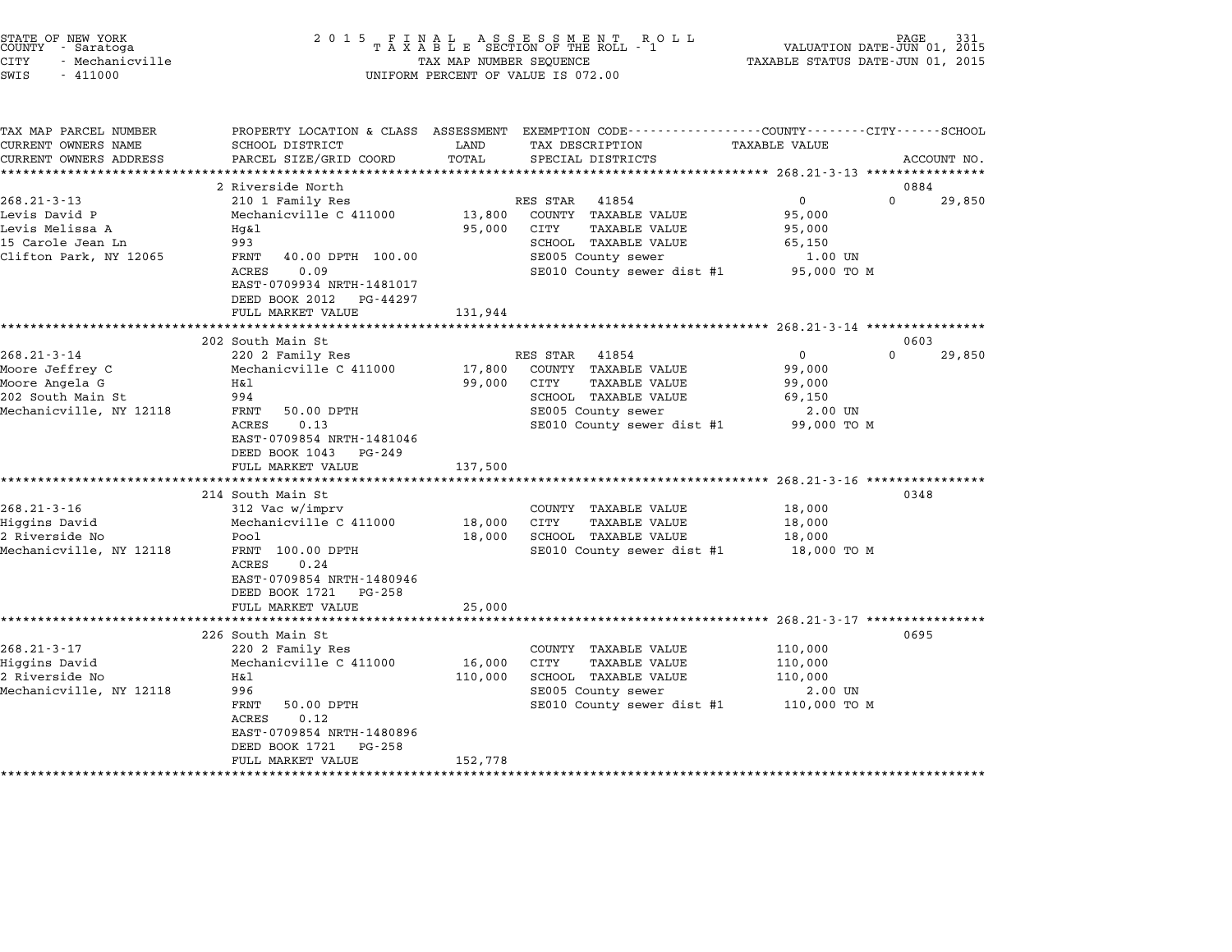STATE OF NEW YORK
COUNTY - Saratoga
CITY - Mechanicville
SWIS - 411000

2 0 1 5 F I N A L A S S E S S M E N T R O L L
T A X A B L E SECTION OF THE ROLL - 1
TAX MAP NUMBER SEQUENCE
UNIFORM PERCENT OF VALUE IS 072.00

VALUATION DATE-JUN 01, 2015
TAXABLE STATUS DATE-JUN 01, 2015

| TAX MAP PARCEL NUMBER / CURRENT OWNERS NAME / CURRENT OWNERS ADDRESS | PROPERTY LOCATION & CLASS / SCHOOL DISTRICT / PARCEL SIZE/GRID COORD | ASSESSMENT LAND / TOTAL | EXEMPTION CODE / TAX DESCRIPTION / SPECIAL DISTRICTS | COUNTY / CITY / SCHOOL TAXABLE VALUE | ACCOUNT NO. |
|---|---|---|---|---|---|
| **268.21-3-13** | 2 Riverside North | | | | 0884 |
| Levis David P | 210 1 Family Res | | RES STAR 41854 | 0 0 29,850 | |
| Levis Melissa A | Mechanicville C 411000 | 13,800 | COUNTY TAXABLE VALUE | 95,000 | |
| 15 Carole Jean Ln | Hg&l | 95,000 | CITY TAXABLE VALUE | 95,000 | |
| Clifton Park, NY 12065 | 993 | | SCHOOL TAXABLE VALUE | 65,150 | |
| | FRNT 40.00 DPTH 100.00 | | SE005 County sewer | 1.00 UN | |
| | ACRES 0.09 | | SE010 County sewer dist #1 | 95,000 TO M | |
| | EAST-0709934 NRTH-1481017 | | | | |
| | DEED BOOK 2012 PG-44297 | | | | |
| | FULL MARKET VALUE | 131,944 | | | |
| **268.21-3-14** | 202 South Main St | | | | 0603 |
| Moore Jeffrey C | 220 2 Family Res | | RES STAR 41854 | 0 0 29,850 | |
| Moore Angela G | Mechanicville C 411000 | 17,800 | COUNTY TAXABLE VALUE | 99,000 | |
| 202 South Main St | H&l | 99,000 | CITY TAXABLE VALUE | 99,000 | |
| Mechanicville, NY 12118 | 994 | | SCHOOL TAXABLE VALUE | 69,150 | |
| | FRNT 50.00 DPTH | | SE005 County sewer | 2.00 UN | |
| | ACRES 0.13 | | SE010 County sewer dist #1 | 99,000 TO M | |
| | EAST-0709854 NRTH-1481046 | | | | |
| | DEED BOOK 1043 PG-249 | | | | |
| | FULL MARKET VALUE | 137,500 | | | |
| **268.21-3-16** | 214 South Main St | | | | 0348 |
| Higgins David | 312 Vac w/imprv | | COUNTY TAXABLE VALUE | 18,000 | |
| 2 Riverside No | Mechanicville C 411000 | 18,000 | CITY TAXABLE VALUE | 18,000 | |
| Mechanicville, NY 12118 | Pool | 18,000 | SCHOOL TAXABLE VALUE | 18,000 | |
| | FRNT 100.00 DPTH | | SE010 County sewer dist #1 | 18,000 TO M | |
| | ACRES 0.24 | | | | |
| | EAST-0709854 NRTH-1480946 | | | | |
| | DEED BOOK 1721 PG-258 | | | | |
| | FULL MARKET VALUE | 25,000 | | | |
| **268.21-3-17** | 226 South Main St | | | | 0695 |
| Higgins David | 220 2 Family Res | | COUNTY TAXABLE VALUE | 110,000 | |
| 2 Riverside No | Mechanicville C 411000 | 16,000 | CITY TAXABLE VALUE | 110,000 | |
| Mechanicville, NY 12118 | H&l | 110,000 | SCHOOL TAXABLE VALUE | 110,000 | |
| | 996 | | SE005 County sewer | 2.00 UN | |
| | FRNT 50.00 DPTH | | SE010 County sewer dist #1 | 110,000 TO M | |
| | ACRES 0.12 | | | | |
| | EAST-0709854 NRTH-1480896 | | | | |
| | DEED BOOK 1721 PG-258 | | | | |
| | FULL MARKET VALUE | 152,778 | | | |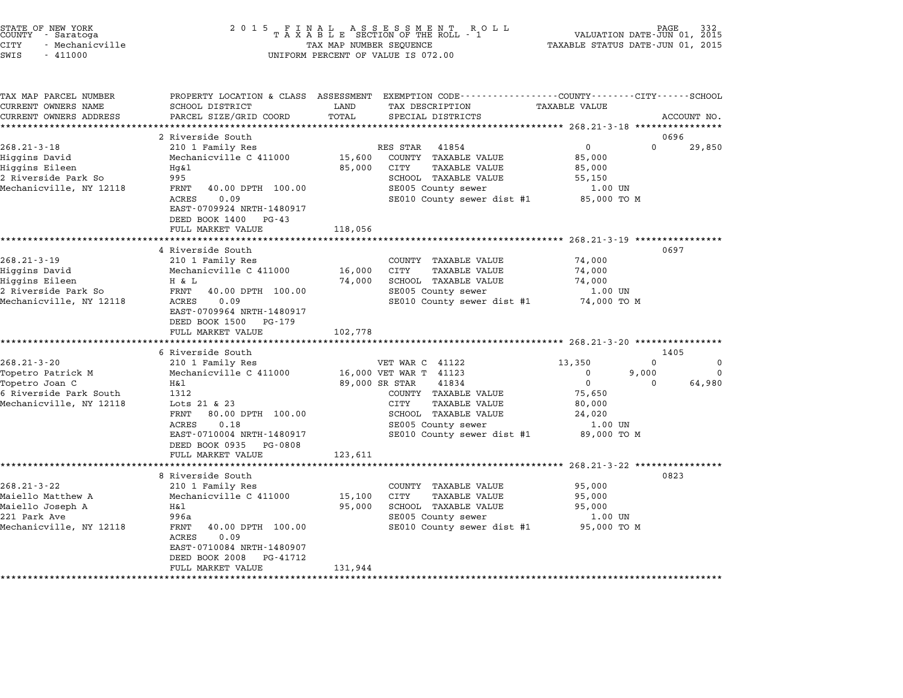STATE OF NEW YORK
COUNTY - Saratoga
CITY - Mechanicville
SWIS - 411000

2 0 1 5 F I N A L A S S E S S M E N T R O L L
T A X A B L E SECTION OF THE ROLL - 1
TAX MAP NUMBER SEQUENCE
UNIFORM PERCENT OF VALUE IS 072.00

VALUATION DATE-JUN 01, 2015
TAXABLE STATUS DATE-JUN 01, 2015

| TAX MAP PARCEL NUMBER / CURRENT OWNERS NAME / CURRENT OWNERS ADDRESS | PROPERTY LOCATION & CLASS / SCHOOL DISTRICT / PARCEL SIZE/GRID COORD | ASSESSMENT LAND / TOTAL | EXEMPTION CODE / TAX DESCRIPTION / SPECIAL DISTRICTS | COUNTY TAXABLE VALUE | CITY | SCHOOL | ACCOUNT NO. |
|---|---|---|---|---|---|---|---|
| 268.21-3-18 | 2 Riverside South | | | | | | 0696 |
| 268.21-3-18 | 210 1 Family Res | | RES STAR 41854 | 0 | 0 | 29,850 | |
| Higgins David | Mechanicville C 411000 | 15,600 | COUNTY TAXABLE VALUE | 85,000 | | | |
| Higgins Eileen | Hg&l | 85,000 | CITY TAXABLE VALUE | 85,000 | | | |
| 2 Riverside Park So | 995 | | SCHOOL TAXABLE VALUE | 55,150 | | | |
| Mechanicville, NY 12118 | FRNT 40.00 DPTH 100.00 | | SE005 County sewer | 1.00 UN | | | |
| | ACRES 0.09 | | SE010 County sewer dist #1 | 85,000 TO M | | | |
| | EAST-0709924 NRTH-1480917 | | | | | | |
| | DEED BOOK 1400 PG-43 | | | | | | |
| | FULL MARKET VALUE | 118,056 | | | | | |
| 268.21-3-19 | 4 Riverside South | | | | | | 0697 |
| 268.21-3-19 | 210 1 Family Res | | COUNTY TAXABLE VALUE | 74,000 | | | |
| Higgins David | Mechanicville C 411000 | 16,000 | CITY TAXABLE VALUE | 74,000 | | | |
| Higgins Eileen | H & L | 74,000 | SCHOOL TAXABLE VALUE | 74,000 | | | |
| 2 Riverside Park So | FRNT 40.00 DPTH 100.00 | | SE005 County sewer | 1.00 UN | | | |
| Mechanicville, NY 12118 | ACRES 0.09 | | SE010 County sewer dist #1 | 74,000 TO M | | | |
| | EAST-0709964 NRTH-1480917 | | | | | | |
| | DEED BOOK 1500 PG-179 | | | | | | |
| | FULL MARKET VALUE | 102,778 | | | | | |
| 268.21-3-20 | 6 Riverside South | | | | | | 1405 |
| 268.21-3-20 | 210 1 Family Res | | VET WAR C 41122 | 13,350 | 0 | 0 | |
| Topetro Patrick M | Mechanicville C 411000 | 16,000 | VET WAR T 41123 | 0 | 9,000 | 0 | |
| Topetro Joan C | H&l | 89,000 | SR STAR 41834 | 0 | 0 | 64,980 | |
| 6 Riverside Park South | 1312 | | COUNTY TAXABLE VALUE | 75,650 | | | |
| Mechanicville, NY 12118 | Lots 21 & 23 | | CITY TAXABLE VALUE | 80,000 | | | |
| | FRNT 80.00 DPTH 100.00 | | SCHOOL TAXABLE VALUE | 24,020 | | | |
| | ACRES 0.18 | | SE005 County sewer | 1.00 UN | | | |
| | EAST-0710004 NRTH-1480917 | | SE010 County sewer dist #1 | 89,000 TO M | | | |
| | DEED BOOK 0935 PG-0808 | | | | | | |
| | FULL MARKET VALUE | 123,611 | | | | | |
| 268.21-3-22 | 8 Riverside South | | | | | | 0823 |
| 268.21-3-22 | 210 1 Family Res | | COUNTY TAXABLE VALUE | 95,000 | | | |
| Maiello Matthew A | Mechanicville C 411000 | 15,100 | CITY TAXABLE VALUE | 95,000 | | | |
| Maiello Joseph A | H&l | 95,000 | SCHOOL TAXABLE VALUE | 95,000 | | | |
| 221 Park Ave | 996a | | SE005 County sewer | 1.00 UN | | | |
| Mechanicville, NY 12118 | FRNT 40.00 DPTH 100.00 | | SE010 County sewer dist #1 | 95,000 TO M | | | |
| | ACRES 0.09 | | | | | | |
| | EAST-0710084 NRTH-1480907 | | | | | | |
| | DEED BOOK 2008 PG-41712 | | | | | | |
| | FULL MARKET VALUE | 131,944 | | | | | |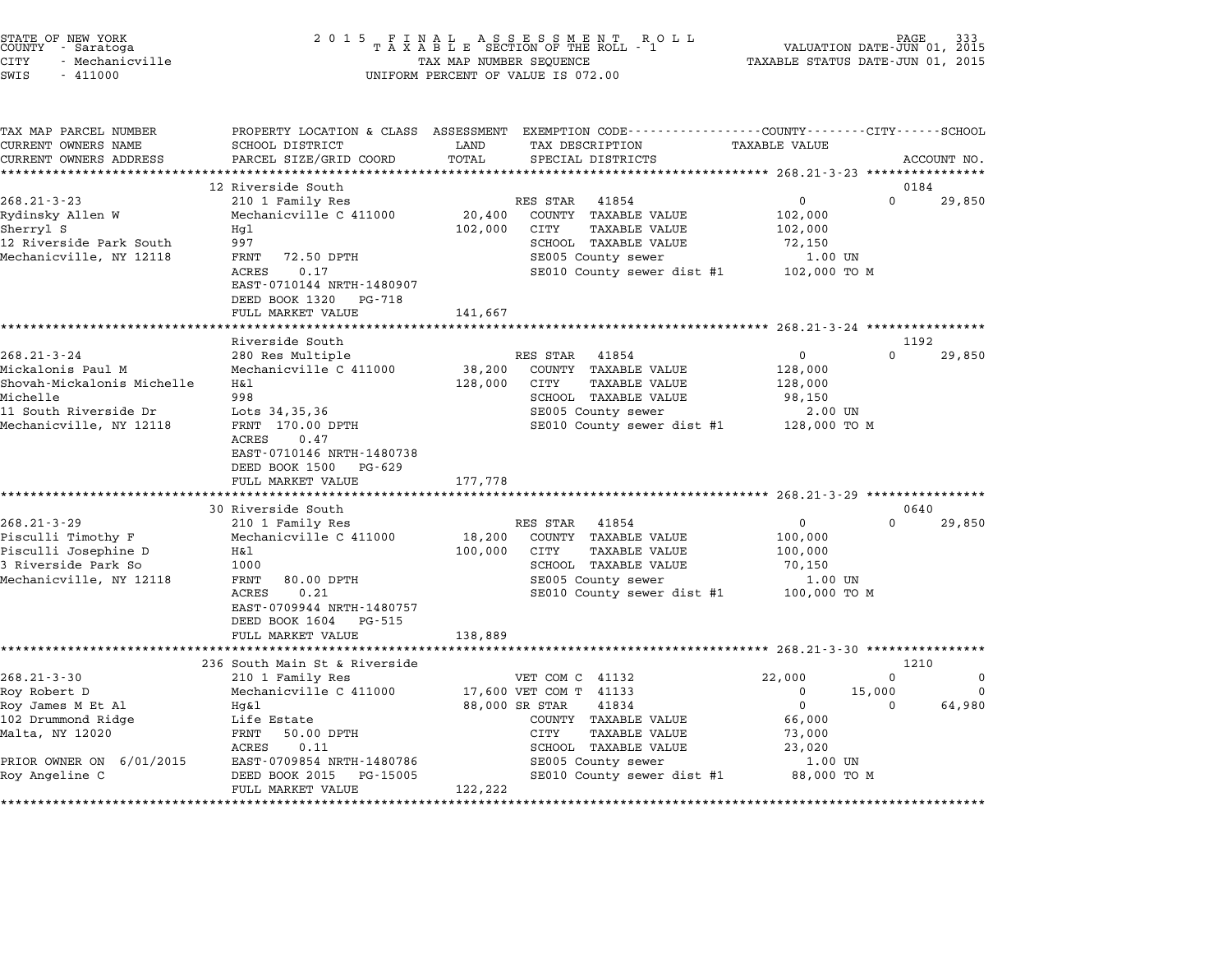STATE OF NEW YORK
COUNTY - Saratoga
CITY - Mechanicville
SWIS - 411000

2 0 1 5 F I N A L A S S E S S M E N T R O L L
T A X A B L E SECTION OF THE ROLL - 1
TAX MAP NUMBER SEQUENCE
UNIFORM PERCENT OF VALUE IS 072.00

VALUATION DATE-JUN 01, 2015
TAXABLE STATUS DATE-JUN 01, 2015

| TAX MAP PARCEL NUMBER / CURRENT OWNERS NAME / CURRENT OWNERS ADDRESS | PROPERTY LOCATION & CLASS / SCHOOL DISTRICT / PARCEL SIZE/GRID COORD | ASSESSMENT LAND / TOTAL | EXEMPTION CODE / TAX DESCRIPTION / SPECIAL DISTRICTS | COUNTY TAXABLE VALUE | CITY | SCHOOL / ACCOUNT NO. |
|---|---|---|---|---|---|---|
| **268.21-3-23** | 12 Riverside South | | | | | 0184 |
| 268.21-3-23 | 210 1 Family Res | | RES STAR 41854 | 0 | 0 | 29,850 |
| Rydinsky Allen W | Mechanicville C 411000 | 20,400 | COUNTY TAXABLE VALUE | 102,000 | | |
| Sherryl S | Hgl | 102,000 | CITY TAXABLE VALUE | 102,000 | | |
| 12 Riverside Park South | 997 | | SCHOOL TAXABLE VALUE | 72,150 | | |
| Mechanicville, NY 12118 | FRNT 72.50 DPTH | | SE005 County sewer | 1.00 UN | | |
| | ACRES 0.17 | | SE010 County sewer dist #1 | 102,000 TO M | | |
| | EAST-0710144 NRTH-1480907 | | | | | |
| | DEED BOOK 1320 PG-718 | | | | | |
| | FULL MARKET VALUE | 141,667 | | | | |
| **268.21-3-24** | Riverside South | | | | | 1192 |
| 268.21-3-24 | 280 Res Multiple | | RES STAR 41854 | 0 | 0 | 29,850 |
| Mickalonis Paul M | Mechanicville C 411000 | 38,200 | COUNTY TAXABLE VALUE | 128,000 | | |
| Shovah-Mickalonis Michelle | H&l | 128,000 | CITY TAXABLE VALUE | 128,000 | | |
| Michelle | 998 | | SCHOOL TAXABLE VALUE | 98,150 | | |
| 11 South Riverside Dr | Lots 34,35,36 | | SE005 County sewer | 2.00 UN | | |
| Mechanicville, NY 12118 | FRNT 170.00 DPTH | | SE010 County sewer dist #1 | 128,000 TO M | | |
| | ACRES 0.47 | | | | | |
| | EAST-0710146 NRTH-1480738 | | | | | |
| | DEED BOOK 1500 PG-629 | | | | | |
| | FULL MARKET VALUE | 177,778 | | | | |
| **268.21-3-29** | 30 Riverside South | | | | | 0640 |
| 268.21-3-29 | 210 1 Family Res | | RES STAR 41854 | 0 | 0 | 29,850 |
| Pisculli Timothy F | Mechanicville C 411000 | 18,200 | COUNTY TAXABLE VALUE | 100,000 | | |
| Pisculli Josephine D | H&l | 100,000 | CITY TAXABLE VALUE | 100,000 | | |
| 3 Riverside Park So | 1000 | | SCHOOL TAXABLE VALUE | 70,150 | | |
| Mechanicville, NY 12118 | FRNT 80.00 DPTH | | SE005 County sewer | 1.00 UN | | |
| | ACRES 0.21 | | SE010 County sewer dist #1 | 100,000 TO M | | |
| | EAST-0709944 NRTH-1480757 | | | | | |
| | DEED BOOK 1604 PG-515 | | | | | |
| | FULL MARKET VALUE | 138,889 | | | | |
| **268.21-3-30** | 236 South Main St & Riverside | | | | | 1210 |
| 268.21-3-30 | 210 1 Family Res | | VET COM C 41132 | 22,000 | 0 | 0 |
| Roy Robert D | Mechanicville C 411000 | 17,600 | VET COM T 41133 | 0 | 15,000 | 0 |
| Roy James M Et Al | Hg&l | 88,000 | SR STAR 41834 | 0 | 0 | 64,980 |
| 102 Drummond Ridge | Life Estate | | COUNTY TAXABLE VALUE | 66,000 | | |
| Malta, NY 12020 | FRNT 50.00 DPTH | | CITY TAXABLE VALUE | 73,000 | | |
| | ACRES 0.11 | | SCHOOL TAXABLE VALUE | 23,020 | | |
| PRIOR OWNER ON 6/01/2015 | EAST-0709854 NRTH-1480786 | | SE005 County sewer | 1.00 UN | | |
| Roy Angeline C | DEED BOOK 2015 PG-15005 | | SE010 County sewer dist #1 | 88,000 TO M | | |
| | FULL MARKET VALUE | 122,222 | | | | |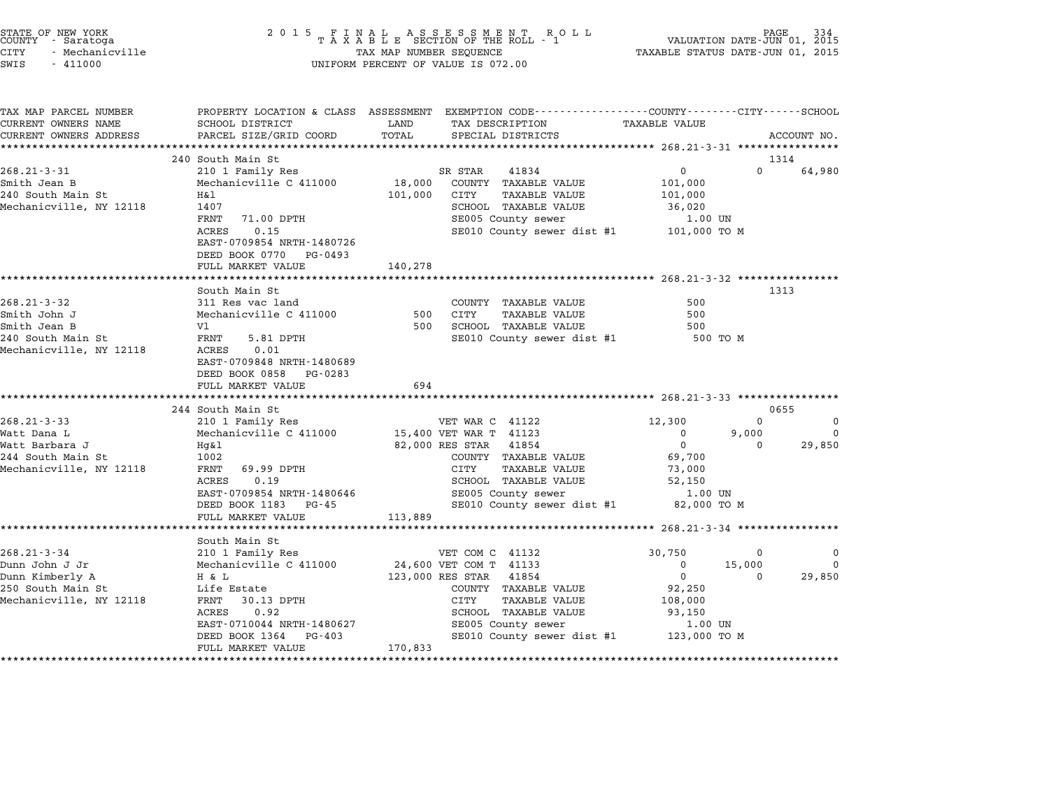STATE OF NEW YORK
COUNTY - Saratoga
CITY - Mechanicville
SWIS - 411000

# 2015 FINAL ASSESSMENT ROLL
TAXABLE SECTION OF THE ROLL - 1
TAX MAP NUMBER SEQUENCE
UNIFORM PERCENT OF VALUE IS 072.00

VALUATION DATE-JUN 01, 2015
TAXABLE STATUS DATE-JUN 01, 2015

| TAX MAP PARCEL NUMBER / CURRENT OWNERS NAME / CURRENT OWNERS ADDRESS | PROPERTY LOCATION & CLASS / SCHOOL DISTRICT / PARCEL SIZE/GRID COORD | ASSESSMENT LAND / TOTAL | EXEMPTION CODE / TAX DESCRIPTION / SPECIAL DISTRICTS | COUNTY TAXABLE VALUE | CITY | SCHOOL | ACCOUNT NO. |
|---|---|---|---|---|---|---|---|
| **268.21-3-31** | 240 South Main St | | | | | | 1314 |
| 268.21-3-31 | 210 1 Family Res | | SR STAR 41834 | 0 | 0 | 64,980 | |
| Smith Jean B | Mechanicville C 411000 | 18,000 | COUNTY TAXABLE VALUE | 101,000 | | | |
| 240 South Main St | H&l | 101,000 | CITY TAXABLE VALUE | 101,000 | | | |
| Mechanicville, NY 12118 | 1407 | | SCHOOL TAXABLE VALUE | 36,020 | | | |
| | FRNT 71.00 DPTH | | SE005 County sewer | 1.00 UN | | | |
| | ACRES 0.15 | | SE010 County sewer dist #1 | 101,000 TO M | | | |
| | EAST-0709854 NRTH-1480726 | | | | | | |
| | DEED BOOK 0770 PG-0493 | | | | | | |
| | FULL MARKET VALUE | 140,278 | | | | | |
| **268.21-3-32** | South Main St | | | | | | 1313 |
| 268.21-3-32 | 311 Res vac land | | COUNTY TAXABLE VALUE | 500 | | | |
| Smith John J | Mechanicville C 411000 | 500 | CITY TAXABLE VALUE | 500 | | | |
| Smith Jean B | Vl | 500 | SCHOOL TAXABLE VALUE | 500 | | | |
| 240 South Main St | FRNT 5.81 DPTH | | SE010 County sewer dist #1 | 500 TO M | | | |
| Mechanicville, NY 12118 | ACRES 0.01 | | | | | | |
| | EAST-0709848 NRTH-1480689 | | | | | | |
| | DEED BOOK 0858 PG-0283 | | | | | | |
| | FULL MARKET VALUE | 694 | | | | | |
| **268.21-3-33** | 244 South Main St | | | | | | 0655 |
| 268.21-3-33 | 210 1 Family Res | | VET WAR C 41122 | 12,300 | 0 | 0 | |
| Watt Dana L | Mechanicville C 411000 | 15,400 | VET WAR T 41123 | 0 | 9,000 | 0 | |
| Watt Barbara J | Hg&l | 82,000 | RES STAR 41854 | 0 | 0 | 29,850 | |
| 244 South Main St | 1002 | | COUNTY TAXABLE VALUE | 69,700 | | | |
| Mechanicville, NY 12118 | FRNT 69.99 DPTH | | CITY TAXABLE VALUE | 73,000 | | | |
| | ACRES 0.19 | | SCHOOL TAXABLE VALUE | 52,150 | | | |
| | EAST-0709854 NRTH-1480646 | | SE005 County sewer | 1.00 UN | | | |
| | DEED BOOK 1183 PG-45 | | SE010 County sewer dist #1 | 82,000 TO M | | | |
| | FULL MARKET VALUE | 113,889 | | | | | |
| **268.21-3-34** | South Main St | | | | | | |
| 268.21-3-34 | 210 1 Family Res | | VET COM C 41132 | 30,750 | 0 | 0 | |
| Dunn John J Jr | Mechanicville C 411000 | 24,600 | VET COM T 41133 | 0 | 15,000 | 0 | |
| Dunn Kimberly A | H & L | 123,000 | RES STAR 41854 | 0 | 0 | 29,850 | |
| 250 South Main St | Life Estate | | COUNTY TAXABLE VALUE | 92,250 | | | |
| Mechanicville, NY 12118 | FRNT 30.13 DPTH | | CITY TAXABLE VALUE | 108,000 | | | |
| | ACRES 0.92 | | SCHOOL TAXABLE VALUE | 93,150 | | | |
| | EAST-0710044 NRTH-1480627 | | SE005 County sewer | 1.00 UN | | | |
| | DEED BOOK 1364 PG-403 | | SE010 County sewer dist #1 | 123,000 TO M | | | |
| | FULL MARKET VALUE | 170,833 | | | | | |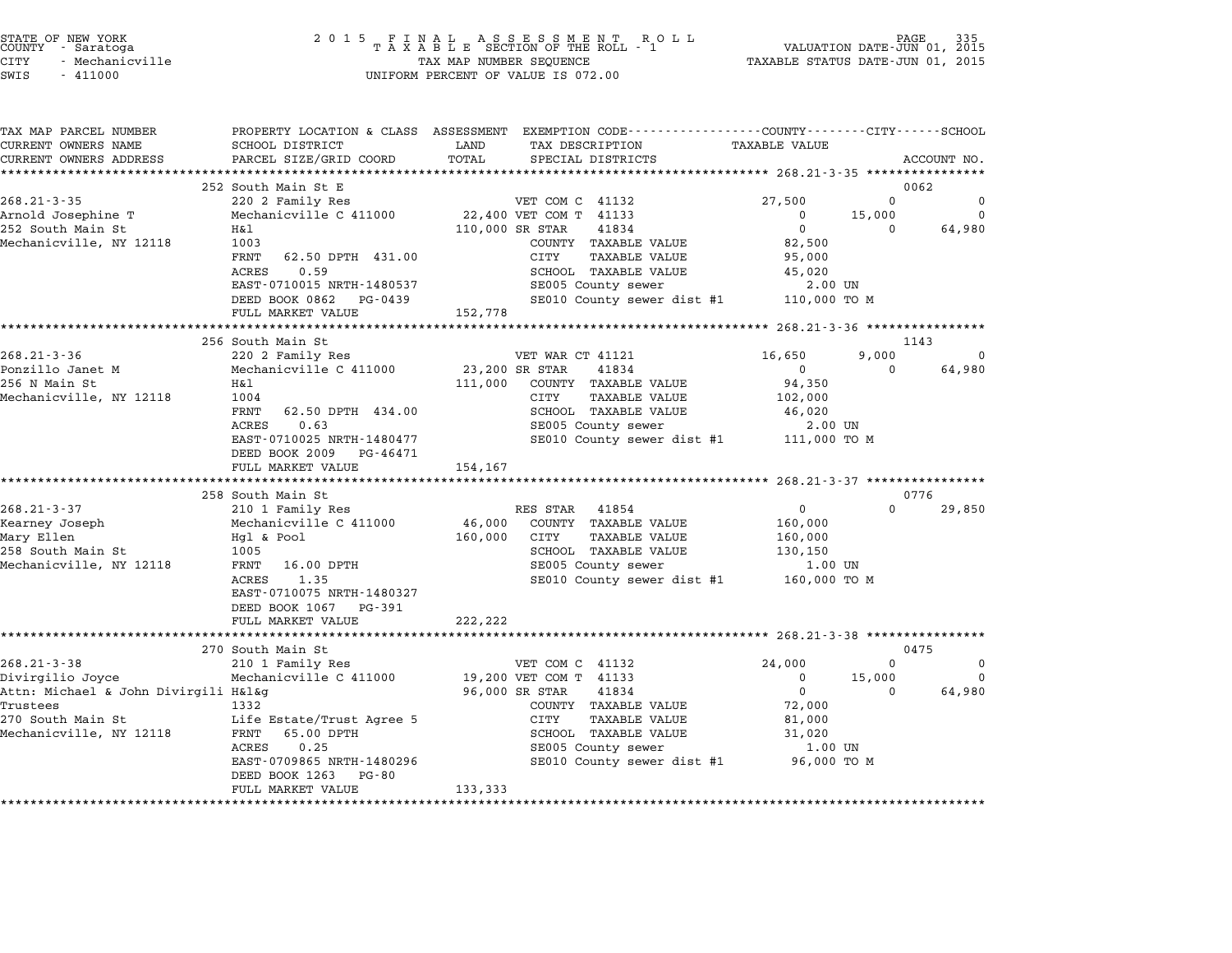STATE OF NEW YORK
COUNTY - Saratoga
CITY - Mechanicville
SWIS - 411000

2015 FINAL ASSESSMENT ROLL
TAXABLE SECTION OF THE ROLL - 1
TAX MAP NUMBER SEQUENCE
UNIFORM PERCENT OF VALUE IS 072.00

VALUATION DATE-JUN 01, 2015
TAXABLE STATUS DATE-JUN 01, 2015

| TAX MAP PARCEL NUMBER / CURRENT OWNERS NAME / CURRENT OWNERS ADDRESS | PROPERTY LOCATION & CLASS / SCHOOL DISTRICT / PARCEL SIZE/GRID COORD | ASSESSMENT LAND / TOTAL | EXEMPTION CODE / TAX DESCRIPTION / SPECIAL DISTRICTS | COUNTY TAXABLE VALUE | CITY | SCHOOL | ACCOUNT NO. |
|---|---|---|---|---|---|---|---|
| **268.21-3-35** | 252 South Main St E | | | | | | 0062 |
| Arnold Josephine T | 220 2 Family Res | | VET COM C 41132 | 27,500 | 0 | 0 | |
| 252 South Main St | Mechanicville C 411000 | 22,400 | VET COM T 41133 | 0 | 15,000 | 0 | |
| Mechanicville, NY 12118 | H&l | 110,000 | SR STAR 41834 | 0 | 0 | 64,980 | |
| | 1003 | | COUNTY TAXABLE VALUE | 82,500 | | | |
| | FRNT 62.50 DPTH 431.00 | | CITY TAXABLE VALUE | 95,000 | | | |
| | ACRES 0.59 | | SCHOOL TAXABLE VALUE | 45,020 | | | |
| | EAST-0710015 NRTH-1480537 | | SE005 County sewer | 2.00 UN | | | |
| | DEED BOOK 0862 PG-0439 | | SE010 County sewer dist #1 | 110,000 TO M | | | |
| | FULL MARKET VALUE | 152,778 | | | | | |
| **268.21-3-36** | 256 South Main St | | | | | | 1143 |
| Ponzillo Janet M | 220 2 Family Res | | VET WAR CT 41121 | 16,650 | 9,000 | 0 | |
| 256 N Main St | Mechanicville C 411000 | 23,200 | SR STAR 41834 | 0 | 0 | 64,980 | |
| Mechanicville, NY 12118 | H&l | 111,000 | COUNTY TAXABLE VALUE | 94,350 | | | |
| | 1004 | | CITY TAXABLE VALUE | 102,000 | | | |
| | FRNT 62.50 DPTH 434.00 | | SCHOOL TAXABLE VALUE | 46,020 | | | |
| | ACRES 0.63 | | SE005 County sewer | 2.00 UN | | | |
| | EAST-0710025 NRTH-1480477 | | SE010 County sewer dist #1 | 111,000 TO M | | | |
| | DEED BOOK 2009 PG-46471 | | | | | | |
| | FULL MARKET VALUE | 154,167 | | | | | |
| **268.21-3-37** | 258 South Main St | | | | | | 0776 |
| Kearney Joseph | 210 1 Family Res | | RES STAR 41854 | 0 | 0 | 29,850 | |
| Mary Ellen | Mechanicville C 411000 | 46,000 | COUNTY TAXABLE VALUE | 160,000 | | | |
| 258 South Main St | Hgl & Pool | 160,000 | CITY TAXABLE VALUE | 160,000 | | | |
| Mechanicville, NY 12118 | 1005 | | SCHOOL TAXABLE VALUE | 130,150 | | | |
| | FRNT 16.00 DPTH | | SE005 County sewer | 1.00 UN | | | |
| | ACRES 1.35 | | SE010 County sewer dist #1 | 160,000 TO M | | | |
| | EAST-0710075 NRTH-1480327 | | | | | | |
| | DEED BOOK 1067 PG-391 | | | | | | |
| | FULL MARKET VALUE | 222,222 | | | | | |
| **268.21-3-38** | 270 South Main St | | | | | | 0475 |
| Divirgilio Joyce | 210 1 Family Res | | VET COM C 41132 | 24,000 | 0 | 0 | |
| Attn: Michael & John Divirgili | Mechanicville C 411000 | 19,200 | VET COM T 41133 | 0 | 15,000 | 0 | |
| Trustees | H&l&g | 96,000 | SR STAR 41834 | 0 | 0 | 64,980 | |
| 270 South Main St | 1332 | | COUNTY TAXABLE VALUE | 72,000 | | | |
| Mechanicville, NY 12118 | Life Estate/Trust Agree 5 | | CITY TAXABLE VALUE | 81,000 | | | |
| | FRNT 65.00 DPTH | | SCHOOL TAXABLE VALUE | 31,020 | | | |
| | ACRES 0.25 | | SE005 County sewer | 1.00 UN | | | |
| | EAST-0709865 NRTH-1480296 | | SE010 County sewer dist #1 | 96,000 TO M | | | |
| | DEED BOOK 1263 PG-80 | | | | | | |
| | FULL MARKET VALUE | 133,333 | | | | | |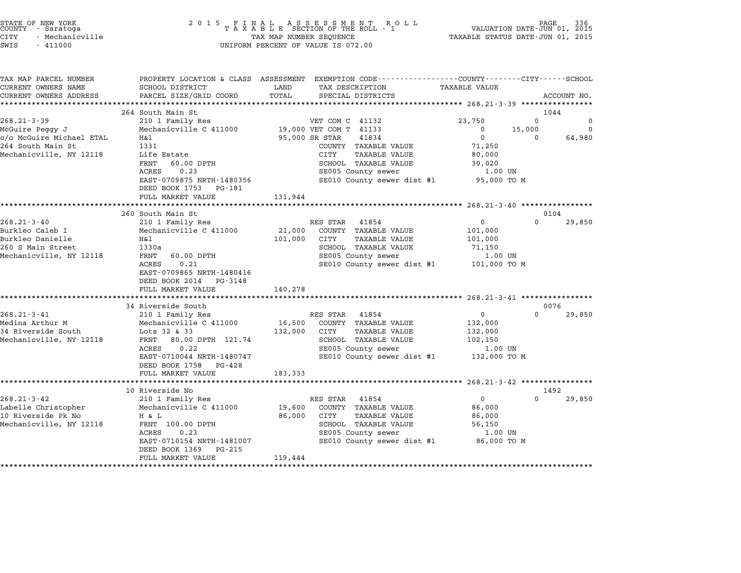STATE OF NEW YORK
COUNTY - Saratoga
CITY - Mechanicville
SWIS - 411000

2015 FINAL ASSESSMENT ROLL
TAXABLE SECTION OF THE ROLL - 1
TAX MAP NUMBER SEQUENCE
UNIFORM PERCENT OF VALUE IS 072.00

VALUATION DATE-JUN 01, 2015
TAXABLE STATUS DATE-JUN 01, 2015

| TAX MAP PARCEL NUMBER / CURRENT OWNERS NAME / CURRENT OWNERS ADDRESS | PROPERTY LOCATION & CLASS / SCHOOL DISTRICT / PARCEL SIZE/GRID COORD | ASSESSMENT LAND / TOTAL | EXEMPTION CODE / TAX DESCRIPTION / SPECIAL DISTRICTS | COUNTY TAXABLE VALUE | CITY | SCHOOL | ACCOUNT NO. |
|---|---|---|---|---|---|---|---|
| | 264 South Main St | | | | | | 1044 |
| 268.21-3-39 | 210 1 Family Res | | VET COM C 41132 | 23,750 | 0 | 0 | |
| McGuire Peggy J | Mechanicville C 411000 | 19,000 | VET COM T 41133 | 0 | 15,000 | 0 | |
| c/o McGuire Michael ETAL | H&l | 95,000 | SR STAR 41834 | 0 | 0 | 64,980 | |
| 264 South Main St | 1331 | | COUNTY TAXABLE VALUE | 71,250 | | | |
| Mechanicville, NY 12118 | Life Estate | | CITY TAXABLE VALUE | 80,000 | | | |
| | FRNT 60.00 DPTH | | SCHOOL TAXABLE VALUE | 30,020 | | | |
| | ACRES 0.23 | | SE005 County sewer | 1.00 UN | | | |
| | EAST-0709875 NRTH-1480356 | | SE010 County sewer dist #1 | 95,000 TO M | | | |
| | DEED BOOK 1753 PG-181 | | | | | | |
| | FULL MARKET VALUE | 131,944 | | | | | |
| | 260 South Main St | | | | | | 0104 |
| 268.21-3-40 | 210 1 Family Res | | RES STAR 41854 | 0 | 0 | 29,850 | |
| Burkleo Caleb I | Mechanicville C 411000 | 21,000 | COUNTY TAXABLE VALUE | 101,000 | | | |
| Burkleo Danielle | H&l | 101,000 | CITY TAXABLE VALUE | 101,000 | | | |
| 260 S Main Street | 1330a | | SCHOOL TAXABLE VALUE | 71,150 | | | |
| Mechanicville, NY 12118 | FRNT 60.00 DPTH | | SE005 County sewer | 1.00 UN | | | |
| | ACRES 0.21 | | SE010 County sewer dist #1 | 101,000 TO M | | | |
| | EAST-0709865 NRTH-1480416 | | | | | | |
| | DEED BOOK 2014 PG-3148 | | | | | | |
| | FULL MARKET VALUE | 140,278 | | | | | |
| | 34 Riverside South | | | | | | 0076 |
| 268.21-3-41 | 210 1 Family Res | | RES STAR 41854 | 0 | 0 | 29,850 | |
| Medina Arthur M | Mechanicville C 411000 | 16,500 | COUNTY TAXABLE VALUE | 132,000 | | | |
| 34 Riverside South | Lots 32 & 33 | 132,000 | CITY TAXABLE VALUE | 132,000 | | | |
| Mechanicville, NY 12118 | FRNT 80.00 DPTH 121.74 | | SCHOOL TAXABLE VALUE | 102,150 | | | |
| | ACRES 0.22 | | SE005 County sewer | 1.00 UN | | | |
| | EAST-0710044 NRTH-1480747 | | SE010 County sewer dist #1 | 132,000 TO M | | | |
| | DEED BOOK 1758 PG-428 | | | | | | |
| | FULL MARKET VALUE | 183,333 | | | | | |
| | 10 Riverside No | | | | | | 1492 |
| 268.21-3-42 | 210 1 Family Res | | RES STAR 41854 | 0 | 0 | 29,850 | |
| Labelle Christopher | Mechanicville C 411000 | 19,600 | COUNTY TAXABLE VALUE | 86,000 | | | |
| 10 Riverside Pk No | H & L | 86,000 | CITY TAXABLE VALUE | 86,000 | | | |
| Mechanicville, NY 12118 | FRNT 100.00 DPTH | | SCHOOL TAXABLE VALUE | 56,150 | | | |
| | ACRES 0.23 | | SE005 County sewer | 1.00 UN | | | |
| | EAST-0710154 NRTH-1481007 | | SE010 County sewer dist #1 | 86,000 TO M | | | |
| | DEED BOOK 1369 PG-215 | | | | | | |
| | FULL MARKET VALUE | 119,444 | | | | | |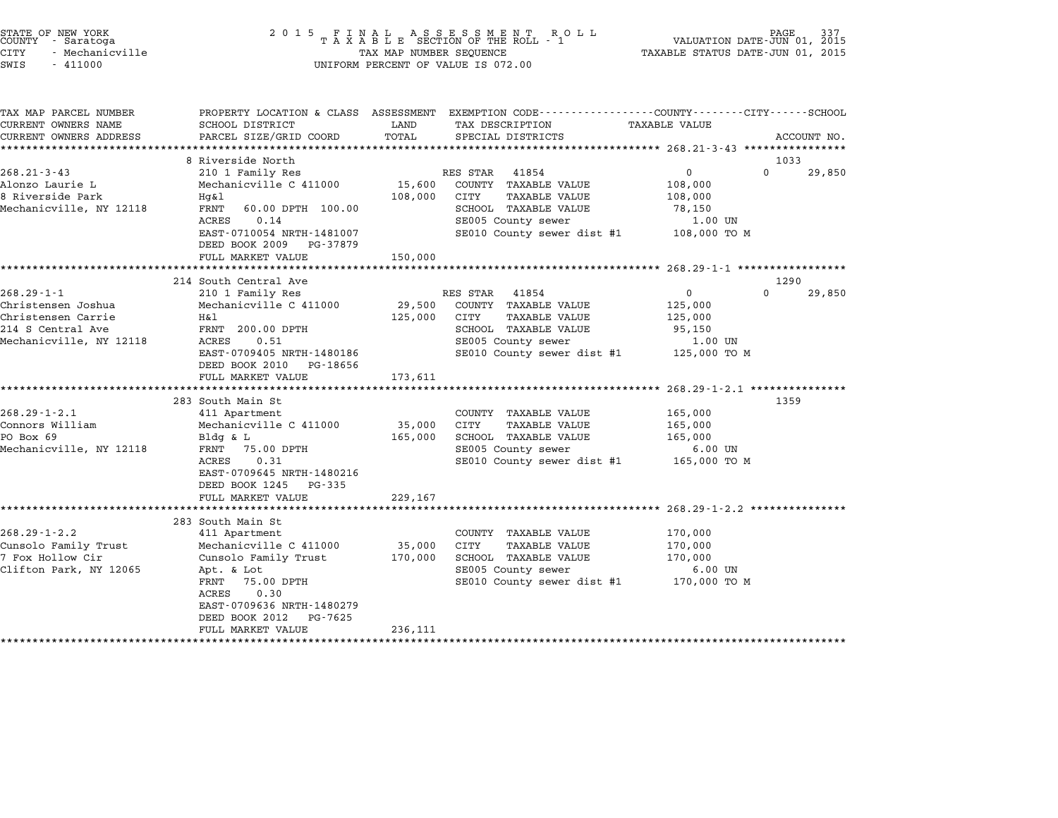STATE OF NEW YORK
COUNTY - Saratoga
CITY - Mechanicville
SWIS - 411000

**2015 FINAL ASSESSMENT ROLL**
**TAXABLE SECTION OF THE ROLL - 1**
TAX MAP NUMBER SEQUENCE
UNIFORM PERCENT OF VALUE IS 072.00

VALUATION DATE-JUN 01, 2015
TAXABLE STATUS DATE-JUN 01, 2015

| TAX MAP PARCEL NUMBER / CURRENT OWNERS NAME / CURRENT OWNERS ADDRESS | PROPERTY LOCATION & CLASS / SCHOOL DISTRICT / PARCEL SIZE/GRID COORD | ASSESSMENT LAND | TOTAL | EXEMPTION CODE / TAX DESCRIPTION / SPECIAL DISTRICTS | COUNTY TAXABLE VALUE | CITY | SCHOOL / ACCOUNT NO. |
|---|---|---|---|---|---|---|---|
| **268.21-3-43** | 8 Riverside North | | | | | | 1033 |
| Alonzo Laurie L | 210 1 Family Res | | | RES STAR 41854 | 0 | 0 | 29,850 |
| 8 Riverside Park | Mechanicville C 411000 | 15,600 | | COUNTY TAXABLE VALUE | 108,000 | | |
| Mechanicville, NY 12118 | Hg&l | | 108,000 | CITY TAXABLE VALUE | 108,000 | | |
| | FRNT 60.00 DPTH 100.00 | | | SCHOOL TAXABLE VALUE | 78,150 | | |
| | ACRES 0.14 | | | SE005 County sewer | 1.00 UN | | |
| | EAST-0710054 NRTH-1481007 | | | SE010 County sewer dist #1 | 108,000 TO M | | |
| | DEED BOOK 2009 PG-37879 | | | | | | |
| | FULL MARKET VALUE | | 150,000 | | | | |
| **268.29-1-1** | 214 South Central Ave | | | | | | 1290 |
| Christensen Joshua | 210 1 Family Res | | | RES STAR 41854 | 0 | 0 | 29,850 |
| Christensen Carrie | Mechanicville C 411000 | 29,500 | | COUNTY TAXABLE VALUE | 125,000 | | |
| 214 S Central Ave | H&l | | 125,000 | CITY TAXABLE VALUE | 125,000 | | |
| Mechanicville, NY 12118 | FRNT 200.00 DPTH | | | SCHOOL TAXABLE VALUE | 95,150 | | |
| | ACRES 0.51 | | | SE005 County sewer | 1.00 UN | | |
| | EAST-0709405 NRTH-1480186 | | | SE010 County sewer dist #1 | 125,000 TO M | | |
| | DEED BOOK 2010 PG-18656 | | | | | | |
| | FULL MARKET VALUE | | 173,611 | | | | |
| **268.29-1-2.1** | 283 South Main St | | | | | | 1359 |
| Connors William | 411 Apartment | | | COUNTY TAXABLE VALUE | 165,000 | | |
| PO Box 69 | Mechanicville C 411000 | 35,000 | | CITY TAXABLE VALUE | 165,000 | | |
| Mechanicville, NY 12118 | Bldg & L | | 165,000 | SCHOOL TAXABLE VALUE | 165,000 | | |
| | FRNT 75.00 DPTH | | | SE005 County sewer | 6.00 UN | | |
| | ACRES 0.31 | | | SE010 County sewer dist #1 | 165,000 TO M | | |
| | EAST-0709645 NRTH-1480216 | | | | | | |
| | DEED BOOK 1245 PG-335 | | | | | | |
| | FULL MARKET VALUE | | 229,167 | | | | |
| **268.29-1-2.2** | 283 South Main St | | | | | | |
| Cunsolo Family Trust | 411 Apartment | | | COUNTY TAXABLE VALUE | 170,000 | | |
| 7 Fox Hollow Cir | Mechanicville C 411000 | 35,000 | | CITY TAXABLE VALUE | 170,000 | | |
| Clifton Park, NY 12065 | Cunsolo Family Trust | | 170,000 | SCHOOL TAXABLE VALUE | 170,000 | | |
| | Apt. & Lot | | | SE005 County sewer | 6.00 UN | | |
| | FRNT 75.00 DPTH | | | SE010 County sewer dist #1 | 170,000 TO M | | |
| | ACRES 0.30 | | | | | | |
| | EAST-0709636 NRTH-1480279 | | | | | | |
| | DEED BOOK 2012 PG-7625 | | | | | | |
| | FULL MARKET VALUE | | 236,111 | | | | |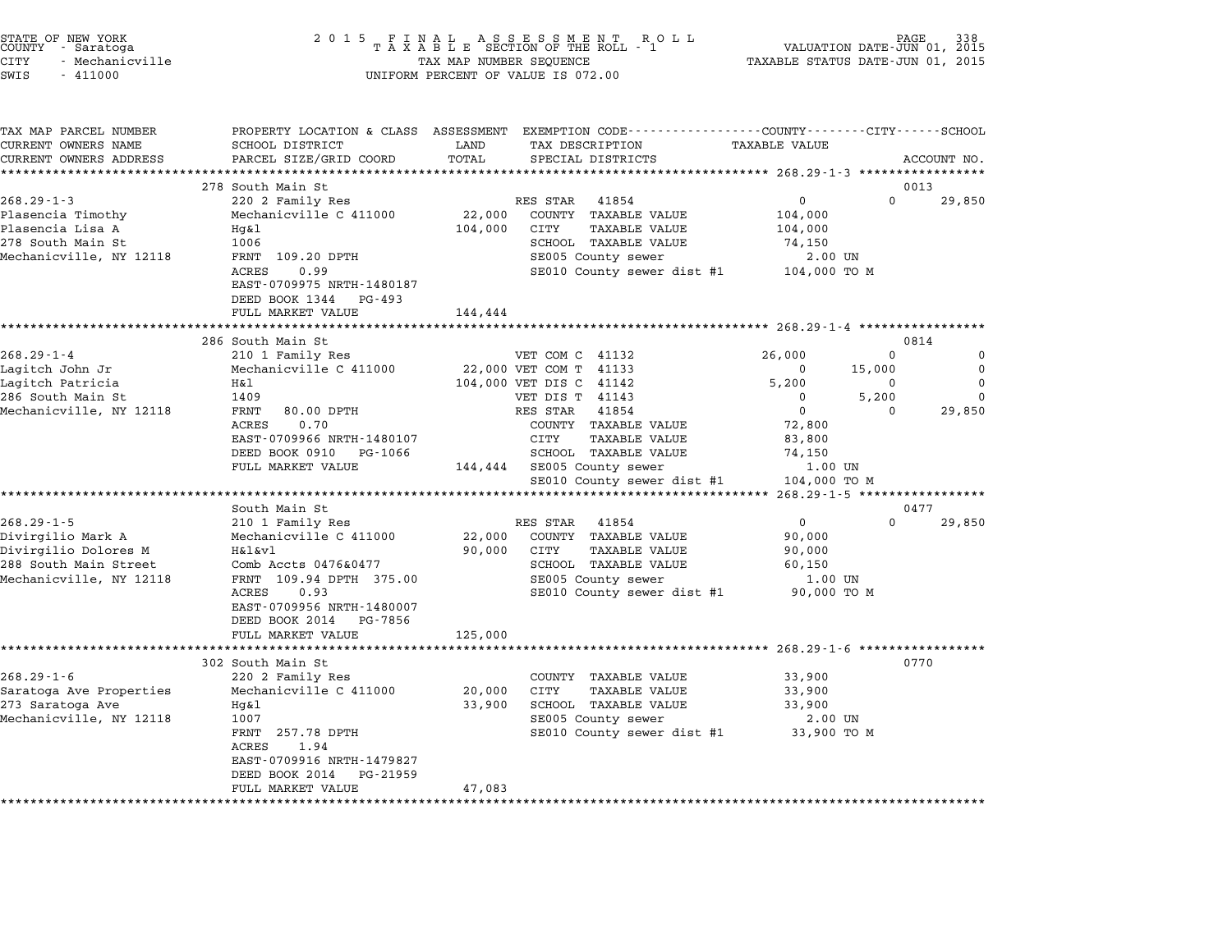STATE OF NEW YORK
COUNTY - Saratoga
CITY - Mechanicville
SWIS - 411000

2 0 1 5 F I N A L A S S E S S M E N T R O L L
T A X A B L E SECTION OF THE ROLL - 1
TAX MAP NUMBER SEQUENCE
UNIFORM PERCENT OF VALUE IS 072.00

VALUATION DATE-JUN 01, 2015
TAXABLE STATUS DATE-JUN 01, 2015

```
TAX MAP PARCEL NUMBER      PROPERTY LOCATION & CLASS  ASSESSMENT  EXEMPTION CODE-----------------COUNTY--------CITY------SCHOOL
CURRENT OWNERS NAME        SCHOOL DISTRICT               LAND      TAX DESCRIPTION              TAXABLE VALUE
CURRENT OWNERS ADDRESS     PARCEL SIZE/GRID COORD        TOTAL     SPECIAL DISTRICTS                                     ACCOUNT NO.
******************************************************************************************************* 268.29-1-3 *****************
                           278 South Main St                                                                              0013
268.29-1-3                 220 2 Family Res                        RES STAR  41854                   0          0     29,850
Plasencia Timothy          Mechanicville C 411000        22,000    COUNTY  TAXABLE VALUE          104,000
Plasencia Lisa A           Hg&l                         104,000    CITY    TAXABLE VALUE          104,000
278 South Main St          1006                                    SCHOOL  TAXABLE VALUE           74,150
Mechanicville, NY 12118    FRNT  109.20 DPTH                       SE005 County sewer                 2.00 UN
                           ACRES    0.99                           SE010 County sewer dist #1      104,000 TO M
                           EAST-0709975 NRTH-1480187
                           DEED BOOK 1344   PG-493
                           FULL MARKET VALUE            144,444
******************************************************************************************************* 268.29-1-4 *****************
                           286 South Main St                                                                              0814
268.29-1-4                 210 1 Family Res                        VET COM C  41132              26,000          0          0
Lagitch John Jr            Mechanicville C 411000        22,000 VET COM T  41133                      0     15,000          0
Lagitch Patricia           H&l                          104,000 VET DIS C  41142                  5,200          0          0
286 South Main St          1409                                    VET DIS T  41143                   0      5,200          0
Mechanicville, NY 12118    FRNT   80.00 DPTH                       RES STAR  41854                    0          0     29,850
                           ACRES    0.70                           COUNTY  TAXABLE VALUE           72,800
                           EAST-0709966 NRTH-1480107               CITY    TAXABLE VALUE           83,800
                           DEED BOOK 0910   PG-1066                SCHOOL  TAXABLE VALUE           74,150
                           FULL MARKET VALUE            144,444    SE005 County sewer                 1.00 UN
                                                                   SE010 County sewer dist #1      104,000 TO M
******************************************************************************************************* 268.29-1-5 *****************
                           South Main St                                                                                  0477
268.29-1-5                 210 1 Family Res                        RES STAR  41854                   0          0     29,850
Divirgilio Mark A          Mechanicville C 411000        22,000    COUNTY  TAXABLE VALUE           90,000
Divirgilio Dolores M       H&l&vl                        90,000    CITY    TAXABLE VALUE           90,000
288 South Main Street      Comb Accts 0476&0477                    SCHOOL  TAXABLE VALUE           60,150
Mechanicville, NY 12118    FRNT  109.94 DPTH  375.00               SE005 County sewer                 1.00 UN
                           ACRES    0.93                           SE010 County sewer dist #1       90,000 TO M
                           EAST-0709956 NRTH-1480007
                           DEED BOOK 2014   PG-7856
                           FULL MARKET VALUE            125,000
******************************************************************************************************* 268.29-1-6 *****************
                           302 South Main St                                                                              0770
268.29-1-6                 220 2 Family Res                        COUNTY  TAXABLE VALUE           33,900
Saratoga Ave Properties    Mechanicville C 411000        20,000    CITY    TAXABLE VALUE           33,900
273 Saratoga Ave           Hg&l                          33,900    SCHOOL  TAXABLE VALUE           33,900
Mechanicville, NY 12118    1007                                    SE005 County sewer                 2.00 UN
                           FRNT  257.78 DPTH                       SE010 County sewer dist #1       33,900 TO M
                           ACRES    1.94
                           EAST-0709916 NRTH-1479827
                           DEED BOOK 2014   PG-21959
                           FULL MARKET VALUE             47,083
************************************************************************************************************************************
```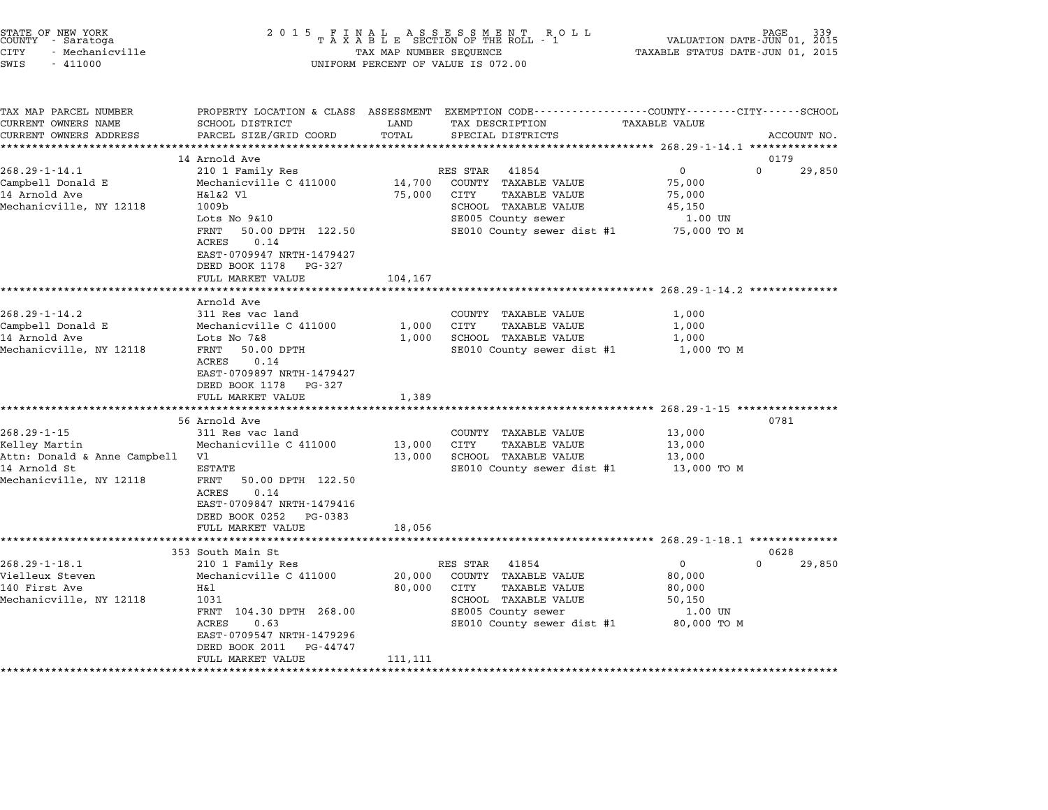STATE OF NEW YORK
COUNTY - Saratoga
CITY - Mechanicville
SWIS - 411000

2015 FINAL ASSESSMENT ROLL
TAXABLE SECTION OF THE ROLL - 1
TAX MAP NUMBER SEQUENCE
UNIFORM PERCENT OF VALUE IS 072.00

VALUATION DATE-JUN 01, 2015
TAXABLE STATUS DATE-JUN 01, 2015

```
TAX MAP PARCEL NUMBER          PROPERTY LOCATION & CLASS  ASSESSMENT  EXEMPTION CODE-----------------COUNTY--------CITY------SCHOOL
CURRENT OWNERS NAME            SCHOOL DISTRICT               LAND     TAX DESCRIPTION              TAXABLE VALUE
CURRENT OWNERS ADDRESS         PARCEL SIZE/GRID COORD       TOTAL     SPECIAL DISTRICTS                                   ACCOUNT NO.
******************************************************************************************** 268.29-1-14.1 **************
                               14 Arnold Ave                                                                               0179
268.29-1-14.1                  210 1 Family Res                      RES STAR  41854                    0            0     29,850
Campbell Donald E              Mechanicville C 411000       14,700   COUNTY  TAXABLE VALUE             75,000
14 Arnold Ave                  H&l&2 Vl                     75,000   CITY    TAXABLE VALUE             75,000
Mechanicville, NY 12118        1009b                                 SCHOOL  TAXABLE VALUE             45,150
                               Lots No 9&10                          SE005 County sewer                   1.00 UN
                               FRNT   50.00 DPTH 122.50              SE010 County sewer dist #1        75,000 TO M
                               ACRES    0.14
                               EAST-0709947 NRTH-1479427
                               DEED BOOK 1178   PG-327
                               FULL MARKET VALUE           104,167
******************************************************************************************** 268.29-1-14.2 **************
                               Arnold Ave
268.29-1-14.2                  311 Res vac land                      COUNTY  TAXABLE VALUE              1,000
Campbell Donald E              Mechanicville C 411000        1,000   CITY    TAXABLE VALUE              1,000
14 Arnold Ave                  Lots No 7&8                   1,000   SCHOOL  TAXABLE VALUE              1,000
Mechanicville, NY 12118        FRNT   50.00 DPTH                     SE010 County sewer dist #1         1,000 TO M
                               ACRES    0.14
                               EAST-0709897 NRTH-1479427
                               DEED BOOK 1178   PG-327
                               FULL MARKET VALUE             1,389
******************************************************************************************** 268.29-1-15 ****************
                               56 Arnold Ave                                                                               0781
268.29-1-15                    311 Res vac land                      COUNTY  TAXABLE VALUE             13,000
Kelley Martin                  Mechanicville C 411000       13,000   CITY    TAXABLE VALUE             13,000
Attn: Donald & Anne Campbell   Vl                           13,000   SCHOOL  TAXABLE VALUE             13,000
14 Arnold St                   ESTATE                                SE010 County sewer dist #1        13,000 TO M
Mechanicville, NY 12118        FRNT   50.00 DPTH 122.50
                               ACRES    0.14
                               EAST-0709847 NRTH-1479416
                               DEED BOOK 0252   PG-0383
                               FULL MARKET VALUE            18,056
******************************************************************************************** 268.29-1-18.1 **************
                               353 South Main St                                                                           0628
268.29-1-18.1                  210 1 Family Res                      RES STAR  41854                    0            0     29,850
Vielleux Steven                Mechanicville C 411000       20,000   COUNTY  TAXABLE VALUE             80,000
140 First Ave                  H&l                          80,000   CITY    TAXABLE VALUE             80,000
Mechanicville, NY 12118        1031                                  SCHOOL  TAXABLE VALUE             50,150
                               FRNT  104.30 DPTH 268.00              SE005 County sewer                   1.00 UN
                               ACRES    0.63                         SE010 County sewer dist #1        80,000 TO M
                               EAST-0709547 NRTH-1479296
                               DEED BOOK 2011   PG-44747
                               FULL MARKET VALUE           111,111
****************************************************************************************************************************
```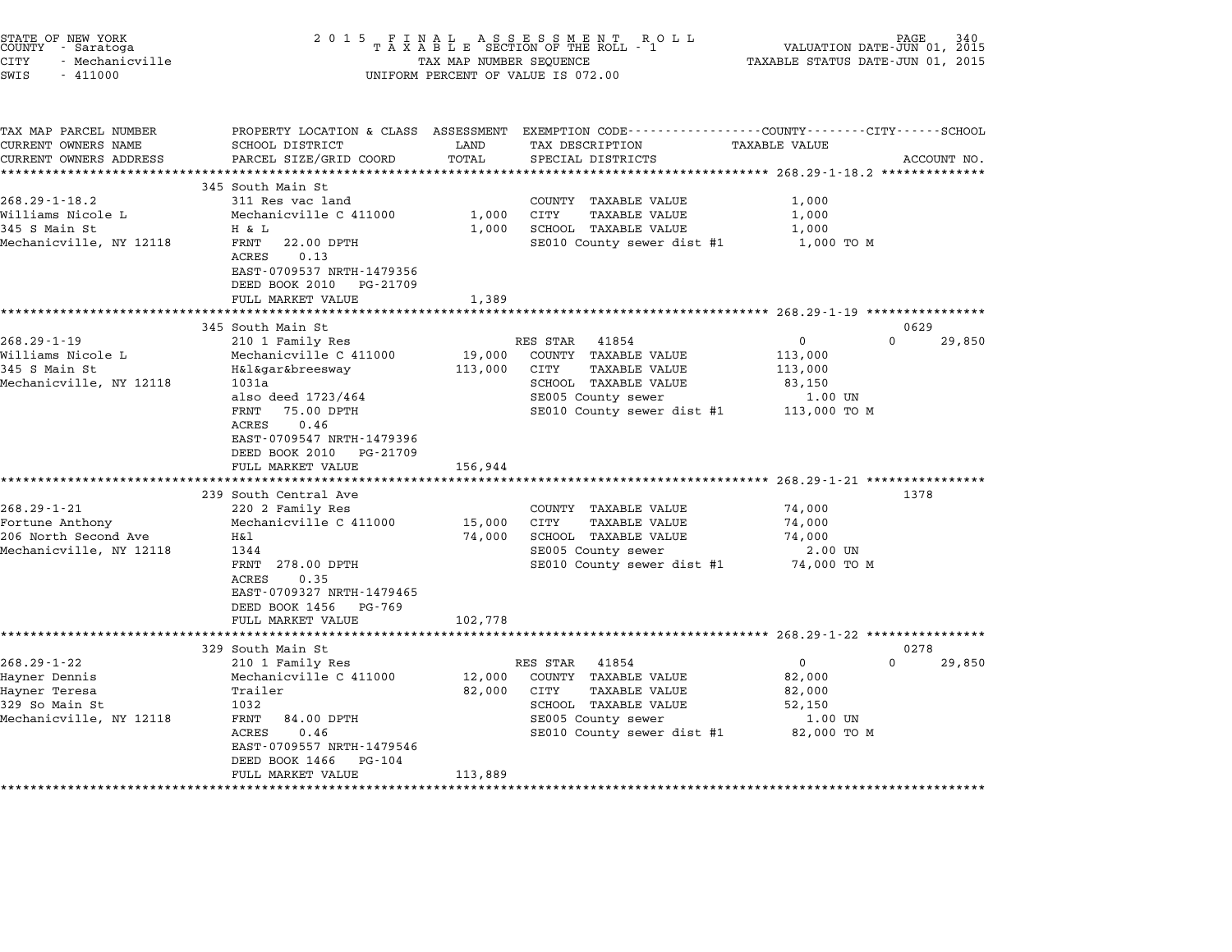STATE OF NEW YORK
COUNTY - Saratoga
CITY - Mechanicville
SWIS - 411000

2 0 1 5 F I N A L A S S E S S M E N T R O L L
T A X A B L E SECTION OF THE ROLL - 1
TAX MAP NUMBER SEQUENCE
UNIFORM PERCENT OF VALUE IS 072.00

VALUATION DATE-JUN 01, 2015
TAXABLE STATUS DATE-JUN 01, 2015

| TAX MAP PARCEL NUMBER / CURRENT OWNERS NAME / CURRENT OWNERS ADDRESS | PROPERTY LOCATION & CLASS / SCHOOL DISTRICT / PARCEL SIZE/GRID COORD | ASSESSMENT LAND / TOTAL | EXEMPTION CODE / TAX DESCRIPTION / SPECIAL DISTRICTS | COUNTY / CITY TAXABLE VALUE | SCHOOL / ACCOUNT NO. |
|---|---|---|---|---|---|
| **268.29-1-18.2** | 345 South Main St | | | | |
| 268.29-1-18.2 | 311 Res vac land | | COUNTY TAXABLE VALUE | 1,000 | |
| Williams Nicole L | Mechanicville C 411000 | 1,000 | CITY TAXABLE VALUE | 1,000 | |
| 345 S Main St | H & L | 1,000 | SCHOOL TAXABLE VALUE | 1,000 | |
| Mechanicville, NY 12118 | FRNT 22.00 DPTH | | SE010 County sewer dist #1 | 1,000 TO M | |
| | ACRES 0.13 | | | | |
| | EAST-0709537 NRTH-1479356 | | | | |
| | DEED BOOK 2010 PG-21709 | | | | |
| | FULL MARKET VALUE | 1,389 | | | |
| **268.29-1-19** | 345 South Main St | | | | 0629 |
| 268.29-1-19 | 210 1 Family Res | | RES STAR 41854 | 0 0 | 29,850 |
| Williams Nicole L | Mechanicville C 411000 | 19,000 | COUNTY TAXABLE VALUE | 113,000 | |
| 345 S Main St | H&l&gar&breesway | 113,000 | CITY TAXABLE VALUE | 113,000 | |
| Mechanicville, NY 12118 | 1031a | | SCHOOL TAXABLE VALUE | 83,150 | |
| | also deed 1723/464 | | SE005 County sewer | 1.00 UN | |
| | FRNT 75.00 DPTH | | SE010 County sewer dist #1 | 113,000 TO M | |
| | ACRES 0.46 | | | | |
| | EAST-0709547 NRTH-1479396 | | | | |
| | DEED BOOK 2010 PG-21709 | | | | |
| | FULL MARKET VALUE | 156,944 | | | |
| **268.29-1-21** | 239 South Central Ave | | | | 1378 |
| 268.29-1-21 | 220 2 Family Res | | COUNTY TAXABLE VALUE | 74,000 | |
| Fortune Anthony | Mechanicville C 411000 | 15,000 | CITY TAXABLE VALUE | 74,000 | |
| 206 North Second Ave | H&l | 74,000 | SCHOOL TAXABLE VALUE | 74,000 | |
| Mechanicville, NY 12118 | 1344 | | SE005 County sewer | 2.00 UN | |
| | FRNT 278.00 DPTH | | SE010 County sewer dist #1 | 74,000 TO M | |
| | ACRES 0.35 | | | | |
| | EAST-0709327 NRTH-1479465 | | | | |
| | DEED BOOK 1456 PG-769 | | | | |
| | FULL MARKET VALUE | 102,778 | | | |
| **268.29-1-22** | 329 South Main St | | | | 0278 |
| 268.29-1-22 | 210 1 Family Res | | RES STAR 41854 | 0 0 | 29,850 |
| Hayner Dennis | Mechanicville C 411000 | 12,000 | COUNTY TAXABLE VALUE | 82,000 | |
| Hayner Teresa | Trailer | 82,000 | CITY TAXABLE VALUE | 82,000 | |
| 329 So Main St | 1032 | | SCHOOL TAXABLE VALUE | 52,150 | |
| Mechanicville, NY 12118 | FRNT 84.00 DPTH | | SE005 County sewer | 1.00 UN | |
| | ACRES 0.46 | | SE010 County sewer dist #1 | 82,000 TO M | |
| | EAST-0709557 NRTH-1479546 | | | | |
| | DEED BOOK 1466 PG-104 | | | | |
| | FULL MARKET VALUE | 113,889 | | | |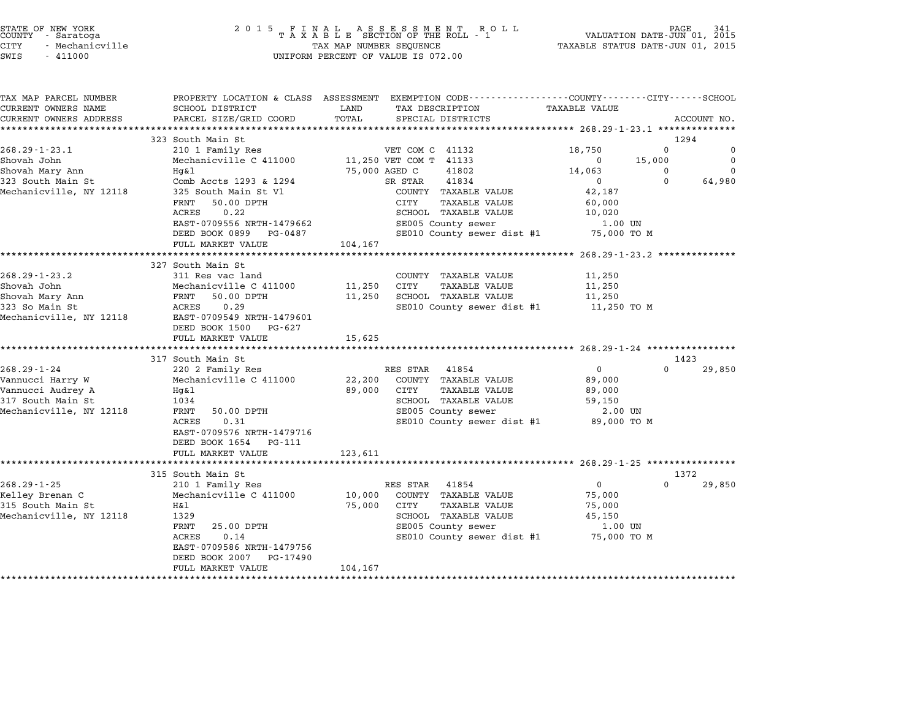STATE OF NEW YORK
COUNTY - Saratoga
CITY - Mechanicville
SWIS - 411000

2 0 1 5 F I N A L A S S E S S M E N T R O L L
T A X A B L E SECTION OF THE ROLL - 1
TAX MAP NUMBER SEQUENCE
UNIFORM PERCENT OF VALUE IS 072.00

VALUATION DATE-JUN 01, 2015
TAXABLE STATUS DATE-JUN 01, 2015

| TAX MAP PARCEL NUMBER / CURRENT OWNERS NAME / CURRENT OWNERS ADDRESS | PROPERTY LOCATION & CLASS / SCHOOL DISTRICT / PARCEL SIZE/GRID COORD | ASSESSMENT LAND / TOTAL | EXEMPTION CODE / TAX DESCRIPTION / SPECIAL DISTRICTS | COUNTY TAXABLE VALUE | CITY | SCHOOL | ACCOUNT NO. |
|---|---|---|---|---|---|---|---|
| | 323 South Main St | | | | | | 1294 |
| 268.29-1-23.1 | 210 1 Family Res | | VET COM C 41132 | 18,750 | 0 | 0 | |
| Shovah John | Mechanicville C 411000 | 11,250 | VET COM T 41133 | 0 | 15,000 | 0 | |
| Shovah Mary Ann | Hg&l | 75,000 | AGED C 41802 | 14,063 | 0 | 0 | |
| 323 South Main St | Comb Accts 1293 & 1294 | | SR STAR 41834 | 0 | 0 | 64,980 | |
| Mechanicville, NY 12118 | 325 South Main St Vl | | COUNTY TAXABLE VALUE | 42,187 | | | |
| | FRNT 50.00 DPTH | | CITY TAXABLE VALUE | 60,000 | | | |
| | ACRES 0.22 | | SCHOOL TAXABLE VALUE | 10,020 | | | |
| | EAST-0709556 NRTH-1479662 | | SE005 County sewer | 1.00 UN | | | |
| | DEED BOOK 0899 PG-0487 | | SE010 County sewer dist #1 | 75,000 TO M | | | |
| | FULL MARKET VALUE | 104,167 | | | | | |
| | 327 South Main St | | | | | | |
| 268.29-1-23.2 | 311 Res vac land | | COUNTY TAXABLE VALUE | 11,250 | | | |
| Shovah John | Mechanicville C 411000 | 11,250 | CITY TAXABLE VALUE | 11,250 | | | |
| Shovah Mary Ann | FRNT 50.00 DPTH | 11,250 | SCHOOL TAXABLE VALUE | 11,250 | | | |
| 323 So Main St | ACRES 0.29 | | SE010 County sewer dist #1 | 11,250 TO M | | | |
| Mechanicville, NY 12118 | EAST-0709549 NRTH-1479601 | | | | | | |
| | DEED BOOK 1500 PG-627 | | | | | | |
| | FULL MARKET VALUE | 15,625 | | | | | |
| | 317 South Main St | | | | | | 1423 |
| 268.29-1-24 | 220 2 Family Res | | RES STAR 41854 | 0 | 0 | 29,850 | |
| Vannucci Harry W | Mechanicville C 411000 | 22,200 | COUNTY TAXABLE VALUE | 89,000 | | | |
| Vannucci Audrey A | Hg&l | 89,000 | CITY TAXABLE VALUE | 89,000 | | | |
| 317 South Main St | 1034 | | SCHOOL TAXABLE VALUE | 59,150 | | | |
| Mechanicville, NY 12118 | FRNT 50.00 DPTH | | SE005 County sewer | 2.00 UN | | | |
| | ACRES 0.31 | | SE010 County sewer dist #1 | 89,000 TO M | | | |
| | EAST-0709576 NRTH-1479716 | | | | | | |
| | DEED BOOK 1654 PG-111 | | | | | | |
| | FULL MARKET VALUE | 123,611 | | | | | |
| | 315 South Main St | | | | | | 1372 |
| 268.29-1-25 | 210 1 Family Res | | RES STAR 41854 | 0 | 0 | 29,850 | |
| Kelley Brenan C | Mechanicville C 411000 | 10,000 | COUNTY TAXABLE VALUE | 75,000 | | | |
| 315 South Main St | H&l | 75,000 | CITY TAXABLE VALUE | 75,000 | | | |
| Mechanicville, NY 12118 | 1329 | | SCHOOL TAXABLE VALUE | 45,150 | | | |
| | FRNT 25.00 DPTH | | SE005 County sewer | 1.00 UN | | | |
| | ACRES 0.14 | | SE010 County sewer dist #1 | 75,000 TO M | | | |
| | EAST-0709586 NRTH-1479756 | | | | | | |
| | DEED BOOK 2007 PG-17490 | | | | | | |
| | FULL MARKET VALUE | 104,167 | | | | | |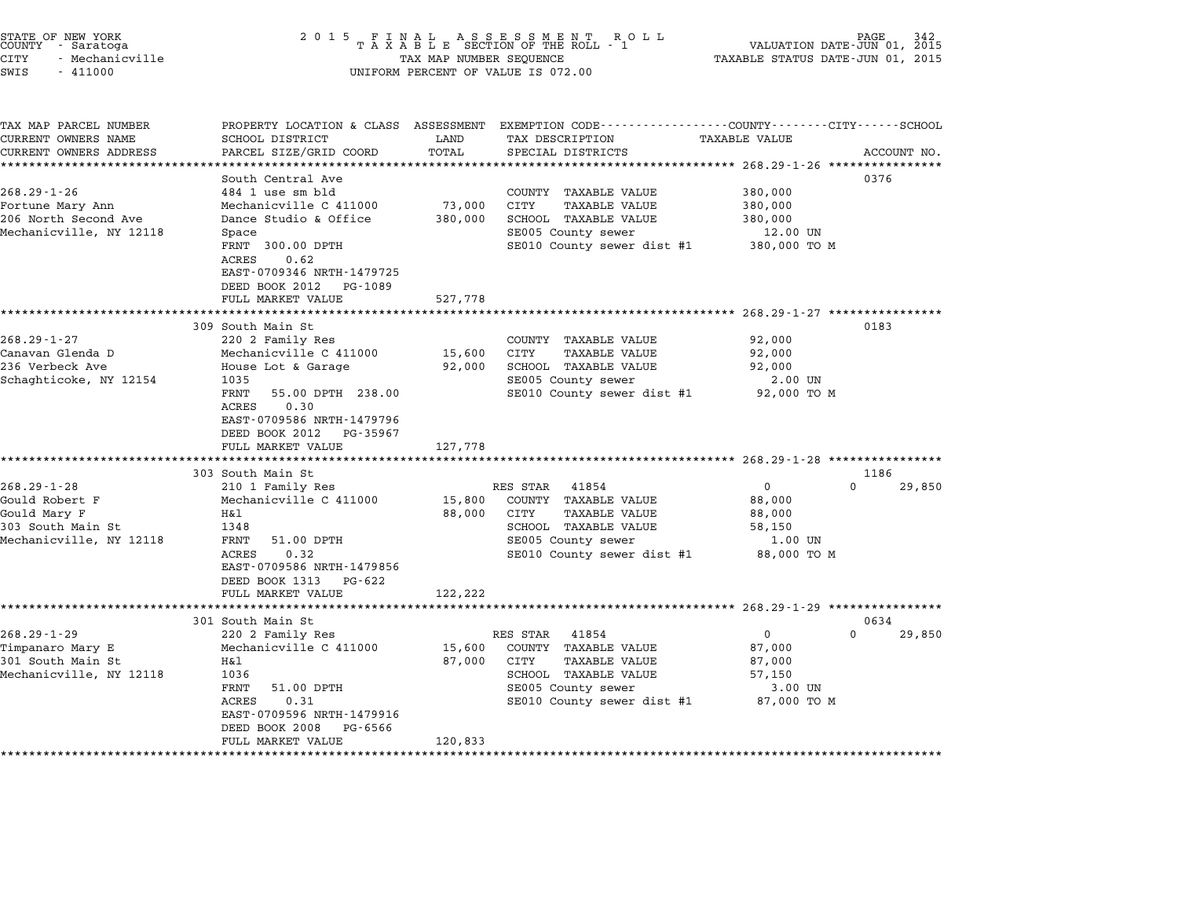STATE OF NEW YORK
COUNTY - Saratoga
CITY - Mechanicville
SWIS - 411000

2 0 1 5 F I N A L A S S E S S M E N T R O L L
T A X A B L E SECTION OF THE ROLL - 1
TAX MAP NUMBER SEQUENCE
UNIFORM PERCENT OF VALUE IS 072.00

VALUATION DATE-JUN 01, 2015
TAXABLE STATUS DATE-JUN 01, 2015

| TAX MAP PARCEL NUMBER / CURRENT OWNERS NAME / CURRENT OWNERS ADDRESS | PROPERTY LOCATION & CLASS / SCHOOL DISTRICT / PARCEL SIZE/GRID COORD | ASSESSMENT LAND / TOTAL | EXEMPTION CODE / TAX DESCRIPTION / SPECIAL DISTRICTS | COUNTY / CITY / SCHOOL TAXABLE VALUE | ACCOUNT NO. |
|---|---|---|---|---|---|
| **268.29-1-26** | South Central Ave | | | | 0376 |
| 268.29-1-26 | 484 1 use sm bld | | COUNTY TAXABLE VALUE | 380,000 | |
| Fortune Mary Ann | Mechanicville C 411000 | 73,000 | CITY TAXABLE VALUE | 380,000 | |
| 206 North Second Ave | Dance Studio & Office | 380,000 | SCHOOL TAXABLE VALUE | 380,000 | |
| Mechanicville, NY 12118 | Space | | SE005 County sewer | 12.00 UN | |
| | FRNT 300.00 DPTH | | SE010 County sewer dist #1 | 380,000 TO M | |
| | ACRES 0.62 | | | | |
| | EAST-0709346 NRTH-1479725 | | | | |
| | DEED BOOK 2012 PG-1089 | | | | |
| | FULL MARKET VALUE | 527,778 | | | |
| **268.29-1-27** | 309 South Main St | | | | 0183 |
| 268.29-1-27 | 220 2 Family Res | | COUNTY TAXABLE VALUE | 92,000 | |
| Canavan Glenda D | Mechanicville C 411000 | 15,600 | CITY TAXABLE VALUE | 92,000 | |
| 236 Verbeck Ave | House Lot & Garage | 92,000 | SCHOOL TAXABLE VALUE | 92,000 | |
| Schaghticoke, NY 12154 | 1035 | | SE005 County sewer | 2.00 UN | |
| | FRNT 55.00 DPTH 238.00 | | SE010 County sewer dist #1 | 92,000 TO M | |
| | ACRES 0.30 | | | | |
| | EAST-0709586 NRTH-1479796 | | | | |
| | DEED BOOK 2012 PG-35967 | | | | |
| | FULL MARKET VALUE | 127,778 | | | |
| **268.29-1-28** | 303 South Main St | | | | 1186 |
| 268.29-1-28 | 210 1 Family Res | | RES STAR 41854 | 0 0 | 29,850 |
| Gould Robert F | Mechanicville C 411000 | 15,800 | COUNTY TAXABLE VALUE | 88,000 | |
| Gould Mary F | H&l | 88,000 | CITY TAXABLE VALUE | 88,000 | |
| 303 South Main St | 1348 | | SCHOOL TAXABLE VALUE | 58,150 | |
| Mechanicville, NY 12118 | FRNT 51.00 DPTH | | SE005 County sewer | 1.00 UN | |
| | ACRES 0.32 | | SE010 County sewer dist #1 | 88,000 TO M | |
| | EAST-0709586 NRTH-1479856 | | | | |
| | DEED BOOK 1313 PG-622 | | | | |
| | FULL MARKET VALUE | 122,222 | | | |
| **268.29-1-29** | 301 South Main St | | | | 0634 |
| 268.29-1-29 | 220 2 Family Res | | RES STAR 41854 | 0 0 | 29,850 |
| Timpanaro Mary E | Mechanicville C 411000 | 15,600 | COUNTY TAXABLE VALUE | 87,000 | |
| 301 South Main St | H&l | 87,000 | CITY TAXABLE VALUE | 87,000 | |
| Mechanicville, NY 12118 | 1036 | | SCHOOL TAXABLE VALUE | 57,150 | |
| | FRNT 51.00 DPTH | | SE005 County sewer | 3.00 UN | |
| | ACRES 0.31 | | SE010 County sewer dist #1 | 87,000 TO M | |
| | EAST-0709596 NRTH-1479916 | | | | |
| | DEED BOOK 2008 PG-6566 | | | | |
| | FULL MARKET VALUE | 120,833 | | | |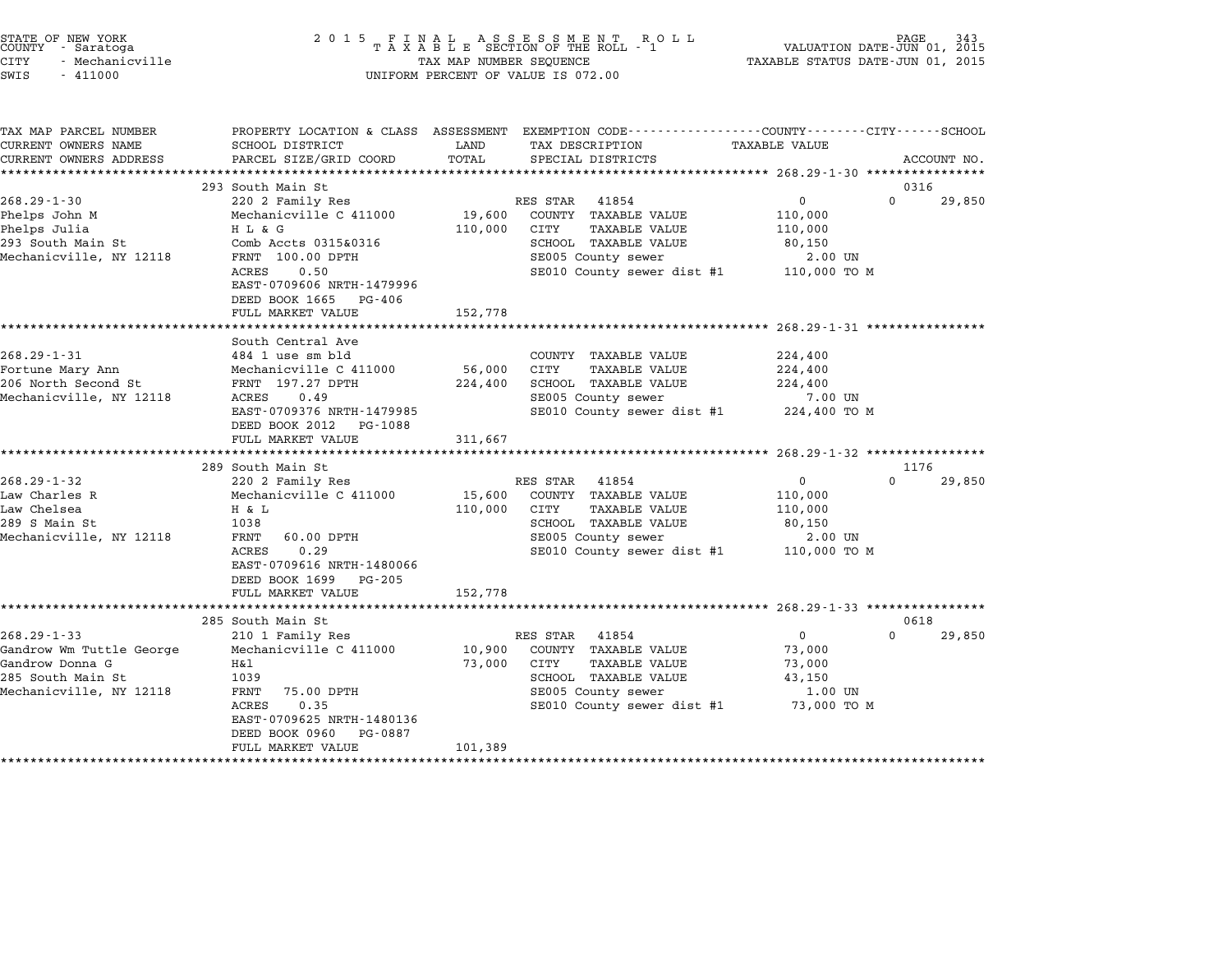STATE OF NEW YORK
COUNTY - Saratoga
CITY - Mechanicville
SWIS - 411000

2 0 1 5 F I N A L A S S E S S M E N T R O L L
T A X A B L E SECTION OF THE ROLL - 1
TAX MAP NUMBER SEQUENCE
UNIFORM PERCENT OF VALUE IS 072.00

VALUATION DATE-JUN 01, 2015
TAXABLE STATUS DATE-JUN 01, 2015

| TAX MAP PARCEL NUMBER / CURRENT OWNERS NAME / CURRENT OWNERS ADDRESS | PROPERTY LOCATION & CLASS / SCHOOL DISTRICT / PARCEL SIZE/GRID COORD | ASSESSMENT LAND / TOTAL | EXEMPTION CODE / TAX DESCRIPTION / SPECIAL DISTRICTS | COUNTY / CITY TAXABLE VALUE | SCHOOL / ACCOUNT NO. |
|---|---|---|---|---|---|
| **268.29-1-30** | 293 South Main St | | | | 0316 |
| 268.29-1-30 | 220 2 Family Res | | RES STAR 41854 | 0 | 0 29,850 |
| Phelps John M | Mechanicville C 411000 | 19,600 | COUNTY TAXABLE VALUE | 110,000 | |
| Phelps Julia | H L & G | 110,000 | CITY TAXABLE VALUE | 110,000 | |
| 293 South Main St | Comb Accts 0315&0316 | | SCHOOL TAXABLE VALUE | 80,150 | |
| Mechanicville, NY 12118 | FRNT 100.00 DPTH | | SE005 County sewer | 2.00 UN | |
| | ACRES 0.50 | | SE010 County sewer dist #1 | 110,000 TO M | |
| | EAST-0709606 NRTH-1479996 | | | | |
| | DEED BOOK 1665 PG-406 | | | | |
| | FULL MARKET VALUE | 152,778 | | | |
| **268.29-1-31** | South Central Ave | | | | |
| 268.29-1-31 | 484 1 use sm bld | | COUNTY TAXABLE VALUE | 224,400 | |
| Fortune Mary Ann | Mechanicville C 411000 | 56,000 | CITY TAXABLE VALUE | 224,400 | |
| 206 North Second St | FRNT 197.27 DPTH | 224,400 | SCHOOL TAXABLE VALUE | 224,400 | |
| Mechanicville, NY 12118 | ACRES 0.49 | | SE005 County sewer | 7.00 UN | |
| | EAST-0709376 NRTH-1479985 | | SE010 County sewer dist #1 | 224,400 TO M | |
| | DEED BOOK 2012 PG-1088 | | | | |
| | FULL MARKET VALUE | 311,667 | | | |
| **268.29-1-32** | 289 South Main St | | | | 1176 |
| 268.29-1-32 | 220 2 Family Res | | RES STAR 41854 | 0 | 0 29,850 |
| Law Charles R | Mechanicville C 411000 | 15,600 | COUNTY TAXABLE VALUE | 110,000 | |
| Law Chelsea | H & L | 110,000 | CITY TAXABLE VALUE | 110,000 | |
| 289 S Main St | 1038 | | SCHOOL TAXABLE VALUE | 80,150 | |
| Mechanicville, NY 12118 | FRNT 60.00 DPTH | | SE005 County sewer | 2.00 UN | |
| | ACRES 0.29 | | SE010 County sewer dist #1 | 110,000 TO M | |
| | EAST-0709616 NRTH-1480066 | | | | |
| | DEED BOOK 1699 PG-205 | | | | |
| | FULL MARKET VALUE | 152,778 | | | |
| **268.29-1-33** | 285 South Main St | | | | 0618 |
| 268.29-1-33 | 210 1 Family Res | | RES STAR 41854 | 0 | 0 29,850 |
| Gandrow Wm Tuttle George | Mechanicville C 411000 | 10,900 | COUNTY TAXABLE VALUE | 73,000 | |
| Gandrow Donna G | H&l | 73,000 | CITY TAXABLE VALUE | 73,000 | |
| 285 South Main St | 1039 | | SCHOOL TAXABLE VALUE | 43,150 | |
| Mechanicville, NY 12118 | FRNT 75.00 DPTH | | SE005 County sewer | 1.00 UN | |
| | ACRES 0.35 | | SE010 County sewer dist #1 | 73,000 TO M | |
| | EAST-0709625 NRTH-1480136 | | | | |
| | DEED BOOK 0960 PG-0887 | | | | |
| | FULL MARKET VALUE | 101,389 | | | |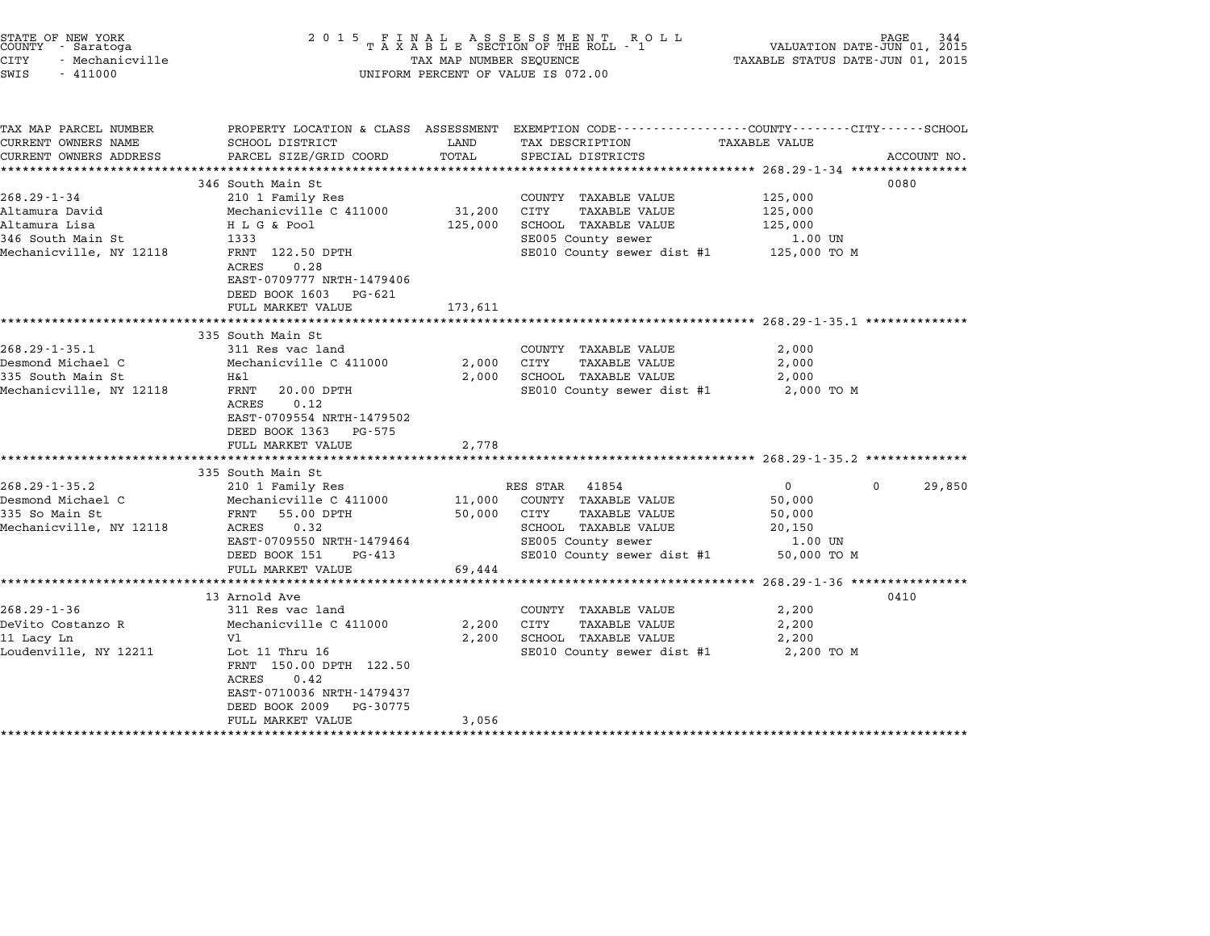STATE OF NEW YORK
COUNTY - Saratoga
CITY - Mechanicville
SWIS - 411000

2 0 1 5 F I N A L A S S E S S M E N T R O L L
T A X A B L E SECTION OF THE ROLL - 1
TAX MAP NUMBER SEQUENCE
UNIFORM PERCENT OF VALUE IS 072.00

VALUATION DATE-JUN 01, 2015
TAXABLE STATUS DATE-JUN 01, 2015

| TAX MAP PARCEL NUMBER / CURRENT OWNERS NAME / CURRENT OWNERS ADDRESS | PROPERTY LOCATION & CLASS / SCHOOL DISTRICT / PARCEL SIZE/GRID COORD | ASSESSMENT LAND / TOTAL | EXEMPTION CODE / TAX DESCRIPTION / SPECIAL DISTRICTS | COUNTY | CITY | SCHOOL / TAXABLE VALUE | ACCOUNT NO. |
|---|---|---|---|---|---|---|---|
| **268.29-1-34** | 346 South Main St | | | | | | 0080 |
| 268.29-1-34 | 210 1 Family Res | | COUNTY TAXABLE VALUE | 125,000 | | | |
| Altamura David | Mechanicville C 411000 | 31,200 | CITY TAXABLE VALUE | | 125,000 | | |
| Altamura Lisa | H L G & Pool | 125,000 | SCHOOL TAXABLE VALUE | | | 125,000 | |
| 346 South Main St | 1333 | | SE005 County sewer | 1.00 UN | | | |
| Mechanicville, NY 12118 | FRNT 122.50 DPTH | | SE010 County sewer dist #1 | 125,000 TO M | | | |
| | ACRES 0.28 | | | | | | |
| | EAST-0709777 NRTH-1479406 | | | | | | |
| | DEED BOOK 1603 PG-621 | | | | | | |
| | FULL MARKET VALUE | 173,611 | | | | | |
| **268.29-1-35.1** | 335 South Main St | | | | | | |
| 268.29-1-35.1 | 311 Res vac land | | COUNTY TAXABLE VALUE | 2,000 | | | |
| Desmond Michael C | Mechanicville C 411000 | 2,000 | CITY TAXABLE VALUE | | 2,000 | | |
| 335 South Main St | H&l | 2,000 | SCHOOL TAXABLE VALUE | | | 2,000 | |
| Mechanicville, NY 12118 | FRNT 20.00 DPTH | | SE010 County sewer dist #1 | 2,000 TO M | | | |
| | ACRES 0.12 | | | | | | |
| | EAST-0709554 NRTH-1479502 | | | | | | |
| | DEED BOOK 1363 PG-575 | | | | | | |
| | FULL MARKET VALUE | 2,778 | | | | | |
| **268.29-1-35.2** | 335 South Main St | | | | | | |
| 268.29-1-35.2 | 210 1 Family Res | | RES STAR 41854 | 0 | 0 | 29,850 | |
| Desmond Michael C | Mechanicville C 411000 | 11,000 | COUNTY TAXABLE VALUE | 50,000 | | | |
| 335 So Main St | FRNT 55.00 DPTH | 50,000 | CITY TAXABLE VALUE | | 50,000 | | |
| Mechanicville, NY 12118 | ACRES 0.32 | | SCHOOL TAXABLE VALUE | | | 20,150 | |
| | EAST-0709550 NRTH-1479464 | | SE005 County sewer | 1.00 UN | | | |
| | DEED BOOK 151 PG-413 | | SE010 County sewer dist #1 | 50,000 TO M | | | |
| | FULL MARKET VALUE | 69,444 | | | | | |
| **268.29-1-36** | 13 Arnold Ave | | | | | | 0410 |
| 268.29-1-36 | 311 Res vac land | | COUNTY TAXABLE VALUE | 2,200 | | | |
| DeVito Costanzo R | Mechanicville C 411000 | 2,200 | CITY TAXABLE VALUE | | 2,200 | | |
| 11 Lacy Ln | Vl | 2,200 | SCHOOL TAXABLE VALUE | | | 2,200 | |
| Loudenville, NY 12211 | Lot 11 Thru 16 | | SE010 County sewer dist #1 | 2,200 TO M | | | |
| | FRNT 150.00 DPTH 122.50 | | | | | | |
| | ACRES 0.42 | | | | | | |
| | EAST-0710036 NRTH-1479437 | | | | | | |
| | DEED BOOK 2009 PG-30775 | | | | | | |
| | FULL MARKET VALUE | 3,056 | | | | | |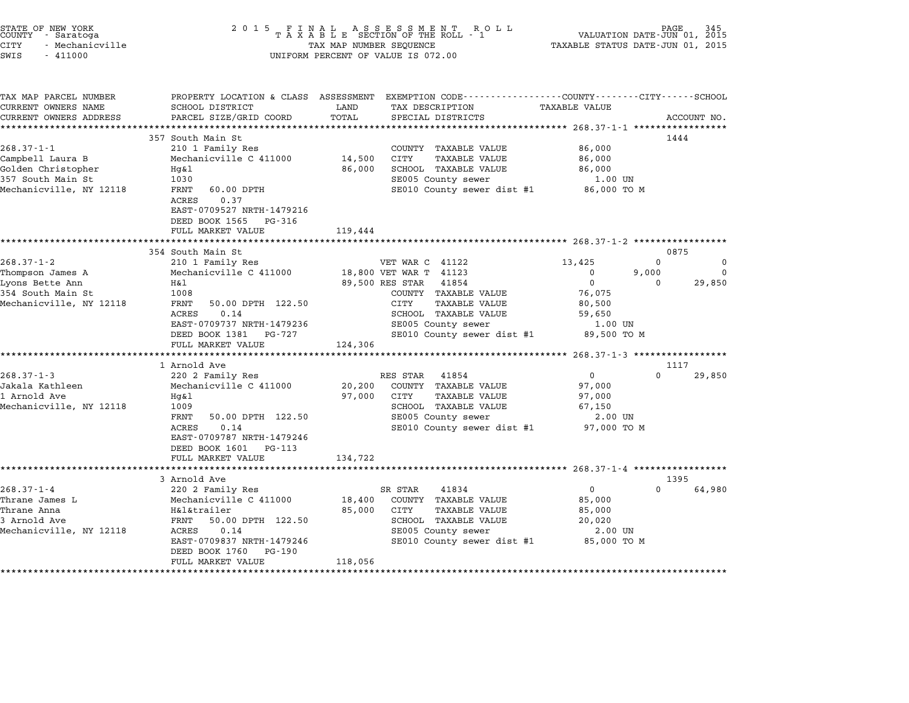STATE OF NEW YORK
COUNTY - Saratoga
CITY - Mechanicville
SWIS - 411000

# 2015 FINAL ASSESSMENT ROLL
TAXABLE SECTION OF THE ROLL - 1
TAX MAP NUMBER SEQUENCE
UNIFORM PERCENT OF VALUE IS 072.00

VALUATION DATE-JUN 01, 2015
TAXABLE STATUS DATE-JUN 01, 2015

```
TAX MAP PARCEL NUMBER      PROPERTY LOCATION & CLASS  ASSESSMENT  EXEMPTION CODE-----------------COUNTY--------CITY------SCHOOL
CURRENT OWNERS NAME        SCHOOL DISTRICT               LAND      TAX DESCRIPTION              TAXABLE VALUE
CURRENT OWNERS ADDRESS     PARCEL SIZE/GRID COORD        TOTAL     SPECIAL DISTRICTS                                    ACCOUNT NO.
******************************************************************************************** 268.37-1-1 *****************
                           357 South Main St                                                                            1444
268.37-1-1                 210 1 Family Res                        COUNTY  TAXABLE VALUE           86,000
Campbell Laura B           Mechanicville C 411000       14,500     CITY    TAXABLE VALUE           86,000
Golden Christopher         Hg&l                         86,000     SCHOOL  TAXABLE VALUE           86,000
357 South Main St          1030                                    SE005 County sewer               1.00 UN
Mechanicville, NY 12118    FRNT   60.00 DPTH                       SE010 County sewer dist #1    86,000 TO M
                           ACRES    0.37
                           EAST-0709527 NRTH-1479216
                           DEED BOOK 1565   PG-316
                           FULL MARKET VALUE           119,444
******************************************************************************************** 268.37-1-2 *****************
                           354 South Main St                                                                            0875
268.37-1-2                 210 1 Family Res                        VET WAR C  41122         13,425            0            0
Thompson James A           Mechanicville C 411000       18,800 VET WAR T  41123                  0        9,000            0
Lyons Bette Ann            H&l                          89,500 RES STAR   41854                  0            0       29,850
354 South Main St          1008                                    COUNTY  TAXABLE VALUE           76,075
Mechanicville, NY 12118    FRNT   50.00 DPTH 122.50                CITY    TAXABLE VALUE           80,500
                           ACRES    0.14                           SCHOOL  TAXABLE VALUE           59,650
                           EAST-0709737 NRTH-1479236               SE005 County sewer               1.00 UN
                           DEED BOOK 1381   PG-727                 SE010 County sewer dist #1    89,500 TO M
                           FULL MARKET VALUE           124,306
******************************************************************************************** 268.37-1-3 *****************
                           1 Arnold Ave                                                                                 1117
268.37-1-3                 220 2 Family Res                        RES STAR   41854                  0            0       29,850
Jakala Kathleen            Mechanicville C 411000       20,200     COUNTY  TAXABLE VALUE           97,000
1 Arnold Ave               Hg&l                         97,000     CITY    TAXABLE VALUE           97,000
Mechanicville, NY 12118    1009                                    SCHOOL  TAXABLE VALUE           67,150
                           FRNT   50.00 DPTH 122.50                SE005 County sewer               2.00 UN
                           ACRES    0.14                           SE010 County sewer dist #1    97,000 TO M
                           EAST-0709787 NRTH-1479246
                           DEED BOOK 1601   PG-113
                           FULL MARKET VALUE           134,722
******************************************************************************************** 268.37-1-4 *****************
                           3 Arnold Ave                                                                                 1395
268.37-1-4                 220 2 Family Res                        SR STAR    41834                  0            0       64,980
Thrane James L             Mechanicville C 411000       18,400     COUNTY  TAXABLE VALUE           85,000
Thrane Anna                H&l&trailer                  85,000     CITY    TAXABLE VALUE           85,000
3 Arnold Ave               FRNT   50.00 DPTH 122.50                SCHOOL  TAXABLE VALUE           20,020
Mechanicville, NY 12118    ACRES    0.14                           SE005 County sewer               2.00 UN
                           EAST-0709837 NRTH-1479246               SE010 County sewer dist #1    85,000 TO M
                           DEED BOOK 1760   PG-190
                           FULL MARKET VALUE           118,056
**************************************************************************************************************************
```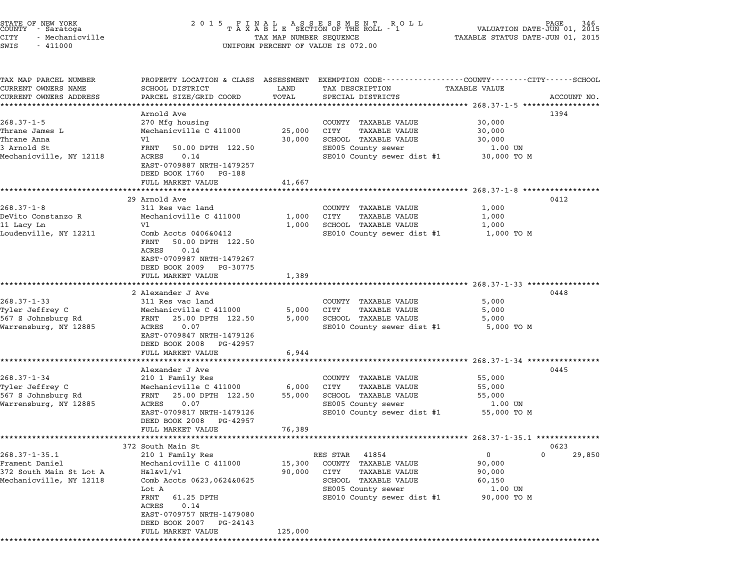STATE OF NEW YORK
COUNTY - Saratoga
CITY - Mechanicville
SWIS - 411000

2 0 1 5 F I N A L A S S E S S M E N T R O L L
T A X A B L E SECTION OF THE ROLL - 1
TAX MAP NUMBER SEQUENCE
UNIFORM PERCENT OF VALUE IS 072.00

VALUATION DATE-JUN 01, 2015
TAXABLE STATUS DATE-JUN 01, 2015

| TAX MAP PARCEL NUMBER / CURRENT OWNERS NAME / CURRENT OWNERS ADDRESS | PROPERTY LOCATION & CLASS / SCHOOL DISTRICT / PARCEL SIZE/GRID COORD | ASSESSMENT LAND / TOTAL | EXEMPTION CODE / TAX DESCRIPTION / SPECIAL DISTRICTS | COUNTY / CITY / SCHOOL TAXABLE VALUE | ACCOUNT NO. |
|---|---|---|---|---|---|
| 268.37-1-5 | Arnold Ave | | | | 1394 |
| 268.37-1-5 | 270 Mfg housing | | COUNTY TAXABLE VALUE | 30,000 | |
| Thrane James L | Mechanicville C 411000 | 25,000 | CITY TAXABLE VALUE | 30,000 | |
| Thrane Anna | Vl | 30,000 | SCHOOL TAXABLE VALUE | 30,000 | |
| 3 Arnold St | FRNT 50.00 DPTH 122.50 | | SE005 County sewer | 1.00 UN | |
| Mechanicville, NY 12118 | ACRES 0.14 | | SE010 County sewer dist #1 | 30,000 TO M | |
| | EAST-0709887 NRTH-1479257 | | | | |
| | DEED BOOK 1760 PG-188 | | | | |
| | FULL MARKET VALUE | 41,667 | | | |
| 268.37-1-8 | 29 Arnold Ave | | | | 0412 |
| 268.37-1-8 | 311 Res vac land | | COUNTY TAXABLE VALUE | 1,000 | |
| DeVito Constanzo R | Mechanicville C 411000 | 1,000 | CITY TAXABLE VALUE | 1,000 | |
| 11 Lacy Ln | Vl | 1,000 | SCHOOL TAXABLE VALUE | 1,000 | |
| Loudenville, NY 12211 | Comb Accts 0406&0412 | | SE010 County sewer dist #1 | 1,000 TO M | |
| | FRNT 50.00 DPTH 122.50 | | | | |
| | ACRES 0.14 | | | | |
| | EAST-0709987 NRTH-1479267 | | | | |
| | DEED BOOK 2009 PG-30775 | | | | |
| | FULL MARKET VALUE | 1,389 | | | |
| 268.37-1-33 | 2 Alexander J Ave | | | | 0448 |
| 268.37-1-33 | 311 Res vac land | | COUNTY TAXABLE VALUE | 5,000 | |
| Tyler Jeffrey C | Mechanicville C 411000 | 5,000 | CITY TAXABLE VALUE | 5,000 | |
| 567 S Johnsburg Rd | FRNT 25.00 DPTH 122.50 | 5,000 | SCHOOL TAXABLE VALUE | 5,000 | |
| Warrensburg, NY 12885 | ACRES 0.07 | | SE010 County sewer dist #1 | 5,000 TO M | |
| | EAST-0709847 NRTH-1479126 | | | | |
| | DEED BOOK 2008 PG-42957 | | | | |
| | FULL MARKET VALUE | 6,944 | | | |
| 268.37-1-34 | Alexander J Ave | | | | 0445 |
| 268.37-1-34 | 210 1 Family Res | | COUNTY TAXABLE VALUE | 55,000 | |
| Tyler Jeffrey C | Mechanicville C 411000 | 6,000 | CITY TAXABLE VALUE | 55,000 | |
| 567 S Johnsburg Rd | FRNT 25.00 DPTH 122.50 | 55,000 | SCHOOL TAXABLE VALUE | 55,000 | |
| Warrensburg, NY 12885 | ACRES 0.07 | | SE005 County sewer | 1.00 UN | |
| | EAST-0709817 NRTH-1479126 | | SE010 County sewer dist #1 | 55,000 TO M | |
| | DEED BOOK 2008 PG-42957 | | | | |
| | FULL MARKET VALUE | 76,389 | | | |
| 268.37-1-35.1 | 372 South Main St | | | | 0623 |
| 268.37-1-35.1 | 210 1 Family Res | | RES STAR 41854 | 0 0 29,850 | |
| Frament Daniel | Mechanicville C 411000 | 15,300 | COUNTY TAXABLE VALUE | 90,000 | |
| 372 South Main St Lot A | H&l&vl/vl | 90,000 | CITY TAXABLE VALUE | 90,000 | |
| Mechanicville, NY 12118 | Comb Accts 0623,0624&0625 | | SCHOOL TAXABLE VALUE | 60,150 | |
| | Lot A | | SE005 County sewer | 1.00 UN | |
| | FRNT 61.25 DPTH | | SE010 County sewer dist #1 | 90,000 TO M | |
| | ACRES 0.14 | | | | |
| | EAST-0709757 NRTH-1479080 | | | | |
| | DEED BOOK 2007 PG-24143 | | | | |
| | FULL MARKET VALUE | 125,000 | | | |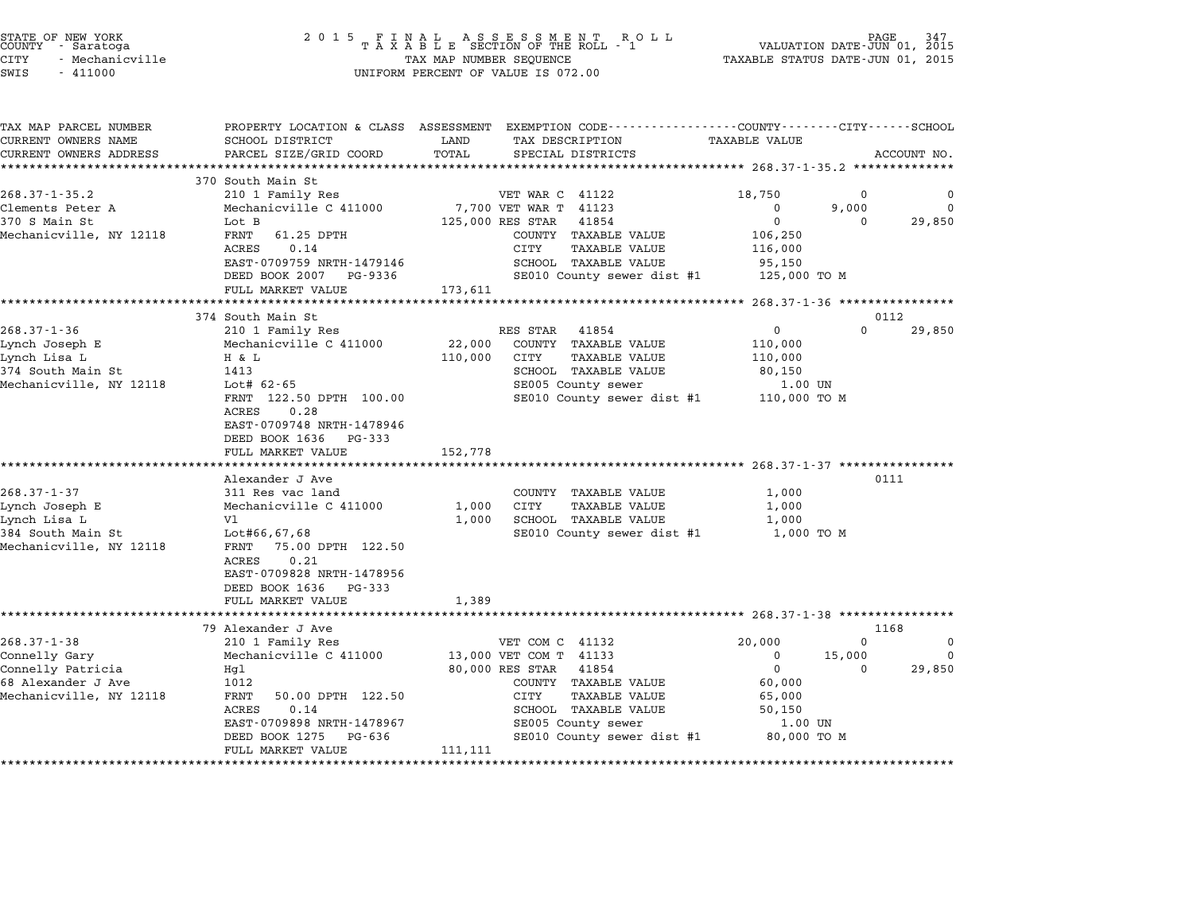STATE OF NEW YORK
COUNTY - Saratoga
CITY - Mechanicville
SWIS - 411000

2 0 1 5 F I N A L A S S E S S M E N T R O L L
T A X A B L E SECTION OF THE ROLL - 1
TAX MAP NUMBER SEQUENCE
UNIFORM PERCENT OF VALUE IS 072.00

VALUATION DATE-JUN 01, 2015
TAXABLE STATUS DATE-JUN 01, 2015

| TAX MAP PARCEL NUMBER / CURRENT OWNERS NAME / CURRENT OWNERS ADDRESS | PROPERTY LOCATION & CLASS / SCHOOL DISTRICT / PARCEL SIZE/GRID COORD | ASSESSMENT LAND / TOTAL | EXEMPTION CODE / TAX DESCRIPTION / SPECIAL DISTRICTS | COUNTY TAXABLE VALUE | CITY | SCHOOL | ACCOUNT NO. |
|---|---|---|---|---|---|---|---|
| **268.37-1-35.2** | 370 South Main St | | | | | | |
| 268.37-1-35.2 | 210 1 Family Res | | VET WAR C 41122 | 18,750 | 0 | 0 | |
| Clements Peter A | Mechanicville C 411000 | 7,700 | VET WAR T 41123 | 0 | 9,000 | 0 | |
| 370 S Main St | Lot B | 125,000 | RES STAR 41854 | 0 | 0 | 29,850 | |
| Mechanicville, NY 12118 | FRNT 61.25 DPTH | | COUNTY TAXABLE VALUE | 106,250 | | | |
| | ACRES 0.14 | | CITY TAXABLE VALUE | 116,000 | | | |
| | EAST-0709759 NRTH-1479146 | | SCHOOL TAXABLE VALUE | 95,150 | | | |
| | DEED BOOK 2007 PG-9336 | | SE010 County sewer dist #1 | 125,000 TO M | | | |
| | FULL MARKET VALUE | 173,611 | | | | | |
| **268.37-1-36** | 374 South Main St | | | | | | 0112 |
| 268.37-1-36 | 210 1 Family Res | | RES STAR 41854 | 0 | 0 | 29,850 | |
| Lynch Joseph E | Mechanicville C 411000 | 22,000 | COUNTY TAXABLE VALUE | 110,000 | | | |
| Lynch Lisa L | H & L | 110,000 | CITY TAXABLE VALUE | 110,000 | | | |
| 374 South Main St | 1413 | | SCHOOL TAXABLE VALUE | 80,150 | | | |
| Mechanicville, NY 12118 | Lot# 62-65 | | SE005 County sewer | 1.00 UN | | | |
| | FRNT 122.50 DPTH 100.00 | | SE010 County sewer dist #1 | 110,000 TO M | | | |
| | ACRES 0.28 | | | | | | |
| | EAST-0709748 NRTH-1478946 | | | | | | |
| | DEED BOOK 1636 PG-333 | | | | | | |
| | FULL MARKET VALUE | 152,778 | | | | | |
| **268.37-1-37** | Alexander J Ave | | | | | | 0111 |
| 268.37-1-37 | 311 Res vac land | | COUNTY TAXABLE VALUE | 1,000 | | | |
| Lynch Joseph E | Mechanicville C 411000 | 1,000 | CITY TAXABLE VALUE | 1,000 | | | |
| Lynch Lisa L | Vl | 1,000 | SCHOOL TAXABLE VALUE | 1,000 | | | |
| 384 South Main St | Lot#66,67,68 | | SE010 County sewer dist #1 | 1,000 TO M | | | |
| Mechanicville, NY 12118 | FRNT 75.00 DPTH 122.50 | | | | | | |
| | ACRES 0.21 | | | | | | |
| | EAST-0709828 NRTH-1478956 | | | | | | |
| | DEED BOOK 1636 PG-333 | | | | | | |
| | FULL MARKET VALUE | 1,389 | | | | | |
| **268.37-1-38** | 79 Alexander J Ave | | | | | | 1168 |
| 268.37-1-38 | 210 1 Family Res | | VET COM C 41132 | 20,000 | 0 | 0 | |
| Connelly Gary | Mechanicville C 411000 | 13,000 | VET COM T 41133 | 0 | 15,000 | 0 | |
| Connelly Patricia | Hgl | 80,000 | RES STAR 41854 | 0 | 0 | 29,850 | |
| 68 Alexander J Ave | 1012 | | COUNTY TAXABLE VALUE | 60,000 | | | |
| Mechanicville, NY 12118 | FRNT 50.00 DPTH 122.50 | | CITY TAXABLE VALUE | 65,000 | | | |
| | ACRES 0.14 | | SCHOOL TAXABLE VALUE | 50,150 | | | |
| | EAST-0709898 NRTH-1478967 | | SE005 County sewer | 1.00 UN | | | |
| | DEED BOOK 1275 PG-636 | | SE010 County sewer dist #1 | 80,000 TO M | | | |
| | FULL MARKET VALUE | 111,111 | | | | | |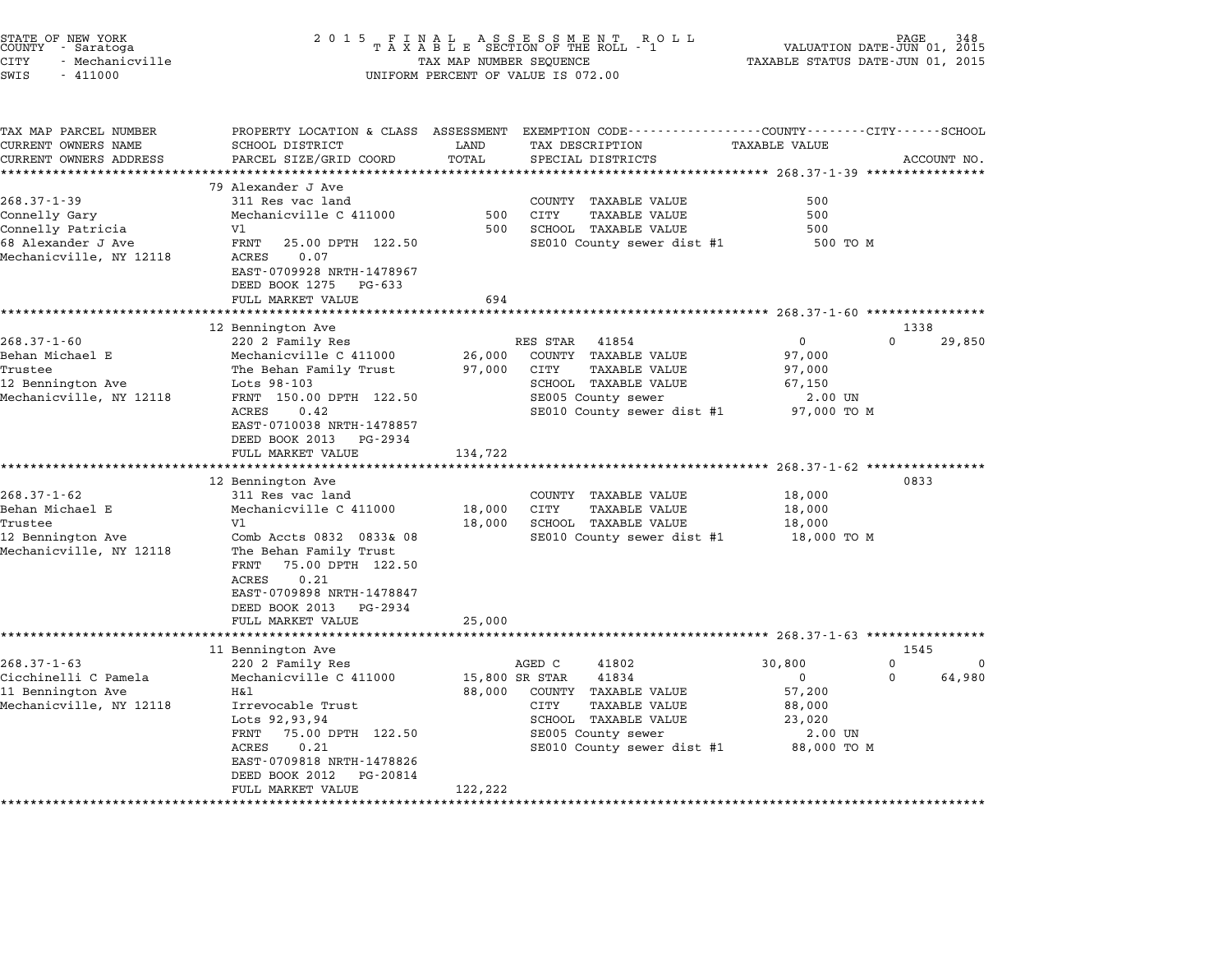STATE OF NEW YORK
COUNTY - Saratoga
CITY - Mechanicville
SWIS - 411000

2 0 1 5 F I N A L A S S E S S M E N T R O L L
T A X A B L E SECTION OF THE ROLL - 1
TAX MAP NUMBER SEQUENCE
UNIFORM PERCENT OF VALUE IS 072.00

VALUATION DATE-JUN 01, 2015
TAXABLE STATUS DATE-JUN 01, 2015

| TAX MAP PARCEL NUMBER / CURRENT OWNERS NAME / CURRENT OWNERS ADDRESS | PROPERTY LOCATION & CLASS / SCHOOL DISTRICT / PARCEL SIZE/GRID COORD | ASSESSMENT LAND / TOTAL | EXEMPTION CODE / TAX DESCRIPTION / SPECIAL DISTRICTS | COUNTY TAXABLE VALUE | CITY | SCHOOL / ACCOUNT NO. |
|---|---|---|---|---|---|---|
| **268.37-1-39** | 79 Alexander J Ave | | | | | |
| 268.37-1-39 | 311 Res vac land | | COUNTY TAXABLE VALUE | 500 | | |
| Connelly Gary | Mechanicville C 411000 | 500 | CITY TAXABLE VALUE | 500 | | |
| Connelly Patricia | Vl | 500 | SCHOOL TAXABLE VALUE | 500 | | |
| 68 Alexander J Ave | FRNT 25.00 DPTH 122.50 | | SE010 County sewer dist #1 | 500 TO M | | |
| Mechanicville, NY 12118 | ACRES 0.07 | | | | | |
| | EAST-0709928 NRTH-1478967 | | | | | |
| | DEED BOOK 1275 PG-633 | | | | | |
| | FULL MARKET VALUE | 694 | | | | |
| **268.37-1-60** | 12 Bennington Ave | | | | | 1338 |
| 268.37-1-60 | 220 2 Family Res | | RES STAR 41854 | 0 | 0 | 29,850 |
| Behan Michael E | Mechanicville C 411000 | 26,000 | COUNTY TAXABLE VALUE | 97,000 | | |
| Trustee | The Behan Family Trust | 97,000 | CITY TAXABLE VALUE | 97,000 | | |
| 12 Bennington Ave | Lots 98-103 | | SCHOOL TAXABLE VALUE | 67,150 | | |
| Mechanicville, NY 12118 | FRNT 150.00 DPTH 122.50 | | SE005 County sewer | 2.00 UN | | |
| | ACRES 0.42 | | SE010 County sewer dist #1 | 97,000 TO M | | |
| | EAST-0710038 NRTH-1478857 | | | | | |
| | DEED BOOK 2013 PG-2934 | | | | | |
| | FULL MARKET VALUE | 134,722 | | | | |
| **268.37-1-62** | 12 Bennington Ave | | | | | 0833 |
| 268.37-1-62 | 311 Res vac land | | COUNTY TAXABLE VALUE | 18,000 | | |
| Behan Michael E | Mechanicville C 411000 | 18,000 | CITY TAXABLE VALUE | 18,000 | | |
| Trustee | Vl | 18,000 | SCHOOL TAXABLE VALUE | 18,000 | | |
| 12 Bennington Ave | Comb Accts 0832 0833& 08 | | SE010 County sewer dist #1 | 18,000 TO M | | |
| Mechanicville, NY 12118 | The Behan Family Trust | | | | | |
| | FRNT 75.00 DPTH 122.50 | | | | | |
| | ACRES 0.21 | | | | | |
| | EAST-0709898 NRTH-1478847 | | | | | |
| | DEED BOOK 2013 PG-2934 | | | | | |
| | FULL MARKET VALUE | 25,000 | | | | |
| **268.37-1-63** | 11 Bennington Ave | | | | | 1545 |
| 268.37-1-63 | 220 2 Family Res | | AGED C 41802 | 30,800 | 0 | 0 |
| Cicchinelli C Pamela | Mechanicville C 411000 | 15,800 | SR STAR 41834 | 0 | 0 | 64,980 |
| 11 Bennington Ave | H&l | 88,000 | COUNTY TAXABLE VALUE | 57,200 | | |
| Mechanicville, NY 12118 | Irrevocable Trust | | CITY TAXABLE VALUE | 88,000 | | |
| | Lots 92,93,94 | | SCHOOL TAXABLE VALUE | 23,020 | | |
| | FRNT 75.00 DPTH 122.50 | | SE005 County sewer | 2.00 UN | | |
| | ACRES 0.21 | | SE010 County sewer dist #1 | 88,000 TO M | | |
| | EAST-0709818 NRTH-1478826 | | | | | |
| | DEED BOOK 2012 PG-20814 | | | | | |
| | FULL MARKET VALUE | 122,222 | | | | |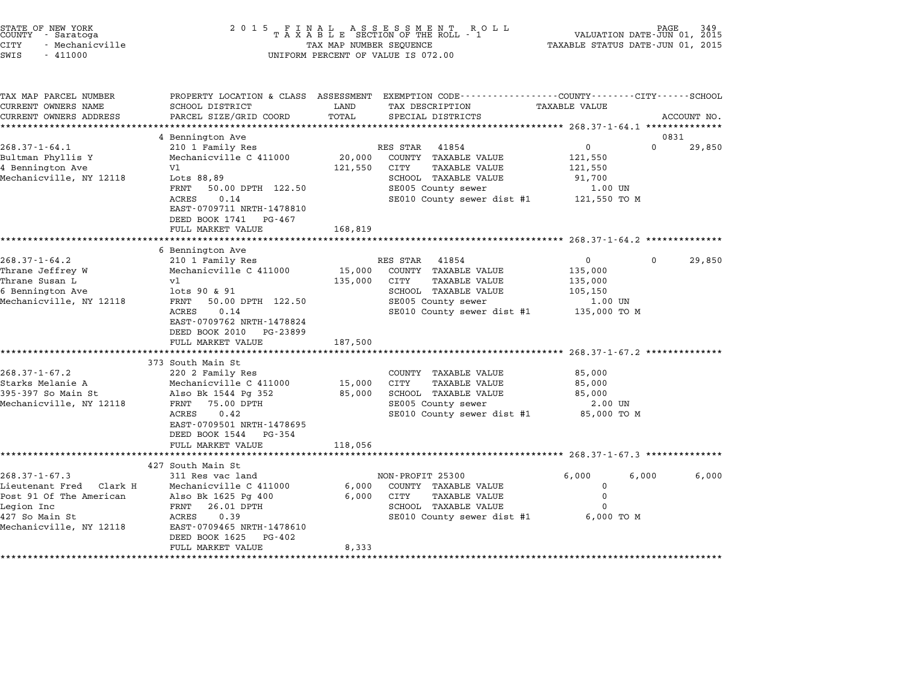STATE OF NEW YORK
COUNTY - Saratoga
CITY - Mechanicville
SWIS - 411000

2 0 1 5 F I N A L A S S E S S M E N T R O L L
T A X A B L E SECTION OF THE ROLL - 1
TAX MAP NUMBER SEQUENCE
UNIFORM PERCENT OF VALUE IS 072.00

VALUATION DATE-JUN 01, 2015
TAXABLE STATUS DATE-JUN 01, 2015

| TAX MAP PARCEL NUMBER<br>CURRENT OWNERS NAME<br>CURRENT OWNERS ADDRESS | PROPERTY LOCATION & CLASS<br>SCHOOL DISTRICT<br>PARCEL SIZE/GRID COORD | ASSESSMENT<br>LAND<br>TOTAL | EXEMPTION CODE<br>TAX DESCRIPTION<br>SPECIAL DISTRICTS | COUNTY<br>TAXABLE VALUE | CITY | SCHOOL<br>ACCOUNT NO. |
|---|---|---|---|---|---|---|
| **268.37-1-64.1** | 4 Bennington Ave | | | | | 0831 |
| 268.37-1-64.1 | 210 1 Family Res | | RES STAR 41854 | 0 | 0 | 29,850 |
| Bultman Phyllis Y | Mechanicville C 411000 | 20,000 | COUNTY TAXABLE VALUE | 121,550 | | |
| 4 Bennington Ave | Vl | 121,550 | CITY TAXABLE VALUE | 121,550 | | |
| Mechanicville, NY 12118 | Lots 88,89 | | SCHOOL TAXABLE VALUE | 91,700 | | |
| | FRNT 50.00 DPTH 122.50 | | SE005 County sewer | 1.00 UN | | |
| | ACRES 0.14 | | SE010 County sewer dist #1 | 121,550 TO M | | |
| | EAST-0709711 NRTH-1478810 | | | | | |
| | DEED BOOK 1741 PG-467 | | | | | |
| | FULL MARKET VALUE | 168,819 | | | | |
| **268.37-1-64.2** | 6 Bennington Ave | | | | | |
| 268.37-1-64.2 | 210 1 Family Res | | RES STAR 41854 | 0 | 0 | 29,850 |
| Thrane Jeffrey W | Mechanicville C 411000 | 15,000 | COUNTY TAXABLE VALUE | 135,000 | | |
| Thrane Susan L | vl | 135,000 | CITY TAXABLE VALUE | 135,000 | | |
| 6 Bennington Ave | lots 90 & 91 | | SCHOOL TAXABLE VALUE | 105,150 | | |
| Mechanicville, NY 12118 | FRNT 50.00 DPTH 122.50 | | SE005 County sewer | 1.00 UN | | |
| | ACRES 0.14 | | SE010 County sewer dist #1 | 135,000 TO M | | |
| | EAST-0709762 NRTH-1478824 | | | | | |
| | DEED BOOK 2010 PG-23899 | | | | | |
| | FULL MARKET VALUE | 187,500 | | | | |
| **268.37-1-67.2** | 373 South Main St | | | | | |
| 268.37-1-67.2 | 220 2 Family Res | | COUNTY TAXABLE VALUE | 85,000 | | |
| Starks Melanie A | Mechanicville C 411000 | 15,000 | CITY TAXABLE VALUE | 85,000 | | |
| 395-397 So Main St | Also Bk 1544 Pg 352 | 85,000 | SCHOOL TAXABLE VALUE | 85,000 | | |
| Mechanicville, NY 12118 | FRNT 75.00 DPTH | | SE005 County sewer | 2.00 UN | | |
| | ACRES 0.42 | | SE010 County sewer dist #1 | 85,000 TO M | | |
| | EAST-0709501 NRTH-1478695 | | | | | |
| | DEED BOOK 1544 PG-354 | | | | | |
| | FULL MARKET VALUE | 118,056 | | | | |
| **268.37-1-67.3** | 427 South Main St | | | | | |
| 268.37-1-67.3 | 311 Res vac land | | NON-PROFIT 25300 | 6,000 | 6,000 | 6,000 |
| Lieutenant Fred Clark H | Mechanicville C 411000 | 6,000 | COUNTY TAXABLE VALUE | 0 | | |
| Post 91 Of The American | Also Bk 1625 Pg 400 | 6,000 | CITY TAXABLE VALUE | 0 | | |
| Legion Inc | FRNT 26.01 DPTH | | SCHOOL TAXABLE VALUE | 0 | | |
| 427 So Main St | ACRES 0.39 | | SE010 County sewer dist #1 | 6,000 TO M | | |
| Mechanicville, NY 12118 | EAST-0709465 NRTH-1478610 | | | | | |
| | DEED BOOK 1625 PG-402 | | | | | |
| | FULL MARKET VALUE | 8,333 | | | | |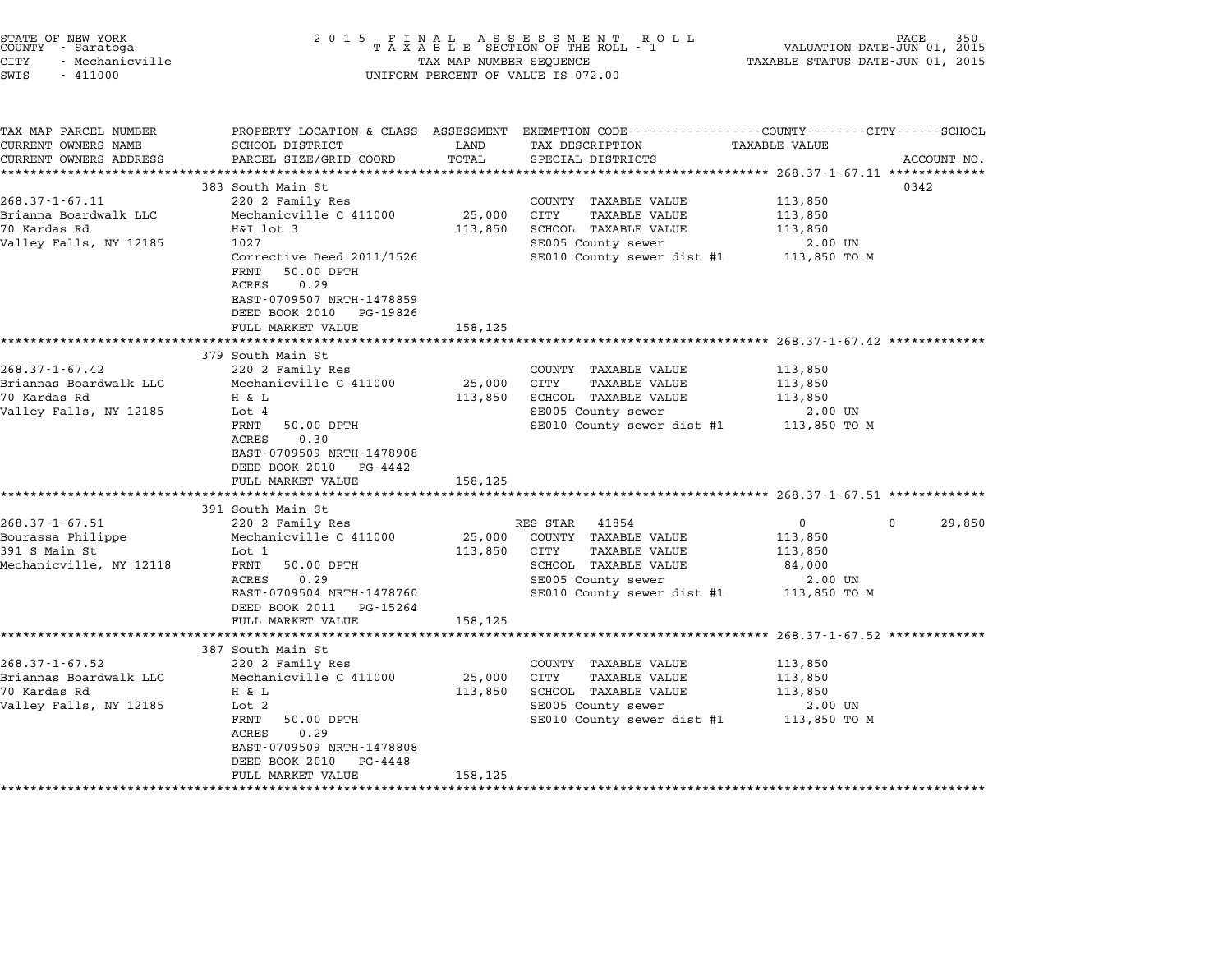STATE OF NEW YORK
COUNTY - Saratoga
CITY - Mechanicville
SWIS - 411000

2015 FINAL ASSESSMENT ROLL
TAXABLE SECTION OF THE ROLL - 1
TAX MAP NUMBER SEQUENCE
UNIFORM PERCENT OF VALUE IS 072.00

VALUATION DATE-JUN 01, 2015
TAXABLE STATUS DATE-JUN 01, 2015

| TAX MAP PARCEL NUMBER / CURRENT OWNERS NAME / CURRENT OWNERS ADDRESS | PROPERTY LOCATION & CLASS / SCHOOL DISTRICT / PARCEL SIZE/GRID COORD | ASSESSMENT LAND / TOTAL | EXEMPTION CODE / TAX DESCRIPTION / SPECIAL DISTRICTS | COUNTY / CITY / SCHOOL TAXABLE VALUE | ACCOUNT NO. |
|---|---|---|---|---|---|
| **268.37-1-67.11** | 383 South Main St | | | | 0342 |
| | 220 2 Family Res | | COUNTY TAXABLE VALUE | 113,850 | |
| Brianna Boardwalk LLC | Mechanicville C 411000 | 25,000 | CITY TAXABLE VALUE | 113,850 | |
| 70 Kardas Rd | H&I lot 3 | 113,850 | SCHOOL TAXABLE VALUE | 113,850 | |
| Valley Falls, NY 12185 | 1027 | | SE005 County sewer | 2.00 UN | |
| | Corrective Deed 2011/1526 | | SE010 County sewer dist #1 | 113,850 TO M | |
| | FRNT 50.00 DPTH | | | | |
| | ACRES 0.29 | | | | |
| | EAST-0709507 NRTH-1478859 | | | | |
| | DEED BOOK 2010 PG-19826 | | | | |
| | FULL MARKET VALUE | 158,125 | | | |
| **268.37-1-67.42** | 379 South Main St | | | | |
| | 220 2 Family Res | | COUNTY TAXABLE VALUE | 113,850 | |
| Briannas Boardwalk LLC | Mechanicville C 411000 | 25,000 | CITY TAXABLE VALUE | 113,850 | |
| 70 Kardas Rd | H & L | 113,850 | SCHOOL TAXABLE VALUE | 113,850 | |
| Valley Falls, NY 12185 | Lot 4 | | SE005 County sewer | 2.00 UN | |
| | FRNT 50.00 DPTH | | SE010 County sewer dist #1 | 113,850 TO M | |
| | ACRES 0.30 | | | | |
| | EAST-0709509 NRTH-1478908 | | | | |
| | DEED BOOK 2010 PG-4442 | | | | |
| | FULL MARKET VALUE | 158,125 | | | |
| **268.37-1-67.51** | 391 South Main St | | | | |
| | 220 2 Family Res | | RES STAR 41854 | 0 0 29,850 | |
| Bourassa Philippe | Mechanicville C 411000 | 25,000 | COUNTY TAXABLE VALUE | 113,850 | |
| 391 S Main St | Lot 1 | 113,850 | CITY TAXABLE VALUE | 113,850 | |
| Mechanicville, NY 12118 | FRNT 50.00 DPTH | | SCHOOL TAXABLE VALUE | 84,000 | |
| | ACRES 0.29 | | SE005 County sewer | 2.00 UN | |
| | EAST-0709504 NRTH-1478760 | | SE010 County sewer dist #1 | 113,850 TO M | |
| | DEED BOOK 2011 PG-15264 | | | | |
| | FULL MARKET VALUE | 158,125 | | | |
| **268.37-1-67.52** | 387 South Main St | | | | |
| | 220 2 Family Res | | COUNTY TAXABLE VALUE | 113,850 | |
| Briannas Boardwalk LLC | Mechanicville C 411000 | 25,000 | CITY TAXABLE VALUE | 113,850 | |
| 70 Kardas Rd | H & L | 113,850 | SCHOOL TAXABLE VALUE | 113,850 | |
| Valley Falls, NY 12185 | Lot 2 | | SE005 County sewer | 2.00 UN | |
| | FRNT 50.00 DPTH | | SE010 County sewer dist #1 | 113,850 TO M | |
| | ACRES 0.29 | | | | |
| | EAST-0709509 NRTH-1478808 | | | | |
| | DEED BOOK 2010 PG-4448 | | | | |
| | FULL MARKET VALUE | 158,125 | | | |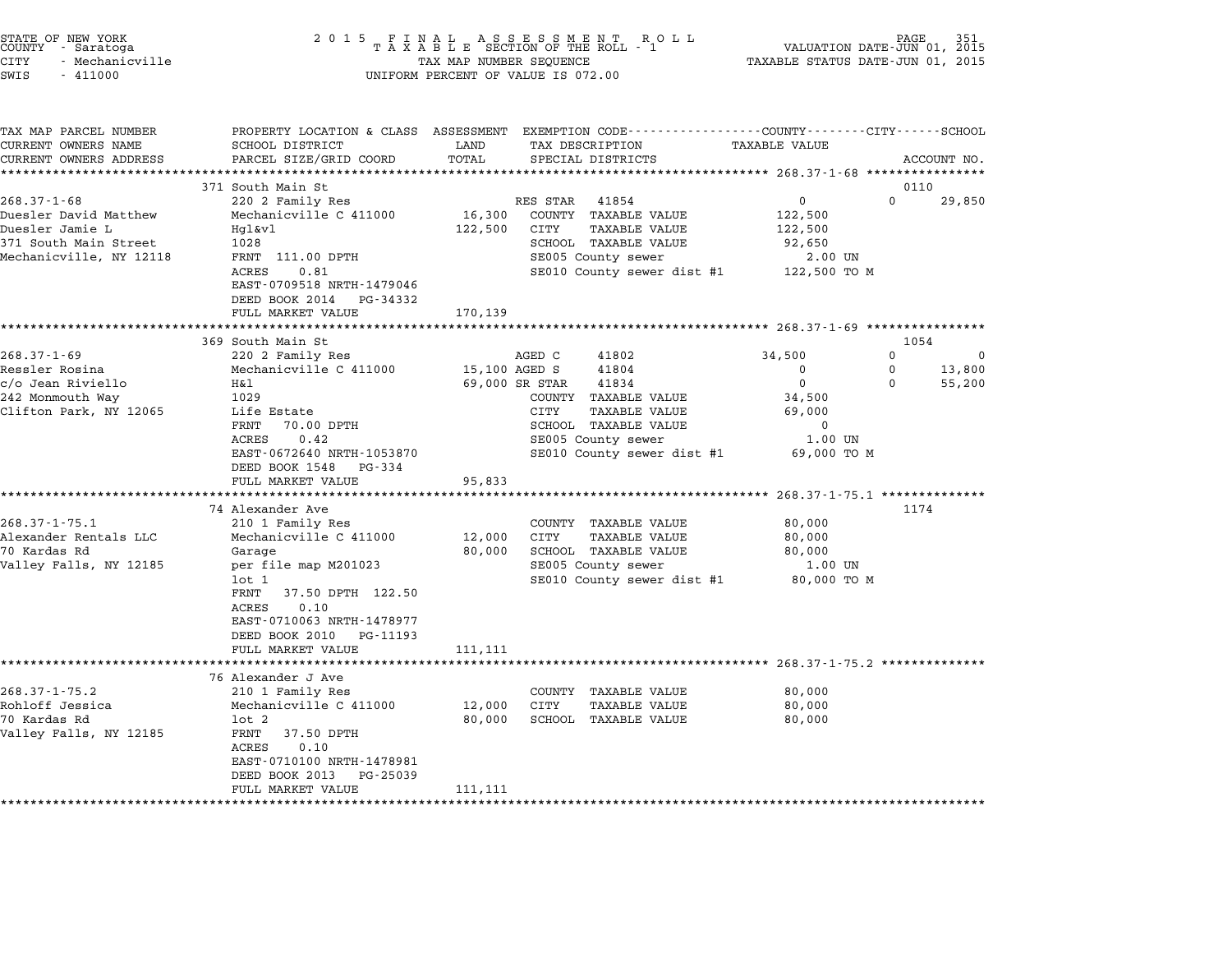STATE OF NEW YORK — 2015 FINAL ASSESSMENT ROLL — VALUATION DATE-JUN 01, 2015
COUNTY - Saratoga — TAXABLE SECTION OF THE ROLL - 1 — TAXABLE STATUS DATE-JUN 01, 2015
CITY - Mechanicville — TAX MAP NUMBER SEQUENCE
SWIS - 411000 — UNIFORM PERCENT OF VALUE IS 072.00

| TAX MAP PARCEL NUMBER / CURRENT OWNERS NAME / CURRENT OWNERS ADDRESS | PROPERTY LOCATION & CLASS / SCHOOL DISTRICT / PARCEL SIZE/GRID COORD | ASSESSMENT LAND | TOTAL | EXEMPTION CODE / TAX DESCRIPTION / SPECIAL DISTRICTS | COUNTY TAXABLE VALUE | CITY | SCHOOL | ACCOUNT NO. |
|---|---|---|---|---|---|---|---|---|
| **268.37-1-68** | 371 South Main St | | | | | | | 0110 |
| 268.37-1-68 | 220 2 Family Res | | | RES STAR 41854 | 0 | 0 | 29,850 | |
| Duesler David Matthew | Mechanicville C 411000 | 16,300 | | COUNTY TAXABLE VALUE | 122,500 | | | |
| Duesler Jamie L | Hgl&vl | | 122,500 | CITY TAXABLE VALUE | 122,500 | | | |
| 371 South Main Street | 1028 | | | SCHOOL TAXABLE VALUE | 92,650 | | | |
| Mechanicville, NY 12118 | FRNT 111.00 DPTH | | | SE005 County sewer | 2.00 UN | | | |
| | ACRES 0.81 | | | SE010 County sewer dist #1 | 122,500 TO M | | | |
| | EAST-0709518 NRTH-1479046 | | | | | | | |
| | DEED BOOK 2014 PG-34332 | | | | | | | |
| | FULL MARKET VALUE | | 170,139 | | | | | |
| **268.37-1-69** | 369 South Main St | | | | | | | 1054 |
| 268.37-1-69 | 220 2 Family Res | | | AGED C 41802 | 34,500 | 0 | 0 | |
| Ressler Rosina | Mechanicville C 411000 | 15,100 | | AGED S 41804 | 0 | 0 | 13,800 | |
| c/o Jean Riviello | H&l | | 69,000 | SR STAR 41834 | 0 | 0 | 55,200 | |
| 242 Monmouth Way | 1029 | | | COUNTY TAXABLE VALUE | 34,500 | | | |
| Clifton Park, NY 12065 | Life Estate | | | CITY TAXABLE VALUE | 69,000 | | | |
| | FRNT 70.00 DPTH | | | SCHOOL TAXABLE VALUE | 0 | | | |
| | ACRES 0.42 | | | SE005 County sewer | 1.00 UN | | | |
| | EAST-0672640 NRTH-1053870 | | | SE010 County sewer dist #1 | 69,000 TO M | | | |
| | DEED BOOK 1548 PG-334 | | | | | | | |
| | FULL MARKET VALUE | | 95,833 | | | | | |
| **268.37-1-75.1** | 74 Alexander Ave | | | | | | | 1174 |
| 268.37-1-75.1 | 210 1 Family Res | | | COUNTY TAXABLE VALUE | 80,000 | | | |
| Alexander Rentals LLC | Mechanicville C 411000 | 12,000 | | CITY TAXABLE VALUE | 80,000 | | | |
| 70 Kardas Rd | Garage | | 80,000 | SCHOOL TAXABLE VALUE | 80,000 | | | |
| Valley Falls, NY 12185 | per file map M201023 | | | SE005 County sewer | 1.00 UN | | | |
| | lot 1 | | | SE010 County sewer dist #1 | 80,000 TO M | | | |
| | FRNT 37.50 DPTH 122.50 | | | | | | | |
| | ACRES 0.10 | | | | | | | |
| | EAST-0710063 NRTH-1478977 | | | | | | | |
| | DEED BOOK 2010 PG-11193 | | | | | | | |
| | FULL MARKET VALUE | | 111,111 | | | | | |
| **268.37-1-75.2** | 76 Alexander J Ave | | | | | | | |
| 268.37-1-75.2 | 210 1 Family Res | | | COUNTY TAXABLE VALUE | 80,000 | | | |
| Rohloff Jessica | Mechanicville C 411000 | 12,000 | | CITY TAXABLE VALUE | 80,000 | | | |
| 70 Kardas Rd | lot 2 | | 80,000 | SCHOOL TAXABLE VALUE | 80,000 | | | |
| Valley Falls, NY 12185 | FRNT 37.50 DPTH | | | | | | | |
| | ACRES 0.10 | | | | | | | |
| | EAST-0710100 NRTH-1478981 | | | | | | | |
| | DEED BOOK 2013 PG-25039 | | | | | | | |
| | FULL MARKET VALUE | | 111,111 | | | | | |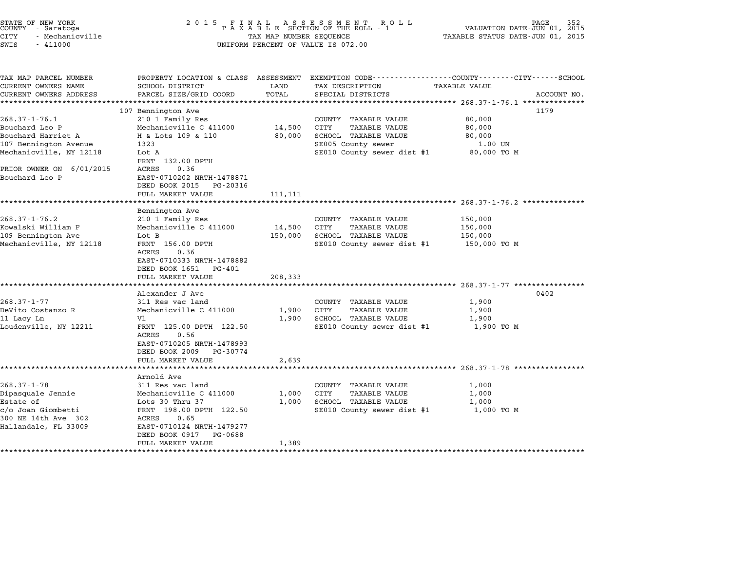STATE OF NEW YORK
COUNTY - Saratoga
CITY - Mechanicville
SWIS - 411000

2015 FINAL ASSESSMENT ROLL
TAXABLE SECTION OF THE ROLL - 1
TAX MAP NUMBER SEQUENCE
UNIFORM PERCENT OF VALUE IS 072.00

VALUATION DATE-JUN 01, 2015
TAXABLE STATUS DATE-JUN 01, 2015

| TAX MAP PARCEL NUMBER<br>CURRENT OWNERS NAME<br>CURRENT OWNERS ADDRESS | PROPERTY LOCATION & CLASS<br>SCHOOL DISTRICT<br>PARCEL SIZE/GRID COORD | ASSESSMENT<br>LAND<br>TOTAL | EXEMPTION CODE----COUNTY----CITY----SCHOOL<br>TAX DESCRIPTION<br>SPECIAL DISTRICTS | TAXABLE VALUE | ACCOUNT NO. |
|---|---|---|---|---|---|
| 268.37-1-76.1 | 107 Bennington Ave | | | | 1179 |
| 268.37-1-76.1 | 210 1 Family Res | | COUNTY TAXABLE VALUE | 80,000 | |
| Bouchard Leo P | Mechanicville C 411000 | 14,500 | CITY TAXABLE VALUE | 80,000 | |
| Bouchard Harriet A | H & Lots 109 & 110 | 80,000 | SCHOOL TAXABLE VALUE | 80,000 | |
| 107 Bennington Avenue | 1323 | | SE005 County sewer | 1.00 UN | |
| Mechanicville, NY 12118 | Lot A | | SE010 County sewer dist #1 | 80,000 TO M | |
| | FRNT 132.00 DPTH | | | | |
| PRIOR OWNER ON 6/01/2015 | ACRES 0.36 | | | | |
| Bouchard Leo P | EAST-0710202 NRTH-1478871 | | | | |
| | DEED BOOK 2015 PG-20316 | | | | |
| | FULL MARKET VALUE | 111,111 | | | |
| 268.37-1-76.2 | Bennington Ave | | | | |
| 268.37-1-76.2 | 210 1 Family Res | | COUNTY TAXABLE VALUE | 150,000 | |
| Kowalski William F | Mechanicville C 411000 | 14,500 | CITY TAXABLE VALUE | 150,000 | |
| 109 Bennington Ave | Lot B | 150,000 | SCHOOL TAXABLE VALUE | 150,000 | |
| Mechanicville, NY 12118 | FRNT 156.00 DPTH | | SE010 County sewer dist #1 | 150,000 TO M | |
| | ACRES 0.36 | | | | |
| | EAST-0710333 NRTH-1478882 | | | | |
| | DEED BOOK 1651 PG-401 | | | | |
| | FULL MARKET VALUE | 208,333 | | | |
| 268.37-1-77 | Alexander J Ave | | | | 0402 |
| 268.37-1-77 | 311 Res vac land | | COUNTY TAXABLE VALUE | 1,900 | |
| DeVito Costanzo R | Mechanicville C 411000 | 1,900 | CITY TAXABLE VALUE | 1,900 | |
| 11 Lacy Ln | Vl | 1,900 | SCHOOL TAXABLE VALUE | 1,900 | |
| Loudenville, NY 12211 | FRNT 125.00 DPTH 122.50 | | SE010 County sewer dist #1 | 1,900 TO M | |
| | ACRES 0.56 | | | | |
| | EAST-0710205 NRTH-1478993 | | | | |
| | DEED BOOK 2009 PG-30774 | | | | |
| | FULL MARKET VALUE | 2,639 | | | |
| 268.37-1-78 | Arnold Ave | | | | |
| 268.37-1-78 | 311 Res vac land | | COUNTY TAXABLE VALUE | 1,000 | |
| Dipasquale Jennie | Mechanicville C 411000 | 1,000 | CITY TAXABLE VALUE | 1,000 | |
| Estate of | Lots 30 Thru 37 | 1,000 | SCHOOL TAXABLE VALUE | 1,000 | |
| c/o Joan Giombetti | FRNT 198.00 DPTH 122.50 | | SE010 County sewer dist #1 | 1,000 TO M | |
| 300 NE 14th Ave 302 | ACRES 0.65 | | | | |
| Hallandale, FL 33009 | EAST-0710124 NRTH-1479277 | | | | |
| | DEED BOOK 0917 PG-0688 | | | | |
| | FULL MARKET VALUE | 1,389 | | | |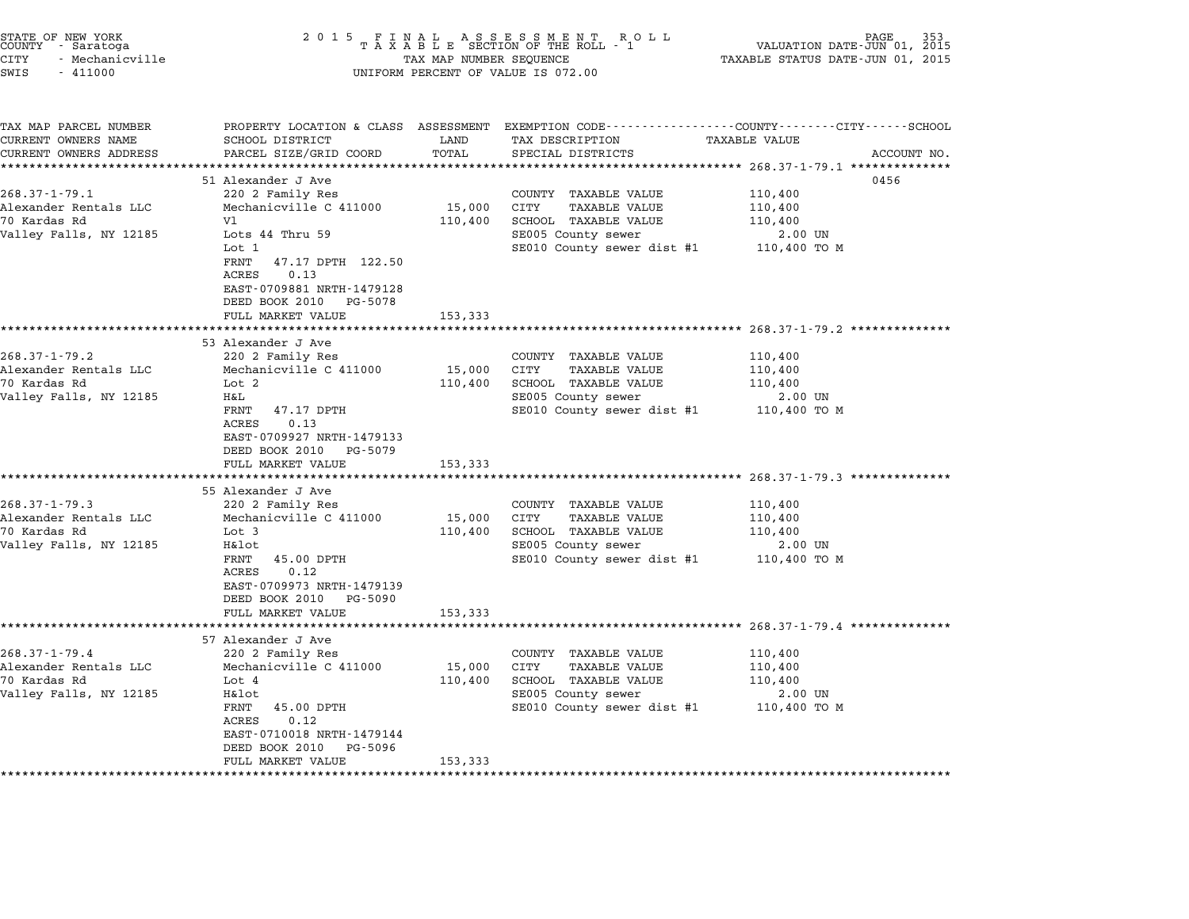STATE OF NEW YORK
COUNTY - Saratoga
CITY - Mechanicville
SWIS - 411000

2015 FINAL ASSESSMENT ROLL
TAXABLE SECTION OF THE ROLL - 1
TAX MAP NUMBER SEQUENCE
UNIFORM PERCENT OF VALUE IS 072.00

VALUATION DATE-JUN 01, 2015
TAXABLE STATUS DATE-JUN 01, 2015

| TAX MAP PARCEL NUMBER / CURRENT OWNERS NAME / CURRENT OWNERS ADDRESS | PROPERTY LOCATION & CLASS / SCHOOL DISTRICT / PARCEL SIZE/GRID COORD | ASSESSMENT LAND / TOTAL | EXEMPTION CODE / TAX DESCRIPTION / SPECIAL DISTRICTS | TAXABLE VALUE (COUNTY / CITY / SCHOOL) | ACCOUNT NO. |
|---|---|---|---|---|---|
| **268.37-1-79.1** | 51 Alexander J Ave | | | | 0456 |
| 268.37-1-79.1 | 220 2 Family Res | | COUNTY TAXABLE VALUE | 110,400 | |
| Alexander Rentals LLC | Mechanicville C 411000 | 15,000 | CITY TAXABLE VALUE | 110,400 | |
| 70 Kardas Rd | Vl | 110,400 | SCHOOL TAXABLE VALUE | 110,400 | |
| Valley Falls, NY 12185 | Lots 44 Thru 59 | | SE005 County sewer | 2.00 UN | |
| | Lot 1 | | SE010 County sewer dist #1 | 110,400 TO M | |
| | FRNT 47.17 DPTH 122.50 | | | | |
| | ACRES 0.13 | | | | |
| | EAST-0709881 NRTH-1479128 | | | | |
| | DEED BOOK 2010 PG-5078 | | | | |
| | FULL MARKET VALUE | 153,333 | | | |
| **268.37-1-79.2** | 53 Alexander J Ave | | | | |
| 268.37-1-79.2 | 220 2 Family Res | | COUNTY TAXABLE VALUE | 110,400 | |
| Alexander Rentals LLC | Mechanicville C 411000 | 15,000 | CITY TAXABLE VALUE | 110,400 | |
| 70 Kardas Rd | Lot 2 | 110,400 | SCHOOL TAXABLE VALUE | 110,400 | |
| Valley Falls, NY 12185 | H&L | | SE005 County sewer | 2.00 UN | |
| | FRNT 47.17 DPTH | | SE010 County sewer dist #1 | 110,400 TO M | |
| | ACRES 0.13 | | | | |
| | EAST-0709927 NRTH-1479133 | | | | |
| | DEED BOOK 2010 PG-5079 | | | | |
| | FULL MARKET VALUE | 153,333 | | | |
| **268.37-1-79.3** | 55 Alexander J Ave | | | | |
| 268.37-1-79.3 | 220 2 Family Res | | COUNTY TAXABLE VALUE | 110,400 | |
| Alexander Rentals LLC | Mechanicville C 411000 | 15,000 | CITY TAXABLE VALUE | 110,400 | |
| 70 Kardas Rd | Lot 3 | 110,400 | SCHOOL TAXABLE VALUE | 110,400 | |
| Valley Falls, NY 12185 | H&lot | | SE005 County sewer | 2.00 UN | |
| | FRNT 45.00 DPTH | | SE010 County sewer dist #1 | 110,400 TO M | |
| | ACRES 0.12 | | | | |
| | EAST-0709973 NRTH-1479139 | | | | |
| | DEED BOOK 2010 PG-5090 | | | | |
| | FULL MARKET VALUE | 153,333 | | | |
| **268.37-1-79.4** | 57 Alexander J Ave | | | | |
| 268.37-1-79.4 | 220 2 Family Res | | COUNTY TAXABLE VALUE | 110,400 | |
| Alexander Rentals LLC | Mechanicville C 411000 | 15,000 | CITY TAXABLE VALUE | 110,400 | |
| 70 Kardas Rd | Lot 4 | 110,400 | SCHOOL TAXABLE VALUE | 110,400 | |
| Valley Falls, NY 12185 | H&lot | | SE005 County sewer | 2.00 UN | |
| | FRNT 45.00 DPTH | | SE010 County sewer dist #1 | 110,400 TO M | |
| | ACRES 0.12 | | | | |
| | EAST-0710018 NRTH-1479144 | | | | |
| | DEED BOOK 2010 PG-5096 | | | | |
| | FULL MARKET VALUE | 153,333 | | | |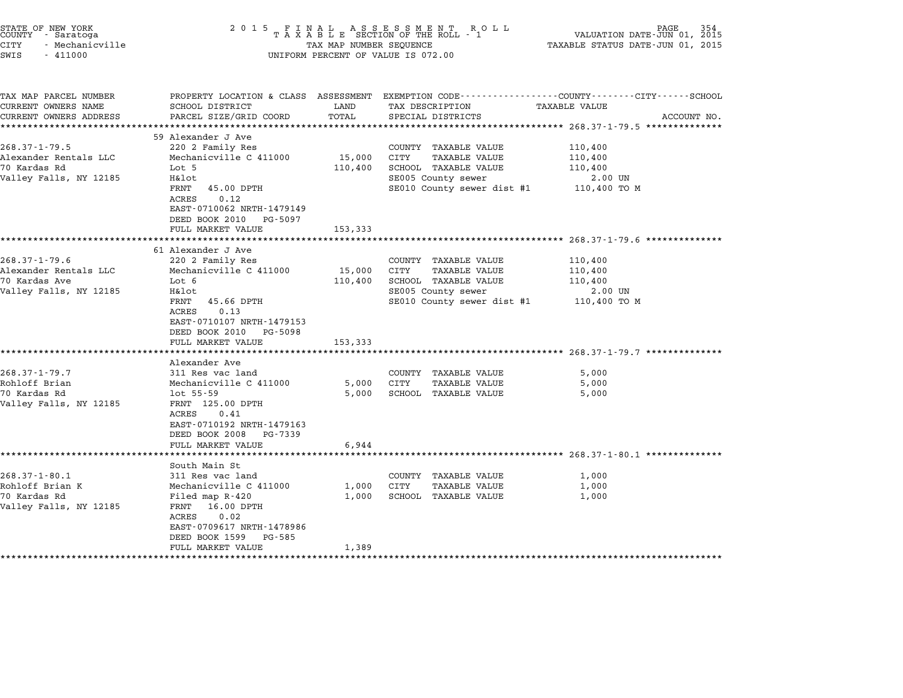STATE OF NEW YORK
COUNTY - Saratoga
CITY - Mechanicville
SWIS - 411000

# 2015 FINAL ASSESSMENT ROLL
TAXABLE SECTION OF THE ROLL - 1
TAX MAP NUMBER SEQUENCE
UNIFORM PERCENT OF VALUE IS 072.00

VALUATION DATE-JUN 01, 2015
TAXABLE STATUS DATE-JUN 01, 2015

| TAX MAP PARCEL NUMBER / CURRENT OWNERS NAME / CURRENT OWNERS ADDRESS | PROPERTY LOCATION & CLASS / SCHOOL DISTRICT / PARCEL SIZE/GRID COORD | ASSESSMENT LAND | TOTAL | EXEMPTION CODE / TAX DESCRIPTION / SPECIAL DISTRICTS | TAXABLE VALUE (COUNTY / CITY / SCHOOL) | ACCOUNT NO. |
|---|---|---|---|---|---|---|
| **268.37-1-79.5** | 59 Alexander J Ave | | | | | |
| 268.37-1-79.5 | 220 2 Family Res | | | COUNTY TAXABLE VALUE | 110,400 | |
| Alexander Rentals LLC | Mechanicville C 411000 | 15,000 | | CITY TAXABLE VALUE | 110,400 | |
| 70 Kardas Rd | Lot 5 | | 110,400 | SCHOOL TAXABLE VALUE | 110,400 | |
| Valley Falls, NY 12185 | H&lot | | | SE005 County sewer | 2.00 UN | |
| | FRNT 45.00 DPTH | | | SE010 County sewer dist #1 | 110,400 TO M | |
| | ACRES 0.12 | | | | | |
| | EAST-0710062 NRTH-1479149 | | | | | |
| | DEED BOOK 2010 PG-5097 | | | | | |
| | FULL MARKET VALUE | | 153,333 | | | |
| **268.37-1-79.6** | 61 Alexander J Ave | | | | | |
| 268.37-1-79.6 | 220 2 Family Res | | | COUNTY TAXABLE VALUE | 110,400 | |
| Alexander Rentals LLC | Mechanicville C 411000 | 15,000 | | CITY TAXABLE VALUE | 110,400 | |
| 70 Kardas Ave | Lot 6 | | 110,400 | SCHOOL TAXABLE VALUE | 110,400 | |
| Valley Falls, NY 12185 | H&lot | | | SE005 County sewer | 2.00 UN | |
| | FRNT 45.66 DPTH | | | SE010 County sewer dist #1 | 110,400 TO M | |
| | ACRES 0.13 | | | | | |
| | EAST-0710107 NRTH-1479153 | | | | | |
| | DEED BOOK 2010 PG-5098 | | | | | |
| | FULL MARKET VALUE | | 153,333 | | | |
| **268.37-1-79.7** | Alexander Ave | | | | | |
| 268.37-1-79.7 | 311 Res vac land | | | COUNTY TAXABLE VALUE | 5,000 | |
| Rohloff Brian | Mechanicville C 411000 | 5,000 | | CITY TAXABLE VALUE | 5,000 | |
| 70 Kardas Rd | lot 55-59 | | 5,000 | SCHOOL TAXABLE VALUE | 5,000 | |
| Valley Falls, NY 12185 | FRNT 125.00 DPTH | | | | | |
| | ACRES 0.41 | | | | | |
| | EAST-0710192 NRTH-1479163 | | | | | |
| | DEED BOOK 2008 PG-7339 | | | | | |
| | FULL MARKET VALUE | | 6,944 | | | |
| **268.37-1-80.1** | South Main St | | | | | |
| 268.37-1-80.1 | 311 Res vac land | | | COUNTY TAXABLE VALUE | 1,000 | |
| Rohloff Brian K | Mechanicville C 411000 | 1,000 | | CITY TAXABLE VALUE | 1,000 | |
| 70 Kardas Rd | Filed map R-420 | | 1,000 | SCHOOL TAXABLE VALUE | 1,000 | |
| Valley Falls, NY 12185 | FRNT 16.00 DPTH | | | | | |
| | ACRES 0.02 | | | | | |
| | EAST-0709617 NRTH-1478986 | | | | | |
| | DEED BOOK 1599 PG-585 | | | | | |
| | FULL MARKET VALUE | | 1,389 | | | |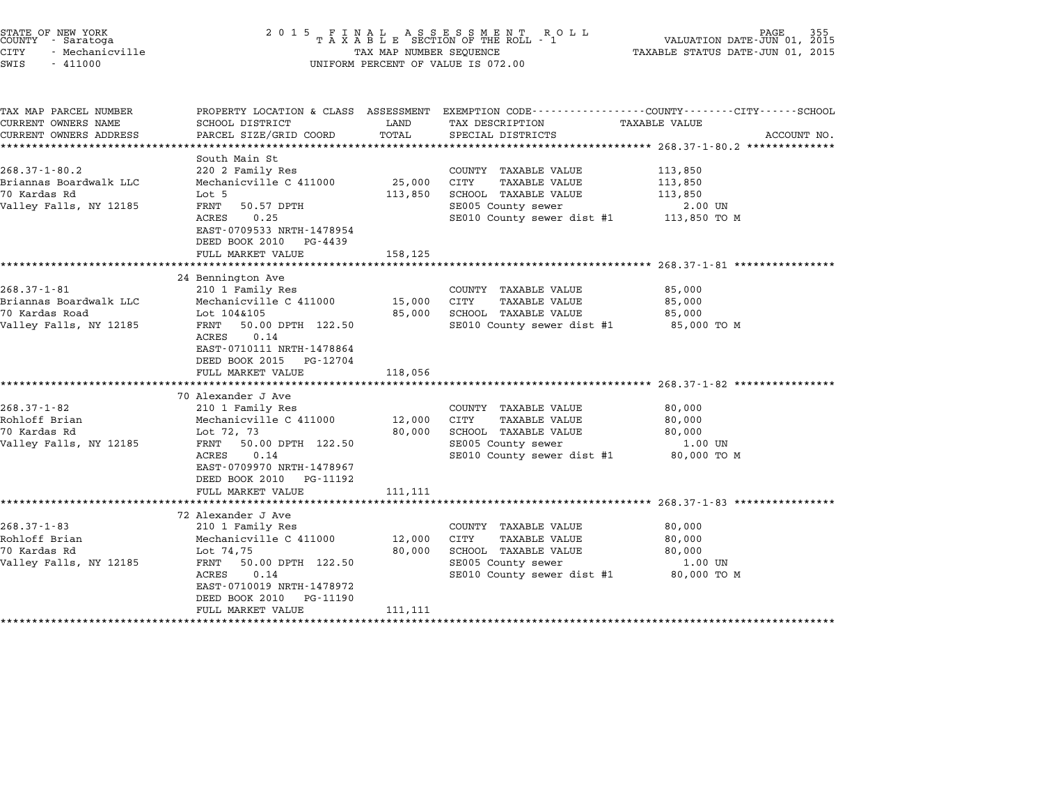STATE OF NEW YORK
COUNTY - Saratoga
CITY - Mechanicville
SWIS - 411000

2 0 1 5 F I N A L A S S E S S M E N T R O L L
T A X A B L E SECTION OF THE ROLL - 1
TAX MAP NUMBER SEQUENCE
UNIFORM PERCENT OF VALUE IS 072.00

VALUATION DATE-JUN 01, 2015
TAXABLE STATUS DATE-JUN 01, 2015

| TAX MAP PARCEL NUMBER / CURRENT OWNERS NAME / CURRENT OWNERS ADDRESS | PROPERTY LOCATION & CLASS / SCHOOL DISTRICT / PARCEL SIZE/GRID COORD | ASSESSMENT LAND | TOTAL | EXEMPTION CODE / TAX DESCRIPTION / SPECIAL DISTRICTS | TAXABLE VALUE (COUNTY--CITY--SCHOOL) | ACCOUNT NO. |
|---|---|---|---|---|---|---|
| 268.37-1-80.2 | South Main St | | | | | |
| 268.37-1-80.2 | 220 2 Family Res | | | COUNTY TAXABLE VALUE | 113,850 | |
| Briannas Boardwalk LLC | Mechanicville C 411000 | 25,000 | | CITY TAXABLE VALUE | 113,850 | |
| 70 Kardas Rd | Lot 5 | | 113,850 | SCHOOL TAXABLE VALUE | 113,850 | |
| Valley Falls, NY 12185 | FRNT 50.57 DPTH | | | SE005 County sewer | 2.00 UN | |
| | ACRES 0.25 | | | SE010 County sewer dist #1 | 113,850 TO M | |
| | EAST-0709533 NRTH-1478954 | | | | | |
| | DEED BOOK 2010 PG-4439 | | | | | |
| | FULL MARKET VALUE | | 158,125 | | | |
| 268.37-1-81 | 24 Bennington Ave | | | | | |
| 268.37-1-81 | 210 1 Family Res | | | COUNTY TAXABLE VALUE | 85,000 | |
| Briannas Boardwalk LLC | Mechanicville C 411000 | 15,000 | | CITY TAXABLE VALUE | 85,000 | |
| 70 Kardas Road | Lot 104&105 | | 85,000 | SCHOOL TAXABLE VALUE | 85,000 | |
| Valley Falls, NY 12185 | FRNT 50.00 DPTH 122.50 | | | SE010 County sewer dist #1 | 85,000 TO M | |
| | ACRES 0.14 | | | | | |
| | EAST-0710111 NRTH-1478864 | | | | | |
| | DEED BOOK 2015 PG-12704 | | | | | |
| | FULL MARKET VALUE | | 118,056 | | | |
| 268.37-1-82 | 70 Alexander J Ave | | | | | |
| 268.37-1-82 | 210 1 Family Res | | | COUNTY TAXABLE VALUE | 80,000 | |
| Rohloff Brian | Mechanicville C 411000 | 12,000 | | CITY TAXABLE VALUE | 80,000 | |
| 70 Kardas Rd | Lot 72, 73 | | 80,000 | SCHOOL TAXABLE VALUE | 80,000 | |
| Valley Falls, NY 12185 | FRNT 50.00 DPTH 122.50 | | | SE005 County sewer | 1.00 UN | |
| | ACRES 0.14 | | | SE010 County sewer dist #1 | 80,000 TO M | |
| | EAST-0709970 NRTH-1478967 | | | | | |
| | DEED BOOK 2010 PG-11192 | | | | | |
| | FULL MARKET VALUE | | 111,111 | | | |
| 268.37-1-83 | 72 Alexander J Ave | | | | | |
| 268.37-1-83 | 210 1 Family Res | | | COUNTY TAXABLE VALUE | 80,000 | |
| Rohloff Brian | Mechanicville C 411000 | 12,000 | | CITY TAXABLE VALUE | 80,000 | |
| 70 Kardas Rd | Lot 74,75 | | 80,000 | SCHOOL TAXABLE VALUE | 80,000 | |
| Valley Falls, NY 12185 | FRNT 50.00 DPTH 122.50 | | | SE005 County sewer | 1.00 UN | |
| | ACRES 0.14 | | | SE010 County sewer dist #1 | 80,000 TO M | |
| | EAST-0710019 NRTH-1478972 | | | | | |
| | DEED BOOK 2010 PG-11190 | | | | | |
| | FULL MARKET VALUE | | 111,111 | | | |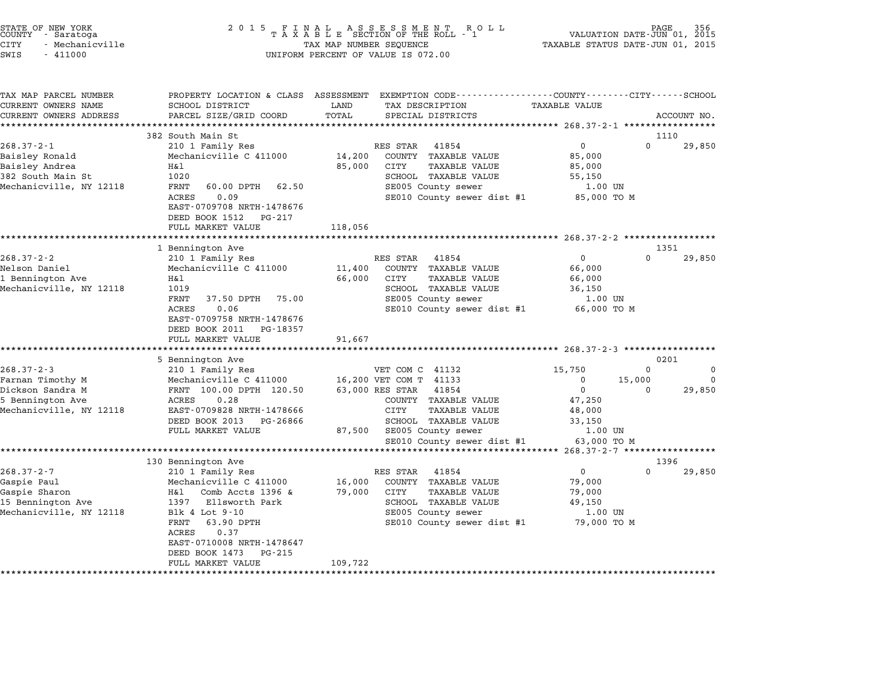STATE OF NEW YORK
COUNTY - Saratoga
CITY - Mechanicville
SWIS - 411000

2015 FINAL ASSESSMENT ROLL
TAXABLE SECTION OF THE ROLL - 1
TAX MAP NUMBER SEQUENCE
UNIFORM PERCENT OF VALUE IS 072.00

VALUATION DATE-JUN 01, 2015
TAXABLE STATUS DATE-JUN 01, 2015

```
TAX MAP PARCEL NUMBER      PROPERTY LOCATION & CLASS  ASSESSMENT  EXEMPTION CODE-----------------COUNTY--------CITY------SCHOOL
CURRENT OWNERS NAME        SCHOOL DISTRICT            LAND        TAX DESCRIPTION                TAXABLE VALUE
CURRENT OWNERS ADDRESS     PARCEL SIZE/GRID COORD     TOTAL       SPECIAL DISTRICTS                                        ACCOUNT NO.
******************************************************************************************************* 268.37-2-1 *****************
                           382 South Main St                                                                              1110
268.37-2-1                 210 1 Family Res                        RES STAR  41854                    0            0       29,850
Baisley Ronald             Mechanicville C 411000      14,200     COUNTY  TAXABLE VALUE         85,000
Baisley Andrea             H&l                         85,000     CITY    TAXABLE VALUE         85,000
382 South Main St          1020                                   SCHOOL  TAXABLE VALUE         55,150
Mechanicville, NY 12118    FRNT    60.00 DPTH   62.50             SE005 County sewer              1.00 UN
                           ACRES     0.09                         SE010 County sewer dist #1     85,000 TO M
                           EAST-0709708 NRTH-1478676
                           DEED BOOK 1512   PG-217
                           FULL MARKET VALUE          118,056
******************************************************************************************************* 268.37-2-2 *****************
                           1 Bennington Ave                                                                               1351
268.37-2-2                 210 1 Family Res                        RES STAR  41854                    0            0       29,850
Nelson Daniel              Mechanicville C 411000      11,400     COUNTY  TAXABLE VALUE         66,000
1 Bennington Ave           H&l                         66,000     CITY    TAXABLE VALUE         66,000
Mechanicville, NY 12118    1019                                   SCHOOL  TAXABLE VALUE         36,150
                           FRNT    37.50 DPTH   75.00             SE005 County sewer              1.00 UN
                           ACRES     0.06                         SE010 County sewer dist #1     66,000 TO M
                           EAST-0709758 NRTH-1478676
                           DEED BOOK 2011   PG-18357
                           FULL MARKET VALUE           91,667
******************************************************************************************************* 268.37-2-3 *****************
                           5 Bennington Ave                                                                               0201
268.37-2-3                 210 1 Family Res                        VET COM C 41132               15,750            0            0
Farnan Timothy M           Mechanicville C 411000      16,200 VET COM T 41133                         0       15,000            0
Dickson Sandra M           FRNT  100.00 DPTH  120.50   63,000 RES STAR  41854                         0            0       29,850
5 Bennington Ave           ACRES     0.28                         COUNTY  TAXABLE VALUE         47,250
Mechanicville, NY 12118    EAST-0709828 NRTH-1478666              CITY    TAXABLE VALUE         48,000
                           DEED BOOK 2013   PG-26866              SCHOOL  TAXABLE VALUE         33,150
                           FULL MARKET VALUE           87,500 SE005 County sewer                  1.00 UN
                                                                  SE010 County sewer dist #1     63,000 TO M
******************************************************************************************************* 268.37-2-7 *****************
                           130 Bennington Ave                                                                             1396
268.37-2-7                 210 1 Family Res                        RES STAR  41854                    0            0       29,850
Gaspie Paul                Mechanicville C 411000      16,000     COUNTY  TAXABLE VALUE         79,000
Gaspie Sharon              H&l   Comb Accts 1396 &     79,000     CITY    TAXABLE VALUE         79,000
15 Bennington Ave          1397   Ellsworth Park                  SCHOOL  TAXABLE VALUE         49,150
Mechanicville, NY 12118    Blk 4 Lot 9-10                         SE005 County sewer              1.00 UN
                           FRNT    63.90 DPTH                     SE010 County sewer dist #1     79,000 TO M
                           ACRES     0.37
                           EAST-0710008 NRTH-1478647
                           DEED BOOK 1473   PG-215
                           FULL MARKET VALUE          109,722
************************************************************************************************************************************
```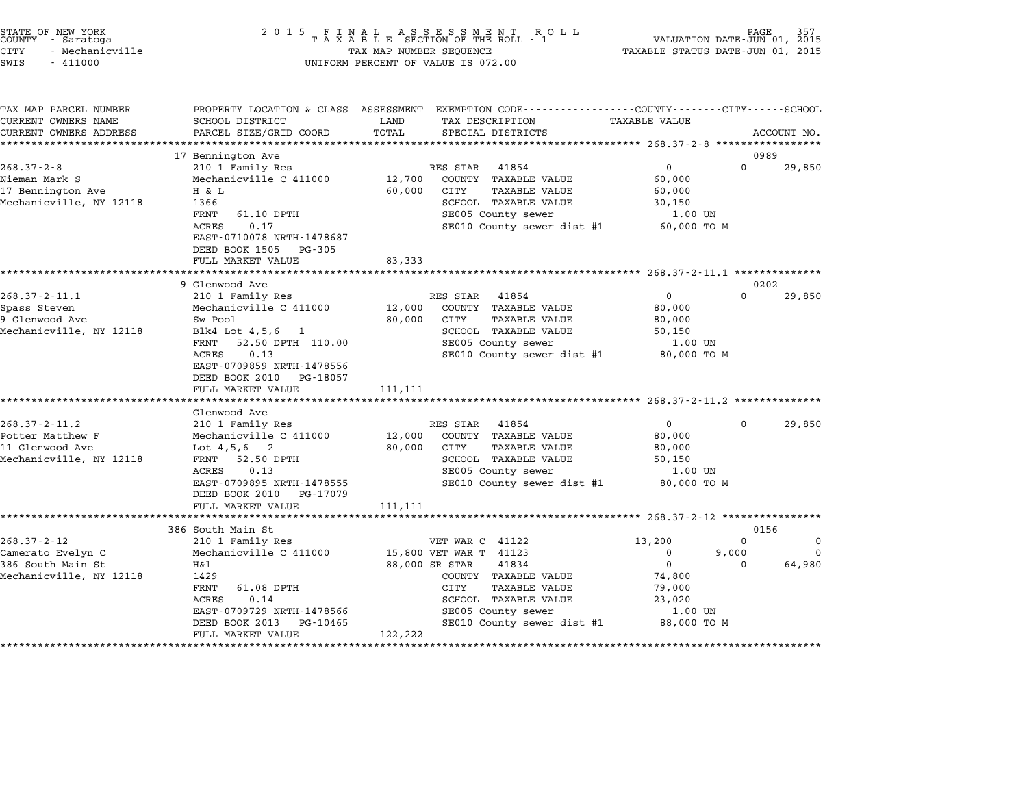STATE OF NEW YORK
COUNTY - Saratoga
CITY - Mechanicville
SWIS - 411000

2 0 1 5 F I N A L A S S E S S M E N T R O L L
T A X A B L E SECTION OF THE ROLL - 1
TAX MAP NUMBER SEQUENCE
UNIFORM PERCENT OF VALUE IS 072.00

VALUATION DATE-JUN 01, 2015
TAXABLE STATUS DATE-JUN 01, 2015

| TAX MAP PARCEL NUMBER / CURRENT OWNERS NAME / CURRENT OWNERS ADDRESS | PROPERTY LOCATION & CLASS / SCHOOL DISTRICT / PARCEL SIZE/GRID COORD | ASSESSMENT LAND / TOTAL | EXEMPTION CODE / TAX DESCRIPTION / SPECIAL DISTRICTS | COUNTY TAXABLE VALUE | CITY | SCHOOL | ACCOUNT NO. |
|---|---|---|---|---|---|---|---|
| **268.37-2-8** | 17 Bennington Ave | | | | | | 0989 |
| 268.37-2-8 | 210 1 Family Res | | RES STAR 41854 | 0 | 0 | 29,850 | |
| Nieman Mark S | Mechanicville C 411000 | 12,700 | COUNTY TAXABLE VALUE | 60,000 | | | |
| 17 Bennington Ave | H & L | 60,000 | CITY TAXABLE VALUE | 60,000 | | | |
| Mechanicville, NY 12118 | 1366 | | SCHOOL TAXABLE VALUE | 30,150 | | | |
| | FRNT 61.10 DPTH | | SE005 County sewer | 1.00 UN | | | |
| | ACRES 0.17 | | SE010 County sewer dist #1 | 60,000 TO M | | | |
| | EAST-0710078 NRTH-1478687 | | | | | | |
| | DEED BOOK 1505 PG-305 | | | | | | |
| | FULL MARKET VALUE | 83,333 | | | | | |
| **268.37-2-11.1** | 9 Glenwood Ave | | | | | | 0202 |
| 268.37-2-11.1 | 210 1 Family Res | | RES STAR 41854 | 0 | 0 | 29,850 | |
| Spass Steven | Mechanicville C 411000 | 12,000 | COUNTY TAXABLE VALUE | 80,000 | | | |
| 9 Glenwood Ave | Sw Pool | 80,000 | CITY TAXABLE VALUE | 80,000 | | | |
| Mechanicville, NY 12118 | Blk4 Lot 4,5,6 1 | | SCHOOL TAXABLE VALUE | 50,150 | | | |
| | FRNT 52.50 DPTH 110.00 | | SE005 County sewer | 1.00 UN | | | |
| | ACRES 0.13 | | SE010 County sewer dist #1 | 80,000 TO M | | | |
| | EAST-0709859 NRTH-1478556 | | | | | | |
| | DEED BOOK 2010 PG-18057 | | | | | | |
| | FULL MARKET VALUE | 111,111 | | | | | |
| **268.37-2-11.2** | Glenwood Ave | | | | | | |
| 268.37-2-11.2 | 210 1 Family Res | | RES STAR 41854 | 0 | 0 | 29,850 | |
| Potter Matthew F | Mechanicville C 411000 | 12,000 | COUNTY TAXABLE VALUE | 80,000 | | | |
| 11 Glenwood Ave | Lot 4,5,6 2 | 80,000 | CITY TAXABLE VALUE | 80,000 | | | |
| Mechanicville, NY 12118 | FRNT 52.50 DPTH | | SCHOOL TAXABLE VALUE | 50,150 | | | |
| | ACRES 0.13 | | SE005 County sewer | 1.00 UN | | | |
| | EAST-0709895 NRTH-1478555 | | SE010 County sewer dist #1 | 80,000 TO M | | | |
| | DEED BOOK 2010 PG-17079 | | | | | | |
| | FULL MARKET VALUE | 111,111 | | | | | |
| **268.37-2-12** | 386 South Main St | | | | | | 0156 |
| 268.37-2-12 | 210 1 Family Res | | VET WAR C 41122 | 13,200 | 0 | 0 | |
| Camerato Evelyn C | Mechanicville C 411000 | 15,800 | VET WAR T 41123 | 0 | 9,000 | 0 | |
| 386 South Main St | H&l | 88,000 | SR STAR 41834 | 0 | 0 | 64,980 | |
| Mechanicville, NY 12118 | 1429 | | COUNTY TAXABLE VALUE | 74,800 | | | |
| | FRNT 61.08 DPTH | | CITY TAXABLE VALUE | 79,000 | | | |
| | ACRES 0.14 | | SCHOOL TAXABLE VALUE | 23,020 | | | |
| | EAST-0709729 NRTH-1478566 | | SE005 County sewer | 1.00 UN | | | |
| | DEED BOOK 2013 PG-10465 | | SE010 County sewer dist #1 | 88,000 TO M | | | |
| | FULL MARKET VALUE | 122,222 | | | | | |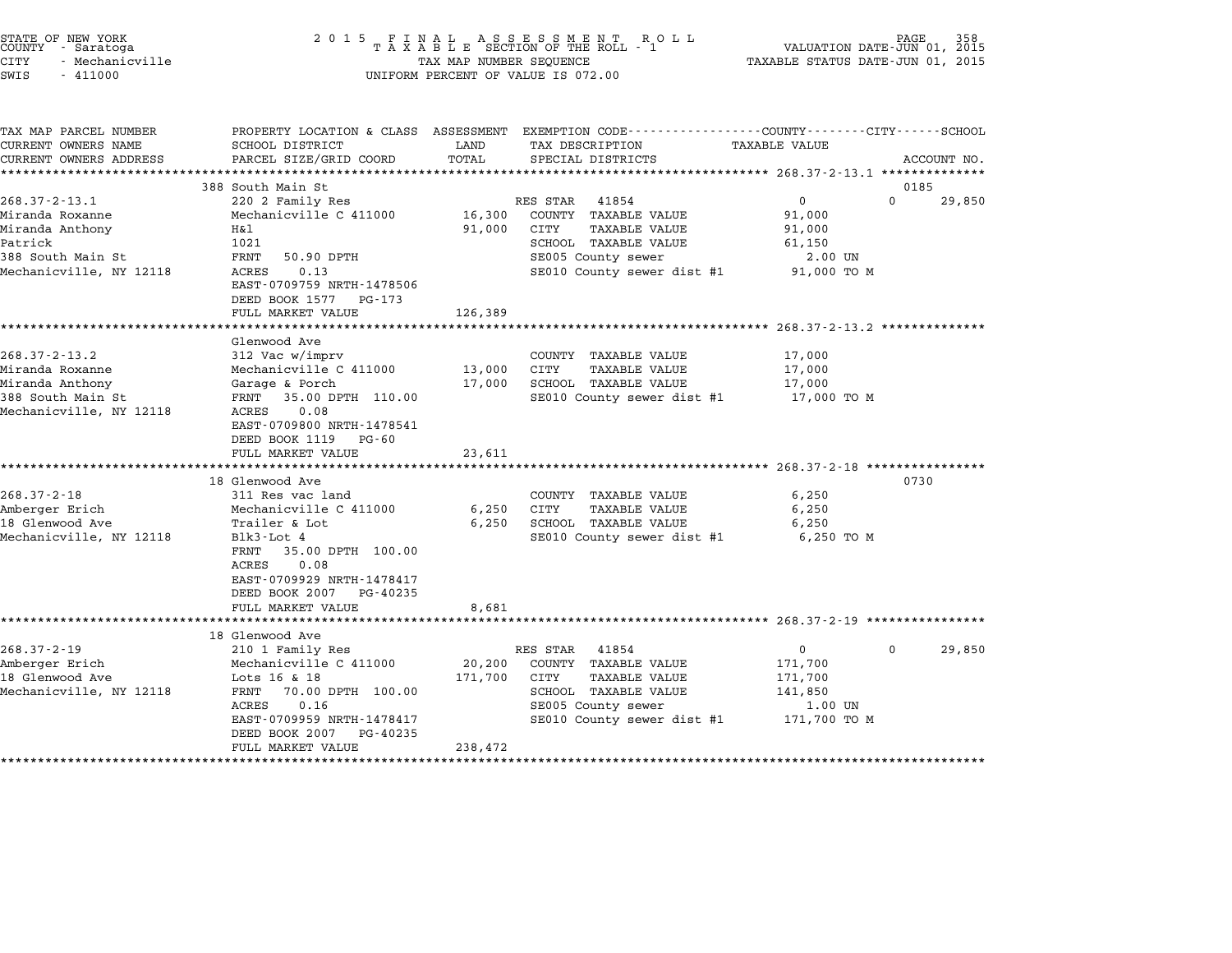STATE OF NEW YORK
COUNTY - Saratoga
CITY - Mechanicville
SWIS - 411000

2 0 1 5 F I N A L A S S E S S M E N T R O L L
T A X A B L E SECTION OF THE ROLL - 1
TAX MAP NUMBER SEQUENCE
UNIFORM PERCENT OF VALUE IS 072.00

VALUATION DATE-JUN 01, 2015
TAXABLE STATUS DATE-JUN 01, 2015

| TAX MAP PARCEL NUMBER / CURRENT OWNERS NAME / CURRENT OWNERS ADDRESS | PROPERTY LOCATION & CLASS / SCHOOL DISTRICT / PARCEL SIZE/GRID COORD | ASSESSMENT LAND / TOTAL | EXEMPTION CODE / TAX DESCRIPTION / SPECIAL DISTRICTS | TAXABLE VALUE COUNTY / CITY / SCHOOL | ACCOUNT NO. |
|---|---|---|---|---|---|
| **268.37-2-13.1** | 388 South Main St | | | | 0185 |
| Miranda Roxanne | 220 2 Family Res | | RES STAR 41854 | 0 / 0 / 29,850 | |
| Miranda Anthony | Mechanicville C 411000 | 16,300 | COUNTY TAXABLE VALUE | 91,000 | |
| Patrick | H&l | 91,000 | CITY TAXABLE VALUE | 91,000 | |
| 388 South Main St | 1021 | | SCHOOL TAXABLE VALUE | 61,150 | |
| Mechanicville, NY 12118 | FRNT 50.90 DPTH | | SE005 County sewer | 2.00 UN | |
| | ACRES 0.13 | | SE010 County sewer dist #1 | 91,000 TO M | |
| | EAST-0709759 NRTH-1478506 | | | | |
| | DEED BOOK 1577 PG-173 | | | | |
| | FULL MARKET VALUE | 126,389 | | | |
| **268.37-2-13.2** | Glenwood Ave | | | | |
| Miranda Roxanne | 312 Vac w/imprv | | COUNTY TAXABLE VALUE | 17,000 | |
| Miranda Anthony | Mechanicville C 411000 | 13,000 | CITY TAXABLE VALUE | 17,000 | |
| 388 South Main St | Garage & Porch | 17,000 | SCHOOL TAXABLE VALUE | 17,000 | |
| Mechanicville, NY 12118 | FRNT 35.00 DPTH 110.00 | | SE010 County sewer dist #1 | 17,000 TO M | |
| | ACRES 0.08 | | | | |
| | EAST-0709800 NRTH-1478541 | | | | |
| | DEED BOOK 1119 PG-60 | | | | |
| | FULL MARKET VALUE | 23,611 | | | |
| **268.37-2-18** | 18 Glenwood Ave | | | | 0730 |
| Amberger Erich | 311 Res vac land | | COUNTY TAXABLE VALUE | 6,250 | |
| 18 Glenwood Ave | Mechanicville C 411000 | 6,250 | CITY TAXABLE VALUE | 6,250 | |
| Mechanicville, NY 12118 | Trailer & Lot | 6,250 | SCHOOL TAXABLE VALUE | 6,250 | |
| | Blk3-Lot 4 | | SE010 County sewer dist #1 | 6,250 TO M | |
| | FRNT 35.00 DPTH 100.00 | | | | |
| | ACRES 0.08 | | | | |
| | EAST-0709929 NRTH-1478417 | | | | |
| | DEED BOOK 2007 PG-40235 | | | | |
| | FULL MARKET VALUE | 8,681 | | | |
| **268.37-2-19** | 18 Glenwood Ave | | | | |
| Amberger Erich | 210 1 Family Res | | RES STAR 41854 | 0 / 0 / 29,850 | |
| 18 Glenwood Ave | Mechanicville C 411000 | 20,200 | COUNTY TAXABLE VALUE | 171,700 | |
| Mechanicville, NY 12118 | Lots 16 & 18 | 171,700 | CITY TAXABLE VALUE | 171,700 | |
| | FRNT 70.00 DPTH 100.00 | | SCHOOL TAXABLE VALUE | 141,850 | |
| | ACRES 0.16 | | SE005 County sewer | 1.00 UN | |
| | EAST-0709959 NRTH-1478417 | | SE010 County sewer dist #1 | 171,700 TO M | |
| | DEED BOOK 2007 PG-40235 | | | | |
| | FULL MARKET VALUE | 238,472 | | | |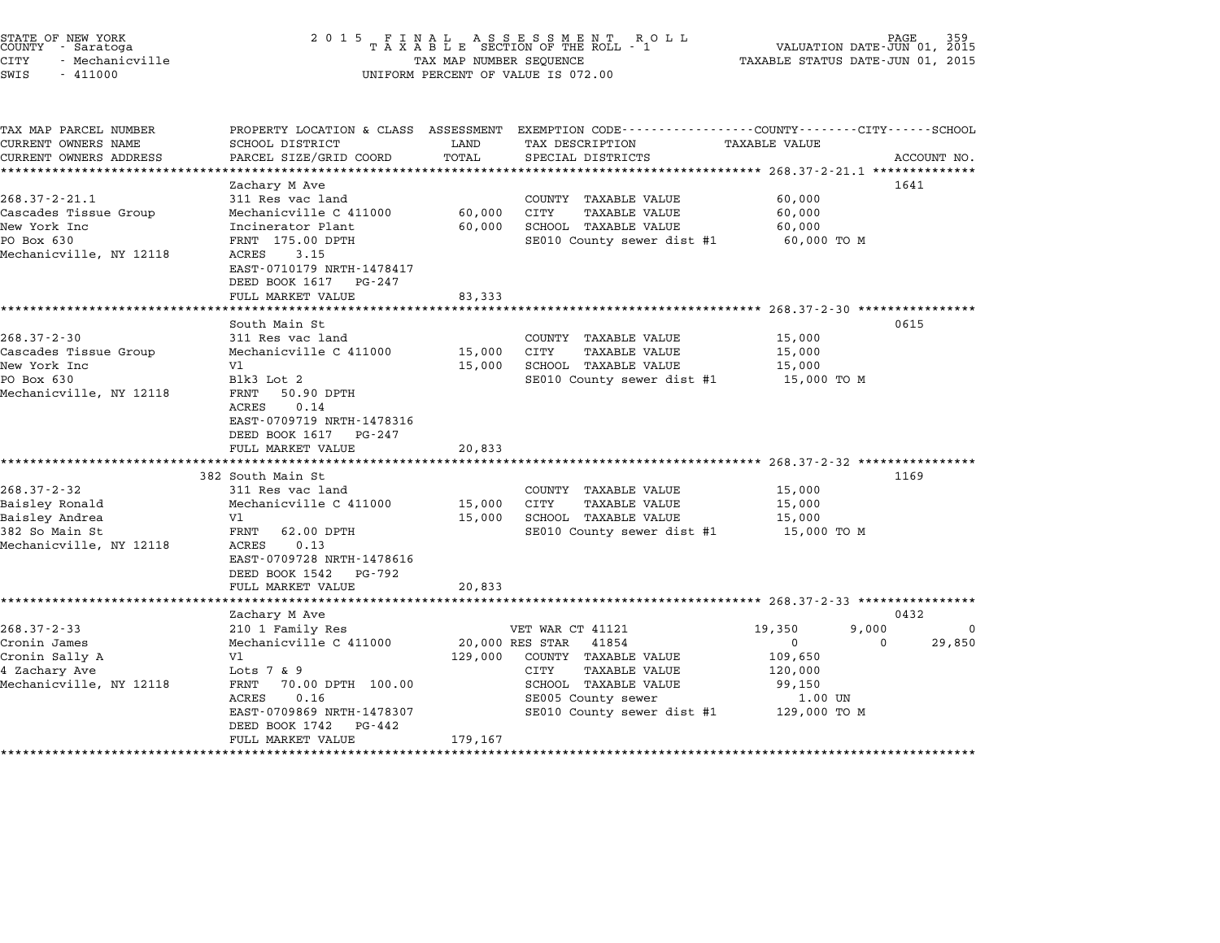STATE OF NEW YORK
COUNTY - Saratoga
CITY - Mechanicville
SWIS - 411000

2015 FINAL ASSESSMENT ROLL
TAXABLE SECTION OF THE ROLL - 1
TAX MAP NUMBER SEQUENCE
UNIFORM PERCENT OF VALUE IS 072.00

VALUATION DATE-JUN 01, 2015
TAXABLE STATUS DATE-JUN 01, 2015

| TAX MAP PARCEL NUMBER / CURRENT OWNERS NAME / CURRENT OWNERS ADDRESS | PROPERTY LOCATION & CLASS / SCHOOL DISTRICT / PARCEL SIZE/GRID COORD | ASSESSMENT LAND | TOTAL | EXEMPTION CODE / TAX DESCRIPTION / SPECIAL DISTRICTS | COUNTY TAXABLE VALUE | CITY | SCHOOL | ACCOUNT NO. |
|---|---|---|---|---|---|---|---|---|
| 268.37-2-21.1 | Zachary M Ave | | | | | | | 1641 |
| Cascades Tissue Group | 311 Res vac land | | | COUNTY TAXABLE VALUE | 60,000 | | | |
| New York Inc | Mechanicville C 411000 | 60,000 | | CITY TAXABLE VALUE | 60,000 | | | |
| PO Box 630 | Incinerator Plant | | 60,000 | SCHOOL TAXABLE VALUE | 60,000 | | | |
| Mechanicville, NY 12118 | FRNT 175.00 DPTH | | | SE010 County sewer dist #1 | 60,000 TO M | | | |
| | ACRES 3.15 | | | | | | | |
| | EAST-0710179 NRTH-1478417 | | | | | | | |
| | DEED BOOK 1617 PG-247 | | | | | | | |
| | FULL MARKET VALUE | | 83,333 | | | | | |
| 268.37-2-30 | South Main St | | | | | | | 0615 |
| Cascades Tissue Group | 311 Res vac land | | | COUNTY TAXABLE VALUE | 15,000 | | | |
| New York Inc | Mechanicville C 411000 | 15,000 | | CITY TAXABLE VALUE | 15,000 | | | |
| PO Box 630 | Vl | | 15,000 | SCHOOL TAXABLE VALUE | 15,000 | | | |
| Mechanicville, NY 12118 | Blk3 Lot 2 | | | SE010 County sewer dist #1 | 15,000 TO M | | | |
| | FRNT 50.90 DPTH | | | | | | | |
| | ACRES 0.14 | | | | | | | |
| | EAST-0709719 NRTH-1478316 | | | | | | | |
| | DEED BOOK 1617 PG-247 | | | | | | | |
| | FULL MARKET VALUE | | 20,833 | | | | | |
| 268.37-2-32 | 382 South Main St | | | | | | | 1169 |
| Baisley Ronald | 311 Res vac land | | | COUNTY TAXABLE VALUE | 15,000 | | | |
| Baisley Andrea | Mechanicville C 411000 | 15,000 | | CITY TAXABLE VALUE | 15,000 | | | |
| 382 So Main St | Vl | | 15,000 | SCHOOL TAXABLE VALUE | 15,000 | | | |
| Mechanicville, NY 12118 | FRNT 62.00 DPTH | | | SE010 County sewer dist #1 | 15,000 TO M | | | |
| | ACRES 0.13 | | | | | | | |
| | EAST-0709728 NRTH-1478616 | | | | | | | |
| | DEED BOOK 1542 PG-792 | | | | | | | |
| | FULL MARKET VALUE | | 20,833 | | | | | |
| 268.37-2-33 | Zachary M Ave | | | | | | | 0432 |
| Cronin James | 210 1 Family Res | | | VET WAR CT 41121 | 19,350 | 9,000 | 0 | |
| Cronin Sally A | Mechanicville C 411000 | 20,000 | | RES STAR 41854 | 0 | 0 | 29,850 | |
| 4 Zachary Ave | Vl | | 129,000 | COUNTY TAXABLE VALUE | 109,650 | | | |
| Mechanicville, NY 12118 | Lots 7 & 9 | | | CITY TAXABLE VALUE | 120,000 | | | |
| | FRNT 70.00 DPTH 100.00 | | | SCHOOL TAXABLE VALUE | 99,150 | | | |
| | ACRES 0.16 | | | SE005 County sewer | 1.00 UN | | | |
| | EAST-0709869 NRTH-1478307 | | | SE010 County sewer dist #1 | 129,000 TO M | | | |
| | DEED BOOK 1742 PG-442 | | | | | | | |
| | FULL MARKET VALUE | | 179,167 | | | | | |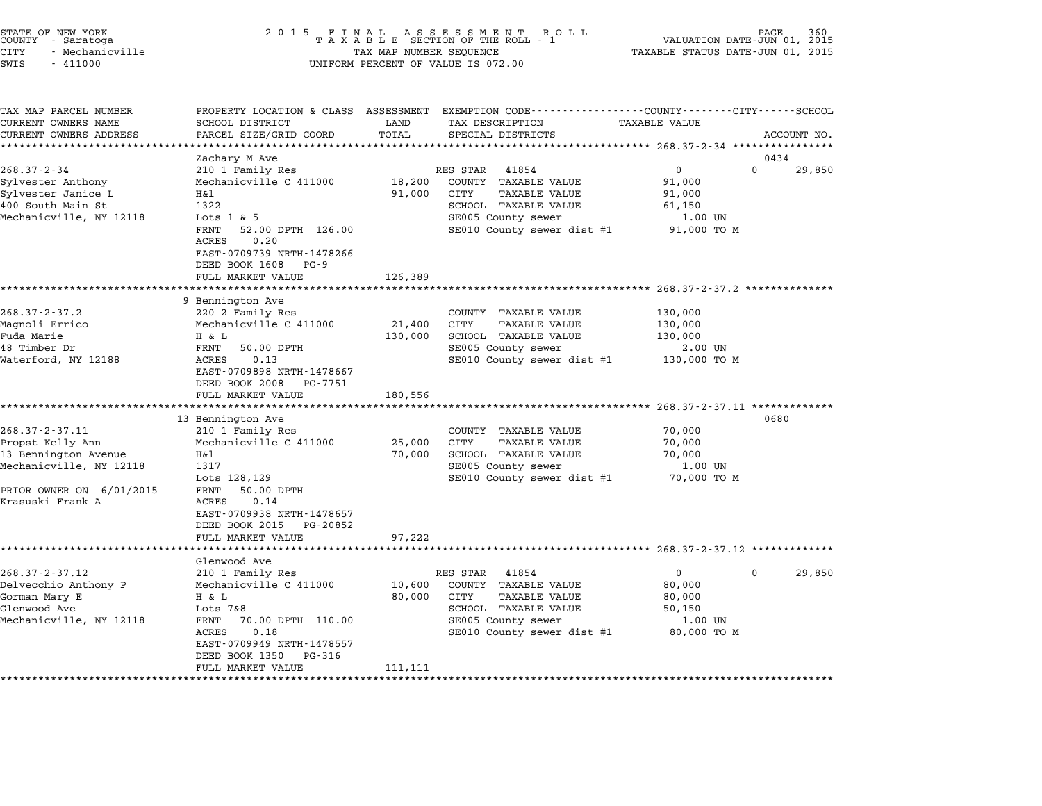STATE OF NEW YORK
COUNTY - Saratoga
CITY - Mechanicville
SWIS - 411000

2 0 1 5 F I N A L A S S E S S M E N T R O L L
T A X A B L E SECTION OF THE ROLL - 1
TAX MAP NUMBER SEQUENCE
UNIFORM PERCENT OF VALUE IS 072.00

VALUATION DATE-JUN 01, 2015
TAXABLE STATUS DATE-JUN 01, 2015

| TAX MAP PARCEL NUMBER / CURRENT OWNERS NAME / CURRENT OWNERS ADDRESS | PROPERTY LOCATION & CLASS / SCHOOL DISTRICT / PARCEL SIZE/GRID COORD | ASSESSMENT LAND / TOTAL | EXEMPTION CODE / TAX DESCRIPTION / SPECIAL DISTRICTS | TAXABLE VALUE (COUNTY / CITY / SCHOOL) | ACCOUNT NO. |
|---|---|---|---|---|---|
| **268.37-2-34** | Zachary M Ave | | | | 0434 |
| 268.37-2-34 | 210 1 Family Res | | RES STAR 41854 | 0 / 0 | 29,850 |
| Sylvester Anthony | Mechanicville C 411000 | 18,200 | COUNTY TAXABLE VALUE | 91,000 | |
| Sylvester Janice L | H&l | 91,000 | CITY TAXABLE VALUE | 91,000 | |
| 400 South Main St | 1322 | | SCHOOL TAXABLE VALUE | 61,150 | |
| Mechanicville, NY 12118 | Lots 1 & 5 | | SE005 County sewer | 1.00 UN | |
| | FRNT 52.00 DPTH 126.00 | | SE010 County sewer dist #1 | 91,000 TO M | |
| | ACRES 0.20 | | | | |
| | EAST-0709739 NRTH-1478266 | | | | |
| | DEED BOOK 1608 PG-9 | | | | |
| | FULL MARKET VALUE | 126,389 | | | |
| **268.37-2-37.2** | 9 Bennington Ave | | | | |
| 268.37-2-37.2 | 220 2 Family Res | | COUNTY TAXABLE VALUE | 130,000 | |
| Magnoli Errico | Mechanicville C 411000 | 21,400 | CITY TAXABLE VALUE | 130,000 | |
| Fuda Marie | H & L | 130,000 | SCHOOL TAXABLE VALUE | 130,000 | |
| 48 Timber Dr | FRNT 50.00 DPTH | | SE005 County sewer | 2.00 UN | |
| Waterford, NY 12188 | ACRES 0.13 | | SE010 County sewer dist #1 | 130,000 TO M | |
| | EAST-0709898 NRTH-1478667 | | | | |
| | DEED BOOK 2008 PG-7751 | | | | |
| | FULL MARKET VALUE | 180,556 | | | |
| **268.37-2-37.11** | 13 Bennington Ave | | | | 0680 |
| 268.37-2-37.11 | 210 1 Family Res | | COUNTY TAXABLE VALUE | 70,000 | |
| Propst Kelly Ann | Mechanicville C 411000 | 25,000 | CITY TAXABLE VALUE | 70,000 | |
| 13 Bennington Avenue | H&l | 70,000 | SCHOOL TAXABLE VALUE | 70,000 | |
| Mechanicville, NY 12118 | 1317 | | SE005 County sewer | 1.00 UN | |
| | Lots 128,129 | | SE010 County sewer dist #1 | 70,000 TO M | |
| PRIOR OWNER ON 6/01/2015 | FRNT 50.00 DPTH | | | | |
| Krasuski Frank A | ACRES 0.14 | | | | |
| | EAST-0709938 NRTH-1478657 | | | | |
| | DEED BOOK 2015 PG-20852 | | | | |
| | FULL MARKET VALUE | 97,222 | | | |
| **268.37-2-37.12** | Glenwood Ave | | | | |
| 268.37-2-37.12 | 210 1 Family Res | | RES STAR 41854 | 0 / 0 | 29,850 |
| Delvecchio Anthony P | Mechanicville C 411000 | 10,600 | COUNTY TAXABLE VALUE | 80,000 | |
| Gorman Mary E | H & L | 80,000 | CITY TAXABLE VALUE | 80,000 | |
| Glenwood Ave | Lots 7&8 | | SCHOOL TAXABLE VALUE | 50,150 | |
| Mechanicville, NY 12118 | FRNT 70.00 DPTH 110.00 | | SE005 County sewer | 1.00 UN | |
| | ACRES 0.18 | | SE010 County sewer dist #1 | 80,000 TO M | |
| | EAST-0709949 NRTH-1478557 | | | | |
| | DEED BOOK 1350 PG-316 | | | | |
| | FULL MARKET VALUE | 111,111 | | | |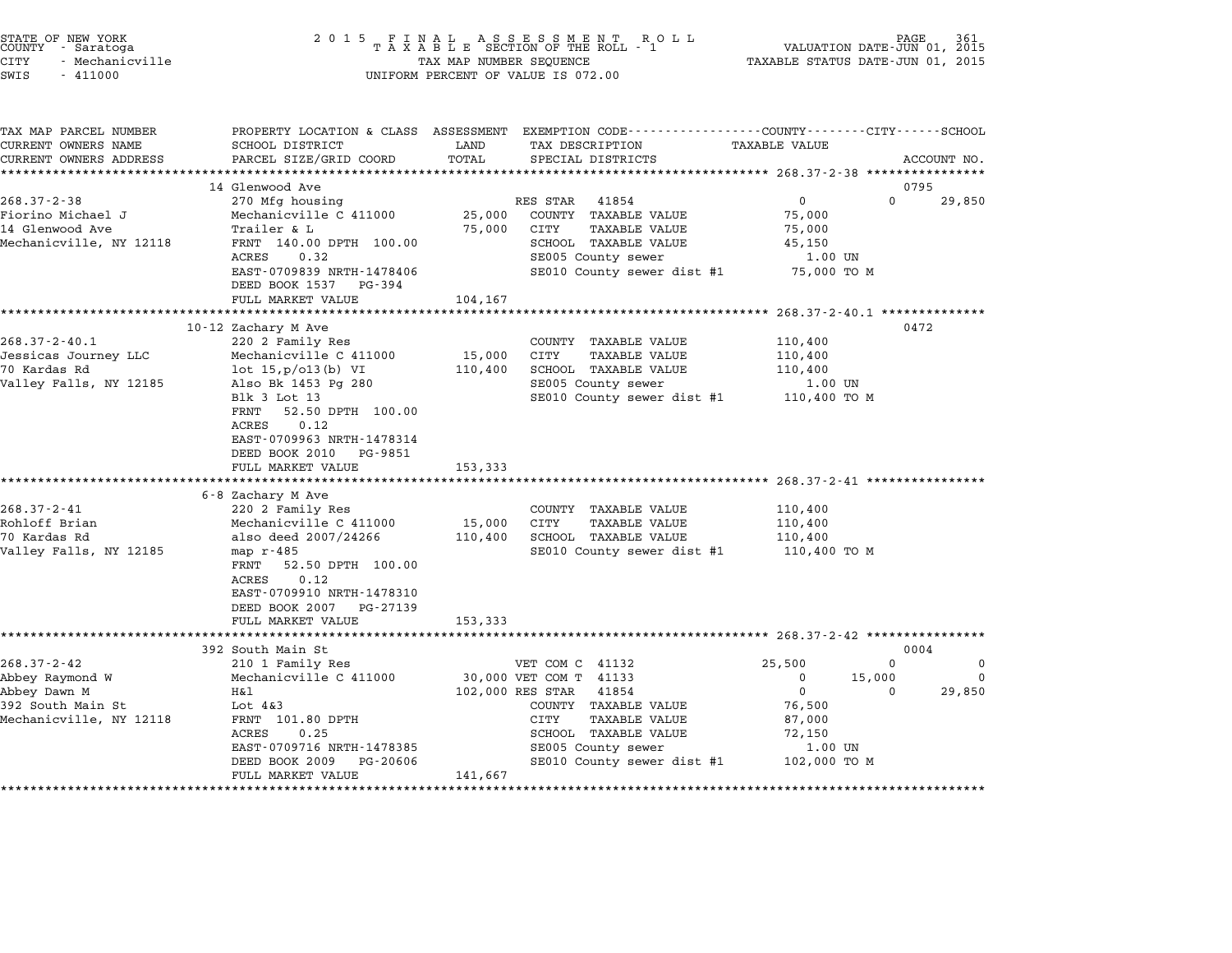STATE OF NEW YORK
COUNTY - Saratoga
CITY - Mechanicville
SWIS - 411000

2015 FINAL ASSESSMENT ROLL
TAXABLE SECTION OF THE ROLL - 1
TAX MAP NUMBER SEQUENCE
UNIFORM PERCENT OF VALUE IS 072.00

VALUATION DATE-JUN 01, 2015
TAXABLE STATUS DATE-JUN 01, 2015

| TAX MAP PARCEL NUMBER / CURRENT OWNERS NAME / CURRENT OWNERS ADDRESS | PROPERTY LOCATION & CLASS / SCHOOL DISTRICT / PARCEL SIZE/GRID COORD | ASSESSMENT LAND / TOTAL | EXEMPTION CODE / TAX DESCRIPTION / SPECIAL DISTRICTS | COUNTY TAXABLE VALUE | CITY | SCHOOL | ACCOUNT NO. |
|---|---|---|---|---|---|---|---|
| **268.37-2-38** | 14 Glenwood Ave | | | | | | 0795 |
| 268.37-2-38 | 270 Mfg housing | | RES STAR 41854 | 0 | 0 | 29,850 | |
| Fiorino Michael J | Mechanicville C 411000 | 25,000 | COUNTY TAXABLE VALUE | 75,000 | | | |
| 14 Glenwood Ave | Trailer & L | 75,000 | CITY TAXABLE VALUE | 75,000 | | | |
| Mechanicville, NY 12118 | FRNT 140.00 DPTH 100.00 | | SCHOOL TAXABLE VALUE | 45,150 | | | |
| | ACRES 0.32 | | SE005 County sewer | 1.00 UN | | | |
| | EAST-0709839 NRTH-1478406 | | SE010 County sewer dist #1 | 75,000 TO M | | | |
| | DEED BOOK 1537 PG-394 | | | | | | |
| | FULL MARKET VALUE | 104,167 | | | | | |
| **268.37-2-40.1** | 10-12 Zachary M Ave | | | | | | 0472 |
| 268.37-2-40.1 | 220 2 Family Res | | COUNTY TAXABLE VALUE | 110,400 | | | |
| Jessicas Journey LLC | Mechanicville C 411000 | 15,000 | CITY TAXABLE VALUE | 110,400 | | | |
| 70 Kardas Rd | lot 15,p/o13(b) VI | 110,400 | SCHOOL TAXABLE VALUE | 110,400 | | | |
| Valley Falls, NY 12185 | Also Bk 1453 Pg 280 | | SE005 County sewer | 1.00 UN | | | |
| | Blk 3 Lot 13 | | SE010 County sewer dist #1 | 110,400 TO M | | | |
| | FRNT 52.50 DPTH 100.00 | | | | | | |
| | ACRES 0.12 | | | | | | |
| | EAST-0709963 NRTH-1478314 | | | | | | |
| | DEED BOOK 2010 PG-9851 | | | | | | |
| | FULL MARKET VALUE | 153,333 | | | | | |
| **268.37-2-41** | 6-8 Zachary M Ave | | | | | | |
| 268.37-2-41 | 220 2 Family Res | | COUNTY TAXABLE VALUE | 110,400 | | | |
| Rohloff Brian | Mechanicville C 411000 | 15,000 | CITY TAXABLE VALUE | 110,400 | | | |
| 70 Kardas Rd | also deed 2007/24266 | 110,400 | SCHOOL TAXABLE VALUE | 110,400 | | | |
| Valley Falls, NY 12185 | map r-485 | | SE010 County sewer dist #1 | 110,400 TO M | | | |
| | FRNT 52.50 DPTH 100.00 | | | | | | |
| | ACRES 0.12 | | | | | | |
| | EAST-0709910 NRTH-1478310 | | | | | | |
| | DEED BOOK 2007 PG-27139 | | | | | | |
| | FULL MARKET VALUE | 153,333 | | | | | |
| **268.37-2-42** | 392 South Main St | | | | | | 0004 |
| 268.37-2-42 | 210 1 Family Res | | VET COM C 41132 | 25,500 | 0 | 0 | |
| Abbey Raymond W | Mechanicville C 411000 | 30,000 | VET COM T 41133 | 0 | 15,000 | 0 | |
| Abbey Dawn M | H&l | 102,000 | RES STAR 41854 | 0 | 0 | 29,850 | |
| 392 South Main St | Lot 4&3 | | COUNTY TAXABLE VALUE | 76,500 | | | |
| Mechanicville, NY 12118 | FRNT 101.80 DPTH | | CITY TAXABLE VALUE | 87,000 | | | |
| | ACRES 0.25 | | SCHOOL TAXABLE VALUE | 72,150 | | | |
| | EAST-0709716 NRTH-1478385 | | SE005 County sewer | 1.00 UN | | | |
| | DEED BOOK 2009 PG-20606 | | SE010 County sewer dist #1 | 102,000 TO M | | | |
| | FULL MARKET VALUE | 141,667 | | | | | |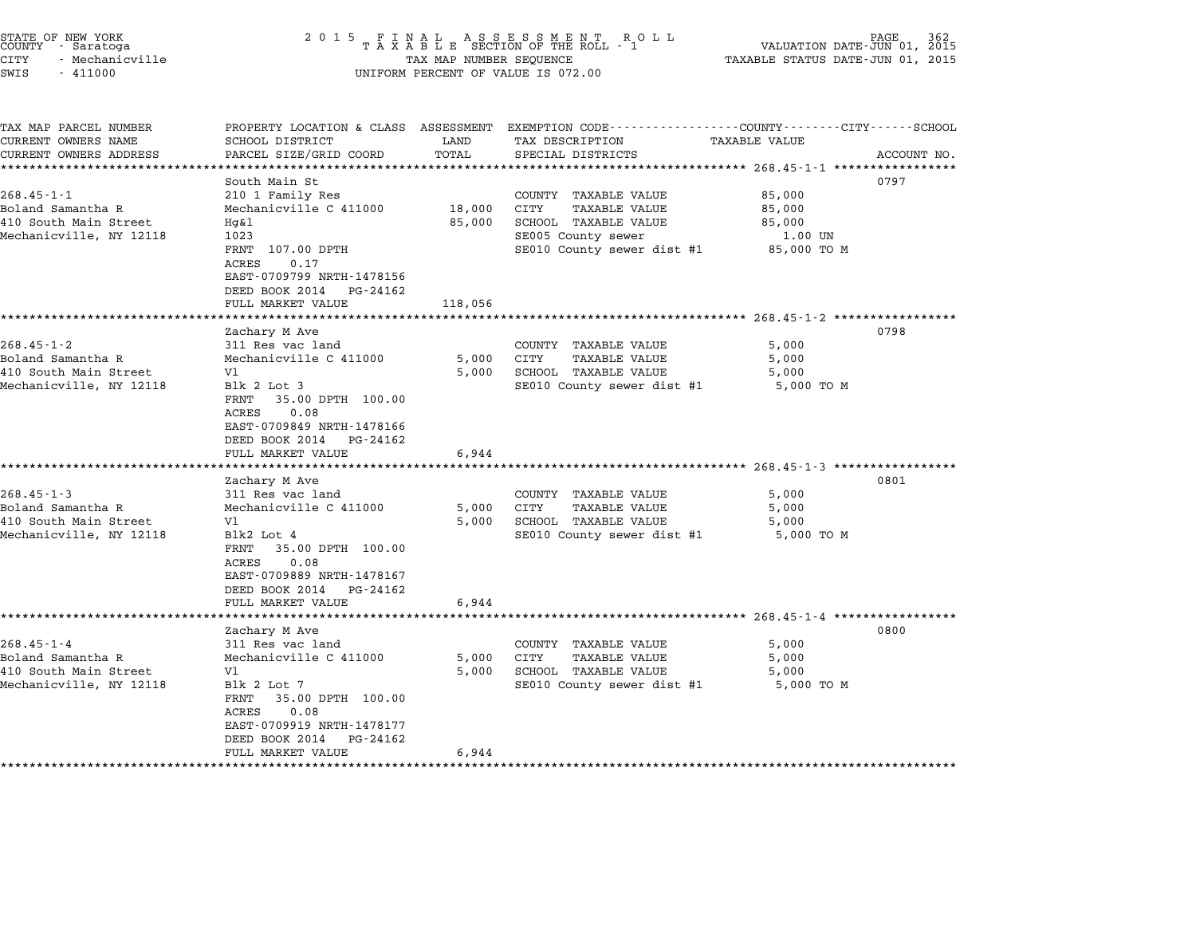STATE OF NEW YORK
COUNTY - Saratoga
CITY - Mechanicville
SWIS - 411000

2 0 1 5 F I N A L A S S E S S M E N T R O L L
T A X A B L E SECTION OF THE ROLL - 1
TAX MAP NUMBER SEQUENCE
UNIFORM PERCENT OF VALUE IS 072.00

VALUATION DATE-JUN 01, 2015
TAXABLE STATUS DATE-JUN 01, 2015

| TAX MAP PARCEL NUMBER / CURRENT OWNERS NAME / CURRENT OWNERS ADDRESS | PROPERTY LOCATION & CLASS / SCHOOL DISTRICT / PARCEL SIZE/GRID COORD | ASSESSMENT LAND | TOTAL | EXEMPTION CODE / TAX DESCRIPTION / SPECIAL DISTRICTS | TAXABLE VALUE (COUNTY--------CITY------SCHOOL) | ACCOUNT NO. |
|---|---|---|---|---|---|---|
| 268.45-1-1 | South Main St | | | | | 0797 |
| 268.45-1-1 | 210 1 Family Res | | | COUNTY TAXABLE VALUE | 85,000 | |
| Boland Samantha R | Mechanicville C 411000 | 18,000 | | CITY TAXABLE VALUE | 85,000 | |
| 410 South Main Street | Hg&l | | 85,000 | SCHOOL TAXABLE VALUE | 85,000 | |
| Mechanicville, NY 12118 | 1023 | | | SE005 County sewer | 1.00 UN | |
| | FRNT 107.00 DPTH | | | SE010 County sewer dist #1 | 85,000 TO M | |
| | ACRES 0.17 | | | | | |
| | EAST-0709799 NRTH-1478156 | | | | | |
| | DEED BOOK 2014 PG-24162 | | | | | |
| | FULL MARKET VALUE | | 118,056 | | | |
| 268.45-1-2 | Zachary M Ave | | | | | 0798 |
| 268.45-1-2 | 311 Res vac land | | | COUNTY TAXABLE VALUE | 5,000 | |
| Boland Samantha R | Mechanicville C 411000 | 5,000 | | CITY TAXABLE VALUE | 5,000 | |
| 410 South Main Street | Vl | | 5,000 | SCHOOL TAXABLE VALUE | 5,000 | |
| Mechanicville, NY 12118 | Blk 2 Lot 3 | | | SE010 County sewer dist #1 | 5,000 TO M | |
| | FRNT 35.00 DPTH 100.00 | | | | | |
| | ACRES 0.08 | | | | | |
| | EAST-0709849 NRTH-1478166 | | | | | |
| | DEED BOOK 2014 PG-24162 | | | | | |
| | FULL MARKET VALUE | | 6,944 | | | |
| 268.45-1-3 | Zachary M Ave | | | | | 0801 |
| 268.45-1-3 | 311 Res vac land | | | COUNTY TAXABLE VALUE | 5,000 | |
| Boland Samantha R | Mechanicville C 411000 | 5,000 | | CITY TAXABLE VALUE | 5,000 | |
| 410 South Main Street | Vl | | 5,000 | SCHOOL TAXABLE VALUE | 5,000 | |
| Mechanicville, NY 12118 | Blk2 Lot 4 | | | SE010 County sewer dist #1 | 5,000 TO M | |
| | FRNT 35.00 DPTH 100.00 | | | | | |
| | ACRES 0.08 | | | | | |
| | EAST-0709889 NRTH-1478167 | | | | | |
| | DEED BOOK 2014 PG-24162 | | | | | |
| | FULL MARKET VALUE | | 6,944 | | | |
| 268.45-1-4 | Zachary M Ave | | | | | 0800 |
| 268.45-1-4 | 311 Res vac land | | | COUNTY TAXABLE VALUE | 5,000 | |
| Boland Samantha R | Mechanicville C 411000 | 5,000 | | CITY TAXABLE VALUE | 5,000 | |
| 410 South Main Street | Vl | | 5,000 | SCHOOL TAXABLE VALUE | 5,000 | |
| Mechanicville, NY 12118 | Blk 2 Lot 7 | | | SE010 County sewer dist #1 | 5,000 TO M | |
| | FRNT 35.00 DPTH 100.00 | | | | | |
| | ACRES 0.08 | | | | | |
| | EAST-0709919 NRTH-1478177 | | | | | |
| | DEED BOOK 2014 PG-24162 | | | | | |
| | FULL MARKET VALUE | | 6,944 | | | |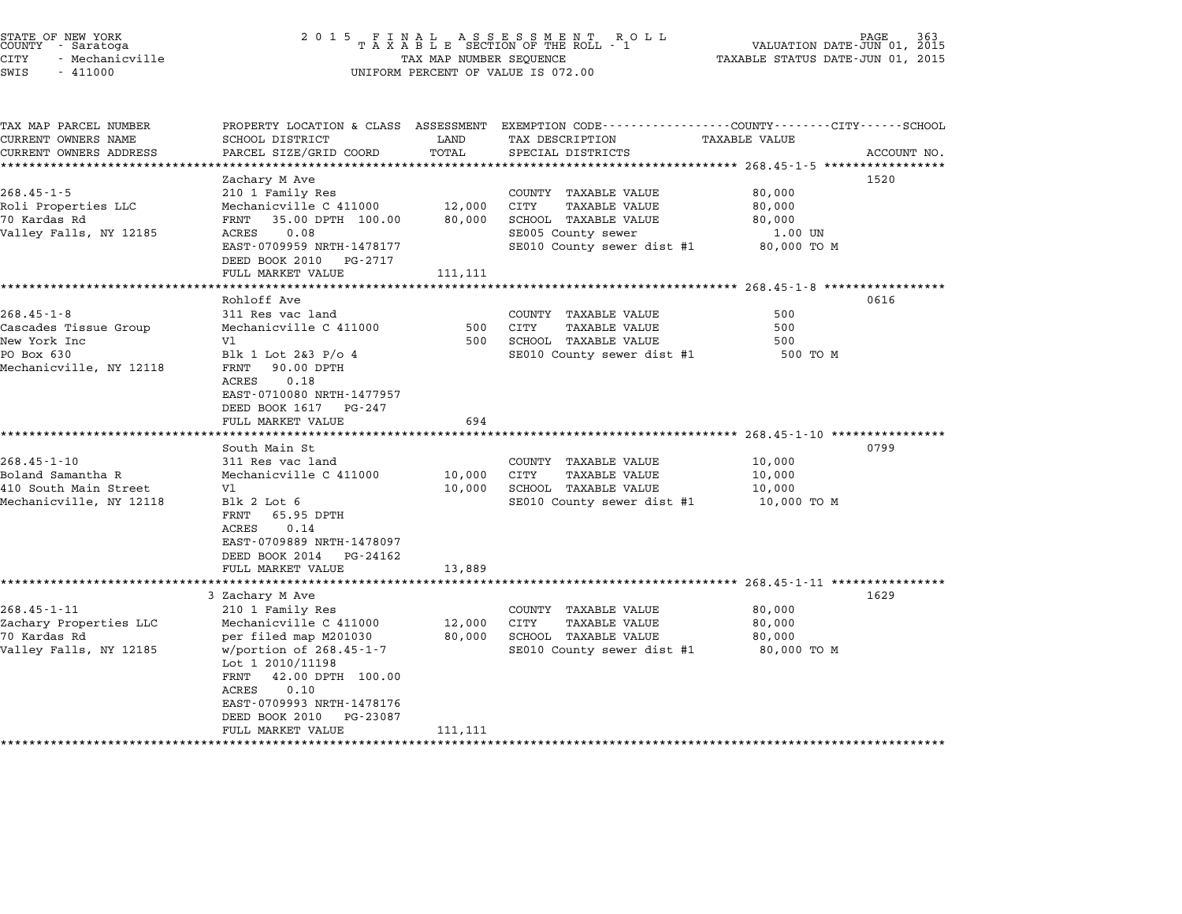STATE OF NEW YORK
COUNTY - Saratoga
CITY - Mechanicville
SWIS - 411000

2 0 1 5 F I N A L A S S E S S M E N T R O L L
T A X A B L E SECTION OF THE ROLL - 1
TAX MAP NUMBER SEQUENCE
UNIFORM PERCENT OF VALUE IS 072.00

VALUATION DATE-JUN 01, 2015
TAXABLE STATUS DATE-JUN 01, 2015

| TAX MAP PARCEL NUMBER / CURRENT OWNERS NAME / CURRENT OWNERS ADDRESS | PROPERTY LOCATION & CLASS / SCHOOL DISTRICT / PARCEL SIZE/GRID COORD | ASSESSMENT LAND / TOTAL | EXEMPTION CODE / TAX DESCRIPTION / SPECIAL DISTRICTS | TAXABLE VALUE | ACCOUNT NO. |
|---|---|---|---|---|---|
| 268.45-1-5 | Zachary M Ave | | | | 1520 |
| 268.45-1-5 | 210 1 Family Res | | COUNTY TAXABLE VALUE | 80,000 | |
| Roli Properties LLC | Mechanicville C 411000 | 12,000 | CITY TAXABLE VALUE | 80,000 | |
| 70 Kardas Rd | FRNT 35.00 DPTH 100.00 | 80,000 | SCHOOL TAXABLE VALUE | 80,000 | |
| Valley Falls, NY 12185 | ACRES 0.08 | | SE005 County sewer | 1.00 UN | |
| | EAST-0709959 NRTH-1478177 | | SE010 County sewer dist #1 | 80,000 TO M | |
| | DEED BOOK 2010 PG-2717 | | | | |
| | FULL MARKET VALUE | 111,111 | | | |
| 268.45-1-8 | Rohloff Ave | | | | 0616 |
| 268.45-1-8 | 311 Res vac land | | COUNTY TAXABLE VALUE | 500 | |
| Cascades Tissue Group | Mechanicville C 411000 | 500 | CITY TAXABLE VALUE | 500 | |
| New York Inc | Vl | 500 | SCHOOL TAXABLE VALUE | 500 | |
| PO Box 630 | Blk 1 Lot 2&3 P/o 4 | | SE010 County sewer dist #1 | 500 TO M | |
| Mechanicville, NY 12118 | FRNT 90.00 DPTH | | | | |
| | ACRES 0.18 | | | | |
| | EAST-0710080 NRTH-1477957 | | | | |
| | DEED BOOK 1617 PG-247 | | | | |
| | FULL MARKET VALUE | 694 | | | |
| 268.45-1-10 | South Main St | | | | 0799 |
| 268.45-1-10 | 311 Res vac land | | COUNTY TAXABLE VALUE | 10,000 | |
| Boland Samantha R | Mechanicville C 411000 | 10,000 | CITY TAXABLE VALUE | 10,000 | |
| 410 South Main Street | Vl | 10,000 | SCHOOL TAXABLE VALUE | 10,000 | |
| Mechanicville, NY 12118 | Blk 2 Lot 6 | | SE010 County sewer dist #1 | 10,000 TO M | |
| | FRNT 65.95 DPTH | | | | |
| | ACRES 0.14 | | | | |
| | EAST-0709889 NRTH-1478097 | | | | |
| | DEED BOOK 2014 PG-24162 | | | | |
| | FULL MARKET VALUE | 13,889 | | | |
| 268.45-1-11 | 3 Zachary M Ave | | | | 1629 |
| 268.45-1-11 | 210 1 Family Res | | COUNTY TAXABLE VALUE | 80,000 | |
| Zachary Properties LLC | Mechanicville C 411000 | 12,000 | CITY TAXABLE VALUE | 80,000 | |
| 70 Kardas Rd | per filed map M201030 | 80,000 | SCHOOL TAXABLE VALUE | 80,000 | |
| Valley Falls, NY 12185 | w/portion of 268.45-1-7 | | SE010 County sewer dist #1 | 80,000 TO M | |
| | Lot 1 2010/11198 | | | | |
| | FRNT 42.00 DPTH 100.00 | | | | |
| | ACRES 0.10 | | | | |
| | EAST-0709993 NRTH-1478176 | | | | |
| | DEED BOOK 2010 PG-23087 | | | | |
| | FULL MARKET VALUE | 111,111 | | | |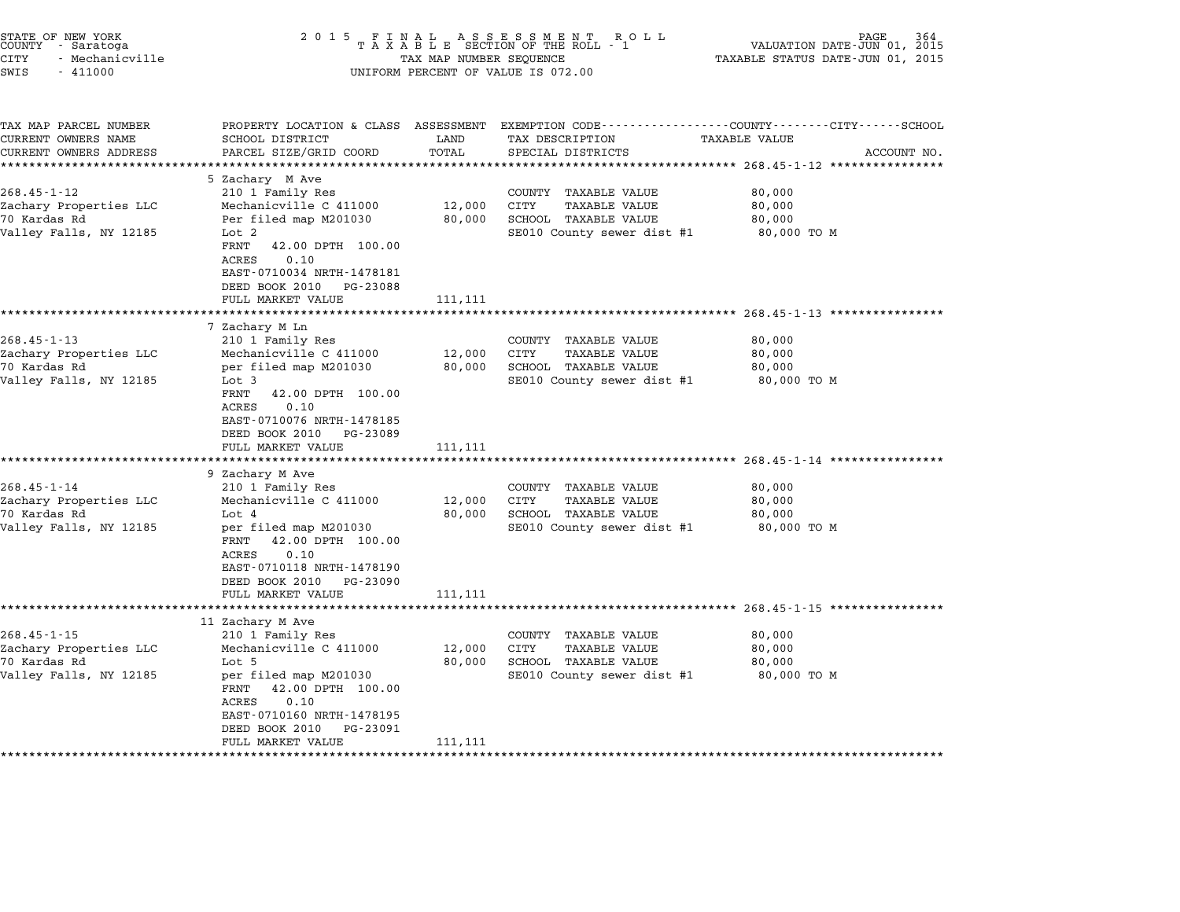STATE OF NEW YORK
COUNTY - Saratoga
CITY - Mechanicville
SWIS - 411000

2015 FINAL ASSESSMENT ROLL
TAXABLE SECTION OF THE ROLL - 1
TAX MAP NUMBER SEQUENCE
UNIFORM PERCENT OF VALUE IS 072.00

VALUATION DATE-JUN 01, 2015
TAXABLE STATUS DATE-JUN 01, 2015

| TAX MAP PARCEL NUMBER / CURRENT OWNERS NAME / CURRENT OWNERS ADDRESS | PROPERTY LOCATION & CLASS / SCHOOL DISTRICT / PARCEL SIZE/GRID COORD | ASSESSMENT LAND | TOTAL | EXEMPTION CODE / TAX DESCRIPTION / SPECIAL DISTRICTS | TAXABLE VALUE (COUNTY / CITY / SCHOOL) | ACCOUNT NO. |
|---|---|---|---|---|---|---|
| **268.45-1-12** | 5 Zachary M Ave | | | | | |
| 268.45-1-12 | 210 1 Family Res | | | COUNTY TAXABLE VALUE | 80,000 | |
| Zachary Properties LLC | Mechanicville C 411000 | 12,000 | | CITY TAXABLE VALUE | 80,000 | |
| 70 Kardas Rd | Per filed map M201030 | | 80,000 | SCHOOL TAXABLE VALUE | 80,000 | |
| Valley Falls, NY 12185 | Lot 2 | | | SE010 County sewer dist #1 | 80,000 TO M | |
| | FRNT 42.00 DPTH 100.00 | | | | | |
| | ACRES 0.10 | | | | | |
| | EAST-0710034 NRTH-1478181 | | | | | |
| | DEED BOOK 2010 PG-23088 | | | | | |
| | FULL MARKET VALUE | | 111,111 | | | |
| **268.45-1-13** | 7 Zachary M Ln | | | | | |
| 268.45-1-13 | 210 1 Family Res | | | COUNTY TAXABLE VALUE | 80,000 | |
| Zachary Properties LLC | Mechanicville C 411000 | 12,000 | | CITY TAXABLE VALUE | 80,000 | |
| 70 Kardas Rd | per filed map M201030 | | 80,000 | SCHOOL TAXABLE VALUE | 80,000 | |
| Valley Falls, NY 12185 | Lot 3 | | | SE010 County sewer dist #1 | 80,000 TO M | |
| | FRNT 42.00 DPTH 100.00 | | | | | |
| | ACRES 0.10 | | | | | |
| | EAST-0710076 NRTH-1478185 | | | | | |
| | DEED BOOK 2010 PG-23089 | | | | | |
| | FULL MARKET VALUE | | 111,111 | | | |
| **268.45-1-14** | 9 Zachary M Ave | | | | | |
| 268.45-1-14 | 210 1 Family Res | | | COUNTY TAXABLE VALUE | 80,000 | |
| Zachary Properties LLC | Mechanicville C 411000 | 12,000 | | CITY TAXABLE VALUE | 80,000 | |
| 70 Kardas Rd | Lot 4 | | 80,000 | SCHOOL TAXABLE VALUE | 80,000 | |
| Valley Falls, NY 12185 | per filed map M201030 | | | SE010 County sewer dist #1 | 80,000 TO M | |
| | FRNT 42.00 DPTH 100.00 | | | | | |
| | ACRES 0.10 | | | | | |
| | EAST-0710118 NRTH-1478190 | | | | | |
| | DEED BOOK 2010 PG-23090 | | | | | |
| | FULL MARKET VALUE | | 111,111 | | | |
| **268.45-1-15** | 11 Zachary M Ave | | | | | |
| 268.45-1-15 | 210 1 Family Res | | | COUNTY TAXABLE VALUE | 80,000 | |
| Zachary Properties LLC | Mechanicville C 411000 | 12,000 | | CITY TAXABLE VALUE | 80,000 | |
| 70 Kardas Rd | Lot 5 | | 80,000 | SCHOOL TAXABLE VALUE | 80,000 | |
| Valley Falls, NY 12185 | per filed map M201030 | | | SE010 County sewer dist #1 | 80,000 TO M | |
| | FRNT 42.00 DPTH 100.00 | | | | | |
| | ACRES 0.10 | | | | | |
| | EAST-0710160 NRTH-1478195 | | | | | |
| | DEED BOOK 2010 PG-23091 | | | | | |
| | FULL MARKET VALUE | | 111,111 | | | |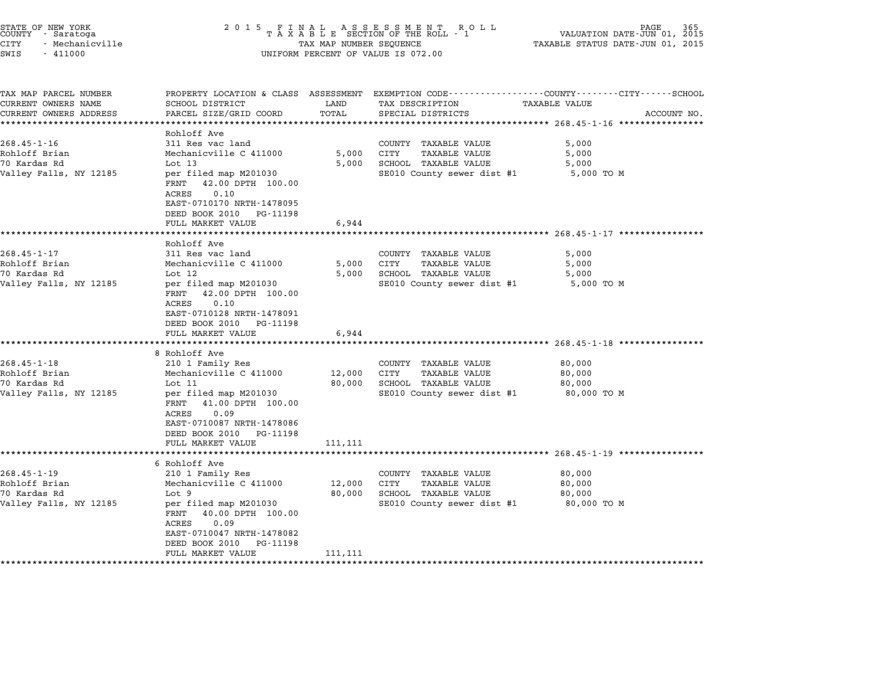STATE OF NEW YORK
COUNTY - Saratoga
CITY - Mechanicville
SWIS - 411000

2015 FINAL ASSESSMENT ROLL
TAXABLE SECTION OF THE ROLL - 1
TAX MAP NUMBER SEQUENCE
UNIFORM PERCENT OF VALUE IS 072.00

VALUATION DATE-JUN 01, 2015
TAXABLE STATUS DATE-JUN 01, 2015

| TAX MAP PARCEL NUMBER / CURRENT OWNERS NAME / CURRENT OWNERS ADDRESS | PROPERTY LOCATION & CLASS / SCHOOL DISTRICT / PARCEL SIZE/GRID COORD | ASSESSMENT LAND / TOTAL | EXEMPTION CODE / TAX DESCRIPTION / SPECIAL DISTRICTS | TAXABLE VALUE (COUNTY / CITY / SCHOOL) | ACCOUNT NO. |
|---|---|---|---|---|---|
| **268.45-1-16** | Rohloff Ave | | | | |
| 268.45-1-16 | 311 Res vac land | | COUNTY TAXABLE VALUE | 5,000 | |
| Rohloff Brian | Mechanicville C 411000 | 5,000 | CITY TAXABLE VALUE | 5,000 | |
| 70 Kardas Rd | Lot 13 | 5,000 | SCHOOL TAXABLE VALUE | 5,000 | |
| Valley Falls, NY 12185 | per filed map M201030 | | SE010 County sewer dist #1 | 5,000 TO M | |
| | FRNT 42.00 DPTH 100.00 | | | | |
| | ACRES 0.10 | | | | |
| | EAST-0710170 NRTH-1478095 | | | | |
| | DEED BOOK 2010 PG-11198 | | | | |
| | FULL MARKET VALUE | 6,944 | | | |
| **268.45-1-17** | Rohloff Ave | | | | |
| 268.45-1-17 | 311 Res vac land | | COUNTY TAXABLE VALUE | 5,000 | |
| Rohloff Brian | Mechanicville C 411000 | 5,000 | CITY TAXABLE VALUE | 5,000 | |
| 70 Kardas Rd | Lot 12 | 5,000 | SCHOOL TAXABLE VALUE | 5,000 | |
| Valley Falls, NY 12185 | per filed map M201030 | | SE010 County sewer dist #1 | 5,000 TO M | |
| | FRNT 42.00 DPTH 100.00 | | | | |
| | ACRES 0.10 | | | | |
| | EAST-0710128 NRTH-1478091 | | | | |
| | DEED BOOK 2010 PG-11198 | | | | |
| | FULL MARKET VALUE | 6,944 | | | |
| **268.45-1-18** | 8 Rohloff Ave | | | | |
| 268.45-1-18 | 210 1 Family Res | | COUNTY TAXABLE VALUE | 80,000 | |
| Rohloff Brian | Mechanicville C 411000 | 12,000 | CITY TAXABLE VALUE | 80,000 | |
| 70 Kardas Rd | Lot 11 | 80,000 | SCHOOL TAXABLE VALUE | 80,000 | |
| Valley Falls, NY 12185 | per filed map M201030 | | SE010 County sewer dist #1 | 80,000 TO M | |
| | FRNT 41.00 DPTH 100.00 | | | | |
| | ACRES 0.09 | | | | |
| | EAST-0710087 NRTH-1478086 | | | | |
| | DEED BOOK 2010 PG-11198 | | | | |
| | FULL MARKET VALUE | 111,111 | | | |
| **268.45-1-19** | 6 Rohloff Ave | | | | |
| 268.45-1-19 | 210 1 Family Res | | COUNTY TAXABLE VALUE | 80,000 | |
| Rohloff Brian | Mechanicville C 411000 | 12,000 | CITY TAXABLE VALUE | 80,000 | |
| 70 Kardas Rd | Lot 9 | 80,000 | SCHOOL TAXABLE VALUE | 80,000 | |
| Valley Falls, NY 12185 | per filed map M201030 | | SE010 County sewer dist #1 | 80,000 TO M | |
| | FRNT 40.00 DPTH 100.00 | | | | |
| | ACRES 0.09 | | | | |
| | EAST-0710047 NRTH-1478082 | | | | |
| | DEED BOOK 2010 PG-11198 | | | | |
| | FULL MARKET VALUE | 111,111 | | | |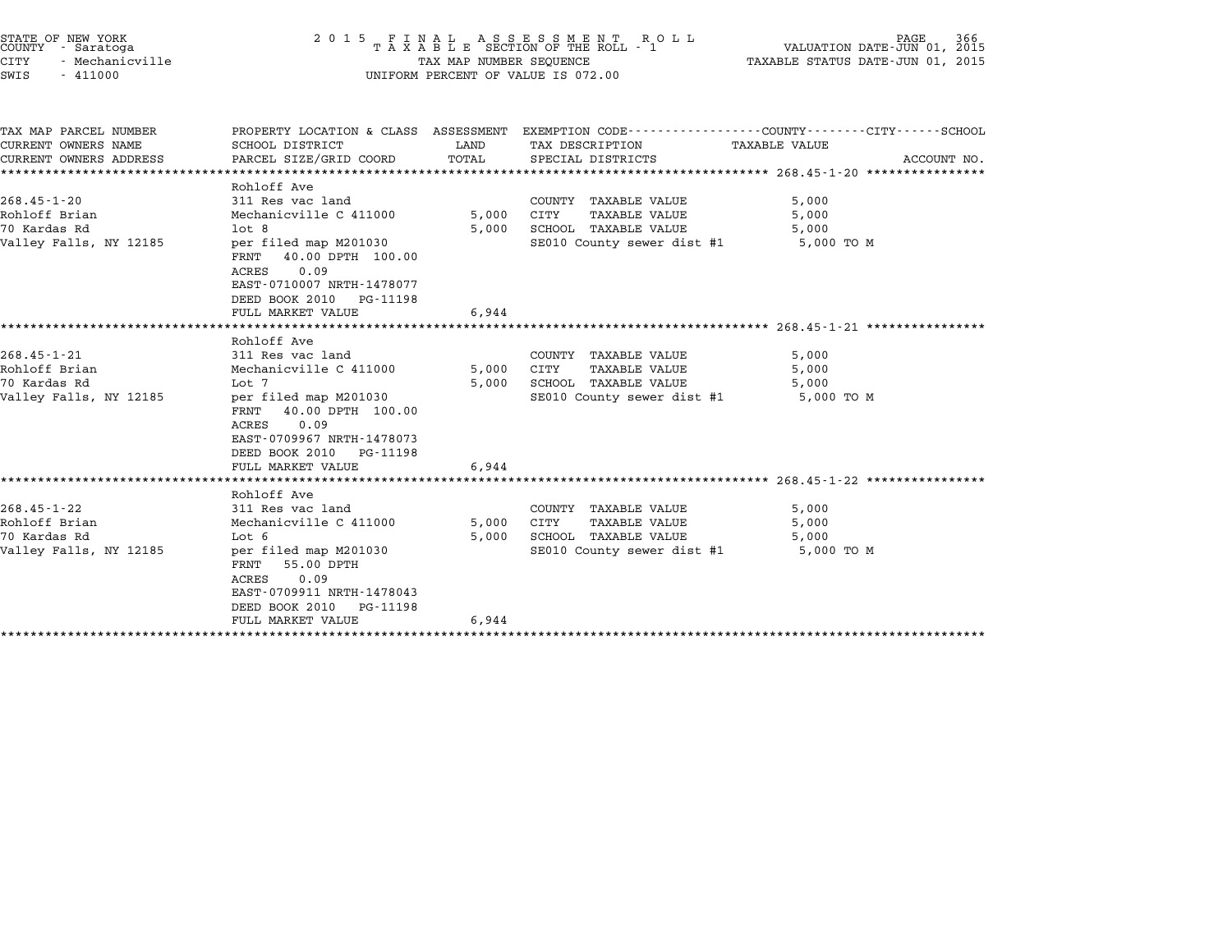STATE OF NEW YORK
COUNTY - Saratoga
CITY - Mechanicville
SWIS - 411000

2 0 1 5 F I N A L A S S E S S M E N T R O L L
T A X A B L E SECTION OF THE ROLL - 1
TAX MAP NUMBER SEQUENCE
UNIFORM PERCENT OF VALUE IS 072.00

VALUATION DATE-JUN 01, 2015
TAXABLE STATUS DATE-JUN 01, 2015

| TAX MAP PARCEL NUMBER / CURRENT OWNERS NAME / CURRENT OWNERS ADDRESS | PROPERTY LOCATION & CLASS / SCHOOL DISTRICT / PARCEL SIZE/GRID COORD | ASSESSMENT LAND / TOTAL | EXEMPTION CODE / TAX DESCRIPTION / SPECIAL DISTRICTS | TAXABLE VALUE (COUNTY--CITY--SCHOOL) / ACCOUNT NO. |
|---|---|---|---|---|
| **268.45-1-20** | Rohloff Ave | | | |
| 268.45-1-20 | 311 Res vac land | | COUNTY TAXABLE VALUE | 5,000 |
| Rohloff Brian | Mechanicville C 411000 | 5,000 | CITY TAXABLE VALUE | 5,000 |
| 70 Kardas Rd | lot 8 | 5,000 | SCHOOL TAXABLE VALUE | 5,000 |
| Valley Falls, NY 12185 | per filed map M201030 | | SE010 County sewer dist #1 | 5,000 TO M |
| | FRNT 40.00 DPTH 100.00 | | | |
| | ACRES 0.09 | | | |
| | EAST-0710007 NRTH-1478077 | | | |
| | DEED BOOK 2010 PG-11198 | | | |
| | FULL MARKET VALUE | 6,944 | | |
| **268.45-1-21** | Rohloff Ave | | | |
| 268.45-1-21 | 311 Res vac land | | COUNTY TAXABLE VALUE | 5,000 |
| Rohloff Brian | Mechanicville C 411000 | 5,000 | CITY TAXABLE VALUE | 5,000 |
| 70 Kardas Rd | Lot 7 | 5,000 | SCHOOL TAXABLE VALUE | 5,000 |
| Valley Falls, NY 12185 | per filed map M201030 | | SE010 County sewer dist #1 | 5,000 TO M |
| | FRNT 40.00 DPTH 100.00 | | | |
| | ACRES 0.09 | | | |
| | EAST-0709967 NRTH-1478073 | | | |
| | DEED BOOK 2010 PG-11198 | | | |
| | FULL MARKET VALUE | 6,944 | | |
| **268.45-1-22** | Rohloff Ave | | | |
| 268.45-1-22 | 311 Res vac land | | COUNTY TAXABLE VALUE | 5,000 |
| Rohloff Brian | Mechanicville C 411000 | 5,000 | CITY TAXABLE VALUE | 5,000 |
| 70 Kardas Rd | Lot 6 | 5,000 | SCHOOL TAXABLE VALUE | 5,000 |
| Valley Falls, NY 12185 | per filed map M201030 | | SE010 County sewer dist #1 | 5,000 TO M |
| | FRNT 55.00 DPTH | | | |
| | ACRES 0.09 | | | |
| | EAST-0709911 NRTH-1478043 | | | |
| | DEED BOOK 2010 PG-11198 | | | |
| | FULL MARKET VALUE | 6,944 | | |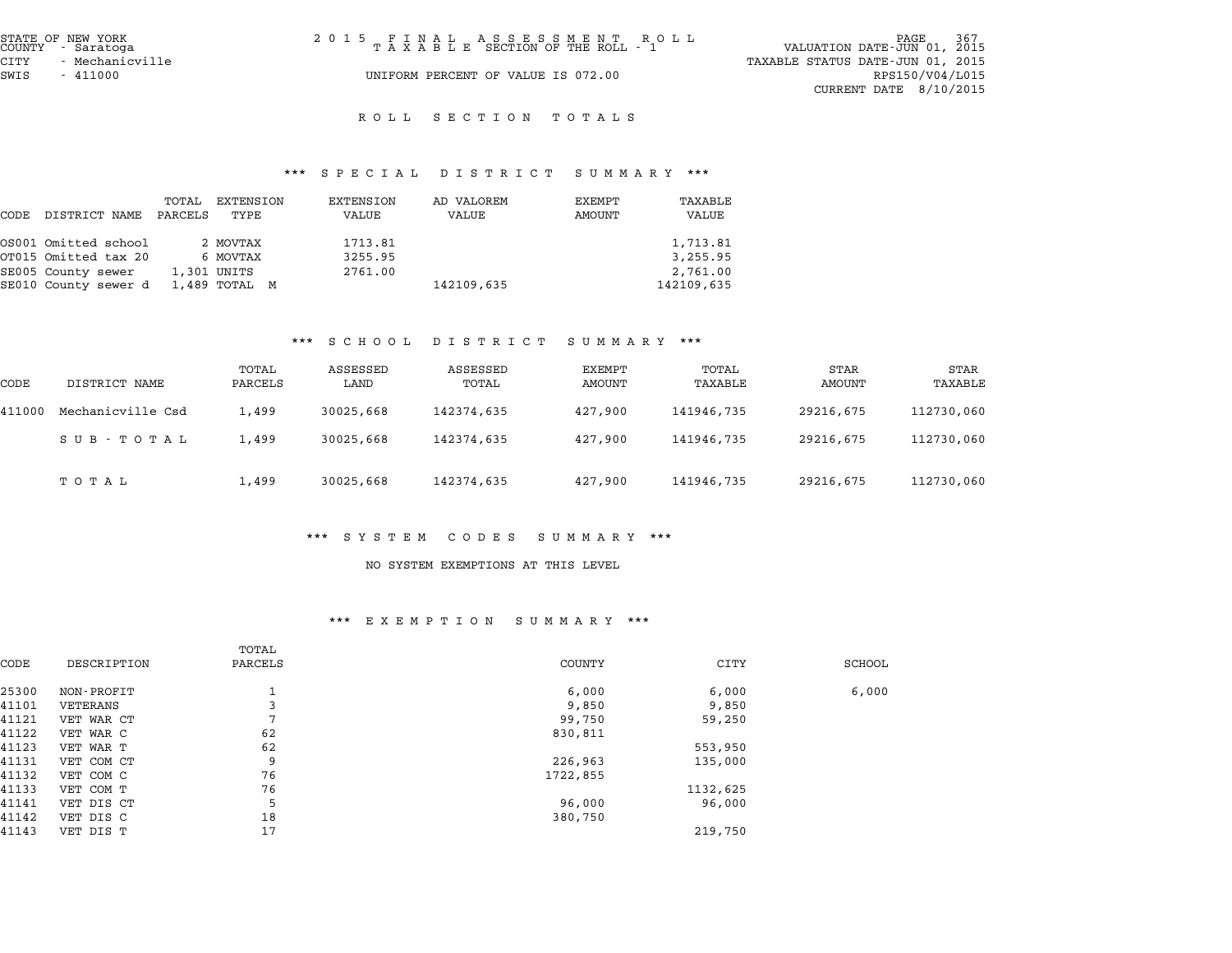STATE OF NEW YORK
COUNTY - Saratoga
CITY - Mechanicville
SWIS - 411000

2015 FINAL ASSESSMENT ROLL
TAXABLE SECTION OF THE ROLL - 1
UNIFORM PERCENT OF VALUE IS 072.00

VALUATION DATE-JUN 01, 2015
TAXABLE STATUS DATE-JUN 01, 2015
RPS150/V04/L015
CURRENT DATE 8/10/2015

## ROLL SECTION TOTALS

### *** SPECIAL DISTRICT SUMMARY ***

| CODE | DISTRICT NAME | TOTAL PARCELS | EXTENSION TYPE | EXTENSION VALUE | AD VALOREM VALUE | EXEMPT AMOUNT | TAXABLE VALUE |
|---|---|---|---|---|---|---|---|
| OS001 | Omitted school | 2 | MOVTAX | 1713.81 | | | 1,713.81 |
| OT015 | Omitted tax 20 | 6 | MOVTAX | 3255.95 | | | 3,255.95 |
| SE005 | County sewer | 1,301 | UNITS | 2761.00 | | | 2,761.00 |
| SE010 | County sewer d | 1,489 | TOTAL M | | 142109,635 | | 142109,635 |

### *** SCHOOL DISTRICT SUMMARY ***

| CODE | DISTRICT NAME | TOTAL PARCELS | ASSESSED LAND | ASSESSED TOTAL | EXEMPT AMOUNT | TOTAL TAXABLE | STAR AMOUNT | STAR TAXABLE |
|---|---|---|---|---|---|---|---|---|
| 411000 | Mechanicville Csd | 1,499 | 30025,668 | 142374,635 | 427,900 | 141946,735 | 29216,675 | 112730,060 |
| | SUB-TOTAL | 1,499 | 30025,668 | 142374,635 | 427,900 | 141946,735 | 29216,675 | 112730,060 |
| | TOTAL | 1,499 | 30025,668 | 142374,635 | 427,900 | 141946,735 | 29216,675 | 112730,060 |

### *** SYSTEM CODES SUMMARY ***

NO SYSTEM EXEMPTIONS AT THIS LEVEL

### *** EXEMPTION SUMMARY ***

| CODE | DESCRIPTION | TOTAL PARCELS | COUNTY | CITY | SCHOOL |
|---|---|---|---|---|---|
| 25300 | NON-PROFIT | 1 | 6,000 | 6,000 | 6,000 |
| 41101 | VETERANS | 3 | 9,850 | 9,850 | |
| 41121 | VET WAR CT | 7 | 99,750 | 59,250 | |
| 41122 | VET WAR C | 62 | 830,811 | | |
| 41123 | VET WAR T | 62 | | 553,950 | |
| 41131 | VET COM CT | 9 | 226,963 | 135,000 | |
| 41132 | VET COM C | 76 | 1722,855 | | |
| 41133 | VET COM T | 76 | | 1132,625 | |
| 41141 | VET DIS CT | 5 | 96,000 | 96,000 | |
| 41142 | VET DIS C | 18 | 380,750 | | |
| 41143 | VET DIS T | 17 | | 219,750 | |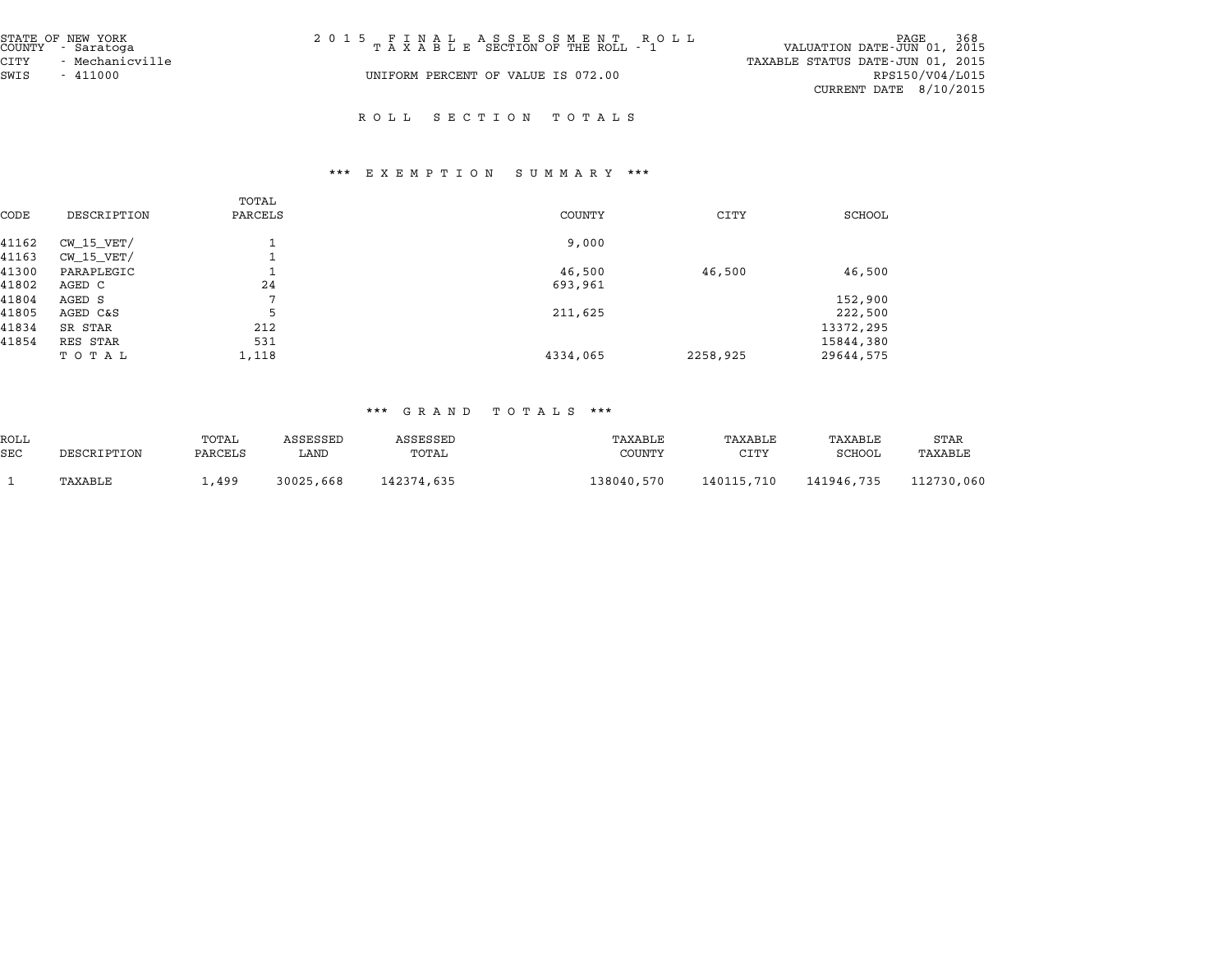STATE OF NEW YORK
COUNTY - Saratoga
CITY - Mechanicville
SWIS - 411000

2015 FINAL ASSESSMENT ROLL
TAXABLE SECTION OF THE ROLL - 1

UNIFORM PERCENT OF VALUE IS 072.00

VALUATION DATE-JUN 01, 2015
TAXABLE STATUS DATE-JUN 01, 2015
RPS150/V04/L015
CURRENT DATE 8/10/2015

## ROLL SECTION TOTALS

### *** EXEMPTION SUMMARY ***

| CODE | DESCRIPTION | TOTAL PARCELS | COUNTY | CITY | SCHOOL |
|---|---|---|---|---|---|
| 41162 | CW_15_VET/ | 1 | 9,000 | | |
| 41163 | CW_15_VET/ | 1 | | | |
| 41300 | PARAPLEGIC | 1 | 46,500 | 46,500 | 46,500 |
| 41802 | AGED C | 24 | 693,961 | | |
| 41804 | AGED S | 7 | | | 152,900 |
| 41805 | AGED C&S | 5 | 211,625 | | 222,500 |
| 41834 | SR STAR | 212 | | | 13372,295 |
| 41854 | RES STAR | 531 | | | 15844,380 |
| | TOTAL | 1,118 | 4334,065 | 2258,925 | 29644,575 |

### *** GRAND TOTALS ***

| ROLL SEC | DESCRIPTION | TOTAL PARCELS | ASSESSED LAND | ASSESSED TOTAL | TAXABLE COUNTY | TAXABLE CITY | TAXABLE SCHOOL | STAR TAXABLE |
|---|---|---|---|---|---|---|---|---|
| 1 | TAXABLE | 1,499 | 30025,668 | 142374,635 | 138040,570 | 140115,710 | 141946,735 | 112730,060 |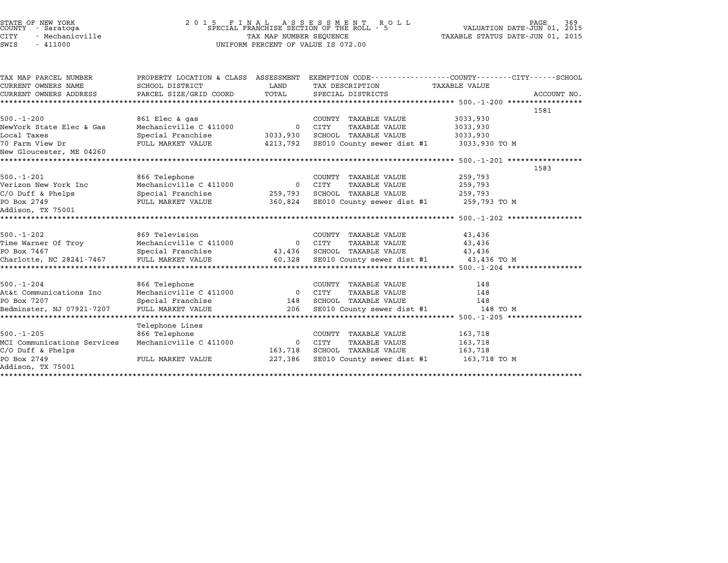STATE OF NEW YORK
COUNTY - Saratoga
CITY - Mechanicville
SWIS - 411000

**2 0 1 5 F I N A L A S S E S S M E N T R O L L**
SPECIAL FRANCHISE SECTION OF THE ROLL - 5
TAX MAP NUMBER SEQUENCE
UNIFORM PERCENT OF VALUE IS 072.00

VALUATION DATE-JUN 01, 2015
TAXABLE STATUS DATE-JUN 01, 2015

| TAX MAP PARCEL NUMBER / CURRENT OWNERS NAME / CURRENT OWNERS ADDRESS | PROPERTY LOCATION & CLASS / SCHOOL DISTRICT / PARCEL SIZE/GRID COORD | ASSESSMENT LAND / TOTAL | EXEMPTION CODE / TAX DESCRIPTION / SPECIAL DISTRICTS | TAXABLE VALUE (COUNTY / CITY / SCHOOL) | ACCOUNT NO. |
|---|---|---|---|---|---|
| 500.-1-200 | 861 Elec & gas | | COUNTY TAXABLE VALUE | 3033,930 | 1581 |
| NewYork State Elec & Gas | Mechanicville C 411000 | 0 | CITY TAXABLE VALUE | 3033,930 | |
| Local Taxes | Special Franchise | 3033,930 | SCHOOL TAXABLE VALUE | 3033,930 | |
| 70 Farm View Dr | FULL MARKET VALUE | 4213,792 | SE010 County sewer dist #1 | 3033,930 TO M | |
| New Gloucester, ME 04260 | | | | | |
| 500.-1-201 | 866 Telephone | | COUNTY TAXABLE VALUE | 259,793 | 1583 |
| Verizon New York Inc | Mechanicville C 411000 | 0 | CITY TAXABLE VALUE | 259,793 | |
| C/O Duff & Phelps | Special Franchise | 259,793 | SCHOOL TAXABLE VALUE | 259,793 | |
| PO Box 2749 | FULL MARKET VALUE | 360,824 | SE010 County sewer dist #1 | 259,793 TO M | |
| Addison, TX 75001 | | | | | |
| 500.-1-202 | 869 Television | | COUNTY TAXABLE VALUE | 43,436 | |
| Time Warner Of Troy | Mechanicville C 411000 | 0 | CITY TAXABLE VALUE | 43,436 | |
| PO Box 7467 | Special Franchise | 43,436 | SCHOOL TAXABLE VALUE | 43,436 | |
| Charlotte, NC 28241-7467 | FULL MARKET VALUE | 60,328 | SE010 County sewer dist #1 | 43,436 TO M | |
| 500.-1-204 | 866 Telephone | | COUNTY TAXABLE VALUE | 148 | |
| At&t Communications Inc | Mechanicville C 411000 | 0 | CITY TAXABLE VALUE | 148 | |
| PO Box 7207 | Special Franchise | 148 | SCHOOL TAXABLE VALUE | 148 | |
| Bedminster, NJ 07921-7207 | FULL MARKET VALUE | 206 | SE010 County sewer dist #1 | 148 TO M | |
| | Telephone Lines | | | | |
| 500.-1-205 | 866 Telephone | | COUNTY TAXABLE VALUE | 163,718 | |
| MCI Communications Services | Mechanicville C 411000 | 0 | CITY TAXABLE VALUE | 163,718 | |
| C/O Duff & Phelps | | 163,718 | SCHOOL TAXABLE VALUE | 163,718 | |
| PO Box 2749 | FULL MARKET VALUE | 227,386 | SE010 County sewer dist #1 | 163,718 TO M | |
| Addison, TX 75001 | | | | | |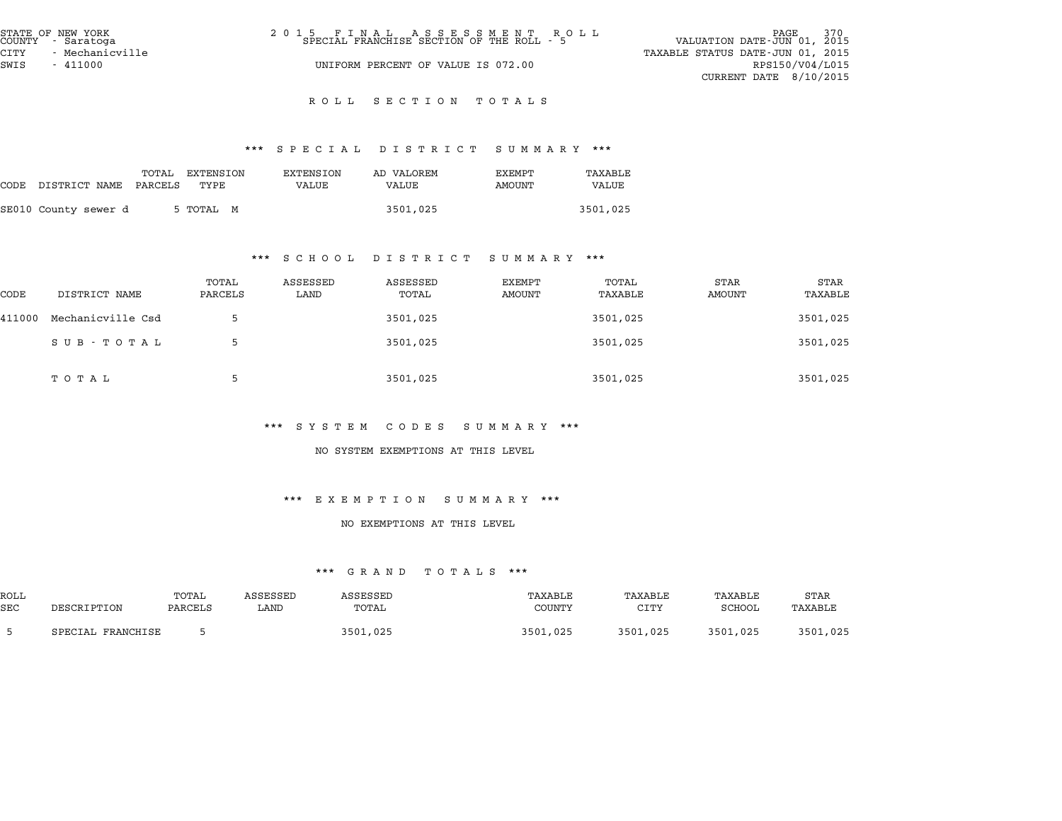STATE OF NEW YORK
COUNTY - Saratoga
CITY - Mechanicville
SWIS - 411000

2015 FINAL ASSESSMENT ROLL
SPECIAL FRANCHISE SECTION OF THE ROLL - 5
UNIFORM PERCENT OF VALUE IS 072.00

VALUATION DATE-JUN 01, 2015
TAXABLE STATUS DATE-JUN 01, 2015
RPS150/V04/L015
CURRENT DATE 8/10/2015

## ROLL SECTION TOTALS

### *** SPECIAL DISTRICT SUMMARY ***

| CODE | DISTRICT NAME | TOTAL PARCELS | EXTENSION TYPE | EXTENSION VALUE | AD VALOREM VALUE | EXEMPT AMOUNT | TAXABLE VALUE |
|---|---|---|---|---|---|---|---|
| SE010 | County sewer d | 5 | TOTAL M | | 3501,025 | | 3501,025 |

### *** SCHOOL DISTRICT SUMMARY ***

| CODE | DISTRICT NAME | TOTAL PARCELS | ASSESSED LAND | ASSESSED TOTAL | EXEMPT AMOUNT | TOTAL TAXABLE | STAR AMOUNT | STAR TAXABLE |
|---|---|---|---|---|---|---|---|---|
| 411000 | Mechanicville Csd | 5 | | 3501,025 | | 3501,025 | | 3501,025 |
| | SUB-TOTAL | 5 | | 3501,025 | | 3501,025 | | 3501,025 |
| | TOTAL | 5 | | 3501,025 | | 3501,025 | | 3501,025 |

### *** SYSTEM CODES SUMMARY ***

NO SYSTEM EXEMPTIONS AT THIS LEVEL

### *** EXEMPTION SUMMARY ***

NO EXEMPTIONS AT THIS LEVEL

### *** GRAND TOTALS ***

| ROLL SEC | DESCRIPTION | TOTAL PARCELS | ASSESSED LAND | ASSESSED TOTAL | TAXABLE COUNTY | TAXABLE CITY | TAXABLE SCHOOL | STAR TAXABLE |
|---|---|---|---|---|---|---|---|---|
| 5 | SPECIAL FRANCHISE | 5 | | 3501,025 | 3501,025 | 3501,025 | 3501,025 | 3501,025 |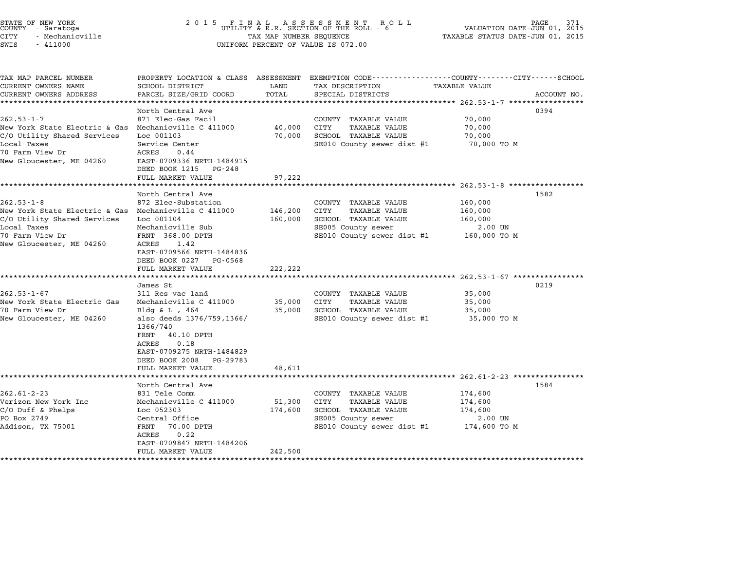STATE OF NEW YORK
COUNTY - Saratoga
CITY - Mechanicville
SWIS - 411000

2015 FINAL ASSESSMENT ROLL
UTILITY & R.R. SECTION OF THE ROLL - 6
TAX MAP NUMBER SEQUENCE
UNIFORM PERCENT OF VALUE IS 072.00

VALUATION DATE-JUN 01, 2015
TAXABLE STATUS DATE-JUN 01, 2015

| TAX MAP PARCEL NUMBER / CURRENT OWNERS NAME / CURRENT OWNERS ADDRESS | PROPERTY LOCATION & CLASS / SCHOOL DISTRICT / PARCEL SIZE/GRID COORD | ASSESSMENT LAND | ASSESSMENT TOTAL | EXEMPTION CODE / TAX DESCRIPTION / SPECIAL DISTRICTS | TAXABLE VALUE (COUNTY / CITY / SCHOOL) | ACCOUNT NO. |
|---|---|---|---|---|---|---|
| 262.53-1-7 | North Central Ave | | | | | 0394 |
| | 871 Elec-Gas Facil | | | COUNTY TAXABLE VALUE | 70,000 | |
| New York State Electric & Gas | Mechanicville C 411000 | 40,000 | | CITY TAXABLE VALUE | 70,000 | |
| C/O Utility Shared Services | Loc 001103 | | 70,000 | SCHOOL TAXABLE VALUE | 70,000 | |
| Local Taxes | Service Center | | | SE010 County sewer dist #1 | 70,000 TO M | |
| 70 Farm View Dr | ACRES 0.44 | | | | | |
| New Gloucester, ME 04260 | EAST-0709336 NRTH-1484915 | | | | | |
| | DEED BOOK 1215 PG-248 | | | | | |
| | FULL MARKET VALUE | | 97,222 | | | |
| 262.53-1-8 | North Central Ave | | | | | 1582 |
| | 872 Elec-Substation | | | COUNTY TAXABLE VALUE | 160,000 | |
| New York State Electric & Gas | Mechanicville C 411000 | 146,200 | | CITY TAXABLE VALUE | 160,000 | |
| C/O Utility Shared Services | Loc 001104 | | 160,000 | SCHOOL TAXABLE VALUE | 160,000 | |
| Local Taxes | Mechanicville Sub | | | SE005 County sewer | 2.00 UN | |
| 70 Farm View Dr | FRNT 368.00 DPTH | | | SE010 County sewer dist #1 | 160,000 TO M | |
| New Gloucester, ME 04260 | ACRES 1.42 | | | | | |
| | EAST-0709566 NRTH-1484836 | | | | | |
| | DEED BOOK 0227 PG-0568 | | | | | |
| | FULL MARKET VALUE | | 222,222 | | | |
| 262.53-1-67 | James St | | | | | 0219 |
| | 311 Res vac land | | | COUNTY TAXABLE VALUE | 35,000 | |
| New York State Electric Gas | Mechanicville C 411000 | 35,000 | | CITY TAXABLE VALUE | 35,000 | |
| 70 Farm View Dr | Bldg & L , 464 | | 35,000 | SCHOOL TAXABLE VALUE | 35,000 | |
| New Gloucester, ME 04260 | also deeds 1376/759,1366/ 1366/740 | | | SE010 County sewer dist #1 | 35,000 TO M | |
| | FRNT 40.10 DPTH | | | | | |
| | ACRES 0.18 | | | | | |
| | EAST-0709275 NRTH-1484829 | | | | | |
| | DEED BOOK 2008 PG-29783 | | | | | |
| | FULL MARKET VALUE | | 48,611 | | | |
| 262.61-2-23 | North Central Ave | | | | | 1584 |
| | 831 Tele Comm | | | COUNTY TAXABLE VALUE | 174,600 | |
| Verizon New York Inc | Mechanicville C 411000 | 51,300 | | CITY TAXABLE VALUE | 174,600 | |
| C/O Duff & Phelps | Loc 052303 | | 174,600 | SCHOOL TAXABLE VALUE | 174,600 | |
| PO Box 2749 | Central Office | | | SE005 County sewer | 2.00 UN | |
| Addison, TX 75001 | FRNT 70.00 DPTH | | | SE010 County sewer dist #1 | 174,600 TO M | |
| | ACRES 0.22 | | | | | |
| | EAST-0709847 NRTH-1484206 | | | | | |
| | FULL MARKET VALUE | | 242,500 | | | |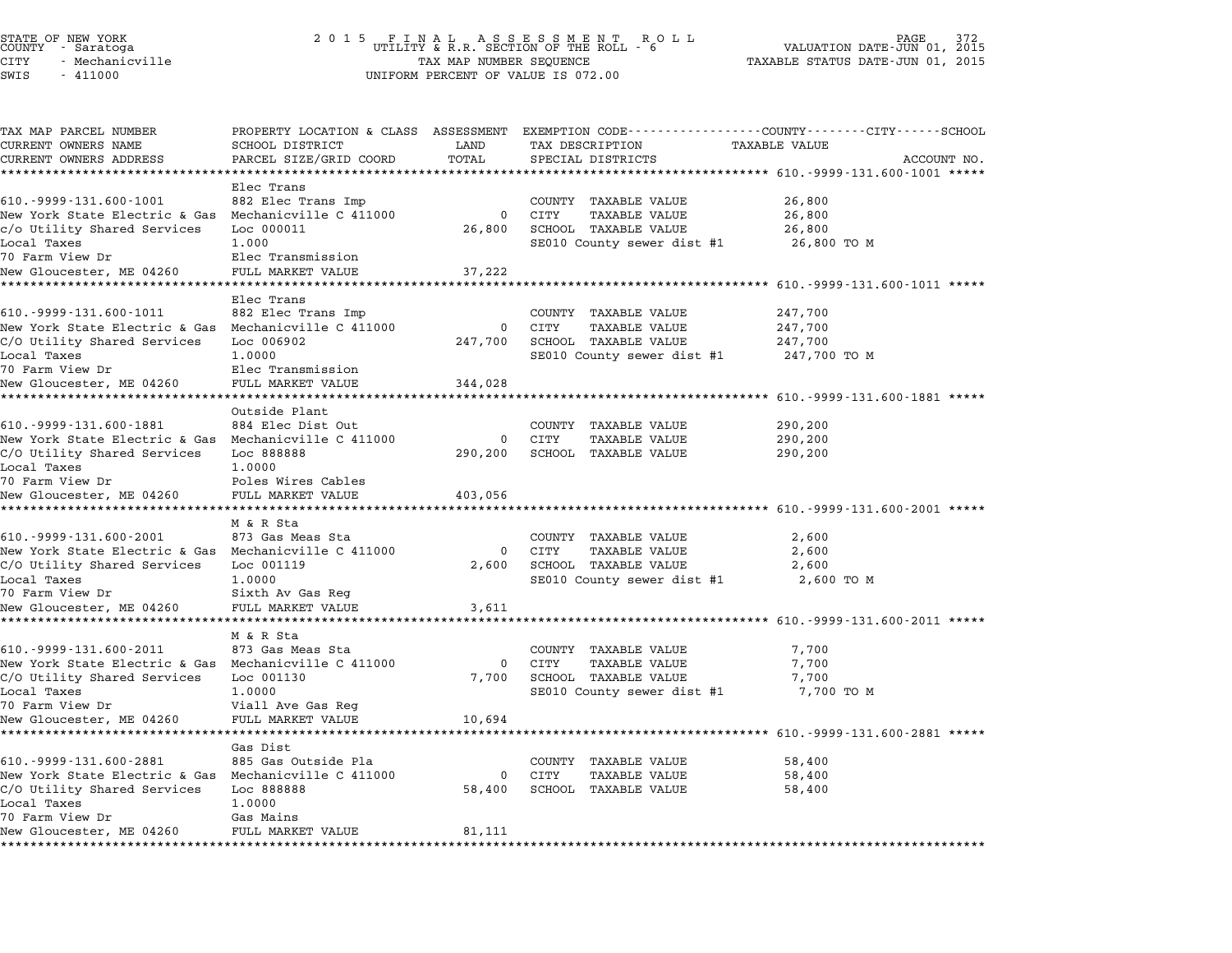STATE OF NEW YORK
COUNTY - Saratoga
CITY - Mechanicville
SWIS - 411000

2 0 1 5 F I N A L A S S E S S M E N T R O L L
UTILITY & R.R. SECTION OF THE ROLL - 6
TAX MAP NUMBER SEQUENCE
UNIFORM PERCENT OF VALUE IS 072.00

VALUATION DATE-JUN 01, 2015
TAXABLE STATUS DATE-JUN 01, 2015

| TAX MAP PARCEL NUMBER / CURRENT OWNERS NAME / CURRENT OWNERS ADDRESS | PROPERTY LOCATION & CLASS / SCHOOL DISTRICT / PARCEL SIZE/GRID COORD | ASSESSMENT LAND / TOTAL | EXEMPTION CODE / TAX DESCRIPTION / SPECIAL DISTRICTS | TAXABLE VALUE (COUNTY--------CITY------SCHOOL) | ACCOUNT NO. |
|---|---|---|---|---|---|
| **610.-9999-131.600-1001** | Elec Trans | | | | |
| 610.-9999-131.600-1001 | 882 Elec Trans Imp | | COUNTY TAXABLE VALUE | 26,800 | |
| New York State Electric & Gas | Mechanicville C 411000 | 0 | CITY TAXABLE VALUE | 26,800 | |
| c/o Utility Shared Services | Loc 000011 | 26,800 | SCHOOL TAXABLE VALUE | 26,800 | |
| Local Taxes | 1.000 | | SE010 County sewer dist #1 | 26,800 TO M | |
| 70 Farm View Dr | Elec Transmission | | | | |
| New Gloucester, ME 04260 | FULL MARKET VALUE | 37,222 | | | |
| **610.-9999-131.600-1011** | Elec Trans | | | | |
| 610.-9999-131.600-1011 | 882 Elec Trans Imp | | COUNTY TAXABLE VALUE | 247,700 | |
| New York State Electric & Gas | Mechanicville C 411000 | 0 | CITY TAXABLE VALUE | 247,700 | |
| C/O Utility Shared Services | Loc 006902 | 247,700 | SCHOOL TAXABLE VALUE | 247,700 | |
| Local Taxes | 1.0000 | | SE010 County sewer dist #1 | 247,700 TO M | |
| 70 Farm View Dr | Elec Transmission | | | | |
| New Gloucester, ME 04260 | FULL MARKET VALUE | 344,028 | | | |
| **610.-9999-131.600-1881** | Outside Plant | | | | |
| 610.-9999-131.600-1881 | 884 Elec Dist Out | | COUNTY TAXABLE VALUE | 290,200 | |
| New York State Electric & Gas | Mechanicville C 411000 | 0 | CITY TAXABLE VALUE | 290,200 | |
| C/O Utility Shared Services | Loc 888888 | 290,200 | SCHOOL TAXABLE VALUE | 290,200 | |
| Local Taxes | 1.0000 | | | | |
| 70 Farm View Dr | Poles Wires Cables | | | | |
| New Gloucester, ME 04260 | FULL MARKET VALUE | 403,056 | | | |
| **610.-9999-131.600-2001** | M & R Sta | | | | |
| 610.-9999-131.600-2001 | 873 Gas Meas Sta | | COUNTY TAXABLE VALUE | 2,600 | |
| New York State Electric & Gas | Mechanicville C 411000 | 0 | CITY TAXABLE VALUE | 2,600 | |
| C/O Utility Shared Services | Loc 001119 | 2,600 | SCHOOL TAXABLE VALUE | 2,600 | |
| Local Taxes | 1.0000 | | SE010 County sewer dist #1 | 2,600 TO M | |
| 70 Farm View Dr | Sixth Av Gas Reg | | | | |
| New Gloucester, ME 04260 | FULL MARKET VALUE | 3,611 | | | |
| **610.-9999-131.600-2011** | M & R Sta | | | | |
| 610.-9999-131.600-2011 | 873 Gas Meas Sta | | COUNTY TAXABLE VALUE | 7,700 | |
| New York State Electric & Gas | Mechanicville C 411000 | 0 | CITY TAXABLE VALUE | 7,700 | |
| C/O Utility Shared Services | Loc 001130 | 7,700 | SCHOOL TAXABLE VALUE | 7,700 | |
| Local Taxes | 1.0000 | | SE010 County sewer dist #1 | 7,700 TO M | |
| 70 Farm View Dr | Viall Ave Gas Reg | | | | |
| New Gloucester, ME 04260 | FULL MARKET VALUE | 10,694 | | | |
| **610.-9999-131.600-2881** | Gas Dist | | | | |
| 610.-9999-131.600-2881 | 885 Gas Outside Pla | | COUNTY TAXABLE VALUE | 58,400 | |
| New York State Electric & Gas | Mechanicville C 411000 | 0 | CITY TAXABLE VALUE | 58,400 | |
| C/O Utility Shared Services | Loc 888888 | 58,400 | SCHOOL TAXABLE VALUE | 58,400 | |
| Local Taxes | 1.0000 | | | | |
| 70 Farm View Dr | Gas Mains | | | | |
| New Gloucester, ME 04260 | FULL MARKET VALUE | 81,111 | | | |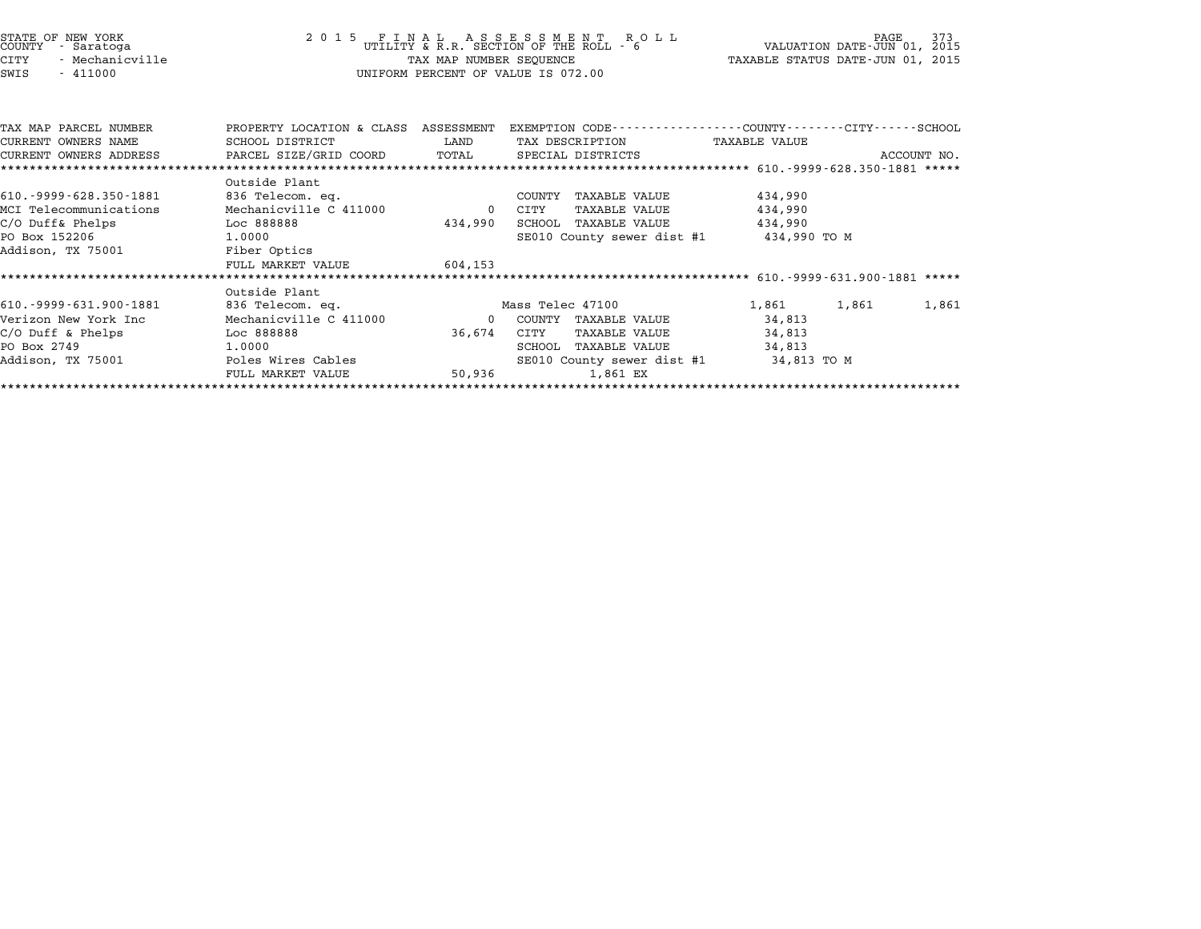STATE OF NEW YORK
COUNTY - Saratoga
CITY - Mechanicville
SWIS - 411000

2015 FINAL ASSESSMENT ROLL
UTILITY & R.R. SECTION OF THE ROLL - 6
TAX MAP NUMBER SEQUENCE
UNIFORM PERCENT OF VALUE IS 072.00

VALUATION DATE-JUN 01, 2015
TAXABLE STATUS DATE-JUN 01, 2015

| TAX MAP PARCEL NUMBER / CURRENT OWNERS NAME / CURRENT OWNERS ADDRESS | PROPERTY LOCATION & CLASS / SCHOOL DISTRICT / PARCEL SIZE/GRID COORD | ASSESSMENT LAND / TOTAL | EXEMPTION CODE / TAX DESCRIPTION / SPECIAL DISTRICTS | COUNTY TAXABLE VALUE | CITY | SCHOOL / ACCOUNT NO. |
|---|---|---|---|---|---|---|
| **610.-9999-628.350-1881** | | | | | | |
| | Outside Plant | | | | | |
| 610.-9999-628.350-1881 | 836 Telecom. eq. | | COUNTY TAXABLE VALUE | 434,990 | | |
| MCI Telecommunications | Mechanicville C 411000 | 0 | CITY TAXABLE VALUE | 434,990 | | |
| C/O Duff& Phelps | Loc 888888 | 434,990 | SCHOOL TAXABLE VALUE | 434,990 | | |
| PO Box 152206 | 1.0000 | | SE010 County sewer dist #1 | 434,990 TO M | | |
| Addison, TX 75001 | Fiber Optics | | | | | |
| | FULL MARKET VALUE | 604,153 | | | | |
| **610.-9999-631.900-1881** | | | | | | |
| | Outside Plant | | | | | |
| 610.-9999-631.900-1881 | 836 Telecom. eq. | | Mass Telec 47100 | 1,861 | 1,861 | 1,861 |
| Verizon New York Inc | Mechanicville C 411000 | 0 | COUNTY TAXABLE VALUE | 34,813 | | |
| C/O Duff & Phelps | Loc 888888 | 36,674 | CITY TAXABLE VALUE | 34,813 | | |
| PO Box 2749 | 1.0000 | | SCHOOL TAXABLE VALUE | 34,813 | | |
| Addison, TX 75001 | Poles Wires Cables | | SE010 County sewer dist #1 | 34,813 TO M | | |
| | FULL MARKET VALUE | 50,936 | 1,861 EX | | | |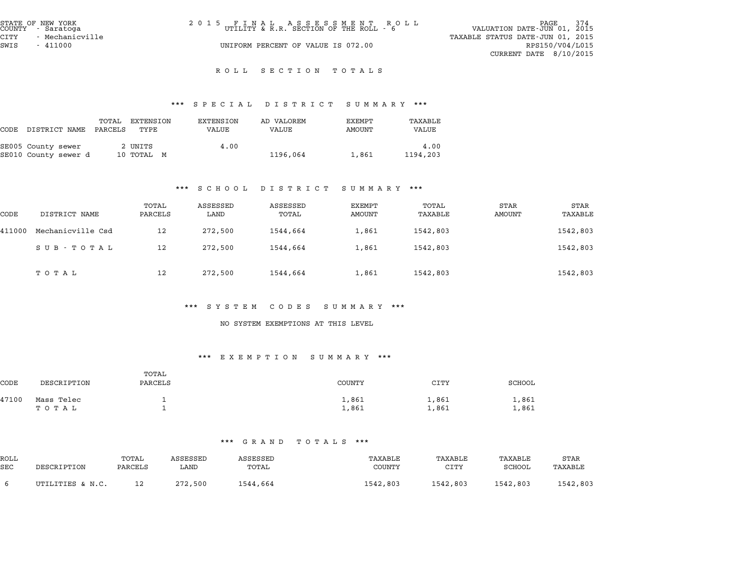STATE OF NEW YORK
COUNTY - Saratoga
CITY - Mechanicville
SWIS - 411000

2015 FINAL ASSESSMENT ROLL
UTILITY & R.R. SECTION OF THE ROLL - 6
UNIFORM PERCENT OF VALUE IS 072.00

VALUATION DATE-JUN 01, 2015
TAXABLE STATUS DATE-JUN 01, 2015
RPS150/V04/L015
CURRENT DATE 8/10/2015

## ROLL SECTION TOTALS

### *** SPECIAL DISTRICT SUMMARY ***

| CODE | DISTRICT NAME | TOTAL PARCELS | EXTENSION TYPE | EXTENSION VALUE | AD VALOREM VALUE | EXEMPT AMOUNT | TAXABLE VALUE |
|---|---|---|---|---|---|---|---|
| SE005 | County sewer | 2 | UNITS | 4.00 | | | 4.00 |
| SE010 | County sewer d | 10 | TOTAL M | | 1196,064 | 1,861 | 1194,203 |

### *** SCHOOL DISTRICT SUMMARY ***

| CODE | DISTRICT NAME | TOTAL PARCELS | ASSESSED LAND | ASSESSED TOTAL | EXEMPT AMOUNT | TOTAL TAXABLE | STAR AMOUNT | STAR TAXABLE |
|---|---|---|---|---|---|---|---|---|
| 411000 | Mechanicville Csd | 12 | 272,500 | 1544,664 | 1,861 | 1542,803 | | 1542,803 |
| | SUB-TOTAL | 12 | 272,500 | 1544,664 | 1,861 | 1542,803 | | 1542,803 |
| | TOTAL | 12 | 272,500 | 1544,664 | 1,861 | 1542,803 | | 1542,803 |

### *** SYSTEM CODES SUMMARY ***

NO SYSTEM EXEMPTIONS AT THIS LEVEL

### *** EXEMPTION SUMMARY ***

| CODE | DESCRIPTION | TOTAL PARCELS | COUNTY | CITY | SCHOOL |
|---|---|---|---|---|---|
| 47100 | Mass Telec | 1 | 1,861 | 1,861 | 1,861 |
| | TOTAL | 1 | 1,861 | 1,861 | 1,861 |

### *** GRAND TOTALS ***

| ROLL SEC | DESCRIPTION | TOTAL PARCELS | ASSESSED LAND | ASSESSED TOTAL | TAXABLE COUNTY | TAXABLE CITY | TAXABLE SCHOOL | STAR TAXABLE |
|---|---|---|---|---|---|---|---|---|
| 6 | UTILITIES & N.C. | 12 | 272,500 | 1544,664 | 1542,803 | 1542,803 | 1542,803 | 1542,803 |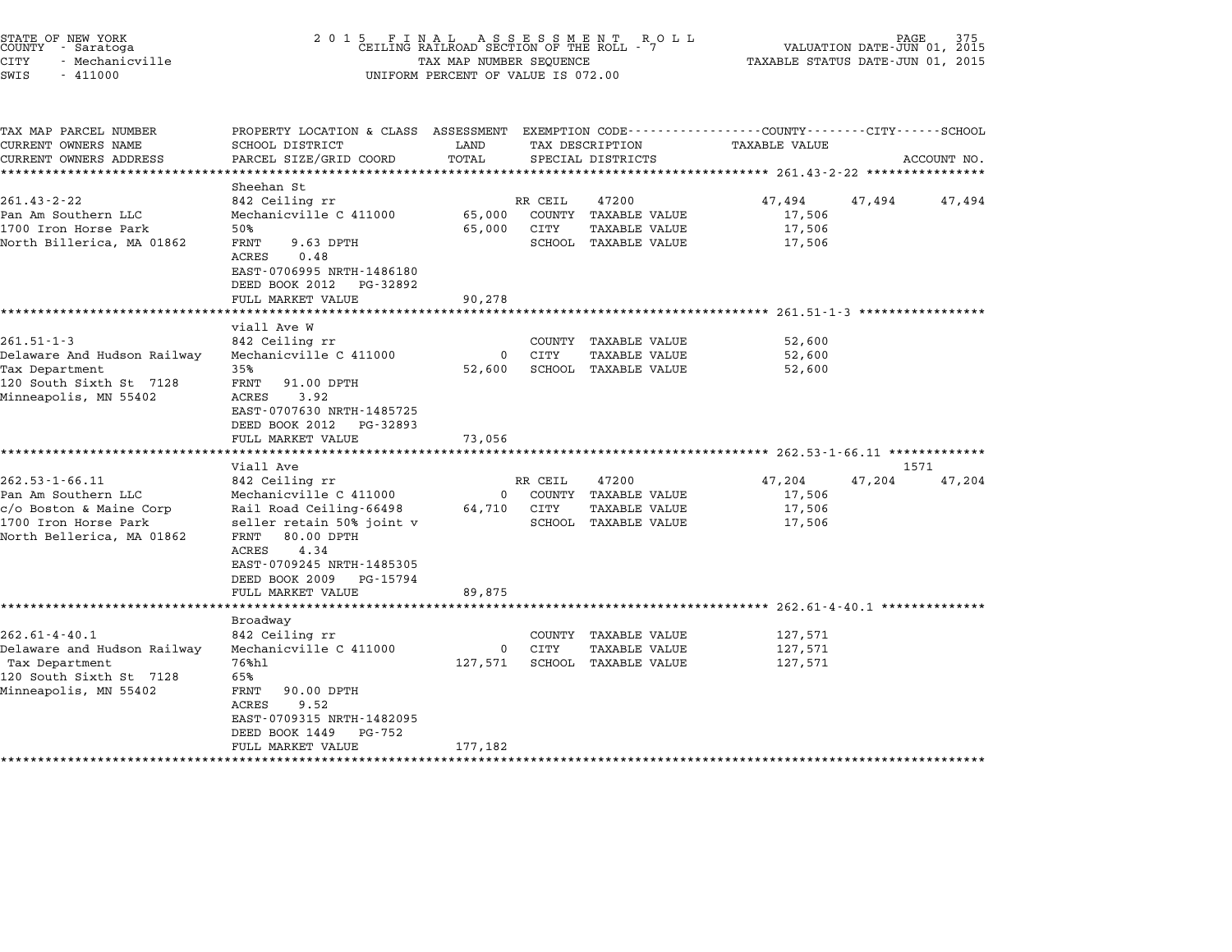STATE OF NEW YORK
COUNTY - Saratoga
CITY - Mechanicville
SWIS - 411000

2 0 1 5 F I N A L A S S E S S M E N T R O L L
CEILING RAILROAD SECTION OF THE ROLL - 7
TAX MAP NUMBER SEQUENCE
UNIFORM PERCENT OF VALUE IS 072.00

VALUATION DATE-JUN 01, 2015
TAXABLE STATUS DATE-JUN 01, 2015

| TAX MAP PARCEL NUMBER / CURRENT OWNERS NAME / CURRENT OWNERS ADDRESS | PROPERTY LOCATION & CLASS / SCHOOL DISTRICT / PARCEL SIZE/GRID COORD | ASSESSMENT LAND / TOTAL | EXEMPTION CODE / TAX DESCRIPTION / SPECIAL DISTRICTS | COUNTY TAXABLE VALUE | CITY | SCHOOL | ACCOUNT NO. |
|---|---|---|---|---|---|---|---|
| **261.43-2-22** | Sheehan St | | | | | | |
| 261.43-2-22 | 842 Ceiling rr | | RR CEIL 47200 | 47,494 | 47,494 | 47,494 | |
| Pan Am Southern LLC | Mechanicville C 411000 | 65,000 | COUNTY TAXABLE VALUE | 17,506 | | | |
| 1700 Iron Horse Park | 50% | 65,000 | CITY TAXABLE VALUE | 17,506 | | | |
| North Billerica, MA 01862 | FRNT 9.63 DPTH | | SCHOOL TAXABLE VALUE | 17,506 | | | |
| | ACRES 0.48 | | | | | | |
| | EAST-0706995 NRTH-1486180 | | | | | | |
| | DEED BOOK 2012 PG-32892 | | | | | | |
| | FULL MARKET VALUE | 90,278 | | | | | |
| **261.51-1-3** | viall Ave W | | | | | | |
| 261.51-1-3 | 842 Ceiling rr | | COUNTY TAXABLE VALUE | 52,600 | | | |
| Delaware And Hudson Railway | Mechanicville C 411000 | 0 | CITY TAXABLE VALUE | 52,600 | | | |
| Tax Department | 35% | 52,600 | SCHOOL TAXABLE VALUE | 52,600 | | | |
| 120 South Sixth St 7128 | FRNT 91.00 DPTH | | | | | | |
| Minneapolis, MN 55402 | ACRES 3.92 | | | | | | |
| | EAST-0707630 NRTH-1485725 | | | | | | |
| | DEED BOOK 2012 PG-32893 | | | | | | |
| | FULL MARKET VALUE | 73,056 | | | | | |
| **262.53-1-66.11** | Viall Ave | | | | | | 1571 |
| 262.53-1-66.11 | 842 Ceiling rr | | RR CEIL 47200 | 47,204 | 47,204 | 47,204 | |
| Pan Am Southern LLC | Mechanicville C 411000 | 0 | COUNTY TAXABLE VALUE | 17,506 | | | |
| c/o Boston & Maine Corp | Rail Road Ceiling-66498 | 64,710 | CITY TAXABLE VALUE | 17,506 | | | |
| 1700 Iron Horse Park | seller retain 50% joint v | | SCHOOL TAXABLE VALUE | 17,506 | | | |
| North Bellerica, MA 01862 | FRNT 80.00 DPTH | | | | | | |
| | ACRES 4.34 | | | | | | |
| | EAST-0709245 NRTH-1485305 | | | | | | |
| | DEED BOOK 2009 PG-15794 | | | | | | |
| | FULL MARKET VALUE | 89,875 | | | | | |
| **262.61-4-40.1** | Broadway | | | | | | |
| 262.61-4-40.1 | 842 Ceiling rr | | COUNTY TAXABLE VALUE | 127,571 | | | |
| Delaware and Hudson Railway | Mechanicville C 411000 | 0 | CITY TAXABLE VALUE | 127,571 | | | |
| Tax Department | 76%hl | 127,571 | SCHOOL TAXABLE VALUE | 127,571 | | | |
| 120 South Sixth St 7128 | 65% | | | | | | |
| Minneapolis, MN 55402 | FRNT 90.00 DPTH | | | | | | |
| | ACRES 9.52 | | | | | | |
| | EAST-0709315 NRTH-1482095 | | | | | | |
| | DEED BOOK 1449 PG-752 | | | | | | |
| | FULL MARKET VALUE | 177,182 | | | | | |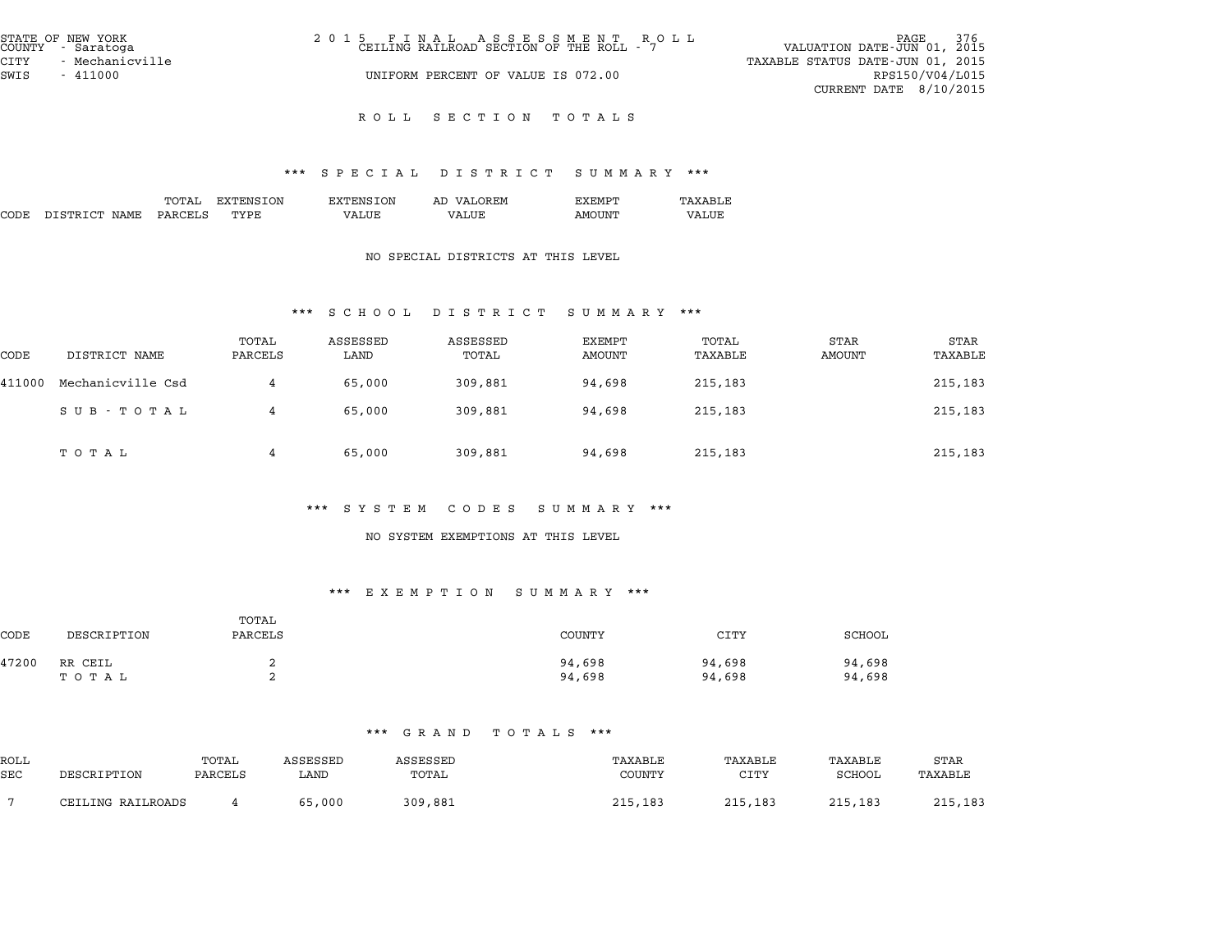STATE OF NEW YORK
COUNTY - Saratoga
CITY - Mechanicville
SWIS - 411000

2 0 1 5 F I N A L A S S E S S M E N T R O L L
CEILING RAILROAD SECTION OF THE ROLL - 7
UNIFORM PERCENT OF VALUE IS 072.00

VALUATION DATE-JUN 01, 2015
TAXABLE STATUS DATE-JUN 01, 2015
RPS150/V04/L015
CURRENT DATE 8/10/2015

# R O L L S E C T I O N T O T A L S

## *** S P E C I A L D I S T R I C T S U M M A R Y ***

| CODE | DISTRICT NAME | TOTAL PARCELS | EXTENSION TYPE | EXTENSION VALUE | AD VALOREM VALUE | EXEMPT AMOUNT | TAXABLE VALUE |
|---|---|---|---|---|---|---|---|

NO SPECIAL DISTRICTS AT THIS LEVEL

## *** S C H O O L D I S T R I C T S U M M A R Y ***

| CODE | DISTRICT NAME | TOTAL PARCELS | ASSESSED LAND | ASSESSED TOTAL | EXEMPT AMOUNT | TOTAL TAXABLE | STAR AMOUNT | STAR TAXABLE |
|---|---|---|---|---|---|---|---|---|
| 411000 | Mechanicville Csd | 4 | 65,000 | 309,881 | 94,698 | 215,183 | | 215,183 |
| | S U B - T O T A L | 4 | 65,000 | 309,881 | 94,698 | 215,183 | | 215,183 |
| | T O T A L | 4 | 65,000 | 309,881 | 94,698 | 215,183 | | 215,183 |

## *** S Y S T E M C O D E S S U M M A R Y ***

NO SYSTEM EXEMPTIONS AT THIS LEVEL

## *** E X E M P T I O N S U M M A R Y ***

| CODE | DESCRIPTION | TOTAL PARCELS | COUNTY | CITY | SCHOOL |
|---|---|---|---|---|---|
| 47200 | RR CEIL | 2 | 94,698 | 94,698 | 94,698 |
| | T O T A L | 2 | 94,698 | 94,698 | 94,698 |

## *** G R A N D T O T A L S ***

| ROLL SEC | DESCRIPTION | TOTAL PARCELS | ASSESSED LAND | ASSESSED TOTAL | TAXABLE COUNTY | TAXABLE CITY | TAXABLE SCHOOL | STAR TAXABLE |
|---|---|---|---|---|---|---|---|---|
| 7 | CEILING RAILROADS | 4 | 65,000 | 309,881 | 215,183 | 215,183 | 215,183 | 215,183 |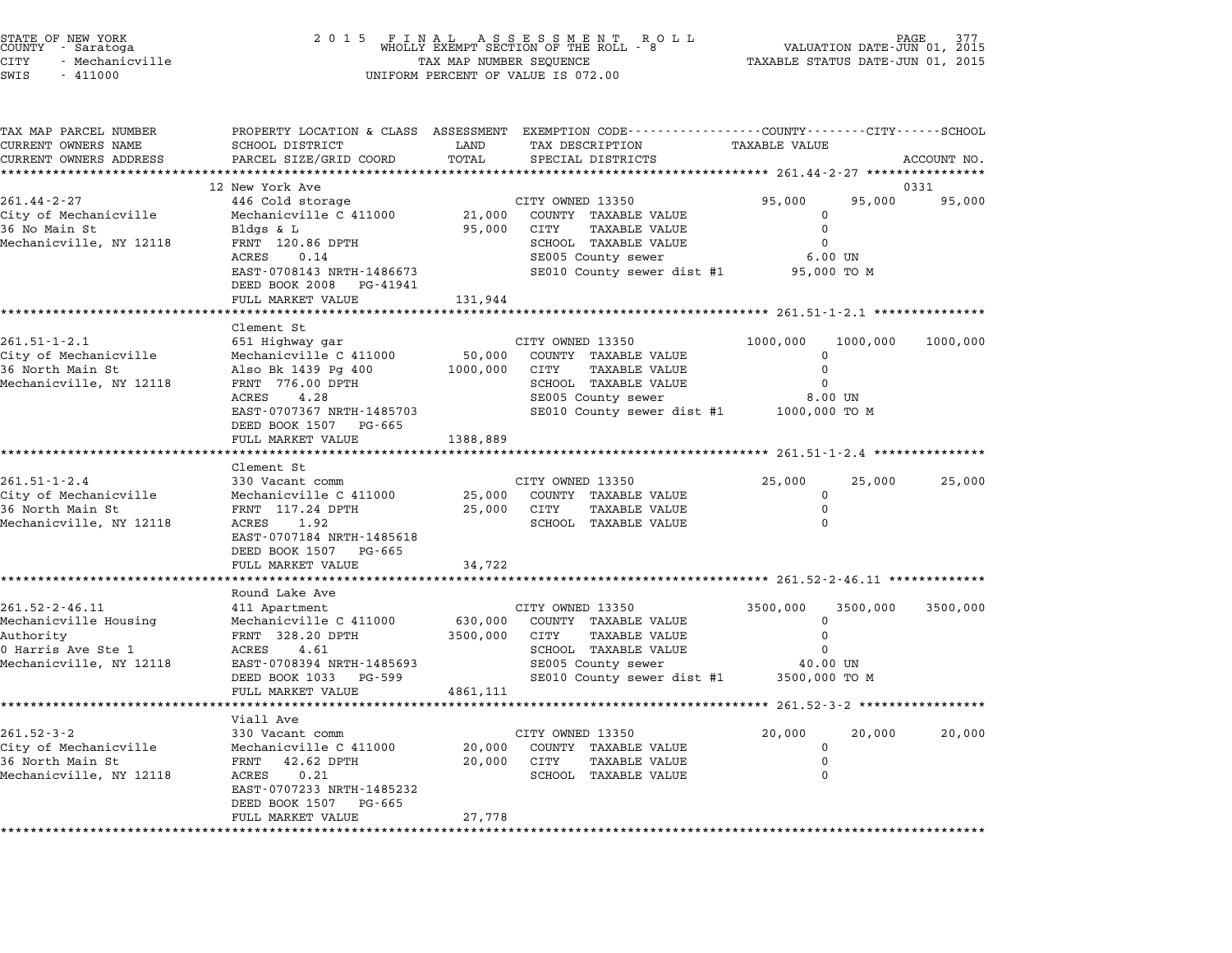STATE OF NEW YORK
COUNTY - Saratoga
CITY - Mechanicville
SWIS - 411000

2 0 1 5 F I N A L A S S E S S M E N T R O L L
WHOLLY EXEMPT SECTION OF THE ROLL - 8
TAX MAP NUMBER SEQUENCE
UNIFORM PERCENT OF VALUE IS 072.00

VALUATION DATE-JUN 01, 2015
TAXABLE STATUS DATE-JUN 01, 2015

| TAX MAP PARCEL NUMBER / CURRENT OWNERS NAME / CURRENT OWNERS ADDRESS | PROPERTY LOCATION & CLASS / SCHOOL DISTRICT / PARCEL SIZE/GRID COORD | ASSESSMENT LAND / TOTAL | EXEMPTION CODE / TAX DESCRIPTION / SPECIAL DISTRICTS | COUNTY TAXABLE VALUE | CITY | SCHOOL / ACCOUNT NO. |
|---|---|---|---|---|---|---|
| **261.44-2-27** | 12 New York Ave | | | | | 0331 |
| 261.44-2-27 | 446 Cold storage | | CITY OWNED 13350 | 95,000 | 95,000 | 95,000 |
| City of Mechanicville | Mechanicville C 411000 | 21,000 | COUNTY TAXABLE VALUE | 0 | | |
| 36 No Main St | Bldgs & L | 95,000 | CITY TAXABLE VALUE | 0 | | |
| Mechanicville, NY 12118 | FRNT 120.86 DPTH | | SCHOOL TAXABLE VALUE | 0 | | |
| | ACRES 0.14 | | SE005 County sewer | 6.00 UN | | |
| | EAST-0708143 NRTH-1486673 | | SE010 County sewer dist #1 | 95,000 TO M | | |
| | DEED BOOK 2008 PG-41941 | | | | | |
| | FULL MARKET VALUE | 131,944 | | | | |
| **261.51-1-2.1** | Clement St | | | | | |
| 261.51-1-2.1 | 651 Highway gar | | CITY OWNED 13350 | 1000,000 | 1000,000 | 1000,000 |
| City of Mechanicville | Mechanicville C 411000 | 50,000 | COUNTY TAXABLE VALUE | 0 | | |
| 36 North Main St | Also Bk 1439 Pg 400 | 1000,000 | CITY TAXABLE VALUE | 0 | | |
| Mechanicville, NY 12118 | FRNT 776.00 DPTH | | SCHOOL TAXABLE VALUE | 0 | | |
| | ACRES 4.28 | | SE005 County sewer | 8.00 UN | | |
| | EAST-0707367 NRTH-1485703 | | SE010 County sewer dist #1 | 1000,000 TO M | | |
| | DEED BOOK 1507 PG-665 | | | | | |
| | FULL MARKET VALUE | 1388,889 | | | | |
| **261.51-1-2.4** | Clement St | | | | | |
| 261.51-1-2.4 | 330 Vacant comm | | CITY OWNED 13350 | 25,000 | 25,000 | 25,000 |
| City of Mechanicville | Mechanicville C 411000 | 25,000 | COUNTY TAXABLE VALUE | 0 | | |
| 36 North Main St | FRNT 117.24 DPTH | 25,000 | CITY TAXABLE VALUE | 0 | | |
| Mechanicville, NY 12118 | ACRES 1.92 | | SCHOOL TAXABLE VALUE | 0 | | |
| | EAST-0707184 NRTH-1485618 | | | | | |
| | DEED BOOK 1507 PG-665 | | | | | |
| | FULL MARKET VALUE | 34,722 | | | | |
| **261.52-2-46.11** | Round Lake Ave | | | | | |
| 261.52-2-46.11 | 411 Apartment | | CITY OWNED 13350 | 3500,000 | 3500,000 | 3500,000 |
| Mechanicville Housing | Mechanicville C 411000 | 630,000 | COUNTY TAXABLE VALUE | 0 | | |
| Authority | FRNT 328.20 DPTH | 3500,000 | CITY TAXABLE VALUE | 0 | | |
| 0 Harris Ave Ste 1 | ACRES 4.61 | | SCHOOL TAXABLE VALUE | 0 | | |
| Mechanicville, NY 12118 | EAST-0708394 NRTH-1485693 | | SE005 County sewer | 40.00 UN | | |
| | DEED BOOK 1033 PG-599 | | SE010 County sewer dist #1 | 3500,000 TO M | | |
| | FULL MARKET VALUE | 4861,111 | | | | |
| **261.52-3-2** | Viall Ave | | | | | |
| 261.52-3-2 | 330 Vacant comm | | CITY OWNED 13350 | 20,000 | 20,000 | 20,000 |
| City of Mechanicville | Mechanicville C 411000 | 20,000 | COUNTY TAXABLE VALUE | 0 | | |
| 36 North Main St | FRNT 42.62 DPTH | 20,000 | CITY TAXABLE VALUE | 0 | | |
| Mechanicville, NY 12118 | ACRES 0.21 | | SCHOOL TAXABLE VALUE | 0 | | |
| | EAST-0707233 NRTH-1485232 | | | | | |
| | DEED BOOK 1507 PG-665 | | | | | |
| | FULL MARKET VALUE | 27,778 | | | | |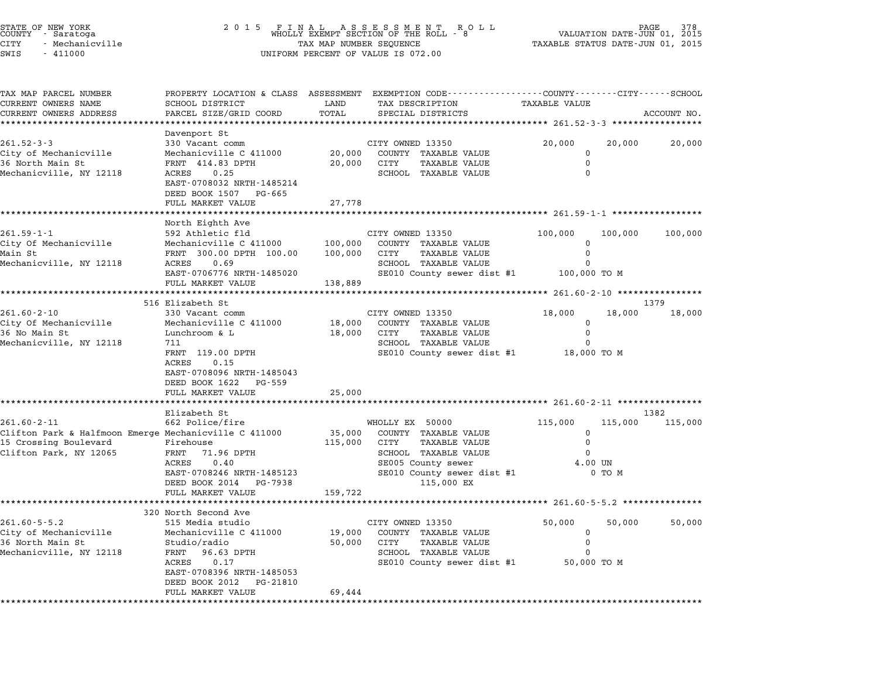STATE OF NEW YORK
COUNTY - Saratoga
CITY - Mechanicville
SWIS - 411000

2015 FINAL ASSESSMENT ROLL
WHOLLY EXEMPT SECTION OF THE ROLL - 8
TAX MAP NUMBER SEQUENCE
UNIFORM PERCENT OF VALUE IS 072.00

VALUATION DATE-JUN 01, 2015
TAXABLE STATUS DATE-JUN 01, 2015

| TAX MAP PARCEL NUMBER / CURRENT OWNERS NAME / CURRENT OWNERS ADDRESS | PROPERTY LOCATION & CLASS / SCHOOL DISTRICT / PARCEL SIZE/GRID COORD | ASSESSMENT LAND | TOTAL | EXEMPTION CODE / TAX DESCRIPTION / SPECIAL DISTRICTS | COUNTY TAXABLE VALUE | CITY | SCHOOL | ACCOUNT NO. |
|---|---|---|---|---|---|---|---|---|
| 261.52-3-3 | Davenport St | | | | | | | |
| | 330 Vacant comm | | | CITY OWNED 13350 | 20,000 | 20,000 | 20,000 | |
| City of Mechanicville | Mechanicville C 411000 | 20,000 | | COUNTY TAXABLE VALUE | 0 | | | |
| 36 North Main St | FRNT 414.83 DPTH | | 20,000 | CITY TAXABLE VALUE | 0 | | | |
| Mechanicville, NY 12118 | ACRES 0.25 | | | SCHOOL TAXABLE VALUE | 0 | | | |
| | EAST-0708032 NRTH-1485214 | | | | | | | |
| | DEED BOOK 1507 PG-665 | | | | | | | |
| | FULL MARKET VALUE | | 27,778 | | | | | |
| 261.59-1-1 | North Eighth Ave | | | | | | | |
| | 592 Athletic fld | | | CITY OWNED 13350 | 100,000 | 100,000 | 100,000 | |
| City Of Mechanicville | Mechanicville C 411000 | 100,000 | | COUNTY TAXABLE VALUE | 0 | | | |
| Main St | FRNT 300.00 DPTH 100.00 | | 100,000 | CITY TAXABLE VALUE | 0 | | | |
| Mechanicville, NY 12118 | ACRES 0.69 | | | SCHOOL TAXABLE VALUE | 0 | | | |
| | EAST-0706776 NRTH-1485020 | | | SE010 County sewer dist #1 | 100,000 TO M | | | |
| | FULL MARKET VALUE | | 138,889 | | | | | |
| 261.60-2-10 | 516 Elizabeth St | | | | | | | 1379 |
| | 330 Vacant comm | | | CITY OWNED 13350 | 18,000 | 18,000 | 18,000 | |
| City Of Mechanicville | Mechanicville C 411000 | 18,000 | | COUNTY TAXABLE VALUE | 0 | | | |
| 36 No Main St | Lunchroom & L | | 18,000 | CITY TAXABLE VALUE | 0 | | | |
| Mechanicville, NY 12118 | 711 | | | SCHOOL TAXABLE VALUE | 0 | | | |
| | FRNT 119.00 DPTH | | | SE010 County sewer dist #1 | 18,000 TO M | | | |
| | ACRES 0.15 | | | | | | | |
| | EAST-0708096 NRTH-1485043 | | | | | | | |
| | DEED BOOK 1622 PG-559 | | | | | | | |
| | FULL MARKET VALUE | | 25,000 | | | | | |
| 261.60-2-11 | Elizabeth St | | | | | | | 1382 |
| | 662 Police/fire | | | WHOLLY EX 50000 | 115,000 | 115,000 | 115,000 | |
| Clifton Park & Halfmoon Emerge | Mechanicville C 411000 | 35,000 | | COUNTY TAXABLE VALUE | 0 | | | |
| 15 Crossing Boulevard | Firehouse | | 115,000 | CITY TAXABLE VALUE | 0 | | | |
| Clifton Park, NY 12065 | FRNT 71.96 DPTH | | | SCHOOL TAXABLE VALUE | 0 | | | |
| | ACRES 0.40 | | | SE005 County sewer | 4.00 UN | | | |
| | EAST-0708246 NRTH-1485123 | | | SE010 County sewer dist #1 | 0 TO M | | | |
| | DEED BOOK 2014 PG-7938 | | | 115,000 EX | | | | |
| | FULL MARKET VALUE | | 159,722 | | | | | |
| 261.60-5-5.2 | 320 North Second Ave | | | | | | | |
| | 515 Media studio | | | CITY OWNED 13350 | 50,000 | 50,000 | 50,000 | |
| City of Mechanicville | Mechanicville C 411000 | 19,000 | | COUNTY TAXABLE VALUE | 0 | | | |
| 36 North Main St | Studio/radio | | 50,000 | CITY TAXABLE VALUE | 0 | | | |
| Mechanicville, NY 12118 | FRNT 96.63 DPTH | | | SCHOOL TAXABLE VALUE | 0 | | | |
| | ACRES 0.17 | | | SE010 County sewer dist #1 | 50,000 TO M | | | |
| | EAST-0708396 NRTH-1485053 | | | | | | | |
| | DEED BOOK 2012 PG-21810 | | | | | | | |
| | FULL MARKET VALUE | | 69,444 | | | | | |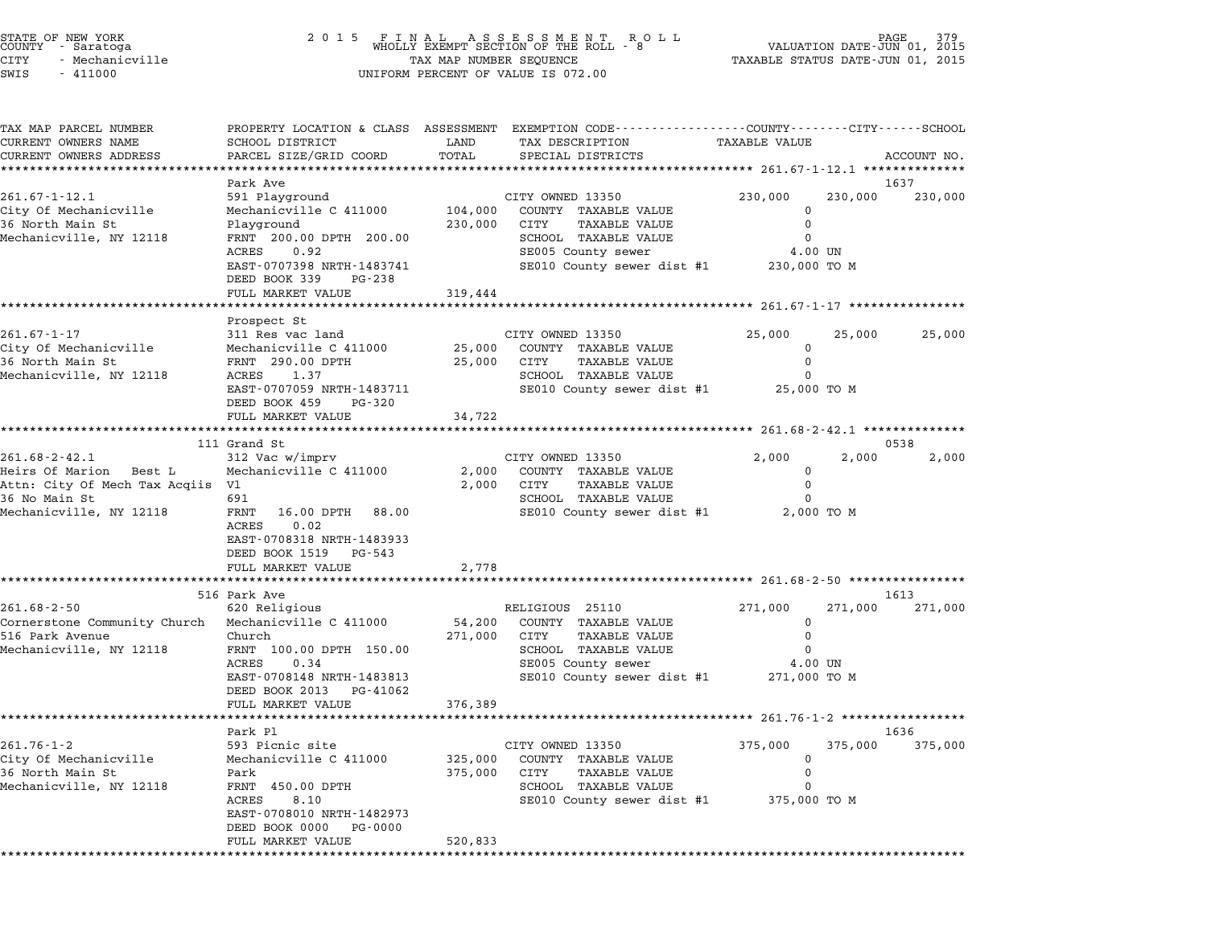STATE OF NEW YORK
COUNTY - Saratoga
CITY - Mechanicville
SWIS - 411000

2 0 1 5 F I N A L A S S E S S M E N T R O L L
WHOLLY EXEMPT SECTION OF THE ROLL - 8
TAX MAP NUMBER SEQUENCE
UNIFORM PERCENT OF VALUE IS 072.00

VALUATION DATE-JUN 01, 2015
TAXABLE STATUS DATE-JUN 01, 2015

| TAX MAP PARCEL NUMBER / CURRENT OWNERS NAME / CURRENT OWNERS ADDRESS | PROPERTY LOCATION & CLASS / SCHOOL DISTRICT / PARCEL SIZE/GRID COORD | ASSESSMENT LAND / TOTAL | EXEMPTION CODE / TAX DESCRIPTION / SPECIAL DISTRICTS | COUNTY TAXABLE VALUE | CITY | SCHOOL / ACCOUNT NO. |
|---|---|---|---|---|---|---|
| **261.67-1-12.1** | Park Ave | | | | | 1637 |
| 261.67-1-12.1 | 591 Playground | | CITY OWNED 13350 | 230,000 | 230,000 | 230,000 |
| City Of Mechanicville | Mechanicville C 411000 | 104,000 | COUNTY TAXABLE VALUE | 0 | | |
| 36 North Main St | Playground | 230,000 | CITY TAXABLE VALUE | 0 | | |
| Mechanicville, NY 12118 | FRNT 200.00 DPTH 200.00 | | SCHOOL TAXABLE VALUE | 0 | | |
| | ACRES 0.92 | | SE005 County sewer | 4.00 UN | | |
| | EAST-0707398 NRTH-1483741 | | SE010 County sewer dist #1 | 230,000 TO M | | |
| | DEED BOOK 339 PG-238 | | | | | |
| | FULL MARKET VALUE | 319,444 | | | | |
| **261.67-1-17** | Prospect St | | | | | |
| 261.67-1-17 | 311 Res vac land | | CITY OWNED 13350 | 25,000 | 25,000 | 25,000 |
| City Of Mechanicville | Mechanicville C 411000 | 25,000 | COUNTY TAXABLE VALUE | 0 | | |
| 36 North Main St | FRNT 290.00 DPTH | 25,000 | CITY TAXABLE VALUE | 0 | | |
| Mechanicville, NY 12118 | ACRES 1.37 | | SCHOOL TAXABLE VALUE | 0 | | |
| | EAST-0707059 NRTH-1483711 | | SE010 County sewer dist #1 | 25,000 TO M | | |
| | DEED BOOK 459 PG-320 | | | | | |
| | FULL MARKET VALUE | 34,722 | | | | |
| **261.68-2-42.1** | 111 Grand St | | | | | 0538 |
| 261.68-2-42.1 | 312 Vac w/imprv | | CITY OWNED 13350 | 2,000 | 2,000 | 2,000 |
| Heirs Of Marion Best L | Mechanicville C 411000 | 2,000 | COUNTY TAXABLE VALUE | 0 | | |
| Attn: City Of Mech Tax Acqiis | Vl | 2,000 | CITY TAXABLE VALUE | 0 | | |
| 36 No Main St | 691 | | SCHOOL TAXABLE VALUE | 0 | | |
| Mechanicville, NY 12118 | FRNT 16.00 DPTH 88.00 | | SE010 County sewer dist #1 | 2,000 TO M | | |
| | ACRES 0.02 | | | | | |
| | EAST-0708318 NRTH-1483933 | | | | | |
| | DEED BOOK 1519 PG-543 | | | | | |
| | FULL MARKET VALUE | 2,778 | | | | |
| **261.68-2-50** | 516 Park Ave | | | | | 1613 |
| 261.68-2-50 | 620 Religious | | RELIGIOUS 25110 | 271,000 | 271,000 | 271,000 |
| Cornerstone Community Church | Mechanicville C 411000 | 54,200 | COUNTY TAXABLE VALUE | 0 | | |
| 516 Park Avenue | Church | 271,000 | CITY TAXABLE VALUE | 0 | | |
| Mechanicville, NY 12118 | FRNT 100.00 DPTH 150.00 | | SCHOOL TAXABLE VALUE | 0 | | |
| | ACRES 0.34 | | SE005 County sewer | 4.00 UN | | |
| | EAST-0708148 NRTH-1483813 | | SE010 County sewer dist #1 | 271,000 TO M | | |
| | DEED BOOK 2013 PG-41062 | | | | | |
| | FULL MARKET VALUE | 376,389 | | | | |
| **261.76-1-2** | Park Pl | | | | | 1636 |
| 261.76-1-2 | 593 Picnic site | | CITY OWNED 13350 | 375,000 | 375,000 | 375,000 |
| City Of Mechanicville | Mechanicville C 411000 | 325,000 | COUNTY TAXABLE VALUE | 0 | | |
| 36 North Main St | Park | 375,000 | CITY TAXABLE VALUE | 0 | | |
| Mechanicville, NY 12118 | FRNT 450.00 DPTH | | SCHOOL TAXABLE VALUE | 0 | | |
| | ACRES 8.10 | | SE010 County sewer dist #1 | 375,000 TO M | | |
| | EAST-0708010 NRTH-1482973 | | | | | |
| | DEED BOOK 0000 PG-0000 | | | | | |
| | FULL MARKET VALUE | 520,833 | | | | |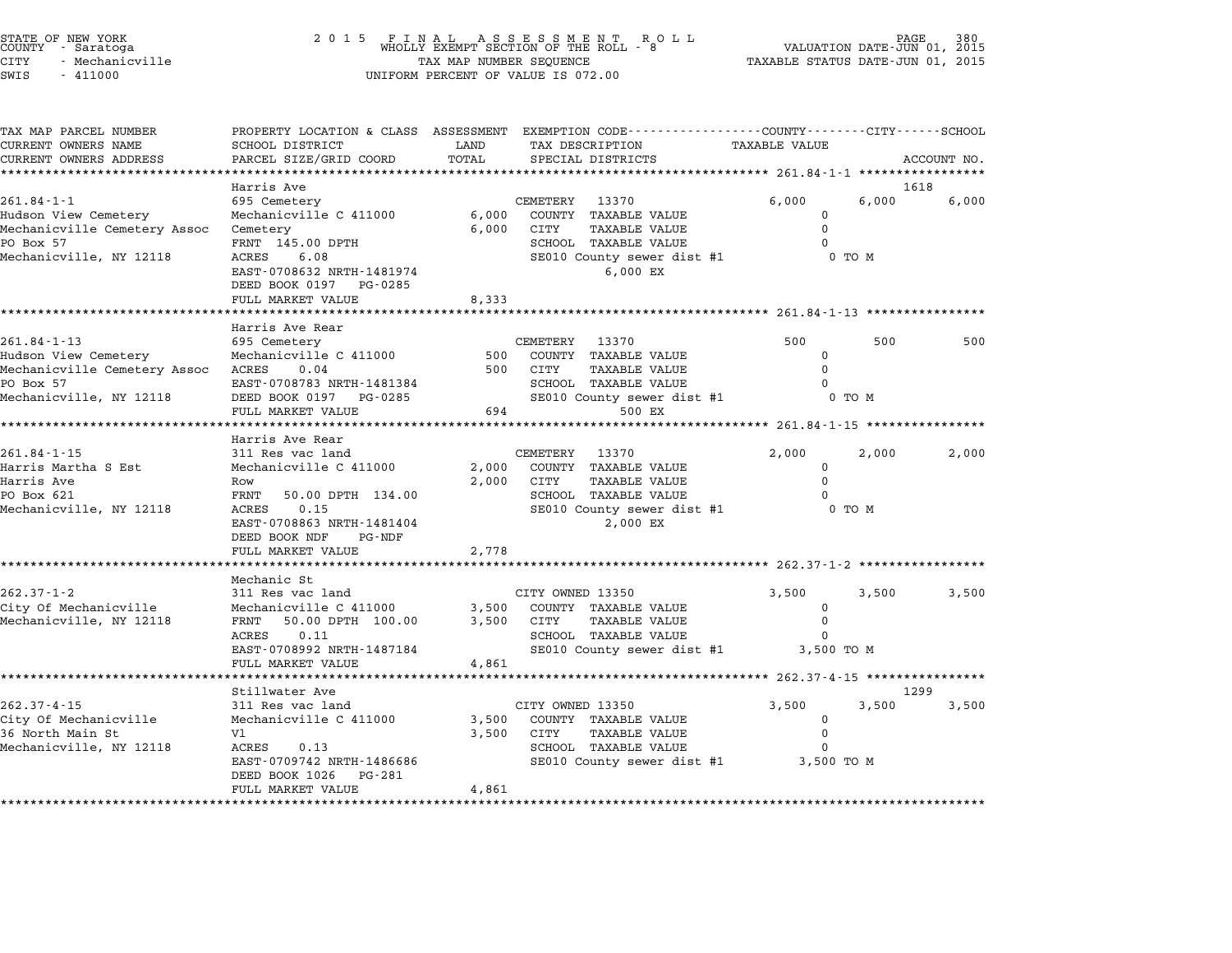STATE OF NEW YORK
COUNTY - Saratoga
CITY - Mechanicville
SWIS - 411000

2015 FINAL ASSESSMENT ROLL
WHOLLY EXEMPT SECTION OF THE ROLL - 8
TAX MAP NUMBER SEQUENCE
UNIFORM PERCENT OF VALUE IS 072.00

VALUATION DATE-JUN 01, 2015
TAXABLE STATUS DATE-JUN 01, 2015

```
TAX MAP PARCEL NUMBER          PROPERTY LOCATION & CLASS  ASSESSMENT  EXEMPTION CODE-----------------COUNTY--------CITY------SCHOOL
CURRENT OWNERS NAME            SCHOOL DISTRICT              LAND      TAX DESCRIPTION                TAXABLE VALUE
CURRENT OWNERS ADDRESS         PARCEL SIZE/GRID COORD       TOTAL     SPECIAL DISTRICTS                                       ACCOUNT NO.
******************************************************************************************************* 261.84-1-1 *****************
                               Harris Ave                                                                                  1618
261.84-1-1                     695 Cemetery                           CEMETERY   13370                6,000      6,000      6,000
Hudson View Cemetery           Mechanicville C 411000        6,000    COUNTY  TAXABLE VALUE               0
Mechanicville Cemetery Assoc   Cemetery                      6,000    CITY    TAXABLE VALUE               0
PO Box 57                      FRNT  145.00 DPTH                      SCHOOL  TAXABLE VALUE               0
Mechanicville, NY 12118        ACRES    6.08                          SE010 County sewer dist #1           0 TO M
                               EAST-0708632 NRTH-1481974                    6,000 EX
                               DEED BOOK 0197   PG-0285
                               FULL MARKET VALUE             8,333
******************************************************************************************************* 261.84-1-13 ****************
                               Harris Ave Rear
261.84-1-13                    695 Cemetery                           CEMETERY   13370                  500        500        500
Hudson View Cemetery           Mechanicville C 411000          500    COUNTY  TAXABLE VALUE               0
Mechanicville Cemetery Assoc   ACRES    0.04                   500    CITY    TAXABLE VALUE               0
PO Box 57                      EAST-0708783 NRTH-1481384              SCHOOL  TAXABLE VALUE               0
Mechanicville, NY 12118        DEED BOOK 0197   PG-0285               SE010 County sewer dist #1           0 TO M
                               FULL MARKET VALUE               694          500 EX
******************************************************************************************************* 261.84-1-15 ****************
                               Harris Ave Rear
261.84-1-15                    311 Res vac land                       CEMETERY   13370                2,000      2,000      2,000
Harris Martha S Est            Mechanicville C 411000        2,000    COUNTY  TAXABLE VALUE               0
Harris Ave                     Row                           2,000    CITY    TAXABLE VALUE               0
PO Box 621                     FRNT   50.00 DPTH  134.00              SCHOOL  TAXABLE VALUE               0
Mechanicville, NY 12118        ACRES    0.15                          SE010 County sewer dist #1           0 TO M
                               EAST-0708863 NRTH-1481404                    2,000 EX
                               DEED BOOK NDF    PG-NDF
                               FULL MARKET VALUE             2,778
******************************************************************************************************* 262.37-1-2 *****************
                               Mechanic St
262.37-1-2                     311 Res vac land                       CITY OWNED 13350                3,500      3,500      3,500
City Of Mechanicville          Mechanicville C 411000        3,500    COUNTY  TAXABLE VALUE               0
Mechanicville, NY 12118        FRNT   50.00 DPTH  100.00     3,500    CITY    TAXABLE VALUE               0
                               ACRES    0.11                          SCHOOL  TAXABLE VALUE               0
                               EAST-0708992 NRTH-1487184              SE010 County sewer dist #1       3,500 TO M
                               FULL MARKET VALUE             4,861
******************************************************************************************************* 262.37-4-15 ****************
                               Stillwater Ave                                                                              1299
262.37-4-15                    311 Res vac land                       CITY OWNED 13350                3,500      3,500      3,500
City Of Mechanicville          Mechanicville C 411000        3,500    COUNTY  TAXABLE VALUE               0
36 North Main St               Vl                            3,500    CITY    TAXABLE VALUE               0
Mechanicville, NY 12118        ACRES    0.13                          SCHOOL  TAXABLE VALUE               0
                               EAST-0709742 NRTH-1486686              SE010 County sewer dist #1       3,500 TO M
                               DEED BOOK 1026   PG-281
                               FULL MARKET VALUE             4,861
************************************************************************************************************************************
```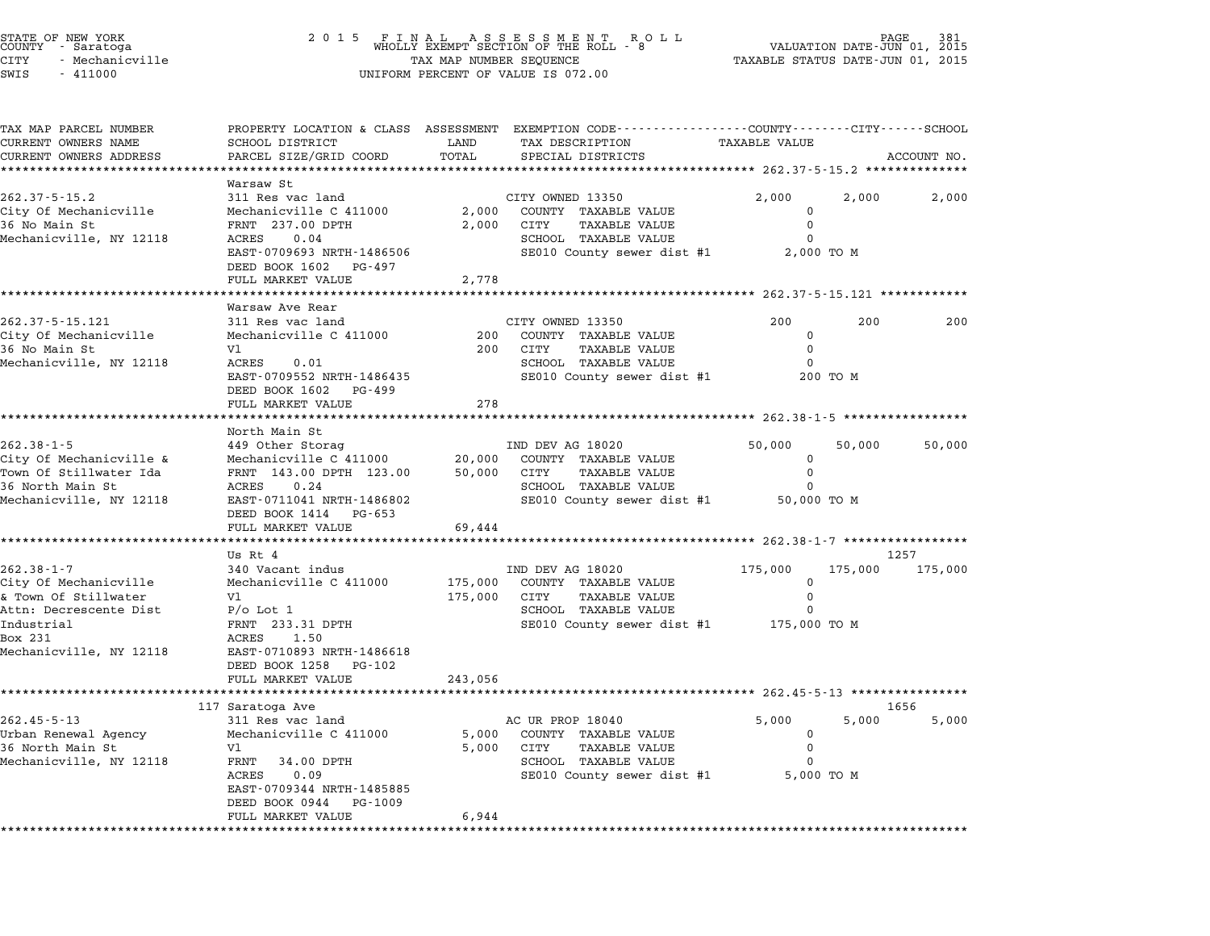STATE OF NEW YORK
COUNTY - Saratoga
CITY - Mechanicville
SWIS - 411000

2 0 1 5 F I N A L A S S E S S M E N T R O L L
WHOLLY EXEMPT SECTION OF THE ROLL - 8
TAX MAP NUMBER SEQUENCE
UNIFORM PERCENT OF VALUE IS 072.00

VALUATION DATE-JUN 01, 2015
TAXABLE STATUS DATE-JUN 01, 2015

| TAX MAP PARCEL NUMBER / CURRENT OWNERS NAME / CURRENT OWNERS ADDRESS | PROPERTY LOCATION & CLASS / SCHOOL DISTRICT / PARCEL SIZE/GRID COORD | ASSESSMENT LAND / TOTAL | EXEMPTION CODE / TAX DESCRIPTION / SPECIAL DISTRICTS | COUNTY TAXABLE VALUE | CITY | SCHOOL / ACCOUNT NO. |
|---|---|---|---|---|---|---|
| **262.37-5-15.2** | Warsaw St | | | | | |
| 262.37-5-15.2 | 311 Res vac land | | CITY OWNED 13350 | 2,000 | 2,000 | 2,000 |
| City Of Mechanicville | Mechanicville C 411000 | 2,000 | COUNTY TAXABLE VALUE | 0 | | |
| 36 No Main St | FRNT 237.00 DPTH | 2,000 | CITY TAXABLE VALUE | 0 | | |
| Mechanicville, NY 12118 | ACRES 0.04 | | SCHOOL TAXABLE VALUE | 0 | | |
| | EAST-0709693 NRTH-1486506 | | SE010 County sewer dist #1 | 2,000 TO M | | |
| | DEED BOOK 1602 PG-497 | | | | | |
| | FULL MARKET VALUE | 2,778 | | | | |
| **262.37-5-15.121** | Warsaw Ave Rear | | | | | |
| 262.37-5-15.121 | 311 Res vac land | | CITY OWNED 13350 | 200 | 200 | 200 |
| City Of Mechanicville | Mechanicville C 411000 | 200 | COUNTY TAXABLE VALUE | 0 | | |
| 36 No Main St | Vl | 200 | CITY TAXABLE VALUE | 0 | | |
| Mechanicville, NY 12118 | ACRES 0.01 | | SCHOOL TAXABLE VALUE | 0 | | |
| | EAST-0709552 NRTH-1486435 | | SE010 County sewer dist #1 | 200 TO M | | |
| | DEED BOOK 1602 PG-499 | | | | | |
| | FULL MARKET VALUE | 278 | | | | |
| **262.38-1-5** | North Main St | | | | | |
| 262.38-1-5 | 449 Other Storag | | IND DEV AG 18020 | 50,000 | 50,000 | 50,000 |
| City Of Mechanicville & | Mechanicville C 411000 | 20,000 | COUNTY TAXABLE VALUE | 0 | | |
| Town Of Stillwater Ida | FRNT 143.00 DPTH 123.00 | 50,000 | CITY TAXABLE VALUE | 0 | | |
| 36 North Main St | ACRES 0.24 | | SCHOOL TAXABLE VALUE | 0 | | |
| Mechanicville, NY 12118 | EAST-0711041 NRTH-1486802 | | SE010 County sewer dist #1 | 50,000 TO M | | |
| | DEED BOOK 1414 PG-653 | | | | | |
| | FULL MARKET VALUE | 69,444 | | | | |
| **262.38-1-7** | Us Rt 4 | | | | | 1257 |
| 262.38-1-7 | 340 Vacant indus | | IND DEV AG 18020 | 175,000 | 175,000 | 175,000 |
| City Of Mechanicville | Mechanicville C 411000 | 175,000 | COUNTY TAXABLE VALUE | 0 | | |
| & Town Of Stillwater | Vl | 175,000 | CITY TAXABLE VALUE | 0 | | |
| Attn: Decrescente Dist | P/o Lot 1 | | SCHOOL TAXABLE VALUE | 0 | | |
| Industrial | FRNT 233.31 DPTH | | SE010 County sewer dist #1 | 175,000 TO M | | |
| Box 231 | ACRES 1.50 | | | | | |
| Mechanicville, NY 12118 | EAST-0710893 NRTH-1486618 | | | | | |
| | DEED BOOK 1258 PG-102 | | | | | |
| | FULL MARKET VALUE | 243,056 | | | | |
| **262.45-5-13** | 117 Saratoga Ave | | | | | 1656 |
| 262.45-5-13 | 311 Res vac land | | AC UR PROP 18040 | 5,000 | 5,000 | 5,000 |
| Urban Renewal Agency | Mechanicville C 411000 | 5,000 | COUNTY TAXABLE VALUE | 0 | | |
| 36 North Main St | Vl | 5,000 | CITY TAXABLE VALUE | 0 | | |
| Mechanicville, NY 12118 | FRNT 34.00 DPTH | | SCHOOL TAXABLE VALUE | 0 | | |
| | ACRES 0.09 | | SE010 County sewer dist #1 | 5,000 TO M | | |
| | EAST-0709344 NRTH-1485885 | | | | | |
| | DEED BOOK 0944 PG-1009 | | | | | |
| | FULL MARKET VALUE | 6,944 | | | | |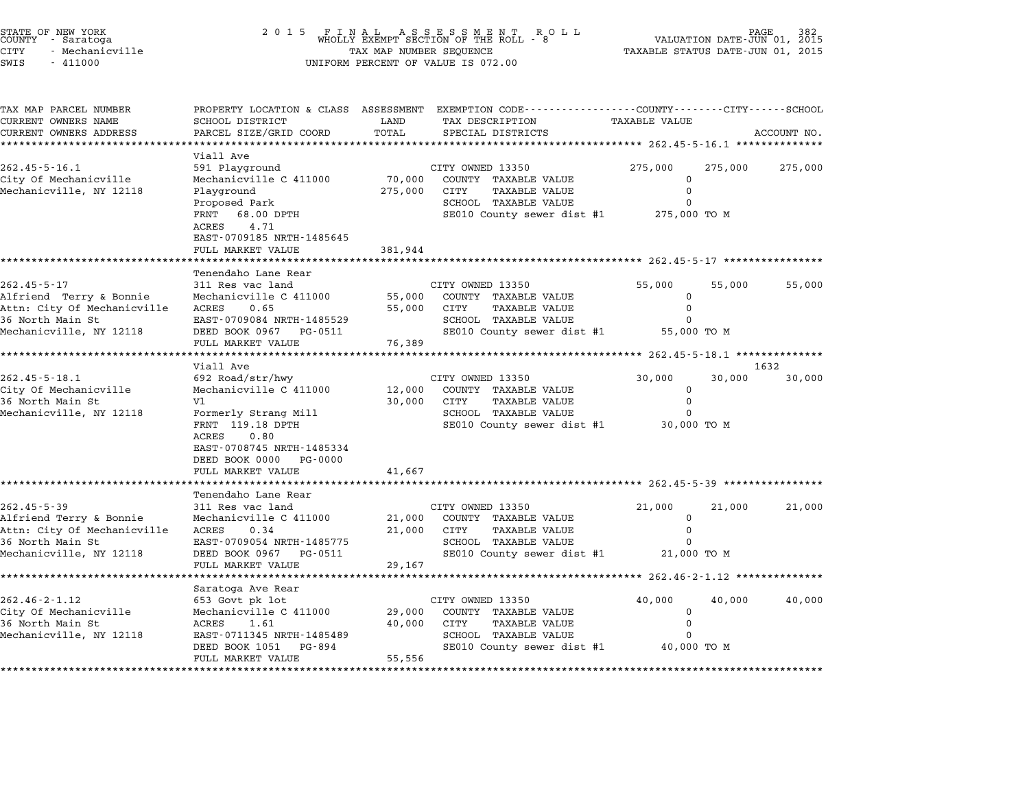STATE OF NEW YORK
COUNTY - Saratoga
CITY - Mechanicville
SWIS - 411000

2 0 1 5 F I N A L A S S E S S M E N T R O L L
WHOLLY EXEMPT SECTION OF THE ROLL - 8
TAX MAP NUMBER SEQUENCE
UNIFORM PERCENT OF VALUE IS 072.00

VALUATION DATE-JUN 01, 2015
TAXABLE STATUS DATE-JUN 01, 2015

| TAX MAP PARCEL NUMBER / CURRENT OWNERS NAME / CURRENT OWNERS ADDRESS | PROPERTY LOCATION & CLASS / SCHOOL DISTRICT / PARCEL SIZE/GRID COORD | ASSESSMENT LAND / TOTAL | EXEMPTION CODE / TAX DESCRIPTION / SPECIAL DISTRICTS | COUNTY TAXABLE VALUE | CITY | SCHOOL / ACCOUNT NO. |
|---|---|---|---|---|---|---|
| **262.45-5-16.1** | Viall Ave | | | | | |
| 262.45-5-16.1 | 591 Playground | | CITY OWNED 13350 | 275,000 | 275,000 | 275,000 |
| City Of Mechanicville | Mechanicville C 411000 | 70,000 | COUNTY TAXABLE VALUE | 0 | | |
| Mechanicville, NY 12118 | Playground | 275,000 | CITY TAXABLE VALUE | 0 | | |
| | Proposed Park | | SCHOOL TAXABLE VALUE | 0 | | |
| | FRNT 68.00 DPTH | | SE010 County sewer dist #1 | 275,000 TO M | | |
| | ACRES 4.71 | | | | | |
| | EAST-0709185 NRTH-1485645 | | | | | |
| | FULL MARKET VALUE | 381,944 | | | | |
| **262.45-5-17** | Tenendaho Lane Rear | | | | | |
| 262.45-5-17 | 311 Res vac land | | CITY OWNED 13350 | 55,000 | 55,000 | 55,000 |
| Alfriend Terry & Bonnie | Mechanicville C 411000 | 55,000 | COUNTY TAXABLE VALUE | 0 | | |
| Attn: City Of Mechanicville | ACRES 0.65 | 55,000 | CITY TAXABLE VALUE | 0 | | |
| 36 North Main St | EAST-0709084 NRTH-1485529 | | SCHOOL TAXABLE VALUE | 0 | | |
| Mechanicville, NY 12118 | DEED BOOK 0967 PG-0511 | | SE010 County sewer dist #1 | 55,000 TO M | | |
| | FULL MARKET VALUE | 76,389 | | | | |
| **262.45-5-18.1** | Viall Ave | | | | | 1632 |
| 262.45-5-18.1 | 692 Road/str/hwy | | CITY OWNED 13350 | 30,000 | 30,000 | 30,000 |
| City Of Mechanicville | Mechanicville C 411000 | 12,000 | COUNTY TAXABLE VALUE | 0 | | |
| 36 North Main St | Vl | 30,000 | CITY TAXABLE VALUE | 0 | | |
| Mechanicville, NY 12118 | Formerly Strang Mill | | SCHOOL TAXABLE VALUE | 0 | | |
| | FRNT 119.18 DPTH | | SE010 County sewer dist #1 | 30,000 TO M | | |
| | ACRES 0.80 | | | | | |
| | EAST-0708745 NRTH-1485334 | | | | | |
| | DEED BOOK 0000 PG-0000 | | | | | |
| | FULL MARKET VALUE | 41,667 | | | | |
| **262.45-5-39** | Tenendaho Lane Rear | | | | | |
| 262.45-5-39 | 311 Res vac land | | CITY OWNED 13350 | 21,000 | 21,000 | 21,000 |
| Alfriend Terry & Bonnie | Mechanicville C 411000 | 21,000 | COUNTY TAXABLE VALUE | 0 | | |
| Attn: City Of Mechanicville | ACRES 0.34 | 21,000 | CITY TAXABLE VALUE | 0 | | |
| 36 North Main St | EAST-0709054 NRTH-1485775 | | SCHOOL TAXABLE VALUE | 0 | | |
| Mechanicville, NY 12118 | DEED BOOK 0967 PG-0511 | | SE010 County sewer dist #1 | 21,000 TO M | | |
| | FULL MARKET VALUE | 29,167 | | | | |
| **262.46-2-1.12** | Saratoga Ave Rear | | | | | |
| 262.46-2-1.12 | 653 Govt pk lot | | CITY OWNED 13350 | 40,000 | 40,000 | 40,000 |
| City Of Mechanicville | Mechanicville C 411000 | 29,000 | COUNTY TAXABLE VALUE | 0 | | |
| 36 North Main St | ACRES 1.61 | 40,000 | CITY TAXABLE VALUE | 0 | | |
| Mechanicville, NY 12118 | EAST-0711345 NRTH-1485489 | | SCHOOL TAXABLE VALUE | 0 | | |
| | DEED BOOK 1051 PG-894 | | SE010 County sewer dist #1 | 40,000 TO M | | |
| | FULL MARKET VALUE | 55,556 | | | | |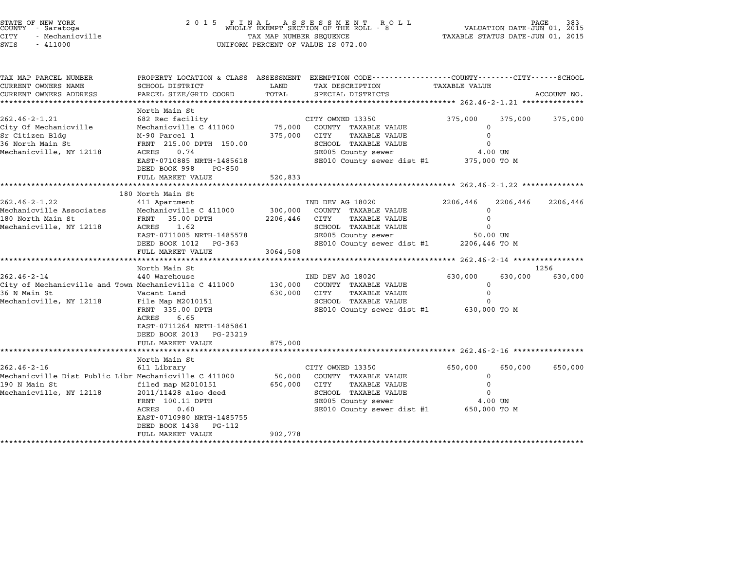STATE OF NEW YORK
COUNTY - Saratoga
CITY - Mechanicville
SWIS - 411000

2 0 1 5 F I N A L A S S E S S M E N T R O L L
WHOLLY EXEMPT SECTION OF THE ROLL - 8
TAX MAP NUMBER SEQUENCE
UNIFORM PERCENT OF VALUE IS 072.00

VALUATION DATE-JUN 01, 2015
TAXABLE STATUS DATE-JUN 01, 2015

| TAX MAP PARCEL NUMBER / CURRENT OWNERS NAME / CURRENT OWNERS ADDRESS | PROPERTY LOCATION & CLASS / SCHOOL DISTRICT / PARCEL SIZE/GRID COORD | ASSESSMENT LAND / TOTAL | EXEMPTION CODE / TAX DESCRIPTION / SPECIAL DISTRICTS | COUNTY TAXABLE VALUE | CITY | SCHOOL / ACCOUNT NO. |
|---|---|---|---|---|---|---|
| **262.46-2-1.21** | North Main St | | | | | |
| 262.46-2-1.21 | 682 Rec facility | | CITY OWNED 13350 | 375,000 | 375,000 | 375,000 |
| City Of Mechanicville | Mechanicville C 411000 | 75,000 | COUNTY TAXABLE VALUE | 0 | | |
| Sr Citizen Bldg | M-90 Parcel 1 | 375,000 | CITY TAXABLE VALUE | 0 | | |
| 36 North Main St | FRNT 215.00 DPTH 150.00 | | SCHOOL TAXABLE VALUE | 0 | | |
| Mechanicville, NY 12118 | ACRES 0.74 | | SE005 County sewer | 4.00 UN | | |
| | EAST-0710885 NRTH-1485618 | | SE010 County sewer dist #1 | 375,000 TO M | | |
| | DEED BOOK 998 PG-850 | | | | | |
| | FULL MARKET VALUE | 520,833 | | | | |
| **262.46-2-1.22** | 180 North Main St | | | | | |
| 262.46-2-1.22 | 411 Apartment | | IND DEV AG 18020 | 2206,446 | 2206,446 | 2206,446 |
| Mechanicville Associates | Mechanicville C 411000 | 300,000 | COUNTY TAXABLE VALUE | 0 | | |
| 180 North Main St | FRNT 35.00 DPTH | 2206,446 | CITY TAXABLE VALUE | 0 | | |
| Mechanicville, NY 12118 | ACRES 1.62 | | SCHOOL TAXABLE VALUE | 0 | | |
| | EAST-0711005 NRTH-1485578 | | SE005 County sewer | 50.00 UN | | |
| | DEED BOOK 1012 PG-363 | | SE010 County sewer dist #1 | 2206,446 TO M | | |
| | FULL MARKET VALUE | 3064,508 | | | | |
| **262.46-2-14** | North Main St | | | | | 1256 |
| 262.46-2-14 | 440 Warehouse | | IND DEV AG 18020 | 630,000 | 630,000 | 630,000 |
| City of Mechanicville and Town | Mechanicville C 411000 | 130,000 | COUNTY TAXABLE VALUE | 0 | | |
| 36 N Main St | Vacant Land | 630,000 | CITY TAXABLE VALUE | 0 | | |
| Mechanicville, NY 12118 | File Map M2010151 | | SCHOOL TAXABLE VALUE | 0 | | |
| | FRNT 335.00 DPTH | | SE010 County sewer dist #1 | 630,000 TO M | | |
| | ACRES 6.65 | | | | | |
| | EAST-0711264 NRTH-1485861 | | | | | |
| | DEED BOOK 2013 PG-23219 | | | | | |
| | FULL MARKET VALUE | 875,000 | | | | |
| **262.46-2-16** | North Main St | | | | | |
| 262.46-2-16 | 611 Library | | CITY OWNED 13350 | 650,000 | 650,000 | 650,000 |
| Mechanicville Dist Public Libr | Mechanicville C 411000 | 50,000 | COUNTY TAXABLE VALUE | 0 | | |
| 190 N Main St | filed map M2010151 | 650,000 | CITY TAXABLE VALUE | 0 | | |
| Mechanicville, NY 12118 | 2011/11428 also deed | | SCHOOL TAXABLE VALUE | 0 | | |
| | FRNT 100.11 DPTH | | SE005 County sewer | 4.00 UN | | |
| | ACRES 0.60 | | SE010 County sewer dist #1 | 650,000 TO M | | |
| | EAST-0710980 NRTH-1485755 | | | | | |
| | DEED BOOK 1438 PG-112 | | | | | |
| | FULL MARKET VALUE | 902,778 | | | | |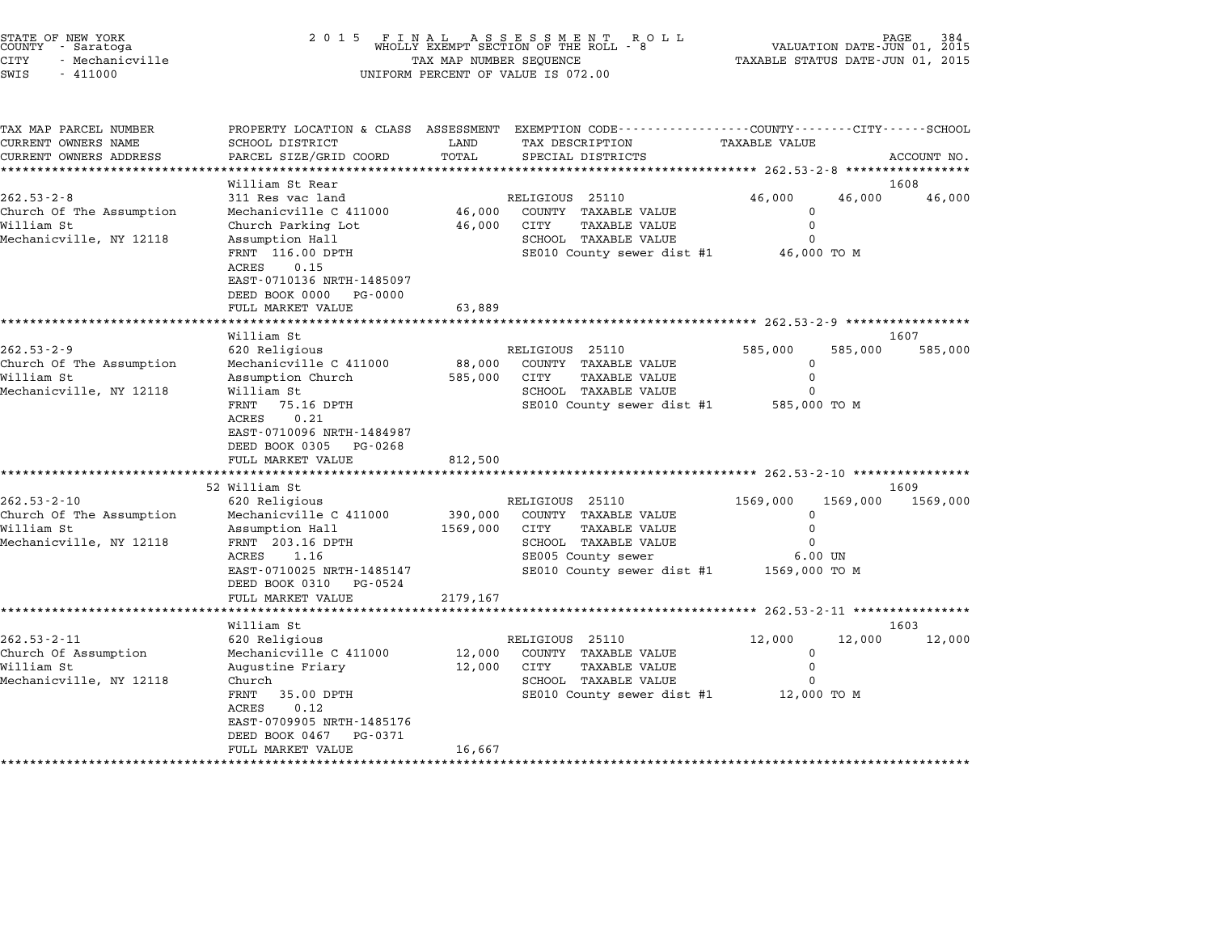STATE OF NEW YORK
COUNTY - Saratoga
CITY - Mechanicville
SWIS - 411000

2 0 1 5 F I N A L A S S E S S M E N T R O L L
WHOLLY EXEMPT SECTION OF THE ROLL - 8
TAX MAP NUMBER SEQUENCE
UNIFORM PERCENT OF VALUE IS 072.00

VALUATION DATE-JUN 01, 2015
TAXABLE STATUS DATE-JUN 01, 2015

| TAX MAP PARCEL NUMBER / CURRENT OWNERS NAME / CURRENT OWNERS ADDRESS | PROPERTY LOCATION & CLASS / SCHOOL DISTRICT / PARCEL SIZE/GRID COORD | ASSESSMENT LAND / TOTAL | EXEMPTION CODE / TAX DESCRIPTION / SPECIAL DISTRICTS | COUNTY | CITY | SCHOOL | ACCOUNT NO. |
|---|---|---|---|---|---|---|---|
| **262.53-2-8** | William St Rear | | | | | | 1608 |
| 262.53-2-8 | 311 Res vac land | | RELIGIOUS 25110 | 46,000 | 46,000 | 46,000 | |
| Church Of The Assumption | Mechanicville C 411000 | 46,000 | COUNTY TAXABLE VALUE | 0 | | | |
| William St | Church Parking Lot | 46,000 | CITY TAXABLE VALUE | 0 | | | |
| Mechanicville, NY 12118 | Assumption Hall | | SCHOOL TAXABLE VALUE | 0 | | | |
| | FRNT 116.00 DPTH | | SE010 County sewer dist #1 | 46,000 TO M | | | |
| | ACRES 0.15 | | | | | | |
| | EAST-0710136 NRTH-1485097 | | | | | | |
| | DEED BOOK 0000 PG-0000 | | | | | | |
| | FULL MARKET VALUE | 63,889 | | | | | |
| **262.53-2-9** | William St | | | | | | 1607 |
| 262.53-2-9 | 620 Religious | | RELIGIOUS 25110 | 585,000 | 585,000 | 585,000 | |
| Church Of The Assumption | Mechanicville C 411000 | 88,000 | COUNTY TAXABLE VALUE | 0 | | | |
| William St | Assumption Church | 585,000 | CITY TAXABLE VALUE | 0 | | | |
| Mechanicville, NY 12118 | William St | | SCHOOL TAXABLE VALUE | 0 | | | |
| | FRNT 75.16 DPTH | | SE010 County sewer dist #1 | 585,000 TO M | | | |
| | ACRES 0.21 | | | | | | |
| | EAST-0710096 NRTH-1484987 | | | | | | |
| | DEED BOOK 0305 PG-0268 | | | | | | |
| | FULL MARKET VALUE | 812,500 | | | | | |
| **262.53-2-10** | 52 William St | | | | | | 1609 |
| 262.53-2-10 | 620 Religious | | RELIGIOUS 25110 | 1569,000 | 1569,000 | 1569,000 | |
| Church Of The Assumption | Mechanicville C 411000 | 390,000 | COUNTY TAXABLE VALUE | 0 | | | |
| William St | Assumption Hall | 1569,000 | CITY TAXABLE VALUE | 0 | | | |
| Mechanicville, NY 12118 | FRNT 203.16 DPTH | | SCHOOL TAXABLE VALUE | 0 | | | |
| | ACRES 1.16 | | SE005 County sewer | 6.00 UN | | | |
| | EAST-0710025 NRTH-1485147 | | SE010 County sewer dist #1 | 1569,000 TO M | | | |
| | DEED BOOK 0310 PG-0524 | | | | | | |
| | FULL MARKET VALUE | 2179,167 | | | | | |
| **262.53-2-11** | William St | | | | | | 1603 |
| 262.53-2-11 | 620 Religious | | RELIGIOUS 25110 | 12,000 | 12,000 | 12,000 | |
| Church Of Assumption | Mechanicville C 411000 | 12,000 | COUNTY TAXABLE VALUE | 0 | | | |
| William St | Augustine Friary | 12,000 | CITY TAXABLE VALUE | 0 | | | |
| Mechanicville, NY 12118 | Church | | SCHOOL TAXABLE VALUE | 0 | | | |
| | FRNT 35.00 DPTH | | SE010 County sewer dist #1 | 12,000 TO M | | | |
| | ACRES 0.12 | | | | | | |
| | EAST-0709905 NRTH-1485176 | | | | | | |
| | DEED BOOK 0467 PG-0371 | | | | | | |
| | FULL MARKET VALUE | 16,667 | | | | | |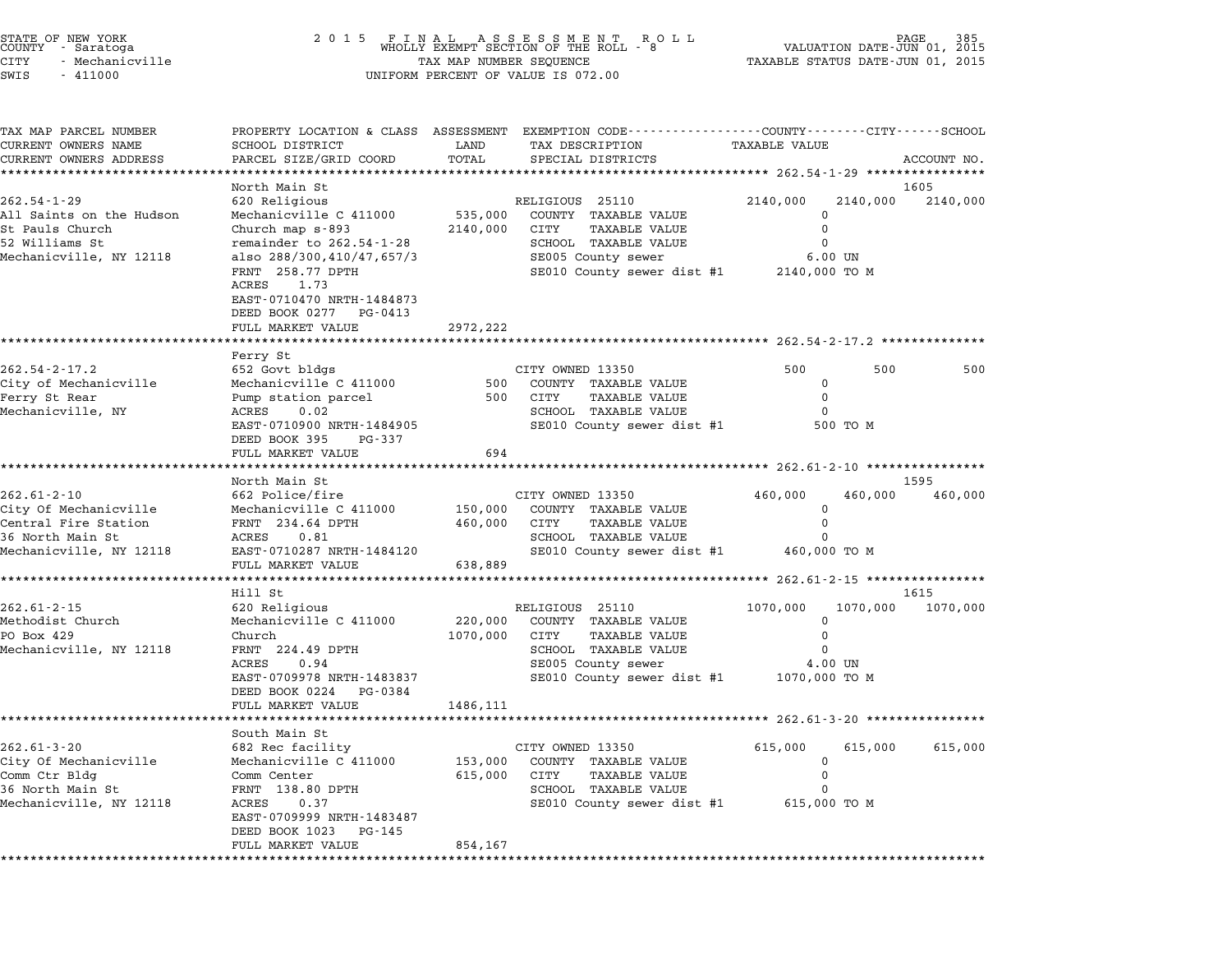STATE OF NEW YORK
COUNTY - Saratoga
CITY - Mechanicville
SWIS - 411000

2 0 1 5 F I N A L A S S E S S M E N T R O L L
WHOLLY EXEMPT SECTION OF THE ROLL - 8
TAX MAP NUMBER SEQUENCE
UNIFORM PERCENT OF VALUE IS 072.00

VALUATION DATE-JUN 01, 2015
TAXABLE STATUS DATE-JUN 01, 2015

```
TAX MAP PARCEL NUMBER          PROPERTY LOCATION & CLASS  ASSESSMENT  EXEMPTION CODE-----------------COUNTY--------CITY------SCHOOL
CURRENT OWNERS NAME            SCHOOL DISTRICT               LAND     TAX DESCRIPTION              TAXABLE VALUE
CURRENT OWNERS ADDRESS         PARCEL SIZE/GRID COORD        TOTAL    SPECIAL DISTRICTS                                      ACCOUNT NO.
******************************************************************************************************* 262.54-1-29 ****************
                               North Main St                                                                              1605
262.54-1-29                    620 Religious                          RELIGIOUS  25110           2140,000    2140,000    2140,000
All Saints on the Hudson       Mechanicville C 411000     535,000     COUNTY  TAXABLE VALUE              0
St Pauls Church                Church map s-893          2140,000     CITY    TAXABLE VALUE              0
52 Williams St                 remainder to 262.54-1-28               SCHOOL  TAXABLE VALUE              0
Mechanicville, NY 12118        also 288/300,410/47,657/3              SE005 County sewer              6.00 UN
                               FRNT 258.77 DPTH                       SE010 County sewer dist #1    2140,000 TO M
                               ACRES    1.73
                               EAST-0710470 NRTH-1484873
                               DEED BOOK 0277   PG-0413
                               FULL MARKET VALUE         2972,222
******************************************************************************************************* 262.54-2-17.2 **************
                               Ferry St
262.54-2-17.2                  652 Govt bldgs                         CITY OWNED 13350                500         500         500
City of Mechanicville          Mechanicville C 411000         500     COUNTY  TAXABLE VALUE              0
Ferry St Rear                  Pump station parcel            500     CITY    TAXABLE VALUE              0
Mechanicville, NY              ACRES    0.02                          SCHOOL  TAXABLE VALUE              0
                               EAST-0710900 NRTH-1484905              SE010 County sewer dist #1        500 TO M
                               DEED BOOK 395    PG-337
                               FULL MARKET VALUE              694
******************************************************************************************************* 262.61-2-10 ****************
                               North Main St                                                                              1595
262.61-2-10                    662 Police/fire                        CITY OWNED 13350            460,000     460,000     460,000
City Of Mechanicville          Mechanicville C 411000     150,000     COUNTY  TAXABLE VALUE              0
Central Fire Station           FRNT 234.64 DPTH           460,000     CITY    TAXABLE VALUE              0
36 North Main St               ACRES    0.81                          SCHOOL  TAXABLE VALUE              0
Mechanicville, NY 12118        EAST-0710287 NRTH-1484120              SE010 County sewer dist #1     460,000 TO M
                               FULL MARKET VALUE          638,889
******************************************************************************************************* 262.61-2-15 ****************
                               Hill St                                                                                    1615
262.61-2-15                    620 Religious                          RELIGIOUS  25110           1070,000    1070,000    1070,000
Methodist Church               Mechanicville C 411000     220,000     COUNTY  TAXABLE VALUE              0
PO Box 429                     Church                    1070,000     CITY    TAXABLE VALUE              0
Mechanicville, NY 12118        FRNT 224.49 DPTH                       SCHOOL  TAXABLE VALUE              0
                               ACRES    0.94                          SE005 County sewer              4.00 UN
                               EAST-0709978 NRTH-1483837              SE010 County sewer dist #1    1070,000 TO M
                               DEED BOOK 0224   PG-0384
                               FULL MARKET VALUE         1486,111
******************************************************************************************************* 262.61-3-20 ****************
                               South Main St
262.61-3-20                    682 Rec facility                       CITY OWNED 13350            615,000     615,000     615,000
City Of Mechanicville          Mechanicville C 411000     153,000     COUNTY  TAXABLE VALUE              0
Comm Ctr Bldg                  Comm Center                615,000     CITY    TAXABLE VALUE              0
36 North Main St               FRNT 138.80 DPTH                       SCHOOL  TAXABLE VALUE              0
Mechanicville, NY 12118        ACRES    0.37                          SE010 County sewer dist #1     615,000 TO M
                               EAST-0709999 NRTH-1483487
                               DEED BOOK 1023   PG-145
                               FULL MARKET VALUE          854,167
************************************************************************************************************************************
```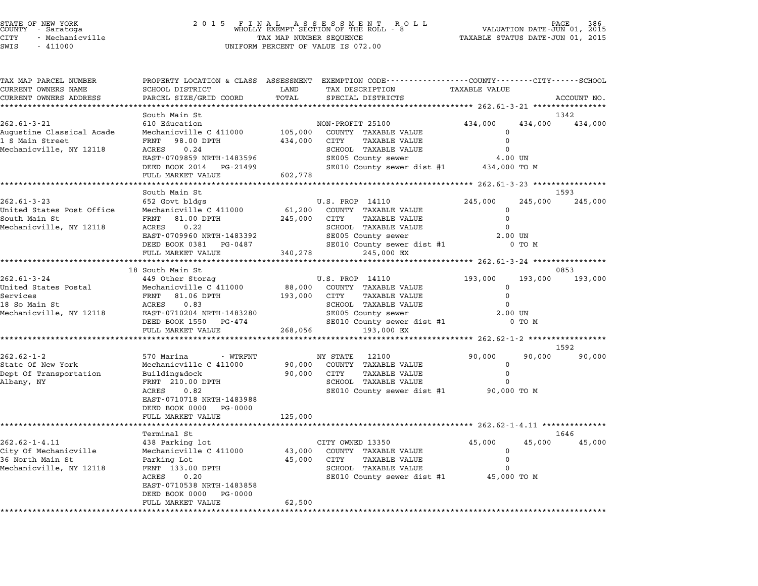STATE OF NEW YORK
COUNTY - Saratoga
CITY - Mechanicville
SWIS - 411000

2 0 1 5 F I N A L A S S E S S M E N T R O L L
WHOLLY EXEMPT SECTION OF THE ROLL - 8
TAX MAP NUMBER SEQUENCE
UNIFORM PERCENT OF VALUE IS 072.00

VALUATION DATE-JUN 01, 2015
TAXABLE STATUS DATE-JUN 01, 2015

| TAX MAP PARCEL NUMBER / CURRENT OWNERS NAME / CURRENT OWNERS ADDRESS | PROPERTY LOCATION & CLASS / SCHOOL DISTRICT / PARCEL SIZE/GRID COORD | ASSESSMENT LAND | TOTAL | EXEMPTION CODE / TAX DESCRIPTION / SPECIAL DISTRICTS | COUNTY TAXABLE VALUE | CITY | SCHOOL / ACCOUNT NO. |
|---|---|---|---|---|---|---|---|
| **262.61-3-21** | South Main St | | | | | | 1342 |
| 262.61-3-21 | 610 Education | | | NON-PROFIT 25100 | 434,000 | 434,000 | 434,000 |
| Augustine Classical Acade | Mechanicville C 411000 | 105,000 | | COUNTY TAXABLE VALUE | 0 | | |
| 1 S Main Street | FRNT 98.00 DPTH | | 434,000 | CITY TAXABLE VALUE | 0 | | |
| Mechanicville, NY 12118 | ACRES 0.24 | | | SCHOOL TAXABLE VALUE | 0 | | |
| | EAST-0709859 NRTH-1483596 | | | SE005 County sewer | 4.00 UN | | |
| | DEED BOOK 2014 PG-21499 | | | SE010 County sewer dist #1 | 434,000 TO M | | |
| | FULL MARKET VALUE | | 602,778 | | | | |
| **262.61-3-23** | South Main St | | | | | | 1593 |
| 262.61-3-23 | 652 Govt bldgs | | | U.S. PROP 14110 | 245,000 | 245,000 | 245,000 |
| United States Post Office | Mechanicville C 411000 | 61,200 | | COUNTY TAXABLE VALUE | 0 | | |
| South Main St | FRNT 81.00 DPTH | | 245,000 | CITY TAXABLE VALUE | 0 | | |
| Mechanicville, NY 12118 | ACRES 0.22 | | | SCHOOL TAXABLE VALUE | 0 | | |
| | EAST-0709960 NRTH-1483392 | | | SE005 County sewer | 2.00 UN | | |
| | DEED BOOK 0381 PG-0487 | | | SE010 County sewer dist #1 | 0 TO M | | |
| | FULL MARKET VALUE | | 340,278 | 245,000 EX | | | |
| **262.61-3-24** | 18 South Main St | | | | | | 0853 |
| 262.61-3-24 | 449 Other Storag | | | U.S. PROP 14110 | 193,000 | 193,000 | 193,000 |
| United States Postal | Mechanicville C 411000 | 88,000 | | COUNTY TAXABLE VALUE | 0 | | |
| Services | FRNT 81.06 DPTH | | 193,000 | CITY TAXABLE VALUE | 0 | | |
| 18 So Main St | ACRES 0.83 | | | SCHOOL TAXABLE VALUE | 0 | | |
| Mechanicville, NY 12118 | EAST-0710204 NRTH-1483280 | | | SE005 County sewer | 2.00 UN | | |
| | DEED BOOK 1550 PG-474 | | | SE010 County sewer dist #1 | 0 TO M | | |
| | FULL MARKET VALUE | | 268,056 | 193,000 EX | | | |
| **262.62-1-2** | | | | | | | 1592 |
| 262.62-1-2 | 570 Marina - WTRFNT | | | NY STATE 12100 | 90,000 | 90,000 | 90,000 |
| State Of New York | Mechanicville C 411000 | 90,000 | | COUNTY TAXABLE VALUE | 0 | | |
| Dept Of Transportation | Building&dock | | 90,000 | CITY TAXABLE VALUE | 0 | | |
| Albany, NY | FRNT 210.00 DPTH | | | SCHOOL TAXABLE VALUE | 0 | | |
| | ACRES 0.82 | | | SE010 County sewer dist #1 | 90,000 TO M | | |
| | EAST-0710718 NRTH-1483988 | | | | | | |
| | DEED BOOK 0000 PG-0000 | | | | | | |
| | FULL MARKET VALUE | | 125,000 | | | | |
| **262.62-1-4.11** | Terminal St | | | | | | 1646 |
| 262.62-1-4.11 | 438 Parking lot | | | CITY OWNED 13350 | 45,000 | 45,000 | 45,000 |
| City Of Mechanicville | Mechanicville C 411000 | 43,000 | | COUNTY TAXABLE VALUE | 0 | | |
| 36 North Main St | Parking Lot | | 45,000 | CITY TAXABLE VALUE | 0 | | |
| Mechanicville, NY 12118 | FRNT 133.00 DPTH | | | SCHOOL TAXABLE VALUE | 0 | | |
| | ACRES 0.20 | | | SE010 County sewer dist #1 | 45,000 TO M | | |
| | EAST-0710538 NRTH-1483858 | | | | | | |
| | DEED BOOK 0000 PG-0000 | | | | | | |
| | FULL MARKET VALUE | | 62,500 | | | | |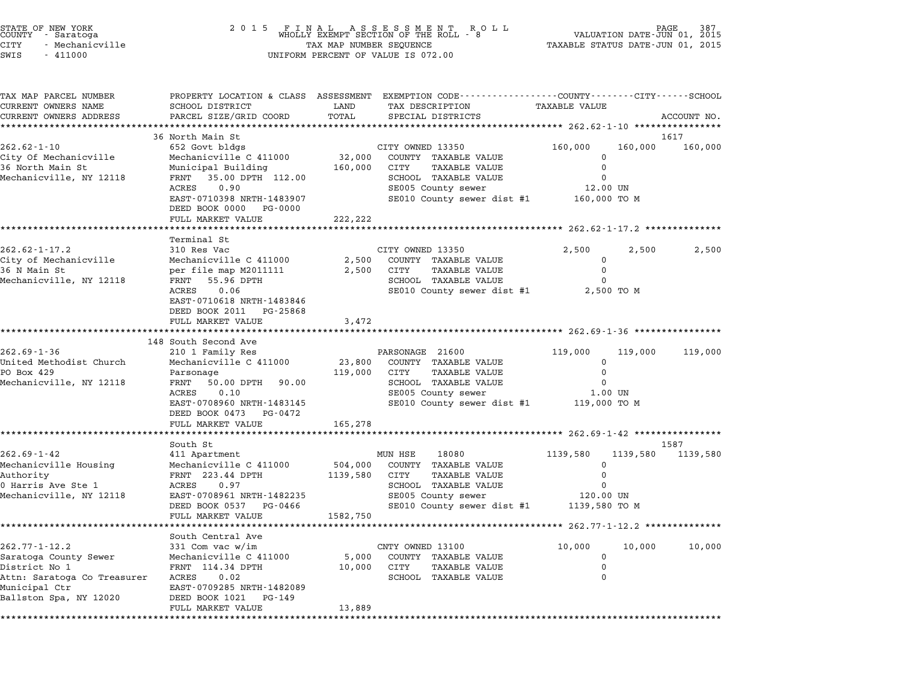STATE OF NEW YORK
COUNTY - Saratoga
CITY - Mechanicville
SWIS - 411000

# 2015 FINAL ASSESSMENT ROLL

WHOLLY EXEMPT SECTION OF THE ROLL - 8
TAX MAP NUMBER SEQUENCE
UNIFORM PERCENT OF VALUE IS 072.00

VALUATION DATE-JUN 01, 2015
TAXABLE STATUS DATE-JUN 01, 2015

| TAX MAP PARCEL NUMBER / CURRENT OWNERS NAME / CURRENT OWNERS ADDRESS | PROPERTY LOCATION & CLASS / SCHOOL DISTRICT / PARCEL SIZE/GRID COORD | ASSESSMENT LAND | TOTAL | EXEMPTION CODE / TAX DESCRIPTION / SPECIAL DISTRICTS | COUNTY TAXABLE VALUE | CITY | SCHOOL | ACCOUNT NO. |
|---|---|---|---|---|---|---|---|---|
| **262.62-1-10** | 36 North Main St | | | | | | | 1617 |
| 262.62-1-10 | 652 Govt bldgs | | | CITY OWNED 13350 | 160,000 | 160,000 | 160,000 | |
| City Of Mechanicville | Mechanicville C 411000 | 32,000 | | COUNTY TAXABLE VALUE | 0 | | | |
| 36 North Main St | Municipal Building | | 160,000 | CITY TAXABLE VALUE | 0 | | | |
| Mechanicville, NY 12118 | FRNT 35.00 DPTH 112.00 | | | SCHOOL TAXABLE VALUE | 0 | | | |
| | ACRES 0.90 | | | SE005 County sewer | 12.00 UN | | | |
| | EAST-0710398 NRTH-1483907 | | | SE010 County sewer dist #1 | 160,000 TO M | | | |
| | DEED BOOK 0000 PG-0000 | | | | | | | |
| | FULL MARKET VALUE | | 222,222 | | | | | |
| **262.62-1-17.2** | Terminal St | | | | | | | |
| 262.62-1-17.2 | 310 Res Vac | | | CITY OWNED 13350 | 2,500 | 2,500 | 2,500 | |
| City of Mechanicville | Mechanicville C 411000 | 2,500 | | COUNTY TAXABLE VALUE | 0 | | | |
| 36 N Main St | per file map M2011111 | | 2,500 | CITY TAXABLE VALUE | 0 | | | |
| Mechanicville, NY 12118 | FRNT 55.96 DPTH | | | SCHOOL TAXABLE VALUE | 0 | | | |
| | ACRES 0.06 | | | SE010 County sewer dist #1 | 2,500 TO M | | | |
| | EAST-0710618 NRTH-1483846 | | | | | | | |
| | DEED BOOK 2011 PG-25868 | | | | | | | |
| | FULL MARKET VALUE | | 3,472 | | | | | |
| **262.69-1-36** | 148 South Second Ave | | | | | | | |
| 262.69-1-36 | 210 1 Family Res | | | PARSONAGE 21600 | 119,000 | 119,000 | 119,000 | |
| United Methodist Church | Mechanicville C 411000 | 23,800 | | COUNTY TAXABLE VALUE | 0 | | | |
| PO Box 429 | Parsonage | | 119,000 | CITY TAXABLE VALUE | 0 | | | |
| Mechanicville, NY 12118 | FRNT 50.00 DPTH 90.00 | | | SCHOOL TAXABLE VALUE | 0 | | | |
| | ACRES 0.10 | | | SE005 County sewer | 1.00 UN | | | |
| | EAST-0708960 NRTH-1483145 | | | SE010 County sewer dist #1 | 119,000 TO M | | | |
| | DEED BOOK 0473 PG-0472 | | | | | | | |
| | FULL MARKET VALUE | | 165,278 | | | | | |
| **262.69-1-42** | South St | | | | | | | 1587 |
| 262.69-1-42 | 411 Apartment | | | MUN HSE 18080 | 1139,580 | 1139,580 | 1139,580 | |
| Mechanicville Housing | Mechanicville C 411000 | 504,000 | | COUNTY TAXABLE VALUE | 0 | | | |
| Authority | FRNT 223.44 DPTH | | 1139,580 | CITY TAXABLE VALUE | 0 | | | |
| 0 Harris Ave Ste 1 | ACRES 0.97 | | | SCHOOL TAXABLE VALUE | 0 | | | |
| Mechanicville, NY 12118 | EAST-0708961 NRTH-1482235 | | | SE005 County sewer | 120.00 UN | | | |
| | DEED BOOK 0537 PG-0466 | | | SE010 County sewer dist #1 | 1139,580 TO M | | | |
| | FULL MARKET VALUE | | 1582,750 | | | | | |
| **262.77-1-12.2** | South Central Ave | | | | | | | |
| 262.77-1-12.2 | 331 Com vac w/im | | | CNTY OWNED 13100 | 10,000 | 10,000 | 10,000 | |
| Saratoga County Sewer | Mechanicville C 411000 | 5,000 | | COUNTY TAXABLE VALUE | 0 | | | |
| District No 1 | FRNT 114.34 DPTH | | 10,000 | CITY TAXABLE VALUE | 0 | | | |
| Attn: Saratoga Co Treasurer | ACRES 0.02 | | | SCHOOL TAXABLE VALUE | 0 | | | |
| Municipal Ctr | EAST-0709285 NRTH-1482089 | | | | | | | |
| Ballston Spa, NY 12020 | DEED BOOK 1021 PG-149 | | | | | | | |
| | FULL MARKET VALUE | | 13,889 | | | | | |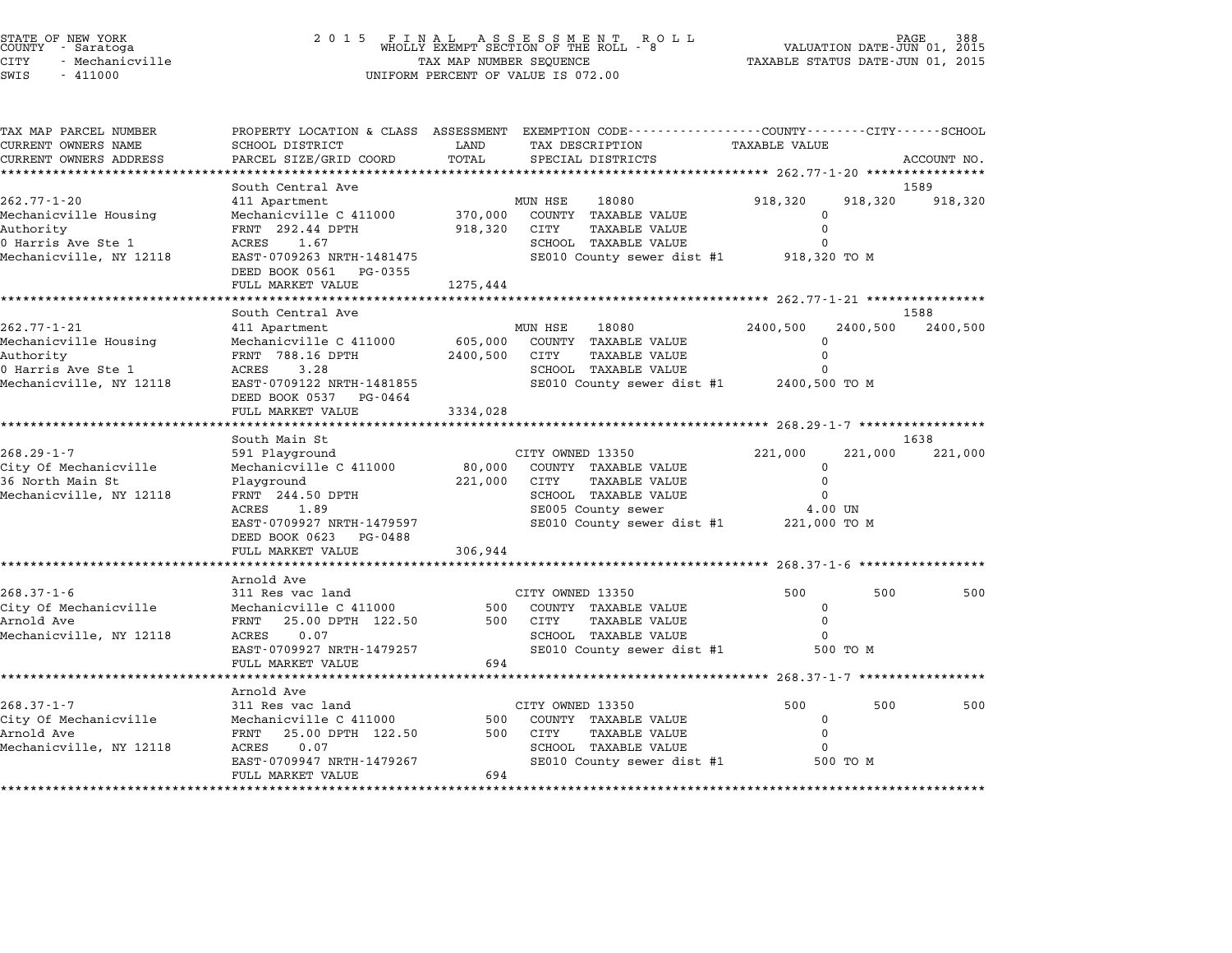STATE OF NEW YORK
COUNTY - Saratoga
CITY - Mechanicville
SWIS - 411000

2 0 1 5 F I N A L A S S E S S M E N T R O L L
WHOLLY EXEMPT SECTION OF THE ROLL - 8
TAX MAP NUMBER SEQUENCE
UNIFORM PERCENT OF VALUE IS 072.00

VALUATION DATE-JUN 01, 2015
TAXABLE STATUS DATE-JUN 01, 2015

| TAX MAP PARCEL NUMBER<br>CURRENT OWNERS NAME<br>CURRENT OWNERS ADDRESS | PROPERTY LOCATION & CLASS<br>SCHOOL DISTRICT<br>PARCEL SIZE/GRID COORD | ASSESSMENT<br>LAND<br>TOTAL | EXEMPTION CODE<br>TAX DESCRIPTION<br>SPECIAL DISTRICTS | COUNTY<br>TAXABLE VALUE | CITY | SCHOOL<br>ACCOUNT NO. |
|---|---|---|---|---|---|---|
| **262.77-1-20** | South Central Ave | | | | | 1589 |
| 262.77-1-20 | 411 Apartment | | MUN HSE 18080 | 918,320 | 918,320 | 918,320 |
| Mechanicville Housing | Mechanicville C 411000 | 370,000 | COUNTY TAXABLE VALUE | 0 | | |
| Authority | FRNT 292.44 DPTH | 918,320 | CITY TAXABLE VALUE | 0 | | |
| 0 Harris Ave Ste 1 | ACRES 1.67 | | SCHOOL TAXABLE VALUE | 0 | | |
| Mechanicville, NY 12118 | EAST-0709263 NRTH-1481475 | | SE010 County sewer dist #1 | 918,320 TO M | | |
| | DEED BOOK 0561 PG-0355 | | | | | |
| | FULL MARKET VALUE | 1275,444 | | | | |
| **262.77-1-21** | South Central Ave | | | | | 1588 |
| 262.77-1-21 | 411 Apartment | | MUN HSE 18080 | 2400,500 | 2400,500 | 2400,500 |
| Mechanicville Housing | Mechanicville C 411000 | 605,000 | COUNTY TAXABLE VALUE | 0 | | |
| Authority | FRNT 788.16 DPTH | 2400,500 | CITY TAXABLE VALUE | 0 | | |
| 0 Harris Ave Ste 1 | ACRES 3.28 | | SCHOOL TAXABLE VALUE | 0 | | |
| Mechanicville, NY 12118 | EAST-0709122 NRTH-1481855 | | SE010 County sewer dist #1 | 2400,500 TO M | | |
| | DEED BOOK 0537 PG-0464 | | | | | |
| | FULL MARKET VALUE | 3334,028 | | | | |
| **268.29-1-7** | South Main St | | | | | 1638 |
| 268.29-1-7 | 591 Playground | | CITY OWNED 13350 | 221,000 | 221,000 | 221,000 |
| City Of Mechanicville | Mechanicville C 411000 | 80,000 | COUNTY TAXABLE VALUE | 0 | | |
| 36 North Main St | Playground | 221,000 | CITY TAXABLE VALUE | 0 | | |
| Mechanicville, NY 12118 | FRNT 244.50 DPTH | | SCHOOL TAXABLE VALUE | 0 | | |
| | ACRES 1.89 | | SE005 County sewer | 4.00 UN | | |
| | EAST-0709927 NRTH-1479597 | | SE010 County sewer dist #1 | 221,000 TO M | | |
| | DEED BOOK 0623 PG-0488 | | | | | |
| | FULL MARKET VALUE | 306,944 | | | | |
| **268.37-1-6** | Arnold Ave | | | | | |
| 268.37-1-6 | 311 Res vac land | | CITY OWNED 13350 | 500 | 500 | 500 |
| City Of Mechanicville | Mechanicville C 411000 | 500 | COUNTY TAXABLE VALUE | 0 | | |
| Arnold Ave | FRNT 25.00 DPTH 122.50 | 500 | CITY TAXABLE VALUE | 0 | | |
| Mechanicville, NY 12118 | ACRES 0.07 | | SCHOOL TAXABLE VALUE | 0 | | |
| | EAST-0709927 NRTH-1479257 | | SE010 County sewer dist #1 | 500 TO M | | |
| | FULL MARKET VALUE | 694 | | | | |
| **268.37-1-7** | Arnold Ave | | | | | |
| 268.37-1-7 | 311 Res vac land | | CITY OWNED 13350 | 500 | 500 | 500 |
| City Of Mechanicville | Mechanicville C 411000 | 500 | COUNTY TAXABLE VALUE | 0 | | |
| Arnold Ave | FRNT 25.00 DPTH 122.50 | 500 | CITY TAXABLE VALUE | 0 | | |
| Mechanicville, NY 12118 | ACRES 0.07 | | SCHOOL TAXABLE VALUE | 0 | | |
| | EAST-0709947 NRTH-1479267 | | SE010 County sewer dist #1 | 500 TO M | | |
| | FULL MARKET VALUE | 694 | | | | |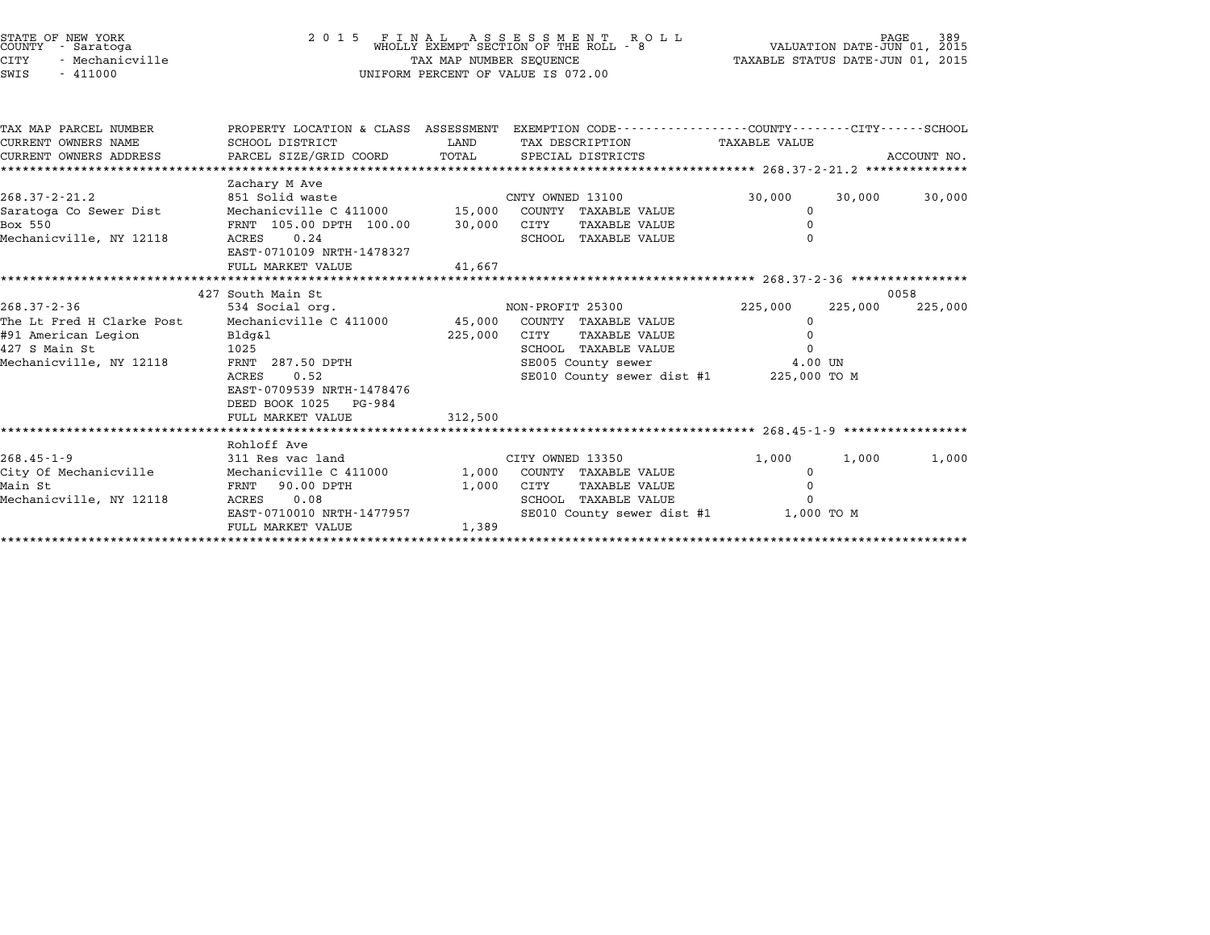STATE OF NEW YORK
COUNTY - Saratoga
CITY - Mechanicville
SWIS - 411000

2 0 1 5 F I N A L A S S E S S M E N T R O L L
WHOLLY EXEMPT SECTION OF THE ROLL - 8
TAX MAP NUMBER SEQUENCE
UNIFORM PERCENT OF VALUE IS 072.00

VALUATION DATE-JUN 01, 2015
TAXABLE STATUS DATE-JUN 01, 2015

| TAX MAP PARCEL NUMBER / CURRENT OWNERS NAME / CURRENT OWNERS ADDRESS | PROPERTY LOCATION & CLASS / SCHOOL DISTRICT / PARCEL SIZE/GRID COORD | ASSESSMENT LAND / TOTAL | EXEMPTION CODE / TAX DESCRIPTION / SPECIAL DISTRICTS | COUNTY TAXABLE VALUE | CITY | SCHOOL / ACCOUNT NO. |
|---|---|---|---|---|---|---|
| **268.37-2-21.2** | Zachary M Ave | | | | | |
| 268.37-2-21.2 | 851 Solid waste | | CNTY OWNED 13100 | 30,000 | 30,000 | 30,000 |
| Saratoga Co Sewer Dist | Mechanicville C 411000 | 15,000 | COUNTY TAXABLE VALUE | 0 | | |
| Box 550 | FRNT 105.00 DPTH 100.00 | 30,000 | CITY TAXABLE VALUE | 0 | | |
| Mechanicville, NY 12118 | ACRES 0.24 | | SCHOOL TAXABLE VALUE | 0 | | |
| | EAST-0710109 NRTH-1478327 | | | | | |
| | FULL MARKET VALUE | 41,667 | | | | |
| **268.37-2-36** | 427 South Main St | | | | | 0058 |
| 268.37-2-36 | 534 Social org. | | NON-PROFIT 25300 | 225,000 | 225,000 | 225,000 |
| The Lt Fred H Clarke Post | Mechanicville C 411000 | 45,000 | COUNTY TAXABLE VALUE | 0 | | |
| #91 American Legion | Bldg&l | 225,000 | CITY TAXABLE VALUE | 0 | | |
| 427 S Main St | 1025 | | SCHOOL TAXABLE VALUE | 0 | | |
| Mechanicville, NY 12118 | FRNT 287.50 DPTH | | SE005 County sewer | 4.00 UN | | |
| | ACRES 0.52 | | SE010 County sewer dist #1 | 225,000 TO M | | |
| | EAST-0709539 NRTH-1478476 | | | | | |
| | DEED BOOK 1025 PG-984 | | | | | |
| | FULL MARKET VALUE | 312,500 | | | | |
| **268.45-1-9** | Rohloff Ave | | | | | |
| 268.45-1-9 | 311 Res vac land | | CITY OWNED 13350 | 1,000 | 1,000 | 1,000 |
| City Of Mechanicville | Mechanicville C 411000 | 1,000 | COUNTY TAXABLE VALUE | 0 | | |
| Main St | FRNT 90.00 DPTH | 1,000 | CITY TAXABLE VALUE | 0 | | |
| Mechanicville, NY 12118 | ACRES 0.08 | | SCHOOL TAXABLE VALUE | 0 | | |
| | EAST-0710010 NRTH-1477957 | | SE010 County sewer dist #1 | 1,000 TO M | | |
| | FULL MARKET VALUE | 1,389 | | | | |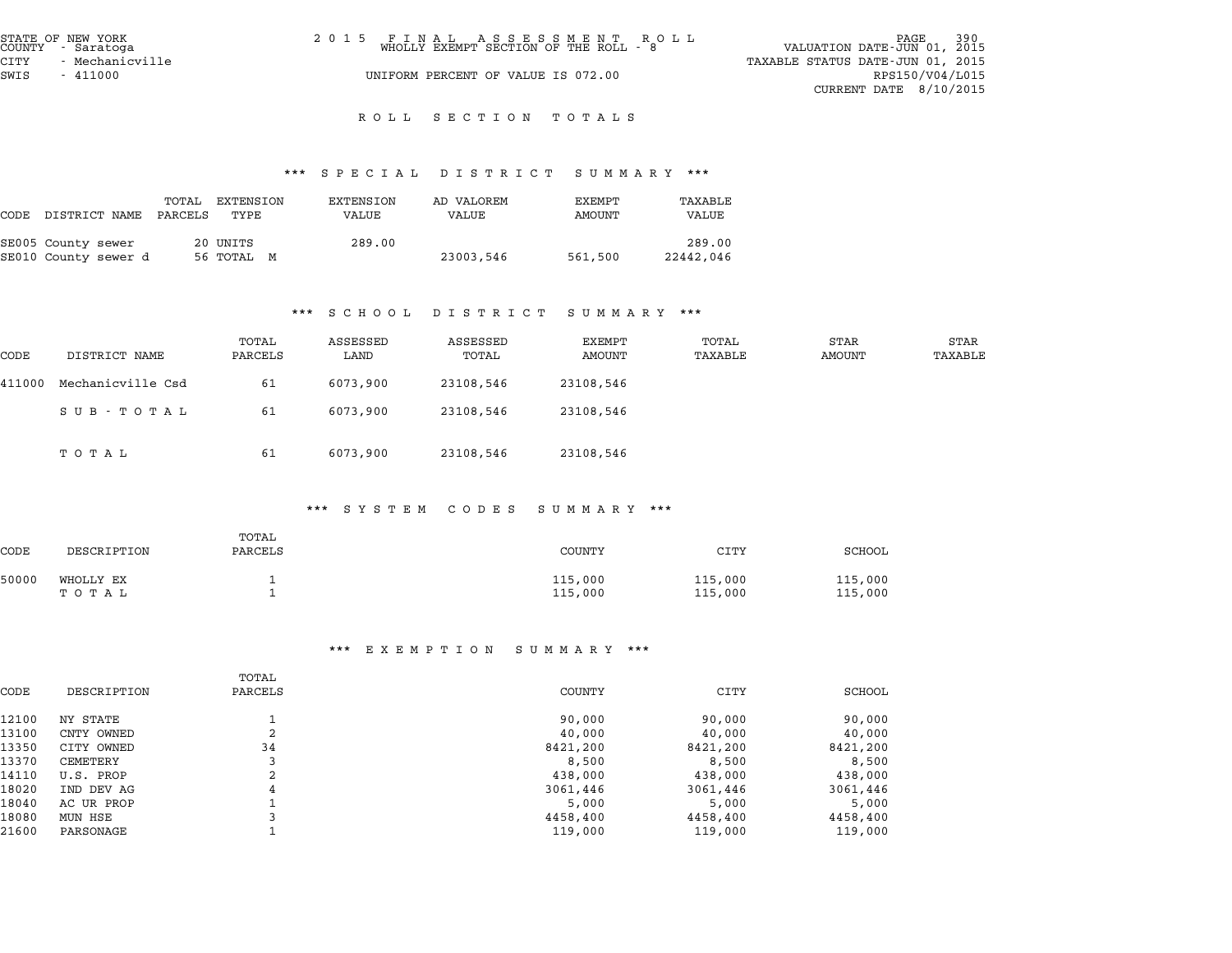STATE OF NEW YORK
COUNTY - Saratoga
CITY - Mechanicville
SWIS - 411000

2 0 1 5 F I N A L A S S E S S M E N T R O L L
WHOLLY EXEMPT SECTION OF THE ROLL - 8
UNIFORM PERCENT OF VALUE IS 072.00

VALUATION DATE-JUN 01, 2015
TAXABLE STATUS DATE-JUN 01, 2015
RPS150/V04/L015
CURRENT DATE 8/10/2015

## R O L L S E C T I O N T O T A L S

### *** S P E C I A L D I S T R I C T S U M M A R Y ***

| CODE | DISTRICT NAME | TOTAL PARCELS | EXTENSION TYPE | EXTENSION VALUE | AD VALOREM VALUE | EXEMPT AMOUNT | TAXABLE VALUE |
|---|---|---|---|---|---|---|---|
| SE005 | County sewer | 20 | UNITS | 289.00 | | | 289.00 |
| SE010 | County sewer d | 56 | TOTAL M | | 23003,546 | 561,500 | 22442,046 |

### *** S C H O O L D I S T R I C T S U M M A R Y ***

| CODE | DISTRICT NAME | TOTAL PARCELS | ASSESSED LAND | ASSESSED TOTAL | EXEMPT AMOUNT | TOTAL TAXABLE | STAR AMOUNT | STAR TAXABLE |
|---|---|---|---|---|---|---|---|---|
| 411000 | Mechanicville Csd | 61 | 6073,900 | 23108,546 | 23108,546 | | | |
| | S U B - T O T A L | 61 | 6073,900 | 23108,546 | 23108,546 | | | |
| | T O T A L | 61 | 6073,900 | 23108,546 | 23108,546 | | | |

### *** S Y S T E M C O D E S S U M M A R Y ***

| CODE | DESCRIPTION | TOTAL PARCELS | COUNTY | CITY | SCHOOL |
|---|---|---|---|---|---|
| 50000 | WHOLLY EX | 1 | 115,000 | 115,000 | 115,000 |
| | T O T A L | 1 | 115,000 | 115,000 | 115,000 |

### *** E X E M P T I O N S U M M A R Y ***

| CODE | DESCRIPTION | TOTAL PARCELS | COUNTY | CITY | SCHOOL |
|---|---|---|---|---|---|
| 12100 | NY STATE | 1 | 90,000 | 90,000 | 90,000 |
| 13100 | CNTY OWNED | 2 | 40,000 | 40,000 | 40,000 |
| 13350 | CITY OWNED | 34 | 8421,200 | 8421,200 | 8421,200 |
| 13370 | CEMETERY | 3 | 8,500 | 8,500 | 8,500 |
| 14110 | U.S. PROP | 2 | 438,000 | 438,000 | 438,000 |
| 18020 | IND DEV AG | 4 | 3061,446 | 3061,446 | 3061,446 |
| 18040 | AC UR PROP | 1 | 5,000 | 5,000 | 5,000 |
| 18080 | MUN HSE | 3 | 4458,400 | 4458,400 | 4458,400 |
| 21600 | PARSONAGE | 1 | 119,000 | 119,000 | 119,000 |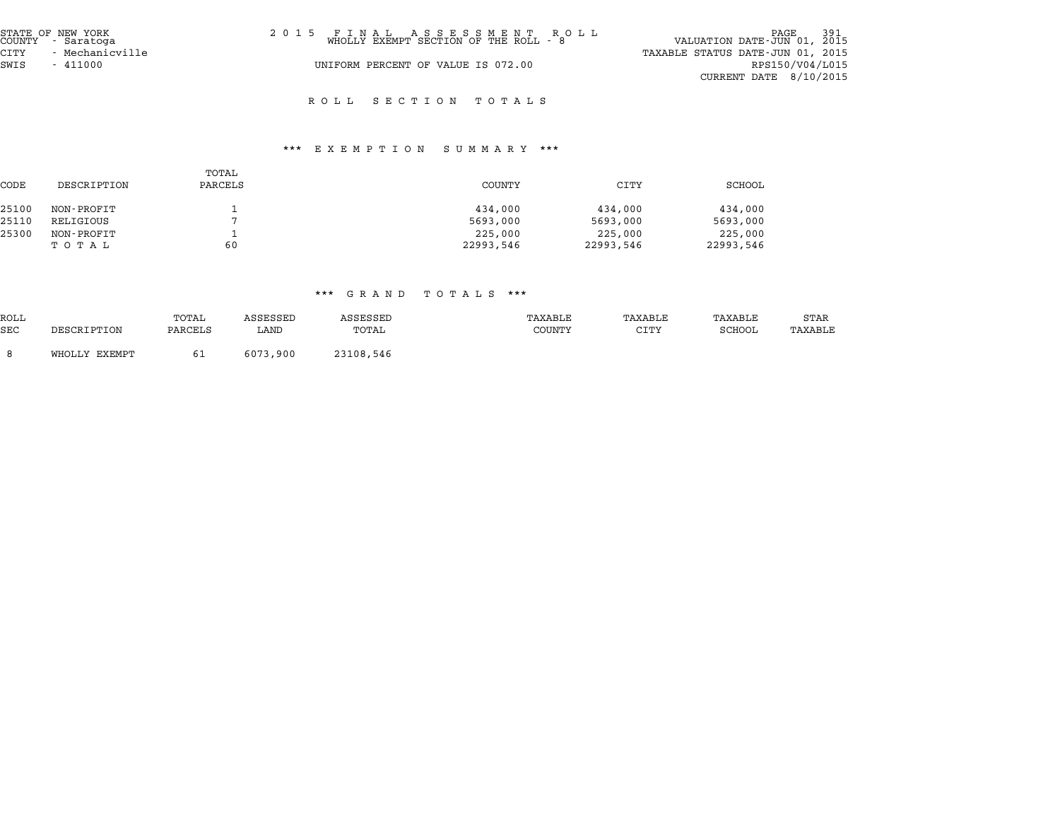STATE OF NEW YORK
COUNTY - Saratoga
CITY - Mechanicville
SWIS - 411000

2 0 1 5 F I N A L A S S E S S M E N T R O L L
WHOLLY EXEMPT SECTION OF THE ROLL - 8

UNIFORM PERCENT OF VALUE IS 072.00

VALUATION DATE-JUN 01, 2015
TAXABLE STATUS DATE-JUN 01, 2015
RPS150/V04/L015
CURRENT DATE 8/10/2015

## R O L L S E C T I O N T O T A L S

### *** E X E M P T I O N S U M M A R Y ***

| CODE | DESCRIPTION | TOTAL PARCELS | COUNTY | CITY | SCHOOL |
|---|---|---|---|---|---|
| 25100 | NON-PROFIT | 1 | 434,000 | 434,000 | 434,000 |
| 25110 | RELIGIOUS | 7 | 5693,000 | 5693,000 | 5693,000 |
| 25300 | NON-PROFIT | 1 | 225,000 | 225,000 | 225,000 |
| | T O T A L | 60 | 22993,546 | 22993,546 | 22993,546 |

### *** G R A N D T O T A L S ***

| ROLL SEC | DESCRIPTION | TOTAL PARCELS | ASSESSED LAND | ASSESSED TOTAL | TAXABLE COUNTY | TAXABLE CITY | TAXABLE SCHOOL | STAR TAXABLE |
|---|---|---|---|---|---|---|---|---|
| 8 | WHOLLY EXEMPT | 61 | 6073,900 | 23108,546 | | | | |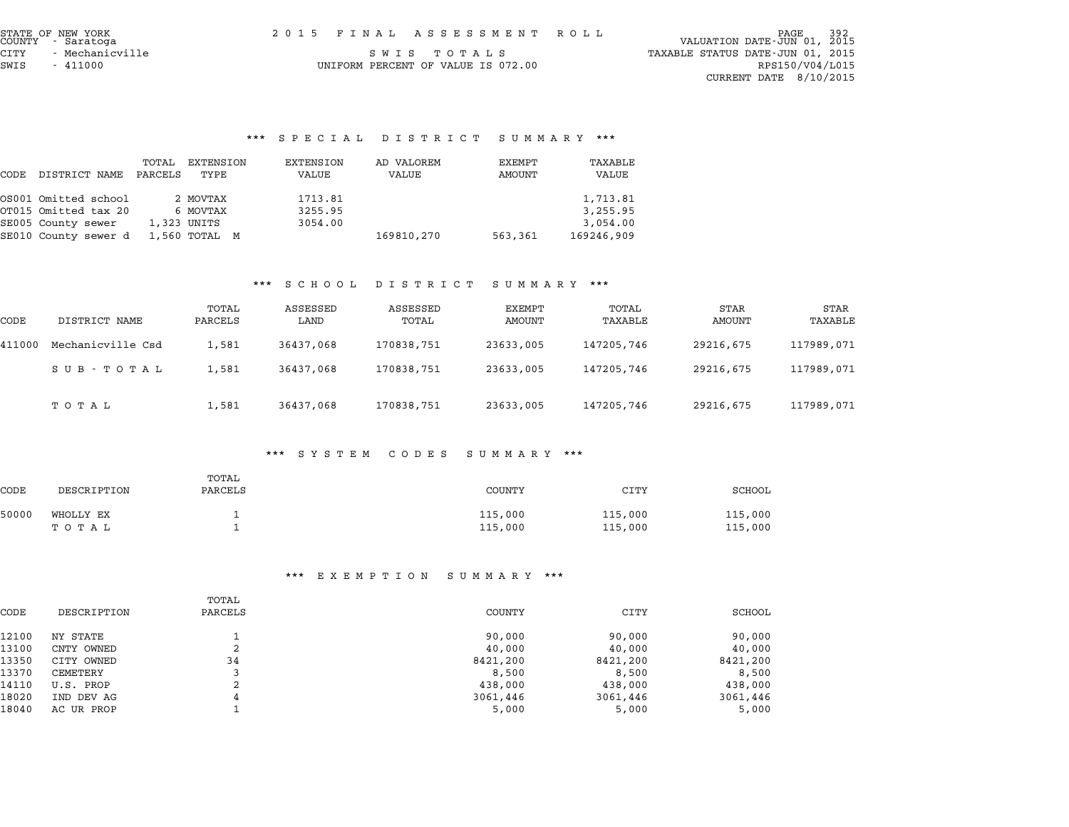STATE OF NEW YORK
COUNTY - Saratoga
CITY - Mechanicville
SWIS - 411000

2 0 1 5 F I N A L A S S E S S M E N T R O L L

S W I S T O T A L S

UNIFORM PERCENT OF VALUE IS 072.00

VALUATION DATE-JUN 01, 2015
TAXABLE STATUS DATE-JUN 01, 2015
RPS150/V04/L015
CURRENT DATE 8/10/2015

## *** S P E C I A L D I S T R I C T S U M M A R Y ***

| CODE | DISTRICT NAME | TOTAL PARCELS | EXTENSION TYPE | EXTENSION VALUE | AD VALOREM VALUE | EXEMPT AMOUNT | TAXABLE VALUE |
|---|---|---|---|---|---|---|---|
| OS001 | Omitted school | 2 | MOVTAX | 1713.81 | | | 1,713.81 |
| OT015 | Omitted tax 20 | 6 | MOVTAX | 3255.95 | | | 3,255.95 |
| SE005 | County sewer | 1,323 | UNITS | 3054.00 | | | 3,054.00 |
| SE010 | County sewer d | 1,560 | TOTAL M | | 169810,270 | 563,361 | 169246,909 |

## *** S C H O O L D I S T R I C T S U M M A R Y ***

| CODE | DISTRICT NAME | TOTAL PARCELS | ASSESSED LAND | ASSESSED TOTAL | EXEMPT AMOUNT | TOTAL TAXABLE | STAR AMOUNT | STAR TAXABLE |
|---|---|---|---|---|---|---|---|---|
| 411000 | Mechanicville Csd | 1,581 | 36437,068 | 170838,751 | 23633,005 | 147205,746 | 29216,675 | 117989,071 |
| | S U B - T O T A L | 1,581 | 36437,068 | 170838,751 | 23633,005 | 147205,746 | 29216,675 | 117989,071 |
| | T O T A L | 1,581 | 36437,068 | 170838,751 | 23633,005 | 147205,746 | 29216,675 | 117989,071 |

## *** S Y S T E M C O D E S S U M M A R Y ***

| CODE | DESCRIPTION | TOTAL PARCELS | COUNTY | CITY | SCHOOL |
|---|---|---|---|---|---|
| 50000 | WHOLLY EX | 1 | 115,000 | 115,000 | 115,000 |
| | T O T A L | 1 | 115,000 | 115,000 | 115,000 |

## *** E X E M P T I O N S U M M A R Y ***

| CODE | DESCRIPTION | TOTAL PARCELS | COUNTY | CITY | SCHOOL |
|---|---|---|---|---|---|
| 12100 | NY STATE | 1 | 90,000 | 90,000 | 90,000 |
| 13100 | CNTY OWNED | 2 | 40,000 | 40,000 | 40,000 |
| 13350 | CITY OWNED | 34 | 8421,200 | 8421,200 | 8421,200 |
| 13370 | CEMETERY | 3 | 8,500 | 8,500 | 8,500 |
| 14110 | U.S. PROP | 2 | 438,000 | 438,000 | 438,000 |
| 18020 | IND DEV AG | 4 | 3061,446 | 3061,446 | 3061,446 |
| 18040 | AC UR PROP | 1 | 5,000 | 5,000 | 5,000 |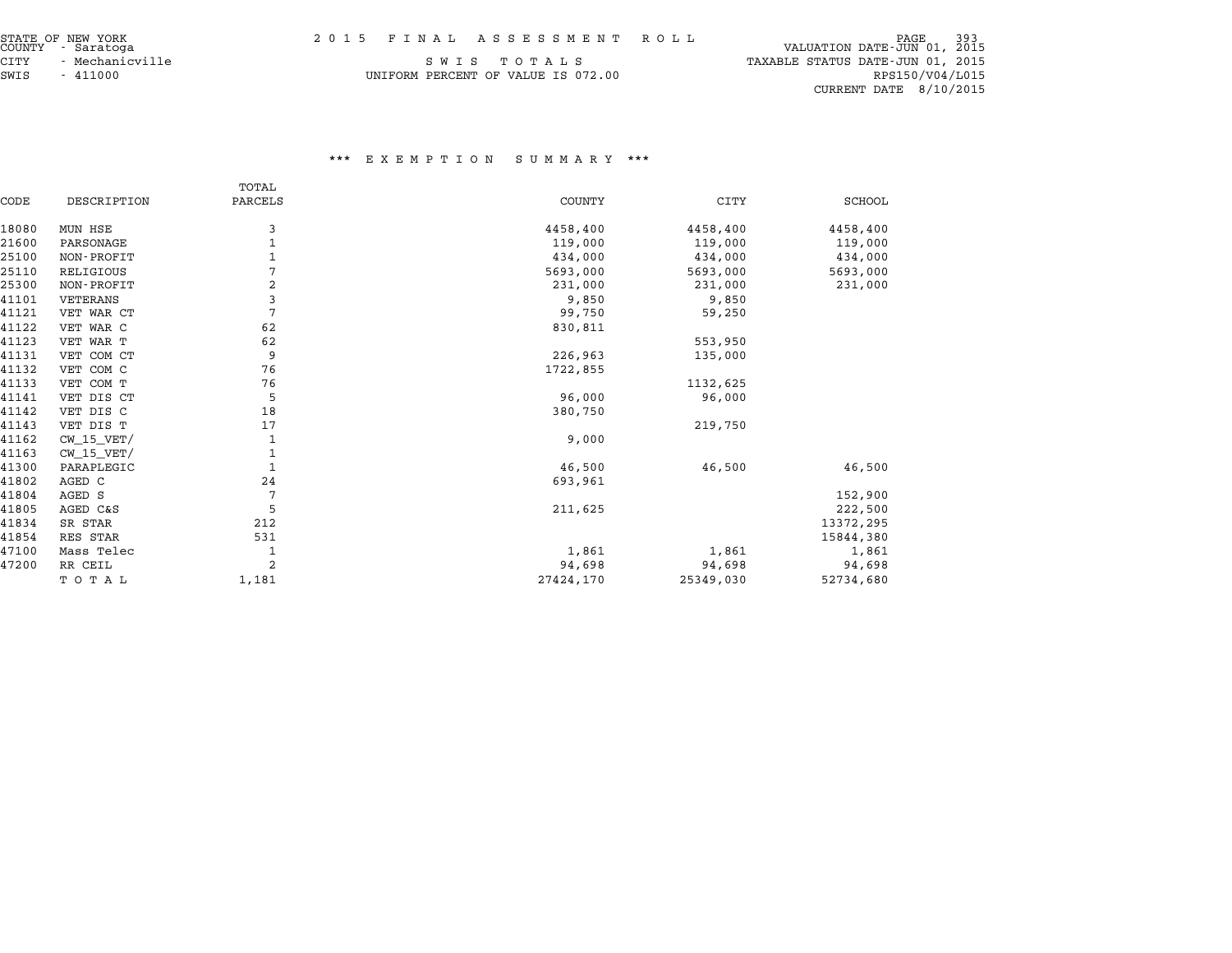STATE OF NEW YORK
COUNTY - Saratoga
CITY - Mechanicville
SWIS - 411000

2 0 1 5 F I N A L A S S E S S M E N T R O L L

S W I S T O T A L S

UNIFORM PERCENT OF VALUE IS 072.00

VALUATION DATE-JUN 01, 2015
TAXABLE STATUS DATE-JUN 01, 2015
RPS150/V04/L015
CURRENT DATE 8/10/2015

\*\*\* E X E M P T I O N S U M M A R Y \*\*\*

| CODE | DESCRIPTION | TOTAL PARCELS | COUNTY | CITY | SCHOOL |
|---|---|---|---|---|---|
| 18080 | MUN HSE | 3 | 4458,400 | 4458,400 | 4458,400 |
| 21600 | PARSONAGE | 1 | 119,000 | 119,000 | 119,000 |
| 25100 | NON-PROFIT | 1 | 434,000 | 434,000 | 434,000 |
| 25110 | RELIGIOUS | 7 | 5693,000 | 5693,000 | 5693,000 |
| 25300 | NON-PROFIT | 2 | 231,000 | 231,000 | 231,000 |
| 41101 | VETERANS | 3 | 9,850 | 9,850 | |
| 41121 | VET WAR CT | 7 | 99,750 | 59,250 | |
| 41122 | VET WAR C | 62 | 830,811 | | |
| 41123 | VET WAR T | 62 | | 553,950 | |
| 41131 | VET COM CT | 9 | 226,963 | 135,000 | |
| 41132 | VET COM C | 76 | 1722,855 | | |
| 41133 | VET COM T | 76 | | 1132,625 | |
| 41141 | VET DIS CT | 5 | 96,000 | 96,000 | |
| 41142 | VET DIS C | 18 | 380,750 | | |
| 41143 | VET DIS T | 17 | | 219,750 | |
| 41162 | CW_15_VET/ | 1 | 9,000 | | |
| 41163 | CW_15_VET/ | 1 | | | |
| 41300 | PARAPLEGIC | 1 | 46,500 | 46,500 | 46,500 |
| 41802 | AGED C | 24 | 693,961 | | |
| 41804 | AGED S | 7 | | | 152,900 |
| 41805 | AGED C&S | 5 | 211,625 | | 222,500 |
| 41834 | SR STAR | 212 | | | 13372,295 |
| 41854 | RES STAR | 531 | | | 15844,380 |
| 47100 | Mass Telec | 1 | 1,861 | 1,861 | 1,861 |
| 47200 | RR CEIL | 2 | 94,698 | 94,698 | 94,698 |
| | T O T A L | 1,181 | 27424,170 | 25349,030 | 52734,680 |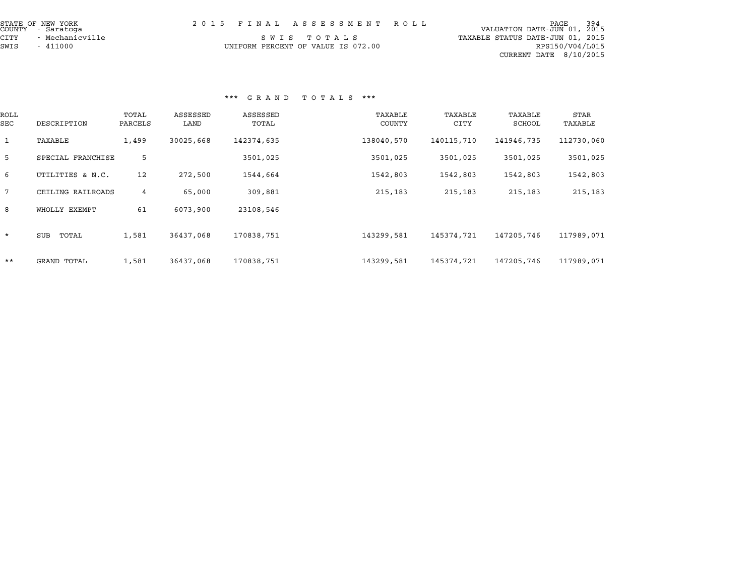STATE OF NEW YORK
COUNTY - Saratoga
CITY - Mechanicville
SWIS - 411000

2 0 1 5 F I N A L A S S E S S M E N T R O L L

S W I S T O T A L S

UNIFORM PERCENT OF VALUE IS 072.00

VALUATION DATE-JUN 01, 2015
TAXABLE STATUS DATE-JUN 01, 2015
RPS150/V04/L015
CURRENT DATE 8/10/2015

*** G R A N D T O T A L S ***

| ROLL SEC | DESCRIPTION | TOTAL PARCELS | ASSESSED LAND | ASSESSED TOTAL | TAXABLE COUNTY | TAXABLE CITY | TAXABLE SCHOOL | STAR TAXABLE |
|---|---|---|---|---|---|---|---|---|
| 1 | TAXABLE | 1,499 | 30025,668 | 142374,635 | 138040,570 | 140115,710 | 141946,735 | 112730,060 |
| 5 | SPECIAL FRANCHISE | 5 | | 3501,025 | 3501,025 | 3501,025 | 3501,025 | 3501,025 |
| 6 | UTILITIES & N.C. | 12 | 272,500 | 1544,664 | 1542,803 | 1542,803 | 1542,803 | 1542,803 |
| 7 | CEILING RAILROADS | 4 | 65,000 | 309,881 | 215,183 | 215,183 | 215,183 | 215,183 |
| 8 | WHOLLY EXEMPT | 61 | 6073,900 | 23108,546 | | | | |
| * | SUB TOTAL | 1,581 | 36437,068 | 170838,751 | 143299,581 | 145374,721 | 147205,746 | 117989,071 |
| ** | GRAND TOTAL | 1,581 | 36437,068 | 170838,751 | 143299,581 | 145374,721 | 147205,746 | 117989,071 |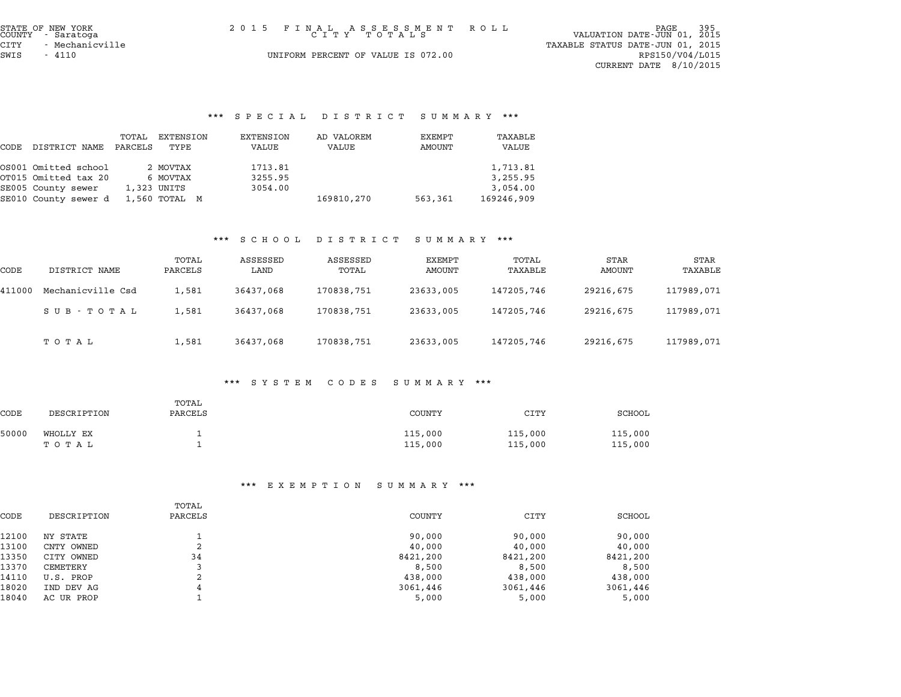STATE OF NEW YORK
COUNTY - Saratoga
CITY - Mechanicville
SWIS - 4110

2015 FINAL ASSESSMENT ROLL
CITY TOTALS
UNIFORM PERCENT OF VALUE IS 072.00

VALUATION DATE-JUN 01, 2015
TAXABLE STATUS DATE-JUN 01, 2015
RPS150/V04/L015
CURRENT DATE 8/10/2015

### *** SPECIAL DISTRICT SUMMARY ***

| CODE | DISTRICT NAME | TOTAL PARCELS | EXTENSION TYPE | EXTENSION VALUE | AD VALOREM VALUE | EXEMPT AMOUNT | TAXABLE VALUE |
|---|---|---|---|---|---|---|---|
| OS001 | Omitted school | 2 | MOVTAX | 1713.81 | | | 1,713.81 |
| OT015 | Omitted tax 20 | 6 | MOVTAX | 3255.95 | | | 3,255.95 |
| SE005 | County sewer | 1,323 | UNITS | 3054.00 | | | 3,054.00 |
| SE010 | County sewer d | 1,560 | TOTAL M | | 169810,270 | 563,361 | 169246,909 |

### *** SCHOOL DISTRICT SUMMARY ***

| CODE | DISTRICT NAME | TOTAL PARCELS | ASSESSED LAND | ASSESSED TOTAL | EXEMPT AMOUNT | TOTAL TAXABLE | STAR AMOUNT | STAR TAXABLE |
|---|---|---|---|---|---|---|---|---|
| 411000 | Mechanicville Csd | 1,581 | 36437,068 | 170838,751 | 23633,005 | 147205,746 | 29216,675 | 117989,071 |
| | SUB-TOTAL | 1,581 | 36437,068 | 170838,751 | 23633,005 | 147205,746 | 29216,675 | 117989,071 |
| | TOTAL | 1,581 | 36437,068 | 170838,751 | 23633,005 | 147205,746 | 29216,675 | 117989,071 |

### *** SYSTEM CODES SUMMARY ***

| CODE | DESCRIPTION | TOTAL PARCELS | COUNTY | CITY | SCHOOL |
|---|---|---|---|---|---|
| 50000 | WHOLLY EX | 1 | 115,000 | 115,000 | 115,000 |
| | TOTAL | 1 | 115,000 | 115,000 | 115,000 |

### *** EXEMPTION SUMMARY ***

| CODE | DESCRIPTION | TOTAL PARCELS | COUNTY | CITY | SCHOOL |
|---|---|---|---|---|---|
| 12100 | NY STATE | 1 | 90,000 | 90,000 | 90,000 |
| 13100 | CNTY OWNED | 2 | 40,000 | 40,000 | 40,000 |
| 13350 | CITY OWNED | 34 | 8421,200 | 8421,200 | 8421,200 |
| 13370 | CEMETERY | 3 | 8,500 | 8,500 | 8,500 |
| 14110 | U.S. PROP | 2 | 438,000 | 438,000 | 438,000 |
| 18020 | IND DEV AG | 4 | 3061,446 | 3061,446 | 3061,446 |
| 18040 | AC UR PROP | 1 | 5,000 | 5,000 | 5,000 |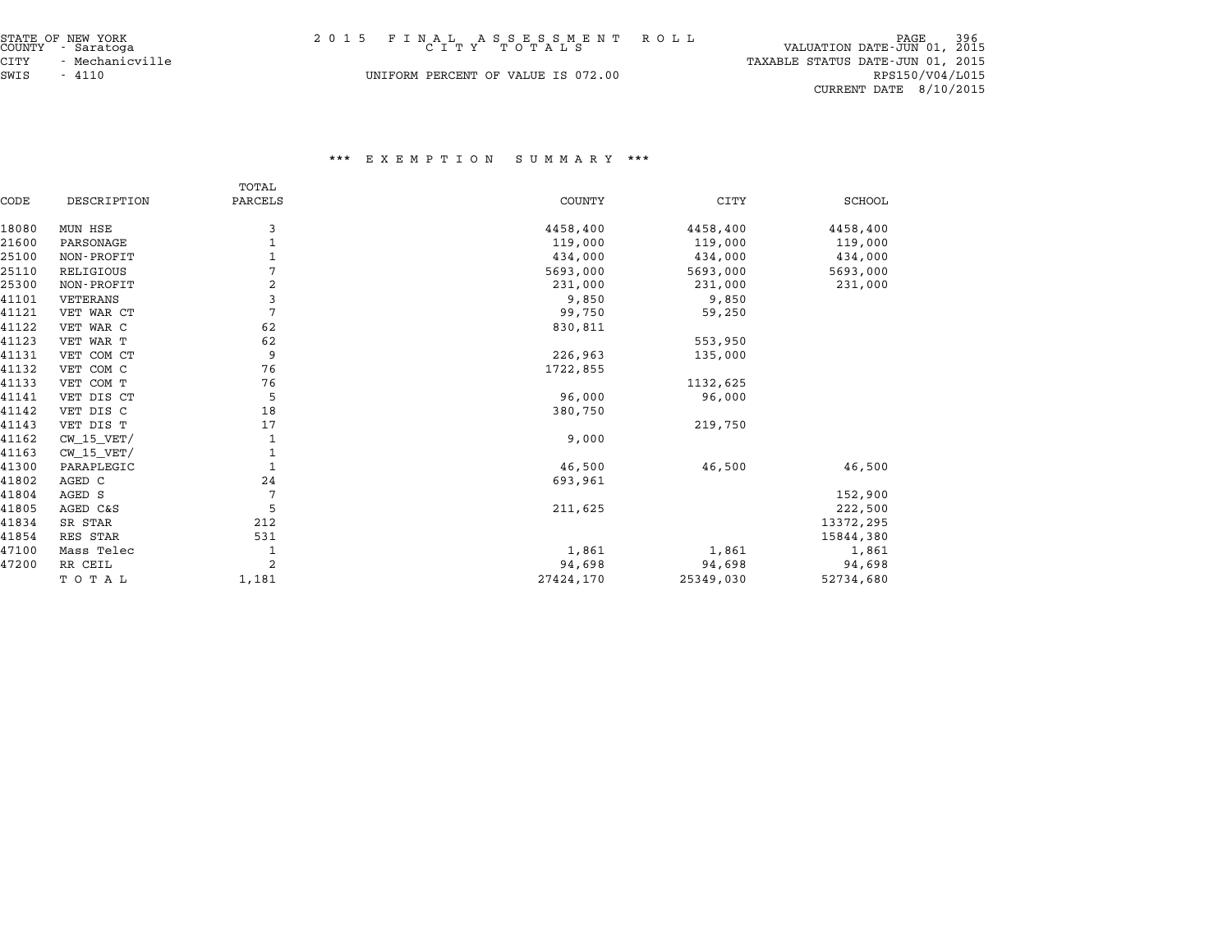STATE OF NEW YORK
COUNTY - Saratoga
CITY - Mechanicville
SWIS - 4110

# 2 0 1 5 F I N A L A S S E S S M E N T R O L L
## C I T Y T O T A L S

UNIFORM PERCENT OF VALUE IS 072.00

VALUATION DATE-JUN 01, 2015
TAXABLE STATUS DATE-JUN 01, 2015
RPS150/V04/L015
CURRENT DATE 8/10/2015

### *** E X E M P T I O N S U M M A R Y ***

| CODE | DESCRIPTION | TOTAL PARCELS | COUNTY | CITY | SCHOOL |
|---|---|---|---|---|---|
| 18080 | MUN HSE | 3 | 4458,400 | 4458,400 | 4458,400 |
| 21600 | PARSONAGE | 1 | 119,000 | 119,000 | 119,000 |
| 25100 | NON-PROFIT | 1 | 434,000 | 434,000 | 434,000 |
| 25110 | RELIGIOUS | 7 | 5693,000 | 5693,000 | 5693,000 |
| 25300 | NON-PROFIT | 2 | 231,000 | 231,000 | 231,000 |
| 41101 | VETERANS | 3 | 9,850 | 9,850 | |
| 41121 | VET WAR CT | 7 | 99,750 | 59,250 | |
| 41122 | VET WAR C | 62 | 830,811 | | |
| 41123 | VET WAR T | 62 | | 553,950 | |
| 41131 | VET COM CT | 9 | 226,963 | 135,000 | |
| 41132 | VET COM C | 76 | 1722,855 | | |
| 41133 | VET COM T | 76 | | 1132,625 | |
| 41141 | VET DIS CT | 5 | 96,000 | 96,000 | |
| 41142 | VET DIS C | 18 | 380,750 | | |
| 41143 | VET DIS T | 17 | | 219,750 | |
| 41162 | CW_15_VET/ | 1 | 9,000 | | |
| 41163 | CW_15_VET/ | 1 | | | |
| 41300 | PARAPLEGIC | 1 | 46,500 | 46,500 | 46,500 |
| 41802 | AGED C | 24 | 693,961 | | |
| 41804 | AGED S | 7 | | | 152,900 |
| 41805 | AGED C&S | 5 | 211,625 | | 222,500 |
| 41834 | SR STAR | 212 | | | 13372,295 |
| 41854 | RES STAR | 531 | | | 15844,380 |
| 47100 | Mass Telec | 1 | 1,861 | 1,861 | 1,861 |
| 47200 | RR CEIL | 2 | 94,698 | 94,698 | 94,698 |
| | T O T A L | 1,181 | 27424,170 | 25349,030 | 52734,680 |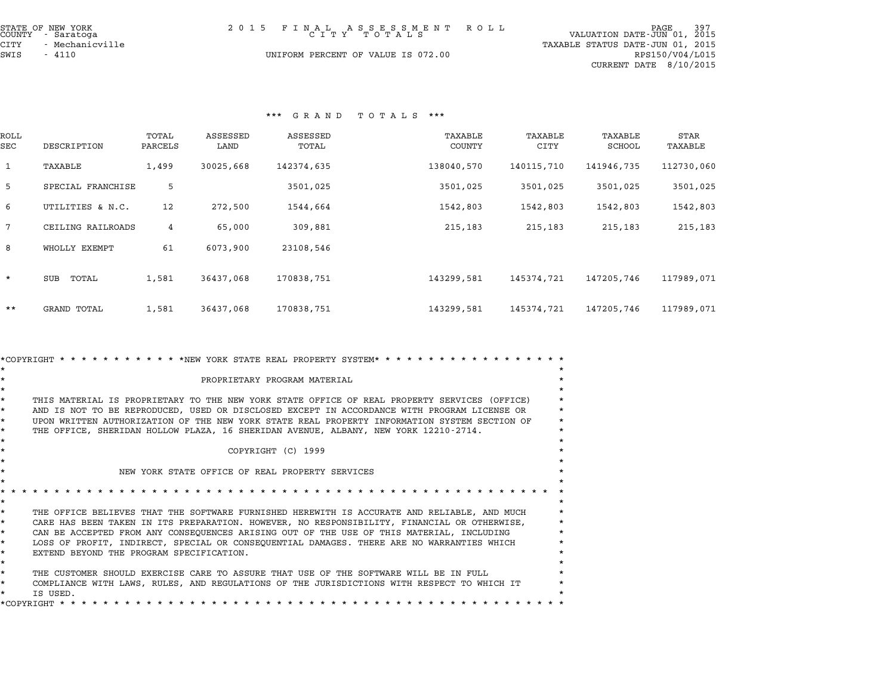STATE OF NEW YORK
COUNTY - Saratoga
CITY - Mechanicville
SWIS - 4110

# 2015 FINAL ASSESSMENT ROLL

CITY TOTALS

UNIFORM PERCENT OF VALUE IS 072.00

VALUATION DATE-JUN 01, 2015
TAXABLE STATUS DATE-JUN 01, 2015
RPS150/V04/L015
CURRENT DATE 8/10/2015

## *** GRAND TOTALS ***

| ROLL SEC | DESCRIPTION | TOTAL PARCELS | ASSESSED LAND | ASSESSED TOTAL | TAXABLE COUNTY | TAXABLE CITY | TAXABLE SCHOOL | STAR TAXABLE |
|---|---|---|---|---|---|---|---|---|
| 1 | TAXABLE | 1,499 | 30025,668 | 142374,635 | 138040,570 | 140115,710 | 141946,735 | 112730,060 |
| 5 | SPECIAL FRANCHISE | 5 | | 3501,025 | 3501,025 | 3501,025 | 3501,025 | 3501,025 |
| 6 | UTILITIES & N.C. | 12 | 272,500 | 1544,664 | 1542,803 | 1542,803 | 1542,803 | 1542,803 |
| 7 | CEILING RAILROADS | 4 | 65,000 | 309,881 | 215,183 | 215,183 | 215,183 | 215,183 |
| 8 | WHOLLY EXEMPT | 61 | 6073,900 | 23108,546 | | | | |
| * | SUB TOTAL | 1,581 | 36437,068 | 170838,751 | 143299,581 | 145374,721 | 147205,746 | 117989,071 |
| ** | GRAND TOTAL | 1,581 | 36437,068 | 170838,751 | 143299,581 | 145374,721 | 147205,746 | 117989,071 |

*COPYRIGHT * * * * * * * * * * * *NEW YORK STATE REAL PROPERTY SYSTEM* * * * * * * * * * * * * * * * * *

PROPRIETARY PROGRAM MATERIAL

THIS MATERIAL IS PROPRIETARY TO THE NEW YORK STATE OFFICE OF REAL PROPERTY SERVICES (OFFICE) AND IS NOT TO BE REPRODUCED, USED OR DISCLOSED EXCEPT IN ACCORDANCE WITH PROGRAM LICENSE OR UPON WRITTEN AUTHORIZATION OF THE NEW YORK STATE REAL PROPERTY INFORMATION SYSTEM SECTION OF THE OFFICE, SHERIDAN HOLLOW PLAZA, 16 SHERIDAN AVENUE, ALBANY, NEW YORK 12210-2714.

COPYRIGHT (C) 1999

NEW YORK STATE OFFICE OF REAL PROPERTY SERVICES

THE OFFICE BELIEVES THAT THE SOFTWARE FURNISHED HEREWITH IS ACCURATE AND RELIABLE, AND MUCH CARE HAS BEEN TAKEN IN ITS PREPARATION. HOWEVER, NO RESPONSIBILITY, FINANCIAL OR OTHERWISE, CAN BE ACCEPTED FROM ANY CONSEQUENCES ARISING OUT OF THE USE OF THIS MATERIAL, INCLUDING LOSS OF PROFIT, INDIRECT, SPECIAL OR CONSEQUENTIAL DAMAGES. THERE ARE NO WARRANTIES WHICH EXTEND BEYOND THE PROGRAM SPECIFICATION.

THE CUSTOMER SHOULD EXERCISE CARE TO ASSURE THAT USE OF THE SOFTWARE WILL BE IN FULL COMPLIANCE WITH LAWS, RULES, AND REGULATIONS OF THE JURISDICTIONS WITH RESPECT TO WHICH IT IS USED.

*COPYRIGHT * * * * * * * * * * * * * * * * * * * * * * * * * * * * * * * * * * * * * * * * * * * * * *